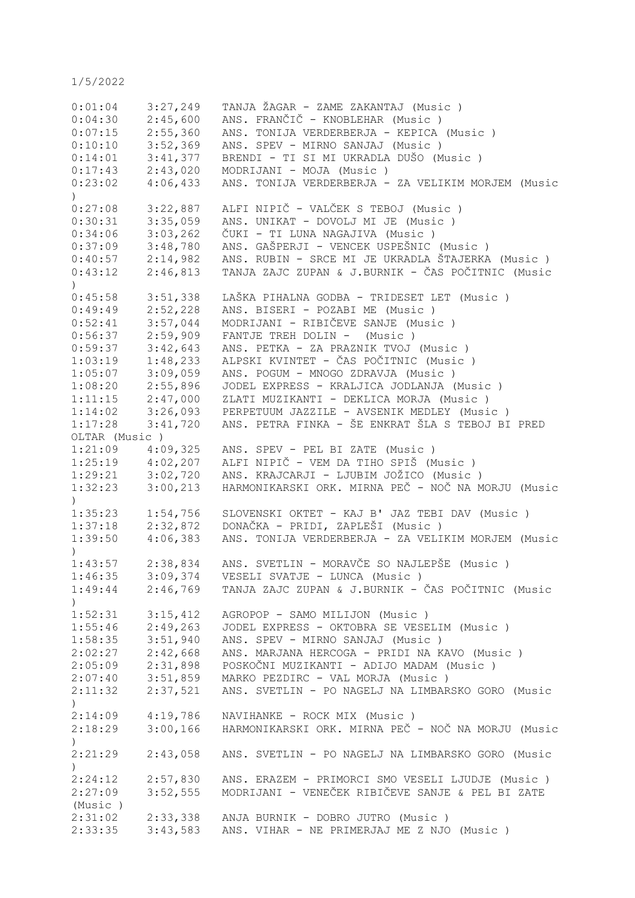1/5/2022

| | | |
|---|---|---|
| 0:01:04 | 3:27,249 | TANJA ŽAGAR - ZAME ZAKANTAJ (Music ) |
| 0:04:30 | 2:45,600 | ANS. FRANČIČ - KNOBLEHAR (Music ) |
| 0:07:15 | 2:55,360 | ANS. TONIJA VERDERBERJA - KEPICA (Music ) |
| 0:10:10 | 3:52,369 | ANS. SPEV - MIRNO SANJAJ (Music ) |
| 0:14:01 | 3:41,377 | BRENDI - TI SI MI UKRADLA DUŠO (Music ) |
| 0:17:43 | 2:43,020 | MODRIJANI - MOJA (Music ) |
| 0:23:02 | 4:06,433 | ANS. TONIJA VERDERBERJA - ZA VELIKIM MORJEM (Music ) |
| 0:27:08 | 3:22,887 | ALFI NIPIČ - VALČEK S TEBOJ (Music ) |
| 0:30:31 | 3:35,059 | ANS. UNIKAT - DOVOLJ MI JE (Music ) |
| 0:34:06 | 3:03,262 | ČUKI - TI LUNA NAGAJIVA (Music ) |
| 0:37:09 | 3:48,780 | ANS. GAŠPERJI - VENCEK USPEŠNIC (Music ) |
| 0:40:57 | 2:14,982 | ANS. RUBIN - SRCE MI JE UKRADLA ŠTAJERKA (Music ) |
| 0:43:12 | 2:46,813 | TANJA ZAJC ZUPAN & J.BURNIK - ČAS POČITNIC (Music ) |
| 0:45:58 | 3:51,338 | LAŠKA PIHALNA GODBA - TRIDESET LET (Music ) |
| 0:49:49 | 2:52,228 | ANS. BISERI - POZABI ME (Music ) |
| 0:52:41 | 3:57,044 | MODRIJANI - RIBIČEVE SANJE (Music ) |
| 0:56:37 | 2:59,909 | FANTJE TREH DOLIN - (Music ) |
| 0:59:37 | 3:42,643 | ANS. PETKA - ZA PRAZNIK TVOJ (Music ) |
| 1:03:19 | 1:48,233 | ALPSKI KVINTET - ČAS POČITNIC (Music ) |
| 1:05:07 | 3:09,059 | ANS. POGUM - MNOGO ZDRAVJA (Music ) |
| 1:08:20 | 2:55,896 | JODEL EXPRESS - KRALJICA JODLANJA (Music ) |
| 1:11:15 | 2:47,000 | ZLATI MUZIKANTI - DEKLICA MORJA (Music ) |
| 1:14:02 | 3:26,093 | PERPETUUM JAZZILE - AVSENIK MEDLEY (Music ) |
| 1:17:28 | 3:41,720 | ANS. PETRA FINKA - ŠE ENKRAT ŠLA S TEBOJ BI PRED OLTAR (Music ) |
| 1:21:09 | 4:09,325 | ANS. SPEV - PEL BI ZATE (Music ) |
| 1:25:19 | 4:02,207 | ALFI NIPIČ - VEM DA TIHO SPIŠ (Music ) |
| 1:29:21 | 3:02,720 | ANS. KRAJCARJI - LJUBIM JOŽICO (Music ) |
| 1:32:23 | 3:00,213 | HARMONIKARSKI ORK. MIRNA PEČ - NOČ NA MORJU (Music ) |
| 1:35:23 | 1:54,756 | SLOVENSKI OKTET - KAJ B' JAZ TEBI DAV (Music ) |
| 1:37:18 | 2:32,872 | DONAČKA - PRIDI, ZAPLEŠI (Music ) |
| 1:39:50 | 4:06,383 | ANS. TONIJA VERDERBERJA - ZA VELIKIM MORJEM (Music ) |
| 1:43:57 | 2:38,834 | ANS. SVETLIN - MORAVČE SO NAJLEPŠE (Music ) |
| 1:46:35 | 3:09,374 | VESELI SVATJE - LUNCA (Music ) |
| 1:49:44 | 2:46,769 | TANJA ZAJC ZUPAN & J.BURNIK - ČAS POČITNIC (Music ) |
| 1:52:31 | 3:15,412 | AGROPOP - SAMO MILIJON (Music ) |
| 1:55:46 | 2:49,263 | JODEL EXPRESS - OKTOBRA SE VESELIM (Music ) |
| 1:58:35 | 3:51,940 | ANS. SPEV - MIRNO SANJAJ (Music ) |
| 2:02:27 | 2:42,668 | ANS. MARJANA HERCOGA - PRIDI NA KAVO (Music ) |
| 2:05:09 | 2:31,898 | POSKOČNI MUZIKANTI - ADIJO MADAM (Music ) |
| 2:07:40 | 3:51,859 | MARKO PEZDIRC - VAL MORJA (Music ) |
| 2:11:32 | 2:37,521 | ANS. SVETLIN - PO NAGELJ NA LIMBARSKO GORO (Music ) |
| 2:14:09 | 4:19,786 | NAVIHANKE - ROCK MIX (Music ) |
| 2:18:29 | 3:00,166 | HARMONIKARSKI ORK. MIRNA PEČ - NOČ NA MORJU (Music ) |
| 2:21:29 | 2:43,058 | ANS. SVETLIN - PO NAGELJ NA LIMBARSKO GORO (Music ) |
| 2:24:12 | 2:57,830 | ANS. ERAZEM - PRIMORCI SMO VESELI LJUDJE (Music ) |
| 2:27:09 | 3:52,555 | MODRIJANI - VENEČEK RIBIČEVE SANJE & PEL BI ZATE (Music ) |
| 2:31:02 | 2:33,338 | ANJA BURNIK - DOBRO JUTRO (Music ) |
| 2:33:35 | 3:43,583 | ANS. VIHAR - NE PRIMERJAJ ME Z NJO (Music ) |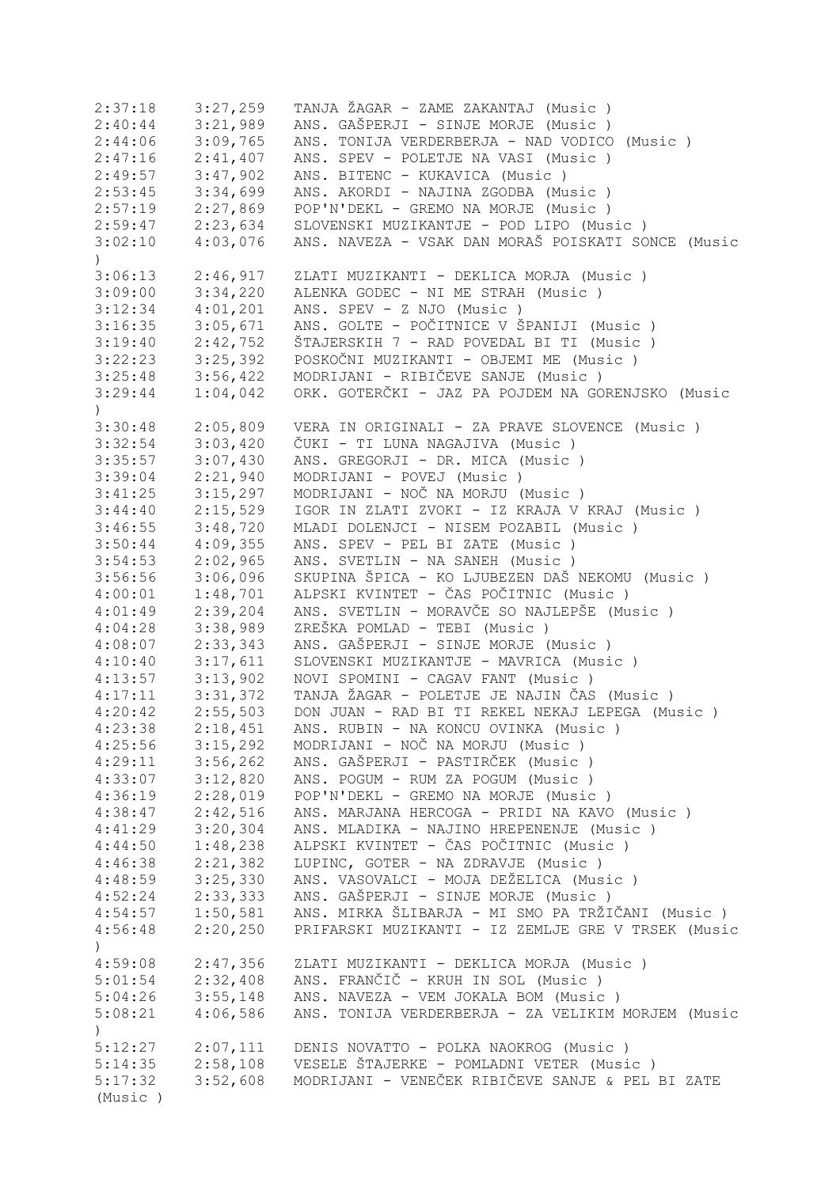```
2:37:18    3:27,259   TANJA ŽAGAR - ZAME ZAKANTAJ (Music )
2:40:44    3:21,989   ANS. GAŠPERJI - SINJE MORJE (Music )
2:44:06    3:09,765   ANS. TONIJA VERDERBERJA - NAD VODICO (Music )
2:47:16    2:41,407   ANS. SPEV - POLETJE NA VASI (Music )
2:49:57    3:47,902   ANS. BITENC - KUKAVICA (Music )
2:53:45    3:34,699   ANS. AKORDI - NAJINA ZGODBA (Music )
2:57:19    2:27,869   POP'N'DEKL - GREMO NA MORJE (Music )
2:59:47    2:23,634   SLOVENSKI MUZIKANTJE - POD LIPO (Music )
3:02:10    4:03,076   ANS. NAVEZA - VSAK DAN MORAŠ POISKATI SONCE (Music
)
3:06:13    2:46,917   ZLATI MUZIKANTI - DEKLICA MORJA (Music )
3:09:00    3:34,220   ALENKA GODEC - NI ME STRAH (Music )
3:12:34    4:01,201   ANS. SPEV - Z NJO (Music )
3:16:35    3:05,671   ANS. GOLTE - POČITNICE V ŠPANIJI (Music )
3:19:40    2:42,752   ŠTAJERSKIH 7 - RAD POVEDAL BI TI (Music )
3:22:23    3:25,392   POSKOČNI MUZIKANTI - OBJEMI ME (Music )
3:25:48    3:56,422   MODRIJANI - RIBIČEVE SANJE (Music )
3:29:44    1:04,042   ORK. GOTERČKI - JAZ PA POJDEM NA GORENJSKO (Music
)
3:30:48    2:05,809   VERA IN ORIGINALI - ZA PRAVE SLOVENCE (Music )
3:32:54    3:03,420   ČUKI - TI LUNA NAGAJIVA (Music )
3:35:57    3:07,430   ANS. GREGORJI - DR. MICA (Music )
3:39:04    2:21,940   MODRIJANI - POVEJ (Music )
3:41:25    3:15,297   MODRIJANI - NOČ NA MORJU (Music )
3:44:40    2:15,529   IGOR IN ZLATI ZVOKI - IZ KRAJA V KRAJ (Music )
3:46:55    3:48,720   MLADI DOLENJCI - NISEM POZABIL (Music )
3:50:44    4:09,355   ANS. SPEV - PEL BI ZATE (Music )
3:54:53    2:02,965   ANS. SVETLIN - NA SANEH (Music )
3:56:56    3:06,096   SKUPINA ŠPICA - KO LJUBEZEN DAŠ NEKOMU (Music )
4:00:01    1:48,701   ALPSKI KVINTET - ČAS POČITNIC (Music )
4:01:49    2:39,204   ANS. SVETLIN - MORAVČE SO NAJLEPŠE (Music )
4:04:28    3:38,989   ZREŠKA POMLAD - TEBI (Music )
4:08:07    2:33,343   ANS. GAŠPERJI - SINJE MORJE (Music )
4:10:40    3:17,611   SLOVENSKI MUZIKANTJE - MAVRICA (Music )
4:13:57    3:13,902   NOVI SPOMINI - CAGAV FANT (Music )
4:17:11    3:31,372   TANJA ŽAGAR - POLETJE JE NAJIN ČAS (Music )
4:20:42    2:55,503   DON JUAN - RAD BI TI REKEL NEKAJ LEPEGA (Music )
4:23:38    2:18,451   ANS. RUBIN - NA KONCU OVINKA (Music )
4:25:56    3:15,292   MODRIJANI - NOČ NA MORJU (Music )
4:29:11    3:56,262   ANS. GAŠPERJI - PASTIRČEK (Music )
4:33:07    3:12,820   ANS. POGUM - RUM ZA POGUM (Music )
4:36:19    2:28,019   POP'N'DEKL - GREMO NA MORJE (Music )
4:38:47    2:42,516   ANS. MARJANA HERCOGA - PRIDI NA KAVO (Music )
4:41:29    3:20,304   ANS. MLADIKA - NAJINO HREPENENJE (Music )
4:44:50    1:48,238   ALPSKI KVINTET - ČAS POČITNIC (Music )
4:46:38    2:21,382   LUPINC, GOTER - NA ZDRAVJE (Music )
4:48:59    3:25,330   ANS. VASOVALCI - MOJA DEŽELICA (Music )
4:52:24    2:33,333   ANS. GAŠPERJI - SINJE MORJE (Music )
4:54:57    1:50,581   ANS. MIRKA ŠLIBARJA - MI SMO PA TRŽIČANI (Music )
4:56:48    2:20,250   PRIFARSKI MUZIKANTI - IZ ZEMLJE GRE V TRSEK (Music
)
4:59:08    2:47,356   ZLATI MUZIKANTI - DEKLICA MORJA (Music )
5:01:54    2:32,408   ANS. FRANČIČ - KRUH IN SOL (Music )
5:04:26    3:55,148   ANS. NAVEZA - VEM JOKALA BOM (Music )
5:08:21    4:06,586   ANS. TONIJA VERDERBERJA - ZA VELIKIM MORJEM (Music
)
5:12:27    2:07,111   DENIS NOVATTO - POLKA NAOKROG (Music )
5:14:35    2:58,108   VESELE ŠTAJERKE - POMLADNI VETER (Music )
5:17:32    3:52,608   MODRIJANI - VENEČEK RIBIČEVE SANJE & PEL BI ZATE
(Music )
```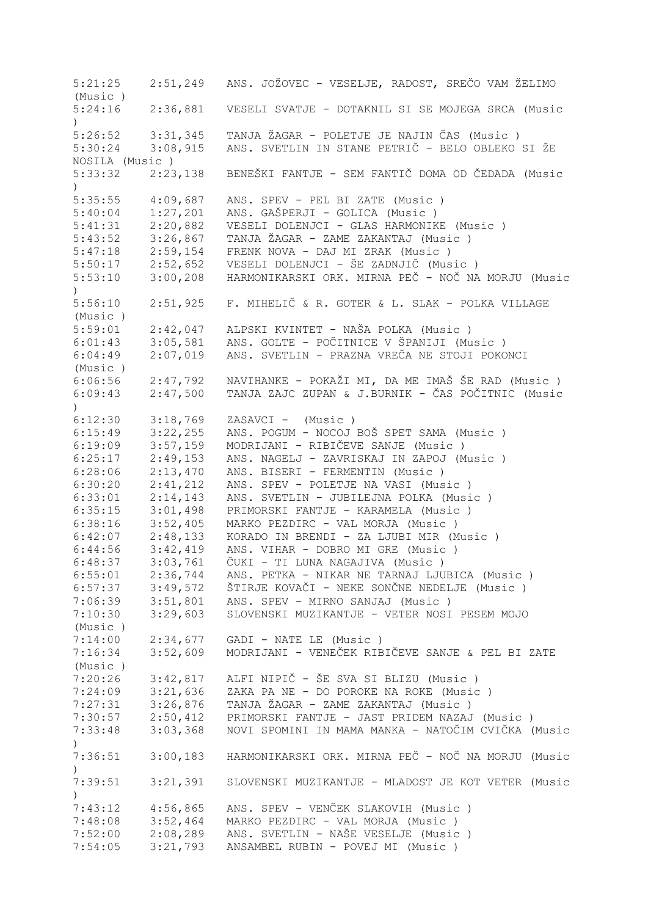| | | |
|---|---|---|
| 5:21:25 | 2:51,249 | ANS. JOŽOVEC - VESELJE, RADOST, SREČO VAM ŽELIMO (Music ) |
| 5:24:16 | 2:36,881 | VESELI SVATJE - DOTAKNIL SI SE MOJEGA SRCA (Music ) |
| 5:26:52 | 3:31,345 | TANJA ŽAGAR - POLETJE JE NAJIN ČAS (Music ) |
| 5:30:24 | 3:08,915 | ANS. SVETLIN IN STANE PETRIČ - BELO OBLEKO SI ŽE NOSILA (Music ) |
| 5:33:32 | 2:23,138 | BENEŠKI FANTJE - SEM FANTIČ DOMA OD ČEDADA (Music ) |
| 5:35:55 | 4:09,687 | ANS. SPEV - PEL BI ZATE (Music ) |
| 5:40:04 | 1:27,201 | ANS. GAŠPERJI - GOLICA (Music ) |
| 5:41:31 | 2:20,882 | VESELI DOLENJCI - GLAS HARMONIKE (Music ) |
| 5:43:52 | 3:26,867 | TANJA ŽAGAR - ZAME ZAKANTAJ (Music ) |
| 5:47:18 | 2:59,154 | FRENK NOVA - DAJ MI ZRAK (Music ) |
| 5:50:17 | 2:52,652 | VESELI DOLENJCI - ŠE ZADNJIČ (Music ) |
| 5:53:10 | 3:00,208 | HARMONIKARSKI ORK. MIRNA PEČ - NOČ NA MORJU (Music ) |
| 5:56:10 | 2:51,925 | F. MIHELIČ & R. GOTER & L. SLAK - POLKA VILLAGE (Music ) |
| 5:59:01 | 2:42,047 | ALPSKI KVINTET - NAŠA POLKA (Music ) |
| 6:01:43 | 3:05,581 | ANS. GOLTE - POČITNICE V ŠPANIJI (Music ) |
| 6:04:49 | 2:07,019 | ANS. SVETLIN - PRAZNA VREČA NE STOJI POKONCI (Music ) |
| 6:06:56 | 2:47,792 | NAVIHANKE - POKAŽI MI, DA ME IMAŠ ŠE RAD (Music ) |
| 6:09:43 | 2:47,500 | TANJA ZAJC ZUPAN & J.BURNIK - ČAS POČITNIC (Music ) |
| 6:12:30 | 3:18,769 | ZASAVCI - (Music ) |
| 6:15:49 | 3:22,255 | ANS. POGUM - NOCOJ BOŠ SPET SAMA (Music ) |
| 6:19:09 | 3:57,159 | MODRIJANI - RIBIČEVE SANJE (Music ) |
| 6:25:17 | 2:49,153 | ANS. NAGELJ - ZAVRISKAJ IN ZAPOJ (Music ) |
| 6:28:06 | 2:13,470 | ANS. BISERI - FERMENTIN (Music ) |
| 6:30:20 | 2:41,212 | ANS. SPEV - POLETJE NA VASI (Music ) |
| 6:33:01 | 2:14,143 | ANS. SVETLIN - JUBILEJNA POLKA (Music ) |
| 6:35:15 | 3:01,498 | PRIMORSKI FANTJE - KARAMELA (Music ) |
| 6:38:16 | 3:52,405 | MARKO PEZDIRC - VAL MORJA (Music ) |
| 6:42:07 | 2:48,133 | KORADO IN BRENDI - ZA LJUBI MIR (Music ) |
| 6:44:56 | 3:42,419 | ANS. VIHAR - DOBRO MI GRE (Music ) |
| 6:48:37 | 3:03,761 | ČUKI - TI LUNA NAGAJIVA (Music ) |
| 6:55:01 | 2:36,744 | ANS. PETKA - NIKAR NE TARNAJ LJUBICA (Music ) |
| 6:57:37 | 3:49,572 | ŠTIRJE KOVAČI - NEKE SONČNE NEDELJE (Music ) |
| 7:06:39 | 3:51,801 | ANS. SPEV - MIRNO SANJAJ (Music ) |
| 7:10:30 | 3:29,603 | SLOVENSKI MUZIKANTJE - VETER NOSI PESEM MOJO (Music ) |
| 7:14:00 | 2:34,677 | GADI - NATE LE (Music ) |
| 7:16:34 | 3:52,609 | MODRIJANI - VENEČEK RIBIČEVE SANJE & PEL BI ZATE (Music ) |
| 7:20:26 | 3:42,817 | ALFI NIPIČ - ŠE SVA SI BLIZU (Music ) |
| 7:24:09 | 3:21,636 | ZAKA PA NE - DO POROKE NA ROKE (Music ) |
| 7:27:31 | 3:26,876 | TANJA ŽAGAR - ZAME ZAKANTAJ (Music ) |
| 7:30:57 | 2:50,412 | PRIMORSKI FANTJE - JAST PRIDEM NAZAJ (Music ) |
| 7:33:48 | 3:03,368 | NOVI SPOMINI IN MAMA MANKA - NATOČIM CVIČKA (Music ) |
| 7:36:51 | 3:00,183 | HARMONIKARSKI ORK. MIRNA PEČ - NOČ NA MORJU (Music ) |
| 7:39:51 | 3:21,391 | SLOVENSKI MUZIKANTJE - MLADOST JE KOT VETER (Music ) |
| 7:43:12 | 4:56,865 | ANS. SPEV - VENČEK SLAKOVIH (Music ) |
| 7:48:08 | 3:52,464 | MARKO PEZDIRC - VAL MORJA (Music ) |
| 7:52:00 | 2:08,289 | ANS. SVETLIN - NAŠE VESELJE (Music ) |
| 7:54:05 | 3:21,793 | ANSAMBEL RUBIN - POVEJ MI (Music ) |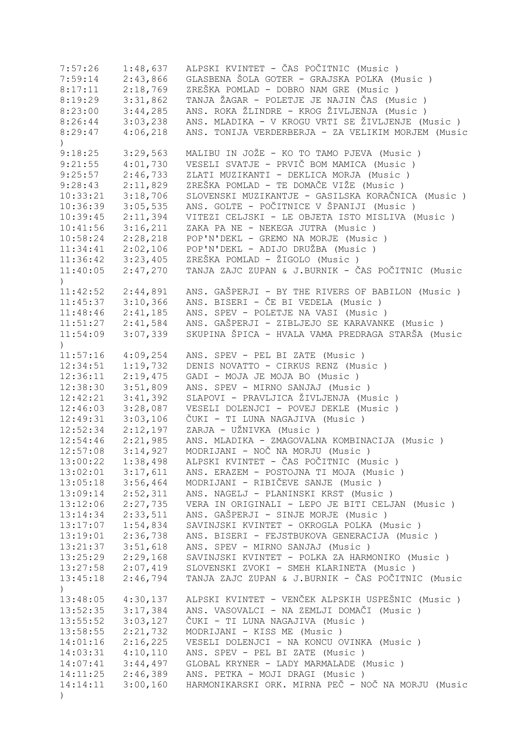```
7:57:26    1:48,637   ALPSKI KVINTET - ČAS POČITNIC (Music )
7:59:14    2:43,866   GLASBENA ŠOLA GOTER - GRAJSKA POLKA (Music )
8:17:11    2:18,769   ZREŠKA POMLAD - DOBRO NAM GRE (Music )
8:19:29    3:31,862   TANJA ŽAGAR - POLETJE JE NAJIN ČAS (Music )
8:23:00    3:44,285   ANS. ROKA ŽLINDRE - KROG ŽIVLJENJA (Music )
8:26:44    3:03,238   ANS. MLADIKA - V KROGU VRTI SE ŽIVLJENJE (Music )
8:29:47    4:06,218   ANS. TONIJA VERDERBERJA - ZA VELIKIM MORJEM (Music
)
9:18:25    3:29,563   MALIBU IN JOŽE - KO TO TAMO PJEVA (Music )
9:21:55    4:01,730   VESELI SVATJE - PRVIČ BOM MAMICA (Music )
9:25:57    2:46,733   ZLATI MUZIKANTI - DEKLICA MORJA (Music )
9:28:43    2:11,829   ZREŠKA POMLAD - TE DOMAČE VIŽE (Music )
10:33:21   3:18,706   SLOVENSKI MUZIKANTJE - GASILSKA KORAČNICA (Music )
10:36:39   3:05,535   ANS. GOLTE - POČITNICE V ŠPANIJI (Music )
10:39:45   2:11,394   VITEZI CELJSKI - LE OBJETA ISTO MISLIVA (Music )
10:41:56   3:16,211   ZAKA PA NE - NEKEGA JUTRA (Music )
10:58:24   2:28,218   POP'N'DEKL - GREMO NA MORJE (Music )
11:34:41   2:02,106   POP'N'DEKL - ADIJO DRUŽBA (Music )
11:36:42   3:23,405   ZREŠKA POMLAD - ŽIGOLO (Music )
11:40:05   2:47,270   TANJA ZAJC ZUPAN & J.BURNIK - ČAS POČITNIC (Music
)
11:42:52   2:44,891   ANS. GAŠPERJI - BY THE RIVERS OF BABILON (Music )
11:45:37   3:10,366   ANS. BISERI - ČE BI VEDELA (Music )
11:48:46   2:41,185   ANS. SPEV - POLETJE NA VASI (Music )
11:51:27   2:41,584   ANS. GAŠPERJI - ZIBLJEJO SE KARAVANKE (Music )
11:54:09   3:07,339   SKUPINA ŠPICA - HVALA VAMA PREDRAGA STARŠA (Music
)
11:57:16   4:09,254   ANS. SPEV - PEL BI ZATE (Music )
12:34:51   1:19,732   DENIS NOVATTO - CIRKUS RENZ (Music )
12:36:11   2:19,475   GADI - MOJA JE MOJA BO (Music )
12:38:30   3:51,809   ANS. SPEV - MIRNO SANJAJ (Music )
12:42:21   3:41,392   SLAPOVI - PRAVLJICA ŽIVLJENJA (Music )
12:46:03   3:28,087   VESELI DOLENJCI - POVEJ DEKLE (Music )
12:49:31   3:03,106   ČUKI - TI LUNA NAGAJIVA (Music )
12:52:34   2:12,197   ZARJA - UŽNIVKA (Music )
12:54:46   2:21,985   ANS. MLADIKA - ZMAGOVALNA KOMBINACIJA (Music )
12:57:08   3:14,927   MODRIJANI - NOČ NA MORJU (Music )
13:00:22   1:38,498   ALPSKI KVINTET - ČAS POČITNIC (Music )
13:02:01   3:17,611   ANS. ERAZEM - POSTOJNA TI MOJA (Music )
13:05:18   3:56,464   MODRIJANI - RIBIČEVE SANJE (Music )
13:09:14   2:52,311   ANS. NAGELJ - PLANINSKI KRST (Music )
13:12:06   2:27,735   VERA IN ORIGINALI - LEPO JE BITI CELJAN (Music )
13:14:34   2:33,511   ANS. GAŠPERJI - SINJE MORJE (Music )
13:17:07   1:54,834   SAVINJSKI KVINTET - OKROGLA POLKA (Music )
13:19:01   2:36,738   ANS. BISERI - FEJSTBUKOVA GENERACIJA (Music )
13:21:37   3:51,618   ANS. SPEV - MIRNO SANJAJ (Music )
13:25:29   2:29,168   SAVINJSKI KVINTET - POLKA ZA HARMONIKO (Music )
13:27:58   2:07,419   SLOVENSKI ZVOKI - SMEH KLARINETA (Music )
13:45:18   2:46,794   TANJA ZAJC ZUPAN & J.BURNIK - ČAS POČITNIC (Music
)
13:48:05   4:30,137   ALPSKI KVINTET - VENČEK ALPSKIH USPEŠNIC (Music )
13:52:35   3:17,384   ANS. VASOVALCI - NA ZEMLJI DOMAČI (Music )
13:55:52   3:03,127   ČUKI - TI LUNA NAGAJIVA (Music )
13:58:55   2:21,732   MODRIJANI - KISS ME (Music )
14:01:16   2:16,225   VESELI DOLENJCI - NA KONCU OVINKA (Music )
14:03:31   4:10,110   ANS. SPEV - PEL BI ZATE (Music )
14:07:41   3:44,497   GLOBAL KRYNER - LADY MARMALADE (Music )
14:11:25   2:46,389   ANS. PETKA - MOJI DRAGI (Music )
14:14:11   3:00,160   HARMONIKARSKI ORK. MIRNA PEČ - NOČ NA MORJU (Music
)
```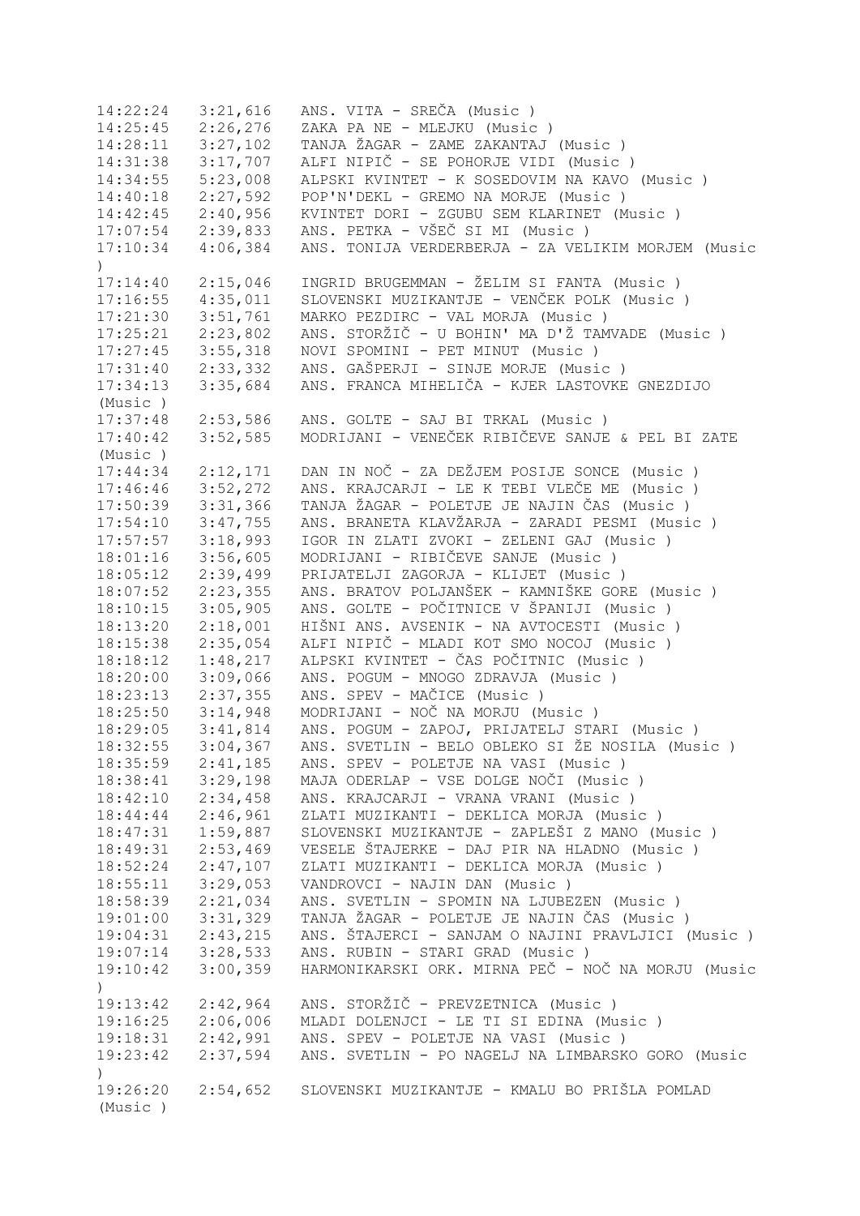```
14:22:24   3:21,616   ANS. VITA - SREČA (Music )
14:25:45   2:26,276   ZAKA PA NE - MLEJKU (Music )
14:28:11   3:27,102   TANJA ŽAGAR - ZAME ZAKANTAJ (Music )
14:31:38   3:17,707   ALFI NIPIČ - SE POHORJE VIDI (Music )
14:34:55   5:23,008   ALPSKI KVINTET - K SOSEDOVIM NA KAVO (Music )
14:40:18   2:27,592   POP'N'DEKL - GREMO NA MORJE (Music )
14:42:45   2:40,956   KVINTET DORI - ZGUBU SEM KLARINET (Music )
17:07:54   2:39,833   ANS. PETKA - VŠEČ SI MI (Music )
17:10:34   4:06,384   ANS. TONIJA VERDERBERJA - ZA VELIKIM MORJEM (Music
)
17:14:40   2:15,046   INGRID BRUGEMMAN - ŽELIM SI FANTA (Music )
17:16:55   4:35,011   SLOVENSKI MUZIKANTJE - VENČEK POLK (Music )
17:21:30   3:51,761   MARKO PEZDIRC - VAL MORJA (Music )
17:25:21   2:23,802   ANS. STORŽIČ - U BOHIN' MA D'Ž TAMVADE (Music )
17:27:45   3:55,318   NOVI SPOMINI - PET MINUT (Music )
17:31:40   2:33,332   ANS. GAŠPERJI - SINJE MORJE (Music )
17:34:13   3:35,684   ANS. FRANCA MIHELIČA - KJER LASTOVKE GNEZDIJO
(Music )
17:37:48   2:53,586   ANS. GOLTE - SAJ BI TRKAL (Music )
17:40:42   3:52,585   MODRIJANI - VENEČEK RIBIČEVE SANJE & PEL BI ZATE
(Music )
17:44:34   2:12,171   DAN IN NOČ - ZA DEŽJEM POSIJE SONCE (Music )
17:46:46   3:52,272   ANS. KRAJCARJI - LE K TEBI VLEČE ME (Music )
17:50:39   3:31,366   TANJA ŽAGAR - POLETJE JE NAJIN ČAS (Music )
17:54:10   3:47,755   ANS. BRANETA KLAVŽARJA - ZARADI PESMI (Music )
17:57:57   3:18,993   IGOR IN ZLATI ZVOKI - ZELENI GAJ (Music )
18:01:16   3:56,605   MODRIJANI - RIBIČEVE SANJE (Music )
18:05:12   2:39,499   PRIJATELJI ZAGORJA - KLIJET (Music )
18:07:52   2:23,355   ANS. BRATOV POLJANŠEK - KAMNIŠKE GORE (Music )
18:10:15   3:05,905   ANS. GOLTE - POČITNICE V ŠPANIJI (Music )
18:13:20   2:18,001   HIŠNI ANS. AVSENIK - NA AVTOCESTI (Music )
18:15:38   2:35,054   ALFI NIPIČ - MLADI KOT SMO NOCOJ (Music )
18:18:12   1:48,217   ALPSKI KVINTET - ČAS POČITNIC (Music )
18:20:00   3:09,066   ANS. POGUM - MNOGO ZDRAVJA (Music )
18:23:13   2:37,355   ANS. SPEV - MAČICE (Music )
18:25:50   3:14,948   MODRIJANI - NOČ NA MORJU (Music )
18:29:05   3:41,814   ANS. POGUM - ZAPOJ, PRIJATELJ STARI (Music )
18:32:55   3:04,367   ANS. SVETLIN - BELO OBLEKO SI ŽE NOSILA (Music )
18:35:59   2:41,185   ANS. SPEV - POLETJE NA VASI (Music )
18:38:41   3:29,198   MAJA ODERLAP - VSE DOLGE NOČI (Music )
18:42:10   2:34,458   ANS. KRAJCARJI - VRANA VRANI (Music )
18:44:44   2:46,961   ZLATI MUZIKANTI - DEKLICA MORJA (Music )
18:47:31   1:59,887   SLOVENSKI MUZIKANTJE - ZAPLEŠI Z MANO (Music )
18:49:31   2:53,469   VESELE ŠTAJERKE - DAJ PIR NA HLADNO (Music )
18:52:24   2:47,107   ZLATI MUZIKANTI - DEKLICA MORJA (Music )
18:55:11   3:29,053   VANDROVCI - NAJIN DAN (Music )
18:58:39   2:21,034   ANS. SVETLIN - SPOMIN NA LJUBEZEN (Music )
19:01:00   3:31,329   TANJA ŽAGAR - POLETJE JE NAJIN ČAS (Music )
19:04:31   2:43,215   ANS. ŠTAJERCI - SANJAM O NAJINI PRAVLJICI (Music )
19:07:14   3:28,533   ANS. RUBIN - STARI GRAD (Music )
19:10:42   3:00,359   HARMONIKARSKI ORK. MIRNA PEČ - NOČ NA MORJU (Music
)
19:13:42   2:42,964   ANS. STORŽIČ - PREVZETNICA (Music )
19:16:25   2:06,006   MLADI DOLENJCI - LE TI SI EDINA (Music )
19:18:31   2:42,991   ANS. SPEV - POLETJE NA VASI (Music )
19:23:42   2:37,594   ANS. SVETLIN - PO NAGELJ NA LIMBARSKO GORO (Music
)
19:26:20   2:54,652   SLOVENSKI MUZIKANTJE - KMALU BO PRIŠLA POMLAD
(Music )
```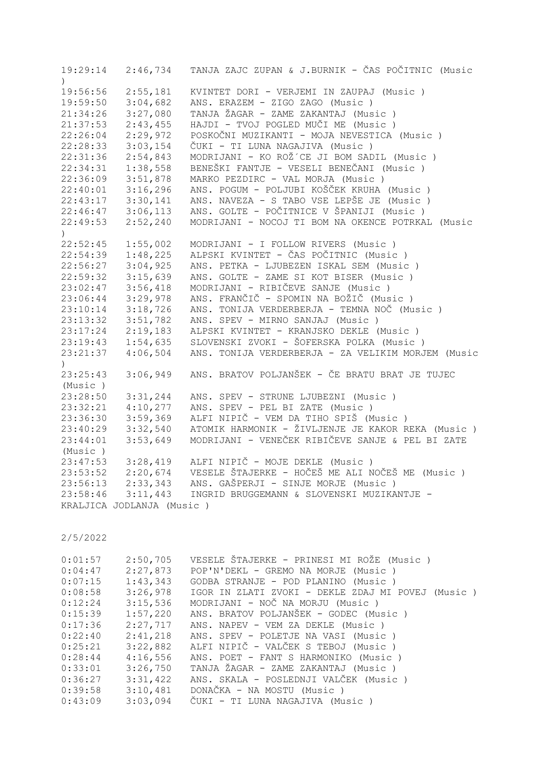| | | |
|---|---|---|
| 19:29:14 | 2:46,734 | TANJA ZAJC ZUPAN & J.BURNIK - ČAS POČITNIC (Music ) |
| 19:56:56 | 2:55,181 | KVINTET DORI - VERJEMI IN ZAUPAJ (Music ) |
| 19:59:50 | 3:04,682 | ANS. ERAZEM - ZIGO ZAGO (Music ) |
| 21:34:26 | 3:27,080 | TANJA ŽAGAR - ZAME ZAKANTAJ (Music ) |
| 21:37:53 | 2:43,455 | HAJDI - TVOJ POGLED MUČI ME (Music ) |
| 22:26:04 | 2:29,972 | POSKOČNI MUZIKANTI - MOJA NEVESTICA (Music ) |
| 22:28:33 | 3:03,154 | ČUKI - TI LUNA NAGAJIVA (Music ) |
| 22:31:36 | 2:54,843 | MODRIJANI - KO ROŽ´CE JI BOM SADIL (Music ) |
| 22:34:31 | 1:38,558 | BENEŠKI FANTJE - VESELI BENEČANI (Music ) |
| 22:36:09 | 3:51,878 | MARKO PEZDIRC - VAL MORJA (Music ) |
| 22:40:01 | 3:16,296 | ANS. POGUM - POLJUBI KOŠČEK KRUHA (Music ) |
| 22:43:17 | 3:30,141 | ANS. NAVEZA - S TABO VSE LEPŠE JE (Music ) |
| 22:46:47 | 3:06,113 | ANS. GOLTE - POČITNICE V ŠPANIJI (Music ) |
| 22:49:53 | 2:52,240 | MODRIJANI - NOCOJ TI BOM NA OKENCE POTRKAL (Music ) |
| 22:52:45 | 1:55,002 | MODRIJANI - I FOLLOW RIVERS (Music ) |
| 22:54:39 | 1:48,225 | ALPSKI KVINTET - ČAS POČITNIC (Music ) |
| 22:56:27 | 3:04,925 | ANS. PETKA - LJUBEZEN ISKAL SEM (Music ) |
| 22:59:32 | 3:15,639 | ANS. GOLTE - ZAME SI KOT BISER (Music ) |
| 23:02:47 | 3:56,418 | MODRIJANI - RIBIČEVE SANJE (Music ) |
| 23:06:44 | 3:29,978 | ANS. FRANČIČ - SPOMIN NA BOŽIČ (Music ) |
| 23:10:14 | 3:18,726 | ANS. TONIJA VERDERBERJA - TEMNA NOČ (Music ) |
| 23:13:32 | 3:51,782 | ANS. SPEV - MIRNO SANJAJ (Music ) |
| 23:17:24 | 2:19,183 | ALPSKI KVINTET - KRANJSKO DEKLE (Music ) |
| 23:19:43 | 1:54,635 | SLOVENSKI ZVOKI - ŠOFERSKA POLKA (Music ) |
| 23:21:37 | 4:06,504 | ANS. TONIJA VERDERBERJA - ZA VELIKIM MORJEM (Music ) |
| 23:25:43 | 3:06,949 | ANS. BRATOV POLJANŠEK - ČE BRATU BRAT JE TUJEC (Music ) |
| 23:28:50 | 3:31,244 | ANS. SPEV - STRUNE LJUBEZNI (Music ) |
| 23:32:21 | 4:10,277 | ANS. SPEV - PEL BI ZATE (Music ) |
| 23:36:30 | 3:59,369 | ALFI NIPIČ - VEM DA TIHO SPIŠ (Music ) |
| 23:40:29 | 3:32,540 | ATOMIK HARMONIK - ŽIVLJENJE JE KAKOR REKA (Music ) |
| 23:44:01 | 3:53,649 | MODRIJANI - VENEČEK RIBIČEVE SANJE & PEL BI ZATE (Music ) |
| 23:47:53 | 3:28,419 | ALFI NIPIČ - MOJE DEKLE (Music ) |
| 23:53:52 | 2:20,674 | VESELE ŠTAJERKE - HOČEŠ ME ALI NOČEŠ ME (Music ) |
| 23:56:13 | 2:33,343 | ANS. GAŠPERJI - SINJE MORJE (Music ) |
| 23:58:46 | 3:11,443 | INGRID BRUGGEMANN & SLOVENSKI MUZIKANTJE - KRALJICA JODLANJA (Music ) |

2/5/2022

| | | |
|---|---|---|
| 0:01:57 | 2:50,705 | VESELE ŠTAJERKE - PRINESI MI ROŽE (Music ) |
| 0:04:47 | 2:27,873 | POP'N'DEKL - GREMO NA MORJE (Music ) |
| 0:07:15 | 1:43,343 | GODBA STRANJE - POD PLANINO (Music ) |
| 0:08:58 | 3:26,978 | IGOR IN ZLATI ZVOKI - DEKLE ZDAJ MI POVEJ (Music ) |
| 0:12:24 | 3:15,536 | MODRIJANI - NOČ NA MORJU (Music ) |
| 0:15:39 | 1:57,220 | ANS. BRATOV POLJANŠEK - GODEC (Music ) |
| 0:17:36 | 2:27,717 | ANS. NAPEV - VEM ZA DEKLE (Music ) |
| 0:22:40 | 2:41,218 | ANS. SPEV - POLETJE NA VASI (Music ) |
| 0:25:21 | 3:22,882 | ALFI NIPIČ - VALČEK S TEBOJ (Music ) |
| 0:28:44 | 4:16,556 | ANS. POET - FANT S HARMONIKO (Music ) |
| 0:33:01 | 3:26,750 | TANJA ŽAGAR - ZAME ZAKANTAJ (Music ) |
| 0:36:27 | 3:31,422 | ANS. SKALA - POSLEDNJI VALČEK (Music ) |
| 0:39:58 | 3:10,481 | DONAČKA - NA MOSTU (Music ) |
| 0:43:09 | 3:03,094 | ČUKI - TI LUNA NAGAJIVA (Music ) |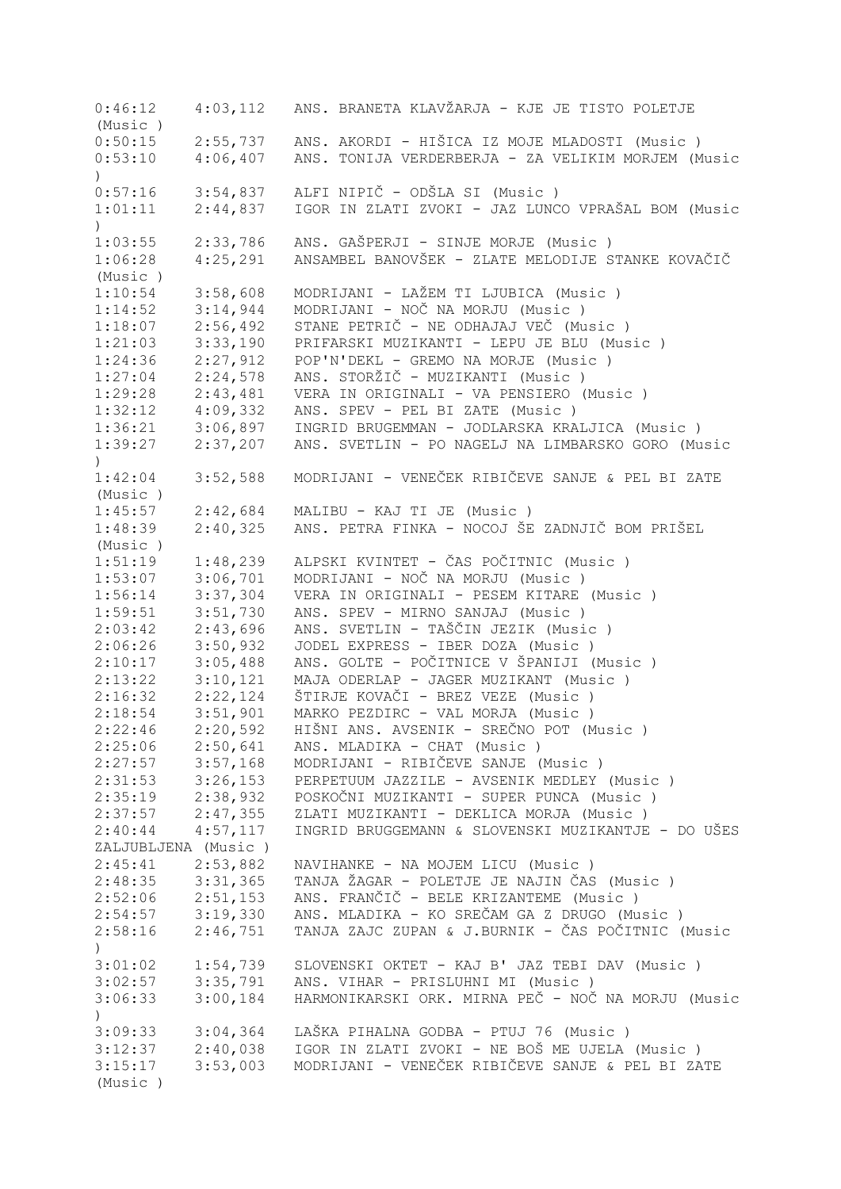```
0:46:12    4:03,112   ANS. BRANETA KLAVŽARJA - KJE JE TISTO POLETJE
(Music )
0:50:15    2:55,737   ANS. AKORDI - HIŠICA IZ MOJE MLADOSTI (Music )
0:53:10    4:06,407   ANS. TONIJA VERDERBERJA - ZA VELIKIM MORJEM (Music
)
0:57:16    3:54,837   ALFI NIPIČ - ODŠLA SI (Music )
1:01:11    2:44,837   IGOR IN ZLATI ZVOKI - JAZ LUNCO VPRAŠAL BOM (Music
)
1:03:55    2:33,786   ANS. GAŠPERJI - SINJE MORJE (Music )
1:06:28    4:25,291   ANSAMBEL BANOVŠEK - ZLATE MELODIJE STANKE KOVAČIČ
(Music )
1:10:54    3:58,608   MODRIJANI - LAŽEM TI LJUBICA (Music )
1:14:52    3:14,944   MODRIJANI - NOČ NA MORJU (Music )
1:18:07    2:56,492   STANE PETRIČ - NE ODHAJAJ VEČ (Music )
1:21:03    3:33,190   PRIFARSKI MUZIKANTI - LEPU JE BLU (Music )
1:24:36    2:27,912   POP'N'DEKL - GREMO NA MORJE (Music )
1:27:04    2:24,578   ANS. STORŽIČ - MUZIKANTI (Music )
1:29:28    2:43,481   VERA IN ORIGINALI - VA PENSIERO (Music )
1:32:12    4:09,332   ANS. SPEV - PEL BI ZATE (Music )
1:36:21    3:06,897   INGRID BRUGEMMAN - JODLARSKA KRALJICA (Music )
1:39:27    2:37,207   ANS. SVETLIN - PO NAGELJ NA LIMBARSKO GORO (Music
)
1:42:04    3:52,588   MODRIJANI - VENEČEK RIBIČEVE SANJE & PEL BI ZATE
(Music )
1:45:57    2:42,684   MALIBU - KAJ TI JE (Music )
1:48:39    2:40,325   ANS. PETRA FINKA - NOCOJ ŠE ZADNJIČ BOM PRIŠEL
(Music )
1:51:19    1:48,239   ALPSKI KVINTET - ČAS POČITNIC (Music )
1:53:07    3:06,701   MODRIJANI - NOČ NA MORJU (Music )
1:56:14    3:37,304   VERA IN ORIGINALI - PESEM KITARE (Music )
1:59:51    3:51,730   ANS. SPEV - MIRNO SANJAJ (Music )
2:03:42    2:43,696   ANS. SVETLIN - TAŠČIN JEZIK (Music )
2:06:26    3:50,932   JODEL EXPRESS - IBER DOZA (Music )
2:10:17    3:05,488   ANS. GOLTE - POČITNICE V ŠPANIJI (Music )
2:13:22    3:10,121   MAJA ODERLAP - JAGER MUZIKANT (Music )
2:16:32    2:22,124   ŠTIRJE KOVAČI - BREZ VEZE (Music )
2:18:54    3:51,901   MARKO PEZDIRC - VAL MORJA (Music )
2:22:46    2:20,592   HIŠNI ANS. AVSENIK - SREČNO POT (Music )
2:25:06    2:50,641   ANS. MLADIKA - CHAT (Music )
2:27:57    3:57,168   MODRIJANI - RIBIČEVE SANJE (Music )
2:31:53    3:26,153   PERPETUUM JAZZILE - AVSENIK MEDLEY (Music )
2:35:19    2:38,932   POSKOČNI MUZIKANTI - SUPER PUNCA (Music )
2:37:57    2:47,355   ZLATI MUZIKANTI - DEKLICA MORJA (Music )
2:40:44    4:57,117   INGRID BRUGGEMANN & SLOVENSKI MUZIKANTJE - DO UŠES
ZALJUBLJENA (Music )
2:45:41    2:53,882   NAVIHANKE - NA MOJEM LICU (Music )
2:48:35    3:31,365   TANJA ŽAGAR - POLETJE JE NAJIN ČAS (Music )
2:52:06    2:51,153   ANS. FRANČIČ - BELE KRIZANTEME (Music )
2:54:57    3:19,330   ANS. MLADIKA - KO SREČAM GA Z DRUGO (Music )
2:58:16    2:46,751   TANJA ZAJC ZUPAN & J.BURNIK - ČAS POČITNIC (Music
)
3:01:02    1:54,739   SLOVENSKI OKTET - KAJ B' JAZ TEBI DAV (Music )
3:02:57    3:35,791   ANS. VIHAR - PRISLUHNI MI (Music )
3:06:33    3:00,184   HARMONIKARSKI ORK. MIRNA PEČ - NOČ NA MORJU (Music
)
3:09:33    3:04,364   LAŠKA PIHALNA GODBA - PTUJ 76 (Music )
3:12:37    2:40,038   IGOR IN ZLATI ZVOKI - NE BOŠ ME UJELA (Music )
3:15:17    3:53,003   MODRIJANI - VENEČEK RIBIČEVE SANJE & PEL BI ZATE
(Music )
```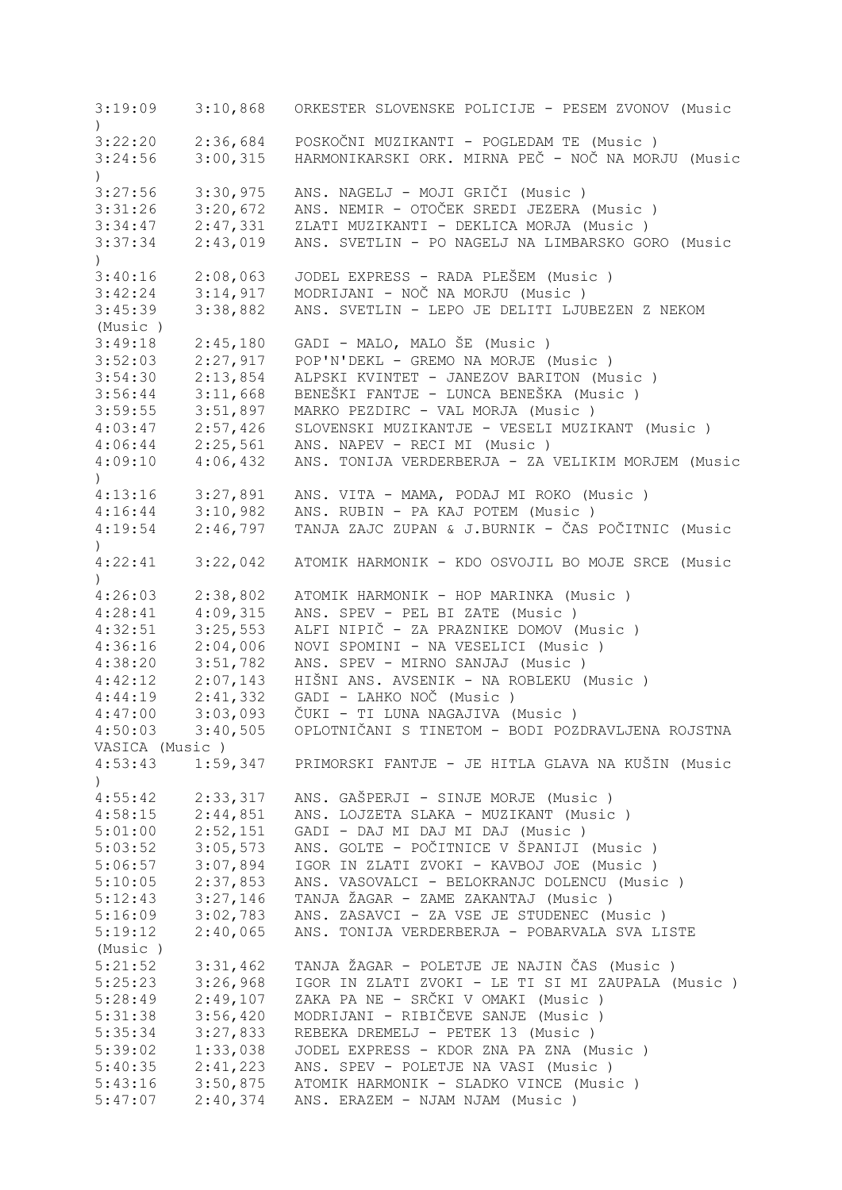3:19:09    3:10,868   ORKESTER SLOVENSKE POLICIJE - PESEM ZVONOV (Music )
3:22:20    2:36,684   POSKOČNI MUZIKANTI - POGLEDAM TE (Music )
3:24:56    3:00,315   HARMONIKARSKI ORK. MIRNA PEČ - NOČ NA MORJU (Music )
3:27:56    3:30,975   ANS. NAGELJ - MOJI GRIČI (Music )
3:31:26    3:20,672   ANS. NEMIR - OTOČEK SREDI JEZERA (Music )
3:34:47    2:47,331   ZLATI MUZIKANTI - DEKLICA MORJA (Music )
3:37:34    2:43,019   ANS. SVETLIN - PO NAGELJ NA LIMBARSKO GORO (Music )
3:40:16    2:08,063   JODEL EXPRESS - RADA PLEŠEM (Music )
3:42:24    3:14,917   MODRIJANI - NOČ NA MORJU (Music )
3:45:39    3:38,882   ANS. SVETLIN - LEPO JE DELITI LJUBEZEN Z NEKOM (Music )
3:49:18    2:45,180   GADI - MALO, MALO ŠE (Music )
3:52:03    2:27,917   POP'N'DEKL - GREMO NA MORJE (Music )
3:54:30    2:13,854   ALPSKI KVINTET - JANEZOV BARITON (Music )
3:56:44    3:11,668   BENEŠKI FANTJE - LUNCA BENEŠKA (Music )
3:59:55    3:51,897   MARKO PEZDIRC - VAL MORJA (Music )
4:03:47    2:57,426   SLOVENSKI MUZIKANTJE - VESELI MUZIKANT (Music )
4:06:44    2:25,561   ANS. NAPEV - RECI MI (Music )
4:09:10    4:06,432   ANS. TONIJA VERDERBERJA - ZA VELIKIM MORJEM (Music )
4:13:16    3:27,891   ANS. VITA - MAMA, PODAJ MI ROKO (Music )
4:16:44    3:10,982   ANS. RUBIN - PA KAJ POTEM (Music )
4:19:54    2:46,797   TANJA ZAJC ZUPAN & J.BURNIK - ČAS POČITNIC (Music )
4:22:41    3:22,042   ATOMIK HARMONIK - KDO OSVOJIL BO MOJE SRCE (Music )
4:26:03    2:38,802   ATOMIK HARMONIK - HOP MARINKA (Music )
4:28:41    4:09,315   ANS. SPEV - PEL BI ZATE (Music )
4:32:51    3:25,553   ALFI NIPIČ - ZA PRAZNIKE DOMOV (Music )
4:36:16    2:04,006   NOVI SPOMINI - NA VESELICI (Music )
4:38:20    3:51,782   ANS. SPEV - MIRNO SANJAJ (Music )
4:42:12    2:07,143   HIŠNI ANS. AVSENIK - NA ROBLEKU (Music )
4:44:19    2:41,332   GADI - LAHKO NOČ (Music )
4:47:00    3:03,093   ČUKI - TI LUNA NAGAJIVA (Music )
4:50:03    3:40,505   OPLOTNIČANI S TINETOM - BODI POZDRAVLJENA ROJSTNA VASICA (Music )
4:53:43    1:59,347   PRIMORSKI FANTJE - JE HITLA GLAVA NA KUŠIN (Music )
4:55:42    2:33,317   ANS. GAŠPERJI - SINJE MORJE (Music )
4:58:15    2:44,851   ANS. LOJZETA SLAKA - MUZIKANT (Music )
5:01:00    2:52,151   GADI - DAJ MI DAJ MI DAJ (Music )
5:03:52    3:05,573   ANS. GOLTE - POČITNICE V ŠPANIJI (Music )
5:06:57    3:07,894   IGOR IN ZLATI ZVOKI - KAVBOJ JOE (Music )
5:10:05    2:37,853   ANS. VASOVALCI - BELOKRANJC DOLENCU (Music )
5:12:43    3:27,146   TANJA ŽAGAR - ZAME ZAKANTAJ (Music )
5:16:09    3:02,783   ANS. ZASAVCI - ZA VSE JE STUDENEC (Music )
5:19:12    2:40,065   ANS. TONIJA VERDERBERJA - POBARVALA SVA LISTE (Music )
5:21:52    3:31,462   TANJA ŽAGAR - POLETJE JE NAJIN ČAS (Music )
5:25:23    3:26,968   IGOR IN ZLATI ZVOKI - LE TI SI MI ZAUPALA (Music )
5:28:49    2:49,107   ZAKA PA NE - SRČKI V OMAKI (Music )
5:31:38    3:56,420   MODRIJANI - RIBIČEVE SANJE (Music )
5:35:34    3:27,833   REBEKA DREMELJ - PETEK 13 (Music )
5:39:02    1:33,038   JODEL EXPRESS - KDOR ZNA PA ZNA (Music )
5:40:35    2:41,223   ANS. SPEV - POLETJE NA VASI (Music )
5:43:16    3:50,875   ATOMIK HARMONIK - SLADKO VINCE (Music )
5:47:07    2:40,374   ANS. ERAZEM - NJAM NJAM (Music )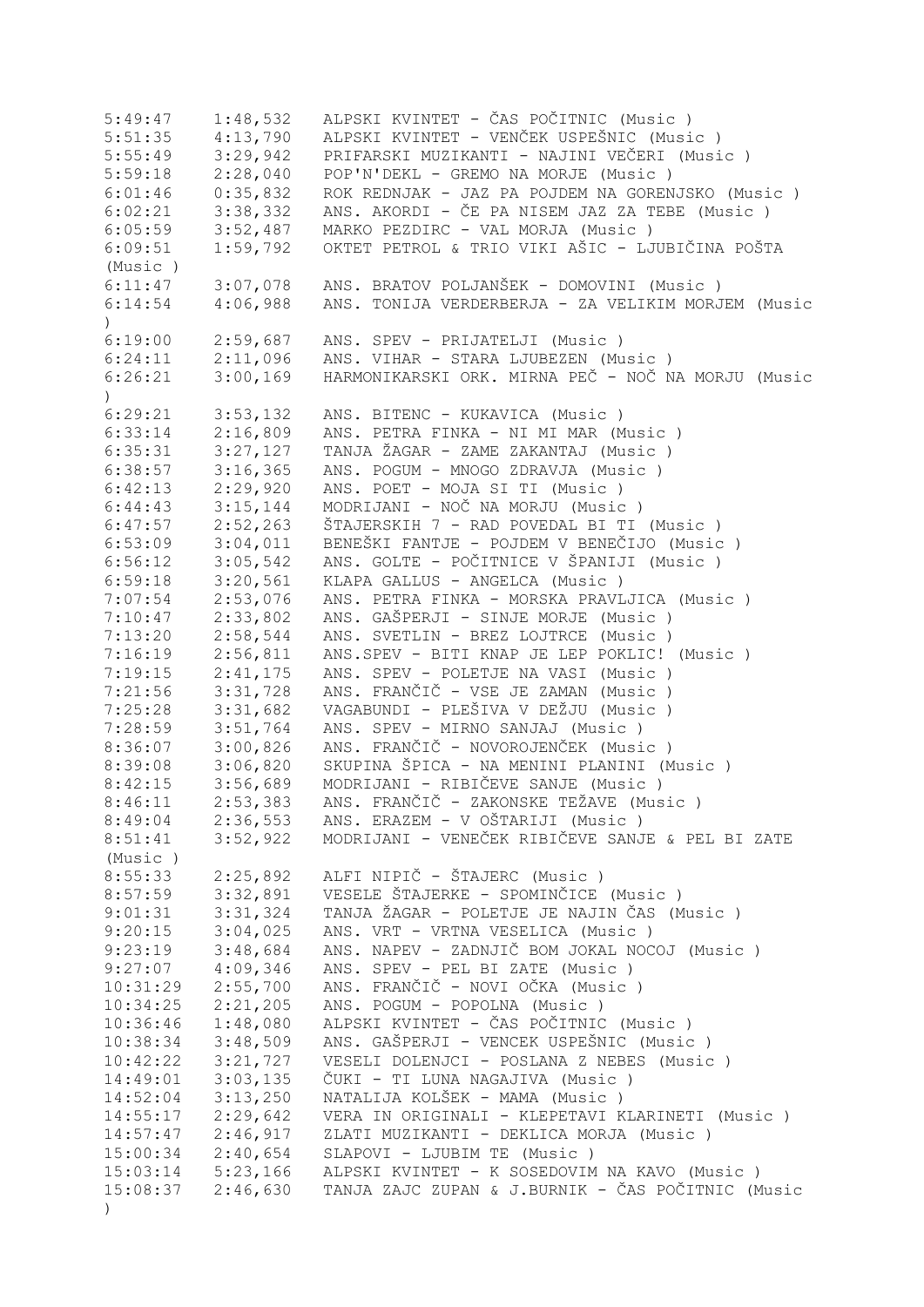```
5:49:47    1:48,532   ALPSKI KVINTET - ČAS POČITNIC (Music )
5:51:35    4:13,790   ALPSKI KVINTET - VENČEK USPEŠNIC (Music )
5:55:49    3:29,942   PRIFARSKI MUZIKANTI - NAJINI VEČERI (Music )
5:59:18    2:28,040   POP'N'DEKL - GREMO NA MORJE (Music )
6:01:46    0:35,832   ROK REDNJAK - JAZ PA POJDEM NA GORENJSKO (Music )
6:02:21    3:38,332   ANS. AKORDI - ČE PA NISEM JAZ ZA TEBE (Music )
6:05:59    3:52,487   MARKO PEZDIRC - VAL MORJA (Music )
6:09:51    1:59,792   OKTET PETROL & TRIO VIKI AŠIC - LJUBIČINA POŠTA
(Music )
6:11:47    3:07,078   ANS. BRATOV POLJANŠEK - DOMOVINI (Music )
6:14:54    4:06,988   ANS. TONIJA VERDERBERJA - ZA VELIKIM MORJEM (Music
)
6:19:00    2:59,687   ANS. SPEV - PRIJATELJI (Music )
6:24:11    2:11,096   ANS. VIHAR - STARA LJUBEZEN (Music )
6:26:21    3:00,169   HARMONIKARSKI ORK. MIRNA PEČ - NOČ NA MORJU (Music
)
6:29:21    3:53,132   ANS. BITENC - KUKAVICA (Music )
6:33:14    2:16,809   ANS. PETRA FINKA - NI MI MAR (Music )
6:35:31    3:27,127   TANJA ŽAGAR - ZAME ZAKANTAJ (Music )
6:38:57    3:16,365   ANS. POGUM - MNOGO ZDRAVJA (Music )
6:42:13    2:29,920   ANS. POET - MOJA SI TI (Music )
6:44:43    3:15,144   MODRIJANI - NOČ NA MORJU (Music )
6:47:57    2:52,263   ŠTAJERSKIH 7 - RAD POVEDAL BI TI (Music )
6:53:09    3:04,011   BENEŠKI FANTJE - POJDEM V BENEČIJO (Music )
6:56:12    3:05,542   ANS. GOLTE - POČITNICE V ŠPANIJI (Music )
6:59:18    3:20,561   KLAPA GALLUS - ANGELCA (Music )
7:07:54    2:53,076   ANS. PETRA FINKA - MORSKA PRAVLJICA (Music )
7:10:47    2:33,802   ANS. GAŠPERJI - SINJE MORJE (Music )
7:13:20    2:58,544   ANS. SVETLIN - BREZ LOJTRCE (Music )
7:16:19    2:56,811   ANS.SPEV - BITI KNAP JE LEP POKLIC! (Music )
7:19:15    2:41,175   ANS. SPEV - POLETJE NA VASI (Music )
7:21:56    3:31,728   ANS. FRANČIČ - VSE JE ZAMAN (Music )
7:25:28    3:31,682   VAGABUNDI - PLEŠIVA V DEŽJU (Music )
7:28:59    3:51,764   ANS. SPEV - MIRNO SANJAJ (Music )
8:36:07    3:00,826   ANS. FRANČIČ - NOVOROJENČEK (Music )
8:39:08    3:06,820   SKUPINA ŠPICA - NA MENINI PLANINI (Music )
8:42:15    3:56,689   MODRIJANI - RIBIČEVE SANJE (Music )
8:46:11    2:53,383   ANS. FRANČIČ - ZAKONSKE TEŽAVE (Music )
8:49:04    2:36,553   ANS. ERAZEM - V OŠTARIJI (Music )
8:51:41    3:52,922   MODRIJANI - VENEČEK RIBIČEVE SANJE & PEL BI ZATE
(Music )
8:55:33    2:25,892   ALFI NIPIČ - ŠTAJERC (Music )
8:57:59    3:32,891   VESELE ŠTAJERKE - SPOMINČICE (Music )
9:01:31    3:31,324   TANJA ŽAGAR - POLETJE JE NAJIN ČAS (Music )
9:20:15    3:04,025   ANS. VRT - VRTNA VESELICA (Music )
9:23:19    3:48,684   ANS. NAPEV - ZADNJIČ BOM JOKAL NOCOJ (Music )
9:27:07    4:09,346   ANS. SPEV - PEL BI ZATE (Music )
10:31:29   2:55,700   ANS. FRANČIČ - NOVI OČKA (Music )
10:34:25   2:21,205   ANS. POGUM - POPOLNA (Music )
10:36:46   1:48,080   ALPSKI KVINTET - ČAS POČITNIC (Music )
10:38:34   3:48,509   ANS. GAŠPERJI - VENCEK USPEŠNIC (Music )
10:42:22   3:21,727   VESELI DOLENJCI - POSLANA Z NEBES (Music )
14:49:01   3:03,135   ČUKI - TI LUNA NAGAJIVA (Music )
14:52:04   3:13,250   NATALIJA KOLŠEK - MAMA (Music )
14:55:17   2:29,642   VERA IN ORIGINALI - KLEPETAVI KLARINETI (Music )
14:57:47   2:46,917   ZLATI MUZIKANTI - DEKLICA MORJA (Music )
15:00:34   2:40,654   SLAPOVI - LJUBIM TE (Music )
15:03:14   5:23,166   ALPSKI KVINTET - K SOSEDOVIM NA KAVO (Music )
15:08:37   2:46,630   TANJA ZAJC ZUPAN & J.BURNIK - ČAS POČITNIC (Music
)
```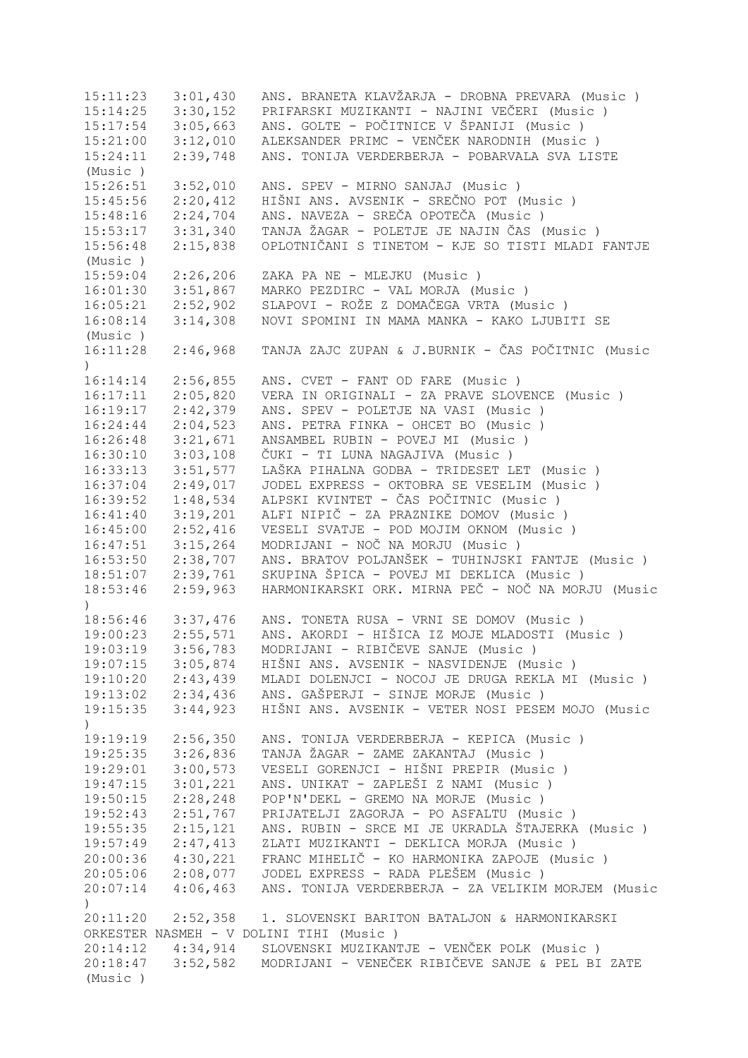15:11:23   3:01,430   ANS. BRANETA KLAVŽARJA - DROBNA PREVARA (Music )
15:14:25   3:30,152   PRIFARSKI MUZIKANTI - NAJINI VEČERI (Music )
15:17:54   3:05,663   ANS. GOLTE - POČITNICE V ŠPANIJI (Music )
15:21:00   3:12,010   ALEKSANDER PRIMC - VENČEK NARODNIH (Music )
15:24:11   2:39,748   ANS. TONIJA VERDERBERJA - POBARVALA SVA LISTE (Music )
15:26:51   3:52,010   ANS. SPEV - MIRNO SANJAJ (Music )
15:45:56   2:20,412   HIŠNI ANS. AVSENIK - SREČNO POT (Music )
15:48:16   2:24,704   ANS. NAVEZA - SREČA OPOTEČA (Music )
15:53:17   3:31,340   TANJA ŽAGAR - POLETJE JE NAJIN ČAS (Music )
15:56:48   2:15,838   OPLOTNIČANI S TINETOM - KJE SO TISTI MLADI FANTJE (Music )
15:59:04   2:26,206   ZAKA PA NE - MLEJKU (Music )
16:01:30   3:51,867   MARKO PEZDIRC - VAL MORJA (Music )
16:05:21   2:52,902   SLAPOVI - ROŽE Z DOMAČEGA VRTA (Music )
16:08:14   3:14,308   NOVI SPOMINI IN MAMA MANKA - KAKO LJUBITI SE (Music )
16:11:28   2:46,968   TANJA ZAJC ZUPAN & J.BURNIK - ČAS POČITNIC (Music )
16:14:14   2:56,855   ANS. CVET - FANT OD FARE (Music )
16:17:11   2:05,820   VERA IN ORIGINALI - ZA PRAVE SLOVENCE (Music )
16:19:17   2:42,379   ANS. SPEV - POLETJE NA VASI (Music )
16:24:44   2:04,523   ANS. PETRA FINKA - OHCET BO (Music )
16:26:48   3:21,671   ANSAMBEL RUBIN - POVEJ MI (Music )
16:30:10   3:03,108   ČUKI - TI LUNA NAGAJIVA (Music )
16:33:13   3:51,577   LAŠKA PIHALNA GODBA - TRIDESET LET (Music )
16:37:04   2:49,017   JODEL EXPRESS - OKTOBRA SE VESELIM (Music )
16:39:52   1:48,534   ALPSKI KVINTET - ČAS POČITNIC (Music )
16:41:40   3:19,201   ALFI NIPIČ - ZA PRAZNIKE DOMOV (Music )
16:45:00   2:52,416   VESELI SVATJE - POD MOJIM OKNOM (Music )
16:47:51   3:15,264   MODRIJANI - NOČ NA MORJU (Music )
16:53:50   2:38,707   ANS. BRATOV POLJANŠEK - TUHINJSKI FANTJE (Music )
18:51:07   2:39,761   SKUPINA ŠPICA - POVEJ MI DEKLICA (Music )
18:53:46   2:59,963   HARMONIKARSKI ORK. MIRNA PEČ - NOČ NA MORJU (Music )
18:56:46   3:37,476   ANS. TONETA RUSA - VRNI SE DOMOV (Music )
19:00:23   2:55,571   ANS. AKORDI - HIŠICA IZ MOJE MLADOSTI (Music )
19:03:19   3:56,783   MODRIJANI - RIBIČEVE SANJE (Music )
19:07:15   3:05,874   HIŠNI ANS. AVSENIK - NASVIDENJE (Music )
19:10:20   2:43,439   MLADI DOLENJCI - NOCOJ JE DRUGA REKLA MI (Music )
19:13:02   2:34,436   ANS. GAŠPERJI - SINJE MORJE (Music )
19:15:35   3:44,923   HIŠNI ANS. AVSENIK - VETER NOSI PESEM MOJO (Music )
19:19:19   2:56,350   ANS. TONIJA VERDERBERJA - KEPICA (Music )
19:25:35   3:26,836   TANJA ŽAGAR - ZAME ZAKANTAJ (Music )
19:29:01   3:00,573   VESELI GORENJCI - HIŠNI PREPIR (Music )
19:47:15   3:01,221   ANS. UNIKAT - ZAPLEŠI Z NAMI (Music )
19:50:15   2:28,248   POP'N'DEKL - GREMO NA MORJE (Music )
19:52:43   2:51,767   PRIJATELJI ZAGORJA - PO ASFALTU (Music )
19:55:35   2:15,121   ANS. RUBIN - SRCE MI JE UKRADLA ŠTAJERKA (Music )
19:57:49   2:47,413   ZLATI MUZIKANTI - DEKLICA MORJA (Music )
20:00:36   4:30,221   FRANC MIHELIČ - KO HARMONIKA ZAPOJE (Music )
20:05:06   2:08,077   JODEL EXPRESS - RADA PLEŠEM (Music )
20:07:14   4:06,463   ANS. TONIJA VERDERBERJA - ZA VELIKIM MORJEM (Music )
20:11:20   2:52,358   1. SLOVENSKI BARITON BATALJON & HARMONIKARSKI ORKESTER NASMEH - V DOLINI TIHI (Music )
20:14:12   4:34,914   SLOVENSKI MUZIKANTJE - VENČEK POLK (Music )
20:18:47   3:52,582   MODRIJANI - VENEČEK RIBIČEVE SANJE & PEL BI ZATE (Music )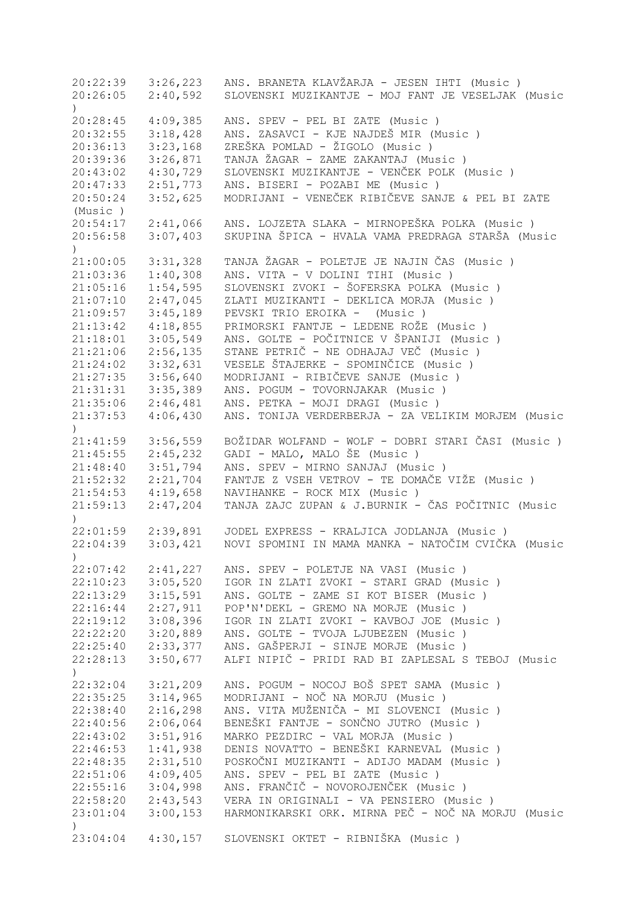```
20:22:39   3:26,223   ANS. BRANETA KLAVŽARJA - JESEN IHTI (Music )
20:26:05   2:40,592   SLOVENSKI MUZIKANTJE - MOJ FANT JE VESELJAK (Music
)
20:28:45   4:09,385   ANS. SPEV - PEL BI ZATE (Music )
20:32:55   3:18,428   ANS. ZASAVCI - KJE NAJDEŠ MIR (Music )
20:36:13   3:23,168   ZREŠKA POMLAD - ŽIGOLO (Music )
20:39:36   3:26,871   TANJA ŽAGAR - ZAME ZAKANTAJ (Music )
20:43:02   4:30,729   SLOVENSKI MUZIKANTJE - VENČEK POLK (Music )
20:47:33   2:51,773   ANS. BISERI - POZABI ME (Music )
20:50:24   3:52,625   MODRIJANI - VENEČEK RIBIČEVE SANJE & PEL BI ZATE
(Music )
20:54:17   2:41,066   ANS. LOJZETA SLAKA - MIRNOPEŠKA POLKA (Music )
20:56:58   3:07,403   SKUPINA ŠPICA - HVALA VAMA PREDRAGA STARŠA (Music
)
21:00:05   3:31,328   TANJA ŽAGAR - POLETJE JE NAJIN ČAS (Music )
21:03:36   1:40,308   ANS. VITA - V DOLINI TIHI (Music )
21:05:16   1:54,595   SLOVENSKI ZVOKI - ŠOFERSKA POLKA (Music )
21:07:10   2:47,045   ZLATI MUZIKANTI - DEKLICA MORJA (Music )
21:09:57   3:45,189   PEVSKI TRIO EROIKA -  (Music )
21:13:42   4:18,855   PRIMORSKI FANTJE - LEDENE ROŽE (Music )
21:18:01   3:05,549   ANS. GOLTE - POČITNICE V ŠPANIJI (Music )
21:21:06   2:56,135   STANE PETRIČ - NE ODHAJAJ VEČ (Music )
21:24:02   3:32,631   VESELE ŠTAJERKE - SPOMINČICE (Music )
21:27:35   3:56,640   MODRIJANI - RIBIČEVE SANJE (Music )
21:31:31   3:35,389   ANS. POGUM - TOVORNJAKAR (Music )
21:35:06   2:46,481   ANS. PETKA - MOJI DRAGI (Music )
21:37:53   4:06,430   ANS. TONIJA VERDERBERJA - ZA VELIKIM MORJEM (Music
)
21:41:59   3:56,559   BOŽIDAR WOLFAND - WOLF - DOBRI STARI ČASI (Music )
21:45:55   2:45,232   GADI - MALO, MALO ŠE (Music )
21:48:40   3:51,794   ANS. SPEV - MIRNO SANJAJ (Music )
21:52:32   2:21,704   FANTJE Z VSEH VETROV - TE DOMAČE VIŽE (Music )
21:54:53   4:19,658   NAVIHANKE - ROCK MIX (Music )
21:59:13   2:47,204   TANJA ZAJC ZUPAN & J.BURNIK - ČAS POČITNIC (Music
)
22:01:59   2:39,891   JODEL EXPRESS - KRALJICA JODLANJA (Music )
22:04:39   3:03,421   NOVI SPOMINI IN MAMA MANKA - NATOČIM CVIČKA (Music
)
22:07:42   2:41,227   ANS. SPEV - POLETJE NA VASI (Music )
22:10:23   3:05,520   IGOR IN ZLATI ZVOKI - STARI GRAD (Music )
22:13:29   3:15,591   ANS. GOLTE - ZAME SI KOT BISER (Music )
22:16:44   2:27,911   POP'N'DEKL - GREMO NA MORJE (Music )
22:19:12   3:08,396   IGOR IN ZLATI ZVOKI - KAVBOJ JOE (Music )
22:22:20   3:20,889   ANS. GOLTE - TVOJA LJUBEZEN (Music )
22:25:40   2:33,377   ANS. GAŠPERJI - SINJE MORJE (Music )
22:28:13   3:50,677   ALFI NIPIČ - PRIDI RAD BI ZAPLESAL S TEBOJ (Music
)
22:32:04   3:21,209   ANS. POGUM - NOCOJ BOŠ SPET SAMA (Music )
22:35:25   3:14,965   MODRIJANI - NOČ NA MORJU (Music )
22:38:40   2:16,298   ANS. VITA MUŽENIČA - MI SLOVENCI (Music )
22:40:56   2:06,064   BENEŠKI FANTJE - SONČNO JUTRO (Music )
22:43:02   3:51,916   MARKO PEZDIRC - VAL MORJA (Music )
22:46:53   1:41,938   DENIS NOVATTO - BENEŠKI KARNEVAL (Music )
22:48:35   2:31,510   POSKOČNI MUZIKANTI - ADIJO MADAM (Music )
22:51:06   4:09,405   ANS. SPEV - PEL BI ZATE (Music )
22:55:16   3:04,998   ANS. FRANČIČ - NOVOROJENČEK (Music )
22:58:20   2:43,543   VERA IN ORIGINALI - VA PENSIERO (Music )
23:01:04   3:00,153   HARMONIKARSKI ORK. MIRNA PEČ - NOČ NA MORJU (Music
)
23:04:04   4:30,157   SLOVENSKI OKTET - RIBNIŠKA (Music )
```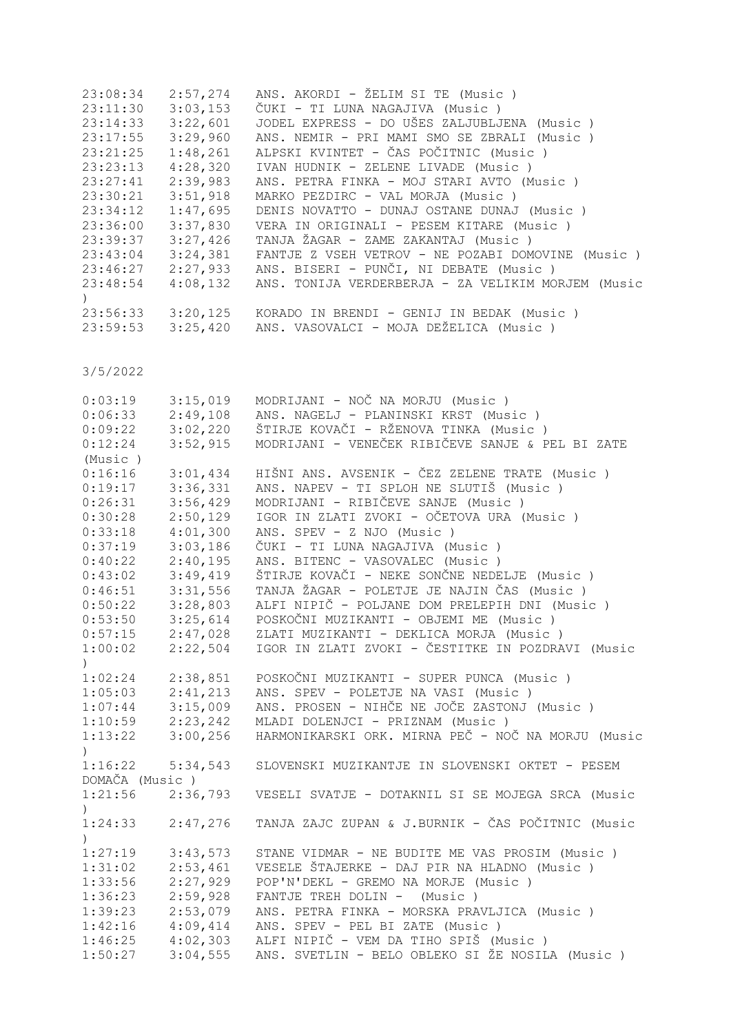```
23:08:34   2:57,274   ANS. AKORDI - ŽELIM SI TE (Music )
23:11:30   3:03,153   ČUKI - TI LUNA NAGAJIVA (Music )
23:14:33   3:22,601   JODEL EXPRESS - DO UŠES ZALJUBLJENA (Music )
23:17:55   3:29,960   ANS. NEMIR - PRI MAMI SMO SE ZBRALI (Music )
23:21:25   1:48,261   ALPSKI KVINTET - ČAS POČITNIC (Music )
23:23:13   4:28,320   IVAN HUDNIK - ZELENE LIVADE (Music )
23:27:41   2:39,983   ANS. PETRA FINKA - MOJ STARI AVTO (Music )
23:30:21   3:51,918   MARKO PEZDIRC - VAL MORJA (Music )
23:34:12   1:47,695   DENIS NOVATTO - DUNAJ OSTANE DUNAJ (Music )
23:36:00   3:37,830   VERA IN ORIGINALI - PESEM KITARE (Music )
23:39:37   3:27,426   TANJA ŽAGAR - ZAME ZAKANTAJ (Music )
23:43:04   3:24,381   FANTJE Z VSEH VETROV - NE POZABI DOMOVINE (Music )
23:46:27   2:27,933   ANS. BISERI - PUNČI, NI DEBATE (Music )
23:48:54   4:08,132   ANS. TONIJA VERDERBERJA - ZA VELIKIM MORJEM (Music
)
23:56:33   3:20,125   KORADO IN BRENDI - GENIJ IN BEDAK (Music )
23:59:53   3:25,420   ANS. VASOVALCI - MOJA DEŽELICA (Music )
```

3/5/2022

```
0:03:19    3:15,019   MODRIJANI - NOČ NA MORJU (Music )
0:06:33    2:49,108   ANS. NAGELJ - PLANINSKI KRST (Music )
0:09:22    3:02,220   ŠTIRJE KOVAČI - RŽENOVA TINKA (Music )
0:12:24    3:52,915   MODRIJANI - VENEČEK RIBIČEVE SANJE & PEL BI ZATE
(Music )
0:16:16    3:01,434   HIŠNI ANS. AVSENIK - ČEZ ZELENE TRATE (Music )
0:19:17    3:36,331   ANS. NAPEV - TI SPLOH NE SLUTIŠ (Music )
0:26:31    3:56,429   MODRIJANI - RIBIČEVE SANJE (Music )
0:30:28    2:50,129   IGOR IN ZLATI ZVOKI - OČETOVA URA (Music )
0:33:18    4:01,300   ANS. SPEV - Z NJO (Music )
0:37:19    3:03,186   ČUKI - TI LUNA NAGAJIVA (Music )
0:40:22    2:40,195   ANS. BITENC - VASOVALEC (Music )
0:43:02    3:49,419   ŠTIRJE KOVAČI - NEKE SONČNE NEDELJE (Music )
0:46:51    3:31,556   TANJA ŽAGAR - POLETJE JE NAJIN ČAS (Music )
0:50:22    3:28,803   ALFI NIPIČ - POLJANE DOM PRELEPIH DNI (Music )
0:53:50    3:25,614   POSKOČNI MUZIKANTI - OBJEMI ME (Music )
0:57:15    2:47,028   ZLATI MUZIKANTI - DEKLICA MORJA (Music )
1:00:02    2:22,504   IGOR IN ZLATI ZVOKI - ČESTITKE IN POZDRAVI (Music
)
1:02:24    2:38,851   POSKOČNI MUZIKANTI - SUPER PUNCA (Music )
1:05:03    2:41,213   ANS. SPEV - POLETJE NA VASI (Music )
1:07:44    3:15,009   ANS. PROSEN - NIHČE NE JOČE ZASTONJ (Music )
1:10:59    2:23,242   MLADI DOLENJCI - PRIZNAM (Music )
1:13:22    3:00,256   HARMONIKARSKI ORK. MIRNA PEČ - NOČ NA MORJU (Music
)
1:16:22    5:34,543   SLOVENSKI MUZIKANTJE IN SLOVENSKI OKTET - PESEM
DOMAČA (Music )
1:21:56    2:36,793   VESELI SVATJE - DOTAKNIL SI SE MOJEGA SRCA (Music
)
1:24:33    2:47,276   TANJA ZAJC ZUPAN & J.BURNIK - ČAS POČITNIC (Music
)
1:27:19    3:43,573   STANE VIDMAR - NE BUDITE ME VAS PROSIM (Music )
1:31:02    2:53,461   VESELE ŠTAJERKE - DAJ PIR NA HLADNO (Music )
1:33:56    2:27,929   POP'N'DEKL - GREMO NA MORJE (Music )
1:36:23    2:59,928   FANTJE TREH DOLIN -  (Music )
1:39:23    2:53,079   ANS. PETRA FINKA - MORSKA PRAVLJICA (Music )
1:42:16    4:09,414   ANS. SPEV - PEL BI ZATE (Music )
1:46:25    4:02,303   ALFI NIPIČ - VEM DA TIHO SPIŠ (Music )
1:50:27    3:04,555   ANS. SVETLIN - BELO OBLEKO SI ŽE NOSILA (Music )
```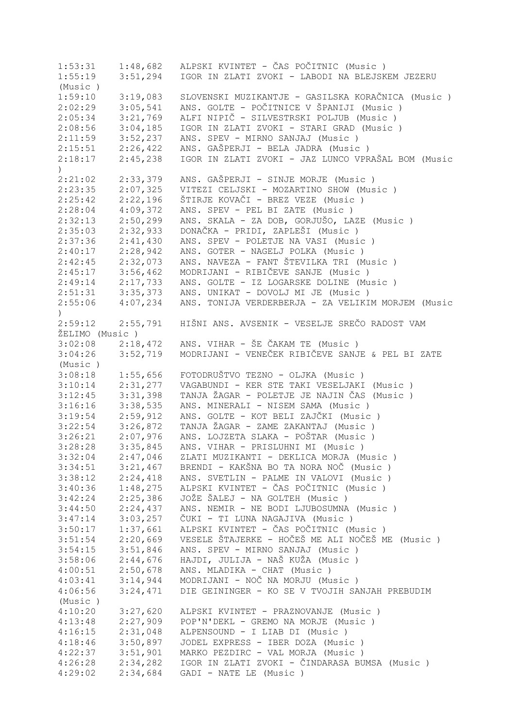1:53:31    1:48,682   ALPSKI KVINTET - ČAS POČITNIC (Music )
1:55:19    3:51,294   IGOR IN ZLATI ZVOKI - LABODI NA BLEJSKEM JEZERU (Music )
1:59:10    3:19,083   SLOVENSKI MUZIKANTJE - GASILSKA KORAČNICA (Music )
2:02:29    3:05,541   ANS. GOLTE - POČITNICE V ŠPANIJI (Music )
2:05:34    3:21,769   ALFI NIPIČ - SILVESTRSKI POLJUB (Music )
2:08:56    3:04,185   IGOR IN ZLATI ZVOKI - STARI GRAD (Music )
2:11:59    3:52,237   ANS. SPEV - MIRNO SANJAJ (Music )
2:15:51    2:26,422   ANS. GAŠPERJI - BELA JADRA (Music )
2:18:17    2:45,238   IGOR IN ZLATI ZVOKI - JAZ LUNCO VPRAŠAL BOM (Music )
2:21:02    2:33,379   ANS. GAŠPERJI - SINJE MORJE (Music )
2:23:35    2:07,325   VITEZI CELJSKI - MOZARTINO SHOW (Music )
2:25:42    2:22,196   ŠTIRJE KOVAČI - BREZ VEZE (Music )
2:28:04    4:09,372   ANS. SPEV - PEL BI ZATE (Music )
2:32:13    2:50,299   ANS. SKALA - ZA DOB, GORJUŠO, LAZE (Music )
2:35:03    2:32,933   DONAČKA - PRIDI, ZAPLEŠI (Music )
2:37:36    2:41,430   ANS. SPEV - POLETJE NA VASI (Music )
2:40:17    2:28,942   ANS. GOTER - NAGELJ POLKA (Music )
2:42:45    2:32,073   ANS. NAVEZA - FANT ŠTEVILKA TRI (Music )
2:45:17    3:56,462   MODRIJANI - RIBIČEVE SANJE (Music )
2:49:14    2:17,733   ANS. GOLTE - IZ LOGARSKE DOLINE (Music )
2:51:31    3:35,373   ANS. UNIKAT - DOVOLJ MI JE (Music )
2:55:06    4:07,234   ANS. TONIJA VERDERBERJA - ZA VELIKIM MORJEM (Music )
2:59:12    2:55,791   HIŠNI ANS. AVSENIK - VESELJE SREČO RADOST VAM ŽELIMO (Music )
3:02:08    2:18,472   ANS. VIHAR - ŠE ČAKAM TE (Music )
3:04:26    3:52,719   MODRIJANI - VENEČEK RIBIČEVE SANJE & PEL BI ZATE (Music )
3:08:18    1:55,656   FOTODRUŠTVO TEZNO - OLJKA (Music )
3:10:14    2:31,277   VAGABUNDI - KER STE TAKI VESELJAKI (Music )
3:12:45    3:31,398   TANJA ŽAGAR - POLETJE JE NAJIN ČAS (Music )
3:16:16    3:38,535   ANS. MINERALI - NISEM SAMA (Music )
3:19:54    2:59,912   ANS. GOLTE - KOT BELI ZAJČKI (Music )
3:22:54    3:26,872   TANJA ŽAGAR - ZAME ZAKANTAJ (Music )
3:26:21    2:07,976   ANS. LOJZETA SLAKA - POŠTAR (Music )
3:28:28    3:35,845   ANS. VIHAR - PRISLUHNI MI (Music )
3:32:04    2:47,046   ZLATI MUZIKANTI - DEKLICA MORJA (Music )
3:34:51    3:21,467   BRENDI - KAKŠNA BO TA NORA NOČ (Music )
3:38:12    2:24,418   ANS. SVETLIN - PALME IN VALOVI (Music )
3:40:36    1:48,275   ALPSKI KVINTET - ČAS POČITNIC (Music )
3:42:24    2:25,386   JOŽE ŠALEJ - NA GOLTEH (Music )
3:44:50    2:24,437   ANS. NEMIR - NE BODI LJUBOSUMNA (Music )
3:47:14    3:03,257   ČUKI - TI LUNA NAGAJIVA (Music )
3:50:17    1:37,661   ALPSKI KVINTET - ČAS POČITNIC (Music )
3:51:54    2:20,669   VESELE ŠTAJERKE - HOČEŠ ME ALI NOČEŠ ME (Music )
3:54:15    3:51,846   ANS. SPEV - MIRNO SANJAJ (Music )
3:58:06    2:44,676   HAJDI, JULIJA - NAŠ KUŽA (Music )
4:00:51    2:50,678   ANS. MLADIKA - CHAT (Music )
4:03:41    3:14,944   MODRIJANI - NOČ NA MORJU (Music )
4:06:56    3:24,471   DIE GEININGER - KO SE V TVOJIH SANJAH PREBUDIM (Music )
4:10:20    3:27,620   ALPSKI KVINTET - PRAZNOVANJE (Music )
4:13:48    2:27,909   POP'N'DEKL - GREMO NA MORJE (Music )
4:16:15    2:31,048   ALPENSOUND - I LIAB DI (Music )
4:18:46    3:50,897   JODEL EXPRESS - IBER DOZA (Music )
4:22:37    3:51,901   MARKO PEZDIRC - VAL MORJA (Music )
4:26:28    2:34,282   IGOR IN ZLATI ZVOKI - ČINDARASA BUMSA (Music )
4:29:02    2:34,684   GADI - NATE LE (Music )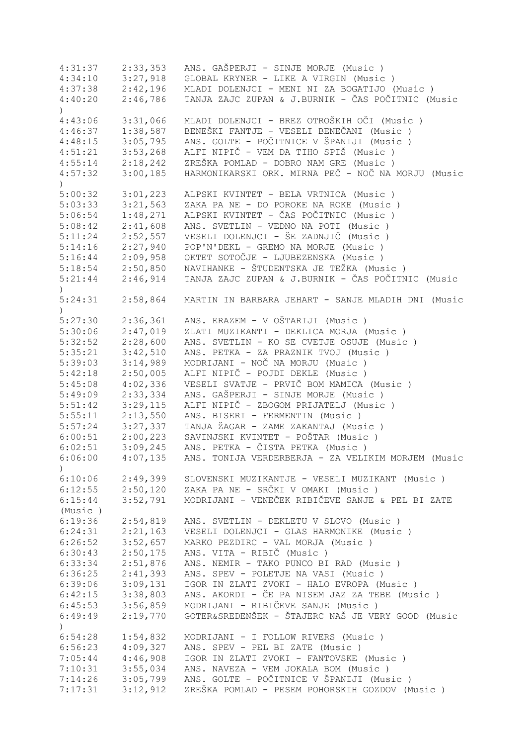```
4:31:37    2:33,353   ANS. GAŠPERJI - SINJE MORJE (Music )
4:34:10    3:27,918   GLOBAL KRYNER - LIKE A VIRGIN (Music )
4:37:38    2:42,196   MLADI DOLENJCI - MENI NI ZA BOGATIJO (Music )
4:40:20    2:46,786   TANJA ZAJC ZUPAN & J.BURNIK - ČAS POČITNIC (Music
)
4:43:06    3:31,066   MLADI DOLENJCI - BREZ OTROŠKIH OČI (Music )
4:46:37    1:38,587   BENEŠKI FANTJE - VESELI BENEČANI (Music )
4:48:15    3:05,795   ANS. GOLTE - POČITNICE V ŠPANIJI (Music )
4:51:21    3:53,268   ALFI NIPIČ - VEM DA TIHO SPIŠ (Music )
4:55:14    2:18,242   ZREŠKA POMLAD - DOBRO NAM GRE (Music )
4:57:32    3:00,185   HARMONIKARSKI ORK. MIRNA PEČ - NOČ NA MORJU (Music
)
5:00:32    3:01,223   ALPSKI KVINTET - BELA VRTNICA (Music )
5:03:33    3:21,563   ZAKA PA NE - DO POROKE NA ROKE (Music )
5:06:54    1:48,271   ALPSKI KVINTET - ČAS POČITNIC (Music )
5:08:42    2:41,608   ANS. SVETLIN - VEDNO NA POTI (Music )
5:11:24    2:52,557   VESELI DOLENJCI - ŠE ZADNJIČ (Music )
5:14:16    2:27,940   POP'N'DEKL - GREMO NA MORJE (Music )
5:16:44    2:09,958   OKTET SOTOČJE - LJUBEZENSKA (Music )
5:18:54    2:50,850   NAVIHANKE - ŠTUDENTSKA JE TEŽKA (Music )
5:21:44    2:46,914   TANJA ZAJC ZUPAN & J.BURNIK - ČAS POČITNIC (Music
)
5:24:31    2:58,864   MARTIN IN BARBARA JEHART - SANJE MLADIH DNI (Music
)
5:27:30    2:36,361   ANS. ERAZEM - V OŠTARIJI (Music )
5:30:06    2:47,019   ZLATI MUZIKANTI - DEKLICA MORJA (Music )
5:32:52    2:28,600   ANS. SVETLIN - KO SE CVETJE OSUJE (Music )
5:35:21    3:42,510   ANS. PETKA - ZA PRAZNIK TVOJ (Music )
5:39:03    3:14,989   MODRIJANI - NOČ NA MORJU (Music )
5:42:18    2:50,005   ALFI NIPIČ - POJDI DEKLE (Music )
5:45:08    4:02,336   VESELI SVATJE - PRVIČ BOM MAMICA (Music )
5:49:09    2:33,334   ANS. GAŠPERJI - SINJE MORJE (Music )
5:51:42    3:29,115   ALFI NIPIČ - ZBOGOM PRIJATELJ (Music )
5:55:11    2:13,550   ANS. BISERI - FERMENTIN (Music )
5:57:24    3:27,337   TANJA ŽAGAR - ZAME ZAKANTAJ (Music )
6:00:51    2:00,223   SAVINJSKI KVINTET - POŠTAR (Music )
6:02:51    3:09,245   ANS. PETKA - ČISTA PETKA (Music )
6:06:00    4:07,135   ANS. TONIJA VERDERBERJA - ZA VELIKIM MORJEM (Music
)
6:10:06    2:49,399   SLOVENSKI MUZIKANTJE - VESELI MUZIKANT (Music )
6:12:55    2:50,120   ZAKA PA NE - SRČKI V OMAKI (Music )
6:15:44    3:52,791   MODRIJANI - VENEČEK RIBIČEVE SANJE & PEL BI ZATE
(Music )
6:19:36    2:54,819   ANS. SVETLIN - DEKLETU V SLOVO (Music )
6:24:31    2:21,163   VESELI DOLENJCI - GLAS HARMONIKE (Music )
6:26:52    3:52,657   MARKO PEZDIRC - VAL MORJA (Music )
6:30:43    2:50,175   ANS. VITA - RIBIČ (Music )
6:33:34    2:51,876   ANS. NEMIR - TAKO PUNCO BI RAD (Music )
6:36:25    2:41,393   ANS. SPEV - POLETJE NA VASI (Music )
6:39:06    3:09,131   IGOR IN ZLATI ZVOKI - HALO EVROPA (Music )
6:42:15    3:38,803   ANS. AKORDI - ČE PA NISEM JAZ ZA TEBE (Music )
6:45:53    3:56,859   MODRIJANI - RIBIČEVE SANJE (Music )
6:49:49    2:19,770   GOTER&SREDENŠEK - ŠTAJERC NAŠ JE VERY GOOD (Music
)
6:54:28    1:54,832   MODRIJANI - I FOLLOW RIVERS (Music )
6:56:23    4:09,327   ANS. SPEV - PEL BI ZATE (Music )
7:05:44    4:46,908   IGOR IN ZLATI ZVOKI - FANTOVSKE (Music )
7:10:31    3:55,034   ANS. NAVEZA - VEM JOKALA BOM (Music )
7:14:26    3:05,799   ANS. GOLTE - POČITNICE V ŠPANIJI (Music )
7:17:31    3:12,912   ZREŠKA POMLAD - PESEM POHORSKIH GOZDOV (Music )
```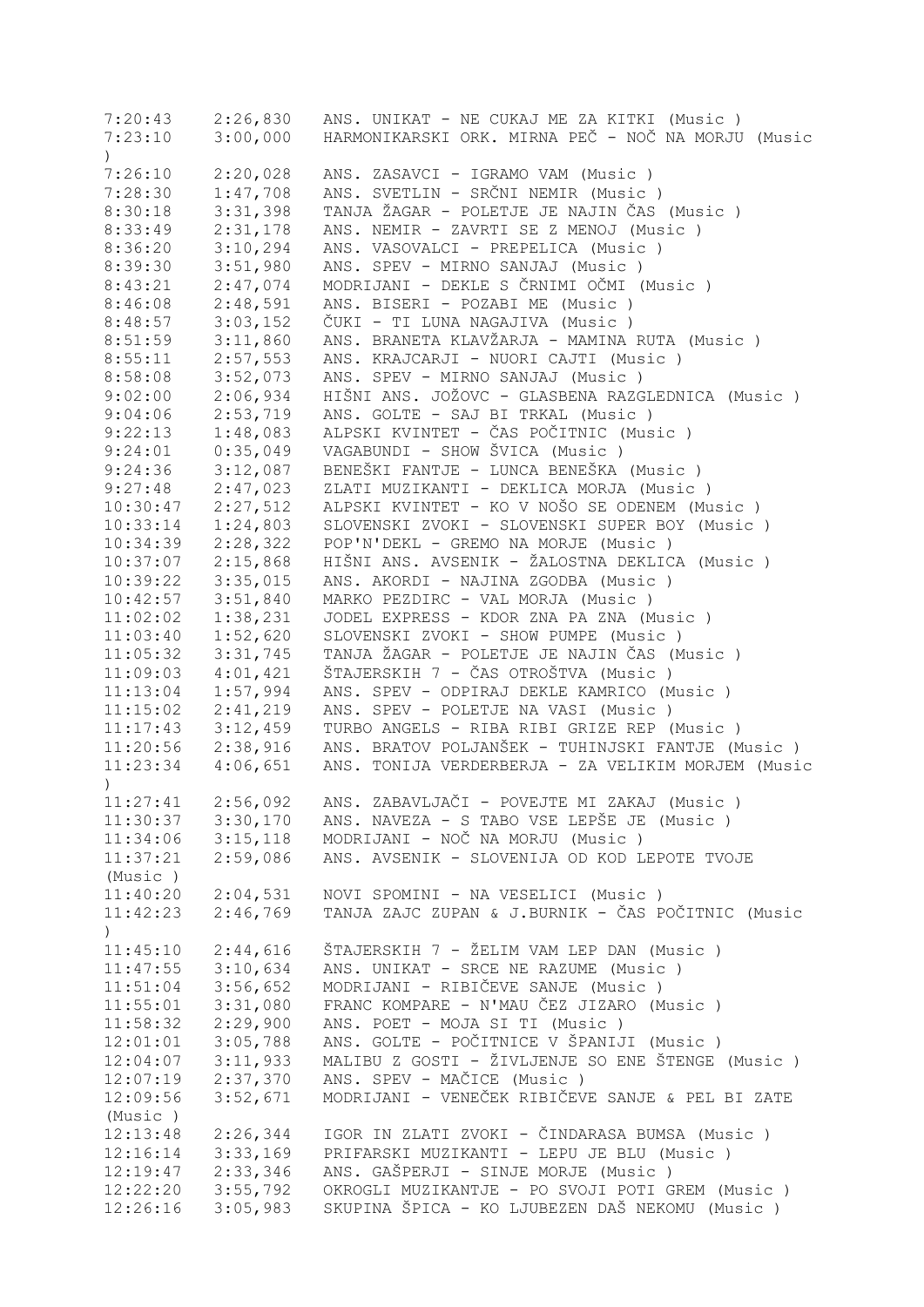```
7:20:43    2:26,830   ANS. UNIKAT - NE CUKAJ ME ZA KITKI (Music )
7:23:10    3:00,000   HARMONIKARSKI ORK. MIRNA PEČ - NOČ NA MORJU (Music
)
7:26:10    2:20,028   ANS. ZASAVCI - IGRAMO VAM (Music )
7:28:30    1:47,708   ANS. SVETLIN - SRČNI NEMIR (Music )
8:30:18    3:31,398   TANJA ŽAGAR - POLETJE JE NAJIN ČAS (Music )
8:33:49    2:31,178   ANS. NEMIR - ZAVRTI SE Z MENOJ (Music )
8:36:20    3:10,294   ANS. VASOVALCI - PREPELICA (Music )
8:39:30    3:51,980   ANS. SPEV - MIRNO SANJAJ (Music )
8:43:21    2:47,074   MODRIJANI - DEKLE S ČRNIMI OČMI (Music )
8:46:08    2:48,591   ANS. BISERI - POZABI ME (Music )
8:48:57    3:03,152   ČUKI - TI LUNA NAGAJIVA (Music )
8:51:59    3:11,860   ANS. BRANETA KLAVŽARJA - MAMINA RUTA (Music )
8:55:11    2:57,553   ANS. KRAJCARJI - NUORI CAJTI (Music )
8:58:08    3:52,073   ANS. SPEV - MIRNO SANJAJ (Music )
9:02:00    2:06,934   HIŠNI ANS. JOŽOVC - GLASBENA RAZGLEDNICA (Music )
9:04:06    2:53,719   ANS. GOLTE - SAJ BI TRKAL (Music )
9:22:13    1:48,083   ALPSKI KVINTET - ČAS POČITNIC (Music )
9:24:01    0:35,049   VAGABUNDI - SHOW ŠVICA (Music )
9:24:36    3:12,087   BENEŠKI FANTJE - LUNCA BENEŠKA (Music )
9:27:48    2:47,023   ZLATI MUZIKANTI - DEKLICA MORJA (Music )
10:30:47   2:27,512   ALPSKI KVINTET - KO V NOŠO SE ODENEM (Music )
10:33:14   1:24,803   SLOVENSKI ZVOKI - SLOVENSKI SUPER BOY (Music )
10:34:39   2:28,322   POP'N'DEKL - GREMO NA MORJE (Music )
10:37:07   2:15,868   HIŠNI ANS. AVSENIK - ŽALOSTNA DEKLICA (Music )
10:39:22   3:35,015   ANS. AKORDI - NAJINA ZGODBA (Music )
10:42:57   3:51,840   MARKO PEZDIRC - VAL MORJA (Music )
11:02:02   1:38,231   JODEL EXPRESS - KDOR ZNA PA ZNA (Music )
11:03:40   1:52,620   SLOVENSKI ZVOKI - SHOW PUMPE (Music )
11:05:32   3:31,745   TANJA ŽAGAR - POLETJE JE NAJIN ČAS (Music )
11:09:03   4:01,421   ŠTAJERSKIH 7 - ČAS OTROŠTVA (Music )
11:13:04   1:57,994   ANS. SPEV - ODPIRAJ DEKLE KAMRICO (Music )
11:15:02   2:41,219   ANS. SPEV - POLETJE NA VASI (Music )
11:17:43   3:12,459   TURBO ANGELS - RIBA RIBI GRIZE REP (Music )
11:20:56   2:38,916   ANS. BRATOV POLJANŠEK - TUHINJSKI FANTJE (Music )
11:23:34   4:06,651   ANS. TONIJA VERDERBERJA - ZA VELIKIM MORJEM (Music
)
11:27:41   2:56,092   ANS. ZABAVLJAČI - POVEJTE MI ZAKAJ (Music )
11:30:37   3:30,170   ANS. NAVEZA - S TABO VSE LEPŠE JE (Music )
11:34:06   3:15,118   MODRIJANI - NOČ NA MORJU (Music )
11:37:21   2:59,086   ANS. AVSENIK - SLOVENIJA OD KOD LEPOTE TVOJE
(Music )
11:40:20   2:04,531   NOVI SPOMINI - NA VESELICI (Music )
11:42:23   2:46,769   TANJA ZAJC ZUPAN & J.BURNIK - ČAS POČITNIC (Music
)
11:45:10   2:44,616   ŠTAJERSKIH 7 - ŽELIM VAM LEP DAN (Music )
11:47:55   3:10,634   ANS. UNIKAT - SRCE NE RAZUME (Music )
11:51:04   3:56,652   MODRIJANI - RIBIČEVE SANJE (Music )
11:55:01   3:31,080   FRANC KOMPARE - N'MAU ČEZ JIZARO (Music )
11:58:32   2:29,900   ANS. POET - MOJA SI TI (Music )
12:01:01   3:05,788   ANS. GOLTE - POČITNICE V ŠPANIJI (Music )
12:04:07   3:11,933   MALIBU Z GOSTI - ŽIVLJENJE SO ENE ŠTENGE (Music )
12:07:19   2:37,370   ANS. SPEV - MAČICE (Music )
12:09:56   3:52,671   MODRIJANI - VENEČEK RIBIČEVE SANJE & PEL BI ZATE
(Music )
12:13:48   2:26,344   IGOR IN ZLATI ZVOKI - ČINDARASA BUMSA (Music )
12:16:14   3:33,169   PRIFARSKI MUZIKANTI - LEPU JE BLU (Music )
12:19:47   2:33,346   ANS. GAŠPERJI - SINJE MORJE (Music )
12:22:20   3:55,792   OKROGLI MUZIKANTJE - PO SVOJI POTI GREM (Music )
12:26:16   3:05,983   SKUPINA ŠPICA - KO LJUBEZEN DAŠ NEKOMU (Music )
```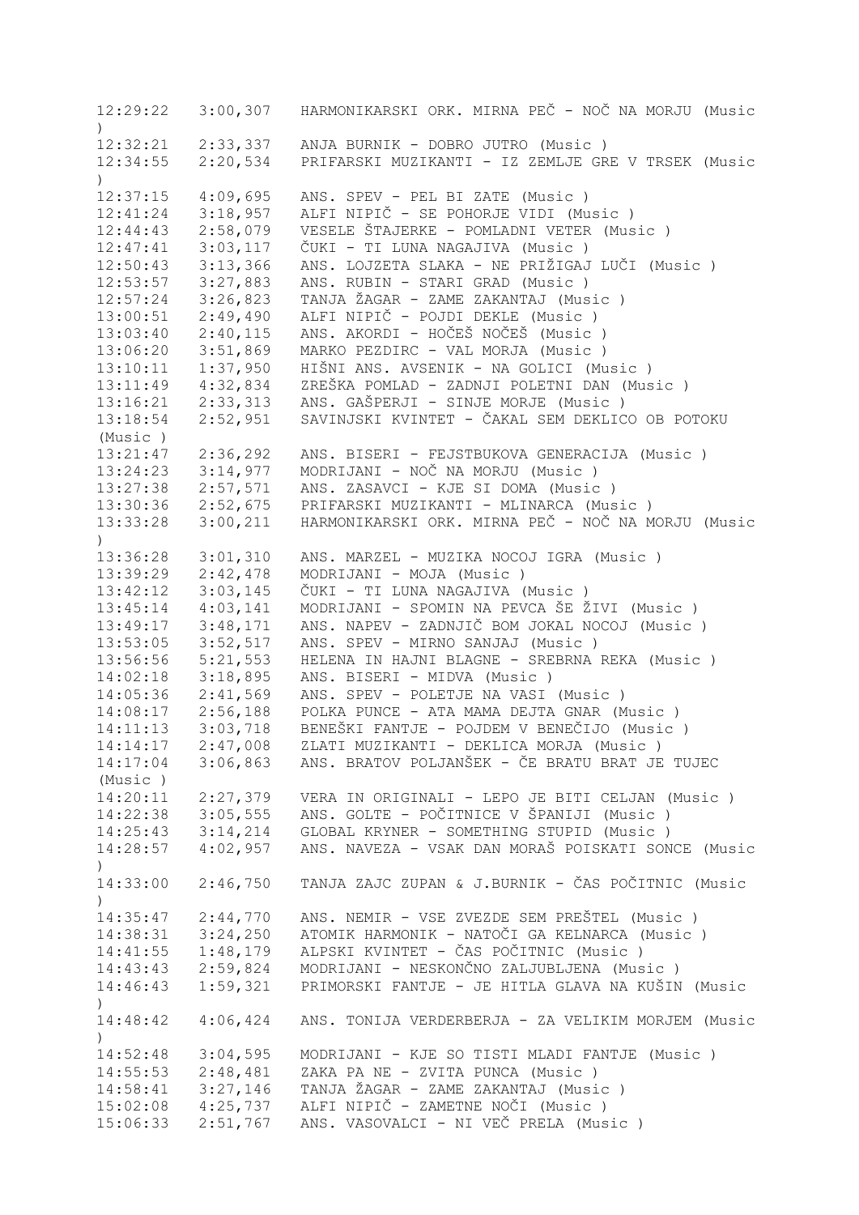```
12:29:22   3:00,307   HARMONIKARSKI ORK. MIRNA PEČ - NOČ NA MORJU (Music
)
12:32:21   2:33,337   ANJA BURNIK - DOBRO JUTRO (Music )
12:34:55   2:20,534   PRIFARSKI MUZIKANTI - IZ ZEMLJE GRE V TRSEK (Music
)
12:37:15   4:09,695   ANS. SPEV - PEL BI ZATE (Music )
12:41:24   3:18,957   ALFI NIPIČ - SE POHORJE VIDI (Music )
12:44:43   2:58,079   VESELE ŠTAJERKE - POMLADNI VETER (Music )
12:47:41   3:03,117   ČUKI - TI LUNA NAGAJIVA (Music )
12:50:43   3:13,366   ANS. LOJZETA SLAKA - NE PRIŽIGAJ LUČI (Music )
12:53:57   3:27,883   ANS. RUBIN - STARI GRAD (Music )
12:57:24   3:26,823   TANJA ŽAGAR - ZAME ZAKANTAJ (Music )
13:00:51   2:49,490   ALFI NIPIČ - POJDI DEKLE (Music )
13:03:40   2:40,115   ANS. AKORDI - HOČEŠ NOČEŠ (Music )
13:06:20   3:51,869   MARKO PEZDIRC - VAL MORJA (Music )
13:10:11   1:37,950   HIŠNI ANS. AVSENIK - NA GOLICI (Music )
13:11:49   4:32,834   ZREŠKA POMLAD - ZADNJI POLETNI DAN (Music )
13:16:21   2:33,313   ANS. GAŠPERJI - SINJE MORJE (Music )
13:18:54   2:52,951   SAVINJSKI KVINTET - ČAKAL SEM DEKLICO OB POTOKU
(Music )
13:21:47   2:36,292   ANS. BISERI - FEJSTBUKOVA GENERACIJA (Music )
13:24:23   3:14,977   MODRIJANI - NOČ NA MORJU (Music )
13:27:38   2:57,571   ANS. ZASAVCI - KJE SI DOMA (Music )
13:30:36   2:52,675   PRIFARSKI MUZIKANTI - MLINARCA (Music )
13:33:28   3:00,211   HARMONIKARSKI ORK. MIRNA PEČ - NOČ NA MORJU (Music
)
13:36:28   3:01,310   ANS. MARZEL - MUZIKA NOCOJ IGRA (Music )
13:39:29   2:42,478   MODRIJANI - MOJA (Music )
13:42:12   3:03,145   ČUKI - TI LUNA NAGAJIVA (Music )
13:45:14   4:03,141   MODRIJANI - SPOMIN NA PEVCA ŠE ŽIVI (Music )
13:49:17   3:48,171   ANS. NAPEV - ZADNJIČ BOM JOKAL NOCOJ (Music )
13:53:05   3:52,517   ANS. SPEV - MIRNO SANJAJ (Music )
13:56:56   5:21,553   HELENA IN HAJNI BLAGNE - SREBRNA REKA (Music )
14:02:18   3:18,895   ANS. BISERI - MIDVA (Music )
14:05:36   2:41,569   ANS. SPEV - POLETJE NA VASI (Music )
14:08:17   2:56,188   POLKA PUNCE - ATA MAMA DEJTA GNAR (Music )
14:11:13   3:03,718   BENEŠKI FANTJE - POJDEM V BENEČIJO (Music )
14:14:17   2:47,008   ZLATI MUZIKANTI - DEKLICA MORJA (Music )
14:17:04   3:06,863   ANS. BRATOV POLJANŠEK - ČE BRATU BRAT JE TUJEC
(Music )
14:20:11   2:27,379   VERA IN ORIGINALI - LEPO JE BITI CELJAN (Music )
14:22:38   3:05,555   ANS. GOLTE - POČITNICE V ŠPANIJI (Music )
14:25:43   3:14,214   GLOBAL KRYNER - SOMETHING STUPID (Music )
14:28:57   4:02,957   ANS. NAVEZA - VSAK DAN MORAŠ POISKATI SONCE (Music
)
14:33:00   2:46,750   TANJA ZAJC ZUPAN & J.BURNIK - ČAS POČITNIC (Music
)
14:35:47   2:44,770   ANS. NEMIR - VSE ZVEZDE SEM PREŠTEL (Music )
14:38:31   3:24,250   ATOMIK HARMONIK - NATOČI GA KELNARCA (Music )
14:41:55   1:48,179   ALPSKI KVINTET - ČAS POČITNIC (Music )
14:43:43   2:59,824   MODRIJANI - NESKONČNO ZALJUBLJENA (Music )
14:46:43   1:59,321   PRIMORSKI FANTJE - JE HITLA GLAVA NA KUŠIN (Music
)
14:48:42   4:06,424   ANS. TONIJA VERDERBERJA - ZA VELIKIM MORJEM (Music
)
14:52:48   3:04,595   MODRIJANI - KJE SO TISTI MLADI FANTJE (Music )
14:55:53   2:48,481   ZAKA PA NE - ZVITA PUNCA (Music )
14:58:41   3:27,146   TANJA ŽAGAR - ZAME ZAKANTAJ (Music )
15:02:08   4:25,737   ALFI NIPIČ - ZAMETNE NOČI (Music )
15:06:33   2:51,767   ANS. VASOVALCI - NI VEČ PRELA (Music )
```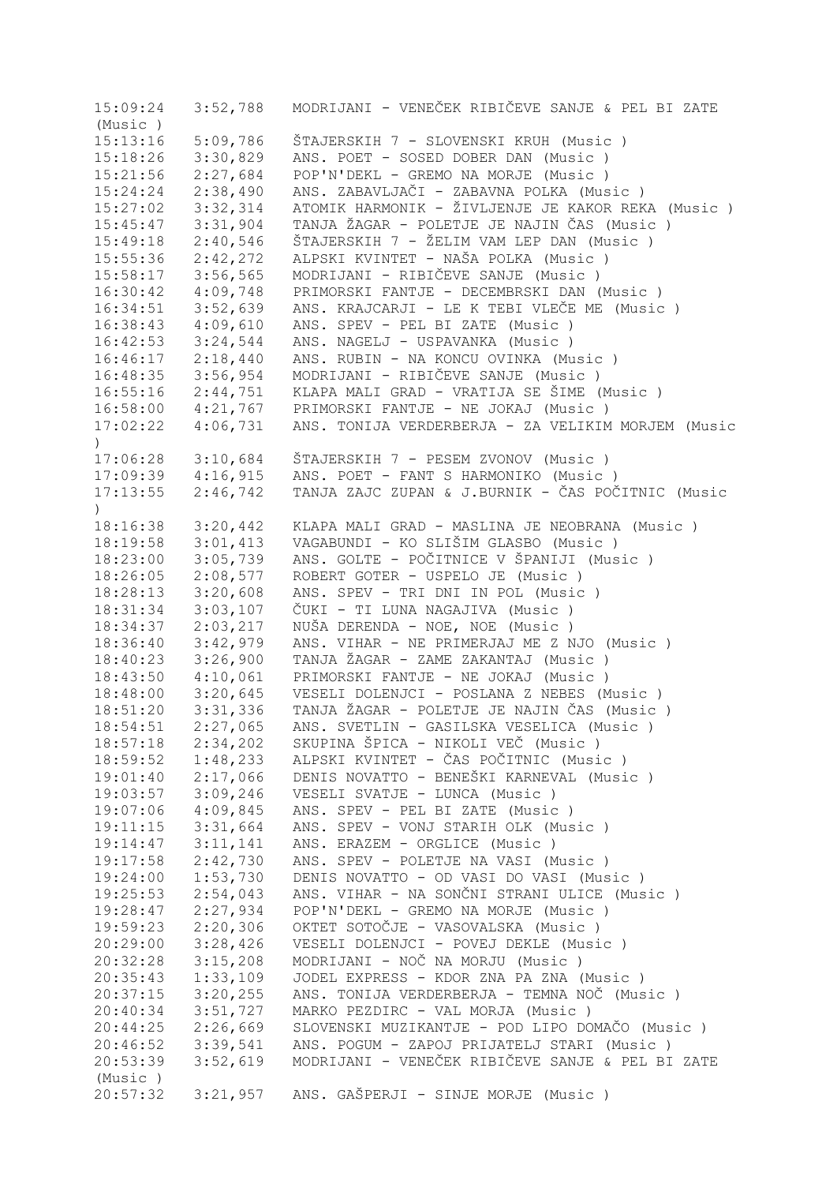```
15:09:24   3:52,788   MODRIJANI - VENEČEK RIBIČEVE SANJE & PEL BI ZATE
(Music )
15:13:16   5:09,786   ŠTAJERSKIH 7 - SLOVENSKI KRUH (Music )
15:18:26   3:30,829   ANS. POET - SOSED DOBER DAN (Music )
15:21:56   2:27,684   POP'N'DEKL - GREMO NA MORJE (Music )
15:24:24   2:38,490   ANS. ZABAVLJAČI - ZABAVNA POLKA (Music )
15:27:02   3:32,314   ATOMIK HARMONIK - ŽIVLJENJE JE KAKOR REKA (Music )
15:45:47   3:31,904   TANJA ŽAGAR - POLETJE JE NAJIN ČAS (Music )
15:49:18   2:40,546   ŠTAJERSKIH 7 - ŽELIM VAM LEP DAN (Music )
15:55:36   2:42,272   ALPSKI KVINTET - NAŠA POLKA (Music )
15:58:17   3:56,565   MODRIJANI - RIBIČEVE SANJE (Music )
16:30:42   4:09,748   PRIMORSKI FANTJE - DECEMBRSKI DAN (Music )
16:34:51   3:52,639   ANS. KRAJCARJI - LE K TEBI VLEČE ME (Music )
16:38:43   4:09,610   ANS. SPEV - PEL BI ZATE (Music )
16:42:53   3:24,544   ANS. NAGELJ - USPAVANKA (Music )
16:46:17   2:18,440   ANS. RUBIN - NA KONCU OVINKA (Music )
16:48:35   3:56,954   MODRIJANI - RIBIČEVE SANJE (Music )
16:55:16   2:44,751   KLAPA MALI GRAD - VRATIJA SE ŠIME (Music )
16:58:00   4:21,767   PRIMORSKI FANTJE - NE JOKAJ (Music )
17:02:22   4:06,731   ANS. TONIJA VERDERBERJA - ZA VELIKIM MORJEM (Music
)
17:06:28   3:10,684   ŠTAJERSKIH 7 - PESEM ZVONOV (Music )
17:09:39   4:16,915   ANS. POET - FANT S HARMONIKO (Music )
17:13:55   2:46,742   TANJA ZAJC ZUPAN & J.BURNIK - ČAS POČITNIC (Music
)
18:16:38   3:20,442   KLAPA MALI GRAD - MASLINA JE NEOBRANA (Music )
18:19:58   3:01,413   VAGABUNDI - KO SLIŠIM GLASBO (Music )
18:23:00   3:05,739   ANS. GOLTE - POČITNICE V ŠPANIJI (Music )
18:26:05   2:08,577   ROBERT GOTER - USPELO JE (Music )
18:28:13   3:20,608   ANS. SPEV - TRI DNI IN POL (Music )
18:31:34   3:03,107   ČUKI - TI LUNA NAGAJIVA (Music )
18:34:37   2:03,217   NUŠA DERENDA - NOE, NOE (Music )
18:36:40   3:42,979   ANS. VIHAR - NE PRIMERJAJ ME Z NJO (Music )
18:40:23   3:26,900   TANJA ŽAGAR - ZAME ZAKANTAJ (Music )
18:43:50   4:10,061   PRIMORSKI FANTJE - NE JOKAJ (Music )
18:48:00   3:20,645   VESELI DOLENJCI - POSLANA Z NEBES (Music )
18:51:20   3:31,336   TANJA ŽAGAR - POLETJE JE NAJIN ČAS (Music )
18:54:51   2:27,065   ANS. SVETLIN - GASILSKA VESELICA (Music )
18:57:18   2:34,202   SKUPINA ŠPICA - NIKOLI VEČ (Music )
18:59:52   1:48,233   ALPSKI KVINTET - ČAS POČITNIC (Music )
19:01:40   2:17,066   DENIS NOVATTO - BENEŠKI KARNEVAL (Music )
19:03:57   3:09,246   VESELI SVATJE - LUNCA (Music )
19:07:06   4:09,845   ANS. SPEV - PEL BI ZATE (Music )
19:11:15   3:31,664   ANS. SPEV - VONJ STARIH OLK (Music )
19:14:47   3:11,141   ANS. ERAZEM - ORGLICE (Music )
19:17:58   2:42,730   ANS. SPEV - POLETJE NA VASI (Music )
19:24:00   1:53,730   DENIS NOVATTO - OD VASI DO VASI (Music )
19:25:53   2:54,043   ANS. VIHAR - NA SONČNI STRANI ULICE (Music )
19:28:47   2:27,934   POP'N'DEKL - GREMO NA MORJE (Music )
19:59:23   2:20,306   OKTET SOTOČJE - VASOVALSKA (Music )
20:29:00   3:28,426   VESELI DOLENJCI - POVEJ DEKLE (Music )
20:32:28   3:15,208   MODRIJANI - NOČ NA MORJU (Music )
20:35:43   1:33,109   JODEL EXPRESS - KDOR ZNA PA ZNA (Music )
20:37:15   3:20,255   ANS. TONIJA VERDERBERJA - TEMNA NOČ (Music )
20:40:34   3:51,727   MARKO PEZDIRC - VAL MORJA (Music )
20:44:25   2:26,669   SLOVENSKI MUZIKANTJE - POD LIPO DOMAČO (Music )
20:46:52   3:39,541   ANS. POGUM - ZAPOJ PRIJATELJ STARI (Music )
20:53:39   3:52,619   MODRIJANI - VENEČEK RIBIČEVE SANJE & PEL BI ZATE
(Music )
20:57:32   3:21,957   ANS. GAŠPERJI - SINJE MORJE (Music )
```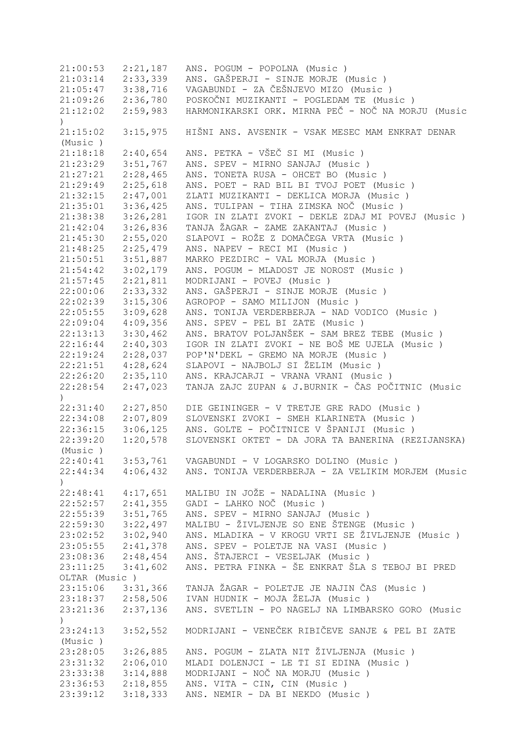21:00:53 2:21,187 ANS. POGUM - POPOLNA (Music )
21:03:14 2:33,339 ANS. GAŠPERJI - SINJE MORJE (Music )
21:05:47 3:38,716 VAGABUNDI - ZA ČEŠNJEVO MIZO (Music )
21:09:26 2:36,780 POSKOČNI MUZIKANTI - POGLEDAM TE (Music )
21:12:02 2:59,983 HARMONIKARSKI ORK. MIRNA PEČ - NOČ NA MORJU (Music )
21:15:02 3:15,975 HIŠNI ANS. AVSENIK - VSAK MESEC MAM ENKRAT DENAR (Music )
21:18:18 2:40,654 ANS. PETKA - VŠEČ SI MI (Music )
21:23:29 3:51,767 ANS. SPEV - MIRNO SANJAJ (Music )
21:27:21 2:28,465 ANS. TONETA RUSA - OHCET BO (Music )
21:29:49 2:25,618 ANS. POET - RAD BIL BI TVOJ POET (Music )
21:32:15 2:47,001 ZLATI MUZIKANTI - DEKLICA MORJA (Music )
21:35:01 3:36,425 ANS. TULIPAN - TIHA ZIMSKA NOČ (Music )
21:38:38 3:26,281 IGOR IN ZLATI ZVOKI - DEKLE ZDAJ MI POVEJ (Music )
21:42:04 3:26,836 TANJA ŽAGAR - ZAME ZAKANTAJ (Music )
21:45:30 2:55,020 SLAPOVI - ROŽE Z DOMAČEGA VRTA (Music )
21:48:25 2:25,479 ANS. NAPEV - RECI MI (Music )
21:50:51 3:51,887 MARKO PEZDIRC - VAL MORJA (Music )
21:54:42 3:02,179 ANS. POGUM - MLADOST JE NOROST (Music )
21:57:45 2:21,811 MODRIJANI - POVEJ (Music )
22:00:06 2:33,332 ANS. GAŠPERJI - SINJE MORJE (Music )
22:02:39 3:15,306 AGROPOP - SAMO MILIJON (Music )
22:05:55 3:09,628 ANS. TONIJA VERDERBERJA - NAD VODICO (Music )
22:09:04 4:09,356 ANS. SPEV - PEL BI ZATE (Music )
22:13:13 3:30,462 ANS. BRATOV POLJANŠEK - SAM BREZ TEBE (Music )
22:16:44 2:40,303 IGOR IN ZLATI ZVOKI - NE BOŠ ME UJELA (Music )
22:19:24 2:28,037 POP'N'DEKL - GREMO NA MORJE (Music )
22:21:51 4:28,624 SLAPOVI - NAJBOLJ SI ŽELIM (Music )
22:26:20 2:35,110 ANS. KRAJCARJI - VRANA VRANI (Music )
22:28:54 2:47,023 TANJA ZAJC ZUPAN & J.BURNIK - ČAS POČITNIC (Music )
22:31:40 2:27,850 DIE GEININGER - V TRETJE GRE RADO (Music )
22:34:08 2:07,809 SLOVENSKI ZVOKI - SMEH KLARINETA (Music )
22:36:15 3:06,125 ANS. GOLTE - POČITNICE V ŠPANIJI (Music )
22:39:20 1:20,578 SLOVENSKI OKTET - DA JORA TA BANERINA (REZIJANSKA) (Music )
22:40:41 3:53,761 VAGABUNDI - V LOGARSKO DOLINO (Music )
22:44:34 4:06,432 ANS. TONIJA VERDERBERJA - ZA VELIKIM MORJEM (Music )
22:48:41 4:17,651 MALIBU IN JOŽE - NADALINA (Music )
22:52:57 2:41,355 GADI - LAHKO NOČ (Music )
22:55:39 3:51,765 ANS. SPEV - MIRNO SANJAJ (Music )
22:59:30 3:22,497 MALIBU - ŽIVLJENJE SO ENE ŠTENGE (Music )
23:02:52 3:02,940 ANS. MLADIKA - V KROGU VRTI SE ŽIVLJENJE (Music )
23:05:55 2:41,378 ANS. SPEV - POLETJE NA VASI (Music )
23:08:36 2:48,454 ANS. ŠTAJERCI - VESELJAK (Music )
23:11:25 3:41,602 ANS. PETRA FINKA - ŠE ENKRAT ŠLA S TEBOJ BI PRED OLTAR (Music )
23:15:06 3:31,366 TANJA ŽAGAR - POLETJE JE NAJIN ČAS (Music )
23:18:37 2:58,506 IVAN HUDNIK - MOJA ŽELJA (Music )
23:21:36 2:37,136 ANS. SVETLIN - PO NAGELJ NA LIMBARSKO GORO (Music )
23:24:13 3:52,552 MODRIJANI - VENEČEK RIBIČEVE SANJE & PEL BI ZATE (Music )
23:28:05 3:26,885 ANS. POGUM - ZLATA NIT ŽIVLJENJA (Music )
23:31:32 2:06,010 MLADI DOLENJCI - LE TI SI EDINA (Music )
23:33:38 3:14,888 MODRIJANI - NOČ NA MORJU (Music )
23:36:53 2:18,855 ANS. VITA - CIN, CIN (Music )
23:39:12 3:18,333 ANS. NEMIR - DA BI NEKDO (Music )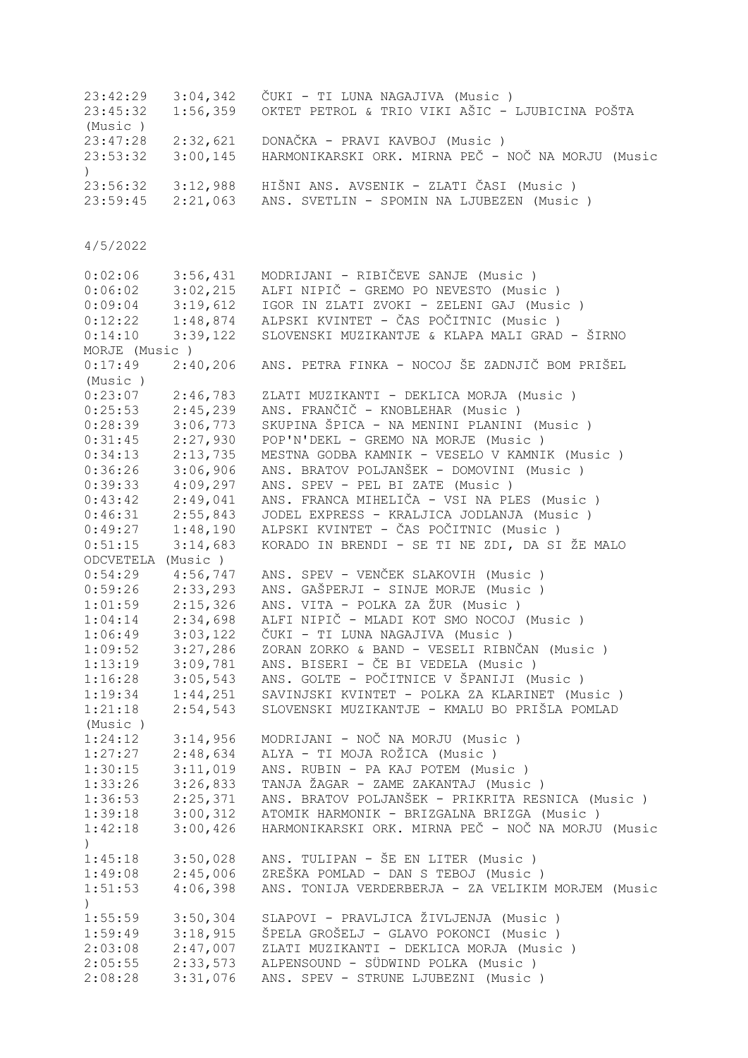| | | |
|---|---|---|
| 23:42:29 | 3:04,342 | ČUKI - TI LUNA NAGAJIVA (Music ) |
| 23:45:32 | 1:56,359 | OKTET PETROL & TRIO VIKI AŠIC - LJUBICINA POŠTA (Music ) |
| 23:47:28 | 2:32,621 | DONAČKA - PRAVI KAVBOJ (Music ) |
| 23:53:32 | 3:00,145 | HARMONIKARSKI ORK. MIRNA PEČ - NOČ NA MORJU (Music ) |
| 23:56:32 | 3:12,988 | HIŠNI ANS. AVSENIK - ZLATI ČASI (Music ) |
| 23:59:45 | 2:21,063 | ANS. SVETLIN - SPOMIN NA LJUBEZEN (Music ) |

4/5/2022

| | | |
|---|---|---|
| 0:02:06 | 3:56,431 | MODRIJANI - RIBIČEVE SANJE (Music ) |
| 0:06:02 | 3:02,215 | ALFI NIPIČ - GREMO PO NEVESTO (Music ) |
| 0:09:04 | 3:19,612 | IGOR IN ZLATI ZVOKI - ZELENI GAJ (Music ) |
| 0:12:22 | 1:48,874 | ALPSKI KVINTET - ČAS POČITNIC (Music ) |
| 0:14:10 | 3:39,122 | SLOVENSKI MUZIKANTJE & KLAPA MALI GRAD - ŠIRNO MORJE (Music ) |
| 0:17:49 | 2:40,206 | ANS. PETRA FINKA - NOCOJ ŠE ZADNJIČ BOM PRIŠEL (Music ) |
| 0:23:07 | 2:46,783 | ZLATI MUZIKANTI - DEKLICA MORJA (Music ) |
| 0:25:53 | 2:45,239 | ANS. FRANČIČ - KNOBLEHAR (Music ) |
| 0:28:39 | 3:06,773 | SKUPINA ŠPICA - NA MENINI PLANINI (Music ) |
| 0:31:45 | 2:27,930 | POP'N'DEKL - GREMO NA MORJE (Music ) |
| 0:34:13 | 2:13,735 | MESTNA GODBA KAMNIK - VESELO V KAMNIK (Music ) |
| 0:36:26 | 3:06,906 | ANS. BRATOV POLJANŠEK - DOMOVINI (Music ) |
| 0:39:33 | 4:09,297 | ANS. SPEV - PEL BI ZATE (Music ) |
| 0:43:42 | 2:49,041 | ANS. FRANCA MIHELIČA - VSI NA PLES (Music ) |
| 0:46:31 | 2:55,843 | JODEL EXPRESS - KRALJICA JODLANJA (Music ) |
| 0:49:27 | 1:48,190 | ALPSKI KVINTET - ČAS POČITNIC (Music ) |
| 0:51:15 | 3:14,683 | KORADO IN BRENDI - SE TI NE ZDI, DA SI ŽE MALO ODCVETELA (Music ) |
| 0:54:29 | 4:56,747 | ANS. SPEV - VENČEK SLAKOVIH (Music ) |
| 0:59:26 | 2:33,293 | ANS. GAŠPERJI - SINJE MORJE (Music ) |
| 1:01:59 | 2:15,326 | ANS. VITA - POLKA ZA ŽUR (Music ) |
| 1:04:14 | 2:34,698 | ALFI NIPIČ - MLADI KOT SMO NOCOJ (Music ) |
| 1:06:49 | 3:03,122 | ČUKI - TI LUNA NAGAJIVA (Music ) |
| 1:09:52 | 3:27,286 | ZORAN ZORKO & BAND - VESELI RIBNČAN (Music ) |
| 1:13:19 | 3:09,781 | ANS. BISERI - ČE BI VEDELA (Music ) |
| 1:16:28 | 3:05,543 | ANS. GOLTE - POČITNICE V ŠPANIJI (Music ) |
| 1:19:34 | 1:44,251 | SAVINJSKI KVINTET - POLKA ZA KLARINET (Music ) |
| 1:21:18 | 2:54,543 | SLOVENSKI MUZIKANTJE - KMALU BO PRIŠLA POMLAD (Music ) |
| 1:24:12 | 3:14,956 | MODRIJANI - NOČ NA MORJU (Music ) |
| 1:27:27 | 2:48,634 | ALYA - TI MOJA ROŽICA (Music ) |
| 1:30:15 | 3:11,019 | ANS. RUBIN - PA KAJ POTEM (Music ) |
| 1:33:26 | 3:26,833 | TANJA ŽAGAR - ZAME ZAKANTAJ (Music ) |
| 1:36:53 | 2:25,371 | ANS. BRATOV POLJANŠEK - PRIKRITA RESNICA (Music ) |
| 1:39:18 | 3:00,312 | ATOMIK HARMONIK - BRIZGALNA BRIZGA (Music ) |
| 1:42:18 | 3:00,426 | HARMONIKARSKI ORK. MIRNA PEČ - NOČ NA MORJU (Music ) |
| 1:45:18 | 3:50,028 | ANS. TULIPAN - ŠE EN LITER (Music ) |
| 1:49:08 | 2:45,006 | ZREŠKA POMLAD - DAN S TEBOJ (Music ) |
| 1:51:53 | 4:06,398 | ANS. TONIJA VERDERBERJA - ZA VELIKIM MORJEM (Music ) |
| 1:55:59 | 3:50,304 | SLAPOVI - PRAVLJICA ŽIVLJENJA (Music ) |
| 1:59:49 | 3:18,915 | ŠPELA GROŠELJ - GLAVO POKONCI (Music ) |
| 2:03:08 | 2:47,007 | ZLATI MUZIKANTI - DEKLICA MORJA (Music ) |
| 2:05:55 | 2:33,573 | ALPENSOUND - SÜDWIND POLKA (Music ) |
| 2:08:28 | 3:31,076 | ANS. SPEV - STRUNE LJUBEZNI (Music ) |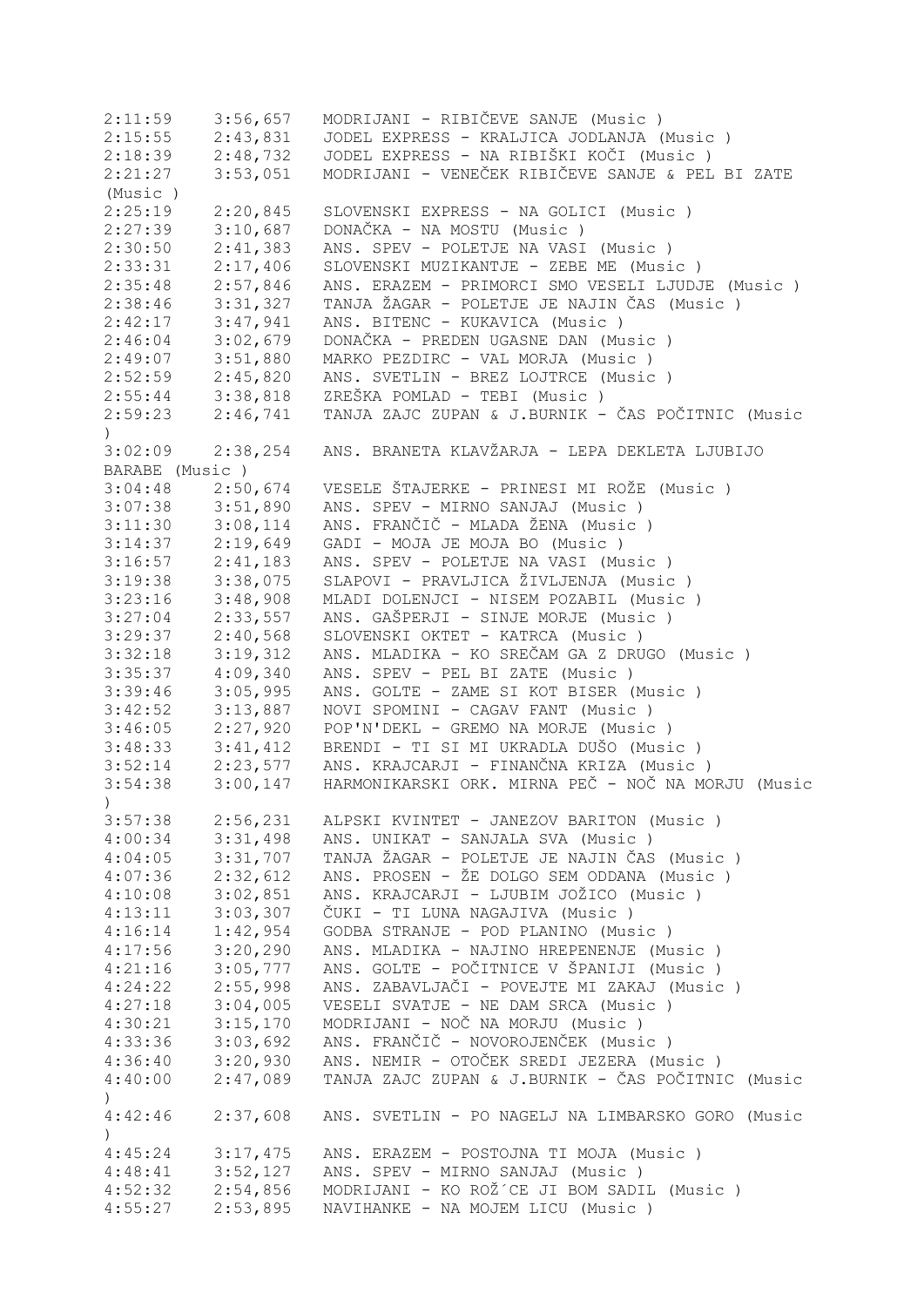2:11:59 3:56,657 MODRIJANI - RIBIČEVE SANJE (Music )
2:15:55 2:43,831 JODEL EXPRESS - KRALJICA JODLANJA (Music )
2:18:39 2:48,732 JODEL EXPRESS - NA RIBIŠKI KOČI (Music )
2:21:27 3:53,051 MODRIJANI - VENEČEK RIBIČEVE SANJE & PEL BI ZATE (Music )
2:25:19 2:20,845 SLOVENSKI EXPRESS - NA GOLICI (Music )
2:27:39 3:10,687 DONAČKA - NA MOSTU (Music )
2:30:50 2:41,383 ANS. SPEV - POLETJE NA VASI (Music )
2:33:31 2:17,406 SLOVENSKI MUZIKANTJE - ZEBE ME (Music )
2:35:48 2:57,846 ANS. ERAZEM - PRIMORCI SMO VESELI LJUDJE (Music )
2:38:46 3:31,327 TANJA ŽAGAR - POLETJE JE NAJIN ČAS (Music )
2:42:17 3:47,941 ANS. BITENC - KUKAVICA (Music )
2:46:04 3:02,679 DONAČKA - PREDEN UGASNE DAN (Music )
2:49:07 3:51,880 MARKO PEZDIRC - VAL MORJA (Music )
2:52:59 2:45,820 ANS. SVETLIN - BREZ LOJTRCE (Music )
2:55:44 3:38,818 ZREŠKA POMLAD - TEBI (Music )
2:59:23 2:46,741 TANJA ZAJC ZUPAN & J.BURNIK - ČAS POČITNIC (Music )
3:02:09 2:38,254 ANS. BRANETA KLAVŽARJA - LEPA DEKLETA LJUBIJO BARABE (Music )
3:04:48 2:50,674 VESELE ŠTAJERKE - PRINESI MI ROŽE (Music )
3:07:38 3:51,890 ANS. SPEV - MIRNO SANJAJ (Music )
3:11:30 3:08,114 ANS. FRANČIČ - MLADA ŽENA (Music )
3:14:37 2:19,649 GADI - MOJA JE MOJA BO (Music )
3:16:57 2:41,183 ANS. SPEV - POLETJE NA VASI (Music )
3:19:38 3:38,075 SLAPOVI - PRAVLJICA ŽIVLJENJA (Music )
3:23:16 3:48,908 MLADI DOLENJCI - NISEM POZABIL (Music )
3:27:04 2:33,557 ANS. GAŠPERJI - SINJE MORJE (Music )
3:29:37 2:40,568 SLOVENSKI OKTET - KATRCA (Music )
3:32:18 3:19,312 ANS. MLADIKA - KO SREČAM GA Z DRUGO (Music )
3:35:37 4:09,340 ANS. SPEV - PEL BI ZATE (Music )
3:39:46 3:05,995 ANS. GOLTE - ZAME SI KOT BISER (Music )
3:42:52 3:13,887 NOVI SPOMINI - CAGAV FANT (Music )
3:46:05 2:27,920 POP'N'DEKL - GREMO NA MORJE (Music )
3:48:33 3:41,412 BRENDI - TI SI MI UKRADLA DUŠO (Music )
3:52:14 2:23,577 ANS. KRAJCARJI - FINANČNA KRIZA (Music )
3:54:38 3:00,147 HARMONIKARSKI ORK. MIRNA PEČ - NOČ NA MORJU (Music )
3:57:38 2:56,231 ALPSKI KVINTET - JANEZOV BARITON (Music )
4:00:34 3:31,498 ANS. UNIKAT - SANJALA SVA (Music )
4:04:05 3:31,707 TANJA ŽAGAR - POLETJE JE NAJIN ČAS (Music )
4:07:36 2:32,612 ANS. PROSEN - ŽE DOLGO SEM ODDANA (Music )
4:10:08 3:02,851 ANS. KRAJCARJI - LJUBIM JOŽICO (Music )
4:13:11 3:03,307 ČUKI - TI LUNA NAGAJIVA (Music )
4:16:14 1:42,954 GODBA STRANJE - POD PLANINO (Music )
4:17:56 3:20,290 ANS. MLADIKA - NAJINO HREPENENJE (Music )
4:21:16 3:05,777 ANS. GOLTE - POČITNICE V ŠPANIJI (Music )
4:24:22 2:55,998 ANS. ZABAVLJAČI - POVEJTE MI ZAKAJ (Music )
4:27:18 3:04,005 VESELI SVATJE - NE DAM SRCA (Music )
4:30:21 3:15,170 MODRIJANI - NOČ NA MORJU (Music )
4:33:36 3:03,692 ANS. FRANČIČ - NOVOROJENČEK (Music )
4:36:40 3:20,930 ANS. NEMIR - OTOČEK SREDI JEZERA (Music )
4:40:00 2:47,089 TANJA ZAJC ZUPAN & J.BURNIK - ČAS POČITNIC (Music )
4:42:46 2:37,608 ANS. SVETLIN - PO NAGELJ NA LIMBARSKO GORO (Music )
4:45:24 3:17,475 ANS. ERAZEM - POSTOJNA TI MOJA (Music )
4:48:41 3:52,127 ANS. SPEV - MIRNO SANJAJ (Music )
4:52:32 2:54,856 MODRIJANI - KO ROŽ´CE JI BOM SADIL (Music )
4:55:27 2:53,895 NAVIHANKE - NA MOJEM LICU (Music )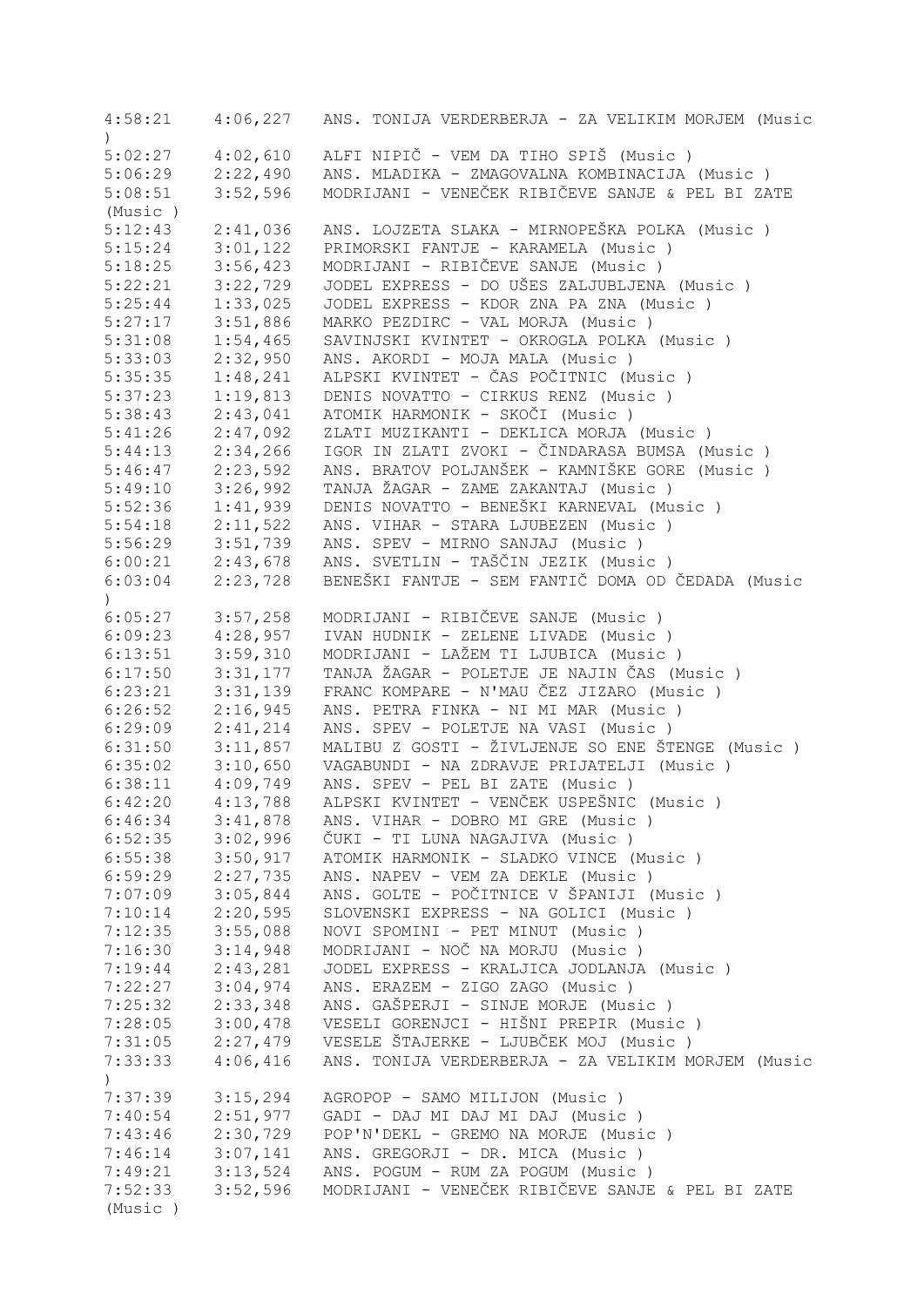4:58:21 4:06,227 ANS. TONIJA VERDERBERJA - ZA VELIKIM MORJEM (Music )
5:02:27 4:02,610 ALFI NIPIČ - VEM DA TIHO SPIŠ (Music )
5:06:29 2:22,490 ANS. MLADIKA - ZMAGOVALNA KOMBINACIJA (Music )
5:08:51 3:52,596 MODRIJANI - VENEČEK RIBIČEVE SANJE & PEL BI ZATE (Music )
5:12:43 2:41,036 ANS. LOJZETA SLAKA - MIRNOPEŠKA POLKA (Music )
5:15:24 3:01,122 PRIMORSKI FANTJE - KARAMELA (Music )
5:18:25 3:56,423 MODRIJANI - RIBIČEVE SANJE (Music )
5:22:21 3:22,729 JODEL EXPRESS - DO UŠES ZALJUBLJENA (Music )
5:25:44 1:33,025 JODEL EXPRESS - KDOR ZNA PA ZNA (Music )
5:27:17 3:51,886 MARKO PEZDIRC - VAL MORJA (Music )
5:31:08 1:54,465 SAVINJSKI KVINTET - OKROGLA POLKA (Music )
5:33:03 2:32,950 ANS. AKORDI - MOJA MALA (Music )
5:35:35 1:48,241 ALPSKI KVINTET - ČAS POČITNIC (Music )
5:37:23 1:19,813 DENIS NOVATTO - CIRKUS RENZ (Music )
5:38:43 2:43,041 ATOMIK HARMONIK - SKOČI (Music )
5:41:26 2:47,092 ZLATI MUZIKANTI - DEKLICA MORJA (Music )
5:44:13 2:34,266 IGOR IN ZLATI ZVOKI - ČINDARASA BUMSA (Music )
5:46:47 2:23,592 ANS. BRATOV POLJANŠEK - KAMNIŠKE GORE (Music )
5:49:10 3:26,992 TANJA ŽAGAR - ZAME ZAKANTAJ (Music )
5:52:36 1:41,939 DENIS NOVATTO - BENEŠKI KARNEVAL (Music )
5:54:18 2:11,522 ANS. VIHAR - STARA LJUBEZEN (Music )
5:56:29 3:51,739 ANS. SPEV - MIRNO SANJAJ (Music )
6:00:21 2:43,678 ANS. SVETLIN - TAŠČIN JEZIK (Music )
6:03:04 2:23,728 BENEŠKI FANTJE - SEM FANTIČ DOMA OD ČEDADA (Music )
6:05:27 3:57,258 MODRIJANI - RIBIČEVE SANJE (Music )
6:09:23 4:28,957 IVAN HUDNIK - ZELENE LIVADE (Music )
6:13:51 3:59,310 MODRIJANI - LAŽEM TI LJUBICA (Music )
6:17:50 3:31,177 TANJA ŽAGAR - POLETJE JE NAJIN ČAS (Music )
6:23:21 3:31,139 FRANC KOMPARE - N'MAU ČEZ JIZARO (Music )
6:26:52 2:16,945 ANS. PETRA FINKA - NI MI MAR (Music )
6:29:09 2:41,214 ANS. SPEV - POLETJE NA VASI (Music )
6:31:50 3:11,857 MALIBU Z GOSTI - ŽIVLJENJE SO ENE ŠTENGE (Music )
6:35:02 3:10,650 VAGABUNDI - NA ZDRAVJE PRIJATELJI (Music )
6:38:11 4:09,749 ANS. SPEV - PEL BI ZATE (Music )
6:42:20 4:13,788 ALPSKI KVINTET - VENČEK USPEŠNIC (Music )
6:46:34 3:41,878 ANS. VIHAR - DOBRO MI GRE (Music )
6:52:35 3:02,996 ČUKI - TI LUNA NAGAJIVA (Music )
6:55:38 3:50,917 ATOMIK HARMONIK - SLADKO VINCE (Music )
6:59:29 2:27,735 ANS. NAPEV - VEM ZA DEKLE (Music )
7:07:09 3:05,844 ANS. GOLTE - POČITNICE V ŠPANIJI (Music )
7:10:14 2:20,595 SLOVENSKI EXPRESS - NA GOLICI (Music )
7:12:35 3:55,088 NOVI SPOMINI - PET MINUT (Music )
7:16:30 3:14,948 MODRIJANI - NOČ NA MORJU (Music )
7:19:44 2:43,281 JODEL EXPRESS - KRALJICA JODLANJA (Music )
7:22:27 3:04,974 ANS. ERAZEM - ZIGO ZAGO (Music )
7:25:32 2:33,348 ANS. GAŠPERJI - SINJE MORJE (Music )
7:28:05 3:00,478 VESELI GORENJCI - HIŠNI PREPIR (Music )
7:31:05 2:27,479 VESELE ŠTAJERKE - LJUBČEK MOJ (Music )
7:33:33 4:06,416 ANS. TONIJA VERDERBERJA - ZA VELIKIM MORJEM (Music )
7:37:39 3:15,294 AGROPOP - SAMO MILIJON (Music )
7:40:54 2:51,977 GADI - DAJ MI DAJ MI DAJ (Music )
7:43:46 2:30,729 POP'N'DEKL - GREMO NA MORJE (Music )
7:46:14 3:07,141 ANS. GREGORJI - DR. MICA (Music )
7:49:21 3:13,524 ANS. POGUM - RUM ZA POGUM (Music )
7:52:33 3:52,596 MODRIJANI - VENEČEK RIBIČEVE SANJE & PEL BI ZATE (Music )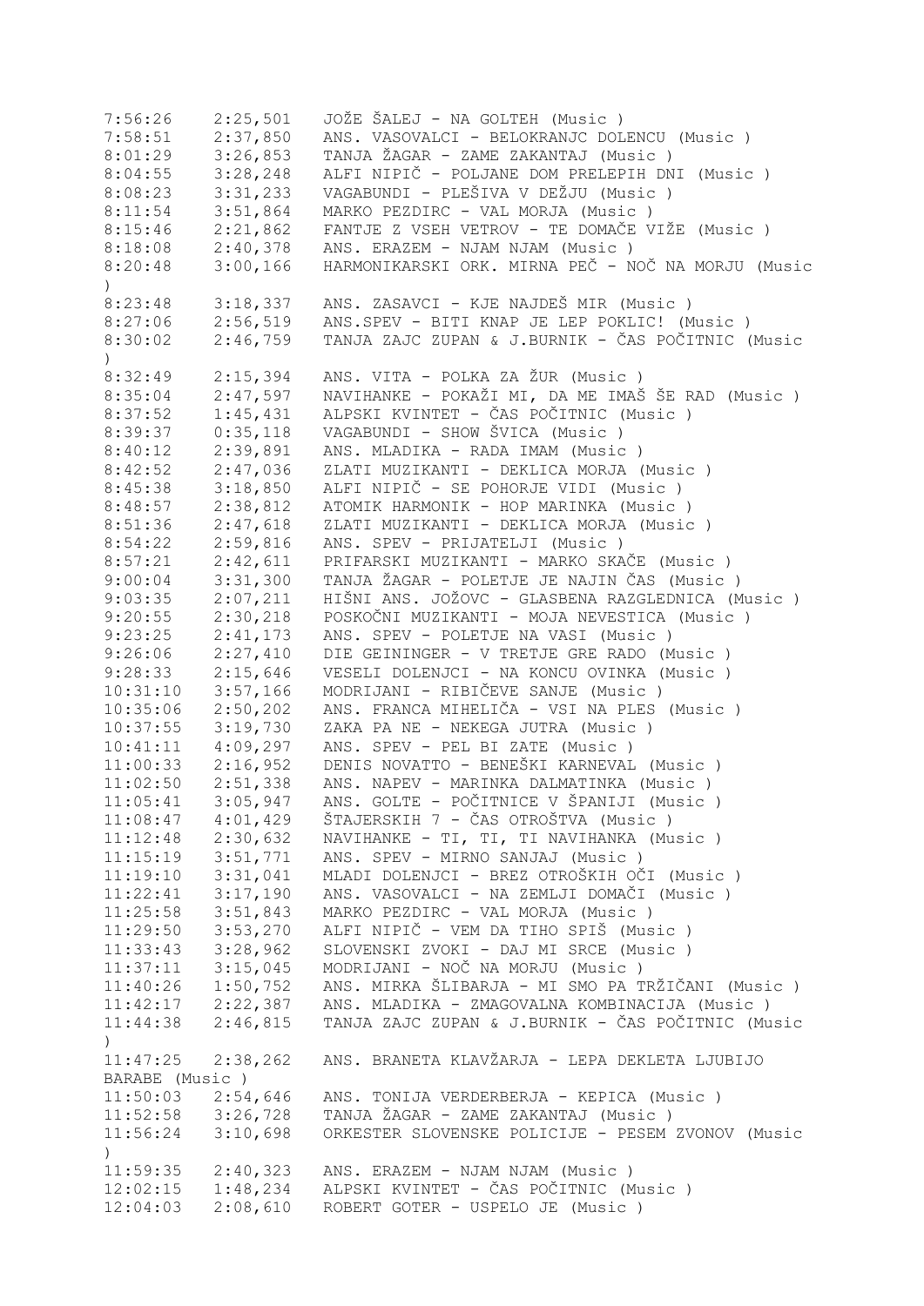| | | |
|---|---|---|
| 7:56:26 | 2:25,501 | JOŽE ŠALEJ - NA GOLTEH (Music ) |
| 7:58:51 | 2:37,850 | ANS. VASOVALCI - BELOKRANJC DOLENCU (Music ) |
| 8:01:29 | 3:26,853 | TANJA ŽAGAR - ZAME ZAKANTAJ (Music ) |
| 8:04:55 | 3:28,248 | ALFI NIPIČ - POLJANE DOM PRELEPIH DNI (Music ) |
| 8:08:23 | 3:31,233 | VAGABUNDI - PLEŠIVA V DEŽJU (Music ) |
| 8:11:54 | 3:51,864 | MARKO PEZDIRC - VAL MORJA (Music ) |
| 8:15:46 | 2:21,862 | FANTJE Z VSEH VETROV - TE DOMAČE VIŽE (Music ) |
| 8:18:08 | 2:40,378 | ANS. ERAZEM - NJAM NJAM (Music ) |
| 8:20:48 | 3:00,166 | HARMONIKARSKI ORK. MIRNA PEČ - NOČ NA MORJU (Music ) |
| 8:23:48 | 3:18,337 | ANS. ZASAVCI - KJE NAJDEŠ MIR (Music ) |
| 8:27:06 | 2:56,519 | ANS.SPEV - BITI KNAP JE LEP POKLIC! (Music ) |
| 8:30:02 | 2:46,759 | TANJA ZAJC ZUPAN & J.BURNIK - ČAS POČITNIC (Music ) |
| 8:32:49 | 2:15,394 | ANS. VITA - POLKA ZA ŽUR (Music ) |
| 8:35:04 | 2:47,597 | NAVIHANKE - POKAŽI MI, DA ME IMAŠ ŠE RAD (Music ) |
| 8:37:52 | 1:45,431 | ALPSKI KVINTET - ČAS POČITNIC (Music ) |
| 8:39:37 | 0:35,118 | VAGABUNDI - SHOW ŠVICA (Music ) |
| 8:40:12 | 2:39,891 | ANS. MLADIKA - RADA IMAM (Music ) |
| 8:42:52 | 2:47,036 | ZLATI MUZIKANTI - DEKLICA MORJA (Music ) |
| 8:45:38 | 3:18,850 | ALFI NIPIČ - SE POHORJE VIDI (Music ) |
| 8:48:57 | 2:38,812 | ATOMIK HARMONIK - HOP MARINKA (Music ) |
| 8:51:36 | 2:47,618 | ZLATI MUZIKANTI - DEKLICA MORJA (Music ) |
| 8:54:22 | 2:59,816 | ANS. SPEV - PRIJATELJI (Music ) |
| 8:57:21 | 2:42,611 | PRIFARSKI MUZIKANTI - MARKO SKAČE (Music ) |
| 9:00:04 | 3:31,300 | TANJA ŽAGAR - POLETJE JE NAJIN ČAS (Music ) |
| 9:03:35 | 2:07,211 | HIŠNI ANS. JOŽOVC - GLASBENA RAZGLEDNICA (Music ) |
| 9:20:55 | 2:30,218 | POSKOČNI MUZIKANTI - MOJA NEVESTICA (Music ) |
| 9:23:25 | 2:41,173 | ANS. SPEV - POLETJE NA VASI (Music ) |
| 9:26:06 | 2:27,410 | DIE GEININGER - V TRETJE GRE RADO (Music ) |
| 9:28:33 | 2:15,646 | VESELI DOLENJCI - NA KONCU OVINKA (Music ) |
| 10:31:10 | 3:57,166 | MODRIJANI - RIBIČEVE SANJE (Music ) |
| 10:35:06 | 2:50,202 | ANS. FRANCA MIHELIČA - VSI NA PLES (Music ) |
| 10:37:55 | 3:19,730 | ZAKA PA NE - NEKEGA JUTRA (Music ) |
| 10:41:11 | 4:09,297 | ANS. SPEV - PEL BI ZATE (Music ) |
| 11:00:33 | 2:16,952 | DENIS NOVATTO - BENEŠKI KARNEVAL (Music ) |
| 11:02:50 | 2:51,338 | ANS. NAPEV - MARINKA DALMATINKA (Music ) |
| 11:05:41 | 3:05,947 | ANS. GOLTE - POČITNICE V ŠPANIJI (Music ) |
| 11:08:47 | 4:01,429 | ŠTAJERSKIH 7 - ČAS OTROŠTVA (Music ) |
| 11:12:48 | 2:30,632 | NAVIHANKE - TI, TI, TI NAVIHANKA (Music ) |
| 11:15:19 | 3:51,771 | ANS. SPEV - MIRNO SANJAJ (Music ) |
| 11:19:10 | 3:31,041 | MLADI DOLENJCI - BREZ OTROŠKIH OČI (Music ) |
| 11:22:41 | 3:17,190 | ANS. VASOVALCI - NA ZEMLJI DOMAČI (Music ) |
| 11:25:58 | 3:51,843 | MARKO PEZDIRC - VAL MORJA (Music ) |
| 11:29:50 | 3:53,270 | ALFI NIPIČ - VEM DA TIHO SPIŠ (Music ) |
| 11:33:43 | 3:28,962 | SLOVENSKI ZVOKI - DAJ MI SRCE (Music ) |
| 11:37:11 | 3:15,045 | MODRIJANI - NOČ NA MORJU (Music ) |
| 11:40:26 | 1:50,752 | ANS. MIRKA ŠLIBARJA - MI SMO PA TRŽIČANI (Music ) |
| 11:42:17 | 2:22,387 | ANS. MLADIKA - ZMAGOVALNA KOMBINACIJA (Music ) |
| 11:44:38 | 2:46,815 | TANJA ZAJC ZUPAN & J.BURNIK - ČAS POČITNIC (Music ) |
| 11:47:25 | 2:38,262 | ANS. BRANETA KLAVŽARJA - LEPA DEKLETA LJUBIJO BARABE (Music ) |
| 11:50:03 | 2:54,646 | ANS. TONIJA VERDERBERJA - KEPICA (Music ) |
| 11:52:58 | 3:26,728 | TANJA ŽAGAR - ZAME ZAKANTAJ (Music ) |
| 11:56:24 | 3:10,698 | ORKESTER SLOVENSKE POLICIJE - PESEM ZVONOV (Music ) |
| 11:59:35 | 2:40,323 | ANS. ERAZEM - NJAM NJAM (Music ) |
| 12:02:15 | 1:48,234 | ALPSKI KVINTET - ČAS POČITNIC (Music ) |
| 12:04:03 | 2:08,610 | ROBERT GOTER - USPELO JE (Music ) |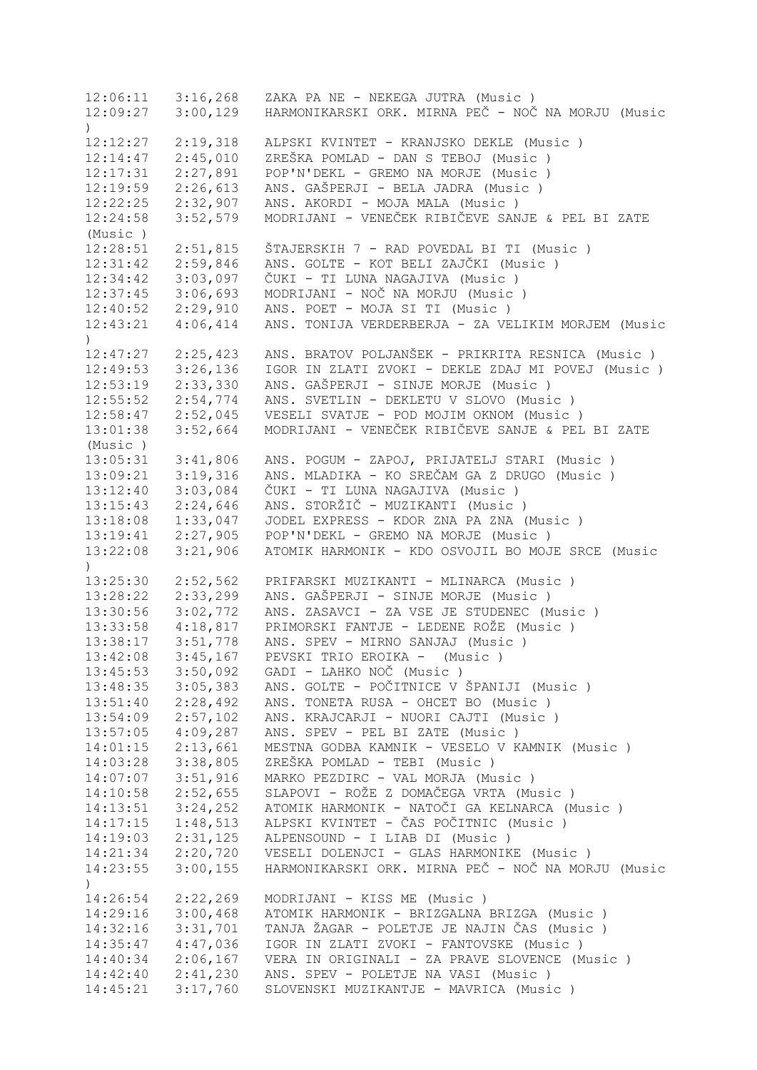```
12:06:11   3:16,268   ZAKA PA NE - NEKEGA JUTRA (Music )
12:09:27   3:00,129   HARMONIKARSKI ORK. MIRNA PEČ - NOČ NA MORJU (Music
)
12:12:27   2:19,318   ALPSKI KVINTET - KRANJSKO DEKLE (Music )
12:14:47   2:45,010   ZREŠKA POMLAD - DAN S TEBOJ (Music )
12:17:31   2:27,891   POP'N'DEKL - GREMO NA MORJE (Music )
12:19:59   2:26,613   ANS. GAŠPERJI - BELA JADRA (Music )
12:22:25   2:32,907   ANS. AKORDI - MOJA MALA (Music )
12:24:58   3:52,579   MODRIJANI - VENEČEK RIBIČEVE SANJE & PEL BI ZATE
(Music )
12:28:51   2:51,815   ŠTAJERSKIH 7 - RAD POVEDAL BI TI (Music )
12:31:42   2:59,846   ANS. GOLTE - KOT BELI ZAJČKI (Music )
12:34:42   3:03,097   ČUKI - TI LUNA NAGAJIVA (Music )
12:37:45   3:06,693   MODRIJANI - NOČ NA MORJU (Music )
12:40:52   2:29,910   ANS. POET - MOJA SI TI (Music )
12:43:21   4:06,414   ANS. TONIJA VERDERBERJA - ZA VELIKIM MORJEM (Music
)
12:47:27   2:25,423   ANS. BRATOV POLJANŠEK - PRIKRITA RESNICA (Music )
12:49:53   3:26,136   IGOR IN ZLATI ZVOKI - DEKLE ZDAJ MI POVEJ (Music )
12:53:19   2:33,330   ANS. GAŠPERJI - SINJE MORJE (Music )
12:55:52   2:54,774   ANS. SVETLIN - DEKLETU V SLOVO (Music )
12:58:47   2:52,045   VESELI SVATJE - POD MOJIM OKNOM (Music )
13:01:38   3:52,664   MODRIJANI - VENEČEK RIBIČEVE SANJE & PEL BI ZATE
(Music )
13:05:31   3:41,806   ANS. POGUM - ZAPOJ, PRIJATELJ STARI (Music )
13:09:21   3:19,316   ANS. MLADIKA - KO SREČAM GA Z DRUGO (Music )
13:12:40   3:03,084   ČUKI - TI LUNA NAGAJIVA (Music )
13:15:43   2:24,646   ANS. STORŽIČ - MUZIKANTI (Music )
13:18:08   1:33,047   JODEL EXPRESS - KDOR ZNA PA ZNA (Music )
13:19:41   2:27,905   POP'N'DEKL - GREMO NA MORJE (Music )
13:22:08   3:21,906   ATOMIK HARMONIK - KDO OSVOJIL BO MOJE SRCE (Music
)
13:25:30   2:52,562   PRIFARSKI MUZIKANTI - MLINARCA (Music )
13:28:22   2:33,299   ANS. GAŠPERJI - SINJE MORJE (Music )
13:30:56   3:02,772   ANS. ZASAVCI - ZA VSE JE STUDENEC (Music )
13:33:58   4:18,817   PRIMORSKI FANTJE - LEDENE ROŽE (Music )
13:38:17   3:51,778   ANS. SPEV - MIRNO SANJAJ (Music )
13:42:08   3:45,167   PEVSKI TRIO EROIKA -  (Music )
13:45:53   3:50,092   GADI - LAHKO NOČ (Music )
13:48:35   3:05,383   ANS. GOLTE - POČITNICE V ŠPANIJI (Music )
13:51:40   2:28,492   ANS. TONETA RUSA - OHCET BO (Music )
13:54:09   2:57,102   ANS. KRAJCARJI - NUORI CAJTI (Music )
13:57:05   4:09,287   ANS. SPEV - PEL BI ZATE (Music )
14:01:15   2:13,661   MESTNA GODBA KAMNIK - VESELO V KAMNIK (Music )
14:03:28   3:38,805   ZREŠKA POMLAD - TEBI (Music )
14:07:07   3:51,916   MARKO PEZDIRC - VAL MORJA (Music )
14:10:58   2:52,655   SLAPOVI - ROŽE Z DOMAČEGA VRTA (Music )
14:13:51   3:24,252   ATOMIK HARMONIK - NATOČI GA KELNARCA (Music )
14:17:15   1:48,513   ALPSKI KVINTET - ČAS POČITNIC (Music )
14:19:03   2:31,125   ALPENSOUND - I LIAB DI (Music )
14:21:34   2:20,720   VESELI DOLENJCI - GLAS HARMONIKE (Music )
14:23:55   3:00,155   HARMONIKARSKI ORK. MIRNA PEČ - NOČ NA MORJU (Music
)
14:26:54   2:22,269   MODRIJANI - KISS ME (Music )
14:29:16   3:00,468   ATOMIK HARMONIK - BRIZGALNA BRIZGA (Music )
14:32:16   3:31,701   TANJA ŽAGAR - POLETJE JE NAJIN ČAS (Music )
14:35:47   4:47,036   IGOR IN ZLATI ZVOKI - FANTOVSKE (Music )
14:40:34   2:06,167   VERA IN ORIGINALI - ZA PRAVE SLOVENCE (Music )
14:42:40   2:41,230   ANS. SPEV - POLETJE NA VASI (Music )
14:45:21   3:17,760   SLOVENSKI MUZIKANTJE - MAVRICA (Music )
```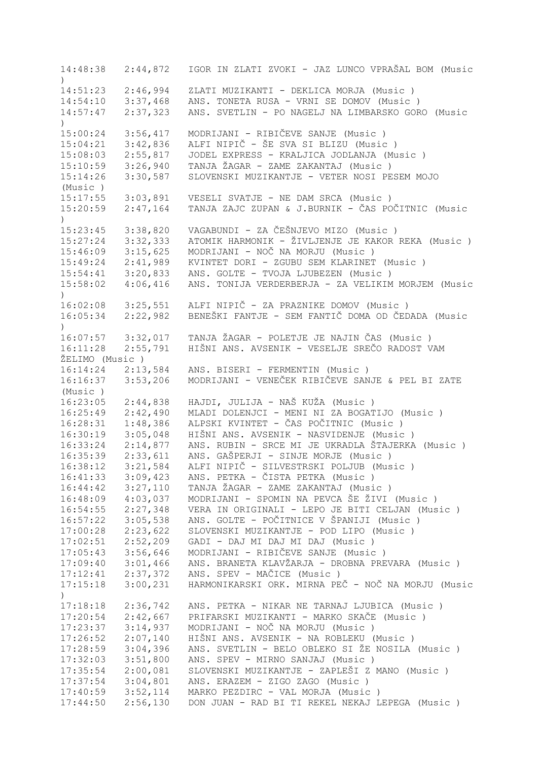```
14:48:38   2:44,872   IGOR IN ZLATI ZVOKI - JAZ LUNCO VPRAŠAL BOM (Music
)
14:51:23   2:46,994   ZLATI MUZIKANTI - DEKLICA MORJA (Music )
14:54:10   3:37,468   ANS. TONETA RUSA - VRNI SE DOMOV (Music )
14:57:47   2:37,323   ANS. SVETLIN - PO NAGELJ NA LIMBARSKO GORO (Music
)
15:00:24   3:56,417   MODRIJANI - RIBIČEVE SANJE (Music )
15:04:21   3:42,836   ALFI NIPIČ - ŠE SVA SI BLIZU (Music )
15:08:03   2:55,817   JODEL EXPRESS - KRALJICA JODLANJA (Music )
15:10:59   3:26,940   TANJA ŽAGAR - ZAME ZAKANTAJ (Music )
15:14:26   3:30,587   SLOVENSKI MUZIKANTJE - VETER NOSI PESEM MOJO
(Music )
15:17:55   3:03,891   VESELI SVATJE - NE DAM SRCA (Music )
15:20:59   2:47,164   TANJA ZAJC ZUPAN & J.BURNIK - ČAS POČITNIC (Music
)
15:23:45   3:38,820   VAGABUNDI - ZA ČEŠNJEVO MIZO (Music )
15:27:24   3:32,333   ATOMIK HARMONIK - ŽIVLJENJE JE KAKOR REKA (Music )
15:46:09   3:15,625   MODRIJANI - NOČ NA MORJU (Music )
15:49:24   2:41,989   KVINTET DORI - ZGUBU SEM KLARINET (Music )
15:54:41   3:20,833   ANS. GOLTE - TVOJA LJUBEZEN (Music )
15:58:02   4:06,416   ANS. TONIJA VERDERBERJA - ZA VELIKIM MORJEM (Music
)
16:02:08   3:25,551   ALFI NIPIČ - ZA PRAZNIKE DOMOV (Music )
16:05:34   2:22,982   BENEŠKI FANTJE - SEM FANTIČ DOMA OD ČEDADA (Music
)
16:07:57   3:32,017   TANJA ŽAGAR - POLETJE JE NAJIN ČAS (Music )
16:11:28   2:55,791   HIŠNI ANS. AVSENIK - VESELJE SREČO RADOST VAM
ŽELIMO (Music )
16:14:24   2:13,584   ANS. BISERI - FERMENTIN (Music )
16:16:37   3:53,206   MODRIJANI - VENEČEK RIBIČEVE SANJE & PEL BI ZATE
(Music )
16:23:05   2:44,838   HAJDI, JULIJA - NAŠ KUŽA (Music )
16:25:49   2:42,490   MLADI DOLENJCI - MENI NI ZA BOGATIJO (Music )
16:28:31   1:48,386   ALPSKI KVINTET - ČAS POČITNIC (Music )
16:30:19   3:05,048   HIŠNI ANS. AVSENIK - NASVIDENJE (Music )
16:33:24   2:14,877   ANS. RUBIN - SRCE MI JE UKRADLA ŠTAJERKA (Music )
16:35:39   2:33,611   ANS. GAŠPERJI - SINJE MORJE (Music )
16:38:12   3:21,584   ALFI NIPIČ - SILVESTRSKI POLJUB (Music )
16:41:33   3:09,423   ANS. PETKA - ČISTA PETKA (Music )
16:44:42   3:27,110   TANJA ŽAGAR - ZAME ZAKANTAJ (Music )
16:48:09   4:03,037   MODRIJANI - SPOMIN NA PEVCA ŠE ŽIVI (Music )
16:54:55   2:27,348   VERA IN ORIGINALI - LEPO JE BITI CELJAN (Music )
16:57:22   3:05,538   ANS. GOLTE - POČITNICE V ŠPANIJI (Music )
17:00:28   2:23,622   SLOVENSKI MUZIKANTJE - POD LIPO (Music )
17:02:51   2:52,209   GADI - DAJ MI DAJ MI DAJ (Music )
17:05:43   3:56,646   MODRIJANI - RIBIČEVE SANJE (Music )
17:09:40   3:01,466   ANS. BRANETA KLAVŽARJA - DROBNA PREVARA (Music )
17:12:41   2:37,372   ANS. SPEV - MAČICE (Music )
17:15:18   3:00,231   HARMONIKARSKI ORK. MIRNA PEČ - NOČ NA MORJU (Music
)
17:18:18   2:36,742   ANS. PETKA - NIKAR NE TARNAJ LJUBICA (Music )
17:20:54   2:42,667   PRIFARSKI MUZIKANTI - MARKO SKAČE (Music )
17:23:37   3:14,937   MODRIJANI - NOČ NA MORJU (Music )
17:26:52   2:07,140   HIŠNI ANS. AVSENIK - NA ROBLEKU (Music )
17:28:59   3:04,396   ANS. SVETLIN - BELO OBLEKO SI ŽE NOSILA (Music )
17:32:03   3:51,800   ANS. SPEV - MIRNO SANJAJ (Music )
17:35:54   2:00,081   SLOVENSKI MUZIKANTJE - ZAPLEŠI Z MANO (Music )
17:37:54   3:04,801   ANS. ERAZEM - ZIGO ZAGO (Music )
17:40:59   3:52,114   MARKO PEZDIRC - VAL MORJA (Music )
17:44:50   2:56,130   DON JUAN - RAD BI TI REKEL NEKAJ LEPEGA (Music )
```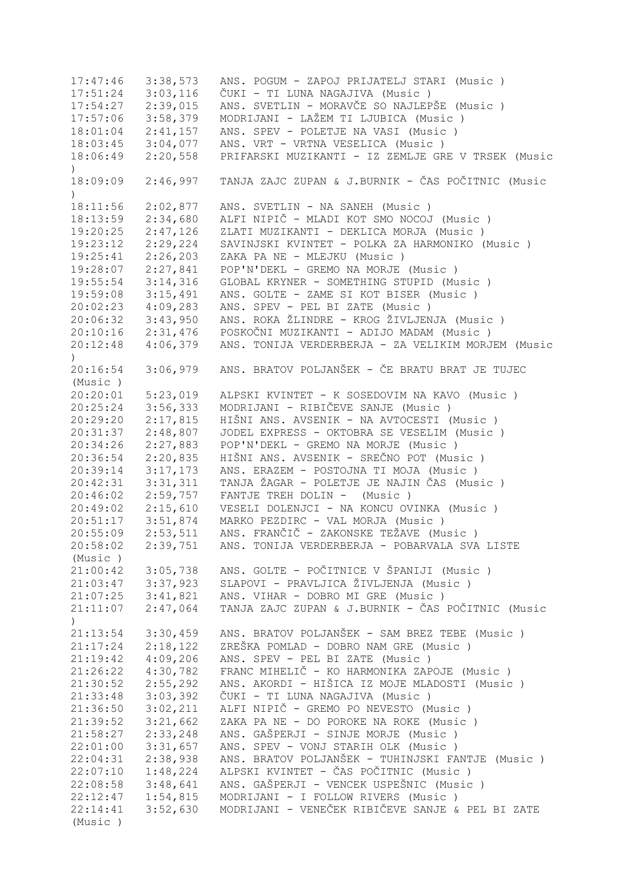17:47:46   3:38,573   ANS. POGUM - ZAPOJ PRIJATELJ STARI (Music )
17:51:24   3:03,116   ČUKI - TI LUNA NAGAJIVA (Music )
17:54:27   2:39,015   ANS. SVETLIN - MORAVČE SO NAJLEPŠE (Music )
17:57:06   3:58,379   MODRIJANI - LAŽEM TI LJUBICA (Music )
18:01:04   2:41,157   ANS. SPEV - POLETJE NA VASI (Music )
18:03:45   3:04,077   ANS. VRT - VRTNA VESELICA (Music )
18:06:49   2:20,558   PRIFARSKI MUZIKANTI - IZ ZEMLJE GRE V TRSEK (Music )
18:09:09   2:46,997   TANJA ZAJC ZUPAN & J.BURNIK - ČAS POČITNIC (Music )
18:11:56   2:02,877   ANS. SVETLIN - NA SANEH (Music )
18:13:59   2:34,680   ALFI NIPIČ - MLADI KOT SMO NOCOJ (Music )
19:20:25   2:47,126   ZLATI MUZIKANTI - DEKLICA MORJA (Music )
19:23:12   2:29,224   SAVINJSKI KVINTET - POLKA ZA HARMONIKO (Music )
19:25:41   2:26,203   ZAKA PA NE - MLEJKU (Music )
19:28:07   2:27,841   POP'N'DEKL - GREMO NA MORJE (Music )
19:55:54   3:14,316   GLOBAL KRYNER - SOMETHING STUPID (Music )
19:59:08   3:15,491   ANS. GOLTE - ZAME SI KOT BISER (Music )
20:02:23   4:09,283   ANS. SPEV - PEL BI ZATE (Music )
20:06:32   3:43,950   ANS. ROKA ŽLINDRE - KROG ŽIVLJENJA (Music )
20:10:16   2:31,476   POSKOČNI MUZIKANTI - ADIJO MADAM (Music )
20:12:48   4:06,379   ANS. TONIJA VERDERBERJA - ZA VELIKIM MORJEM (Music )
20:16:54   3:06,979   ANS. BRATOV POLJANŠEK - ČE BRATU BRAT JE TUJEC (Music )
20:20:01   5:23,019   ALPSKI KVINTET - K SOSEDOVIM NA KAVO (Music )
20:25:24   3:56,333   MODRIJANI - RIBIČEVE SANJE (Music )
20:29:20   2:17,815   HIŠNI ANS. AVSENIK - NA AVTOCESTI (Music )
20:31:37   2:48,807   JODEL EXPRESS - OKTOBRA SE VESELIM (Music )
20:34:26   2:27,883   POP'N'DEKL - GREMO NA MORJE (Music )
20:36:54   2:20,835   HIŠNI ANS. AVSENIK - SREČNO POT (Music )
20:39:14   3:17,173   ANS. ERAZEM - POSTOJNA TI MOJA (Music )
20:42:31   3:31,311   TANJA ŽAGAR - POLETJE JE NAJIN ČAS (Music )
20:46:02   2:59,757   FANTJE TREH DOLIN -  (Music )
20:49:02   2:15,610   VESELI DOLENJCI - NA KONCU OVINKA (Music )
20:51:17   3:51,874   MARKO PEZDIRC - VAL MORJA (Music )
20:55:09   2:53,511   ANS. FRANČIČ - ZAKONSKE TEŽAVE (Music )
20:58:02   2:39,751   ANS. TONIJA VERDERBERJA - POBARVALA SVA LISTE (Music )
21:00:42   3:05,738   ANS. GOLTE - POČITNICE V ŠPANIJI (Music )
21:03:47   3:37,923   SLAPOVI - PRAVLJICA ŽIVLJENJA (Music )
21:07:25   3:41,821   ANS. VIHAR - DOBRO MI GRE (Music )
21:11:07   2:47,064   TANJA ZAJC ZUPAN & J.BURNIK - ČAS POČITNIC (Music )
21:13:54   3:30,459   ANS. BRATOV POLJANŠEK - SAM BREZ TEBE (Music )
21:17:24   2:18,122   ZREŠKA POMLAD - DOBRO NAM GRE (Music )
21:19:42   4:09,206   ANS. SPEV - PEL BI ZATE (Music )
21:26:22   4:30,782   FRANC MIHELIČ - KO HARMONIKA ZAPOJE (Music )
21:30:52   2:55,292   ANS. AKORDI - HIŠICA IZ MOJE MLADOSTI (Music )
21:33:48   3:03,392   ČUKI - TI LUNA NAGAJIVA (Music )
21:36:50   3:02,211   ALFI NIPIČ - GREMO PO NEVESTO (Music )
21:39:52   3:21,662   ZAKA PA NE - DO POROKE NA ROKE (Music )
21:58:27   2:33,248   ANS. GAŠPERJI - SINJE MORJE (Music )
22:01:00   3:31,657   ANS. SPEV - VONJ STARIH OLK (Music )
22:04:31   2:38,938   ANS. BRATOV POLJANŠEK - TUHINJSKI FANTJE (Music )
22:07:10   1:48,224   ALPSKI KVINTET - ČAS POČITNIC (Music )
22:08:58   3:48,641   ANS. GAŠPERJI - VENCEK USPEŠNIC (Music )
22:12:47   1:54,815   MODRIJANI - I FOLLOW RIVERS (Music )
22:14:41   3:52,630   MODRIJANI - VENEČEK RIBIČEVE SANJE & PEL BI ZATE (Music )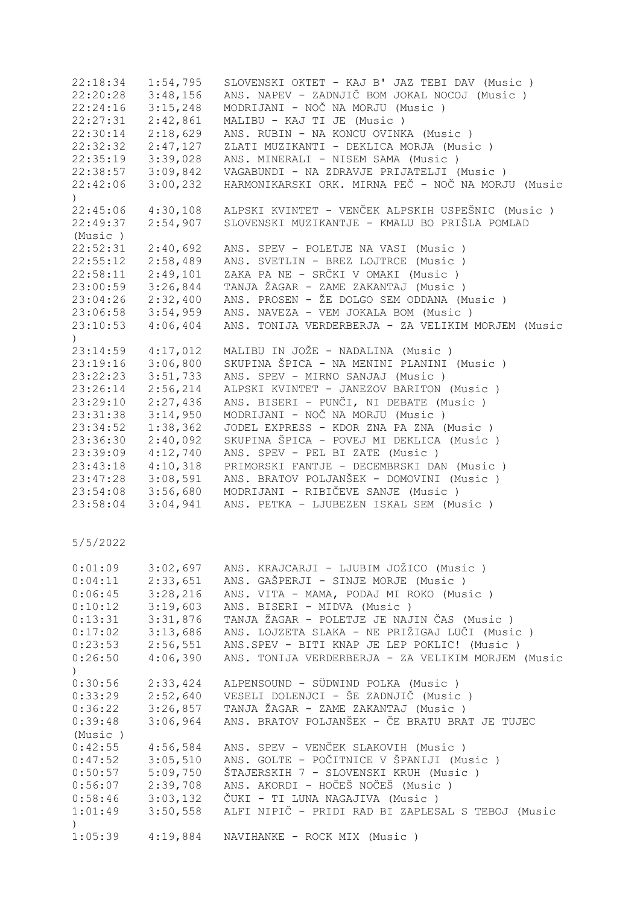| | | |
|---|---|---|
| 22:18:34 | 1:54,795 | SLOVENSKI OKTET - KAJ B' JAZ TEBI DAV (Music ) |
| 22:20:28 | 3:48,156 | ANS. NAPEV - ZADNJIČ BOM JOKAL NOCOJ (Music ) |
| 22:24:16 | 3:15,248 | MODRIJANI - NOČ NA MORJU (Music ) |
| 22:27:31 | 2:42,861 | MALIBU - KAJ TI JE (Music ) |
| 22:30:14 | 2:18,629 | ANS. RUBIN - NA KONCU OVINKA (Music ) |
| 22:32:32 | 2:47,127 | ZLATI MUZIKANTI - DEKLICA MORJA (Music ) |
| 22:35:19 | 3:39,028 | ANS. MINERALI - NISEM SAMA (Music ) |
| 22:38:57 | 3:09,842 | VAGABUNDI - NA ZDRAVJE PRIJATELJI (Music ) |
| 22:42:06 | 3:00,232 | HARMONIKARSKI ORK. MIRNA PEČ - NOČ NA MORJU (Music ) |
| 22:45:06 | 4:30,108 | ALPSKI KVINTET - VENČEK ALPSKIH USPEŠNIC (Music ) |
| 22:49:37 | 2:54,907 | SLOVENSKI MUZIKANTJE - KMALU BO PRIŠLA POMLAD (Music ) |
| 22:52:31 | 2:40,692 | ANS. SPEV - POLETJE NA VASI (Music ) |
| 22:55:12 | 2:58,489 | ANS. SVETLIN - BREZ LOJTRCE (Music ) |
| 22:58:11 | 2:49,101 | ZAKA PA NE - SRČKI V OMAKI (Music ) |
| 23:00:59 | 3:26,844 | TANJA ŽAGAR - ZAME ZAKANTAJ (Music ) |
| 23:04:26 | 2:32,400 | ANS. PROSEN - ŽE DOLGO SEM ODDANA (Music ) |
| 23:06:58 | 3:54,959 | ANS. NAVEZA - VEM JOKALA BOM (Music ) |
| 23:10:53 | 4:06,404 | ANS. TONIJA VERDERBERJA - ZA VELIKIM MORJEM (Music ) |
| 23:14:59 | 4:17,012 | MALIBU IN JOŽE - NADALINA (Music ) |
| 23:19:16 | 3:06,800 | SKUPINA ŠPICA - NA MENINI PLANINI (Music ) |
| 23:22:23 | 3:51,733 | ANS. SPEV - MIRNO SANJAJ (Music ) |
| 23:26:14 | 2:56,214 | ALPSKI KVINTET - JANEZOV BARITON (Music ) |
| 23:29:10 | 2:27,436 | ANS. BISERI - PUNČI, NI DEBATE (Music ) |
| 23:31:38 | 3:14,950 | MODRIJANI - NOČ NA MORJU (Music ) |
| 23:34:52 | 1:38,362 | JODEL EXPRESS - KDOR ZNA PA ZNA (Music ) |
| 23:36:30 | 2:40,092 | SKUPINA ŠPICA - POVEJ MI DEKLICA (Music ) |
| 23:39:09 | 4:12,740 | ANS. SPEV - PEL BI ZATE (Music ) |
| 23:43:18 | 4:10,318 | PRIMORSKI FANTJE - DECEMBRSKI DAN (Music ) |
| 23:47:28 | 3:08,591 | ANS. BRATOV POLJANŠEK - DOMOVINI (Music ) |
| 23:54:08 | 3:56,680 | MODRIJANI - RIBIČEVE SANJE (Music ) |
| 23:58:04 | 3:04,941 | ANS. PETKA - LJUBEZEN ISKAL SEM (Music ) |

5/5/2022

| | | |
|---|---|---|
| 0:01:09 | 3:02,697 | ANS. KRAJCARJI - LJUBIM JOŽICO (Music ) |
| 0:04:11 | 2:33,651 | ANS. GAŠPERJI - SINJE MORJE (Music ) |
| 0:06:45 | 3:28,216 | ANS. VITA - MAMA, PODAJ MI ROKO (Music ) |
| 0:10:12 | 3:19,603 | ANS. BISERI - MIDVA (Music ) |
| 0:13:31 | 3:31,876 | TANJA ŽAGAR - POLETJE JE NAJIN ČAS (Music ) |
| 0:17:02 | 3:13,686 | ANS. LOJZETA SLAKA - NE PRIŽIGAJ LUČI (Music ) |
| 0:23:53 | 2:56,551 | ANS.SPEV - BITI KNAP JE LEP POKLIC! (Music ) |
| 0:26:50 | 4:06,390 | ANS. TONIJA VERDERBERJA - ZA VELIKIM MORJEM (Music ) |
| 0:30:56 | 2:33,424 | ALPENSOUND - SÜDWIND POLKA (Music ) |
| 0:33:29 | 2:52,640 | VESELI DOLENJCI - ŠE ZADNJIČ (Music ) |
| 0:36:22 | 3:26,857 | TANJA ŽAGAR - ZAME ZAKANTAJ (Music ) |
| 0:39:48 | 3:06,964 | ANS. BRATOV POLJANŠEK - ČE BRATU BRAT JE TUJEC (Music ) |
| 0:42:55 | 4:56,584 | ANS. SPEV - VENČEK SLAKOVIH (Music ) |
| 0:47:52 | 3:05,510 | ANS. GOLTE - POČITNICE V ŠPANIJI (Music ) |
| 0:50:57 | 5:09,750 | ŠTAJERSKIH 7 - SLOVENSKI KRUH (Music ) |
| 0:56:07 | 2:39,708 | ANS. AKORDI - HOČEŠ NOČEŠ (Music ) |
| 0:58:46 | 3:03,132 | ČUKI - TI LUNA NAGAJIVA (Music ) |
| 1:01:49 | 3:50,558 | ALFI NIPIČ - PRIDI RAD BI ZAPLESAL S TEBOJ (Music ) |
| 1:05:39 | 4:19,884 | NAVIHANKE - ROCK MIX (Music ) |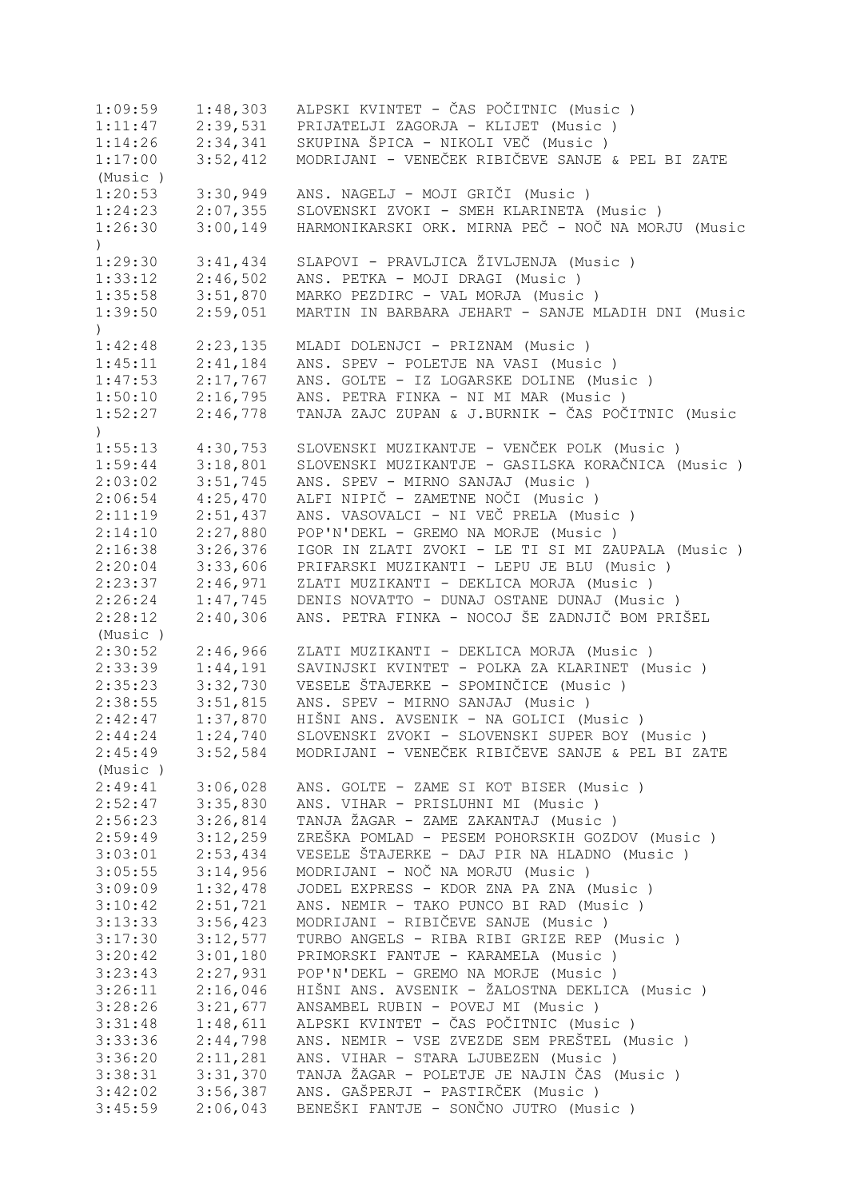```
1:09:59    1:48,303   ALPSKI KVINTET - ČAS POČITNIC (Music )
1:11:47    2:39,531   PRIJATELJI ZAGORJA - KLIJET (Music )
1:14:26    2:34,341   SKUPINA ŠPICA - NIKOLI VEČ (Music )
1:17:00    3:52,412   MODRIJANI - VENEČEK RIBIČEVE SANJE & PEL BI ZATE
(Music )
1:20:53    3:30,949   ANS. NAGELJ - MOJI GRIČI (Music )
1:24:23    2:07,355   SLOVENSKI ZVOKI - SMEH KLARINETA (Music )
1:26:30    3:00,149   HARMONIKARSKI ORK. MIRNA PEČ - NOČ NA MORJU (Music
)
1:29:30    3:41,434   SLAPOVI - PRAVLJICA ŽIVLJENJA (Music )
1:33:12    2:46,502   ANS. PETKA - MOJI DRAGI (Music )
1:35:58    3:51,870   MARKO PEZDIRC - VAL MORJA (Music )
1:39:50    2:59,051   MARTIN IN BARBARA JEHART - SANJE MLADIH DNI (Music
)
1:42:48    2:23,135   MLADI DOLENJCI - PRIZNAM (Music )
1:45:11    2:41,184   ANS. SPEV - POLETJE NA VASI (Music )
1:47:53    2:17,767   ANS. GOLTE - IZ LOGARSKE DOLINE (Music )
1:50:10    2:16,795   ANS. PETRA FINKA - NI MI MAR (Music )
1:52:27    2:46,778   TANJA ZAJC ZUPAN & J.BURNIK - ČAS POČITNIC (Music
)
1:55:13    4:30,753   SLOVENSKI MUZIKANTJE - VENČEK POLK (Music )
1:59:44    3:18,801   SLOVENSKI MUZIKANTJE - GASILSKA KORAČNICA (Music )
2:03:02    3:51,745   ANS. SPEV - MIRNO SANJAJ (Music )
2:06:54    4:25,470   ALFI NIPIČ - ZAMETNE NOČI (Music )
2:11:19    2:51,437   ANS. VASOVALCI - NI VEČ PRELA (Music )
2:14:10    2:27,880   POP'N'DEKL - GREMO NA MORJE (Music )
2:16:38    3:26,376   IGOR IN ZLATI ZVOKI - LE TI SI MI ZAUPALA (Music )
2:20:04    3:33,606   PRIFARSKI MUZIKANTI - LEPU JE BLU (Music )
2:23:37    2:46,971   ZLATI MUZIKANTI - DEKLICA MORJA (Music )
2:26:24    1:47,745   DENIS NOVATTO - DUNAJ OSTANE DUNAJ (Music )
2:28:12    2:40,306   ANS. PETRA FINKA - NOCOJ ŠE ZADNJIČ BOM PRIŠEL
(Music )
2:30:52    2:46,966   ZLATI MUZIKANTI - DEKLICA MORJA (Music )
2:33:39    1:44,191   SAVINJSKI KVINTET - POLKA ZA KLARINET (Music )
2:35:23    3:32,730   VESELE ŠTAJERKE - SPOMINČICE (Music )
2:38:55    3:51,815   ANS. SPEV - MIRNO SANJAJ (Music )
2:42:47    1:37,870   HIŠNI ANS. AVSENIK - NA GOLICI (Music )
2:44:24    1:24,740   SLOVENSKI ZVOKI - SLOVENSKI SUPER BOY (Music )
2:45:49    3:52,584   MODRIJANI - VENEČEK RIBIČEVE SANJE & PEL BI ZATE
(Music )
2:49:41    3:06,028   ANS. GOLTE - ZAME SI KOT BISER (Music )
2:52:47    3:35,830   ANS. VIHAR - PRISLUHNI MI (Music )
2:56:23    3:26,814   TANJA ŽAGAR - ZAME ZAKANTAJ (Music )
2:59:49    3:12,259   ZREŠKA POMLAD - PESEM POHORSKIH GOZDOV (Music )
3:03:01    2:53,434   VESELE ŠTAJERKE - DAJ PIR NA HLADNO (Music )
3:05:55    3:14,956   MODRIJANI - NOČ NA MORJU (Music )
3:09:09    1:32,478   JODEL EXPRESS - KDOR ZNA PA ZNA (Music )
3:10:42    2:51,721   ANS. NEMIR - TAKO PUNCO BI RAD (Music )
3:13:33    3:56,423   MODRIJANI - RIBIČEVE SANJE (Music )
3:17:30    3:12,577   TURBO ANGELS - RIBA RIBI GRIZE REP (Music )
3:20:42    3:01,180   PRIMORSKI FANTJE - KARAMELA (Music )
3:23:43    2:27,931   POP'N'DEKL - GREMO NA MORJE (Music )
3:26:11    2:16,046   HIŠNI ANS. AVSENIK - ŽALOSTNA DEKLICA (Music )
3:28:26    3:21,677   ANSAMBEL RUBIN - POVEJ MI (Music )
3:31:48    1:48,611   ALPSKI KVINTET - ČAS POČITNIC (Music )
3:33:36    2:44,798   ANS. NEMIR - VSE ZVEZDE SEM PREŠTEL (Music )
3:36:20    2:11,281   ANS. VIHAR - STARA LJUBEZEN (Music )
3:38:31    3:31,370   TANJA ŽAGAR - POLETJE JE NAJIN ČAS (Music )
3:42:02    3:56,387   ANS. GAŠPERJI - PASTIRČEK (Music )
3:45:59    2:06,043   BENEŠKI FANTJE - SONČNO JUTRO (Music )
```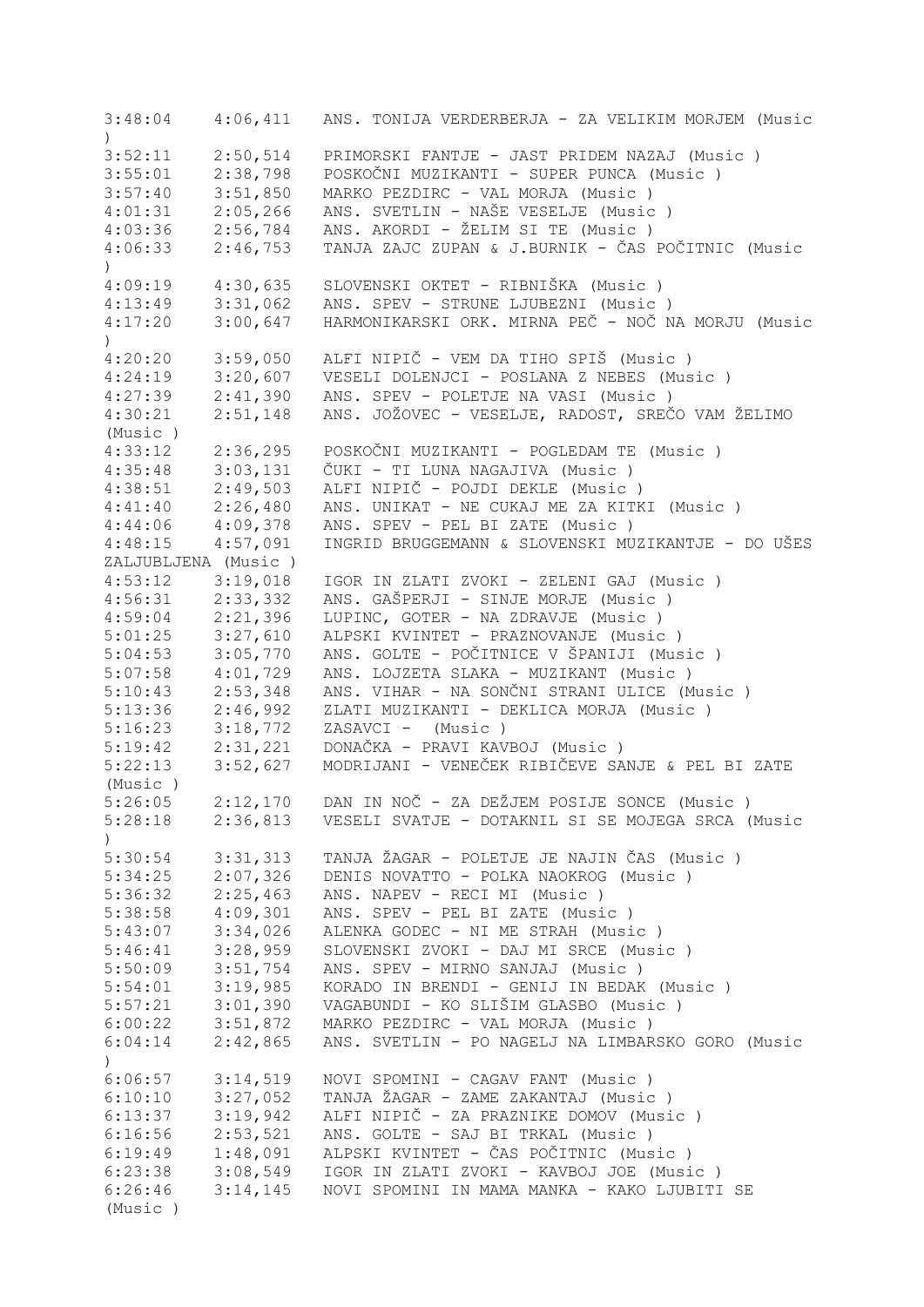```
3:48:04    4:06,411   ANS. TONIJA VERDERBERJA - ZA VELIKIM MORJEM (Music
)
3:52:11    2:50,514   PRIMORSKI FANTJE - JAST PRIDEM NAZAJ (Music )
3:55:01    2:38,798   POSKOČNI MUZIKANTI - SUPER PUNCA (Music )
3:57:40    3:51,850   MARKO PEZDIRC - VAL MORJA (Music )
4:01:31    2:05,266   ANS. SVETLIN - NAŠE VESELJE (Music )
4:03:36    2:56,784   ANS. AKORDI - ŽELIM SI TE (Music )
4:06:33    2:46,753   TANJA ZAJC ZUPAN & J.BURNIK - ČAS POČITNIC (Music
)
4:09:19    4:30,635   SLOVENSKI OKTET - RIBNIŠKA (Music )
4:13:49    3:31,062   ANS. SPEV - STRUNE LJUBEZNI (Music )
4:17:20    3:00,647   HARMONIKARSKI ORK. MIRNA PEČ - NOČ NA MORJU (Music
)
4:20:20    3:59,050   ALFI NIPIČ - VEM DA TIHO SPIŠ (Music )
4:24:19    3:20,607   VESELI DOLENJCI - POSLANA Z NEBES (Music )
4:27:39    2:41,390   ANS. SPEV - POLETJE NA VASI (Music )
4:30:21    2:51,148   ANS. JOŽOVEC - VESELJE, RADOST, SREČO VAM ŽELIMO
(Music )
4:33:12    2:36,295   POSKOČNI MUZIKANTI - POGLEDAM TE (Music )
4:35:48    3:03,131   ČUKI - TI LUNA NAGAJIVA (Music )
4:38:51    2:49,503   ALFI NIPIČ - POJDI DEKLE (Music )
4:41:40    2:26,480   ANS. UNIKAT - NE CUKAJ ME ZA KITKI (Music )
4:44:06    4:09,378   ANS. SPEV - PEL BI ZATE (Music )
4:48:15    4:57,091   INGRID BRUGGEMANN & SLOVENSKI MUZIKANTJE - DO UŠES
ZALJUBLJENA (Music )
4:53:12    3:19,018   IGOR IN ZLATI ZVOKI - ZELENI GAJ (Music )
4:56:31    2:33,332   ANS. GAŠPERJI - SINJE MORJE (Music )
4:59:04    2:21,396   LUPINC, GOTER - NA ZDRAVJE (Music )
5:01:25    3:27,610   ALPSKI KVINTET - PRAZNOVANJE (Music )
5:04:53    3:05,770   ANS. GOLTE - POČITNICE V ŠPANIJI (Music )
5:07:58    4:01,729   ANS. LOJZETA SLAKA - MUZIKANT (Music )
5:10:43    2:53,348   ANS. VIHAR - NA SONČNI STRANI ULICE (Music )
5:13:36    2:46,992   ZLATI MUZIKANTI - DEKLICA MORJA (Music )
5:16:23    3:18,772   ZASAVCI -  (Music )
5:19:42    2:31,221   DONAČKA - PRAVI KAVBOJ (Music )
5:22:13    3:52,627   MODRIJANI - VENEČEK RIBIČEVE SANJE & PEL BI ZATE
(Music )
5:26:05    2:12,170   DAN IN NOČ - ZA DEŽJEM POSIJE SONCE (Music )
5:28:18    2:36,813   VESELI SVATJE - DOTAKNIL SI SE MOJEGA SRCA (Music
)
5:30:54    3:31,313   TANJA ŽAGAR - POLETJE JE NAJIN ČAS (Music )
5:34:25    2:07,326   DENIS NOVATTO - POLKA NAOKROG (Music )
5:36:32    2:25,463   ANS. NAPEV - RECI MI (Music )
5:38:58    4:09,301   ANS. SPEV - PEL BI ZATE (Music )
5:43:07    3:34,026   ALENKA GODEC - NI ME STRAH (Music )
5:46:41    3:28,959   SLOVENSKI ZVOKI - DAJ MI SRCE (Music )
5:50:09    3:51,754   ANS. SPEV - MIRNO SANJAJ (Music )
5:54:01    3:19,985   KORADO IN BRENDI - GENIJ IN BEDAK (Music )
5:57:21    3:01,390   VAGABUNDI - KO SLIŠIM GLASBO (Music )
6:00:22    3:51,872   MARKO PEZDIRC - VAL MORJA (Music )
6:04:14    2:42,865   ANS. SVETLIN - PO NAGELJ NA LIMBARSKO GORO (Music
)
6:06:57    3:14,519   NOVI SPOMINI - CAGAV FANT (Music )
6:10:10    3:27,052   TANJA ŽAGAR - ZAME ZAKANTAJ (Music )
6:13:37    3:19,942   ALFI NIPIČ - ZA PRAZNIKE DOMOV (Music )
6:16:56    2:53,521   ANS. GOLTE - SAJ BI TRKAL (Music )
6:19:49    1:48,091   ALPSKI KVINTET - ČAS POČITNIC (Music )
6:23:38    3:08,549   IGOR IN ZLATI ZVOKI - KAVBOJ JOE (Music )
6:26:46    3:14,145   NOVI SPOMINI IN MAMA MANKA - KAKO LJUBITI SE
(Music )
```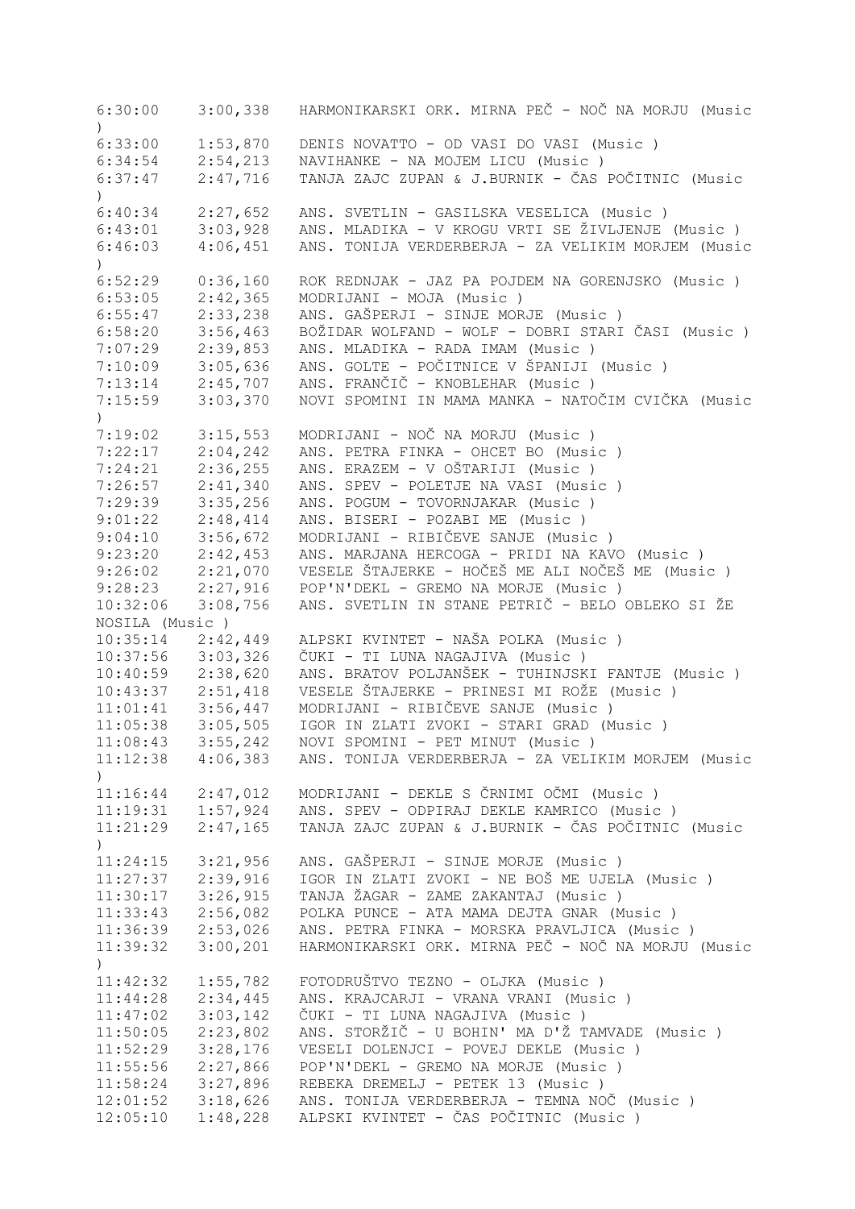6:30:00 3:00,338 HARMONIKARSKI ORK. MIRNA PEČ - NOČ NA MORJU (Music )
6:33:00 1:53,870 DENIS NOVATTO - OD VASI DO VASI (Music )
6:34:54 2:54,213 NAVIHANKE - NA MOJEM LICU (Music )
6:37:47 2:47,716 TANJA ZAJC ZUPAN & J.BURNIK - ČAS POČITNIC (Music )
6:40:34 2:27,652 ANS. SVETLIN - GASILSKA VESELICA (Music )
6:43:01 3:03,928 ANS. MLADIKA - V KROGU VRTI SE ŽIVLJENJE (Music )
6:46:03 4:06,451 ANS. TONIJA VERDERBERJA - ZA VELIKIM MORJEM (Music )
6:52:29 0:36,160 ROK REDNJAK - JAZ PA POJDEM NA GORENJSKO (Music )
6:53:05 2:42,365 MODRIJANI - MOJA (Music )
6:55:47 2:33,238 ANS. GAŠPERJI - SINJE MORJE (Music )
6:58:20 3:56,463 BOŽIDAR WOLFAND - WOLF - DOBRI STARI ČASI (Music )
7:07:29 2:39,853 ANS. MLADIKA - RADA IMAM (Music )
7:10:09 3:05,636 ANS. GOLTE - POČITNICE V ŠPANIJI (Music )
7:13:14 2:45,707 ANS. FRANČIČ - KNOBLEHAR (Music )
7:15:59 3:03,370 NOVI SPOMINI IN MAMA MANKA - NATOČIM CVIČKA (Music )
7:19:02 3:15,553 MODRIJANI - NOČ NA MORJU (Music )
7:22:17 2:04,242 ANS. PETRA FINKA - OHCET BO (Music )
7:24:21 2:36,255 ANS. ERAZEM - V OŠTARIJI (Music )
7:26:57 2:41,340 ANS. SPEV - POLETJE NA VASI (Music )
7:29:39 3:35,256 ANS. POGUM - TOVORNJAKAR (Music )
9:01:22 2:48,414 ANS. BISERI - POZABI ME (Music )
9:04:10 3:56,672 MODRIJANI - RIBIČEVE SANJE (Music )
9:23:20 2:42,453 ANS. MARJANA HERCOGA - PRIDI NA KAVO (Music )
9:26:02 2:21,070 VESELE ŠTAJERKE - HOČEŠ ME ALI NOČEŠ ME (Music )
9:28:23 2:27,916 POP'N'DEKL - GREMO NA MORJE (Music )
10:32:06 3:08,756 ANS. SVETLIN IN STANE PETRIČ - BELO OBLEKO SI ŽE NOSILA (Music )
10:35:14 2:42,449 ALPSKI KVINTET - NAŠA POLKA (Music )
10:37:56 3:03,326 ČUKI - TI LUNA NAGAJIVA (Music )
10:40:59 2:38,620 ANS. BRATOV POLJANŠEK - TUHINJSKI FANTJE (Music )
10:43:37 2:51,418 VESELE ŠTAJERKE - PRINESI MI ROŽE (Music )
11:01:41 3:56,447 MODRIJANI - RIBIČEVE SANJE (Music )
11:05:38 3:05,505 IGOR IN ZLATI ZVOKI - STARI GRAD (Music )
11:08:43 3:55,242 NOVI SPOMINI - PET MINUT (Music )
11:12:38 4:06,383 ANS. TONIJA VERDERBERJA - ZA VELIKIM MORJEM (Music )
11:16:44 2:47,012 MODRIJANI - DEKLE S ČRNIMI OČMI (Music )
11:19:31 1:57,924 ANS. SPEV - ODPIRAJ DEKLE KAMRICO (Music )
11:21:29 2:47,165 TANJA ZAJC ZUPAN & J.BURNIK - ČAS POČITNIC (Music )
11:24:15 3:21,956 ANS. GAŠPERJI - SINJE MORJE (Music )
11:27:37 2:39,916 IGOR IN ZLATI ZVOKI - NE BOŠ ME UJELA (Music )
11:30:17 3:26,915 TANJA ŽAGAR - ZAME ZAKANTAJ (Music )
11:33:43 2:56,082 POLKA PUNCE - ATA MAMA DEJTA GNAR (Music )
11:36:39 2:53,026 ANS. PETRA FINKA - MORSKA PRAVLJICA (Music )
11:39:32 3:00,201 HARMONIKARSKI ORK. MIRNA PEČ - NOČ NA MORJU (Music )
11:42:32 1:55,782 FOTODRUŠTVO TEZNO - OLJKA (Music )
11:44:28 2:34,445 ANS. KRAJCARJI - VRANA VRANI (Music )
11:47:02 3:03,142 ČUKI - TI LUNA NAGAJIVA (Music )
11:50:05 2:23,802 ANS. STORŽIČ - U BOHIN' MA D'Ž TAMVADE (Music )
11:52:29 3:28,176 VESELI DOLENJCI - POVEJ DEKLE (Music )
11:55:56 2:27,866 POP'N'DEKL - GREMO NA MORJE (Music )
11:58:24 3:27,896 REBEKA DREMELJ - PETEK 13 (Music )
12:01:52 3:18,626 ANS. TONIJA VERDERBERJA - TEMNA NOČ (Music )
12:05:10 1:48,228 ALPSKI KVINTET - ČAS POČITNIC (Music )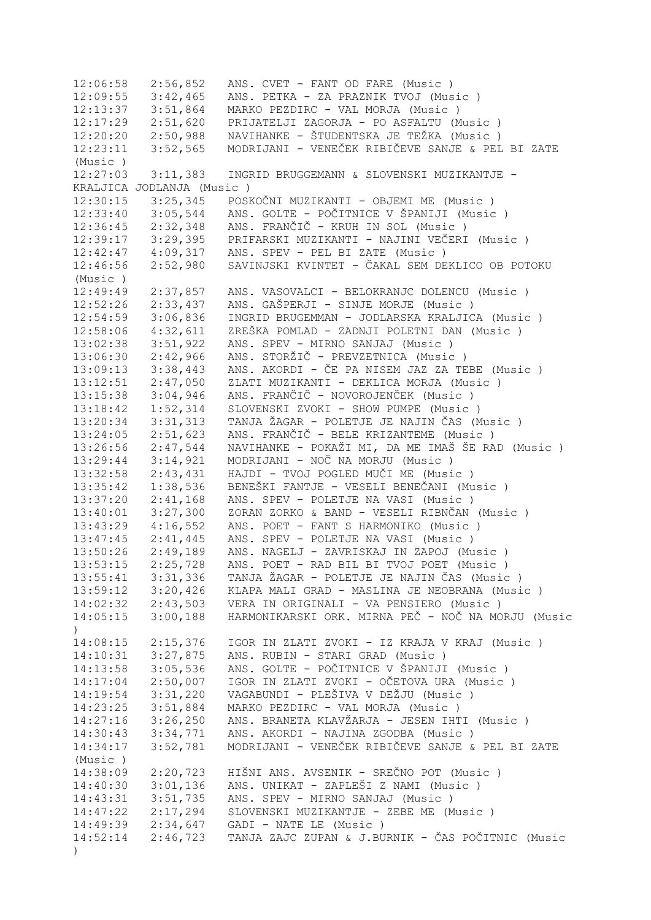12:06:58   2:56,852   ANS. CVET - FANT OD FARE (Music )
12:09:55   3:42,465   ANS. PETKA - ZA PRAZNIK TVOJ (Music )
12:13:37   3:51,864   MARKO PEZDIRC - VAL MORJA (Music )
12:17:29   2:51,620   PRIJATELJI ZAGORJA - PO ASFALTU (Music )
12:20:20   2:50,988   NAVIHANKE - ŠTUDENTSKA JE TEŽKA (Music )
12:23:11   3:52,565   MODRIJANI - VENEČEK RIBIČEVE SANJE & PEL BI ZATE (Music )
12:27:03   3:11,383   INGRID BRUGGEMANN & SLOVENSKI MUZIKANTJE - KRALJICA JODLANJA (Music )
12:30:15   3:25,345   POSKOČNI MUZIKANTI - OBJEMI ME (Music )
12:33:40   3:05,544   ANS. GOLTE - POČITNICE V ŠPANIJI (Music )
12:36:45   2:32,348   ANS. FRANČIČ - KRUH IN SOL (Music )
12:39:17   3:29,395   PRIFARSKI MUZIKANTI - NAJINI VEČERI (Music )
12:42:47   4:09,317   ANS. SPEV - PEL BI ZATE (Music )
12:46:56   2:52,980   SAVINJSKI KVINTET - ČAKAL SEM DEKLICO OB POTOKU (Music )
12:49:49   2:37,857   ANS. VASOVALCI - BELOKRANJC DOLENCU (Music )
12:52:26   2:33,437   ANS. GAŠPERJI - SINJE MORJE (Music )
12:54:59   3:06,836   INGRID BRUGEMMAN - JODLARSKA KRALJICA (Music )
12:58:06   4:32,611   ZREŠKA POMLAD - ZADNJI POLETNI DAN (Music )
13:02:38   3:51,922   ANS. SPEV - MIRNO SANJAJ (Music )
13:06:30   2:42,966   ANS. STORŽIČ - PREVZETNICA (Music )
13:09:13   3:38,443   ANS. AKORDI - ČE PA NISEM JAZ ZA TEBE (Music )
13:12:51   2:47,050   ZLATI MUZIKANTI - DEKLICA MORJA (Music )
13:15:38   3:04,946   ANS. FRANČIČ - NOVOROJENČEK (Music )
13:18:42   1:52,314   SLOVENSKI ZVOKI - SHOW PUMPE (Music )
13:20:34   3:31,313   TANJA ŽAGAR - POLETJE JE NAJIN ČAS (Music )
13:24:05   2:51,623   ANS. FRANČIČ - BELE KRIZANTEME (Music )
13:26:56   2:47,544   NAVIHANKE - POKAŽI MI, DA ME IMAŠ ŠE RAD (Music )
13:29:44   3:14,921   MODRIJANI - NOČ NA MORJU (Music )
13:32:58   2:43,431   HAJDI - TVOJ POGLED MUČI ME (Music )
13:35:42   1:38,536   BENEŠKI FANTJE - VESELI BENEČANI (Music )
13:37:20   2:41,168   ANS. SPEV - POLETJE NA VASI (Music )
13:40:01   3:27,300   ZORAN ZORKO & BAND - VESELI RIBNČAN (Music )
13:43:29   4:16,552   ANS. POET - FANT S HARMONIKO (Music )
13:47:45   2:41,445   ANS. SPEV - POLETJE NA VASI (Music )
13:50:26   2:49,189   ANS. NAGELJ - ZAVRISKAJ IN ZAPOJ (Music )
13:53:15   2:25,728   ANS. POET - RAD BIL BI TVOJ POET (Music )
13:55:41   3:31,336   TANJA ŽAGAR - POLETJE JE NAJIN ČAS (Music )
13:59:12   3:20,426   KLAPA MALI GRAD - MASLINA JE NEOBRANA (Music )
14:02:32   2:43,503   VERA IN ORIGINALI - VA PENSIERO (Music )
14:05:15   3:00,188   HARMONIKARSKI ORK. MIRNA PEČ - NOČ NA MORJU (Music )
14:08:15   2:15,376   IGOR IN ZLATI ZVOKI - IZ KRAJA V KRAJ (Music )
14:10:31   3:27,875   ANS. RUBIN - STARI GRAD (Music )
14:13:58   3:05,536   ANS. GOLTE - POČITNICE V ŠPANIJI (Music )
14:17:04   2:50,007   IGOR IN ZLATI ZVOKI - OČETOVA URA (Music )
14:19:54   3:31,220   VAGABUNDI - PLEŠIVA V DEŽJU (Music )
14:23:25   3:51,884   MARKO PEZDIRC - VAL MORJA (Music )
14:27:16   3:26,250   ANS. BRANETA KLAVŽARJA - JESEN IHTI (Music )
14:30:43   3:34,771   ANS. AKORDI - NAJINA ZGODBA (Music )
14:34:17   3:52,781   MODRIJANI - VENEČEK RIBIČEVE SANJE & PEL BI ZATE (Music )
14:38:09   2:20,723   HIŠNI ANS. AVSENIK - SREČNO POT (Music )
14:40:30   3:01,136   ANS. UNIKAT - ZAPLEŠI Z NAMI (Music )
14:43:31   3:51,735   ANS. SPEV - MIRNO SANJAJ (Music )
14:47:22   2:17,294   SLOVENSKI MUZIKANTJE - ZEBE ME (Music )
14:49:39   2:34,647   GADI - NATE LE (Music )
14:52:14   2:46,723   TANJA ZAJC ZUPAN & J.BURNIK - ČAS POČITNIC (Music )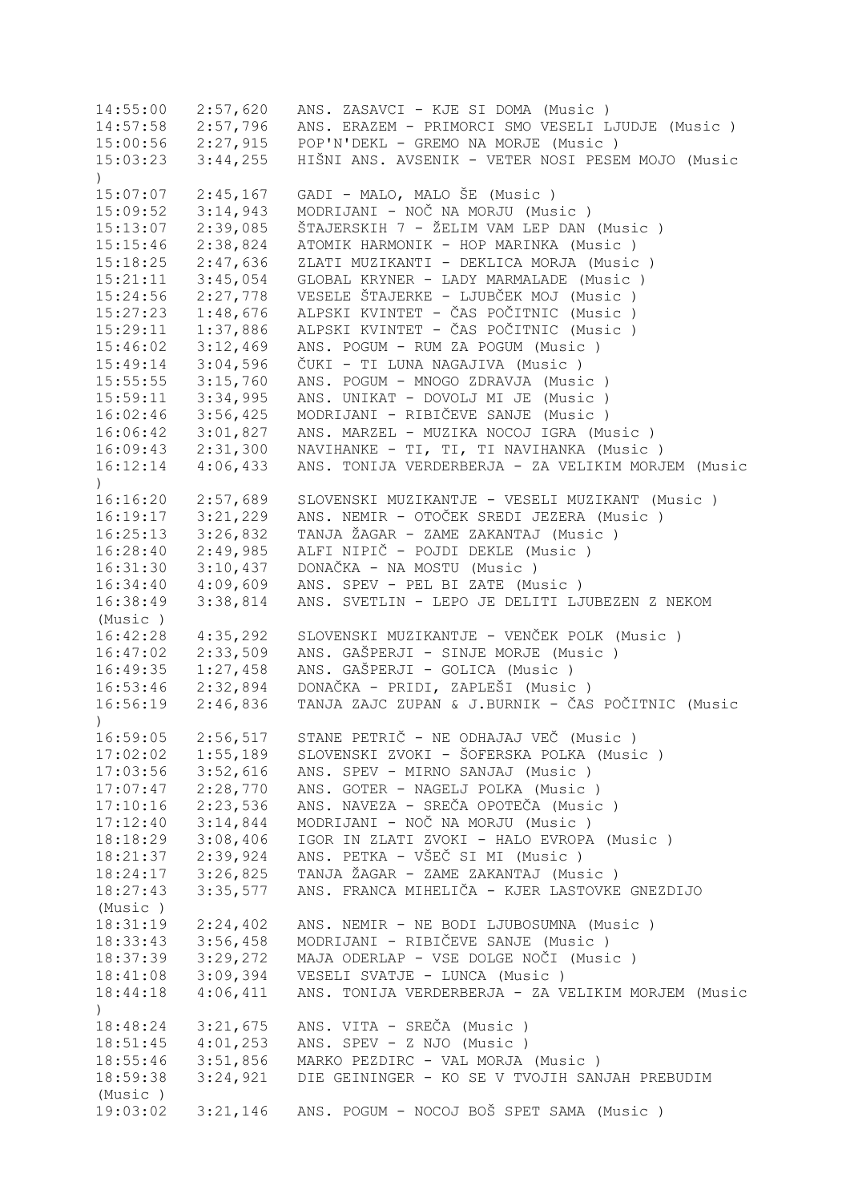```
14:55:00   2:57,620   ANS. ZASAVCI - KJE SI DOMA (Music )
14:57:58   2:57,796   ANS. ERAZEM - PRIMORCI SMO VESELI LJUDJE (Music )
15:00:56   2:27,915   POP'N'DEKL - GREMO NA MORJE (Music )
15:03:23   3:44,255   HIŠNI ANS. AVSENIK - VETER NOSI PESEM MOJO (Music
)
15:07:07   2:45,167   GADI - MALO, MALO ŠE (Music )
15:09:52   3:14,943   MODRIJANI - NOČ NA MORJU (Music )
15:13:07   2:39,085   ŠTAJERSKIH 7 - ŽELIM VAM LEP DAN (Music )
15:15:46   2:38,824   ATOMIK HARMONIK - HOP MARINKA (Music )
15:18:25   2:47,636   ZLATI MUZIKANTI - DEKLICA MORJA (Music )
15:21:11   3:45,054   GLOBAL KRYNER - LADY MARMALADE (Music )
15:24:56   2:27,778   VESELE ŠTAJERKE - LJUBČEK MOJ (Music )
15:27:23   1:48,676   ALPSKI KVINTET - ČAS POČITNIC (Music )
15:29:11   1:37,886   ALPSKI KVINTET - ČAS POČITNIC (Music )
15:46:02   3:12,469   ANS. POGUM - RUM ZA POGUM (Music )
15:49:14   3:04,596   ČUKI - TI LUNA NAGAJIVA (Music )
15:55:55   3:15,760   ANS. POGUM - MNOGO ZDRAVJA (Music )
15:59:11   3:34,995   ANS. UNIKAT - DOVOLJ MI JE (Music )
16:02:46   3:56,425   MODRIJANI - RIBIČEVE SANJE (Music )
16:06:42   3:01,827   ANS. MARZEL - MUZIKA NOCOJ IGRA (Music )
16:09:43   2:31,300   NAVIHANKE - TI, TI, TI NAVIHANKA (Music )
16:12:14   4:06,433   ANS. TONIJA VERDERBERJA - ZA VELIKIM MORJEM (Music
)
16:16:20   2:57,689   SLOVENSKI MUZIKANTJE - VESELI MUZIKANT (Music )
16:19:17   3:21,229   ANS. NEMIR - OTOČEK SREDI JEZERA (Music )
16:25:13   3:26,832   TANJA ŽAGAR - ZAME ZAKANTAJ (Music )
16:28:40   2:49,985   ALFI NIPIČ - POJDI DEKLE (Music )
16:31:30   3:10,437   DONAČKA - NA MOSTU (Music )
16:34:40   4:09,609   ANS. SPEV - PEL BI ZATE (Music )
16:38:49   3:38,814   ANS. SVETLIN - LEPO JE DELITI LJUBEZEN Z NEKOM
(Music )
16:42:28   4:35,292   SLOVENSKI MUZIKANTJE - VENČEK POLK (Music )
16:47:02   2:33,509   ANS. GAŠPERJI - SINJE MORJE (Music )
16:49:35   1:27,458   ANS. GAŠPERJI - GOLICA (Music )
16:53:46   2:32,894   DONAČKA - PRIDI, ZAPLEŠI (Music )
16:56:19   2:46,836   TANJA ZAJC ZUPAN & J.BURNIK - ČAS POČITNIC (Music
)
16:59:05   2:56,517   STANE PETRIČ - NE ODHAJAJ VEČ (Music )
17:02:02   1:55,189   SLOVENSKI ZVOKI - ŠOFERSKA POLKA (Music )
17:03:56   3:52,616   ANS. SPEV - MIRNO SANJAJ (Music )
17:07:47   2:28,770   ANS. GOTER - NAGELJ POLKA (Music )
17:10:16   2:23,536   ANS. NAVEZA - SREČA OPOTEČA (Music )
17:12:40   3:14,844   MODRIJANI - NOČ NA MORJU (Music )
18:18:29   3:08,406   IGOR IN ZLATI ZVOKI - HALO EVROPA (Music )
18:21:37   2:39,924   ANS. PETKA - VŠEČ SI MI (Music )
18:24:17   3:26,825   TANJA ŽAGAR - ZAME ZAKANTAJ (Music )
18:27:43   3:35,577   ANS. FRANCA MIHELIČA - KJER LASTOVKE GNEZDIJO
(Music )
18:31:19   2:24,402   ANS. NEMIR - NE BODI LJUBOSUMNA (Music )
18:33:43   3:56,458   MODRIJANI - RIBIČEVE SANJE (Music )
18:37:39   3:29,272   MAJA ODERLAP - VSE DOLGE NOČI (Music )
18:41:08   3:09,394   VESELI SVATJE - LUNCA (Music )
18:44:18   4:06,411   ANS. TONIJA VERDERBERJA - ZA VELIKIM MORJEM (Music
)
18:48:24   3:21,675   ANS. VITA - SREČA (Music )
18:51:45   4:01,253   ANS. SPEV - Z NJO (Music )
18:55:46   3:51,856   MARKO PEZDIRC - VAL MORJA (Music )
18:59:38   3:24,921   DIE GEININGER - KO SE V TVOJIH SANJAH PREBUDIM
(Music )
19:03:02   3:21,146   ANS. POGUM - NOCOJ BOŠ SPET SAMA (Music )
```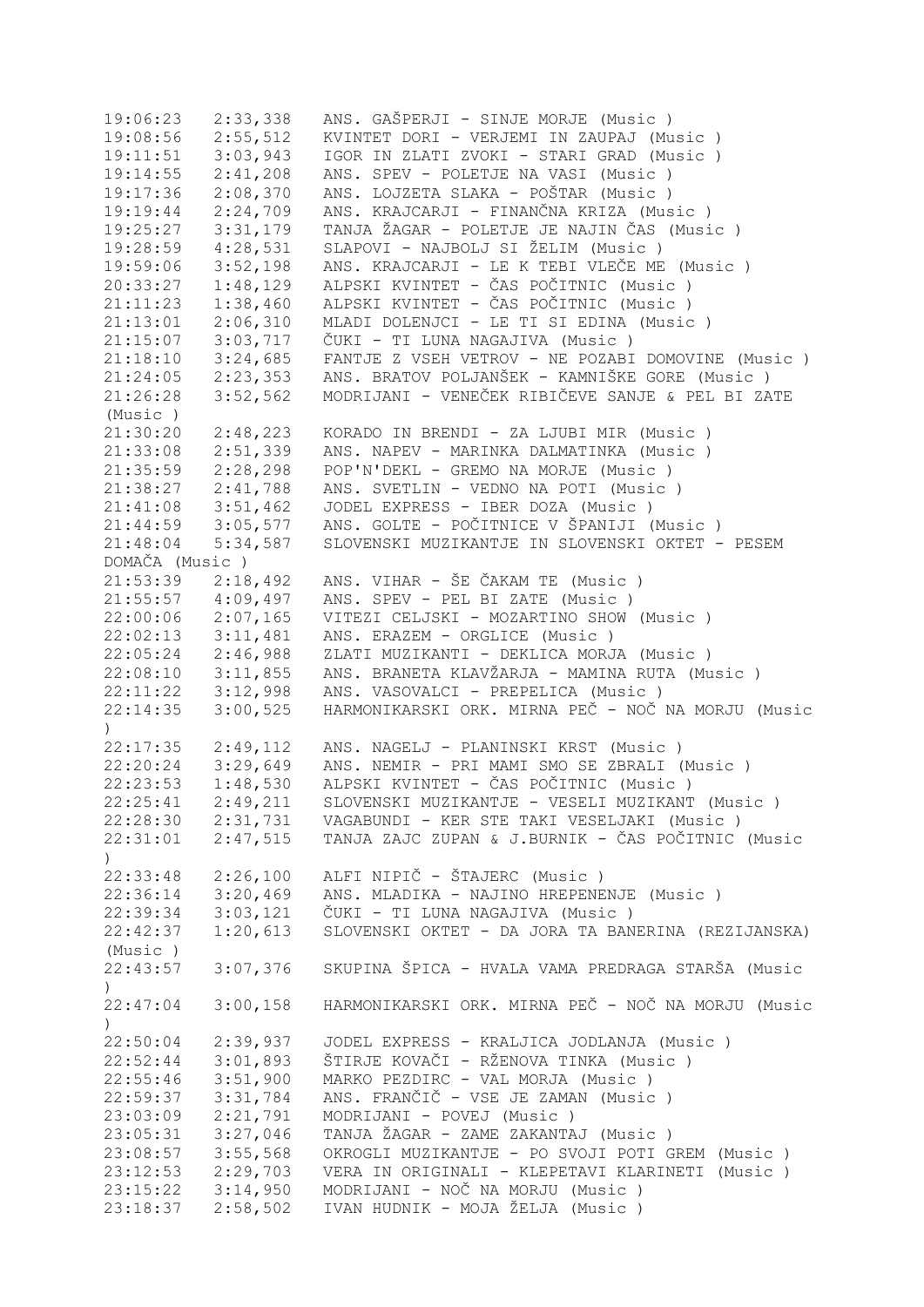19:06:23   2:33,338   ANS. GAŠPERJI - SINJE MORJE (Music )
19:08:56   2:55,512   KVINTET DORI - VERJEMI IN ZAUPAJ (Music )
19:11:51   3:03,943   IGOR IN ZLATI ZVOKI - STARI GRAD (Music )
19:14:55   2:41,208   ANS. SPEV - POLETJE NA VASI (Music )
19:17:36   2:08,370   ANS. LOJZETA SLAKA - POŠTAR (Music )
19:19:44   2:24,709   ANS. KRAJCARJI - FINANČNA KRIZA (Music )
19:25:27   3:31,179   TANJA ŽAGAR - POLETJE JE NAJIN ČAS (Music )
19:28:59   4:28,531   SLAPOVI - NAJBOLJ SI ŽELIM (Music )
19:59:06   3:52,198   ANS. KRAJCARJI - LE K TEBI VLEČE ME (Music )
20:33:27   1:48,129   ALPSKI KVINTET - ČAS POČITNIC (Music )
21:11:23   1:38,460   ALPSKI KVINTET - ČAS POČITNIC (Music )
21:13:01   2:06,310   MLADI DOLENJCI - LE TI SI EDINA (Music )
21:15:07   3:03,717   ČUKI - TI LUNA NAGAJIVA (Music )
21:18:10   3:24,685   FANTJE Z VSEH VETROV - NE POZABI DOMOVINE (Music )
21:24:05   2:23,353   ANS. BRATOV POLJANŠEK - KAMNIŠKE GORE (Music )
21:26:28   3:52,562   MODRIJANI - VENEČEK RIBIČEVE SANJE & PEL BI ZATE (Music )
21:30:20   2:48,223   KORADO IN BRENDI - ZA LJUBI MIR (Music )
21:33:08   2:51,339   ANS. NAPEV - MARINKA DALMATINKA (Music )
21:35:59   2:28,298   POP'N'DEKL - GREMO NA MORJE (Music )
21:38:27   2:41,788   ANS. SVETLIN - VEDNO NA POTI (Music )
21:41:08   3:51,462   JODEL EXPRESS - IBER DOZA (Music )
21:44:59   3:05,577   ANS. GOLTE - POČITNICE V ŠPANIJI (Music )
21:48:04   5:34,587   SLOVENSKI MUZIKANTJE IN SLOVENSKI OKTET - PESEM DOMAČA (Music )
21:53:39   2:18,492   ANS. VIHAR - ŠE ČAKAM TE (Music )
21:55:57   4:09,497   ANS. SPEV - PEL BI ZATE (Music )
22:00:06   2:07,165   VITEZI CELJSKI - MOZARTINO SHOW (Music )
22:02:13   3:11,481   ANS. ERAZEM - ORGLICE (Music )
22:05:24   2:46,988   ZLATI MUZIKANTI - DEKLICA MORJA (Music )
22:08:10   3:11,855   ANS. BRANETA KLAVŽARJA - MAMINA RUTA (Music )
22:11:22   3:12,998   ANS. VASOVALCI - PREPELICA (Music )
22:14:35   3:00,525   HARMONIKARSKI ORK. MIRNA PEČ - NOČ NA MORJU (Music )
22:17:35   2:49,112   ANS. NAGELJ - PLANINSKI KRST (Music )
22:20:24   3:29,649   ANS. NEMIR - PRI MAMI SMO SE ZBRALI (Music )
22:23:53   1:48,530   ALPSKI KVINTET - ČAS POČITNIC (Music )
22:25:41   2:49,211   SLOVENSKI MUZIKANTJE - VESELI MUZIKANT (Music )
22:28:30   2:31,731   VAGABUNDI - KER STE TAKI VESELJAKI (Music )
22:31:01   2:47,515   TANJA ZAJC ZUPAN & J.BURNIK - ČAS POČITNIC (Music )
22:33:48   2:26,100   ALFI NIPIČ - ŠTAJERC (Music )
22:36:14   3:20,469   ANS. MLADIKA - NAJINO HREPENENJE (Music )
22:39:34   3:03,121   ČUKI - TI LUNA NAGAJIVA (Music )
22:42:37   1:20,613   SLOVENSKI OKTET - DA JORA TA BANERINA (REZIJANSKA) (Music )
22:43:57   3:07,376   SKUPINA ŠPICA - HVALA VAMA PREDRAGA STARŠA (Music )
22:47:04   3:00,158   HARMONIKARSKI ORK. MIRNA PEČ - NOČ NA MORJU (Music )
22:50:04   2:39,937   JODEL EXPRESS - KRALJICA JODLANJA (Music )
22:52:44   3:01,893   ŠTIRJE KOVAČI - RŽENOVA TINKA (Music )
22:55:46   3:51,900   MARKO PEZDIRC - VAL MORJA (Music )
22:59:37   3:31,784   ANS. FRANČIČ - VSE JE ZAMAN (Music )
23:03:09   2:21,791   MODRIJANI - POVEJ (Music )
23:05:31   3:27,046   TANJA ŽAGAR - ZAME ZAKANTAJ (Music )
23:08:57   3:55,568   OKROGLI MUZIKANTJE - PO SVOJI POTI GREM (Music )
23:12:53   2:29,703   VERA IN ORIGINALI - KLEPETAVI KLARINETI (Music )
23:15:22   3:14,950   MODRIJANI - NOČ NA MORJU (Music )
23:18:37   2:58,502   IVAN HUDNIK - MOJA ŽELJA (Music )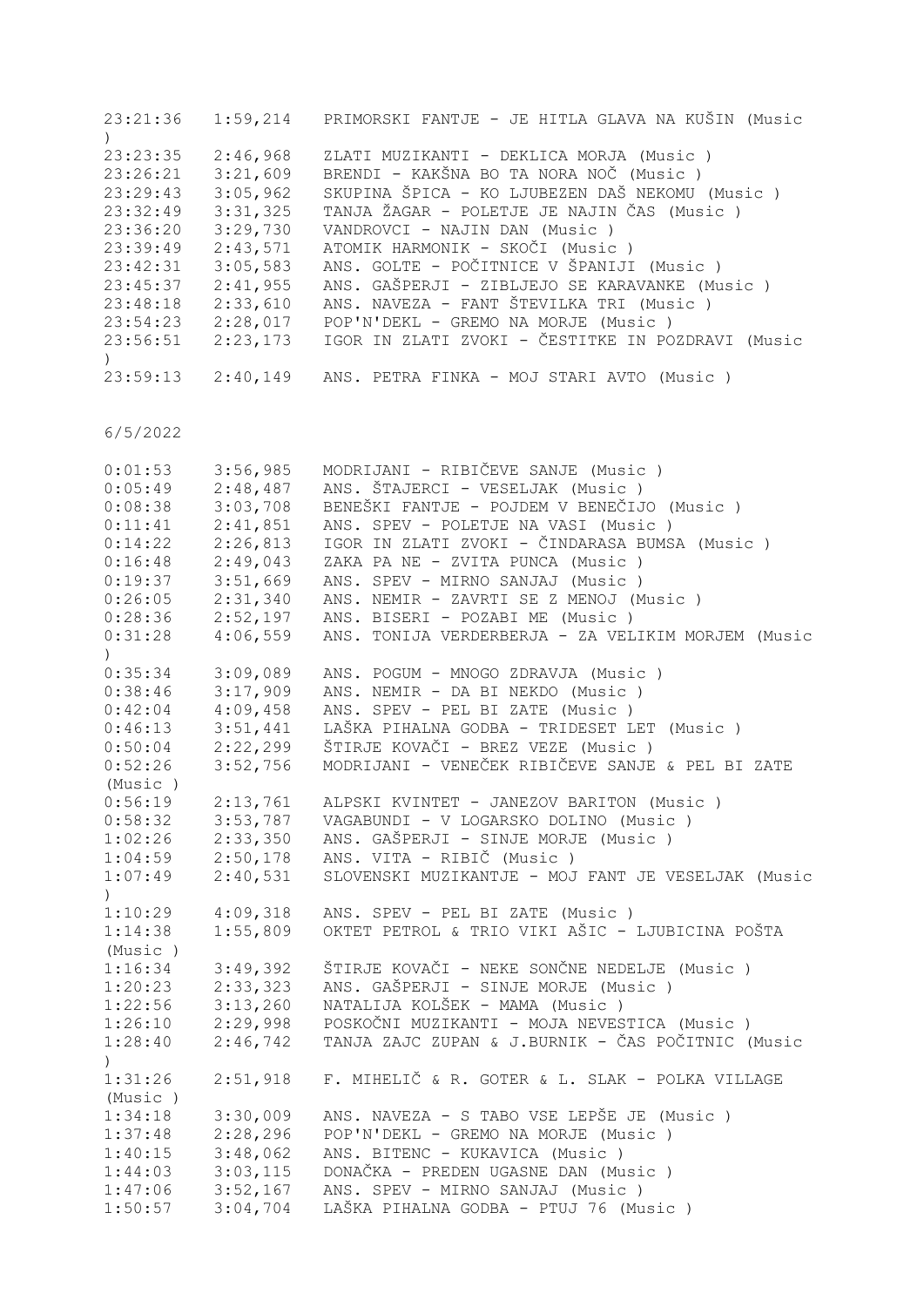| | | |
|---|---|---|
| 23:21:36 | 1:59,214 | PRIMORSKI FANTJE - JE HITLA GLAVA NA KUŠIN (Music ) |
| 23:23:35 | 2:46,968 | ZLATI MUZIKANTI - DEKLICA MORJA (Music ) |
| 23:26:21 | 3:21,609 | BRENDI - KAKŠNA BO TA NORA NOČ (Music ) |
| 23:29:43 | 3:05,962 | SKUPINA ŠPICA - KO LJUBEZEN DAŠ NEKOMU (Music ) |
| 23:32:49 | 3:31,325 | TANJA ŽAGAR - POLETJE JE NAJIN ČAS (Music ) |
| 23:36:20 | 3:29,730 | VANDROVCI - NAJIN DAN (Music ) |
| 23:39:49 | 2:43,571 | ATOMIK HARMONIK - SKOČI (Music ) |
| 23:42:31 | 3:05,583 | ANS. GOLTE - POČITNICE V ŠPANIJI (Music ) |
| 23:45:37 | 2:41,955 | ANS. GAŠPERJI - ZIBLJEJO SE KARAVANKE (Music ) |
| 23:48:18 | 2:33,610 | ANS. NAVEZA - FANT ŠTEVILKA TRI (Music ) |
| 23:54:23 | 2:28,017 | POP'N'DEKL - GREMO NA MORJE (Music ) |
| 23:56:51 | 2:23,173 | IGOR IN ZLATI ZVOKI - ČESTITKE IN POZDRAVI (Music ) |
| 23:59:13 | 2:40,149 | ANS. PETRA FINKA - MOJ STARI AVTO (Music ) |

6/5/2022

| | | |
|---|---|---|
| 0:01:53 | 3:56,985 | MODRIJANI - RIBIČEVE SANJE (Music ) |
| 0:05:49 | 2:48,487 | ANS. ŠTAJERCI - VESELJAK (Music ) |
| 0:08:38 | 3:03,708 | BENEŠKI FANTJE - POJDEM V BENEČIJO (Music ) |
| 0:11:41 | 2:41,851 | ANS. SPEV - POLETJE NA VASI (Music ) |
| 0:14:22 | 2:26,813 | IGOR IN ZLATI ZVOKI - ČINDARASA BUMSA (Music ) |
| 0:16:48 | 2:49,043 | ZAKA PA NE - ZVITA PUNCA (Music ) |
| 0:19:37 | 3:51,669 | ANS. SPEV - MIRNO SANJAJ (Music ) |
| 0:26:05 | 2:31,340 | ANS. NEMIR - ZAVRTI SE Z MENOJ (Music ) |
| 0:28:36 | 2:52,197 | ANS. BISERI - POZABI ME (Music ) |
| 0:31:28 | 4:06,559 | ANS. TONIJA VERDERBERJA - ZA VELIKIM MORJEM (Music ) |
| 0:35:34 | 3:09,089 | ANS. POGUM - MNOGO ZDRAVJA (Music ) |
| 0:38:46 | 3:17,909 | ANS. NEMIR - DA BI NEKDO (Music ) |
| 0:42:04 | 4:09,458 | ANS. SPEV - PEL BI ZATE (Music ) |
| 0:46:13 | 3:51,441 | LAŠKA PIHALNA GODBA - TRIDESET LET (Music ) |
| 0:50:04 | 2:22,299 | ŠTIRJE KOVAČI - BREZ VEZE (Music ) |
| 0:52:26 | 3:52,756 | MODRIJANI - VENEČEK RIBIČEVE SANJE & PEL BI ZATE (Music ) |
| 0:56:19 | 2:13,761 | ALPSKI KVINTET - JANEZOV BARITON (Music ) |
| 0:58:32 | 3:53,787 | VAGABUNDI - V LOGARSKO DOLINO (Music ) |
| 1:02:26 | 2:33,350 | ANS. GAŠPERJI - SINJE MORJE (Music ) |
| 1:04:59 | 2:50,178 | ANS. VITA - RIBIČ (Music ) |
| 1:07:49 | 2:40,531 | SLOVENSKI MUZIKANTJE - MOJ FANT JE VESELJAK (Music ) |
| 1:10:29 | 4:09,318 | ANS. SPEV - PEL BI ZATE (Music ) |
| 1:14:38 | 1:55,809 | OKTET PETROL & TRIO VIKI AŠIC - LJUBICINA POŠTA (Music ) |
| 1:16:34 | 3:49,392 | ŠTIRJE KOVAČI - NEKE SONČNE NEDELJE (Music ) |
| 1:20:23 | 2:33,323 | ANS. GAŠPERJI - SINJE MORJE (Music ) |
| 1:22:56 | 3:13,260 | NATALIJA KOLŠEK - MAMA (Music ) |
| 1:26:10 | 2:29,998 | POSKOČNI MUZIKANTI - MOJA NEVESTICA (Music ) |
| 1:28:40 | 2:46,742 | TANJA ZAJC ZUPAN & J.BURNIK - ČAS POČITNIC (Music ) |
| 1:31:26 | 2:51,918 | F. MIHELIČ & R. GOTER & L. SLAK - POLKA VILLAGE (Music ) |
| 1:34:18 | 3:30,009 | ANS. NAVEZA - S TABO VSE LEPŠE JE (Music ) |
| 1:37:48 | 2:28,296 | POP'N'DEKL - GREMO NA MORJE (Music ) |
| 1:40:15 | 3:48,062 | ANS. BITENC - KUKAVICA (Music ) |
| 1:44:03 | 3:03,115 | DONAČKA - PREDEN UGASNE DAN (Music ) |
| 1:47:06 | 3:52,167 | ANS. SPEV - MIRNO SANJAJ (Music ) |
| 1:50:57 | 3:04,704 | LAŠKA PIHALNA GODBA - PTUJ 76 (Music ) |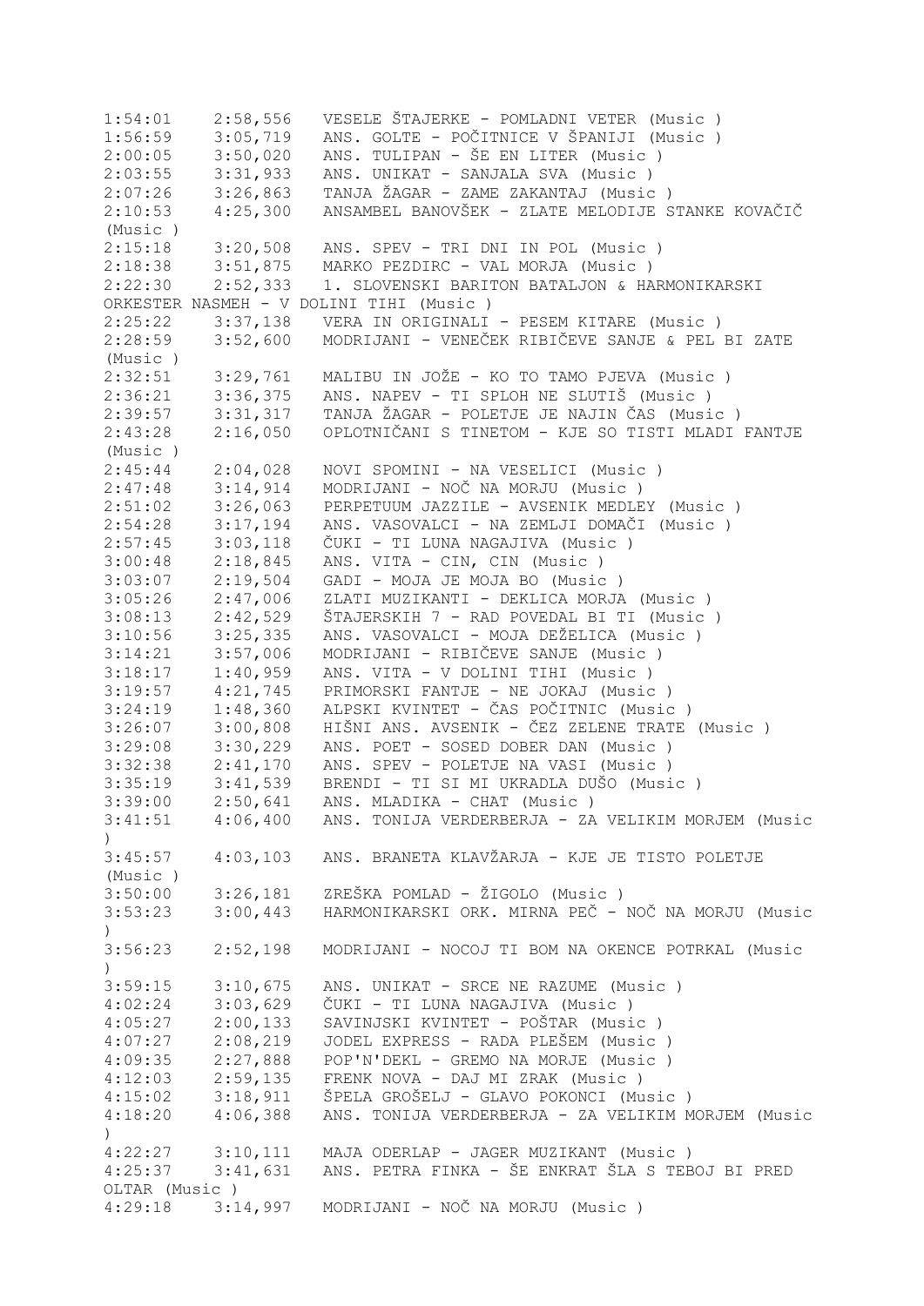1:54:01	2:58,556	VESELE ŠTAJERKE - POMLADNI VETER (Music )
1:56:59	3:05,719	ANS. GOLTE - POČITNICE V ŠPANIJI (Music )
2:00:05	3:50,020	ANS. TULIPAN - ŠE EN LITER (Music )
2:03:55	3:31,933	ANS. UNIKAT - SANJALA SVA (Music )
2:07:26	3:26,863	TANJA ŽAGAR - ZAME ZAKANTAJ (Music )
2:10:53	4:25,300	ANSAMBEL BANOVŠEK - ZLATE MELODIJE STANKE KOVAČIČ (Music )
2:15:18	3:20,508	ANS. SPEV - TRI DNI IN POL (Music )
2:18:38	3:51,875	MARKO PEZDIRC - VAL MORJA (Music )
2:22:30	2:52,333	1. SLOVENSKI BARITON BATALJON & HARMONIKARSKI ORKESTER NASMEH - V DOLINI TIHI (Music )
2:25:22	3:37,138	VERA IN ORIGINALI - PESEM KITARE (Music )
2:28:59	3:52,600	MODRIJANI - VENEČEK RIBIČEVE SANJE & PEL BI ZATE (Music )
2:32:51	3:29,761	MALIBU IN JOŽE - KO TO TAMO PJEVA (Music )
2:36:21	3:36,375	ANS. NAPEV - TI SPLOH NE SLUTIŠ (Music )
2:39:57	3:31,317	TANJA ŽAGAR - POLETJE JE NAJIN ČAS (Music )
2:43:28	2:16,050	OPLOTNIČANI S TINETOM - KJE SO TISTI MLADI FANTJE (Music )
2:45:44	2:04,028	NOVI SPOMINI - NA VESELICI (Music )
2:47:48	3:14,914	MODRIJANI - NOČ NA MORJU (Music )
2:51:02	3:26,063	PERPETUUM JAZZILE - AVSENIK MEDLEY (Music )
2:54:28	3:17,194	ANS. VASOVALCI - NA ZEMLJI DOMAČI (Music )
2:57:45	3:03,118	ČUKI - TI LUNA NAGAJIVA (Music )
3:00:48	2:18,845	ANS. VITA - CIN, CIN (Music )
3:03:07	2:19,504	GADI - MOJA JE MOJA BO (Music )
3:05:26	2:47,006	ZLATI MUZIKANTI - DEKLICA MORJA (Music )
3:08:13	2:42,529	ŠTAJERSKIH 7 - RAD POVEDAL BI TI (Music )
3:10:56	3:25,335	ANS. VASOVALCI - MOJA DEŽELICA (Music )
3:14:21	3:57,006	MODRIJANI - RIBIČEVE SANJE (Music )
3:18:17	1:40,959	ANS. VITA - V DOLINI TIHI (Music )
3:19:57	4:21,745	PRIMORSKI FANTJE - NE JOKAJ (Music )
3:24:19	1:48,360	ALPSKI KVINTET - ČAS POČITNIC (Music )
3:26:07	3:00,808	HIŠNI ANS. AVSENIK - ČEZ ZELENE TRATE (Music )
3:29:08	3:30,229	ANS. POET - SOSED DOBER DAN (Music )
3:32:38	2:41,170	ANS. SPEV - POLETJE NA VASI (Music )
3:35:19	3:41,539	BRENDI - TI SI MI UKRADLA DUŠO (Music )
3:39:00	2:50,641	ANS. MLADIKA - CHAT (Music )
3:41:51	4:06,400	ANS. TONIJA VERDERBERJA - ZA VELIKIM MORJEM (Music )
3:45:57	4:03,103	ANS. BRANETA KLAVŽARJA - KJE JE TISTO POLETJE (Music )
3:50:00	3:26,181	ZREŠKA POMLAD - ŽIGOLO (Music )
3:53:23	3:00,443	HARMONIKARSKI ORK. MIRNA PEČ - NOČ NA MORJU (Music )
3:56:23	2:52,198	MODRIJANI - NOCOJ TI BOM NA OKENCE POTRKAL (Music )
3:59:15	3:10,675	ANS. UNIKAT - SRCE NE RAZUME (Music )
4:02:24	3:03,629	ČUKI - TI LUNA NAGAJIVA (Music )
4:05:27	2:00,133	SAVINJSKI KVINTET - POŠTAR (Music )
4:07:27	2:08,219	JODEL EXPRESS - RADA PLEŠEM (Music )
4:09:35	2:27,888	POP'N'DEKL - GREMO NA MORJE (Music )
4:12:03	2:59,135	FRENK NOVA - DAJ MI ZRAK (Music )
4:15:02	3:18,911	ŠPELA GROŠELJ - GLAVO POKONCI (Music )
4:18:20	4:06,388	ANS. TONIJA VERDERBERJA - ZA VELIKIM MORJEM (Music )
4:22:27	3:10,111	MAJA ODERLAP - JAGER MUZIKANT (Music )
4:25:37	3:41,631	ANS. PETRA FINKA - ŠE ENKRAT ŠLA S TEBOJ BI PRED OLTAR (Music )
4:29:18	3:14,997	MODRIJANI - NOČ NA MORJU (Music )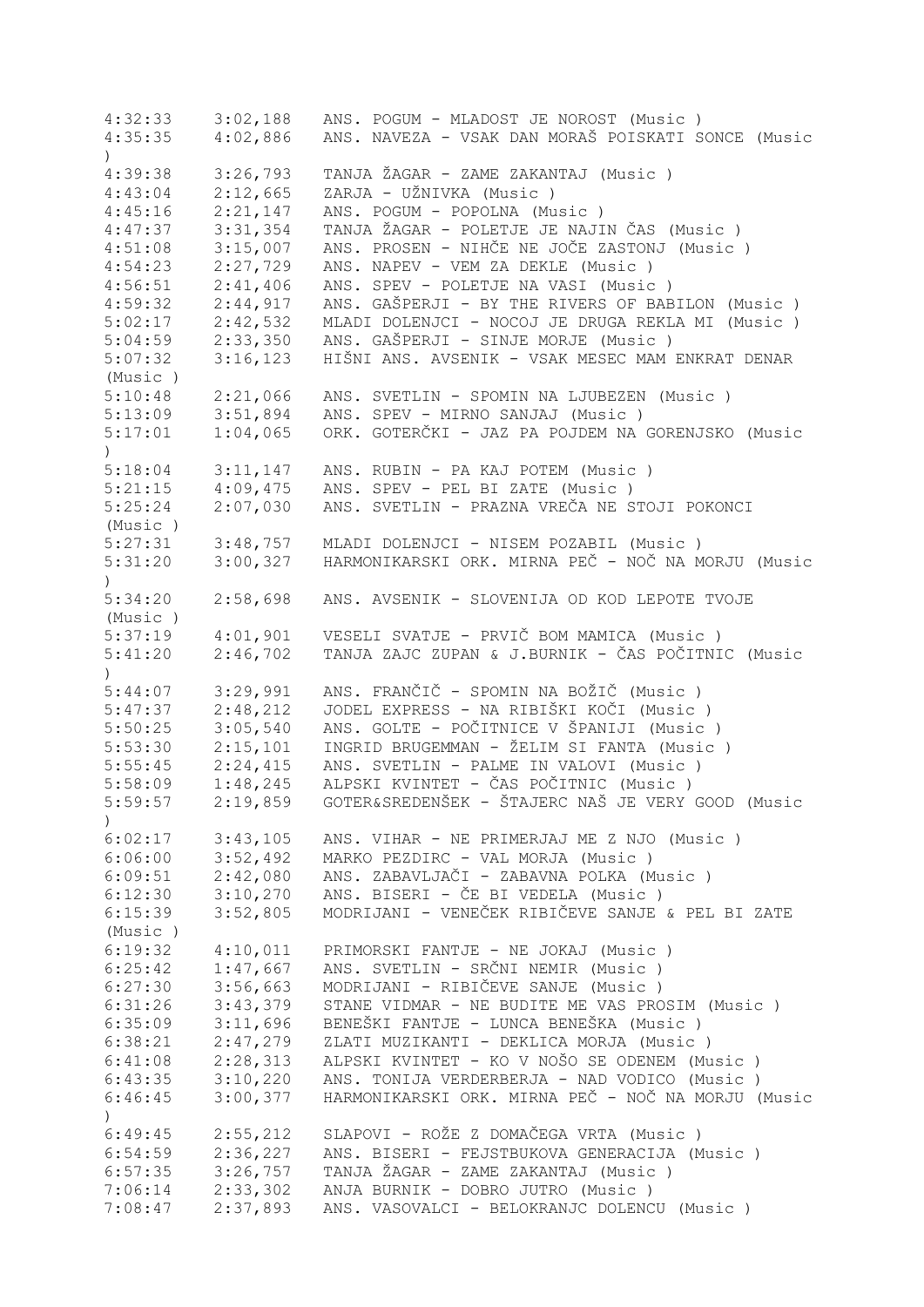| | | |
|---|---|---|
| 4:32:33 | 3:02,188 | ANS. POGUM - MLADOST JE NOROST (Music ) |
| 4:35:35 | 4:02,886 | ANS. NAVEZA - VSAK DAN MORAŠ POISKATI SONCE (Music ) |
| 4:39:38 | 3:26,793 | TANJA ŽAGAR - ZAME ZAKANTAJ (Music ) |
| 4:43:04 | 2:12,665 | ZARJA - UŽNIVKA (Music ) |
| 4:45:16 | 2:21,147 | ANS. POGUM - POPOLNA (Music ) |
| 4:47:37 | 3:31,354 | TANJA ŽAGAR - POLETJE JE NAJIN ČAS (Music ) |
| 4:51:08 | 3:15,007 | ANS. PROSEN - NIHČE NE JOČE ZASTONJ (Music ) |
| 4:54:23 | 2:27,729 | ANS. NAPEV - VEM ZA DEKLE (Music ) |
| 4:56:51 | 2:41,406 | ANS. SPEV - POLETJE NA VASI (Music ) |
| 4:59:32 | 2:44,917 | ANS. GAŠPERJI - BY THE RIVERS OF BABILON (Music ) |
| 5:02:17 | 2:42,532 | MLADI DOLENJCI - NOCOJ JE DRUGA REKLA MI (Music ) |
| 5:04:59 | 2:33,350 | ANS. GAŠPERJI - SINJE MORJE (Music ) |
| 5:07:32 | 3:16,123 | HIŠNI ANS. AVSENIK - VSAK MESEC MAM ENKRAT DENAR (Music ) |
| 5:10:48 | 2:21,066 | ANS. SVETLIN - SPOMIN NA LJUBEZEN (Music ) |
| 5:13:09 | 3:51,894 | ANS. SPEV - MIRNO SANJAJ (Music ) |
| 5:17:01 | 1:04,065 | ORK. GOTERČKI - JAZ PA POJDEM NA GORENJSKO (Music ) |
| 5:18:04 | 3:11,147 | ANS. RUBIN - PA KAJ POTEM (Music ) |
| 5:21:15 | 4:09,475 | ANS. SPEV - PEL BI ZATE (Music ) |
| 5:25:24 | 2:07,030 | ANS. SVETLIN - PRAZNA VREČA NE STOJI POKONCI (Music ) |
| 5:27:31 | 3:48,757 | MLADI DOLENJCI - NISEM POZABIL (Music ) |
| 5:31:20 | 3:00,327 | HARMONIKARSKI ORK. MIRNA PEČ - NOČ NA MORJU (Music ) |
| 5:34:20 | 2:58,698 | ANS. AVSENIK - SLOVENIJA OD KOD LEPOTE TVOJE (Music ) |
| 5:37:19 | 4:01,901 | VESELI SVATJE - PRVIČ BOM MAMICA (Music ) |
| 5:41:20 | 2:46,702 | TANJA ZAJC ZUPAN & J.BURNIK - ČAS POČITNIC (Music ) |
| 5:44:07 | 3:29,991 | ANS. FRANČIČ - SPOMIN NA BOŽIČ (Music ) |
| 5:47:37 | 2:48,212 | JODEL EXPRESS - NA RIBIŠKI KOČI (Music ) |
| 5:50:25 | 3:05,540 | ANS. GOLTE - POČITNICE V ŠPANIJI (Music ) |
| 5:53:30 | 2:15,101 | INGRID BRUGEMMAN - ŽELIM SI FANTA (Music ) |
| 5:55:45 | 2:24,415 | ANS. SVETLIN - PALME IN VALOVI (Music ) |
| 5:58:09 | 1:48,245 | ALPSKI KVINTET - ČAS POČITNIC (Music ) |
| 5:59:57 | 2:19,859 | GOTER&SREDENŠEK - ŠTAJERC NAŠ JE VERY GOOD (Music ) |
| 6:02:17 | 3:43,105 | ANS. VIHAR - NE PRIMERJAJ ME Z NJO (Music ) |
| 6:06:00 | 3:52,492 | MARKO PEZDIRC - VAL MORJA (Music ) |
| 6:09:51 | 2:42,080 | ANS. ZABAVLJAČI - ZABAVNA POLKA (Music ) |
| 6:12:30 | 3:10,270 | ANS. BISERI - ČE BI VEDELA (Music ) |
| 6:15:39 | 3:52,805 | MODRIJANI - VENEČEK RIBIČEVE SANJE & PEL BI ZATE (Music ) |
| 6:19:32 | 4:10,011 | PRIMORSKI FANTJE - NE JOKAJ (Music ) |
| 6:25:42 | 1:47,667 | ANS. SVETLIN - SRČNI NEMIR (Music ) |
| 6:27:30 | 3:56,663 | MODRIJANI - RIBIČEVE SANJE (Music ) |
| 6:31:26 | 3:43,379 | STANE VIDMAR - NE BUDITE ME VAS PROSIM (Music ) |
| 6:35:09 | 3:11,696 | BENEŠKI FANTJE - LUNCA BENEŠKA (Music ) |
| 6:38:21 | 2:47,279 | ZLATI MUZIKANTI - DEKLICA MORJA (Music ) |
| 6:41:08 | 2:28,313 | ALPSKI KVINTET - KO V NOŠO SE ODENEM (Music ) |
| 6:43:35 | 3:10,220 | ANS. TONIJA VERDERBERJA - NAD VODICO (Music ) |
| 6:46:45 | 3:00,377 | HARMONIKARSKI ORK. MIRNA PEČ - NOČ NA MORJU (Music ) |
| 6:49:45 | 2:55,212 | SLAPOVI - ROŽE Z DOMAČEGA VRTA (Music ) |
| 6:54:59 | 2:36,227 | ANS. BISERI - FEJSTBUKOVA GENERACIJA (Music ) |
| 6:57:35 | 3:26,757 | TANJA ŽAGAR - ZAME ZAKANTAJ (Music ) |
| 7:06:14 | 2:33,302 | ANJA BURNIK - DOBRO JUTRO (Music ) |
| 7:08:47 | 2:37,893 | ANS. VASOVALCI - BELOKRANJC DOLENCU (Music ) |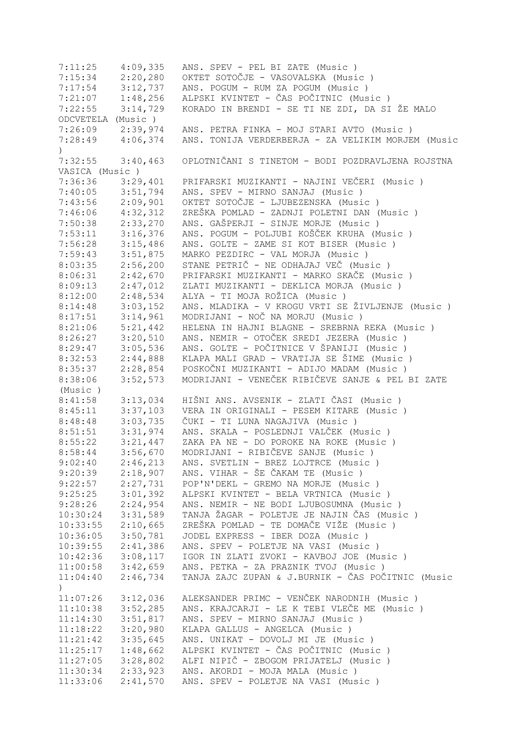```
7:11:25    4:09,335   ANS. SPEV - PEL BI ZATE (Music )
7:15:34    2:20,280   OKTET SOTOČJE - VASOVALSKA (Music )
7:17:54    3:12,737   ANS. POGUM - RUM ZA POGUM (Music )
7:21:07    1:48,256   ALPSKI KVINTET - ČAS POČITNIC (Music )
7:22:55    3:14,729   KORADO IN BRENDI - SE TI NE ZDI, DA SI ŽE MALO
ODCVETELA (Music )
7:26:09    2:39,974   ANS. PETRA FINKA - MOJ STARI AVTO (Music )
7:28:49    4:06,374   ANS. TONIJA VERDERBERJA - ZA VELIKIM MORJEM (Music
)
7:32:55    3:40,463   OPLOTNIČANI S TINETOM - BODI POZDRAVLJENA ROJSTNA
VASICA (Music )
7:36:36    3:29,401   PRIFARSKI MUZIKANTI - NAJINI VEČERI (Music )
7:40:05    3:51,794   ANS. SPEV - MIRNO SANJAJ (Music )
7:43:56    2:09,901   OKTET SOTOČJE - LJUBEZENSKA (Music )
7:46:06    4:32,312   ZREŠKA POMLAD - ZADNJI POLETNI DAN (Music )
7:50:38    2:33,270   ANS. GAŠPERJI - SINJE MORJE (Music )
7:53:11    3:16,376   ANS. POGUM - POLJUBI KOŠČEK KRUHA (Music )
7:56:28    3:15,486   ANS. GOLTE - ZAME SI KOT BISER (Music )
7:59:43    3:51,875   MARKO PEZDIRC - VAL MORJA (Music )
8:03:35    2:56,200   STANE PETRIČ - NE ODHAJAJ VEČ (Music )
8:06:31    2:42,670   PRIFARSKI MUZIKANTI - MARKO SKAČE (Music )
8:09:13    2:47,012   ZLATI MUZIKANTI - DEKLICA MORJA (Music )
8:12:00    2:48,534   ALYA - TI MOJA ROŽICA (Music )
8:14:48    3:03,152   ANS. MLADIKA - V KROGU VRTI SE ŽIVLJENJE (Music )
8:17:51    3:14,961   MODRIJANI - NOČ NA MORJU (Music )
8:21:06    5:21,442   HELENA IN HAJNI BLAGNE - SREBRNA REKA (Music )
8:26:27    3:20,510   ANS. NEMIR - OTOČEK SREDI JEZERA (Music )
8:29:47    3:05,536   ANS. GOLTE - POČITNICE V ŠPANIJI (Music )
8:32:53    2:44,888   KLAPA MALI GRAD - VRATIJA SE ŠIME (Music )
8:35:37    2:28,854   POSKOČNI MUZIKANTI - ADIJO MADAM (Music )
8:38:06    3:52,573   MODRIJANI - VENEČEK RIBIČEVE SANJE & PEL BI ZATE
(Music )
8:41:58    3:13,034   HIŠNI ANS. AVSENIK - ZLATI ČASI (Music )
8:45:11    3:37,103   VERA IN ORIGINALI - PESEM KITARE (Music )
8:48:48    3:03,735   ČUKI - TI LUNA NAGAJIVA (Music )
8:51:51    3:31,974   ANS. SKALA - POSLEDNJI VALČEK (Music )
8:55:22    3:21,447   ZAKA PA NE - DO POROKE NA ROKE (Music )
8:58:44    3:56,670   MODRIJANI - RIBIČEVE SANJE (Music )
9:02:40    2:46,213   ANS. SVETLIN - BREZ LOJTRCE (Music )
9:20:39    2:18,907   ANS. VIHAR - ŠE ČAKAM TE (Music )
9:22:57    2:27,731   POP'N'DEKL - GREMO NA MORJE (Music )
9:25:25    3:01,392   ALPSKI KVINTET - BELA VRTNICA (Music )
9:28:26    2:24,954   ANS. NEMIR - NE BODI LJUBOSUMNA (Music )
10:30:24   3:31,589   TANJA ŽAGAR - POLETJE JE NAJIN ČAS (Music )
10:33:55   2:10,665   ZREŠKA POMLAD - TE DOMAČE VIŽE (Music )
10:36:05   3:50,781   JODEL EXPRESS - IBER DOZA (Music )
10:39:55   2:41,386   ANS. SPEV - POLETJE NA VASI (Music )
10:42:36   3:08,117   IGOR IN ZLATI ZVOKI - KAVBOJ JOE (Music )
11:00:58   3:42,659   ANS. PETKA - ZA PRAZNIK TVOJ (Music )
11:04:40   2:46,734   TANJA ZAJC ZUPAN & J.BURNIK - ČAS POČITNIC (Music
)
11:07:26   3:12,036   ALEKSANDER PRIMC - VENČEK NARODNIH (Music )
11:10:38   3:52,285   ANS. KRAJCARJI - LE K TEBI VLEČE ME (Music )
11:14:30   3:51,817   ANS. SPEV - MIRNO SANJAJ (Music )
11:18:22   3:20,980   KLAPA GALLUS - ANGELCA (Music )
11:21:42   3:35,645   ANS. UNIKAT - DOVOLJ MI JE (Music )
11:25:17   1:48,662   ALPSKI KVINTET - ČAS POČITNIC (Music )
11:27:05   3:28,802   ALFI NIPIČ - ZBOGOM PRIJATELJ (Music )
11:30:34   2:33,923   ANS. AKORDI - MOJA MALA (Music )
11:33:06   2:41,570   ANS. SPEV - POLETJE NA VASI (Music )
```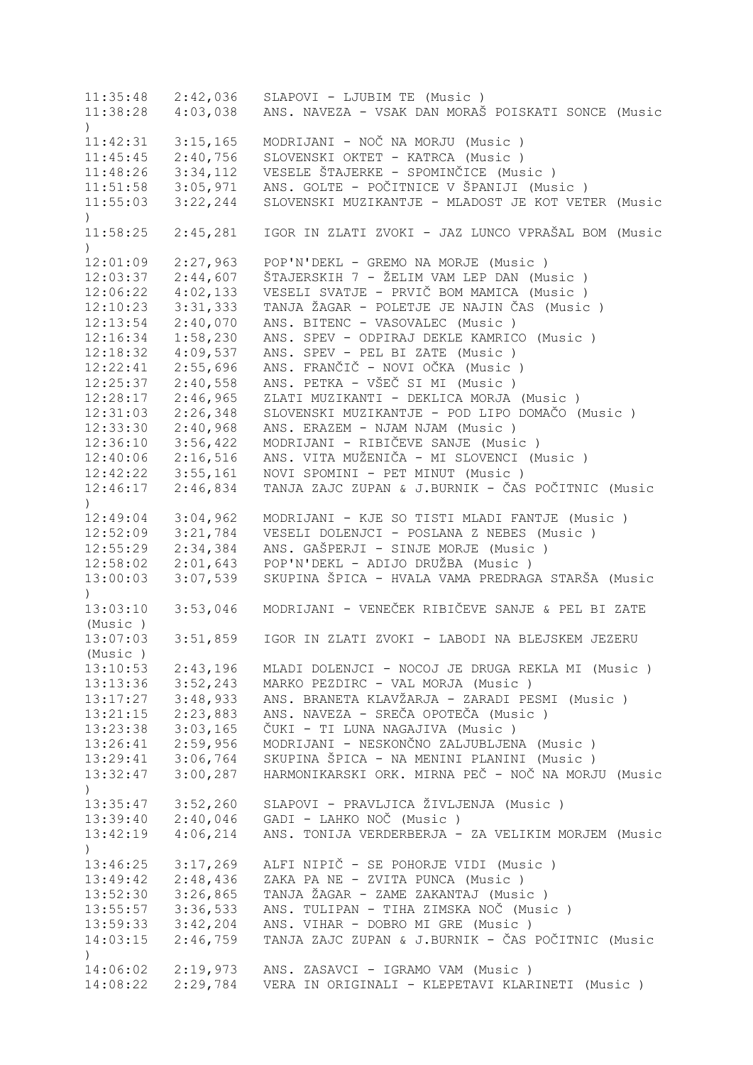11:35:48   2:42,036   SLAPOVI - LJUBIM TE (Music )
11:38:28   4:03,038   ANS. NAVEZA - VSAK DAN MORAŠ POISKATI SONCE (Music )
11:42:31   3:15,165   MODRIJANI - NOČ NA MORJU (Music )
11:45:45   2:40,756   SLOVENSKI OKTET - KATRCA (Music )
11:48:26   3:34,112   VESELE ŠTAJERKE - SPOMINČICE (Music )
11:51:58   3:05,971   ANS. GOLTE - POČITNICE V ŠPANIJI (Music )
11:55:03   3:22,244   SLOVENSKI MUZIKANTJE - MLADOST JE KOT VETER (Music )
11:58:25   2:45,281   IGOR IN ZLATI ZVOKI - JAZ LUNCO VPRAŠAL BOM (Music )
12:01:09   2:27,963   POP'N'DEKL - GREMO NA MORJE (Music )
12:03:37   2:44,607   ŠTAJERSKIH 7 - ŽELIM VAM LEP DAN (Music )
12:06:22   4:02,133   VESELI SVATJE - PRVIČ BOM MAMICA (Music )
12:10:23   3:31,333   TANJA ŽAGAR - POLETJE JE NAJIN ČAS (Music )
12:13:54   2:40,070   ANS. BITENC - VASOVALEC (Music )
12:16:34   1:58,230   ANS. SPEV - ODPIRAJ DEKLE KAMRICO (Music )
12:18:32   4:09,537   ANS. SPEV - PEL BI ZATE (Music )
12:22:41   2:55,696   ANS. FRANČIČ - NOVI OČKA (Music )
12:25:37   2:40,558   ANS. PETKA - VŠEČ SI MI (Music )
12:28:17   2:46,965   ZLATI MUZIKANTI - DEKLICA MORJA (Music )
12:31:03   2:26,348   SLOVENSKI MUZIKANTJE - POD LIPO DOMAČO (Music )
12:33:30   2:40,968   ANS. ERAZEM - NJAM NJAM (Music )
12:36:10   3:56,422   MODRIJANI - RIBIČEVE SANJE (Music )
12:40:06   2:16,516   ANS. VITA MUŽENIČA - MI SLOVENCI (Music )
12:42:22   3:55,161   NOVI SPOMINI - PET MINUT (Music )
12:46:17   2:46,834   TANJA ZAJC ZUPAN & J.BURNIK - ČAS POČITNIC (Music )
12:49:04   3:04,962   MODRIJANI - KJE SO TISTI MLADI FANTJE (Music )
12:52:09   3:21,784   VESELI DOLENJCI - POSLANA Z NEBES (Music )
12:55:29   2:34,384   ANS. GAŠPERJI - SINJE MORJE (Music )
12:58:02   2:01,643   POP'N'DEKL - ADIJO DRUŽBA (Music )
13:00:03   3:07,539   SKUPINA ŠPICA - HVALA VAMA PREDRAGA STARŠA (Music )
13:03:10   3:53,046   MODRIJANI - VENEČEK RIBIČEVE SANJE & PEL BI ZATE (Music )
13:07:03   3:51,859   IGOR IN ZLATI ZVOKI - LABODI NA BLEJSKEM JEZERU (Music )
13:10:53   2:43,196   MLADI DOLENJCI - NOCOJ JE DRUGA REKLA MI (Music )
13:13:36   3:52,243   MARKO PEZDIRC - VAL MORJA (Music )
13:17:27   3:48,933   ANS. BRANETA KLAVŽARJA - ZARADI PESMI (Music )
13:21:15   2:23,883   ANS. NAVEZA - SREČA OPOTEČA (Music )
13:23:38   3:03,165   ČUKI - TI LUNA NAGAJIVA (Music )
13:26:41   2:59,956   MODRIJANI - NESKONČNO ZALJUBLJENA (Music )
13:29:41   3:06,764   SKUPINA ŠPICA - NA MENINI PLANINI (Music )
13:32:47   3:00,287   HARMONIKARSKI ORK. MIRNA PEČ - NOČ NA MORJU (Music )
13:35:47   3:52,260   SLAPOVI - PRAVLJICA ŽIVLJENJA (Music )
13:39:40   2:40,046   GADI - LAHKO NOČ (Music )
13:42:19   4:06,214   ANS. TONIJA VERDERBERJA - ZA VELIKIM MORJEM (Music )
13:46:25   3:17,269   ALFI NIPIČ - SE POHORJE VIDI (Music )
13:49:42   2:48,436   ZAKA PA NE - ZVITA PUNCA (Music )
13:52:30   3:26,865   TANJA ŽAGAR - ZAME ZAKANTAJ (Music )
13:55:57   3:36,533   ANS. TULIPAN - TIHA ZIMSKA NOČ (Music )
13:59:33   3:42,204   ANS. VIHAR - DOBRO MI GRE (Music )
14:03:15   2:46,759   TANJA ZAJC ZUPAN & J.BURNIK - ČAS POČITNIC (Music )
14:06:02   2:19,973   ANS. ZASAVCI - IGRAMO VAM (Music )
14:08:22   2:29,784   VERA IN ORIGINALI - KLEPETAVI KLARINETI (Music )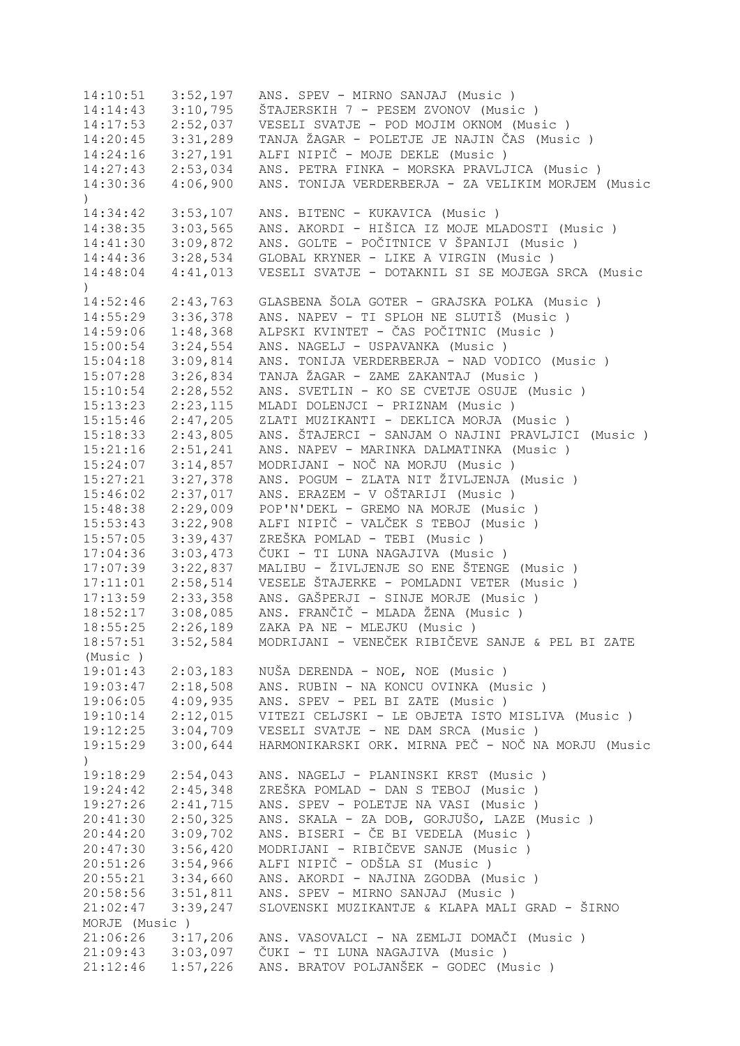```
14:10:51   3:52,197   ANS. SPEV - MIRNO SANJAJ (Music )
14:14:43   3:10,795   ŠTAJERSKIH 7 - PESEM ZVONOV (Music )
14:17:53   2:52,037   VESELI SVATJE - POD MOJIM OKNOM (Music )
14:20:45   3:31,289   TANJA ŽAGAR - POLETJE JE NAJIN ČAS (Music )
14:24:16   3:27,191   ALFI NIPIČ - MOJE DEKLE (Music )
14:27:43   2:53,034   ANS. PETRA FINKA - MORSKA PRAVLJICA (Music )
14:30:36   4:06,900   ANS. TONIJA VERDERBERJA - ZA VELIKIM MORJEM (Music
)
14:34:42   3:53,107   ANS. BITENC - KUKAVICA (Music )
14:38:35   3:03,565   ANS. AKORDI - HIŠICA IZ MOJE MLADOSTI (Music )
14:41:30   3:09,872   ANS. GOLTE - POČITNICE V ŠPANIJI (Music )
14:44:36   3:28,534   GLOBAL KRYNER - LIKE A VIRGIN (Music )
14:48:04   4:41,013   VESELI SVATJE - DOTAKNIL SI SE MOJEGA SRCA (Music
)
14:52:46   2:43,763   GLASBENA ŠOLA GOTER - GRAJSKA POLKA (Music )
14:55:29   3:36,378   ANS. NAPEV - TI SPLOH NE SLUTIŠ (Music )
14:59:06   1:48,368   ALPSKI KVINTET - ČAS POČITNIC (Music )
15:00:54   3:24,554   ANS. NAGELJ - USPAVANKA (Music )
15:04:18   3:09,814   ANS. TONIJA VERDERBERJA - NAD VODICO (Music )
15:07:28   3:26,834   TANJA ŽAGAR - ZAME ZAKANTAJ (Music )
15:10:54   2:28,552   ANS. SVETLIN - KO SE CVETJE OSUJE (Music )
15:13:23   2:23,115   MLADI DOLENJCI - PRIZNAM (Music )
15:15:46   2:47,205   ZLATI MUZIKANTI - DEKLICA MORJA (Music )
15:18:33   2:43,805   ANS. ŠTAJERCI - SANJAM O NAJINI PRAVLJICI (Music )
15:21:16   2:51,241   ANS. NAPEV - MARINKA DALMATINKA (Music )
15:24:07   3:14,857   MODRIJANI - NOČ NA MORJU (Music )
15:27:21   3:27,378   ANS. POGUM - ZLATA NIT ŽIVLJENJA (Music )
15:46:02   2:37,017   ANS. ERAZEM - V OŠTARIJI (Music )
15:48:38   2:29,009   POP'N'DEKL - GREMO NA MORJE (Music )
15:53:43   3:22,908   ALFI NIPIČ - VALČEK S TEBOJ (Music )
15:57:05   3:39,437   ZREŠKA POMLAD - TEBI (Music )
17:04:36   3:03,473   ČUKI - TI LUNA NAGAJIVA (Music )
17:07:39   3:22,837   MALIBU - ŽIVLJENJE SO ENE ŠTENGE (Music )
17:11:01   2:58,514   VESELE ŠTAJERKE - POMLADNI VETER (Music )
17:13:59   2:33,358   ANS. GAŠPERJI - SINJE MORJE (Music )
18:52:17   3:08,085   ANS. FRANČIČ - MLADA ŽENA (Music )
18:55:25   2:26,189   ZAKA PA NE - MLEJKU (Music )
18:57:51   3:52,584   MODRIJANI - VENEČEK RIBIČEVE SANJE & PEL BI ZATE
(Music )
19:01:43   2:03,183   NUŠA DERENDA - NOE, NOE (Music )
19:03:47   2:18,508   ANS. RUBIN - NA KONCU OVINKA (Music )
19:06:05   4:09,935   ANS. SPEV - PEL BI ZATE (Music )
19:10:14   2:12,015   VITEZI CELJSKI - LE OBJETA ISTO MISLIVA (Music )
19:12:25   3:04,709   VESELI SVATJE - NE DAM SRCA (Music )
19:15:29   3:00,644   HARMONIKARSKI ORK. MIRNA PEČ - NOČ NA MORJU (Music
)
19:18:29   2:54,043   ANS. NAGELJ - PLANINSKI KRST (Music )
19:24:42   2:45,348   ZREŠKA POMLAD - DAN S TEBOJ (Music )
19:27:26   2:41,715   ANS. SPEV - POLETJE NA VASI (Music )
20:41:30   2:50,325   ANS. SKALA - ZA DOB, GORJUŠO, LAZE (Music )
20:44:20   3:09,702   ANS. BISERI - ČE BI VEDELA (Music )
20:47:30   3:56,420   MODRIJANI - RIBIČEVE SANJE (Music )
20:51:26   3:54,966   ALFI NIPIČ - ODŠLA SI (Music )
20:55:21   3:34,660   ANS. AKORDI - NAJINA ZGODBA (Music )
20:58:56   3:51,811   ANS. SPEV - MIRNO SANJAJ (Music )
21:02:47   3:39,247   SLOVENSKI MUZIKANTJE & KLAPA MALI GRAD - ŠIRNO
MORJE (Music )
21:06:26   3:17,206   ANS. VASOVALCI - NA ZEMLJI DOMAČI (Music )
21:09:43   3:03,097   ČUKI - TI LUNA NAGAJIVA (Music )
21:12:46   1:57,226   ANS. BRATOV POLJANŠEK - GODEC (Music )
```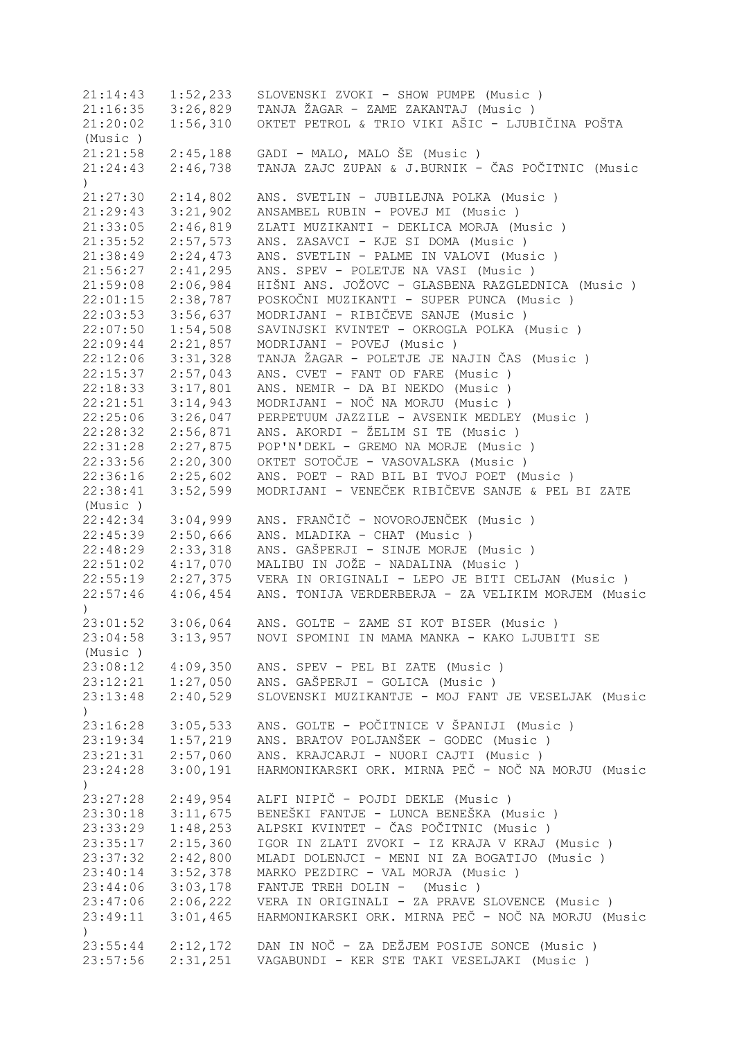21:14:43   1:52,233   SLOVENSKI ZVOKI - SHOW PUMPE (Music )
21:16:35   3:26,829   TANJA ŽAGAR - ZAME ZAKANTAJ (Music )
21:20:02   1:56,310   OKTET PETROL & TRIO VIKI AŠIC - LJUBIČINA POŠTA (Music )
21:21:58   2:45,188   GADI - MALO, MALO ŠE (Music )
21:24:43   2:46,738   TANJA ZAJC ZUPAN & J.BURNIK - ČAS POČITNIC (Music )
21:27:30   2:14,802   ANS. SVETLIN - JUBILEJNA POLKA (Music )
21:29:43   3:21,902   ANSAMBEL RUBIN - POVEJ MI (Music )
21:33:05   2:46,819   ZLATI MUZIKANTI - DEKLICA MORJA (Music )
21:35:52   2:57,573   ANS. ZASAVCI - KJE SI DOMA (Music )
21:38:49   2:24,473   ANS. SVETLIN - PALME IN VALOVI (Music )
21:56:27   2:41,295   ANS. SPEV - POLETJE NA VASI (Music )
21:59:08   2:06,984   HIŠNI ANS. JOŽOVC - GLASBENA RAZGLEDNICA (Music )
22:01:15   2:38,787   POSKOČNI MUZIKANTI - SUPER PUNCA (Music )
22:03:53   3:56,637   MODRIJANI - RIBIČEVE SANJE (Music )
22:07:50   1:54,508   SAVINJSKI KVINTET - OKROGLA POLKA (Music )
22:09:44   2:21,857   MODRIJANI - POVEJ (Music )
22:12:06   3:31,328   TANJA ŽAGAR - POLETJE JE NAJIN ČAS (Music )
22:15:37   2:57,043   ANS. CVET - FANT OD FARE (Music )
22:18:33   3:17,801   ANS. NEMIR - DA BI NEKDO (Music )
22:21:51   3:14,943   MODRIJANI - NOČ NA MORJU (Music )
22:25:06   3:26,047   PERPETUUM JAZZILE - AVSENIK MEDLEY (Music )
22:28:32   2:56,871   ANS. AKORDI - ŽELIM SI TE (Music )
22:31:28   2:27,875   POP'N'DEKL - GREMO NA MORJE (Music )
22:33:56   2:20,300   OKTET SOTOČJE - VASOVALSKA (Music )
22:36:16   2:25,602   ANS. POET - RAD BIL BI TVOJ POET (Music )
22:38:41   3:52,599   MODRIJANI - VENEČEK RIBIČEVE SANJE & PEL BI ZATE (Music )
22:42:34   3:04,999   ANS. FRANČIČ - NOVOROJENČEK (Music )
22:45:39   2:50,666   ANS. MLADIKA - CHAT (Music )
22:48:29   2:33,318   ANS. GAŠPERJI - SINJE MORJE (Music )
22:51:02   4:17,070   MALIBU IN JOŽE - NADALINA (Music )
22:55:19   2:27,375   VERA IN ORIGINALI - LEPO JE BITI CELJAN (Music )
22:57:46   4:06,454   ANS. TONIJA VERDERBERJA - ZA VELIKIM MORJEM (Music )
23:01:52   3:06,064   ANS. GOLTE - ZAME SI KOT BISER (Music )
23:04:58   3:13,957   NOVI SPOMINI IN MAMA MANKA - KAKO LJUBITI SE (Music )
23:08:12   4:09,350   ANS. SPEV - PEL BI ZATE (Music )
23:12:21   1:27,050   ANS. GAŠPERJI - GOLICA (Music )
23:13:48   2:40,529   SLOVENSKI MUZIKANTJE - MOJ FANT JE VESELJAK (Music )
23:16:28   3:05,533   ANS. GOLTE - POČITNICE V ŠPANIJI (Music )
23:19:34   1:57,219   ANS. BRATOV POLJANŠEK - GODEC (Music )
23:21:31   2:57,060   ANS. KRAJCARJI - NUORI CAJTI (Music )
23:24:28   3:00,191   HARMONIKARSKI ORK. MIRNA PEČ - NOČ NA MORJU (Music )
23:27:28   2:49,954   ALFI NIPIČ - POJDI DEKLE (Music )
23:30:18   3:11,675   BENEŠKI FANTJE - LUNCA BENEŠKA (Music )
23:33:29   1:48,253   ALPSKI KVINTET - ČAS POČITNIC (Music )
23:35:17   2:15,360   IGOR IN ZLATI ZVOKI - IZ KRAJA V KRAJ (Music )
23:37:32   2:42,800   MLADI DOLENJCI - MENI NI ZA BOGATIJO (Music )
23:40:14   3:52,378   MARKO PEZDIRC - VAL MORJA (Music )
23:44:06   3:03,178   FANTJE TREH DOLIN -  (Music )
23:47:06   2:06,222   VERA IN ORIGINALI - ZA PRAVE SLOVENCE (Music )
23:49:11   3:01,465   HARMONIKARSKI ORK. MIRNA PEČ - NOČ NA MORJU (Music )
23:55:44   2:12,172   DAN IN NOČ - ZA DEŽJEM POSIJE SONCE (Music )
23:57:56   2:31,251   VAGABUNDI - KER STE TAKI VESELJAKI (Music )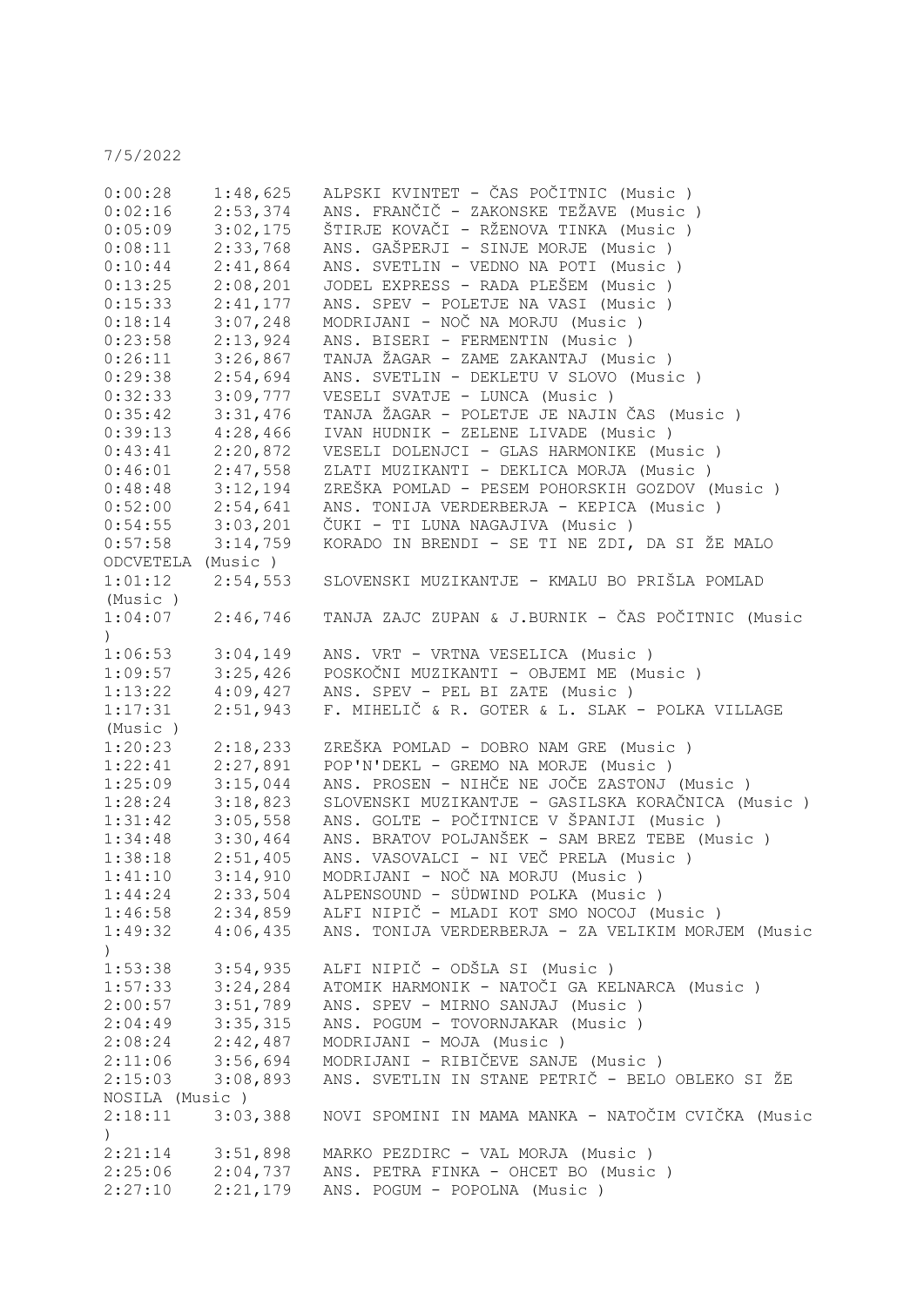7/5/2022

| | | |
|---|---|---|
| 0:00:28 | 1:48,625 | ALPSKI KVINTET - ČAS POČITNIC (Music ) |
| 0:02:16 | 2:53,374 | ANS. FRANČIČ - ZAKONSKE TEŽAVE (Music ) |
| 0:05:09 | 3:02,175 | ŠTIRJE KOVAČI - RŽENOVA TINKA (Music ) |
| 0:08:11 | 2:33,768 | ANS. GAŠPERJI - SINJE MORJE (Music ) |
| 0:10:44 | 2:41,864 | ANS. SVETLIN - VEDNO NA POTI (Music ) |
| 0:13:25 | 2:08,201 | JODEL EXPRESS - RADA PLEŠEM (Music ) |
| 0:15:33 | 2:41,177 | ANS. SPEV - POLETJE NA VASI (Music ) |
| 0:18:14 | 3:07,248 | MODRIJANI - NOČ NA MORJU (Music ) |
| 0:23:58 | 2:13,924 | ANS. BISERI - FERMENTIN (Music ) |
| 0:26:11 | 3:26,867 | TANJA ŽAGAR - ZAME ZAKANTAJ (Music ) |
| 0:29:38 | 2:54,694 | ANS. SVETLIN - DEKLETU V SLOVO (Music ) |
| 0:32:33 | 3:09,777 | VESELI SVATJE - LUNCA (Music ) |
| 0:35:42 | 3:31,476 | TANJA ŽAGAR - POLETJE JE NAJIN ČAS (Music ) |
| 0:39:13 | 4:28,466 | IVAN HUDNIK - ZELENE LIVADE (Music ) |
| 0:43:41 | 2:20,872 | VESELI DOLENJCI - GLAS HARMONIKE (Music ) |
| 0:46:01 | 2:47,558 | ZLATI MUZIKANTI - DEKLICA MORJA (Music ) |
| 0:48:48 | 3:12,194 | ZREŠKA POMLAD - PESEM POHORSKIH GOZDOV (Music ) |
| 0:52:00 | 2:54,641 | ANS. TONIJA VERDERBERJA - KEPICA (Music ) |
| 0:54:55 | 3:03,201 | ČUKI - TI LUNA NAGAJIVA (Music ) |
| 0:57:58 | 3:14,759 | KORADO IN BRENDI - SE TI NE ZDI, DA SI ŽE MALO ODCVETELA (Music ) |
| 1:01:12 | 2:54,553 | SLOVENSKI MUZIKANTJE - KMALU BO PRIŠLA POMLAD (Music ) |
| 1:04:07 | 2:46,746 | TANJA ZAJC ZUPAN & J.BURNIK - ČAS POČITNIC (Music ) |
| 1:06:53 | 3:04,149 | ANS. VRT - VRTNA VESELICA (Music ) |
| 1:09:57 | 3:25,426 | POSKOČNI MUZIKANTI - OBJEMI ME (Music ) |
| 1:13:22 | 4:09,427 | ANS. SPEV - PEL BI ZATE (Music ) |
| 1:17:31 | 2:51,943 | F. MIHELIČ & R. GOTER & L. SLAK - POLKA VILLAGE (Music ) |
| 1:20:23 | 2:18,233 | ZREŠKA POMLAD - DOBRO NAM GRE (Music ) |
| 1:22:41 | 2:27,891 | POP'N'DEKL - GREMO NA MORJE (Music ) |
| 1:25:09 | 3:15,044 | ANS. PROSEN - NIHČE NE JOČE ZASTONJ (Music ) |
| 1:28:24 | 3:18,823 | SLOVENSKI MUZIKANTJE - GASILSKA KORAČNICA (Music ) |
| 1:31:42 | 3:05,558 | ANS. GOLTE - POČITNICE V ŠPANIJI (Music ) |
| 1:34:48 | 3:30,464 | ANS. BRATOV POLJANŠEK - SAM BREZ TEBE (Music ) |
| 1:38:18 | 2:51,405 | ANS. VASOVALCI - NI VEČ PRELA (Music ) |
| 1:41:10 | 3:14,910 | MODRIJANI - NOČ NA MORJU (Music ) |
| 1:44:24 | 2:33,504 | ALPENSOUND - SÜDWIND POLKA (Music ) |
| 1:46:58 | 2:34,859 | ALFI NIPIČ - MLADI KOT SMO NOCOJ (Music ) |
| 1:49:32 | 4:06,435 | ANS. TONIJA VERDERBERJA - ZA VELIKIM MORJEM (Music ) |
| 1:53:38 | 3:54,935 | ALFI NIPIČ - ODŠLA SI (Music ) |
| 1:57:33 | 3:24,284 | ATOMIK HARMONIK - NATOČI GA KELNARCA (Music ) |
| 2:00:57 | 3:51,789 | ANS. SPEV - MIRNO SANJAJ (Music ) |
| 2:04:49 | 3:35,315 | ANS. POGUM - TOVORNJAKAR (Music ) |
| 2:08:24 | 2:42,487 | MODRIJANI - MOJA (Music ) |
| 2:11:06 | 3:56,694 | MODRIJANI - RIBIČEVE SANJE (Music ) |
| 2:15:03 | 3:08,893 | ANS. SVETLIN IN STANE PETRIČ - BELO OBLEKO SI ŽE NOSILA (Music ) |
| 2:18:11 | 3:03,388 | NOVI SPOMINI IN MAMA MANKA - NATOČIM CVIČKA (Music ) |
| 2:21:14 | 3:51,898 | MARKO PEZDIRC - VAL MORJA (Music ) |
| 2:25:06 | 2:04,737 | ANS. PETRA FINKA - OHCET BO (Music ) |
| 2:27:10 | 2:21,179 | ANS. POGUM - POPOLNA (Music ) |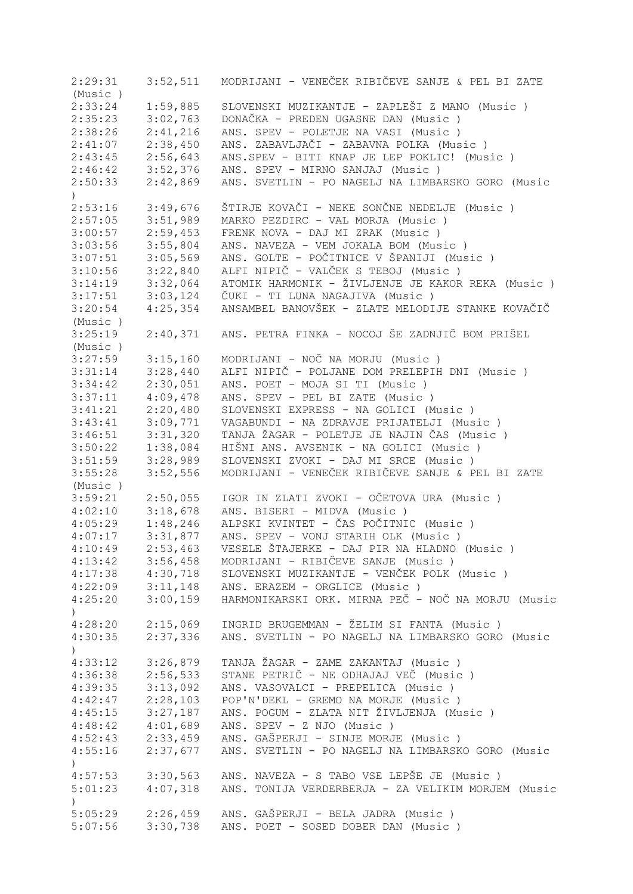2:29:31    3:52,511   MODRIJANI - VENEČEK RIBIČEVE SANJE & PEL BI ZATE (Music )
2:33:24    1:59,885   SLOVENSKI MUZIKANTJE - ZAPLEŠI Z MANO (Music )
2:35:23    3:02,763   DONAČKA - PREDEN UGASNE DAN (Music )
2:38:26    2:41,216   ANS. SPEV - POLETJE NA VASI (Music )
2:41:07    2:38,450   ANS. ZABAVLJAČI - ZABAVNA POLKA (Music )
2:43:45    2:56,643   ANS.SPEV - BITI KNAP JE LEP POKLIC! (Music )
2:46:42    3:52,376   ANS. SPEV - MIRNO SANJAJ (Music )
2:50:33    2:42,869   ANS. SVETLIN - PO NAGELJ NA LIMBARSKO GORO (Music )
2:53:16    3:49,676   ŠTIRJE KOVAČI - NEKE SONČNE NEDELJE (Music )
2:57:05    3:51,989   MARKO PEZDIRC - VAL MORJA (Music )
3:00:57    2:59,453   FRENK NOVA - DAJ MI ZRAK (Music )
3:03:56    3:55,804   ANS. NAVEZA - VEM JOKALA BOM (Music )
3:07:51    3:05,569   ANS. GOLTE - POČITNICE V ŠPANIJI (Music )
3:10:56    3:22,840   ALFI NIPIČ - VALČEK S TEBOJ (Music )
3:14:19    3:32,064   ATOMIK HARMONIK - ŽIVLJENJE JE KAKOR REKA (Music )
3:17:51    3:03,124   ČUKI - TI LUNA NAGAJIVA (Music )
3:20:54    4:25,354   ANSAMBEL BANOVŠEK - ZLATE MELODIJE STANKE KOVAČIČ (Music )
3:25:19    2:40,371   ANS. PETRA FINKA - NOCOJ ŠE ZADNJIČ BOM PRIŠEL (Music )
3:27:59    3:15,160   MODRIJANI - NOČ NA MORJU (Music )
3:31:14    3:28,440   ALFI NIPIČ - POLJANE DOM PRELEPIH DNI (Music )
3:34:42    2:30,051   ANS. POET - MOJA SI TI (Music )
3:37:11    4:09,478   ANS. SPEV - PEL BI ZATE (Music )
3:41:21    2:20,480   SLOVENSKI EXPRESS - NA GOLICI (Music )
3:43:41    3:09,771   VAGABUNDI - NA ZDRAVJE PRIJATELJI (Music )
3:46:51    3:31,320   TANJA ŽAGAR - POLETJE JE NAJIN ČAS (Music )
3:50:22    1:38,084   HIŠNI ANS. AVSENIK - NA GOLICI (Music )
3:51:59    3:28,989   SLOVENSKI ZVOKI - DAJ MI SRCE (Music )
3:55:28    3:52,556   MODRIJANI - VENEČEK RIBIČEVE SANJE & PEL BI ZATE (Music )
3:59:21    2:50,055   IGOR IN ZLATI ZVOKI - OČETOVA URA (Music )
4:02:10    3:18,678   ANS. BISERI - MIDVA (Music )
4:05:29    1:48,246   ALPSKI KVINTET - ČAS POČITNIC (Music )
4:07:17    3:31,877   ANS. SPEV - VONJ STARIH OLK (Music )
4:10:49    2:53,463   VESELE ŠTAJERKE - DAJ PIR NA HLADNO (Music )
4:13:42    3:56,458   MODRIJANI - RIBIČEVE SANJE (Music )
4:17:38    4:30,718   SLOVENSKI MUZIKANTJE - VENČEK POLK (Music )
4:22:09    3:11,148   ANS. ERAZEM - ORGLICE (Music )
4:25:20    3:00,159   HARMONIKARSKI ORK. MIRNA PEČ - NOČ NA MORJU (Music )
4:28:20    2:15,069   INGRID BRUGEMMAN - ŽELIM SI FANTA (Music )
4:30:35    2:37,336   ANS. SVETLIN - PO NAGELJ NA LIMBARSKO GORO (Music )
4:33:12    3:26,879   TANJA ŽAGAR - ZAME ZAKANTAJ (Music )
4:36:38    2:56,533   STANE PETRIČ - NE ODHAJAJ VEČ (Music )
4:39:35    3:13,092   ANS. VASOVALCI - PREPELICA (Music )
4:42:47    2:28,103   POP'N'DEKL - GREMO NA MORJE (Music )
4:45:15    3:27,187   ANS. POGUM - ZLATA NIT ŽIVLJENJA (Music )
4:48:42    4:01,689   ANS. SPEV - Z NJO (Music )
4:52:43    2:33,459   ANS. GAŠPERJI - SINJE MORJE (Music )
4:55:16    2:37,677   ANS. SVETLIN - PO NAGELJ NA LIMBARSKO GORO (Music )
4:57:53    3:30,563   ANS. NAVEZA - S TABO VSE LEPŠE JE (Music )
5:01:23    4:07,318   ANS. TONIJA VERDERBERJA - ZA VELIKIM MORJEM (Music )
5:05:29    2:26,459   ANS. GAŠPERJI - BELA JADRA (Music )
5:07:56    3:30,738   ANS. POET - SOSED DOBER DAN (Music )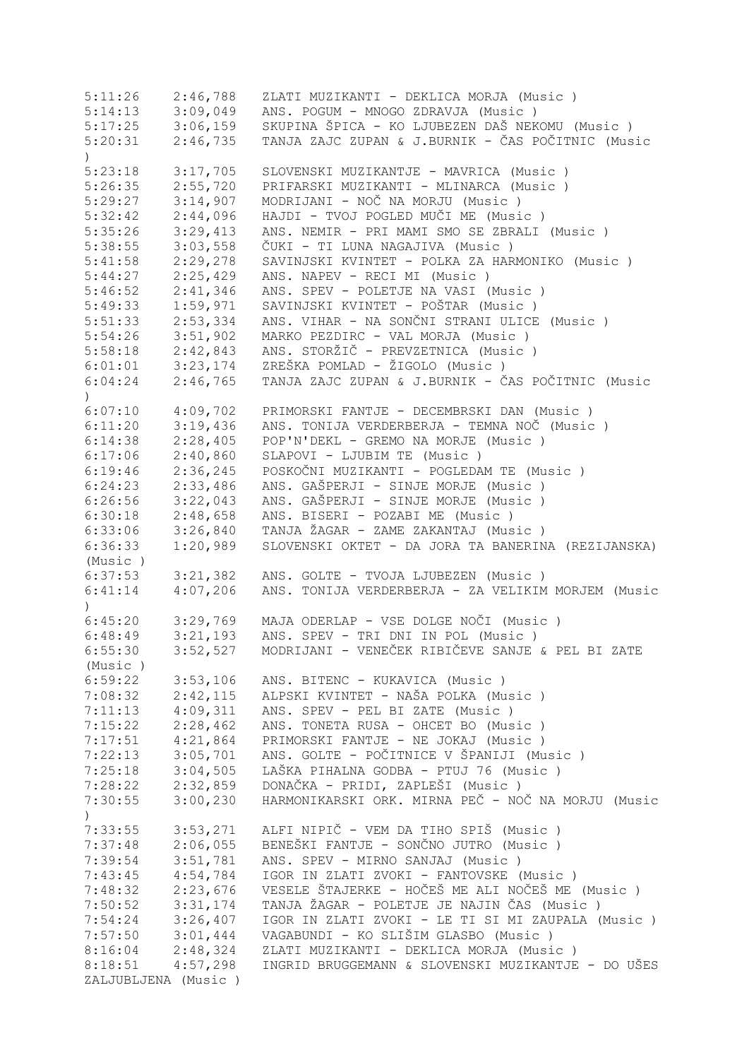5:11:26 2:46,788 ZLATI MUZIKANTI - DEKLICA MORJA (Music )
5:14:13 3:09,049 ANS. POGUM - MNOGO ZDRAVJA (Music )
5:17:25 3:06,159 SKUPINA ŠPICA - KO LJUBEZEN DAŠ NEKOMU (Music )
5:20:31 2:46,735 TANJA ZAJC ZUPAN & J.BURNIK - ČAS POČITNIC (Music )
5:23:18 3:17,705 SLOVENSKI MUZIKANTJE - MAVRICA (Music )
5:26:35 2:55,720 PRIFARSKI MUZIKANTI - MLINARCA (Music )
5:29:27 3:14,907 MODRIJANI - NOČ NA MORJU (Music )
5:32:42 2:44,096 HAJDI - TVOJ POGLED MUČI ME (Music )
5:35:26 3:29,413 ANS. NEMIR - PRI MAMI SMO SE ZBRALI (Music )
5:38:55 3:03,558 ČUKI - TI LUNA NAGAJIVA (Music )
5:41:58 2:29,278 SAVINJSKI KVINTET - POLKA ZA HARMONIKO (Music )
5:44:27 2:25,429 ANS. NAPEV - RECI MI (Music )
5:46:52 2:41,346 ANS. SPEV - POLETJE NA VASI (Music )
5:49:33 1:59,971 SAVINJSKI KVINTET - POŠTAR (Music )
5:51:33 2:53,334 ANS. VIHAR - NA SONČNI STRANI ULICE (Music )
5:54:26 3:51,902 MARKO PEZDIRC - VAL MORJA (Music )
5:58:18 2:42,843 ANS. STORŽIČ - PREVZETNICA (Music )
6:01:01 3:23,174 ZREŠKA POMLAD - ŽIGOLO (Music )
6:04:24 2:46,765 TANJA ZAJC ZUPAN & J.BURNIK - ČAS POČITNIC (Music )
6:07:10 4:09,702 PRIMORSKI FANTJE - DECEMBRSKI DAN (Music )
6:11:20 3:19,436 ANS. TONIJA VERDERBERJA - TEMNA NOČ (Music )
6:14:38 2:28,405 POP'N'DEKL - GREMO NA MORJE (Music )
6:17:06 2:40,860 SLAPOVI - LJUBIM TE (Music )
6:19:46 2:36,245 POSKOČNI MUZIKANTI - POGLEDAM TE (Music )
6:24:23 2:33,486 ANS. GAŠPERJI - SINJE MORJE (Music )
6:26:56 3:22,043 ANS. GAŠPERJI - SINJE MORJE (Music )
6:30:18 2:48,658 ANS. BISERI - POZABI ME (Music )
6:33:06 3:26,840 TANJA ŽAGAR - ZAME ZAKANTAJ (Music )
6:36:33 1:20,989 SLOVENSKI OKTET - DA JORA TA BANERINA (REZIJANSKA) (Music )
6:37:53 3:21,382 ANS. GOLTE - TVOJA LJUBEZEN (Music )
6:41:14 4:07,206 ANS. TONIJA VERDERBERJA - ZA VELIKIM MORJEM (Music )
6:45:20 3:29,769 MAJA ODERLAP - VSE DOLGE NOČI (Music )
6:48:49 3:21,193 ANS. SPEV - TRI DNI IN POL (Music )
6:55:30 3:52,527 MODRIJANI - VENEČEK RIBIČEVE SANJE & PEL BI ZATE (Music )
6:59:22 3:53,106 ANS. BITENC - KUKAVICA (Music )
7:08:32 2:42,115 ALPSKI KVINTET - NAŠA POLKA (Music )
7:11:13 4:09,311 ANS. SPEV - PEL BI ZATE (Music )
7:15:22 2:28,462 ANS. TONETA RUSA - OHCET BO (Music )
7:17:51 4:21,864 PRIMORSKI FANTJE - NE JOKAJ (Music )
7:22:13 3:05,701 ANS. GOLTE - POČITNICE V ŠPANIJI (Music )
7:25:18 3:04,505 LAŠKA PIHALNA GODBA - PTUJ 76 (Music )
7:28:22 2:32,859 DONAČKA - PRIDI, ZAPLEŠI (Music )
7:30:55 3:00,230 HARMONIKARSKI ORK. MIRNA PEČ - NOČ NA MORJU (Music )
7:33:55 3:53,271 ALFI NIPIČ - VEM DA TIHO SPIŠ (Music )
7:37:48 2:06,055 BENEŠKI FANTJE - SONČNO JUTRO (Music )
7:39:54 3:51,781 ANS. SPEV - MIRNO SANJAJ (Music )
7:43:45 4:54,784 IGOR IN ZLATI ZVOKI - FANTOVSKE (Music )
7:48:32 2:23,676 VESELE ŠTAJERKE - HOČEŠ ME ALI NOČEŠ ME (Music )
7:50:52 3:31,174 TANJA ŽAGAR - POLETJE JE NAJIN ČAS (Music )
7:54:24 3:26,407 IGOR IN ZLATI ZVOKI - LE TI SI MI ZAUPALA (Music )
7:57:50 3:01,444 VAGABUNDI - KO SLIŠIM GLASBO (Music )
8:16:04 2:48,324 ZLATI MUZIKANTI - DEKLICA MORJA (Music )
8:18:51 4:57,298 INGRID BRUGGEMANN & SLOVENSKI MUZIKANTJE - DO UŠES ZALJUBLJENA (Music )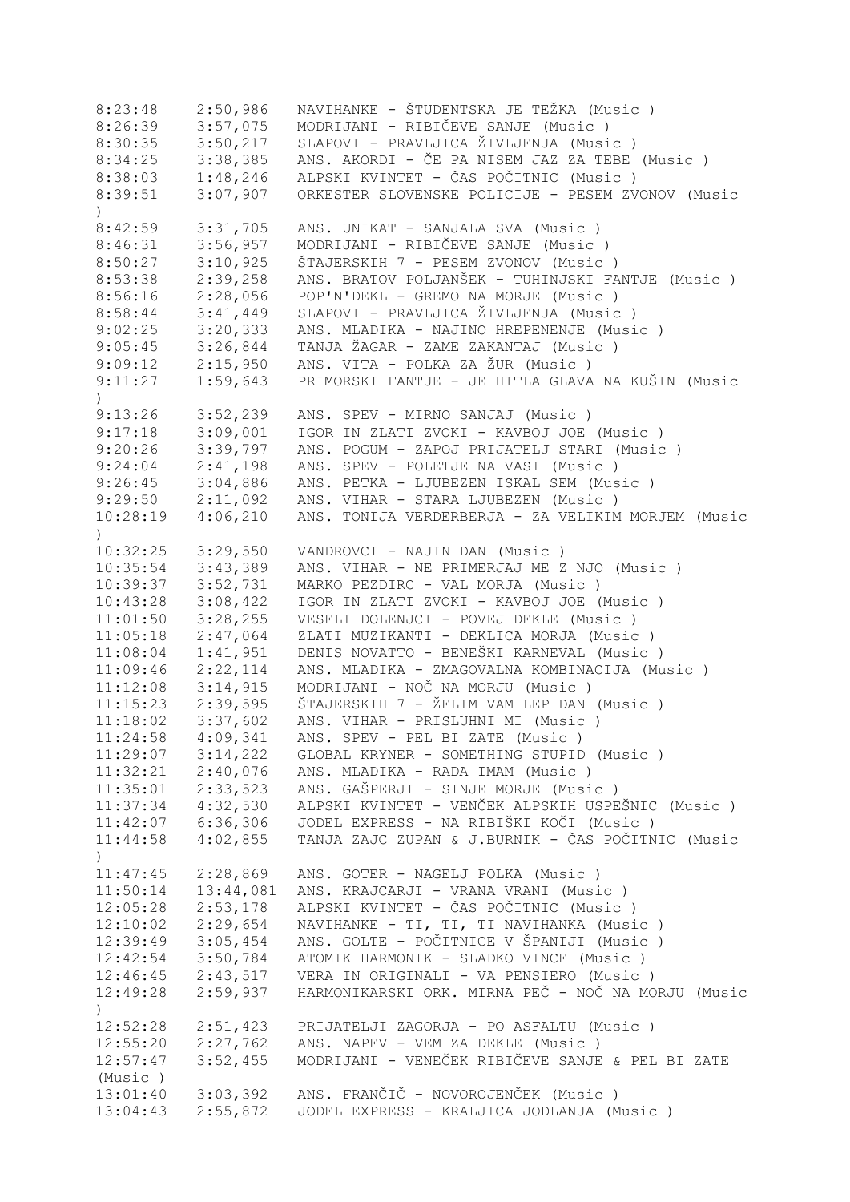```
8:23:48    2:50,986   NAVIHANKE - ŠTUDENTSKA JE TEŽKA (Music )
8:26:39    3:57,075   MODRIJANI - RIBIČEVE SANJE (Music )
8:30:35    3:50,217   SLAPOVI - PRAVLJICA ŽIVLJENJA (Music )
8:34:25    3:38,385   ANS. AKORDI - ČE PA NISEM JAZ ZA TEBE (Music )
8:38:03    1:48,246   ALPSKI KVINTET - ČAS POČITNIC (Music )
8:39:51    3:07,907   ORKESTER SLOVENSKE POLICIJE - PESEM ZVONOV (Music
)
8:42:59    3:31,705   ANS. UNIKAT - SANJALA SVA (Music )
8:46:31    3:56,957   MODRIJANI - RIBIČEVE SANJE (Music )
8:50:27    3:10,925   ŠTAJERSKIH 7 - PESEM ZVONOV (Music )
8:53:38    2:39,258   ANS. BRATOV POLJANŠEK - TUHINJSKI FANTJE (Music )
8:56:16    2:28,056   POP'N'DEKL - GREMO NA MORJE (Music )
8:58:44    3:41,449   SLAPOVI - PRAVLJICA ŽIVLJENJA (Music )
9:02:25    3:20,333   ANS. MLADIKA - NAJINO HREPENENJE (Music )
9:05:45    3:26,844   TANJA ŽAGAR - ZAME ZAKANTAJ (Music )
9:09:12    2:15,950   ANS. VITA - POLKA ZA ŽUR (Music )
9:11:27    1:59,643   PRIMORSKI FANTJE - JE HITLA GLAVA NA KUŠIN (Music
)
9:13:26    3:52,239   ANS. SPEV - MIRNO SANJAJ (Music )
9:17:18    3:09,001   IGOR IN ZLATI ZVOKI - KAVBOJ JOE (Music )
9:20:26    3:39,797   ANS. POGUM - ZAPOJ PRIJATELJ STARI (Music )
9:24:04    2:41,198   ANS. SPEV - POLETJE NA VASI (Music )
9:26:45    3:04,886   ANS. PETKA - LJUBEZEN ISKAL SEM (Music )
9:29:50    2:11,092   ANS. VIHAR - STARA LJUBEZEN (Music )
10:28:19   4:06,210   ANS. TONIJA VERDERBERJA - ZA VELIKIM MORJEM (Music
)
10:32:25   3:29,550   VANDROVCI - NAJIN DAN (Music )
10:35:54   3:43,389   ANS. VIHAR - NE PRIMERJAJ ME Z NJO (Music )
10:39:37   3:52,731   MARKO PEZDIRC - VAL MORJA (Music )
10:43:28   3:08,422   IGOR IN ZLATI ZVOKI - KAVBOJ JOE (Music )
11:01:50   3:28,255   VESELI DOLENJCI - POVEJ DEKLE (Music )
11:05:18   2:47,064   ZLATI MUZIKANTI - DEKLICA MORJA (Music )
11:08:04   1:41,951   DENIS NOVATTO - BENEŠKI KARNEVAL (Music )
11:09:46   2:22,114   ANS. MLADIKA - ZMAGOVALNA KOMBINACIJA (Music )
11:12:08   3:14,915   MODRIJANI - NOČ NA MORJU (Music )
11:15:23   2:39,595   ŠTAJERSKIH 7 - ŽELIM VAM LEP DAN (Music )
11:18:02   3:37,602   ANS. VIHAR - PRISLUHNI MI (Music )
11:24:58   4:09,341   ANS. SPEV - PEL BI ZATE (Music )
11:29:07   3:14,222   GLOBAL KRYNER - SOMETHING STUPID (Music )
11:32:21   2:40,076   ANS. MLADIKA - RADA IMAM (Music )
11:35:01   2:33,523   ANS. GAŠPERJI - SINJE MORJE (Music )
11:37:34   4:32,530   ALPSKI KVINTET - VENČEK ALPSKIH USPEŠNIC (Music )
11:42:07   6:36,306   JODEL EXPRESS - NA RIBIŠKI KOČI (Music )
11:44:58   4:02,855   TANJA ZAJC ZUPAN & J.BURNIK - ČAS POČITNIC (Music
)
11:47:45   2:28,869   ANS. GOTER - NAGELJ POLKA (Music )
11:50:14   13:44,081  ANS. KRAJCARJI - VRANA VRANI (Music )
12:05:28   2:53,178   ALPSKI KVINTET - ČAS POČITNIC (Music )
12:10:02   2:29,654   NAVIHANKE - TI, TI, TI NAVIHANKA (Music )
12:39:49   3:05,454   ANS. GOLTE - POČITNICE V ŠPANIJI (Music )
12:42:54   3:50,784   ATOMIK HARMONIK - SLADKO VINCE (Music )
12:46:45   2:43,517   VERA IN ORIGINALI - VA PENSIERO (Music )
12:49:28   2:59,937   HARMONIKARSKI ORK. MIRNA PEČ - NOČ NA MORJU (Music
)
12:52:28   2:51,423   PRIJATELJI ZAGORJA - PO ASFALTU (Music )
12:55:20   2:27,762   ANS. NAPEV - VEM ZA DEKLE (Music )
12:57:47   3:52,455   MODRIJANI - VENEČEK RIBIČEVE SANJE & PEL BI ZATE
(Music )
13:01:40   3:03,392   ANS. FRANČIČ - NOVOROJENČEK (Music )
13:04:43   2:55,872   JODEL EXPRESS - KRALJICA JODLANJA (Music )
```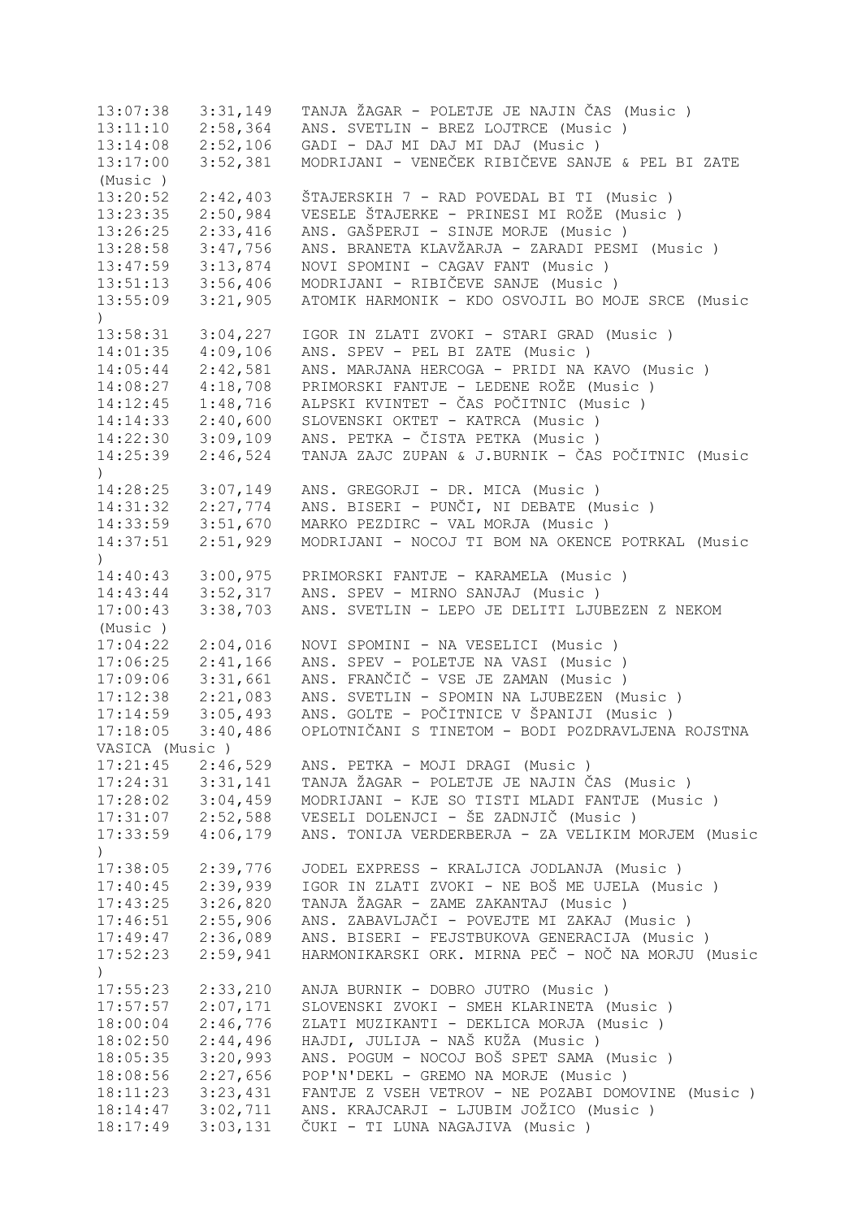13:07:38   3:31,149   TANJA ŽAGAR - POLETJE JE NAJIN ČAS (Music )
13:11:10   2:58,364   ANS. SVETLIN - BREZ LOJTRCE (Music )
13:14:08   2:52,106   GADI - DAJ MI DAJ MI DAJ (Music )
13:17:00   3:52,381   MODRIJANI - VENEČEK RIBIČEVE SANJE & PEL BI ZATE (Music )
13:20:52   2:42,403   ŠTAJERSKIH 7 - RAD POVEDAL BI TI (Music )
13:23:35   2:50,984   VESELE ŠTAJERKE - PRINESI MI ROŽE (Music )
13:26:25   2:33,416   ANS. GAŠPERJI - SINJE MORJE (Music )
13:28:58   3:47,756   ANS. BRANETA KLAVŽARJA - ZARADI PESMI (Music )
13:47:59   3:13,874   NOVI SPOMINI - CAGAV FANT (Music )
13:51:13   3:56,406   MODRIJANI - RIBIČEVE SANJE (Music )
13:55:09   3:21,905   ATOMIK HARMONIK - KDO OSVOJIL BO MOJE SRCE (Music )
13:58:31   3:04,227   IGOR IN ZLATI ZVOKI - STARI GRAD (Music )
14:01:35   4:09,106   ANS. SPEV - PEL BI ZATE (Music )
14:05:44   2:42,581   ANS. MARJANA HERCOGA - PRIDI NA KAVO (Music )
14:08:27   4:18,708   PRIMORSKI FANTJE - LEDENE ROŽE (Music )
14:12:45   1:48,716   ALPSKI KVINTET - ČAS POČITNIC (Music )
14:14:33   2:40,600   SLOVENSKI OKTET - KATRCA (Music )
14:22:30   3:09,109   ANS. PETKA - ČISTA PETKA (Music )
14:25:39   2:46,524   TANJA ZAJC ZUPAN & J.BURNIK - ČAS POČITNIC (Music )
14:28:25   3:07,149   ANS. GREGORJI - DR. MICA (Music )
14:31:32   2:27,774   ANS. BISERI - PUNČI, NI DEBATE (Music )
14:33:59   3:51,670   MARKO PEZDIRC - VAL MORJA (Music )
14:37:51   2:51,929   MODRIJANI - NOCOJ TI BOM NA OKENCE POTRKAL (Music )
14:40:43   3:00,975   PRIMORSKI FANTJE - KARAMELA (Music )
14:43:44   3:52,317   ANS. SPEV - MIRNO SANJAJ (Music )
17:00:43   3:38,703   ANS. SVETLIN - LEPO JE DELITI LJUBEZEN Z NEKOM (Music )
17:04:22   2:04,016   NOVI SPOMINI - NA VESELICI (Music )
17:06:25   2:41,166   ANS. SPEV - POLETJE NA VASI (Music )
17:09:06   3:31,661   ANS. FRANČIČ - VSE JE ZAMAN (Music )
17:12:38   2:21,083   ANS. SVETLIN - SPOMIN NA LJUBEZEN (Music )
17:14:59   3:05,493   ANS. GOLTE - POČITNICE V ŠPANIJI (Music )
17:18:05   3:40,486   OPLOTNIČANI S TINETOM - BODI POZDRAVLJENA ROJSTNA VASICA (Music )
17:21:45   2:46,529   ANS. PETKA - MOJI DRAGI (Music )
17:24:31   3:31,141   TANJA ŽAGAR - POLETJE JE NAJIN ČAS (Music )
17:28:02   3:04,459   MODRIJANI - KJE SO TISTI MLADI FANTJE (Music )
17:31:07   2:52,588   VESELI DOLENJCI - ŠE ZADNJIČ (Music )
17:33:59   4:06,179   ANS. TONIJA VERDERBERJA - ZA VELIKIM MORJEM (Music )
17:38:05   2:39,776   JODEL EXPRESS - KRALJICA JODLANJA (Music )
17:40:45   2:39,939   IGOR IN ZLATI ZVOKI - NE BOŠ ME UJELA (Music )
17:43:25   3:26,820   TANJA ŽAGAR - ZAME ZAKANTAJ (Music )
17:46:51   2:55,906   ANS. ZABAVLJAČI - POVEJTE MI ZAKAJ (Music )
17:49:47   2:36,089   ANS. BISERI - FEJSTBUKOVA GENERACIJA (Music )
17:52:23   2:59,941   HARMONIKARSKI ORK. MIRNA PEČ - NOČ NA MORJU (Music )
17:55:23   2:33,210   ANJA BURNIK - DOBRO JUTRO (Music )
17:57:57   2:07,171   SLOVENSKI ZVOKI - SMEH KLARINETA (Music )
18:00:04   2:46,776   ZLATI MUZIKANTI - DEKLICA MORJA (Music )
18:02:50   2:44,496   HAJDI, JULIJA - NAŠ KUŽA (Music )
18:05:35   3:20,993   ANS. POGUM - NOCOJ BOŠ SPET SAMA (Music )
18:08:56   2:27,656   POP'N'DEKL - GREMO NA MORJE (Music )
18:11:23   3:23,431   FANTJE Z VSEH VETROV - NE POZABI DOMOVINE (Music )
18:14:47   3:02,711   ANS. KRAJCARJI - LJUBIM JOŽICO (Music )
18:17:49   3:03,131   ČUKI - TI LUNA NAGAJIVA (Music )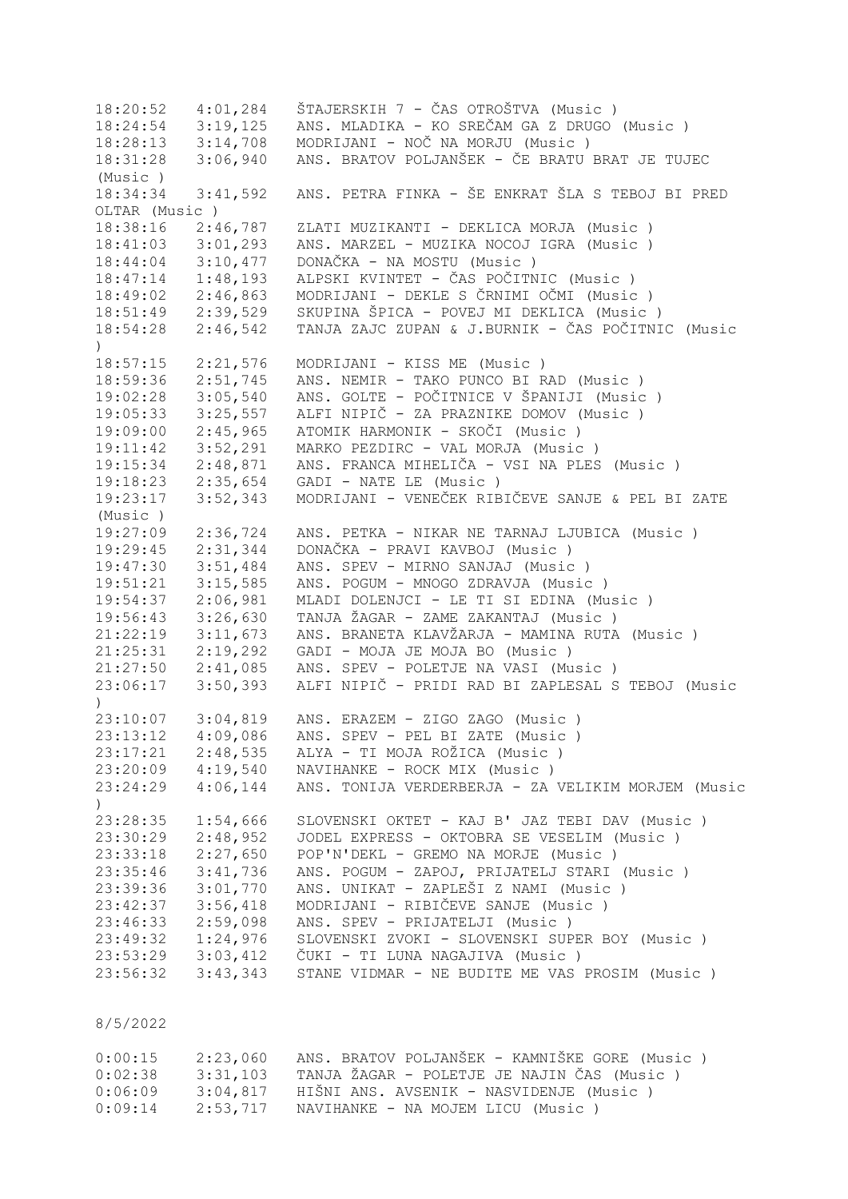| | | |
|---|---|---|
| 18:20:52 | 4:01,284 | ŠTAJERSKIH 7 - ČAS OTROŠTVA (Music ) |
| 18:24:54 | 3:19,125 | ANS. MLADIKA - KO SREČAM GA Z DRUGO (Music ) |
| 18:28:13 | 3:14,708 | MODRIJANI - NOČ NA MORJU (Music ) |
| 18:31:28 | 3:06,940 | ANS. BRATOV POLJANŠEK - ČE BRATU BRAT JE TUJEC (Music ) |
| 18:34:34 | 3:41,592 | ANS. PETRA FINKA - ŠE ENKRAT ŠLA S TEBOJ BI PRED OLTAR (Music ) |
| 18:38:16 | 2:46,787 | ZLATI MUZIKANTI - DEKLICA MORJA (Music ) |
| 18:41:03 | 3:01,293 | ANS. MARZEL - MUZIKA NOCOJ IGRA (Music ) |
| 18:44:04 | 3:10,477 | DONAČKA - NA MOSTU (Music ) |
| 18:47:14 | 1:48,193 | ALPSKI KVINTET - ČAS POČITNIC (Music ) |
| 18:49:02 | 2:46,863 | MODRIJANI - DEKLE S ČRNIMI OČMI (Music ) |
| 18:51:49 | 2:39,529 | SKUPINA ŠPICA - POVEJ MI DEKLICA (Music ) |
| 18:54:28 | 2:46,542 | TANJA ZAJC ZUPAN & J.BURNIK - ČAS POČITNIC (Music ) |
| 18:57:15 | 2:21,576 | MODRIJANI - KISS ME (Music ) |
| 18:59:36 | 2:51,745 | ANS. NEMIR - TAKO PUNCO BI RAD (Music ) |
| 19:02:28 | 3:05,540 | ANS. GOLTE - POČITNICE V ŠPANIJI (Music ) |
| 19:05:33 | 3:25,557 | ALFI NIPIČ - ZA PRAZNIKE DOMOV (Music ) |
| 19:09:00 | 2:45,965 | ATOMIK HARMONIK - SKOČI (Music ) |
| 19:11:42 | 3:52,291 | MARKO PEZDIRC - VAL MORJA (Music ) |
| 19:15:34 | 2:48,871 | ANS. FRANCA MIHELIČA - VSI NA PLES (Music ) |
| 19:18:23 | 2:35,654 | GADI - NATE LE (Music ) |
| 19:23:17 | 3:52,343 | MODRIJANI - VENEČEK RIBIČEVE SANJE & PEL BI ZATE (Music ) |
| 19:27:09 | 2:36,724 | ANS. PETKA - NIKAR NE TARNAJ LJUBICA (Music ) |
| 19:29:45 | 2:31,344 | DONAČKA - PRAVI KAVBOJ (Music ) |
| 19:47:30 | 3:51,484 | ANS. SPEV - MIRNO SANJAJ (Music ) |
| 19:51:21 | 3:15,585 | ANS. POGUM - MNOGO ZDRAVJA (Music ) |
| 19:54:37 | 2:06,981 | MLADI DOLENJCI - LE TI SI EDINA (Music ) |
| 19:56:43 | 3:26,630 | TANJA ŽAGAR - ZAME ZAKANTAJ (Music ) |
| 21:22:19 | 3:11,673 | ANS. BRANETA KLAVŽARJA - MAMINA RUTA (Music ) |
| 21:25:31 | 2:19,292 | GADI - MOJA JE MOJA BO (Music ) |
| 21:27:50 | 2:41,085 | ANS. SPEV - POLETJE NA VASI (Music ) |
| 23:06:17 | 3:50,393 | ALFI NIPIČ - PRIDI RAD BI ZAPLESAL S TEBOJ (Music ) |
| 23:10:07 | 3:04,819 | ANS. ERAZEM - ZIGO ZAGO (Music ) |
| 23:13:12 | 4:09,086 | ANS. SPEV - PEL BI ZATE (Music ) |
| 23:17:21 | 2:48,535 | ALYA - TI MOJA ROŽICA (Music ) |
| 23:20:09 | 4:19,540 | NAVIHANKE - ROCK MIX (Music ) |
| 23:24:29 | 4:06,144 | ANS. TONIJA VERDERBERJA - ZA VELIKIM MORJEM (Music ) |
| 23:28:35 | 1:54,666 | SLOVENSKI OKTET - KAJ B' JAZ TEBI DAV (Music ) |
| 23:30:29 | 2:48,952 | JODEL EXPRESS - OKTOBRA SE VESELIM (Music ) |
| 23:33:18 | 2:27,650 | POP'N'DEKL - GREMO NA MORJE (Music ) |
| 23:35:46 | 3:41,736 | ANS. POGUM - ZAPOJ, PRIJATELJ STARI (Music ) |
| 23:39:36 | 3:01,770 | ANS. UNIKAT - ZAPLEŠI Z NAMI (Music ) |
| 23:42:37 | 3:56,418 | MODRIJANI - RIBIČEVE SANJE (Music ) |
| 23:46:33 | 2:59,098 | ANS. SPEV - PRIJATELJI (Music ) |
| 23:49:32 | 1:24,976 | SLOVENSKI ZVOKI - SLOVENSKI SUPER BOY (Music ) |
| 23:53:29 | 3:03,412 | ČUKI - TI LUNA NAGAJIVA (Music ) |
| 23:56:32 | 3:43,343 | STANE VIDMAR - NE BUDITE ME VAS PROSIM (Music ) |

8/5/2022

| | | |
|---|---|---|
| 0:00:15 | 2:23,060 | ANS. BRATOV POLJANŠEK - KAMNIŠKE GORE (Music ) |
| 0:02:38 | 3:31,103 | TANJA ŽAGAR - POLETJE JE NAJIN ČAS (Music ) |
| 0:06:09 | 3:04,817 | HIŠNI ANS. AVSENIK - NASVIDENJE (Music ) |
| 0:09:14 | 2:53,717 | NAVIHANKE - NA MOJEM LICU (Music ) |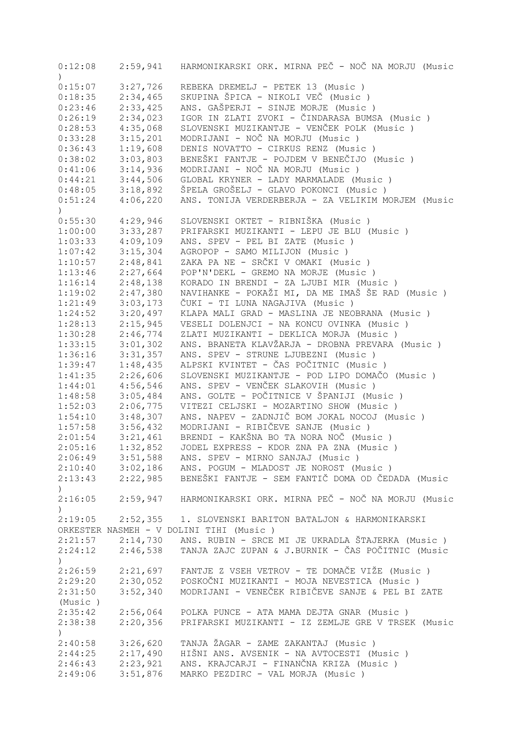```
0:12:08    2:59,941   HARMONIKARSKI ORK. MIRNA PEČ - NOČ NA MORJU (Music
)
0:15:07    3:27,726   REBEKA DREMELJ - PETEK 13 (Music )
0:18:35    2:34,465   SKUPINA ŠPICA - NIKOLI VEČ (Music )
0:23:46    2:33,425   ANS. GAŠPERJI - SINJE MORJE (Music )
0:26:19    2:34,023   IGOR IN ZLATI ZVOKI - ČINDARASA BUMSA (Music )
0:28:53    4:35,068   SLOVENSKI MUZIKANTJE - VENČEK POLK (Music )
0:33:28    3:15,201   MODRIJANI - NOČ NA MORJU (Music )
0:36:43    1:19,608   DENIS NOVATTO - CIRKUS RENZ (Music )
0:38:02    3:03,803   BENEŠKI FANTJE - POJDEM V BENEČIJO (Music )
0:41:06    3:14,936   MODRIJANI - NOČ NA MORJU (Music )
0:44:21    3:44,506   GLOBAL KRYNER - LADY MARMALADE (Music )
0:48:05    3:18,892   ŠPELA GROŠELJ - GLAVO POKONCI (Music )
0:51:24    4:06,220   ANS. TONIJA VERDERBERJA - ZA VELIKIM MORJEM (Music
)
0:55:30    4:29,946   SLOVENSKI OKTET - RIBNIŠKA (Music )
1:00:00    3:33,287   PRIFARSKI MUZIKANTI - LEPU JE BLU (Music )
1:03:33    4:09,109   ANS. SPEV - PEL BI ZATE (Music )
1:07:42    3:15,304   AGROPOP - SAMO MILIJON (Music )
1:10:57    2:48,841   ZAKA PA NE - SRČKI V OMAKI (Music )
1:13:46    2:27,664   POP'N'DEKL - GREMO NA MORJE (Music )
1:16:14    2:48,138   KORADO IN BRENDI - ZA LJUBI MIR (Music )
1:19:02    2:47,380   NAVIHANKE - POKAŽI MI, DA ME IMAŠ ŠE RAD (Music )
1:21:49    3:03,173   ČUKI - TI LUNA NAGAJIVA (Music )
1:24:52    3:20,497   KLAPA MALI GRAD - MASLINA JE NEOBRANA (Music )
1:28:13    2:15,945   VESELI DOLENJCI - NA KONCU OVINKA (Music )
1:30:28    2:46,774   ZLATI MUZIKANTI - DEKLICA MORJA (Music )
1:33:15    3:01,302   ANS. BRANETA KLAVŽARJA - DROBNA PREVARA (Music )
1:36:16    3:31,357   ANS. SPEV - STRUNE LJUBEZNI (Music )
1:39:47    1:48,435   ALPSKI KVINTET - ČAS POČITNIC (Music )
1:41:35    2:26,606   SLOVENSKI MUZIKANTJE - POD LIPO DOMAČO (Music )
1:44:01    4:56,546   ANS. SPEV - VENČEK SLAKOVIH (Music )
1:48:58    3:05,484   ANS. GOLTE - POČITNICE V ŠPANIJI (Music )
1:52:03    2:06,775   VITEZI CELJSKI - MOZARTINO SHOW (Music )
1:54:10    3:48,307   ANS. NAPEV - ZADNJIČ BOM JOKAL NOCOJ (Music )
1:57:58    3:56,432   MODRIJANI - RIBIČEVE SANJE (Music )
2:01:54    3:21,461   BRENDI - KAKŠNA BO TA NORA NOČ (Music )
2:05:16    1:32,852   JODEL EXPRESS - KDOR ZNA PA ZNA (Music )
2:06:49    3:51,588   ANS. SPEV - MIRNO SANJAJ (Music )
2:10:40    3:02,186   ANS. POGUM - MLADOST JE NOROST (Music )
2:13:43    2:22,985   BENEŠKI FANTJE - SEM FANTIČ DOMA OD ČEDADA (Music
)
2:16:05    2:59,947   HARMONIKARSKI ORK. MIRNA PEČ - NOČ NA MORJU (Music
)
2:19:05    2:52,355   1. SLOVENSKI BARITON BATALJON & HARMONIKARSKI
ORKESTER NASMEH - V DOLINI TIHI (Music )
2:21:57    2:14,730   ANS. RUBIN - SRCE MI JE UKRADLA ŠTAJERKA (Music )
2:24:12    2:46,538   TANJA ZAJC ZUPAN & J.BURNIK - ČAS POČITNIC (Music
)
2:26:59    2:21,697   FANTJE Z VSEH VETROV - TE DOMAČE VIŽE (Music )
2:29:20    2:30,052   POSKOČNI MUZIKANTI - MOJA NEVESTICA (Music )
2:31:50    3:52,340   MODRIJANI - VENEČEK RIBIČEVE SANJE & PEL BI ZATE
(Music )
2:35:42    2:56,064   POLKA PUNCE - ATA MAMA DEJTA GNAR (Music )
2:38:38    2:20,356   PRIFARSKI MUZIKANTI - IZ ZEMLJE GRE V TRSEK (Music
)
2:40:58    3:26,620   TANJA ŽAGAR - ZAME ZAKANTAJ (Music )
2:44:25    2:17,490   HIŠNI ANS. AVSENIK - NA AVTOCESTI (Music )
2:46:43    2:23,921   ANS. KRAJCARJI - FINANČNA KRIZA (Music )
2:49:06    3:51,876   MARKO PEZDIRC - VAL MORJA (Music )
```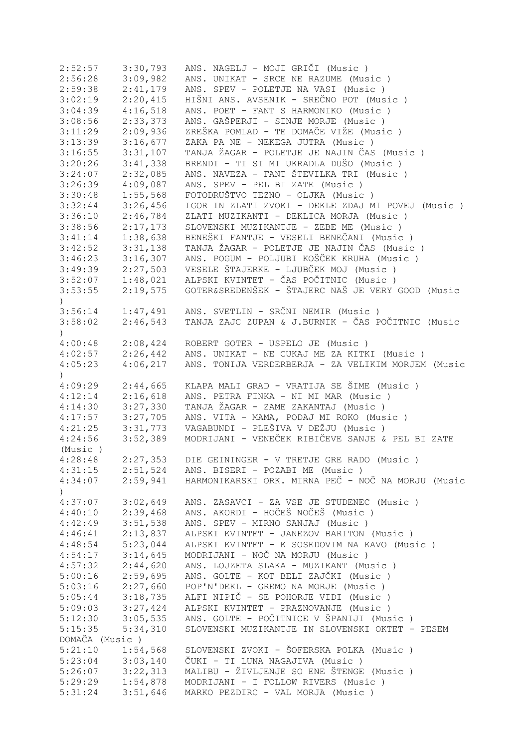```
2:52:57    3:30,793   ANS. NAGELJ - MOJI GRIČI (Music )
2:56:28    3:09,982   ANS. UNIKAT - SRCE NE RAZUME (Music )
2:59:38    2:41,179   ANS. SPEV - POLETJE NA VASI (Music )
3:02:19    2:20,415   HIŠNI ANS. AVSENIK - SREČNO POT (Music )
3:04:39    4:16,518   ANS. POET - FANT S HARMONIKO (Music )
3:08:56    2:33,373   ANS. GAŠPERJI - SINJE MORJE (Music )
3:11:29    2:09,936   ZREŠKA POMLAD - TE DOMAČE VIŽE (Music )
3:13:39    3:16,677   ZAKA PA NE - NEKEGA JUTRA (Music )
3:16:55    3:31,107   TANJA ŽAGAR - POLETJE JE NAJIN ČAS (Music )
3:20:26    3:41,338   BRENDI - TI SI MI UKRADLA DUŠO (Music )
3:24:07    2:32,085   ANS. NAVEZA - FANT ŠTEVILKA TRI (Music )
3:26:39    4:09,087   ANS. SPEV - PEL BI ZATE (Music )
3:30:48    1:55,568   FOTODRUŠTVO TEZNO - OLJKA (Music )
3:32:44    3:26,456   IGOR IN ZLATI ZVOKI - DEKLE ZDAJ MI POVEJ (Music )
3:36:10    2:46,784   ZLATI MUZIKANTI - DEKLICA MORJA (Music )
3:38:56    2:17,173   SLOVENSKI MUZIKANTJE - ZEBE ME (Music )
3:41:14    1:38,638   BENEŠKI FANTJE - VESELI BENEČANI (Music )
3:42:52    3:31,138   TANJA ŽAGAR - POLETJE JE NAJIN ČAS (Music )
3:46:23    3:16,307   ANS. POGUM - POLJUBI KOŠČEK KRUHA (Music )
3:49:39    2:27,503   VESELE ŠTAJERKE - LJUBČEK MOJ (Music )
3:52:07    1:48,021   ALPSKI KVINTET - ČAS POČITNIC (Music )
3:53:55    2:19,575   GOTER&SREDENŠEK - ŠTAJERC NAŠ JE VERY GOOD (Music
)
3:56:14    1:47,491   ANS. SVETLIN - SRČNI NEMIR (Music )
3:58:02    2:46,543   TANJA ZAJC ZUPAN & J.BURNIK - ČAS POČITNIC (Music
)
4:00:48    2:08,424   ROBERT GOTER - USPELO JE (Music )
4:02:57    2:26,442   ANS. UNIKAT - NE CUKAJ ME ZA KITKI (Music )
4:05:23    4:06,217   ANS. TONIJA VERDERBERJA - ZA VELIKIM MORJEM (Music
)
4:09:29    2:44,665   KLAPA MALI GRAD - VRATIJA SE ŠIME (Music )
4:12:14    2:16,618   ANS. PETRA FINKA - NI MI MAR (Music )
4:14:30    3:27,330   TANJA ŽAGAR - ZAME ZAKANTAJ (Music )
4:17:57    3:27,705   ANS. VITA - MAMA, PODAJ MI ROKO (Music )
4:21:25    3:31,773   VAGABUNDI - PLEŠIVA V DEŽJU (Music )
4:24:56    3:52,389   MODRIJANI - VENEČEK RIBIČEVE SANJE & PEL BI ZATE
(Music )
4:28:48    2:27,353   DIE GEININGER - V TRETJE GRE RADO (Music )
4:31:15    2:51,524   ANS. BISERI - POZABI ME (Music )
4:34:07    2:59,941   HARMONIKARSKI ORK. MIRNA PEČ - NOČ NA MORJU (Music
)
4:37:07    3:02,649   ANS. ZASAVCI - ZA VSE JE STUDENEC (Music )
4:40:10    2:39,468   ANS. AKORDI - HOČEŠ NOČEŠ (Music )
4:42:49    3:51,538   ANS. SPEV - MIRNO SANJAJ (Music )
4:46:41    2:13,837   ALPSKI KVINTET - JANEZOV BARITON (Music )
4:48:54    5:23,044   ALPSKI KVINTET - K SOSEDOVIM NA KAVO (Music )
4:54:17    3:14,645   MODRIJANI - NOČ NA MORJU (Music )
4:57:32    2:44,620   ANS. LOJZETA SLAKA - MUZIKANT (Music )
5:00:16    2:59,695   ANS. GOLTE - KOT BELI ZAJČKI (Music )
5:03:16    2:27,660   POP'N'DEKL - GREMO NA MORJE (Music )
5:05:44    3:18,735   ALFI NIPIČ - SE POHORJE VIDI (Music )
5:09:03    3:27,424   ALPSKI KVINTET - PRAZNOVANJE (Music )
5:12:30    3:05,535   ANS. GOLTE - POČITNICE V ŠPANIJI (Music )
5:15:35    5:34,310   SLOVENSKI MUZIKANTJE IN SLOVENSKI OKTET - PESEM
DOMAČA (Music )
5:21:10    1:54,568   SLOVENSKI ZVOKI - ŠOFERSKA POLKA (Music )
5:23:04    3:03,140   ČUKI - TI LUNA NAGAJIVA (Music )
5:26:07    3:22,313   MALIBU - ŽIVLJENJE SO ENE ŠTENGE (Music )
5:29:29    1:54,878   MODRIJANI - I FOLLOW RIVERS (Music )
5:31:24    3:51,646   MARKO PEZDIRC - VAL MORJA (Music )
```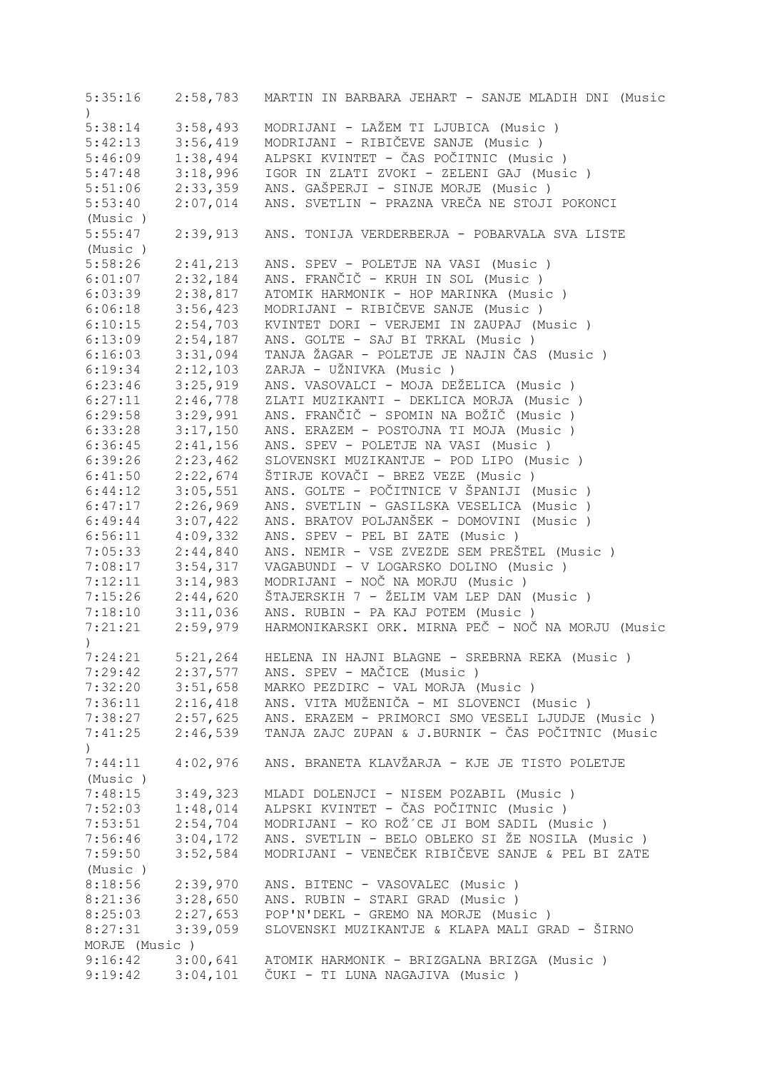```
5:35:16    2:58,783   MARTIN IN BARBARA JEHART - SANJE MLADIH DNI (Music
)
5:38:14    3:58,493   MODRIJANI - LAŽEM TI LJUBICA (Music )
5:42:13    3:56,419   MODRIJANI - RIBIČEVE SANJE (Music )
5:46:09    1:38,494   ALPSKI KVINTET - ČAS POČITNIC (Music )
5:47:48    3:18,996   IGOR IN ZLATI ZVOKI - ZELENI GAJ (Music )
5:51:06    2:33,359   ANS. GAŠPERJI - SINJE MORJE (Music )
5:53:40    2:07,014   ANS. SVETLIN - PRAZNA VREČA NE STOJI POKONCI
(Music )
5:55:47    2:39,913   ANS. TONIJA VERDERBERJA - POBARVALA SVA LISTE
(Music )
5:58:26    2:41,213   ANS. SPEV - POLETJE NA VASI (Music )
6:01:07    2:32,184   ANS. FRANČIČ - KRUH IN SOL (Music )
6:03:39    2:38,817   ATOMIK HARMONIK - HOP MARINKA (Music )
6:06:18    3:56,423   MODRIJANI - RIBIČEVE SANJE (Music )
6:10:15    2:54,703   KVINTET DORI - VERJEMI IN ZAUPAJ (Music )
6:13:09    2:54,187   ANS. GOLTE - SAJ BI TRKAL (Music )
6:16:03    3:31,094   TANJA ŽAGAR - POLETJE JE NAJIN ČAS (Music )
6:19:34    2:12,103   ZARJA - UŽNIVKA (Music )
6:23:46    3:25,919   ANS. VASOVALCI - MOJA DEŽELICA (Music )
6:27:11    2:46,778   ZLATI MUZIKANTI - DEKLICA MORJA (Music )
6:29:58    3:29,991   ANS. FRANČIČ - SPOMIN NA BOŽIČ (Music )
6:33:28    3:17,150   ANS. ERAZEM - POSTOJNA TI MOJA (Music )
6:36:45    2:41,156   ANS. SPEV - POLETJE NA VASI (Music )
6:39:26    2:23,462   SLOVENSKI MUZIKANTJE - POD LIPO (Music )
6:41:50    2:22,674   ŠTIRJE KOVAČI - BREZ VEZE (Music )
6:44:12    3:05,551   ANS. GOLTE - POČITNICE V ŠPANIJI (Music )
6:47:17    2:26,969   ANS. SVETLIN - GASILSKA VESELICA (Music )
6:49:44    3:07,422   ANS. BRATOV POLJANŠEK - DOMOVINI (Music )
6:56:11    4:09,332   ANS. SPEV - PEL BI ZATE (Music )
7:05:33    2:44,840   ANS. NEMIR - VSE ZVEZDE SEM PREŠTEL (Music )
7:08:17    3:54,317   VAGABUNDI - V LOGARSKO DOLINO (Music )
7:12:11    3:14,983   MODRIJANI - NOČ NA MORJU (Music )
7:15:26    2:44,620   ŠTAJERSKIH 7 - ŽELIM VAM LEP DAN (Music )
7:18:10    3:11,036   ANS. RUBIN - PA KAJ POTEM (Music )
7:21:21    2:59,979   HARMONIKARSKI ORK. MIRNA PEČ - NOČ NA MORJU (Music
)
7:24:21    5:21,264   HELENA IN HAJNI BLAGNE - SREBRNA REKA (Music )
7:29:42    2:37,577   ANS. SPEV - MAČICE (Music )
7:32:20    3:51,658   MARKO PEZDIRC - VAL MORJA (Music )
7:36:11    2:16,418   ANS. VITA MUŽENIČA - MI SLOVENCI (Music )
7:38:27    2:57,625   ANS. ERAZEM - PRIMORCI SMO VESELI LJUDJE (Music )
7:41:25    2:46,539   TANJA ZAJC ZUPAN & J.BURNIK - ČAS POČITNIC (Music
)
7:44:11    4:02,976   ANS. BRANETA KLAVŽARJA - KJE JE TISTO POLETJE
(Music )
7:48:15    3:49,323   MLADI DOLENJCI - NISEM POZABIL (Music )
7:52:03    1:48,014   ALPSKI KVINTET - ČAS POČITNIC (Music )
7:53:51    2:54,704   MODRIJANI - KO ROŽ´CE JI BOM SADIL (Music )
7:56:46    3:04,172   ANS. SVETLIN - BELO OBLEKO SI ŽE NOSILA (Music )
7:59:50    3:52,584   MODRIJANI - VENEČEK RIBIČEVE SANJE & PEL BI ZATE
(Music )
8:18:56    2:39,970   ANS. BITENC - VASOVALEC (Music )
8:21:36    3:28,650   ANS. RUBIN - STARI GRAD (Music )
8:25:03    2:27,653   POP'N'DEKL - GREMO NA MORJE (Music )
8:27:31    3:39,059   SLOVENSKI MUZIKANTJE & KLAPA MALI GRAD - ŠIRNO
MORJE (Music )
9:16:42    3:00,641   ATOMIK HARMONIK - BRIZGALNA BRIZGA (Music )
9:19:42    3:04,101   ČUKI - TI LUNA NAGAJIVA (Music )
```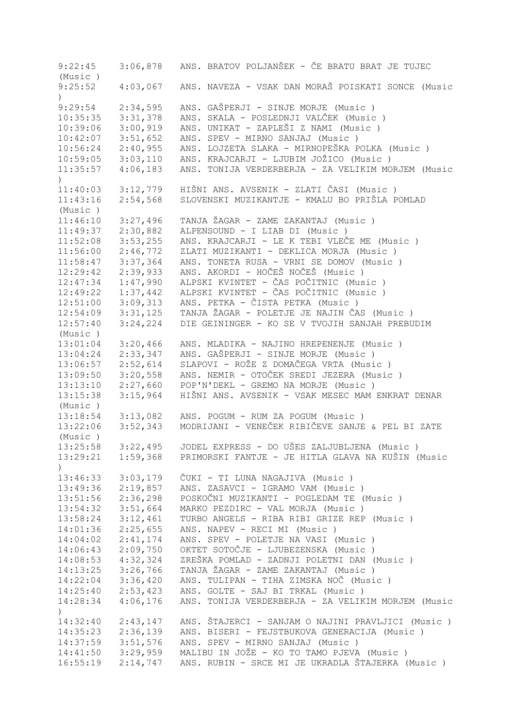| | | |
|---|---|---|
| 9:22:45 | 3:06,878 | ANS. BRATOV POLJANŠEK - ČE BRATU BRAT JE TUJEC (Music ) |
| 9:25:52 | 4:03,067 | ANS. NAVEZA - VSAK DAN MORAŠ POISKATI SONCE (Music ) |
| 9:29:54 | 2:34,595 | ANS. GAŠPERJI - SINJE MORJE (Music ) |
| 10:35:35 | 3:31,378 | ANS. SKALA - POSLEDNJI VALČEK (Music ) |
| 10:39:06 | 3:00,919 | ANS. UNIKAT - ZAPLEŠI Z NAMI (Music ) |
| 10:42:07 | 3:51,652 | ANS. SPEV - MIRNO SANJAJ (Music ) |
| 10:56:24 | 2:40,955 | ANS. LOJZETA SLAKA - MIRNOPEŠKA POLKA (Music ) |
| 10:59:05 | 3:03,110 | ANS. KRAJCARJI - LJUBIM JOŽICO (Music ) |
| 11:35:57 | 4:06,183 | ANS. TONIJA VERDERBERJA - ZA VELIKIM MORJEM (Music ) |
| 11:40:03 | 3:12,779 | HIŠNI ANS. AVSENIK - ZLATI ČASI (Music ) |
| 11:43:16 | 2:54,568 | SLOVENSKI MUZIKANTJE - KMALU BO PRIŠLA POMLAD (Music ) |
| 11:46:10 | 3:27,496 | TANJA ŽAGAR - ZAME ZAKANTAJ (Music ) |
| 11:49:37 | 2:30,882 | ALPENSOUND - I LIAB DI (Music ) |
| 11:52:08 | 3:53,255 | ANS. KRAJCARJI - LE K TEBI VLEČE ME (Music ) |
| 11:56:00 | 2:46,772 | ZLATI MUZIKANTI - DEKLICA MORJA (Music ) |
| 11:58:47 | 3:37,364 | ANS. TONETA RUSA - VRNI SE DOMOV (Music ) |
| 12:29:42 | 2:39,933 | ANS. AKORDI - HOČEŠ NOČEŠ (Music ) |
| 12:47:34 | 1:47,990 | ALPSKI KVINTET - ČAS POČITNIC (Music ) |
| 12:49:22 | 1:37,442 | ALPSKI KVINTET - ČAS POČITNIC (Music ) |
| 12:51:00 | 3:09,313 | ANS. PETKA - ČISTA PETKA (Music ) |
| 12:54:09 | 3:31,125 | TANJA ŽAGAR - POLETJE JE NAJIN ČAS (Music ) |
| 12:57:40 | 3:24,224 | DIE GEININGER - KO SE V TVOJIH SANJAH PREBUDIM (Music ) |
| 13:01:04 | 3:20,466 | ANS. MLADIKA - NAJINO HREPENENJE (Music ) |
| 13:04:24 | 2:33,347 | ANS. GAŠPERJI - SINJE MORJE (Music ) |
| 13:06:57 | 2:52,614 | SLAPOVI - ROŽE Z DOMAČEGA VRTA (Music ) |
| 13:09:50 | 3:20,558 | ANS. NEMIR - OTOČEK SREDI JEZERA (Music ) |
| 13:13:10 | 2:27,660 | POP'N'DEKL - GREMO NA MORJE (Music ) |
| 13:15:38 | 3:15,964 | HIŠNI ANS. AVSENIK - VSAK MESEC MAM ENKRAT DENAR (Music ) |
| 13:18:54 | 3:13,082 | ANS. POGUM - RUM ZA POGUM (Music ) |
| 13:22:06 | 3:52,343 | MODRIJANI - VENEČEK RIBIČEVE SANJE & PEL BI ZATE (Music ) |
| 13:25:58 | 3:22,495 | JODEL EXPRESS - DO UŠES ZALJUBLJENA (Music ) |
| 13:29:21 | 1:59,368 | PRIMORSKI FANTJE - JE HITLA GLAVA NA KUŠIN (Music ) |
| 13:46:33 | 3:03,179 | ČUKI - TI LUNA NAGAJIVA (Music ) |
| 13:49:36 | 2:19,857 | ANS. ZASAVCI - IGRAMO VAM (Music ) |
| 13:51:56 | 2:36,298 | POSKOČNI MUZIKANTI - POGLEDAM TE (Music ) |
| 13:54:32 | 3:51,664 | MARKO PEZDIRC - VAL MORJA (Music ) |
| 13:58:24 | 3:12,461 | TURBO ANGELS - RIBA RIBI GRIZE REP (Music ) |
| 14:01:36 | 2:25,655 | ANS. NAPEV - RECI MI (Music ) |
| 14:04:02 | 2:41,174 | ANS. SPEV - POLETJE NA VASI (Music ) |
| 14:06:43 | 2:09,750 | OKTET SOTOČJE - LJUBEZENSKA (Music ) |
| 14:08:53 | 4:32,324 | ZREŠKA POMLAD - ZADNJI POLETNI DAN (Music ) |
| 14:13:25 | 3:26,766 | TANJA ŽAGAR - ZAME ZAKANTAJ (Music ) |
| 14:22:04 | 3:36,420 | ANS. TULIPAN - TIHA ZIMSKA NOČ (Music ) |
| 14:25:40 | 2:53,423 | ANS. GOLTE - SAJ BI TRKAL (Music ) |
| 14:28:34 | 4:06,176 | ANS. TONIJA VERDERBERJA - ZA VELIKIM MORJEM (Music ) |
| 14:32:40 | 2:43,147 | ANS. ŠTAJERCI - SANJAM O NAJINI PRAVLJICI (Music ) |
| 14:35:23 | 2:36,139 | ANS. BISERI - FEJSTBUKOVA GENERACIJA (Music ) |
| 14:37:59 | 3:51,576 | ANS. SPEV - MIRNO SANJAJ (Music ) |
| 14:41:50 | 3:29,959 | MALIBU IN JOŽE - KO TO TAMO PJEVA (Music ) |
| 16:55:19 | 2:14,747 | ANS. RUBIN - SRCE MI JE UKRADLA ŠTAJERKA (Music ) |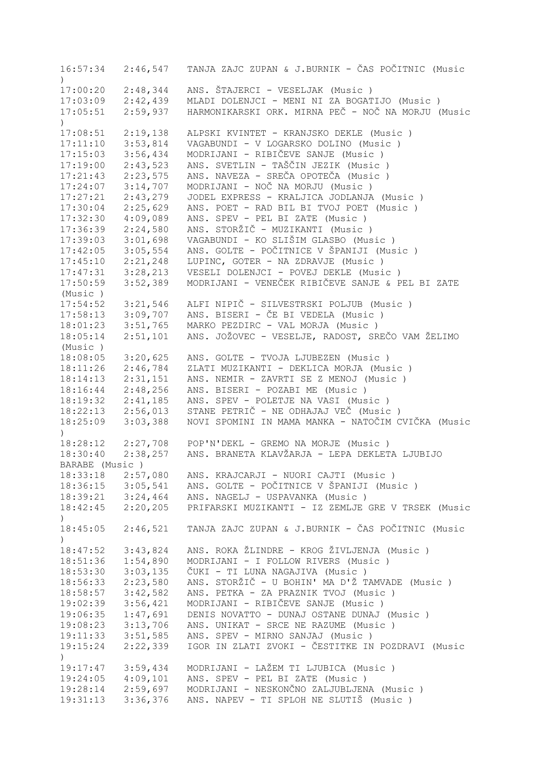```
16:57:34   2:46,547   TANJA ZAJC ZUPAN & J.BURNIK - ČAS POČITNIC (Music
)
17:00:20   2:48,344   ANS. ŠTAJERCI - VESELJAK (Music )
17:03:09   2:42,439   MLADI DOLENJCI - MENI NI ZA BOGATIJO (Music )
17:05:51   2:59,937   HARMONIKARSKI ORK. MIRNA PEČ - NOČ NA MORJU (Music
)
17:08:51   2:19,138   ALPSKI KVINTET - KRANJSKO DEKLE (Music )
17:11:10   3:53,814   VAGABUNDI - V LOGARSKO DOLINO (Music )
17:15:03   3:56,434   MODRIJANI - RIBIČEVE SANJE (Music )
17:19:00   2:43,523   ANS. SVETLIN - TAŠČIN JEZIK (Music )
17:21:43   2:23,575   ANS. NAVEZA - SREČA OPOTEČA (Music )
17:24:07   3:14,707   MODRIJANI - NOČ NA MORJU (Music )
17:27:21   2:43,279   JODEL EXPRESS - KRALJICA JODLANJA (Music )
17:30:04   2:25,629   ANS. POET - RAD BIL BI TVOJ POET (Music )
17:32:30   4:09,089   ANS. SPEV - PEL BI ZATE (Music )
17:36:39   2:24,580   ANS. STORŽIČ - MUZIKANTI (Music )
17:39:03   3:01,698   VAGABUNDI - KO SLIŠIM GLASBO (Music )
17:42:05   3:05,554   ANS. GOLTE - POČITNICE V ŠPANIJI (Music )
17:45:10   2:21,248   LUPINC, GOTER - NA ZDRAVJE (Music )
17:47:31   3:28,213   VESELI DOLENJCI - POVEJ DEKLE (Music )
17:50:59   3:52,389   MODRIJANI - VENEČEK RIBIČEVE SANJE & PEL BI ZATE
(Music )
17:54:52   3:21,546   ALFI NIPIČ - SILVESTRSKI POLJUB (Music )
17:58:13   3:09,707   ANS. BISERI - ČE BI VEDELA (Music )
18:01:23   3:51,765   MARKO PEZDIRC - VAL MORJA (Music )
18:05:14   2:51,101   ANS. JOŽOVEC - VESELJE, RADOST, SREČO VAM ŽELIMO
(Music )
18:08:05   3:20,625   ANS. GOLTE - TVOJA LJUBEZEN (Music )
18:11:26   2:46,784   ZLATI MUZIKANTI - DEKLICA MORJA (Music )
18:14:13   2:31,151   ANS. NEMIR - ZAVRTI SE Z MENOJ (Music )
18:16:44   2:48,256   ANS. BISERI - POZABI ME (Music )
18:19:32   2:41,185   ANS. SPEV - POLETJE NA VASI (Music )
18:22:13   2:56,013   STANE PETRIČ - NE ODHAJAJ VEČ (Music )
18:25:09   3:03,388   NOVI SPOMINI IN MAMA MANKA - NATOČIM CVIČKA (Music
)
18:28:12   2:27,708   POP'N'DEKL - GREMO NA MORJE (Music )
18:30:40   2:38,257   ANS. BRANETA KLAVŽARJA - LEPA DEKLETA LJUBIJO
BARABE (Music )
18:33:18   2:57,080   ANS. KRAJCARJI - NUORI CAJTI (Music )
18:36:15   3:05,541   ANS. GOLTE - POČITNICE V ŠPANIJI (Music )
18:39:21   3:24,464   ANS. NAGELJ - USPAVANKA (Music )
18:42:45   2:20,205   PRIFARSKI MUZIKANTI - IZ ZEMLJE GRE V TRSEK (Music
)
18:45:05   2:46,521   TANJA ZAJC ZUPAN & J.BURNIK - ČAS POČITNIC (Music
)
18:47:52   3:43,824   ANS. ROKA ŽLINDRE - KROG ŽIVLJENJA (Music )
18:51:36   1:54,890   MODRIJANI - I FOLLOW RIVERS (Music )
18:53:30   3:03,135   ČUKI - TI LUNA NAGAJIVA (Music )
18:56:33   2:23,580   ANS. STORŽIČ - U BOHIN' MA D'Ž TAMVADE (Music )
18:58:57   3:42,582   ANS. PETKA - ZA PRAZNIK TVOJ (Music )
19:02:39   3:56,421   MODRIJANI - RIBIČEVE SANJE (Music )
19:06:35   1:47,691   DENIS NOVATTO - DUNAJ OSTANE DUNAJ (Music )
19:08:23   3:13,706   ANS. UNIKAT - SRCE NE RAZUME (Music )
19:11:33   3:51,585   ANS. SPEV - MIRNO SANJAJ (Music )
19:15:24   2:22,339   IGOR IN ZLATI ZVOKI - ČESTITKE IN POZDRAVI (Music
)
19:17:47   3:59,434   MODRIJANI - LAŽEM TI LJUBICA (Music )
19:24:05   4:09,101   ANS. SPEV - PEL BI ZATE (Music )
19:28:14   2:59,697   MODRIJANI - NESKONČNO ZALJUBLJENA (Music )
19:31:13   3:36,376   ANS. NAPEV - TI SPLOH NE SLUTIŠ (Music )
```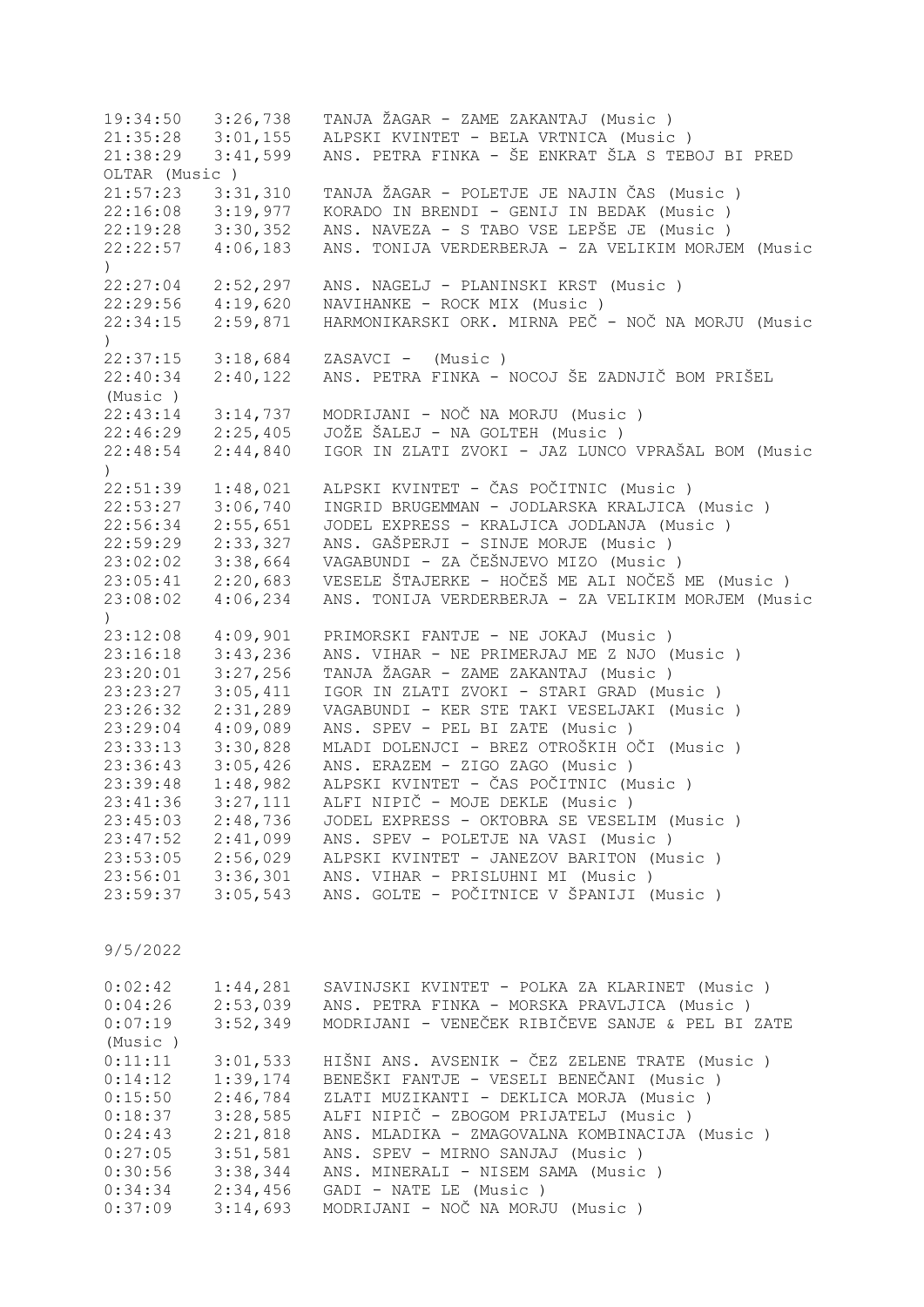| | | |
|---|---|---|
| 19:34:50 | 3:26,738 | TANJA ŽAGAR - ZAME ZAKANTAJ (Music ) |
| 21:35:28 | 3:01,155 | ALPSKI KVINTET - BELA VRTNICA (Music ) |
| 21:38:29 | 3:41,599 | ANS. PETRA FINKA - ŠE ENKRAT ŠLA S TEBOJ BI PRED OLTAR (Music ) |
| 21:57:23 | 3:31,310 | TANJA ŽAGAR - POLETJE JE NAJIN ČAS (Music ) |
| 22:16:08 | 3:19,977 | KORADO IN BRENDI - GENIJ IN BEDAK (Music ) |
| 22:19:28 | 3:30,352 | ANS. NAVEZA - S TABO VSE LEPŠE JE (Music ) |
| 22:22:57 | 4:06,183 | ANS. TONIJA VERDERBERJA - ZA VELIKIM MORJEM (Music ) |
| 22:27:04 | 2:52,297 | ANS. NAGELJ - PLANINSKI KRST (Music ) |
| 22:29:56 | 4:19,620 | NAVIHANKE - ROCK MIX (Music ) |
| 22:34:15 | 2:59,871 | HARMONIKARSKI ORK. MIRNA PEČ - NOČ NA MORJU (Music ) |
| 22:37:15 | 3:18,684 | ZASAVCI - (Music ) |
| 22:40:34 | 2:40,122 | ANS. PETRA FINKA - NOCOJ ŠE ZADNJIČ BOM PRIŠEL (Music ) |
| 22:43:14 | 3:14,737 | MODRIJANI - NOČ NA MORJU (Music ) |
| 22:46:29 | 2:25,405 | JOŽE ŠALEJ - NA GOLTEH (Music ) |
| 22:48:54 | 2:44,840 | IGOR IN ZLATI ZVOKI - JAZ LUNCO VPRAŠAL BOM (Music ) |
| 22:51:39 | 1:48,021 | ALPSKI KVINTET - ČAS POČITNIC (Music ) |
| 22:53:27 | 3:06,740 | INGRID BRUGEMMAN - JODLARSKA KRALJICA (Music ) |
| 22:56:34 | 2:55,651 | JODEL EXPRESS - KRALJICA JODLANJA (Music ) |
| 22:59:29 | 2:33,327 | ANS. GAŠPERJI - SINJE MORJE (Music ) |
| 23:02:02 | 3:38,664 | VAGABUNDI - ZA ČEŠNJEVO MIZO (Music ) |
| 23:05:41 | 2:20,683 | VESELE ŠTAJERKE - HOČEŠ ME ALI NOČEŠ ME (Music ) |
| 23:08:02 | 4:06,234 | ANS. TONIJA VERDERBERJA - ZA VELIKIM MORJEM (Music ) |
| 23:12:08 | 4:09,901 | PRIMORSKI FANTJE - NE JOKAJ (Music ) |
| 23:16:18 | 3:43,236 | ANS. VIHAR - NE PRIMERJAJ ME Z NJO (Music ) |
| 23:20:01 | 3:27,256 | TANJA ŽAGAR - ZAME ZAKANTAJ (Music ) |
| 23:23:27 | 3:05,411 | IGOR IN ZLATI ZVOKI - STARI GRAD (Music ) |
| 23:26:32 | 2:31,289 | VAGABUNDI - KER STE TAKI VESELJAKI (Music ) |
| 23:29:04 | 4:09,089 | ANS. SPEV - PEL BI ZATE (Music ) |
| 23:33:13 | 3:30,828 | MLADI DOLENJCI - BREZ OTROŠKIH OČI (Music ) |
| 23:36:43 | 3:05,426 | ANS. ERAZEM - ZIGO ZAGO (Music ) |
| 23:39:48 | 1:48,982 | ALPSKI KVINTET - ČAS POČITNIC (Music ) |
| 23:41:36 | 3:27,111 | ALFI NIPIČ - MOJE DEKLE (Music ) |
| 23:45:03 | 2:48,736 | JODEL EXPRESS - OKTOBRA SE VESELIM (Music ) |
| 23:47:52 | 2:41,099 | ANS. SPEV - POLETJE NA VASI (Music ) |
| 23:53:05 | 2:56,029 | ALPSKI KVINTET - JANEZOV BARITON (Music ) |
| 23:56:01 | 3:36,301 | ANS. VIHAR - PRISLUHNI MI (Music ) |
| 23:59:37 | 3:05,543 | ANS. GOLTE - POČITNICE V ŠPANIJI (Music ) |

9/5/2022

| | | |
|---|---|---|
| 0:02:42 | 1:44,281 | SAVINJSKI KVINTET - POLKA ZA KLARINET (Music ) |
| 0:04:26 | 2:53,039 | ANS. PETRA FINKA - MORSKA PRAVLJICA (Music ) |
| 0:07:19 | 3:52,349 | MODRIJANI - VENEČEK RIBIČEVE SANJE & PEL BI ZATE (Music ) |
| 0:11:11 | 3:01,533 | HIŠNI ANS. AVSENIK - ČEZ ZELENE TRATE (Music ) |
| 0:14:12 | 1:39,174 | BENEŠKI FANTJE - VESELI BENEČANI (Music ) |
| 0:15:50 | 2:46,784 | ZLATI MUZIKANTI - DEKLICA MORJA (Music ) |
| 0:18:37 | 3:28,585 | ALFI NIPIČ - ZBOGOM PRIJATELJ (Music ) |
| 0:24:43 | 2:21,818 | ANS. MLADIKA - ZMAGOVALNA KOMBINACIJA (Music ) |
| 0:27:05 | 3:51,581 | ANS. SPEV - MIRNO SANJAJ (Music ) |
| 0:30:56 | 3:38,344 | ANS. MINERALI - NISEM SAMA (Music ) |
| 0:34:34 | 2:34,456 | GADI - NATE LE (Music ) |
| 0:37:09 | 3:14,693 | MODRIJANI - NOČ NA MORJU (Music ) |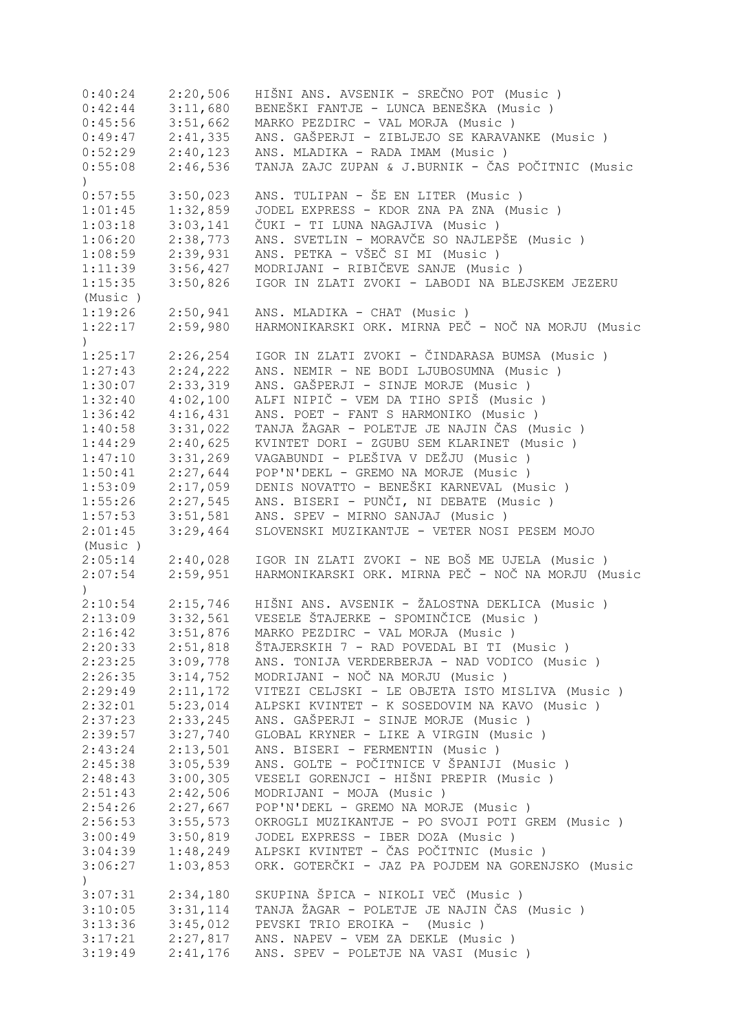```
0:40:24    2:20,506   HIŠNI ANS. AVSENIK - SREČNO POT (Music )
0:42:44    3:11,680   BENEŠKI FANTJE - LUNCA BENEŠKA (Music )
0:45:56    3:51,662   MARKO PEZDIRC - VAL MORJA (Music )
0:49:47    2:41,335   ANS. GAŠPERJI - ZIBLJEJO SE KARAVANKE (Music )
0:52:29    2:40,123   ANS. MLADIKA - RADA IMAM (Music )
0:55:08    2:46,536   TANJA ZAJC ZUPAN & J.BURNIK - ČAS POČITNIC (Music
)
0:57:55    3:50,023   ANS. TULIPAN - ŠE EN LITER (Music )
1:01:45    1:32,859   JODEL EXPRESS - KDOR ZNA PA ZNA (Music )
1:03:18    3:03,141   ČUKI - TI LUNA NAGAJIVA (Music )
1:06:20    2:38,773   ANS. SVETLIN - MORAVČE SO NAJLEPŠE (Music )
1:08:59    2:39,931   ANS. PETKA - VŠEČ SI MI (Music )
1:11:39    3:56,427   MODRIJANI - RIBIČEVE SANJE (Music )
1:15:35    3:50,826   IGOR IN ZLATI ZVOKI - LABODI NA BLEJSKEM JEZERU
(Music )
1:19:26    2:50,941   ANS. MLADIKA - CHAT (Music )
1:22:17    2:59,980   HARMONIKARSKI ORK. MIRNA PEČ - NOČ NA MORJU (Music
)
1:25:17    2:26,254   IGOR IN ZLATI ZVOKI - ČINDARASA BUMSA (Music )
1:27:43    2:24,222   ANS. NEMIR - NE BODI LJUBOSUMNA (Music )
1:30:07    2:33,319   ANS. GAŠPERJI - SINJE MORJE (Music )
1:32:40    4:02,100   ALFI NIPIČ - VEM DA TIHO SPIŠ (Music )
1:36:42    4:16,431   ANS. POET - FANT S HARMONIKO (Music )
1:40:58    3:31,022   TANJA ŽAGAR - POLETJE JE NAJIN ČAS (Music )
1:44:29    2:40,625   KVINTET DORI - ZGUBU SEM KLARINET (Music )
1:47:10    3:31,269   VAGABUNDI - PLEŠIVA V DEŽJU (Music )
1:50:41    2:27,644   POP'N'DEKL - GREMO NA MORJE (Music )
1:53:09    2:17,059   DENIS NOVATTO - BENEŠKI KARNEVAL (Music )
1:55:26    2:27,545   ANS. BISERI - PUNČI, NI DEBATE (Music )
1:57:53    3:51,581   ANS. SPEV - MIRNO SANJAJ (Music )
2:01:45    3:29,464   SLOVENSKI MUZIKANTJE - VETER NOSI PESEM MOJO
(Music )
2:05:14    2:40,028   IGOR IN ZLATI ZVOKI - NE BOŠ ME UJELA (Music )
2:07:54    2:59,951   HARMONIKARSKI ORK. MIRNA PEČ - NOČ NA MORJU (Music
)
2:10:54    2:15,746   HIŠNI ANS. AVSENIK - ŽALOSTNA DEKLICA (Music )
2:13:09    3:32,561   VESELE ŠTAJERKE - SPOMINČICE (Music )
2:16:42    3:51,876   MARKO PEZDIRC - VAL MORJA (Music )
2:20:33    2:51,818   ŠTAJERSKIH 7 - RAD POVEDAL BI TI (Music )
2:23:25    3:09,778   ANS. TONIJA VERDERBERJA - NAD VODICO (Music )
2:26:35    3:14,752   MODRIJANI - NOČ NA MORJU (Music )
2:29:49    2:11,172   VITEZI CELJSKI - LE OBJETA ISTO MISLIVA (Music )
2:32:01    5:23,014   ALPSKI KVINTET - K SOSEDOVIM NA KAVO (Music )
2:37:23    2:33,245   ANS. GAŠPERJI - SINJE MORJE (Music )
2:39:57    3:27,740   GLOBAL KRYNER - LIKE A VIRGIN (Music )
2:43:24    2:13,501   ANS. BISERI - FERMENTIN (Music )
2:45:38    3:05,539   ANS. GOLTE - POČITNICE V ŠPANIJI (Music )
2:48:43    3:00,305   VESELI GORENJCI - HIŠNI PREPIR (Music )
2:51:43    2:42,506   MODRIJANI - MOJA (Music )
2:54:26    2:27,667   POP'N'DEKL - GREMO NA MORJE (Music )
2:56:53    3:55,573   OKROGLI MUZIKANTJE - PO SVOJI POTI GREM (Music )
3:00:49    3:50,819   JODEL EXPRESS - IBER DOZA (Music )
3:04:39    1:48,249   ALPSKI KVINTET - ČAS POČITNIC (Music )
3:06:27    1:03,853   ORK. GOTERČKI - JAZ PA POJDEM NA GORENJSKO (Music
)
3:07:31    2:34,180   SKUPINA ŠPICA - NIKOLI VEČ (Music )
3:10:05    3:31,114   TANJA ŽAGAR - POLETJE JE NAJIN ČAS (Music )
3:13:36    3:45,012   PEVSKI TRIO EROIKA -  (Music )
3:17:21    2:27,817   ANS. NAPEV - VEM ZA DEKLE (Music )
3:19:49    2:41,176   ANS. SPEV - POLETJE NA VASI (Music )
```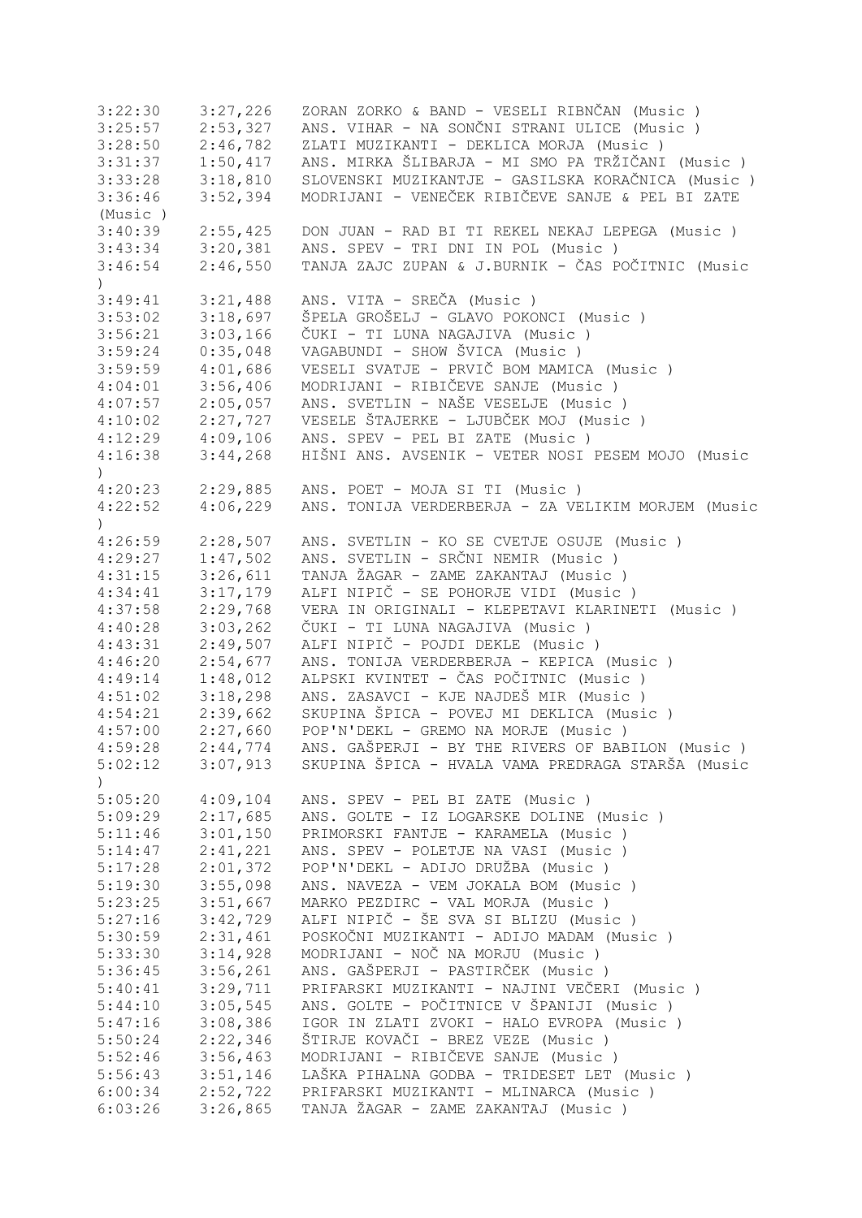```
3:22:30    3:27,226   ZORAN ZORKO & BAND - VESELI RIBNČAN (Music )
3:25:57    2:53,327   ANS. VIHAR - NA SONČNI STRANI ULICE (Music )
3:28:50    2:46,782   ZLATI MUZIKANTI - DEKLICA MORJA (Music )
3:31:37    1:50,417   ANS. MIRKA ŠLIBARJA - MI SMO PA TRŽIČANI (Music )
3:33:28    3:18,810   SLOVENSKI MUZIKANTJE - GASILSKA KORAČNICA (Music )
3:36:46    3:52,394   MODRIJANI - VENEČEK RIBIČEVE SANJE & PEL BI ZATE
(Music )
3:40:39    2:55,425   DON JUAN - RAD BI TI REKEL NEKAJ LEPEGA (Music )
3:43:34    3:20,381   ANS. SPEV - TRI DNI IN POL (Music )
3:46:54    2:46,550   TANJA ZAJC ZUPAN & J.BURNIK - ČAS POČITNIC (Music
)
3:49:41    3:21,488   ANS. VITA - SREČA (Music )
3:53:02    3:18,697   ŠPELA GROŠELJ - GLAVO POKONCI (Music )
3:56:21    3:03,166   ČUKI - TI LUNA NAGAJIVA (Music )
3:59:24    0:35,048   VAGABUNDI - SHOW ŠVICA (Music )
3:59:59    4:01,686   VESELI SVATJE - PRVIČ BOM MAMICA (Music )
4:04:01    3:56,406   MODRIJANI - RIBIČEVE SANJE (Music )
4:07:57    2:05,057   ANS. SVETLIN - NAŠE VESELJE (Music )
4:10:02    2:27,727   VESELE ŠTAJERKE - LJUBČEK MOJ (Music )
4:12:29    4:09,106   ANS. SPEV - PEL BI ZATE (Music )
4:16:38    3:44,268   HIŠNI ANS. AVSENIK - VETER NOSI PESEM MOJO (Music
)
4:20:23    2:29,885   ANS. POET - MOJA SI TI (Music )
4:22:52    4:06,229   ANS. TONIJA VERDERBERJA - ZA VELIKIM MORJEM (Music
)
4:26:59    2:28,507   ANS. SVETLIN - KO SE CVETJE OSUJE (Music )
4:29:27    1:47,502   ANS. SVETLIN - SRČNI NEMIR (Music )
4:31:15    3:26,611   TANJA ŽAGAR - ZAME ZAKANTAJ (Music )
4:34:41    3:17,179   ALFI NIPIČ - SE POHORJE VIDI (Music )
4:37:58    2:29,768   VERA IN ORIGINALI - KLEPETAVI KLARINETI (Music )
4:40:28    3:03,262   ČUKI - TI LUNA NAGAJIVA (Music )
4:43:31    2:49,507   ALFI NIPIČ - POJDI DEKLE (Music )
4:46:20    2:54,677   ANS. TONIJA VERDERBERJA - KEPICA (Music )
4:49:14    1:48,012   ALPSKI KVINTET - ČAS POČITNIC (Music )
4:51:02    3:18,298   ANS. ZASAVCI - KJE NAJDEŠ MIR (Music )
4:54:21    2:39,662   SKUPINA ŠPICA - POVEJ MI DEKLICA (Music )
4:57:00    2:27,660   POP'N'DEKL - GREMO NA MORJE (Music )
4:59:28    2:44,774   ANS. GAŠPERJI - BY THE RIVERS OF BABILON (Music )
5:02:12    3:07,913   SKUPINA ŠPICA - HVALA VAMA PREDRAGA STARŠA (Music
)
5:05:20    4:09,104   ANS. SPEV - PEL BI ZATE (Music )
5:09:29    2:17,685   ANS. GOLTE - IZ LOGARSKE DOLINE (Music )
5:11:46    3:01,150   PRIMORSKI FANTJE - KARAMELA (Music )
5:14:47    2:41,221   ANS. SPEV - POLETJE NA VASI (Music )
5:17:28    2:01,372   POP'N'DEKL - ADIJO DRUŽBA (Music )
5:19:30    3:55,098   ANS. NAVEZA - VEM JOKALA BOM (Music )
5:23:25    3:51,667   MARKO PEZDIRC - VAL MORJA (Music )
5:27:16    3:42,729   ALFI NIPIČ - ŠE SVA SI BLIZU (Music )
5:30:59    2:31,461   POSKOČNI MUZIKANTI - ADIJO MADAM (Music )
5:33:30    3:14,928   MODRIJANI - NOČ NA MORJU (Music )
5:36:45    3:56,261   ANS. GAŠPERJI - PASTIRČEK (Music )
5:40:41    3:29,711   PRIFARSKI MUZIKANTI - NAJINI VEČERI (Music )
5:44:10    3:05,545   ANS. GOLTE - POČITNICE V ŠPANIJI (Music )
5:47:16    3:08,386   IGOR IN ZLATI ZVOKI - HALO EVROPA (Music )
5:50:24    2:22,346   ŠTIRJE KOVAČI - BREZ VEZE (Music )
5:52:46    3:56,463   MODRIJANI - RIBIČEVE SANJE (Music )
5:56:43    3:51,146   LAŠKA PIHALNA GODBA - TRIDESET LET (Music )
6:00:34    2:52,722   PRIFARSKI MUZIKANTI - MLINARCA (Music )
6:03:26    3:26,865   TANJA ŽAGAR - ZAME ZAKANTAJ (Music )
```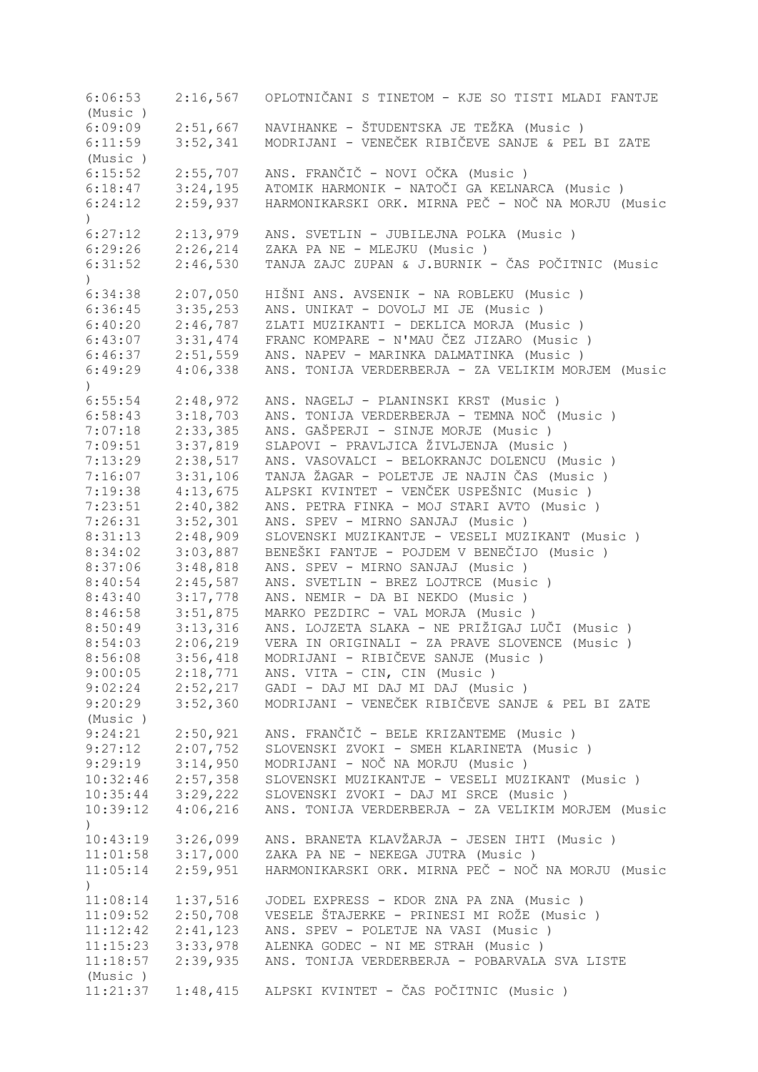```
6:06:53    2:16,567   OPLOTNIČANI S TINETOM - KJE SO TISTI MLADI FANTJE
(Music )
6:09:09    2:51,667   NAVIHANKE - ŠTUDENTSKA JE TEŽKA (Music )
6:11:59    3:52,341   MODRIJANI - VENEČEK RIBIČEVE SANJE & PEL BI ZATE
(Music )
6:15:52    2:55,707   ANS. FRANČIČ - NOVI OČKA (Music )
6:18:47    3:24,195   ATOMIK HARMONIK - NATOČI GA KELNARCA (Music )
6:24:12    2:59,937   HARMONIKARSKI ORK. MIRNA PEČ - NOČ NA MORJU (Music
)
6:27:12    2:13,979   ANS. SVETLIN - JUBILEJNA POLKA (Music )
6:29:26    2:26,214   ZAKA PA NE - MLEJKU (Music )
6:31:52    2:46,530   TANJA ZAJC ZUPAN & J.BURNIK - ČAS POČITNIC (Music
)
6:34:38    2:07,050   HIŠNI ANS. AVSENIK - NA ROBLEKU (Music )
6:36:45    3:35,253   ANS. UNIKAT - DOVOLJ MI JE (Music )
6:40:20    2:46,787   ZLATI MUZIKANTI - DEKLICA MORJA (Music )
6:43:07    3:31,474   FRANC KOMPARE - N'MAU ČEZ JIZARO (Music )
6:46:37    2:51,559   ANS. NAPEV - MARINKA DALMATINKA (Music )
6:49:29    4:06,338   ANS. TONIJA VERDERBERJA - ZA VELIKIM MORJEM (Music
)
6:55:54    2:48,972   ANS. NAGELJ - PLANINSKI KRST (Music )
6:58:43    3:18,703   ANS. TONIJA VERDERBERJA - TEMNA NOČ (Music )
7:07:18    2:33,385   ANS. GAŠPERJI - SINJE MORJE (Music )
7:09:51    3:37,819   SLAPOVI - PRAVLJICA ŽIVLJENJA (Music )
7:13:29    2:38,517   ANS. VASOVALCI - BELOKRANJC DOLENCU (Music )
7:16:07    3:31,106   TANJA ŽAGAR - POLETJE JE NAJIN ČAS (Music )
7:19:38    4:13,675   ALPSKI KVINTET - VENČEK USPEŠNIC (Music )
7:23:51    2:40,382   ANS. PETRA FINKA - MOJ STARI AVTO (Music )
7:26:31    3:52,301   ANS. SPEV - MIRNO SANJAJ (Music )
8:31:13    2:48,909   SLOVENSKI MUZIKANTJE - VESELI MUZIKANT (Music )
8:34:02    3:03,887   BENEŠKI FANTJE - POJDEM V BENEČIJO (Music )
8:37:06    3:48,818   ANS. SPEV - MIRNO SANJAJ (Music )
8:40:54    2:45,587   ANS. SVETLIN - BREZ LOJTRCE (Music )
8:43:40    3:17,778   ANS. NEMIR - DA BI NEKDO (Music )
8:46:58    3:51,875   MARKO PEZDIRC - VAL MORJA (Music )
8:50:49    3:13,316   ANS. LOJZETA SLAKA - NE PRIŽIGAJ LUČI (Music )
8:54:03    2:06,219   VERA IN ORIGINALI - ZA PRAVE SLOVENCE (Music )
8:56:08    3:56,418   MODRIJANI - RIBIČEVE SANJE (Music )
9:00:05    2:18,771   ANS. VITA - CIN, CIN (Music )
9:02:24    2:52,217   GADI - DAJ MI DAJ MI DAJ (Music )
9:20:29    3:52,360   MODRIJANI - VENEČEK RIBIČEVE SANJE & PEL BI ZATE
(Music )
9:24:21    2:50,921   ANS. FRANČIČ - BELE KRIZANTEME (Music )
9:27:12    2:07,752   SLOVENSKI ZVOKI - SMEH KLARINETA (Music )
9:29:19    3:14,950   MODRIJANI - NOČ NA MORJU (Music )
10:32:46   2:57,358   SLOVENSKI MUZIKANTJE - VESELI MUZIKANT (Music )
10:35:44   3:29,222   SLOVENSKI ZVOKI - DAJ MI SRCE (Music )
10:39:12   4:06,216   ANS. TONIJA VERDERBERJA - ZA VELIKIM MORJEM (Music
)
10:43:19   3:26,099   ANS. BRANETA KLAVŽARJA - JESEN IHTI (Music )
11:01:58   3:17,000   ZAKA PA NE - NEKEGA JUTRA (Music )
11:05:14   2:59,951   HARMONIKARSKI ORK. MIRNA PEČ - NOČ NA MORJU (Music
)
11:08:14   1:37,516   JODEL EXPRESS - KDOR ZNA PA ZNA (Music )
11:09:52   2:50,708   VESELE ŠTAJERKE - PRINESI MI ROŽE (Music )
11:12:42   2:41,123   ANS. SPEV - POLETJE NA VASI (Music )
11:15:23   3:33,978   ALENKA GODEC - NI ME STRAH (Music )
11:18:57   2:39,935   ANS. TONIJA VERDERBERJA - POBARVALA SVA LISTE
(Music )
11:21:37   1:48,415   ALPSKI KVINTET - ČAS POČITNIC (Music )
```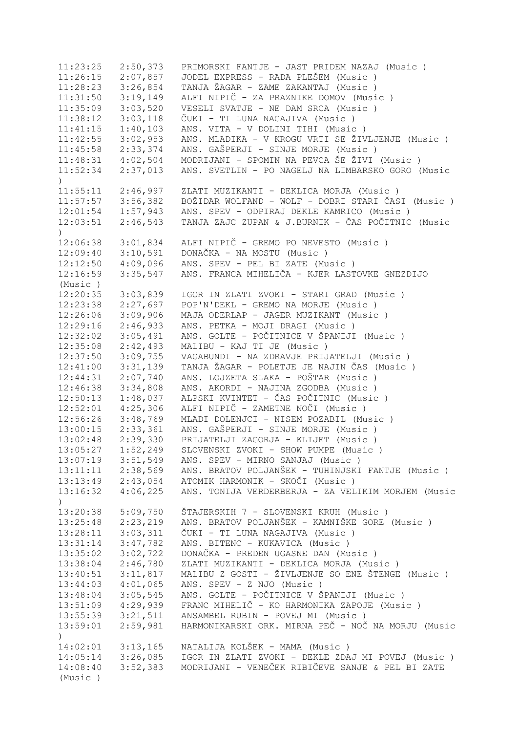| | | |
|---|---|---|
| 11:23:25 | 2:50,373 | PRIMORSKI FANTJE - JAST PRIDEM NAZAJ (Music ) |
| 11:26:15 | 2:07,857 | JODEL EXPRESS - RADA PLEŠEM (Music ) |
| 11:28:23 | 3:26,854 | TANJA ŽAGAR - ZAME ZAKANTAJ (Music ) |
| 11:31:50 | 3:19,149 | ALFI NIPIČ - ZA PRAZNIKE DOMOV (Music ) |
| 11:35:09 | 3:03,520 | VESELI SVATJE - NE DAM SRCA (Music ) |
| 11:38:12 | 3:03,118 | ČUKI - TI LUNA NAGAJIVA (Music ) |
| 11:41:15 | 1:40,103 | ANS. VITA - V DOLINI TIHI (Music ) |
| 11:42:55 | 3:02,953 | ANS. MLADIKA - V KROGU VRTI SE ŽIVLJENJE (Music ) |
| 11:45:58 | 2:33,374 | ANS. GAŠPERJI - SINJE MORJE (Music ) |
| 11:48:31 | 4:02,504 | MODRIJANI - SPOMIN NA PEVCA ŠE ŽIVI (Music ) |
| 11:52:34 | 2:37,013 | ANS. SVETLIN - PO NAGELJ NA LIMBARSKO GORO (Music ) |
| 11:55:11 | 2:46,997 | ZLATI MUZIKANTI - DEKLICA MORJA (Music ) |
| 11:57:57 | 3:56,382 | BOŽIDAR WOLFAND - WOLF - DOBRI STARI ČASI (Music ) |
| 12:01:54 | 1:57,943 | ANS. SPEV - ODPIRAJ DEKLE KAMRICO (Music ) |
| 12:03:51 | 2:46,543 | TANJA ZAJC ZUPAN & J.BURNIK - ČAS POČITNIC (Music ) |
| 12:06:38 | 3:01,834 | ALFI NIPIČ - GREMO PO NEVESTO (Music ) |
| 12:09:40 | 3:10,591 | DONAČKA - NA MOSTU (Music ) |
| 12:12:50 | 4:09,096 | ANS. SPEV - PEL BI ZATE (Music ) |
| 12:16:59 | 3:35,547 | ANS. FRANCA MIHELIČA - KJER LASTOVKE GNEZDIJO (Music ) |
| 12:20:35 | 3:03,839 | IGOR IN ZLATI ZVOKI - STARI GRAD (Music ) |
| 12:23:38 | 2:27,697 | POP'N'DEKL - GREMO NA MORJE (Music ) |
| 12:26:06 | 3:09,906 | MAJA ODERLAP - JAGER MUZIKANT (Music ) |
| 12:29:16 | 2:46,933 | ANS. PETKA - MOJI DRAGI (Music ) |
| 12:32:02 | 3:05,491 | ANS. GOLTE - POČITNICE V ŠPANIJI (Music ) |
| 12:35:08 | 2:42,493 | MALIBU - KAJ TI JE (Music ) |
| 12:37:50 | 3:09,755 | VAGABUNDI - NA ZDRAVJE PRIJATELJI (Music ) |
| 12:41:00 | 3:31,139 | TANJA ŽAGAR - POLETJE JE NAJIN ČAS (Music ) |
| 12:44:31 | 2:07,740 | ANS. LOJZETA SLAKA - POŠTAR (Music ) |
| 12:46:38 | 3:34,808 | ANS. AKORDI - NAJINA ZGODBA (Music ) |
| 12:50:13 | 1:48,037 | ALPSKI KVINTET - ČAS POČITNIC (Music ) |
| 12:52:01 | 4:25,306 | ALFI NIPIČ - ZAMETNE NOČI (Music ) |
| 12:56:26 | 3:48,769 | MLADI DOLENJCI - NISEM POZABIL (Music ) |
| 13:00:15 | 2:33,361 | ANS. GAŠPERJI - SINJE MORJE (Music ) |
| 13:02:48 | 2:39,330 | PRIJATELJI ZAGORJA - KLIJET (Music ) |
| 13:05:27 | 1:52,249 | SLOVENSKI ZVOKI - SHOW PUMPE (Music ) |
| 13:07:19 | 3:51,549 | ANS. SPEV - MIRNO SANJAJ (Music ) |
| 13:11:11 | 2:38,569 | ANS. BRATOV POLJANŠEK - TUHINJSKI FANTJE (Music ) |
| 13:13:49 | 2:43,054 | ATOMIK HARMONIK - SKOČI (Music ) |
| 13:16:32 | 4:06,225 | ANS. TONIJA VERDERBERJA - ZA VELIKIM MORJEM (Music ) |
| 13:20:38 | 5:09,750 | ŠTAJERSKIH 7 - SLOVENSKI KRUH (Music ) |
| 13:25:48 | 2:23,219 | ANS. BRATOV POLJANŠEK - KAMNIŠKE GORE (Music ) |
| 13:28:11 | 3:03,311 | ČUKI - TI LUNA NAGAJIVA (Music ) |
| 13:31:14 | 3:47,782 | ANS. BITENC - KUKAVICA (Music ) |
| 13:35:02 | 3:02,722 | DONAČKA - PREDEN UGASNE DAN (Music ) |
| 13:38:04 | 2:46,780 | ZLATI MUZIKANTI - DEKLICA MORJA (Music ) |
| 13:40:51 | 3:11,817 | MALIBU Z GOSTI - ŽIVLJENJE SO ENE ŠTENGE (Music ) |
| 13:44:03 | 4:01,065 | ANS. SPEV - Z NJO (Music ) |
| 13:48:04 | 3:05,545 | ANS. GOLTE - POČITNICE V ŠPANIJI (Music ) |
| 13:51:09 | 4:29,939 | FRANC MIHELIČ - KO HARMONIKA ZAPOJE (Music ) |
| 13:55:39 | 3:21,511 | ANSAMBEL RUBIN - POVEJ MI (Music ) |
| 13:59:01 | 2:59,981 | HARMONIKARSKI ORK. MIRNA PEČ - NOČ NA MORJU (Music ) |
| 14:02:01 | 3:13,165 | NATALIJA KOLŠEK - MAMA (Music ) |
| 14:05:14 | 3:26,085 | IGOR IN ZLATI ZVOKI - DEKLE ZDAJ MI POVEJ (Music ) |
| 14:08:40 | 3:52,383 | MODRIJANI - VENEČEK RIBIČEVE SANJE & PEL BI ZATE (Music ) |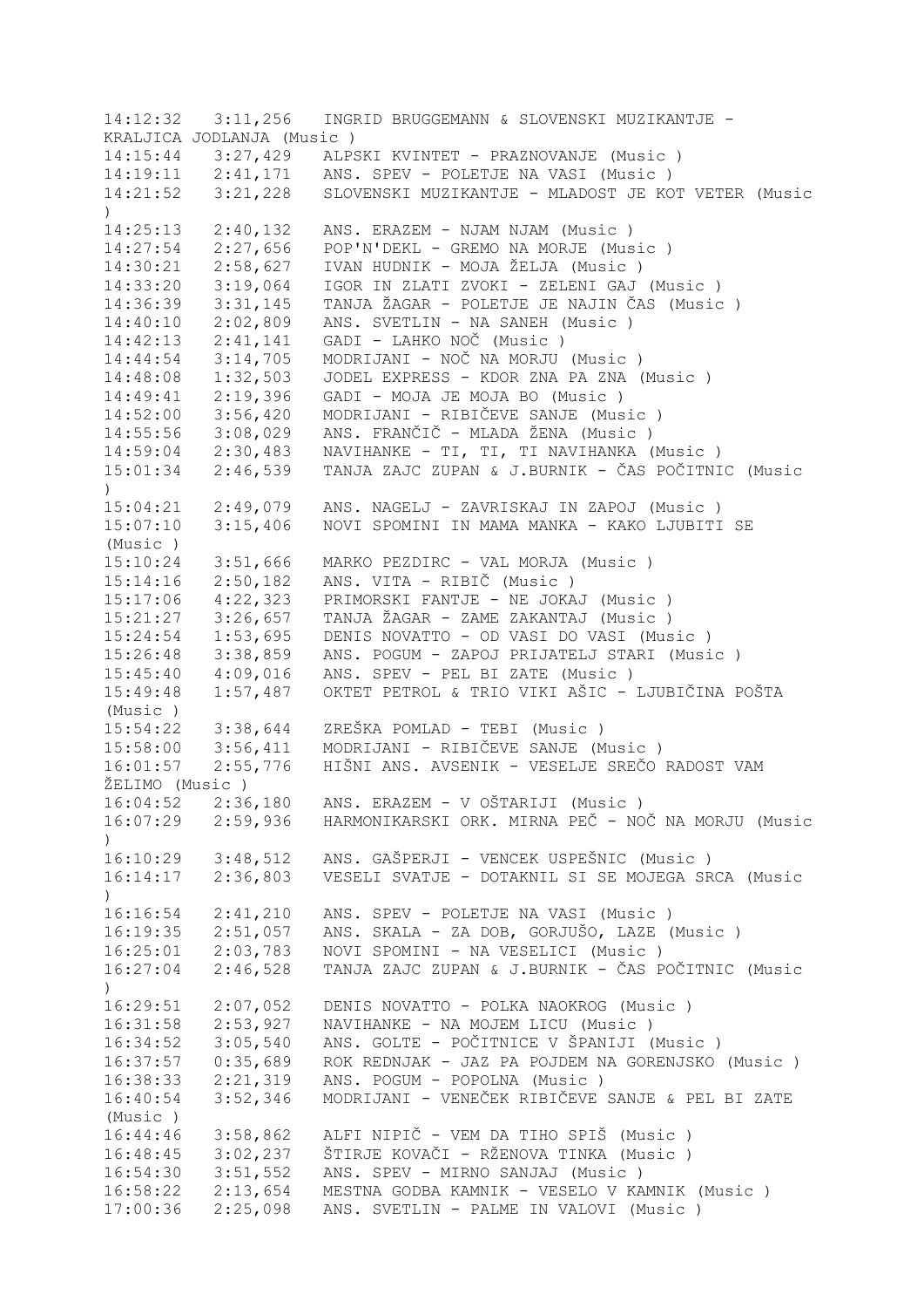14:12:32   3:11,256   INGRID BRUGGEMANN & SLOVENSKI MUZIKANTJE - KRALJICA JODLANJA (Music )
14:15:44   3:27,429   ALPSKI KVINTET - PRAZNOVANJE (Music )
14:19:11   2:41,171   ANS. SPEV - POLETJE NA VASI (Music )
14:21:52   3:21,228   SLOVENSKI MUZIKANTJE - MLADOST JE KOT VETER (Music )
14:25:13   2:40,132   ANS. ERAZEM - NJAM NJAM (Music )
14:27:54   2:27,656   POP'N'DEKL - GREMO NA MORJE (Music )
14:30:21   2:58,627   IVAN HUDNIK - MOJA ŽELJA (Music )
14:33:20   3:19,064   IGOR IN ZLATI ZVOKI - ZELENI GAJ (Music )
14:36:39   3:31,145   TANJA ŽAGAR - POLETJE JE NAJIN ČAS (Music )
14:40:10   2:02,809   ANS. SVETLIN - NA SANEH (Music )
14:42:13   2:41,141   GADI - LAHKO NOČ (Music )
14:44:54   3:14,705   MODRIJANI - NOČ NA MORJU (Music )
14:48:08   1:32,503   JODEL EXPRESS - KDOR ZNA PA ZNA (Music )
14:49:41   2:19,396   GADI - MOJA JE MOJA BO (Music )
14:52:00   3:56,420   MODRIJANI - RIBIČEVE SANJE (Music )
14:55:56   3:08,029   ANS. FRANČIČ - MLADA ŽENA (Music )
14:59:04   2:30,483   NAVIHANKE - TI, TI, TI NAVIHANKA (Music )
15:01:34   2:46,539   TANJA ZAJC ZUPAN & J.BURNIK - ČAS POČITNIC (Music )
15:04:21   2:49,079   ANS. NAGELJ - ZAVRISKAJ IN ZAPOJ (Music )
15:07:10   3:15,406   NOVI SPOMINI IN MAMA MANKA - KAKO LJUBITI SE (Music )
15:10:24   3:51,666   MARKO PEZDIRC - VAL MORJA (Music )
15:14:16   2:50,182   ANS. VITA - RIBIČ (Music )
15:17:06   4:22,323   PRIMORSKI FANTJE - NE JOKAJ (Music )
15:21:27   3:26,657   TANJA ŽAGAR - ZAME ZAKANTAJ (Music )
15:24:54   1:53,695   DENIS NOVATTO - OD VASI DO VASI (Music )
15:26:48   3:38,859   ANS. POGUM - ZAPOJ PRIJATELJ STARI (Music )
15:45:40   4:09,016   ANS. SPEV - PEL BI ZATE (Music )
15:49:48   1:57,487   OKTET PETROL & TRIO VIKI AŠIC - LJUBIČINA POŠTA (Music )
15:54:22   3:38,644   ZREŠKA POMLAD - TEBI (Music )
15:58:00   3:56,411   MODRIJANI - RIBIČEVE SANJE (Music )
16:01:57   2:55,776   HIŠNI ANS. AVSENIK - VESELJE SREČO RADOST VAM ŽELIMO (Music )
16:04:52   2:36,180   ANS. ERAZEM - V OŠTARIJI (Music )
16:07:29   2:59,936   HARMONIKARSKI ORK. MIRNA PEČ - NOČ NA MORJU (Music )
16:10:29   3:48,512   ANS. GAŠPERJI - VENCEK USPEŠNIC (Music )
16:14:17   2:36,803   VESELI SVATJE - DOTAKNIL SI SE MOJEGA SRCA (Music )
16:16:54   2:41,210   ANS. SPEV - POLETJE NA VASI (Music )
16:19:35   2:51,057   ANS. SKALA - ZA DOB, GORJUŠO, LAZE (Music )
16:25:01   2:03,783   NOVI SPOMINI - NA VESELICI (Music )
16:27:04   2:46,528   TANJA ZAJC ZUPAN & J.BURNIK - ČAS POČITNIC (Music )
16:29:51   2:07,052   DENIS NOVATTO - POLKA NAOKROG (Music )
16:31:58   2:53,927   NAVIHANKE - NA MOJEM LICU (Music )
16:34:52   3:05,540   ANS. GOLTE - POČITNICE V ŠPANIJI (Music )
16:37:57   0:35,689   ROK REDNJAK - JAZ PA POJDEM NA GORENJSKO (Music )
16:38:33   2:21,319   ANS. POGUM - POPOLNA (Music )
16:40:54   3:52,346   MODRIJANI - VENEČEK RIBIČEVE SANJE & PEL BI ZATE (Music )
16:44:46   3:58,862   ALFI NIPIČ - VEM DA TIHO SPIŠ (Music )
16:48:45   3:02,237   ŠTIRJE KOVAČI - RŽENOVA TINKA (Music )
16:54:30   3:51,552   ANS. SPEV - MIRNO SANJAJ (Music )
16:58:22   2:13,654   MESTNA GODBA KAMNIK - VESELO V KAMNIK (Music )
17:00:36   2:25,098   ANS. SVETLIN - PALME IN VALOVI (Music )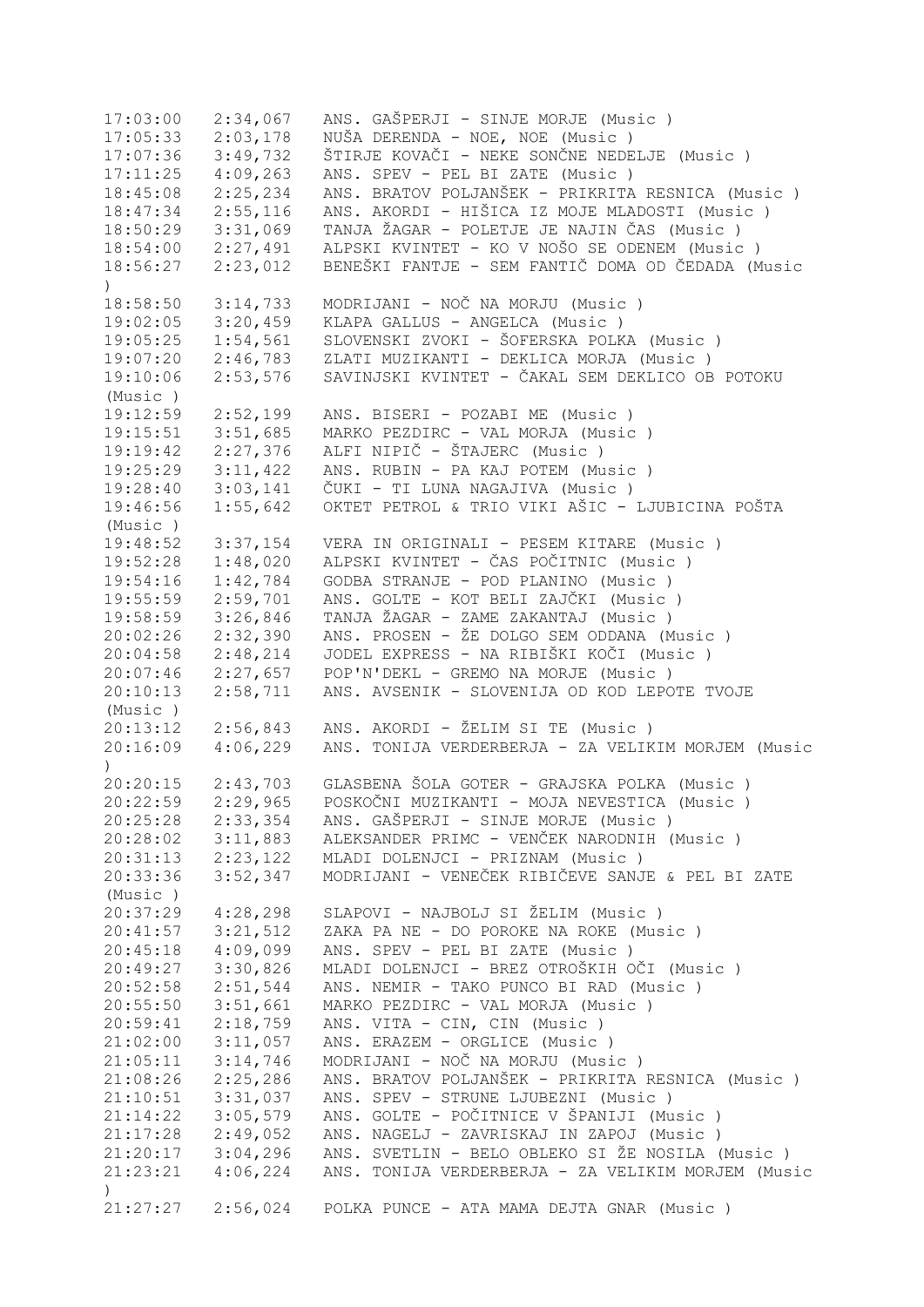```
17:03:00   2:34,067   ANS. GAŠPERJI - SINJE MORJE (Music )
17:05:33   2:03,178   NUŠA DERENDA - NOE, NOE (Music )
17:07:36   3:49,732   ŠTIRJE KOVAČI - NEKE SONČNE NEDELJE (Music )
17:11:25   4:09,263   ANS. SPEV - PEL BI ZATE (Music )
18:45:08   2:25,234   ANS. BRATOV POLJANŠEK - PRIKRITA RESNICA (Music )
18:47:34   2:55,116   ANS. AKORDI - HIŠICA IZ MOJE MLADOSTI (Music )
18:50:29   3:31,069   TANJA ŽAGAR - POLETJE JE NAJIN ČAS (Music )
18:54:00   2:27,491   ALPSKI KVINTET - KO V NOŠO SE ODENEM (Music )
18:56:27   2:23,012   BENEŠKI FANTJE - SEM FANTIČ DOMA OD ČEDADA (Music
)
18:58:50   3:14,733   MODRIJANI - NOČ NA MORJU (Music )
19:02:05   3:20,459   KLAPA GALLUS - ANGELCA (Music )
19:05:25   1:54,561   SLOVENSKI ZVOKI - ŠOFERSKA POLKA (Music )
19:07:20   2:46,783   ZLATI MUZIKANTI - DEKLICA MORJA (Music )
19:10:06   2:53,576   SAVINJSKI KVINTET - ČAKAL SEM DEKLICO OB POTOKU
(Music )
19:12:59   2:52,199   ANS. BISERI - POZABI ME (Music )
19:15:51   3:51,685   MARKO PEZDIRC - VAL MORJA (Music )
19:19:42   2:27,376   ALFI NIPIČ - ŠTAJERC (Music )
19:25:29   3:11,422   ANS. RUBIN - PA KAJ POTEM (Music )
19:28:40   3:03,141   ČUKI - TI LUNA NAGAJIVA (Music )
19:46:56   1:55,642   OKTET PETROL & TRIO VIKI AŠIC - LJUBICINA POŠTA
(Music )
19:48:52   3:37,154   VERA IN ORIGINALI - PESEM KITARE (Music )
19:52:28   1:48,020   ALPSKI KVINTET - ČAS POČITNIC (Music )
19:54:16   1:42,784   GODBA STRANJE - POD PLANINO (Music )
19:55:59   2:59,701   ANS. GOLTE - KOT BELI ZAJČKI (Music )
19:58:59   3:26,846   TANJA ŽAGAR - ZAME ZAKANTAJ (Music )
20:02:26   2:32,390   ANS. PROSEN - ŽE DOLGO SEM ODDANA (Music )
20:04:58   2:48,214   JODEL EXPRESS - NA RIBIŠKI KOČI (Music )
20:07:46   2:27,657   POP'N'DEKL - GREMO NA MORJE (Music )
20:10:13   2:58,711   ANS. AVSENIK - SLOVENIJA OD KOD LEPOTE TVOJE
(Music )
20:13:12   2:56,843   ANS. AKORDI - ŽELIM SI TE (Music )
20:16:09   4:06,229   ANS. TONIJA VERDERBERJA - ZA VELIKIM MORJEM (Music
)
20:20:15   2:43,703   GLASBENA ŠOLA GOTER - GRAJSKA POLKA (Music )
20:22:59   2:29,965   POSKOČNI MUZIKANTI - MOJA NEVESTICA (Music )
20:25:28   2:33,354   ANS. GAŠPERJI - SINJE MORJE (Music )
20:28:02   3:11,883   ALEKSANDER PRIMC - VENČEK NARODNIH (Music )
20:31:13   2:23,122   MLADI DOLENJCI - PRIZNAM (Music )
20:33:36   3:52,347   MODRIJANI - VENEČEK RIBIČEVE SANJE & PEL BI ZATE
(Music )
20:37:29   4:28,298   SLAPOVI - NAJBOLJ SI ŽELIM (Music )
20:41:57   3:21,512   ZAKA PA NE - DO POROKE NA ROKE (Music )
20:45:18   4:09,099   ANS. SPEV - PEL BI ZATE (Music )
20:49:27   3:30,826   MLADI DOLENJCI - BREZ OTROŠKIH OČI (Music )
20:52:58   2:51,544   ANS. NEMIR - TAKO PUNCO BI RAD (Music )
20:55:50   3:51,661   MARKO PEZDIRC - VAL MORJA (Music )
20:59:41   2:18,759   ANS. VITA - CIN, CIN (Music )
21:02:00   3:11,057   ANS. ERAZEM - ORGLICE (Music )
21:05:11   3:14,746   MODRIJANI - NOČ NA MORJU (Music )
21:08:26   2:25,286   ANS. BRATOV POLJANŠEK - PRIKRITA RESNICA (Music )
21:10:51   3:31,037   ANS. SPEV - STRUNE LJUBEZNI (Music )
21:14:22   3:05,579   ANS. GOLTE - POČITNICE V ŠPANIJI (Music )
21:17:28   2:49,052   ANS. NAGELJ - ZAVRISKAJ IN ZAPOJ (Music )
21:20:17   3:04,296   ANS. SVETLIN - BELO OBLEKO SI ŽE NOSILA (Music )
21:23:21   4:06,224   ANS. TONIJA VERDERBERJA - ZA VELIKIM MORJEM (Music
)
21:27:27   2:56,024   POLKA PUNCE - ATA MAMA DEJTA GNAR (Music )
```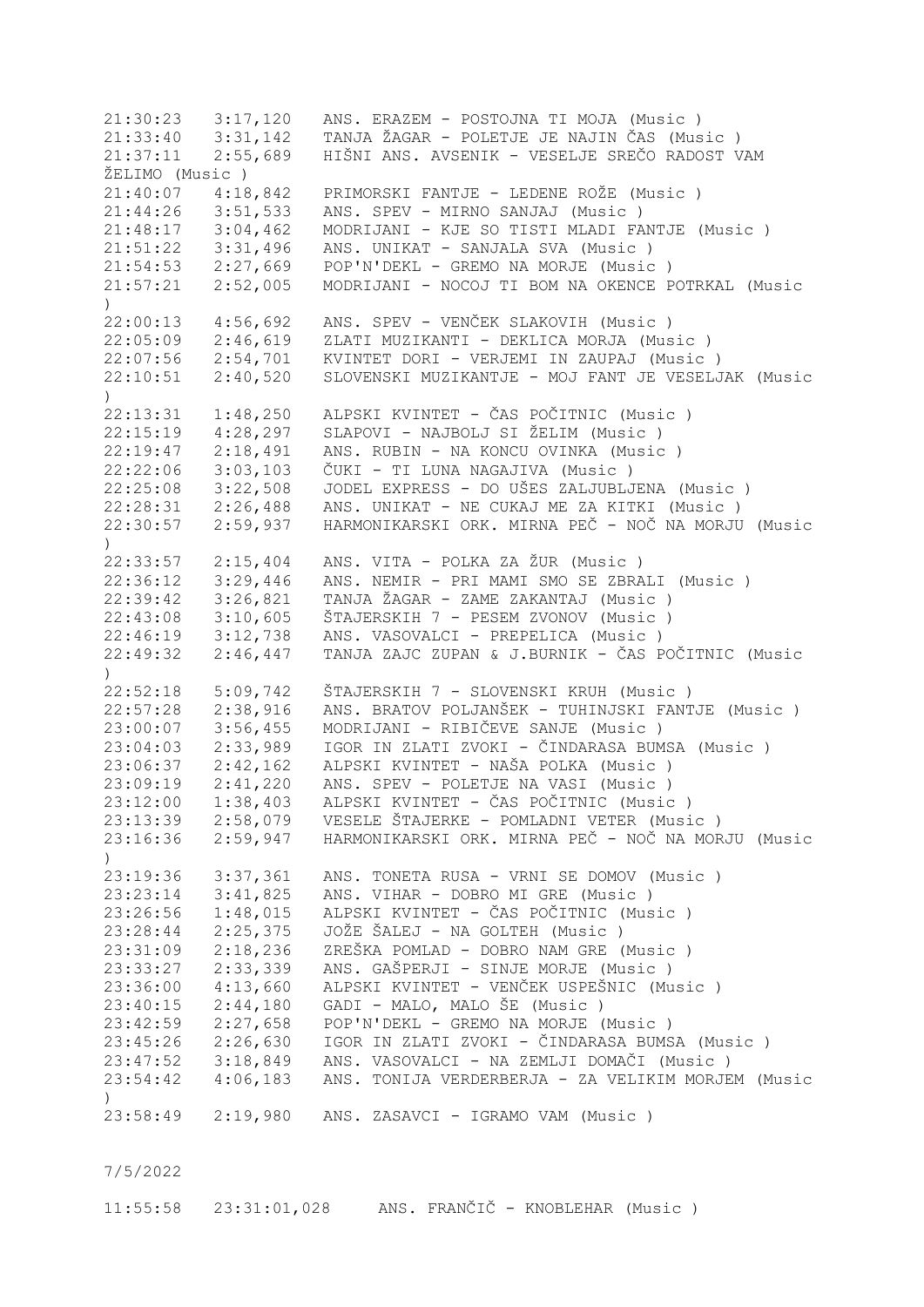21:30:23   3:17,120   ANS. ERAZEM - POSTOJNA TI MOJA (Music )
21:33:40   3:31,142   TANJA ŽAGAR - POLETJE JE NAJIN ČAS (Music )
21:37:11   2:55,689   HIŠNI ANS. AVSENIK - VESELJE SREČO RADOST VAM ŽELIMO (Music )
21:40:07   4:18,842   PRIMORSKI FANTJE - LEDENE ROŽE (Music )
21:44:26   3:51,533   ANS. SPEV - MIRNO SANJAJ (Music )
21:48:17   3:04,462   MODRIJANI - KJE SO TISTI MLADI FANTJE (Music )
21:51:22   3:31,496   ANS. UNIKAT - SANJALA SVA (Music )
21:54:53   2:27,669   POP'N'DEKL - GREMO NA MORJE (Music )
21:57:21   2:52,005   MODRIJANI - NOCOJ TI BOM NA OKENCE POTRKAL (Music )
22:00:13   4:56,692   ANS. SPEV - VENČEK SLAKOVIH (Music )
22:05:09   2:46,619   ZLATI MUZIKANTI - DEKLICA MORJA (Music )
22:07:56   2:54,701   KVINTET DORI - VERJEMI IN ZAUPAJ (Music )
22:10:51   2:40,520   SLOVENSKI MUZIKANTJE - MOJ FANT JE VESELJAK (Music )
22:13:31   1:48,250   ALPSKI KVINTET - ČAS POČITNIC (Music )
22:15:19   4:28,297   SLAPOVI - NAJBOLJ SI ŽELIM (Music )
22:19:47   2:18,491   ANS. RUBIN - NA KONCU OVINKA (Music )
22:22:06   3:03,103   ČUKI - TI LUNA NAGAJIVA (Music )
22:25:08   3:22,508   JODEL EXPRESS - DO UŠES ZALJUBLJENA (Music )
22:28:31   2:26,488   ANS. UNIKAT - NE CUKAJ ME ZA KITKI (Music )
22:30:57   2:59,937   HARMONIKARSKI ORK. MIRNA PEČ - NOČ NA MORJU (Music )
22:33:57   2:15,404   ANS. VITA - POLKA ZA ŽUR (Music )
22:36:12   3:29,446   ANS. NEMIR - PRI MAMI SMO SE ZBRALI (Music )
22:39:42   3:26,821   TANJA ŽAGAR - ZAME ZAKANTAJ (Music )
22:43:08   3:10,605   ŠTAJERSKIH 7 - PESEM ZVONOV (Music )
22:46:19   3:12,738   ANS. VASOVALCI - PREPELICA (Music )
22:49:32   2:46,447   TANJA ZAJC ZUPAN & J.BURNIK - ČAS POČITNIC (Music )
22:52:18   5:09,742   ŠTAJERSKIH 7 - SLOVENSKI KRUH (Music )
22:57:28   2:38,916   ANS. BRATOV POLJANŠEK - TUHINJSKI FANTJE (Music )
23:00:07   3:56,455   MODRIJANI - RIBIČEVE SANJE (Music )
23:04:03   2:33,989   IGOR IN ZLATI ZVOKI - ČINDARASA BUMSA (Music )
23:06:37   2:42,162   ALPSKI KVINTET - NAŠA POLKA (Music )
23:09:19   2:41,220   ANS. SPEV - POLETJE NA VASI (Music )
23:12:00   1:38,403   ALPSKI KVINTET - ČAS POČITNIC (Music )
23:13:39   2:58,079   VESELE ŠTAJERKE - POMLADNI VETER (Music )
23:16:36   2:59,947   HARMONIKARSKI ORK. MIRNA PEČ - NOČ NA MORJU (Music )
23:19:36   3:37,361   ANS. TONETA RUSA - VRNI SE DOMOV (Music )
23:23:14   3:41,825   ANS. VIHAR - DOBRO MI GRE (Music )
23:26:56   1:48,015   ALPSKI KVINTET - ČAS POČITNIC (Music )
23:28:44   2:25,375   JOŽE ŠALEJ - NA GOLTEH (Music )
23:31:09   2:18,236   ZREŠKA POMLAD - DOBRO NAM GRE (Music )
23:33:27   2:33,339   ANS. GAŠPERJI - SINJE MORJE (Music )
23:36:00   4:13,660   ALPSKI KVINTET - VENČEK USPEŠNIC (Music )
23:40:15   2:44,180   GADI - MALO, MALO ŠE (Music )
23:42:59   2:27,658   POP'N'DEKL - GREMO NA MORJE (Music )
23:45:26   2:26,630   IGOR IN ZLATI ZVOKI - ČINDARASA BUMSA (Music )
23:47:52   3:18,849   ANS. VASOVALCI - NA ZEMLJI DOMAČI (Music )
23:54:42   4:06,183   ANS. TONIJA VERDERBERJA - ZA VELIKIM MORJEM (Music )
23:58:49   2:19,980   ANS. ZASAVCI - IGRAMO VAM (Music )

7/5/2022

11:55:58   23:31:01,028   ANS. FRANČIČ - KNOBLEHAR (Music )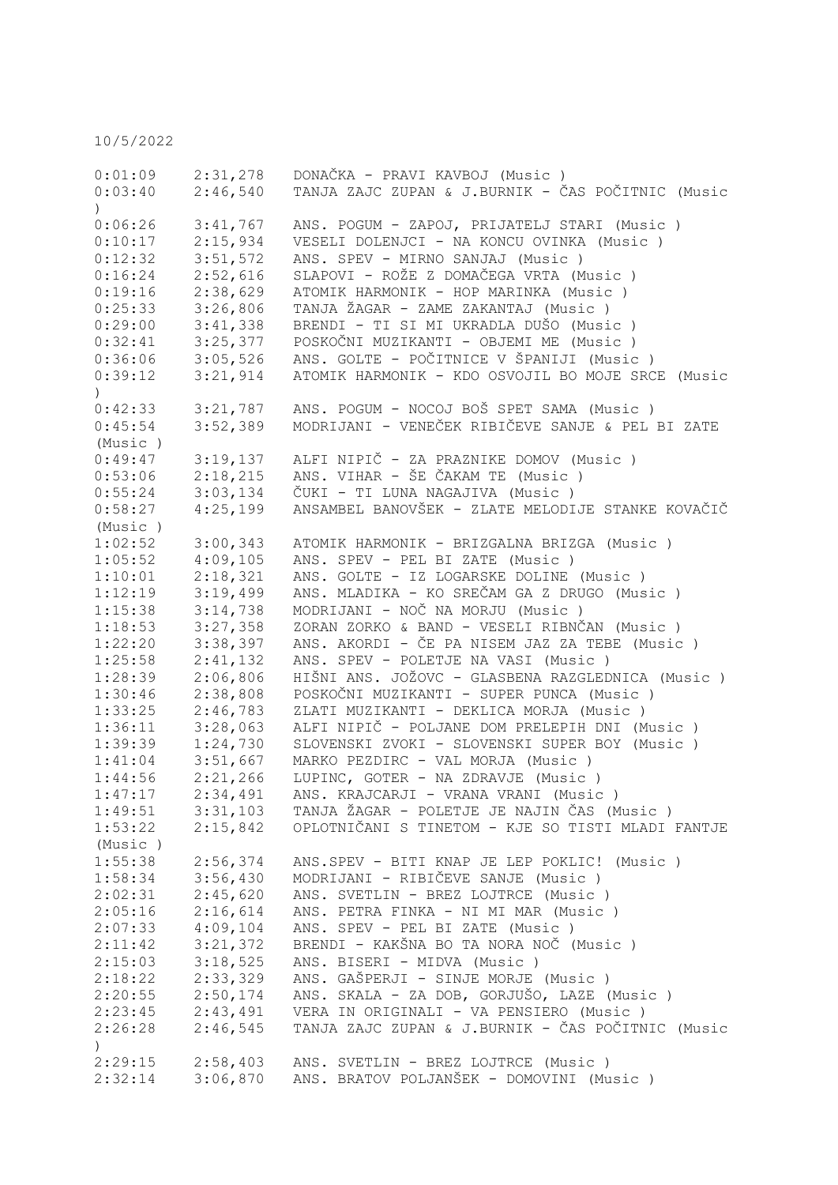10/5/2022

| | | |
|---|---|---|
| 0:01:09 | 2:31,278 | DONAČKA - PRAVI KAVBOJ (Music ) |
| 0:03:40 | 2:46,540 | TANJA ZAJC ZUPAN & J.BURNIK - ČAS POČITNIC (Music ) |
| 0:06:26 | 3:41,767 | ANS. POGUM - ZAPOJ, PRIJATELJ STARI (Music ) |
| 0:10:17 | 2:15,934 | VESELI DOLENJCI - NA KONCU OVINKA (Music ) |
| 0:12:32 | 3:51,572 | ANS. SPEV - MIRNO SANJAJ (Music ) |
| 0:16:24 | 2:52,616 | SLAPOVI - ROŽE Z DOMAČEGA VRTA (Music ) |
| 0:19:16 | 2:38,629 | ATOMIK HARMONIK - HOP MARINKA (Music ) |
| 0:25:33 | 3:26,806 | TANJA ŽAGAR - ZAME ZAKANTAJ (Music ) |
| 0:29:00 | 3:41,338 | BRENDI - TI SI MI UKRADLA DUŠO (Music ) |
| 0:32:41 | 3:25,377 | POSKOČNI MUZIKANTI - OBJEMI ME (Music ) |
| 0:36:06 | 3:05,526 | ANS. GOLTE - POČITNICE V ŠPANIJI (Music ) |
| 0:39:12 | 3:21,914 | ATOMIK HARMONIK - KDO OSVOJIL BO MOJE SRCE (Music ) |
| 0:42:33 | 3:21,787 | ANS. POGUM - NOCOJ BOŠ SPET SAMA (Music ) |
| 0:45:54 | 3:52,389 | MODRIJANI - VENEČEK RIBIČEVE SANJE & PEL BI ZATE (Music ) |
| 0:49:47 | 3:19,137 | ALFI NIPIČ - ZA PRAZNIKE DOMOV (Music ) |
| 0:53:06 | 2:18,215 | ANS. VIHAR - ŠE ČAKAM TE (Music ) |
| 0:55:24 | 3:03,134 | ČUKI - TI LUNA NAGAJIVA (Music ) |
| 0:58:27 | 4:25,199 | ANSAMBEL BANOVŠEK - ZLATE MELODIJE STANKE KOVAČIČ (Music ) |
| 1:02:52 | 3:00,343 | ATOMIK HARMONIK - BRIZGALNA BRIZGA (Music ) |
| 1:05:52 | 4:09,105 | ANS. SPEV - PEL BI ZATE (Music ) |
| 1:10:01 | 2:18,321 | ANS. GOLTE - IZ LOGARSKE DOLINE (Music ) |
| 1:12:19 | 3:19,499 | ANS. MLADIKA - KO SREČAM GA Z DRUGO (Music ) |
| 1:15:38 | 3:14,738 | MODRIJANI - NOČ NA MORJU (Music ) |
| 1:18:53 | 3:27,358 | ZORAN ZORKO & BAND - VESELI RIBNČAN (Music ) |
| 1:22:20 | 3:38,397 | ANS. AKORDI - ČE PA NISEM JAZ ZA TEBE (Music ) |
| 1:25:58 | 2:41,132 | ANS. SPEV - POLETJE NA VASI (Music ) |
| 1:28:39 | 2:06,806 | HIŠNI ANS. JOŽOVC - GLASBENA RAZGLEDNICA (Music ) |
| 1:30:46 | 2:38,808 | POSKOČNI MUZIKANTI - SUPER PUNCA (Music ) |
| 1:33:25 | 2:46,783 | ZLATI MUZIKANTI - DEKLICA MORJA (Music ) |
| 1:36:11 | 3:28,063 | ALFI NIPIČ - POLJANE DOM PRELEPIH DNI (Music ) |
| 1:39:39 | 1:24,730 | SLOVENSKI ZVOKI - SLOVENSKI SUPER BOY (Music ) |
| 1:41:04 | 3:51,667 | MARKO PEZDIRC - VAL MORJA (Music ) |
| 1:44:56 | 2:21,266 | LUPINC, GOTER - NA ZDRAVJE (Music ) |
| 1:47:17 | 2:34,491 | ANS. KRAJCARJI - VRANA VRANI (Music ) |
| 1:49:51 | 3:31,103 | TANJA ŽAGAR - POLETJE JE NAJIN ČAS (Music ) |
| 1:53:22 | 2:15,842 | OPLOTNIČANI S TINETOM - KJE SO TISTI MLADI FANTJE (Music ) |
| 1:55:38 | 2:56,374 | ANS.SPEV - BITI KNAP JE LEP POKLIC! (Music ) |
| 1:58:34 | 3:56,430 | MODRIJANI - RIBIČEVE SANJE (Music ) |
| 2:02:31 | 2:45,620 | ANS. SVETLIN - BREZ LOJTRCE (Music ) |
| 2:05:16 | 2:16,614 | ANS. PETRA FINKA - NI MI MAR (Music ) |
| 2:07:33 | 4:09,104 | ANS. SPEV - PEL BI ZATE (Music ) |
| 2:11:42 | 3:21,372 | BRENDI - KAKŠNA BO TA NORA NOČ (Music ) |
| 2:15:03 | 3:18,525 | ANS. BISERI - MIDVA (Music ) |
| 2:18:22 | 2:33,329 | ANS. GAŠPERJI - SINJE MORJE (Music ) |
| 2:20:55 | 2:50,174 | ANS. SKALA - ZA DOB, GORJUŠO, LAZE (Music ) |
| 2:23:45 | 2:43,491 | VERA IN ORIGINALI - VA PENSIERO (Music ) |
| 2:26:28 | 2:46,545 | TANJA ZAJC ZUPAN & J.BURNIK - ČAS POČITNIC (Music ) |
| 2:29:15 | 2:58,403 | ANS. SVETLIN - BREZ LOJTRCE (Music ) |
| 2:32:14 | 3:06,870 | ANS. BRATOV POLJANŠEK - DOMOVINI (Music ) |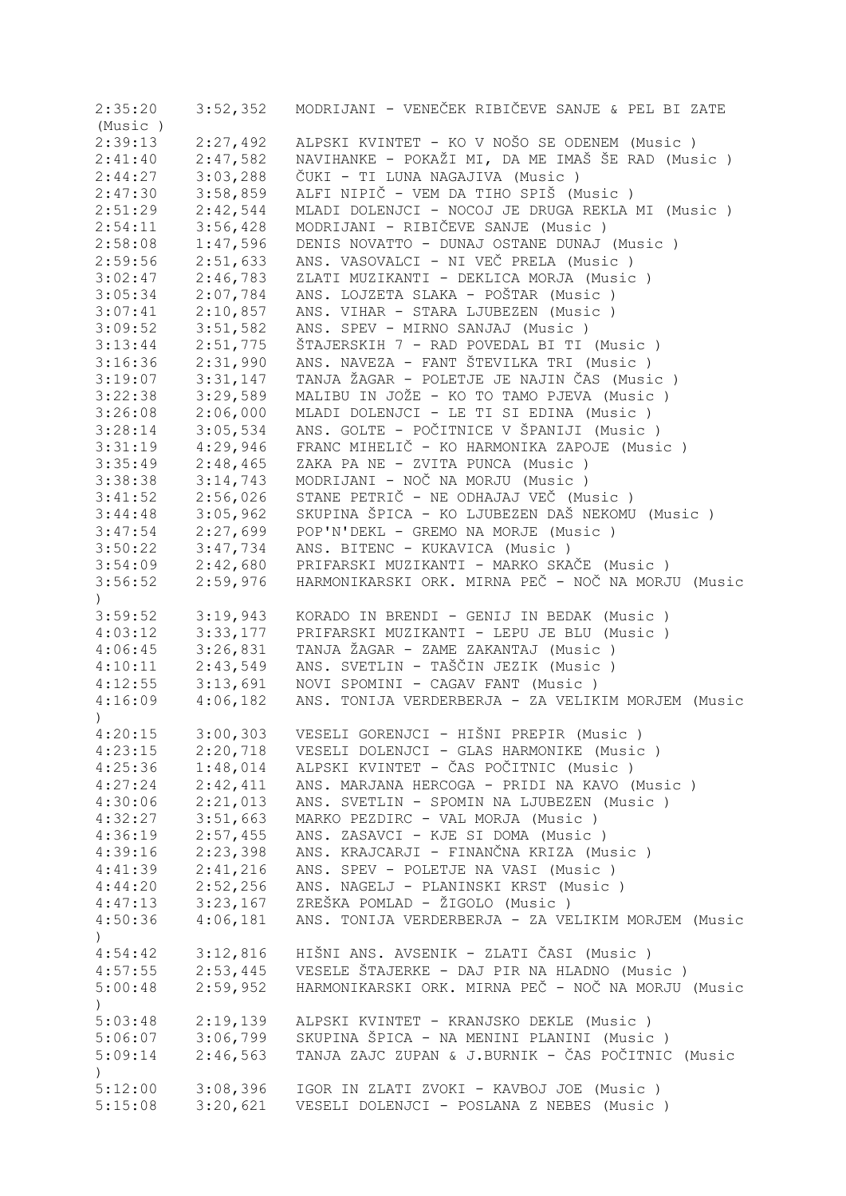```
2:35:20    3:52,352   MODRIJANI - VENEČEK RIBIČEVE SANJE & PEL BI ZATE
(Music )
2:39:13    2:27,492   ALPSKI KVINTET - KO V NOŠO SE ODENEM (Music )
2:41:40    2:47,582   NAVIHANKE - POKAŽI MI, DA ME IMAŠ ŠE RAD (Music )
2:44:27    3:03,288   ČUKI - TI LUNA NAGAJIVA (Music )
2:47:30    3:58,859   ALFI NIPIČ - VEM DA TIHO SPIŠ (Music )
2:51:29    2:42,544   MLADI DOLENJCI - NOCOJ JE DRUGA REKLA MI (Music )
2:54:11    3:56,428   MODRIJANI - RIBIČEVE SANJE (Music )
2:58:08    1:47,596   DENIS NOVATTO - DUNAJ OSTANE DUNAJ (Music )
2:59:56    2:51,633   ANS. VASOVALCI - NI VEČ PRELA (Music )
3:02:47    2:46,783   ZLATI MUZIKANTI - DEKLICA MORJA (Music )
3:05:34    2:07,784   ANS. LOJZETA SLAKA - POŠTAR (Music )
3:07:41    2:10,857   ANS. VIHAR - STARA LJUBEZEN (Music )
3:09:52    3:51,582   ANS. SPEV - MIRNO SANJAJ (Music )
3:13:44    2:51,775   ŠTAJERSKIH 7 - RAD POVEDAL BI TI (Music )
3:16:36    2:31,990   ANS. NAVEZA - FANT ŠTEVILKA TRI (Music )
3:19:07    3:31,147   TANJA ŽAGAR - POLETJE JE NAJIN ČAS (Music )
3:22:38    3:29,589   MALIBU IN JOŽE - KO TO TAMO PJEVA (Music )
3:26:08    2:06,000   MLADI DOLENJCI - LE TI SI EDINA (Music )
3:28:14    3:05,534   ANS. GOLTE - POČITNICE V ŠPANIJI (Music )
3:31:19    4:29,946   FRANC MIHELIČ - KO HARMONIKA ZAPOJE (Music )
3:35:49    2:48,465   ZAKA PA NE - ZVITA PUNCA (Music )
3:38:38    3:14,743   MODRIJANI - NOČ NA MORJU (Music )
3:41:52    2:56,026   STANE PETRIČ - NE ODHAJAJ VEČ (Music )
3:44:48    3:05,962   SKUPINA ŠPICA - KO LJUBEZEN DAŠ NEKOMU (Music )
3:47:54    2:27,699   POP'N'DEKL - GREMO NA MORJE (Music )
3:50:22    3:47,734   ANS. BITENC - KUKAVICA (Music )
3:54:09    2:42,680   PRIFARSKI MUZIKANTI - MARKO SKAČE (Music )
3:56:52    2:59,976   HARMONIKARSKI ORK. MIRNA PEČ - NOČ NA MORJU (Music
)
3:59:52    3:19,943   KORADO IN BRENDI - GENIJ IN BEDAK (Music )
4:03:12    3:33,177   PRIFARSKI MUZIKANTI - LEPU JE BLU (Music )
4:06:45    3:26,831   TANJA ŽAGAR - ZAME ZAKANTAJ (Music )
4:10:11    2:43,549   ANS. SVETLIN - TAŠČIN JEZIK (Music )
4:12:55    3:13,691   NOVI SPOMINI - CAGAV FANT (Music )
4:16:09    4:06,182   ANS. TONIJA VERDERBERJA - ZA VELIKIM MORJEM (Music
)
4:20:15    3:00,303   VESELI GORENJCI - HIŠNI PREPIR (Music )
4:23:15    2:20,718   VESELI DOLENJCI - GLAS HARMONIKE (Music )
4:25:36    1:48,014   ALPSKI KVINTET - ČAS POČITNIC (Music )
4:27:24    2:42,411   ANS. MARJANA HERCOGA - PRIDI NA KAVO (Music )
4:30:06    2:21,013   ANS. SVETLIN - SPOMIN NA LJUBEZEN (Music )
4:32:27    3:51,663   MARKO PEZDIRC - VAL MORJA (Music )
4:36:19    2:57,455   ANS. ZASAVCI - KJE SI DOMA (Music )
4:39:16    2:23,398   ANS. KRAJCARJI - FINANČNA KRIZA (Music )
4:41:39    2:41,216   ANS. SPEV - POLETJE NA VASI (Music )
4:44:20    2:52,256   ANS. NAGELJ - PLANINSKI KRST (Music )
4:47:13    3:23,167   ZREŠKA POMLAD - ŽIGOLO (Music )
4:50:36    4:06,181   ANS. TONIJA VERDERBERJA - ZA VELIKIM MORJEM (Music
)
4:54:42    3:12,816   HIŠNI ANS. AVSENIK - ZLATI ČASI (Music )
4:57:55    2:53,445   VESELE ŠTAJERKE - DAJ PIR NA HLADNO (Music )
5:00:48    2:59,952   HARMONIKARSKI ORK. MIRNA PEČ - NOČ NA MORJU (Music
)
5:03:48    2:19,139   ALPSKI KVINTET - KRANJSKO DEKLE (Music )
5:06:07    3:06,799   SKUPINA ŠPICA - NA MENINI PLANINI (Music )
5:09:14    2:46,563   TANJA ZAJC ZUPAN & J.BURNIK - ČAS POČITNIC (Music
)
5:12:00    3:08,396   IGOR IN ZLATI ZVOKI - KAVBOJ JOE (Music )
5:15:08    3:20,621   VESELI DOLENJCI - POSLANA Z NEBES (Music )
```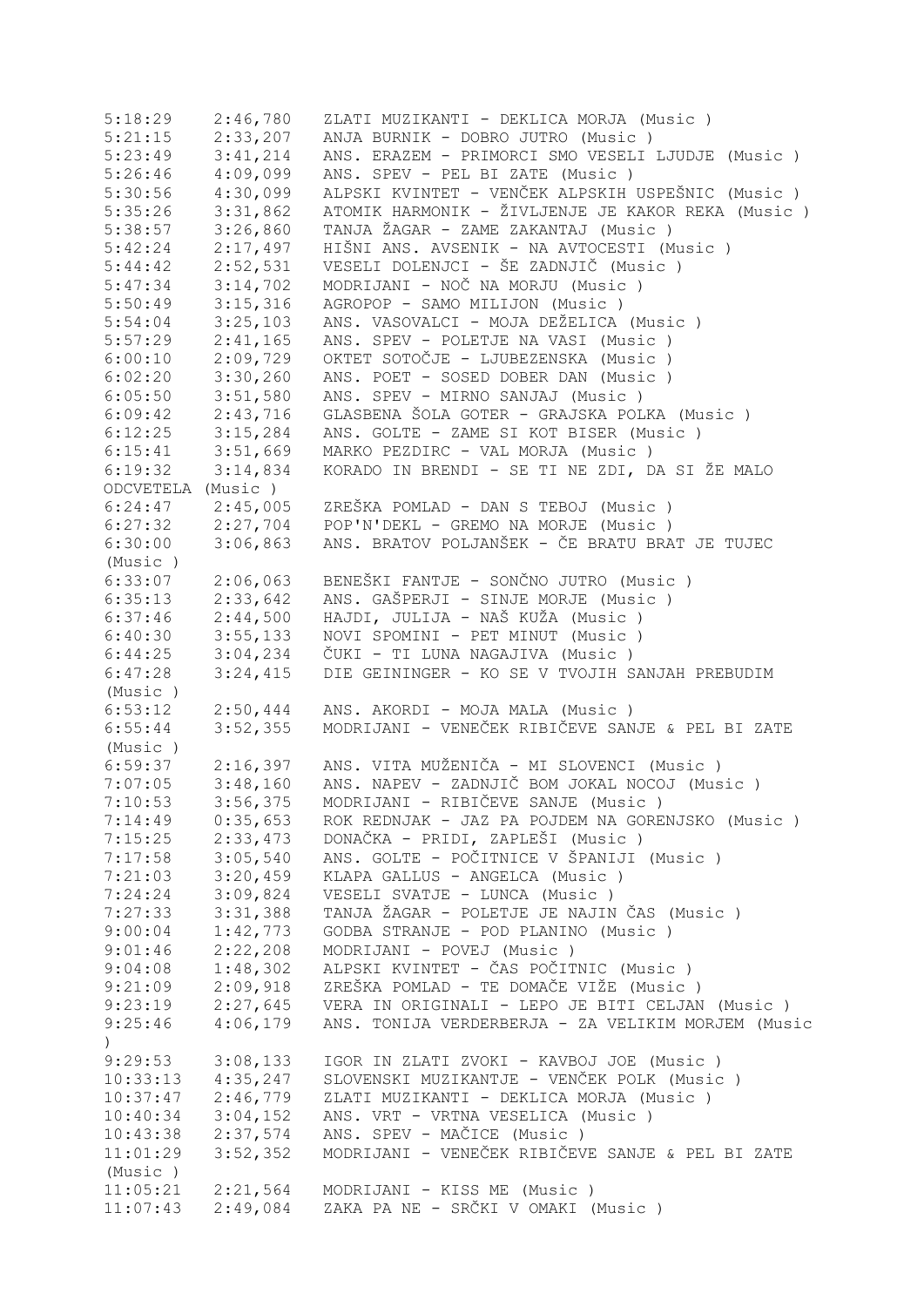5:18:29	2:46,780	ZLATI MUZIKANTI - DEKLICA MORJA (Music )
5:21:15	2:33,207	ANJA BURNIK - DOBRO JUTRO (Music )
5:23:49	3:41,214	ANS. ERAZEM - PRIMORCI SMO VESELI LJUDJE (Music )
5:26:46	4:09,099	ANS. SPEV - PEL BI ZATE (Music )
5:30:56	4:30,099	ALPSKI KVINTET - VENČEK ALPSKIH USPEŠNIC (Music )
5:35:26	3:31,862	ATOMIK HARMONIK - ŽIVLJENJE JE KAKOR REKA (Music )
5:38:57	3:26,860	TANJA ŽAGAR - ZAME ZAKANTAJ (Music )
5:42:24	2:17,497	HIŠNI ANS. AVSENIK - NA AVTOCESTI (Music )
5:44:42	2:52,531	VESELI DOLENJCI - ŠE ZADNJIČ (Music )
5:47:34	3:14,702	MODRIJANI - NOČ NA MORJU (Music )
5:50:49	3:15,316	AGROPOP - SAMO MILIJON (Music )
5:54:04	3:25,103	ANS. VASOVALCI - MOJA DEŽELICA (Music )
5:57:29	2:41,165	ANS. SPEV - POLETJE NA VASI (Music )
6:00:10	2:09,729	OKTET SOTOČJE - LJUBEZENSKA (Music )
6:02:20	3:30,260	ANS. POET - SOSED DOBER DAN (Music )
6:05:50	3:51,580	ANS. SPEV - MIRNO SANJAJ (Music )
6:09:42	2:43,716	GLASBENA ŠOLA GOTER - GRAJSKA POLKA (Music )
6:12:25	3:15,284	ANS. GOLTE - ZAME SI KOT BISER (Music )
6:15:41	3:51,669	MARKO PEZDIRC - VAL MORJA (Music )
6:19:32	3:14,834	KORADO IN BRENDI - SE TI NE ZDI, DA SI ŽE MALO ODCVETELA (Music )
6:24:47	2:45,005	ZREŠKA POMLAD - DAN S TEBOJ (Music )
6:27:32	2:27,704	POP'N'DEKL - GREMO NA MORJE (Music )
6:30:00	3:06,863	ANS. BRATOV POLJANŠEK - ČE BRATU BRAT JE TUJEC (Music )
6:33:07	2:06,063	BENEŠKI FANTJE - SONČNO JUTRO (Music )
6:35:13	2:33,642	ANS. GAŠPERJI - SINJE MORJE (Music )
6:37:46	2:44,500	HAJDI, JULIJA - NAŠ KUŽA (Music )
6:40:30	3:55,133	NOVI SPOMINI - PET MINUT (Music )
6:44:25	3:04,234	ČUKI - TI LUNA NAGAJIVA (Music )
6:47:28	3:24,415	DIE GEININGER - KO SE V TVOJIH SANJAH PREBUDIM (Music )
6:53:12	2:50,444	ANS. AKORDI - MOJA MALA (Music )
6:55:44	3:52,355	MODRIJANI - VENEČEK RIBIČEVE SANJE & PEL BI ZATE (Music )
6:59:37	2:16,397	ANS. VITA MUŽENIČA - MI SLOVENCI (Music )
7:07:05	3:48,160	ANS. NAPEV - ZADNJIČ BOM JOKAL NOCOJ (Music )
7:10:53	3:56,375	MODRIJANI - RIBIČEVE SANJE (Music )
7:14:49	0:35,653	ROK REDNJAK - JAZ PA POJDEM NA GORENJSKO (Music )
7:15:25	2:33,473	DONAČKA - PRIDI, ZAPLEŠI (Music )
7:17:58	3:05,540	ANS. GOLTE - POČITNICE V ŠPANIJI (Music )
7:21:03	3:20,459	KLAPA GALLUS - ANGELCA (Music )
7:24:24	3:09,824	VESELI SVATJE - LUNCA (Music )
7:27:33	3:31,388	TANJA ŽAGAR - POLETJE JE NAJIN ČAS (Music )
9:00:04	1:42,773	GODBA STRANJE - POD PLANINO (Music )
9:01:46	2:22,208	MODRIJANI - POVEJ (Music )
9:04:08	1:48,302	ALPSKI KVINTET - ČAS POČITNIC (Music )
9:21:09	2:09,918	ZREŠKA POMLAD - TE DOMAČE VIŽE (Music )
9:23:19	2:27,645	VERA IN ORIGINALI - LEPO JE BITI CELJAN (Music )
9:25:46	4:06,179	ANS. TONIJA VERDERBERJA - ZA VELIKIM MORJEM (Music )
9:29:53	3:08,133	IGOR IN ZLATI ZVOKI - KAVBOJ JOE (Music )
10:33:13	4:35,247	SLOVENSKI MUZIKANTJE - VENČEK POLK (Music )
10:37:47	2:46,779	ZLATI MUZIKANTI - DEKLICA MORJA (Music )
10:40:34	3:04,152	ANS. VRT - VRTNA VESELICA (Music )
10:43:38	2:37,574	ANS. SPEV - MAČICE (Music )
11:01:29	3:52,352	MODRIJANI - VENEČEK RIBIČEVE SANJE & PEL BI ZATE (Music )
11:05:21	2:21,564	MODRIJANI - KISS ME (Music )
11:07:43	2:49,084	ZAKA PA NE - SRČKI V OMAKI (Music )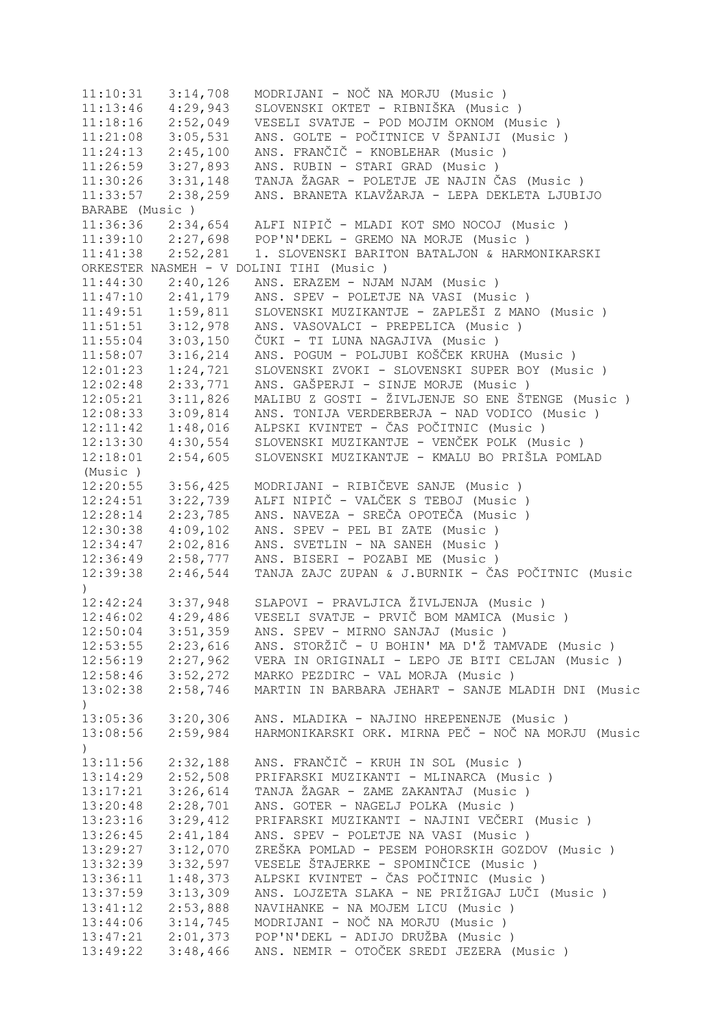11:10:31   3:14,708   MODRIJANI - NOČ NA MORJU (Music )
11:13:46   4:29,943   SLOVENSKI OKTET - RIBNIŠKA (Music )
11:18:16   2:52,049   VESELI SVATJE - POD MOJIM OKNOM (Music )
11:21:08   3:05,531   ANS. GOLTE - POČITNICE V ŠPANIJI (Music )
11:24:13   2:45,100   ANS. FRANČIČ - KNOBLEHAR (Music )
11:26:59   3:27,893   ANS. RUBIN - STARI GRAD (Music )
11:30:26   3:31,148   TANJA ŽAGAR - POLETJE JE NAJIN ČAS (Music )
11:33:57   2:38,259   ANS. BRANETA KLAVŽARJA - LEPA DEKLETA LJUBIJO BARABE (Music )
11:36:36   2:34,654   ALFI NIPIČ - MLADI KOT SMO NOCOJ (Music )
11:39:10   2:27,698   POP'N'DEKL - GREMO NA MORJE (Music )
11:41:38   2:52,281   1. SLOVENSKI BARITON BATALJON & HARMONIKARSKI ORKESTER NASMEH - V DOLINI TIHI (Music )
11:44:30   2:40,126   ANS. ERAZEM - NJAM NJAM (Music )
11:47:10   2:41,179   ANS. SPEV - POLETJE NA VASI (Music )
11:49:51   1:59,811   SLOVENSKI MUZIKANTJE - ZAPLEŠI Z MANO (Music )
11:51:51   3:12,978   ANS. VASOVALCI - PREPELICA (Music )
11:55:04   3:03,150   ČUKI - TI LUNA NAGAJIVA (Music )
11:58:07   3:16,214   ANS. POGUM - POLJUBI KOŠČEK KRUHA (Music )
12:01:23   1:24,721   SLOVENSKI ZVOKI - SLOVENSKI SUPER BOY (Music )
12:02:48   2:33,771   ANS. GAŠPERJI - SINJE MORJE (Music )
12:05:21   3:11,826   MALIBU Z GOSTI - ŽIVLJENJE SO ENE ŠTENGE (Music )
12:08:33   3:09,814   ANS. TONIJA VERDERBERJA - NAD VODICO (Music )
12:11:42   1:48,016   ALPSKI KVINTET - ČAS POČITNIC (Music )
12:13:30   4:30,554   SLOVENSKI MUZIKANTJE - VENČEK POLK (Music )
12:18:01   2:54,605   SLOVENSKI MUZIKANTJE - KMALU BO PRIŠLA POMLAD (Music )
12:20:55   3:56,425   MODRIJANI - RIBIČEVE SANJE (Music )
12:24:51   3:22,739   ALFI NIPIČ - VALČEK S TEBOJ (Music )
12:28:14   2:23,785   ANS. NAVEZA - SREČA OPOTEČA (Music )
12:30:38   4:09,102   ANS. SPEV - PEL BI ZATE (Music )
12:34:47   2:02,816   ANS. SVETLIN - NA SANEH (Music )
12:36:49   2:58,777   ANS. BISERI - POZABI ME (Music )
12:39:38   2:46,544   TANJA ZAJC ZUPAN & J.BURNIK - ČAS POČITNIC (Music )
12:42:24   3:37,948   SLAPOVI - PRAVLJICA ŽIVLJENJA (Music )
12:46:02   4:29,486   VESELI SVATJE - PRVIČ BOM MAMICA (Music )
12:50:04   3:51,359   ANS. SPEV - MIRNO SANJAJ (Music )
12:53:55   2:23,616   ANS. STORŽIČ - U BOHIN' MA D'Ž TAMVADE (Music )
12:56:19   2:27,962   VERA IN ORIGINALI - LEPO JE BITI CELJAN (Music )
12:58:46   3:52,272   MARKO PEZDIRC - VAL MORJA (Music )
13:02:38   2:58,746   MARTIN IN BARBARA JEHART - SANJE MLADIH DNI (Music )
13:05:36   3:20,306   ANS. MLADIKA - NAJINO HREPENENJE (Music )
13:08:56   2:59,984   HARMONIKARSKI ORK. MIRNA PEČ - NOČ NA MORJU (Music )
13:11:56   2:32,188   ANS. FRANČIČ - KRUH IN SOL (Music )
13:14:29   2:52,508   PRIFARSKI MUZIKANTI - MLINARCA (Music )
13:17:21   3:26,614   TANJA ŽAGAR - ZAME ZAKANTAJ (Music )
13:20:48   2:28,701   ANS. GOTER - NAGELJ POLKA (Music )
13:23:16   3:29,412   PRIFARSKI MUZIKANTI - NAJINI VEČERI (Music )
13:26:45   2:41,184   ANS. SPEV - POLETJE NA VASI (Music )
13:29:27   3:12,070   ZREŠKA POMLAD - PESEM POHORSKIH GOZDOV (Music )
13:32:39   3:32,597   VESELE ŠTAJERKE - SPOMINČICE (Music )
13:36:11   1:48,373   ALPSKI KVINTET - ČAS POČITNIC (Music )
13:37:59   3:13,309   ANS. LOJZETA SLAKA - NE PRIŽIGAJ LUČI (Music )
13:41:12   2:53,888   NAVIHANKE - NA MOJEM LICU (Music )
13:44:06   3:14,745   MODRIJANI - NOČ NA MORJU (Music )
13:47:21   2:01,373   POP'N'DEKL - ADIJO DRUŽBA (Music )
13:49:22   3:48,466   ANS. NEMIR - OTOČEK SREDI JEZERA (Music )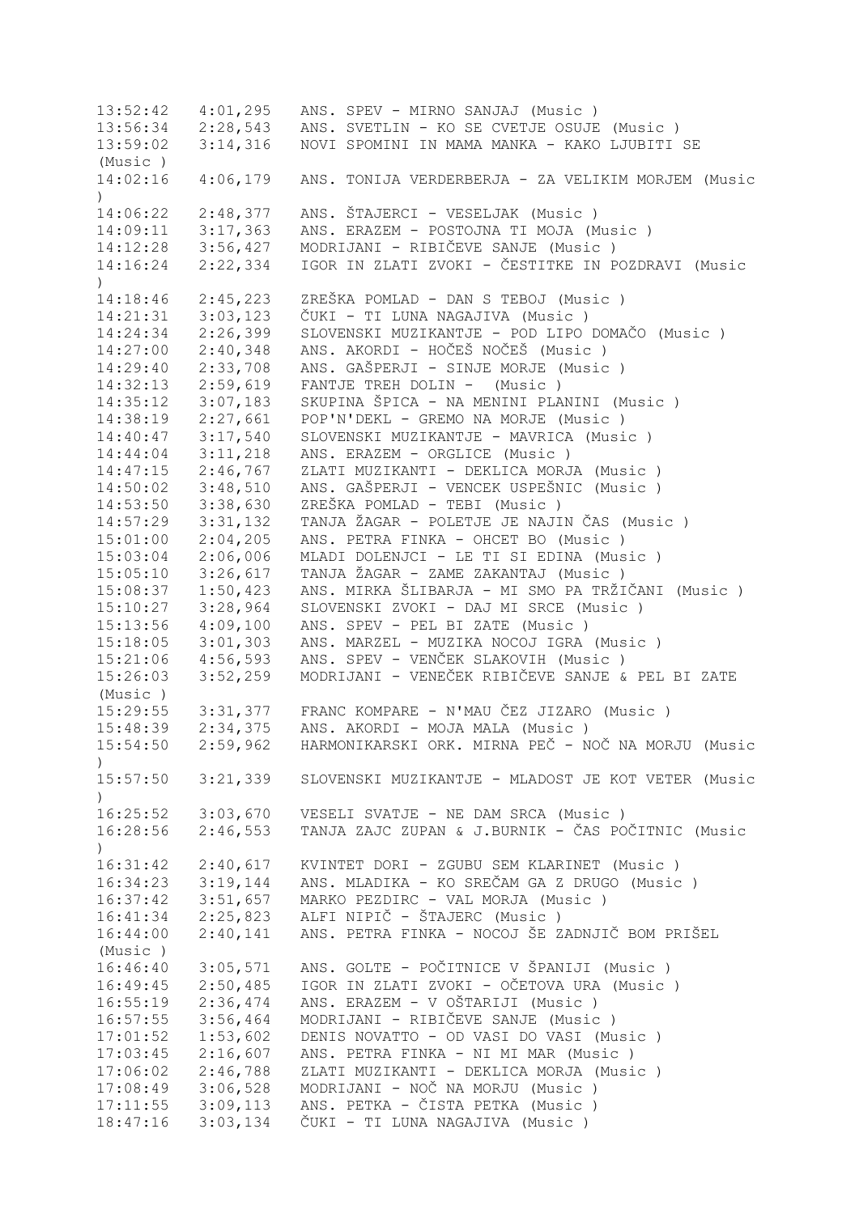```
13:52:42   4:01,295   ANS. SPEV - MIRNO SANJAJ (Music )
13:56:34   2:28,543   ANS. SVETLIN - KO SE CVETJE OSUJE (Music )
13:59:02   3:14,316   NOVI SPOMINI IN MAMA MANKA - KAKO LJUBITI SE
(Music )
14:02:16   4:06,179   ANS. TONIJA VERDERBERJA - ZA VELIKIM MORJEM (Music
)
14:06:22   2:48,377   ANS. ŠTAJERCI - VESELJAK (Music )
14:09:11   3:17,363   ANS. ERAZEM - POSTOJNA TI MOJA (Music )
14:12:28   3:56,427   MODRIJANI - RIBIČEVE SANJE (Music )
14:16:24   2:22,334   IGOR IN ZLATI ZVOKI - ČESTITKE IN POZDRAVI (Music
)
14:18:46   2:45,223   ZREŠKA POMLAD - DAN S TEBOJ (Music )
14:21:31   3:03,123   ČUKI - TI LUNA NAGAJIVA (Music )
14:24:34   2:26,399   SLOVENSKI MUZIKANTJE - POD LIPO DOMAČO (Music )
14:27:00   2:40,348   ANS. AKORDI - HOČEŠ NOČEŠ (Music )
14:29:40   2:33,708   ANS. GAŠPERJI - SINJE MORJE (Music )
14:32:13   2:59,619   FANTJE TREH DOLIN -  (Music )
14:35:12   3:07,183   SKUPINA ŠPICA - NA MENINI PLANINI (Music )
14:38:19   2:27,661   POP'N'DEKL - GREMO NA MORJE (Music )
14:40:47   3:17,540   SLOVENSKI MUZIKANTJE - MAVRICA (Music )
14:44:04   3:11,218   ANS. ERAZEM - ORGLICE (Music )
14:47:15   2:46,767   ZLATI MUZIKANTI - DEKLICA MORJA (Music )
14:50:02   3:48,510   ANS. GAŠPERJI - VENCEK USPEŠNIC (Music )
14:53:50   3:38,630   ZREŠKA POMLAD - TEBI (Music )
14:57:29   3:31,132   TANJA ŽAGAR - POLETJE JE NAJIN ČAS (Music )
15:01:00   2:04,205   ANS. PETRA FINKA - OHCET BO (Music )
15:03:04   2:06,006   MLADI DOLENJCI - LE TI SI EDINA (Music )
15:05:10   3:26,617   TANJA ŽAGAR - ZAME ZAKANTAJ (Music )
15:08:37   1:50,423   ANS. MIRKA ŠLIBARJA - MI SMO PA TRŽIČANI (Music )
15:10:27   3:28,964   SLOVENSKI ZVOKI - DAJ MI SRCE (Music )
15:13:56   4:09,100   ANS. SPEV - PEL BI ZATE (Music )
15:18:05   3:01,303   ANS. MARZEL - MUZIKA NOCOJ IGRA (Music )
15:21:06   4:56,593   ANS. SPEV - VENČEK SLAKOVIH (Music )
15:26:03   3:52,259   MODRIJANI - VENEČEK RIBIČEVE SANJE & PEL BI ZATE
(Music )
15:29:55   3:31,377   FRANC KOMPARE - N'MAU ČEZ JIZARO (Music )
15:48:39   2:34,375   ANS. AKORDI - MOJA MALA (Music )
15:54:50   2:59,962   HARMONIKARSKI ORK. MIRNA PEČ - NOČ NA MORJU (Music
)
15:57:50   3:21,339   SLOVENSKI MUZIKANTJE - MLADOST JE KOT VETER (Music
)
16:25:52   3:03,670   VESELI SVATJE - NE DAM SRCA (Music )
16:28:56   2:46,553   TANJA ZAJC ZUPAN & J.BURNIK - ČAS POČITNIC (Music
)
16:31:42   2:40,617   KVINTET DORI - ZGUBU SEM KLARINET (Music )
16:34:23   3:19,144   ANS. MLADIKA - KO SREČAM GA Z DRUGO (Music )
16:37:42   3:51,657   MARKO PEZDIRC - VAL MORJA (Music )
16:41:34   2:25,823   ALFI NIPIČ - ŠTAJERC (Music )
16:44:00   2:40,141   ANS. PETRA FINKA - NOCOJ ŠE ZADNJIČ BOM PRIŠEL
(Music )
16:46:40   3:05,571   ANS. GOLTE - POČITNICE V ŠPANIJI (Music )
16:49:45   2:50,485   IGOR IN ZLATI ZVOKI - OČETOVA URA (Music )
16:55:19   2:36,474   ANS. ERAZEM - V OŠTARIJI (Music )
16:57:55   3:56,464   MODRIJANI - RIBIČEVE SANJE (Music )
17:01:52   1:53,602   DENIS NOVATTO - OD VASI DO VASI (Music )
17:03:45   2:16,607   ANS. PETRA FINKA - NI MI MAR (Music )
17:06:02   2:46,788   ZLATI MUZIKANTI - DEKLICA MORJA (Music )
17:08:49   3:06,528   MODRIJANI - NOČ NA MORJU (Music )
17:11:55   3:09,113   ANS. PETKA - ČISTA PETKA (Music )
18:47:16   3:03,134   ČUKI - TI LUNA NAGAJIVA (Music )
```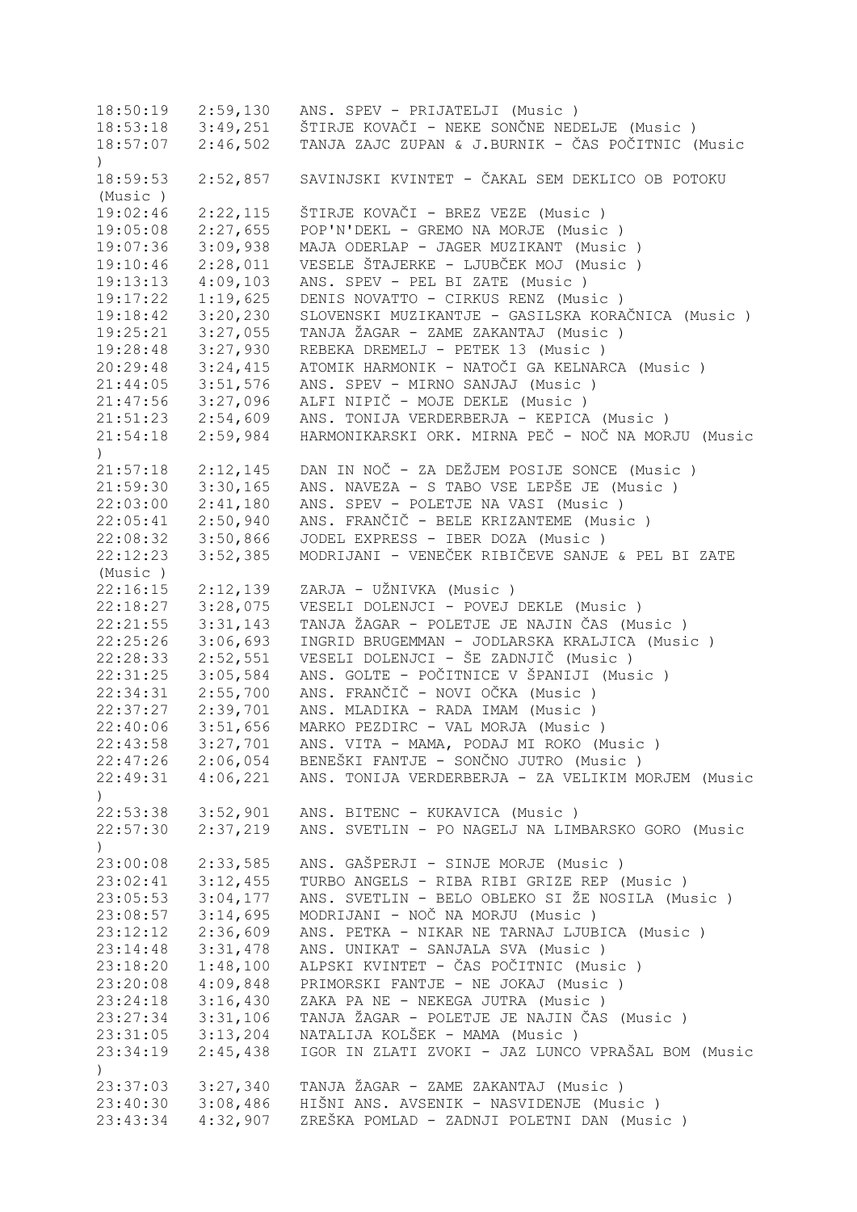```
18:50:19   2:59,130   ANS. SPEV - PRIJATELJI (Music )
18:53:18   3:49,251   ŠTIRJE KOVAČI - NEKE SONČNE NEDELJE (Music )
18:57:07   2:46,502   TANJA ZAJC ZUPAN & J.BURNIK - ČAS POČITNIC (Music
)
18:59:53   2:52,857   SAVINJSKI KVINTET - ČAKAL SEM DEKLICO OB POTOKU
(Music )
19:02:46   2:22,115   ŠTIRJE KOVAČI - BREZ VEZE (Music )
19:05:08   2:27,655   POP'N'DEKL - GREMO NA MORJE (Music )
19:07:36   3:09,938   MAJA ODERLAP - JAGER MUZIKANT (Music )
19:10:46   2:28,011   VESELE ŠTAJERKE - LJUBČEK MOJ (Music )
19:13:13   4:09,103   ANS. SPEV - PEL BI ZATE (Music )
19:17:22   1:19,625   DENIS NOVATTO - CIRKUS RENZ (Music )
19:18:42   3:20,230   SLOVENSKI MUZIKANTJE - GASILSKA KORAČNICA (Music )
19:25:21   3:27,055   TANJA ŽAGAR - ZAME ZAKANTAJ (Music )
19:28:48   3:27,930   REBEKA DREMELJ - PETEK 13 (Music )
20:29:48   3:24,415   ATOMIK HARMONIK - NATOČI GA KELNARCA (Music )
21:44:05   3:51,576   ANS. SPEV - MIRNO SANJAJ (Music )
21:47:56   3:27,096   ALFI NIPIČ - MOJE DEKLE (Music )
21:51:23   2:54,609   ANS. TONIJA VERDERBERJA - KEPICA (Music )
21:54:18   2:59,984   HARMONIKARSKI ORK. MIRNA PEČ - NOČ NA MORJU (Music
)
21:57:18   2:12,145   DAN IN NOČ - ZA DEŽJEM POSIJE SONCE (Music )
21:59:30   3:30,165   ANS. NAVEZA - S TABO VSE LEPŠE JE (Music )
22:03:00   2:41,180   ANS. SPEV - POLETJE NA VASI (Music )
22:05:41   2:50,940   ANS. FRANČIČ - BELE KRIZANTEME (Music )
22:08:32   3:50,866   JODEL EXPRESS - IBER DOZA (Music )
22:12:23   3:52,385   MODRIJANI - VENEČEK RIBIČEVE SANJE & PEL BI ZATE
(Music )
22:16:15   2:12,139   ZARJA - UŽNIVKA (Music )
22:18:27   3:28,075   VESELI DOLENJCI - POVEJ DEKLE (Music )
22:21:55   3:31,143   TANJA ŽAGAR - POLETJE JE NAJIN ČAS (Music )
22:25:26   3:06,693   INGRID BRUGEMMAN - JODLARSKA KRALJICA (Music )
22:28:33   2:52,551   VESELI DOLENJCI - ŠE ZADNJIČ (Music )
22:31:25   3:05,584   ANS. GOLTE - POČITNICE V ŠPANIJI (Music )
22:34:31   2:55,700   ANS. FRANČIČ - NOVI OČKA (Music )
22:37:27   2:39,701   ANS. MLADIKA - RADA IMAM (Music )
22:40:06   3:51,656   MARKO PEZDIRC - VAL MORJA (Music )
22:43:58   3:27,701   ANS. VITA - MAMA, PODAJ MI ROKO (Music )
22:47:26   2:06,054   BENEŠKI FANTJE - SONČNO JUTRO (Music )
22:49:31   4:06,221   ANS. TONIJA VERDERBERJA - ZA VELIKIM MORJEM (Music
)
22:53:38   3:52,901   ANS. BITENC - KUKAVICA (Music )
22:57:30   2:37,219   ANS. SVETLIN - PO NAGELJ NA LIMBARSKO GORO (Music
)
23:00:08   2:33,585   ANS. GAŠPERJI - SINJE MORJE (Music )
23:02:41   3:12,455   TURBO ANGELS - RIBA RIBI GRIZE REP (Music )
23:05:53   3:04,177   ANS. SVETLIN - BELO OBLEKO SI ŽE NOSILA (Music )
23:08:57   3:14,695   MODRIJANI - NOČ NA MORJU (Music )
23:12:12   2:36,609   ANS. PETKA - NIKAR NE TARNAJ LJUBICA (Music )
23:14:48   3:31,478   ANS. UNIKAT - SANJALA SVA (Music )
23:18:20   1:48,100   ALPSKI KVINTET - ČAS POČITNIC (Music )
23:20:08   4:09,848   PRIMORSKI FANTJE - NE JOKAJ (Music )
23:24:18   3:16,430   ZAKA PA NE - NEKEGA JUTRA (Music )
23:27:34   3:31,106   TANJA ŽAGAR - POLETJE JE NAJIN ČAS (Music )
23:31:05   3:13,204   NATALIJA KOLŠEK - MAMA (Music )
23:34:19   2:45,438   IGOR IN ZLATI ZVOKI - JAZ LUNCO VPRAŠAL BOM (Music
)
23:37:03   3:27,340   TANJA ŽAGAR - ZAME ZAKANTAJ (Music )
23:40:30   3:08,486   HIŠNI ANS. AVSENIK - NASVIDENJE (Music )
23:43:34   4:32,907   ZREŠKA POMLAD - ZADNJI POLETNI DAN (Music )
```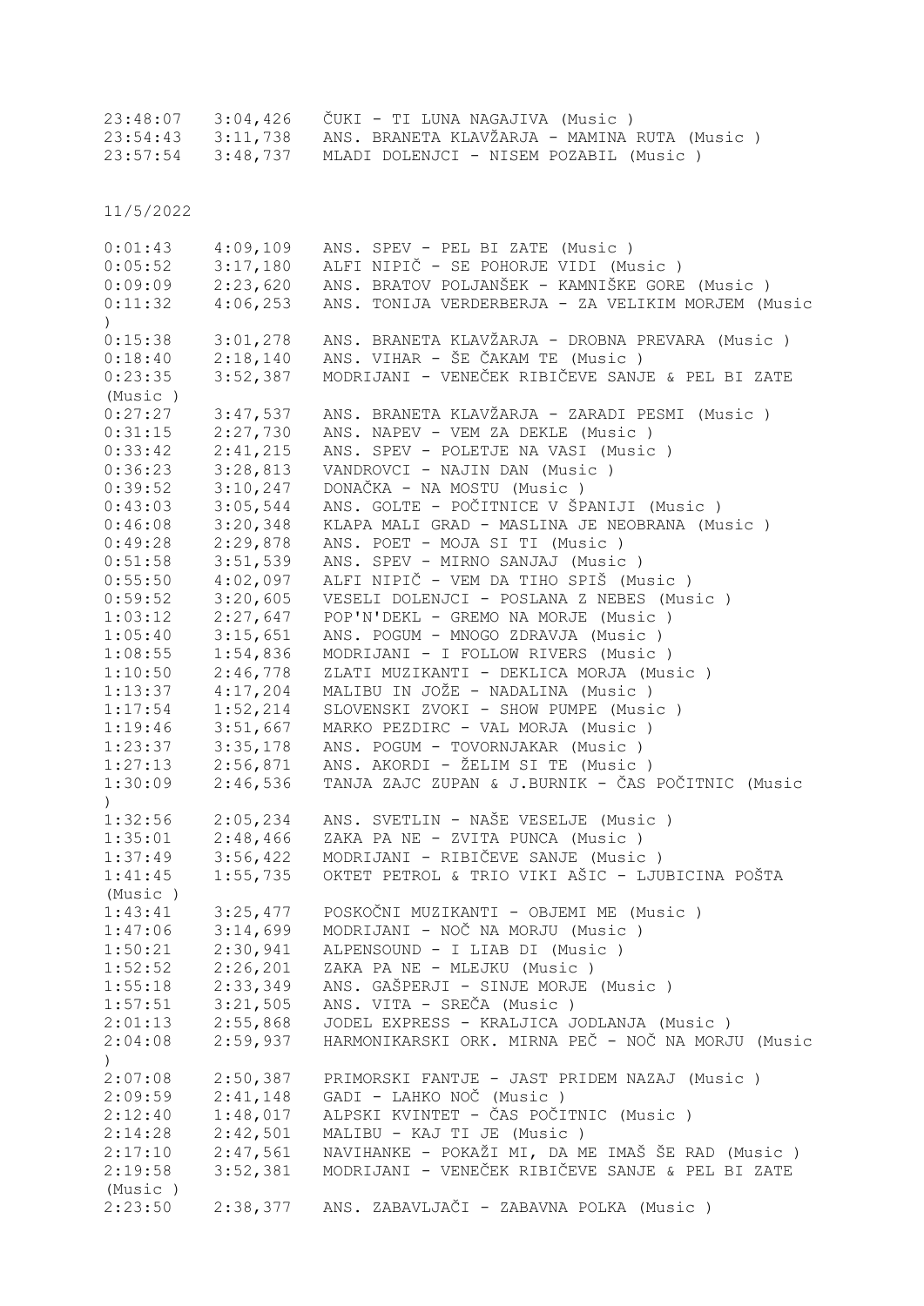| | | |
|---|---|---|
| 23:48:07 | 3:04,426 | ČUKI - TI LUNA NAGAJIVA (Music ) |
| 23:54:43 | 3:11,738 | ANS. BRANETA KLAVŽARJA - MAMINA RUTA (Music ) |
| 23:57:54 | 3:48,737 | MLADI DOLENJCI - NISEM POZABIL (Music ) |

11/5/2022

| | | |
|---|---|---|
| 0:01:43 | 4:09,109 | ANS. SPEV - PEL BI ZATE (Music ) |
| 0:05:52 | 3:17,180 | ALFI NIPIČ - SE POHORJE VIDI (Music ) |
| 0:09:09 | 2:23,620 | ANS. BRATOV POLJANŠEK - KAMNIŠKE GORE (Music ) |
| 0:11:32 | 4:06,253 | ANS. TONIJA VERDERBERJA - ZA VELIKIM MORJEM (Music ) |
| 0:15:38 | 3:01,278 | ANS. BRANETA KLAVŽARJA - DROBNA PREVARA (Music ) |
| 0:18:40 | 2:18,140 | ANS. VIHAR - ŠE ČAKAM TE (Music ) |
| 0:23:35 | 3:52,387 | MODRIJANI - VENEČEK RIBIČEVE SANJE & PEL BI ZATE (Music ) |
| 0:27:27 | 3:47,537 | ANS. BRANETA KLAVŽARJA - ZARADI PESMI (Music ) |
| 0:31:15 | 2:27,730 | ANS. NAPEV - VEM ZA DEKLE (Music ) |
| 0:33:42 | 2:41,215 | ANS. SPEV - POLETJE NA VASI (Music ) |
| 0:36:23 | 3:28,813 | VANDROVCI - NAJIN DAN (Music ) |
| 0:39:52 | 3:10,247 | DONAČKA - NA MOSTU (Music ) |
| 0:43:03 | 3:05,544 | ANS. GOLTE - POČITNICE V ŠPANIJI (Music ) |
| 0:46:08 | 3:20,348 | KLAPA MALI GRAD - MASLINA JE NEOBRANA (Music ) |
| 0:49:28 | 2:29,878 | ANS. POET - MOJA SI TI (Music ) |
| 0:51:58 | 3:51,539 | ANS. SPEV - MIRNO SANJAJ (Music ) |
| 0:55:50 | 4:02,097 | ALFI NIPIČ - VEM DA TIHO SPIŠ (Music ) |
| 0:59:52 | 3:20,605 | VESELI DOLENJCI - POSLANA Z NEBES (Music ) |
| 1:03:12 | 2:27,647 | POP'N'DEKL - GREMO NA MORJE (Music ) |
| 1:05:40 | 3:15,651 | ANS. POGUM - MNOGO ZDRAVJA (Music ) |
| 1:08:55 | 1:54,836 | MODRIJANI - I FOLLOW RIVERS (Music ) |
| 1:10:50 | 2:46,778 | ZLATI MUZIKANTI - DEKLICA MORJA (Music ) |
| 1:13:37 | 4:17,204 | MALIBU IN JOŽE - NADALINA (Music ) |
| 1:17:54 | 1:52,214 | SLOVENSKI ZVOKI - SHOW PUMPE (Music ) |
| 1:19:46 | 3:51,667 | MARKO PEZDIRC - VAL MORJA (Music ) |
| 1:23:37 | 3:35,178 | ANS. POGUM - TOVORNJAKAR (Music ) |
| 1:27:13 | 2:56,871 | ANS. AKORDI - ŽELIM SI TE (Music ) |
| 1:30:09 | 2:46,536 | TANJA ZAJC ZUPAN & J.BURNIK - ČAS POČITNIC (Music ) |
| 1:32:56 | 2:05,234 | ANS. SVETLIN - NAŠE VESELJE (Music ) |
| 1:35:01 | 2:48,466 | ZAKA PA NE - ZVITA PUNCA (Music ) |
| 1:37:49 | 3:56,422 | MODRIJANI - RIBIČEVE SANJE (Music ) |
| 1:41:45 | 1:55,735 | OKTET PETROL & TRIO VIKI AŠIC - LJUBICINA POŠTA (Music ) |
| 1:43:41 | 3:25,477 | POSKOČNI MUZIKANTI - OBJEMI ME (Music ) |
| 1:47:06 | 3:14,699 | MODRIJANI - NOČ NA MORJU (Music ) |
| 1:50:21 | 2:30,941 | ALPENSOUND - I LIAB DI (Music ) |
| 1:52:52 | 2:26,201 | ZAKA PA NE - MLEJKU (Music ) |
| 1:55:18 | 2:33,349 | ANS. GAŠPERJI - SINJE MORJE (Music ) |
| 1:57:51 | 3:21,505 | ANS. VITA - SREČA (Music ) |
| 2:01:13 | 2:55,868 | JODEL EXPRESS - KRALJICA JODLANJA (Music ) |
| 2:04:08 | 2:59,937 | HARMONIKARSKI ORK. MIRNA PEČ - NOČ NA MORJU (Music ) |
| 2:07:08 | 2:50,387 | PRIMORSKI FANTJE - JAST PRIDEM NAZAJ (Music ) |
| 2:09:59 | 2:41,148 | GADI - LAHKO NOČ (Music ) |
| 2:12:40 | 1:48,017 | ALPSKI KVINTET - ČAS POČITNIC (Music ) |
| 2:14:28 | 2:42,501 | MALIBU - KAJ TI JE (Music ) |
| 2:17:10 | 2:47,561 | NAVIHANKE - POKAŽI MI, DA ME IMAŠ ŠE RAD (Music ) |
| 2:19:58 | 3:52,381 | MODRIJANI - VENEČEK RIBIČEVE SANJE & PEL BI ZATE (Music ) |
| 2:23:50 | 2:38,377 | ANS. ZABAVLJAČI - ZABAVNA POLKA (Music ) |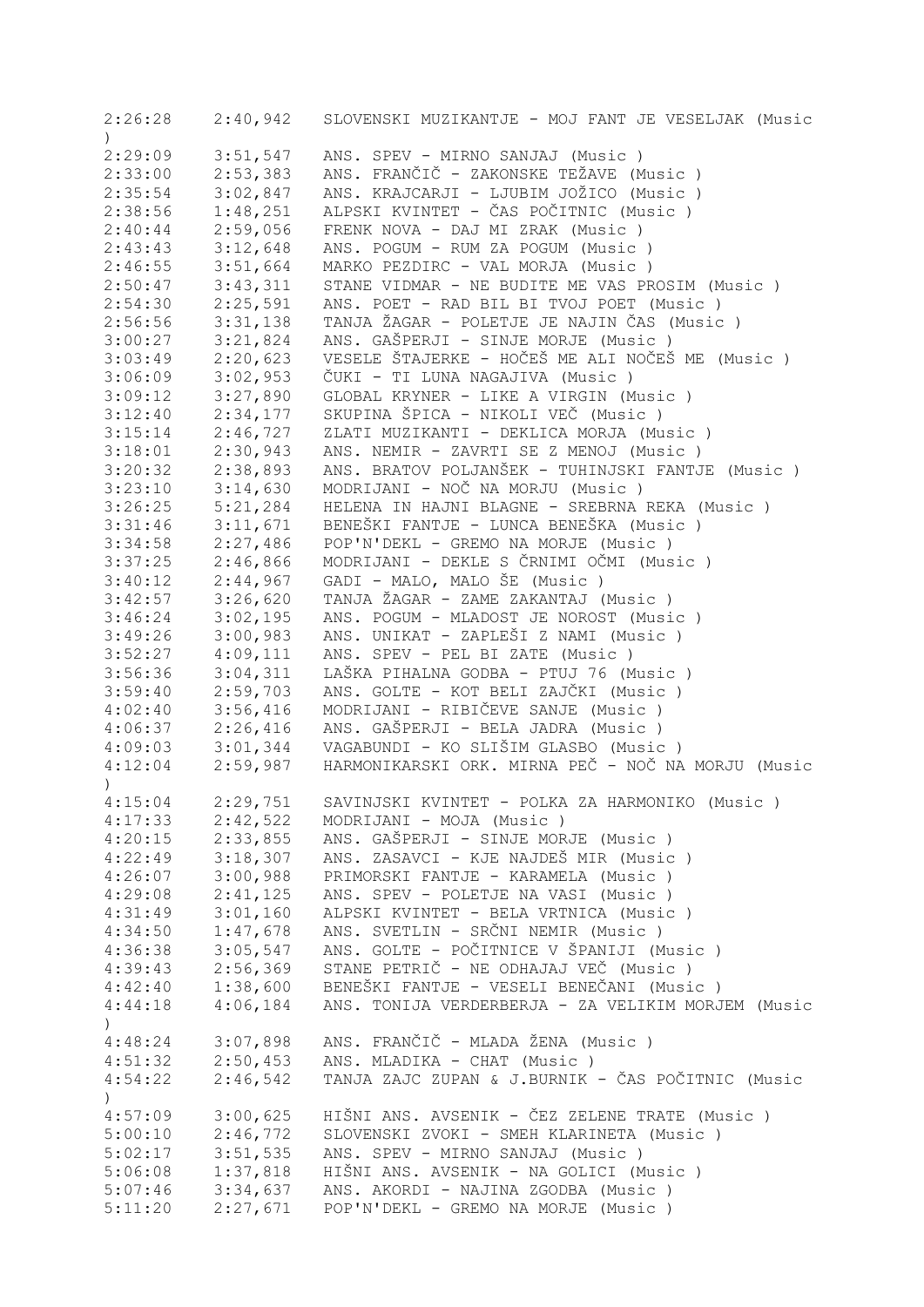```
2:26:28    2:40,942   SLOVENSKI MUZIKANTJE - MOJ FANT JE VESELJAK (Music
)
2:29:09    3:51,547   ANS. SPEV - MIRNO SANJAJ (Music )
2:33:00    2:53,383   ANS. FRANČIČ - ZAKONSKE TEŽAVE (Music )
2:35:54    3:02,847   ANS. KRAJCARJI - LJUBIM JOŽICO (Music )
2:38:56    1:48,251   ALPSKI KVINTET - ČAS POČITNIC (Music )
2:40:44    2:59,056   FRENK NOVA - DAJ MI ZRAK (Music )
2:43:43    3:12,648   ANS. POGUM - RUM ZA POGUM (Music )
2:46:55    3:51,664   MARKO PEZDIRC - VAL MORJA (Music )
2:50:47    3:43,311   STANE VIDMAR - NE BUDITE ME VAS PROSIM (Music )
2:54:30    2:25,591   ANS. POET - RAD BIL BI TVOJ POET (Music )
2:56:56    3:31,138   TANJA ŽAGAR - POLETJE JE NAJIN ČAS (Music )
3:00:27    3:21,824   ANS. GAŠPERJI - SINJE MORJE (Music )
3:03:49    2:20,623   VESELE ŠTAJERKE - HOČEŠ ME ALI NOČEŠ ME (Music )
3:06:09    3:02,953   ČUKI - TI LUNA NAGAJIVA (Music )
3:09:12    3:27,890   GLOBAL KRYNER - LIKE A VIRGIN (Music )
3:12:40    2:34,177   SKUPINA ŠPICA - NIKOLI VEČ (Music )
3:15:14    2:46,727   ZLATI MUZIKANTI - DEKLICA MORJA (Music )
3:18:01    2:30,943   ANS. NEMIR - ZAVRTI SE Z MENOJ (Music )
3:20:32    2:38,893   ANS. BRATOV POLJANŠEK - TUHINJSKI FANTJE (Music )
3:23:10    3:14,630   MODRIJANI - NOČ NA MORJU (Music )
3:26:25    5:21,284   HELENA IN HAJNI BLAGNE - SREBRNA REKA (Music )
3:31:46    3:11,671   BENEŠKI FANTJE - LUNCA BENEŠKA (Music )
3:34:58    2:27,486   POP'N'DEKL - GREMO NA MORJE (Music )
3:37:25    2:46,866   MODRIJANI - DEKLE S ČRNIMI OČMI (Music )
3:40:12    2:44,967   GADI - MALO, MALO ŠE (Music )
3:42:57    3:26,620   TANJA ŽAGAR - ZAME ZAKANTAJ (Music )
3:46:24    3:02,195   ANS. POGUM - MLADOST JE NOROST (Music )
3:49:26    3:00,983   ANS. UNIKAT - ZAPLEŠI Z NAMI (Music )
3:52:27    4:09,111   ANS. SPEV - PEL BI ZATE (Music )
3:56:36    3:04,311   LAŠKA PIHALNA GODBA - PTUJ 76 (Music )
3:59:40    2:59,703   ANS. GOLTE - KOT BELI ZAJČKI (Music )
4:02:40    3:56,416   MODRIJANI - RIBIČEVE SANJE (Music )
4:06:37    2:26,416   ANS. GAŠPERJI - BELA JADRA (Music )
4:09:03    3:01,344   VAGABUNDI - KO SLIŠIM GLASBO (Music )
4:12:04    2:59,987   HARMONIKARSKI ORK. MIRNA PEČ - NOČ NA MORJU (Music
)
4:15:04    2:29,751   SAVINJSKI KVINTET - POLKA ZA HARMONIKO (Music )
4:17:33    2:42,522   MODRIJANI - MOJA (Music )
4:20:15    2:33,855   ANS. GAŠPERJI - SINJE MORJE (Music )
4:22:49    3:18,307   ANS. ZASAVCI - KJE NAJDEŠ MIR (Music )
4:26:07    3:00,988   PRIMORSKI FANTJE - KARAMELA (Music )
4:29:08    2:41,125   ANS. SPEV - POLETJE NA VASI (Music )
4:31:49    3:01,160   ALPSKI KVINTET - BELA VRTNICA (Music )
4:34:50    1:47,678   ANS. SVETLIN - SRČNI NEMIR (Music )
4:36:38    3:05,547   ANS. GOLTE - POČITNICE V ŠPANIJI (Music )
4:39:43    2:56,369   STANE PETRIČ - NE ODHAJAJ VEČ (Music )
4:42:40    1:38,600   BENEŠKI FANTJE - VESELI BENEČANI (Music )
4:44:18    4:06,184   ANS. TONIJA VERDERBERJA - ZA VELIKIM MORJEM (Music
)
4:48:24    3:07,898   ANS. FRANČIČ - MLADA ŽENA (Music )
4:51:32    2:50,453   ANS. MLADIKA - CHAT (Music )
4:54:22    2:46,542   TANJA ZAJC ZUPAN & J.BURNIK - ČAS POČITNIC (Music
)
4:57:09    3:00,625   HIŠNI ANS. AVSENIK - ČEZ ZELENE TRATE (Music )
5:00:10    2:46,772   SLOVENSKI ZVOKI - SMEH KLARINETA (Music )
5:02:17    3:51,535   ANS. SPEV - MIRNO SANJAJ (Music )
5:06:08    1:37,818   HIŠNI ANS. AVSENIK - NA GOLICI (Music )
5:07:46    3:34,637   ANS. AKORDI - NAJINA ZGODBA (Music )
5:11:20    2:27,671   POP'N'DEKL - GREMO NA MORJE (Music )
```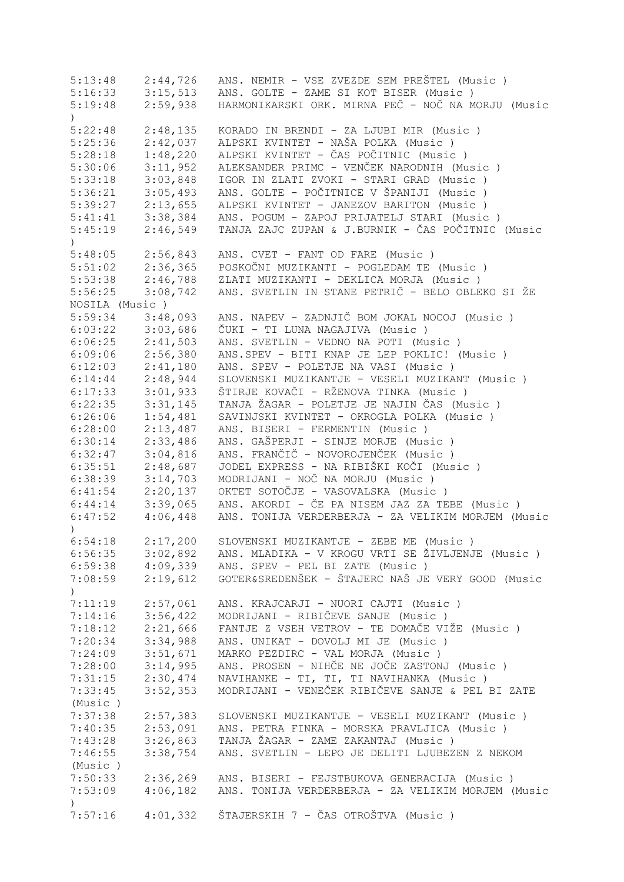5:13:48    2:44,726   ANS. NEMIR - VSE ZVEZDE SEM PREŠTEL (Music )
5:16:33    3:15,513   ANS. GOLTE - ZAME SI KOT BISER (Music )
5:19:48    2:59,938   HARMONIKARSKI ORK. MIRNA PEČ - NOČ NA MORJU (Music )
5:22:48    2:48,135   KORADO IN BRENDI - ZA LJUBI MIR (Music )
5:25:36    2:42,037   ALPSKI KVINTET - NAŠA POLKA (Music )
5:28:18    1:48,220   ALPSKI KVINTET - ČAS POČITNIC (Music )
5:30:06    3:11,952   ALEKSANDER PRIMC - VENČEK NARODNIH (Music )
5:33:18    3:03,848   IGOR IN ZLATI ZVOKI - STARI GRAD (Music )
5:36:21    3:05,493   ANS. GOLTE - POČITNICE V ŠPANIJI (Music )
5:39:27    2:13,655   ALPSKI KVINTET - JANEZOV BARITON (Music )
5:41:41    3:38,384   ANS. POGUM - ZAPOJ PRIJATELJ STARI (Music )
5:45:19    2:46,549   TANJA ZAJC ZUPAN & J.BURNIK - ČAS POČITNIC (Music )
5:48:05    2:56,843   ANS. CVET - FANT OD FARE (Music )
5:51:02    2:36,365   POSKOČNI MUZIKANTI - POGLEDAM TE (Music )
5:53:38    2:46,788   ZLATI MUZIKANTI - DEKLICA MORJA (Music )
5:56:25    3:08,742   ANS. SVETLIN IN STANE PETRIČ - BELO OBLEKO SI ŽE NOSILA (Music )
5:59:34    3:48,093   ANS. NAPEV - ZADNJIČ BOM JOKAL NOCOJ (Music )
6:03:22    3:03,686   ČUKI - TI LUNA NAGAJIVA (Music )
6:06:25    2:41,503   ANS. SVETLIN - VEDNO NA POTI (Music )
6:09:06    2:56,380   ANS.SPEV - BITI KNAP JE LEP POKLIC! (Music )
6:12:03    2:41,180   ANS. SPEV - POLETJE NA VASI (Music )
6:14:44    2:48,944   SLOVENSKI MUZIKANTJE - VESELI MUZIKANT (Music )
6:17:33    3:01,933   ŠTIRJE KOVAČI - RŽENOVA TINKA (Music )
6:22:35    3:31,145   TANJA ŽAGAR - POLETJE JE NAJIN ČAS (Music )
6:26:06    1:54,481   SAVINJSKI KVINTET - OKROGLA POLKA (Music )
6:28:00    2:13,487   ANS. BISERI - FERMENTIN (Music )
6:30:14    2:33,486   ANS. GAŠPERJI - SINJE MORJE (Music )
6:32:47    3:04,816   ANS. FRANČIČ - NOVOROJENČEK (Music )
6:35:51    2:48,687   JODEL EXPRESS - NA RIBIŠKI KOČI (Music )
6:38:39    3:14,703   MODRIJANI - NOČ NA MORJU (Music )
6:41:54    2:20,137   OKTET SOTOČJE - VASOVALSKA (Music )
6:44:14    3:39,065   ANS. AKORDI - ČE PA NISEM JAZ ZA TEBE (Music )
6:47:52    4:06,448   ANS. TONIJA VERDERBERJA - ZA VELIKIM MORJEM (Music )
6:54:18    2:17,200   SLOVENSKI MUZIKANTJE - ZEBE ME (Music )
6:56:35    3:02,892   ANS. MLADIKA - V KROGU VRTI SE ŽIVLJENJE (Music )
6:59:38    4:09,339   ANS. SPEV - PEL BI ZATE (Music )
7:08:59    2:19,612   GOTER&SREDENŠEK - ŠTAJERC NAŠ JE VERY GOOD (Music )
7:11:19    2:57,061   ANS. KRAJCARJI - NUORI CAJTI (Music )
7:14:16    3:56,422   MODRIJANI - RIBIČEVE SANJE (Music )
7:18:12    2:21,666   FANTJE Z VSEH VETROV - TE DOMAČE VIŽE (Music )
7:20:34    3:34,988   ANS. UNIKAT - DOVOLJ MI JE (Music )
7:24:09    3:51,671   MARKO PEZDIRC - VAL MORJA (Music )
7:28:00    3:14,995   ANS. PROSEN - NIHČE NE JOČE ZASTONJ (Music )
7:31:15    2:30,474   NAVIHANKE - TI, TI, TI NAVIHANKA (Music )
7:33:45    3:52,353   MODRIJANI - VENEČEK RIBIČEVE SANJE & PEL BI ZATE (Music )
7:37:38    2:57,383   SLOVENSKI MUZIKANTJE - VESELI MUZIKANT (Music )
7:40:35    2:53,091   ANS. PETRA FINKA - MORSKA PRAVLJICA (Music )
7:43:28    3:26,863   TANJA ŽAGAR - ZAME ZAKANTAJ (Music )
7:46:55    3:38,754   ANS. SVETLIN - LEPO JE DELITI LJUBEZEN Z NEKOM (Music )
7:50:33    2:36,269   ANS. BISERI - FEJSTBUKOVA GENERACIJA (Music )
7:53:09    4:06,182   ANS. TONIJA VERDERBERJA - ZA VELIKIM MORJEM (Music )
7:57:16    4:01,332   ŠTAJERSKIH 7 - ČAS OTROŠTVA (Music )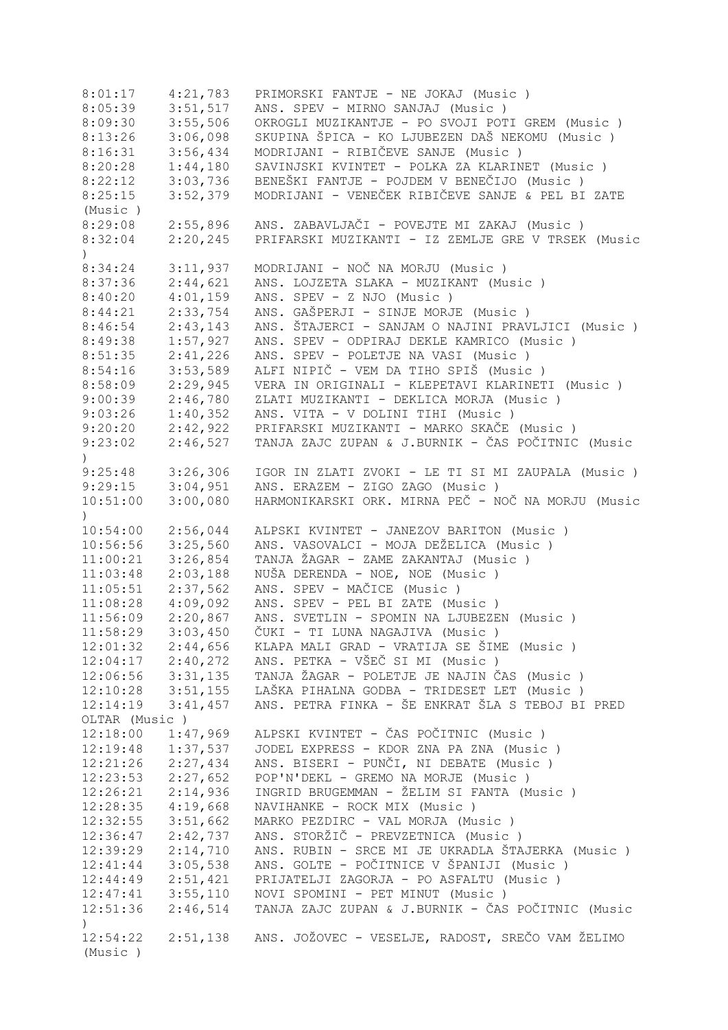| | | |
|---|---|---|
| 8:01:17 | 4:21,783 | PRIMORSKI FANTJE - NE JOKAJ (Music ) |
| 8:05:39 | 3:51,517 | ANS. SPEV - MIRNO SANJAJ (Music ) |
| 8:09:30 | 3:55,506 | OKROGLI MUZIKANTJE - PO SVOJI POTI GREM (Music ) |
| 8:13:26 | 3:06,098 | SKUPINA ŠPICA - KO LJUBEZEN DAŠ NEKOMU (Music ) |
| 8:16:31 | 3:56,434 | MODRIJANI - RIBIČEVE SANJE (Music ) |
| 8:20:28 | 1:44,180 | SAVINJSKI KVINTET - POLKA ZA KLARINET (Music ) |
| 8:22:12 | 3:03,736 | BENEŠKI FANTJE - POJDEM V BENEČIJO (Music ) |
| 8:25:15 | 3:52,379 | MODRIJANI - VENEČEK RIBIČEVE SANJE & PEL BI ZATE (Music ) |
| 8:29:08 | 2:55,896 | ANS. ZABAVLJAČI - POVEJTE MI ZAKAJ (Music ) |
| 8:32:04 | 2:20,245 | PRIFARSKI MUZIKANTI - IZ ZEMLJE GRE V TRSEK (Music ) |
| 8:34:24 | 3:11,937 | MODRIJANI - NOČ NA MORJU (Music ) |
| 8:37:36 | 2:44,621 | ANS. LOJZETA SLAKA - MUZIKANT (Music ) |
| 8:40:20 | 4:01,159 | ANS. SPEV - Z NJO (Music ) |
| 8:44:21 | 2:33,754 | ANS. GAŠPERJI - SINJE MORJE (Music ) |
| 8:46:54 | 2:43,143 | ANS. ŠTAJERCI - SANJAM O NAJINI PRAVLJICI (Music ) |
| 8:49:38 | 1:57,927 | ANS. SPEV - ODPIRAJ DEKLE KAMRICO (Music ) |
| 8:51:35 | 2:41,226 | ANS. SPEV - POLETJE NA VASI (Music ) |
| 8:54:16 | 3:53,589 | ALFI NIPIČ - VEM DA TIHO SPIŠ (Music ) |
| 8:58:09 | 2:29,945 | VERA IN ORIGINALI - KLEPETAVI KLARINETI (Music ) |
| 9:00:39 | 2:46,780 | ZLATI MUZIKANTI - DEKLICA MORJA (Music ) |
| 9:03:26 | 1:40,352 | ANS. VITA - V DOLINI TIHI (Music ) |
| 9:20:20 | 2:42,922 | PRIFARSKI MUZIKANTI - MARKO SKAČE (Music ) |
| 9:23:02 | 2:46,527 | TANJA ZAJC ZUPAN & J.BURNIK - ČAS POČITNIC (Music ) |
| 9:25:48 | 3:26,306 | IGOR IN ZLATI ZVOKI - LE TI SI MI ZAUPALA (Music ) |
| 9:29:15 | 3:04,951 | ANS. ERAZEM - ZIGO ZAGO (Music ) |
| 10:51:00 | 3:00,080 | HARMONIKARSKI ORK. MIRNA PEČ - NOČ NA MORJU (Music ) |
| 10:54:00 | 2:56,044 | ALPSKI KVINTET - JANEZOV BARITON (Music ) |
| 10:56:56 | 3:25,560 | ANS. VASOVALCI - MOJA DEŽELICA (Music ) |
| 11:00:21 | 3:26,854 | TANJA ŽAGAR - ZAME ZAKANTAJ (Music ) |
| 11:03:48 | 2:03,188 | NUŠA DERENDA - NOE, NOE (Music ) |
| 11:05:51 | 2:37,562 | ANS. SPEV - MAČICE (Music ) |
| 11:08:28 | 4:09,092 | ANS. SPEV - PEL BI ZATE (Music ) |
| 11:56:09 | 2:20,867 | ANS. SVETLIN - SPOMIN NA LJUBEZEN (Music ) |
| 11:58:29 | 3:03,450 | ČUKI - TI LUNA NAGAJIVA (Music ) |
| 12:01:32 | 2:44,656 | KLAPA MALI GRAD - VRATIJA SE ŠIME (Music ) |
| 12:04:17 | 2:40,272 | ANS. PETKA - VŠEČ SI MI (Music ) |
| 12:06:56 | 3:31,135 | TANJA ŽAGAR - POLETJE JE NAJIN ČAS (Music ) |
| 12:10:28 | 3:51,155 | LAŠKA PIHALNA GODBA - TRIDESET LET (Music ) |
| 12:14:19 | 3:41,457 | ANS. PETRA FINKA - ŠE ENKRAT ŠLA S TEBOJ BI PRED OLTAR (Music ) |
| 12:18:00 | 1:47,969 | ALPSKI KVINTET - ČAS POČITNIC (Music ) |
| 12:19:48 | 1:37,537 | JODEL EXPRESS - KDOR ZNA PA ZNA (Music ) |
| 12:21:26 | 2:27,434 | ANS. BISERI - PUNČI, NI DEBATE (Music ) |
| 12:23:53 | 2:27,652 | POP'N'DEKL - GREMO NA MORJE (Music ) |
| 12:26:21 | 2:14,936 | INGRID BRUGEMMAN - ŽELIM SI FANTA (Music ) |
| 12:28:35 | 4:19,668 | NAVIHANKE - ROCK MIX (Music ) |
| 12:32:55 | 3:51,662 | MARKO PEZDIRC - VAL MORJA (Music ) |
| 12:36:47 | 2:42,737 | ANS. STORŽIČ - PREVZETNICA (Music ) |
| 12:39:29 | 2:14,710 | ANS. RUBIN - SRCE MI JE UKRADLA ŠTAJERKA (Music ) |
| 12:41:44 | 3:05,538 | ANS. GOLTE - POČITNICE V ŠPANIJI (Music ) |
| 12:44:49 | 2:51,421 | PRIJATELJI ZAGORJA - PO ASFALTU (Music ) |
| 12:47:41 | 3:55,110 | NOVI SPOMINI - PET MINUT (Music ) |
| 12:51:36 | 2:46,514 | TANJA ZAJC ZUPAN & J.BURNIK - ČAS POČITNIC (Music ) |
| 12:54:22 | 2:51,138 | ANS. JOŽOVEC - VESELJE, RADOST, SREČO VAM ŽELIMO (Music ) |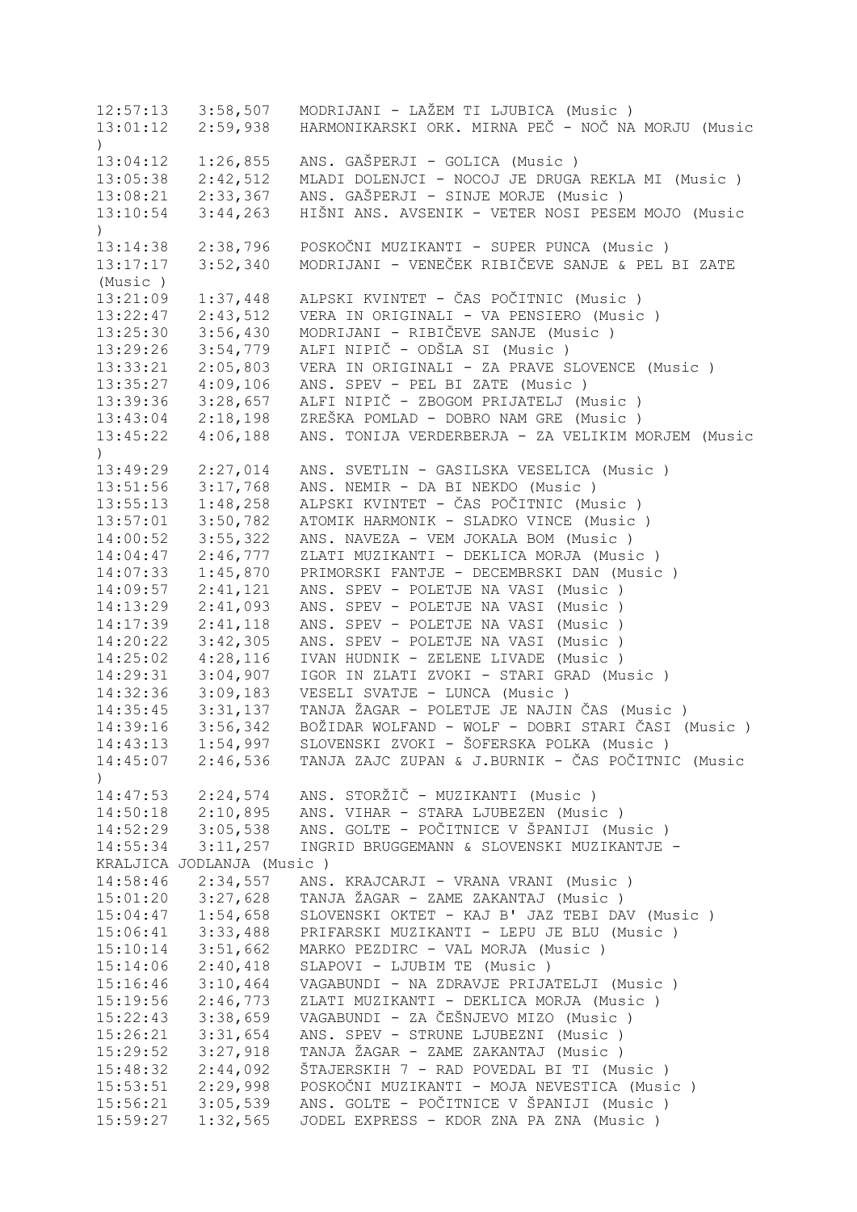```
12:57:13   3:58,507   MODRIJANI - LAŽEM TI LJUBICA (Music )
13:01:12   2:59,938   HARMONIKARSKI ORK. MIRNA PEČ - NOČ NA MORJU (Music
)
13:04:12   1:26,855   ANS. GAŠPERJI - GOLICA (Music )
13:05:38   2:42,512   MLADI DOLENJCI - NOCOJ JE DRUGA REKLA MI (Music )
13:08:21   2:33,367   ANS. GAŠPERJI - SINJE MORJE (Music )
13:10:54   3:44,263   HIŠNI ANS. AVSENIK - VETER NOSI PESEM MOJO (Music
)
13:14:38   2:38,796   POSKOČNI MUZIKANTI - SUPER PUNCA (Music )
13:17:17   3:52,340   MODRIJANI - VENEČEK RIBIČEVE SANJE & PEL BI ZATE
(Music )
13:21:09   1:37,448   ALPSKI KVINTET - ČAS POČITNIC (Music )
13:22:47   2:43,512   VERA IN ORIGINALI - VA PENSIERO (Music )
13:25:30   3:56,430   MODRIJANI - RIBIČEVE SANJE (Music )
13:29:26   3:54,779   ALFI NIPIČ - ODŠLA SI (Music )
13:33:21   2:05,803   VERA IN ORIGINALI - ZA PRAVE SLOVENCE (Music )
13:35:27   4:09,106   ANS. SPEV - PEL BI ZATE (Music )
13:39:36   3:28,657   ALFI NIPIČ - ZBOGOM PRIJATELJ (Music )
13:43:04   2:18,198   ZREŠKA POMLAD - DOBRO NAM GRE (Music )
13:45:22   4:06,188   ANS. TONIJA VERDERBERJA - ZA VELIKIM MORJEM (Music
)
13:49:29   2:27,014   ANS. SVETLIN - GASILSKA VESELICA (Music )
13:51:56   3:17,768   ANS. NEMIR - DA BI NEKDO (Music )
13:55:13   1:48,258   ALPSKI KVINTET - ČAS POČITNIC (Music )
13:57:01   3:50,782   ATOMIK HARMONIK - SLADKO VINCE (Music )
14:00:52   3:55,322   ANS. NAVEZA - VEM JOKALA BOM (Music )
14:04:47   2:46,777   ZLATI MUZIKANTI - DEKLICA MORJA (Music )
14:07:33   1:45,870   PRIMORSKI FANTJE - DECEMBRSKI DAN (Music )
14:09:57   2:41,121   ANS. SPEV - POLETJE NA VASI (Music )
14:13:29   2:41,093   ANS. SPEV - POLETJE NA VASI (Music )
14:17:39   2:41,118   ANS. SPEV - POLETJE NA VASI (Music )
14:20:22   3:42,305   ANS. SPEV - POLETJE NA VASI (Music )
14:25:02   4:28,116   IVAN HUDNIK - ZELENE LIVADE (Music )
14:29:31   3:04,907   IGOR IN ZLATI ZVOKI - STARI GRAD (Music )
14:32:36   3:09,183   VESELI SVATJE - LUNCA (Music )
14:35:45   3:31,137   TANJA ŽAGAR - POLETJE JE NAJIN ČAS (Music )
14:39:16   3:56,342   BOŽIDAR WOLFAND - WOLF - DOBRI STARI ČASI (Music )
14:43:13   1:54,997   SLOVENSKI ZVOKI - ŠOFERSKA POLKA (Music )
14:45:07   2:46,536   TANJA ZAJC ZUPAN & J.BURNIK - ČAS POČITNIC (Music
)
14:47:53   2:24,574   ANS. STORŽIČ - MUZIKANTI (Music )
14:50:18   2:10,895   ANS. VIHAR - STARA LJUBEZEN (Music )
14:52:29   3:05,538   ANS. GOLTE - POČITNICE V ŠPANIJI (Music )
14:55:34   3:11,257   INGRID BRUGGEMANN & SLOVENSKI MUZIKANTJE -
KRALJICA JODLANJA (Music )
14:58:46   2:34,557   ANS. KRAJCARJI - VRANA VRANI (Music )
15:01:20   3:27,628   TANJA ŽAGAR - ZAME ZAKANTAJ (Music )
15:04:47   1:54,658   SLOVENSKI OKTET - KAJ B' JAZ TEBI DAV (Music )
15:06:41   3:33,488   PRIFARSKI MUZIKANTI - LEPU JE BLU (Music )
15:10:14   3:51,662   MARKO PEZDIRC - VAL MORJA (Music )
15:14:06   2:40,418   SLAPOVI - LJUBIM TE (Music )
15:16:46   3:10,464   VAGABUNDI - NA ZDRAVJE PRIJATELJI (Music )
15:19:56   2:46,773   ZLATI MUZIKANTI - DEKLICA MORJA (Music )
15:22:43   3:38,659   VAGABUNDI - ZA ČEŠNJEVO MIZO (Music )
15:26:21   3:31,654   ANS. SPEV - STRUNE LJUBEZNI (Music )
15:29:52   3:27,918   TANJA ŽAGAR - ZAME ZAKANTAJ (Music )
15:48:32   2:44,092   ŠTAJERSKIH 7 - RAD POVEDAL BI TI (Music )
15:53:51   2:29,998   POSKOČNI MUZIKANTI - MOJA NEVESTICA (Music )
15:56:21   3:05,539   ANS. GOLTE - POČITNICE V ŠPANIJI (Music )
15:59:27   1:32,565   JODEL EXPRESS - KDOR ZNA PA ZNA (Music )
```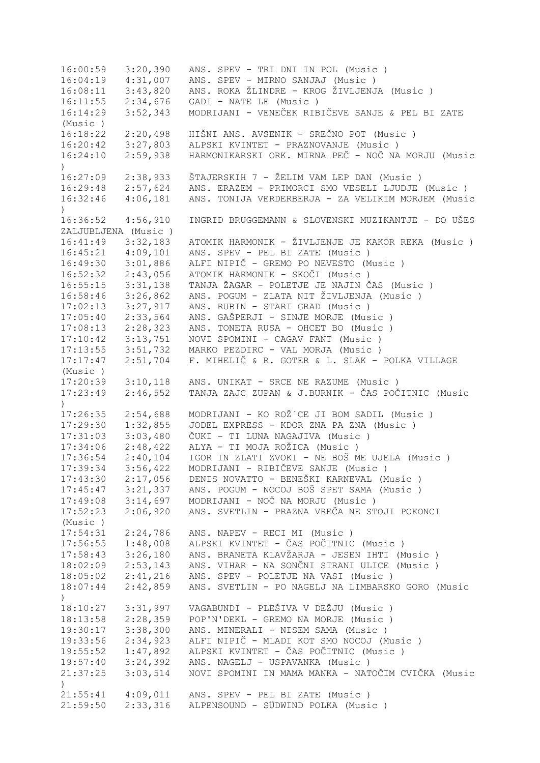```
16:00:59   3:20,390   ANS. SPEV - TRI DNI IN POL (Music )
16:04:19   4:31,007   ANS. SPEV - MIRNO SANJAJ (Music )
16:08:11   3:43,820   ANS. ROKA ŽLINDRE - KROG ŽIVLJENJA (Music )
16:11:55   2:34,676   GADI - NATE LE (Music )
16:14:29   3:52,343   MODRIJANI - VENEČEK RIBIČEVE SANJE & PEL BI ZATE
(Music )
16:18:22   2:20,498   HIŠNI ANS. AVSENIK - SREČNO POT (Music )
16:20:42   3:27,803   ALPSKI KVINTET - PRAZNOVANJE (Music )
16:24:10   2:59,938   HARMONIKARSKI ORK. MIRNA PEČ - NOČ NA MORJU (Music
)
16:27:09   2:38,933   ŠTAJERSKIH 7 - ŽELIM VAM LEP DAN (Music )
16:29:48   2:57,624   ANS. ERAZEM - PRIMORCI SMO VESELI LJUDJE (Music )
16:32:46   4:06,181   ANS. TONIJA VERDERBERJA - ZA VELIKIM MORJEM (Music
)
16:36:52   4:56,910   INGRID BRUGGEMANN & SLOVENSKI MUZIKANTJE - DO UŠES
ZALJUBLJENA (Music )
16:41:49   3:32,183   ATOMIK HARMONIK - ŽIVLJENJE JE KAKOR REKA (Music )
16:45:21   4:09,101   ANS. SPEV - PEL BI ZATE (Music )
16:49:30   3:01,886   ALFI NIPIČ - GREMO PO NEVESTO (Music )
16:52:32   2:43,056   ATOMIK HARMONIK - SKOČI (Music )
16:55:15   3:31,138   TANJA ŽAGAR - POLETJE JE NAJIN ČAS (Music )
16:58:46   3:26,862   ANS. POGUM - ZLATA NIT ŽIVLJENJA (Music )
17:02:13   3:27,917   ANS. RUBIN - STARI GRAD (Music )
17:05:40   2:33,564   ANS. GAŠPERJI - SINJE MORJE (Music )
17:08:13   2:28,323   ANS. TONETA RUSA - OHCET BO (Music )
17:10:42   3:13,751   NOVI SPOMINI - CAGAV FANT (Music )
17:13:55   3:51,732   MARKO PEZDIRC - VAL MORJA (Music )
17:17:47   2:51,704   F. MIHELIČ & R. GOTER & L. SLAK - POLKA VILLAGE
(Music )
17:20:39   3:10,118   ANS. UNIKAT - SRCE NE RAZUME (Music )
17:23:49   2:46,552   TANJA ZAJC ZUPAN & J.BURNIK - ČAS POČITNIC (Music
)
17:26:35   2:54,688   MODRIJANI - KO ROŽ´CE JI BOM SADIL (Music )
17:29:30   1:32,855   JODEL EXPRESS - KDOR ZNA PA ZNA (Music )
17:31:03   3:03,480   ČUKI - TI LUNA NAGAJIVA (Music )
17:34:06   2:48,422   ALYA - TI MOJA ROŽICA (Music )
17:36:54   2:40,104   IGOR IN ZLATI ZVOKI - NE BOŠ ME UJELA (Music )
17:39:34   3:56,422   MODRIJANI - RIBIČEVE SANJE (Music )
17:43:30   2:17,056   DENIS NOVATTO - BENEŠKI KARNEVAL (Music )
17:45:47   3:21,337   ANS. POGUM - NOCOJ BOŠ SPET SAMA (Music )
17:49:08   3:14,697   MODRIJANI - NOČ NA MORJU (Music )
17:52:23   2:06,920   ANS. SVETLIN - PRAZNA VREČA NE STOJI POKONCI
(Music )
17:54:31   2:24,786   ANS. NAPEV - RECI MI (Music )
17:56:55   1:48,008   ALPSKI KVINTET - ČAS POČITNIC (Music )
17:58:43   3:26,180   ANS. BRANETA KLAVŽARJA - JESEN IHTI (Music )
18:02:09   2:53,143   ANS. VIHAR - NA SONČNI STRANI ULICE (Music )
18:05:02   2:41,216   ANS. SPEV - POLETJE NA VASI (Music )
18:07:44   2:42,859   ANS. SVETLIN - PO NAGELJ NA LIMBARSKO GORO (Music
)
18:10:27   3:31,997   VAGABUNDI - PLEŠIVA V DEŽJU (Music )
18:13:58   2:28,359   POP'N'DEKL - GREMO NA MORJE (Music )
19:30:17   3:38,300   ANS. MINERALI - NISEM SAMA (Music )
19:33:56   2:34,923   ALFI NIPIČ - MLADI KOT SMO NOCOJ (Music )
19:55:52   1:47,892   ALPSKI KVINTET - ČAS POČITNIC (Music )
19:57:40   3:24,392   ANS. NAGELJ - USPAVANKA (Music )
21:37:25   3:03,514   NOVI SPOMINI IN MAMA MANKA - NATOČIM CVIČKA (Music
)
21:55:41   4:09,011   ANS. SPEV - PEL BI ZATE (Music )
21:59:50   2:33,316   ALPENSOUND - SÜDWIND POLKA (Music )
```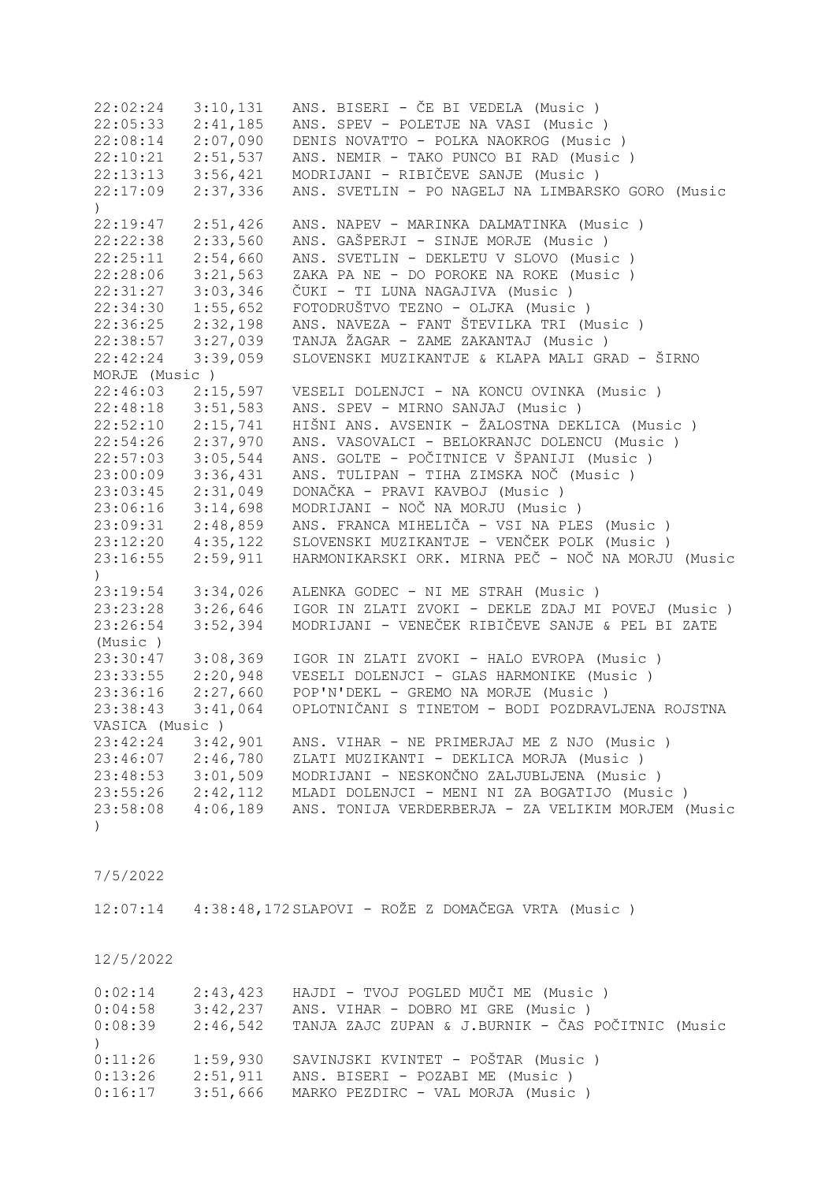| | | |
|---|---|---|
| 22:02:24 | 3:10,131 | ANS. BISERI - ČE BI VEDELA (Music ) |
| 22:05:33 | 2:41,185 | ANS. SPEV - POLETJE NA VASI (Music ) |
| 22:08:14 | 2:07,090 | DENIS NOVATTO - POLKA NAOKROG (Music ) |
| 22:10:21 | 2:51,537 | ANS. NEMIR - TAKO PUNCO BI RAD (Music ) |
| 22:13:13 | 3:56,421 | MODRIJANI - RIBIČEVE SANJE (Music ) |
| 22:17:09 | 2:37,336 | ANS. SVETLIN - PO NAGELJ NA LIMBARSKO GORO (Music ) |
| 22:19:47 | 2:51,426 | ANS. NAPEV - MARINKA DALMATINKA (Music ) |
| 22:22:38 | 2:33,560 | ANS. GAŠPERJI - SINJE MORJE (Music ) |
| 22:25:11 | 2:54,660 | ANS. SVETLIN - DEKLETU V SLOVO (Music ) |
| 22:28:06 | 3:21,563 | ZAKA PA NE - DO POROKE NA ROKE (Music ) |
| 22:31:27 | 3:03,346 | ČUKI - TI LUNA NAGAJIVA (Music ) |
| 22:34:30 | 1:55,652 | FOTODRUŠTVO TEZNO - OLJKA (Music ) |
| 22:36:25 | 2:32,198 | ANS. NAVEZA - FANT ŠTEVILKA TRI (Music ) |
| 22:38:57 | 3:27,039 | TANJA ŽAGAR - ZAME ZAKANTAJ (Music ) |
| 22:42:24 | 3:39,059 | SLOVENSKI MUZIKANTJE & KLAPA MALI GRAD - ŠIRNO MORJE (Music ) |
| 22:46:03 | 2:15,597 | VESELI DOLENJCI - NA KONCU OVINKA (Music ) |
| 22:48:18 | 3:51,583 | ANS. SPEV - MIRNO SANJAJ (Music ) |
| 22:52:10 | 2:15,741 | HIŠNI ANS. AVSENIK - ŽALOSTNA DEKLICA (Music ) |
| 22:54:26 | 2:37,970 | ANS. VASOVALCI - BELOKRANJC DOLENCU (Music ) |
| 22:57:03 | 3:05,544 | ANS. GOLTE - POČITNICE V ŠPANIJI (Music ) |
| 23:00:09 | 3:36,431 | ANS. TULIPAN - TIHA ZIMSKA NOČ (Music ) |
| 23:03:45 | 2:31,049 | DONAČKA - PRAVI KAVBOJ (Music ) |
| 23:06:16 | 3:14,698 | MODRIJANI - NOČ NA MORJU (Music ) |
| 23:09:31 | 2:48,859 | ANS. FRANCA MIHELIČA - VSI NA PLES (Music ) |
| 23:12:20 | 4:35,122 | SLOVENSKI MUZIKANTJE - VENČEK POLK (Music ) |
| 23:16:55 | 2:59,911 | HARMONIKARSKI ORK. MIRNA PEČ - NOČ NA MORJU (Music ) |
| 23:19:54 | 3:34,026 | ALENKA GODEC - NI ME STRAH (Music ) |
| 23:23:28 | 3:26,646 | IGOR IN ZLATI ZVOKI - DEKLE ZDAJ MI POVEJ (Music ) |
| 23:26:54 | 3:52,394 | MODRIJANI - VENEČEK RIBIČEVE SANJE & PEL BI ZATE (Music ) |
| 23:30:47 | 3:08,369 | IGOR IN ZLATI ZVOKI - HALO EVROPA (Music ) |
| 23:33:55 | 2:20,948 | VESELI DOLENJCI - GLAS HARMONIKE (Music ) |
| 23:36:16 | 2:27,660 | POP'N'DEKL - GREMO NA MORJE (Music ) |
| 23:38:43 | 3:41,064 | OPLOTNIČANI S TINETOM - BODI POZDRAVLJENA ROJSTNA VASICA (Music ) |
| 23:42:24 | 3:42,901 | ANS. VIHAR - NE PRIMERJAJ ME Z NJO (Music ) |
| 23:46:07 | 2:46,780 | ZLATI MUZIKANTI - DEKLICA MORJA (Music ) |
| 23:48:53 | 3:01,509 | MODRIJANI - NESKONČNO ZALJUBLJENA (Music ) |
| 23:55:26 | 2:42,112 | MLADI DOLENJCI - MENI NI ZA BOGATIJO (Music ) |
| 23:58:08 | 4:06,189 | ANS. TONIJA VERDERBERJA - ZA VELIKIM MORJEM (Music ) |

7/5/2022

| | | |
|---|---|---|
| 12:07:14 | 4:38:48,172 | SLAPOVI - ROŽE Z DOMAČEGA VRTA (Music ) |

12/5/2022

| | | |
|---|---|---|
| 0:02:14 | 2:43,423 | HAJDI - TVOJ POGLED MUČI ME (Music ) |
| 0:04:58 | 3:42,237 | ANS. VIHAR - DOBRO MI GRE (Music ) |
| 0:08:39 | 2:46,542 | TANJA ZAJC ZUPAN & J.BURNIK - ČAS POČITNIC (Music ) |
| 0:11:26 | 1:59,930 | SAVINJSKI KVINTET - POŠTAR (Music ) |
| 0:13:26 | 2:51,911 | ANS. BISERI - POZABI ME (Music ) |
| 0:16:17 | 3:51,666 | MARKO PEZDIRC - VAL MORJA (Music ) |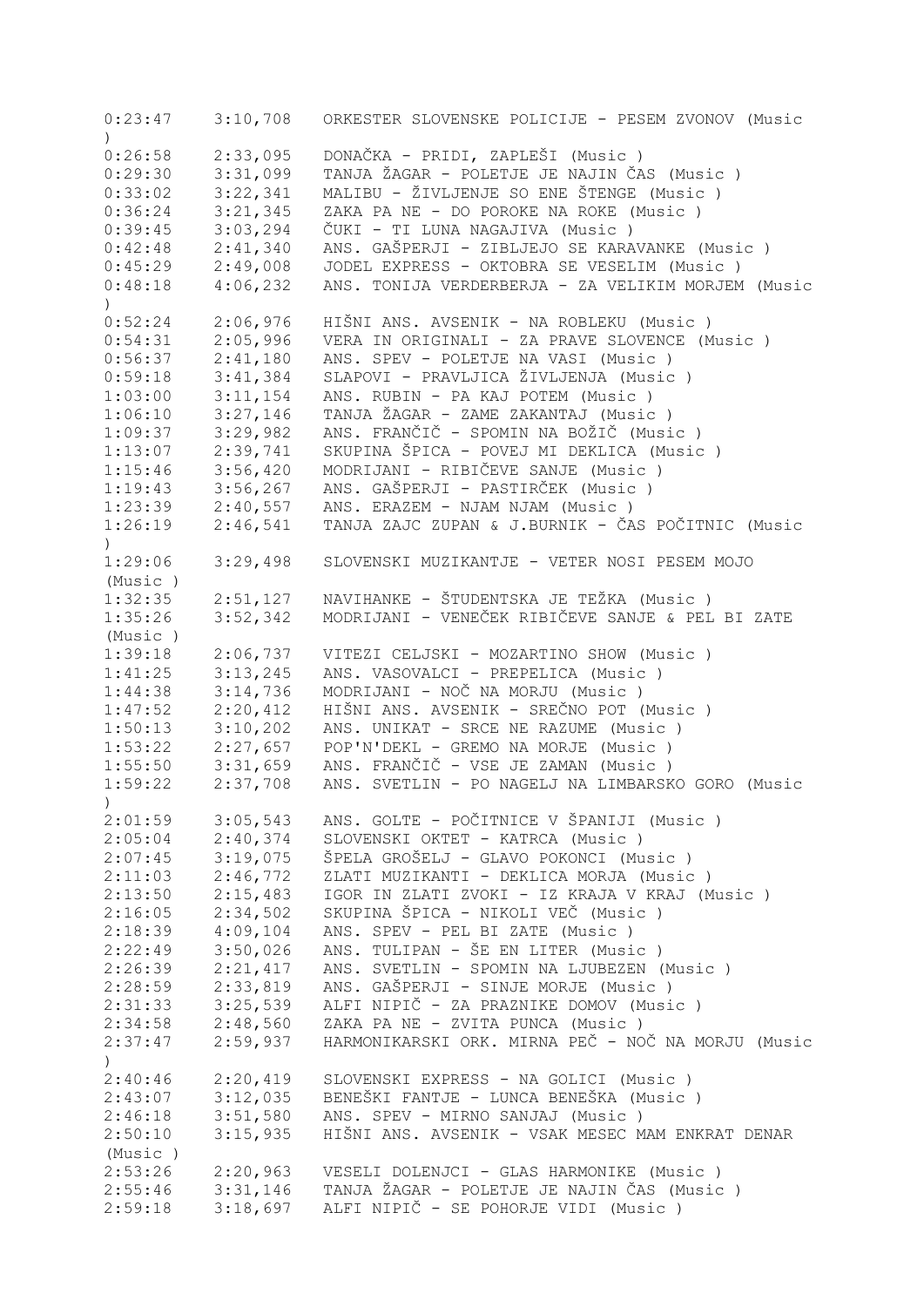```
0:23:47    3:10,708   ORKESTER SLOVENSKE POLICIJE - PESEM ZVONOV (Music
)
0:26:58    2:33,095   DONAČKA - PRIDI, ZAPLEŠI (Music )
0:29:30    3:31,099   TANJA ŽAGAR - POLETJE JE NAJIN ČAS (Music )
0:33:02    3:22,341   MALIBU - ŽIVLJENJE SO ENE ŠTENGE (Music )
0:36:24    3:21,345   ZAKA PA NE - DO POROKE NA ROKE (Music )
0:39:45    3:03,294   ČUKI - TI LUNA NAGAJIVA (Music )
0:42:48    2:41,340   ANS. GAŠPERJI - ZIBLJEJO SE KARAVANKE (Music )
0:45:29    2:49,008   JODEL EXPRESS - OKTOBRA SE VESELIM (Music )
0:48:18    4:06,232   ANS. TONIJA VERDERBERJA - ZA VELIKIM MORJEM (Music
)
0:52:24    2:06,976   HIŠNI ANS. AVSENIK - NA ROBLEKU (Music )
0:54:31    2:05,996   VERA IN ORIGINALI - ZA PRAVE SLOVENCE (Music )
0:56:37    2:41,180   ANS. SPEV - POLETJE NA VASI (Music )
0:59:18    3:41,384   SLAPOVI - PRAVLJICA ŽIVLJENJA (Music )
1:03:00    3:11,154   ANS. RUBIN - PA KAJ POTEM (Music )
1:06:10    3:27,146   TANJA ŽAGAR - ZAME ZAKANTAJ (Music )
1:09:37    3:29,982   ANS. FRANČIČ - SPOMIN NA BOŽIČ (Music )
1:13:07    2:39,741   SKUPINA ŠPICA - POVEJ MI DEKLICA (Music )
1:15:46    3:56,420   MODRIJANI - RIBIČEVE SANJE (Music )
1:19:43    3:56,267   ANS. GAŠPERJI - PASTIRČEK (Music )
1:23:39    2:40,557   ANS. ERAZEM - NJAM NJAM (Music )
1:26:19    2:46,541   TANJA ZAJC ZUPAN & J.BURNIK - ČAS POČITNIC (Music
)
1:29:06    3:29,498   SLOVENSKI MUZIKANTJE - VETER NOSI PESEM MOJO
(Music )
1:32:35    2:51,127   NAVIHANKE - ŠTUDENTSKA JE TEŽKA (Music )
1:35:26    3:52,342   MODRIJANI - VENEČEK RIBIČEVE SANJE & PEL BI ZATE
(Music )
1:39:18    2:06,737   VITEZI CELJSKI - MOZARTINO SHOW (Music )
1:41:25    3:13,245   ANS. VASOVALCI - PREPELICA (Music )
1:44:38    3:14,736   MODRIJANI - NOČ NA MORJU (Music )
1:47:52    2:20,412   HIŠNI ANS. AVSENIK - SREČNO POT (Music )
1:50:13    3:10,202   ANS. UNIKAT - SRCE NE RAZUME (Music )
1:53:22    2:27,657   POP'N'DEKL - GREMO NA MORJE (Music )
1:55:50    3:31,659   ANS. FRANČIČ - VSE JE ZAMAN (Music )
1:59:22    2:37,708   ANS. SVETLIN - PO NAGELJ NA LIMBARSKO GORO (Music
)
2:01:59    3:05,543   ANS. GOLTE - POČITNICE V ŠPANIJI (Music )
2:05:04    2:40,374   SLOVENSKI OKTET - KATRCA (Music )
2:07:45    3:19,075   ŠPELA GROŠELJ - GLAVO POKONCI (Music )
2:11:03    2:46,772   ZLATI MUZIKANTI - DEKLICA MORJA (Music )
2:13:50    2:15,483   IGOR IN ZLATI ZVOKI - IZ KRAJA V KRAJ (Music )
2:16:05    2:34,502   SKUPINA ŠPICA - NIKOLI VEČ (Music )
2:18:39    4:09,104   ANS. SPEV - PEL BI ZATE (Music )
2:22:49    3:50,026   ANS. TULIPAN - ŠE EN LITER (Music )
2:26:39    2:21,417   ANS. SVETLIN - SPOMIN NA LJUBEZEN (Music )
2:28:59    2:33,819   ANS. GAŠPERJI - SINJE MORJE (Music )
2:31:33    3:25,539   ALFI NIPIČ - ZA PRAZNIKE DOMOV (Music )
2:34:58    2:48,560   ZAKA PA NE - ZVITA PUNCA (Music )
2:37:47    2:59,937   HARMONIKARSKI ORK. MIRNA PEČ - NOČ NA MORJU (Music
)
2:40:46    2:20,419   SLOVENSKI EXPRESS - NA GOLICI (Music )
2:43:07    3:12,035   BENEŠKI FANTJE - LUNCA BENEŠKA (Music )
2:46:18    3:51,580   ANS. SPEV - MIRNO SANJAJ (Music )
2:50:10    3:15,935   HIŠNI ANS. AVSENIK - VSAK MESEC MAM ENKRAT DENAR
(Music )
2:53:26    2:20,963   VESELI DOLENJCI - GLAS HARMONIKE (Music )
2:55:46    3:31,146   TANJA ŽAGAR - POLETJE JE NAJIN ČAS (Music )
2:59:18    3:18,697   ALFI NIPIČ - SE POHORJE VIDI (Music )
```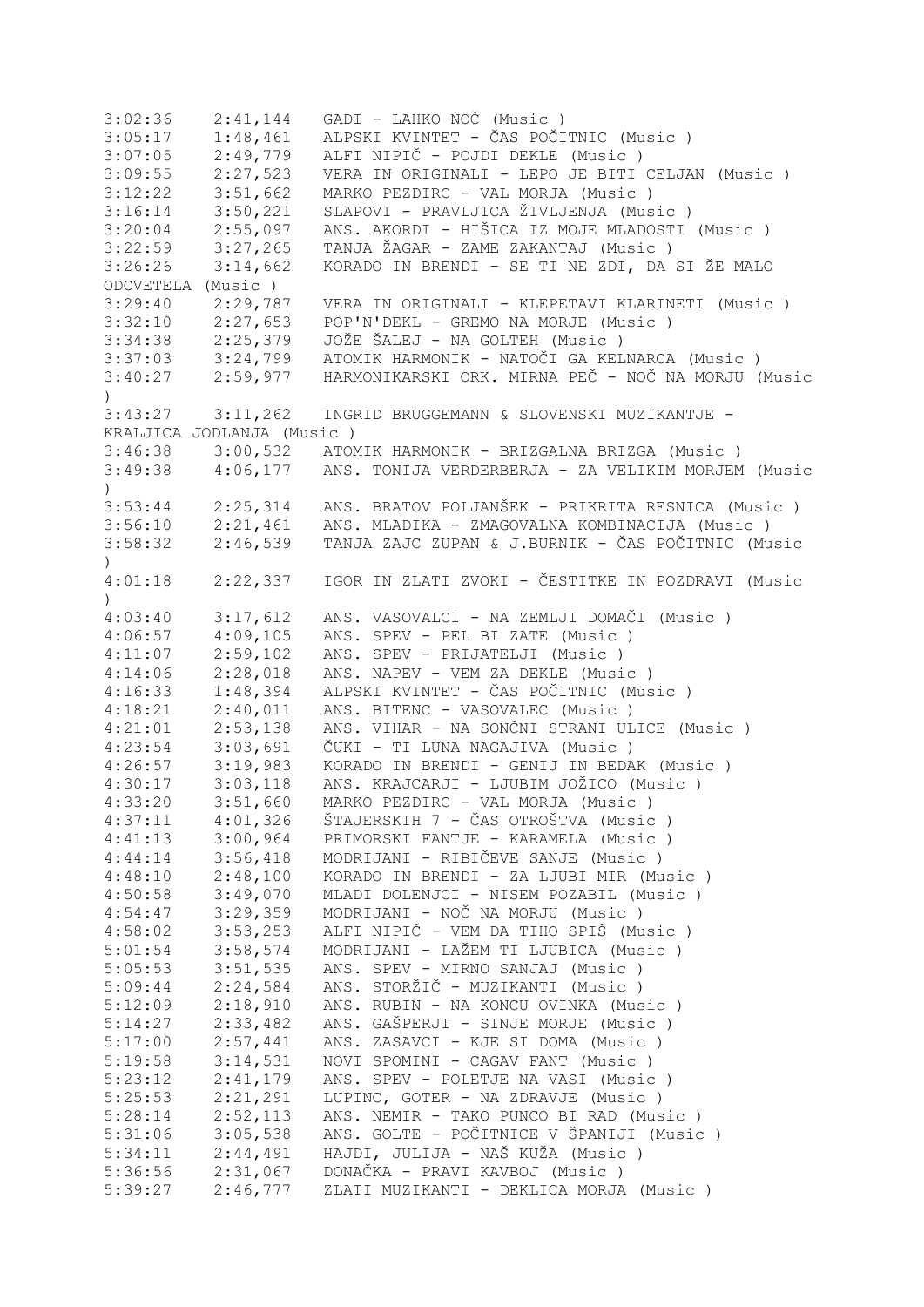3:02:36    2:41,144   GADI - LAHKO NOČ (Music )
3:05:17    1:48,461   ALPSKI KVINTET - ČAS POČITNIC (Music )
3:07:05    2:49,779   ALFI NIPIČ - POJDI DEKLE (Music )
3:09:55    2:27,523   VERA IN ORIGINALI - LEPO JE BITI CELJAN (Music )
3:12:22    3:51,662   MARKO PEZDIRC - VAL MORJA (Music )
3:16:14    3:50,221   SLAPOVI - PRAVLJICA ŽIVLJENJA (Music )
3:20:04    2:55,097   ANS. AKORDI - HIŠICA IZ MOJE MLADOSTI (Music )
3:22:59    3:27,265   TANJA ŽAGAR - ZAME ZAKANTAJ (Music )
3:26:26    3:14,662   KORADO IN BRENDI - SE TI NE ZDI, DA SI ŽE MALO ODCVETELA (Music )
3:29:40    2:29,787   VERA IN ORIGINALI - KLEPETAVI KLARINETI (Music )
3:32:10    2:27,653   POP'N'DEKL - GREMO NA MORJE (Music )
3:34:38    2:25,379   JOŽE ŠALEJ - NA GOLTEH (Music )
3:37:03    3:24,799   ATOMIK HARMONIK - NATOČI GA KELNARCA (Music )
3:40:27    2:59,977   HARMONIKARSKI ORK. MIRNA PEČ - NOČ NA MORJU (Music )
3:43:27    3:11,262   INGRID BRUGGEMANN & SLOVENSKI MUZIKANTJE - KRALJICA JODLANJA (Music )
3:46:38    3:00,532   ATOMIK HARMONIK - BRIZGALNA BRIZGA (Music )
3:49:38    4:06,177   ANS. TONIJA VERDERBERJA - ZA VELIKIM MORJEM (Music )
3:53:44    2:25,314   ANS. BRATOV POLJANŠEK - PRIKRITA RESNICA (Music )
3:56:10    2:21,461   ANS. MLADIKA - ZMAGOVALNA KOMBINACIJA (Music )
3:58:32    2:46,539   TANJA ZAJC ZUPAN & J.BURNIK - ČAS POČITNIC (Music )
4:01:18    2:22,337   IGOR IN ZLATI ZVOKI - ČESTITKE IN POZDRAVI (Music )
4:03:40    3:17,612   ANS. VASOVALCI - NA ZEMLJI DOMAČI (Music )
4:06:57    4:09,105   ANS. SPEV - PEL BI ZATE (Music )
4:11:07    2:59,102   ANS. SPEV - PRIJATELJI (Music )
4:14:06    2:28,018   ANS. NAPEV - VEM ZA DEKLE (Music )
4:16:33    1:48,394   ALPSKI KVINTET - ČAS POČITNIC (Music )
4:18:21    2:40,011   ANS. BITENC - VASOVALEC (Music )
4:21:01    2:53,138   ANS. VIHAR - NA SONČNI STRANI ULICE (Music )
4:23:54    3:03,691   ČUKI - TI LUNA NAGAJIVA (Music )
4:26:57    3:19,983   KORADO IN BRENDI - GENIJ IN BEDAK (Music )
4:30:17    3:03,118   ANS. KRAJCARJI - LJUBIM JOŽICO (Music )
4:33:20    3:51,660   MARKO PEZDIRC - VAL MORJA (Music )
4:37:11    4:01,326   ŠTAJERSKIH 7 - ČAS OTROŠTVA (Music )
4:41:13    3:00,964   PRIMORSKI FANTJE - KARAMELA (Music )
4:44:14    3:56,418   MODRIJANI - RIBIČEVE SANJE (Music )
4:48:10    2:48,100   KORADO IN BRENDI - ZA LJUBI MIR (Music )
4:50:58    3:49,070   MLADI DOLENJCI - NISEM POZABIL (Music )
4:54:47    3:29,359   MODRIJANI - NOČ NA MORJU (Music )
4:58:02    3:53,253   ALFI NIPIČ - VEM DA TIHO SPIŠ (Music )
5:01:54    3:58,574   MODRIJANI - LAŽEM TI LJUBICA (Music )
5:05:53    3:51,535   ANS. SPEV - MIRNO SANJAJ (Music )
5:09:44    2:24,584   ANS. STORŽIČ - MUZIKANTI (Music )
5:12:09    2:18,910   ANS. RUBIN - NA KONCU OVINKA (Music )
5:14:27    2:33,482   ANS. GAŠPERJI - SINJE MORJE (Music )
5:17:00    2:57,441   ANS. ZASAVCI - KJE SI DOMA (Music )
5:19:58    3:14,531   NOVI SPOMINI - CAGAV FANT (Music )
5:23:12    2:41,179   ANS. SPEV - POLETJE NA VASI (Music )
5:25:53    2:21,291   LUPINC, GOTER - NA ZDRAVJE (Music )
5:28:14    2:52,113   ANS. NEMIR - TAKO PUNCO BI RAD (Music )
5:31:06    3:05,538   ANS. GOLTE - POČITNICE V ŠPANIJI (Music )
5:34:11    2:44,491   HAJDI, JULIJA - NAŠ KUŽA (Music )
5:36:56    2:31,067   DONAČKA - PRAVI KAVBOJ (Music )
5:39:27    2:46,777   ZLATI MUZIKANTI - DEKLICA MORJA (Music )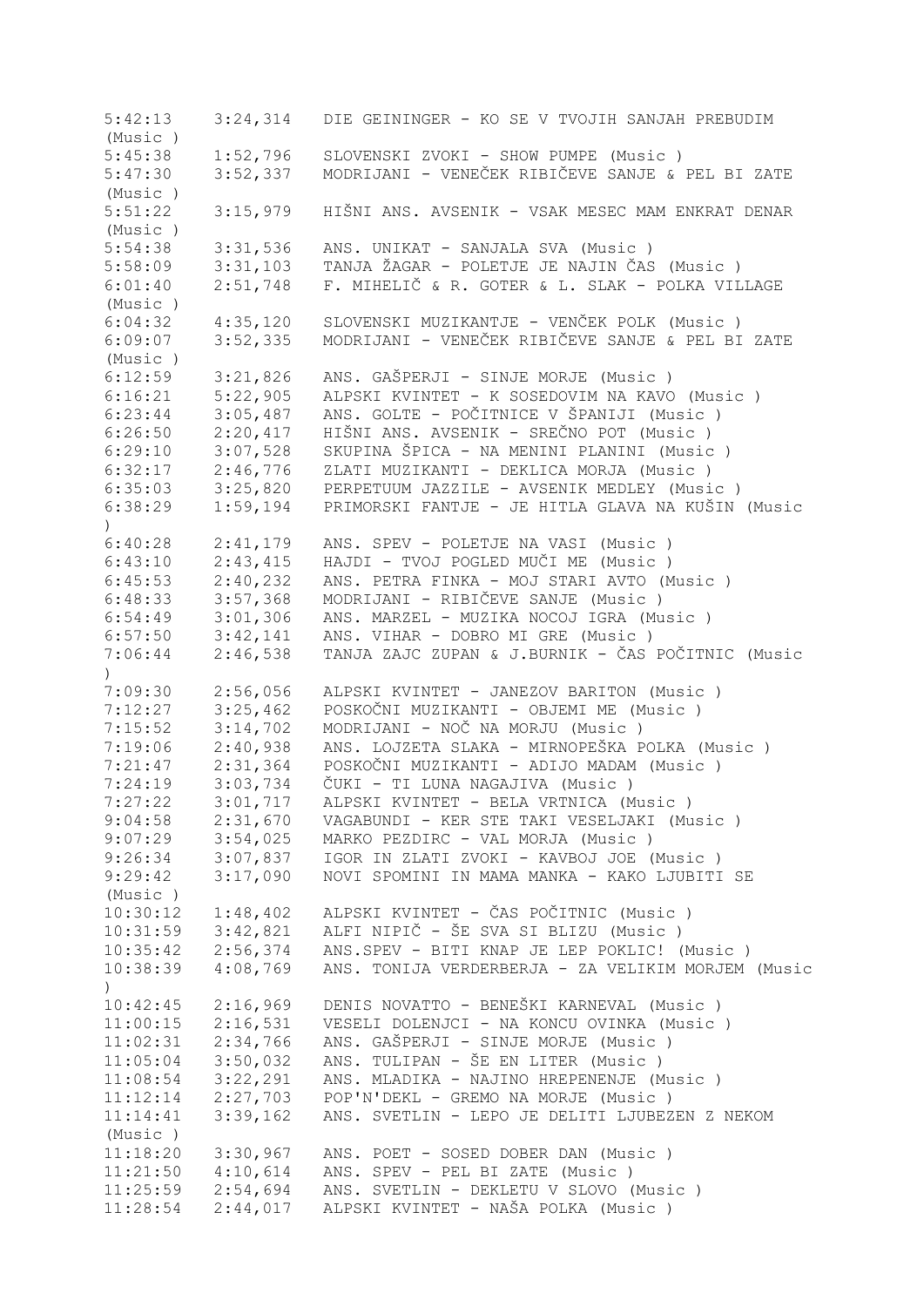5:42:13    3:24,314   DIE GEININGER - KO SE V TVOJIH SANJAH PREBUDIM (Music )
5:45:38    1:52,796   SLOVENSKI ZVOKI - SHOW PUMPE (Music )
5:47:30    3:52,337   MODRIJANI - VENEČEK RIBIČEVE SANJE & PEL BI ZATE (Music )
5:51:22    3:15,979   HIŠNI ANS. AVSENIK - VSAK MESEC MAM ENKRAT DENAR (Music )
5:54:38    3:31,536   ANS. UNIKAT - SANJALA SVA (Music )
5:58:09    3:31,103   TANJA ŽAGAR - POLETJE JE NAJIN ČAS (Music )
6:01:40    2:51,748   F. MIHELIČ & R. GOTER & L. SLAK - POLKA VILLAGE (Music )
6:04:32    4:35,120   SLOVENSKI MUZIKANTJE - VENČEK POLK (Music )
6:09:07    3:52,335   MODRIJANI - VENEČEK RIBIČEVE SANJE & PEL BI ZATE (Music )
6:12:59    3:21,826   ANS. GAŠPERJI - SINJE MORJE (Music )
6:16:21    5:22,905   ALPSKI KVINTET - K SOSEDOVIM NA KAVO (Music )
6:23:44    3:05,487   ANS. GOLTE - POČITNICE V ŠPANIJI (Music )
6:26:50    2:20,417   HIŠNI ANS. AVSENIK - SREČNO POT (Music )
6:29:10    3:07,528   SKUPINA ŠPICA - NA MENINI PLANINI (Music )
6:32:17    2:46,776   ZLATI MUZIKANTI - DEKLICA MORJA (Music )
6:35:03    3:25,820   PERPETUUM JAZZILE - AVSENIK MEDLEY (Music )
6:38:29    1:59,194   PRIMORSKI FANTJE - JE HITLA GLAVA NA KUŠIN (Music )
6:40:28    2:41,179   ANS. SPEV - POLETJE NA VASI (Music )
6:43:10    2:43,415   HAJDI - TVOJ POGLED MUČI ME (Music )
6:45:53    2:40,232   ANS. PETRA FINKA - MOJ STARI AVTO (Music )
6:48:33    3:57,368   MODRIJANI - RIBIČEVE SANJE (Music )
6:54:49    3:01,306   ANS. MARZEL - MUZIKA NOCOJ IGRA (Music )
6:57:50    3:42,141   ANS. VIHAR - DOBRO MI GRE (Music )
7:06:44    2:46,538   TANJA ZAJC ZUPAN & J.BURNIK - ČAS POČITNIC (Music )
7:09:30    2:56,056   ALPSKI KVINTET - JANEZOV BARITON (Music )
7:12:27    3:25,462   POSKOČNI MUZIKANTI - OBJEMI ME (Music )
7:15:52    3:14,702   MODRIJANI - NOČ NA MORJU (Music )
7:19:06    2:40,938   ANS. LOJZETA SLAKA - MIRNOPEŠKA POLKA (Music )
7:21:47    2:31,364   POSKOČNI MUZIKANTI - ADIJO MADAM (Music )
7:24:19    3:03,734   ČUKI - TI LUNA NAGAJIVA (Music )
7:27:22    3:01,717   ALPSKI KVINTET - BELA VRTNICA (Music )
9:04:58    2:31,670   VAGABUNDI - KER STE TAKI VESELJAKI (Music )
9:07:29    3:54,025   MARKO PEZDIRC - VAL MORJA (Music )
9:26:34    3:07,837   IGOR IN ZLATI ZVOKI - KAVBOJ JOE (Music )
9:29:42    3:17,090   NOVI SPOMINI IN MAMA MANKA - KAKO LJUBITI SE (Music )
10:30:12   1:48,402   ALPSKI KVINTET - ČAS POČITNIC (Music )
10:31:59   3:42,821   ALFI NIPIČ - ŠE SVA SI BLIZU (Music )
10:35:42   2:56,374   ANS.SPEV - BITI KNAP JE LEP POKLIC! (Music )
10:38:39   4:08,769   ANS. TONIJA VERDERBERJA - ZA VELIKIM MORJEM (Music )
10:42:45   2:16,969   DENIS NOVATTO - BENEŠKI KARNEVAL (Music )
11:00:15   2:16,531   VESELI DOLENJCI - NA KONCU OVINKA (Music )
11:02:31   2:34,766   ANS. GAŠPERJI - SINJE MORJE (Music )
11:05:04   3:50,032   ANS. TULIPAN - ŠE EN LITER (Music )
11:08:54   3:22,291   ANS. MLADIKA - NAJINO HREPENENJE (Music )
11:12:14   2:27,703   POP'N'DEKL - GREMO NA MORJE (Music )
11:14:41   3:39,162   ANS. SVETLIN - LEPO JE DELITI LJUBEZEN Z NEKOM (Music )
11:18:20   3:30,967   ANS. POET - SOSED DOBER DAN (Music )
11:21:50   4:10,614   ANS. SPEV - PEL BI ZATE (Music )
11:25:59   2:54,694   ANS. SVETLIN - DEKLETU V SLOVO (Music )
11:28:54   2:44,017   ALPSKI KVINTET - NAŠA POLKA (Music )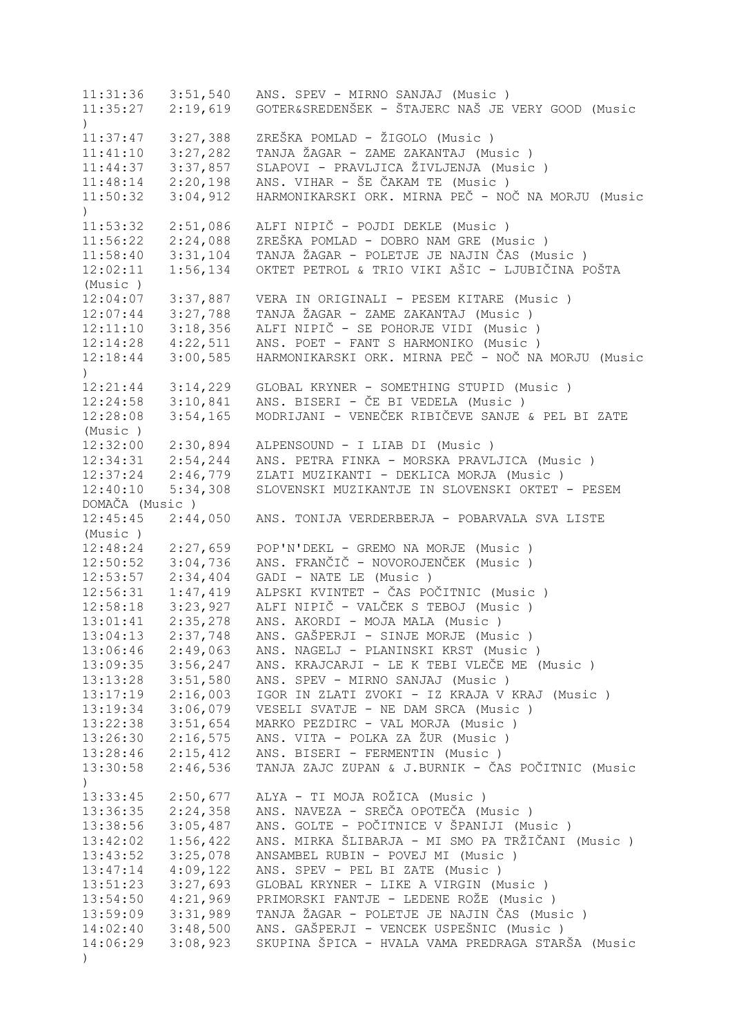11:31:36   3:51,540   ANS. SPEV - MIRNO SANJAJ (Music )
11:35:27   2:19,619   GOTER&SREDENŠEK - ŠTAJERC NAŠ JE VERY GOOD (Music )
11:37:47   3:27,388   ZREŠKA POMLAD - ŽIGOLO (Music )
11:41:10   3:27,282   TANJA ŽAGAR - ZAME ZAKANTAJ (Music )
11:44:37   3:37,857   SLAPOVI - PRAVLJICA ŽIVLJENJA (Music )
11:48:14   2:20,198   ANS. VIHAR - ŠE ČAKAM TE (Music )
11:50:32   3:04,912   HARMONIKARSKI ORK. MIRNA PEČ - NOČ NA MORJU (Music )
11:53:32   2:51,086   ALFI NIPIČ - POJDI DEKLE (Music )
11:56:22   2:24,088   ZREŠKA POMLAD - DOBRO NAM GRE (Music )
11:58:40   3:31,104   TANJA ŽAGAR - POLETJE JE NAJIN ČAS (Music )
12:02:11   1:56,134   OKTET PETROL & TRIO VIKI AŠIC - LJUBIČINA POŠTA (Music )
12:04:07   3:37,887   VERA IN ORIGINALI - PESEM KITARE (Music )
12:07:44   3:27,788   TANJA ŽAGAR - ZAME ZAKANTAJ (Music )
12:11:10   3:18,356   ALFI NIPIČ - SE POHORJE VIDI (Music )
12:14:28   4:22,511   ANS. POET - FANT S HARMONIKO (Music )
12:18:44   3:00,585   HARMONIKARSKI ORK. MIRNA PEČ - NOČ NA MORJU (Music )
12:21:44   3:14,229   GLOBAL KRYNER - SOMETHING STUPID (Music )
12:24:58   3:10,841   ANS. BISERI - ČE BI VEDELA (Music )
12:28:08   3:54,165   MODRIJANI - VENEČEK RIBIČEVE SANJE & PEL BI ZATE (Music )
12:32:00   2:30,894   ALPENSOUND - I LIAB DI (Music )
12:34:31   2:54,244   ANS. PETRA FINKA - MORSKA PRAVLJICA (Music )
12:37:24   2:46,779   ZLATI MUZIKANTI - DEKLICA MORJA (Music )
12:40:10   5:34,308   SLOVENSKI MUZIKANTJE IN SLOVENSKI OKTET - PESEM DOMAČA (Music )
12:45:45   2:44,050   ANS. TONIJA VERDERBERJA - POBARVALA SVA LISTE (Music )
12:48:24   2:27,659   POP'N'DEKL - GREMO NA MORJE (Music )
12:50:52   3:04,736   ANS. FRANČIČ - NOVOROJENČEK (Music )
12:53:57   2:34,404   GADI - NATE LE (Music )
12:56:31   1:47,419   ALPSKI KVINTET - ČAS POČITNIC (Music )
12:58:18   3:23,927   ALFI NIPIČ - VALČEK S TEBOJ (Music )
13:01:41   2:35,278   ANS. AKORDI - MOJA MALA (Music )
13:04:13   2:37,748   ANS. GAŠPERJI - SINJE MORJE (Music )
13:06:46   2:49,063   ANS. NAGELJ - PLANINSKI KRST (Music )
13:09:35   3:56,247   ANS. KRAJCARJI - LE K TEBI VLEČE ME (Music )
13:13:28   3:51,580   ANS. SPEV - MIRNO SANJAJ (Music )
13:17:19   2:16,003   IGOR IN ZLATI ZVOKI - IZ KRAJA V KRAJ (Music )
13:19:34   3:06,079   VESELI SVATJE - NE DAM SRCA (Music )
13:22:38   3:51,654   MARKO PEZDIRC - VAL MORJA (Music )
13:26:30   2:16,575   ANS. VITA - POLKA ZA ŽUR (Music )
13:28:46   2:15,412   ANS. BISERI - FERMENTIN (Music )
13:30:58   2:46,536   TANJA ZAJC ZUPAN & J.BURNIK - ČAS POČITNIC (Music )
13:33:45   2:50,677   ALYA - TI MOJA ROŽICA (Music )
13:36:35   2:24,358   ANS. NAVEZA - SREČA OPOTEČA (Music )
13:38:56   3:05,487   ANS. GOLTE - POČITNICE V ŠPANIJI (Music )
13:42:02   1:56,422   ANS. MIRKA ŠLIBARJA - MI SMO PA TRŽIČANI (Music )
13:43:52   3:25,078   ANSAMBEL RUBIN - POVEJ MI (Music )
13:47:14   4:09,122   ANS. SPEV - PEL BI ZATE (Music )
13:51:23   3:27,693   GLOBAL KRYNER - LIKE A VIRGIN (Music )
13:54:50   4:21,969   PRIMORSKI FANTJE - LEDENE ROŽE (Music )
13:59:09   3:31,989   TANJA ŽAGAR - POLETJE JE NAJIN ČAS (Music )
14:02:40   3:48,500   ANS. GAŠPERJI - VENCEK USPEŠNIC (Music )
14:06:29   3:08,923   SKUPINA ŠPICA - HVALA VAMA PREDRAGA STARŠA (Music )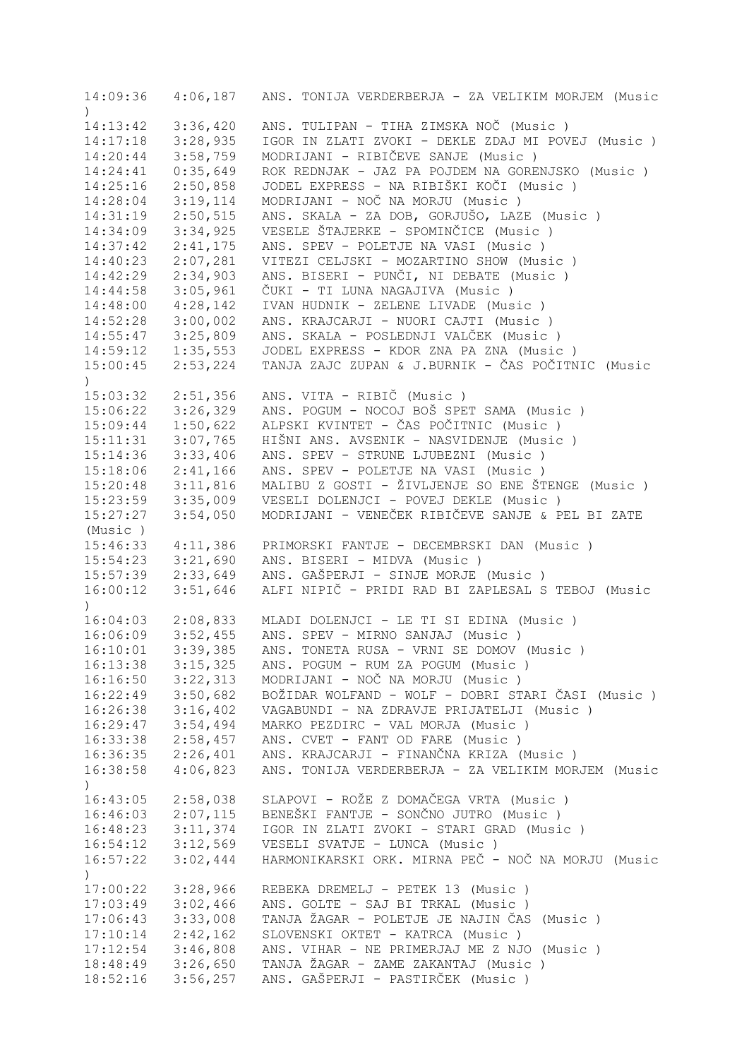| | | |
|---|---|---|
| 14:09:36 | 4:06,187 | ANS. TONIJA VERDERBERJA - ZA VELIKIM MORJEM (Music ) |
| 14:13:42 | 3:36,420 | ANS. TULIPAN - TIHA ZIMSKA NOČ (Music ) |
| 14:17:18 | 3:28,935 | IGOR IN ZLATI ZVOKI - DEKLE ZDAJ MI POVEJ (Music ) |
| 14:20:44 | 3:58,759 | MODRIJANI - RIBIČEVE SANJE (Music ) |
| 14:24:41 | 0:35,649 | ROK REDNJAK - JAZ PA POJDEM NA GORENJSKO (Music ) |
| 14:25:16 | 2:50,858 | JODEL EXPRESS - NA RIBIŠKI KOČI (Music ) |
| 14:28:04 | 3:19,114 | MODRIJANI - NOČ NA MORJU (Music ) |
| 14:31:19 | 2:50,515 | ANS. SKALA - ZA DOB, GORJUŠO, LAZE (Music ) |
| 14:34:09 | 3:34,925 | VESELE ŠTAJERKE - SPOMINČICE (Music ) |
| 14:37:42 | 2:41,175 | ANS. SPEV - POLETJE NA VASI (Music ) |
| 14:40:23 | 2:07,281 | VITEZI CELJSKI - MOZARTINO SHOW (Music ) |
| 14:42:29 | 2:34,903 | ANS. BISERI - PUNČI, NI DEBATE (Music ) |
| 14:44:58 | 3:05,961 | ČUKI - TI LUNA NAGAJIVA (Music ) |
| 14:48:00 | 4:28,142 | IVAN HUDNIK - ZELENE LIVADE (Music ) |
| 14:52:28 | 3:00,002 | ANS. KRAJCARJI - NUORI CAJTI (Music ) |
| 14:55:47 | 3:25,809 | ANS. SKALA - POSLEDNJI VALČEK (Music ) |
| 14:59:12 | 1:35,553 | JODEL EXPRESS - KDOR ZNA PA ZNA (Music ) |
| 15:00:45 | 2:53,224 | TANJA ZAJC ZUPAN & J.BURNIK - ČAS POČITNIC (Music ) |
| 15:03:32 | 2:51,356 | ANS. VITA - RIBIČ (Music ) |
| 15:06:22 | 3:26,329 | ANS. POGUM - NOCOJ BOŠ SPET SAMA (Music ) |
| 15:09:44 | 1:50,622 | ALPSKI KVINTET - ČAS POČITNIC (Music ) |
| 15:11:31 | 3:07,765 | HIŠNI ANS. AVSENIK - NASVIDENJE (Music ) |
| 15:14:36 | 3:33,406 | ANS. SPEV - STRUNE LJUBEZNI (Music ) |
| 15:18:06 | 2:41,166 | ANS. SPEV - POLETJE NA VASI (Music ) |
| 15:20:48 | 3:11,816 | MALIBU Z GOSTI - ŽIVLJENJE SO ENE ŠTENGE (Music ) |
| 15:23:59 | 3:35,009 | VESELI DOLENJCI - POVEJ DEKLE (Music ) |
| 15:27:27 | 3:54,050 | MODRIJANI - VENEČEK RIBIČEVE SANJE & PEL BI ZATE (Music ) |
| 15:46:33 | 4:11,386 | PRIMORSKI FANTJE - DECEMBRSKI DAN (Music ) |
| 15:54:23 | 3:21,690 | ANS. BISERI - MIDVA (Music ) |
| 15:57:39 | 2:33,649 | ANS. GAŠPERJI - SINJE MORJE (Music ) |
| 16:00:12 | 3:51,646 | ALFI NIPIČ - PRIDI RAD BI ZAPLESAL S TEBOJ (Music ) |
| 16:04:03 | 2:08,833 | MLADI DOLENJCI - LE TI SI EDINA (Music ) |
| 16:06:09 | 3:52,455 | ANS. SPEV - MIRNO SANJAJ (Music ) |
| 16:10:01 | 3:39,385 | ANS. TONETA RUSA - VRNI SE DOMOV (Music ) |
| 16:13:38 | 3:15,325 | ANS. POGUM - RUM ZA POGUM (Music ) |
| 16:16:50 | 3:22,313 | MODRIJANI - NOČ NA MORJU (Music ) |
| 16:22:49 | 3:50,682 | BOŽIDAR WOLFAND - WOLF - DOBRI STARI ČASI (Music ) |
| 16:26:38 | 3:16,402 | VAGABUNDI - NA ZDRAVJE PRIJATELJI (Music ) |
| 16:29:47 | 3:54,494 | MARKO PEZDIRC - VAL MORJA (Music ) |
| 16:33:38 | 2:58,457 | ANS. CVET - FANT OD FARE (Music ) |
| 16:36:35 | 2:26,401 | ANS. KRAJCARJI - FINANČNA KRIZA (Music ) |
| 16:38:58 | 4:06,823 | ANS. TONIJA VERDERBERJA - ZA VELIKIM MORJEM (Music ) |
| 16:43:05 | 2:58,038 | SLAPOVI - ROŽE Z DOMAČEGA VRTA (Music ) |
| 16:46:03 | 2:07,115 | BENEŠKI FANTJE - SONČNO JUTRO (Music ) |
| 16:48:23 | 3:11,374 | IGOR IN ZLATI ZVOKI - STARI GRAD (Music ) |
| 16:54:12 | 3:12,569 | VESELI SVATJE - LUNCA (Music ) |
| 16:57:22 | 3:02,444 | HARMONIKARSKI ORK. MIRNA PEČ - NOČ NA MORJU (Music ) |
| 17:00:22 | 3:28,966 | REBEKA DREMELJ - PETEK 13 (Music ) |
| 17:03:49 | 3:02,466 | ANS. GOLTE - SAJ BI TRKAL (Music ) |
| 17:06:43 | 3:33,008 | TANJA ŽAGAR - POLETJE JE NAJIN ČAS (Music ) |
| 17:10:14 | 2:42,162 | SLOVENSKI OKTET - KATRCA (Music ) |
| 17:12:54 | 3:46,808 | ANS. VIHAR - NE PRIMERJAJ ME Z NJO (Music ) |
| 18:48:49 | 3:26,650 | TANJA ŽAGAR - ZAME ZAKANTAJ (Music ) |
| 18:52:16 | 3:56,257 | ANS. GAŠPERJI - PASTIRČEK (Music ) |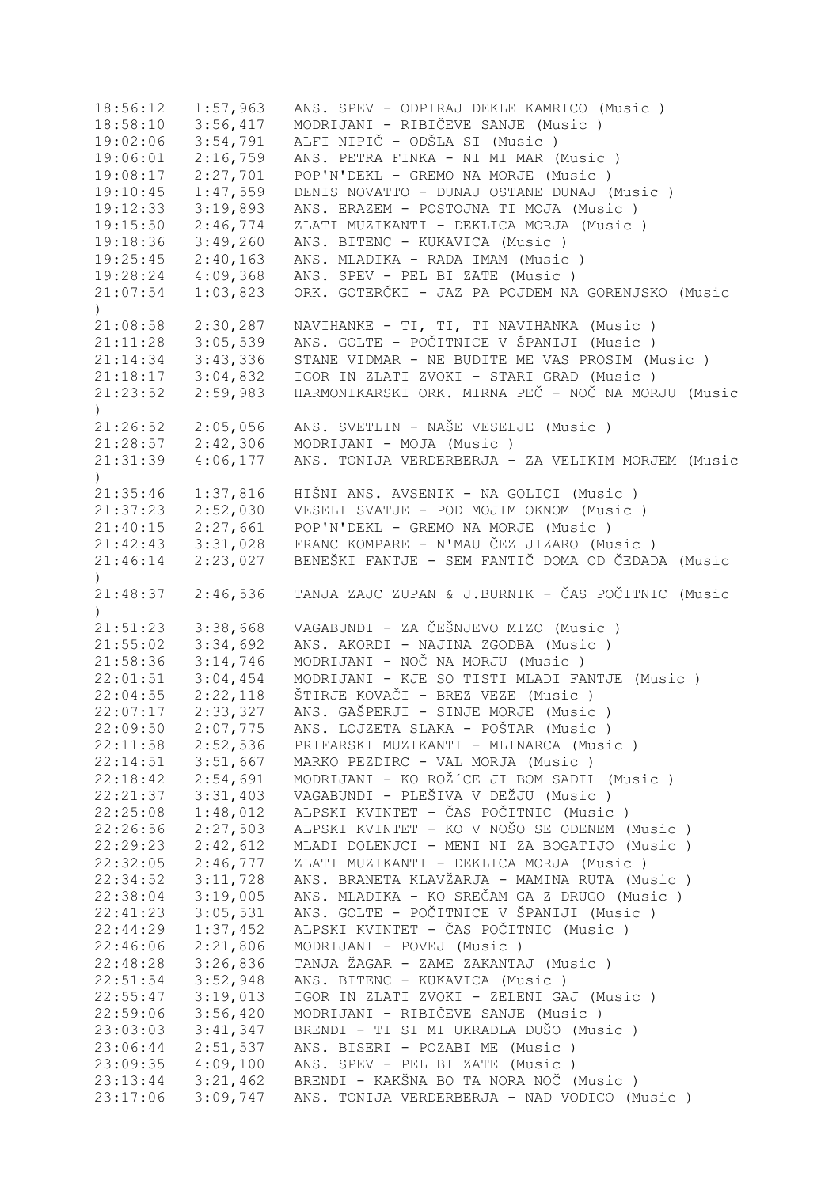```
18:56:12   1:57,963   ANS. SPEV - ODPIRAJ DEKLE KAMRICO (Music )
18:58:10   3:56,417   MODRIJANI - RIBIČEVE SANJE (Music )
19:02:06   3:54,791   ALFI NIPIČ - ODŠLA SI (Music )
19:06:01   2:16,759   ANS. PETRA FINKA - NI MI MAR (Music )
19:08:17   2:27,701   POP'N'DEKL - GREMO NA MORJE (Music )
19:10:45   1:47,559   DENIS NOVATTO - DUNAJ OSTANE DUNAJ (Music )
19:12:33   3:19,893   ANS. ERAZEM - POSTOJNA TI MOJA (Music )
19:15:50   2:46,774   ZLATI MUZIKANTI - DEKLICA MORJA (Music )
19:18:36   3:49,260   ANS. BITENC - KUKAVICA (Music )
19:25:45   2:40,163   ANS. MLADIKA - RADA IMAM (Music )
19:28:24   4:09,368   ANS. SPEV - PEL BI ZATE (Music )
21:07:54   1:03,823   ORK. GOTERČKI - JAZ PA POJDEM NA GORENJSKO (Music
)
21:08:58   2:30,287   NAVIHANKE - TI, TI, TI NAVIHANKA (Music )
21:11:28   3:05,539   ANS. GOLTE - POČITNICE V ŠPANIJI (Music )
21:14:34   3:43,336   STANE VIDMAR - NE BUDITE ME VAS PROSIM (Music )
21:18:17   3:04,832   IGOR IN ZLATI ZVOKI - STARI GRAD (Music )
21:23:52   2:59,983   HARMONIKARSKI ORK. MIRNA PEČ - NOČ NA MORJU (Music
)
21:26:52   2:05,056   ANS. SVETLIN - NAŠE VESELJE (Music )
21:28:57   2:42,306   MODRIJANI - MOJA (Music )
21:31:39   4:06,177   ANS. TONIJA VERDERBERJA - ZA VELIKIM MORJEM (Music
)
21:35:46   1:37,816   HIŠNI ANS. AVSENIK - NA GOLICI (Music )
21:37:23   2:52,030   VESELI SVATJE - POD MOJIM OKNOM (Music )
21:40:15   2:27,661   POP'N'DEKL - GREMO NA MORJE (Music )
21:42:43   3:31,028   FRANC KOMPARE - N'MAU ČEZ JIZARO (Music )
21:46:14   2:23,027   BENEŠKI FANTJE - SEM FANTIČ DOMA OD ČEDADA (Music
)
21:48:37   2:46,536   TANJA ZAJC ZUPAN & J.BURNIK - ČAS POČITNIC (Music
)
21:51:23   3:38,668   VAGABUNDI - ZA ČEŠNJEVO MIZO (Music )
21:55:02   3:34,692   ANS. AKORDI - NAJINA ZGODBA (Music )
21:58:36   3:14,746   MODRIJANI - NOČ NA MORJU (Music )
22:01:51   3:04,454   MODRIJANI - KJE SO TISTI MLADI FANTJE (Music )
22:04:55   2:22,118   ŠTIRJE KOVAČI - BREZ VEZE (Music )
22:07:17   2:33,327   ANS. GAŠPERJI - SINJE MORJE (Music )
22:09:50   2:07,775   ANS. LOJZETA SLAKA - POŠTAR (Music )
22:11:58   2:52,536   PRIFARSKI MUZIKANTI - MLINARCA (Music )
22:14:51   3:51,667   MARKO PEZDIRC - VAL MORJA (Music )
22:18:42   2:54,691   MODRIJANI - KO ROŽ´CE JI BOM SADIL (Music )
22:21:37   3:31,403   VAGABUNDI - PLEŠIVA V DEŽJU (Music )
22:25:08   1:48,012   ALPSKI KVINTET - ČAS POČITNIC (Music )
22:26:56   2:27,503   ALPSKI KVINTET - KO V NOŠO SE ODENEM (Music )
22:29:23   2:42,612   MLADI DOLENJCI - MENI NI ZA BOGATIJO (Music )
22:32:05   2:46,777   ZLATI MUZIKANTI - DEKLICA MORJA (Music )
22:34:52   3:11,728   ANS. BRANETA KLAVŽARJA - MAMINA RUTA (Music )
22:38:04   3:19,005   ANS. MLADIKA - KO SREČAM GA Z DRUGO (Music )
22:41:23   3:05,531   ANS. GOLTE - POČITNICE V ŠPANIJI (Music )
22:44:29   1:37,452   ALPSKI KVINTET - ČAS POČITNIC (Music )
22:46:06   2:21,806   MODRIJANI - POVEJ (Music )
22:48:28   3:26,836   TANJA ŽAGAR - ZAME ZAKANTAJ (Music )
22:51:54   3:52,948   ANS. BITENC - KUKAVICA (Music )
22:55:47   3:19,013   IGOR IN ZLATI ZVOKI - ZELENI GAJ (Music )
22:59:06   3:56,420   MODRIJANI - RIBIČEVE SANJE (Music )
23:03:03   3:41,347   BRENDI - TI SI MI UKRADLA DUŠO (Music )
23:06:44   2:51,537   ANS. BISERI - POZABI ME (Music )
23:09:35   4:09,100   ANS. SPEV - PEL BI ZATE (Music )
23:13:44   3:21,462   BRENDI - KAKŠNA BO TA NORA NOČ (Music )
23:17:06   3:09,747   ANS. TONIJA VERDERBERJA - NAD VODICO (Music )
```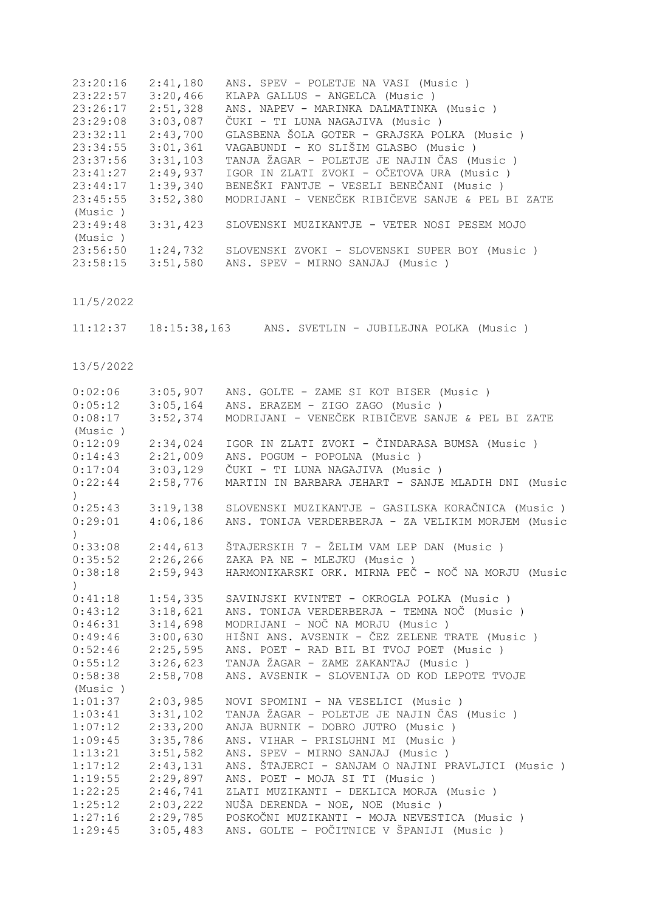23:20:16 2:41,180 ANS. SPEV - POLETJE NA VASI (Music )
23:22:57 3:20,466 KLAPA GALLUS - ANGELCA (Music )
23:26:17 2:51,328 ANS. NAPEV - MARINKA DALMATINKA (Music )
23:29:08 3:03,087 ČUKI - TI LUNA NAGAJIVA (Music )
23:32:11 2:43,700 GLASBENA ŠOLA GOTER - GRAJSKA POLKA (Music )
23:34:55 3:01,361 VAGABUNDI - KO SLIŠIM GLASBO (Music )
23:37:56 3:31,103 TANJA ŽAGAR - POLETJE JE NAJIN ČAS (Music )
23:41:27 2:49,937 IGOR IN ZLATI ZVOKI - OČETOVA URA (Music )
23:44:17 1:39,340 BENEŠKI FANTJE - VESELI BENEČANI (Music )
23:45:55 3:52,380 MODRIJANI - VENEČEK RIBIČEVE SANJE & PEL BI ZATE (Music )
23:49:48 3:31,423 SLOVENSKI MUZIKANTJE - VETER NOSI PESEM MOJO (Music )
23:56:50 1:24,732 SLOVENSKI ZVOKI - SLOVENSKI SUPER BOY (Music )
23:58:15 3:51,580 ANS. SPEV - MIRNO SANJAJ (Music )

11/5/2022

11:12:37 18:15:38,163 ANS. SVETLIN - JUBILEJNA POLKA (Music )

13/5/2022

0:02:06 3:05,907 ANS. GOLTE - ZAME SI KOT BISER (Music )
0:05:12 3:05,164 ANS. ERAZEM - ZIGO ZAGO (Music )
0:08:17 3:52,374 MODRIJANI - VENEČEK RIBIČEVE SANJE & PEL BI ZATE (Music )
0:12:09 2:34,024 IGOR IN ZLATI ZVOKI - ČINDARASA BUMSA (Music )
0:14:43 2:21,009 ANS. POGUM - POPOLNA (Music )
0:17:04 3:03,129 ČUKI - TI LUNA NAGAJIVA (Music )
0:22:44 2:58,776 MARTIN IN BARBARA JEHART - SANJE MLADIH DNI (Music )
0:25:43 3:19,138 SLOVENSKI MUZIKANTJE - GASILSKA KORAČNICA (Music )
0:29:01 4:06,186 ANS. TONIJA VERDERBERJA - ZA VELIKIM MORJEM (Music )
0:33:08 2:44,613 ŠTAJERSKIH 7 - ŽELIM VAM LEP DAN (Music )
0:35:52 2:26,266 ZAKA PA NE - MLEJKU (Music )
0:38:18 2:59,943 HARMONIKARSKI ORK. MIRNA PEČ - NOČ NA MORJU (Music )
0:41:18 1:54,335 SAVINJSKI KVINTET - OKROGLA POLKA (Music )
0:43:12 3:18,621 ANS. TONIJA VERDERBERJA - TEMNA NOČ (Music )
0:46:31 3:14,698 MODRIJANI - NOČ NA MORJU (Music )
0:49:46 3:00,630 HIŠNI ANS. AVSENIK - ČEZ ZELENE TRATE (Music )
0:52:46 2:25,595 ANS. POET - RAD BIL BI TVOJ POET (Music )
0:55:12 3:26,623 TANJA ŽAGAR - ZAME ZAKANTAJ (Music )
0:58:38 2:58,708 ANS. AVSENIK - SLOVENIJA OD KOD LEPOTE TVOJE (Music )
1:01:37 2:03,985 NOVI SPOMINI - NA VESELICI (Music )
1:03:41 3:31,102 TANJA ŽAGAR - POLETJE JE NAJIN ČAS (Music )
1:07:12 2:33,200 ANJA BURNIK - DOBRO JUTRO (Music )
1:09:45 3:35,786 ANS. VIHAR - PRISLUHNI MI (Music )
1:13:21 3:51,582 ANS. SPEV - MIRNO SANJAJ (Music )
1:17:12 2:43,131 ANS. ŠTAJERCI - SANJAM O NAJINI PRAVLJICI (Music )
1:19:55 2:29,897 ANS. POET - MOJA SI TI (Music )
1:22:25 2:46,741 ZLATI MUZIKANTI - DEKLICA MORJA (Music )
1:25:12 2:03,222 NUŠA DERENDA - NOE, NOE (Music )
1:27:16 2:29,785 POSKOČNI MUZIKANTI - MOJA NEVESTICA (Music )
1:29:45 3:05,483 ANS. GOLTE - POČITNICE V ŠPANIJI (Music )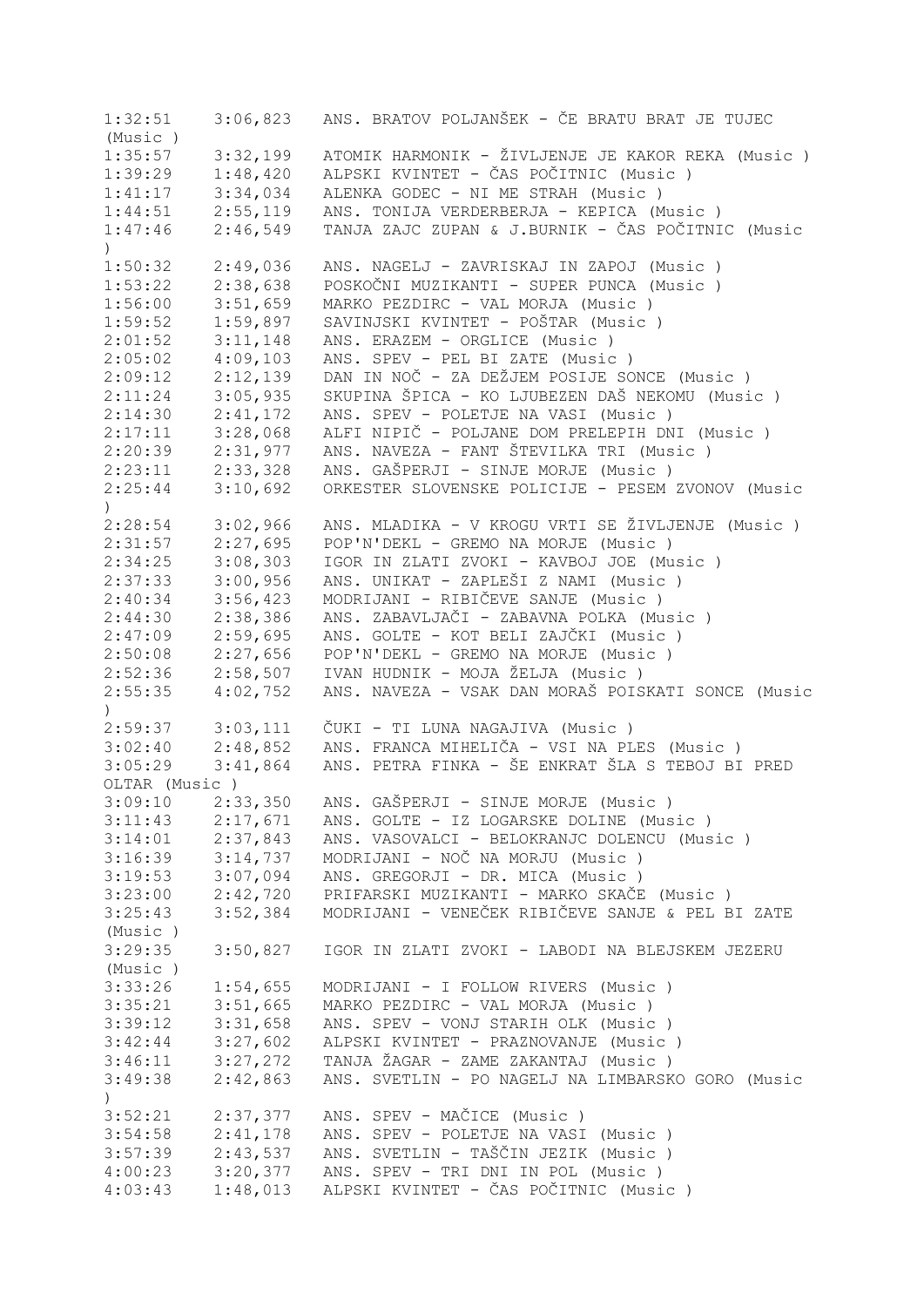| | | |
|---|---|---|
| 1:32:51 | 3:06,823 | ANS. BRATOV POLJANŠEK - ČE BRATU BRAT JE TUJEC (Music ) |
| 1:35:57 | 3:32,199 | ATOMIK HARMONIK - ŽIVLJENJE JE KAKOR REKA (Music ) |
| 1:39:29 | 1:48,420 | ALPSKI KVINTET - ČAS POČITNIC (Music ) |
| 1:41:17 | 3:34,034 | ALENKA GODEC - NI ME STRAH (Music ) |
| 1:44:51 | 2:55,119 | ANS. TONIJA VERDERBERJA - KEPICA (Music ) |
| 1:47:46 | 2:46,549 | TANJA ZAJC ZUPAN & J.BURNIK - ČAS POČITNIC (Music ) |
| 1:50:32 | 2:49,036 | ANS. NAGELJ - ZAVRISKAJ IN ZAPOJ (Music ) |
| 1:53:22 | 2:38,638 | POSKOČNI MUZIKANTI - SUPER PUNCA (Music ) |
| 1:56:00 | 3:51,659 | MARKO PEZDIRC - VAL MORJA (Music ) |
| 1:59:52 | 1:59,897 | SAVINJSKI KVINTET - POŠTAR (Music ) |
| 2:01:52 | 3:11,148 | ANS. ERAZEM - ORGLICE (Music ) |
| 2:05:02 | 4:09,103 | ANS. SPEV - PEL BI ZATE (Music ) |
| 2:09:12 | 2:12,139 | DAN IN NOČ - ZA DEŽJEM POSIJE SONCE (Music ) |
| 2:11:24 | 3:05,935 | SKUPINA ŠPICA - KO LJUBEZEN DAŠ NEKOMU (Music ) |
| 2:14:30 | 2:41,172 | ANS. SPEV - POLETJE NA VASI (Music ) |
| 2:17:11 | 3:28,068 | ALFI NIPIČ - POLJANE DOM PRELEPIH DNI (Music ) |
| 2:20:39 | 2:31,977 | ANS. NAVEZA - FANT ŠTEVILKA TRI (Music ) |
| 2:23:11 | 2:33,328 | ANS. GAŠPERJI - SINJE MORJE (Music ) |
| 2:25:44 | 3:10,692 | ORKESTER SLOVENSKE POLICIJE - PESEM ZVONOV (Music ) |
| 2:28:54 | 3:02,966 | ANS. MLADIKA - V KROGU VRTI SE ŽIVLJENJE (Music ) |
| 2:31:57 | 2:27,695 | POP'N'DEKL - GREMO NA MORJE (Music ) |
| 2:34:25 | 3:08,303 | IGOR IN ZLATI ZVOKI - KAVBOJ JOE (Music ) |
| 2:37:33 | 3:00,956 | ANS. UNIKAT - ZAPLEŠI Z NAMI (Music ) |
| 2:40:34 | 3:56,423 | MODRIJANI - RIBIČEVE SANJE (Music ) |
| 2:44:30 | 2:38,386 | ANS. ZABAVLJAČI - ZABAVNA POLKA (Music ) |
| 2:47:09 | 2:59,695 | ANS. GOLTE - KOT BELI ZAJČKI (Music ) |
| 2:50:08 | 2:27,656 | POP'N'DEKL - GREMO NA MORJE (Music ) |
| 2:52:36 | 2:58,507 | IVAN HUDNIK - MOJA ŽELJA (Music ) |
| 2:55:35 | 4:02,752 | ANS. NAVEZA - VSAK DAN MORAŠ POISKATI SONCE (Music ) |
| 2:59:37 | 3:03,111 | ČUKI - TI LUNA NAGAJIVA (Music ) |
| 3:02:40 | 2:48,852 | ANS. FRANCA MIHELIČA - VSI NA PLES (Music ) |
| 3:05:29 | 3:41,864 | ANS. PETRA FINKA - ŠE ENKRAT ŠLA S TEBOJ BI PRED OLTAR (Music ) |
| 3:09:10 | 2:33,350 | ANS. GAŠPERJI - SINJE MORJE (Music ) |
| 3:11:43 | 2:17,671 | ANS. GOLTE - IZ LOGARSKE DOLINE (Music ) |
| 3:14:01 | 2:37,843 | ANS. VASOVALCI - BELOKRANJC DOLENCU (Music ) |
| 3:16:39 | 3:14,737 | MODRIJANI - NOČ NA MORJU (Music ) |
| 3:19:53 | 3:07,094 | ANS. GREGORJI - DR. MICA (Music ) |
| 3:23:00 | 2:42,720 | PRIFARSKI MUZIKANTI - MARKO SKAČE (Music ) |
| 3:25:43 | 3:52,384 | MODRIJANI - VENEČEK RIBIČEVE SANJE & PEL BI ZATE (Music ) |
| 3:29:35 | 3:50,827 | IGOR IN ZLATI ZVOKI - LABODI NA BLEJSKEM JEZERU (Music ) |
| 3:33:26 | 1:54,655 | MODRIJANI - I FOLLOW RIVERS (Music ) |
| 3:35:21 | 3:51,665 | MARKO PEZDIRC - VAL MORJA (Music ) |
| 3:39:12 | 3:31,658 | ANS. SPEV - VONJ STARIH OLK (Music ) |
| 3:42:44 | 3:27,602 | ALPSKI KVINTET - PRAZNOVANJE (Music ) |
| 3:46:11 | 3:27,272 | TANJA ŽAGAR - ZAME ZAKANTAJ (Music ) |
| 3:49:38 | 2:42,863 | ANS. SVETLIN - PO NAGELJ NA LIMBARSKO GORO (Music ) |
| 3:52:21 | 2:37,377 | ANS. SPEV - MAČICE (Music ) |
| 3:54:58 | 2:41,178 | ANS. SPEV - POLETJE NA VASI (Music ) |
| 3:57:39 | 2:43,537 | ANS. SVETLIN - TAŠČIN JEZIK (Music ) |
| 4:00:23 | 3:20,377 | ANS. SPEV - TRI DNI IN POL (Music ) |
| 4:03:43 | 1:48,013 | ALPSKI KVINTET - ČAS POČITNIC (Music ) |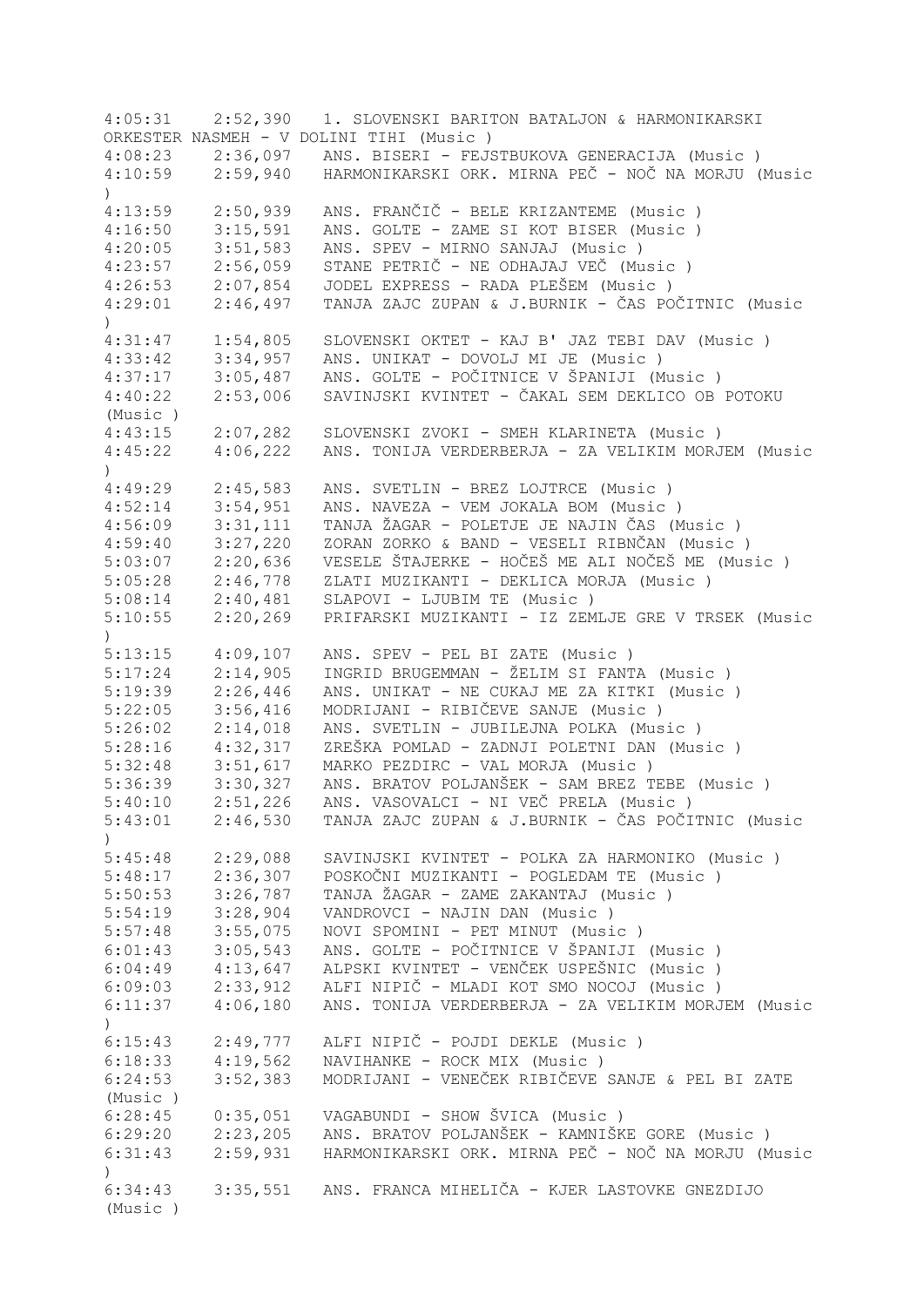| | | |
|---|---|---|
| 4:05:31 | 2:52,390 | 1. SLOVENSKI BARITON BATALJON & HARMONIKARSKI ORKESTER NASMEH - V DOLINI TIHI (Music ) |
| 4:08:23 | 2:36,097 | ANS. BISERI - FEJSTBUKOVA GENERACIJA (Music ) |
| 4:10:59 | 2:59,940 | HARMONIKARSKI ORK. MIRNA PEČ - NOČ NA MORJU (Music ) |
| 4:13:59 | 2:50,939 | ANS. FRANČIČ - BELE KRIZANTEME (Music ) |
| 4:16:50 | 3:15,591 | ANS. GOLTE - ZAME SI KOT BISER (Music ) |
| 4:20:05 | 3:51,583 | ANS. SPEV - MIRNO SANJAJ (Music ) |
| 4:23:57 | 2:56,059 | STANE PETRIČ - NE ODHAJAJ VEČ (Music ) |
| 4:26:53 | 2:07,854 | JODEL EXPRESS - RADA PLEŠEM (Music ) |
| 4:29:01 | 2:46,497 | TANJA ZAJC ZUPAN & J.BURNIK - ČAS POČITNIC (Music ) |
| 4:31:47 | 1:54,805 | SLOVENSKI OKTET - KAJ B' JAZ TEBI DAV (Music ) |
| 4:33:42 | 3:34,957 | ANS. UNIKAT - DOVOLJ MI JE (Music ) |
| 4:37:17 | 3:05,487 | ANS. GOLTE - POČITNICE V ŠPANIJI (Music ) |
| 4:40:22 | 2:53,006 | SAVINJSKI KVINTET - ČAKAL SEM DEKLICO OB POTOKU (Music ) |
| 4:43:15 | 2:07,282 | SLOVENSKI ZVOKI - SMEH KLARINETA (Music ) |
| 4:45:22 | 4:06,222 | ANS. TONIJA VERDERBERJA - ZA VELIKIM MORJEM (Music ) |
| 4:49:29 | 2:45,583 | ANS. SVETLIN - BREZ LOJTRCE (Music ) |
| 4:52:14 | 3:54,951 | ANS. NAVEZA - VEM JOKALA BOM (Music ) |
| 4:56:09 | 3:31,111 | TANJA ŽAGAR - POLETJE JE NAJIN ČAS (Music ) |
| 4:59:40 | 3:27,220 | ZORAN ZORKO & BAND - VESELI RIBNČAN (Music ) |
| 5:03:07 | 2:20,636 | VESELE ŠTAJERKE - HOČEŠ ME ALI NOČEŠ ME (Music ) |
| 5:05:28 | 2:46,778 | ZLATI MUZIKANTI - DEKLICA MORJA (Music ) |
| 5:08:14 | 2:40,481 | SLAPOVI - LJUBIM TE (Music ) |
| 5:10:55 | 2:20,269 | PRIFARSKI MUZIKANTI - IZ ZEMLJE GRE V TRSEK (Music ) |
| 5:13:15 | 4:09,107 | ANS. SPEV - PEL BI ZATE (Music ) |
| 5:17:24 | 2:14,905 | INGRID BRUGEMMAN - ŽELIM SI FANTA (Music ) |
| 5:19:39 | 2:26,446 | ANS. UNIKAT - NE CUKAJ ME ZA KITKI (Music ) |
| 5:22:05 | 3:56,416 | MODRIJANI - RIBIČEVE SANJE (Music ) |
| 5:26:02 | 2:14,018 | ANS. SVETLIN - JUBILEJNA POLKA (Music ) |
| 5:28:16 | 4:32,317 | ZREŠKA POMLAD - ZADNJI POLETNI DAN (Music ) |
| 5:32:48 | 3:51,617 | MARKO PEZDIRC - VAL MORJA (Music ) |
| 5:36:39 | 3:30,327 | ANS. BRATOV POLJANŠEK - SAM BREZ TEBE (Music ) |
| 5:40:10 | 2:51,226 | ANS. VASOVALCI - NI VEČ PRELA (Music ) |
| 5:43:01 | 2:46,530 | TANJA ZAJC ZUPAN & J.BURNIK - ČAS POČITNIC (Music ) |
| 5:45:48 | 2:29,088 | SAVINJSKI KVINTET - POLKA ZA HARMONIKO (Music ) |
| 5:48:17 | 2:36,307 | POSKOČNI MUZIKANTI - POGLEDAM TE (Music ) |
| 5:50:53 | 3:26,787 | TANJA ŽAGAR - ZAME ZAKANTAJ (Music ) |
| 5:54:19 | 3:28,904 | VANDROVCI - NAJIN DAN (Music ) |
| 5:57:48 | 3:55,075 | NOVI SPOMINI - PET MINUT (Music ) |
| 6:01:43 | 3:05,543 | ANS. GOLTE - POČITNICE V ŠPANIJI (Music ) |
| 6:04:49 | 4:13,647 | ALPSKI KVINTET - VENČEK USPEŠNIC (Music ) |
| 6:09:03 | 2:33,912 | ALFI NIPIČ - MLADI KOT SMO NOCOJ (Music ) |
| 6:11:37 | 4:06,180 | ANS. TONIJA VERDERBERJA - ZA VELIKIM MORJEM (Music ) |
| 6:15:43 | 2:49,777 | ALFI NIPIČ - POJDI DEKLE (Music ) |
| 6:18:33 | 4:19,562 | NAVIHANKE - ROCK MIX (Music ) |
| 6:24:53 | 3:52,383 | MODRIJANI - VENEČEK RIBIČEVE SANJE & PEL BI ZATE (Music ) |
| 6:28:45 | 0:35,051 | VAGABUNDI - SHOW ŠVICA (Music ) |
| 6:29:20 | 2:23,205 | ANS. BRATOV POLJANŠEK - KAMNIŠKE GORE (Music ) |
| 6:31:43 | 2:59,931 | HARMONIKARSKI ORK. MIRNA PEČ - NOČ NA MORJU (Music ) |
| 6:34:43 | 3:35,551 | ANS. FRANCA MIHELIČA - KJER LASTOVKE GNEZDIJO (Music ) |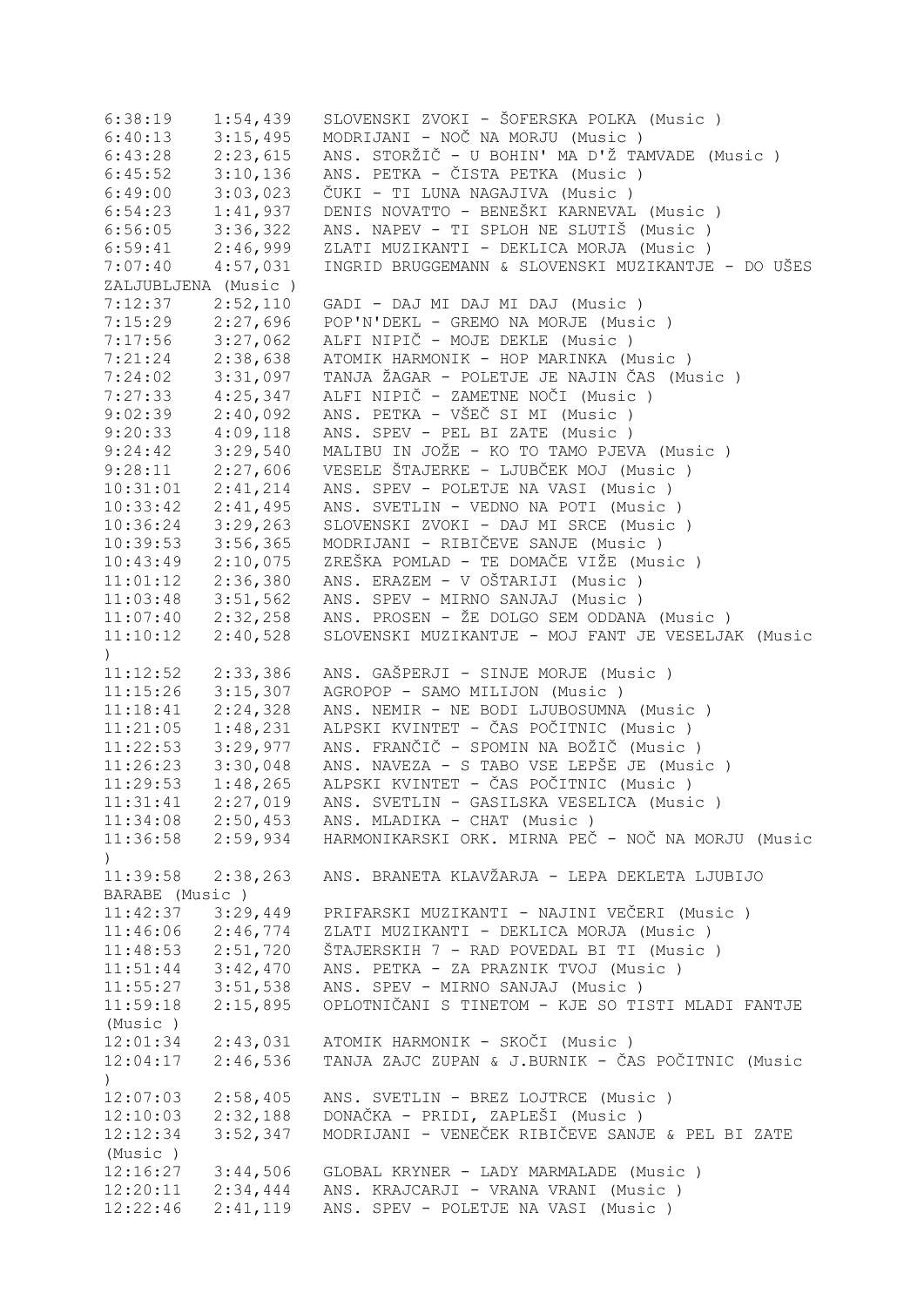```
6:38:19    1:54,439   SLOVENSKI ZVOKI - ŠOFERSKA POLKA (Music )
6:40:13    3:15,495   MODRIJANI - NOČ NA MORJU (Music )
6:43:28    2:23,615   ANS. STORŽIČ - U BOHIN' MA D'Ž TAMVADE (Music )
6:45:52    3:10,136   ANS. PETKA - ČISTA PETKA (Music )
6:49:00    3:03,023   ČUKI - TI LUNA NAGAJIVA (Music )
6:54:23    1:41,937   DENIS NOVATTO - BENEŠKI KARNEVAL (Music )
6:56:05    3:36,322   ANS. NAPEV - TI SPLOH NE SLUTIŠ (Music )
6:59:41    2:46,999   ZLATI MUZIKANTI - DEKLICA MORJA (Music )
7:07:40    4:57,031   INGRID BRUGGEMANN & SLOVENSKI MUZIKANTJE - DO UŠES
ZALJUBLJENA (Music )
7:12:37    2:52,110   GADI - DAJ MI DAJ MI DAJ (Music )
7:15:29    2:27,696   POP'N'DEKL - GREMO NA MORJE (Music )
7:17:56    3:27,062   ALFI NIPIČ - MOJE DEKLE (Music )
7:21:24    2:38,638   ATOMIK HARMONIK - HOP MARINKA (Music )
7:24:02    3:31,097   TANJA ŽAGAR - POLETJE JE NAJIN ČAS (Music )
7:27:33    4:25,347   ALFI NIPIČ - ZAMETNE NOČI (Music )
9:02:39    2:40,092   ANS. PETKA - VŠEČ SI MI (Music )
9:20:33    4:09,118   ANS. SPEV - PEL BI ZATE (Music )
9:24:42    3:29,540   MALIBU IN JOŽE - KO TO TAMO PJEVA (Music )
9:28:11    2:27,606   VESELE ŠTAJERKE - LJUBČEK MOJ (Music )
10:31:01   2:41,214   ANS. SPEV - POLETJE NA VASI (Music )
10:33:42   2:41,495   ANS. SVETLIN - VEDNO NA POTI (Music )
10:36:24   3:29,263   SLOVENSKI ZVOKI - DAJ MI SRCE (Music )
10:39:53   3:56,365   MODRIJANI - RIBIČEVE SANJE (Music )
10:43:49   2:10,075   ZREŠKA POMLAD - TE DOMAČE VIŽE (Music )
11:01:12   2:36,380   ANS. ERAZEM - V OŠTARIJI (Music )
11:03:48   3:51,562   ANS. SPEV - MIRNO SANJAJ (Music )
11:07:40   2:32,258   ANS. PROSEN - ŽE DOLGO SEM ODDANA (Music )
11:10:12   2:40,528   SLOVENSKI MUZIKANTJE - MOJ FANT JE VESELJAK (Music
)
11:12:52   2:33,386   ANS. GAŠPERJI - SINJE MORJE (Music )
11:15:26   3:15,307   AGROPOP - SAMO MILIJON (Music )
11:18:41   2:24,328   ANS. NEMIR - NE BODI LJUBOSUMNA (Music )
11:21:05   1:48,231   ALPSKI KVINTET - ČAS POČITNIC (Music )
11:22:53   3:29,977   ANS. FRANČIČ - SPOMIN NA BOŽIČ (Music )
11:26:23   3:30,048   ANS. NAVEZA - S TABO VSE LEPŠE JE (Music )
11:29:53   1:48,265   ALPSKI KVINTET - ČAS POČITNIC (Music )
11:31:41   2:27,019   ANS. SVETLIN - GASILSKA VESELICA (Music )
11:34:08   2:50,453   ANS. MLADIKA - CHAT (Music )
11:36:58   2:59,934   HARMONIKARSKI ORK. MIRNA PEČ - NOČ NA MORJU (Music
)
11:39:58   2:38,263   ANS. BRANETA KLAVŽARJA - LEPA DEKLETA LJUBIJO
BARABE (Music )
11:42:37   3:29,449   PRIFARSKI MUZIKANTI - NAJINI VEČERI (Music )
11:46:06   2:46,774   ZLATI MUZIKANTI - DEKLICA MORJA (Music )
11:48:53   2:51,720   ŠTAJERSKIH 7 - RAD POVEDAL BI TI (Music )
11:51:44   3:42,470   ANS. PETKA - ZA PRAZNIK TVOJ (Music )
11:55:27   3:51,538   ANS. SPEV - MIRNO SANJAJ (Music )
11:59:18   2:15,895   OPLOTNIČANI S TINETOM - KJE SO TISTI MLADI FANTJE
(Music )
12:01:34   2:43,031   ATOMIK HARMONIK - SKOČI (Music )
12:04:17   2:46,536   TANJA ZAJC ZUPAN & J.BURNIK - ČAS POČITNIC (Music
)
12:07:03   2:58,405   ANS. SVETLIN - BREZ LOJTRCE (Music )
12:10:03   2:32,188   DONAČKA - PRIDI, ZAPLEŠI (Music )
12:12:34   3:52,347   MODRIJANI - VENEČEK RIBIČEVE SANJE & PEL BI ZATE
(Music )
12:16:27   3:44,506   GLOBAL KRYNER - LADY MARMALADE (Music )
12:20:11   2:34,444   ANS. KRAJCARJI - VRANA VRANI (Music )
12:22:46   2:41,119   ANS. SPEV - POLETJE NA VASI (Music )
```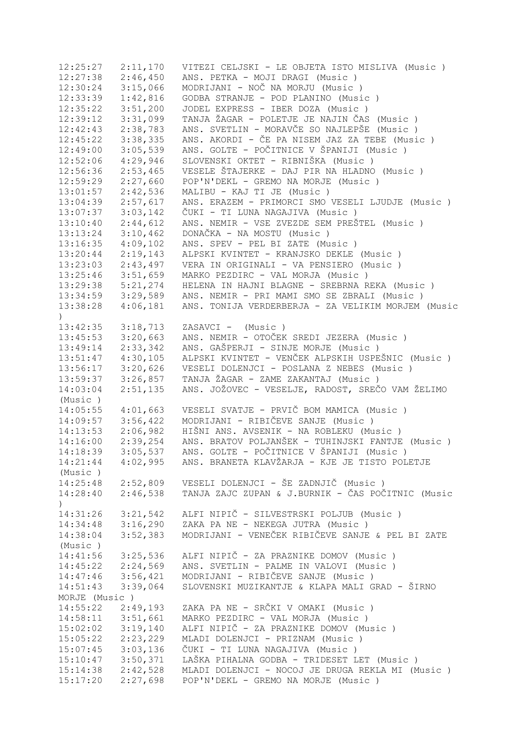```
12:25:27   2:11,170   VITEZI CELJSKI - LE OBJETA ISTO MISLIVA (Music )
12:27:38   2:46,450   ANS. PETKA - MOJI DRAGI (Music )
12:30:24   3:15,066   MODRIJANI - NOČ NA MORJU (Music )
12:33:39   1:42,816   GODBA STRANJE - POD PLANINO (Music )
12:35:22   3:51,200   JODEL EXPRESS - IBER DOZA (Music )
12:39:12   3:31,099   TANJA ŽAGAR - POLETJE JE NAJIN ČAS (Music )
12:42:43   2:38,783   ANS. SVETLIN - MORAVČE SO NAJLEPŠE (Music )
12:45:22   3:38,335   ANS. AKORDI - ČE PA NISEM JAZ ZA TEBE (Music )
12:49:00   3:05,539   ANS. GOLTE - POČITNICE V ŠPANIJI (Music )
12:52:06   4:29,946   SLOVENSKI OKTET - RIBNIŠKA (Music )
12:56:36   2:53,465   VESELE ŠTAJERKE - DAJ PIR NA HLADNO (Music )
12:59:29   2:27,660   POP'N'DEKL - GREMO NA MORJE (Music )
13:01:57   2:42,536   MALIBU - KAJ TI JE (Music )
13:04:39   2:57,617   ANS. ERAZEM - PRIMORCI SMO VESELI LJUDJE (Music )
13:07:37   3:03,142   ČUKI - TI LUNA NAGAJIVA (Music )
13:10:40   2:44,612   ANS. NEMIR - VSE ZVEZDE SEM PREŠTEL (Music )
13:13:24   3:10,462   DONAČKA - NA MOSTU (Music )
13:16:35   4:09,102   ANS. SPEV - PEL BI ZATE (Music )
13:20:44   2:19,143   ALPSKI KVINTET - KRANJSKO DEKLE (Music )
13:23:03   2:43,497   VERA IN ORIGINALI - VA PENSIERO (Music )
13:25:46   3:51,659   MARKO PEZDIRC - VAL MORJA (Music )
13:29:38   5:21,274   HELENA IN HAJNI BLAGNE - SREBRNA REKA (Music )
13:34:59   3:29,589   ANS. NEMIR - PRI MAMI SMO SE ZBRALI (Music )
13:38:28   4:06,181   ANS. TONIJA VERDERBERJA - ZA VELIKIM MORJEM (Music
)
13:42:35   3:18,713   ZASAVCI -  (Music )
13:45:53   3:20,663   ANS. NEMIR - OTOČEK SREDI JEZERA (Music )
13:49:14   2:33,342   ANS. GAŠPERJI - SINJE MORJE (Music )
13:51:47   4:30,105   ALPSKI KVINTET - VENČEK ALPSKIH USPEŠNIC (Music )
13:56:17   3:20,626   VESELI DOLENJCI - POSLANA Z NEBES (Music )
13:59:37   3:26,857   TANJA ŽAGAR - ZAME ZAKANTAJ (Music )
14:03:04   2:51,135   ANS. JOŽOVEC - VESELJE, RADOST, SREČO VAM ŽELIMO
(Music )
14:05:55   4:01,663   VESELI SVATJE - PRVIČ BOM MAMICA (Music )
14:09:57   3:56,422   MODRIJANI - RIBIČEVE SANJE (Music )
14:13:53   2:06,982   HIŠNI ANS. AVSENIK - NA ROBLEKU (Music )
14:16:00   2:39,254   ANS. BRATOV POLJANŠEK - TUHINJSKI FANTJE (Music )
14:18:39   3:05,537   ANS. GOLTE - POČITNICE V ŠPANIJI (Music )
14:21:44   4:02,995   ANS. BRANETA KLAVŽARJA - KJE JE TISTO POLETJE
(Music )
14:25:48   2:52,809   VESELI DOLENJCI - ŠE ZADNJIČ (Music )
14:28:40   2:46,538   TANJA ZAJC ZUPAN & J.BURNIK - ČAS POČITNIC (Music
)
14:31:26   3:21,542   ALFI NIPIČ - SILVESTRSKI POLJUB (Music )
14:34:48   3:16,290   ZAKA PA NE - NEKEGA JUTRA (Music )
14:38:04   3:52,383   MODRIJANI - VENEČEK RIBIČEVE SANJE & PEL BI ZATE
(Music )
14:41:56   3:25,536   ALFI NIPIČ - ZA PRAZNIKE DOMOV (Music )
14:45:22   2:24,569   ANS. SVETLIN - PALME IN VALOVI (Music )
14:47:46   3:56,421   MODRIJANI - RIBIČEVE SANJE (Music )
14:51:43   3:39,064   SLOVENSKI MUZIKANTJE & KLAPA MALI GRAD - ŠIRNO
MORJE (Music )
14:55:22   2:49,193   ZAKA PA NE - SRČKI V OMAKI (Music )
14:58:11   3:51,661   MARKO PEZDIRC - VAL MORJA (Music )
15:02:02   3:19,140   ALFI NIPIČ - ZA PRAZNIKE DOMOV (Music )
15:05:22   2:23,229   MLADI DOLENJCI - PRIZNAM (Music )
15:07:45   3:03,136   ČUKI - TI LUNA NAGAJIVA (Music )
15:10:47   3:50,371   LAŠKA PIHALNA GODBA - TRIDESET LET (Music )
15:14:38   2:42,528   MLADI DOLENJCI - NOCOJ JE DRUGA REKLA MI (Music )
15:17:20   2:27,698   POP'N'DEKL - GREMO NA MORJE (Music )
```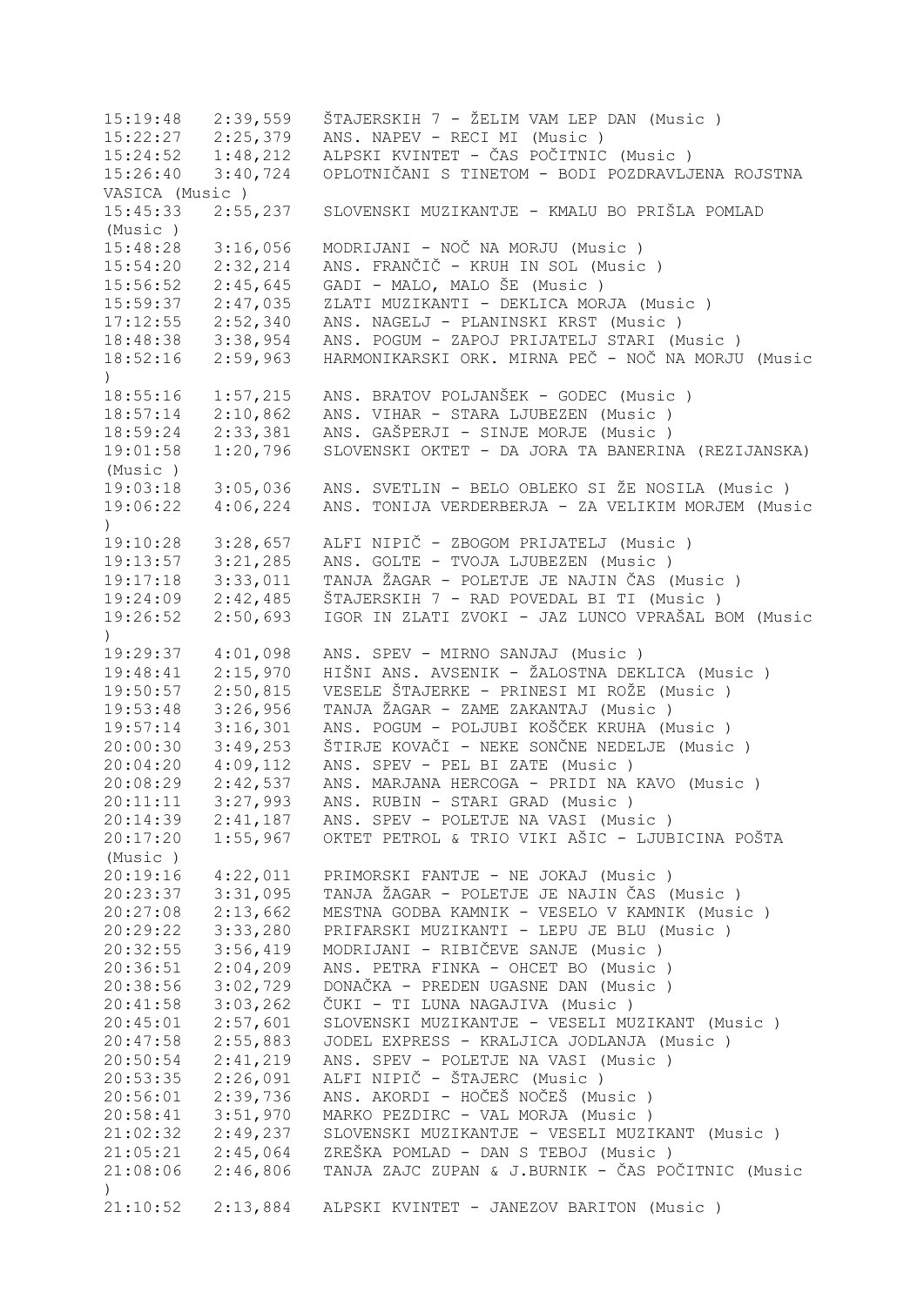15:19:48   2:39,559   ŠTAJERSKIH 7 - ŽELIM VAM LEP DAN (Music )
15:22:27   2:25,379   ANS. NAPEV - RECI MI (Music )
15:24:52   1:48,212   ALPSKI KVINTET - ČAS POČITNIC (Music )
15:26:40   3:40,724   OPLOTNIČANI S TINETOM - BODI POZDRAVLJENA ROJSTNA VASICA (Music )
15:45:33   2:55,237   SLOVENSKI MUZIKANTJE - KMALU BO PRIŠLA POMLAD (Music )
15:48:28   3:16,056   MODRIJANI - NOČ NA MORJU (Music )
15:54:20   2:32,214   ANS. FRANČIČ - KRUH IN SOL (Music )
15:56:52   2:45,645   GADI - MALO, MALO ŠE (Music )
15:59:37   2:47,035   ZLATI MUZIKANTI - DEKLICA MORJA (Music )
17:12:55   2:52,340   ANS. NAGELJ - PLANINSKI KRST (Music )
18:48:38   3:38,954   ANS. POGUM - ZAPOJ PRIJATELJ STARI (Music )
18:52:16   2:59,963   HARMONIKARSKI ORK. MIRNA PEČ - NOČ NA MORJU (Music )
18:55:16   1:57,215   ANS. BRATOV POLJANŠEK - GODEC (Music )
18:57:14   2:10,862   ANS. VIHAR - STARA LJUBEZEN (Music )
18:59:24   2:33,381   ANS. GAŠPERJI - SINJE MORJE (Music )
19:01:58   1:20,796   SLOVENSKI OKTET - DA JORA TA BANERINA (REZIJANSKA) (Music )
19:03:18   3:05,036   ANS. SVETLIN - BELO OBLEKO SI ŽE NOSILA (Music )
19:06:22   4:06,224   ANS. TONIJA VERDERBERJA - ZA VELIKIM MORJEM (Music )
19:10:28   3:28,657   ALFI NIPIČ - ZBOGOM PRIJATELJ (Music )
19:13:57   3:21,285   ANS. GOLTE - TVOJA LJUBEZEN (Music )
19:17:18   3:33,011   TANJA ŽAGAR - POLETJE JE NAJIN ČAS (Music )
19:24:09   2:42,485   ŠTAJERSKIH 7 - RAD POVEDAL BI TI (Music )
19:26:52   2:50,693   IGOR IN ZLATI ZVOKI - JAZ LUNCO VPRAŠAL BOM (Music )
19:29:37   4:01,098   ANS. SPEV - MIRNO SANJAJ (Music )
19:48:41   2:15,970   HIŠNI ANS. AVSENIK - ŽALOSTNA DEKLICA (Music )
19:50:57   2:50,815   VESELE ŠTAJERKE - PRINESI MI ROŽE (Music )
19:53:48   3:26,956   TANJA ŽAGAR - ZAME ZAKANTAJ (Music )
19:57:14   3:16,301   ANS. POGUM - POLJUBI KOŠČEK KRUHA (Music )
20:00:30   3:49,253   ŠTIRJE KOVAČI - NEKE SONČNE NEDELJE (Music )
20:04:20   4:09,112   ANS. SPEV - PEL BI ZATE (Music )
20:08:29   2:42,537   ANS. MARJANA HERCOGA - PRIDI NA KAVO (Music )
20:11:11   3:27,993   ANS. RUBIN - STARI GRAD (Music )
20:14:39   2:41,187   ANS. SPEV - POLETJE NA VASI (Music )
20:17:20   1:55,967   OKTET PETROL & TRIO VIKI AŠIC - LJUBICINA POŠTA (Music )
20:19:16   4:22,011   PRIMORSKI FANTJE - NE JOKAJ (Music )
20:23:37   3:31,095   TANJA ŽAGAR - POLETJE JE NAJIN ČAS (Music )
20:27:08   2:13,662   MESTNA GODBA KAMNIK - VESELO V KAMNIK (Music )
20:29:22   3:33,280   PRIFARSKI MUZIKANTI - LEPU JE BLU (Music )
20:32:55   3:56,419   MODRIJANI - RIBIČEVE SANJE (Music )
20:36:51   2:04,209   ANS. PETRA FINKA - OHCET BO (Music )
20:38:56   3:02,729   DONAČKA - PREDEN UGASNE DAN (Music )
20:41:58   3:03,262   ČUKI - TI LUNA NAGAJIVA (Music )
20:45:01   2:57,601   SLOVENSKI MUZIKANTJE - VESELI MUZIKANT (Music )
20:47:58   2:55,883   JODEL EXPRESS - KRALJICA JODLANJA (Music )
20:50:54   2:41,219   ANS. SPEV - POLETJE NA VASI (Music )
20:53:35   2:26,091   ALFI NIPIČ - ŠTAJERC (Music )
20:56:01   2:39,736   ANS. AKORDI - HOČEŠ NOČEŠ (Music )
20:58:41   3:51,970   MARKO PEZDIRC - VAL MORJA (Music )
21:02:32   2:49,237   SLOVENSKI MUZIKANTJE - VESELI MUZIKANT (Music )
21:05:21   2:45,064   ZREŠKA POMLAD - DAN S TEBOJ (Music )
21:08:06   2:46,806   TANJA ZAJC ZUPAN & J.BURNIK - ČAS POČITNIC (Music )
21:10:52   2:13,884   ALPSKI KVINTET - JANEZOV BARITON (Music )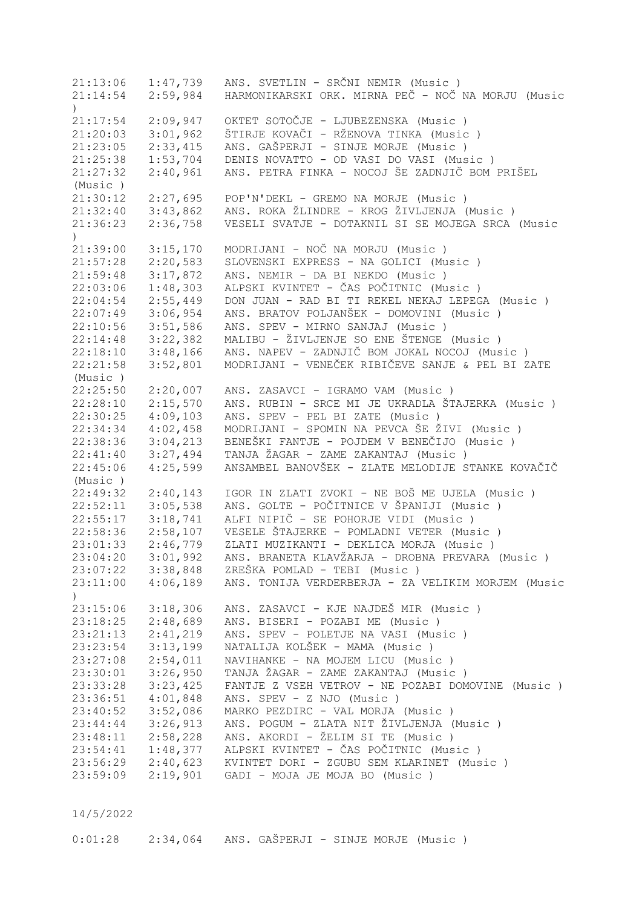| | | |
|---|---|---|
| 21:13:06 | 1:47,739 | ANS. SVETLIN - SRČNI NEMIR (Music ) |
| 21:14:54 | 2:59,984 | HARMONIKARSKI ORK. MIRNA PEČ - NOČ NA MORJU (Music ) |
| 21:17:54 | 2:09,947 | OKTET SOTOČJE - LJUBEZENSKA (Music ) |
| 21:20:03 | 3:01,962 | ŠTIRJE KOVAČI - RŽENOVA TINKA (Music ) |
| 21:23:05 | 2:33,415 | ANS. GAŠPERJI - SINJE MORJE (Music ) |
| 21:25:38 | 1:53,704 | DENIS NOVATTO - OD VASI DO VASI (Music ) |
| 21:27:32 | 2:40,961 | ANS. PETRA FINKA - NOCOJ ŠE ZADNJIČ BOM PRIŠEL (Music ) |
| 21:30:12 | 2:27,695 | POP'N'DEKL - GREMO NA MORJE (Music ) |
| 21:32:40 | 3:43,862 | ANS. ROKA ŽLINDRE - KROG ŽIVLJENJA (Music ) |
| 21:36:23 | 2:36,758 | VESELI SVATJE - DOTAKNIL SI SE MOJEGA SRCA (Music ) |
| 21:39:00 | 3:15,170 | MODRIJANI - NOČ NA MORJU (Music ) |
| 21:57:28 | 2:20,583 | SLOVENSKI EXPRESS - NA GOLICI (Music ) |
| 21:59:48 | 3:17,872 | ANS. NEMIR - DA BI NEKDO (Music ) |
| 22:03:06 | 1:48,303 | ALPSKI KVINTET - ČAS POČITNIC (Music ) |
| 22:04:54 | 2:55,449 | DON JUAN - RAD BI TI REKEL NEKAJ LEPEGA (Music ) |
| 22:07:49 | 3:06,954 | ANS. BRATOV POLJANŠEK - DOMOVINI (Music ) |
| 22:10:56 | 3:51,586 | ANS. SPEV - MIRNO SANJAJ (Music ) |
| 22:14:48 | 3:22,382 | MALIBU - ŽIVLJENJE SO ENE ŠTENGE (Music ) |
| 22:18:10 | 3:48,166 | ANS. NAPEV - ZADNJIČ BOM JOKAL NOCOJ (Music ) |
| 22:21:58 | 3:52,801 | MODRIJANI - VENEČEK RIBIČEVE SANJE & PEL BI ZATE (Music ) |
| 22:25:50 | 2:20,007 | ANS. ZASAVCI - IGRAMO VAM (Music ) |
| 22:28:10 | 2:15,570 | ANS. RUBIN - SRCE MI JE UKRADLA ŠTAJERKA (Music ) |
| 22:30:25 | 4:09,103 | ANS. SPEV - PEL BI ZATE (Music ) |
| 22:34:34 | 4:02,458 | MODRIJANI - SPOMIN NA PEVCA ŠE ŽIVI (Music ) |
| 22:38:36 | 3:04,213 | BENEŠKI FANTJE - POJDEM V BENEČIJO (Music ) |
| 22:41:40 | 3:27,494 | TANJA ŽAGAR - ZAME ZAKANTAJ (Music ) |
| 22:45:06 | 4:25,599 | ANSAMBEL BANOVŠEK - ZLATE MELODIJE STANKE KOVAČIČ (Music ) |
| 22:49:32 | 2:40,143 | IGOR IN ZLATI ZVOKI - NE BOŠ ME UJELA (Music ) |
| 22:52:11 | 3:05,538 | ANS. GOLTE - POČITNICE V ŠPANIJI (Music ) |
| 22:55:17 | 3:18,741 | ALFI NIPIČ - SE POHORJE VIDI (Music ) |
| 22:58:36 | 2:58,107 | VESELE ŠTAJERKE - POMLADNI VETER (Music ) |
| 23:01:33 | 2:46,779 | ZLATI MUZIKANTI - DEKLICA MORJA (Music ) |
| 23:04:20 | 3:01,992 | ANS. BRANETA KLAVŽARJA - DROBNA PREVARA (Music ) |
| 23:07:22 | 3:38,848 | ZREŠKA POMLAD - TEBI (Music ) |
| 23:11:00 | 4:06,189 | ANS. TONIJA VERDERBERJA - ZA VELIKIM MORJEM (Music ) |
| 23:15:06 | 3:18,306 | ANS. ZASAVCI - KJE NAJDEŠ MIR (Music ) |
| 23:18:25 | 2:48,689 | ANS. BISERI - POZABI ME (Music ) |
| 23:21:13 | 2:41,219 | ANS. SPEV - POLETJE NA VASI (Music ) |
| 23:23:54 | 3:13,199 | NATALIJA KOLŠEK - MAMA (Music ) |
| 23:27:08 | 2:54,011 | NAVIHANKE - NA MOJEM LICU (Music ) |
| 23:30:01 | 3:26,950 | TANJA ŽAGAR - ZAME ZAKANTAJ (Music ) |
| 23:33:28 | 3:23,425 | FANTJE Z VSEH VETROV - NE POZABI DOMOVINE (Music ) |
| 23:36:51 | 4:01,848 | ANS. SPEV - Z NJO (Music ) |
| 23:40:52 | 3:52,086 | MARKO PEZDIRC - VAL MORJA (Music ) |
| 23:44:44 | 3:26,913 | ANS. POGUM - ZLATA NIT ŽIVLJENJA (Music ) |
| 23:48:11 | 2:58,228 | ANS. AKORDI - ŽELIM SI TE (Music ) |
| 23:54:41 | 1:48,377 | ALPSKI KVINTET - ČAS POČITNIC (Music ) |
| 23:56:29 | 2:40,623 | KVINTET DORI - ZGUBU SEM KLARINET (Music ) |
| 23:59:09 | 2:19,901 | GADI - MOJA JE MOJA BO (Music ) |

14/5/2022

| | | |
|---|---|---|
| 0:01:28 | 2:34,064 | ANS. GAŠPERJI - SINJE MORJE (Music ) |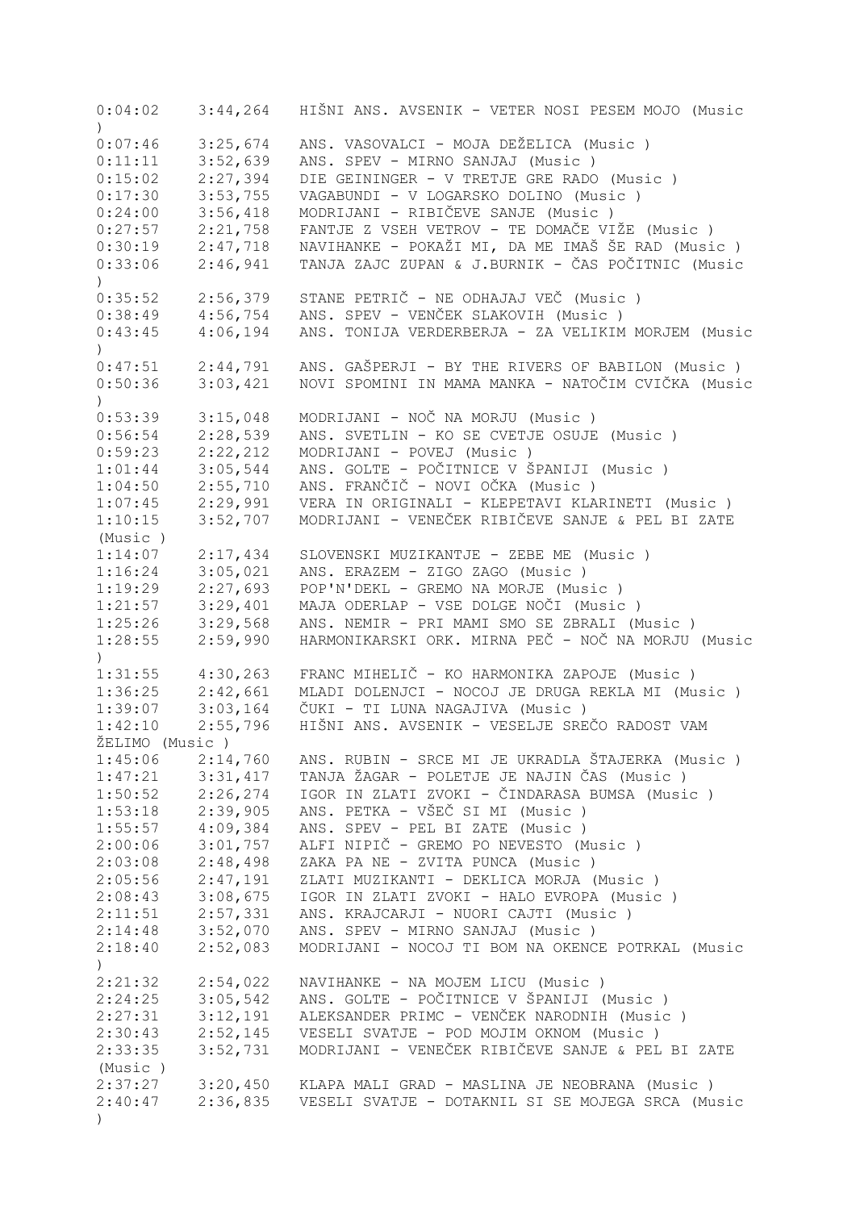```
0:04:02    3:44,264   HIŠNI ANS. AVSENIK - VETER NOSI PESEM MOJO (Music
)
0:07:46    3:25,674   ANS. VASOVALCI - MOJA DEŽELICA (Music )
0:11:11    3:52,639   ANS. SPEV - MIRNO SANJAJ (Music )
0:15:02    2:27,394   DIE GEININGER - V TRETJE GRE RADO (Music )
0:17:30    3:53,755   VAGABUNDI - V LOGARSKO DOLINO (Music )
0:24:00    3:56,418   MODRIJANI - RIBIČEVE SANJE (Music )
0:27:57    2:21,758   FANTJE Z VSEH VETROV - TE DOMAČE VIŽE (Music )
0:30:19    2:47,718   NAVIHANKE - POKAŽI MI, DA ME IMAŠ ŠE RAD (Music )
0:33:06    2:46,941   TANJA ZAJC ZUPAN & J.BURNIK - ČAS POČITNIC (Music
)
0:35:52    2:56,379   STANE PETRIČ - NE ODHAJAJ VEČ (Music )
0:38:49    4:56,754   ANS. SPEV - VENČEK SLAKOVIH (Music )
0:43:45    4:06,194   ANS. TONIJA VERDERBERJA - ZA VELIKIM MORJEM (Music
)
0:47:51    2:44,791   ANS. GAŠPERJI - BY THE RIVERS OF BABILON (Music )
0:50:36    3:03,421   NOVI SPOMINI IN MAMA MANKA - NATOČIM CVIČKA (Music
)
0:53:39    3:15,048   MODRIJANI - NOČ NA MORJU (Music )
0:56:54    2:28,539   ANS. SVETLIN - KO SE CVETJE OSUJE (Music )
0:59:23    2:22,212   MODRIJANI - POVEJ (Music )
1:01:44    3:05,544   ANS. GOLTE - POČITNICE V ŠPANIJI (Music )
1:04:50    2:55,710   ANS. FRANČIČ - NOVI OČKA (Music )
1:07:45    2:29,991   VERA IN ORIGINALI - KLEPETAVI KLARINETI (Music )
1:10:15    3:52,707   MODRIJANI - VENEČEK RIBIČEVE SANJE & PEL BI ZATE
(Music )
1:14:07    2:17,434   SLOVENSKI MUZIKANTJE - ZEBE ME (Music )
1:16:24    3:05,021   ANS. ERAZEM - ZIGO ZAGO (Music )
1:19:29    2:27,693   POP'N'DEKL - GREMO NA MORJE (Music )
1:21:57    3:29,401   MAJA ODERLAP - VSE DOLGE NOČI (Music )
1:25:26    3:29,568   ANS. NEMIR - PRI MAMI SMO SE ZBRALI (Music )
1:28:55    2:59,990   HARMONIKARSKI ORK. MIRNA PEČ - NOČ NA MORJU (Music
)
1:31:55    4:30,263   FRANC MIHELIČ - KO HARMONIKA ZAPOJE (Music )
1:36:25    2:42,661   MLADI DOLENJCI - NOCOJ JE DRUGA REKLA MI (Music )
1:39:07    3:03,164   ČUKI - TI LUNA NAGAJIVA (Music )
1:42:10    2:55,796   HIŠNI ANS. AVSENIK - VESELJE SREČO RADOST VAM
ŽELIMO (Music )
1:45:06    2:14,760   ANS. RUBIN - SRCE MI JE UKRADLA ŠTAJERKA (Music )
1:47:21    3:31,417   TANJA ŽAGAR - POLETJE JE NAJIN ČAS (Music )
1:50:52    2:26,274   IGOR IN ZLATI ZVOKI - ČINDARASA BUMSA (Music )
1:53:18    2:39,905   ANS. PETKA - VŠEČ SI MI (Music )
1:55:57    4:09,384   ANS. SPEV - PEL BI ZATE (Music )
2:00:06    3:01,757   ALFI NIPIČ - GREMO PO NEVESTO (Music )
2:03:08    2:48,498   ZAKA PA NE - ZVITA PUNCA (Music )
2:05:56    2:47,191   ZLATI MUZIKANTI - DEKLICA MORJA (Music )
2:08:43    3:08,675   IGOR IN ZLATI ZVOKI - HALO EVROPA (Music )
2:11:51    2:57,331   ANS. KRAJCARJI - NUORI CAJTI (Music )
2:14:48    3:52,070   ANS. SPEV - MIRNO SANJAJ (Music )
2:18:40    2:52,083   MODRIJANI - NOCOJ TI BOM NA OKENCE POTRKAL (Music
)
2:21:32    2:54,022   NAVIHANKE - NA MOJEM LICU (Music )
2:24:25    3:05,542   ANS. GOLTE - POČITNICE V ŠPANIJI (Music )
2:27:31    3:12,191   ALEKSANDER PRIMC - VENČEK NARODNIH (Music )
2:30:43    2:52,145   VESELI SVATJE - POD MOJIM OKNOM (Music )
2:33:35    3:52,731   MODRIJANI - VENEČEK RIBIČEVE SANJE & PEL BI ZATE
(Music )
2:37:27    3:20,450   KLAPA MALI GRAD - MASLINA JE NEOBRANA (Music )
2:40:47    2:36,835   VESELI SVATJE - DOTAKNIL SI SE MOJEGA SRCA (Music
)
```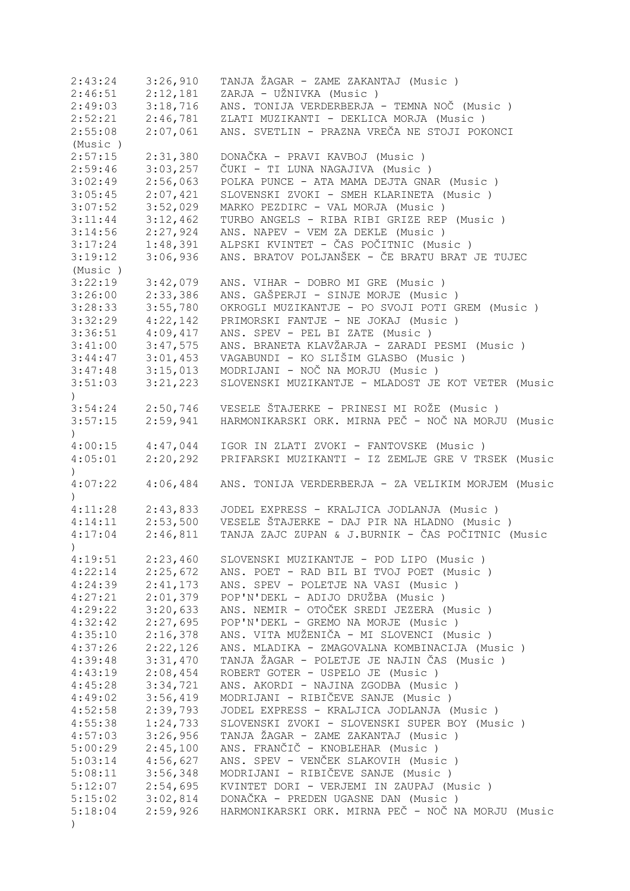2:43:24 3:26,910 TANJA ŽAGAR - ZAME ZAKANTAJ (Music )
2:46:51 2:12,181 ZARJA - UŽNIVKA (Music )
2:49:03 3:18,716 ANS. TONIJA VERDERBERJA - TEMNA NOČ (Music )
2:52:21 2:46,781 ZLATI MUZIKANTI - DEKLICA MORJA (Music )
2:55:08 2:07,061 ANS. SVETLIN - PRAZNA VREČA NE STOJI POKONCI (Music )
2:57:15 2:31,380 DONAČKA - PRAVI KAVBOJ (Music )
2:59:46 3:03,257 ČUKI - TI LUNA NAGAJIVA (Music )
3:02:49 2:56,063 POLKA PUNCE - ATA MAMA DEJTA GNAR (Music )
3:05:45 2:07,421 SLOVENSKI ZVOKI - SMEH KLARINETA (Music )
3:07:52 3:52,029 MARKO PEZDIRC - VAL MORJA (Music )
3:11:44 3:12,462 TURBO ANGELS - RIBA RIBI GRIZE REP (Music )
3:14:56 2:27,924 ANS. NAPEV - VEM ZA DEKLE (Music )
3:17:24 1:48,391 ALPSKI KVINTET - ČAS POČITNIC (Music )
3:19:12 3:06,936 ANS. BRATOV POLJANŠEK - ČE BRATU BRAT JE TUJEC (Music )
3:22:19 3:42,079 ANS. VIHAR - DOBRO MI GRE (Music )
3:26:00 2:33,386 ANS. GAŠPERJI - SINJE MORJE (Music )
3:28:33 3:55,780 OKROGLI MUZIKANTJE - PO SVOJI POTI GREM (Music )
3:32:29 4:22,142 PRIMORSKI FANTJE - NE JOKAJ (Music )
3:36:51 4:09,417 ANS. SPEV - PEL BI ZATE (Music )
3:41:00 3:47,575 ANS. BRANETA KLAVŽARJA - ZARADI PESMI (Music )
3:44:47 3:01,453 VAGABUNDI - KO SLIŠIM GLASBO (Music )
3:47:48 3:15,013 MODRIJANI - NOČ NA MORJU (Music )
3:51:03 3:21,223 SLOVENSKI MUZIKANTJE - MLADOST JE KOT VETER (Music )
3:54:24 2:50,746 VESELE ŠTAJERKE - PRINESI MI ROŽE (Music )
3:57:15 2:59,941 HARMONIKARSKI ORK. MIRNA PEČ - NOČ NA MORJU (Music )
4:00:15 4:47,044 IGOR IN ZLATI ZVOKI - FANTOVSKE (Music )
4:05:01 2:20,292 PRIFARSKI MUZIKANTI - IZ ZEMLJE GRE V TRSEK (Music )
4:07:22 4:06,484 ANS. TONIJA VERDERBERJA - ZA VELIKIM MORJEM (Music )
4:11:28 2:43,833 JODEL EXPRESS - KRALJICA JODLANJA (Music )
4:14:11 2:53,500 VESELE ŠTAJERKE - DAJ PIR NA HLADNO (Music )
4:17:04 2:46,811 TANJA ZAJC ZUPAN & J.BURNIK - ČAS POČITNIC (Music )
4:19:51 2:23,460 SLOVENSKI MUZIKANTJE - POD LIPO (Music )
4:22:14 2:25,672 ANS. POET - RAD BIL BI TVOJ POET (Music )
4:24:39 2:41,173 ANS. SPEV - POLETJE NA VASI (Music )
4:27:21 2:01,379 POP'N'DEKL - ADIJO DRUŽBA (Music )
4:29:22 3:20,633 ANS. NEMIR - OTOČEK SREDI JEZERA (Music )
4:32:42 2:27,695 POP'N'DEKL - GREMO NA MORJE (Music )
4:35:10 2:16,378 ANS. VITA MUŽENIČA - MI SLOVENCI (Music )
4:37:26 2:22,126 ANS. MLADIKA - ZMAGOVALNA KOMBINACIJA (Music )
4:39:48 3:31,470 TANJA ŽAGAR - POLETJE JE NAJIN ČAS (Music )
4:43:19 2:08,454 ROBERT GOTER - USPELO JE (Music )
4:45:28 3:34,721 ANS. AKORDI - NAJINA ZGODBA (Music )
4:49:02 3:56,419 MODRIJANI - RIBIČEVE SANJE (Music )
4:52:58 2:39,793 JODEL EXPRESS - KRALJICA JODLANJA (Music )
4:55:38 1:24,733 SLOVENSKI ZVOKI - SLOVENSKI SUPER BOY (Music )
4:57:03 3:26,956 TANJA ŽAGAR - ZAME ZAKANTAJ (Music )
5:00:29 2:45,100 ANS. FRANČIČ - KNOBLEHAR (Music )
5:03:14 4:56,627 ANS. SPEV - VENČEK SLAKOVIH (Music )
5:08:11 3:56,348 MODRIJANI - RIBIČEVE SANJE (Music )
5:12:07 2:54,695 KVINTET DORI - VERJEMI IN ZAUPAJ (Music )
5:15:02 3:02,814 DONAČKA - PREDEN UGASNE DAN (Music )
5:18:04 2:59,926 HARMONIKARSKI ORK. MIRNA PEČ - NOČ NA MORJU (Music )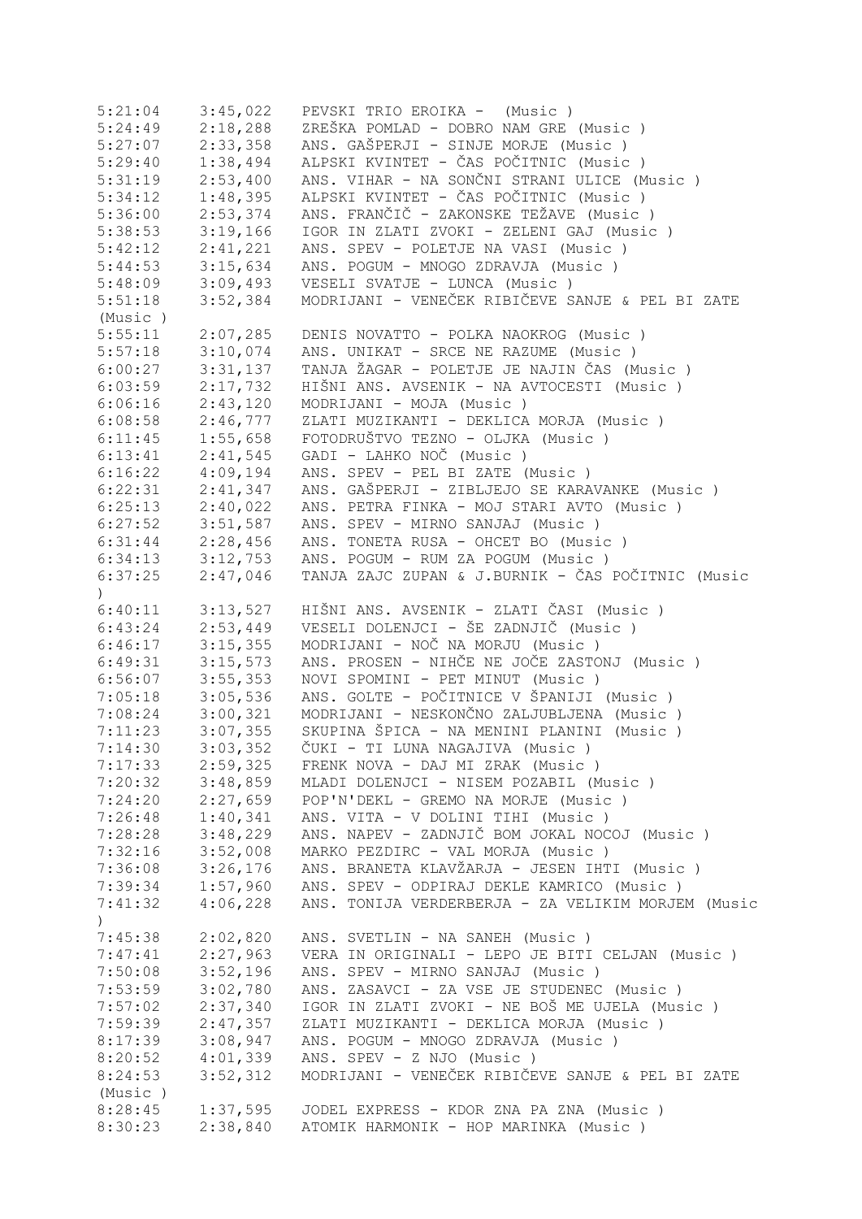```
5:21:04    3:45,022   PEVSKI TRIO EROIKA -  (Music )
5:24:49    2:18,288   ZREŠKA POMLAD - DOBRO NAM GRE (Music )
5:27:07    2:33,358   ANS. GAŠPERJI - SINJE MORJE (Music )
5:29:40    1:38,494   ALPSKI KVINTET - ČAS POČITNIC (Music )
5:31:19    2:53,400   ANS. VIHAR - NA SONČNI STRANI ULICE (Music )
5:34:12    1:48,395   ALPSKI KVINTET - ČAS POČITNIC (Music )
5:36:00    2:53,374   ANS. FRANČIČ - ZAKONSKE TEŽAVE (Music )
5:38:53    3:19,166   IGOR IN ZLATI ZVOKI - ZELENI GAJ (Music )
5:42:12    2:41,221   ANS. SPEV - POLETJE NA VASI (Music )
5:44:53    3:15,634   ANS. POGUM - MNOGO ZDRAVJA (Music )
5:48:09    3:09,493   VESELI SVATJE - LUNCA (Music )
5:51:18    3:52,384   MODRIJANI - VENEČEK RIBIČEVE SANJE & PEL BI ZATE
(Music )
5:55:11    2:07,285   DENIS NOVATTO - POLKA NAOKROG (Music )
5:57:18    3:10,074   ANS. UNIKAT - SRCE NE RAZUME (Music )
6:00:27    3:31,137   TANJA ŽAGAR - POLETJE JE NAJIN ČAS (Music )
6:03:59    2:17,732   HIŠNI ANS. AVSENIK - NA AVTOCESTI (Music )
6:06:16    2:43,120   MODRIJANI - MOJA (Music )
6:08:58    2:46,777   ZLATI MUZIKANTI - DEKLICA MORJA (Music )
6:11:45    1:55,658   FOTODRUŠTVO TEZNO - OLJKA (Music )
6:13:41    2:41,545   GADI - LAHKO NOČ (Music )
6:16:22    4:09,194   ANS. SPEV - PEL BI ZATE (Music )
6:22:31    2:41,347   ANS. GAŠPERJI - ZIBLJEJO SE KARAVANKE (Music )
6:25:13    2:40,022   ANS. PETRA FINKA - MOJ STARI AVTO (Music )
6:27:52    3:51,587   ANS. SPEV - MIRNO SANJAJ (Music )
6:31:44    2:28,456   ANS. TONETA RUSA - OHCET BO (Music )
6:34:13    3:12,753   ANS. POGUM - RUM ZA POGUM (Music )
6:37:25    2:47,046   TANJA ZAJC ZUPAN & J.BURNIK - ČAS POČITNIC (Music
)
6:40:11    3:13,527   HIŠNI ANS. AVSENIK - ZLATI ČASI (Music )
6:43:24    2:53,449   VESELI DOLENJCI - ŠE ZADNJIČ (Music )
6:46:17    3:15,355   MODRIJANI - NOČ NA MORJU (Music )
6:49:31    3:15,573   ANS. PROSEN - NIHČE NE JOČE ZASTONJ (Music )
6:56:07    3:55,353   NOVI SPOMINI - PET MINUT (Music )
7:05:18    3:05,536   ANS. GOLTE - POČITNICE V ŠPANIJI (Music )
7:08:24    3:00,321   MODRIJANI - NESKONČNO ZALJUBLJENA (Music )
7:11:23    3:07,355   SKUPINA ŠPICA - NA MENINI PLANINI (Music )
7:14:30    3:03,352   ČUKI - TI LUNA NAGAJIVA (Music )
7:17:33    2:59,325   FRENK NOVA - DAJ MI ZRAK (Music )
7:20:32    3:48,859   MLADI DOLENJCI - NISEM POZABIL (Music )
7:24:20    2:27,659   POP'N'DEKL - GREMO NA MORJE (Music )
7:26:48    1:40,341   ANS. VITA - V DOLINI TIHI (Music )
7:28:28    3:48,229   ANS. NAPEV - ZADNJIČ BOM JOKAL NOCOJ (Music )
7:32:16    3:52,008   MARKO PEZDIRC - VAL MORJA (Music )
7:36:08    3:26,176   ANS. BRANETA KLAVŽARJA - JESEN IHTI (Music )
7:39:34    1:57,960   ANS. SPEV - ODPIRAJ DEKLE KAMRICO (Music )
7:41:32    4:06,228   ANS. TONIJA VERDERBERJA - ZA VELIKIM MORJEM (Music
)
7:45:38    2:02,820   ANS. SVETLIN - NA SANEH (Music )
7:47:41    2:27,963   VERA IN ORIGINALI - LEPO JE BITI CELJAN (Music )
7:50:08    3:52,196   ANS. SPEV - MIRNO SANJAJ (Music )
7:53:59    3:02,780   ANS. ZASAVCI - ZA VSE JE STUDENEC (Music )
7:57:02    2:37,340   IGOR IN ZLATI ZVOKI - NE BOŠ ME UJELA (Music )
7:59:39    2:47,357   ZLATI MUZIKANTI - DEKLICA MORJA (Music )
8:17:39    3:08,947   ANS. POGUM - MNOGO ZDRAVJA (Music )
8:20:52    4:01,339   ANS. SPEV - Z NJO (Music )
8:24:53    3:52,312   MODRIJANI - VENEČEK RIBIČEVE SANJE & PEL BI ZATE
(Music )
8:28:45    1:37,595   JODEL EXPRESS - KDOR ZNA PA ZNA (Music )
8:30:23    2:38,840   ATOMIK HARMONIK - HOP MARINKA (Music )
```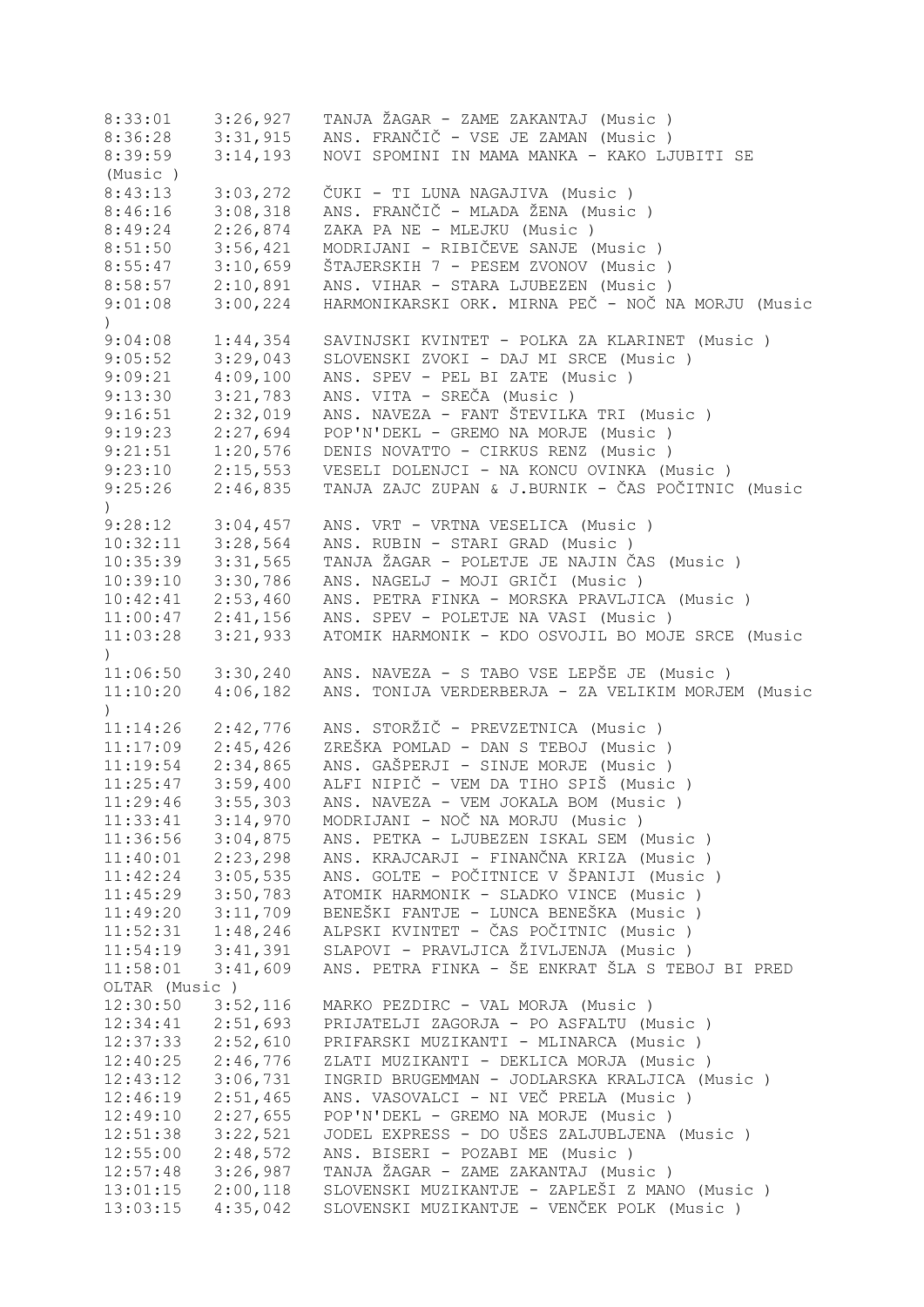| | | |
|---|---|---|
| 8:33:01 | 3:26,927 | TANJA ŽAGAR - ZAME ZAKANTAJ (Music ) |
| 8:36:28 | 3:31,915 | ANS. FRANČIČ - VSE JE ZAMAN (Music ) |
| 8:39:59 | 3:14,193 | NOVI SPOMINI IN MAMA MANKA - KAKO LJUBITI SE (Music ) |
| 8:43:13 | 3:03,272 | ČUKI - TI LUNA NAGAJIVA (Music ) |
| 8:46:16 | 3:08,318 | ANS. FRANČIČ - MLADA ŽENA (Music ) |
| 8:49:24 | 2:26,874 | ZAKA PA NE - MLEJKU (Music ) |
| 8:51:50 | 3:56,421 | MODRIJANI - RIBIČEVE SANJE (Music ) |
| 8:55:47 | 3:10,659 | ŠTAJERSKIH 7 - PESEM ZVONOV (Music ) |
| 8:58:57 | 2:10,891 | ANS. VIHAR - STARA LJUBEZEN (Music ) |
| 9:01:08 | 3:00,224 | HARMONIKARSKI ORK. MIRNA PEČ - NOČ NA MORJU (Music ) |
| 9:04:08 | 1:44,354 | SAVINJSKI KVINTET - POLKA ZA KLARINET (Music ) |
| 9:05:52 | 3:29,043 | SLOVENSKI ZVOKI - DAJ MI SRCE (Music ) |
| 9:09:21 | 4:09,100 | ANS. SPEV - PEL BI ZATE (Music ) |
| 9:13:30 | 3:21,783 | ANS. VITA - SREČA (Music ) |
| 9:16:51 | 2:32,019 | ANS. NAVEZA - FANT ŠTEVILKA TRI (Music ) |
| 9:19:23 | 2:27,694 | POP'N'DEKL - GREMO NA MORJE (Music ) |
| 9:21:51 | 1:20,576 | DENIS NOVATTO - CIRKUS RENZ (Music ) |
| 9:23:10 | 2:15,553 | VESELI DOLENJCI - NA KONCU OVINKA (Music ) |
| 9:25:26 | 2:46,835 | TANJA ZAJC ZUPAN & J.BURNIK - ČAS POČITNIC (Music ) |
| 9:28:12 | 3:04,457 | ANS. VRT - VRTNA VESELICA (Music ) |
| 10:32:11 | 3:28,564 | ANS. RUBIN - STARI GRAD (Music ) |
| 10:35:39 | 3:31,565 | TANJA ŽAGAR - POLETJE JE NAJIN ČAS (Music ) |
| 10:39:10 | 3:30,786 | ANS. NAGELJ - MOJI GRIČI (Music ) |
| 10:42:41 | 2:53,460 | ANS. PETRA FINKA - MORSKA PRAVLJICA (Music ) |
| 11:00:47 | 2:41,156 | ANS. SPEV - POLETJE NA VASI (Music ) |
| 11:03:28 | 3:21,933 | ATOMIK HARMONIK - KDO OSVOJIL BO MOJE SRCE (Music ) |
| 11:06:50 | 3:30,240 | ANS. NAVEZA - S TABO VSE LEPŠE JE (Music ) |
| 11:10:20 | 4:06,182 | ANS. TONIJA VERDERBERJA - ZA VELIKIM MORJEM (Music ) |
| 11:14:26 | 2:42,776 | ANS. STORŽIČ - PREVZETNICA (Music ) |
| 11:17:09 | 2:45,426 | ZREŠKA POMLAD - DAN S TEBOJ (Music ) |
| 11:19:54 | 2:34,865 | ANS. GAŠPERJI - SINJE MORJE (Music ) |
| 11:25:47 | 3:59,400 | ALFI NIPIČ - VEM DA TIHO SPIŠ (Music ) |
| 11:29:46 | 3:55,303 | ANS. NAVEZA - VEM JOKALA BOM (Music ) |
| 11:33:41 | 3:14,970 | MODRIJANI - NOČ NA MORJU (Music ) |
| 11:36:56 | 3:04,875 | ANS. PETKA - LJUBEZEN ISKAL SEM (Music ) |
| 11:40:01 | 2:23,298 | ANS. KRAJCARJI - FINANČNA KRIZA (Music ) |
| 11:42:24 | 3:05,535 | ANS. GOLTE - POČITNICE V ŠPANIJI (Music ) |
| 11:45:29 | 3:50,783 | ATOMIK HARMONIK - SLADKO VINCE (Music ) |
| 11:49:20 | 3:11,709 | BENEŠKI FANTJE - LUNCA BENEŠKA (Music ) |
| 11:52:31 | 1:48,246 | ALPSKI KVINTET - ČAS POČITNIC (Music ) |
| 11:54:19 | 3:41,391 | SLAPOVI - PRAVLJICA ŽIVLJENJA (Music ) |
| 11:58:01 | 3:41,609 | ANS. PETRA FINKA - ŠE ENKRAT ŠLA S TEBOJ BI PRED OLTAR (Music ) |
| 12:30:50 | 3:52,116 | MARKO PEZDIRC - VAL MORJA (Music ) |
| 12:34:41 | 2:51,693 | PRIJATELJI ZAGORJA - PO ASFALTU (Music ) |
| 12:37:33 | 2:52,610 | PRIFARSKI MUZIKANTI - MLINARCA (Music ) |
| 12:40:25 | 2:46,776 | ZLATI MUZIKANTI - DEKLICA MORJA (Music ) |
| 12:43:12 | 3:06,731 | INGRID BRUGEMMAN - JODLARSKA KRALJICA (Music ) |
| 12:46:19 | 2:51,465 | ANS. VASOVALCI - NI VEČ PRELA (Music ) |
| 12:49:10 | 2:27,655 | POP'N'DEKL - GREMO NA MORJE (Music ) |
| 12:51:38 | 3:22,521 | JODEL EXPRESS - DO UŠES ZALJUBLJENA (Music ) |
| 12:55:00 | 2:48,572 | ANS. BISERI - POZABI ME (Music ) |
| 12:57:48 | 3:26,987 | TANJA ŽAGAR - ZAME ZAKANTAJ (Music ) |
| 13:01:15 | 2:00,118 | SLOVENSKI MUZIKANTJE - ZAPLEŠI Z MANO (Music ) |
| 13:03:15 | 4:35,042 | SLOVENSKI MUZIKANTJE - VENČEK POLK (Music ) |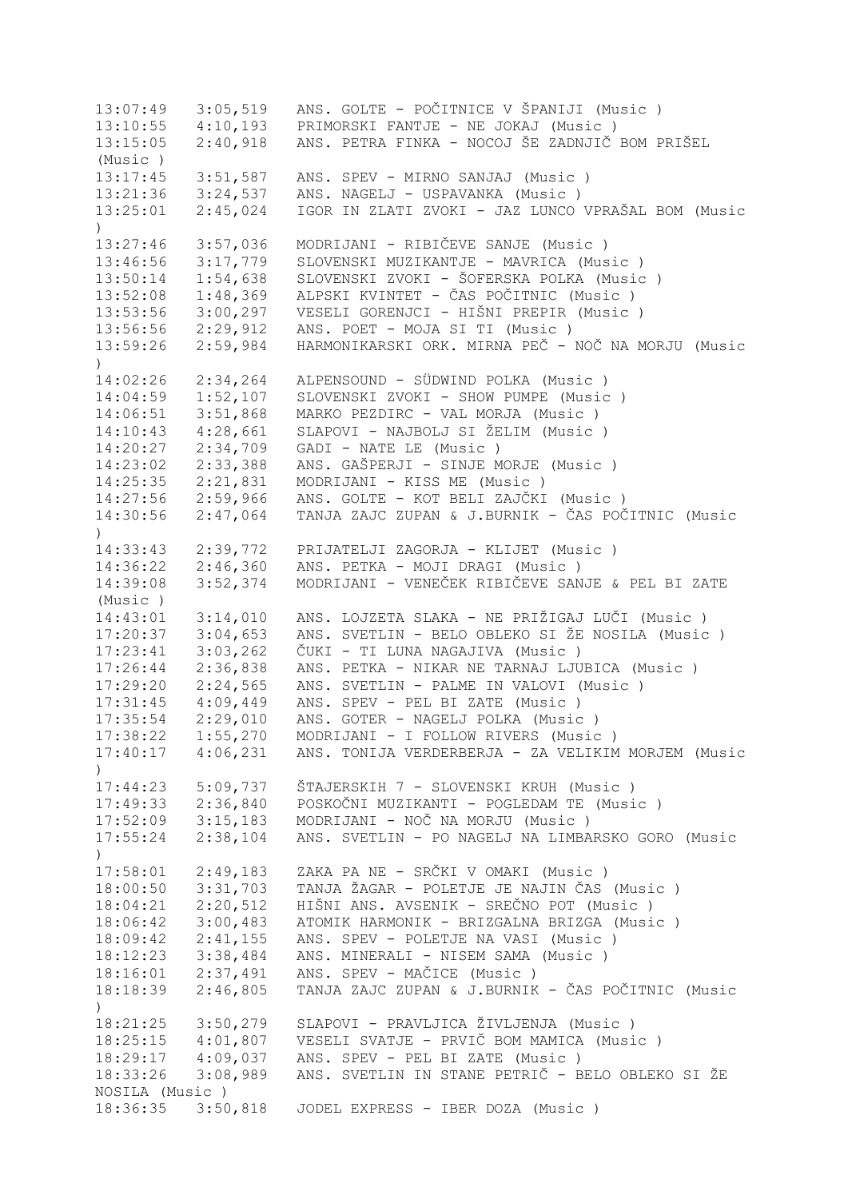13:07:49 3:05,519 ANS. GOLTE - POČITNICE V ŠPANIJI (Music )
13:10:55 4:10,193 PRIMORSKI FANTJE - NE JOKAJ (Music )
13:15:05 2:40,918 ANS. PETRA FINKA - NOCOJ ŠE ZADNJIČ BOM PRIŠEL (Music )
13:17:45 3:51,587 ANS. SPEV - MIRNO SANJAJ (Music )
13:21:36 3:24,537 ANS. NAGELJ - USPAVANKA (Music )
13:25:01 2:45,024 IGOR IN ZLATI ZVOKI - JAZ LUNCO VPRAŠAL BOM (Music )
13:27:46 3:57,036 MODRIJANI - RIBIČEVE SANJE (Music )
13:46:56 3:17,779 SLOVENSKI MUZIKANTJE - MAVRICA (Music )
13:50:14 1:54,638 SLOVENSKI ZVOKI - ŠOFERSKA POLKA (Music )
13:52:08 1:48,369 ALPSKI KVINTET - ČAS POČITNIC (Music )
13:53:56 3:00,297 VESELI GORENJCI - HIŠNI PREPIR (Music )
13:56:56 2:29,912 ANS. POET - MOJA SI TI (Music )
13:59:26 2:59,984 HARMONIKARSKI ORK. MIRNA PEČ - NOČ NA MORJU (Music )
14:02:26 2:34,264 ALPENSOUND - SÜDWIND POLKA (Music )
14:04:59 1:52,107 SLOVENSKI ZVOKI - SHOW PUMPE (Music )
14:06:51 3:51,868 MARKO PEZDIRC - VAL MORJA (Music )
14:10:43 4:28,661 SLAPOVI - NAJBOLJ SI ŽELIM (Music )
14:20:27 2:34,709 GADI - NATE LE (Music )
14:23:02 2:33,388 ANS. GAŠPERJI - SINJE MORJE (Music )
14:25:35 2:21,831 MODRIJANI - KISS ME (Music )
14:27:56 2:59,966 ANS. GOLTE - KOT BELI ZAJČKI (Music )
14:30:56 2:47,064 TANJA ZAJC ZUPAN & J.BURNIK - ČAS POČITNIC (Music )
14:33:43 2:39,772 PRIJATELJI ZAGORJA - KLIJET (Music )
14:36:22 2:46,360 ANS. PETKA - MOJI DRAGI (Music )
14:39:08 3:52,374 MODRIJANI - VENEČEK RIBIČEVE SANJE & PEL BI ZATE (Music )
14:43:01 3:14,010 ANS. LOJZETA SLAKA - NE PRIŽIGAJ LUČI (Music )
17:20:37 3:04,653 ANS. SVETLIN - BELO OBLEKO SI ŽE NOSILA (Music )
17:23:41 3:03,262 ČUKI - TI LUNA NAGAJIVA (Music )
17:26:44 2:36,838 ANS. PETKA - NIKAR NE TARNAJ LJUBICA (Music )
17:29:20 2:24,565 ANS. SVETLIN - PALME IN VALOVI (Music )
17:31:45 4:09,449 ANS. SPEV - PEL BI ZATE (Music )
17:35:54 2:29,010 ANS. GOTER - NAGELJ POLKA (Music )
17:38:22 1:55,270 MODRIJANI - I FOLLOW RIVERS (Music )
17:40:17 4:06,231 ANS. TONIJA VERDERBERJA - ZA VELIKIM MORJEM (Music )
17:44:23 5:09,737 ŠTAJERSKIH 7 - SLOVENSKI KRUH (Music )
17:49:33 2:36,840 POSKOČNI MUZIKANTI - POGLEDAM TE (Music )
17:52:09 3:15,183 MODRIJANI - NOČ NA MORJU (Music )
17:55:24 2:38,104 ANS. SVETLIN - PO NAGELJ NA LIMBARSKO GORO (Music )
17:58:01 2:49,183 ZAKA PA NE - SRČKI V OMAKI (Music )
18:00:50 3:31,703 TANJA ŽAGAR - POLETJE JE NAJIN ČAS (Music )
18:04:21 2:20,512 HIŠNI ANS. AVSENIK - SREČNO POT (Music )
18:06:42 3:00,483 ATOMIK HARMONIK - BRIZGALNA BRIZGA (Music )
18:09:42 2:41,155 ANS. SPEV - POLETJE NA VASI (Music )
18:12:23 3:38,484 ANS. MINERALI - NISEM SAMA (Music )
18:16:01 2:37,491 ANS. SPEV - MAČICE (Music )
18:18:39 2:46,805 TANJA ZAJC ZUPAN & J.BURNIK - ČAS POČITNIC (Music )
18:21:25 3:50,279 SLAPOVI - PRAVLJICA ŽIVLJENJA (Music )
18:25:15 4:01,807 VESELI SVATJE - PRVIČ BOM MAMICA (Music )
18:29:17 4:09,037 ANS. SPEV - PEL BI ZATE (Music )
18:33:26 3:08,989 ANS. SVETLIN IN STANE PETRIČ - BELO OBLEKO SI ŽE NOSILA (Music )
18:36:35 3:50,818 JODEL EXPRESS - IBER DOZA (Music )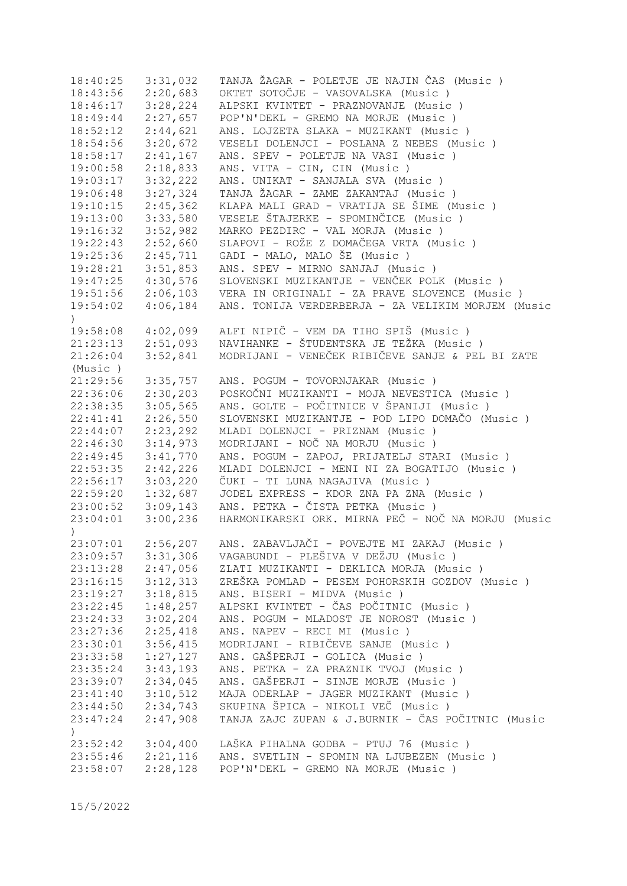```
18:40:25   3:31,032   TANJA ŽAGAR - POLETJE JE NAJIN ČAS (Music )
18:43:56   2:20,683   OKTET SOTOČJE - VASOVALSKA (Music )
18:46:17   3:28,224   ALPSKI KVINTET - PRAZNOVANJE (Music )
18:49:44   2:27,657   POP'N'DEKL - GREMO NA MORJE (Music )
18:52:12   2:44,621   ANS. LOJZETA SLAKA - MUZIKANT (Music )
18:54:56   3:20,672   VESELI DOLENJCI - POSLANA Z NEBES (Music )
18:58:17   2:41,167   ANS. SPEV - POLETJE NA VASI (Music )
19:00:58   2:18,833   ANS. VITA - CIN, CIN (Music )
19:03:17   3:32,222   ANS. UNIKAT - SANJALA SVA (Music )
19:06:48   3:27,324   TANJA ŽAGAR - ZAME ZAKANTAJ (Music )
19:10:15   2:45,362   KLAPA MALI GRAD - VRATIJA SE ŠIME (Music )
19:13:00   3:33,580   VESELE ŠTAJERKE - SPOMINČICE (Music )
19:16:32   3:52,982   MARKO PEZDIRC - VAL MORJA (Music )
19:22:43   2:52,660   SLAPOVI - ROŽE Z DOMAČEGA VRTA (Music )
19:25:36   2:45,711   GADI - MALO, MALO ŠE (Music )
19:28:21   3:51,853   ANS. SPEV - MIRNO SANJAJ (Music )
19:47:25   4:30,576   SLOVENSKI MUZIKANTJE - VENČEK POLK (Music )
19:51:56   2:06,103   VERA IN ORIGINALI - ZA PRAVE SLOVENCE (Music )
19:54:02   4:06,184   ANS. TONIJA VERDERBERJA - ZA VELIKIM MORJEM (Music
)
19:58:08   4:02,099   ALFI NIPIČ - VEM DA TIHO SPIŠ (Music )
21:23:13   2:51,093   NAVIHANKE - ŠTUDENTSKA JE TEŽKA (Music )
21:26:04   3:52,841   MODRIJANI - VENEČEK RIBIČEVE SANJE & PEL BI ZATE
(Music )
21:29:56   3:35,757   ANS. POGUM - TOVORNJAKAR (Music )
22:36:06   2:30,203   POSKOČNI MUZIKANTI - MOJA NEVESTICA (Music )
22:38:35   3:05,565   ANS. GOLTE - POČITNICE V ŠPANIJI (Music )
22:41:41   2:26,550   SLOVENSKI MUZIKANTJE - POD LIPO DOMAČO (Music )
22:44:07   2:23,292   MLADI DOLENJCI - PRIZNAM (Music )
22:46:30   3:14,973   MODRIJANI - NOČ NA MORJU (Music )
22:49:45   3:41,770   ANS. POGUM - ZAPOJ, PRIJATELJ STARI (Music )
22:53:35   2:42,226   MLADI DOLENJCI - MENI NI ZA BOGATIJO (Music )
22:56:17   3:03,220   ČUKI - TI LUNA NAGAJIVA (Music )
22:59:20   1:32,687   JODEL EXPRESS - KDOR ZNA PA ZNA (Music )
23:00:52   3:09,143   ANS. PETKA - ČISTA PETKA (Music )
23:04:01   3:00,236   HARMONIKARSKI ORK. MIRNA PEČ - NOČ NA MORJU (Music
)
23:07:01   2:56,207   ANS. ZABAVLJAČI - POVEJTE MI ZAKAJ (Music )
23:09:57   3:31,306   VAGABUNDI - PLEŠIVA V DEŽJU (Music )
23:13:28   2:47,056   ZLATI MUZIKANTI - DEKLICA MORJA (Music )
23:16:15   3:12,313   ZREŠKA POMLAD - PESEM POHORSKIH GOZDOV (Music )
23:19:27   3:18,815   ANS. BISERI - MIDVA (Music )
23:22:45   1:48,257   ALPSKI KVINTET - ČAS POČITNIC (Music )
23:24:33   3:02,204   ANS. POGUM - MLADOST JE NOROST (Music )
23:27:36   2:25,418   ANS. NAPEV - RECI MI (Music )
23:30:01   3:56,415   MODRIJANI - RIBIČEVE SANJE (Music )
23:33:58   1:27,127   ANS. GAŠPERJI - GOLICA (Music )
23:35:24   3:43,193   ANS. PETKA - ZA PRAZNIK TVOJ (Music )
23:39:07   2:34,045   ANS. GAŠPERJI - SINJE MORJE (Music )
23:41:40   3:10,512   MAJA ODERLAP - JAGER MUZIKANT (Music )
23:44:50   2:34,743   SKUPINA ŠPICA - NIKOLI VEČ (Music )
23:47:24   2:47,908   TANJA ZAJC ZUPAN & J.BURNIK - ČAS POČITNIC (Music
)
23:52:42   3:04,400   LAŠKA PIHALNA GODBA - PTUJ 76 (Music )
23:55:46   2:21,116   ANS. SVETLIN - SPOMIN NA LJUBEZEN (Music )
23:58:07   2:28,128   POP'N'DEKL - GREMO NA MORJE (Music )
```

15/5/2022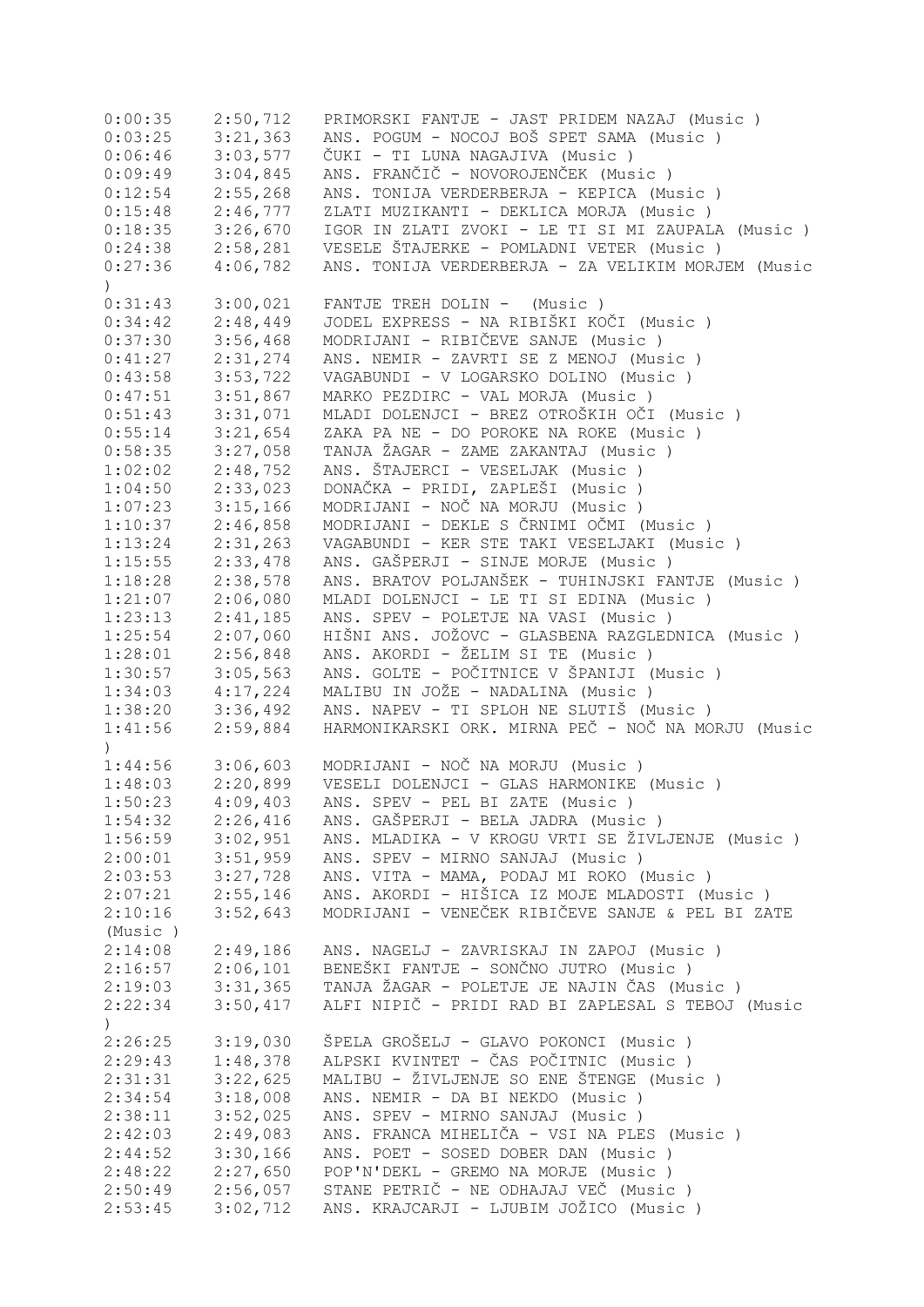```
0:00:35    2:50,712   PRIMORSKI FANTJE - JAST PRIDEM NAZAJ (Music )
0:03:25    3:21,363   ANS. POGUM - NOCOJ BOŠ SPET SAMA (Music )
0:06:46    3:03,577   ČUKI - TI LUNA NAGAJIVA (Music )
0:09:49    3:04,845   ANS. FRANČIČ - NOVOROJENČEK (Music )
0:12:54    2:55,268   ANS. TONIJA VERDERBERJA - KEPICA (Music )
0:15:48    2:46,777   ZLATI MUZIKANTI - DEKLICA MORJA (Music )
0:18:35    3:26,670   IGOR IN ZLATI ZVOKI - LE TI SI MI ZAUPALA (Music )
0:24:38    2:58,281   VESELE ŠTAJERKE - POMLADNI VETER (Music )
0:27:36    4:06,782   ANS. TONIJA VERDERBERJA - ZA VELIKIM MORJEM (Music
)
0:31:43    3:00,021   FANTJE TREH DOLIN -  (Music )
0:34:42    2:48,449   JODEL EXPRESS - NA RIBIŠKI KOČI (Music )
0:37:30    3:56,468   MODRIJANI - RIBIČEVE SANJE (Music )
0:41:27    2:31,274   ANS. NEMIR - ZAVRTI SE Z MENOJ (Music )
0:43:58    3:53,722   VAGABUNDI - V LOGARSKO DOLINO (Music )
0:47:51    3:51,867   MARKO PEZDIRC - VAL MORJA (Music )
0:51:43    3:31,071   MLADI DOLENJCI - BREZ OTROŠKIH OČI (Music )
0:55:14    3:21,654   ZAKA PA NE - DO POROKE NA ROKE (Music )
0:58:35    3:27,058   TANJA ŽAGAR - ZAME ZAKANTAJ (Music )
1:02:02    2:48,752   ANS. ŠTAJERCI - VESELJAK (Music )
1:04:50    2:33,023   DONAČKA - PRIDI, ZAPLEŠI (Music )
1:07:23    3:15,166   MODRIJANI - NOČ NA MORJU (Music )
1:10:37    2:46,858   MODRIJANI - DEKLE S ČRNIMI OČMI (Music )
1:13:24    2:31,263   VAGABUNDI - KER STE TAKI VESELJAKI (Music )
1:15:55    2:33,478   ANS. GAŠPERJI - SINJE MORJE (Music )
1:18:28    2:38,578   ANS. BRATOV POLJANŠEK - TUHINJSKI FANTJE (Music )
1:21:07    2:06,080   MLADI DOLENJCI - LE TI SI EDINA (Music )
1:23:13    2:41,185   ANS. SPEV - POLETJE NA VASI (Music )
1:25:54    2:07,060   HIŠNI ANS. JOŽOVC - GLASBENA RAZGLEDNICA (Music )
1:28:01    2:56,848   ANS. AKORDI - ŽELIM SI TE (Music )
1:30:57    3:05,563   ANS. GOLTE - POČITNICE V ŠPANIJI (Music )
1:34:03    4:17,224   MALIBU IN JOŽE - NADALINA (Music )
1:38:20    3:36,492   ANS. NAPEV - TI SPLOH NE SLUTIŠ (Music )
1:41:56    2:59,884   HARMONIKARSKI ORK. MIRNA PEČ - NOČ NA MORJU (Music
)
1:44:56    3:06,603   MODRIJANI - NOČ NA MORJU (Music )
1:48:03    2:20,899   VESELI DOLENJCI - GLAS HARMONIKE (Music )
1:50:23    4:09,403   ANS. SPEV - PEL BI ZATE (Music )
1:54:32    2:26,416   ANS. GAŠPERJI - BELA JADRA (Music )
1:56:59    3:02,951   ANS. MLADIKA - V KROGU VRTI SE ŽIVLJENJE (Music )
2:00:01    3:51,959   ANS. SPEV - MIRNO SANJAJ (Music )
2:03:53    3:27,728   ANS. VITA - MAMA, PODAJ MI ROKO (Music )
2:07:21    2:55,146   ANS. AKORDI - HIŠICA IZ MOJE MLADOSTI (Music )
2:10:16    3:52,643   MODRIJANI - VENEČEK RIBIČEVE SANJE & PEL BI ZATE
(Music )
2:14:08    2:49,186   ANS. NAGELJ - ZAVRISKAJ IN ZAPOJ (Music )
2:16:57    2:06,101   BENEŠKI FANTJE - SONČNO JUTRO (Music )
2:19:03    3:31,365   TANJA ŽAGAR - POLETJE JE NAJIN ČAS (Music )
2:22:34    3:50,417   ALFI NIPIČ - PRIDI RAD BI ZAPLESAL S TEBOJ (Music
)
2:26:25    3:19,030   ŠPELA GROŠELJ - GLAVO POKONCI (Music )
2:29:43    1:48,378   ALPSKI KVINTET - ČAS POČITNIC (Music )
2:31:31    3:22,625   MALIBU - ŽIVLJENJE SO ENE ŠTENGE (Music )
2:34:54    3:18,008   ANS. NEMIR - DA BI NEKDO (Music )
2:38:11    3:52,025   ANS. SPEV - MIRNO SANJAJ (Music )
2:42:03    2:49,083   ANS. FRANCA MIHELIČA - VSI NA PLES (Music )
2:44:52    3:30,166   ANS. POET - SOSED DOBER DAN (Music )
2:48:22    2:27,650   POP'N'DEKL - GREMO NA MORJE (Music )
2:50:49    2:56,057   STANE PETRIČ - NE ODHAJAJ VEČ (Music )
2:53:45    3:02,712   ANS. KRAJCARJI - LJUBIM JOŽICO (Music )
```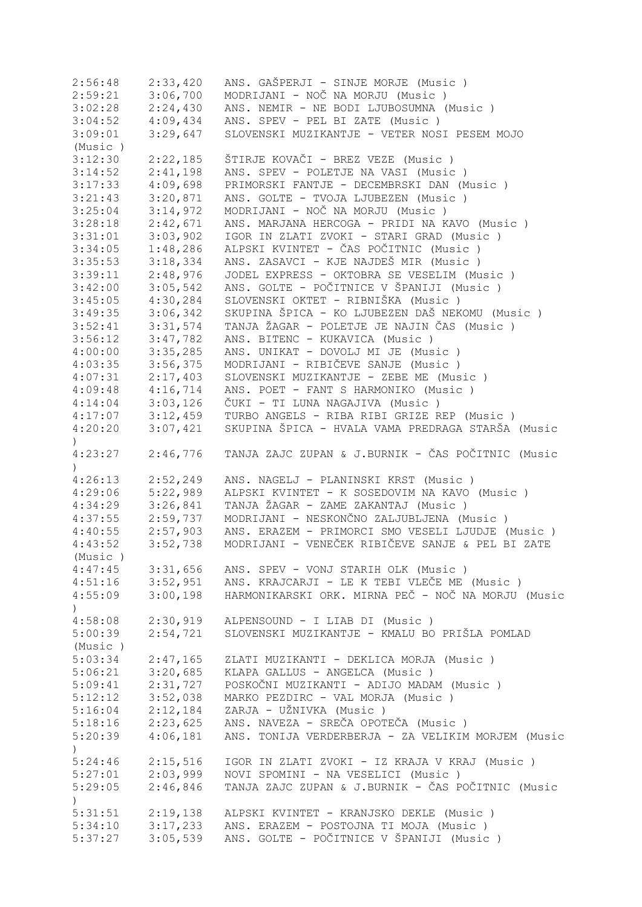```
2:56:48    2:33,420   ANS. GAŠPERJI - SINJE MORJE (Music )
2:59:21    3:06,700   MODRIJANI - NOČ NA MORJU (Music )
3:02:28    2:24,430   ANS. NEMIR - NE BODI LJUBOSUMNA (Music )
3:04:52    4:09,434   ANS. SPEV - PEL BI ZATE (Music )
3:09:01    3:29,647   SLOVENSKI MUZIKANTJE - VETER NOSI PESEM MOJO
(Music )
3:12:30    2:22,185   ŠTIRJE KOVAČI - BREZ VEZE (Music )
3:14:52    2:41,198   ANS. SPEV - POLETJE NA VASI (Music )
3:17:33    4:09,698   PRIMORSKI FANTJE - DECEMBRSKI DAN (Music )
3:21:43    3:20,871   ANS. GOLTE - TVOJA LJUBEZEN (Music )
3:25:04    3:14,972   MODRIJANI - NOČ NA MORJU (Music )
3:28:18    2:42,671   ANS. MARJANA HERCOGA - PRIDI NA KAVO (Music )
3:31:01    3:03,902   IGOR IN ZLATI ZVOKI - STARI GRAD (Music )
3:34:05    1:48,286   ALPSKI KVINTET - ČAS POČITNIC (Music )
3:35:53    3:18,334   ANS. ZASAVCI - KJE NAJDEŠ MIR (Music )
3:39:11    2:48,976   JODEL EXPRESS - OKTOBRA SE VESELIM (Music )
3:42:00    3:05,542   ANS. GOLTE - POČITNICE V ŠPANIJI (Music )
3:45:05    4:30,284   SLOVENSKI OKTET - RIBNIŠKA (Music )
3:49:35    3:06,342   SKUPINA ŠPICA - KO LJUBEZEN DAŠ NEKOMU (Music )
3:52:41    3:31,574   TANJA ŽAGAR - POLETJE JE NAJIN ČAS (Music )
3:56:12    3:47,782   ANS. BITENC - KUKAVICA (Music )
4:00:00    3:35,285   ANS. UNIKAT - DOVOLJ MI JE (Music )
4:03:35    3:56,375   MODRIJANI - RIBIČEVE SANJE (Music )
4:07:31    2:17,403   SLOVENSKI MUZIKANTJE - ZEBE ME (Music )
4:09:48    4:16,714   ANS. POET - FANT S HARMONIKO (Music )
4:14:04    3:03,126   ČUKI - TI LUNA NAGAJIVA (Music )
4:17:07    3:12,459   TURBO ANGELS - RIBA RIBI GRIZE REP (Music )
4:20:20    3:07,421   SKUPINA ŠPICA - HVALA VAMA PREDRAGA STARŠA (Music
)
4:23:27    2:46,776   TANJA ZAJC ZUPAN & J.BURNIK - ČAS POČITNIC (Music
)
4:26:13    2:52,249   ANS. NAGELJ - PLANINSKI KRST (Music )
4:29:06    5:22,989   ALPSKI KVINTET - K SOSEDOVIM NA KAVO (Music )
4:34:29    3:26,841   TANJA ŽAGAR - ZAME ZAKANTAJ (Music )
4:37:55    2:59,737   MODRIJANI - NESKONČNO ZALJUBLJENA (Music )
4:40:55    2:57,903   ANS. ERAZEM - PRIMORCI SMO VESELI LJUDJE (Music )
4:43:52    3:52,738   MODRIJANI - VENEČEK RIBIČEVE SANJE & PEL BI ZATE
(Music )
4:47:45    3:31,656   ANS. SPEV - VONJ STARIH OLK (Music )
4:51:16    3:52,951   ANS. KRAJCARJI - LE K TEBI VLEČE ME (Music )
4:55:09    3:00,198   HARMONIKARSKI ORK. MIRNA PEČ - NOČ NA MORJU (Music
)
4:58:08    2:30,919   ALPENSOUND - I LIAB DI (Music )
5:00:39    2:54,721   SLOVENSKI MUZIKANTJE - KMALU BO PRIŠLA POMLAD
(Music )
5:03:34    2:47,165   ZLATI MUZIKANTI - DEKLICA MORJA (Music )
5:06:21    3:20,685   KLAPA GALLUS - ANGELCA (Music )
5:09:41    2:31,727   POSKOČNI MUZIKANTI - ADIJO MADAM (Music )
5:12:12    3:52,038   MARKO PEZDIRC - VAL MORJA (Music )
5:16:04    2:12,184   ZARJA - UŽNIVKA (Music )
5:18:16    2:23,625   ANS. NAVEZA - SREČA OPOTEČA (Music )
5:20:39    4:06,181   ANS. TONIJA VERDERBERJA - ZA VELIKIM MORJEM (Music
)
5:24:46    2:15,516   IGOR IN ZLATI ZVOKI - IZ KRAJA V KRAJ (Music )
5:27:01    2:03,999   NOVI SPOMINI - NA VESELICI (Music )
5:29:05    2:46,846   TANJA ZAJC ZUPAN & J.BURNIK - ČAS POČITNIC (Music
)
5:31:51    2:19,138   ALPSKI KVINTET - KRANJSKO DEKLE (Music )
5:34:10    3:17,233   ANS. ERAZEM - POSTOJNA TI MOJA (Music )
5:37:27    3:05,539   ANS. GOLTE - POČITNICE V ŠPANIJI (Music )
```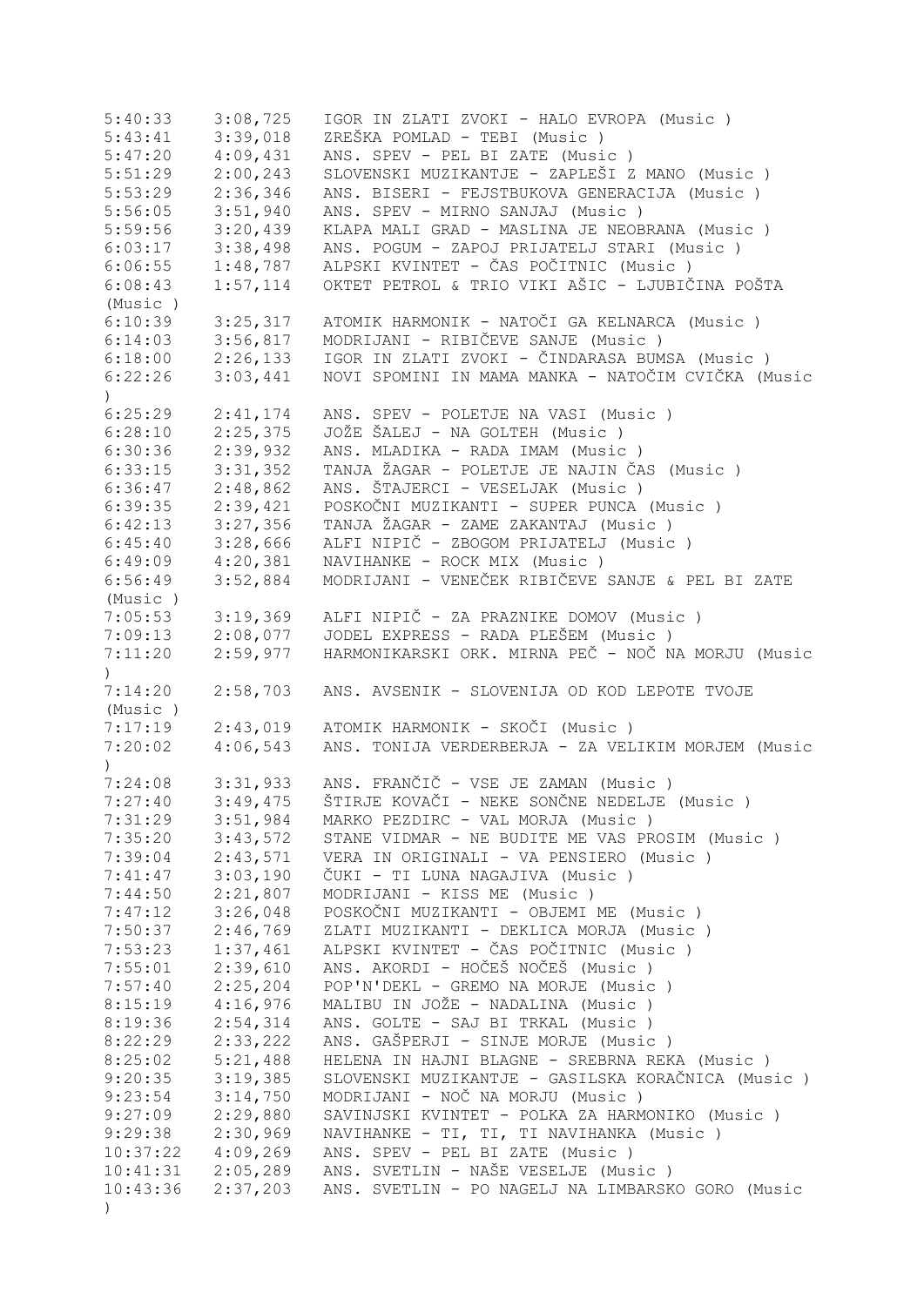| | | |
|---|---|---|
| 5:40:33 | 3:08,725 | IGOR IN ZLATI ZVOKI - HALO EVROPA (Music ) |
| 5:43:41 | 3:39,018 | ZREŠKA POMLAD - TEBI (Music ) |
| 5:47:20 | 4:09,431 | ANS. SPEV - PEL BI ZATE (Music ) |
| 5:51:29 | 2:00,243 | SLOVENSKI MUZIKANTJE - ZAPLEŠI Z MANO (Music ) |
| 5:53:29 | 2:36,346 | ANS. BISERI - FEJSTBUKOVA GENERACIJA (Music ) |
| 5:56:05 | 3:51,940 | ANS. SPEV - MIRNO SANJAJ (Music ) |
| 5:59:56 | 3:20,439 | KLAPA MALI GRAD - MASLINA JE NEOBRANA (Music ) |
| 6:03:17 | 3:38,498 | ANS. POGUM - ZAPOJ PRIJATELJ STARI (Music ) |
| 6:06:55 | 1:48,787 | ALPSKI KVINTET - ČAS POČITNIC (Music ) |
| 6:08:43 | 1:57,114 | OKTET PETROL & TRIO VIKI AŠIC - LJUBIČINA POŠTA (Music ) |
| 6:10:39 | 3:25,317 | ATOMIK HARMONIK - NATOČI GA KELNARCA (Music ) |
| 6:14:03 | 3:56,817 | MODRIJANI - RIBIČEVE SANJE (Music ) |
| 6:18:00 | 2:26,133 | IGOR IN ZLATI ZVOKI - ČINDARASA BUMSA (Music ) |
| 6:22:26 | 3:03,441 | NOVI SPOMINI IN MAMA MANKA - NATOČIM CVIČKA (Music ) |
| 6:25:29 | 2:41,174 | ANS. SPEV - POLETJE NA VASI (Music ) |
| 6:28:10 | 2:25,375 | JOŽE ŠALEJ - NA GOLTEH (Music ) |
| 6:30:36 | 2:39,932 | ANS. MLADIKA - RADA IMAM (Music ) |
| 6:33:15 | 3:31,352 | TANJA ŽAGAR - POLETJE JE NAJIN ČAS (Music ) |
| 6:36:47 | 2:48,862 | ANS. ŠTAJERCI - VESELJAK (Music ) |
| 6:39:35 | 2:39,421 | POSKOČNI MUZIKANTI - SUPER PUNCA (Music ) |
| 6:42:13 | 3:27,356 | TANJA ŽAGAR - ZAME ZAKANTAJ (Music ) |
| 6:45:40 | 3:28,666 | ALFI NIPIČ - ZBOGOM PRIJATELJ (Music ) |
| 6:49:09 | 4:20,381 | NAVIHANKE - ROCK MIX (Music ) |
| 6:56:49 | 3:52,884 | MODRIJANI - VENEČEK RIBIČEVE SANJE & PEL BI ZATE (Music ) |
| 7:05:53 | 3:19,369 | ALFI NIPIČ - ZA PRAZNIKE DOMOV (Music ) |
| 7:09:13 | 2:08,077 | JODEL EXPRESS - RADA PLEŠEM (Music ) |
| 7:11:20 | 2:59,977 | HARMONIKARSKI ORK. MIRNA PEČ - NOČ NA MORJU (Music ) |
| 7:14:20 | 2:58,703 | ANS. AVSENIK - SLOVENIJA OD KOD LEPOTE TVOJE (Music ) |
| 7:17:19 | 2:43,019 | ATOMIK HARMONIK - SKOČI (Music ) |
| 7:20:02 | 4:06,543 | ANS. TONIJA VERDERBERJA - ZA VELIKIM MORJEM (Music ) |
| 7:24:08 | 3:31,933 | ANS. FRANČIČ - VSE JE ZAMAN (Music ) |
| 7:27:40 | 3:49,475 | ŠTIRJE KOVAČI - NEKE SONČNE NEDELJE (Music ) |
| 7:31:29 | 3:51,984 | MARKO PEZDIRC - VAL MORJA (Music ) |
| 7:35:20 | 3:43,572 | STANE VIDMAR - NE BUDITE ME VAS PROSIM (Music ) |
| 7:39:04 | 2:43,571 | VERA IN ORIGINALI - VA PENSIERO (Music ) |
| 7:41:47 | 3:03,190 | ČUKI - TI LUNA NAGAJIVA (Music ) |
| 7:44:50 | 2:21,807 | MODRIJANI - KISS ME (Music ) |
| 7:47:12 | 3:26,048 | POSKOČNI MUZIKANTI - OBJEMI ME (Music ) |
| 7:50:37 | 2:46,769 | ZLATI MUZIKANTI - DEKLICA MORJA (Music ) |
| 7:53:23 | 1:37,461 | ALPSKI KVINTET - ČAS POČITNIC (Music ) |
| 7:55:01 | 2:39,610 | ANS. AKORDI - HOČEŠ NOČEŠ (Music ) |
| 7:57:40 | 2:25,204 | POP'N'DEKL - GREMO NA MORJE (Music ) |
| 8:15:19 | 4:16,976 | MALIBU IN JOŽE - NADALINA (Music ) |
| 8:19:36 | 2:54,314 | ANS. GOLTE - SAJ BI TRKAL (Music ) |
| 8:22:29 | 2:33,222 | ANS. GAŠPERJI - SINJE MORJE (Music ) |
| 8:25:02 | 5:21,488 | HELENA IN HAJNI BLAGNE - SREBRNA REKA (Music ) |
| 9:20:35 | 3:19,385 | SLOVENSKI MUZIKANTJE - GASILSKA KORAČNICA (Music ) |
| 9:23:54 | 3:14,750 | MODRIJANI - NOČ NA MORJU (Music ) |
| 9:27:09 | 2:29,880 | SAVINJSKI KVINTET - POLKA ZA HARMONIKO (Music ) |
| 9:29:38 | 2:30,969 | NAVIHANKE - TI, TI, TI NAVIHANKA (Music ) |
| 10:37:22 | 4:09,269 | ANS. SPEV - PEL BI ZATE (Music ) |
| 10:41:31 | 2:05,289 | ANS. SVETLIN - NAŠE VESELJE (Music ) |
| 10:43:36 | 2:37,203 | ANS. SVETLIN - PO NAGELJ NA LIMBARSKO GORO (Music ) |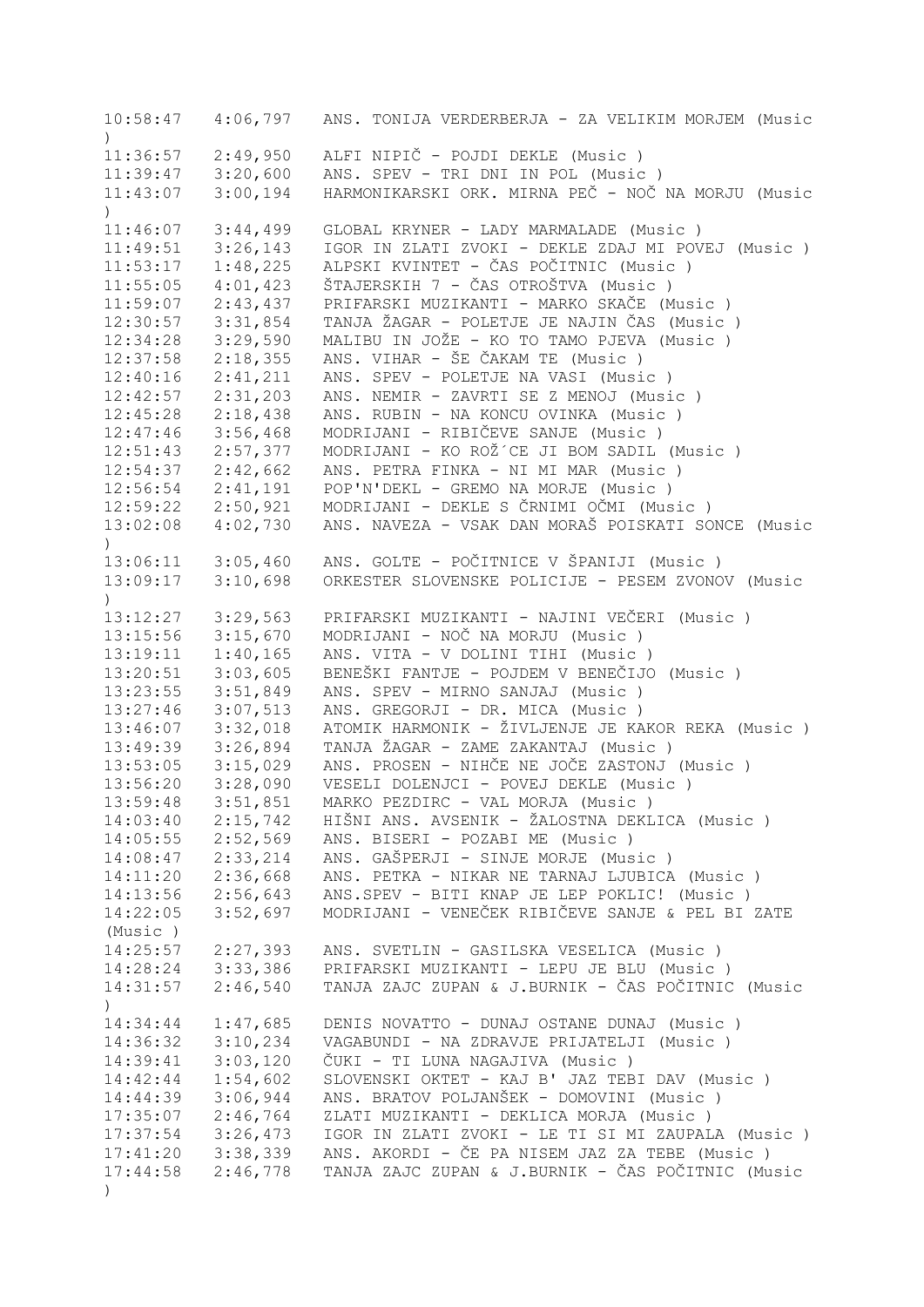| | | |
|---|---|---|
| 10:58:47 | 4:06,797 | ANS. TONIJA VERDERBERJA - ZA VELIKIM MORJEM (Music ) |
| 11:36:57 | 2:49,950 | ALFI NIPIČ - POJDI DEKLE (Music ) |
| 11:39:47 | 3:20,600 | ANS. SPEV - TRI DNI IN POL (Music ) |
| 11:43:07 | 3:00,194 | HARMONIKARSKI ORK. MIRNA PEČ - NOČ NA MORJU (Music ) |
| 11:46:07 | 3:44,499 | GLOBAL KRYNER - LADY MARMALADE (Music ) |
| 11:49:51 | 3:26,143 | IGOR IN ZLATI ZVOKI - DEKLE ZDAJ MI POVEJ (Music ) |
| 11:53:17 | 1:48,225 | ALPSKI KVINTET - ČAS POČITNIC (Music ) |
| 11:55:05 | 4:01,423 | ŠTAJERSKIH 7 - ČAS OTROŠTVA (Music ) |
| 11:59:07 | 2:43,437 | PRIFARSKI MUZIKANTI - MARKO SKAČE (Music ) |
| 12:30:57 | 3:31,854 | TANJA ŽAGAR - POLETJE JE NAJIN ČAS (Music ) |
| 12:34:28 | 3:29,590 | MALIBU IN JOŽE - KO TO TAMO PJEVA (Music ) |
| 12:37:58 | 2:18,355 | ANS. VIHAR - ŠE ČAKAM TE (Music ) |
| 12:40:16 | 2:41,211 | ANS. SPEV - POLETJE NA VASI (Music ) |
| 12:42:57 | 2:31,203 | ANS. NEMIR - ZAVRTI SE Z MENOJ (Music ) |
| 12:45:28 | 2:18,438 | ANS. RUBIN - NA KONCU OVINKA (Music ) |
| 12:47:46 | 3:56,468 | MODRIJANI - RIBIČEVE SANJE (Music ) |
| 12:51:43 | 2:57,377 | MODRIJANI - KO ROŽ´CE JI BOM SADIL (Music ) |
| 12:54:37 | 2:42,662 | ANS. PETRA FINKA - NI MI MAR (Music ) |
| 12:56:54 | 2:41,191 | POP'N'DEKL - GREMO NA MORJE (Music ) |
| 12:59:22 | 2:50,921 | MODRIJANI - DEKLE S ČRNIMI OČMI (Music ) |
| 13:02:08 | 4:02,730 | ANS. NAVEZA - VSAK DAN MORAŠ POISKATI SONCE (Music ) |
| 13:06:11 | 3:05,460 | ANS. GOLTE - POČITNICE V ŠPANIJI (Music ) |
| 13:09:17 | 3:10,698 | ORKESTER SLOVENSKE POLICIJE - PESEM ZVONOV (Music ) |
| 13:12:27 | 3:29,563 | PRIFARSKI MUZIKANTI - NAJINI VEČERI (Music ) |
| 13:15:56 | 3:15,670 | MODRIJANI - NOČ NA MORJU (Music ) |
| 13:19:11 | 1:40,165 | ANS. VITA - V DOLINI TIHI (Music ) |
| 13:20:51 | 3:03,605 | BENEŠKI FANTJE - POJDEM V BENEČIJO (Music ) |
| 13:23:55 | 3:51,849 | ANS. SPEV - MIRNO SANJAJ (Music ) |
| 13:27:46 | 3:07,513 | ANS. GREGORJI - DR. MICA (Music ) |
| 13:46:07 | 3:32,018 | ATOMIK HARMONIK - ŽIVLJENJE JE KAKOR REKA (Music ) |
| 13:49:39 | 3:26,894 | TANJA ŽAGAR - ZAME ZAKANTAJ (Music ) |
| 13:53:05 | 3:15,029 | ANS. PROSEN - NIHČE NE JOČE ZASTONJ (Music ) |
| 13:56:20 | 3:28,090 | VESELI DOLENJCI - POVEJ DEKLE (Music ) |
| 13:59:48 | 3:51,851 | MARKO PEZDIRC - VAL MORJA (Music ) |
| 14:03:40 | 2:15,742 | HIŠNI ANS. AVSENIK - ŽALOSTNA DEKLICA (Music ) |
| 14:05:55 | 2:52,569 | ANS. BISERI - POZABI ME (Music ) |
| 14:08:47 | 2:33,214 | ANS. GAŠPERJI - SINJE MORJE (Music ) |
| 14:11:20 | 2:36,668 | ANS. PETKA - NIKAR NE TARNAJ LJUBICA (Music ) |
| 14:13:56 | 2:56,643 | ANS.SPEV - BITI KNAP JE LEP POKLIC! (Music ) |
| 14:22:05 | 3:52,697 | MODRIJANI - VENEČEK RIBIČEVE SANJE & PEL BI ZATE (Music ) |
| 14:25:57 | 2:27,393 | ANS. SVETLIN - GASILSKA VESELICA (Music ) |
| 14:28:24 | 3:33,386 | PRIFARSKI MUZIKANTI - LEPU JE BLU (Music ) |
| 14:31:57 | 2:46,540 | TANJA ZAJC ZUPAN & J.BURNIK - ČAS POČITNIC (Music ) |
| 14:34:44 | 1:47,685 | DENIS NOVATTO - DUNAJ OSTANE DUNAJ (Music ) |
| 14:36:32 | 3:10,234 | VAGABUNDI - NA ZDRAVJE PRIJATELJI (Music ) |
| 14:39:41 | 3:03,120 | ČUKI - TI LUNA NAGAJIVA (Music ) |
| 14:42:44 | 1:54,602 | SLOVENSKI OKTET - KAJ B' JAZ TEBI DAV (Music ) |
| 14:44:39 | 3:06,944 | ANS. BRATOV POLJANŠEK - DOMOVINI (Music ) |
| 17:35:07 | 2:46,764 | ZLATI MUZIKANTI - DEKLICA MORJA (Music ) |
| 17:37:54 | 3:26,473 | IGOR IN ZLATI ZVOKI - LE TI SI MI ZAUPALA (Music ) |
| 17:41:20 | 3:38,339 | ANS. AKORDI - ČE PA NISEM JAZ ZA TEBE (Music ) |
| 17:44:58 | 2:46,778 | TANJA ZAJC ZUPAN & J.BURNIK - ČAS POČITNIC (Music ) |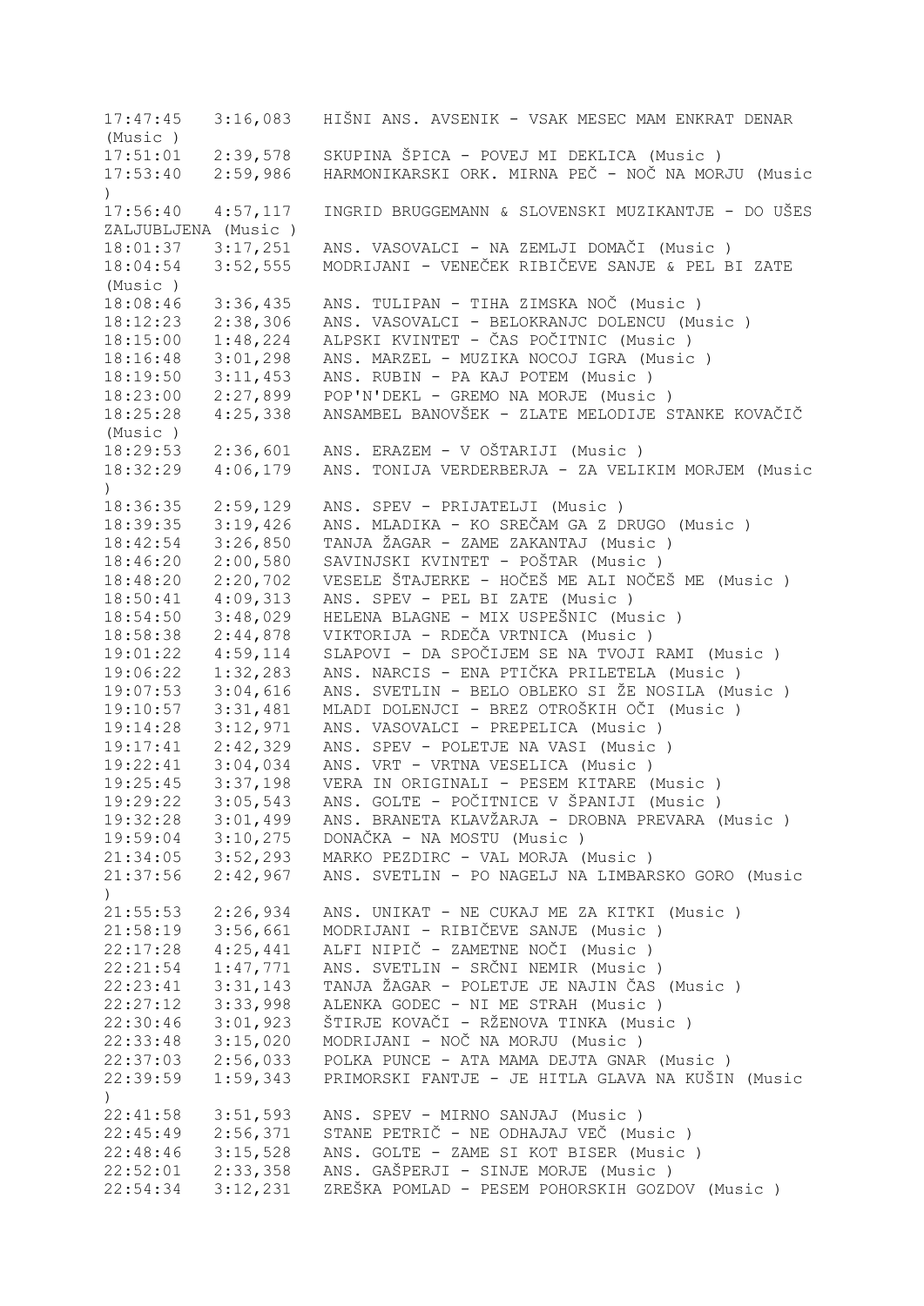17:47:45 3:16,083 HIŠNI ANS. AVSENIK - VSAK MESEC MAM ENKRAT DENAR (Music )
17:51:01 2:39,578 SKUPINA ŠPICA - POVEJ MI DEKLICA (Music )
17:53:40 2:59,986 HARMONIKARSKI ORK. MIRNA PEČ - NOČ NA MORJU (Music )
17:56:40 4:57,117 INGRID BRUGGEMANN & SLOVENSKI MUZIKANTJE - DO UŠES ZALJUBLJENA (Music )
18:01:37 3:17,251 ANS. VASOVALCI - NA ZEMLJI DOMAČI (Music )
18:04:54 3:52,555 MODRIJANI - VENEČEK RIBIČEVE SANJE & PEL BI ZATE (Music )
18:08:46 3:36,435 ANS. TULIPAN - TIHA ZIMSKA NOČ (Music )
18:12:23 2:38,306 ANS. VASOVALCI - BELOKRANJC DOLENCU (Music )
18:15:00 1:48,224 ALPSKI KVINTET - ČAS POČITNIC (Music )
18:16:48 3:01,298 ANS. MARZEL - MUZIKA NOCOJ IGRA (Music )
18:19:50 3:11,453 ANS. RUBIN - PA KAJ POTEM (Music )
18:23:00 2:27,899 POP'N'DEKL - GREMO NA MORJE (Music )
18:25:28 4:25,338 ANSAMBEL BANOVŠEK - ZLATE MELODIJE STANKE KOVAČIČ (Music )
18:29:53 2:36,601 ANS. ERAZEM - V OŠTARIJI (Music )
18:32:29 4:06,179 ANS. TONIJA VERDERBERJA - ZA VELIKIM MORJEM (Music )
18:36:35 2:59,129 ANS. SPEV - PRIJATELJI (Music )
18:39:35 3:19,426 ANS. MLADIKA - KO SREČAM GA Z DRUGO (Music )
18:42:54 3:26,850 TANJA ŽAGAR - ZAME ZAKANTAJ (Music )
18:46:20 2:00,580 SAVINJSKI KVINTET - POŠTAR (Music )
18:48:20 2:20,702 VESELE ŠTAJERKE - HOČEŠ ME ALI NOČEŠ ME (Music )
18:50:41 4:09,313 ANS. SPEV - PEL BI ZATE (Music )
18:54:50 3:48,029 HELENA BLAGNE - MIX USPEŠNIC (Music )
18:58:38 2:44,878 VIKTORIJA - RDEČA VRTNICA (Music )
19:01:22 4:59,114 SLAPOVI - DA SPOČIJEM SE NA TVOJI RAMI (Music )
19:06:22 1:32,283 ANS. NARCIS - ENA PTIČKA PRILETELA (Music )
19:07:53 3:04,616 ANS. SVETLIN - BELO OBLEKO SI ŽE NOSILA (Music )
19:10:57 3:31,481 MLADI DOLENJCI - BREZ OTROŠKIH OČI (Music )
19:14:28 3:12,971 ANS. VASOVALCI - PREPELICA (Music )
19:17:41 2:42,329 ANS. SPEV - POLETJE NA VASI (Music )
19:22:41 3:04,034 ANS. VRT - VRTNA VESELICA (Music )
19:25:45 3:37,198 VERA IN ORIGINALI - PESEM KITARE (Music )
19:29:22 3:05,543 ANS. GOLTE - POČITNICE V ŠPANIJI (Music )
19:32:28 3:01,499 ANS. BRANETA KLAVŽARJA - DROBNA PREVARA (Music )
19:59:04 3:10,275 DONAČKA - NA MOSTU (Music )
21:34:05 3:52,293 MARKO PEZDIRC - VAL MORJA (Music )
21:37:56 2:42,967 ANS. SVETLIN - PO NAGELJ NA LIMBARSKO GORO (Music )
21:55:53 2:26,934 ANS. UNIKAT - NE CUKAJ ME ZA KITKI (Music )
21:58:19 3:56,661 MODRIJANI - RIBIČEVE SANJE (Music )
22:17:28 4:25,441 ALFI NIPIČ - ZAMETNE NOČI (Music )
22:21:54 1:47,771 ANS. SVETLIN - SRČNI NEMIR (Music )
22:23:41 3:31,143 TANJA ŽAGAR - POLETJE JE NAJIN ČAS (Music )
22:27:12 3:33,998 ALENKA GODEC - NI ME STRAH (Music )
22:30:46 3:01,923 ŠTIRJE KOVAČI - RŽENOVA TINKA (Music )
22:33:48 3:15,020 MODRIJANI - NOČ NA MORJU (Music )
22:37:03 2:56,033 POLKA PUNCE - ATA MAMA DEJTA GNAR (Music )
22:39:59 1:59,343 PRIMORSKI FANTJE - JE HITLA GLAVA NA KUŠIN (Music )
22:41:58 3:51,593 ANS. SPEV - MIRNO SANJAJ (Music )
22:45:49 2:56,371 STANE PETRIČ - NE ODHAJAJ VEČ (Music )
22:48:46 3:15,528 ANS. GOLTE - ZAME SI KOT BISER (Music )
22:52:01 2:33,358 ANS. GAŠPERJI - SINJE MORJE (Music )
22:54:34 3:12,231 ZREŠKA POMLAD - PESEM POHORSKIH GOZDOV (Music )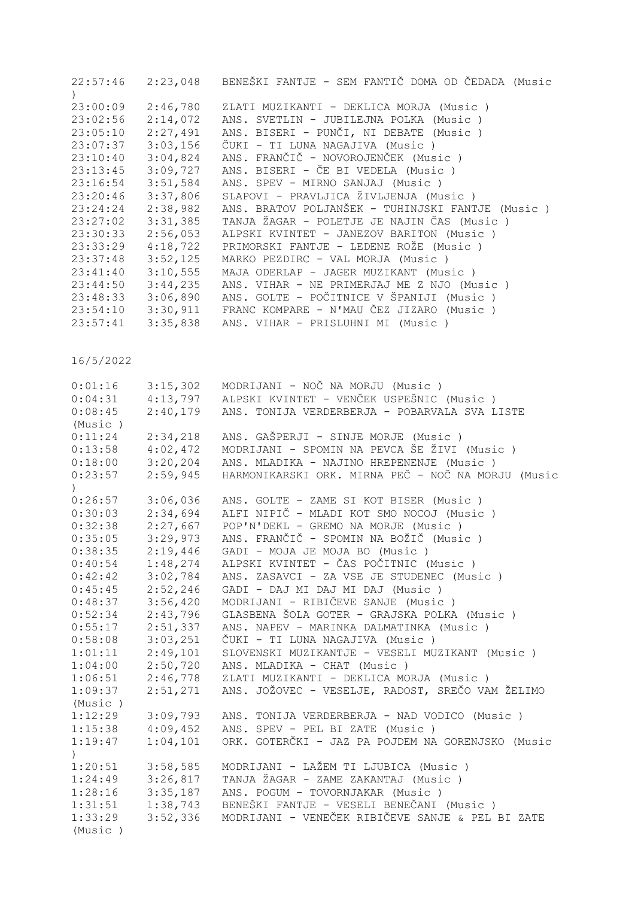| | | |
|---|---|---|
| 22:57:46 | 2:23,048 | BENEŠKI FANTJE - SEM FANTIČ DOMA OD ČEDADA (Music ) |
| 23:00:09 | 2:46,780 | ZLATI MUZIKANTI - DEKLICA MORJA (Music ) |
| 23:02:56 | 2:14,072 | ANS. SVETLIN - JUBILEJNA POLKA (Music ) |
| 23:05:10 | 2:27,491 | ANS. BISERI - PUNČI, NI DEBATE (Music ) |
| 23:07:37 | 3:03,156 | ČUKI - TI LUNA NAGAJIVA (Music ) |
| 23:10:40 | 3:04,824 | ANS. FRANČIČ - NOVOROJENČEK (Music ) |
| 23:13:45 | 3:09,727 | ANS. BISERI - ČE BI VEDELA (Music ) |
| 23:16:54 | 3:51,584 | ANS. SPEV - MIRNO SANJAJ (Music ) |
| 23:20:46 | 3:37,806 | SLAPOVI - PRAVLJICA ŽIVLJENJA (Music ) |
| 23:24:24 | 2:38,982 | ANS. BRATOV POLJANŠEK - TUHINJSKI FANTJE (Music ) |
| 23:27:02 | 3:31,385 | TANJA ŽAGAR - POLETJE JE NAJIN ČAS (Music ) |
| 23:30:33 | 2:56,053 | ALPSKI KVINTET - JANEZOV BARITON (Music ) |
| 23:33:29 | 4:18,722 | PRIMORSKI FANTJE - LEDENE ROŽE (Music ) |
| 23:37:48 | 3:52,125 | MARKO PEZDIRC - VAL MORJA (Music ) |
| 23:41:40 | 3:10,555 | MAJA ODERLAP - JAGER MUZIKANT (Music ) |
| 23:44:50 | 3:44,235 | ANS. VIHAR - NE PRIMERJAJ ME Z NJO (Music ) |
| 23:48:33 | 3:06,890 | ANS. GOLTE - POČITNICE V ŠPANIJI (Music ) |
| 23:54:10 | 3:30,911 | FRANC KOMPARE - N'MAU ČEZ JIZARO (Music ) |
| 23:57:41 | 3:35,838 | ANS. VIHAR - PRISLUHNI MI (Music ) |

16/5/2022

| | | |
|---|---|---|
| 0:01:16 | 3:15,302 | MODRIJANI - NOČ NA MORJU (Music ) |
| 0:04:31 | 4:13,797 | ALPSKI KVINTET - VENČEK USPEŠNIC (Music ) |
| 0:08:45 | 2:40,179 | ANS. TONIJA VERDERBERJA - POBARVALA SVA LISTE (Music ) |
| 0:11:24 | 2:34,218 | ANS. GAŠPERJI - SINJE MORJE (Music ) |
| 0:13:58 | 4:02,472 | MODRIJANI - SPOMIN NA PEVCA ŠE ŽIVI (Music ) |
| 0:18:00 | 3:20,204 | ANS. MLADIKA - NAJINO HREPENENJE (Music ) |
| 0:23:57 | 2:59,945 | HARMONIKARSKI ORK. MIRNA PEČ - NOČ NA MORJU (Music ) |
| 0:26:57 | 3:06,036 | ANS. GOLTE - ZAME SI KOT BISER (Music ) |
| 0:30:03 | 2:34,694 | ALFI NIPIČ - MLADI KOT SMO NOCOJ (Music ) |
| 0:32:38 | 2:27,667 | POP'N'DEKL - GREMO NA MORJE (Music ) |
| 0:35:05 | 3:29,973 | ANS. FRANČIČ - SPOMIN NA BOŽIČ (Music ) |
| 0:38:35 | 2:19,446 | GADI - MOJA JE MOJA BO (Music ) |
| 0:40:54 | 1:48,274 | ALPSKI KVINTET - ČAS POČITNIC (Music ) |
| 0:42:42 | 3:02,784 | ANS. ZASAVCI - ZA VSE JE STUDENEC (Music ) |
| 0:45:45 | 2:52,246 | GADI - DAJ MI DAJ MI DAJ (Music ) |
| 0:48:37 | 3:56,420 | MODRIJANI - RIBIČEVE SANJE (Music ) |
| 0:52:34 | 2:43,796 | GLASBENA ŠOLA GOTER - GRAJSKA POLKA (Music ) |
| 0:55:17 | 2:51,337 | ANS. NAPEV - MARINKA DALMATINKA (Music ) |
| 0:58:08 | 3:03,251 | ČUKI - TI LUNA NAGAJIVA (Music ) |
| 1:01:11 | 2:49,101 | SLOVENSKI MUZIKANTJE - VESELI MUZIKANT (Music ) |
| 1:04:00 | 2:50,720 | ANS. MLADIKA - CHAT (Music ) |
| 1:06:51 | 2:46,778 | ZLATI MUZIKANTI - DEKLICA MORJA (Music ) |
| 1:09:37 | 2:51,271 | ANS. JOŽOVEC - VESELJE, RADOST, SREČO VAM ŽELIMO (Music ) |
| 1:12:29 | 3:09,793 | ANS. TONIJA VERDERBERJA - NAD VODICO (Music ) |
| 1:15:38 | 4:09,452 | ANS. SPEV - PEL BI ZATE (Music ) |
| 1:19:47 | 1:04,101 | ORK. GOTERČKI - JAZ PA POJDEM NA GORENJSKO (Music ) |
| 1:20:51 | 3:58,585 | MODRIJANI - LAŽEM TI LJUBICA (Music ) |
| 1:24:49 | 3:26,817 | TANJA ŽAGAR - ZAME ZAKANTAJ (Music ) |
| 1:28:16 | 3:35,187 | ANS. POGUM - TOVORNJAKAR (Music ) |
| 1:31:51 | 1:38,743 | BENEŠKI FANTJE - VESELI BENEČANI (Music ) |
| 1:33:29 | 3:52,336 | MODRIJANI - VENEČEK RIBIČEVE SANJE & PEL BI ZATE (Music ) |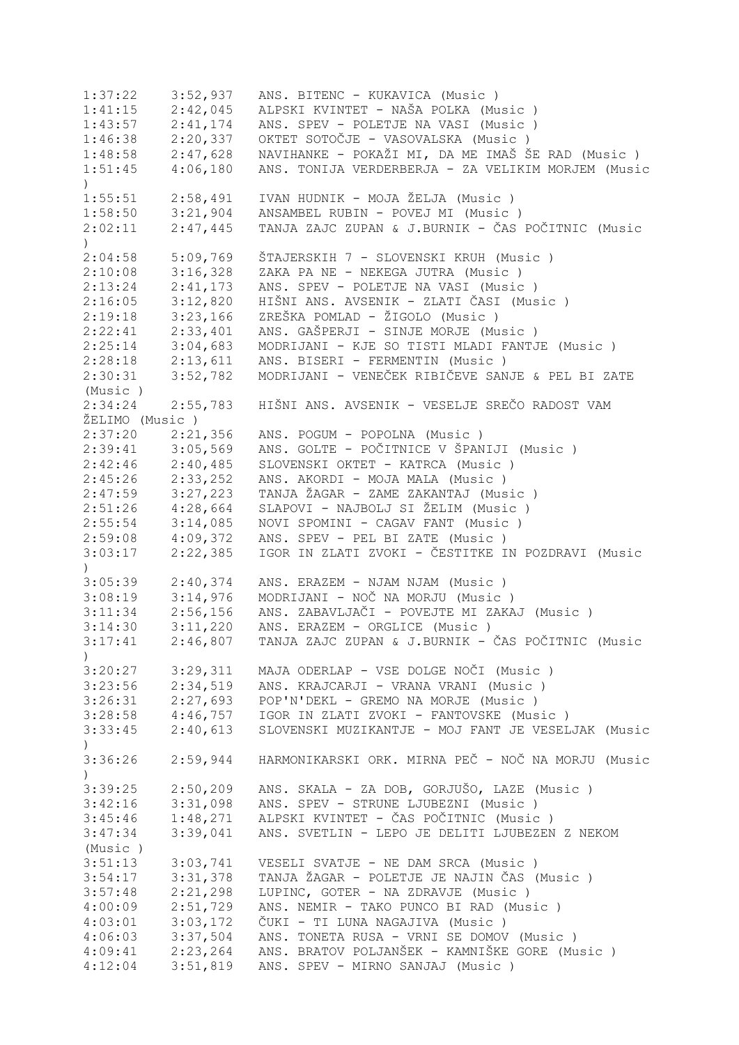```
1:37:22    3:52,937   ANS. BITENC - KUKAVICA (Music )
1:41:15    2:42,045   ALPSKI KVINTET - NAŠA POLKA (Music )
1:43:57    2:41,174   ANS. SPEV - POLETJE NA VASI (Music )
1:46:38    2:20,337   OKTET SOTOČJE - VASOVALSKA (Music )
1:48:58    2:47,628   NAVIHANKE - POKAŽI MI, DA ME IMAŠ ŠE RAD (Music )
1:51:45    4:06,180   ANS. TONIJA VERDERBERJA - ZA VELIKIM MORJEM (Music
)
1:55:51    2:58,491   IVAN HUDNIK - MOJA ŽELJA (Music )
1:58:50    3:21,904   ANSAMBEL RUBIN - POVEJ MI (Music )
2:02:11    2:47,445   TANJA ZAJC ZUPAN & J.BURNIK - ČAS POČITNIC (Music
)
2:04:58    5:09,769   ŠTAJERSKIH 7 - SLOVENSKI KRUH (Music )
2:10:08    3:16,328   ZAKA PA NE - NEKEGA JUTRA (Music )
2:13:24    2:41,173   ANS. SPEV - POLETJE NA VASI (Music )
2:16:05    3:12,820   HIŠNI ANS. AVSENIK - ZLATI ČASI (Music )
2:19:18    3:23,166   ZREŠKA POMLAD - ŽIGOLO (Music )
2:22:41    2:33,401   ANS. GAŠPERJI - SINJE MORJE (Music )
2:25:14    3:04,683   MODRIJANI - KJE SO TISTI MLADI FANTJE (Music )
2:28:18    2:13,611   ANS. BISERI - FERMENTIN (Music )
2:30:31    3:52,782   MODRIJANI - VENEČEK RIBIČEVE SANJE & PEL BI ZATE
(Music )
2:34:24    2:55,783   HIŠNI ANS. AVSENIK - VESELJE SREČO RADOST VAM
ŽELIMO (Music )
2:37:20    2:21,356   ANS. POGUM - POPOLNA (Music )
2:39:41    3:05,569   ANS. GOLTE - POČITNICE V ŠPANIJI (Music )
2:42:46    2:40,485   SLOVENSKI OKTET - KATRCA (Music )
2:45:26    2:33,252   ANS. AKORDI - MOJA MALA (Music )
2:47:59    3:27,223   TANJA ŽAGAR - ZAME ZAKANTAJ (Music )
2:51:26    4:28,664   SLAPOVI - NAJBOLJ SI ŽELIM (Music )
2:55:54    3:14,085   NOVI SPOMINI - CAGAV FANT (Music )
2:59:08    4:09,372   ANS. SPEV - PEL BI ZATE (Music )
3:03:17    2:22,385   IGOR IN ZLATI ZVOKI - ČESTITKE IN POZDRAVI (Music
)
3:05:39    2:40,374   ANS. ERAZEM - NJAM NJAM (Music )
3:08:19    3:14,976   MODRIJANI - NOČ NA MORJU (Music )
3:11:34    2:56,156   ANS. ZABAVLJAČI - POVEJTE MI ZAKAJ (Music )
3:14:30    3:11,220   ANS. ERAZEM - ORGLICE (Music )
3:17:41    2:46,807   TANJA ZAJC ZUPAN & J.BURNIK - ČAS POČITNIC (Music
)
3:20:27    3:29,311   MAJA ODERLAP - VSE DOLGE NOČI (Music )
3:23:56    2:34,519   ANS. KRAJCARJI - VRANA VRANI (Music )
3:26:31    2:27,693   POP'N'DEKL - GREMO NA MORJE (Music )
3:28:58    4:46,757   IGOR IN ZLATI ZVOKI - FANTOVSKE (Music )
3:33:45    2:40,613   SLOVENSKI MUZIKANTJE - MOJ FANT JE VESELJAK (Music
)
3:36:26    2:59,944   HARMONIKARSKI ORK. MIRNA PEČ - NOČ NA MORJU (Music
)
3:39:25    2:50,209   ANS. SKALA - ZA DOB, GORJUŠO, LAZE (Music )
3:42:16    3:31,098   ANS. SPEV - STRUNE LJUBEZNI (Music )
3:45:46    1:48,271   ALPSKI KVINTET - ČAS POČITNIC (Music )
3:47:34    3:39,041   ANS. SVETLIN - LEPO JE DELITI LJUBEZEN Z NEKOM
(Music )
3:51:13    3:03,741   VESELI SVATJE - NE DAM SRCA (Music )
3:54:17    3:31,378   TANJA ŽAGAR - POLETJE JE NAJIN ČAS (Music )
3:57:48    2:21,298   LUPINC, GOTER - NA ZDRAVJE (Music )
4:00:09    2:51,729   ANS. NEMIR - TAKO PUNCO BI RAD (Music )
4:03:01    3:03,172   ČUKI - TI LUNA NAGAJIVA (Music )
4:06:03    3:37,504   ANS. TONETA RUSA - VRNI SE DOMOV (Music )
4:09:41    2:23,264   ANS. BRATOV POLJANŠEK - KAMNIŠKE GORE (Music )
4:12:04    3:51,819   ANS. SPEV - MIRNO SANJAJ (Music )
```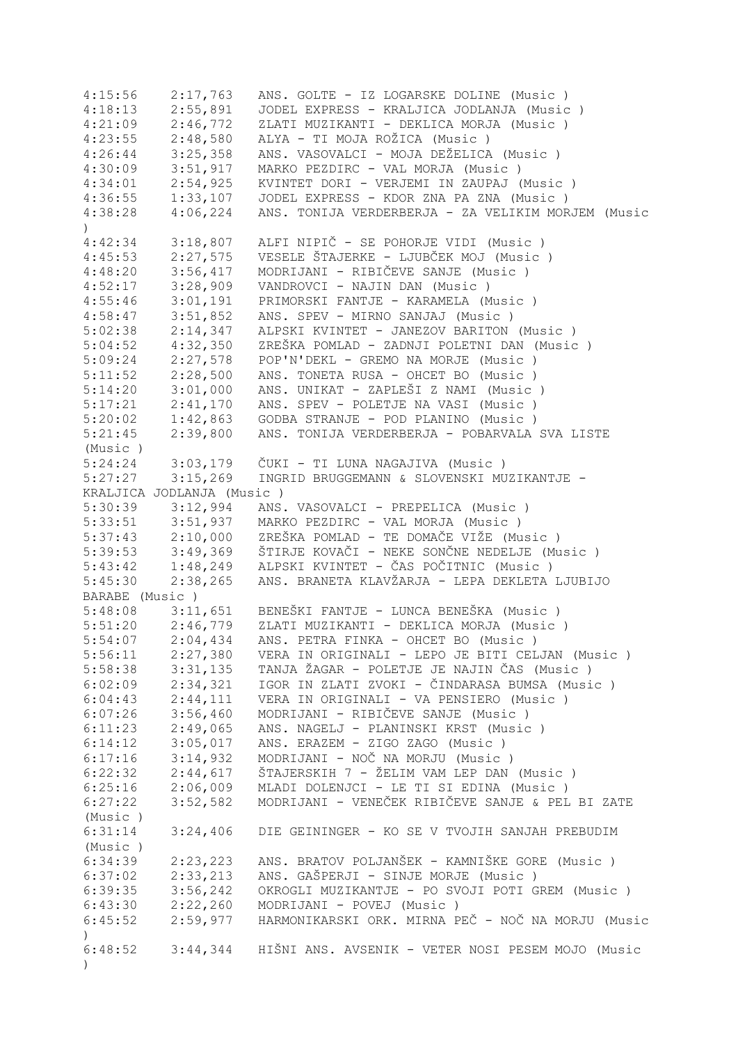4:15:56 2:17,763 ANS. GOLTE - IZ LOGARSKE DOLINE (Music )
4:18:13 2:55,891 JODEL EXPRESS - KRALJICA JODLANJA (Music )
4:21:09 2:46,772 ZLATI MUZIKANTI - DEKLICA MORJA (Music )
4:23:55 2:48,580 ALYA - TI MOJA ROŽICA (Music )
4:26:44 3:25,358 ANS. VASOVALCI - MOJA DEŽELICA (Music )
4:30:09 3:51,917 MARKO PEZDIRC - VAL MORJA (Music )
4:34:01 2:54,925 KVINTET DORI - VERJEMI IN ZAUPAJ (Music )
4:36:55 1:33,107 JODEL EXPRESS - KDOR ZNA PA ZNA (Music )
4:38:28 4:06,224 ANS. TONIJA VERDERBERJA - ZA VELIKIM MORJEM (Music )
4:42:34 3:18,807 ALFI NIPIČ - SE POHORJE VIDI (Music )
4:45:53 2:27,575 VESELE ŠTAJERKE - LJUBČEK MOJ (Music )
4:48:20 3:56,417 MODRIJANI - RIBIČEVE SANJE (Music )
4:52:17 3:28,909 VANDROVCI - NAJIN DAN (Music )
4:55:46 3:01,191 PRIMORSKI FANTJE - KARAMELA (Music )
4:58:47 3:51,852 ANS. SPEV - MIRNO SANJAJ (Music )
5:02:38 2:14,347 ALPSKI KVINTET - JANEZOV BARITON (Music )
5:04:52 4:32,350 ZREŠKA POMLAD - ZADNJI POLETNI DAN (Music )
5:09:24 2:27,578 POP'N'DEKL - GREMO NA MORJE (Music )
5:11:52 2:28,500 ANS. TONETA RUSA - OHCET BO (Music )
5:14:20 3:01,000 ANS. UNIKAT - ZAPLEŠI Z NAMI (Music )
5:17:21 2:41,170 ANS. SPEV - POLETJE NA VASI (Music )
5:20:02 1:42,863 GODBA STRANJE - POD PLANINO (Music )
5:21:45 2:39,800 ANS. TONIJA VERDERBERJA - POBARVALA SVA LISTE (Music )
5:24:24 3:03,179 ČUKI - TI LUNA NAGAJIVA (Music )
5:27:27 3:15,269 INGRID BRUGGEMANN & SLOVENSKI MUZIKANTJE - KRALJICA JODLANJA (Music )
5:30:39 3:12,994 ANS. VASOVALCI - PREPELICA (Music )
5:33:51 3:51,937 MARKO PEZDIRC - VAL MORJA (Music )
5:37:43 2:10,000 ZREŠKA POMLAD - TE DOMAČE VIŽE (Music )
5:39:53 3:49,369 ŠTIRJE KOVAČI - NEKE SONČNE NEDELJE (Music )
5:43:42 1:48,249 ALPSKI KVINTET - ČAS POČITNIC (Music )
5:45:30 2:38,265 ANS. BRANETA KLAVŽARJA - LEPA DEKLETA LJUBIJO BARABE (Music )
5:48:08 3:11,651 BENEŠKI FANTJE - LUNCA BENEŠKA (Music )
5:51:20 2:46,779 ZLATI MUZIKANTI - DEKLICA MORJA (Music )
5:54:07 2:04,434 ANS. PETRA FINKA - OHCET BO (Music )
5:56:11 2:27,380 VERA IN ORIGINALI - LEPO JE BITI CELJAN (Music )
5:58:38 3:31,135 TANJA ŽAGAR - POLETJE JE NAJIN ČAS (Music )
6:02:09 2:34,321 IGOR IN ZLATI ZVOKI - ČINDARASA BUMSA (Music )
6:04:43 2:44,111 VERA IN ORIGINALI - VA PENSIERO (Music )
6:07:26 3:56,460 MODRIJANI - RIBIČEVE SANJE (Music )
6:11:23 2:49,065 ANS. NAGELJ - PLANINSKI KRST (Music )
6:14:12 3:05,017 ANS. ERAZEM - ZIGO ZAGO (Music )
6:17:16 3:14,932 MODRIJANI - NOČ NA MORJU (Music )
6:22:32 2:44,617 ŠTAJERSKIH 7 - ŽELIM VAM LEP DAN (Music )
6:25:16 2:06,009 MLADI DOLENJCI - LE TI SI EDINA (Music )
6:27:22 3:52,582 MODRIJANI - VENEČEK RIBIČEVE SANJE & PEL BI ZATE (Music )
6:31:14 3:24,406 DIE GEININGER - KO SE V TVOJIH SANJAH PREBUDIM (Music )
6:34:39 2:23,223 ANS. BRATOV POLJANŠEK - KAMNIŠKE GORE (Music )
6:37:02 2:33,213 ANS. GAŠPERJI - SINJE MORJE (Music )
6:39:35 3:56,242 OKROGLI MUZIKANTJE - PO SVOJI POTI GREM (Music )
6:43:30 2:22,260 MODRIJANI - POVEJ (Music )
6:45:52 2:59,977 HARMONIKARSKI ORK. MIRNA PEČ - NOČ NA MORJU (Music )
6:48:52 3:44,344 HIŠNI ANS. AVSENIK - VETER NOSI PESEM MOJO (Music )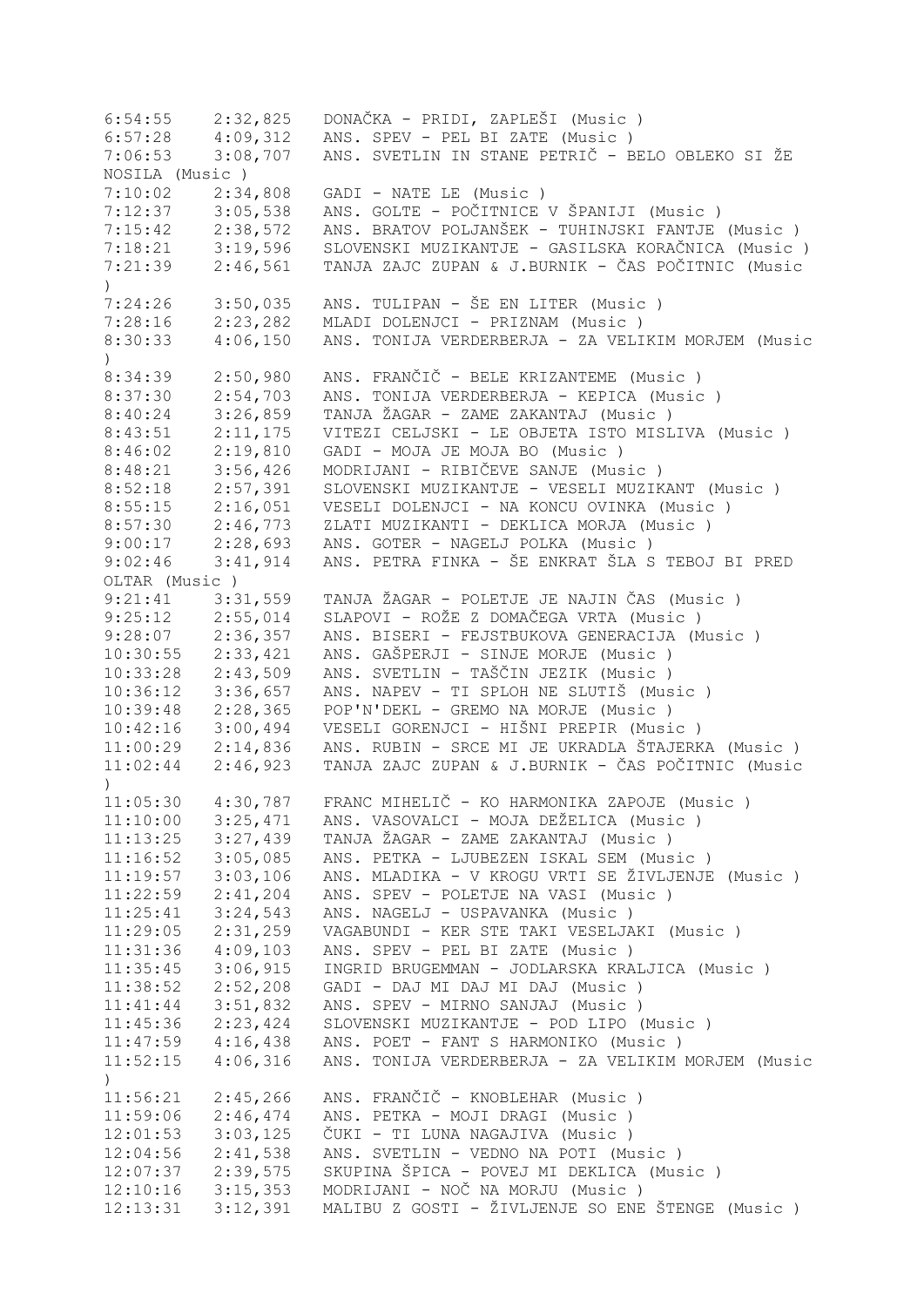```
6:54:55    2:32,825   DONAČKA - PRIDI, ZAPLEŠI (Music )
6:57:28    4:09,312   ANS. SPEV - PEL BI ZATE (Music )
7:06:53    3:08,707   ANS. SVETLIN IN STANE PETRIČ - BELO OBLEKO SI ŽE
NOSILA (Music )
7:10:02    2:34,808   GADI - NATE LE (Music )
7:12:37    3:05,538   ANS. GOLTE - POČITNICE V ŠPANIJI (Music )
7:15:42    2:38,572   ANS. BRATOV POLJANŠEK - TUHINJSKI FANTJE (Music )
7:18:21    3:19,596   SLOVENSKI MUZIKANTJE - GASILSKA KORAČNICA (Music )
7:21:39    2:46,561   TANJA ZAJC ZUPAN & J.BURNIK - ČAS POČITNIC (Music
)
7:24:26    3:50,035   ANS. TULIPAN - ŠE EN LITER (Music )
7:28:16    2:23,282   MLADI DOLENJCI - PRIZNAM (Music )
8:30:33    4:06,150   ANS. TONIJA VERDERBERJA - ZA VELIKIM MORJEM (Music
)
8:34:39    2:50,980   ANS. FRANČIČ - BELE KRIZANTEME (Music )
8:37:30    2:54,703   ANS. TONIJA VERDERBERJA - KEPICA (Music )
8:40:24    3:26,859   TANJA ŽAGAR - ZAME ZAKANTAJ (Music )
8:43:51    2:11,175   VITEZI CELJSKI - LE OBJETA ISTO MISLIVA (Music )
8:46:02    2:19,810   GADI - MOJA JE MOJA BO (Music )
8:48:21    3:56,426   MODRIJANI - RIBIČEVE SANJE (Music )
8:52:18    2:57,391   SLOVENSKI MUZIKANTJE - VESELI MUZIKANT (Music )
8:55:15    2:16,051   VESELI DOLENJCI - NA KONCU OVINKA (Music )
8:57:30    2:46,773   ZLATI MUZIKANTI - DEKLICA MORJA (Music )
9:00:17    2:28,693   ANS. GOTER - NAGELJ POLKA (Music )
9:02:46    3:41,914   ANS. PETRA FINKA - ŠE ENKRAT ŠLA S TEBOJ BI PRED
OLTAR (Music )
9:21:41    3:31,559   TANJA ŽAGAR - POLETJE JE NAJIN ČAS (Music )
9:25:12    2:55,014   SLAPOVI - ROŽE Z DOMAČEGA VRTA (Music )
9:28:07    2:36,357   ANS. BISERI - FEJSTBUKOVA GENERACIJA (Music )
10:30:55   2:33,421   ANS. GAŠPERJI - SINJE MORJE (Music )
10:33:28   2:43,509   ANS. SVETLIN - TAŠČIN JEZIK (Music )
10:36:12   3:36,657   ANS. NAPEV - TI SPLOH NE SLUTIŠ (Music )
10:39:48   2:28,365   POP'N'DEKL - GREMO NA MORJE (Music )
10:42:16   3:00,494   VESELI GORENJCI - HIŠNI PREPIR (Music )
11:00:29   2:14,836   ANS. RUBIN - SRCE MI JE UKRADLA ŠTAJERKA (Music )
11:02:44   2:46,923   TANJA ZAJC ZUPAN & J.BURNIK - ČAS POČITNIC (Music
)
11:05:30   4:30,787   FRANC MIHELIČ - KO HARMONIKA ZAPOJE (Music )
11:10:00   3:25,471   ANS. VASOVALCI - MOJA DEŽELICA (Music )
11:13:25   3:27,439   TANJA ŽAGAR - ZAME ZAKANTAJ (Music )
11:16:52   3:05,085   ANS. PETKA - LJUBEZEN ISKAL SEM (Music )
11:19:57   3:03,106   ANS. MLADIKA - V KROGU VRTI SE ŽIVLJENJE (Music )
11:22:59   2:41,204   ANS. SPEV - POLETJE NA VASI (Music )
11:25:41   3:24,543   ANS. NAGELJ - USPAVANKA (Music )
11:29:05   2:31,259   VAGABUNDI - KER STE TAKI VESELJAKI (Music )
11:31:36   4:09,103   ANS. SPEV - PEL BI ZATE (Music )
11:35:45   3:06,915   INGRID BRUGEMMAN - JODLARSKA KRALJICA (Music )
11:38:52   2:52,208   GADI - DAJ MI DAJ MI DAJ (Music )
11:41:44   3:51,832   ANS. SPEV - MIRNO SANJAJ (Music )
11:45:36   2:23,424   SLOVENSKI MUZIKANTJE - POD LIPO (Music )
11:47:59   4:16,438   ANS. POET - FANT S HARMONIKO (Music )
11:52:15   4:06,316   ANS. TONIJA VERDERBERJA - ZA VELIKIM MORJEM (Music
)
11:56:21   2:45,266   ANS. FRANČIČ - KNOBLEHAR (Music )
11:59:06   2:46,474   ANS. PETKA - MOJI DRAGI (Music )
12:01:53   3:03,125   ČUKI - TI LUNA NAGAJIVA (Music )
12:04:56   2:41,538   ANS. SVETLIN - VEDNO NA POTI (Music )
12:07:37   2:39,575   SKUPINA ŠPICA - POVEJ MI DEKLICA (Music )
12:10:16   3:15,353   MODRIJANI - NOČ NA MORJU (Music )
12:13:31   3:12,391   MALIBU Z GOSTI - ŽIVLJENJE SO ENE ŠTENGE (Music )
```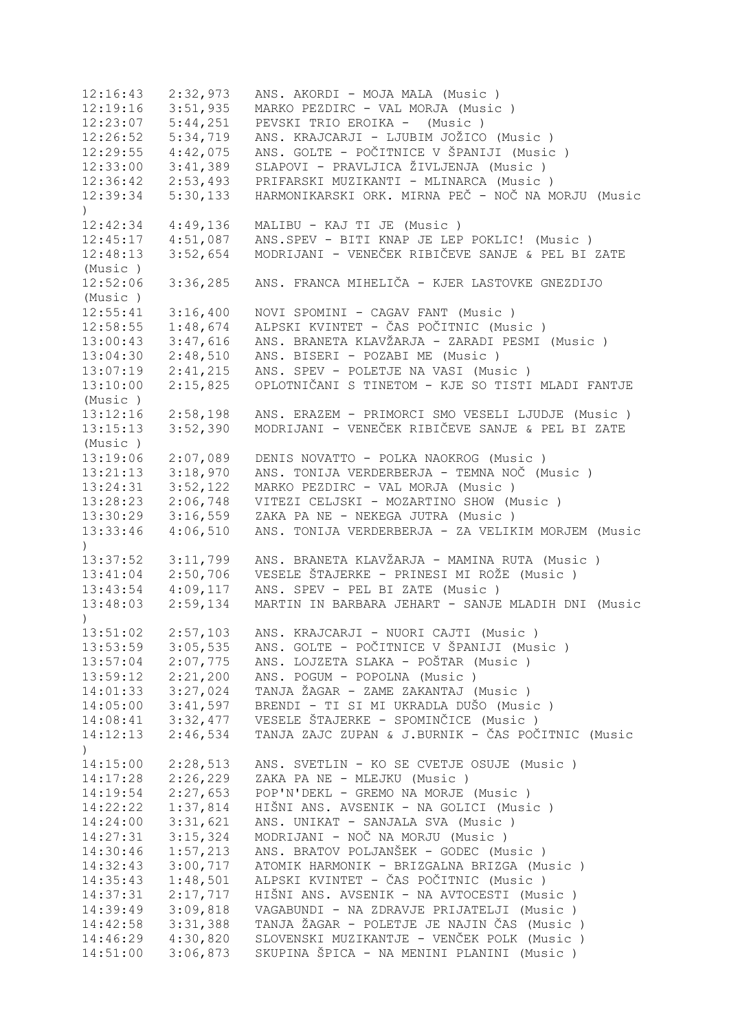12:16:43   2:32,973   ANS. AKORDI - MOJA MALA (Music )
12:19:16   3:51,935   MARKO PEZDIRC - VAL MORJA (Music )
12:23:07   5:44,251   PEVSKI TRIO EROIKA -  (Music )
12:26:52   5:34,719   ANS. KRAJCARJI - LJUBIM JOŽICO (Music )
12:29:55   4:42,075   ANS. GOLTE - POČITNICE V ŠPANIJI (Music )
12:33:00   3:41,389   SLAPOVI - PRAVLJICA ŽIVLJENJA (Music )
12:36:42   2:53,493   PRIFARSKI MUZIKANTI - MLINARCA (Music )
12:39:34   5:30,133   HARMONIKARSKI ORK. MIRNA PEČ - NOČ NA MORJU (Music )
12:42:34   4:49,136   MALIBU - KAJ TI JE (Music )
12:45:17   4:51,087   ANS.SPEV - BITI KNAP JE LEP POKLIC! (Music )
12:48:13   3:52,654   MODRIJANI - VENEČEK RIBIČEVE SANJE & PEL BI ZATE (Music )
12:52:06   3:36,285   ANS. FRANCA MIHELIČA - KJER LASTOVKE GNEZDIJO (Music )
12:55:41   3:16,400   NOVI SPOMINI - CAGAV FANT (Music )
12:58:55   1:48,674   ALPSKI KVINTET - ČAS POČITNIC (Music )
13:00:43   3:47,616   ANS. BRANETA KLAVŽARJA - ZARADI PESMI (Music )
13:04:30   2:48,510   ANS. BISERI - POZABI ME (Music )
13:07:19   2:41,215   ANS. SPEV - POLETJE NA VASI (Music )
13:10:00   2:15,825   OPLOTNIČANI S TINETOM - KJE SO TISTI MLADI FANTJE (Music )
13:12:16   2:58,198   ANS. ERAZEM - PRIMORCI SMO VESELI LJUDJE (Music )
13:15:13   3:52,390   MODRIJANI - VENEČEK RIBIČEVE SANJE & PEL BI ZATE (Music )
13:19:06   2:07,089   DENIS NOVATTO - POLKA NAOKROG (Music )
13:21:13   3:18,970   ANS. TONIJA VERDERBERJA - TEMNA NOČ (Music )
13:24:31   3:52,122   MARKO PEZDIRC - VAL MORJA (Music )
13:28:23   2:06,748   VITEZI CELJSKI - MOZARTINO SHOW (Music )
13:30:29   3:16,559   ZAKA PA NE - NEKEGA JUTRA (Music )
13:33:46   4:06,510   ANS. TONIJA VERDERBERJA - ZA VELIKIM MORJEM (Music )
13:37:52   3:11,799   ANS. BRANETA KLAVŽARJA - MAMINA RUTA (Music )
13:41:04   2:50,706   VESELE ŠTAJERKE - PRINESI MI ROŽE (Music )
13:43:54   4:09,117   ANS. SPEV - PEL BI ZATE (Music )
13:48:03   2:59,134   MARTIN IN BARBARA JEHART - SANJE MLADIH DNI (Music )
13:51:02   2:57,103   ANS. KRAJCARJI - NUORI CAJTI (Music )
13:53:59   3:05,535   ANS. GOLTE - POČITNICE V ŠPANIJI (Music )
13:57:04   2:07,775   ANS. LOJZETA SLAKA - POŠTAR (Music )
13:59:12   2:21,200   ANS. POGUM - POPOLNA (Music )
14:01:33   3:27,024   TANJA ŽAGAR - ZAME ZAKANTAJ (Music )
14:05:00   3:41,597   BRENDI - TI SI MI UKRADLA DUŠO (Music )
14:08:41   3:32,477   VESELE ŠTAJERKE - SPOMINČICE (Music )
14:12:13   2:46,534   TANJA ZAJC ZUPAN & J.BURNIK - ČAS POČITNIC (Music )
14:15:00   2:28,513   ANS. SVETLIN - KO SE CVETJE OSUJE (Music )
14:17:28   2:26,229   ZAKA PA NE - MLEJKU (Music )
14:19:54   2:27,653   POP'N'DEKL - GREMO NA MORJE (Music )
14:22:22   1:37,814   HIŠNI ANS. AVSENIK - NA GOLICI (Music )
14:24:00   3:31,621   ANS. UNIKAT - SANJALA SVA (Music )
14:27:31   3:15,324   MODRIJANI - NOČ NA MORJU (Music )
14:30:46   1:57,213   ANS. BRATOV POLJANŠEK - GODEC (Music )
14:32:43   3:00,717   ATOMIK HARMONIK - BRIZGALNA BRIZGA (Music )
14:35:43   1:48,501   ALPSKI KVINTET - ČAS POČITNIC (Music )
14:37:31   2:17,717   HIŠNI ANS. AVSENIK - NA AVTOCESTI (Music )
14:39:49   3:09,818   VAGABUNDI - NA ZDRAVJE PRIJATELJI (Music )
14:42:58   3:31,388   TANJA ŽAGAR - POLETJE JE NAJIN ČAS (Music )
14:46:29   4:30,820   SLOVENSKI MUZIKANTJE - VENČEK POLK (Music )
14:51:00   3:06,873   SKUPINA ŠPICA - NA MENINI PLANINI (Music )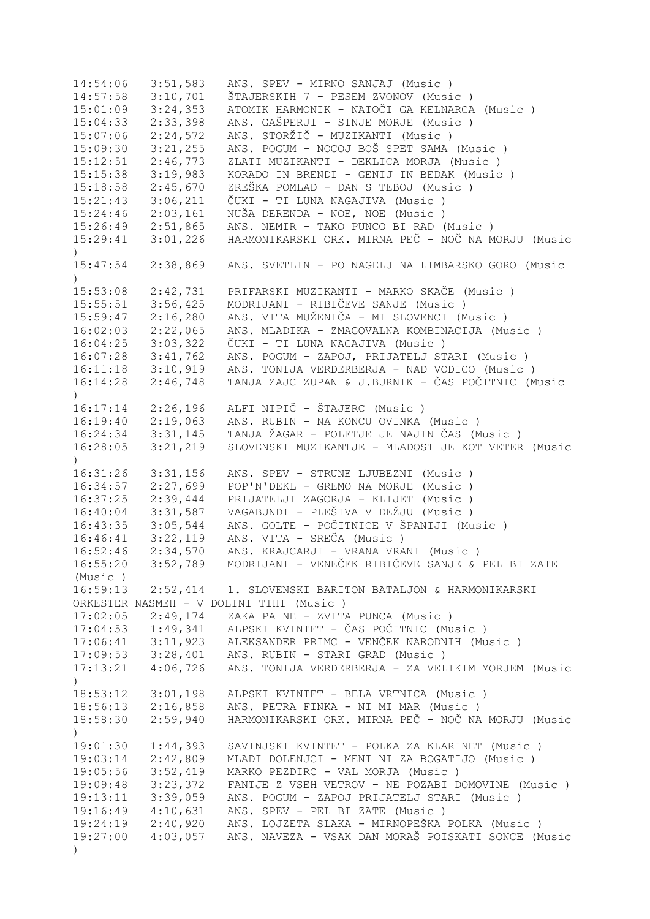```
14:54:06   3:51,583   ANS. SPEV - MIRNO SANJAJ (Music )
14:57:58   3:10,701   ŠTAJERSKIH 7 - PESEM ZVONOV (Music )
15:01:09   3:24,353   ATOMIK HARMONIK - NATOČI GA KELNARCA (Music )
15:04:33   2:33,398   ANS. GAŠPERJI - SINJE MORJE (Music )
15:07:06   2:24,572   ANS. STORŽIČ - MUZIKANTI (Music )
15:09:30   3:21,255   ANS. POGUM - NOCOJ BOŠ SPET SAMA (Music )
15:12:51   2:46,773   ZLATI MUZIKANTI - DEKLICA MORJA (Music )
15:15:38   3:19,983   KORADO IN BRENDI - GENIJ IN BEDAK (Music )
15:18:58   2:45,670   ZREŠKA POMLAD - DAN S TEBOJ (Music )
15:21:43   3:06,211   ČUKI - TI LUNA NAGAJIVA (Music )
15:24:46   2:03,161   NUŠA DERENDA - NOE, NOE (Music )
15:26:49   2:51,865   ANS. NEMIR - TAKO PUNCO BI RAD (Music )
15:29:41   3:01,226   HARMONIKARSKI ORK. MIRNA PEČ - NOČ NA MORJU (Music
)
15:47:54   2:38,869   ANS. SVETLIN - PO NAGELJ NA LIMBARSKO GORO (Music
)
15:53:08   2:42,731   PRIFARSKI MUZIKANTI - MARKO SKAČE (Music )
15:55:51   3:56,425   MODRIJANI - RIBIČEVE SANJE (Music )
15:59:47   2:16,280   ANS. VITA MUŽENIČA - MI SLOVENCI (Music )
16:02:03   2:22,065   ANS. MLADIKA - ZMAGOVALNA KOMBINACIJA (Music )
16:04:25   3:03,322   ČUKI - TI LUNA NAGAJIVA (Music )
16:07:28   3:41,762   ANS. POGUM - ZAPOJ, PRIJATELJ STARI (Music )
16:11:18   3:10,919   ANS. TONIJA VERDERBERJA - NAD VODICO (Music )
16:14:28   2:46,748   TANJA ZAJC ZUPAN & J.BURNIK - ČAS POČITNIC (Music
)
16:17:14   2:26,196   ALFI NIPIČ - ŠTAJERC (Music )
16:19:40   2:19,063   ANS. RUBIN - NA KONCU OVINKA (Music )
16:24:34   3:31,145   TANJA ŽAGAR - POLETJE JE NAJIN ČAS (Music )
16:28:05   3:21,219   SLOVENSKI MUZIKANTJE - MLADOST JE KOT VETER (Music
)
16:31:26   3:31,156   ANS. SPEV - STRUNE LJUBEZNI (Music )
16:34:57   2:27,699   POP'N'DEKL - GREMO NA MORJE (Music )
16:37:25   2:39,444   PRIJATELJI ZAGORJA - KLIJET (Music )
16:40:04   3:31,587   VAGABUNDI - PLEŠIVA V DEŽJU (Music )
16:43:35   3:05,544   ANS. GOLTE - POČITNICE V ŠPANIJI (Music )
16:46:41   3:22,119   ANS. VITA - SREČA (Music )
16:52:46   2:34,570   ANS. KRAJCARJI - VRANA VRANI (Music )
16:55:20   3:52,789   MODRIJANI - VENEČEK RIBIČEVE SANJE & PEL BI ZATE
(Music )
16:59:13   2:52,414   1. SLOVENSKI BARITON BATALJON & HARMONIKARSKI
ORKESTER NASMEH - V DOLINI TIHI (Music )
17:02:05   2:49,174   ZAKA PA NE - ZVITA PUNCA (Music )
17:04:53   1:49,341   ALPSKI KVINTET - ČAS POČITNIC (Music )
17:06:41   3:11,923   ALEKSANDER PRIMC - VENČEK NARODNIH (Music )
17:09:53   3:28,401   ANS. RUBIN - STARI GRAD (Music )
17:13:21   4:06,726   ANS. TONIJA VERDERBERJA - ZA VELIKIM MORJEM (Music
)
18:53:12   3:01,198   ALPSKI KVINTET - BELA VRTNICA (Music )
18:56:13   2:16,858   ANS. PETRA FINKA - NI MI MAR (Music )
18:58:30   2:59,940   HARMONIKARSKI ORK. MIRNA PEČ - NOČ NA MORJU (Music
)
19:01:30   1:44,393   SAVINJSKI KVINTET - POLKA ZA KLARINET (Music )
19:03:14   2:42,809   MLADI DOLENJCI - MENI NI ZA BOGATIJO (Music )
19:05:56   3:52,419   MARKO PEZDIRC - VAL MORJA (Music )
19:09:48   3:23,372   FANTJE Z VSEH VETROV - NE POZABI DOMOVINE (Music )
19:13:11   3:39,059   ANS. POGUM - ZAPOJ PRIJATELJ STARI (Music )
19:16:49   4:10,631   ANS. SPEV - PEL BI ZATE (Music )
19:24:19   2:40,920   ANS. LOJZETA SLAKA - MIRNOPEŠKA POLKA (Music )
19:27:00   4:03,057   ANS. NAVEZA - VSAK DAN MORAŠ POISKATI SONCE (Music
)
```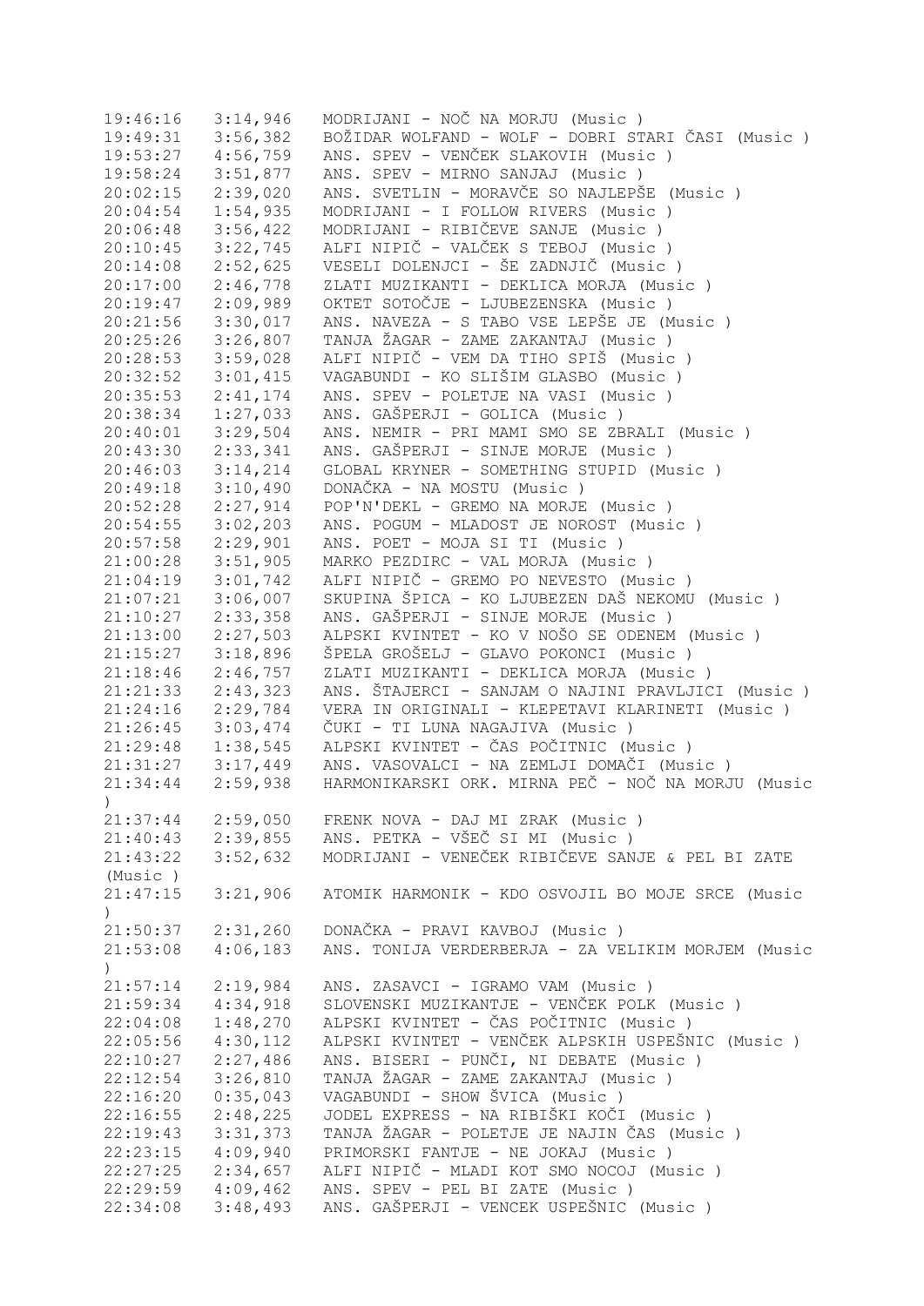```
19:46:16   3:14,946   MODRIJANI - NOČ NA MORJU (Music )
19:49:31   3:56,382   BOŽIDAR WOLFAND - WOLF - DOBRI STARI ČASI (Music )
19:53:27   4:56,759   ANS. SPEV - VENČEK SLAKOVIH (Music )
19:58:24   3:51,877   ANS. SPEV - MIRNO SANJAJ (Music )
20:02:15   2:39,020   ANS. SVETLIN - MORAVČE SO NAJLEPŠE (Music )
20:04:54   1:54,935   MODRIJANI - I FOLLOW RIVERS (Music )
20:06:48   3:56,422   MODRIJANI - RIBIČEVE SANJE (Music )
20:10:45   3:22,745   ALFI NIPIČ - VALČEK S TEBOJ (Music )
20:14:08   2:52,625   VESELI DOLENJCI - ŠE ZADNJIČ (Music )
20:17:00   2:46,778   ZLATI MUZIKANTI - DEKLICA MORJA (Music )
20:19:47   2:09,989   OKTET SOTOČJE - LJUBEZENSKA (Music )
20:21:56   3:30,017   ANS. NAVEZA - S TABO VSE LEPŠE JE (Music )
20:25:26   3:26,807   TANJA ŽAGAR - ZAME ZAKANTAJ (Music )
20:28:53   3:59,028   ALFI NIPIČ - VEM DA TIHO SPIŠ (Music )
20:32:52   3:01,415   VAGABUNDI - KO SLIŠIM GLASBO (Music )
20:35:53   2:41,174   ANS. SPEV - POLETJE NA VASI (Music )
20:38:34   1:27,033   ANS. GAŠPERJI - GOLICA (Music )
20:40:01   3:29,504   ANS. NEMIR - PRI MAMI SMO SE ZBRALI (Music )
20:43:30   2:33,341   ANS. GAŠPERJI - SINJE MORJE (Music )
20:46:03   3:14,214   GLOBAL KRYNER - SOMETHING STUPID (Music )
20:49:18   3:10,490   DONAČKA - NA MOSTU (Music )
20:52:28   2:27,914   POP'N'DEKL - GREMO NA MORJE (Music )
20:54:55   3:02,203   ANS. POGUM - MLADOST JE NOROST (Music )
20:57:58   2:29,901   ANS. POET - MOJA SI TI (Music )
21:00:28   3:51,905   MARKO PEZDIRC - VAL MORJA (Music )
21:04:19   3:01,742   ALFI NIPIČ - GREMO PO NEVESTO (Music )
21:07:21   3:06,007   SKUPINA ŠPICA - KO LJUBEZEN DAŠ NEKOMU (Music )
21:10:27   2:33,358   ANS. GAŠPERJI - SINJE MORJE (Music )
21:13:00   2:27,503   ALPSKI KVINTET - KO V NOŠO SE ODENEM (Music )
21:15:27   3:18,896   ŠPELA GROŠELJ - GLAVO POKONCI (Music )
21:18:46   2:46,757   ZLATI MUZIKANTI - DEKLICA MORJA (Music )
21:21:33   2:43,323   ANS. ŠTAJERCI - SANJAM O NAJINI PRAVLJICI (Music )
21:24:16   2:29,784   VERA IN ORIGINALI - KLEPETAVI KLARINETI (Music )
21:26:45   3:03,474   ČUKI - TI LUNA NAGAJIVA (Music )
21:29:48   1:38,545   ALPSKI KVINTET - ČAS POČITNIC (Music )
21:31:27   3:17,449   ANS. VASOVALCI - NA ZEMLJI DOMAČI (Music )
21:34:44   2:59,938   HARMONIKARSKI ORK. MIRNA PEČ - NOČ NA MORJU (Music
)
21:37:44   2:59,050   FRENK NOVA - DAJ MI ZRAK (Music )
21:40:43   2:39,855   ANS. PETKA - VŠEČ SI MI (Music )
21:43:22   3:52,632   MODRIJANI - VENEČEK RIBIČEVE SANJE & PEL BI ZATE
(Music )
21:47:15   3:21,906   ATOMIK HARMONIK - KDO OSVOJIL BO MOJE SRCE (Music
)
21:50:37   2:31,260   DONAČKA - PRAVI KAVBOJ (Music )
21:53:08   4:06,183   ANS. TONIJA VERDERBERJA - ZA VELIKIM MORJEM (Music
)
21:57:14   2:19,984   ANS. ZASAVCI - IGRAMO VAM (Music )
21:59:34   4:34,918   SLOVENSKI MUZIKANTJE - VENČEK POLK (Music )
22:04:08   1:48,270   ALPSKI KVINTET - ČAS POČITNIC (Music )
22:05:56   4:30,112   ALPSKI KVINTET - VENČEK ALPSKIH USPEŠNIC (Music )
22:10:27   2:27,486   ANS. BISERI - PUNČI, NI DEBATE (Music )
22:12:54   3:26,810   TANJA ŽAGAR - ZAME ZAKANTAJ (Music )
22:16:20   0:35,043   VAGABUNDI - SHOW ŠVICA (Music )
22:16:55   2:48,225   JODEL EXPRESS - NA RIBIŠKI KOČI (Music )
22:19:43   3:31,373   TANJA ŽAGAR - POLETJE JE NAJIN ČAS (Music )
22:23:15   4:09,940   PRIMORSKI FANTJE - NE JOKAJ (Music )
22:27:25   2:34,657   ALFI NIPIČ - MLADI KOT SMO NOCOJ (Music )
22:29:59   4:09,462   ANS. SPEV - PEL BI ZATE (Music )
22:34:08   3:48,493   ANS. GAŠPERJI - VENCEK USPEŠNIC (Music )
```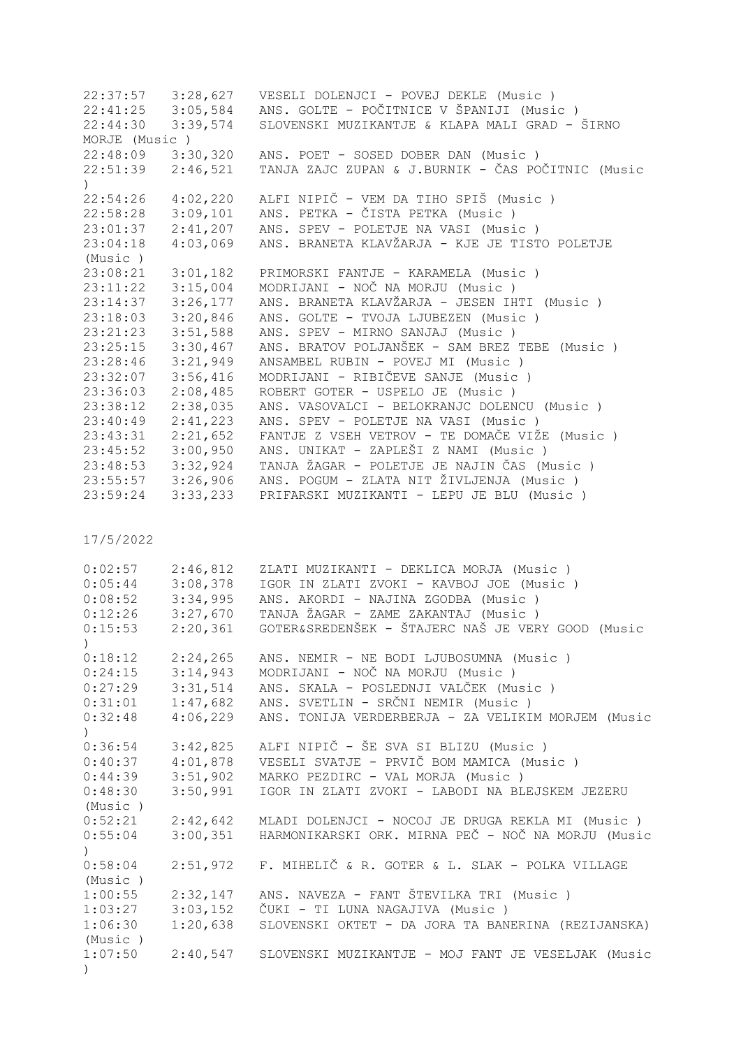| | | |
|---|---|---|
| 22:37:57 | 3:28,627 | VESELI DOLENJCI - POVEJ DEKLE (Music ) |
| 22:41:25 | 3:05,584 | ANS. GOLTE - POČITNICE V ŠPANIJI (Music ) |
| 22:44:30 | 3:39,574 | SLOVENSKI MUZIKANTJE & KLAPA MALI GRAD - ŠIRNO MORJE (Music ) |
| 22:48:09 | 3:30,320 | ANS. POET - SOSED DOBER DAN (Music ) |
| 22:51:39 | 2:46,521 | TANJA ZAJC ZUPAN & J.BURNIK - ČAS POČITNIC (Music ) |
| 22:54:26 | 4:02,220 | ALFI NIPIČ - VEM DA TIHO SPIŠ (Music ) |
| 22:58:28 | 3:09,101 | ANS. PETKA - ČISTA PETKA (Music ) |
| 23:01:37 | 2:41,207 | ANS. SPEV - POLETJE NA VASI (Music ) |
| 23:04:18 | 4:03,069 | ANS. BRANETA KLAVŽARJA - KJE JE TISTO POLETJE (Music ) |
| 23:08:21 | 3:01,182 | PRIMORSKI FANTJE - KARAMELA (Music ) |
| 23:11:22 | 3:15,004 | MODRIJANI - NOČ NA MORJU (Music ) |
| 23:14:37 | 3:26,177 | ANS. BRANETA KLAVŽARJA - JESEN IHTI (Music ) |
| 23:18:03 | 3:20,846 | ANS. GOLTE - TVOJA LJUBEZEN (Music ) |
| 23:21:23 | 3:51,588 | ANS. SPEV - MIRNO SANJAJ (Music ) |
| 23:25:15 | 3:30,467 | ANS. BRATOV POLJANŠEK - SAM BREZ TEBE (Music ) |
| 23:28:46 | 3:21,949 | ANSAMBEL RUBIN - POVEJ MI (Music ) |
| 23:32:07 | 3:56,416 | MODRIJANI - RIBIČEVE SANJE (Music ) |
| 23:36:03 | 2:08,485 | ROBERT GOTER - USPELO JE (Music ) |
| 23:38:12 | 2:38,035 | ANS. VASOVALCI - BELOKRANJC DOLENCU (Music ) |
| 23:40:49 | 2:41,223 | ANS. SPEV - POLETJE NA VASI (Music ) |
| 23:43:31 | 2:21,652 | FANTJE Z VSEH VETROV - TE DOMAČE VIŽE (Music ) |
| 23:45:52 | 3:00,950 | ANS. UNIKAT - ZAPLEŠI Z NAMI (Music ) |
| 23:48:53 | 3:32,924 | TANJA ŽAGAR - POLETJE JE NAJIN ČAS (Music ) |
| 23:55:57 | 3:26,906 | ANS. POGUM - ZLATA NIT ŽIVLJENJA (Music ) |
| 23:59:24 | 3:33,233 | PRIFARSKI MUZIKANTI - LEPU JE BLU (Music ) |

17/5/2022

| | | |
|---|---|---|
| 0:02:57 | 2:46,812 | ZLATI MUZIKANTI - DEKLICA MORJA (Music ) |
| 0:05:44 | 3:08,378 | IGOR IN ZLATI ZVOKI - KAVBOJ JOE (Music ) |
| 0:08:52 | 3:34,995 | ANS. AKORDI - NAJINA ZGODBA (Music ) |
| 0:12:26 | 3:27,670 | TANJA ŽAGAR - ZAME ZAKANTAJ (Music ) |
| 0:15:53 | 2:20,361 | GOTER&SREDENŠEK - ŠTAJERC NAŠ JE VERY GOOD (Music ) |
| 0:18:12 | 2:24,265 | ANS. NEMIR - NE BODI LJUBOSUMNA (Music ) |
| 0:24:15 | 3:14,943 | MODRIJANI - NOČ NA MORJU (Music ) |
| 0:27:29 | 3:31,514 | ANS. SKALA - POSLEDNJI VALČEK (Music ) |
| 0:31:01 | 1:47,682 | ANS. SVETLIN - SRČNI NEMIR (Music ) |
| 0:32:48 | 4:06,229 | ANS. TONIJA VERDERBERJA - ZA VELIKIM MORJEM (Music ) |
| 0:36:54 | 3:42,825 | ALFI NIPIČ - ŠE SVA SI BLIZU (Music ) |
| 0:40:37 | 4:01,878 | VESELI SVATJE - PRVIČ BOM MAMICA (Music ) |
| 0:44:39 | 3:51,902 | MARKO PEZDIRC - VAL MORJA (Music ) |
| 0:48:30 | 3:50,991 | IGOR IN ZLATI ZVOKI - LABODI NA BLEJSKEM JEZERU (Music ) |
| 0:52:21 | 2:42,642 | MLADI DOLENJCI - NOCOJ JE DRUGA REKLA MI (Music ) |
| 0:55:04 | 3:00,351 | HARMONIKARSKI ORK. MIRNA PEČ - NOČ NA MORJU (Music ) |
| 0:58:04 | 2:51,972 | F. MIHELIČ & R. GOTER & L. SLAK - POLKA VILLAGE (Music ) |
| 1:00:55 | 2:32,147 | ANS. NAVEZA - FANT ŠTEVILKA TRI (Music ) |
| 1:03:27 | 3:03,152 | ČUKI - TI LUNA NAGAJIVA (Music ) |
| 1:06:30 | 1:20,638 | SLOVENSKI OKTET - DA JORA TA BANERINA (REZIJANSKA) (Music ) |
| 1:07:50 | 2:40,547 | SLOVENSKI MUZIKANTJE - MOJ FANT JE VESELJAK (Music ) |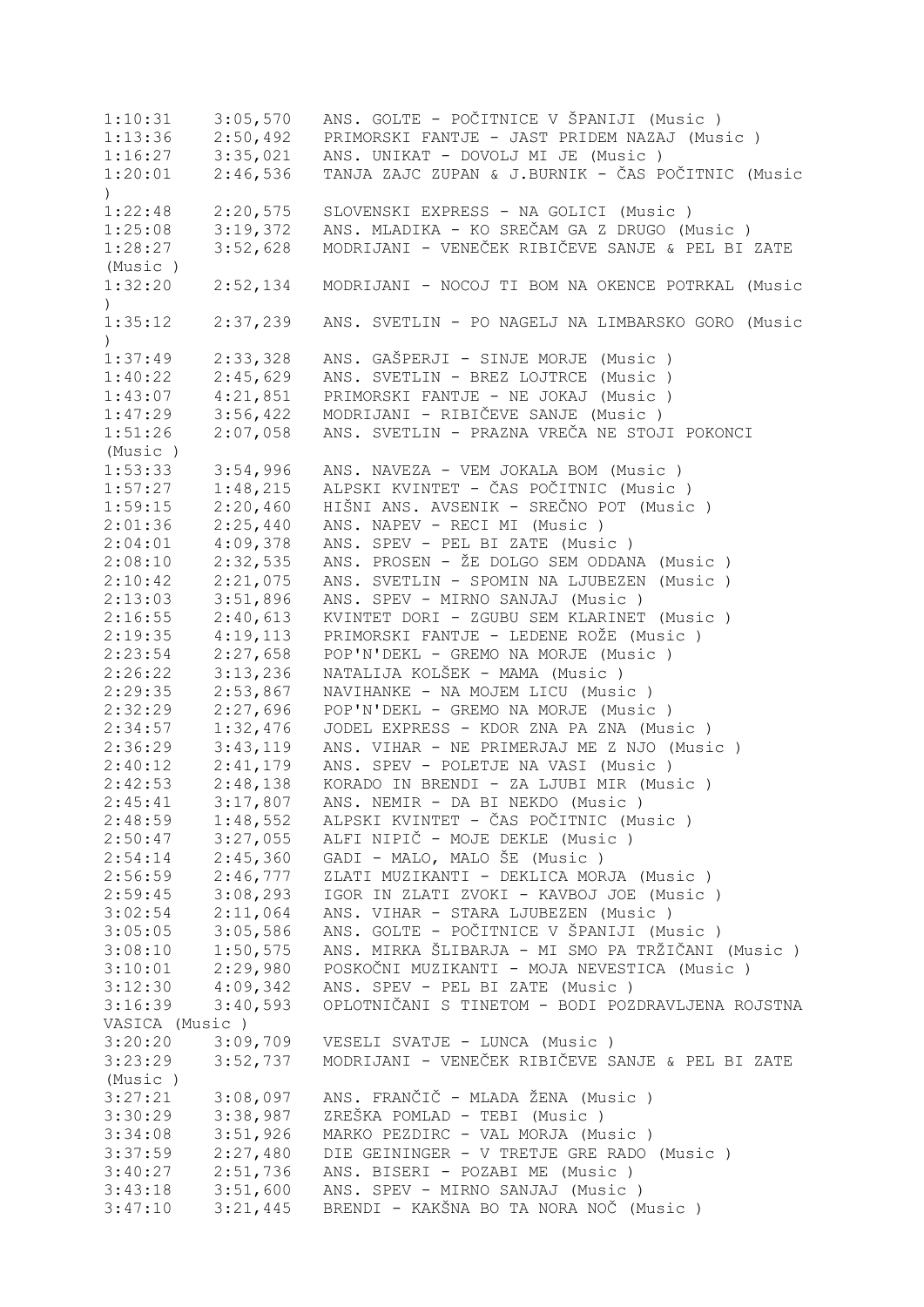```
1:10:31    3:05,570   ANS. GOLTE - POČITNICE V ŠPANIJI (Music )
1:13:36    2:50,492   PRIMORSKI FANTJE - JAST PRIDEM NAZAJ (Music )
1:16:27    3:35,021   ANS. UNIKAT - DOVOLJ MI JE (Music )
1:20:01    2:46,536   TANJA ZAJC ZUPAN & J.BURNIK - ČAS POČITNIC (Music
)
1:22:48    2:20,575   SLOVENSKI EXPRESS - NA GOLICI (Music )
1:25:08    3:19,372   ANS. MLADIKA - KO SREČAM GA Z DRUGO (Music )
1:28:27    3:52,628   MODRIJANI - VENEČEK RIBIČEVE SANJE & PEL BI ZATE
(Music )
1:32:20    2:52,134   MODRIJANI - NOCOJ TI BOM NA OKENCE POTRKAL (Music
)
1:35:12    2:37,239   ANS. SVETLIN - PO NAGELJ NA LIMBARSKO GORO (Music
)
1:37:49    2:33,328   ANS. GAŠPERJI - SINJE MORJE (Music )
1:40:22    2:45,629   ANS. SVETLIN - BREZ LOJTRCE (Music )
1:43:07    4:21,851   PRIMORSKI FANTJE - NE JOKAJ (Music )
1:47:29    3:56,422   MODRIJANI - RIBIČEVE SANJE (Music )
1:51:26    2:07,058   ANS. SVETLIN - PRAZNA VREČA NE STOJI POKONCI
(Music )
1:53:33    3:54,996   ANS. NAVEZA - VEM JOKALA BOM (Music )
1:57:27    1:48,215   ALPSKI KVINTET - ČAS POČITNIC (Music )
1:59:15    2:20,460   HIŠNI ANS. AVSENIK - SREČNO POT (Music )
2:01:36    2:25,440   ANS. NAPEV - RECI MI (Music )
2:04:01    4:09,378   ANS. SPEV - PEL BI ZATE (Music )
2:08:10    2:32,535   ANS. PROSEN - ŽE DOLGO SEM ODDANA (Music )
2:10:42    2:21,075   ANS. SVETLIN - SPOMIN NA LJUBEZEN (Music )
2:13:03    3:51,896   ANS. SPEV - MIRNO SANJAJ (Music )
2:16:55    2:40,613   KVINTET DORI - ZGUBU SEM KLARINET (Music )
2:19:35    4:19,113   PRIMORSKI FANTJE - LEDENE ROŽE (Music )
2:23:54    2:27,658   POP'N'DEKL - GREMO NA MORJE (Music )
2:26:22    3:13,236   NATALIJA KOLŠEK - MAMA (Music )
2:29:35    2:53,867   NAVIHANKE - NA MOJEM LICU (Music )
2:32:29    2:27,696   POP'N'DEKL - GREMO NA MORJE (Music )
2:34:57    1:32,476   JODEL EXPRESS - KDOR ZNA PA ZNA (Music )
2:36:29    3:43,119   ANS. VIHAR - NE PRIMERJAJ ME Z NJO (Music )
2:40:12    2:41,179   ANS. SPEV - POLETJE NA VASI (Music )
2:42:53    2:48,138   KORADO IN BRENDI - ZA LJUBI MIR (Music )
2:45:41    3:17,807   ANS. NEMIR - DA BI NEKDO (Music )
2:48:59    1:48,552   ALPSKI KVINTET - ČAS POČITNIC (Music )
2:50:47    3:27,055   ALFI NIPIČ - MOJE DEKLE (Music )
2:54:14    2:45,360   GADI - MALO, MALO ŠE (Music )
2:56:59    2:46,777   ZLATI MUZIKANTI - DEKLICA MORJA (Music )
2:59:45    3:08,293   IGOR IN ZLATI ZVOKI - KAVBOJ JOE (Music )
3:02:54    2:11,064   ANS. VIHAR - STARA LJUBEZEN (Music )
3:05:05    3:05,586   ANS. GOLTE - POČITNICE V ŠPANIJI (Music )
3:08:10    1:50,575   ANS. MIRKA ŠLIBARJA - MI SMO PA TRŽIČANI (Music )
3:10:01    2:29,980   POSKOČNI MUZIKANTI - MOJA NEVESTICA (Music )
3:12:30    4:09,342   ANS. SPEV - PEL BI ZATE (Music )
3:16:39    3:40,593   OPLOTNIČANI S TINETOM - BODI POZDRAVLJENA ROJSTNA
VASICA (Music )
3:20:20    3:09,709   VESELI SVATJE - LUNCA (Music )
3:23:29    3:52,737   MODRIJANI - VENEČEK RIBIČEVE SANJE & PEL BI ZATE
(Music )
3:27:21    3:08,097   ANS. FRANČIČ - MLADA ŽENA (Music )
3:30:29    3:38,987   ZREŠKA POMLAD - TEBI (Music )
3:34:08    3:51,926   MARKO PEZDIRC - VAL MORJA (Music )
3:37:59    2:27,480   DIE GEININGER - V TRETJE GRE RADO (Music )
3:40:27    2:51,736   ANS. BISERI - POZABI ME (Music )
3:43:18    3:51,600   ANS. SPEV - MIRNO SANJAJ (Music )
3:47:10    3:21,445   BRENDI - KAKŠNA BO TA NORA NOČ (Music )
```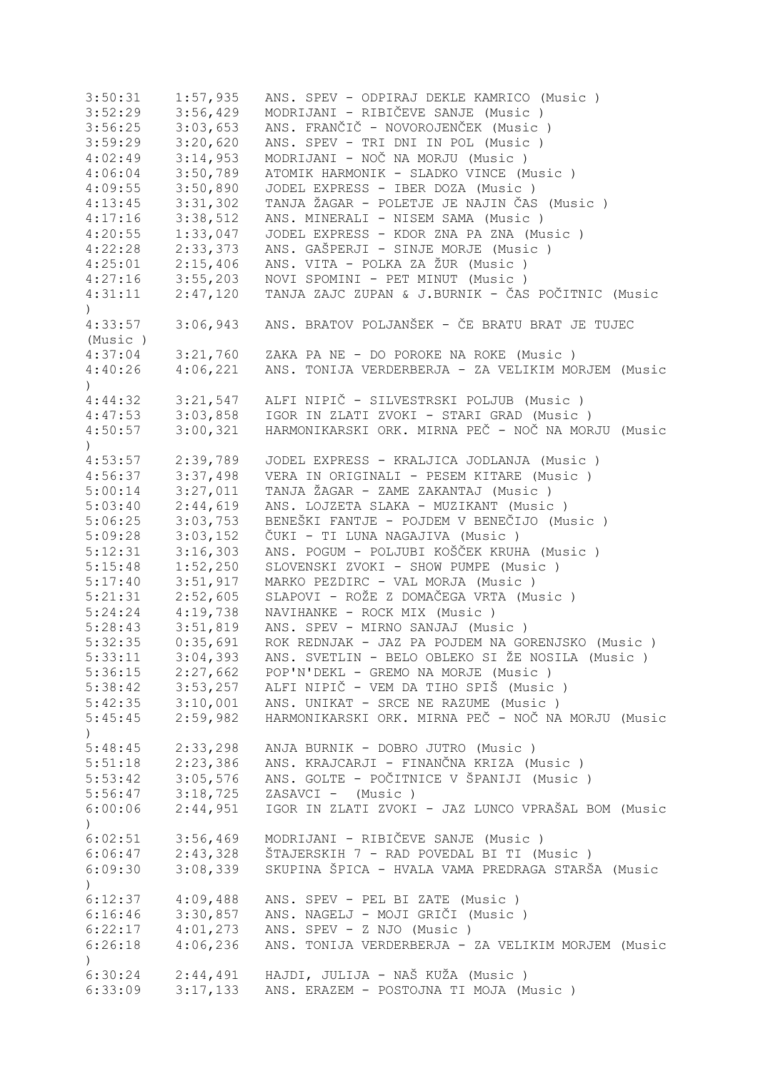| | | |
|---|---|---|
| 3:50:31 | 1:57,935 | ANS. SPEV - ODPIRAJ DEKLE KAMRICO (Music ) |
| 3:52:29 | 3:56,429 | MODRIJANI - RIBIČEVE SANJE (Music ) |
| 3:56:25 | 3:03,653 | ANS. FRANČIČ - NOVOROJENČEK (Music ) |
| 3:59:29 | 3:20,620 | ANS. SPEV - TRI DNI IN POL (Music ) |
| 4:02:49 | 3:14,953 | MODRIJANI - NOČ NA MORJU (Music ) |
| 4:06:04 | 3:50,789 | ATOMIK HARMONIK - SLADKO VINCE (Music ) |
| 4:09:55 | 3:50,890 | JODEL EXPRESS - IBER DOZA (Music ) |
| 4:13:45 | 3:31,302 | TANJA ŽAGAR - POLETJE JE NAJIN ČAS (Music ) |
| 4:17:16 | 3:38,512 | ANS. MINERALI - NISEM SAMA (Music ) |
| 4:20:55 | 1:33,047 | JODEL EXPRESS - KDOR ZNA PA ZNA (Music ) |
| 4:22:28 | 2:33,373 | ANS. GAŠPERJI - SINJE MORJE (Music ) |
| 4:25:01 | 2:15,406 | ANS. VITA - POLKA ZA ŽUR (Music ) |
| 4:27:16 | 3:55,203 | NOVI SPOMINI - PET MINUT (Music ) |
| 4:31:11 | 2:47,120 | TANJA ZAJC ZUPAN & J.BURNIK - ČAS POČITNIC (Music ) |
| 4:33:57 | 3:06,943 | ANS. BRATOV POLJANŠEK - ČE BRATU BRAT JE TUJEC (Music ) |
| 4:37:04 | 3:21,760 | ZAKA PA NE - DO POROKE NA ROKE (Music ) |
| 4:40:26 | 4:06,221 | ANS. TONIJA VERDERBERJA - ZA VELIKIM MORJEM (Music ) |
| 4:44:32 | 3:21,547 | ALFI NIPIČ - SILVESTRSKI POLJUB (Music ) |
| 4:47:53 | 3:03,858 | IGOR IN ZLATI ZVOKI - STARI GRAD (Music ) |
| 4:50:57 | 3:00,321 | HARMONIKARSKI ORK. MIRNA PEČ - NOČ NA MORJU (Music ) |
| 4:53:57 | 2:39,789 | JODEL EXPRESS - KRALJICA JODLANJA (Music ) |
| 4:56:37 | 3:37,498 | VERA IN ORIGINALI - PESEM KITARE (Music ) |
| 5:00:14 | 3:27,011 | TANJA ŽAGAR - ZAME ZAKANTAJ (Music ) |
| 5:03:40 | 2:44,619 | ANS. LOJZETA SLAKA - MUZIKANT (Music ) |
| 5:06:25 | 3:03,753 | BENEŠKI FANTJE - POJDEM V BENEČIJO (Music ) |
| 5:09:28 | 3:03,152 | ČUKI - TI LUNA NAGAJIVA (Music ) |
| 5:12:31 | 3:16,303 | ANS. POGUM - POLJUBI KOŠČEK KRUHA (Music ) |
| 5:15:48 | 1:52,250 | SLOVENSKI ZVOKI - SHOW PUMPE (Music ) |
| 5:17:40 | 3:51,917 | MARKO PEZDIRC - VAL MORJA (Music ) |
| 5:21:31 | 2:52,605 | SLAPOVI - ROŽE Z DOMAČEGA VRTA (Music ) |
| 5:24:24 | 4:19,738 | NAVIHANKE - ROCK MIX (Music ) |
| 5:28:43 | 3:51,819 | ANS. SPEV - MIRNO SANJAJ (Music ) |
| 5:32:35 | 0:35,691 | ROK REDNJAK - JAZ PA POJDEM NA GORENJSKO (Music ) |
| 5:33:11 | 3:04,393 | ANS. SVETLIN - BELO OBLEKO SI ŽE NOSILA (Music ) |
| 5:36:15 | 2:27,662 | POP'N'DEKL - GREMO NA MORJE (Music ) |
| 5:38:42 | 3:53,257 | ALFI NIPIČ - VEM DA TIHO SPIŠ (Music ) |
| 5:42:35 | 3:10,001 | ANS. UNIKAT - SRCE NE RAZUME (Music ) |
| 5:45:45 | 2:59,982 | HARMONIKARSKI ORK. MIRNA PEČ - NOČ NA MORJU (Music ) |
| 5:48:45 | 2:33,298 | ANJA BURNIK - DOBRO JUTRO (Music ) |
| 5:51:18 | 2:23,386 | ANS. KRAJCARJI - FINANČNA KRIZA (Music ) |
| 5:53:42 | 3:05,576 | ANS. GOLTE - POČITNICE V ŠPANIJI (Music ) |
| 5:56:47 | 3:18,725 | ZASAVCI - (Music ) |
| 6:00:06 | 2:44,951 | IGOR IN ZLATI ZVOKI - JAZ LUNCO VPRAŠAL BOM (Music ) |
| 6:02:51 | 3:56,469 | MODRIJANI - RIBIČEVE SANJE (Music ) |
| 6:06:47 | 2:43,328 | ŠTAJERSKIH 7 - RAD POVEDAL BI TI (Music ) |
| 6:09:30 | 3:08,339 | SKUPINA ŠPICA - HVALA VAMA PREDRAGA STARŠA (Music ) |
| 6:12:37 | 4:09,488 | ANS. SPEV - PEL BI ZATE (Music ) |
| 6:16:46 | 3:30,857 | ANS. NAGELJ - MOJI GRIČI (Music ) |
| 6:22:17 | 4:01,273 | ANS. SPEV - Z NJO (Music ) |
| 6:26:18 | 4:06,236 | ANS. TONIJA VERDERBERJA - ZA VELIKIM MORJEM (Music ) |
| 6:30:24 | 2:44,491 | HAJDI, JULIJA - NAŠ KUŽA (Music ) |
| 6:33:09 | 3:17,133 | ANS. ERAZEM - POSTOJNA TI MOJA (Music ) |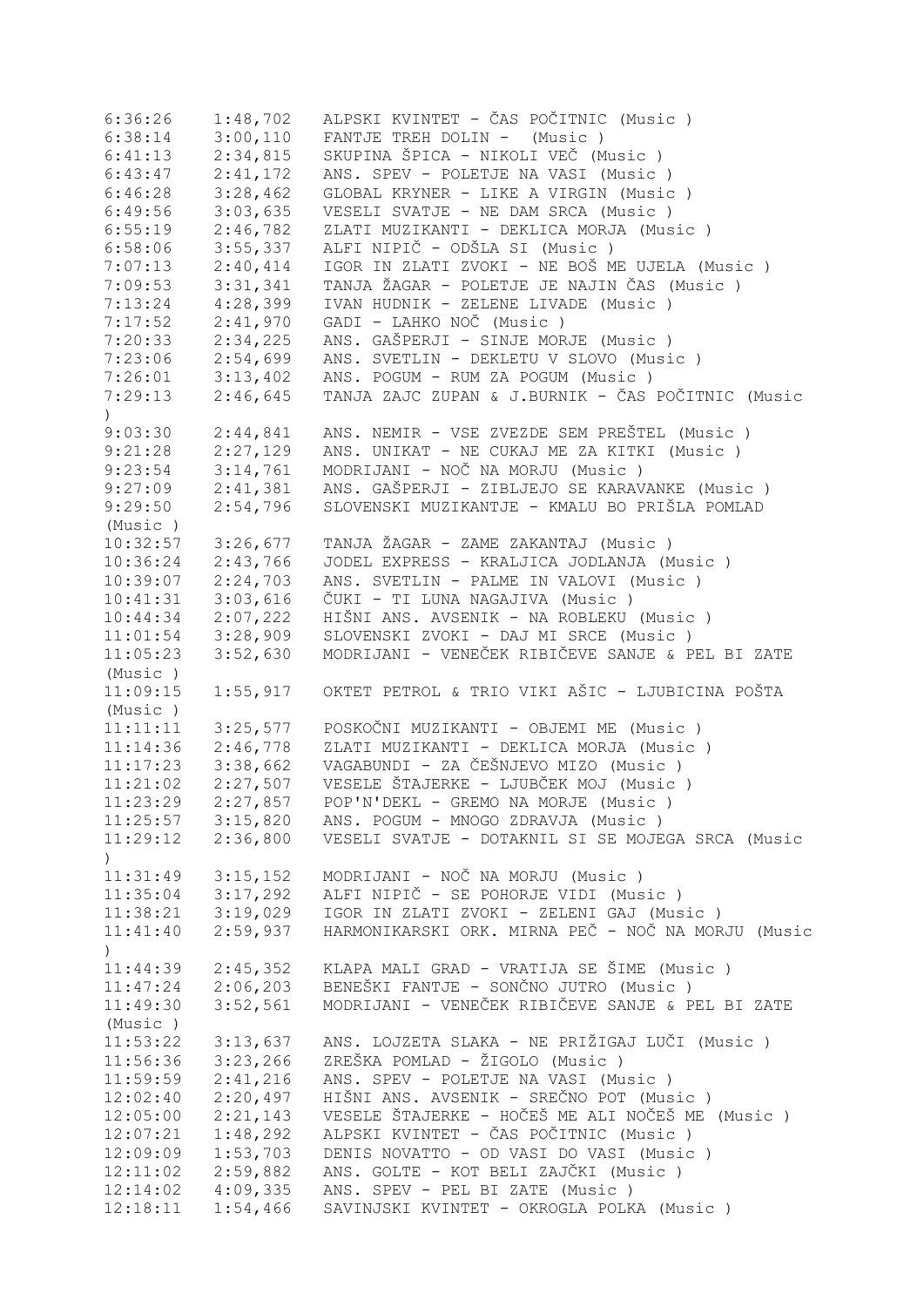```
6:36:26    1:48,702   ALPSKI KVINTET - ČAS POČITNIC (Music )
6:38:14    3:00,110   FANTJE TREH DOLIN -  (Music )
6:41:13    2:34,815   SKUPINA ŠPICA - NIKOLI VEČ (Music )
6:43:47    2:41,172   ANS. SPEV - POLETJE NA VASI (Music )
6:46:28    3:28,462   GLOBAL KRYNER - LIKE A VIRGIN (Music )
6:49:56    3:03,635   VESELI SVATJE - NE DAM SRCA (Music )
6:55:19    2:46,782   ZLATI MUZIKANTI - DEKLICA MORJA (Music )
6:58:06    3:55,337   ALFI NIPIČ - ODŠLA SI (Music )
7:07:13    2:40,414   IGOR IN ZLATI ZVOKI - NE BOŠ ME UJELA (Music )
7:09:53    3:31,341   TANJA ŽAGAR - POLETJE JE NAJIN ČAS (Music )
7:13:24    4:28,399   IVAN HUDNIK - ZELENE LIVADE (Music )
7:17:52    2:41,970   GADI - LAHKO NOČ (Music )
7:20:33    2:34,225   ANS. GAŠPERJI - SINJE MORJE (Music )
7:23:06    2:54,699   ANS. SVETLIN - DEKLETU V SLOVO (Music )
7:26:01    3:13,402   ANS. POGUM - RUM ZA POGUM (Music )
7:29:13    2:46,645   TANJA ZAJC ZUPAN & J.BURNIK - ČAS POČITNIC (Music
)
9:03:30    2:44,841   ANS. NEMIR - VSE ZVEZDE SEM PREŠTEL (Music )
9:21:28    2:27,129   ANS. UNIKAT - NE CUKAJ ME ZA KITKI (Music )
9:23:54    3:14,761   MODRIJANI - NOČ NA MORJU (Music )
9:27:09    2:41,381   ANS. GAŠPERJI - ZIBLJEJO SE KARAVANKE (Music )
9:29:50    2:54,796   SLOVENSKI MUZIKANTJE - KMALU BO PRIŠLA POMLAD
(Music )
10:32:57   3:26,677   TANJA ŽAGAR - ZAME ZAKANTAJ (Music )
10:36:24   2:43,766   JODEL EXPRESS - KRALJICA JODLANJA (Music )
10:39:07   2:24,703   ANS. SVETLIN - PALME IN VALOVI (Music )
10:41:31   3:03,616   ČUKI - TI LUNA NAGAJIVA (Music )
10:44:34   2:07,222   HIŠNI ANS. AVSENIK - NA ROBLEKU (Music )
11:01:54   3:28,909   SLOVENSKI ZVOKI - DAJ MI SRCE (Music )
11:05:23   3:52,630   MODRIJANI - VENEČEK RIBIČEVE SANJE & PEL BI ZATE
(Music )
11:09:15   1:55,917   OKTET PETROL & TRIO VIKI AŠIC - LJUBICINA POŠTA
(Music )
11:11:11   3:25,577   POSKOČNI MUZIKANTI - OBJEMI ME (Music )
11:14:36   2:46,778   ZLATI MUZIKANTI - DEKLICA MORJA (Music )
11:17:23   3:38,662   VAGABUNDI - ZA ČEŠNJEVO MIZO (Music )
11:21:02   2:27,507   VESELE ŠTAJERKE - LJUBČEK MOJ (Music )
11:23:29   2:27,857   POP'N'DEKL - GREMO NA MORJE (Music )
11:25:57   3:15,820   ANS. POGUM - MNOGO ZDRAVJA (Music )
11:29:12   2:36,800   VESELI SVATJE - DOTAKNIL SI SE MOJEGA SRCA (Music
)
11:31:49   3:15,152   MODRIJANI - NOČ NA MORJU (Music )
11:35:04   3:17,292   ALFI NIPIČ - SE POHORJE VIDI (Music )
11:38:21   3:19,029   IGOR IN ZLATI ZVOKI - ZELENI GAJ (Music )
11:41:40   2:59,937   HARMONIKARSKI ORK. MIRNA PEČ - NOČ NA MORJU (Music
)
11:44:39   2:45,352   KLAPA MALI GRAD - VRATIJA SE ŠIME (Music )
11:47:24   2:06,203   BENEŠKI FANTJE - SONČNO JUTRO (Music )
11:49:30   3:52,561   MODRIJANI - VENEČEK RIBIČEVE SANJE & PEL BI ZATE
(Music )
11:53:22   3:13,637   ANS. LOJZETA SLAKA - NE PRIŽIGAJ LUČI (Music )
11:56:36   3:23,266   ZREŠKA POMLAD - ŽIGOLO (Music )
11:59:59   2:41,216   ANS. SPEV - POLETJE NA VASI (Music )
12:02:40   2:20,497   HIŠNI ANS. AVSENIK - SREČNO POT (Music )
12:05:00   2:21,143   VESELE ŠTAJERKE - HOČEŠ ME ALI NOČEŠ ME (Music )
12:07:21   1:48,292   ALPSKI KVINTET - ČAS POČITNIC (Music )
12:09:09   1:53,703   DENIS NOVATTO - OD VASI DO VASI (Music )
12:11:02   2:59,882   ANS. GOLTE - KOT BELI ZAJČKI (Music )
12:14:02   4:09,335   ANS. SPEV - PEL BI ZATE (Music )
12:18:11   1:54,466   SAVINJSKI KVINTET - OKROGLA POLKA (Music )
```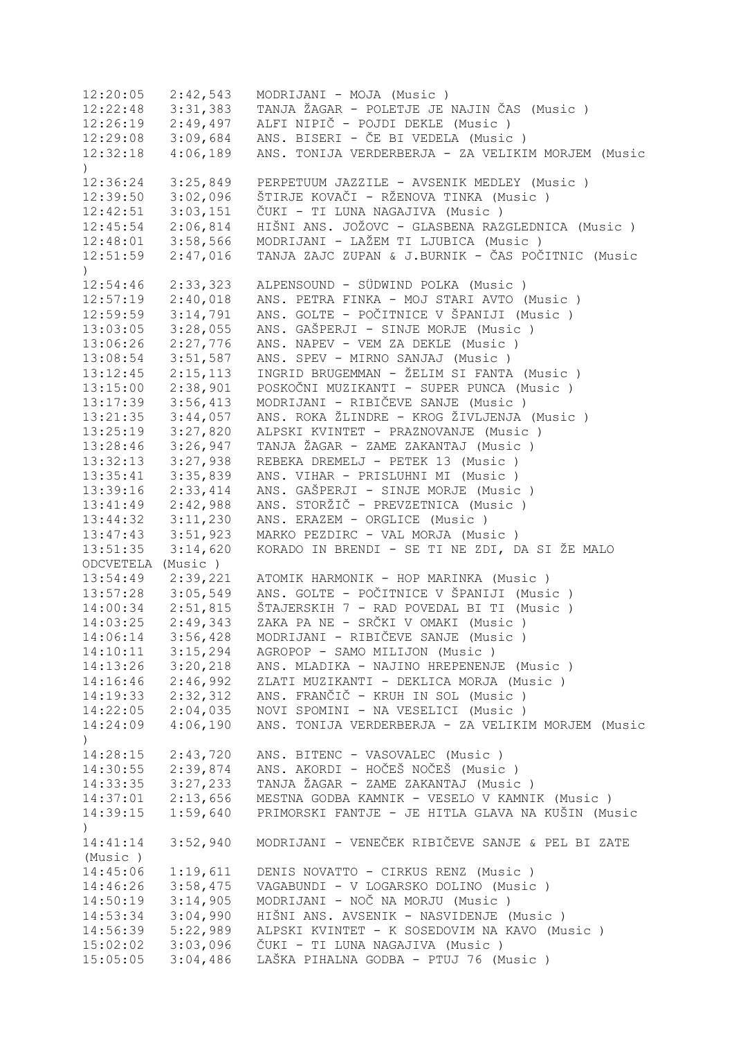```
12:20:05   2:42,543   MODRIJANI - MOJA (Music )
12:22:48   3:31,383   TANJA ŽAGAR - POLETJE JE NAJIN ČAS (Music )
12:26:19   2:49,497   ALFI NIPIČ - POJDI DEKLE (Music )
12:29:08   3:09,684   ANS. BISERI - ČE BI VEDELA (Music )
12:32:18   4:06,189   ANS. TONIJA VERDERBERJA - ZA VELIKIM MORJEM (Music
)
12:36:24   3:25,849   PERPETUUM JAZZILE - AVSENIK MEDLEY (Music )
12:39:50   3:02,096   ŠTIRJE KOVAČI - RŽENOVA TINKA (Music )
12:42:51   3:03,151   ČUKI - TI LUNA NAGAJIVA (Music )
12:45:54   2:06,814   HIŠNI ANS. JOŽOVC - GLASBENA RAZGLEDNICA (Music )
12:48:01   3:58,566   MODRIJANI - LAŽEM TI LJUBICA (Music )
12:51:59   2:47,016   TANJA ZAJC ZUPAN & J.BURNIK - ČAS POČITNIC (Music
)
12:54:46   2:33,323   ALPENSOUND - SÜDWIND POLKA (Music )
12:57:19   2:40,018   ANS. PETRA FINKA - MOJ STARI AVTO (Music )
12:59:59   3:14,791   ANS. GOLTE - POČITNICE V ŠPANIJI (Music )
13:03:05   3:28,055   ANS. GAŠPERJI - SINJE MORJE (Music )
13:06:26   2:27,776   ANS. NAPEV - VEM ZA DEKLE (Music )
13:08:54   3:51,587   ANS. SPEV - MIRNO SANJAJ (Music )
13:12:45   2:15,113   INGRID BRUGEMMAN - ŽELIM SI FANTA (Music )
13:15:00   2:38,901   POSKOČNI MUZIKANTI - SUPER PUNCA (Music )
13:17:39   3:56,413   MODRIJANI - RIBIČEVE SANJE (Music )
13:21:35   3:44,057   ANS. ROKA ŽLINDRE - KROG ŽIVLJENJA (Music )
13:25:19   3:27,820   ALPSKI KVINTET - PRAZNOVANJE (Music )
13:28:46   3:26,947   TANJA ŽAGAR - ZAME ZAKANTAJ (Music )
13:32:13   3:27,938   REBEKA DREMELJ - PETEK 13 (Music )
13:35:41   3:35,839   ANS. VIHAR - PRISLUHNI MI (Music )
13:39:16   2:33,414   ANS. GAŠPERJI - SINJE MORJE (Music )
13:41:49   2:42,988   ANS. STORŽIČ - PREVZETNICA (Music )
13:44:32   3:11,230   ANS. ERAZEM - ORGLICE (Music )
13:47:43   3:51,923   MARKO PEZDIRC - VAL MORJA (Music )
13:51:35   3:14,620   KORADO IN BRENDI - SE TI NE ZDI, DA SI ŽE MALO
ODCVETELA (Music )
13:54:49   2:39,221   ATOMIK HARMONIK - HOP MARINKA (Music )
13:57:28   3:05,549   ANS. GOLTE - POČITNICE V ŠPANIJI (Music )
14:00:34   2:51,815   ŠTAJERSKIH 7 - RAD POVEDAL BI TI (Music )
14:03:25   2:49,343   ZAKA PA NE - SRČKI V OMAKI (Music )
14:06:14   3:56,428   MODRIJANI - RIBIČEVE SANJE (Music )
14:10:11   3:15,294   AGROPOP - SAMO MILIJON (Music )
14:13:26   3:20,218   ANS. MLADIKA - NAJINO HREPENENJE (Music )
14:16:46   2:46,992   ZLATI MUZIKANTI - DEKLICA MORJA (Music )
14:19:33   2:32,312   ANS. FRANČIČ - KRUH IN SOL (Music )
14:22:05   2:04,035   NOVI SPOMINI - NA VESELICI (Music )
14:24:09   4:06,190   ANS. TONIJA VERDERBERJA - ZA VELIKIM MORJEM (Music
)
14:28:15   2:43,720   ANS. BITENC - VASOVALEC (Music )
14:30:55   2:39,874   ANS. AKORDI - HOČEŠ NOČEŠ (Music )
14:33:35   3:27,233   TANJA ŽAGAR - ZAME ZAKANTAJ (Music )
14:37:01   2:13,656   MESTNA GODBA KAMNIK - VESELO V KAMNIK (Music )
14:39:15   1:59,640   PRIMORSKI FANTJE - JE HITLA GLAVA NA KUŠIN (Music
)
14:41:14   3:52,940   MODRIJANI - VENEČEK RIBIČEVE SANJE & PEL BI ZATE
(Music )
14:45:06   1:19,611   DENIS NOVATTO - CIRKUS RENZ (Music )
14:46:26   3:58,475   VAGABUNDI - V LOGARSKO DOLINO (Music )
14:50:19   3:14,905   MODRIJANI - NOČ NA MORJU (Music )
14:53:34   3:04,990   HIŠNI ANS. AVSENIK - NASVIDENJE (Music )
14:56:39   5:22,989   ALPSKI KVINTET - K SOSEDOVIM NA KAVO (Music )
15:02:02   3:03,096   ČUKI - TI LUNA NAGAJIVA (Music )
15:05:05   3:04,486   LAŠKA PIHALNA GODBA - PTUJ 76 (Music )
```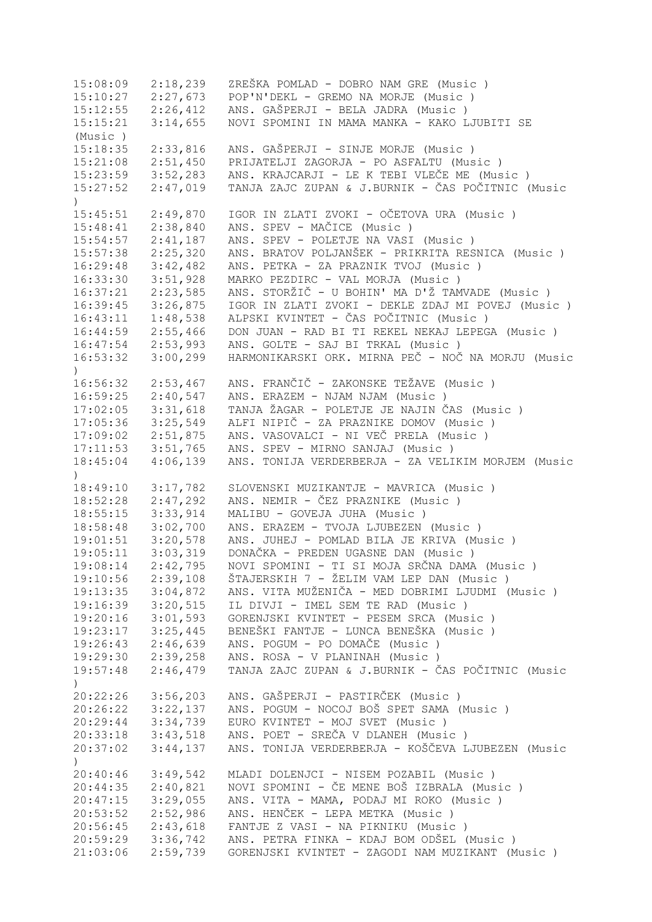```
15:08:09   2:18,239   ZREŠKA POMLAD - DOBRO NAM GRE (Music )
15:10:27   2:27,673   POP'N'DEKL - GREMO NA MORJE (Music )
15:12:55   2:26,412   ANS. GAŠPERJI - BELA JADRA (Music )
15:15:21   3:14,655   NOVI SPOMINI IN MAMA MANKA - KAKO LJUBITI SE
(Music )
15:18:35   2:33,816   ANS. GAŠPERJI - SINJE MORJE (Music )
15:21:08   2:51,450   PRIJATELJI ZAGORJA - PO ASFALTU (Music )
15:23:59   3:52,283   ANS. KRAJCARJI - LE K TEBI VLEČE ME (Music )
15:27:52   2:47,019   TANJA ZAJC ZUPAN & J.BURNIK - ČAS POČITNIC (Music
)
15:45:51   2:49,870   IGOR IN ZLATI ZVOKI - OČETOVA URA (Music )
15:48:41   2:38,840   ANS. SPEV - MAČICE (Music )
15:54:57   2:41,187   ANS. SPEV - POLETJE NA VASI (Music )
15:57:38   2:25,320   ANS. BRATOV POLJANŠEK - PRIKRITA RESNICA (Music )
16:29:48   3:42,482   ANS. PETKA - ZA PRAZNIK TVOJ (Music )
16:33:30   3:51,928   MARKO PEZDIRC - VAL MORJA (Music )
16:37:21   2:23,585   ANS. STORŽIČ - U BOHIN' MA D'Ž TAMVADE (Music )
16:39:45   3:26,875   IGOR IN ZLATI ZVOKI - DEKLE ZDAJ MI POVEJ (Music )
16:43:11   1:48,538   ALPSKI KVINTET - ČAS POČITNIC (Music )
16:44:59   2:55,466   DON JUAN - RAD BI TI REKEL NEKAJ LEPEGA (Music )
16:47:54   2:53,993   ANS. GOLTE - SAJ BI TRKAL (Music )
16:53:32   3:00,299   HARMONIKARSKI ORK. MIRNA PEČ - NOČ NA MORJU (Music
)
16:56:32   2:53,467   ANS. FRANČIČ - ZAKONSKE TEŽAVE (Music )
16:59:25   2:40,547   ANS. ERAZEM - NJAM NJAM (Music )
17:02:05   3:31,618   TANJA ŽAGAR - POLETJE JE NAJIN ČAS (Music )
17:05:36   3:25,549   ALFI NIPIČ - ZA PRAZNIKE DOMOV (Music )
17:09:02   2:51,875   ANS. VASOVALCI - NI VEČ PRELA (Music )
17:11:53   3:51,765   ANS. SPEV - MIRNO SANJAJ (Music )
18:45:04   4:06,139   ANS. TONIJA VERDERBERJA - ZA VELIKIM MORJEM (Music
)
18:49:10   3:17,782   SLOVENSKI MUZIKANTJE - MAVRICA (Music )
18:52:28   2:47,292   ANS. NEMIR - ČEZ PRAZNIKE (Music )
18:55:15   3:33,914   MALIBU - GOVEJA JUHA (Music )
18:58:48   3:02,700   ANS. ERAZEM - TVOJA LJUBEZEN (Music )
19:01:51   3:20,578   ANS. JUHEJ - POMLAD BILA JE KRIVA (Music )
19:05:11   3:03,319   DONAČKA - PREDEN UGASNE DAN (Music )
19:08:14   2:42,795   NOVI SPOMINI - TI SI MOJA SRČNA DAMA (Music )
19:10:56   2:39,108   ŠTAJERSKIH 7 - ŽELIM VAM LEP DAN (Music )
19:13:35   3:04,872   ANS. VITA MUŽENIČA - MED DOBRIMI LJUDMI (Music )
19:16:39   3:20,515   IL DIVJI - IMEL SEM TE RAD (Music )
19:20:16   3:01,593   GORENJSKI KVINTET - PESEM SRCA (Music )
19:23:17   3:25,445   BENEŠKI FANTJE - LUNCA BENEŠKA (Music )
19:26:43   2:46,639   ANS. POGUM - PO DOMAČE (Music )
19:29:30   2:39,258   ANS. ROSA - V PLANINAH (Music )
19:57:48   2:46,479   TANJA ZAJC ZUPAN & J.BURNIK - ČAS POČITNIC (Music
)
20:22:26   3:56,203   ANS. GAŠPERJI - PASTIRČEK (Music )
20:26:22   3:22,137   ANS. POGUM - NOCOJ BOŠ SPET SAMA (Music )
20:29:44   3:34,739   EURO KVINTET - MOJ SVET (Music )
20:33:18   3:43,518   ANS. POET - SREČA V DLANEH (Music )
20:37:02   3:44,137   ANS. TONIJA VERDERBERJA - KOŠČEVA LJUBEZEN (Music
)
20:40:46   3:49,542   MLADI DOLENJCI - NISEM POZABIL (Music )
20:44:35   2:40,821   NOVI SPOMINI - ČE MENE BOŠ IZBRALA (Music )
20:47:15   3:29,055   ANS. VITA - MAMA, PODAJ MI ROKO (Music )
20:53:52   2:52,986   ANS. HENČEK - LEPA METKA (Music )
20:56:45   2:43,618   FANTJE Z VASI - NA PIKNIKU (Music )
20:59:29   3:36,742   ANS. PETRA FINKA - KDAJ BOM ODŠEL (Music )
21:03:06   2:59,739   GORENJSKI KVINTET - ZAGODI NAM MUZIKANT (Music )
```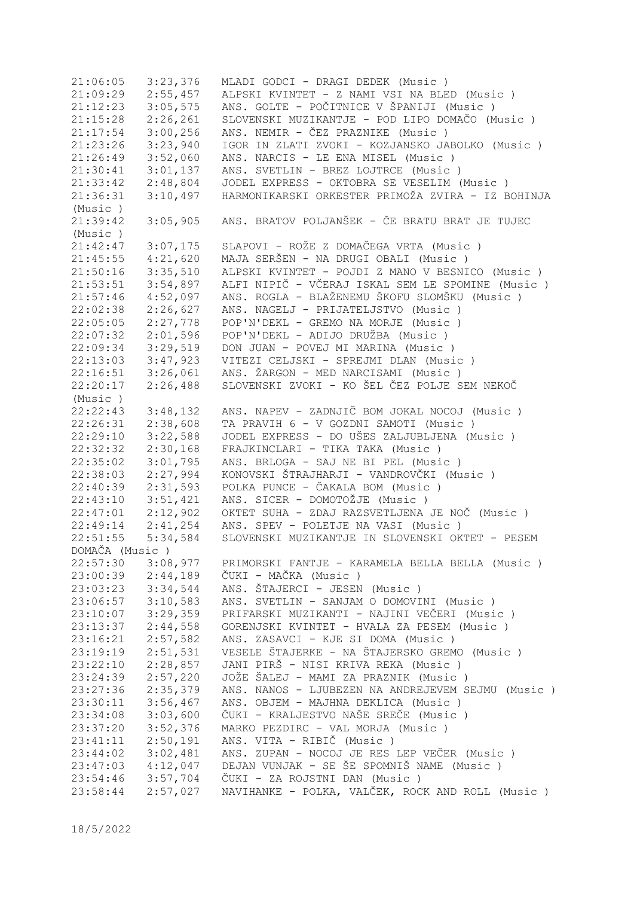| | | |
|---|---|---|
| 21:06:05 | 3:23,376 | MLADI GODCI - DRAGI DEDEK (Music ) |
| 21:09:29 | 2:55,457 | ALPSKI KVINTET - Z NAMI VSI NA BLED (Music ) |
| 21:12:23 | 3:05,575 | ANS. GOLTE - POČITNICE V ŠPANIJI (Music ) |
| 21:15:28 | 2:26,261 | SLOVENSKI MUZIKANTJE - POD LIPO DOMAČO (Music ) |
| 21:17:54 | 3:00,256 | ANS. NEMIR - ČEZ PRAZNIKE (Music ) |
| 21:23:26 | 3:23,940 | IGOR IN ZLATI ZVOKI - KOZJANSKO JABOLKO (Music ) |
| 21:26:49 | 3:52,060 | ANS. NARCIS - LE ENA MISEL (Music ) |
| 21:30:41 | 3:01,137 | ANS. SVETLIN - BREZ LOJTRCE (Music ) |
| 21:33:42 | 2:48,804 | JODEL EXPRESS - OKTOBRA SE VESELIM (Music ) |
| 21:36:31 | 3:10,497 | HARMONIKARSKI ORKESTER PRIMOŽA ZVIRA - IZ BOHINJA (Music ) |
| 21:39:42 | 3:05,905 | ANS. BRATOV POLJANŠEK - ČE BRATU BRAT JE TUJEC (Music ) |
| 21:42:47 | 3:07,175 | SLAPOVI - ROŽE Z DOMAČEGA VRTA (Music ) |
| 21:45:55 | 4:21,620 | MAJA SERŠEN - NA DRUGI OBALI (Music ) |
| 21:50:16 | 3:35,510 | ALPSKI KVINTET - POJDI Z MANO V BESNICO (Music ) |
| 21:53:51 | 3:54,897 | ALFI NIPIČ - VČERAJ ISKAL SEM LE SPOMINE (Music ) |
| 21:57:46 | 4:52,097 | ANS. ROGLA - BLAŽENEMU ŠKOFU SLOMŠKU (Music ) |
| 22:02:38 | 2:26,627 | ANS. NAGELJ - PRIJATELJSTVO (Music ) |
| 22:05:05 | 2:27,778 | POP'N'DEKL - GREMO NA MORJE (Music ) |
| 22:07:32 | 2:01,596 | POP'N'DEKL - ADIJO DRUŽBA (Music ) |
| 22:09:34 | 3:29,519 | DON JUAN - POVEJ MI MARINA (Music ) |
| 22:13:03 | 3:47,923 | VITEZI CELJSKI - SPREJMI DLAN (Music ) |
| 22:16:51 | 3:26,061 | ANS. ŽARGON - MED NARCISAMI (Music ) |
| 22:20:17 | 2:26,488 | SLOVENSKI ZVOKI - KO ŠEL ČEZ POLJE SEM NEKOČ (Music ) |
| 22:22:43 | 3:48,132 | ANS. NAPEV - ZADNJIČ BOM JOKAL NOCOJ (Music ) |
| 22:26:31 | 2:38,608 | TA PRAVIH 6 - V GOZDNI SAMOTI (Music ) |
| 22:29:10 | 3:22,588 | JODEL EXPRESS - DO UŠES ZALJUBLJENA (Music ) |
| 22:32:32 | 2:30,168 | FRAJKINCLARI - TIKA TAKA (Music ) |
| 22:35:02 | 3:01,795 | ANS. BRLOGA - SAJ NE BI PEL (Music ) |
| 22:38:03 | 2:27,994 | KONOVSKI ŠTRAJHARJI - VANDROVČKI (Music ) |
| 22:40:39 | 2:31,593 | POLKA PUNCE - ČAKALA BOM (Music ) |
| 22:43:10 | 3:51,421 | ANS. SICER - DOMOTOŽJE (Music ) |
| 22:47:01 | 2:12,902 | OKTET SUHA - ZDAJ RAZSVETLJENA JE NOČ (Music ) |
| 22:49:14 | 2:41,254 | ANS. SPEV - POLETJE NA VASI (Music ) |
| 22:51:55 | 5:34,584 | SLOVENSKI MUZIKANTJE IN SLOVENSKI OKTET - PESEM DOMAČA (Music ) |
| 22:57:30 | 3:08,977 | PRIMORSKI FANTJE - KARAMELA BELLA BELLA (Music ) |
| 23:00:39 | 2:44,189 | ČUKI - MAČKA (Music ) |
| 23:03:23 | 3:34,544 | ANS. ŠTAJERCI - JESEN (Music ) |
| 23:06:57 | 3:10,583 | ANS. SVETLIN - SANJAM O DOMOVINI (Music ) |
| 23:10:07 | 3:29,359 | PRIFARSKI MUZIKANTI - NAJINI VEČERI (Music ) |
| 23:13:37 | 2:44,558 | GORENJSKI KVINTET - HVALA ZA PESEM (Music ) |
| 23:16:21 | 2:57,582 | ANS. ZASAVCI - KJE SI DOMA (Music ) |
| 23:19:19 | 2:51,531 | VESELE ŠTAJERKE - NA ŠTAJERSKO GREMO (Music ) |
| 23:22:10 | 2:28,857 | JANI PIRŠ - NISI KRIVA REKA (Music ) |
| 23:24:39 | 2:57,220 | JOŽE ŠALEJ - MAMI ZA PRAZNIK (Music ) |
| 23:27:36 | 2:35,379 | ANS. NANOS - LJUBEZEN NA ANDREJEVEM SEJMU (Music ) |
| 23:30:11 | 3:56,467 | ANS. OBJEM - MAJHNA DEKLICA (Music ) |
| 23:34:08 | 3:03,600 | ČUKI - KRALJESTVO NAŠE SREČE (Music ) |
| 23:37:20 | 3:52,376 | MARKO PEZDIRC - VAL MORJA (Music ) |
| 23:41:11 | 2:50,191 | ANS. VITA - RIBIČ (Music ) |
| 23:44:02 | 3:02,481 | ANS. ZUPAN - NOCOJ JE RES LEP VEČER (Music ) |
| 23:47:03 | 4:12,047 | DEJAN VUNJAK - SE ŠE SPOMNIŠ NAME (Music ) |
| 23:54:46 | 3:57,704 | ČUKI - ZA ROJSTNI DAN (Music ) |
| 23:58:44 | 2:57,027 | NAVIHANKE - POLKA, VALČEK, ROCK AND ROLL (Music ) |

18/5/2022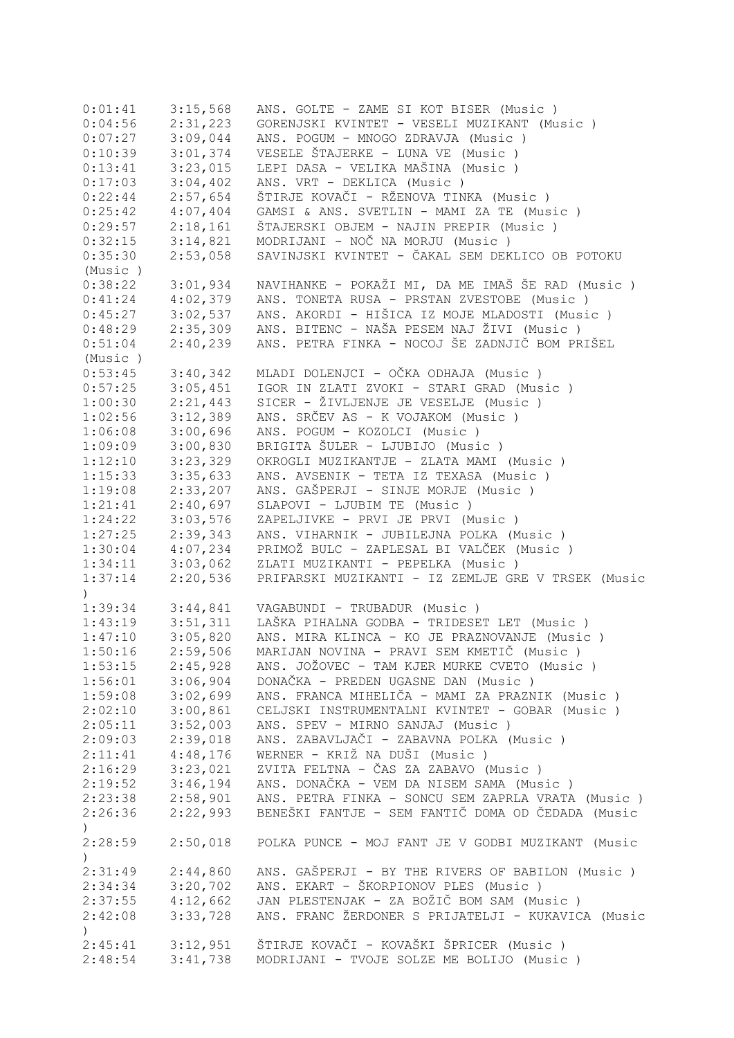0:01:41 3:15,568 ANS. GOLTE - ZAME SI KOT BISER (Music )
0:04:56 2:31,223 GORENJSKI KVINTET - VESELI MUZIKANT (Music )
0:07:27 3:09,044 ANS. POGUM - MNOGO ZDRAVJA (Music )
0:10:39 3:01,374 VESELE ŠTAJERKE - LUNA VE (Music )
0:13:41 3:23,015 LEPI DASA - VELIKA MAŠINA (Music )
0:17:03 3:04,402 ANS. VRT - DEKLICA (Music )
0:22:44 2:57,654 ŠTIRJE KOVAČI - RŽENOVA TINKA (Music )
0:25:42 4:07,404 GAMSI & ANS. SVETLIN - MAMI ZA TE (Music )
0:29:57 2:18,161 ŠTAJERSKI OBJEM - NAJIN PREPIR (Music )
0:32:15 3:14,821 MODRIJANI - NOČ NA MORJU (Music )
0:35:30 2:53,058 SAVINJSKI KVINTET - ČAKAL SEM DEKLICO OB POTOKU (Music )
0:38:22 3:01,934 NAVIHANKE - POKAŽI MI, DA ME IMAŠ ŠE RAD (Music )
0:41:24 4:02,379 ANS. TONETA RUSA - PRSTAN ZVESTOBE (Music )
0:45:27 3:02,537 ANS. AKORDI - HIŠICA IZ MOJE MLADOSTI (Music )
0:48:29 2:35,309 ANS. BITENC - NAŠA PESEM NAJ ŽIVI (Music )
0:51:04 2:40,239 ANS. PETRA FINKA - NOCOJ ŠE ZADNJIČ BOM PRIŠEL (Music )
0:53:45 3:40,342 MLADI DOLENJCI - OČKA ODHAJA (Music )
0:57:25 3:05,451 IGOR IN ZLATI ZVOKI - STARI GRAD (Music )
1:00:30 2:21,443 SICER - ŽIVLJENJE JE VESELJE (Music )
1:02:56 3:12,389 ANS. SRČEV AS - K VOJAKOM (Music )
1:06:08 3:00,696 ANS. POGUM - KOZOLCI (Music )
1:09:09 3:00,830 BRIGITA ŠULER - LJUBIJO (Music )
1:12:10 3:23,329 OKROGLI MUZIKANTJE - ZLATA MAMI (Music )
1:15:33 3:35,633 ANS. AVSENIK - TETA IZ TEXASA (Music )
1:19:08 2:33,207 ANS. GAŠPERJI - SINJE MORJE (Music )
1:21:41 2:40,697 SLAPOVI - LJUBIM TE (Music )
1:24:22 3:03,576 ZAPELJIVKE - PRVI JE PRVI (Music )
1:27:25 2:39,343 ANS. VIHARNIK - JUBILEJNA POLKA (Music )
1:30:04 4:07,234 PRIMOŽ BULC - ZAPLESAL BI VALČEK (Music )
1:34:11 3:03,062 ZLATI MUZIKANTI - PEPELKA (Music )
1:37:14 2:20,536 PRIFARSKI MUZIKANTI - IZ ZEMLJE GRE V TRSEK (Music )
1:39:34 3:44,841 VAGABUNDI - TRUBADUR (Music )
1:43:19 3:51,311 LAŠKA PIHALNA GODBA - TRIDESET LET (Music )
1:47:10 3:05,820 ANS. MIRA KLINCA - KO JE PRAZNOVANJE (Music )
1:50:16 2:59,506 MARIJAN NOVINA - PRAVI SEM KMETIČ (Music )
1:53:15 2:45,928 ANS. JOŽOVEC - TAM KJER MURKE CVETO (Music )
1:56:01 3:06,904 DONAČKA - PREDEN UGASNE DAN (Music )
1:59:08 3:02,699 ANS. FRANCA MIHELIČA - MAMI ZA PRAZNIK (Music )
2:02:10 3:00,861 CELJSKI INSTRUMENTALNI KVINTET - GOBAR (Music )
2:05:11 3:52,003 ANS. SPEV - MIRNO SANJAJ (Music )
2:09:03 2:39,018 ANS. ZABAVLJAČI - ZABAVNA POLKA (Music )
2:11:41 4:48,176 WERNER - KRIŽ NA DUŠI (Music )
2:16:29 3:23,021 ZVITA FELTNA - ČAS ZA ZABAVO (Music )
2:19:52 3:46,194 ANS. DONAČKA - VEM DA NISEM SAMA (Music )
2:23:38 2:58,901 ANS. PETRA FINKA - SONCU SEM ZAPRLA VRATA (Music )
2:26:36 2:22,993 BENEŠKI FANTJE - SEM FANTIČ DOMA OD ČEDADA (Music )
2:28:59 2:50,018 POLKA PUNCE - MOJ FANT JE V GODBI MUZIKANT (Music )
2:31:49 2:44,860 ANS. GAŠPERJI - BY THE RIVERS OF BABILON (Music )
2:34:34 3:20,702 ANS. EKART - ŠKORPIONOV PLES (Music )
2:37:55 4:12,662 JAN PLESTENJAK - ZA BOŽIČ BOM SAM (Music )
2:42:08 3:33,728 ANS. FRANC ŽERDONER S PRIJATELJI - KUKAVICA (Music )
2:45:41 3:12,951 ŠTIRJE KOVAČI - KOVAŠKI ŠPRICER (Music )
2:48:54 3:41,738 MODRIJANI - TVOJE SOLZE ME BOLIJO (Music )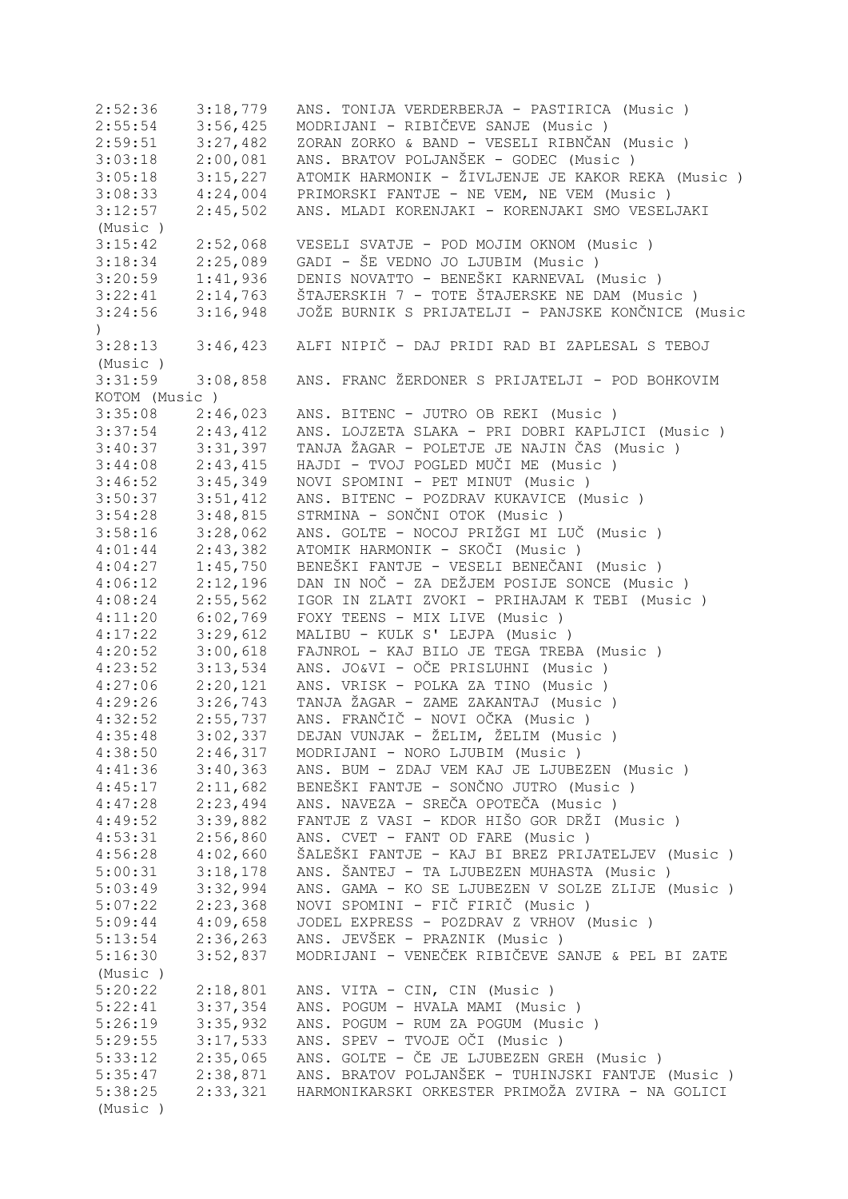2:52:36 3:18,779 ANS. TONIJA VERDERBERJA - PASTIRICA (Music )
2:55:54 3:56,425 MODRIJANI - RIBIČEVE SANJE (Music )
2:59:51 3:27,482 ZORAN ZORKO & BAND - VESELI RIBNČAN (Music )
3:03:18 2:00,081 ANS. BRATOV POLJANŠEK - GODEC (Music )
3:05:18 3:15,227 ATOMIK HARMONIK - ŽIVLJENJE JE KAKOR REKA (Music )
3:08:33 4:24,004 PRIMORSKI FANTJE - NE VEM, NE VEM (Music )
3:12:57 2:45,502 ANS. MLADI KORENJAKI - KORENJAKI SMO VESELJAKI (Music )
3:15:42 2:52,068 VESELI SVATJE - POD MOJIM OKNOM (Music )
3:18:34 2:25,089 GADI - ŠE VEDNO JO LJUBIM (Music )
3:20:59 1:41,936 DENIS NOVATTO - BENEŠKI KARNEVAL (Music )
3:22:41 2:14,763 ŠTAJERSKIH 7 - TOTE ŠTAJERSKE NE DAM (Music )
3:24:56 3:16,948 JOŽE BURNIK S PRIJATELJI - PANJSKE KONČNICE (Music )
3:28:13 3:46,423 ALFI NIPIČ - DAJ PRIDI RAD BI ZAPLESAL S TEBOJ (Music )
3:31:59 3:08,858 ANS. FRANC ŽERDONER S PRIJATELJI - POD BOHKOVIM KOTOM (Music )
3:35:08 2:46,023 ANS. BITENC - JUTRO OB REKI (Music )
3:37:54 2:43,412 ANS. LOJZETA SLAKA - PRI DOBRI KAPLJICI (Music )
3:40:37 3:31,397 TANJA ŽAGAR - POLETJE JE NAJIN ČAS (Music )
3:44:08 2:43,415 HAJDI - TVOJ POGLED MUČI ME (Music )
3:46:52 3:45,349 NOVI SPOMINI - PET MINUT (Music )
3:50:37 3:51,412 ANS. BITENC - POZDRAV KUKAVICE (Music )
3:54:28 3:48,815 STRMINA - SONČNI OTOK (Music )
3:58:16 3:28,062 ANS. GOLTE - NOCOJ PRIŽGI MI LUČ (Music )
4:01:44 2:43,382 ATOMIK HARMONIK - SKOČI (Music )
4:04:27 1:45,750 BENEŠKI FANTJE - VESELI BENEČANI (Music )
4:06:12 2:12,196 DAN IN NOČ - ZA DEŽJEM POSIJE SONCE (Music )
4:08:24 2:55,562 IGOR IN ZLATI ZVOKI - PRIHAJAM K TEBI (Music )
4:11:20 6:02,769 FOXY TEENS - MIX LIVE (Music )
4:17:22 3:29,612 MALIBU - KULK S' LEJPA (Music )
4:20:52 3:00,618 FAJNROL - KAJ BILO JE TEGA TREBA (Music )
4:23:52 3:13,534 ANS. JO&VI - OČE PRISLUHNI (Music )
4:27:06 2:20,121 ANS. VRISK - POLKA ZA TINO (Music )
4:29:26 3:26,743 TANJA ŽAGAR - ZAME ZAKANTAJ (Music )
4:32:52 2:55,737 ANS. FRANČIČ - NOVI OČKA (Music )
4:35:48 3:02,337 DEJAN VUNJAK - ŽELIM, ŽELIM (Music )
4:38:50 2:46,317 MODRIJANI - NORO LJUBIM (Music )
4:41:36 3:40,363 ANS. BUM - ZDAJ VEM KAJ JE LJUBEZEN (Music )
4:45:17 2:11,682 BENEŠKI FANTJE - SONČNO JUTRO (Music )
4:47:28 2:23,494 ANS. NAVEZA - SREČA OPOTEČA (Music )
4:49:52 3:39,882 FANTJE Z VASI - KDOR HIŠO GOR DRŽI (Music )
4:53:31 2:56,860 ANS. CVET - FANT OD FARE (Music )
4:56:28 4:02,660 ŠALEŠKI FANTJE - KAJ BI BREZ PRIJATELJEV (Music )
5:00:31 3:18,178 ANS. ŠANTEJ - TA LJUBEZEN MUHASTA (Music )
5:03:49 3:32,994 ANS. GAMA - KO SE LJUBEZEN V SOLZE ZLIJE (Music )
5:07:22 2:23,368 NOVI SPOMINI - FIČ FIRIČ (Music )
5:09:44 4:09,658 JODEL EXPRESS - POZDRAV Z VRHOV (Music )
5:13:54 2:36,263 ANS. JEVŠEK - PRAZNIK (Music )
5:16:30 3:52,837 MODRIJANI - VENEČEK RIBIČEVE SANJE & PEL BI ZATE (Music )
5:20:22 2:18,801 ANS. VITA - CIN, CIN (Music )
5:22:41 3:37,354 ANS. POGUM - HVALA MAMI (Music )
5:26:19 3:35,932 ANS. POGUM - RUM ZA POGUM (Music )
5:29:55 3:17,533 ANS. SPEV - TVOJE OČI (Music )
5:33:12 2:35,065 ANS. GOLTE - ČE JE LJUBEZEN GREH (Music )
5:35:47 2:38,871 ANS. BRATOV POLJANŠEK - TUHINJSKI FANTJE (Music )
5:38:25 2:33,321 HARMONIKARSKI ORKESTER PRIMOŽA ZVIRA - NA GOLICI (Music )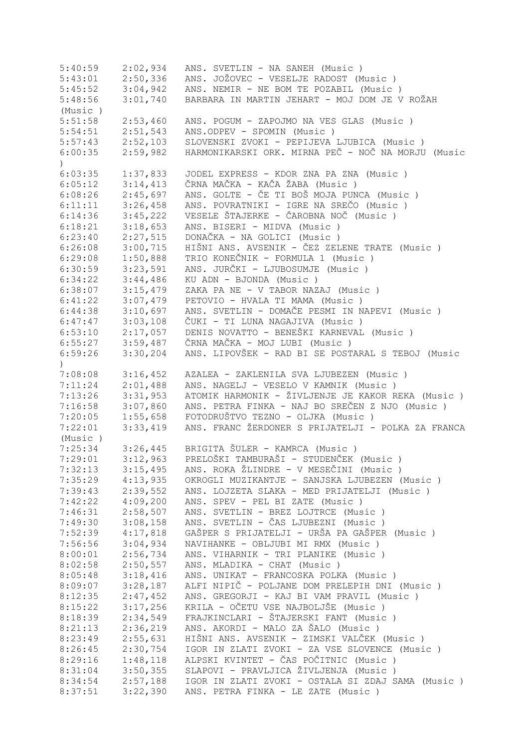```
5:40:59    2:02,934   ANS. SVETLIN - NA SANEH (Music )
5:43:01    2:50,336   ANS. JOŽOVEC - VESELJE RADOST (Music )
5:45:52    3:04,942   ANS. NEMIR - NE BOM TE POZABIL (Music )
5:48:56    3:01,740   BARBARA IN MARTIN JEHART - MOJ DOM JE V ROŽAH
(Music )
5:51:58    2:53,460   ANS. POGUM - ZAPOJMO NA VES GLAS (Music )
5:54:51    2:51,543   ANS.ODPEV - SPOMIN (Music )
5:57:43    2:52,103   SLOVENSKI ZVOKI - PEPIJEVA LJUBICA (Music )
6:00:35    2:59,982   HARMONIKARSKI ORK. MIRNA PEČ - NOČ NA MORJU (Music
)
6:03:35    1:37,833   JODEL EXPRESS - KDOR ZNA PA ZNA (Music )
6:05:12    3:14,413   ČRNA MAČKA - KAČA ŽABA (Music )
6:08:26    2:45,697   ANS. GOLTE - ČE TI BOŠ MOJA PUNCA (Music )
6:11:11    3:26,458   ANS. POVRATNIKI - IGRE NA SREČO (Music )
6:14:36    3:45,222   VESELE ŠTAJERKE - ČAROBNA NOČ (Music )
6:18:21    3:18,653   ANS. BISERI - MIDVA (Music )
6:23:40    2:27,515   DONAČKA - NA GOLICI (Music )
6:26:08    3:00,715   HIŠNI ANS. AVSENIK - ČEZ ZELENE TRATE (Music )
6:29:08    1:50,888   TRIO KONEČNIK - FORMULA 1 (Music )
6:30:59    3:23,591   ANS. JURČKI - LJUBOSUMJE (Music )
6:34:22    3:44,486   KU ADN - BJONDA (Music )
6:38:07    3:15,479   ZAKA PA NE - V TABOR NAZAJ (Music )
6:41:22    3:07,479   PETOVIO - HVALA TI MAMA (Music )
6:44:38    3:10,697   ANS. SVETLIN - DOMAČE PESMI IN NAPEVI (Music )
6:47:47    3:03,108   ČUKI - TI LUNA NAGAJIVA (Music )
6:53:10    2:17,057   DENIS NOVATTO - BENEŠKI KARNEVAL (Music )
6:55:27    3:59,487   ČRNA MAČKA - MOJ LUBI (Music )
6:59:26    3:30,204   ANS. LIPOVŠEK - RAD BI SE POSTARAL S TEBOJ (Music
)
7:08:08    3:16,452   AZALEA - ZAKLENILA SVA LJUBEZEN (Music )
7:11:24    2:01,488   ANS. NAGELJ - VESELO V KAMNIK (Music )
7:13:26    3:31,953   ATOMIK HARMONIK - ŽIVLJENJE JE KAKOR REKA (Music )
7:16:58    3:07,860   ANS. PETRA FINKA - NAJ BO SREČEN Z NJO (Music )
7:20:05    1:55,658   FOTODRUŠTVO TEZNO - OLJKA (Music )
7:22:01    3:33,419   ANS. FRANC ŽERDONER S PRIJATELJI - POLKA ZA FRANCA
(Music )
7:25:34    3:26,445   BRIGITA ŠULER - KAMRCA (Music )
7:29:01    3:12,963   PRELOŠKI TAMBURAŠI - STUDENČEK (Music )
7:32:13    3:15,495   ANS. ROKA ŽLINDRE - V MESEČINI (Music )
7:35:29    4:13,935   OKROGLI MUZIKANTJE - SANJSKA LJUBEZEN (Music )
7:39:43    2:39,552   ANS. LOJZETA SLAKA - MED PRIJATELJI (Music )
7:42:22    4:09,200   ANS. SPEV - PEL BI ZATE (Music )
7:46:31    2:58,507   ANS. SVETLIN - BREZ LOJTRCE (Music )
7:49:30    3:08,158   ANS. SVETLIN - ČAS LJUBEZNI (Music )
7:52:39    4:17,818   GAŠPER S PRIJATELJI - URŠA PA GAŠPER (Music )
7:56:56    3:04,934   NAVIHANKE - OBLJUBI MI RMX (Music )
8:00:01    2:56,734   ANS. VIHARNIK - TRI PLANIKE (Music )
8:02:58    2:50,557   ANS. MLADIKA - CHAT (Music )
8:05:48    3:18,416   ANS. UNIKAT - FRANCOSKA POLKA (Music )
8:09:07    3:28,187   ALFI NIPIČ - POLJANE DOM PRELEPIH DNI (Music )
8:12:35    2:47,452   ANS. GREGORJI - KAJ BI VAM PRAVIL (Music )
8:15:22    3:17,256   KRILA - OČETU VSE NAJBOLJŠE (Music )
8:18:39    2:34,549   FRAJKINCLARI - ŠTAJERSKI FANT (Music )
8:21:13    2:36,219   ANS. AKORDI - MALO ZA ŠALO (Music )
8:23:49    2:55,631   HIŠNI ANS. AVSENIK - ZIMSKI VALČEK (Music )
8:26:45    2:30,754   IGOR IN ZLATI ZVOKI - ZA VSE SLOVENCE (Music )
8:29:16    1:48,118   ALPSKI KVINTET - ČAS POČITNIC (Music )
8:31:04    3:50,355   SLAPOVI - PRAVLJICA ŽIVLJENJA (Music )
8:34:54    2:57,188   IGOR IN ZLATI ZVOKI - OSTALA SI ZDAJ SAMA (Music )
8:37:51    3:22,390   ANS. PETRA FINKA - LE ZATE (Music )
```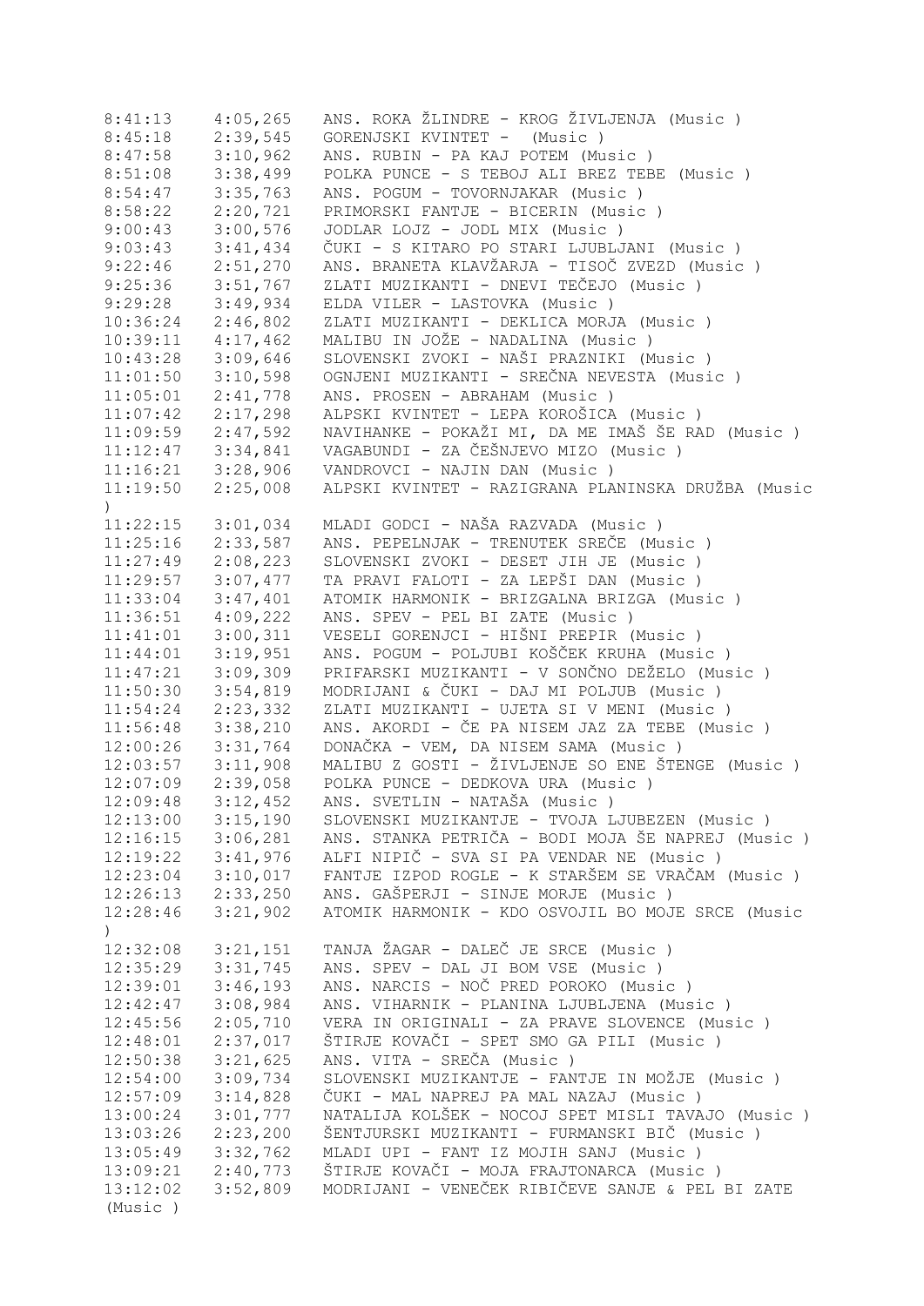```
8:41:13    4:05,265   ANS. ROKA ŽLINDRE - KROG ŽIVLJENJA (Music )
8:45:18    2:39,545   GORENJSKI KVINTET -  (Music )
8:47:58    3:10,962   ANS. RUBIN - PA KAJ POTEM (Music )
8:51:08    3:38,499   POLKA PUNCE - S TEBOJ ALI BREZ TEBE (Music )
8:54:47    3:35,763   ANS. POGUM - TOVORNJAKAR (Music )
8:58:22    2:20,721   PRIMORSKI FANTJE - BICERIN (Music )
9:00:43    3:00,576   JODLAR LOJZ - JODL MIX (Music )
9:03:43    3:41,434   ČUKI - S KITARO PO STARI LJUBLJANI (Music )
9:22:46    2:51,270   ANS. BRANETA KLAVŽARJA - TISOČ ZVEZD (Music )
9:25:36    3:51,767   ZLATI MUZIKANTI - DNEVI TEČEJO (Music )
9:29:28    3:49,934   ELDA VILER - LASTOVKA (Music )
10:36:24   2:46,802   ZLATI MUZIKANTI - DEKLICA MORJA (Music )
10:39:11   4:17,462   MALIBU IN JOŽE - NADALINA (Music )
10:43:28   3:09,646   SLOVENSKI ZVOKI - NAŠI PRAZNIKI (Music )
11:01:50   3:10,598   OGNJENI MUZIKANTI - SREČNA NEVESTA (Music )
11:05:01   2:41,778   ANS. PROSEN - ABRAHAM (Music )
11:07:42   2:17,298   ALPSKI KVINTET - LEPA KOROŠICA (Music )
11:09:59   2:47,592   NAVIHANKE - POKAŽI MI, DA ME IMAŠ ŠE RAD (Music )
11:12:47   3:34,841   VAGABUNDI - ZA ČEŠNJEVO MIZO (Music )
11:16:21   3:28,906   VANDROVCI - NAJIN DAN (Music )
11:19:50   2:25,008   ALPSKI KVINTET - RAZIGRANA PLANINSKA DRUŽBA (Music
)
11:22:15   3:01,034   MLADI GODCI - NAŠA RAZVADA (Music )
11:25:16   2:33,587   ANS. PEPELNJAK - TRENUTEK SREČE (Music )
11:27:49   2:08,223   SLOVENSKI ZVOKI - DESET JIH JE (Music )
11:29:57   3:07,477   TA PRAVI FALOTI - ZA LEPŠI DAN (Music )
11:33:04   3:47,401   ATOMIK HARMONIK - BRIZGALNA BRIZGA (Music )
11:36:51   4:09,222   ANS. SPEV - PEL BI ZATE (Music )
11:41:01   3:00,311   VESELI GORENJCI - HIŠNI PREPIR (Music )
11:44:01   3:19,951   ANS. POGUM - POLJUBI KOŠČEK KRUHA (Music )
11:47:21   3:09,309   PRIFARSKI MUZIKANTI - V SONČNO DEŽELO (Music )
11:50:30   3:54,819   MODRIJANI & ČUKI - DAJ MI POLJUB (Music )
11:54:24   2:23,332   ZLATI MUZIKANTI - UJETA SI V MENI (Music )
11:56:48   3:38,210   ANS. AKORDI - ČE PA NISEM JAZ ZA TEBE (Music )
12:00:26   3:31,764   DONAČKA - VEM, DA NISEM SAMA (Music )
12:03:57   3:11,908   MALIBU Z GOSTI - ŽIVLJENJE SO ENE ŠTENGE (Music )
12:07:09   2:39,058   POLKA PUNCE - DEDKOVA URA (Music )
12:09:48   3:12,452   ANS. SVETLIN - NATAŠA (Music )
12:13:00   3:15,190   SLOVENSKI MUZIKANTJE - TVOJA LJUBEZEN (Music )
12:16:15   3:06,281   ANS. STANKA PETRIČA - BODI MOJA ŠE NAPREJ (Music )
12:19:22   3:41,976   ALFI NIPIČ - SVA SI PA VENDAR NE (Music )
12:23:04   3:10,017   FANTJE IZPOD ROGLE - K STARŠEM SE VRAČAM (Music )
12:26:13   2:33,250   ANS. GAŠPERJI - SINJE MORJE (Music )
12:28:46   3:21,902   ATOMIK HARMONIK - KDO OSVOJIL BO MOJE SRCE (Music
)
12:32:08   3:21,151   TANJA ŽAGAR - DALEČ JE SRCE (Music )
12:35:29   3:31,745   ANS. SPEV - DAL JI BOM VSE (Music )
12:39:01   3:46,193   ANS. NARCIS - NOČ PRED POROKO (Music )
12:42:47   3:08,984   ANS. VIHARNIK - PLANINA LJUBLJENA (Music )
12:45:56   2:05,710   VERA IN ORIGINALI - ZA PRAVE SLOVENCE (Music )
12:48:01   2:37,017   ŠTIRJE KOVAČI - SPET SMO GA PILI (Music )
12:50:38   3:21,625   ANS. VITA - SREČA (Music )
12:54:00   3:09,734   SLOVENSKI MUZIKANTJE - FANTJE IN MOŽJE (Music )
12:57:09   3:14,828   ČUKI - MAL NAPREJ PA MAL NAZAJ (Music )
13:00:24   3:01,777   NATALIJA KOLŠEK - NOCOJ SPET MISLI TAVAJO (Music )
13:03:26   2:23,200   ŠENTJURSKI MUZIKANTI - FURMANSKI BIČ (Music )
13:05:49   3:32,762   MLADI UPI - FANT IZ MOJIH SANJ (Music )
13:09:21   2:40,773   ŠTIRJE KOVAČI - MOJA FRAJTONARCA (Music )
13:12:02   3:52,809   MODRIJANI - VENEČEK RIBIČEVE SANJE & PEL BI ZATE
(Music )
```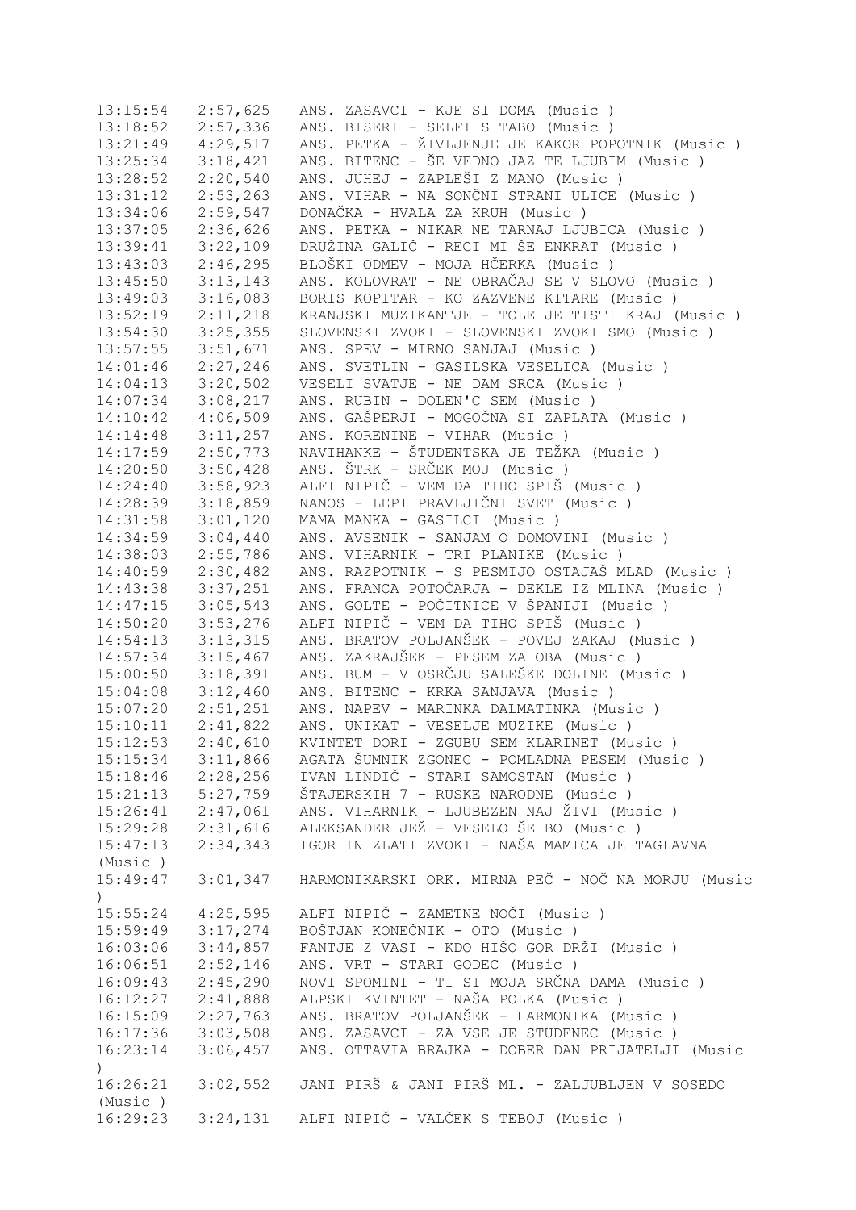| | | |
|---|---|---|
| 13:15:54 | 2:57,625 | ANS. ZASAVCI - KJE SI DOMA (Music ) |
| 13:18:52 | 2:57,336 | ANS. BISERI - SELFI S TABO (Music ) |
| 13:21:49 | 4:29,517 | ANS. PETKA - ŽIVLJENJE JE KAKOR POPOTNIK (Music ) |
| 13:25:34 | 3:18,421 | ANS. BITENC - ŠE VEDNO JAZ TE LJUBIM (Music ) |
| 13:28:52 | 2:20,540 | ANS. JUHEJ - ZAPLEŠI Z MANO (Music ) |
| 13:31:12 | 2:53,263 | ANS. VIHAR - NA SONČNI STRANI ULICE (Music ) |
| 13:34:06 | 2:59,547 | DONAČKA - HVALA ZA KRUH (Music ) |
| 13:37:05 | 2:36,626 | ANS. PETKA - NIKAR NE TARNAJ LJUBICA (Music ) |
| 13:39:41 | 3:22,109 | DRUŽINA GALIČ - RECI MI ŠE ENKRAT (Music ) |
| 13:43:03 | 2:46,295 | BLOŠKI ODMEV - MOJA HČERKA (Music ) |
| 13:45:50 | 3:13,143 | ANS. KOLOVRAT - NE OBRAČAJ SE V SLOVO (Music ) |
| 13:49:03 | 3:16,083 | BORIS KOPITAR - KO ZAZVENE KITARE (Music ) |
| 13:52:19 | 2:11,218 | KRANJSKI MUZIKANTJE - TOLE JE TISTI KRAJ (Music ) |
| 13:54:30 | 3:25,355 | SLOVENSKI ZVOKI - SLOVENSKI ZVOKI SMO (Music ) |
| 13:57:55 | 3:51,671 | ANS. SPEV - MIRNO SANJAJ (Music ) |
| 14:01:46 | 2:27,246 | ANS. SVETLIN - GASILSKA VESELICA (Music ) |
| 14:04:13 | 3:20,502 | VESELI SVATJE - NE DAM SRCA (Music ) |
| 14:07:34 | 3:08,217 | ANS. RUBIN - DOLEN'C SEM (Music ) |
| 14:10:42 | 4:06,509 | ANS. GAŠPERJI - MOGOČNA SI ZAPLATA (Music ) |
| 14:14:48 | 3:11,257 | ANS. KORENINE - VIHAR (Music ) |
| 14:17:59 | 2:50,773 | NAVIHANKE - ŠTUDENTSKA JE TEŽKA (Music ) |
| 14:20:50 | 3:50,428 | ANS. ŠTRK - SRČEK MOJ (Music ) |
| 14:24:40 | 3:58,923 | ALFI NIPIČ - VEM DA TIHO SPIŠ (Music ) |
| 14:28:39 | 3:18,859 | NANOS - LEPI PRAVLJIČNI SVET (Music ) |
| 14:31:58 | 3:01,120 | MAMA MANKA - GASILCI (Music ) |
| 14:34:59 | 3:04,440 | ANS. AVSENIK - SANJAM O DOMOVINI (Music ) |
| 14:38:03 | 2:55,786 | ANS. VIHARNIK - TRI PLANIKE (Music ) |
| 14:40:59 | 2:30,482 | ANS. RAZPOTNIK - S PESMIJO OSTAJAŠ MLAD (Music ) |
| 14:43:38 | 3:37,251 | ANS. FRANCA POTOČARJA - DEKLE IZ MLINA (Music ) |
| 14:47:15 | 3:05,543 | ANS. GOLTE - POČITNICE V ŠPANIJI (Music ) |
| 14:50:20 | 3:53,276 | ALFI NIPIČ - VEM DA TIHO SPIŠ (Music ) |
| 14:54:13 | 3:13,315 | ANS. BRATOV POLJANŠEK - POVEJ ZAKAJ (Music ) |
| 14:57:34 | 3:15,467 | ANS. ZAKRAJŠEK - PESEM ZA OBA (Music ) |
| 15:00:50 | 3:18,391 | ANS. BUM - V OSRČJU SALEŠKE DOLINE (Music ) |
| 15:04:08 | 3:12,460 | ANS. BITENC - KRKA SANJAVA (Music ) |
| 15:07:20 | 2:51,251 | ANS. NAPEV - MARINKA DALMATINKA (Music ) |
| 15:10:11 | 2:41,822 | ANS. UNIKAT - VESELJE MUZIKE (Music ) |
| 15:12:53 | 2:40,610 | KVINTET DORI - ZGUBU SEM KLARINET (Music ) |
| 15:15:34 | 3:11,866 | AGATA ŠUMNIK ZGONEC - POMLADNA PESEM (Music ) |
| 15:18:46 | 2:28,256 | IVAN LINDIČ - STARI SAMOSTAN (Music ) |
| 15:21:13 | 5:27,759 | ŠTAJERSKIH 7 - RUSKE NARODNE (Music ) |
| 15:26:41 | 2:47,061 | ANS. VIHARNIK - LJUBEZEN NAJ ŽIVI (Music ) |
| 15:29:28 | 2:31,616 | ALEKSANDER JEŽ - VESELO ŠE BO (Music ) |
| 15:47:13 | 2:34,343 | IGOR IN ZLATI ZVOKI - NAŠA MAMICA JE TAGLAVNA (Music ) |
| 15:49:47 | 3:01,347 | HARMONIKARSKI ORK. MIRNA PEČ - NOČ NA MORJU (Music ) |
| 15:55:24 | 4:25,595 | ALFI NIPIČ - ZAMETNE NOČI (Music ) |
| 15:59:49 | 3:17,274 | BOŠTJAN KONEČNIK - OTO (Music ) |
| 16:03:06 | 3:44,857 | FANTJE Z VASI - KDO HIŠO GOR DRŽI (Music ) |
| 16:06:51 | 2:52,146 | ANS. VRT - STARI GODEC (Music ) |
| 16:09:43 | 2:45,290 | NOVI SPOMINI - TI SI MOJA SRČNA DAMA (Music ) |
| 16:12:27 | 2:41,888 | ALPSKI KVINTET - NAŠA POLKA (Music ) |
| 16:15:09 | 2:27,763 | ANS. BRATOV POLJANŠEK - HARMONIKA (Music ) |
| 16:17:36 | 3:03,508 | ANS. ZASAVCI - ZA VSE JE STUDENEC (Music ) |
| 16:23:14 | 3:06,457 | ANS. OTTAVIA BRAJKA - DOBER DAN PRIJATELJI (Music ) |
| 16:26:21 | 3:02,552 | JANI PIRŠ & JANI PIRŠ ML. - ZALJUBLJEN V SOSEDO (Music ) |
| 16:29:23 | 3:24,131 | ALFI NIPIČ - VALČEK S TEBOJ (Music ) |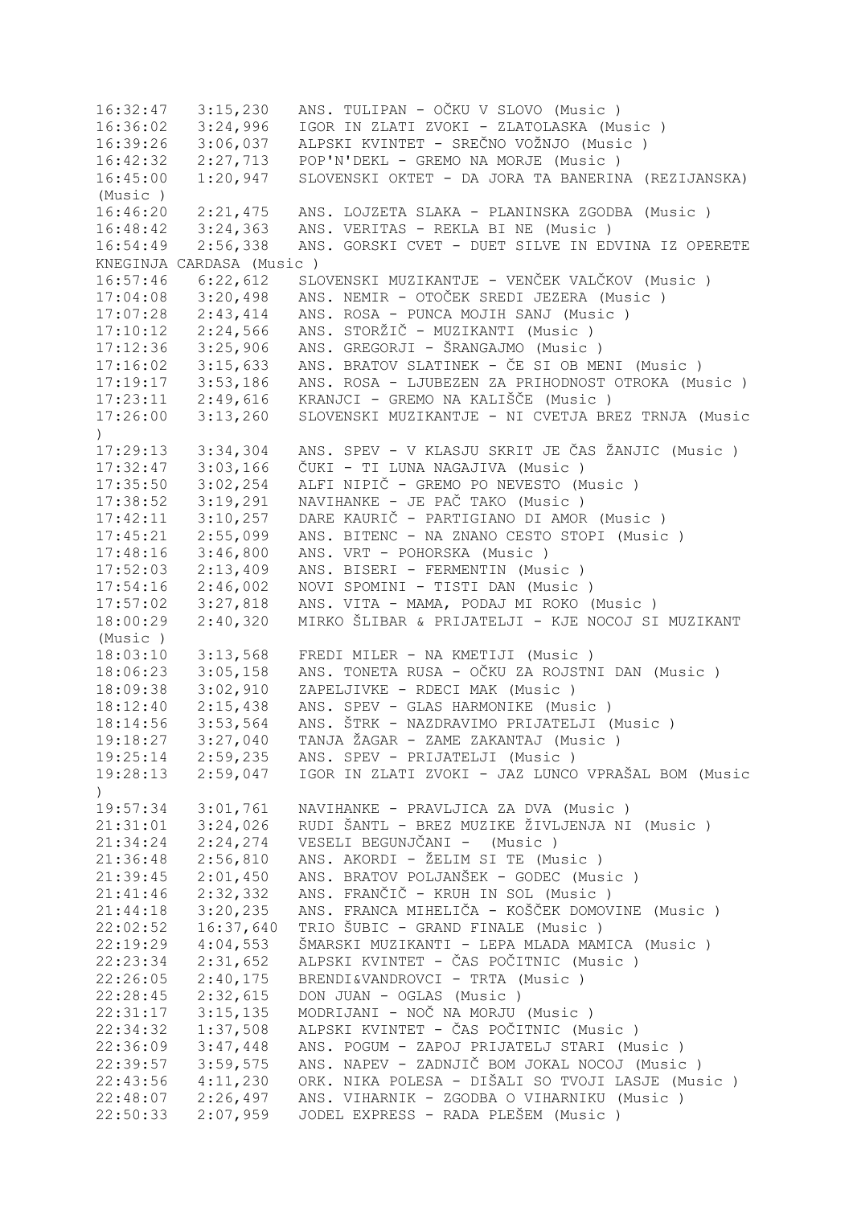```
16:32:47   3:15,230   ANS. TULIPAN - OČKU V SLOVO (Music )
16:36:02   3:24,996   IGOR IN ZLATI ZVOKI - ZLATOLASKA (Music )
16:39:26   3:06,037   ALPSKI KVINTET - SREČNO VOŽNJO (Music )
16:42:32   2:27,713   POP'N'DEKL - GREMO NA MORJE (Music )
16:45:00   1:20,947   SLOVENSKI OKTET - DA JORA TA BANERINA (REZIJANSKA)
(Music )
16:46:20   2:21,475   ANS. LOJZETA SLAKA - PLANINSKA ZGODBA (Music )
16:48:42   3:24,363   ANS. VERITAS - REKLA BI NE (Music )
16:54:49   2:56,338   ANS. GORSKI CVET - DUET SILVE IN EDVINA IZ OPERETE
KNEGINJA CARDASA (Music )
16:57:46   6:22,612   SLOVENSKI MUZIKANTJE - VENČEK VALČKOV (Music )
17:04:08   3:20,498   ANS. NEMIR - OTOČEK SREDI JEZERA (Music )
17:07:28   2:43,414   ANS. ROSA - PUNCA MOJIH SANJ (Music )
17:10:12   2:24,566   ANS. STORŽIČ - MUZIKANTI (Music )
17:12:36   3:25,906   ANS. GREGORJI - ŠRANGAJMO (Music )
17:16:02   3:15,633   ANS. BRATOV SLATINEK - ČE SI OB MENI (Music )
17:19:17   3:53,186   ANS. ROSA - LJUBEZEN ZA PRIHODNOST OTROKA (Music )
17:23:11   2:49,616   KRANJCI - GREMO NA KALIŠČE (Music )
17:26:00   3:13,260   SLOVENSKI MUZIKANTJE - NI CVETJA BREZ TRNJA (Music
)
17:29:13   3:34,304   ANS. SPEV - V KLASJU SKRIT JE ČAS ŽANJIC (Music )
17:32:47   3:03,166   ČUKI - TI LUNA NAGAJIVA (Music )
17:35:50   3:02,254   ALFI NIPIČ - GREMO PO NEVESTO (Music )
17:38:52   3:19,291   NAVIHANKE - JE PAČ TAKO (Music )
17:42:11   3:10,257   DARE KAURIČ - PARTIGIANO DI AMOR (Music )
17:45:21   2:55,099   ANS. BITENC - NA ZNANO CESTO STOPI (Music )
17:48:16   3:46,800   ANS. VRT - POHORSKA (Music )
17:52:03   2:13,409   ANS. BISERI - FERMENTIN (Music )
17:54:16   2:46,002   NOVI SPOMINI - TISTI DAN (Music )
17:57:02   3:27,818   ANS. VITA - MAMA, PODAJ MI ROKO (Music )
18:00:29   2:40,320   MIRKO ŠLIBAR & PRIJATELJI - KJE NOCOJ SI MUZIKANT
(Music )
18:03:10   3:13,568   FREDI MILER - NA KMETIJI (Music )
18:06:23   3:05,158   ANS. TONETA RUSA - OČKU ZA ROJSTNI DAN (Music )
18:09:38   3:02,910   ZAPELJIVKE - RDECI MAK (Music )
18:12:40   2:15,438   ANS. SPEV - GLAS HARMONIKE (Music )
18:14:56   3:53,564   ANS. ŠTRK - NAZDRAVIMO PRIJATELJI (Music )
19:18:27   3:27,040   TANJA ŽAGAR - ZAME ZAKANTAJ (Music )
19:25:14   2:59,235   ANS. SPEV - PRIJATELJI (Music )
19:28:13   2:59,047   IGOR IN ZLATI ZVOKI - JAZ LUNCO VPRAŠAL BOM (Music
)
19:57:34   3:01,761   NAVIHANKE - PRAVLJICA ZA DVA (Music )
21:31:01   3:24,026   RUDI ŠANTL - BREZ MUZIKE ŽIVLJENJA NI (Music )
21:34:24   2:24,274   VESELI BEGUNJČANI -  (Music )
21:36:48   2:56,810   ANS. AKORDI - ŽELIM SI TE (Music )
21:39:45   2:01,450   ANS. BRATOV POLJANŠEK - GODEC (Music )
21:41:46   2:32,332   ANS. FRANČIČ - KRUH IN SOL (Music )
21:44:18   3:20,235   ANS. FRANCA MIHELIČA - KOŠČEK DOMOVINE (Music )
22:02:52   16:37,640  TRIO ŠUBIC - GRAND FINALE (Music )
22:19:29   4:04,553   ŠMARSKI MUZIKANTI - LEPA MLADA MAMICA (Music )
22:23:34   2:31,652   ALPSKI KVINTET - ČAS POČITNIC (Music )
22:26:05   2:40,175   BRENDI&VANDROVCI - TRTA (Music )
22:28:45   2:32,615   DON JUAN - OGLAS (Music )
22:31:17   3:15,135   MODRIJANI - NOČ NA MORJU (Music )
22:34:32   1:37,508   ALPSKI KVINTET - ČAS POČITNIC (Music )
22:36:09   3:47,448   ANS. POGUM - ZAPOJ PRIJATELJ STARI (Music )
22:39:57   3:59,575   ANS. NAPEV - ZADNJIČ BOM JOKAL NOCOJ (Music )
22:43:56   4:11,230   ORK. NIKA POLESA - DIŠALI SO TVOJI LASJE (Music )
22:48:07   2:26,497   ANS. VIHARNIK - ZGODBA O VIHARNIKU (Music )
22:50:33   2:07,959   JODEL EXPRESS - RADA PLEŠEM (Music )
```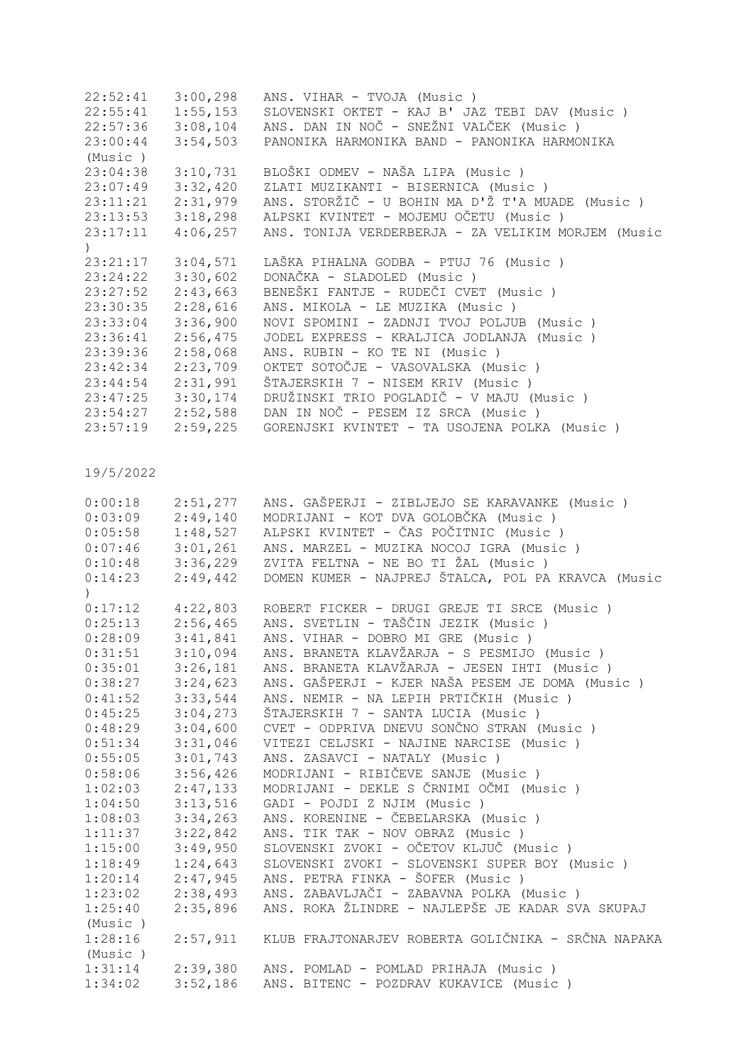| | | |
|---|---|---|
| 22:52:41 | 3:00,298 | ANS. VIHAR - TVOJA (Music ) |
| 22:55:41 | 1:55,153 | SLOVENSKI OKTET - KAJ B' JAZ TEBI DAV (Music ) |
| 22:57:36 | 3:08,104 | ANS. DAN IN NOČ - SNEŽNI VALČEK (Music ) |
| 23:00:44 | 3:54,503 | PANONIKA HARMONIKA BAND - PANONIKA HARMONIKA (Music ) |
| 23:04:38 | 3:10,731 | BLOŠKI ODMEV - NAŠA LIPA (Music ) |
| 23:07:49 | 3:32,420 | ZLATI MUZIKANTI - BISERNICA (Music ) |
| 23:11:21 | 2:31,979 | ANS. STORŽIČ - U BOHIN MA D'Ž T'A MUADE (Music ) |
| 23:13:53 | 3:18,298 | ALPSKI KVINTET - MOJEMU OČETU (Music ) |
| 23:17:11 | 4:06,257 | ANS. TONIJA VERDERBERJA - ZA VELIKIM MORJEM (Music ) |
| 23:21:17 | 3:04,571 | LAŠKA PIHALNA GODBA - PTUJ 76 (Music ) |
| 23:24:22 | 3:30,602 | DONAČKA - SLADOLED (Music ) |
| 23:27:52 | 2:43,663 | BENEŠKI FANTJE - RUDEČI CVET (Music ) |
| 23:30:35 | 2:28,616 | ANS. MIKOLA - LE MUZIKA (Music ) |
| 23:33:04 | 3:36,900 | NOVI SPOMINI - ZADNJI TVOJ POLJUB (Music ) |
| 23:36:41 | 2:56,475 | JODEL EXPRESS - KRALJICA JODLANJA (Music ) |
| 23:39:36 | 2:58,068 | ANS. RUBIN - KO TE NI (Music ) |
| 23:42:34 | 2:23,709 | OKTET SOTOČJE - VASOVALSKA (Music ) |
| 23:44:54 | 2:31,991 | ŠTAJERSKIH 7 - NISEM KRIV (Music ) |
| 23:47:25 | 3:30,174 | DRUŽINSKI TRIO POGLADIČ - V MAJU (Music ) |
| 23:54:27 | 2:52,588 | DAN IN NOČ - PESEM IZ SRCA (Music ) |
| 23:57:19 | 2:59,225 | GORENJSKI KVINTET - TA USOJENA POLKA (Music ) |

19/5/2022

| | | |
|---|---|---|
| 0:00:18 | 2:51,277 | ANS. GAŠPERJI - ZIBLJEJO SE KARAVANKE (Music ) |
| 0:03:09 | 2:49,140 | MODRIJANI - KOT DVA GOLOBČKA (Music ) |
| 0:05:58 | 1:48,527 | ALPSKI KVINTET - ČAS POČITNIC (Music ) |
| 0:07:46 | 3:01,261 | ANS. MARZEL - MUZIKA NOCOJ IGRA (Music ) |
| 0:10:48 | 3:36,229 | ZVITA FELTNA - NE BO TI ŽAL (Music ) |
| 0:14:23 | 2:49,442 | DOMEN KUMER - NAJPREJ ŠTALCA, POL PA KRAVCA (Music ) |
| 0:17:12 | 4:22,803 | ROBERT FICKER - DRUGI GREJE TI SRCE (Music ) |
| 0:25:13 | 2:56,465 | ANS. SVETLIN - TAŠČIN JEZIK (Music ) |
| 0:28:09 | 3:41,841 | ANS. VIHAR - DOBRO MI GRE (Music ) |
| 0:31:51 | 3:10,094 | ANS. BRANETA KLAVŽARJA - S PESMIJO (Music ) |
| 0:35:01 | 3:26,181 | ANS. BRANETA KLAVŽARJA - JESEN IHTI (Music ) |
| 0:38:27 | 3:24,623 | ANS. GAŠPERJI - KJER NAŠA PESEM JE DOMA (Music ) |
| 0:41:52 | 3:33,544 | ANS. NEMIR - NA LEPIH PRTIČKIH (Music ) |
| 0:45:25 | 3:04,273 | ŠTAJERSKIH 7 - SANTA LUCIA (Music ) |
| 0:48:29 | 3:04,600 | CVET - ODPRIVA DNEVU SONČNO STRAN (Music ) |
| 0:51:34 | 3:31,046 | VITEZI CELJSKI - NAJINE NARCISE (Music ) |
| 0:55:05 | 3:01,743 | ANS. ZASAVCI - NATALY (Music ) |
| 0:58:06 | 3:56,426 | MODRIJANI - RIBIČEVE SANJE (Music ) |
| 1:02:03 | 2:47,133 | MODRIJANI - DEKLE S ČRNIMI OČMI (Music ) |
| 1:04:50 | 3:13,516 | GADI - POJDI Z NJIM (Music ) |
| 1:08:03 | 3:34,263 | ANS. KORENINE - ČEBELARSKA (Music ) |
| 1:11:37 | 3:22,842 | ANS. TIK TAK - NOV OBRAZ (Music ) |
| 1:15:00 | 3:49,950 | SLOVENSKI ZVOKI - OČETOV KLJUČ (Music ) |
| 1:18:49 | 1:24,643 | SLOVENSKI ZVOKI - SLOVENSKI SUPER BOY (Music ) |
| 1:20:14 | 2:47,945 | ANS. PETRA FINKA - ŠOFER (Music ) |
| 1:23:02 | 2:38,493 | ANS. ZABAVLJAČI - ZABAVNA POLKA (Music ) |
| 1:25:40 | 2:35,896 | ANS. ROKA ŽLINDRE - NAJLEPŠE JE KADAR SVA SKUPAJ (Music ) |
| 1:28:16 | 2:57,911 | KLUB FRAJTONARJEV ROBERTA GOLIČNIKA - SRČNA NAPAKA (Music ) |
| 1:31:14 | 2:39,380 | ANS. POMLAD - POMLAD PRIHAJA (Music ) |
| 1:34:02 | 3:52,186 | ANS. BITENC - POZDRAV KUKAVICE (Music ) |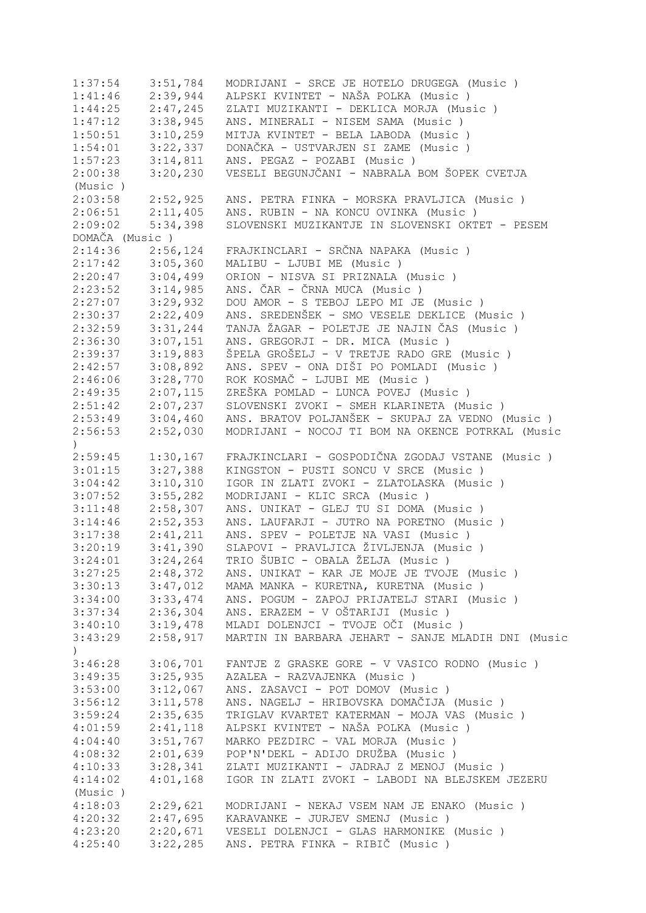1:37:54    3:51,784   MODRIJANI - SRCE JE HOTELO DRUGEGA (Music )
1:41:46    2:39,944   ALPSKI KVINTET - NAŠA POLKA (Music )
1:44:25    2:47,245   ZLATI MUZIKANTI - DEKLICA MORJA (Music )
1:47:12    3:38,945   ANS. MINERALI - NISEM SAMA (Music )
1:50:51    3:10,259   MITJA KVINTET - BELA LABODA (Music )
1:54:01    3:22,337   DONAČKA - USTVARJEN SI ZAME (Music )
1:57:23    3:14,811   ANS. PEGAZ - POZABI (Music )
2:00:38    3:20,230   VESELI BEGUNJČANI - NABRALA BOM ŠOPEK CVETJA (Music )
2:03:58    2:52,925   ANS. PETRA FINKA - MORSKA PRAVLJICA (Music )
2:06:51    2:11,405   ANS. RUBIN - NA KONCU OVINKA (Music )
2:09:02    5:34,398   SLOVENSKI MUZIKANTJE IN SLOVENSKI OKTET - PESEM DOMAČA (Music )
2:14:36    2:56,124   FRAJKINCLARI - SRČNA NAPAKA (Music )
2:17:42    3:05,360   MALIBU - LJUBI ME (Music )
2:20:47    3:04,499   ORION - NISVA SI PRIZNALA (Music )
2:23:52    3:14,985   ANS. ČAR - ČRNA MUCA (Music )
2:27:07    3:29,932   DOU AMOR - S TEBOJ LEPO MI JE (Music )
2:30:37    2:22,409   ANS. SREDENŠEK - SMO VESELE DEKLICE (Music )
2:32:59    3:31,244   TANJA ŽAGAR - POLETJE JE NAJIN ČAS (Music )
2:36:30    3:07,151   ANS. GREGORJI - DR. MICA (Music )
2:39:37    3:19,883   ŠPELA GROŠELJ - V TRETJE RADO GRE (Music )
2:42:57    3:08,892   ANS. SPEV - ONA DIŠI PO POMLADI (Music )
2:46:06    3:28,770   ROK KOSMAČ - LJUBI ME (Music )
2:49:35    2:07,115   ZREŠKA POMLAD - LUNCA POVEJ (Music )
2:51:42    2:07,237   SLOVENSKI ZVOKI - SMEH KLARINETA (Music )
2:53:49    3:04,460   ANS. BRATOV POLJANŠEK - SKUPAJ ZA VEDNO (Music )
2:56:53    2:52,030   MODRIJANI - NOCOJ TI BOM NA OKENCE POTRKAL (Music )
2:59:45    1:30,167   FRAJKINCLARI - GOSPODIČNA ZGODAJ VSTANE (Music )
3:01:15    3:27,388   KINGSTON - PUSTI SONCU V SRCE (Music )
3:04:42    3:10,310   IGOR IN ZLATI ZVOKI - ZLATOLASKA (Music )
3:07:52    3:55,282   MODRIJANI - KLIC SRCA (Music )
3:11:48    2:58,307   ANS. UNIKAT - GLEJ TU SI DOMA (Music )
3:14:46    2:52,353   ANS. LAUFARJI - JUTRO NA PORETNO (Music )
3:17:38    2:41,211   ANS. SPEV - POLETJE NA VASI (Music )
3:20:19    3:41,390   SLAPOVI - PRAVLJICA ŽIVLJENJA (Music )
3:24:01    3:24,264   TRIO ŠUBIC - OBALA ŽELJA (Music )
3:27:25    2:48,372   ANS. UNIKAT - KAR JE MOJE JE TVOJE (Music )
3:30:13    3:47,012   MAMA MANKA - KURETNA, KURETNA (Music )
3:34:00    3:33,474   ANS. POGUM - ZAPOJ PRIJATELJ STARI (Music )
3:37:34    2:36,304   ANS. ERAZEM - V OŠTARIJI (Music )
3:40:10    3:19,478   MLADI DOLENJCI - TVOJE OČI (Music )
3:43:29    2:58,917   MARTIN IN BARBARA JEHART - SANJE MLADIH DNI (Music )
3:46:28    3:06,701   FANTJE Z GRASKE GORE - V VASICO RODNO (Music )
3:49:35    3:25,935   AZALEA - RAZVAJENKA (Music )
3:53:00    3:12,067   ANS. ZASAVCI - POT DOMOV (Music )
3:56:12    3:11,578   ANS. NAGELJ - HRIBOVSKA DOMAČIJA (Music )
3:59:24    2:35,635   TRIGLAV KVARTET KATERMAN - MOJA VAS (Music )
4:01:59    2:41,118   ALPSKI KVINTET - NAŠA POLKA (Music )
4:04:40    3:51,767   MARKO PEZDIRC - VAL MORJA (Music )
4:08:32    2:01,639   POP'N'DEKL - ADIJO DRUŽBA (Music )
4:10:33    3:28,341   ZLATI MUZIKANTI - JADRAJ Z MENOJ (Music )
4:14:02    4:01,168   IGOR IN ZLATI ZVOKI - LABODI NA BLEJSKEM JEZERU (Music )
4:18:03    2:29,621   MODRIJANI - NEKAJ VSEM NAM JE ENAKO (Music )
4:20:32    2:47,695   KARAVANKE - JURJEV SMENJ (Music )
4:23:20    2:20,671   VESELI DOLENJCI - GLAS HARMONIKE (Music )
4:25:40    3:22,285   ANS. PETRA FINKA - RIBIČ (Music )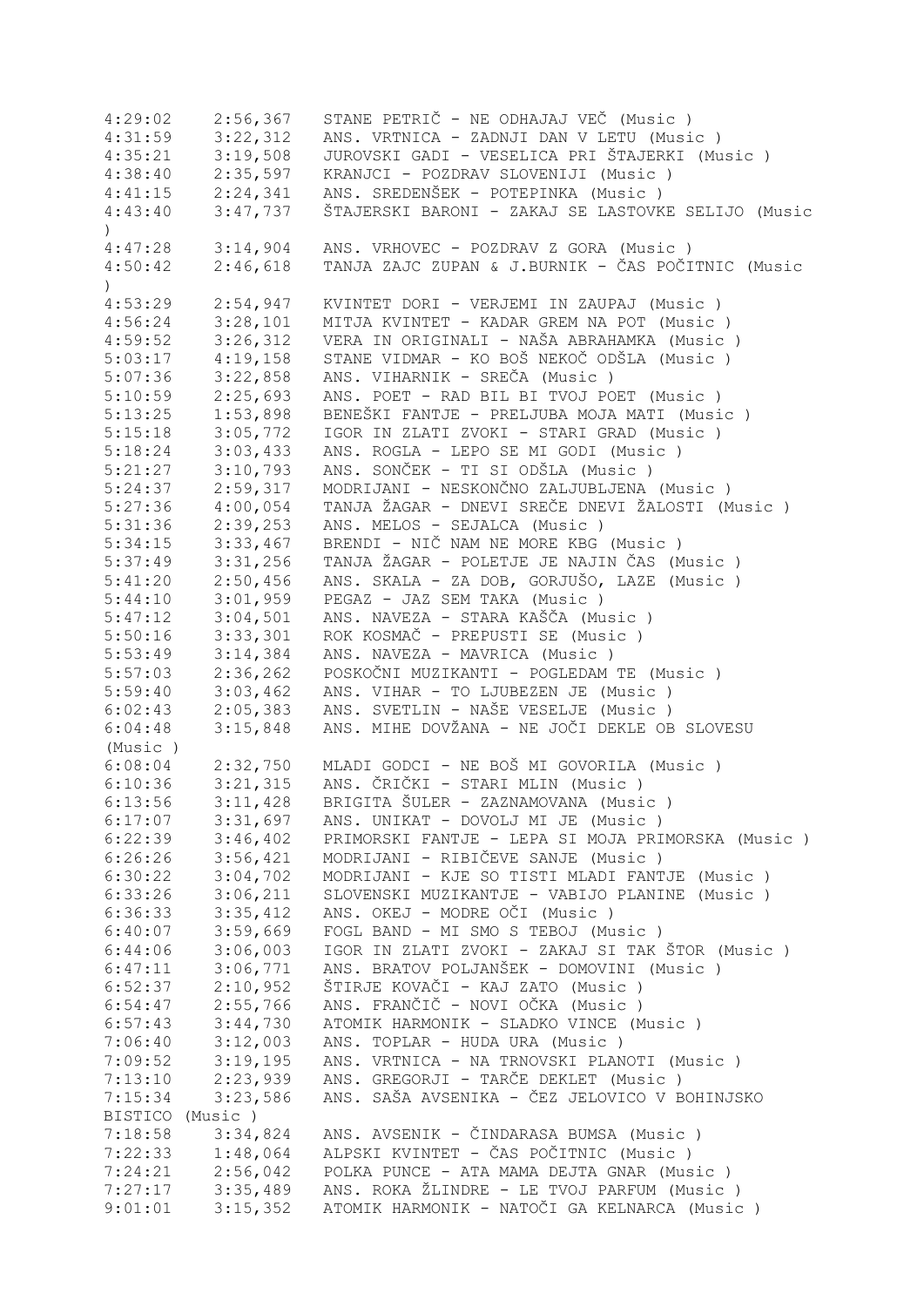```
4:29:02    2:56,367   STANE PETRIČ - NE ODHAJAJ VEČ (Music )
4:31:59    3:22,312   ANS. VRTNICA - ZADNJI DAN V LETU (Music )
4:35:21    3:19,508   JUROVSKI GADI - VESELICA PRI ŠTAJERKI (Music )
4:38:40    2:35,597   KRANJCI - POZDRAV SLOVENIJI (Music )
4:41:15    2:24,341   ANS. SREDENŠEK - POTEPINKA (Music )
4:43:40    3:47,737   ŠTAJERSKI BARONI - ZAKAJ SE LASTOVKE SELIJO (Music
)
4:47:28    3:14,904   ANS. VRHOVEC - POZDRAV Z GORA (Music )
4:50:42    2:46,618   TANJA ZAJC ZUPAN & J.BURNIK - ČAS POČITNIC (Music
)
4:53:29    2:54,947   KVINTET DORI - VERJEMI IN ZAUPAJ (Music )
4:56:24    3:28,101   MITJA KVINTET - KADAR GREM NA POT (Music )
4:59:52    3:26,312   VERA IN ORIGINALI - NAŠA ABRAHAMKA (Music )
5:03:17    4:19,158   STANE VIDMAR - KO BOŠ NEKOČ ODŠLA (Music )
5:07:36    3:22,858   ANS. VIHARNIK - SREČA (Music )
5:10:59    2:25,693   ANS. POET - RAD BIL BI TVOJ POET (Music )
5:13:25    1:53,898   BENEŠKI FANTJE - PRELJUBA MOJA MATI (Music )
5:15:18    3:05,772   IGOR IN ZLATI ZVOKI - STARI GRAD (Music )
5:18:24    3:03,433   ANS. ROGLA - LEPO SE MI GODI (Music )
5:21:27    3:10,793   ANS. SONČEK - TI SI ODŠLA (Music )
5:24:37    2:59,317   MODRIJANI - NESKONČNO ZALJUBLJENA (Music )
5:27:36    4:00,054   TANJA ŽAGAR - DNEVI SREČE DNEVI ŽALOSTI (Music )
5:31:36    2:39,253   ANS. MELOS - SEJALCA (Music )
5:34:15    3:33,467   BRENDI - NIČ NAM NE MORE KBG (Music )
5:37:49    3:31,256   TANJA ŽAGAR - POLETJE JE NAJIN ČAS (Music )
5:41:20    2:50,456   ANS. SKALA - ZA DOB, GORJUŠO, LAZE (Music )
5:44:10    3:01,959   PEGAZ - JAZ SEM TAKA (Music )
5:47:12    3:04,501   ANS. NAVEZA - STARA KAŠČA (Music )
5:50:16    3:33,301   ROK KOSMAČ - PREPUSTI SE (Music )
5:53:49    3:14,384   ANS. NAVEZA - MAVRICA (Music )
5:57:03    2:36,262   POSKOČNI MUZIKANTI - POGLEDAM TE (Music )
5:59:40    3:03,462   ANS. VIHAR - TO LJUBEZEN JE (Music )
6:02:43    2:05,383   ANS. SVETLIN - NAŠE VESELJE (Music )
6:04:48    3:15,848   ANS. MIHE DOVŽANA - NE JOČI DEKLE OB SLOVESU
(Music )
6:08:04    2:32,750   MLADI GODCI - NE BOŠ MI GOVORILA (Music )
6:10:36    3:21,315   ANS. ČRIČKI - STARI MLIN (Music )
6:13:56    3:11,428   BRIGITA ŠULER - ZAZNAMOVANA (Music )
6:17:07    3:31,697   ANS. UNIKAT - DOVOLJ MI JE (Music )
6:22:39    3:46,402   PRIMORSKI FANTJE - LEPA SI MOJA PRIMORSKA (Music )
6:26:26    3:56,421   MODRIJANI - RIBIČEVE SANJE (Music )
6:30:22    3:04,702   MODRIJANI - KJE SO TISTI MLADI FANTJE (Music )
6:33:26    3:06,211   SLOVENSKI MUZIKANTJE - VABIJO PLANINE (Music )
6:36:33    3:35,412   ANS. OKEJ - MODRE OČI (Music )
6:40:07    3:59,669   FOGL BAND - MI SMO S TEBOJ (Music )
6:44:06    3:06,003   IGOR IN ZLATI ZVOKI - ZAKAJ SI TAK ŠTOR (Music )
6:47:11    3:06,771   ANS. BRATOV POLJANŠEK - DOMOVINI (Music )
6:52:37    2:10,952   ŠTIRJE KOVAČI - KAJ ZATO (Music )
6:54:47    2:55,766   ANS. FRANČIČ - NOVI OČKA (Music )
6:57:43    3:44,730   ATOMIK HARMONIK - SLADKO VINCE (Music )
7:06:40    3:12,003   ANS. TOPLAR - HUDA URA (Music )
7:09:52    3:19,195   ANS. VRTNICA - NA TRNOVSKI PLANOTI (Music )
7:13:10    2:23,939   ANS. GREGORJI - TARČE DEKLET (Music )
7:15:34    3:23,586   ANS. SAŠA AVSENIKA - ČEZ JELOVICO V BOHINJSKO
BISTICO (Music )
7:18:58    3:34,824   ANS. AVSENIK - ČINDARASA BUMSA (Music )
7:22:33    1:48,064   ALPSKI KVINTET - ČAS POČITNIC (Music )
7:24:21    2:56,042   POLKA PUNCE - ATA MAMA DEJTA GNAR (Music )
7:27:17    3:35,489   ANS. ROKA ŽLINDRE - LE TVOJ PARFUM (Music )
9:01:01    3:15,352   ATOMIK HARMONIK - NATOČI GA KELNARCA (Music )
```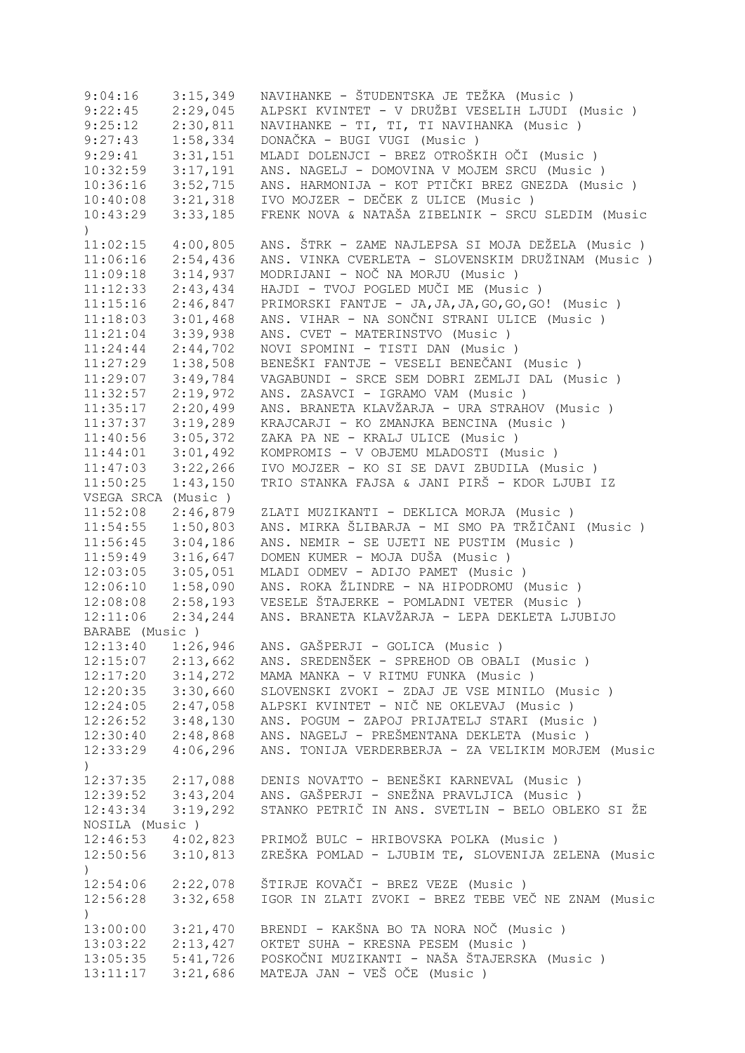```
9:04:16    3:15,349   NAVIHANKE - ŠTUDENTSKA JE TEŽKA (Music )
9:22:45    2:29,045   ALPSKI KVINTET - V DRUŽBI VESELIH LJUDI (Music )
9:25:12    2:30,811   NAVIHANKE - TI, TI, TI NAVIHANKA (Music )
9:27:43    1:58,334   DONAČKA - BUGI VUGI (Music )
9:29:41    3:31,151   MLADI DOLENJCI - BREZ OTROŠKIH OČI (Music )
10:32:59   3:17,191   ANS. NAGELJ - DOMOVINA V MOJEM SRCU (Music )
10:36:16   3:52,715   ANS. HARMONIJA - KOT PTIČKI BREZ GNEZDA (Music )
10:40:08   3:21,318   IVO MOJZER - DEČEK Z ULICE (Music )
10:43:29   3:33,185   FRENK NOVA & NATAŠA ZIBELNIK - SRCU SLEDIM (Music
)
11:02:15   4:00,805   ANS. ŠTRK - ZAME NAJLEPSA SI MOJA DEŽELA (Music )
11:06:16   2:54,436   ANS. VINKA CVERLETA - SLOVENSKIM DRUŽINAM (Music )
11:09:18   3:14,937   MODRIJANI - NOČ NA MORJU (Music )
11:12:33   2:43,434   HAJDI - TVOJ POGLED MUČI ME (Music )
11:15:16   2:46,847   PRIMORSKI FANTJE - JA,JA,JA,GO,GO,GO! (Music )
11:18:03   3:01,468   ANS. VIHAR - NA SONČNI STRANI ULICE (Music )
11:21:04   3:39,938   ANS. CVET - MATERINSTVO (Music )
11:24:44   2:44,702   NOVI SPOMINI - TISTI DAN (Music )
11:27:29   1:38,508   BENEŠKI FANTJE - VESELI BENEČANI (Music )
11:29:07   3:49,784   VAGABUNDI - SRCE SEM DOBRI ZEMLJI DAL (Music )
11:32:57   2:19,972   ANS. ZASAVCI - IGRAMO VAM (Music )
11:35:17   2:20,499   ANS. BRANETA KLAVŽARJA - URA STRAHOV (Music )
11:37:37   3:19,289   KRAJCARJI - KO ZMANJKA BENCINA (Music )
11:40:56   3:05,372   ZAKA PA NE - KRALJ ULICE (Music )
11:44:01   3:01,492   KOMPROMIS - V OBJEMU MLADOSTI (Music )
11:47:03   3:22,266   IVO MOJZER - KO SI SE DAVI ZBUDILA (Music )
11:50:25   1:43,150   TRIO STANKA FAJSA & JANI PIRŠ - KDOR LJUBI IZ
VSEGA SRCA (Music )
11:52:08   2:46,879   ZLATI MUZIKANTI - DEKLICA MORJA (Music )
11:54:55   1:50,803   ANS. MIRKA ŠLIBARJA - MI SMO PA TRŽIČANI (Music )
11:56:45   3:04,186   ANS. NEMIR - SE UJETI NE PUSTIM (Music )
11:59:49   3:16,647   DOMEN KUMER - MOJA DUŠA (Music )
12:03:05   3:05,051   MLADI ODMEV - ADIJO PAMET (Music )
12:06:10   1:58,090   ANS. ROKA ŽLINDRE - NA HIPODROMU (Music )
12:08:08   2:58,193   VESELE ŠTAJERKE - POMLADNI VETER (Music )
12:11:06   2:34,244   ANS. BRANETA KLAVŽARJA - LEPA DEKLETA LJUBIJO
BARABE (Music )
12:13:40   1:26,946   ANS. GAŠPERJI - GOLICA (Music )
12:15:07   2:13,662   ANS. SREDENŠEK - SPREHOD OB OBALI (Music )
12:17:20   3:14,272   MAMA MANKA - V RITMU FUNKA (Music )
12:20:35   3:30,660   SLOVENSKI ZVOKI - ZDAJ JE VSE MINILO (Music )
12:24:05   2:47,058   ALPSKI KVINTET - NIČ NE OKLEVAJ (Music )
12:26:52   3:48,130   ANS. POGUM - ZAPOJ PRIJATELJ STARI (Music )
12:30:40   2:48,868   ANS. NAGELJ - PREŠMENTANA DEKLETA (Music )
12:33:29   4:06,296   ANS. TONIJA VERDERBERJA - ZA VELIKIM MORJEM (Music
)
12:37:35   2:17,088   DENIS NOVATTO - BENEŠKI KARNEVAL (Music )
12:39:52   3:43,204   ANS. GAŠPERJI - SNEŽNA PRAVLJICA (Music )
12:43:34   3:19,292   STANKO PETRIČ IN ANS. SVETLIN - BELO OBLEKO SI ŽE
NOSILA (Music )
12:46:53   4:02,823   PRIMOŽ BULC - HRIBOVSKA POLKA (Music )
12:50:56   3:10,813   ZREŠKA POMLAD - LJUBIM TE, SLOVENIJA ZELENA (Music
)
12:54:06   2:22,078   ŠTIRJE KOVAČI - BREZ VEZE (Music )
12:56:28   3:32,658   IGOR IN ZLATI ZVOKI - BREZ TEBE VEČ NE ZNAM (Music
)
13:00:00   3:21,470   BRENDI - KAKŠNA BO TA NORA NOČ (Music )
13:03:22   2:13,427   OKTET SUHA - KRESNA PESEM (Music )
13:05:35   5:41,726   POSKOČNI MUZIKANTI - NAŠA ŠTAJERSKA (Music )
13:11:17   3:21,686   MATEJA JAN - VEŠ OČE (Music )
```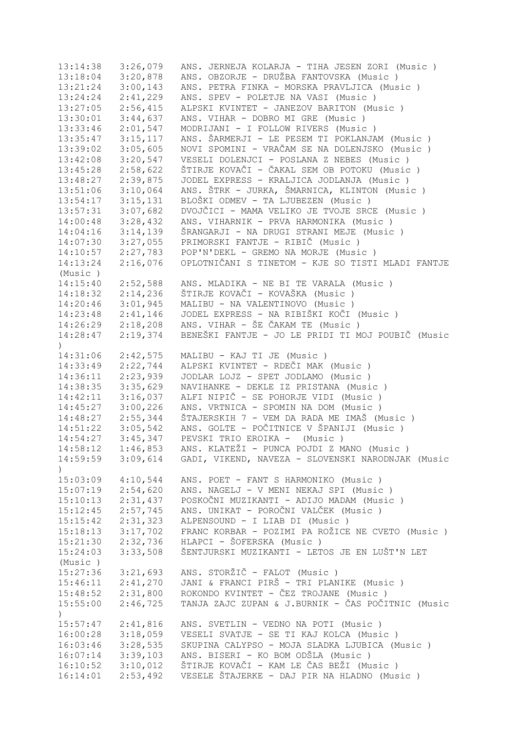13:14:38   3:26,079   ANS. JERNEJA KOLARJA - TIHA JESEN ZORI (Music )
13:18:04   3:20,878   ANS. OBZORJE - DRUŽBA FANTOVSKA (Music )
13:21:24   3:00,143   ANS. PETRA FINKA - MORSKA PRAVLJICA (Music )
13:24:24   2:41,229   ANS. SPEV - POLETJE NA VASI (Music )
13:27:05   2:56,415   ALPSKI KVINTET - JANEZOV BARITON (Music )
13:30:01   3:44,637   ANS. VIHAR - DOBRO MI GRE (Music )
13:33:46   2:01,547   MODRIJANI - I FOLLOW RIVERS (Music )
13:35:47   3:15,117   ANS. ŠARMERJI - LE PESEM TI POKLANJAM (Music )
13:39:02   3:05,605   NOVI SPOMINI - VRAČAM SE NA DOLENJSKO (Music )
13:42:08   3:20,547   VESELI DOLENJCI - POSLANA Z NEBES (Music )
13:45:28   2:58,622   ŠTIRJE KOVAČI - ČAKAL SEM OB POTOKU (Music )
13:48:27   2:39,875   JODEL EXPRESS - KRALJICA JODLANJA (Music )
13:51:06   3:10,064   ANS. ŠTRK - JURKA, ŠMARNICA, KLINTON (Music )
13:54:17   3:15,131   BLOŠKI ODMEV - TA LJUBEZEN (Music )
13:57:31   3:07,682   DVOJČICI - MAMA VELIKO JE TVOJE SRCE (Music )
14:00:48   3:28,432   ANS. VIHARNIK - PRVA HARMONIKA (Music )
14:04:16   3:14,139   ŠRANGARJI - NA DRUGI STRANI MEJE (Music )
14:07:30   3:27,055   PRIMORSKI FANTJE - RIBIČ (Music )
14:10:57   2:27,783   POP'N'DEKL - GREMO NA MORJE (Music )
14:13:24   2:16,076   OPLOTNIČANI S TINETOM - KJE SO TISTI MLADI FANTJE (Music )
14:15:40   2:52,588   ANS. MLADIKA - NE BI TE VARALA (Music )
14:18:32   2:14,236   ŠTIRJE KOVAČI - KOVAŠKA (Music )
14:20:46   3:01,945   MALIBU - NA VALENTINOVO (Music )
14:23:48   2:41,146   JODEL EXPRESS - NA RIBIŠKI KOČI (Music )
14:26:29   2:18,208   ANS. VIHAR - ŠE ČAKAM TE (Music )
14:28:47   2:19,374   BENEŠKI FANTJE - JO LE PRIDI TI MOJ POUBIČ (Music )
14:31:06   2:42,575   MALIBU - KAJ TI JE (Music )
14:33:49   2:22,744   ALPSKI KVINTET - RDEČI MAK (Music )
14:36:11   2:23,939   JODLAR LOJZ - SPET JODLAMO (Music )
14:38:35   3:35,629   NAVIHANKE - DEKLE IZ PRISTANA (Music )
14:42:11   3:16,037   ALFI NIPIČ - SE POHORJE VIDI (Music )
14:45:27   3:00,226   ANS. VRTNICA - SPOMIN NA DOM (Music )
14:48:27   2:55,344   ŠTAJERSKIH 7 - VEM DA RADA ME IMAŠ (Music )
14:51:22   3:05,542   ANS. GOLTE - POČITNICE V ŠPANIJI (Music )
14:54:27   3:45,347   PEVSKI TRIO EROIKA -  (Music )
14:58:12   1:46,853   ANS. KLATEŽI - PUNCA POJDI Z MANO (Music )
14:59:59   3:09,614   GADI, VIKEND, NAVEZA - SLOVENSKI NARODNJAK (Music )
15:03:09   4:10,544   ANS. POET - FANT S HARMONIKO (Music )
15:07:19   2:54,620   ANS. NAGELJ - V MENI NEKAJ SPI (Music )
15:10:13   2:31,437   POSKOČNI MUZIKANTI - ADIJO MADAM (Music )
15:12:45   2:57,745   ANS. UNIKAT - POROČNI VALČEK (Music )
15:15:42   2:31,323   ALPENSOUND - I LIAB DI (Music )
15:18:13   3:17,702   FRANC KORBAR - POZIMI PA ROŽICE NE CVETO (Music )
15:21:30   2:32,736   HLAPCI - ŠOFERSKA (Music )
15:24:03   3:33,508   ŠENTJURSKI MUZIKANTI - LETOS JE EN LUŠT'N LET (Music )
15:27:36   3:21,693   ANS. STORŽIČ - FALOT (Music )
15:46:11   2:41,270   JANI & FRANCI PIRŠ - TRI PLANIKE (Music )
15:48:52   2:31,800   ROKONDO KVINTET - ČEZ TROJANE (Music )
15:55:00   2:46,725   TANJA ZAJC ZUPAN & J.BURNIK - ČAS POČITNIC (Music )
15:57:47   2:41,816   ANS. SVETLIN - VEDNO NA POTI (Music )
16:00:28   3:18,059   VESELI SVATJE - SE TI KAJ KOLCA (Music )
16:03:46   3:28,535   SKUPINA CALYPSO - MOJA SLADKA LJUBICA (Music )
16:07:14   3:39,103   ANS. BISERI - KO BOM ODŠLA (Music )
16:10:52   3:10,012   ŠTIRJE KOVAČI - KAM LE ČAS BEŽI (Music )
16:14:01   2:53,492   VESELE ŠTAJERKE - DAJ PIR NA HLADNO (Music )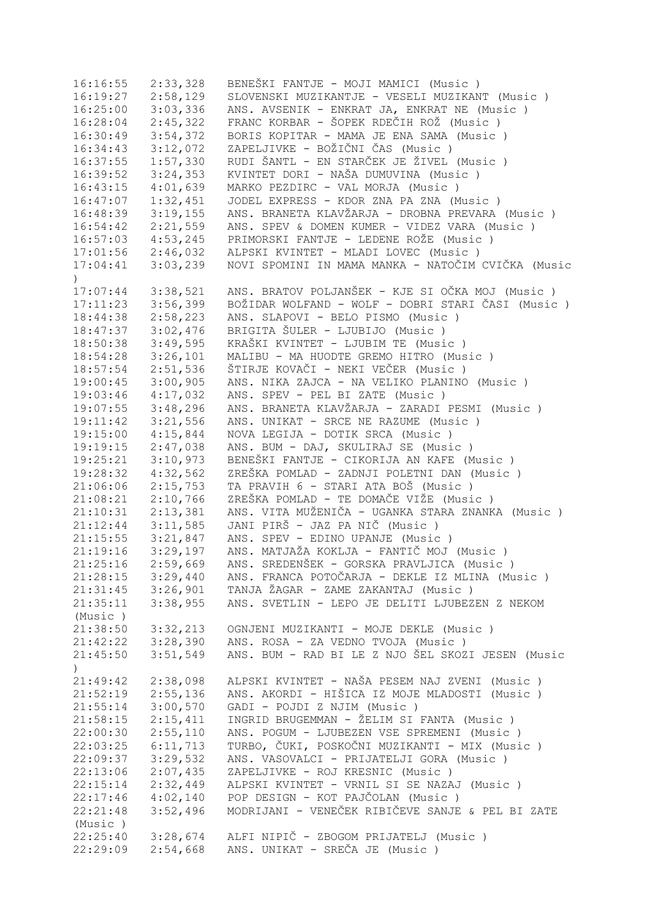```
16:16:55   2:33,328   BENEŠKI FANTJE - MOJI MAMICI (Music )
16:19:27   2:58,129   SLOVENSKI MUZIKANTJE - VESELI MUZIKANT (Music )
16:25:00   3:03,336   ANS. AVSENIK - ENKRAT JA, ENKRAT NE (Music )
16:28:04   2:45,322   FRANC KORBAR - ŠOPEK RDEČIH ROŽ (Music )
16:30:49   3:54,372   BORIS KOPITAR - MAMA JE ENA SAMA (Music )
16:34:43   3:12,072   ZAPELJIVKE - BOŽIČNI ČAS (Music )
16:37:55   1:57,330   RUDI ŠANTL - EN STARČEK JE ŽIVEL (Music )
16:39:52   3:24,353   KVINTET DORI - NAŠA DUMUVINA (Music )
16:43:15   4:01,639   MARKO PEZDIRC - VAL MORJA (Music )
16:47:07   1:32,451   JODEL EXPRESS - KDOR ZNA PA ZNA (Music )
16:48:39   3:19,155   ANS. BRANETA KLAVŽARJA - DROBNA PREVARA (Music )
16:54:42   2:21,559   ANS. SPEV & DOMEN KUMER - VIDEZ VARA (Music )
16:57:03   4:53,245   PRIMORSKI FANTJE - LEDENE ROŽE (Music )
17:01:56   2:46,032   ALPSKI KVINTET - MLADI LOVEC (Music )
17:04:41   3:03,239   NOVI SPOMINI IN MAMA MANKA - NATOČIM CVIČKA (Music
)
17:07:44   3:38,521   ANS. BRATOV POLJANŠEK - KJE SI OČKA MOJ (Music )
17:11:23   3:56,399   BOŽIDAR WOLFAND - WOLF - DOBRI STARI ČASI (Music )
18:44:38   2:58,223   ANS. SLAPOVI - BELO PISMO (Music )
18:47:37   3:02,476   BRIGITA ŠULER - LJUBIJO (Music )
18:50:38   3:49,595   KRAŠKI KVINTET - LJUBIM TE (Music )
18:54:28   3:26,101   MALIBU - MA HUODTE GREMO HITRO (Music )
18:57:54   2:51,536   ŠTIRJE KOVAČI - NEKI VEČER (Music )
19:00:45   3:00,905   ANS. NIKA ZAJCA - NA VELIKO PLANINO (Music )
19:03:46   4:17,032   ANS. SPEV - PEL BI ZATE (Music )
19:07:55   3:48,296   ANS. BRANETA KLAVŽARJA - ZARADI PESMI (Music )
19:11:42   3:21,556   ANS. UNIKAT - SRCE NE RAZUME (Music )
19:15:00   4:15,844   NOVA LEGIJA - DOTIK SRCA (Music )
19:19:15   2:47,038   ANS. BUM - DAJ, SKULIRAJ SE (Music )
19:25:21   3:10,973   BENEŠKI FANTJE - CIKORIJA AN KAFE (Music )
19:28:32   4:32,562   ZREŠKA POMLAD - ZADNJI POLETNI DAN (Music )
21:06:06   2:15,753   TA PRAVIH 6 - STARI ATA BOŠ (Music )
21:08:21   2:10,766   ZREŠKA POMLAD - TE DOMAČE VIŽE (Music )
21:10:31   2:13,381   ANS. VITA MUŽENIČA - UGANKA STARA ZNANKA (Music )
21:12:44   3:11,585   JANI PIRŠ - JAZ PA NIČ (Music )
21:15:55   3:21,847   ANS. SPEV - EDINO UPANJE (Music )
21:19:16   3:29,197   ANS. MATJAŽA KOKLJA - FANTIČ MOJ (Music )
21:25:16   2:59,669   ANS. SREDENŠEK - GORSKA PRAVLJICA (Music )
21:28:15   3:29,440   ANS. FRANCA POTOČARJA - DEKLE IZ MLINA (Music )
21:31:45   3:26,901   TANJA ŽAGAR - ZAME ZAKANTAJ (Music )
21:35:11   3:38,955   ANS. SVETLIN - LEPO JE DELITI LJUBEZEN Z NEKOM
(Music )
21:38:50   3:32,213   OGNJENI MUZIKANTI - MOJE DEKLE (Music )
21:42:22   3:28,390   ANS. ROSA - ZA VEDNO TVOJA (Music )
21:45:50   3:51,549   ANS. BUM - RAD BI LE Z NJO ŠEL SKOZI JESEN (Music
)
21:49:42   2:38,098   ALPSKI KVINTET - NAŠA PESEM NAJ ZVENI (Music )
21:52:19   2:55,136   ANS. AKORDI - HIŠICA IZ MOJE MLADOSTI (Music )
21:55:14   3:00,570   GADI - POJDI Z NJIM (Music )
21:58:15   2:15,411   INGRID BRUGEMMAN - ŽELIM SI FANTA (Music )
22:00:30   2:55,110   ANS. POGUM - LJUBEZEN VSE SPREMENI (Music )
22:03:25   6:11,713   TURBO, ČUKI, POSKOČNI MUZIKANTI - MIX (Music )
22:09:37   3:29,532   ANS. VASOVALCI - PRIJATELJI GORA (Music )
22:13:06   2:07,435   ZAPELJIVKE - ROJ KRESNIC (Music )
22:15:14   2:32,449   ALPSKI KVINTET - VRNIL SI SE NAZAJ (Music )
22:17:46   4:02,140   POP DESIGN - KOT PAJČOLAN (Music )
22:21:48   3:52,496   MODRIJANI - VENEČEK RIBIČEVE SANJE & PEL BI ZATE
(Music )
22:25:40   3:28,674   ALFI NIPIČ - ZBOGOM PRIJATELJ (Music )
22:29:09   2:54,668   ANS. UNIKAT - SREČA JE (Music )
```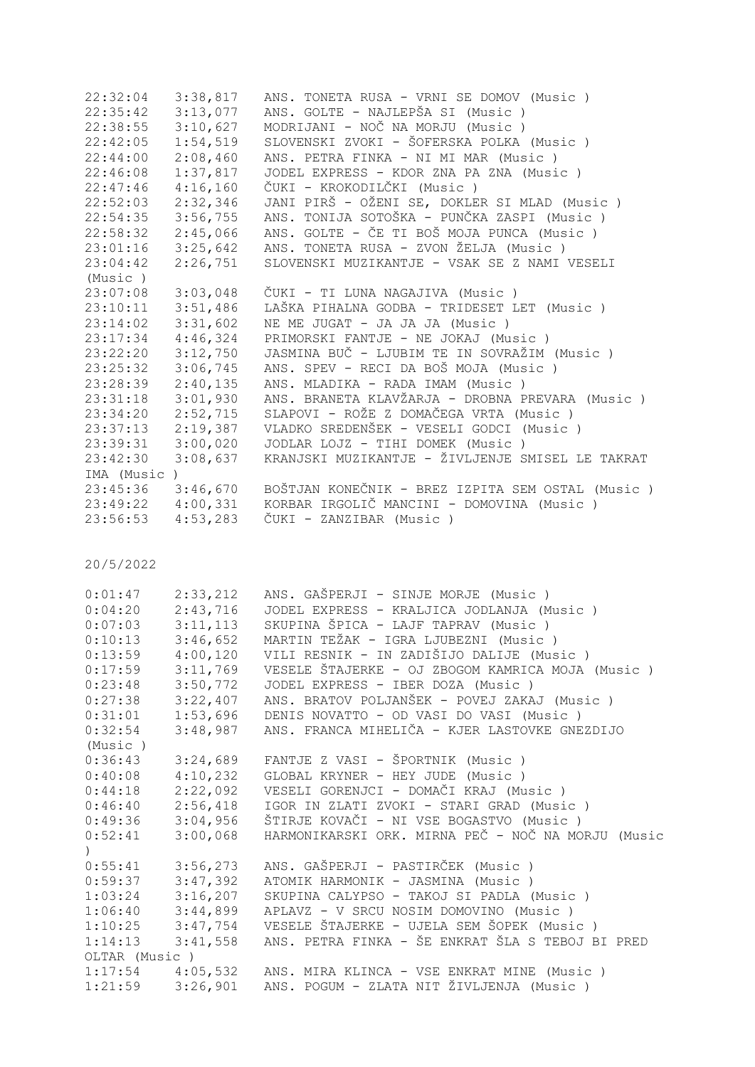```
22:32:04   3:38,817   ANS. TONETA RUSA - VRNI SE DOMOV (Music )
22:35:42   3:13,077   ANS. GOLTE - NAJLEPŠA SI (Music )
22:38:55   3:10,627   MODRIJANI - NOČ NA MORJU (Music )
22:42:05   1:54,519   SLOVENSKI ZVOKI - ŠOFERSKA POLKA (Music )
22:44:00   2:08,460   ANS. PETRA FINKA - NI MI MAR (Music )
22:46:08   1:37,817   JODEL EXPRESS - KDOR ZNA PA ZNA (Music )
22:47:46   4:16,160   ČUKI - KROKODILČKI (Music )
22:52:03   2:32,346   JANI PIRŠ - OŽENI SE, DOKLER SI MLAD (Music )
22:54:35   3:56,755   ANS. TONIJA SOTOŠKA - PUNČKA ZASPI (Music )
22:58:32   2:45,066   ANS. GOLTE - ČE TI BOŠ MOJA PUNCA (Music )
23:01:16   3:25,642   ANS. TONETA RUSA - ZVON ŽELJA (Music )
23:04:42   2:26,751   SLOVENSKI MUZIKANTJE - VSAK SE Z NAMI VESELI
(Music )
23:07:08   3:03,048   ČUKI - TI LUNA NAGAJIVA (Music )
23:10:11   3:51,486   LAŠKA PIHALNA GODBA - TRIDESET LET (Music )
23:14:02   3:31,602   NE ME JUGAT - JA JA JA (Music )
23:17:34   4:46,324   PRIMORSKI FANTJE - NE JOKAJ (Music )
23:22:20   3:12,750   JASMINA BUČ - LJUBIM TE IN SOVRAŽIM (Music )
23:25:32   3:06,745   ANS. SPEV - RECI DA BOŠ MOJA (Music )
23:28:39   2:40,135   ANS. MLADIKA - RADA IMAM (Music )
23:31:18   3:01,930   ANS. BRANETA KLAVŽARJA - DROBNA PREVARA (Music )
23:34:20   2:52,715   SLAPOVI - ROŽE Z DOMAČEGA VRTA (Music )
23:37:13   2:19,387   VLADKO SREDENŠEK - VESELI GODCI (Music )
23:39:31   3:00,020   JODLAR LOJZ - TIHI DOMEK (Music )
23:42:30   3:08,637   KRANJSKI MUZIKANTJE - ŽIVLJENJE SMISEL LE TAKRAT
IMA (Music )
23:45:36   3:46,670   BOŠTJAN KONEČNIK - BREZ IZPITA SEM OSTAL (Music )
23:49:22   4:00,331   KORBAR IRGOLIČ MANCINI - DOMOVINA (Music )
23:56:53   4:53,283   ČUKI - ZANZIBAR (Music )
```

20/5/2022

```
0:01:47    2:33,212   ANS. GAŠPERJI - SINJE MORJE (Music )
0:04:20    2:43,716   JODEL EXPRESS - KRALJICA JODLANJA (Music )
0:07:03    3:11,113   SKUPINA ŠPICA - LAJF TAPRAV (Music )
0:10:13    3:46,652   MARTIN TEŽAK - IGRA LJUBEZNI (Music )
0:13:59    4:00,120   VILI RESNIK - IN ZADIŠIJO DALIJE (Music )
0:17:59    3:11,769   VESELE ŠTAJERKE - OJ ZBOGOM KAMRICA MOJA (Music )
0:23:48    3:50,772   JODEL EXPRESS - IBER DOZA (Music )
0:27:38    3:22,407   ANS. BRATOV POLJANŠEK - POVEJ ZAKAJ (Music )
0:31:01    1:53,696   DENIS NOVATTO - OD VASI DO VASI (Music )
0:32:54    3:48,987   ANS. FRANCA MIHELIČA - KJER LASTOVKE GNEZDIJO
(Music )
0:36:43    3:24,689   FANTJE Z VASI - ŠPORTNIK (Music )
0:40:08    4:10,232   GLOBAL KRYNER - HEY JUDE (Music )
0:44:18    2:22,092   VESELI GORENJCI - DOMAČI KRAJ (Music )
0:46:40    2:56,418   IGOR IN ZLATI ZVOKI - STARI GRAD (Music )
0:49:36    3:04,956   ŠTIRJE KOVAČI - NI VSE BOGASTVO (Music )
0:52:41    3:00,068   HARMONIKARSKI ORK. MIRNA PEČ - NOČ NA MORJU (Music
)
0:55:41    3:56,273   ANS. GAŠPERJI - PASTIRČEK (Music )
0:59:37    3:47,392   ATOMIK HARMONIK - JASMINA (Music )
1:03:24    3:16,207   SKUPINA CALYPSO - TAKOJ SI PADLA (Music )
1:06:40    3:44,899   APLAVZ - V SRCU NOSIM DOMOVINO (Music )
1:10:25    3:47,754   VESELE ŠTAJERKE - UJELA SEM ŠOPEK (Music )
1:14:13    3:41,558   ANS. PETRA FINKA - ŠE ENKRAT ŠLA S TEBOJ BI PRED
OLTAR (Music )
1:17:54    4:05,532   ANS. MIRA KLINCA - VSE ENKRAT MINE (Music )
1:21:59    3:26,901   ANS. POGUM - ZLATA NIT ŽIVLJENJA (Music )
```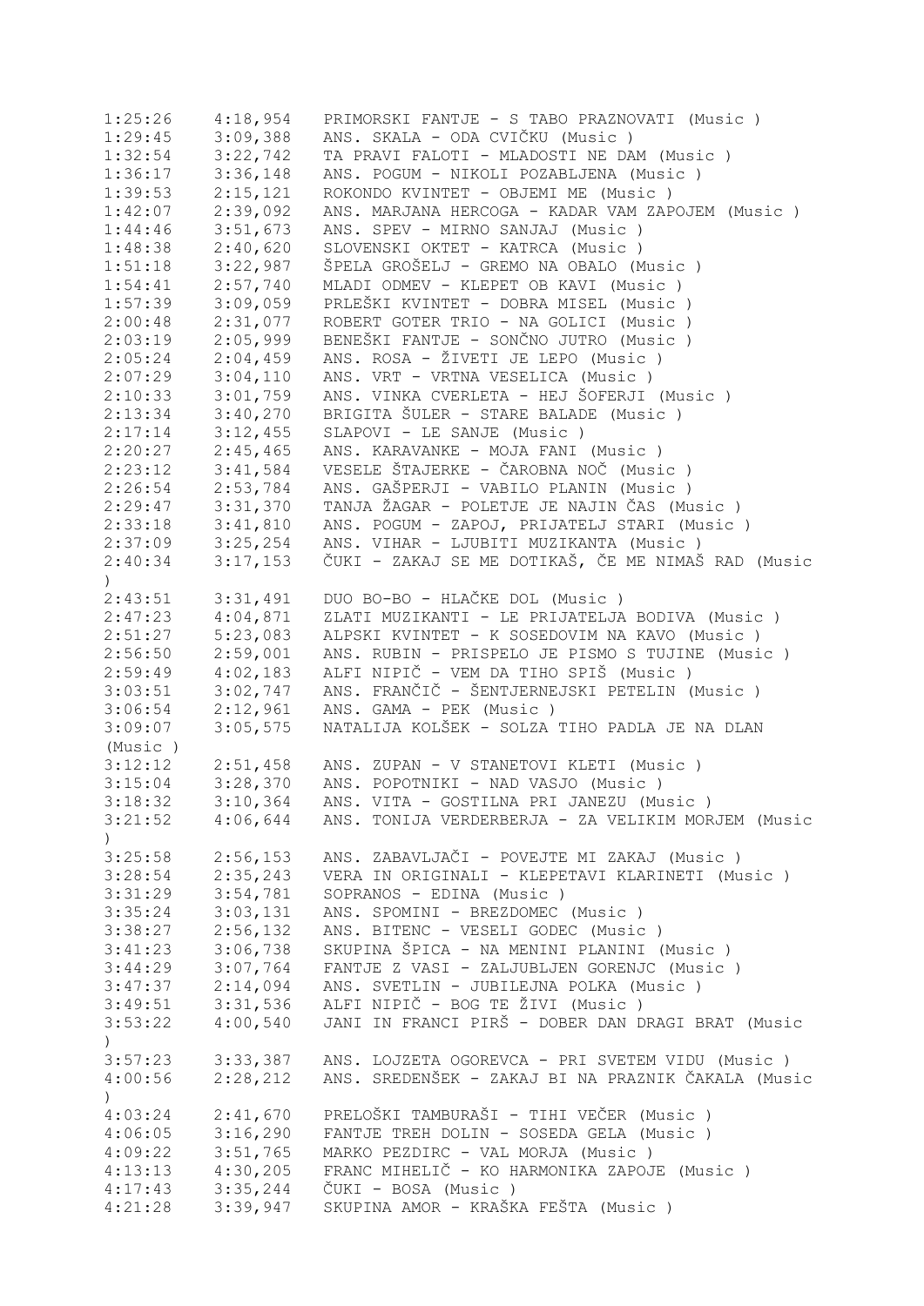```
1:25:26    4:18,954   PRIMORSKI FANTJE - S TABO PRAZNOVATI (Music )
1:29:45    3:09,388   ANS. SKALA - ODA CVIČKU (Music )
1:32:54    3:22,742   TA PRAVI FALOTI - MLADOSTI NE DAM (Music )
1:36:17    3:36,148   ANS. POGUM - NIKOLI POZABLJENA (Music )
1:39:53    2:15,121   ROKONDO KVINTET - OBJEMI ME (Music )
1:42:07    2:39,092   ANS. MARJANA HERCOGA - KADAR VAM ZAPOJEM (Music )
1:44:46    3:51,673   ANS. SPEV - MIRNO SANJAJ (Music )
1:48:38    2:40,620   SLOVENSKI OKTET - KATRCA (Music )
1:51:18    3:22,987   ŠPELA GROŠELJ - GREMO NA OBALO (Music )
1:54:41    2:57,740   MLADI ODMEV - KLEPET OB KAVI (Music )
1:57:39    3:09,059   PRLEŠKI KVINTET - DOBRA MISEL (Music )
2:00:48    2:31,077   ROBERT GOTER TRIO - NA GOLICI (Music )
2:03:19    2:05,999   BENEŠKI FANTJE - SONČNO JUTRO (Music )
2:05:24    2:04,459   ANS. ROSA - ŽIVETI JE LEPO (Music )
2:07:29    3:04,110   ANS. VRT - VRTNA VESELICA (Music )
2:10:33    3:01,759   ANS. VINKA CVERLETA - HEJ ŠOFERJI (Music )
2:13:34    3:40,270   BRIGITA ŠULER - STARE BALADE (Music )
2:17:14    3:12,455   SLAPOVI - LE SANJE (Music )
2:20:27    2:45,465   ANS. KARAVANKE - MOJA FANI (Music )
2:23:12    3:41,584   VESELE ŠTAJERKE - ČAROBNA NOČ (Music )
2:26:54    2:53,784   ANS. GAŠPERJI - VABILO PLANIN (Music )
2:29:47    3:31,370   TANJA ŽAGAR - POLETJE JE NAJIN ČAS (Music )
2:33:18    3:41,810   ANS. POGUM - ZAPOJ, PRIJATELJ STARI (Music )
2:37:09    3:25,254   ANS. VIHAR - LJUBITI MUZIKANTA (Music )
2:40:34    3:17,153   ČUKI - ZAKAJ SE ME DOTIKAŠ, ČE ME NIMAŠ RAD (Music
)
2:43:51    3:31,491   DUO BO-BO - HLAČKE DOL (Music )
2:47:23    4:04,871   ZLATI MUZIKANTI - LE PRIJATELJA BODIVA (Music )
2:51:27    5:23,083   ALPSKI KVINTET - K SOSEDOVIM NA KAVO (Music )
2:56:50    2:59,001   ANS. RUBIN - PRISPELO JE PISMO S TUJINE (Music )
2:59:49    4:02,183   ALFI NIPIČ - VEM DA TIHO SPIŠ (Music )
3:03:51    3:02,747   ANS. FRANČIČ - ŠENTJERNEJSKI PETELIN (Music )
3:06:54    2:12,961   ANS. GAMA - PEK (Music )
3:09:07    3:05,575   NATALIJA KOLŠEK - SOLZA TIHO PADLA JE NA DLAN
(Music )
3:12:12    2:51,458   ANS. ZUPAN - V STANETOVI KLETI (Music )
3:15:04    3:28,370   ANS. POPOTNIKI - NAD VASJO (Music )
3:18:32    3:10,364   ANS. VITA - GOSTILNA PRI JANEZU (Music )
3:21:52    4:06,644   ANS. TONIJA VERDERBERJA - ZA VELIKIM MORJEM (Music
)
3:25:58    2:56,153   ANS. ZABAVLJAČI - POVEJTE MI ZAKAJ (Music )
3:28:54    2:35,243   VERA IN ORIGINALI - KLEPETAVI KLARINETI (Music )
3:31:29    3:54,781   SOPRANOS - EDINA (Music )
3:35:24    3:03,131   ANS. SPOMINI - BREZDOMEC (Music )
3:38:27    2:56,132   ANS. BITENC - VESELI GODEC (Music )
3:41:23    3:06,738   SKUPINA ŠPICA - NA MENINI PLANINI (Music )
3:44:29    3:07,764   FANTJE Z VASI - ZALJUBLJEN GORENJC (Music )
3:47:37    2:14,094   ANS. SVETLIN - JUBILEJNA POLKA (Music )
3:49:51    3:31,536   ALFI NIPIČ - BOG TE ŽIVI (Music )
3:53:22    4:00,540   JANI IN FRANCI PIRŠ - DOBER DAN DRAGI BRAT (Music
)
3:57:23    3:33,387   ANS. LOJZETA OGOREVCA - PRI SVETEM VIDU (Music )
4:00:56    2:28,212   ANS. SREDENŠEK - ZAKAJ BI NA PRAZNIK ČAKALA (Music
)
4:03:24    2:41,670   PRELOŠKI TAMBURAŠI - TIHI VEČER (Music )
4:06:05    3:16,290   FANTJE TREH DOLIN - SOSEDA GELA (Music )
4:09:22    3:51,765   MARKO PEZDIRC - VAL MORJA (Music )
4:13:13    4:30,205   FRANC MIHELIČ - KO HARMONIKA ZAPOJE (Music )
4:17:43    3:35,244   ČUKI - BOSA (Music )
4:21:28    3:39,947   SKUPINA AMOR - KRAŠKA FEŠTA (Music )
```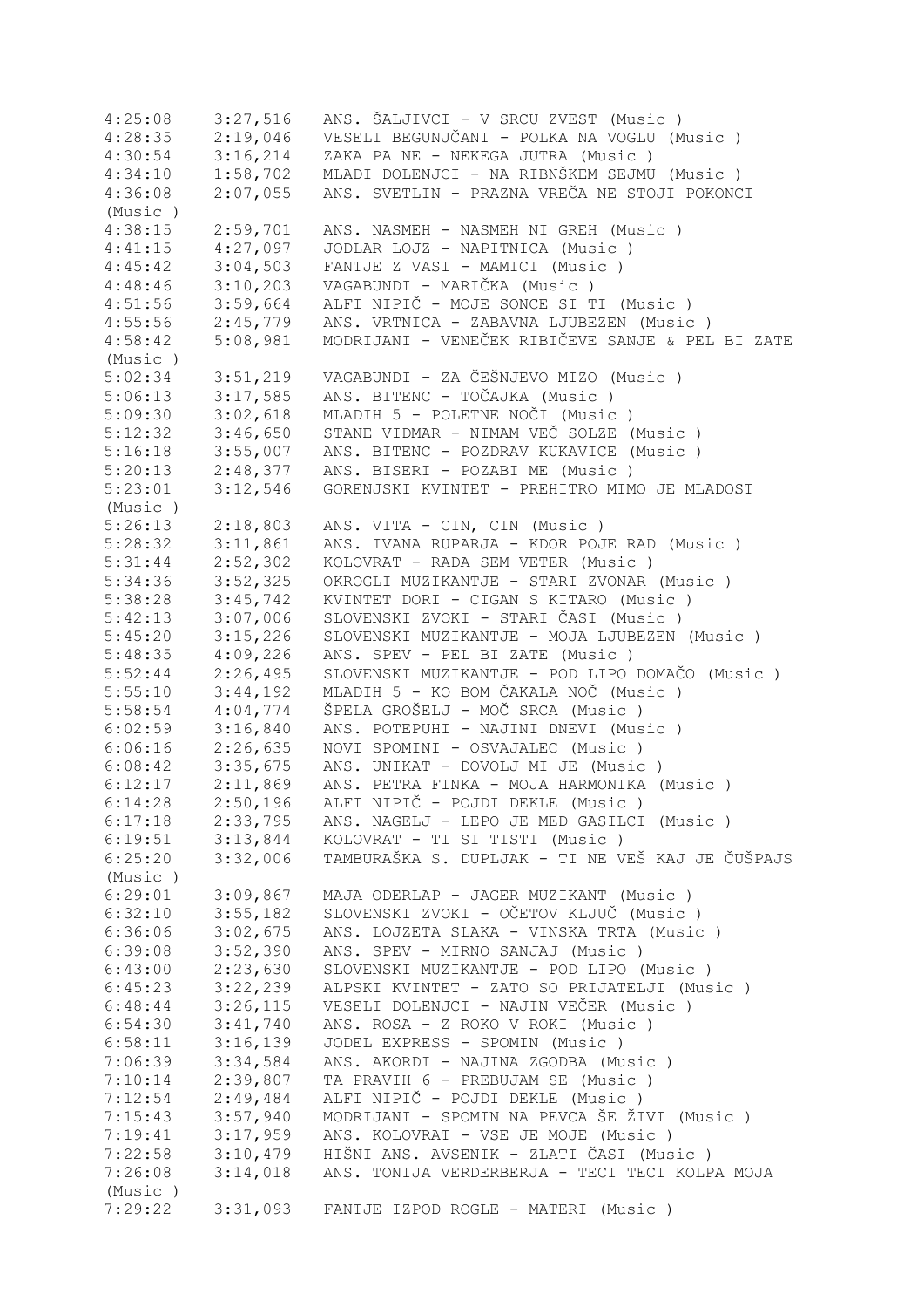4:25:08 3:27,516 ANS. ŠALJIVCI - V SRCU ZVEST (Music )
4:28:35 2:19,046 VESELI BEGUNJČANI - POLKA NA VOGLU (Music )
4:30:54 3:16,214 ZAKA PA NE - NEKEGA JUTRA (Music )
4:34:10 1:58,702 MLADI DOLENJCI - NA RIBNŠKEM SEJMU (Music )
4:36:08 2:07,055 ANS. SVETLIN - PRAZNA VREČA NE STOJI POKONCI (Music )
4:38:15 2:59,701 ANS. NASMEH - NASMEH NI GREH (Music )
4:41:15 4:27,097 JODLAR LOJZ - NAPITNICA (Music )
4:45:42 3:04,503 FANTJE Z VASI - MAMICI (Music )
4:48:46 3:10,203 VAGABUNDI - MARIČKA (Music )
4:51:56 3:59,664 ALFI NIPIČ - MOJE SONCE SI TI (Music )
4:55:56 2:45,779 ANS. VRTNICA - ZABAVNA LJUBEZEN (Music )
4:58:42 5:08,981 MODRIJANI - VENEČEK RIBIČEVE SANJE & PEL BI ZATE (Music )
5:02:34 3:51,219 VAGABUNDI - ZA ČEŠNJEVO MIZO (Music )
5:06:13 3:17,585 ANS. BITENC - TOČAJKA (Music )
5:09:30 3:02,618 MLADIH 5 - POLETNE NOČI (Music )
5:12:32 3:46,650 STANE VIDMAR - NIMAM VEČ SOLZE (Music )
5:16:18 3:55,007 ANS. BITENC - POZDRAV KUKAVICE (Music )
5:20:13 2:48,377 ANS. BISERI - POZABI ME (Music )
5:23:01 3:12,546 GORENJSKI KVINTET - PREHITRO MIMO JE MLADOST (Music )
5:26:13 2:18,803 ANS. VITA - CIN, CIN (Music )
5:28:32 3:11,861 ANS. IVANA RUPARJA - KDOR POJE RAD (Music )
5:31:44 2:52,302 KOLOVRAT - RADA SEM VETER (Music )
5:34:36 3:52,325 OKROGLI MUZIKANTJE - STARI ZVONAR (Music )
5:38:28 3:45,742 KVINTET DORI - CIGAN S KITARO (Music )
5:42:13 3:07,006 SLOVENSKI ZVOKI - STARI ČASI (Music )
5:45:20 3:15,226 SLOVENSKI MUZIKANTJE - MOJA LJUBEZEN (Music )
5:48:35 4:09,226 ANS. SPEV - PEL BI ZATE (Music )
5:52:44 2:26,495 SLOVENSKI MUZIKANTJE - POD LIPO DOMAČO (Music )
5:55:10 3:44,192 MLADIH 5 - KO BOM ČAKALA NOČ (Music )
5:58:54 4:04,774 ŠPELA GROŠELJ - MOČ SRCA (Music )
6:02:59 3:16,840 ANS. POTEPUHI - NAJINI DNEVI (Music )
6:06:16 2:26,635 NOVI SPOMINI - OSVAJALEC (Music )
6:08:42 3:35,675 ANS. UNIKAT - DOVOLJ MI JE (Music )
6:12:17 2:11,869 ANS. PETRA FINKA - MOJA HARMONIKA (Music )
6:14:28 2:50,196 ALFI NIPIČ - POJDI DEKLE (Music )
6:17:18 2:33,795 ANS. NAGELJ - LEPO JE MED GASILCI (Music )
6:19:51 3:13,844 KOLOVRAT - TI SI TISTI (Music )
6:25:20 3:32,006 TAMBURAŠKA S. DUPLJAK - TI NE VEŠ KAJ JE ČUŠPAJS (Music )
6:29:01 3:09,867 MAJA ODERLAP - JAGER MUZIKANT (Music )
6:32:10 3:55,182 SLOVENSKI ZVOKI - OČETOV KLJUČ (Music )
6:36:06 3:02,675 ANS. LOJZETA SLAKA - VINSKA TRTA (Music )
6:39:08 3:52,390 ANS. SPEV - MIRNO SANJAJ (Music )
6:43:00 2:23,630 SLOVENSKI MUZIKANTJE - POD LIPO (Music )
6:45:23 3:22,239 ALPSKI KVINTET - ZATO SO PRIJATELJI (Music )
6:48:44 3:26,115 VESELI DOLENJCI - NAJIN VEČER (Music )
6:54:30 3:41,740 ANS. ROSA - Z ROKO V ROKI (Music )
6:58:11 3:16,139 JODEL EXPRESS - SPOMIN (Music )
7:06:39 3:34,584 ANS. AKORDI - NAJINA ZGODBA (Music )
7:10:14 2:39,807 TA PRAVIH 6 - PREBUJAM SE (Music )
7:12:54 2:49,484 ALFI NIPIČ - POJDI DEKLE (Music )
7:15:43 3:57,940 MODRIJANI - SPOMIN NA PEVCA ŠE ŽIVI (Music )
7:19:41 3:17,959 ANS. KOLOVRAT - VSE JE MOJE (Music )
7:22:58 3:10,479 HIŠNI ANS. AVSENIK - ZLATI ČASI (Music )
7:26:08 3:14,018 ANS. TONIJA VERDERBERJA - TECI TECI KOLPA MOJA (Music )
7:29:22 3:31,093 FANTJE IZPOD ROGLE - MATERI (Music )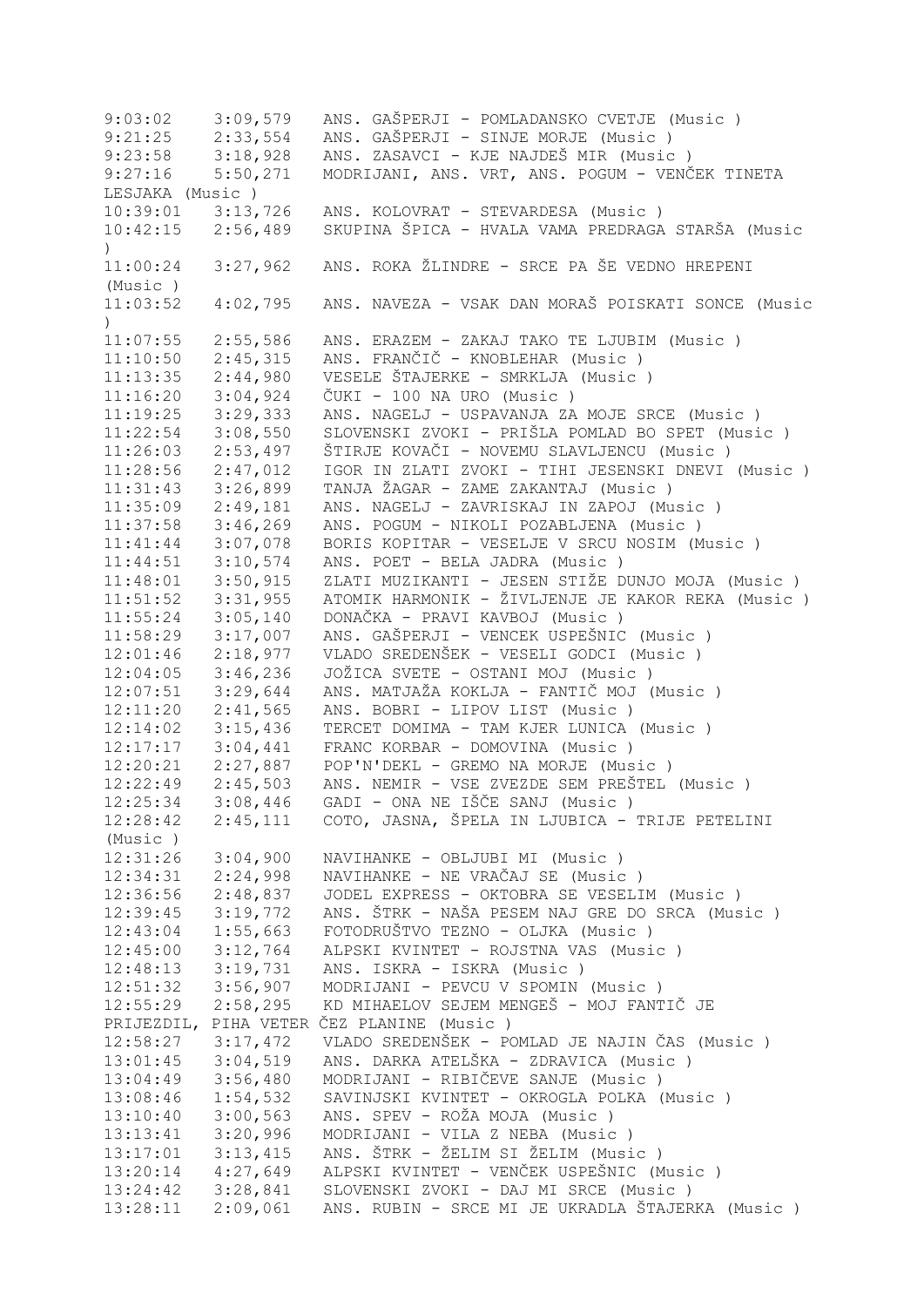9:03:02 3:09,579 ANS. GAŠPERJI - POMLADANSKO CVETJE (Music )
9:21:25 2:33,554 ANS. GAŠPERJI - SINJE MORJE (Music )
9:23:58 3:18,928 ANS. ZASAVCI - KJE NAJDEŠ MIR (Music )
9:27:16 5:50,271 MODRIJANI, ANS. VRT, ANS. POGUM - VENČEK TINETA LESJAKA (Music )
10:39:01 3:13,726 ANS. KOLOVRAT - STEVARDESA (Music )
10:42:15 2:56,489 SKUPINA ŠPICA - HVALA VAMA PREDRAGA STARŠA (Music )
11:00:24 3:27,962 ANS. ROKA ŽLINDRE - SRCE PA ŠE VEDNO HREPENI (Music )
11:03:52 4:02,795 ANS. NAVEZA - VSAK DAN MORAŠ POISKATI SONCE (Music )
11:07:55 2:55,586 ANS. ERAZEM - ZAKAJ TAKO TE LJUBIM (Music )
11:10:50 2:45,315 ANS. FRANČIČ - KNOBLEHAR (Music )
11:13:35 2:44,980 VESELE ŠTAJERKE - SMRKLJA (Music )
11:16:20 3:04,924 ČUKI - 100 NA URO (Music )
11:19:25 3:29,333 ANS. NAGELJ - USPAVANJA ZA MOJE SRCE (Music )
11:22:54 3:08,550 SLOVENSKI ZVOKI - PRIŠLA POMLAD BO SPET (Music )
11:26:03 2:53,497 ŠTIRJE KOVAČI - NOVEMU SLAVLJENCU (Music )
11:28:56 2:47,012 IGOR IN ZLATI ZVOKI - TIHI JESENSKI DNEVI (Music )
11:31:43 3:26,899 TANJA ŽAGAR - ZAME ZAKANTAJ (Music )
11:35:09 2:49,181 ANS. NAGELJ - ZAVRISKAJ IN ZAPOJ (Music )
11:37:58 3:46,269 ANS. POGUM - NIKOLI POZABLJENA (Music )
11:41:44 3:07,078 BORIS KOPITAR - VESELJE V SRCU NOSIM (Music )
11:44:51 3:10,574 ANS. POET - BELA JADRA (Music )
11:48:01 3:50,915 ZLATI MUZIKANTI - JESEN STIŽE DUNJO MOJA (Music )
11:51:52 3:31,955 ATOMIK HARMONIK - ŽIVLJENJE JE KAKOR REKA (Music )
11:55:24 3:05,140 DONAČKA - PRAVI KAVBOJ (Music )
11:58:29 3:17,007 ANS. GAŠPERJI - VENCEK USPEŠNIC (Music )
12:01:46 2:18,977 VLADO SREDENŠEK - VESELI GODCI (Music )
12:04:05 3:46,236 JOŽICA SVETE - OSTANI MOJ (Music )
12:07:51 3:29,644 ANS. MATJAŽA KOKLJA - FANTIČ MOJ (Music )
12:11:20 2:41,565 ANS. BOBRI - LIPOV LIST (Music )
12:14:02 3:15,436 TERCET DOMIMA - TAM KJER LUNICA (Music )
12:17:17 3:04,441 FRANC KORBAR - DOMOVINA (Music )
12:20:21 2:27,887 POP'N'DEKL - GREMO NA MORJE (Music )
12:22:49 2:45,503 ANS. NEMIR - VSE ZVEZDE SEM PREŠTEL (Music )
12:25:34 3:08,446 GADI - ONA NE IŠČE SANJ (Music )
12:28:42 2:45,111 COTO, JASNA, ŠPELA IN LJUBICA - TRIJE PETELINI (Music )
12:31:26 3:04,900 NAVIHANKE - OBLJUBI MI (Music )
12:34:31 2:24,998 NAVIHANKE - NE VRAČAJ SE (Music )
12:36:56 2:48,837 JODEL EXPRESS - OKTOBRA SE VESELIM (Music )
12:39:45 3:19,772 ANS. ŠTRK - NAŠA PESEM NAJ GRE DO SRCA (Music )
12:43:04 1:55,663 FOTODRUŠTVO TEZNO - OLJKA (Music )
12:45:00 3:12,764 ALPSKI KVINTET - ROJSTNA VAS (Music )
12:48:13 3:19,731 ANS. ISKRA - ISKRA (Music )
12:51:32 3:56,907 MODRIJANI - PEVCU V SPOMIN (Music )
12:55:29 2:58,295 KD MIHAELOV SEJEM MENGEŠ - MOJ FANTIČ JE PRIJEZDIL, PIHA VETER ČEZ PLANINE (Music )
12:58:27 3:17,472 VLADO SREDENŠEK - POMLAD JE NAJIN ČAS (Music )
13:01:45 3:04,519 ANS. DARKA ATELŠKA - ZDRAVICA (Music )
13:04:49 3:56,480 MODRIJANI - RIBIČEVE SANJE (Music )
13:08:46 1:54,532 SAVINJSKI KVINTET - OKROGLA POLKA (Music )
13:10:40 3:00,563 ANS. SPEV - ROŽA MOJA (Music )
13:13:41 3:20,996 MODRIJANI - VILA Z NEBA (Music )
13:17:01 3:13,415 ANS. ŠTRK - ŽELIM SI ŽELIM (Music )
13:20:14 4:27,649 ALPSKI KVINTET - VENČEK USPEŠNIC (Music )
13:24:42 3:28,841 SLOVENSKI ZVOKI - DAJ MI SRCE (Music )
13:28:11 2:09,061 ANS. RUBIN - SRCE MI JE UKRADLA ŠTAJERKA (Music )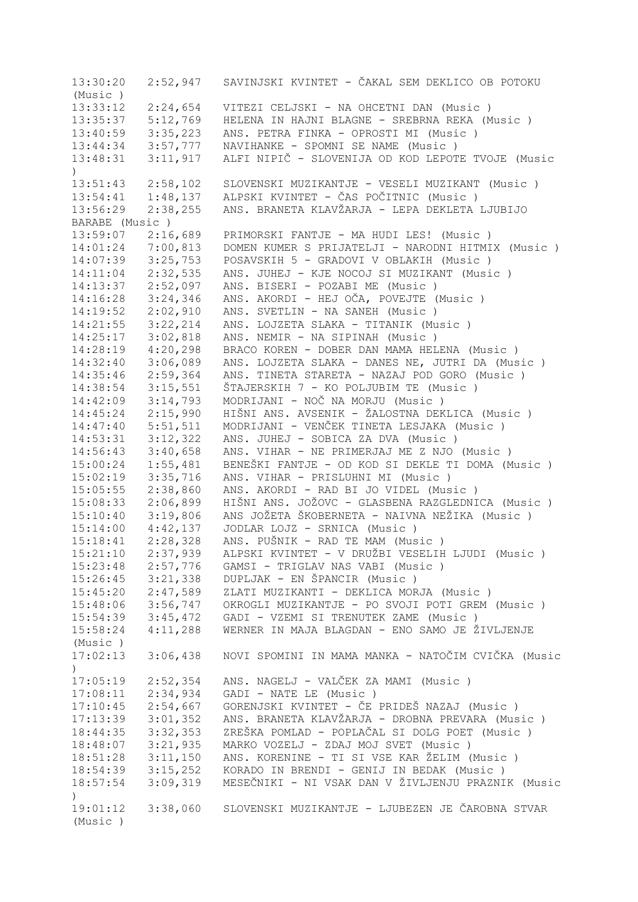13:30:20 2:52,947 SAVINJSKI KVINTET - ČAKAL SEM DEKLICO OB POTOKU (Music )
13:33:12 2:24,654 VITEZI CELJSKI - NA OHCETNI DAN (Music )
13:35:37 5:12,769 HELENA IN HAJNI BLAGNE - SREBRNA REKA (Music )
13:40:59 3:35,223 ANS. PETRA FINKA - OPROSTI MI (Music )
13:44:34 3:57,777 NAVIHANKE - SPOMNI SE NAME (Music )
13:48:31 3:11,917 ALFI NIPIČ - SLOVENIJA OD KOD LEPOTE TVOJE (Music )
13:51:43 2:58,102 SLOVENSKI MUZIKANTJE - VESELI MUZIKANT (Music )
13:54:41 1:48,137 ALPSKI KVINTET - ČAS POČITNIC (Music )
13:56:29 2:38,255 ANS. BRANETA KLAVŽARJA - LEPA DEKLETA LJUBIJO BARABE (Music )
13:59:07 2:16,689 PRIMORSKI FANTJE - MA HUDI LES! (Music )
14:01:24 7:00,813 DOMEN KUMER S PRIJATELJI - NARODNI HITMIX (Music )
14:07:39 3:25,753 POSAVSKIH 5 - GRADOVI V OBLAKIH (Music )
14:11:04 2:32,535 ANS. JUHEJ - KJE NOCOJ SI MUZIKANT (Music )
14:13:37 2:52,097 ANS. BISERI - POZABI ME (Music )
14:16:28 3:24,346 ANS. AKORDI - HEJ OČA, POVEJTE (Music )
14:19:52 2:02,910 ANS. SVETLIN - NA SANEH (Music )
14:21:55 3:22,214 ANS. LOJZETA SLAKA - TITANIK (Music )
14:25:17 3:02,818 ANS. NEMIR - NA SIPINAH (Music )
14:28:19 4:20,298 BRACO KOREN - DOBER DAN MAMA HELENA (Music )
14:32:40 3:06,089 ANS. LOJZETA SLAKA - DANES NE, JUTRI DA (Music )
14:35:46 2:59,364 ANS. TINETA STARETA - NAZAJ POD GORO (Music )
14:38:54 3:15,551 ŠTAJERSKIH 7 - KO POLJUBIM TE (Music )
14:42:09 3:14,793 MODRIJANI - NOČ NA MORJU (Music )
14:45:24 2:15,990 HIŠNI ANS. AVSENIK - ŽALOSTNA DEKLICA (Music )
14:47:40 5:51,511 MODRIJANI - VENČEK TINETA LESJAKA (Music )
14:53:31 3:12,322 ANS. JUHEJ - SOBICA ZA DVA (Music )
14:56:43 3:40,658 ANS. VIHAR - NE PRIMERJAJ ME Z NJO (Music )
15:00:24 1:55,481 BENEŠKI FANTJE - OD KOD SI DEKLE TI DOMA (Music )
15:02:19 3:35,716 ANS. VIHAR - PRISLUHNI MI (Music )
15:05:55 2:38,860 ANS. AKORDI - RAD BI JO VIDEL (Music )
15:08:33 2:06,899 HIŠNI ANS. JOŽOVC - GLASBENA RAZGLEDNICA (Music )
15:10:40 3:19,806 ANS JOŽETA ŠKOBERNETA - NAIVNA NEŽIKA (Music )
15:14:00 4:42,137 JODLAR LOJZ - SRNICA (Music )
15:18:41 2:28,328 ANS. PUŠNIK - RAD TE MAM (Music )
15:21:10 2:37,939 ALPSKI KVINTET - V DRUŽBI VESELIH LJUDI (Music )
15:23:48 2:57,776 GAMSI - TRIGLAV NAS VABI (Music )
15:26:45 3:21,338 DUPLJAK - EN ŠPANCIR (Music )
15:45:20 2:47,589 ZLATI MUZIKANTI - DEKLICA MORJA (Music )
15:48:06 3:56,747 OKROGLI MUZIKANTJE - PO SVOJI POTI GREM (Music )
15:54:39 3:45,472 GADI - VZEMI SI TRENUTEK ZAME (Music )
15:58:24 4:11,288 WERNER IN MAJA BLAGDAN - ENO SAMO JE ŽIVLJENJE (Music )
17:02:13 3:06,438 NOVI SPOMINI IN MAMA MANKA - NATOČIM CVIČKA (Music )
17:05:19 2:52,354 ANS. NAGELJ - VALČEK ZA MAMI (Music )
17:08:11 2:34,934 GADI - NATE LE (Music )
17:10:45 2:54,667 GORENJSKI KVINTET - ČE PRIDEŠ NAZAJ (Music )
17:13:39 3:01,352 ANS. BRANETA KLAVŽARJA - DROBNA PREVARA (Music )
18:44:35 3:32,353 ZREŠKA POMLAD - POPLAČAL SI DOLG POET (Music )
18:48:07 3:21,935 MARKO VOZELJ - ZDAJ MOJ SVET (Music )
18:51:28 3:11,150 ANS. KORENINE - TI SI VSE KAR ŽELIM (Music )
18:54:39 3:15,252 KORADO IN BRENDI - GENIJ IN BEDAK (Music )
18:57:54 3:09,319 MESEČNIKI - NI VSAK DAN V ŽIVLJENJU PRAZNIK (Music )
19:01:12 3:38,060 SLOVENSKI MUZIKANTJE - LJUBEZEN JE ČAROBNA STVAR (Music )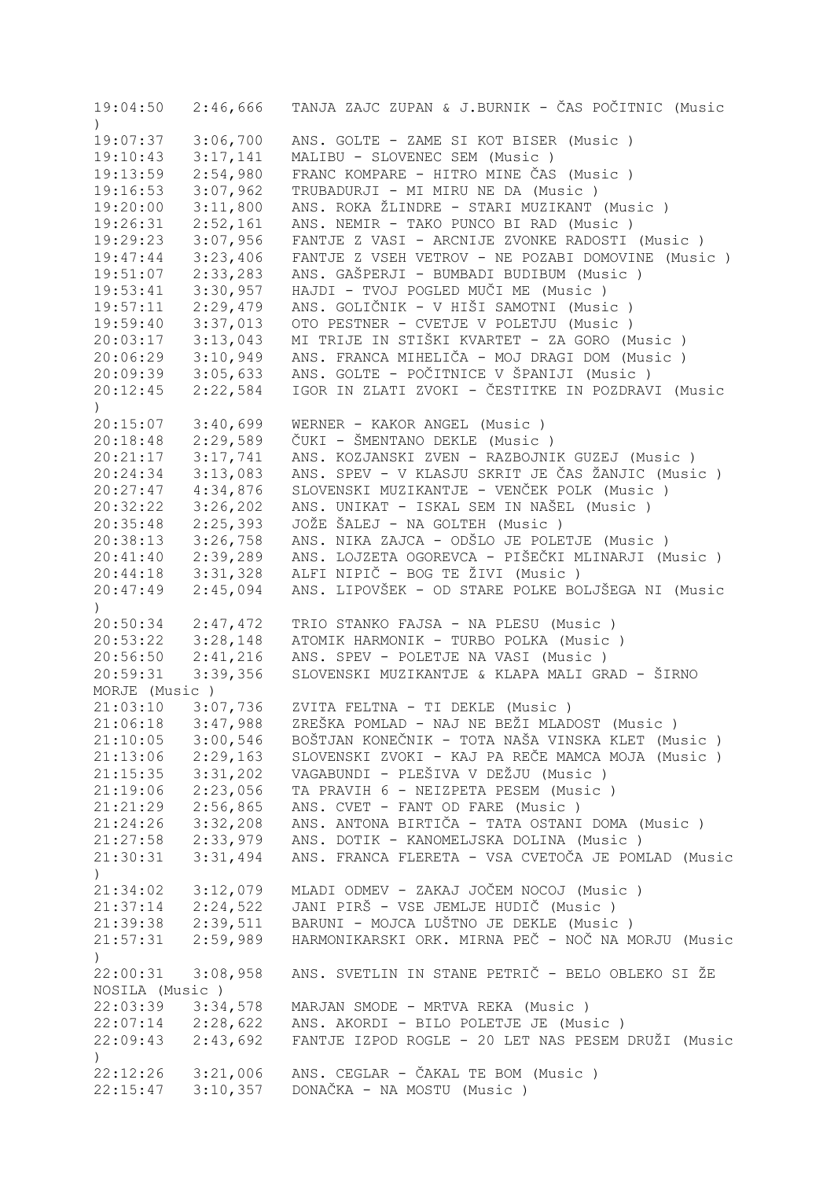```
19:04:50   2:46,666   TANJA ZAJC ZUPAN & J.BURNIK - ČAS POČITNIC (Music
)
19:07:37   3:06,700   ANS. GOLTE - ZAME SI KOT BISER (Music )
19:10:43   3:17,141   MALIBU - SLOVENEC SEM (Music )
19:13:59   2:54,980   FRANC KOMPARE - HITRO MINE ČAS (Music )
19:16:53   3:07,962   TRUBADURJI - MI MIRU NE DA (Music )
19:20:00   3:11,800   ANS. ROKA ŽLINDRE - STARI MUZIKANT (Music )
19:26:31   2:52,161   ANS. NEMIR - TAKO PUNCO BI RAD (Music )
19:29:23   3:07,956   FANTJE Z VASI - ARCNIJE ZVONKE RADOSTI (Music )
19:47:44   3:23,406   FANTJE Z VSEH VETROV - NE POZABI DOMOVINE (Music )
19:51:07   2:33,283   ANS. GAŠPERJI - BUMBADI BUDIBUM (Music )
19:53:41   3:30,957   HAJDI - TVOJ POGLED MUČI ME (Music )
19:57:11   2:29,479   ANS. GOLIČNIK - V HIŠI SAMOTNI (Music )
19:59:40   3:37,013   OTO PESTNER - CVETJE V POLETJU (Music )
20:03:17   3:13,043   MI TRIJE IN STIŠKI KVARTET - ZA GORO (Music )
20:06:29   3:10,949   ANS. FRANCA MIHELIČA - MOJ DRAGI DOM (Music )
20:09:39   3:05,633   ANS. GOLTE - POČITNICE V ŠPANIJI (Music )
20:12:45   2:22,584   IGOR IN ZLATI ZVOKI - ČESTITKE IN POZDRAVI (Music
)
20:15:07   3:40,699   WERNER - KAKOR ANGEL (Music )
20:18:48   2:29,589   ČUKI - ŠMENTANO DEKLE (Music )
20:21:17   3:17,741   ANS. KOZJANSKI ZVEN - RAZBOJNIK GUZEJ (Music )
20:24:34   3:13,083   ANS. SPEV - V KLASJU SKRIT JE ČAS ŽANJIC (Music )
20:27:47   4:34,876   SLOVENSKI MUZIKANTJE - VENČEK POLK (Music )
20:32:22   3:26,202   ANS. UNIKAT - ISKAL SEM IN NAŠEL (Music )
20:35:48   2:25,393   JOŽE ŠALEJ - NA GOLTEH (Music )
20:38:13   3:26,758   ANS. NIKA ZAJCA - ODŠLO JE POLETJE (Music )
20:41:40   2:39,289   ANS. LOJZETA OGOREVCA - PIŠEČKI MLINARJI (Music )
20:44:18   3:31,328   ALFI NIPIČ - BOG TE ŽIVI (Music )
20:47:49   2:45,094   ANS. LIPOVŠEK - OD STARE POLKE BOLJŠEGA NI (Music
)
20:50:34   2:47,472   TRIO STANKO FAJSA - NA PLESU (Music )
20:53:22   3:28,148   ATOMIK HARMONIK - TURBO POLKA (Music )
20:56:50   2:41,216   ANS. SPEV - POLETJE NA VASI (Music )
20:59:31   3:39,356   SLOVENSKI MUZIKANTJE & KLAPA MALI GRAD - ŠIRNO
MORJE (Music )
21:03:10   3:07,736   ZVITA FELTNA - TI DEKLE (Music )
21:06:18   3:47,988   ZREŠKA POMLAD - NAJ NE BEŽI MLADOST (Music )
21:10:05   3:00,546   BOŠTJAN KONEČNIK - TOTA NAŠA VINSKA KLET (Music )
21:13:06   2:29,163   SLOVENSKI ZVOKI - KAJ PA REČE MAMCA MOJA (Music )
21:15:35   3:31,202   VAGABUNDI - PLEŠIVA V DEŽJU (Music )
21:19:06   2:23,056   TA PRAVIH 6 - NEIZPETA PESEM (Music )
21:21:29   2:56,865   ANS. CVET - FANT OD FARE (Music )
21:24:26   3:32,208   ANS. ANTONA BIRTIČA - TATA OSTANI DOMA (Music )
21:27:58   2:33,979   ANS. DOTIK - KANOMELJSKA DOLINA (Music )
21:30:31   3:31,494   ANS. FRANCA FLERETA - VSA CVETOČA JE POMLAD (Music
)
21:34:02   3:12,079   MLADI ODMEV - ZAKAJ JOČEM NOCOJ (Music )
21:37:14   2:24,522   JANI PIRŠ - VSE JEMLJE HUDIČ (Music )
21:39:38   2:39,511   BARUNI - MOJCA LUŠTNO JE DEKLE (Music )
21:57:31   2:59,989   HARMONIKARSKI ORK. MIRNA PEČ - NOČ NA MORJU (Music
)
22:00:31   3:08,958   ANS. SVETLIN IN STANE PETRIČ - BELO OBLEKO SI ŽE
NOSILA (Music )
22:03:39   3:34,578   MARJAN SMODE - MRTVA REKA (Music )
22:07:14   2:28,622   ANS. AKORDI - BILO POLETJE JE (Music )
22:09:43   2:43,692   FANTJE IZPOD ROGLE - 20 LET NAS PESEM DRUŽI (Music
)
22:12:26   3:21,006   ANS. CEGLAR - ČAKAL TE BOM (Music )
22:15:47   3:10,357   DONAČKA - NA MOSTU (Music )
```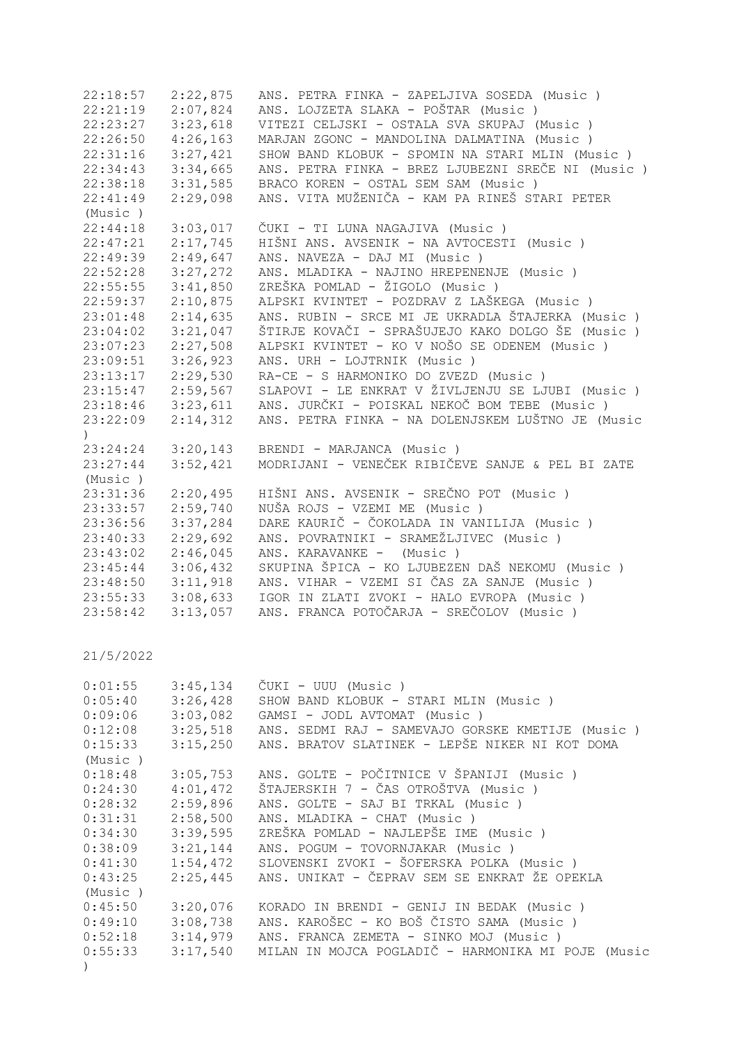22:18:57 2:22,875 ANS. PETRA FINKA - ZAPELJIVA SOSEDA (Music )
22:21:19 2:07,824 ANS. LOJZETA SLAKA - POŠTAR (Music )
22:23:27 3:23,618 VITEZI CELJSKI - OSTALA SVA SKUPAJ (Music )
22:26:50 4:26,163 MARJAN ZGONC - MANDOLINA DALMATINA (Music )
22:31:16 3:27,421 SHOW BAND KLOBUK - SPOMIN NA STARI MLIN (Music )
22:34:43 3:34,665 ANS. PETRA FINKA - BREZ LJUBEZNI SREČE NI (Music )
22:38:18 3:31,585 BRACO KOREN - OSTAL SEM SAM (Music )
22:41:49 2:29,098 ANS. VITA MUŽENIČA - KAM PA RINEŠ STARI PETER (Music )
22:44:18 3:03,017 ČUKI - TI LUNA NAGAJIVA (Music )
22:47:21 2:17,745 HIŠNI ANS. AVSENIK - NA AVTOCESTI (Music )
22:49:39 2:49,647 ANS. NAVEZA - DAJ MI (Music )
22:52:28 3:27,272 ANS. MLADIKA - NAJINO HREPENENJE (Music )
22:55:55 3:41,850 ZREŠKA POMLAD - ŽIGOLO (Music )
22:59:37 2:10,875 ALPSKI KVINTET - POZDRAV Z LAŠKEGA (Music )
23:01:48 2:14,635 ANS. RUBIN - SRCE MI JE UKRADLA ŠTAJERKA (Music )
23:04:02 3:21,047 ŠTIRJE KOVAČI - SPRAŠUJEJO KAKO DOLGO ŠE (Music )
23:07:23 2:27,508 ALPSKI KVINTET - KO V NOŠO SE ODENEM (Music )
23:09:51 3:26,923 ANS. URH - LOJTRNIK (Music )
23:13:17 2:29,530 RA-CE - S HARMONIKO DO ZVEZD (Music )
23:15:47 2:59,567 SLAPOVI - LE ENKRAT V ŽIVLJENJU SE LJUBI (Music )
23:18:46 3:23,611 ANS. JURČKI - POISKAL NEKOČ BOM TEBE (Music )
23:22:09 2:14,312 ANS. PETRA FINKA - NA DOLENJSKEM LUŠTNO JE (Music )
23:24:24 3:20,143 BRENDI - MARJANCA (Music )
23:27:44 3:52,421 MODRIJANI - VENEČEK RIBIČEVE SANJE & PEL BI ZATE (Music )
23:31:36 2:20,495 HIŠNI ANS. AVSENIK - SREČNO POT (Music )
23:33:57 2:59,740 NUŠA ROJS - VZEMI ME (Music )
23:36:56 3:37,284 DARE KAURIČ - ČOKOLADA IN VANILIJA (Music )
23:40:33 2:29,692 ANS. POVRATNIKI - SRAMEŽLJIVEC (Music )
23:43:02 2:46,045 ANS. KARAVANKE - (Music )
23:45:44 3:06,432 SKUPINA ŠPICA - KO LJUBEZEN DAŠ NEKOMU (Music )
23:48:50 3:11,918 ANS. VIHAR - VZEMI SI ČAS ZA SANJE (Music )
23:55:33 3:08,633 IGOR IN ZLATI ZVOKI - HALO EVROPA (Music )
23:58:42 3:13,057 ANS. FRANCA POTOČARJA - SREČOLOV (Music )

21/5/2022

0:01:55 3:45,134 ČUKI - UUU (Music )
0:05:40 3:26,428 SHOW BAND KLOBUK - STARI MLIN (Music )
0:09:06 3:03,082 GAMSI - JODL AVTOMAT (Music )
0:12:08 3:25,518 ANS. SEDMI RAJ - SAMEVAJO GORSKE KMETIJE (Music )
0:15:33 3:15,250 ANS. BRATOV SLATINEK - LEPŠE NIKER NI KOT DOMA (Music )
0:18:48 3:05,753 ANS. GOLTE - POČITNICE V ŠPANIJI (Music )
0:24:30 4:01,472 ŠTAJERSKIH 7 - ČAS OTROŠTVA (Music )
0:28:32 2:59,896 ANS. GOLTE - SAJ BI TRKAL (Music )
0:31:31 2:58,500 ANS. MLADIKA - CHAT (Music )
0:34:30 3:39,595 ZREŠKA POMLAD - NAJLEPŠE IME (Music )
0:38:09 3:21,144 ANS. POGUM - TOVORNJAKAR (Music )
0:41:30 1:54,472 SLOVENSKI ZVOKI - ŠOFERSKA POLKA (Music )
0:43:25 2:25,445 ANS. UNIKAT - ČEPRAV SEM SE ENKRAT ŽE OPEKLA (Music )
0:45:50 3:20,076 KORADO IN BRENDI - GENIJ IN BEDAK (Music )
0:49:10 3:08,738 ANS. KAROŠEC - KO BOŠ ČISTO SAMA (Music )
0:52:18 3:14,979 ANS. FRANCA ZEMETA - SINKO MOJ (Music )
0:55:33 3:17,540 MILAN IN MOJCA POGLADIČ - HARMONIKA MI POJE (Music )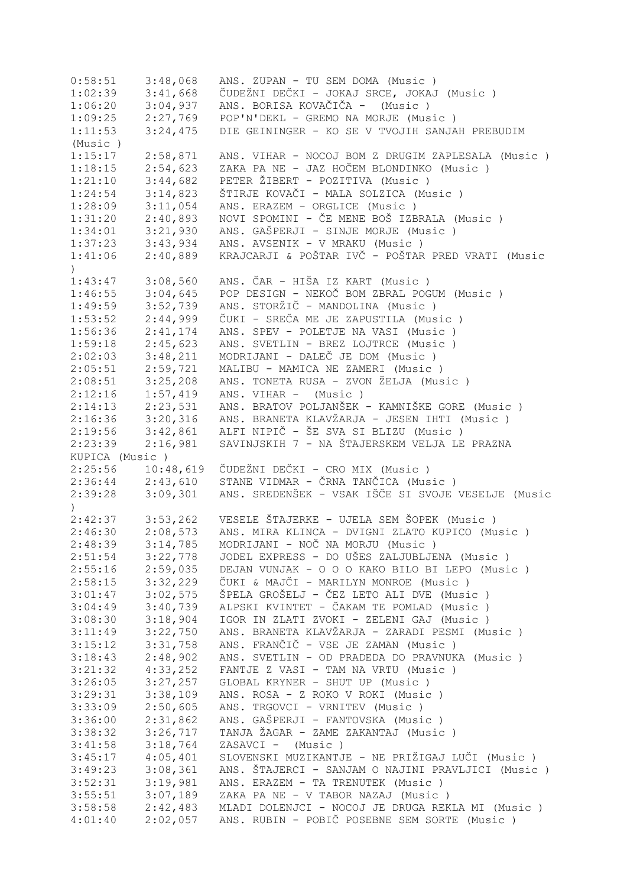```
0:58:51    3:48,068   ANS. ZUPAN - TU SEM DOMA (Music )
1:02:39    3:41,668   ČUDEŽNI DEČKI - JOKAJ SRCE, JOKAJ (Music )
1:06:20    3:04,937   ANS. BORISA KOVAČIČA -  (Music )
1:09:25    2:27,769   POP'N'DEKL - GREMO NA MORJE (Music )
1:11:53    3:24,475   DIE GEININGER - KO SE V TVOJIH SANJAH PREBUDIM
(Music )
1:15:17    2:58,871   ANS. VIHAR - NOCOJ BOM Z DRUGIM ZAPLESALA (Music )
1:18:15    2:54,623   ZAKA PA NE - JAZ HOČEM BLONDINKO (Music )
1:21:10    3:44,682   PETER ŽIBERT - POZITIVA (Music )
1:24:54    3:14,823   ŠTIRJE KOVAČI - MALA SOLZICA (Music )
1:28:09    3:11,054   ANS. ERAZEM - ORGLICE (Music )
1:31:20    2:40,893   NOVI SPOMINI - ČE MENE BOŠ IZBRALA (Music )
1:34:01    3:21,930   ANS. GAŠPERJI - SINJE MORJE (Music )
1:37:23    3:43,934   ANS. AVSENIK - V MRAKU (Music )
1:41:06    2:40,889   KRAJCARJI & POŠTAR IVČ - POŠTAR PRED VRATI (Music
)
1:43:47    3:08,560   ANS. ČAR - HIŠA IZ KART (Music )
1:46:55    3:04,645   POP DESIGN - NEKOČ BOM ZBRAL POGUM (Music )
1:49:59    3:52,739   ANS. STORŽIČ - MANDOLINA (Music )
1:53:52    2:44,999   ČUKI - SREČA ME JE ZAPUSTILA (Music )
1:56:36    2:41,174   ANS. SPEV - POLETJE NA VASI (Music )
1:59:18    2:45,623   ANS. SVETLIN - BREZ LOJTRCE (Music )
2:02:03    3:48,211   MODRIJANI - DALEČ JE DOM (Music )
2:05:51    2:59,721   MALIBU - MAMICA NE ZAMERI (Music )
2:08:51    3:25,208   ANS. TONETA RUSA - ZVON ŽELJA (Music )
2:12:16    1:57,419   ANS. VIHAR -  (Music )
2:14:13    2:23,531   ANS. BRATOV POLJANŠEK - KAMNIŠKE GORE (Music )
2:16:36    3:20,316   ANS. BRANETA KLAVŽARJA - JESEN IHTI (Music )
2:19:56    3:42,861   ALFI NIPIČ - ŠE SVA SI BLIZU (Music )
2:23:39    2:16,981   SAVINJSKIH 7 - NA ŠTAJERSKEM VELJA LE PRAZNA
KUPICA (Music )
2:25:56    10:48,619  ČUDEŽNI DEČKI - CRO MIX (Music )
2:36:44    2:43,610   STANE VIDMAR - ČRNA TANČICA (Music )
2:39:28    3:09,301   ANS. SREDENŠEK - VSAK IŠČE SI SVOJE VESELJE (Music
)
2:42:37    3:53,262   VESELE ŠTAJERKE - UJELA SEM ŠOPEK (Music )
2:46:30    2:08,573   ANS. MIRA KLINCA - DVIGNI ZLATO KUPICO (Music )
2:48:39    3:14,785   MODRIJANI - NOČ NA MORJU (Music )
2:51:54    3:22,778   JODEL EXPRESS - DO UŠES ZALJUBLJENA (Music )
2:55:16    2:59,035   DEJAN VUNJAK - O O O KAKO BILO BI LEPO (Music )
2:58:15    3:32,229   ČUKI & MAJČI - MARILYN MONROE (Music )
3:01:47    3:02,575   ŠPELA GROŠELJ - ČEZ LETO ALI DVE (Music )
3:04:49    3:40,739   ALPSKI KVINTET - ČAKAM TE POMLAD (Music )
3:08:30    3:18,904   IGOR IN ZLATI ZVOKI - ZELENI GAJ (Music )
3:11:49    3:22,750   ANS. BRANETA KLAVŽARJA - ZARADI PESMI (Music )
3:15:12    3:31,758   ANS. FRANČIČ - VSE JE ZAMAN (Music )
3:18:43    2:48,902   ANS. SVETLIN - OD PRADEDA DO PRAVNUKA (Music )
3:21:32    4:33,252   FANTJE Z VASI - TAM NA VRTU (Music )
3:26:05    3:27,257   GLOBAL KRYNER - SHUT UP (Music )
3:29:31    3:38,109   ANS. ROSA - Z ROKO V ROKI (Music )
3:33:09    2:50,605   ANS. TRGOVCI - VRNITEV (Music )
3:36:00    2:31,862   ANS. GAŠPERJI - FANTOVSKA (Music )
3:38:32    3:26,717   TANJA ŽAGAR - ZAME ZAKANTAJ (Music )
3:41:58    3:18,764   ZASAVCI -  (Music )
3:45:17    4:05,401   SLOVENSKI MUZIKANTJE - NE PRIŽIGAJ LUČI (Music )
3:49:23    3:08,361   ANS. ŠTAJERCI - SANJAM O NAJINI PRAVLJICI (Music )
3:52:31    3:19,981   ANS. ERAZEM - TA TRENUTEK (Music )
3:55:51    3:07,189   ZAKA PA NE - V TABOR NAZAJ (Music )
3:58:58    2:42,483   MLADI DOLENJCI - NOCOJ JE DRUGA REKLA MI (Music )
4:01:40    2:02,057   ANS. RUBIN - POBIČ POSEBNE SEM SORTE (Music )
```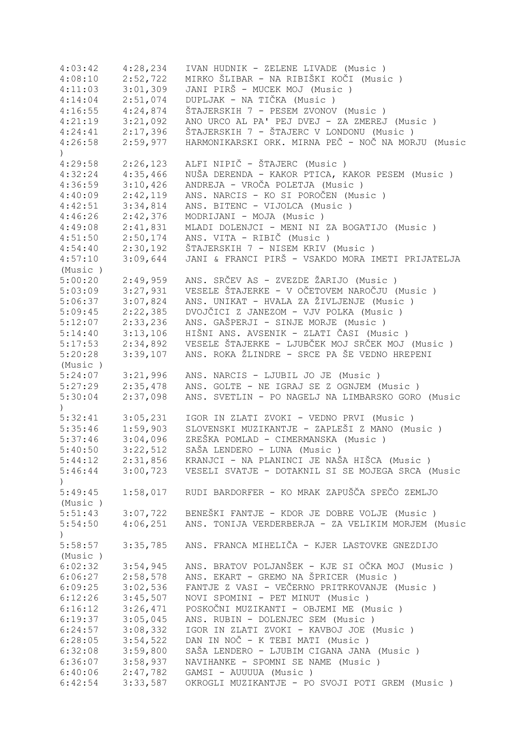4:03:42    4:28,234    IVAN HUDNIK - ZELENE LIVADE (Music )
4:08:10    2:52,722    MIRKO ŠLIBAR - NA RIBIŠKI KOČI (Music )
4:11:03    3:01,309    JANI PIRŠ - MUCEK MOJ (Music )
4:14:04    2:51,074    DUPLJAK - NA TIČKA (Music )
4:16:55    4:24,874    ŠTAJERSKIH 7 - PESEM ZVONOV (Music )
4:21:19    3:21,092    ANO URCO AL PA' PEJ DVEJ - ZA ZMEREJ (Music )
4:24:41    2:17,396    ŠTAJERSKIH 7 - ŠTAJERC V LONDONU (Music )
4:26:58    2:59,977    HARMONIKARSKI ORK. MIRNA PEČ - NOČ NA MORJU (Music )
4:29:58    2:26,123    ALFI NIPIČ - ŠTAJERC (Music )
4:32:24    4:35,466    NUŠA DERENDA - KAKOR PTICA, KAKOR PESEM (Music )
4:36:59    3:10,426    ANDREJA - VROČA POLETJA (Music )
4:40:09    2:42,119    ANS. NARCIS - KO SI POROČEN (Music )
4:42:51    3:34,814    ANS. BITENC - VIJOLCA (Music )
4:46:26    2:42,376    MODRIJANI - MOJA (Music )
4:49:08    2:41,831    MLADI DOLENJCI - MENI NI ZA BOGATIJO (Music )
4:51:50    2:50,174    ANS. VITA - RIBIČ (Music )
4:54:40    2:30,192    ŠTAJERSKIH 7 - NISEM KRIV (Music )
4:57:10    3:09,644    JANI & FRANCI PIRŠ - VSAKDO MORA IMETI PRIJATELJA (Music )
5:00:20    2:49,959    ANS. SRČEV AS - ZVEZDE ŽARIJO (Music )
5:03:09    3:27,931    VESELE ŠTAJERKE - V OČETOVEM NAROČJU (Music )
5:06:37    3:07,824    ANS. UNIKAT - HVALA ZA ŽIVLJENJE (Music )
5:09:45    2:22,385    DVOJČICI Z JANEZOM - VJV POLKA (Music )
5:12:07    2:33,236    ANS. GAŠPERJI - SINJE MORJE (Music )
5:14:40    3:13,106    HIŠNI ANS. AVSENIK - ZLATI ČASI (Music )
5:17:53    2:34,892    VESELE ŠTAJERKE - LJUBČEK MOJ SRČEK MOJ (Music )
5:20:28    3:39,107    ANS. ROKA ŽLINDRE - SRCE PA ŠE VEDNO HREPENI (Music )
5:24:07    3:21,996    ANS. NARCIS - LJUBIL JO JE (Music )
5:27:29    2:35,478    ANS. GOLTE - NE IGRAJ SE Z OGNJEM (Music )
5:30:04    2:37,098    ANS. SVETLIN - PO NAGELJ NA LIMBARSKO GORO (Music )
5:32:41    3:05,231    IGOR IN ZLATI ZVOKI - VEDNO PRVI (Music )
5:35:46    1:59,903    SLOVENSKI MUZIKANTJE - ZAPLEŠI Z MANO (Music )
5:37:46    3:04,096    ZREŠKA POMLAD - CIMERMANSKA (Music )
5:40:50    3:22,512    SAŠA LENDERO - LUNA (Music )
5:44:12    2:31,856    KRANJCI - NA PLANINCI JE NAŠA HIŠCA (Music )
5:46:44    3:00,723    VESELI SVATJE - DOTAKNIL SI SE MOJEGA SRCA (Music )
5:49:45    1:58,017    RUDI BARDORFER - KO MRAK ZAPUŠČA SPEČO ZEMLJO (Music )
5:51:43    3:07,722    BENEŠKI FANTJE - KDOR JE DOBRE VOLJE (Music )
5:54:50    4:06,251    ANS. TONIJA VERDERBERJA - ZA VELIKIM MORJEM (Music )
5:58:57    3:35,785    ANS. FRANCA MIHELIČA - KJER LASTOVKE GNEZDIJO (Music )
6:02:32    3:54,945    ANS. BRATOV POLJANŠEK - KJE SI OČKA MOJ (Music )
6:06:27    2:58,578    ANS. EKART - GREMO NA ŠPRICER (Music )
6:09:25    3:02,536    FANTJE Z VASI - VEČERNO PRITRKOVANJE (Music )
6:12:26    3:45,507    NOVI SPOMINI - PET MINUT (Music )
6:16:12    3:26,471    POSKOČNI MUZIKANTI - OBJEMI ME (Music )
6:19:37    3:05,045    ANS. RUBIN - DOLENJEC SEM (Music )
6:24:57    3:08,332    IGOR IN ZLATI ZVOKI - KAVBOJ JOE (Music )
6:28:05    3:54,522    DAN IN NOČ - K TEBI MATI (Music )
6:32:08    3:59,800    SAŠA LENDERO - LJUBIM CIGANA JANA (Music )
6:36:07    3:58,937    NAVIHANKE - SPOMNI SE NAME (Music )
6:40:06    2:47,782    GAMSI - AUUUUA (Music )
6:42:54    3:33,587    OKROGLI MUZIKANTJE - PO SVOJI POTI GREM (Music )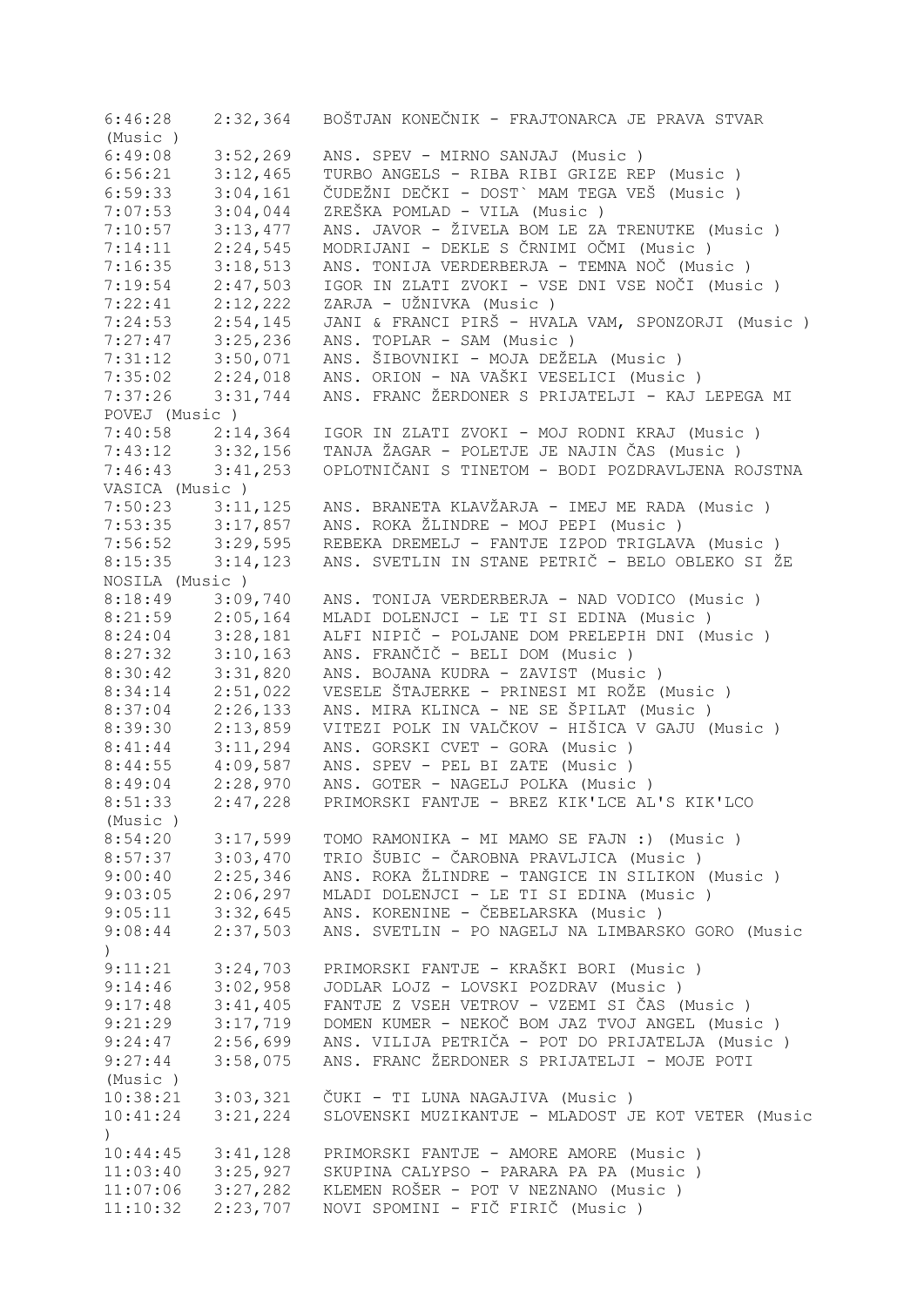6:46:28 2:32,364 BOŠTJAN KONEČNIK - FRAJTONARCA JE PRAVA STVAR (Music )
6:49:08 3:52,269 ANS. SPEV - MIRNO SANJAJ (Music )
6:56:21 3:12,465 TURBO ANGELS - RIBA RIBI GRIZE REP (Music )
6:59:33 3:04,161 ČUDEŽNI DEČKI - DOST` MAM TEGA VEŠ (Music )
7:07:53 3:04,044 ZREŠKA POMLAD - VILA (Music )
7:10:57 3:13,477 ANS. JAVOR - ŽIVELA BOM LE ZA TRENUTKE (Music )
7:14:11 2:24,545 MODRIJANI - DEKLE S ČRNIMI OČMI (Music )
7:16:35 3:18,513 ANS. TONIJA VERDERBERJA - TEMNA NOČ (Music )
7:19:54 2:47,503 IGOR IN ZLATI ZVOKI - VSE DNI VSE NOČI (Music )
7:22:41 2:12,222 ZARJA - UŽNIVKA (Music )
7:24:53 2:54,145 JANI & FRANCI PIRŠ - HVALA VAM, SPONZORJI (Music )
7:27:47 3:25,236 ANS. TOPLAR - SAM (Music )
7:31:12 3:50,071 ANS. ŠIBOVNIKI - MOJA DEŽELA (Music )
7:35:02 2:24,018 ANS. ORION - NA VAŠKI VESELICI (Music )
7:37:26 3:31,744 ANS. FRANC ŽERDONER S PRIJATELJI - KAJ LEPEGA MI POVEJ (Music )
7:40:58 2:14,364 IGOR IN ZLATI ZVOKI - MOJ RODNI KRAJ (Music )
7:43:12 3:32,156 TANJA ŽAGAR - POLETJE JE NAJIN ČAS (Music )
7:46:43 3:41,253 OPLOTNIČANI S TINETOM - BODI POZDRAVLJENA ROJSTNA VASICA (Music )
7:50:23 3:11,125 ANS. BRANETA KLAVŽARJA - IMEJ ME RADA (Music )
7:53:35 3:17,857 ANS. ROKA ŽLINDRE - MOJ PEPI (Music )
7:56:52 3:29,595 REBEKA DREMELJ - FANTJE IZPOD TRIGLAVA (Music )
8:15:35 3:14,123 ANS. SVETLIN IN STANE PETRIČ - BELO OBLEKO SI ŽE NOSILA (Music )
8:18:49 3:09,740 ANS. TONIJA VERDERBERJA - NAD VODICO (Music )
8:21:59 2:05,164 MLADI DOLENJCI - LE TI SI EDINA (Music )
8:24:04 3:28,181 ALFI NIPIČ - POLJANE DOM PRELEPIH DNI (Music )
8:27:32 3:10,163 ANS. FRANČIČ - BELI DOM (Music )
8:30:42 3:31,820 ANS. BOJANA KUDRA - ZAVIST (Music )
8:34:14 2:51,022 VESELE ŠTAJERKE - PRINESI MI ROŽE (Music )
8:37:04 2:26,133 ANS. MIRA KLINCA - NE SE ŠPILAT (Music )
8:39:30 2:13,859 VITEZI POLK IN VALČKOV - HIŠICA V GAJU (Music )
8:41:44 3:11,294 ANS. GORSKI CVET - GORA (Music )
8:44:55 4:09,587 ANS. SPEV - PEL BI ZATE (Music )
8:49:04 2:28,970 ANS. GOTER - NAGELJ POLKA (Music )
8:51:33 2:47,228 PRIMORSKI FANTJE - BREZ KIK'LCE AL'S KIK'LCO (Music )
8:54:20 3:17,599 TOMO RAMONIKA - MI MAMO SE FAJN :) (Music )
8:57:37 3:03,470 TRIO ŠUBIC - ČAROBNA PRAVLJICA (Music )
9:00:40 2:25,346 ANS. ROKA ŽLINDRE - TANGICE IN SILIKON (Music )
9:03:05 2:06,297 MLADI DOLENJCI - LE TI SI EDINA (Music )
9:05:11 3:32,645 ANS. KORENINE - ČEBELARSKA (Music )
9:08:44 2:37,503 ANS. SVETLIN - PO NAGELJ NA LIMBARSKO GORO (Music )
9:11:21 3:24,703 PRIMORSKI FANTJE - KRAŠKI BORI (Music )
9:14:46 3:02,958 JODLAR LOJZ - LOVSKI POZDRAV (Music )
9:17:48 3:41,405 FANTJE Z VSEH VETROV - VZEMI SI ČAS (Music )
9:21:29 3:17,719 DOMEN KUMER - NEKOČ BOM JAZ TVOJ ANGEL (Music )
9:24:47 2:56,699 ANS. VILIJA PETRIČA - POT DO PRIJATELJA (Music )
9:27:44 3:58,075 ANS. FRANC ŽERDONER S PRIJATELJI - MOJE POTI (Music )
10:38:21 3:03,321 ČUKI - TI LUNA NAGAJIVA (Music )
10:41:24 3:21,224 SLOVENSKI MUZIKANTJE - MLADOST JE KOT VETER (Music )
10:44:45 3:41,128 PRIMORSKI FANTJE - AMORE AMORE (Music )
11:03:40 3:25,927 SKUPINA CALYPSO - PARARA PA PA (Music )
11:07:06 3:27,282 KLEMEN ROŠER - POT V NEZNANO (Music )
11:10:32 2:23,707 NOVI SPOMINI - FIČ FIRIČ (Music )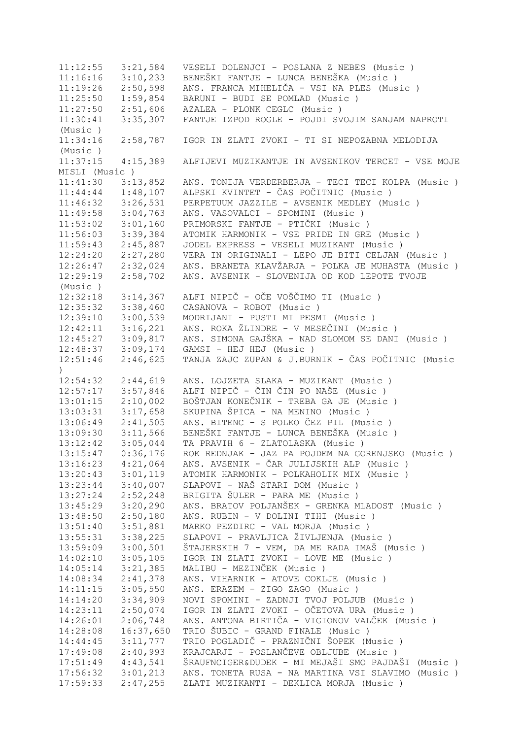11:12:55   3:21,584   VESELI DOLENJCI - POSLANA Z NEBES (Music )
11:16:16   3:10,233   BENEŠKI FANTJE - LUNCA BENEŠKA (Music )
11:19:26   2:50,598   ANS. FRANCA MIHELIČA - VSI NA PLES (Music )
11:25:50   1:59,854   BARUNI - BUDI SE POMLAD (Music )
11:27:50   2:51,606   AZALEA - PLONK CEGLC (Music )
11:30:41   3:35,307   FANTJE IZPOD ROGLE - POJDI SVOJIM SANJAM NAPROTI (Music )
11:34:16   2:58,787   IGOR IN ZLATI ZVOKI - TI SI NEPOZABNA MELODIJA (Music )
11:37:15   4:15,389   ALFIJEVI MUZIKANTJE IN AVSENIKOV TERCET - VSE MOJE MISLI (Music )
11:41:30   3:13,852   ANS. TONIJA VERDERBERJA - TECI TECI KOLPA (Music )
11:44:44   1:48,107   ALPSKI KVINTET - ČAS POČITNIC (Music )
11:46:32   3:26,531   PERPETUUM JAZZILE - AVSENIK MEDLEY (Music )
11:49:58   3:04,763   ANS. VASOVALCI - SPOMINI (Music )
11:53:02   3:01,160   PRIMORSKI FANTJE - PTIČKI (Music )
11:56:03   3:39,384   ATOMIK HARMONIK - VSE PRIDE IN GRE (Music )
11:59:43   2:45,887   JODEL EXPRESS - VESELI MUZIKANT (Music )
12:24:20   2:27,280   VERA IN ORIGINALI - LEPO JE BITI CELJAN (Music )
12:26:47   2:32,024   ANS. BRANETA KLAVŽARJA - POLKA JE MUHASTA (Music )
12:29:19   2:58,702   ANS. AVSENIK - SLOVENIJA OD KOD LEPOTE TVOJE (Music )
12:32:18   3:14,367   ALFI NIPIČ - OČE VOŠČIMO TI (Music )
12:35:32   3:38,460   CASANOVA - ROBOT (Music )
12:39:10   3:00,539   MODRIJANI - PUSTI MI PESMI (Music )
12:42:11   3:16,221   ANS. ROKA ŽLINDRE - V MESEČINI (Music )
12:45:27   3:09,817   ANS. SIMONA GAJŠKA - NAD SLOMOM SE DANI (Music )
12:48:37   3:09,174   GAMSI - HEJ HEJ (Music )
12:51:46   2:46,625   TANJA ZAJC ZUPAN & J.BURNIK - ČAS POČITNIC (Music )
12:54:32   2:44,619   ANS. LOJZETA SLAKA - MUZIKANT (Music )
12:57:17   3:57,846   ALFI NIPIČ - ČIN ČIN PO NAŠE (Music )
13:01:15   2:10,002   BOŠTJAN KONEČNIK - TREBA GA JE (Music )
13:03:31   3:17,658   SKUPINA ŠPICA - NA MENINO (Music )
13:06:49   2:41,505   ANS. BITENC - S POLKO ČEZ PIL (Music )
13:09:30   3:11,566   BENEŠKI FANTJE - LUNCA BENEŠKA (Music )
13:12:42   3:05,044   TA PRAVIH 6 - ZLATOLASKA (Music )
13:15:47   0:36,176   ROK REDNJAK - JAZ PA POJDEM NA GORENJSKO (Music )
13:16:23   4:21,064   ANS. AVSENIK - ČAR JULIJSKIH ALP (Music )
13:20:43   3:01,119   ATOMIK HARMONIK - POLKAHOLIK MIX (Music )
13:23:44   3:40,007   SLAPOVI - NAŠ STARI DOM (Music )
13:27:24   2:52,248   BRIGITA ŠULER - PARA ME (Music )
13:45:29   3:20,290   ANS. BRATOV POLJANŠEK - GRENKA MLADOST (Music )
13:48:50   2:50,180   ANS. RUBIN - V DOLINI TIHI (Music )
13:51:40   3:51,881   MARKO PEZDIRC - VAL MORJA (Music )
13:55:31   3:38,225   SLAPOVI - PRAVLJICA ŽIVLJENJA (Music )
13:59:09   3:00,501   ŠTAJERSKIH 7 - VEM, DA ME RADA IMAŠ (Music )
14:02:10   3:05,105   IGOR IN ZLATI ZVOKI - LOVE ME (Music )
14:05:14   3:21,385   MALIBU - MEZINČEK (Music )
14:08:34   2:41,378   ANS. VIHARNIK - ATOVE COKLJE (Music )
14:11:15   3:05,550   ANS. ERAZEM - ZIGO ZAGO (Music )
14:14:20   3:34,909   NOVI SPOMINI - ZADNJI TVOJ POLJUB (Music )
14:23:11   2:50,074   IGOR IN ZLATI ZVOKI - OČETOVA URA (Music )
14:26:01   2:06,748   ANS. ANTONA BIRTIČA - VIGIONOV VALČEK (Music )
14:28:08   16:37,650   TRIO ŠUBIC - GRAND FINALE (Music )
14:44:45   3:11,777   TRIO POGLADIČ - PRAZNIČNI ŠOPEK (Music )
17:49:08   2:40,993   KRAJCARJI - POSLANČEVE OBLJUBE (Music )
17:51:49   4:43,541   ŠRAUFNCIGER&DUDEK - MI MEJAŠI SMO PAJDAŠI (Music )
17:56:32   3:01,213   ANS. TONETA RUSA - NA MARTINA VSI SLAVIMO (Music )
17:59:33   2:47,255   ZLATI MUZIKANTI - DEKLICA MORJA (Music )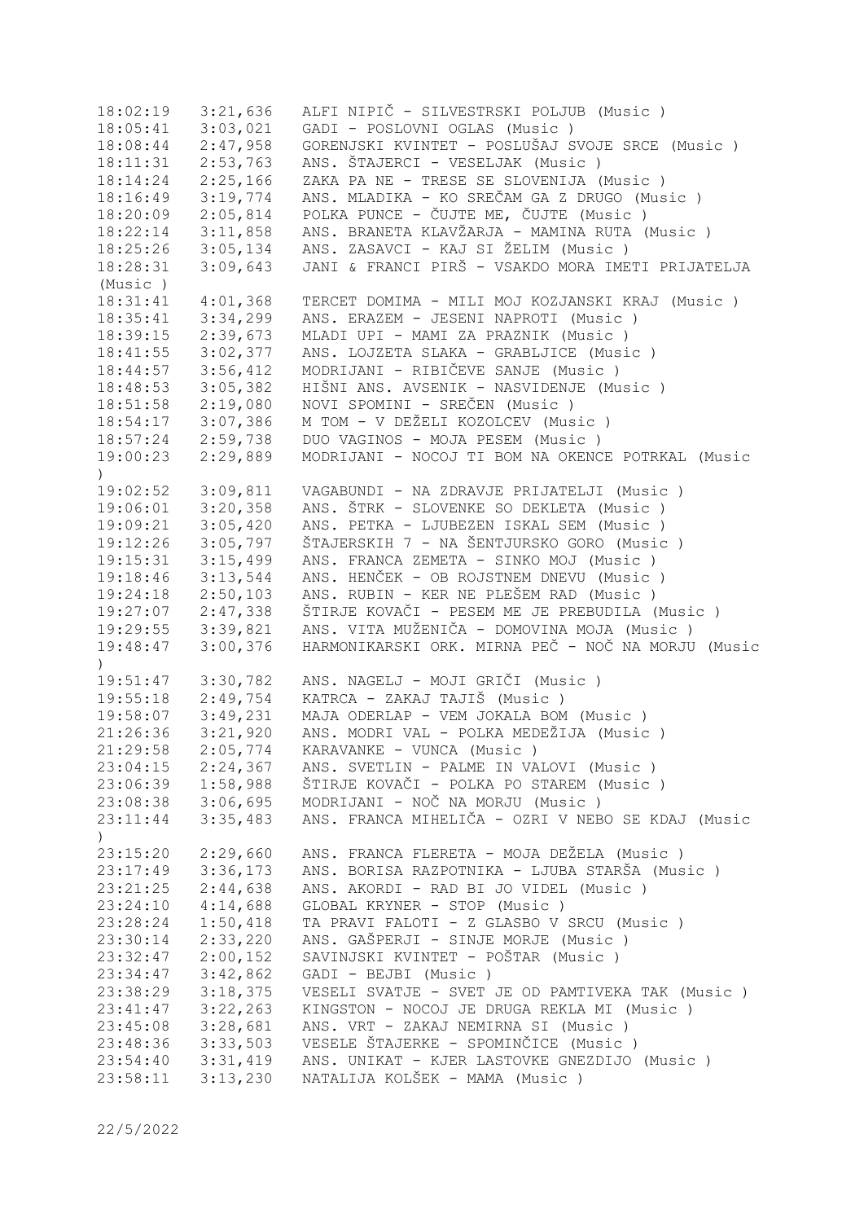| | | |
|---|---|---|
| 18:02:19 | 3:21,636 | ALFI NIPIČ - SILVESTRSKI POLJUB (Music ) |
| 18:05:41 | 3:03,021 | GADI - POSLOVNI OGLAS (Music ) |
| 18:08:44 | 2:47,958 | GORENJSKI KVINTET - POSLUŠAJ SVOJE SRCE (Music ) |
| 18:11:31 | 2:53,763 | ANS. ŠTAJERCI - VESELJAK (Music ) |
| 18:14:24 | 2:25,166 | ZAKA PA NE - TRESE SE SLOVENIJA (Music ) |
| 18:16:49 | 3:19,774 | ANS. MLADIKA - KO SREČAM GA Z DRUGO (Music ) |
| 18:20:09 | 2:05,814 | POLKA PUNCE - ČUJTE ME, ČUJTE (Music ) |
| 18:22:14 | 3:11,858 | ANS. BRANETA KLAVŽARJA - MAMINA RUTA (Music ) |
| 18:25:26 | 3:05,134 | ANS. ZASAVCI - KAJ SI ŽELIM (Music ) |
| 18:28:31 | 3:09,643 | JANI & FRANCI PIRŠ - VSAKDO MORA IMETI PRIJATELJA (Music ) |
| 18:31:41 | 4:01,368 | TERCET DOMIMA - MILI MOJ KOZJANSKI KRAJ (Music ) |
| 18:35:41 | 3:34,299 | ANS. ERAZEM - JESENI NAPROTI (Music ) |
| 18:39:15 | 2:39,673 | MLADI UPI - MAMI ZA PRAZNIK (Music ) |
| 18:41:55 | 3:02,377 | ANS. LOJZETA SLAKA - GRABLJICE (Music ) |
| 18:44:57 | 3:56,412 | MODRIJANI - RIBIČEVE SANJE (Music ) |
| 18:48:53 | 3:05,382 | HIŠNI ANS. AVSENIK - NASVIDENJE (Music ) |
| 18:51:58 | 2:19,080 | NOVI SPOMINI - SREČEN (Music ) |
| 18:54:17 | 3:07,386 | M TOM - V DEŽELI KOZOLCEV (Music ) |
| 18:57:24 | 2:59,738 | DUO VAGINOS - MOJA PESEM (Music ) |
| 19:00:23 | 2:29,889 | MODRIJANI - NOCOJ TI BOM NA OKENCE POTRKAL (Music ) |
| 19:02:52 | 3:09,811 | VAGABUNDI - NA ZDRAVJE PRIJATELJI (Music ) |
| 19:06:01 | 3:20,358 | ANS. ŠTRK - SLOVENKE SO DEKLETA (Music ) |
| 19:09:21 | 3:05,420 | ANS. PETKA - LJUBEZEN ISKAL SEM (Music ) |
| 19:12:26 | 3:05,797 | ŠTAJERSKIH 7 - NA ŠENTJURSKO GORO (Music ) |
| 19:15:31 | 3:15,499 | ANS. FRANCA ZEMETA - SINKO MOJ (Music ) |
| 19:18:46 | 3:13,544 | ANS. HENČEK - OB ROJSTNEM DNEVU (Music ) |
| 19:24:18 | 2:50,103 | ANS. RUBIN - KER NE PLEŠEM RAD (Music ) |
| 19:27:07 | 2:47,338 | ŠTIRJE KOVAČI - PESEM ME JE PREBUDILA (Music ) |
| 19:29:55 | 3:39,821 | ANS. VITA MUŽENIČA - DOMOVINA MOJA (Music ) |
| 19:48:47 | 3:00,376 | HARMONIKARSKI ORK. MIRNA PEČ - NOČ NA MORJU (Music ) |
| 19:51:47 | 3:30,782 | ANS. NAGELJ - MOJI GRIČI (Music ) |
| 19:55:18 | 2:49,754 | KATRCA - ZAKAJ TAJIŠ (Music ) |
| 19:58:07 | 3:49,231 | MAJA ODERLAP - VEM JOKALA BOM (Music ) |
| 21:26:36 | 3:21,920 | ANS. MODRI VAL - POLKA MEDEŽIJA (Music ) |
| 21:29:58 | 2:05,774 | KARAVANKE - VUNCA (Music ) |
| 23:04:15 | 2:24,367 | ANS. SVETLIN - PALME IN VALOVI (Music ) |
| 23:06:39 | 1:58,988 | ŠTIRJE KOVAČI - POLKA PO STAREM (Music ) |
| 23:08:38 | 3:06,695 | MODRIJANI - NOČ NA MORJU (Music ) |
| 23:11:44 | 3:35,483 | ANS. FRANCA MIHELIČA - OZRI V NEBO SE KDAJ (Music ) |
| 23:15:20 | 2:29,660 | ANS. FRANCA FLERETA - MOJA DEŽELA (Music ) |
| 23:17:49 | 3:36,173 | ANS. BORISA RAZPOTNIKA - LJUBA STARŠA (Music ) |
| 23:21:25 | 2:44,638 | ANS. AKORDI - RAD BI JO VIDEL (Music ) |
| 23:24:10 | 4:14,688 | GLOBAL KRYNER - STOP (Music ) |
| 23:28:24 | 1:50,418 | TA PRAVI FALOTI - Z GLASBO V SRCU (Music ) |
| 23:30:14 | 2:33,220 | ANS. GAŠPERJI - SINJE MORJE (Music ) |
| 23:32:47 | 2:00,152 | SAVINJSKI KVINTET - POŠTAR (Music ) |
| 23:34:47 | 3:42,862 | GADI - BEJBI (Music ) |
| 23:38:29 | 3:18,375 | VESELI SVATJE - SVET JE OD PAMTIVEKA TAK (Music ) |
| 23:41:47 | 3:22,263 | KINGSTON - NOCOJ JE DRUGA REKLA MI (Music ) |
| 23:45:08 | 3:28,681 | ANS. VRT - ZAKAJ NEMIRNA SI (Music ) |
| 23:48:36 | 3:33,503 | VESELE ŠTAJERKE - SPOMINČICE (Music ) |
| 23:54:40 | 3:31,419 | ANS. UNIKAT - KJER LASTOVKE GNEZDIJO (Music ) |
| 23:58:11 | 3:13,230 | NATALIJA KOLŠEK - MAMA (Music ) |

22/5/2022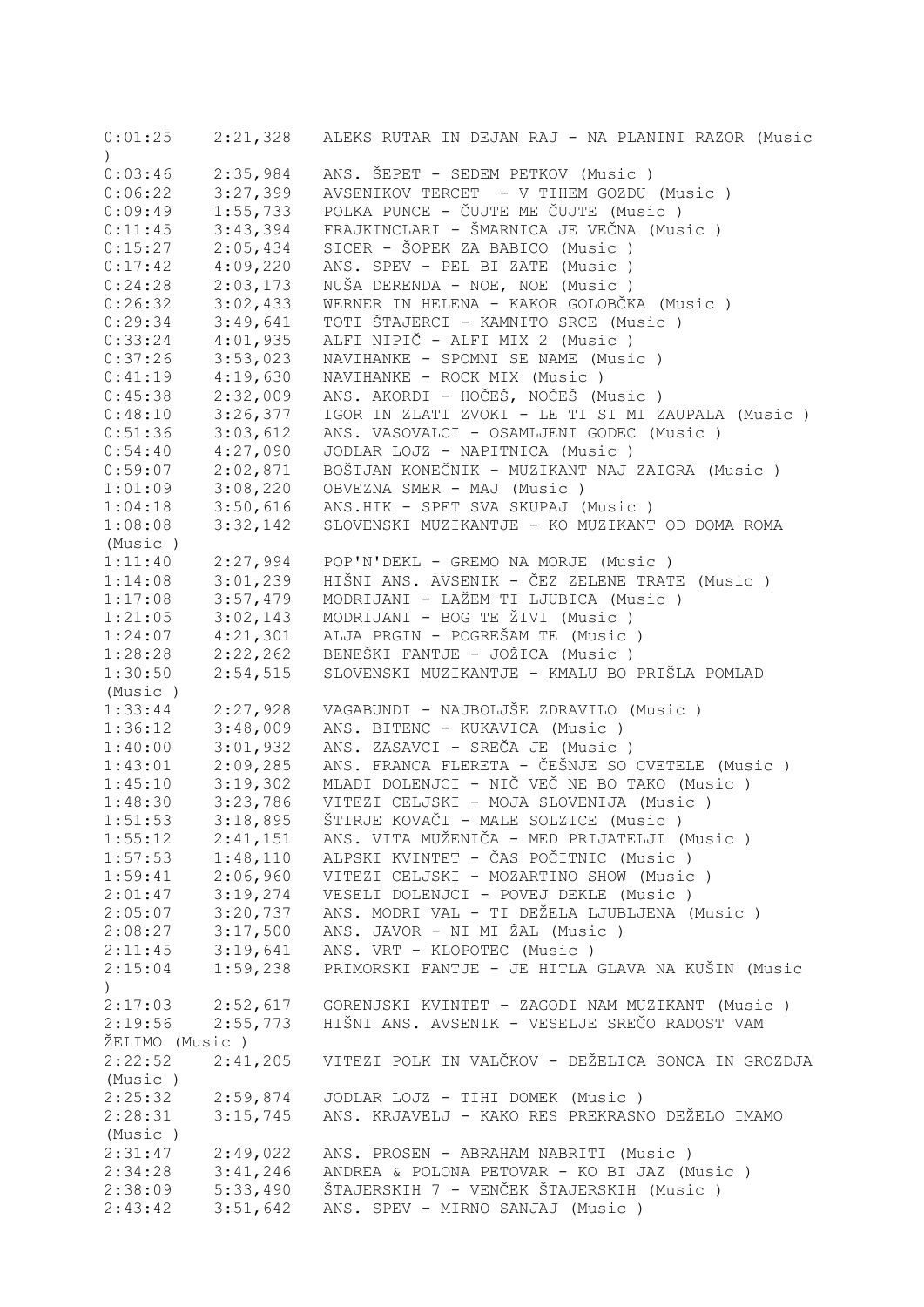```
0:01:25    2:21,328   ALEKS RUTAR IN DEJAN RAJ - NA PLANINI RAZOR (Music
)
0:03:46    2:35,984   ANS. ŠEPET - SEDEM PETKOV (Music )
0:06:22    3:27,399   AVSENIKOV TERCET  - V TIHEM GOZDU (Music )
0:09:49    1:55,733   POLKA PUNCE - ČUJTE ME ČUJTE (Music )
0:11:45    3:43,394   FRAJKINCLARI - ŠMARNICA JE VEČNA (Music )
0:15:27    2:05,434   SICER - ŠOPEK ZA BABICO (Music )
0:17:42    4:09,220   ANS. SPEV - PEL BI ZATE (Music )
0:24:28    2:03,173   NUŠA DERENDA - NOE, NOE (Music )
0:26:32    3:02,433   WERNER IN HELENA - KAKOR GOLOBČKA (Music )
0:29:34    3:49,641   TOTI ŠTAJERCI - KAMNITO SRCE (Music )
0:33:24    4:01,935   ALFI NIPIČ - ALFI MIX 2 (Music )
0:37:26    3:53,023   NAVIHANKE - SPOMNI SE NAME (Music )
0:41:19    4:19,630   NAVIHANKE - ROCK MIX (Music )
0:45:38    2:32,009   ANS. AKORDI - HOČEŠ, NOČEŠ (Music )
0:48:10    3:26,377   IGOR IN ZLATI ZVOKI - LE TI SI MI ZAUPALA (Music )
0:51:36    3:03,612   ANS. VASOVALCI - OSAMLJENI GODEC (Music )
0:54:40    4:27,090   JODLAR LOJZ - NAPITNICA (Music )
0:59:07    2:02,871   BOŠTJAN KONEČNIK - MUZIKANT NAJ ZAIGRA (Music )
1:01:09    3:08,220   OBVEZNA SMER - MAJ (Music )
1:04:18    3:50,616   ANS.HIK - SPET SVA SKUPAJ (Music )
1:08:08    3:32,142   SLOVENSKI MUZIKANTJE - KO MUZIKANT OD DOMA ROMA
(Music )
1:11:40    2:27,994   POP'N'DEKL - GREMO NA MORJE (Music )
1:14:08    3:01,239   HIŠNI ANS. AVSENIK - ČEZ ZELENE TRATE (Music )
1:17:08    3:57,479   MODRIJANI - LAŽEM TI LJUBICA (Music )
1:21:05    3:02,143   MODRIJANI - BOG TE ŽIVI (Music )
1:24:07    4:21,301   ALJA PRGIN - POGREŠAM TE (Music )
1:28:28    2:22,262   BENEŠKI FANTJE - JOŽICA (Music )
1:30:50    2:54,515   SLOVENSKI MUZIKANTJE - KMALU BO PRIŠLA POMLAD
(Music )
1:33:44    2:27,928   VAGABUNDI - NAJBOLJŠE ZDRAVILO (Music )
1:36:12    3:48,009   ANS. BITENC - KUKAVICA (Music )
1:40:00    3:01,932   ANS. ZASAVCI - SREČA JE (Music )
1:43:01    2:09,285   ANS. FRANCA FLERETA - ČEŠNJE SO CVETELE (Music )
1:45:10    3:19,302   MLADI DOLENJCI - NIČ VEČ NE BO TAKO (Music )
1:48:30    3:23,786   VITEZI CELJSKI - MOJA SLOVENIJA (Music )
1:51:53    3:18,895   ŠTIRJE KOVAČI - MALE SOLZICE (Music )
1:55:12    2:41,151   ANS. VITA MUŽENIČA - MED PRIJATELJI (Music )
1:57:53    1:48,110   ALPSKI KVINTET - ČAS POČITNIC (Music )
1:59:41    2:06,960   VITEZI CELJSKI - MOZARTINO SHOW (Music )
2:01:47    3:19,274   VESELI DOLENJCI - POVEJ DEKLE (Music )
2:05:07    3:20,737   ANS. MODRI VAL - TI DEŽELA LJUBLJENA (Music )
2:08:27    3:17,500   ANS. JAVOR - NI MI ŽAL (Music )
2:11:45    3:19,641   ANS. VRT - KLOPOTEC (Music )
2:15:04    1:59,238   PRIMORSKI FANTJE - JE HITLA GLAVA NA KUŠIN (Music
)
2:17:03    2:52,617   GORENJSKI KVINTET - ZAGODI NAM MUZIKANT (Music )
2:19:56    2:55,773   HIŠNI ANS. AVSENIK - VESELJE SREČO RADOST VAM
ŽELIMO (Music )
2:22:52    2:41,205   VITEZI POLK IN VALČKOV - DEŽELICA SONCA IN GROZDJA
(Music )
2:25:32    2:59,874   JODLAR LOJZ - TIHI DOMEK (Music )
2:28:31    3:15,745   ANS. KRJAVELJ - KAKO RES PREKRASNO DEŽELO IMAMO
(Music )
2:31:47    2:49,022   ANS. PROSEN - ABRAHAM NABRITI (Music )
2:34:28    3:41,246   ANDREA & POLONA PETOVAR - KO BI JAZ (Music )
2:38:09    5:33,490   ŠTAJERSKIH 7 - VENČEK ŠTAJERSKIH (Music )
2:43:42    3:51,642   ANS. SPEV - MIRNO SANJAJ (Music )
```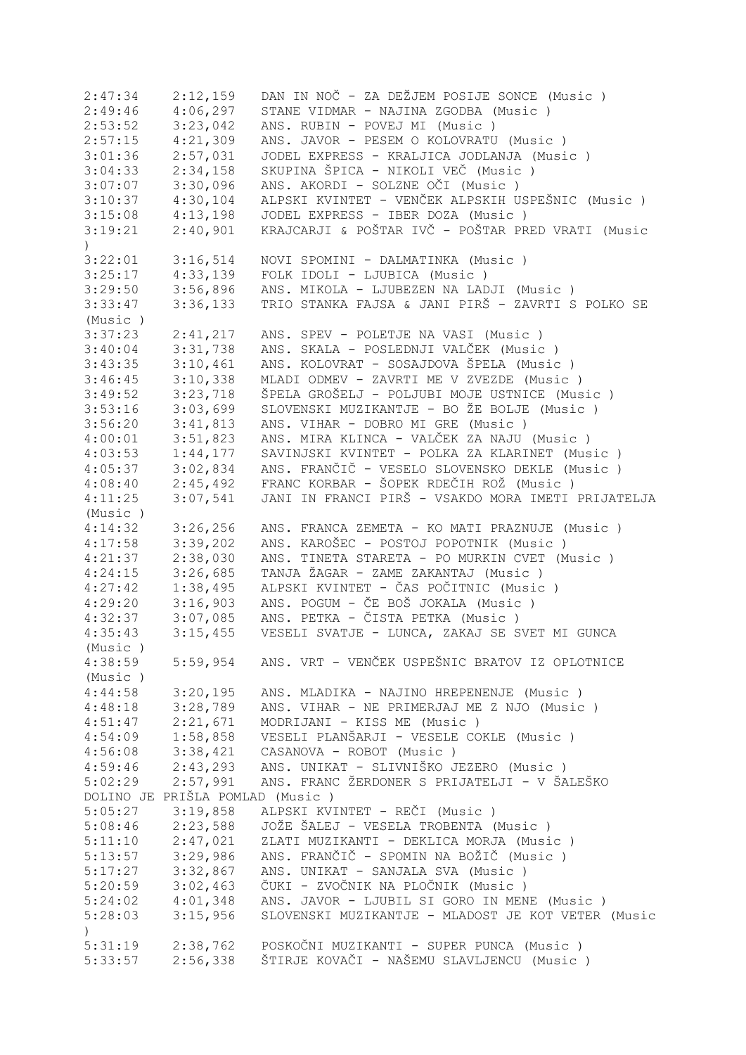2:47:34 2:12,159 DAN IN NOČ - ZA DEŽJEM POSIJE SONCE (Music )
2:49:46 4:06,297 STANE VIDMAR - NAJINA ZGODBA (Music )
2:53:52 3:23,042 ANS. RUBIN - POVEJ MI (Music )
2:57:15 4:21,309 ANS. JAVOR - PESEM O KOLOVRATU (Music )
3:01:36 2:57,031 JODEL EXPRESS - KRALJICA JODLANJA (Music )
3:04:33 2:34,158 SKUPINA ŠPICA - NIKOLI VEČ (Music )
3:07:07 3:30,096 ANS. AKORDI - SOLZNE OČI (Music )
3:10:37 4:30,104 ALPSKI KVINTET - VENČEK ALPSKIH USPEŠNIC (Music )
3:15:08 4:13,198 JODEL EXPRESS - IBER DOZA (Music )
3:19:21 2:40,901 KRAJCARJI & POŠTAR IVČ - POŠTAR PRED VRATI (Music )
3:22:01 3:16,514 NOVI SPOMINI - DALMATINKA (Music )
3:25:17 4:33,139 FOLK IDOLI - LJUBICA (Music )
3:29:50 3:56,896 ANS. MIKOLA - LJUBEZEN NA LADJI (Music )
3:33:47 3:36,133 TRIO STANKA FAJSA & JANI PIRŠ - ZAVRTI S POLKO SE (Music )
3:37:23 2:41,217 ANS. SPEV - POLETJE NA VASI (Music )
3:40:04 3:31,738 ANS. SKALA - POSLEDNJI VALČEK (Music )
3:43:35 3:10,461 ANS. KOLOVRAT - SOSAJDOVA ŠPELA (Music )
3:46:45 3:10,338 MLADI ODMEV - ZAVRTI ME V ZVEZDE (Music )
3:49:52 3:23,718 ŠPELA GROŠELJ - POLJUBI MOJE USTNICE (Music )
3:53:16 3:03,699 SLOVENSKI MUZIKANTJE - BO ŽE BOLJE (Music )
3:56:20 3:41,813 ANS. VIHAR - DOBRO MI GRE (Music )
4:00:01 3:51,823 ANS. MIRA KLINCA - VALČEK ZA NAJU (Music )
4:03:53 1:44,177 SAVINJSKI KVINTET - POLKA ZA KLARINET (Music )
4:05:37 3:02,834 ANS. FRANČIČ - VESELO SLOVENSKO DEKLE (Music )
4:08:40 2:45,492 FRANC KORBAR - ŠOPEK RDEČIH ROŽ (Music )
4:11:25 3:07,541 JANI IN FRANCI PIRŠ - VSAKDO MORA IMETI PRIJATELJA (Music )
4:14:32 3:26,256 ANS. FRANCA ZEMETA - KO MATI PRAZNUJE (Music )
4:17:58 3:39,202 ANS. KAROŠEC - POSTOJ POPOTNIK (Music )
4:21:37 2:38,030 ANS. TINETA STARETA - PO MURKIN CVET (Music )
4:24:15 3:26,685 TANJA ŽAGAR - ZAME ZAKANTAJ (Music )
4:27:42 1:38,495 ALPSKI KVINTET - ČAS POČITNIC (Music )
4:29:20 3:16,903 ANS. POGUM - ČE BOŠ JOKALA (Music )
4:32:37 3:07,085 ANS. PETKA - ČISTA PETKA (Music )
4:35:43 3:15,455 VESELI SVATJE - LUNCA, ZAKAJ SE SVET MI GUNCA (Music )
4:38:59 5:59,954 ANS. VRT - VENČEK USPEŠNIC BRATOV IZ OPLOTNICE (Music )
4:44:58 3:20,195 ANS. MLADIKA - NAJINO HREPENENJE (Music )
4:48:18 3:28,789 ANS. VIHAR - NE PRIMERJAJ ME Z NJO (Music )
4:51:47 2:21,671 MODRIJANI - KISS ME (Music )
4:54:09 1:58,858 VESELI PLANŠARJI - VESELE COKLE (Music )
4:56:08 3:38,421 CASANOVA - ROBOT (Music )
4:59:46 2:43,293 ANS. UNIKAT - SLIVNIŠKO JEZERO (Music )
5:02:29 2:57,991 ANS. FRANC ŽERDONER S PRIJATELJI - V ŠALEŠKO DOLINO JE PRIŠLA POMLAD (Music )
5:05:27 3:19,858 ALPSKI KVINTET - REČI (Music )
5:08:46 2:23,588 JOŽE ŠALEJ - VESELA TROBENTA (Music )
5:11:10 2:47,021 ZLATI MUZIKANTI - DEKLICA MORJA (Music )
5:13:57 3:29,986 ANS. FRANČIČ - SPOMIN NA BOŽIČ (Music )
5:17:27 3:32,867 ANS. UNIKAT - SANJALA SVA (Music )
5:20:59 3:02,463 ČUKI - ZVOČNIK NA PLOČNIK (Music )
5:24:02 4:01,348 ANS. JAVOR - LJUBIL SI GORO IN MENE (Music )
5:28:03 3:15,956 SLOVENSKI MUZIKANTJE - MLADOST JE KOT VETER (Music )
5:31:19 2:38,762 POSKOČNI MUZIKANTI - SUPER PUNCA (Music )
5:33:57 2:56,338 ŠTIRJE KOVAČI - NAŠEMU SLAVLJENCU (Music )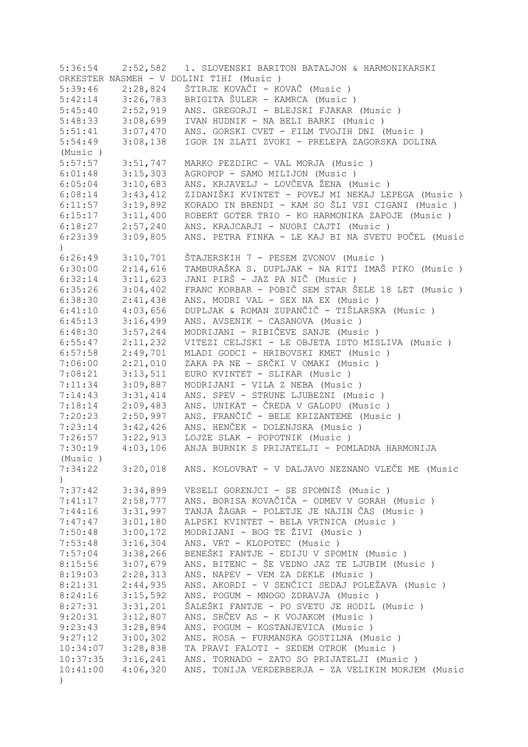5:36:54    2:52,582    1. SLOVENSKI BARITON BATALJON & HARMONIKARSKI ORKESTER NASMEH - V DOLINI TIHI (Music )
5:39:46    2:28,824    ŠTIRJE KOVAČI - KOVAČ (Music )
5:42:14    3:26,783    BRIGITA ŠULER - KAMRCA (Music )
5:45:40    2:52,919    ANS. GREGORJI - BLEJSKI FJAKAR (Music )
5:48:33    3:08,699    IVAN HUDNIK - NA BELI BARKI (Music )
5:51:41    3:07,470    ANS. GORSKI CVET - FILM TVOJIH DNI (Music )
5:54:49    3:08,138    IGOR IN ZLATI ZVOKI - PRELEPA ZAGORSKA DOLINA (Music )
5:57:57    3:51,747    MARKO PEZDIRC - VAL MORJA (Music )
6:01:48    3:15,303    AGROPOP - SAMO MILIJON (Music )
6:05:04    3:10,683    ANS. KRJAVELJ - LOVČEVA ŽENA (Music )
6:08:14    3:43,412    ZIDANIŠKI KVINTET - POVEJ MI NEKAJ LEPEGA (Music )
6:11:57    3:19,892    KORADO IN BRENDI - KAM SO ŠLI VSI CIGANI (Music )
6:15:17    3:11,400    ROBERT GOTER TRIO - KO HARMONIKA ZAPOJE (Music )
6:18:27    2:57,240    ANS. KRAJCARJI - NUORI CAJTI (Music )
6:23:39    3:09,805    ANS. PETRA FINKA - LE KAJ BI NA SVETU POČEL (Music )
6:26:49    3:10,701    ŠTAJERSKIH 7 - PESEM ZVONOV (Music )
6:30:00    2:14,616    TAMBURAŠKA S. DUPLJAK - NA RITI IMAŠ PIKO (Music )
6:32:14    3:11,623    JANI PIRŠ - JAZ PA NIČ (Music )
6:35:26    3:04,402    FRANC KORBAR - POBIČ SEM STAR ŠELE 18 LET (Music )
6:38:30    2:41,438    ANS. MODRI VAL - SEX NA EX (Music )
6:41:10    4:03,656    DUPLJAK & ROMAN ZUPANČIČ - TIŠLARSKA (Music )
6:45:13    3:16,499    ANS. AVSENIK - CASANOVA (Music )
6:48:30    3:57,244    MODRIJANI - RIBIČEVE SANJE (Music )
6:55:47    2:11,232    VITEZI CELJSKI - LE OBJETA ISTO MISLIVA (Music )
6:57:58    2:49,701    MLADI GODCI - HRIBOVSKI KMET (Music )
7:06:00    2:21,010    ZAKA PA NE - SRČKI V OMAKI (Music )
7:08:21    3:13,511    EURO KVINTET - SLIKAR (Music )
7:11:34    3:09,887    MODRIJANI - VILA Z NEBA (Music )
7:14:43    3:31,414    ANS. SPEV - STRUNE LJUBEZNI (Music )
7:18:14    2:09,483    ANS. UNIKAT - ČREDA V GALOPU (Music )
7:20:23    2:50,997    ANS. FRANČIČ - BELE KRIZANTEME (Music )
7:23:14    3:42,426    ANS. HENČEK - DOLENJSKA (Music )
7:26:57    3:22,913    LOJZE SLAK - POPOTNIK (Music )
7:30:19    4:03,106    ANJA BURNIK S PRIJATELJI - POMLADNA HARMONIJA (Music )
7:34:22    3:20,018    ANS. KOLOVRAT - V DALJAVO NEZNANO VLEČE ME (Music )
7:37:42    3:34,899    VESELI GORENJCI - SE SPOMNIŠ (Music )
7:41:17    2:58,777    ANS. BORISA KOVAČIČA - ODMEV V GORAH (Music )
7:44:16    3:31,997    TANJA ŽAGAR - POLETJE JE NAJIN ČAS (Music )
7:47:47    3:01,180    ALPSKI KVINTET - BELA VRTNICA (Music )
7:50:48    3:00,172    MODRIJANI - BOG TE ŽIVI (Music )
7:53:48    3:16,304    ANS. VRT - KLOPOTEC (Music )
7:57:04    3:38,266    BENEŠKI FANTJE - EDIJU V SPOMIN (Music )
8:15:56    3:07,679    ANS. BITENC - ŠE VEDNO JAZ TE LJUBIM (Music )
8:19:03    2:28,313    ANS. NAPEV - VEM ZA DEKLE (Music )
8:21:31    2:44,935    ANS. AKORDI - V SENČICI SEDAJ POLEŽAVA (Music )
8:24:16    3:15,592    ANS. POGUM - MNOGO ZDRAVJA (Music )
8:27:31    3:31,201    ŠALEŠKI FANTJE - PO SVETU JE HODIL (Music )
9:20:31    3:12,807    ANS. SRČEV AS - K VOJAKOM (Music )
9:23:43    3:28,894    ANS. POGUM - KOSTANJEVICA (Music )
9:27:12    3:00,302    ANS. ROSA - FURMANSKA GOSTILNA (Music )
10:34:07   3:28,838    TA PRAVI FALOTI - SEDEM OTROK (Music )
10:37:35   3:16,241    ANS. TORNADO - ZATO SO PRIJATELJI (Music )
10:41:00   4:06,320    ANS. TONIJA VERDERBERJA - ZA VELIKIM MORJEM (Music )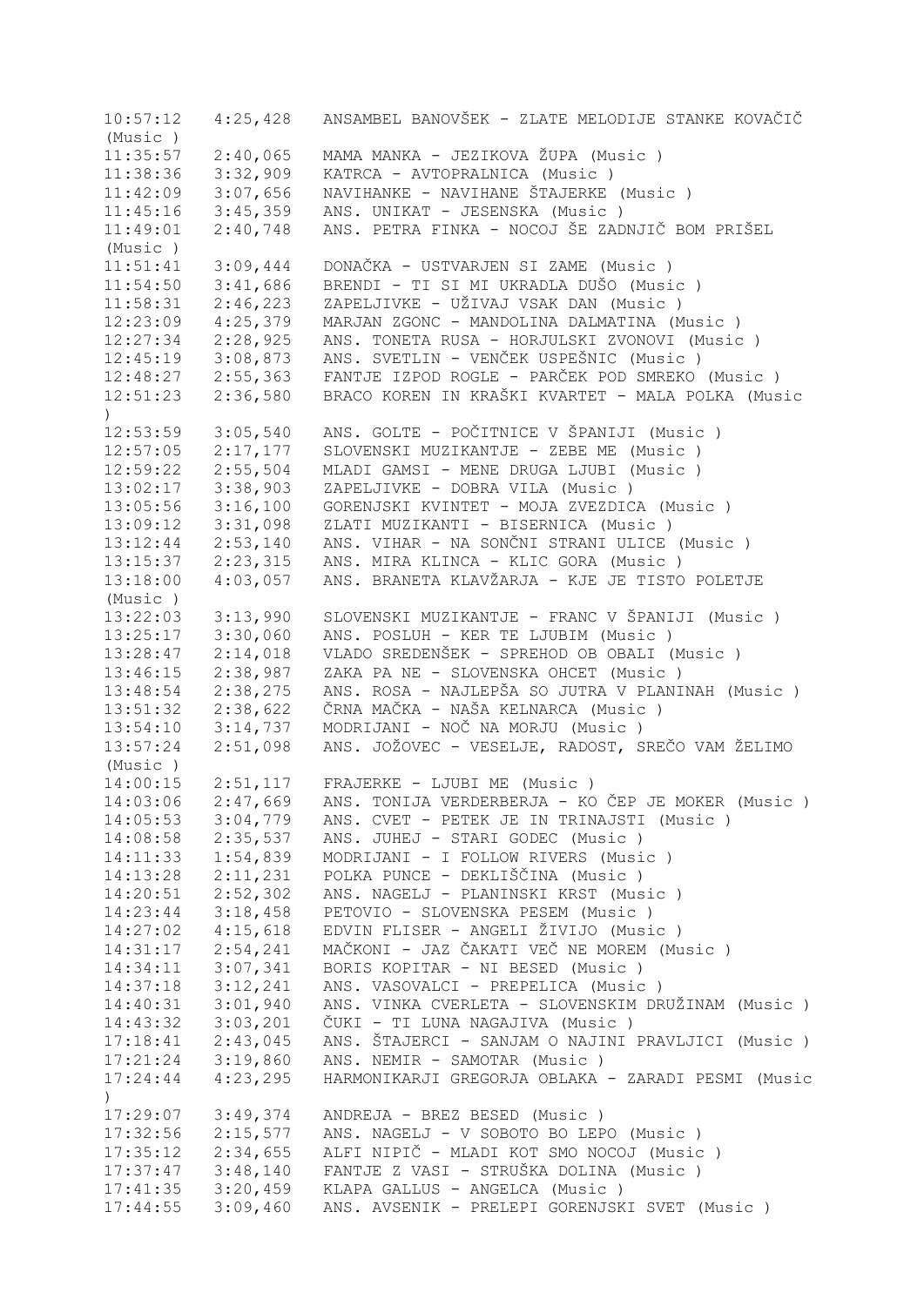10:57:12 4:25,428 ANSAMBEL BANOVŠEK - ZLATE MELODIJE STANKE KOVAČIČ (Music )
11:35:57 2:40,065 MAMA MANKA - JEZIKOVA ŽUPA (Music )
11:38:36 3:32,909 KATRCA - AVTOPRALNICA (Music )
11:42:09 3:07,656 NAVIHANKE - NAVIHANE ŠTAJERKE (Music )
11:45:16 3:45,359 ANS. UNIKAT - JESENSKA (Music )
11:49:01 2:40,748 ANS. PETRA FINKA - NOCOJ ŠE ZADNJIČ BOM PRIŠEL (Music )
11:51:41 3:09,444 DONAČKA - USTVARJEN SI ZAME (Music )
11:54:50 3:41,686 BRENDI - TI SI MI UKRADLA DUŠO (Music )
11:58:31 2:46,223 ZAPELJIVKE - UŽIVAJ VSAK DAN (Music )
12:23:09 4:25,379 MARJAN ZGONC - MANDOLINA DALMATINA (Music )
12:27:34 2:28,925 ANS. TONETA RUSA - HORJULSKI ZVONOVI (Music )
12:45:19 3:08,873 ANS. SVETLIN - VENČEK USPEŠNIC (Music )
12:48:27 2:55,363 FANTJE IZPOD ROGLE - PARČEK POD SMREKO (Music )
12:51:23 2:36,580 BRACO KOREN IN KRAŠKI KVARTET - MALA POLKA (Music )
12:53:59 3:05,540 ANS. GOLTE - POČITNICE V ŠPANIJI (Music )
12:57:05 2:17,177 SLOVENSKI MUZIKANTJE - ZEBE ME (Music )
12:59:22 2:55,504 MLADI GAMSI - MENE DRUGA LJUBI (Music )
13:02:17 3:38,903 ZAPELJIVKE - DOBRA VILA (Music )
13:05:56 3:16,100 GORENJSKI KVINTET - MOJA ZVEZDICA (Music )
13:09:12 3:31,098 ZLATI MUZIKANTI - BISERNICA (Music )
13:12:44 2:53,140 ANS. VIHAR - NA SONČNI STRANI ULICE (Music )
13:15:37 2:23,315 ANS. MIRA KLINCA - KLIC GORA (Music )
13:18:00 4:03,057 ANS. BRANETA KLAVŽARJA - KJE JE TISTO POLETJE (Music )
13:22:03 3:13,990 SLOVENSKI MUZIKANTJE - FRANC V ŠPANIJI (Music )
13:25:17 3:30,060 ANS. POSLUH - KER TE LJUBIM (Music )
13:28:47 2:14,018 VLADO SREDENŠEK - SPREHOD OB OBALI (Music )
13:46:15 2:38,987 ZAKA PA NE - SLOVENSKA OHCET (Music )
13:48:54 2:38,275 ANS. ROSA - NAJLEPŠA SO JUTRA V PLANINAH (Music )
13:51:32 2:38,622 ČRNA MAČKA - NAŠA KELNARCA (Music )
13:54:10 3:14,737 MODRIJANI - NOČ NA MORJU (Music )
13:57:24 2:51,098 ANS. JOŽOVEC - VESELJE, RADOST, SREČO VAM ŽELIMO (Music )
14:00:15 2:51,117 FRAJERKE - LJUBI ME (Music )
14:03:06 2:47,669 ANS. TONIJA VERDERBERJA - KO ČEP JE MOKER (Music )
14:05:53 3:04,779 ANS. CVET - PETEK JE IN TRINAJSTI (Music )
14:08:58 2:35,537 ANS. JUHEJ - STARI GODEC (Music )
14:11:33 1:54,839 MODRIJANI - I FOLLOW RIVERS (Music )
14:13:28 2:11,231 POLKA PUNCE - DEKLIŠČINA (Music )
14:20:51 2:52,302 ANS. NAGELJ - PLANINSKI KRST (Music )
14:23:44 3:18,458 PETOVIO - SLOVENSKA PESEM (Music )
14:27:02 4:15,618 EDVIN FLISER - ANGELI ŽIVIJO (Music )
14:31:17 2:54,241 MAČKONI - JAZ ČAKATI VEČ NE MOREM (Music )
14:34:11 3:07,341 BORIS KOPITAR - NI BESED (Music )
14:37:18 3:12,241 ANS. VASOVALCI - PREPELICA (Music )
14:40:31 3:01,940 ANS. VINKA CVERLETA - SLOVENSKIM DRUŽINAM (Music )
14:43:32 3:03,201 ČUKI - TI LUNA NAGAJIVA (Music )
17:18:41 2:43,045 ANS. ŠTAJERCI - SANJAM O NAJINI PRAVLJICI (Music )
17:21:24 3:19,860 ANS. NEMIR - SAMOTAR (Music )
17:24:44 4:23,295 HARMONIKARJI GREGORJA OBLAKA - ZARADI PESMI (Music )
17:29:07 3:49,374 ANDREJA - BREZ BESED (Music )
17:32:56 2:15,577 ANS. NAGELJ - V SOBOTO BO LEPO (Music )
17:35:12 2:34,655 ALFI NIPIČ - MLADI KOT SMO NOCOJ (Music )
17:37:47 3:48,140 FANTJE Z VASI - STRUŠKA DOLINA (Music )
17:41:35 3:20,459 KLAPA GALLUS - ANGELCA (Music )
17:44:55 3:09,460 ANS. AVSENIK - PRELEPI GORENJSKI SVET (Music )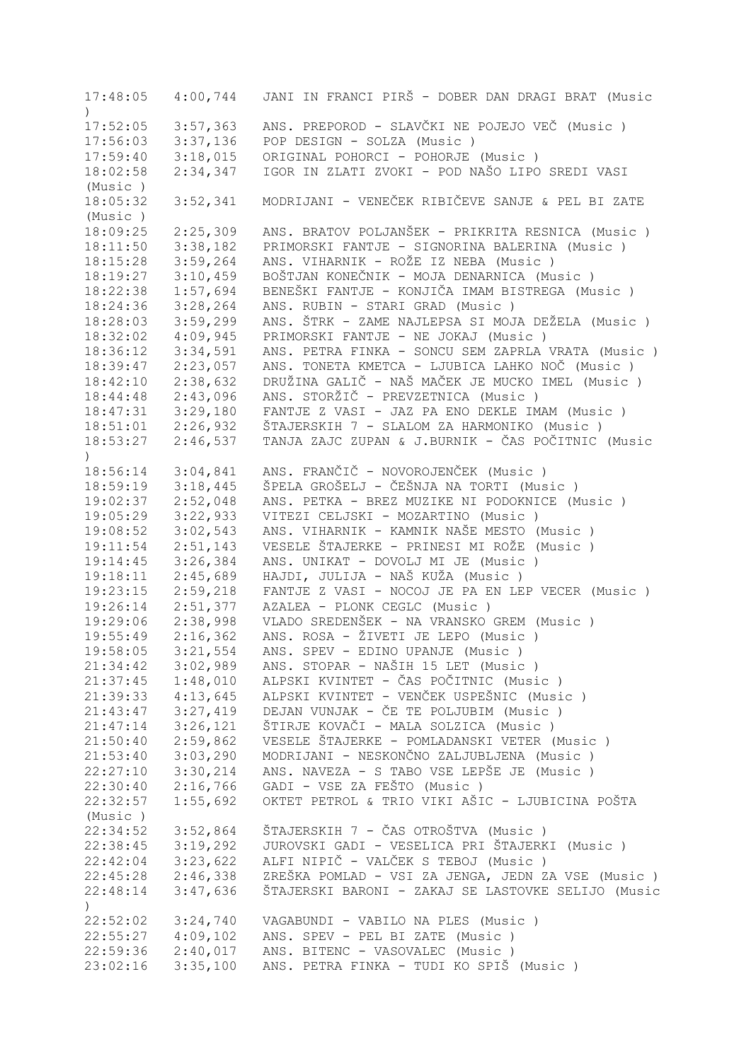17:48:05 4:00,744 JANI IN FRANCI PIRŠ - DOBER DAN DRAGI BRAT (Music )
17:52:05 3:57,363 ANS. PREPOROD - SLAVČKI NE POJEJO VEČ (Music )
17:56:03 3:37,136 POP DESIGN - SOLZA (Music )
17:59:40 3:18,015 ORIGINAL POHORCI - POHORJE (Music )
18:02:58 2:34,347 IGOR IN ZLATI ZVOKI - POD NAŠO LIPO SREDI VASI (Music )
18:05:32 3:52,341 MODRIJANI - VENEČEK RIBIČEVE SANJE & PEL BI ZATE (Music )
18:09:25 2:25,309 ANS. BRATOV POLJANŠEK - PRIKRITA RESNICA (Music )
18:11:50 3:38,182 PRIMORSKI FANTJE - SIGNORINA BALERINA (Music )
18:15:28 3:59,264 ANS. VIHARNIK - ROŽE IZ NEBA (Music )
18:19:27 3:10,459 BOŠTJAN KONEČNIK - MOJA DENARNICA (Music )
18:22:38 1:57,694 BENEŠKI FANTJE - KONJIČA IMAM BISTREGA (Music )
18:24:36 3:28,264 ANS. RUBIN - STARI GRAD (Music )
18:28:03 3:59,299 ANS. ŠTRK - ZAME NAJLEPSA SI MOJA DEŽELA (Music )
18:32:02 4:09,945 PRIMORSKI FANTJE - NE JOKAJ (Music )
18:36:12 3:34,591 ANS. PETRA FINKA - SONCU SEM ZAPRLA VRATA (Music )
18:39:47 2:23,057 ANS. TONETA KMETCA - LJUBICA LAHKO NOČ (Music )
18:42:10 2:38,632 DRUŽINA GALIČ - NAŠ MAČEK JE MUCKO IMEL (Music )
18:44:48 2:43,096 ANS. STORŽIČ - PREVZETNICA (Music )
18:47:31 3:29,180 FANTJE Z VASI - JAZ PA ENO DEKLE IMAM (Music )
18:51:01 2:26,932 ŠTAJERSKIH 7 - SLALOM ZA HARMONIKO (Music )
18:53:27 2:46,537 TANJA ZAJC ZUPAN & J.BURNIK - ČAS POČITNIC (Music )
18:56:14 3:04,841 ANS. FRANČIČ - NOVOROJENČEK (Music )
18:59:19 3:18,445 ŠPELA GROŠELJ - ČEŠNJA NA TORTI (Music )
19:02:37 2:52,048 ANS. PETKA - BREZ MUZIKE NI PODOKNICE (Music )
19:05:29 3:22,933 VITEZI CELJSKI - MOZARTINO (Music )
19:08:52 3:02,543 ANS. VIHARNIK - KAMNIK NAŠE MESTO (Music )
19:11:54 2:51,143 VESELE ŠTAJERKE - PRINESI MI ROŽE (Music )
19:14:45 3:26,384 ANS. UNIKAT - DOVOLJ MI JE (Music )
19:18:11 2:45,689 HAJDI, JULIJA - NAŠ KUŽA (Music )
19:23:15 2:59,218 FANTJE Z VASI - NOCOJ JE PA EN LEP VECER (Music )
19:26:14 2:51,377 AZALEA - PLONK CEGLC (Music )
19:29:06 2:38,998 VLADO SREDENŠEK - NA VRANSKO GREM (Music )
19:55:49 2:16,362 ANS. ROSA - ŽIVETI JE LEPO (Music )
19:58:05 3:21,554 ANS. SPEV - EDINO UPANJE (Music )
21:34:42 3:02,989 ANS. STOPAR - NAŠIH 15 LET (Music )
21:37:45 1:48,010 ALPSKI KVINTET - ČAS POČITNIC (Music )
21:39:33 4:13,645 ALPSKI KVINTET - VENČEK USPEŠNIC (Music )
21:43:47 3:27,419 DEJAN VUNJAK - ČE TE POLJUBIM (Music )
21:47:14 3:26,121 ŠTIRJE KOVAČI - MALA SOLZICA (Music )
21:50:40 2:59,862 VESELE ŠTAJERKE - POMLADANSKI VETER (Music )
21:53:40 3:03,290 MODRIJANI - NESKONČNO ZALJUBLJENA (Music )
22:27:10 3:30,214 ANS. NAVEZA - S TABO VSE LEPŠE JE (Music )
22:30:40 2:16,766 GADI - VSE ZA FEŠTO (Music )
22:32:57 1:55,692 OKTET PETROL & TRIO VIKI AŠIC - LJUBICINA POŠTA (Music )
22:34:52 3:52,864 ŠTAJERSKIH 7 - ČAS OTROŠTVA (Music )
22:38:45 3:19,292 JUROVSKI GADI - VESELICA PRI ŠTAJERKI (Music )
22:42:04 3:23,622 ALFI NIPIČ - VALČEK S TEBOJ (Music )
22:45:28 2:46,338 ZREŠKA POMLAD - VSI ZA JENGA, JEDN ZA VSE (Music )
22:48:14 3:47,636 ŠTAJERSKI BARONI - ZAKAJ SE LASTOVKE SELIJO (Music )
22:52:02 3:24,740 VAGABUNDI - VABILO NA PLES (Music )
22:55:27 4:09,102 ANS. SPEV - PEL BI ZATE (Music )
22:59:36 2:40,017 ANS. BITENC - VASOVALEC (Music )
23:02:16 3:35,100 ANS. PETRA FINKA - TUDI KO SPIŠ (Music )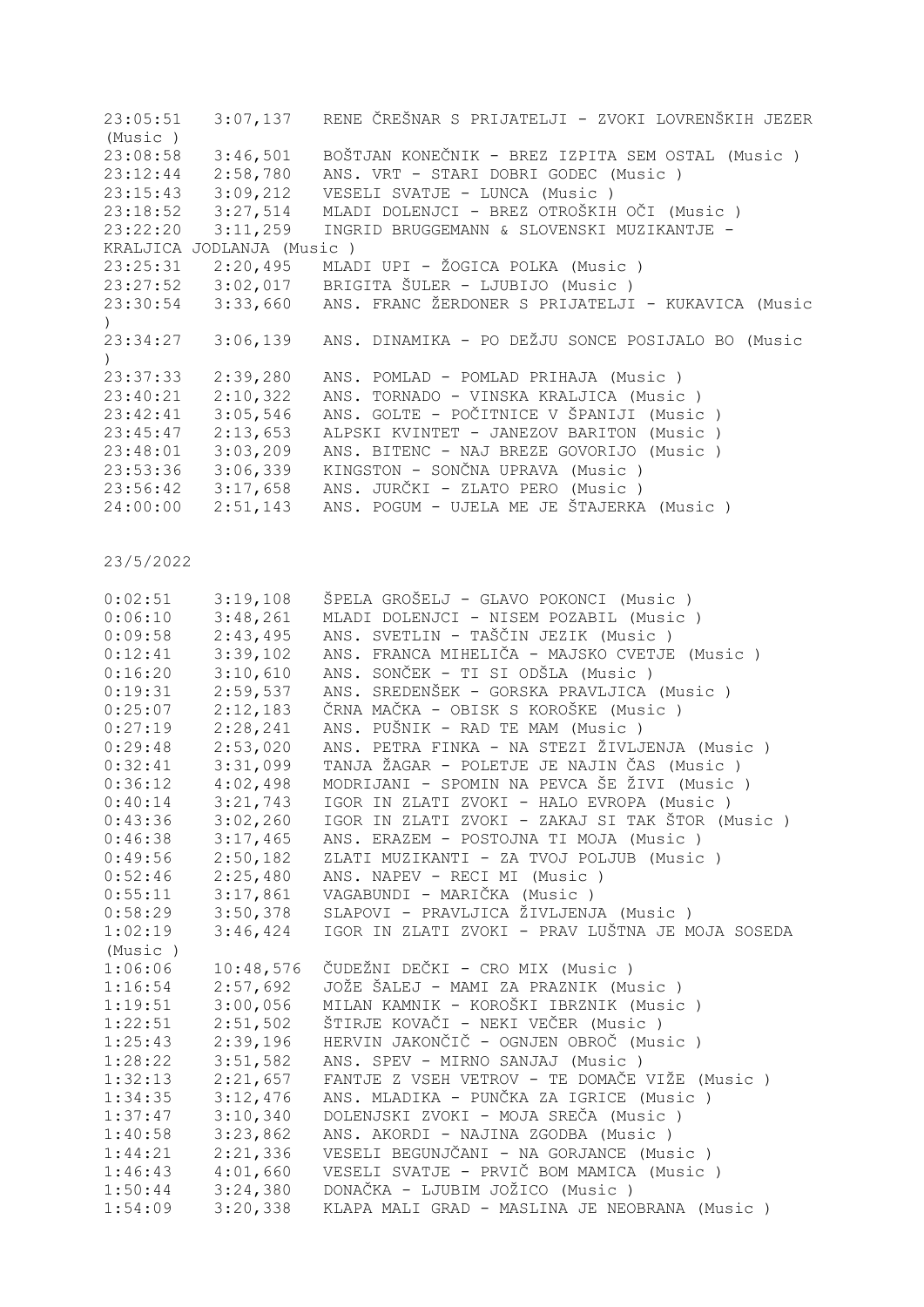23:05:51 3:07,137 RENE ČREŠNAR S PRIJATELJI - ZVOKI LOVRENŠKIH JEZER (Music )
23:08:58 3:46,501 BOŠTJAN KONEČNIK - BREZ IZPITA SEM OSTAL (Music )
23:12:44 2:58,780 ANS. VRT - STARI DOBRI GODEC (Music )
23:15:43 3:09,212 VESELI SVATJE - LUNCA (Music )
23:18:52 3:27,514 MLADI DOLENJCI - BREZ OTROŠKIH OČI (Music )
23:22:20 3:11,259 INGRID BRUGGEMANN & SLOVENSKI MUZIKANTJE - KRALJICA JODLANJA (Music )
23:25:31 2:20,495 MLADI UPI - ŽOGICA POLKA (Music )
23:27:52 3:02,017 BRIGITA ŠULER - LJUBIJO (Music )
23:30:54 3:33,660 ANS. FRANC ŽERDONER S PRIJATELJI - KUKAVICA (Music )
23:34:27 3:06,139 ANS. DINAMIKA - PO DEŽJU SONCE POSIJALO BO (Music )
23:37:33 2:39,280 ANS. POMLAD - POMLAD PRIHAJA (Music )
23:40:21 2:10,322 ANS. TORNADO - VINSKA KRALJICA (Music )
23:42:41 3:05,546 ANS. GOLTE - POČITNICE V ŠPANIJI (Music )
23:45:47 2:13,653 ALPSKI KVINTET - JANEZOV BARITON (Music )
23:48:01 3:03,209 ANS. BITENC - NAJ BREZE GOVORIJO (Music )
23:53:36 3:06,339 KINGSTON - SONČNA UPRAVA (Music )
23:56:42 3:17,658 ANS. JURČKI - ZLATO PERO (Music )
24:00:00 2:51,143 ANS. POGUM - UJELA ME JE ŠTAJERKA (Music )

23/5/2022

0:02:51 3:19,108 ŠPELA GROŠELJ - GLAVO POKONCI (Music )
0:06:10 3:48,261 MLADI DOLENJCI - NISEM POZABIL (Music )
0:09:58 2:43,495 ANS. SVETLIN - TAŠČIN JEZIK (Music )
0:12:41 3:39,102 ANS. FRANCA MIHELIČA - MAJSKO CVETJE (Music )
0:16:20 3:10,610 ANS. SONČEK - TI SI ODŠLA (Music )
0:19:31 2:59,537 ANS. SREDENŠEK - GORSKA PRAVLJICA (Music )
0:25:07 2:12,183 ČRNA MAČKA - OBISK S KOROŠKE (Music )
0:27:19 2:28,241 ANS. PUŠNIK - RAD TE MAM (Music )
0:29:48 2:53,020 ANS. PETRA FINKA - NA STEZI ŽIVLJENJA (Music )
0:32:41 3:31,099 TANJA ŽAGAR - POLETJE JE NAJIN ČAS (Music )
0:36:12 4:02,498 MODRIJANI - SPOMIN NA PEVCA ŠE ŽIVI (Music )
0:40:14 3:21,743 IGOR IN ZLATI ZVOKI - HALO EVROPA (Music )
0:43:36 3:02,260 IGOR IN ZLATI ZVOKI - ZAKAJ SI TAK ŠTOR (Music )
0:46:38 3:17,465 ANS. ERAZEM - POSTOJNA TI MOJA (Music )
0:49:56 2:50,182 ZLATI MUZIKANTI - ZA TVOJ POLJUB (Music )
0:52:46 2:25,480 ANS. NAPEV - RECI MI (Music )
0:55:11 3:17,861 VAGABUNDI - MARIČKA (Music )
0:58:29 3:50,378 SLAPOVI - PRAVLJICA ŽIVLJENJA (Music )
1:02:19 3:46,424 IGOR IN ZLATI ZVOKI - PRAV LUŠTNA JE MOJA SOSEDA (Music )
1:06:06 10:48,576 ČUDEŽNI DEČKI - CRO MIX (Music )
1:16:54 2:57,692 JOŽE ŠALEJ - MAMI ZA PRAZNIK (Music )
1:19:51 3:00,056 MILAN KAMNIK - KOROŠKI IBRZNIK (Music )
1:22:51 2:51,502 ŠTIRJE KOVAČI - NEKI VEČER (Music )
1:25:43 2:39,196 HERVIN JAKONČIČ - OGNJEN OBROČ (Music )
1:28:22 3:51,582 ANS. SPEV - MIRNO SANJAJ (Music )
1:32:13 2:21,657 FANTJE Z VSEH VETROV - TE DOMAČE VIŽE (Music )
1:34:35 3:12,476 ANS. MLADIKA - PUNČKA ZA IGRICE (Music )
1:37:47 3:10,340 DOLENJSKI ZVOKI - MOJA SREČA (Music )
1:40:58 3:23,862 ANS. AKORDI - NAJINA ZGODBA (Music )
1:44:21 2:21,336 VESELI BEGUNJČANI - NA GORJANCE (Music )
1:46:43 4:01,660 VESELI SVATJE - PRVIČ BOM MAMICA (Music )
1:50:44 3:24,380 DONAČKA - LJUBIM JOŽICO (Music )
1:54:09 3:20,338 KLAPA MALI GRAD - MASLINA JE NEOBRANA (Music )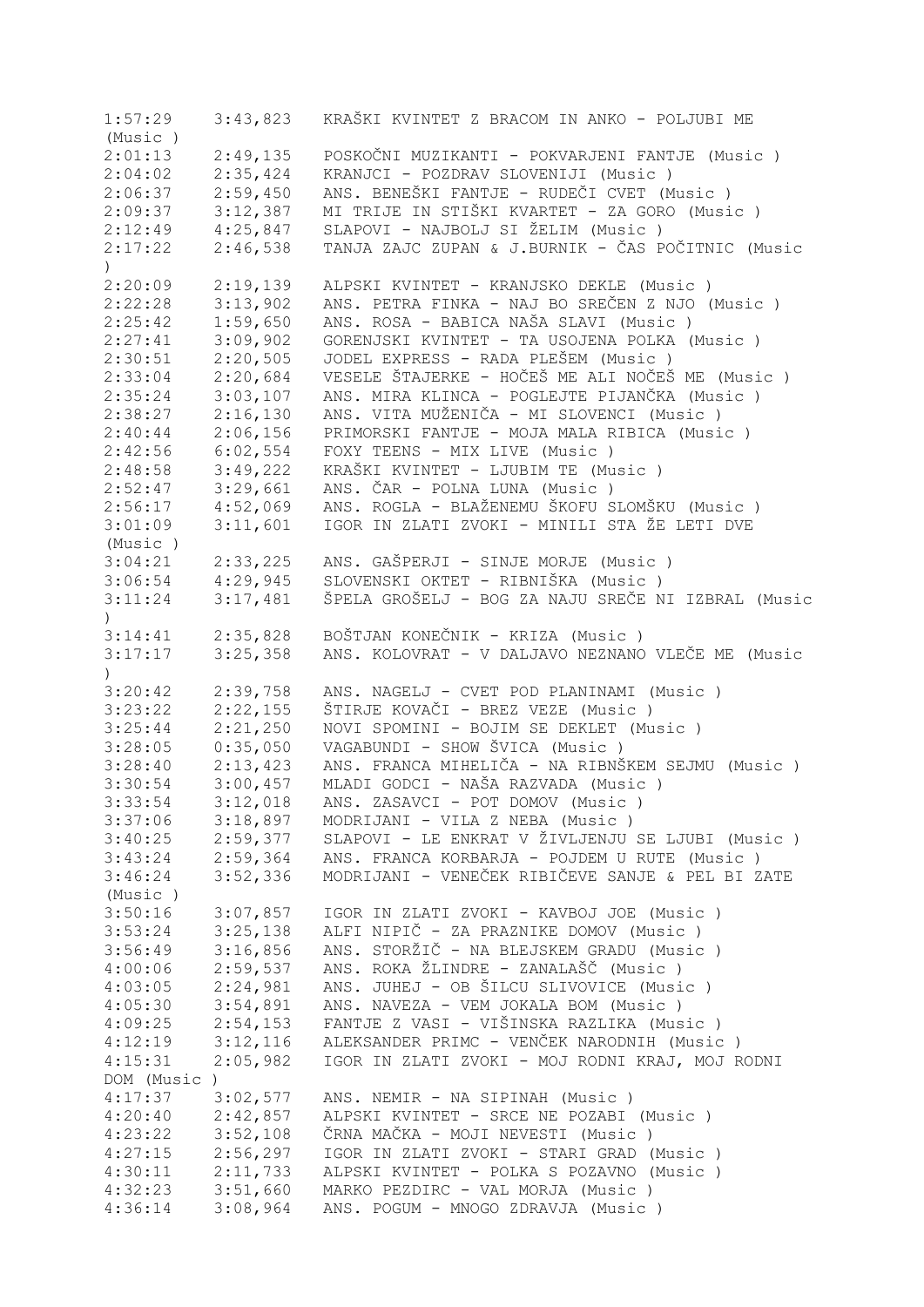| | | |
|---|---|---|
| 1:57:29 | 3:43,823 | KRAŠKI KVINTET Z BRACOM IN ANKO - POLJUBI ME (Music ) |
| 2:01:13 | 2:49,135 | POSKOČNI MUZIKANTI - POKVARJENI FANTJE (Music ) |
| 2:04:02 | 2:35,424 | KRANJCI - POZDRAV SLOVENIJI (Music ) |
| 2:06:37 | 2:59,450 | ANS. BENEŠKI FANTJE - RUDEČI CVET (Music ) |
| 2:09:37 | 3:12,387 | MI TRIJE IN STIŠKI KVARTET - ZA GORO (Music ) |
| 2:12:49 | 4:25,847 | SLAPOVI - NAJBOLJ SI ŽELIM (Music ) |
| 2:17:22 | 2:46,538 | TANJA ZAJC ZUPAN & J.BURNIK - ČAS POČITNIC (Music ) |
| 2:20:09 | 2:19,139 | ALPSKI KVINTET - KRANJSKO DEKLE (Music ) |
| 2:22:28 | 3:13,902 | ANS. PETRA FINKA - NAJ BO SREČEN Z NJO (Music ) |
| 2:25:42 | 1:59,650 | ANS. ROSA - BABICA NAŠA SLAVI (Music ) |
| 2:27:41 | 3:09,902 | GORENJSKI KVINTET - TA USOJENA POLKA (Music ) |
| 2:30:51 | 2:20,505 | JODEL EXPRESS - RADA PLEŠEM (Music ) |
| 2:33:04 | 2:20,684 | VESELE ŠTAJERKE - HOČEŠ ME ALI NOČEŠ ME (Music ) |
| 2:35:24 | 3:03,107 | ANS. MIRA KLINCA - POGLEJTE PIJANČKA (Music ) |
| 2:38:27 | 2:16,130 | ANS. VITA MUŽENIČA - MI SLOVENCI (Music ) |
| 2:40:44 | 2:06,156 | PRIMORSKI FANTJE - MOJA MALA RIBICA (Music ) |
| 2:42:56 | 6:02,554 | FOXY TEENS - MIX LIVE (Music ) |
| 2:48:58 | 3:49,222 | KRAŠKI KVINTET - LJUBIM TE (Music ) |
| 2:52:47 | 3:29,661 | ANS. ČAR - POLNA LUNA (Music ) |
| 2:56:17 | 4:52,069 | ANS. ROGLA - BLAŽENEMU ŠKOFU SLOMŠKU (Music ) |
| 3:01:09 | 3:11,601 | IGOR IN ZLATI ZVOKI - MINILI STA ŽE LETI DVE (Music ) |
| 3:04:21 | 2:33,225 | ANS. GAŠPERJI - SINJE MORJE (Music ) |
| 3:06:54 | 4:29,945 | SLOVENSKI OKTET - RIBNIŠKA (Music ) |
| 3:11:24 | 3:17,481 | ŠPELA GROŠELJ - BOG ZA NAJU SREČE NI IZBRAL (Music ) |
| 3:14:41 | 2:35,828 | BOŠTJAN KONEČNIK - KRIZA (Music ) |
| 3:17:17 | 3:25,358 | ANS. KOLOVRAT - V DALJAVO NEZNANO VLEČE ME (Music ) |
| 3:20:42 | 2:39,758 | ANS. NAGELJ - CVET POD PLANINAMI (Music ) |
| 3:23:22 | 2:22,155 | ŠTIRJE KOVAČI - BREZ VEZE (Music ) |
| 3:25:44 | 2:21,250 | NOVI SPOMINI - BOJIM SE DEKLET (Music ) |
| 3:28:05 | 0:35,050 | VAGABUNDI - SHOW ŠVICA (Music ) |
| 3:28:40 | 2:13,423 | ANS. FRANCA MIHELIČA - NA RIBNŠKEM SEJMU (Music ) |
| 3:30:54 | 3:00,457 | MLADI GODCI - NAŠA RAZVADA (Music ) |
| 3:33:54 | 3:12,018 | ANS. ZASAVCI - POT DOMOV (Music ) |
| 3:37:06 | 3:18,897 | MODRIJANI - VILA Z NEBA (Music ) |
| 3:40:25 | 2:59,377 | SLAPOVI - LE ENKRAT V ŽIVLJENJU SE LJUBI (Music ) |
| 3:43:24 | 2:59,364 | ANS. FRANCA KORBARJA - POJDEM U RUTE (Music ) |
| 3:46:24 | 3:52,336 | MODRIJANI - VENEČEK RIBIČEVE SANJE & PEL BI ZATE (Music ) |
| 3:50:16 | 3:07,857 | IGOR IN ZLATI ZVOKI - KAVBOJ JOE (Music ) |
| 3:53:24 | 3:25,138 | ALFI NIPIČ - ZA PRAZNIKE DOMOV (Music ) |
| 3:56:49 | 3:16,856 | ANS. STORŽIČ - NA BLEJSKEM GRADU (Music ) |
| 4:00:06 | 2:59,537 | ANS. ROKA ŽLINDRE - ZANALAŠČ (Music ) |
| 4:03:05 | 2:24,981 | ANS. JUHEJ - OB ŠILCU SLIVOVICE (Music ) |
| 4:05:30 | 3:54,891 | ANS. NAVEZA - VEM JOKALA BOM (Music ) |
| 4:09:25 | 2:54,153 | FANTJE Z VASI - VIŠINSKA RAZLIKA (Music ) |
| 4:12:19 | 3:12,116 | ALEKSANDER PRIMC - VENČEK NARODNIH (Music ) |
| 4:15:31 | 2:05,982 | IGOR IN ZLATI ZVOKI - MOJ RODNI KRAJ, MOJ RODNI DOM (Music ) |
| 4:17:37 | 3:02,577 | ANS. NEMIR - NA SIPINAH (Music ) |
| 4:20:40 | 2:42,857 | ALPSKI KVINTET - SRCE NE POZABI (Music ) |
| 4:23:22 | 3:52,108 | ČRNA MAČKA - MOJI NEVESTI (Music ) |
| 4:27:15 | 2:56,297 | IGOR IN ZLATI ZVOKI - STARI GRAD (Music ) |
| 4:30:11 | 2:11,733 | ALPSKI KVINTET - POLKA S POZAVNO (Music ) |
| 4:32:23 | 3:51,660 | MARKO PEZDIRC - VAL MORJA (Music ) |
| 4:36:14 | 3:08,964 | ANS. POGUM - MNOGO ZDRAVJA (Music ) |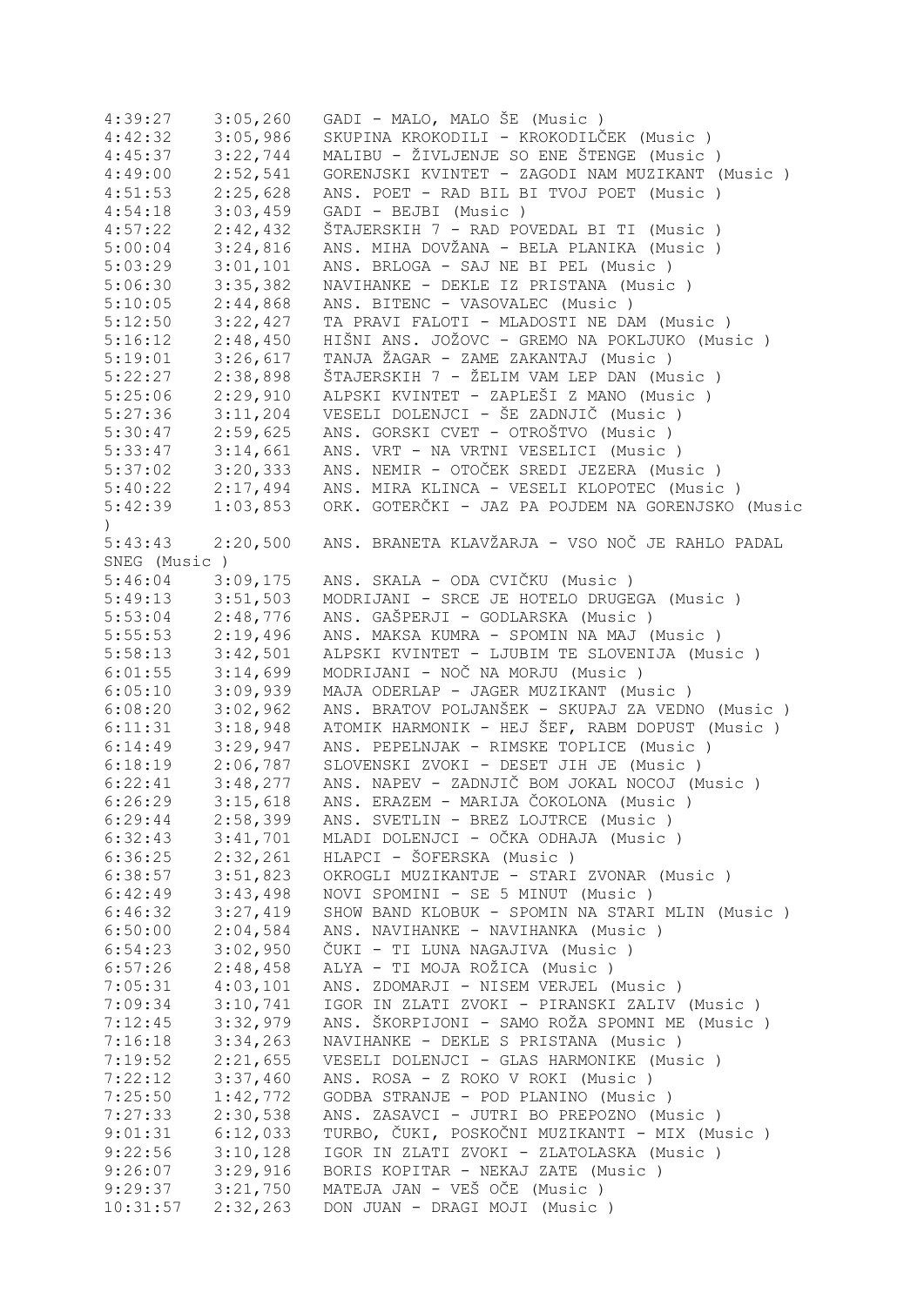```
4:39:27     3:05,260    GADI - MALO, MALO ŠE (Music )
4:42:32     3:05,986    SKUPINA KROKODILI - KROKODILČEK (Music )
4:45:37     3:22,744    MALIBU - ŽIVLJENJE SO ENE ŠTENGE (Music )
4:49:00     2:52,541    GORENJSKI KVINTET - ZAGODI NAM MUZIKANT (Music )
4:51:53     2:25,628    ANS. POET - RAD BIL BI TVOJ POET (Music )
4:54:18     3:03,459    GADI - BEJBI (Music )
4:57:22     2:42,432    ŠTAJERSKIH 7 - RAD POVEDAL BI TI (Music )
5:00:04     3:24,816    ANS. MIHA DOVŽANA - BELA PLANIKA (Music )
5:03:29     3:01,101    ANS. BRLOGA - SAJ NE BI PEL (Music )
5:06:30     3:35,382    NAVIHANKE - DEKLE IZ PRISTANA (Music )
5:10:05     2:44,868    ANS. BITENC - VASOVALEC (Music )
5:12:50     3:22,427    TA PRAVI FALOTI - MLADOSTI NE DAM (Music )
5:16:12     2:48,450    HIŠNI ANS. JOŽOVC - GREMO NA POKLJUKO (Music )
5:19:01     3:26,617    TANJA ŽAGAR - ZAME ZAKANTAJ (Music )
5:22:27     2:38,898    ŠTAJERSKIH 7 - ŽELIM VAM LEP DAN (Music )
5:25:06     2:29,910    ALPSKI KVINTET - ZAPLEŠI Z MANO (Music )
5:27:36     3:11,204    VESELI DOLENJCI - ŠE ZADNJIČ (Music )
5:30:47     2:59,625    ANS. GORSKI CVET - OTROŠTVO (Music )
5:33:47     3:14,661    ANS. VRT - NA VRTNI VESELICI (Music )
5:37:02     3:20,333    ANS. NEMIR - OTOČEK SREDI JEZERA (Music )
5:40:22     2:17,494    ANS. MIRA KLINCA - VESELI KLOPOTEC (Music )
5:42:39     1:03,853    ORK. GOTERČKI - JAZ PA POJDEM NA GORENJSKO (Music
)
5:43:43     2:20,500    ANS. BRANETA KLAVŽARJA - VSO NOČ JE RAHLO PADAL
SNEG (Music )
5:46:04     3:09,175    ANS. SKALA - ODA CVIČKU (Music )
5:49:13     3:51,503    MODRIJANI - SRCE JE HOTELO DRUGEGA (Music )
5:53:04     2:48,776    ANS. GAŠPERJI - GODLARSKA (Music )
5:55:53     2:19,496    ANS. MAKSA KUMRA - SPOMIN NA MAJ (Music )
5:58:13     3:42,501    ALPSKI KVINTET - LJUBIM TE SLOVENIJA (Music )
6:01:55     3:14,699    MODRIJANI - NOČ NA MORJU (Music )
6:05:10     3:09,939    MAJA ODERLAP - JAGER MUZIKANT (Music )
6:08:20     3:02,962    ANS. BRATOV POLJANŠEK - SKUPAJ ZA VEDNO (Music )
6:11:31     3:18,948    ATOMIK HARMONIK - HEJ ŠEF, RABM DOPUST (Music )
6:14:49     3:29,947    ANS. PEPELNJAK - RIMSKE TOPLICE (Music )
6:18:19     2:06,787    SLOVENSKI ZVOKI - DESET JIH JE (Music )
6:22:41     3:48,277    ANS. NAPEV - ZADNJIČ BOM JOKAL NOCOJ (Music )
6:26:29     3:15,618    ANS. ERAZEM - MARIJA ČOKOLONA (Music )
6:29:44     2:58,399    ANS. SVETLIN - BREZ LOJTRCE (Music )
6:32:43     3:41,701    MLADI DOLENJCI - OČKA ODHAJA (Music )
6:36:25     2:32,261    HLAPCI - ŠOFERSKA (Music )
6:38:57     3:51,823    OKROGLI MUZIKANTJE - STARI ZVONAR (Music )
6:42:49     3:43,498    NOVI SPOMINI - SE 5 MINUT (Music )
6:46:32     3:27,419    SHOW BAND KLOBUK - SPOMIN NA STARI MLIN (Music )
6:50:00     2:04,584    ANS. NAVIHANKE - NAVIHANKA (Music )
6:54:23     3:02,950    ČUKI - TI LUNA NAGAJIVA (Music )
6:57:26     2:48,458    ALYA - TI MOJA ROŽICA (Music )
7:05:31     4:03,101    ANS. ZDOMARJI - NISEM VERJEL (Music )
7:09:34     3:10,741    IGOR IN ZLATI ZVOKI - PIRANSKI ZALIV (Music )
7:12:45     3:32,979    ANS. ŠKORPIJONI - SAMO ROŽA SPOMNI ME (Music )
7:16:18     3:34,263    NAVIHANKE - DEKLE S PRISTANA (Music )
7:19:52     2:21,655    VESELI DOLENJCI - GLAS HARMONIKE (Music )
7:22:12     3:37,460    ANS. ROSA - Z ROKO V ROKI (Music )
7:25:50     1:42,772    GODBA STRANJE - POD PLANINO (Music )
7:27:33     2:30,538    ANS. ZASAVCI - JUTRI BO PREPOZNO (Music )
9:01:31     6:12,033    TURBO, ČUKI, POSKOČNI MUZIKANTI - MIX (Music )
9:22:56     3:10,128    IGOR IN ZLATI ZVOKI - ZLATOLASKA (Music )
9:26:07     3:29,916    BORIS KOPITAR - NEKAJ ZATE (Music )
9:29:37     3:21,750    MATEJA JAN - VEŠ OČE (Music )
10:31:57    2:32,263    DON JUAN - DRAGI MOJI (Music )
```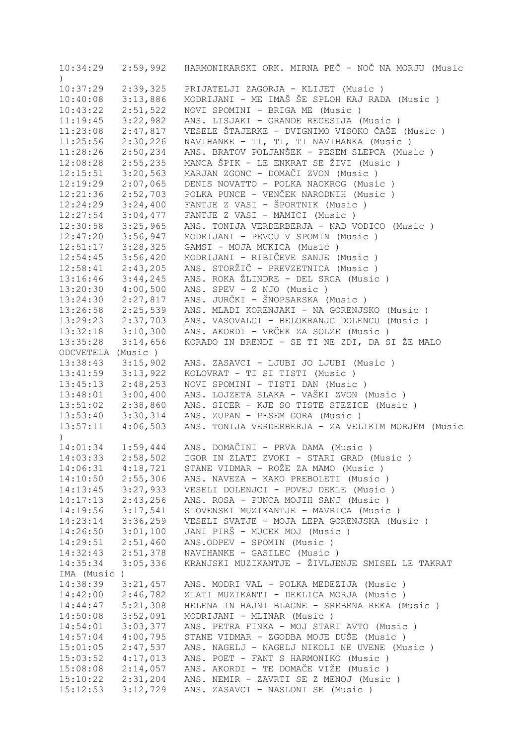```
10:34:29   2:59,992   HARMONIKARSKI ORK. MIRNA PEČ - NOČ NA MORJU (Music
)
10:37:29   2:39,325   PRIJATELJI ZAGORJA - KLIJET (Music )
10:40:08   3:13,886   MODRIJANI - ME IMAŠ ŠE SPLOH KAJ RADA (Music )
10:43:22   2:51,522   NOVI SPOMINI - BRIGA ME (Music )
11:19:45   3:22,982   ANS. LISJAKI - GRANDE RECESIJA (Music )
11:23:08   2:47,817   VESELE ŠTAJERKE - DVIGNIMO VISOKO ČAŠE (Music )
11:25:56   2:30,226   NAVIHANKE - TI, TI, TI NAVIHANKA (Music )
11:28:26   2:50,234   ANS. BRATOV POLJANŠEK - PESEM SLEPCA (Music )
12:08:28   2:55,235   MANCA ŠPIK - LE ENKRAT SE ŽIVI (Music )
12:15:51   3:20,563   MARJAN ZGONC - DOMAČI ZVON (Music )
12:19:29   2:07,065   DENIS NOVATTO - POLKA NAOKROG (Music )
12:21:36   2:52,703   POLKA PUNCE - VENČEK NARODNIH (Music )
12:24:29   3:24,400   FANTJE Z VASI - ŠPORTNIK (Music )
12:27:54   3:04,477   FANTJE Z VASI - MAMICI (Music )
12:30:58   3:25,965   ANS. TONIJA VERDERBERJA - NAD VODICO (Music )
12:47:20   3:56,947   MODRIJANI - PEVCU V SPOMIN (Music )
12:51:17   3:28,325   GAMSI - MOJA MUKICA (Music )
12:54:45   3:56,420   MODRIJANI - RIBIČEVE SANJE (Music )
12:58:41   2:43,205   ANS. STORŽIČ - PREVZETNICA (Music )
13:16:46   3:44,245   ANS. ROKA ŽLINDRE - DEL SRCA (Music )
13:20:30   4:00,500   ANS. SPEV - Z NJO (Music )
13:24:30   2:27,817   ANS. JURČKI - ŠNOPSARSKA (Music )
13:26:58   2:25,539   ANS. MLADI KORENJAKI - NA GORENJSKO (Music )
13:29:23   2:37,703   ANS. VASOVALCI - BELOKRANJC DOLENCU (Music )
13:32:18   3:10,300   ANS. AKORDI - VRČEK ZA SOLZE (Music )
13:35:28   3:14,656   KORADO IN BRENDI - SE TI NE ZDI, DA SI ŽE MALO
ODCVETELA (Music )
13:38:43   3:15,902   ANS. ZASAVCI - LJUBI JO LJUBI (Music )
13:41:59   3:13,922   KOLOVRAT - TI SI TISTI (Music )
13:45:13   2:48,253   NOVI SPOMINI - TISTI DAN (Music )
13:48:01   3:00,400   ANS. LOJZETA SLAKA - VAŠKI ZVON (Music )
13:51:02   2:38,860   ANS. SICER - KJE SO TISTE STEZICE (Music )
13:53:40   3:30,314   ANS. ZUPAN - PESEM GORA (Music )
13:57:11   4:06,503   ANS. TONIJA VERDERBERJA - ZA VELIKIM MORJEM (Music
)
14:01:34   1:59,444   ANS. DOMAČINI - PRVA DAMA (Music )
14:03:33   2:58,502   IGOR IN ZLATI ZVOKI - STARI GRAD (Music )
14:06:31   4:18,721   STANE VIDMAR - ROŽE ZA MAMO (Music )
14:10:50   2:55,306   ANS. NAVEZA - KAKO PREBOLETI (Music )
14:13:45   3:27,933   VESELI DOLENJCI - POVEJ DEKLE (Music )
14:17:13   2:43,256   ANS. ROSA - PUNCA MOJIH SANJ (Music )
14:19:56   3:17,541   SLOVENSKI MUZIKANTJE - MAVRICA (Music )
14:23:14   3:36,259   VESELI SVATJE - MOJA LEPA GORENJSKA (Music )
14:26:50   3:01,100   JANI PIRŠ - MUCEK MOJ (Music )
14:29:51   2:51,460   ANS.ODPEV - SPOMIN (Music )
14:32:43   2:51,378   NAVIHANKE - GASILEC (Music )
14:35:34   3:05,336   KRANJSKI MUZIKANTJE - ŽIVLJENJE SMISEL LE TAKRAT
IMA (Music )
14:38:39   3:21,457   ANS. MODRI VAL - POLKA MEDEZIJA (Music )
14:42:00   2:46,782   ZLATI MUZIKANTI - DEKLICA MORJA (Music )
14:44:47   5:21,308   HELENA IN HAJNI BLAGNE - SREBRNA REKA (Music )
14:50:08   3:52,091   MODRIJANI - MLINAR (Music )
14:54:01   3:03,377   ANS. PETRA FINKA - MOJ STARI AVTO (Music )
14:57:04   4:00,795   STANE VIDMAR - ZGODBA MOJE DUŠE (Music )
15:01:05   2:47,537   ANS. NAGELJ - NAGELJ NIKOLI NE UVENE (Music )
15:03:52   4:17,013   ANS. POET - FANT S HARMONIKO (Music )
15:08:08   2:14,057   ANS. AKORDI - TE DOMAČE VIŽE (Music )
15:10:22   2:31,204   ANS. NEMIR - ZAVRTI SE Z MENOJ (Music )
15:12:53   3:12,729   ANS. ZASAVCI - NASLONI SE (Music )
```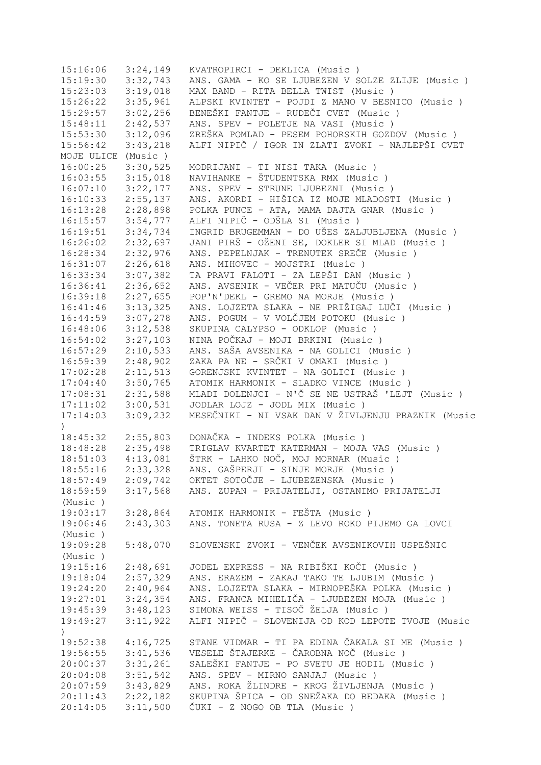15:16:06   3:24,149   KVATROPIRCI - DEKLICA (Music )
15:19:30   3:32,743   ANS. GAMA - KO SE LJUBEZEN V SOLZE ZLIJE (Music )
15:23:03   3:19,018   MAX BAND - RITA BELLA TWIST (Music )
15:26:22   3:35,961   ALPSKI KVINTET - POJDI Z MANO V BESNICO (Music )
15:29:57   3:02,256   BENEŠKI FANTJE - RUDEČI CVET (Music )
15:48:11   2:42,537   ANS. SPEV - POLETJE NA VASI (Music )
15:53:30   3:12,096   ZREŠKA POMLAD - PESEM POHORSKIH GOZDOV (Music )
15:56:42   3:43,218   ALFI NIPIČ / IGOR IN ZLATI ZVOKI - NAJLEPŠI CVET MOJE ULICE (Music )
16:00:25   3:30,525   MODRIJANI - TI NISI TAKA (Music )
16:03:55   3:15,018   NAVIHANKE - ŠTUDENTSKA RMX (Music )
16:07:10   3:22,177   ANS. SPEV - STRUNE LJUBEZNI (Music )
16:10:33   2:55,137   ANS. AKORDI - HIŠICA IZ MOJE MLADOSTI (Music )
16:13:28   2:28,898   POLKA PUNCE - ATA, MAMA DAJTA GNAR (Music )
16:15:57   3:54,777   ALFI NIPIČ - ODŠLA SI (Music )
16:19:51   3:34,734   INGRID BRUGEMMAN - DO UŠES ZALJUBLJENA (Music )
16:26:02   2:32,697   JANI PIRŠ - OŽENI SE, DOKLER SI MLAD (Music )
16:28:34   2:32,976   ANS. PEPELNJAK - TRENUTEK SREČE (Music )
16:31:07   2:26,618   ANS. MIHOVEC - MOJSTRI (Music )
16:33:34   3:07,382   TA PRAVI FALOTI - ZA LEPŠI DAN (Music )
16:36:41   2:36,652   ANS. AVSENIK - VEČER PRI MATUČU (Music )
16:39:18   2:27,655   POP'N'DEKL - GREMO NA MORJE (Music )
16:41:46   3:13,325   ANS. LOJZETA SLAKA - NE PRIŽIGAJ LUČI (Music )
16:44:59   3:07,278   ANS. POGUM - V VOLČJEM POTOKU (Music )
16:48:06   3:12,538   SKUPINA CALYPSO - ODKLOP (Music )
16:54:02   3:27,103   NINA POČKAJ - MOJI BRKINI (Music )
16:57:29   2:10,533   ANS. SAŠA AVSENIKA - NA GOLICI (Music )
16:59:39   2:48,902   ZAKA PA NE - SRČKI V OMAKI (Music )
17:02:28   2:11,513   GORENJSKI KVINTET - NA GOLICI (Music )
17:04:40   3:50,765   ATOMIK HARMONIK - SLADKO VINCE (Music )
17:08:31   2:31,588   MLADI DOLENJCI - N'Č SE NE USTRAŠ 'LEJT (Music )
17:11:02   3:00,531   JODLAR LOJZ - JODL MIX (Music )
17:14:03   3:09,232   MESEČNIKI - NI VSAK DAN V ŽIVLJENJU PRAZNIK (Music )
18:45:32   2:55,803   DONAČKA - INDEKS POLKA (Music )
18:48:28   2:35,498   TRIGLAV KVARTET KATERMAN - MOJA VAS (Music )
18:51:03   4:13,081   ŠTRK - LAHKO NOČ, MOJ MORNAR (Music )
18:55:16   2:33,328   ANS. GAŠPERJI - SINJE MORJE (Music )
18:57:49   2:09,742   OKTET SOTOČJE - LJUBEZENSKA (Music )
18:59:59   3:17,568   ANS. ZUPAN - PRIJATELJI, OSTANIMO PRIJATELJI (Music )
19:03:17   3:28,864   ATOMIK HARMONIK - FEŠTA (Music )
19:06:46   2:43,303   ANS. TONETA RUSA - Z LEVO ROKO PIJEMO GA LOVCI (Music )
19:09:28   5:48,070   SLOVENSKI ZVOKI - VENČEK AVSENIKOVIH USPEŠNIC (Music )
19:15:16   2:48,691   JODEL EXPRESS - NA RIBIŠKI KOČI (Music )
19:18:04   2:57,329   ANS. ERAZEM - ZAKAJ TAKO TE LJUBIM (Music )
19:24:20   2:40,964   ANS. LOJZETA SLAKA - MIRNOPEŠKA POLKA (Music )
19:27:01   3:24,354   ANS. FRANCA MIHELIČA - LJUBEZEN MOJA (Music )
19:45:39   3:48,123   SIMONA WEISS - TISOČ ŽELJA (Music )
19:49:27   3:11,922   ALFI NIPIČ - SLOVENIJA OD KOD LEPOTE TVOJE (Music )
19:52:38   4:16,725   STANE VIDMAR - TI PA EDINA ČAKALA SI ME (Music )
19:56:55   3:41,536   VESELE ŠTAJERKE - ČAROBNA NOČ (Music )
20:00:37   3:31,261   SALEŠKI FANTJE - PO SVETU JE HODIL (Music )
20:04:08   3:51,542   ANS. SPEV - MIRNO SANJAJ (Music )
20:07:59   3:43,829   ANS. ROKA ŽLINDRE - KROG ŽIVLJENJA (Music )
20:11:43   2:22,182   SKUPINA ŠPICA - OD SNEŽAKA DO BEDAKA (Music )
20:14:05   3:11,500   ČUKI - Z NOGO OB TLA (Music )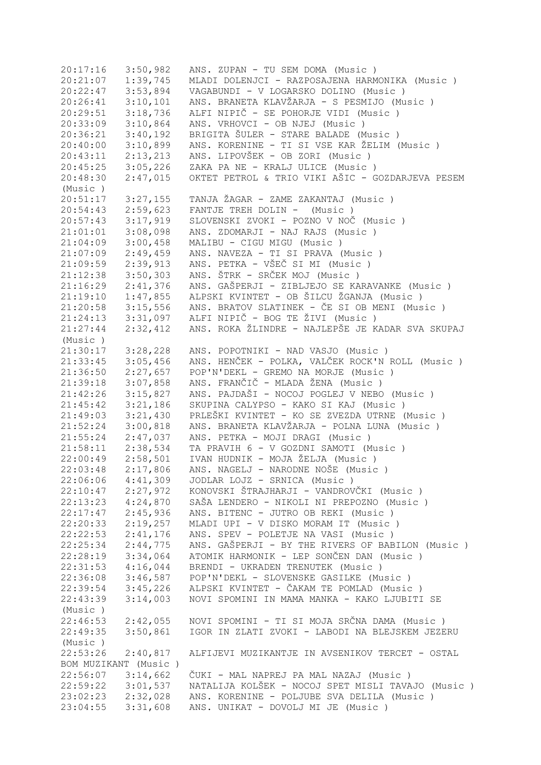```
20:17:16   3:50,982   ANS. ZUPAN - TU SEM DOMA (Music )
20:21:07   1:39,745   MLADI DOLENJCI - RAZPOSAJENA HARMONIKA (Music )
20:22:47   3:53,894   VAGABUNDI - V LOGARSKO DOLINO (Music )
20:26:41   3:10,101   ANS. BRANETA KLAVŽARJA - S PESMIJO (Music )
20:29:51   3:18,736   ALFI NIPIČ - SE POHORJE VIDI (Music )
20:33:09   3:10,864   ANS. VRHOVCI - OB NJEJ (Music )
20:36:21   3:40,192   BRIGITA ŠULER - STARE BALADE (Music )
20:40:00   3:10,899   ANS. KORENINE - TI SI VSE KAR ŽELIM (Music )
20:43:11   2:13,213   ANS. LIPOVŠEK - OB ZORI (Music )
20:45:25   3:05,226   ZAKA PA NE - KRALJ ULICE (Music )
20:48:30   2:47,015   OKTET PETROL & TRIO VIKI AŠIC - GOZDARJEVA PESEM
(Music )
20:51:17   3:27,155   TANJA ŽAGAR - ZAME ZAKANTAJ (Music )
20:54:43   2:59,623   FANTJE TREH DOLIN -  (Music )
20:57:43   3:17,919   SLOVENSKI ZVOKI - POZNO V NOČ (Music )
21:01:01   3:08,098   ANS. ZDOMARJI - NAJ RAJS (Music )
21:04:09   3:00,458   MALIBU - CIGU MIGU (Music )
21:07:09   2:49,459   ANS. NAVEZA - TI SI PRAVA (Music )
21:09:59   2:39,913   ANS. PETKA - VŠEČ SI MI (Music )
21:12:38   3:50,303   ANS. ŠTRK - SRČEK MOJ (Music )
21:16:29   2:41,376   ANS. GAŠPERJI - ZIBLJEJO SE KARAVANKE (Music )
21:19:10   1:47,855   ALPSKI KVINTET - OB ŠILCU ŽGANJA (Music )
21:20:58   3:15,556   ANS. BRATOV SLATINEK - ČE SI OB MENI (Music )
21:24:13   3:31,097   ALFI NIPIČ - BOG TE ŽIVI (Music )
21:27:44   2:32,412   ANS. ROKA ŽLINDRE - NAJLEPŠE JE KADAR SVA SKUPAJ
(Music )
21:30:17   3:28,228   ANS. POPOTNIKI - NAD VASJO (Music )
21:33:45   3:05,456   ANS. HENČEK - POLKA, VALČEK ROCK'N ROLL (Music )
21:36:50   2:27,657   POP'N'DEKL - GREMO NA MORJE (Music )
21:39:18   3:07,858   ANS. FRANČIČ - MLADA ŽENA (Music )
21:42:26   3:15,827   ANS. PAJDAŠI - NOCOJ POGLEJ V NEBO (Music )
21:45:42   3:21,186   SKUPINA CALYPSO - KAKO SI KAJ (Music )
21:49:03   3:21,430   PRLEŠKI KVINTET - KO SE ZVEZDA UTRNE (Music )
21:52:24   3:00,818   ANS. BRANETA KLAVŽARJA - POLNA LUNA (Music )
21:55:24   2:47,037   ANS. PETKA - MOJI DRAGI (Music )
21:58:11   2:38,534   TA PRAVIH 6 - V GOZDNI SAMOTI (Music )
22:00:49   2:58,501   IVAN HUDNIK - MOJA ŽELJA (Music )
22:03:48   2:17,806   ANS. NAGELJ - NARODNE NOŠE (Music )
22:06:06   4:41,309   JODLAR LOJZ - SRNICA (Music )
22:10:47   2:27,972   KONOVSKI ŠTRAJHARJI - VANDROVČKI (Music )
22:13:23   4:24,870   SAŠA LENDERO - NIKOLI NI PREPOZNO (Music )
22:17:47   2:45,936   ANS. BITENC - JUTRO OB REKI (Music )
22:20:33   2:19,257   MLADI UPI - V DISKO MORAM IT (Music )
22:22:53   2:41,176   ANS. SPEV - POLETJE NA VASI (Music )
22:25:34   2:44,775   ANS. GAŠPERJI - BY THE RIVERS OF BABILON (Music )
22:28:19   3:34,064   ATOMIK HARMONIK - LEP SONČEN DAN (Music )
22:31:53   4:16,044   BRENDI - UKRADEN TRENUTEK (Music )
22:36:08   3:46,587   POP'N'DEKL - SLOVENSKE GASILKE (Music )
22:39:54   3:45,226   ALPSKI KVINTET - ČAKAM TE POMLAD (Music )
22:43:39   3:14,003   NOVI SPOMINI IN MAMA MANKA - KAKO LJUBITI SE
(Music )
22:46:53   2:42,055   NOVI SPOMINI - TI SI MOJA SRČNA DAMA (Music )
22:49:35   3:50,861   IGOR IN ZLATI ZVOKI - LABODI NA BLEJSKEM JEZERU
(Music )
22:53:26   2:40,817   ALFIJEVI MUZIKANTJE IN AVSENIKOV TERCET - OSTAL
BOM MUZIKANT (Music )
22:56:07   3:14,662   ČUKI - MAL NAPREJ PA MAL NAZAJ (Music )
22:59:22   3:01,537   NATALIJA KOLŠEK - NOCOJ SPET MISLI TAVAJO (Music )
23:02:23   2:32,028   ANS. KORENINE - POLJUBE SVA DELILA (Music )
23:04:55   3:31,608   ANS. UNIKAT - DOVOLJ MI JE (Music )
```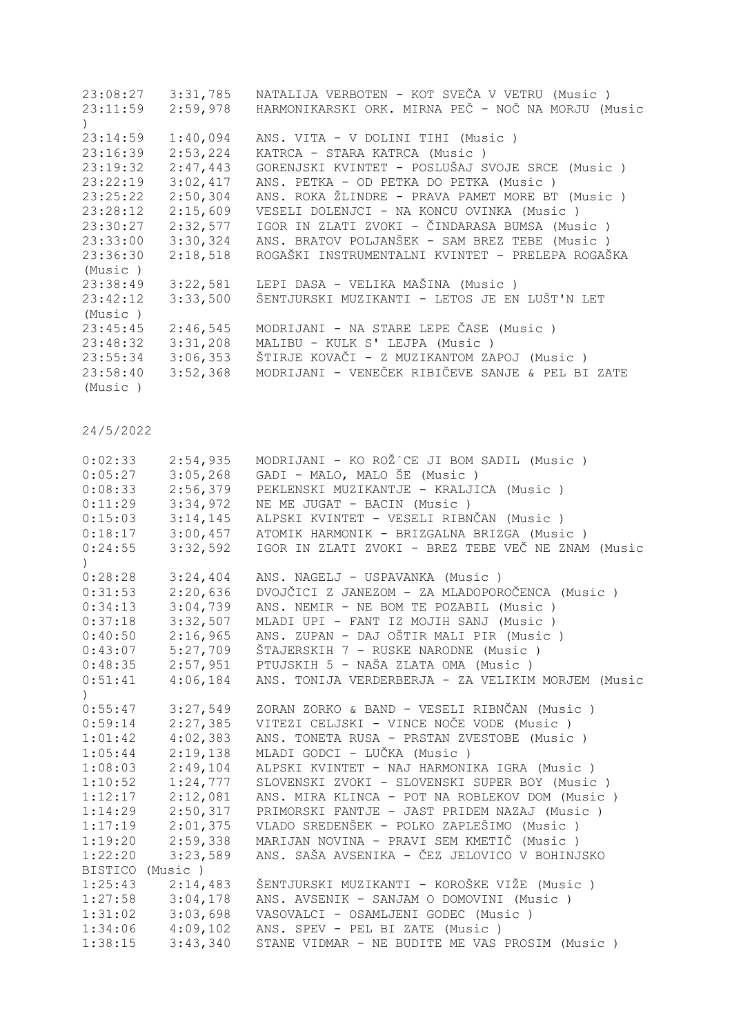23:08:27 3:31,785 NATALIJA VERBOTEN - KOT SVEČA V VETRU (Music )
23:11:59 2:59,978 HARMONIKARSKI ORK. MIRNA PEČ - NOČ NA MORJU (Music )
23:14:59 1:40,094 ANS. VITA - V DOLINI TIHI (Music )
23:16:39 2:53,224 KATRCA - STARA KATRCA (Music )
23:19:32 2:47,443 GORENJSKI KVINTET - POSLUŠAJ SVOJE SRCE (Music )
23:22:19 3:02,417 ANS. PETKA - OD PETKA DO PETKA (Music )
23:25:22 2:50,304 ANS. ROKA ŽLINDRE - PRAVA PAMET MORE BT (Music )
23:28:12 2:15,609 VESELI DOLENJCI - NA KONCU OVINKA (Music )
23:30:27 2:32,577 IGOR IN ZLATI ZVOKI - ČINDARASA BUMSA (Music )
23:33:00 3:30,324 ANS. BRATOV POLJANŠEK - SAM BREZ TEBE (Music )
23:36:30 2:18,518 ROGAŠKI INSTRUMENTALNI KVINTET - PRELEPA ROGAŠKA (Music )
23:38:49 3:22,581 LEPI DASA - VELIKA MAŠINA (Music )
23:42:12 3:33,500 ŠENTJURSKI MUZIKANTI - LETOS JE EN LUŠT'N LET (Music )
23:45:45 2:46,545 MODRIJANI - NA STARE LEPE ČASE (Music )
23:48:32 3:31,208 MALIBU - KULK S' LEJPA (Music )
23:55:34 3:06,353 ŠTIRJE KOVAČI - Z MUZIKANTOM ZAPOJ (Music )
23:58:40 3:52,368 MODRIJANI - VENEČEK RIBIČEVE SANJE & PEL BI ZATE (Music )

24/5/2022

0:02:33 2:54,935 MODRIJANI - KO ROŽ´CE JI BOM SADIL (Music )
0:05:27 3:05,268 GADI - MALO, MALO ŠE (Music )
0:08:33 2:56,379 PEKLENSKI MUZIKANTJE - KRALJICA (Music )
0:11:29 3:34,972 NE ME JUGAT - BACIN (Music )
0:15:03 3:14,145 ALPSKI KVINTET - VESELI RIBNČAN (Music )
0:18:17 3:00,457 ATOMIK HARMONIK - BRIZGALNA BRIZGA (Music )
0:24:55 3:32,592 IGOR IN ZLATI ZVOKI - BREZ TEBE VEČ NE ZNAM (Music )
0:28:28 3:24,404 ANS. NAGELJ - USPAVANKA (Music )
0:31:53 2:20,636 DVOJČICI Z JANEZOM - ZA MLADOPOROČENCA (Music )
0:34:13 3:04,739 ANS. NEMIR - NE BOM TE POZABIL (Music )
0:37:18 3:32,507 MLADI UPI - FANT IZ MOJIH SANJ (Music )
0:40:50 2:16,965 ANS. ZUPAN - DAJ OŠTIR MALI PIR (Music )
0:43:07 5:27,709 ŠTAJERSKIH 7 - RUSKE NARODNE (Music )
0:48:35 2:57,951 PTUJSKIH 5 - NAŠA ZLATA OMA (Music )
0:51:41 4:06,184 ANS. TONIJA VERDERBERJA - ZA VELIKIM MORJEM (Music )
0:55:47 3:27,549 ZORAN ZORKO & BAND - VESELI RIBNČAN (Music )
0:59:14 2:27,385 VITEZI CELJSKI - VINCE NOČE VODE (Music )
1:01:42 4:02,383 ANS. TONETA RUSA - PRSTAN ZVESTOBE (Music )
1:05:44 2:19,138 MLADI GODCI - LUČKA (Music )
1:08:03 2:49,104 ALPSKI KVINTET - NAJ HARMONIKA IGRA (Music )
1:10:52 1:24,777 SLOVENSKI ZVOKI - SLOVENSKI SUPER BOY (Music )
1:12:17 2:12,081 ANS. MIRA KLINCA - POT NA ROBLEKOV DOM (Music )
1:14:29 2:50,317 PRIMORSKI FANTJE - JAST PRIDEM NAZAJ (Music )
1:17:19 2:01,375 VLADO SREDENŠEK - POLKO ZAPLEŠIMO (Music )
1:19:20 2:59,338 MARIJAN NOVINA - PRAVI SEM KMETIČ (Music )
1:22:20 3:23,589 ANS. SAŠA AVSENIKA - ČEZ JELOVICO V BOHINJSKO BISTICO (Music )
1:25:43 2:14,483 ŠENTJURSKI MUZIKANTI - KOROŠKE VIŽE (Music )
1:27:58 3:04,178 ANS. AVSENIK - SANJAM O DOMOVINI (Music )
1:31:02 3:03,698 VASOVALCI - OSAMLJENI GODEC (Music )
1:34:06 4:09,102 ANS. SPEV - PEL BI ZATE (Music )
1:38:15 3:43,340 STANE VIDMAR - NE BUDITE ME VAS PROSIM (Music )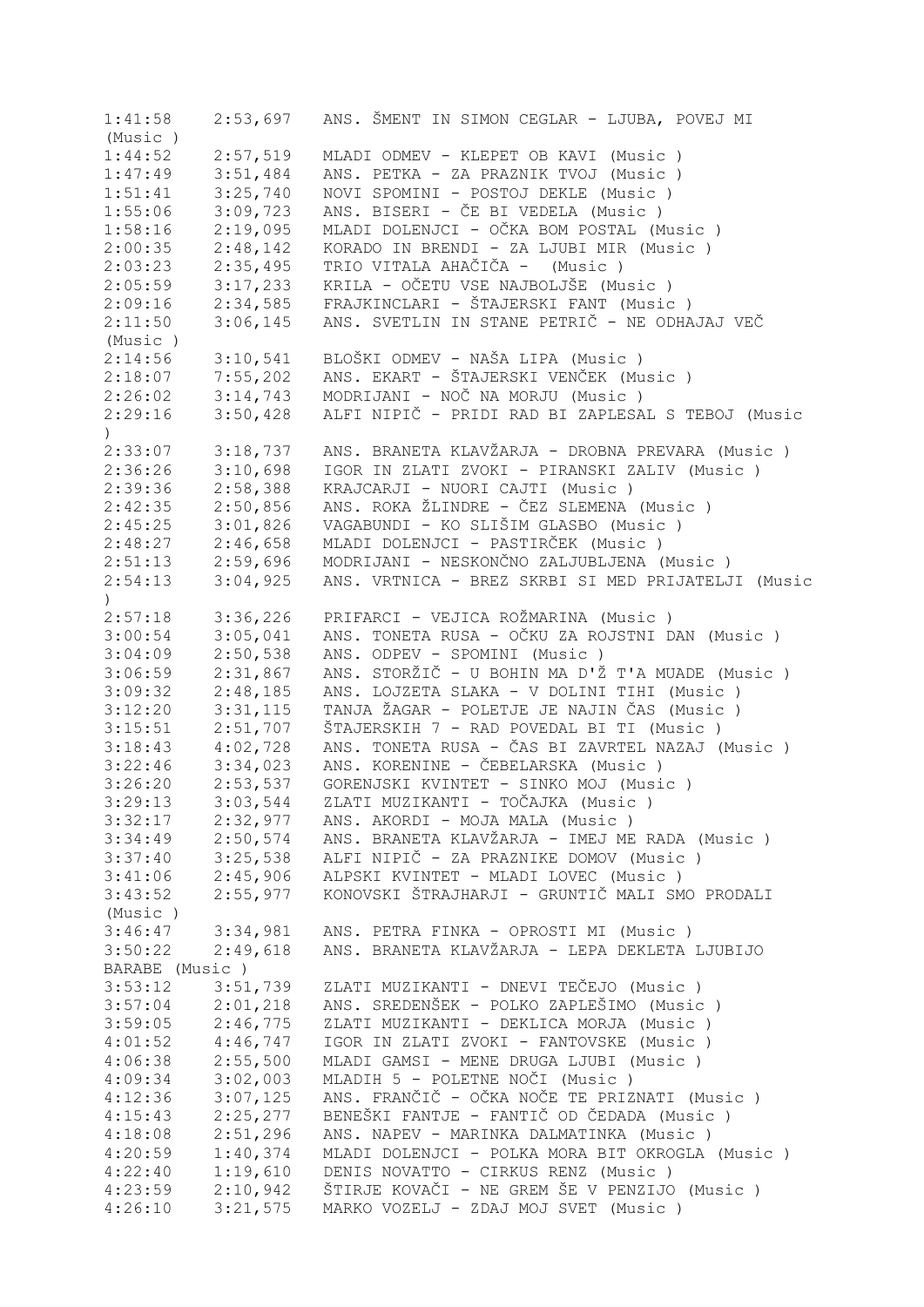```
1:41:58    2:53,697   ANS. ŠMENT IN SIMON CEGLAR - LJUBA, POVEJ MI
(Music )
1:44:52    2:57,519   MLADI ODMEV - KLEPET OB KAVI (Music )
1:47:49    3:51,484   ANS. PETKA - ZA PRAZNIK TVOJ (Music )
1:51:41    3:25,740   NOVI SPOMINI - POSTOJ DEKLE (Music )
1:55:06    3:09,723   ANS. BISERI - ČE BI VEDELA (Music )
1:58:16    2:19,095   MLADI DOLENJCI - OČKA BOM POSTAL (Music )
2:00:35    2:48,142   KORADO IN BRENDI - ZA LJUBI MIR (Music )
2:03:23    2:35,495   TRIO VITALA AHAČIČA -  (Music )
2:05:59    3:17,233   KRILA - OČETU VSE NAJBOLJŠE (Music )
2:09:16    2:34,585   FRAJKINCLARI - ŠTAJERSKI FANT (Music )
2:11:50    3:06,145   ANS. SVETLIN IN STANE PETRIČ - NE ODHAJAJ VEČ
(Music )
2:14:56    3:10,541   BLOŠKI ODMEV - NAŠA LIPA (Music )
2:18:07    7:55,202   ANS. EKART - ŠTAJERSKI VENČEK (Music )
2:26:02    3:14,743   MODRIJANI - NOČ NA MORJU (Music )
2:29:16    3:50,428   ALFI NIPIČ - PRIDI RAD BI ZAPLESAL S TEBOJ (Music
)
2:33:07    3:18,737   ANS. BRANETA KLAVŽARJA - DROBNA PREVARA (Music )
2:36:26    3:10,698   IGOR IN ZLATI ZVOKI - PIRANSKI ZALIV (Music )
2:39:36    2:58,388   KRAJCARJI - NUORI CAJTI (Music )
2:42:35    2:50,856   ANS. ROKA ŽLINDRE - ČEZ SLEMENA (Music )
2:45:25    3:01,826   VAGABUNDI - KO SLIŠIM GLASBO (Music )
2:48:27    2:46,658   MLADI DOLENJCI - PASTIRČEK (Music )
2:51:13    2:59,696   MODRIJANI - NESKONČNO ZALJUBLJENA (Music )
2:54:13    3:04,925   ANS. VRTNICA - BREZ SKRBI SI MED PRIJATELJI (Music
)
2:57:18    3:36,226   PRIFARCI - VEJICA ROŽMARINA (Music )
3:00:54    3:05,041   ANS. TONETA RUSA - OČKU ZA ROJSTNI DAN (Music )
3:04:09    2:50,538   ANS. ODPEV - SPOMINI (Music )
3:06:59    2:31,867   ANS. STORŽIČ - U BOHIN MA D'Ž T'A MUADE (Music )
3:09:32    2:48,185   ANS. LOJZETA SLAKA - V DOLINI TIHI (Music )
3:12:20    3:31,115   TANJA ŽAGAR - POLETJE JE NAJIN ČAS (Music )
3:15:51    2:51,707   ŠTAJERSKIH 7 - RAD POVEDAL BI TI (Music )
3:18:43    4:02,728   ANS. TONETA RUSA - ČAS BI ZAVRTEL NAZAJ (Music )
3:22:46    3:34,023   ANS. KORENINE - ČEBELARSKA (Music )
3:26:20    2:53,537   GORENJSKI KVINTET - SINKO MOJ (Music )
3:29:13    3:03,544   ZLATI MUZIKANTI - TOČAJKA (Music )
3:32:17    2:32,977   ANS. AKORDI - MOJA MALA (Music )
3:34:49    2:50,574   ANS. BRANETA KLAVŽARJA - IMEJ ME RADA (Music )
3:37:40    3:25,538   ALFI NIPIČ - ZA PRAZNIKE DOMOV (Music )
3:41:06    2:45,906   ALPSKI KVINTET - MLADI LOVEC (Music )
3:43:52    2:55,977   KONOVSKI ŠTRAJHARJI - GRUNTIČ MALI SMO PRODALI
(Music )
3:46:47    3:34,981   ANS. PETRA FINKA - OPROSTI MI (Music )
3:50:22    2:49,618   ANS. BRANETA KLAVŽARJA - LEPA DEKLETA LJUBIJO
BARABE (Music )
3:53:12    3:51,739   ZLATI MUZIKANTI - DNEVI TEČEJO (Music )
3:57:04    2:01,218   ANS. SREDENŠEK - POLKO ZAPLEŠIMO (Music )
3:59:05    2:46,775   ZLATI MUZIKANTI - DEKLICA MORJA (Music )
4:01:52    4:46,747   IGOR IN ZLATI ZVOKI - FANTOVSKE (Music )
4:06:38    2:55,500   MLADI GAMSI - MENE DRUGA LJUBI (Music )
4:09:34    3:02,003   MLADIH 5 - POLETNE NOČI (Music )
4:12:36    3:07,125   ANS. FRANČIČ - OČKA NOČE TE PRIZNATI (Music )
4:15:43    2:25,277   BENEŠKI FANTJE - FANTIČ OD ČEDADA (Music )
4:18:08    2:51,296   ANS. NAPEV - MARINKA DALMATINKA (Music )
4:20:59    1:40,374   MLADI DOLENJCI - POLKA MORA BIT OKROGLA (Music )
4:22:40    1:19,610   DENIS NOVATTO - CIRKUS RENZ (Music )
4:23:59    2:10,942   ŠTIRJE KOVAČI - NE GREM ŠE V PENZIJO (Music )
4:26:10    3:21,575   MARKO VOZELJ - ZDAJ MOJ SVET (Music )
```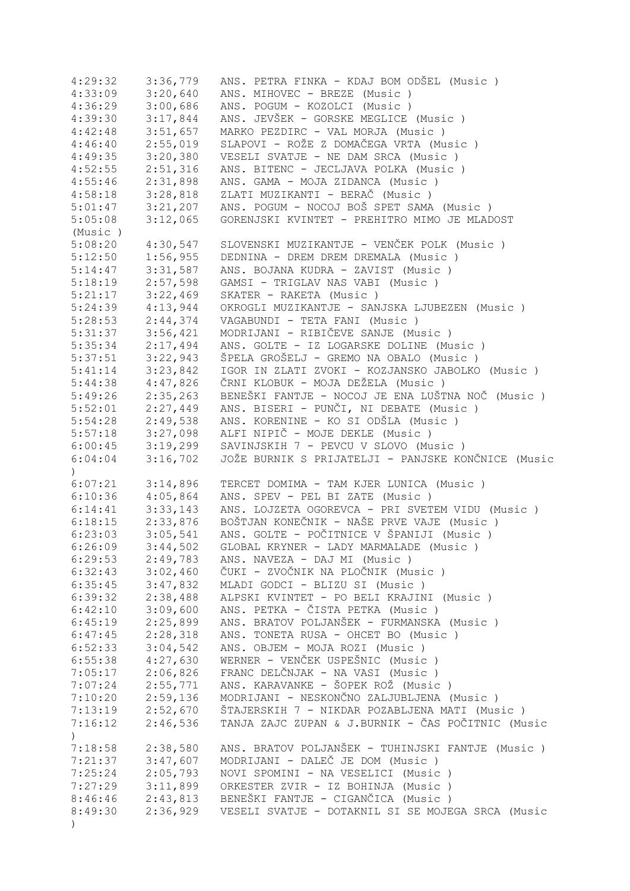```
4:29:32    3:36,779   ANS. PETRA FINKA - KDAJ BOM ODŠEL (Music )
4:33:09    3:20,640   ANS. MIHOVEC - BREZE (Music )
4:36:29    3:00,686   ANS. POGUM - KOZOLCI (Music )
4:39:30    3:17,844   ANS. JEVŠEK - GORSKE MEGLICE (Music )
4:42:48    3:51,657   MARKO PEZDIRC - VAL MORJA (Music )
4:46:40    2:55,019   SLAPOVI - ROŽE Z DOMAČEGA VRTA (Music )
4:49:35    3:20,380   VESELI SVATJE - NE DAM SRCA (Music )
4:52:55    2:51,316   ANS. BITENC - JECLJAVA POLKA (Music )
4:55:46    2:31,898   ANS. GAMA - MOJA ZIDANCA (Music )
4:58:18    3:28,818   ZLATI MUZIKANTI - BERAČ (Music )
5:01:47    3:21,207   ANS. POGUM - NOCOJ BOŠ SPET SAMA (Music )
5:05:08    3:12,065   GORENJSKI KVINTET - PREHITRO MIMO JE MLADOST
(Music )
5:08:20    4:30,547   SLOVENSKI MUZIKANTJE - VENČEK POLK (Music )
5:12:50    1:56,955   DEDNINA - DREM DREM DREMALA (Music )
5:14:47    3:31,587   ANS. BOJANA KUDRA - ZAVIST (Music )
5:18:19    2:57,598   GAMSI - TRIGLAV NAS VABI (Music )
5:21:17    3:22,469   SKATER - RAKETA (Music )
5:24:39    4:13,944   OKROGLI MUZIKANTJE - SANJSKA LJUBEZEN (Music )
5:28:53    2:44,374   VAGABUNDI - TETA FANI (Music )
5:31:37    3:56,421   MODRIJANI - RIBIČEVE SANJE (Music )
5:35:34    2:17,494   ANS. GOLTE - IZ LOGARSKE DOLINE (Music )
5:37:51    3:22,943   ŠPELA GROŠELJ - GREMO NA OBALO (Music )
5:41:14    3:23,842   IGOR IN ZLATI ZVOKI - KOZJANSKO JABOLKO (Music )
5:44:38    4:47,826   ČRNI KLOBUK - MOJA DEŽELA (Music )
5:49:26    2:35,263   BENEŠKI FANTJE - NOCOJ JE ENA LUŠTNA NOČ (Music )
5:52:01    2:27,449   ANS. BISERI - PUNČI, NI DEBATE (Music )
5:54:28    2:49,538   ANS. KORENINE - KO SI ODŠLA (Music )
5:57:18    3:27,098   ALFI NIPIČ - MOJE DEKLE (Music )
6:00:45    3:19,299   SAVINJSKIH 7 - PEVCU V SLOVO (Music )
6:04:04    3:16,702   JOŽE BURNIK S PRIJATELJI - PANJSKE KONČNICE (Music
)
6:07:21    3:14,896   TERCET DOMIMA - TAM KJER LUNICA (Music )
6:10:36    4:05,864   ANS. SPEV - PEL BI ZATE (Music )
6:14:41    3:33,143   ANS. LOJZETA OGOREVCA - PRI SVETEM VIDU (Music )
6:18:15    2:33,876   BOŠTJAN KONEČNIK - NAŠE PRVE VAJE (Music )
6:23:03    3:05,541   ANS. GOLTE - POČITNICE V ŠPANIJI (Music )
6:26:09    3:44,502   GLOBAL KRYNER - LADY MARMALADE (Music )
6:29:53    2:49,783   ANS. NAVEZA - DAJ MI (Music )
6:32:43    3:02,460   ČUKI - ZVOČNIK NA PLOČNIK (Music )
6:35:45    3:47,832   MLADI GODCI - BLIZU SI (Music )
6:39:32    2:38,488   ALPSKI KVINTET - PO BELI KRAJINI (Music )
6:42:10    3:09,600   ANS. PETKA - ČISTA PETKA (Music )
6:45:19    2:25,899   ANS. BRATOV POLJANŠEK - FURMANSKA (Music )
6:47:45    2:28,318   ANS. TONETA RUSA - OHCET BO (Music )
6:52:33    3:04,542   ANS. OBJEM - MOJA ROZI (Music )
6:55:38    4:27,630   WERNER - VENČEK USPEŠNIC (Music )
7:05:17    2:06,826   FRANC DELČNJAK - NA VASI (Music )
7:07:24    2:55,771   ANS. KARAVANKE - ŠOPEK ROŽ (Music )
7:10:20    2:59,136   MODRIJANI - NESKONČNO ZALJUBLJENA (Music )
7:13:19    2:52,670   ŠTAJERSKIH 7 - NIKDAR POZABLJENA MATI (Music )
7:16:12    2:46,536   TANJA ZAJC ZUPAN & J.BURNIK - ČAS POČITNIC (Music
)
7:18:58    2:38,580   ANS. BRATOV POLJANŠEK - TUHINJSKI FANTJE (Music )
7:21:37    3:47,607   MODRIJANI - DALEČ JE DOM (Music )
7:25:24    2:05,793   NOVI SPOMINI - NA VESELICI (Music )
7:27:29    3:11,899   ORKESTER ZVIR - IZ BOHINJA (Music )
8:46:46    2:43,813   BENEŠKI FANTJE - CIGANČICA (Music )
8:49:30    2:36,929   VESELI SVATJE - DOTAKNIL SI SE MOJEGA SRCA (Music
)
```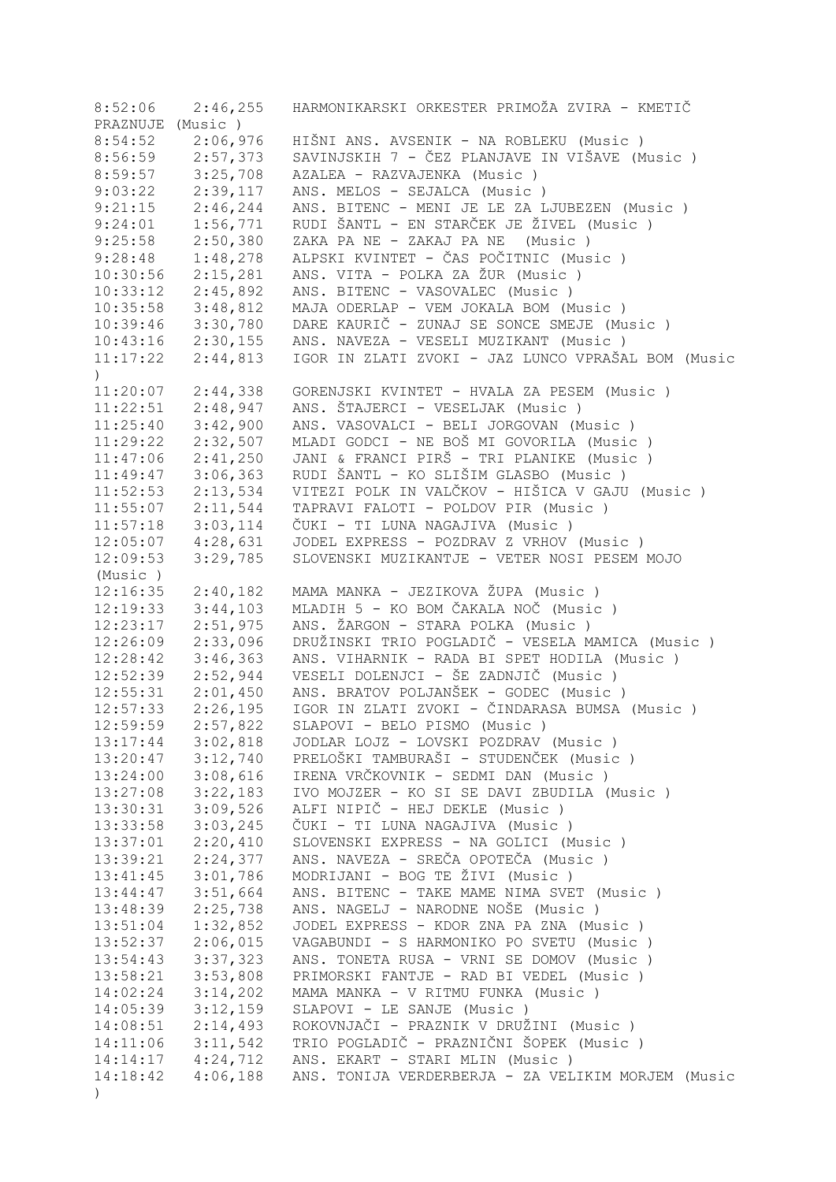8:52:06   2:46,255   HARMONIKARSKI ORKESTER PRIMOŽA ZVIRA - KMETIČ PRAZNUJE (Music )
8:54:52   2:06,976   HIŠNI ANS. AVSENIK - NA ROBLEKU (Music )
8:56:59   2:57,373   SAVINJSKIH 7 - ČEZ PLANJAVE IN VIŠAVE (Music )
8:59:57   3:25,708   AZALEA - RAZVAJENKA (Music )
9:03:22   2:39,117   ANS. MELOS - SEJALCA (Music )
9:21:15   2:46,244   ANS. BITENC - MENI JE LE ZA LJUBEZEN (Music )
9:24:01   1:56,771   RUDI ŠANTL - EN STARČEK JE ŽIVEL (Music )
9:25:58   2:50,380   ZAKA PA NE - ZAKAJ PA NE  (Music )
9:28:48   1:48,278   ALPSKI KVINTET - ČAS POČITNIC (Music )
10:30:56   2:15,281   ANS. VITA - POLKA ZA ŽUR (Music )
10:33:12   2:45,892   ANS. BITENC - VASOVALEC (Music )
10:35:58   3:48,812   MAJA ODERLAP - VEM JOKALA BOM (Music )
10:39:46   3:30,780   DARE KAURIČ - ZUNAJ SE SONCE SMEJE (Music )
10:43:16   2:30,155   ANS. NAVEZA - VESELI MUZIKANT (Music )
11:17:22   2:44,813   IGOR IN ZLATI ZVOKI - JAZ LUNCO VPRAŠAL BOM (Music )
11:20:07   2:44,338   GORENJSKI KVINTET - HVALA ZA PESEM (Music )
11:22:51   2:48,947   ANS. ŠTAJERCI - VESELJAK (Music )
11:25:40   3:42,900   ANS. VASOVALCI - BELI JORGOVAN (Music )
11:29:22   2:32,507   MLADI GODCI - NE BOŠ MI GOVORILA (Music )
11:47:06   2:41,250   JANI & FRANCI PIRŠ - TRI PLANIKE (Music )
11:49:47   3:06,363   RUDI ŠANTL - KO SLIŠIM GLASBO (Music )
11:52:53   2:13,534   VITEZI POLK IN VALČKOV - HIŠICA V GAJU (Music )
11:55:07   2:11,544   TAPRAVI FALOTI - POLDOV PIR (Music )
11:57:18   3:03,114   ČUKI - TI LUNA NAGAJIVA (Music )
12:05:07   4:28,631   JODEL EXPRESS - POZDRAV Z VRHOV (Music )
12:09:53   3:29,785   SLOVENSKI MUZIKANTJE - VETER NOSI PESEM MOJO (Music )
12:16:35   2:40,182   MAMA MANKA - JEZIKOVA ŽUPA (Music )
12:19:33   3:44,103   MLADIH 5 - KO BOM ČAKALA NOČ (Music )
12:23:17   2:51,975   ANS. ŽARGON - STARA POLKA (Music )
12:26:09   2:33,096   DRUŽINSKI TRIO POGLADIČ - VESELA MAMICA (Music )
12:28:42   3:46,363   ANS. VIHARNIK - RADA BI SPET HODILA (Music )
12:52:39   2:52,944   VESELI DOLENJCI - ŠE ZADNJIČ (Music )
12:55:31   2:01,450   ANS. BRATOV POLJANŠEK - GODEC (Music )
12:57:33   2:26,195   IGOR IN ZLATI ZVOKI - ČINDARASA BUMSA (Music )
12:59:59   2:57,822   SLAPOVI - BELO PISMO (Music )
13:17:44   3:02,818   JODLAR LOJZ - LOVSKI POZDRAV (Music )
13:20:47   3:12,740   PRELOŠKI TAMBURAŠI - STUDENČEK (Music )
13:24:00   3:08,616   IRENA VRČKOVNIK - SEDMI DAN (Music )
13:27:08   3:22,183   IVO MOJZER - KO SI SE DAVI ZBUDILA (Music )
13:30:31   3:09,526   ALFI NIPIČ - HEJ DEKLE (Music )
13:33:58   3:03,245   ČUKI - TI LUNA NAGAJIVA (Music )
13:37:01   2:20,410   SLOVENSKI EXPRESS - NA GOLICI (Music )
13:39:21   2:24,377   ANS. NAVEZA - SREČA OPOTEČA (Music )
13:41:45   3:01,786   MODRIJANI - BOG TE ŽIVI (Music )
13:44:47   3:51,664   ANS. BITENC - TAKE MAME NIMA SVET (Music )
13:48:39   2:25,738   ANS. NAGELJ - NARODNE NOŠE (Music )
13:51:04   1:32,852   JODEL EXPRESS - KDOR ZNA PA ZNA (Music )
13:52:37   2:06,015   VAGABUNDI - S HARMONIKO PO SVETU (Music )
13:54:43   3:37,323   ANS. TONETA RUSA - VRNI SE DOMOV (Music )
13:58:21   3:53,808   PRIMORSKI FANTJE - RAD BI VEDEL (Music )
14:02:24   3:14,202   MAMA MANKA - V RITMU FUNKA (Music )
14:05:39   3:12,159   SLAPOVI - LE SANJE (Music )
14:08:51   2:14,493   ROKOVNJAČI - PRAZNIK V DRUŽINI (Music )
14:11:06   3:11,542   TRIO POGLADIČ - PRAZNIČNI ŠOPEK (Music )
14:14:17   4:24,712   ANS. EKART - STARI MLIN (Music )
14:18:42   4:06,188   ANS. TONIJA VERDERBERJA - ZA VELIKIM MORJEM (Music )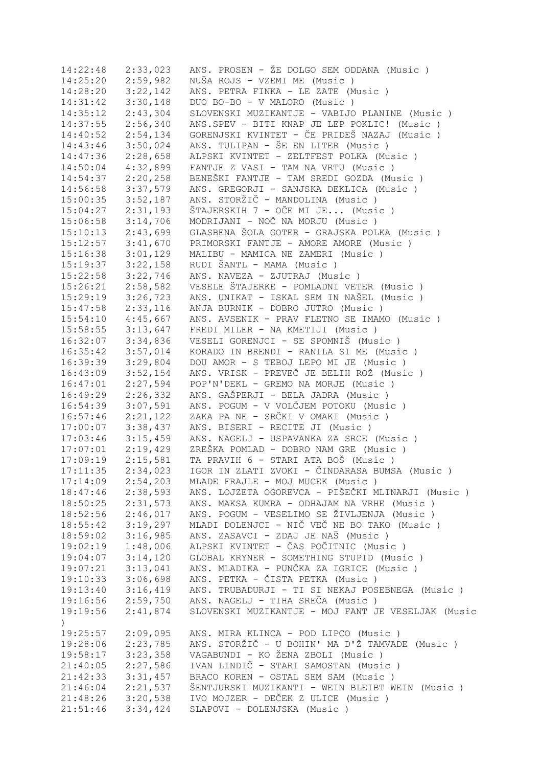```
14:22:48   2:33,023   ANS. PROSEN - ŽE DOLGO SEM ODDANA (Music )
14:25:20   2:59,982   NUŠA ROJS - VZEMI ME (Music )
14:28:20   3:22,142   ANS. PETRA FINKA - LE ZATE (Music )
14:31:42   3:30,148   DUO BO-BO - V MALORO (Music )
14:35:12   2:43,304   SLOVENSKI MUZIKANTJE - VABIJO PLANINE (Music )
14:37:55   2:56,340   ANS.SPEV - BITI KNAP JE LEP POKLIC! (Music )
14:40:52   2:54,134   GORENJSKI KVINTET - ČE PRIDEŠ NAZAJ (Music )
14:43:46   3:50,024   ANS. TULIPAN - ŠE EN LITER (Music )
14:47:36   2:28,658   ALPSKI KVINTET - ZELTFEST POLKA (Music )
14:50:04   4:32,899   FANTJE Z VASI - TAM NA VRTU (Music )
14:54:37   2:20,258   BENEŠKI FANTJE - TAM SREDI GOZDA (Music )
14:56:58   3:37,579   ANS. GREGORJI - SANJSKA DEKLICA (Music )
15:00:35   3:52,187   ANS. STORŽIČ - MANDOLINA (Music )
15:04:27   2:31,193   ŠTAJERSKIH 7 - OČE MI JE... (Music )
15:06:58   3:14,706   MODRIJANI - NOČ NA MORJU (Music )
15:10:13   2:43,699   GLASBENA ŠOLA GOTER - GRAJSKA POLKA (Music )
15:12:57   3:41,670   PRIMORSKI FANTJE - AMORE AMORE (Music )
15:16:38   3:01,129   MALIBU - MAMICA NE ZAMERI (Music )
15:19:37   3:22,158   RUDI ŠANTL - MAMA (Music )
15:22:58   3:22,746   ANS. NAVEZA - ZJUTRAJ (Music )
15:26:21   2:58,582   VESELE ŠTAJERKE - POMLADNI VETER (Music )
15:29:19   3:26,723   ANS. UNIKAT - ISKAL SEM IN NAŠEL (Music )
15:47:58   2:33,116   ANJA BURNIK - DOBRO JUTRO (Music )
15:54:10   4:45,667   ANS. AVSENIK - PRAV FLETNO SE IMAMO (Music )
15:58:55   3:13,647   FREDI MILER - NA KMETIJI (Music )
16:32:07   3:34,836   VESELI GORENJCI - SE SPOMNIŠ (Music )
16:35:42   3:57,014   KORADO IN BRENDI - RANILA SI ME (Music )
16:39:39   3:29,804   DOU AMOR - S TEBOJ LEPO MI JE (Music )
16:43:09   3:52,154   ANS. VRISK - PREVEČ JE BELIH ROŽ (Music )
16:47:01   2:27,594   POP'N'DEKL - GREMO NA MORJE (Music )
16:49:29   2:26,332   ANS. GAŠPERJI - BELA JADRA (Music )
16:54:39   3:07,591   ANS. POGUM - V VOLČJEM POTOKU (Music )
16:57:46   2:21,122   ZAKA PA NE - SRČKI V OMAKI (Music )
17:00:07   3:38,437   ANS. BISERI - RECITE JI (Music )
17:03:46   3:15,459   ANS. NAGELJ - USPAVANKA ZA SRCE (Music )
17:07:01   2:19,429   ZREŠKA POMLAD - DOBRO NAM GRE (Music )
17:09:19   2:15,581   TA PRAVIH 6 - STARI ATA BOŠ (Music )
17:11:35   2:34,023   IGOR IN ZLATI ZVOKI - ČINDARASA BUMSA (Music )
17:14:09   2:54,203   MLADE FRAJLE - MOJ MUCEK (Music )
18:47:46   2:38,593   ANS. LOJZETA OGOREVCA - PIŠEČKI MLINARJI (Music )
18:50:25   2:31,573   ANS. MAKSA KUMRA - ODHAJAM NA VRHE (Music )
18:52:56   2:46,017   ANS. POGUM - VESELIMO SE ŽIVLJENJA (Music )
18:55:42   3:19,297   MLADI DOLENJCI - NIČ VEČ NE BO TAKO (Music )
18:59:02   3:16,985   ANS. ZASAVCI - ZDAJ JE NAŠ (Music )
19:02:19   1:48,006   ALPSKI KVINTET - ČAS POČITNIC (Music )
19:04:07   3:14,120   GLOBAL KRYNER - SOMETHING STUPID (Music )
19:07:21   3:13,041   ANS. MLADIKA - PUNČKA ZA IGRICE (Music )
19:10:33   3:06,698   ANS. PETKA - ČISTA PETKA (Music )
19:13:40   3:16,419   ANS. TRUBADURJI - TI SI NEKAJ POSEBNEGA (Music )
19:16:56   2:59,750   ANS. NAGELJ - TIHA SREČA (Music )
19:19:56   2:41,874   SLOVENSKI MUZIKANTJE - MOJ FANT JE VESELJAK (Music
)
19:25:57   2:09,095   ANS. MIRA KLINCA - POD LIPCO (Music )
19:28:06   2:23,785   ANS. STORŽIČ - U BOHIN' MA D'Ž TAMVADE (Music )
19:58:17   3:23,358   VAGABUNDI - KO ŽENA ZBOLI (Music )
21:40:05   2:27,586   IVAN LINDIČ - STARI SAMOSTAN (Music )
21:42:33   3:31,457   BRACO KOREN - OSTAL SEM SAM (Music )
21:46:04   2:21,537   ŠENTJURSKI MUZIKANTI - WEIN BLEIBT WEIN (Music )
21:48:26   3:20,538   IVO MOJZER - DEČEK Z ULICE (Music )
21:51:46   3:34,424   SLAPOVI - DOLENJSKA (Music )
```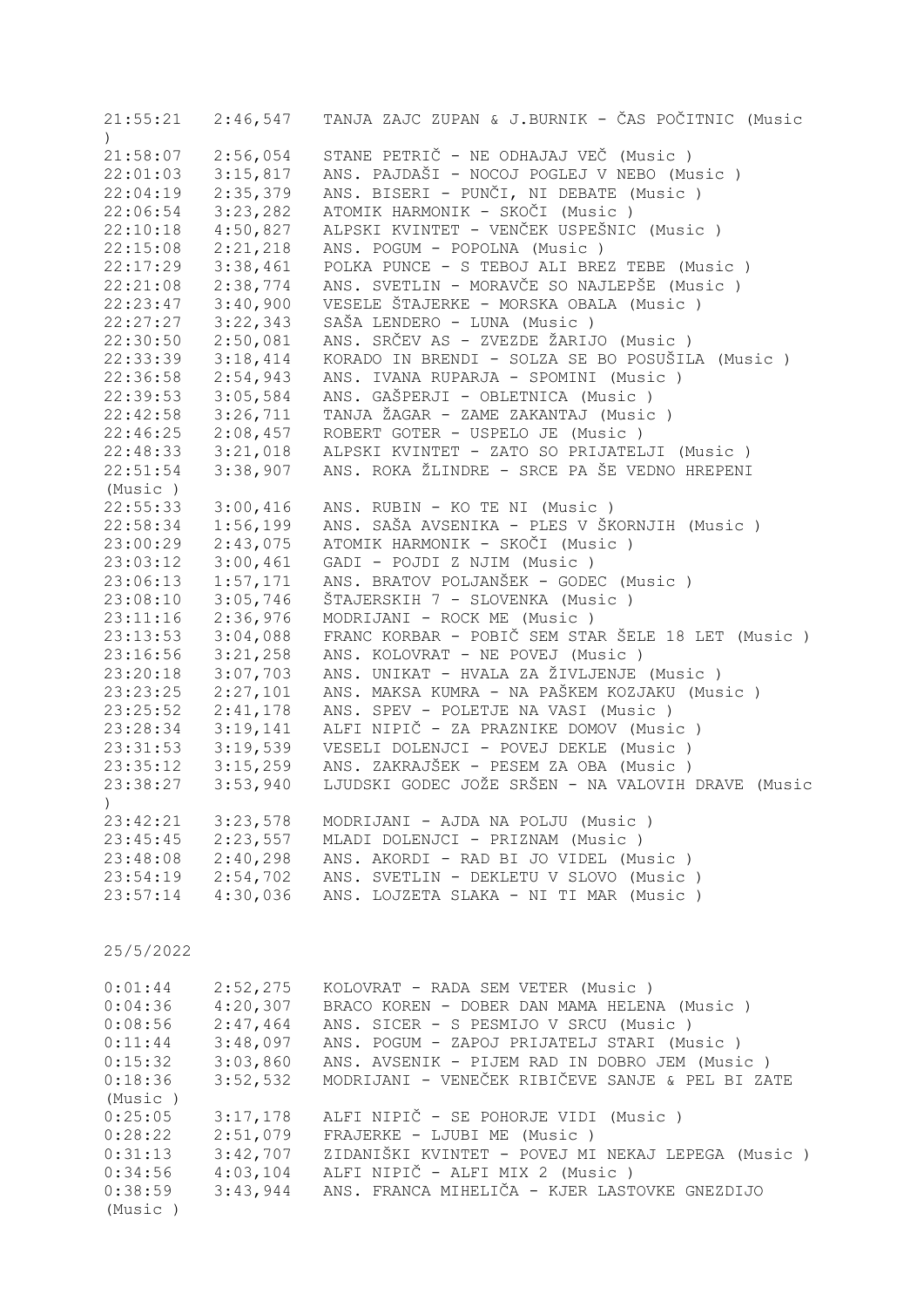| | | |
|---|---|---|
| 21:55:21 | 2:46,547 | TANJA ZAJC ZUPAN & J.BURNIK - ČAS POČITNIC (Music ) |
| 21:58:07 | 2:56,054 | STANE PETRIČ - NE ODHAJAJ VEČ (Music ) |
| 22:01:03 | 3:15,817 | ANS. PAJDAŠI - NOCOJ POGLEJ V NEBO (Music ) |
| 22:04:19 | 2:35,379 | ANS. BISERI - PUNČI, NI DEBATE (Music ) |
| 22:06:54 | 3:23,282 | ATOMIK HARMONIK - SKOČI (Music ) |
| 22:10:18 | 4:50,827 | ALPSKI KVINTET - VENČEK USPEŠNIC (Music ) |
| 22:15:08 | 2:21,218 | ANS. POGUM - POPOLNA (Music ) |
| 22:17:29 | 3:38,461 | POLKA PUNCE - S TEBOJ ALI BREZ TEBE (Music ) |
| 22:21:08 | 2:38,774 | ANS. SVETLIN - MORAVČE SO NAJLEPŠE (Music ) |
| 22:23:47 | 3:40,900 | VESELE ŠTAJERKE - MORSKA OBALA (Music ) |
| 22:27:27 | 3:22,343 | SAŠA LENDERO - LUNA (Music ) |
| 22:30:50 | 2:50,081 | ANS. SRČEV AS - ZVEZDE ŽARIJO (Music ) |
| 22:33:39 | 3:18,414 | KORADO IN BRENDI - SOLZA SE BO POSUŠILA (Music ) |
| 22:36:58 | 2:54,943 | ANS. IVANA RUPARJA - SPOMINI (Music ) |
| 22:39:53 | 3:05,584 | ANS. GAŠPERJI - OBLETNICA (Music ) |
| 22:42:58 | 3:26,711 | TANJA ŽAGAR - ZAME ZAKANTAJ (Music ) |
| 22:46:25 | 2:08,457 | ROBERT GOTER - USPELO JE (Music ) |
| 22:48:33 | 3:21,018 | ALPSKI KVINTET - ZATO SO PRIJATELJI (Music ) |
| 22:51:54 | 3:38,907 | ANS. ROKA ŽLINDRE - SRCE PA ŠE VEDNO HREPENI (Music ) |
| 22:55:33 | 3:00,416 | ANS. RUBIN - KO TE NI (Music ) |
| 22:58:34 | 1:56,199 | ANS. SAŠA AVSENIKA - PLES V ŠKORNJIH (Music ) |
| 23:00:29 | 2:43,075 | ATOMIK HARMONIK - SKOČI (Music ) |
| 23:03:12 | 3:00,461 | GADI - POJDI Z NJIM (Music ) |
| 23:06:13 | 1:57,171 | ANS. BRATOV POLJANŠEK - GODEC (Music ) |
| 23:08:10 | 3:05,746 | ŠTAJERSKIH 7 - SLOVENKA (Music ) |
| 23:11:16 | 2:36,976 | MODRIJANI - ROCK ME (Music ) |
| 23:13:53 | 3:04,088 | FRANC KORBAR - POBIČ SEM STAR ŠELE 18 LET (Music ) |
| 23:16:56 | 3:21,258 | ANS. KOLOVRAT - NE POVEJ (Music ) |
| 23:20:18 | 3:07,703 | ANS. UNIKAT - HVALA ZA ŽIVLJENJE (Music ) |
| 23:23:25 | 2:27,101 | ANS. MAKSA KUMRA - NA PAŠKEM KOZJAKU (Music ) |
| 23:25:52 | 2:41,178 | ANS. SPEV - POLETJE NA VASI (Music ) |
| 23:28:34 | 3:19,141 | ALFI NIPIČ - ZA PRAZNIKE DOMOV (Music ) |
| 23:31:53 | 3:19,539 | VESELI DOLENJCI - POVEJ DEKLE (Music ) |
| 23:35:12 | 3:15,259 | ANS. ZAKRAJŠEK - PESEM ZA OBA (Music ) |
| 23:38:27 | 3:53,940 | LJUDSKI GODEC JOŽE SRŠEN - NA VALOVIH DRAVE (Music ) |
| 23:42:21 | 3:23,578 | MODRIJANI - AJDA NA POLJU (Music ) |
| 23:45:45 | 2:23,557 | MLADI DOLENJCI - PRIZNAM (Music ) |
| 23:48:08 | 2:40,298 | ANS. AKORDI - RAD BI JO VIDEL (Music ) |
| 23:54:19 | 2:54,702 | ANS. SVETLIN - DEKLETU V SLOVO (Music ) |
| 23:57:14 | 4:30,036 | ANS. LOJZETA SLAKA - NI TI MAR (Music ) |

25/5/2022

| | | |
|---|---|---|
| 0:01:44 | 2:52,275 | KOLOVRAT - RADA SEM VETER (Music ) |
| 0:04:36 | 4:20,307 | BRACO KOREN - DOBER DAN MAMA HELENA (Music ) |
| 0:08:56 | 2:47,464 | ANS. SICER - S PESMIJO V SRCU (Music ) |
| 0:11:44 | 3:48,097 | ANS. POGUM - ZAPOJ PRIJATELJ STARI (Music ) |
| 0:15:32 | 3:03,860 | ANS. AVSENIK - PIJEM RAD IN DOBRO JEM (Music ) |
| 0:18:36 | 3:52,532 | MODRIJANI - VENEČEK RIBIČEVE SANJE & PEL BI ZATE (Music ) |
| 0:25:05 | 3:17,178 | ALFI NIPIČ - SE POHORJE VIDI (Music ) |
| 0:28:22 | 2:51,079 | FRAJERKE - LJUBI ME (Music ) |
| 0:31:13 | 3:42,707 | ZIDANIŠKI KVINTET - POVEJ MI NEKAJ LEPEGA (Music ) |
| 0:34:56 | 4:03,104 | ALFI NIPIČ - ALFI MIX 2 (Music ) |
| 0:38:59 | 3:43,944 | ANS. FRANCA MIHELIČA - KJER LASTOVKE GNEZDIJO (Music ) |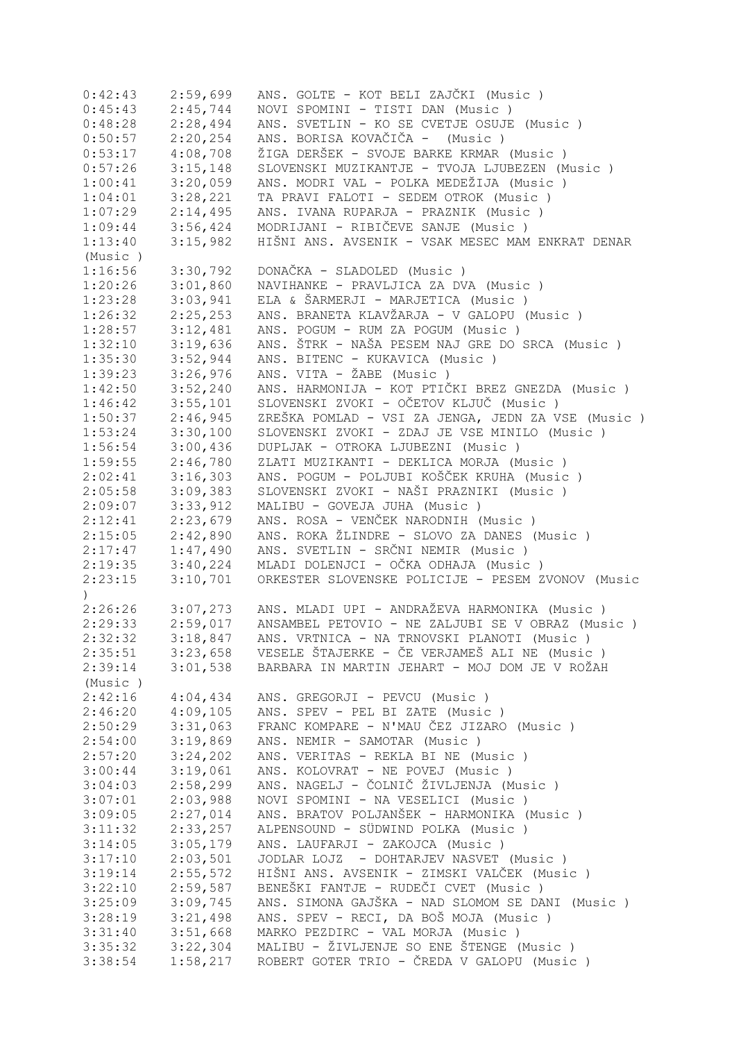0:42:43    2:59,699    ANS. GOLTE - KOT BELI ZAJČKI (Music )
0:45:43    2:45,744    NOVI SPOMINI - TISTI DAN (Music )
0:48:28    2:28,494    ANS. SVETLIN - KO SE CVETJE OSUJE (Music )
0:50:57    2:20,254    ANS. BORISA KOVAČIČA -  (Music )
0:53:17    4:08,708    ŽIGA DERŠEK - SVOJE BARKE KRMAR (Music )
0:57:26    3:15,148    SLOVENSKI MUZIKANTJE - TVOJA LJUBEZEN (Music )
1:00:41    3:20,059    ANS. MODRI VAL - POLKA MEDEŽIJA (Music )
1:04:01    3:28,221    TA PRAVI FALOTI - SEDEM OTROK (Music )
1:07:29    2:14,495    ANS. IVANA RUPARJA - PRAZNIK (Music )
1:09:44    3:56,424    MODRIJANI - RIBIČEVE SANJE (Music )
1:13:40    3:15,982    HIŠNI ANS. AVSENIK - VSAK MESEC MAM ENKRAT DENAR (Music )
1:16:56    3:30,792    DONAČKA - SLADOLED (Music )
1:20:26    3:01,860    NAVIHANKE - PRAVLJICA ZA DVA (Music )
1:23:28    3:03,941    ELA & ŠARMERJI - MARJETICA (Music )
1:26:32    2:25,253    ANS. BRANETA KLAVŽARJA - V GALOPU (Music )
1:28:57    3:12,481    ANS. POGUM - RUM ZA POGUM (Music )
1:32:10    3:19,636    ANS. ŠTRK - NAŠA PESEM NAJ GRE DO SRCA (Music )
1:35:30    3:52,944    ANS. BITENC - KUKAVICA (Music )
1:39:23    3:26,976    ANS. VITA - ŽABE (Music )
1:42:50    3:52,240    ANS. HARMONIJA - KOT PTIČKI BREZ GNEZDA (Music )
1:46:42    3:55,101    SLOVENSKI ZVOKI - OČETOV KLJUČ (Music )
1:50:37    2:46,945    ZREŠKA POMLAD - VSI ZA JENGA, JEDN ZA VSE (Music )
1:53:24    3:30,100    SLOVENSKI ZVOKI - ZDAJ JE VSE MINILO (Music )
1:56:54    3:00,436    DUPLJAK - OTROKA LJUBEZNI (Music )
1:59:55    2:46,780    ZLATI MUZIKANTI - DEKLICA MORJA (Music )
2:02:41    3:16,303    ANS. POGUM - POLJUBI KOŠČEK KRUHA (Music )
2:05:58    3:09,383    SLOVENSKI ZVOKI - NAŠI PRAZNIKI (Music )
2:09:07    3:33,912    MALIBU - GOVEJA JUHA (Music )
2:12:41    2:23,679    ANS. ROSA - VENČEK NARODNIH (Music )
2:15:05    2:42,890    ANS. ROKA ŽLINDRE - SLOVO ZA DANES (Music )
2:17:47    1:47,490    ANS. SVETLIN - SRČNI NEMIR (Music )
2:19:35    3:40,224    MLADI DOLENJCI - OČKA ODHAJA (Music )
2:23:15    3:10,701    ORKESTER SLOVENSKE POLICIJE - PESEM ZVONOV (Music )
2:26:26    3:07,273    ANS. MLADI UPI - ANDRAŽEVA HARMONIKA (Music )
2:29:33    2:59,017    ANSAMBEL PETOVIO - NE ZALJUBI SE V OBRAZ (Music )
2:32:32    3:18,847    ANS. VRTNICA - NA TRNOVSKI PLANOTI (Music )
2:35:51    3:23,658    VESELE ŠTAJERKE - ČE VERJAMEŠ ALI NE (Music )
2:39:14    3:01,538    BARBARA IN MARTIN JEHART - MOJ DOM JE V ROŽAH (Music )
2:42:16    4:04,434    ANS. GREGORJI - PEVCU (Music )
2:46:20    4:09,105    ANS. SPEV - PEL BI ZATE (Music )
2:50:29    3:31,063    FRANC KOMPARE - N'MAU ČEZ JIZARO (Music )
2:54:00    3:19,869    ANS. NEMIR - SAMOTAR (Music )
2:57:20    3:24,202    ANS. VERITAS - REKLA BI NE (Music )
3:00:44    3:19,061    ANS. KOLOVRAT - NE POVEJ (Music )
3:04:03    2:58,299    ANS. NAGELJ - ČOLNIČ ŽIVLJENJA (Music )
3:07:01    2:03,988    NOVI SPOMINI - NA VESELICI (Music )
3:09:05    2:27,014    ANS. BRATOV POLJANŠEK - HARMONIKA (Music )
3:11:32    2:33,257    ALPENSOUND - SÜDWIND POLKA (Music )
3:14:05    3:05,179    ANS. LAUFARJI - ZAKOJCA (Music )
3:17:10    2:03,501    JODLAR LOJZ  - DOHTARJEV NASVET (Music )
3:19:14    2:55,572    HIŠNI ANS. AVSENIK - ZIMSKI VALČEK (Music )
3:22:10    2:59,587    BENEŠKI FANTJE - RUDEČI CVET (Music )
3:25:09    3:09,745    ANS. SIMONA GAJŠKA - NAD SLOMOM SE DANI (Music )
3:28:19    3:21,498    ANS. SPEV - RECI, DA BOŠ MOJA (Music )
3:31:40    3:51,668    MARKO PEZDIRC - VAL MORJA (Music )
3:35:32    3:22,304    MALIBU - ŽIVLJENJE SO ENE ŠTENGE (Music )
3:38:54    1:58,217    ROBERT GOTER TRIO - ČREDA V GALOPU (Music )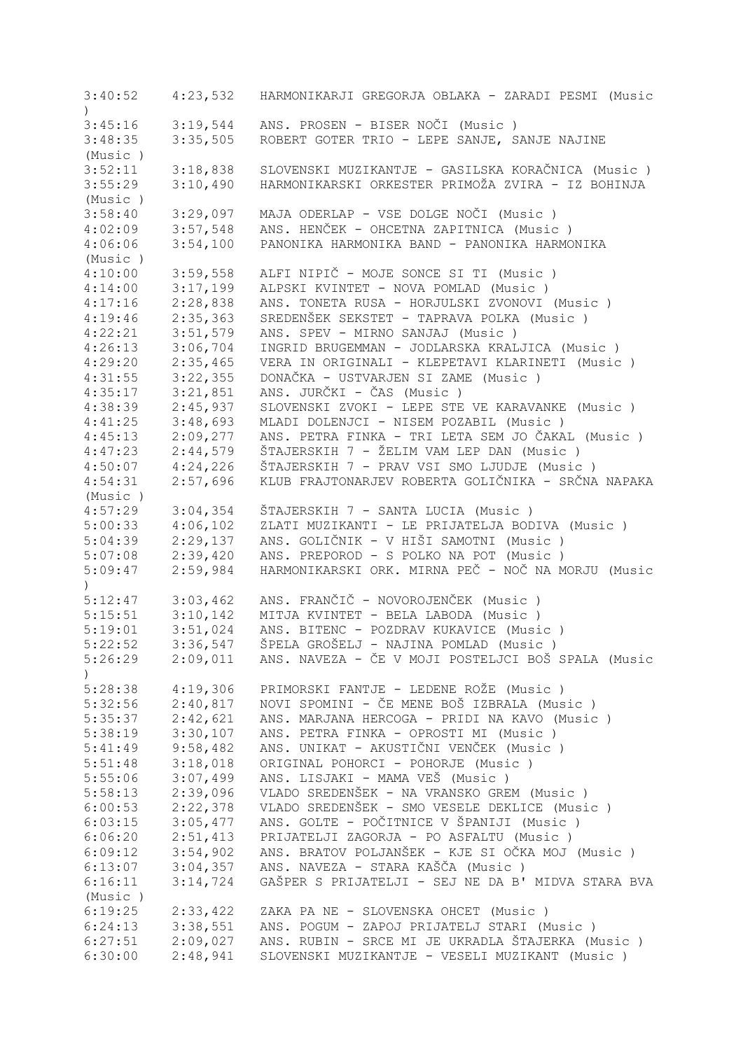```
3:40:52    4:23,532   HARMONIKARJI GREGORJA OBLAKA - ZARADI PESMI (Music )
3:45:16    3:19,544   ANS. PROSEN - BISER NOČI (Music )
3:48:35    3:35,505   ROBERT GOTER TRIO - LEPE SANJE, SANJE NAJINE (Music )
3:52:11    3:18,838   SLOVENSKI MUZIKANTJE - GASILSKA KORAČNICA (Music )
3:55:29    3:10,490   HARMONIKARSKI ORKESTER PRIMOŽA ZVIRA - IZ BOHINJA (Music )
3:58:40    3:29,097   MAJA ODERLAP - VSE DOLGE NOČI (Music )
4:02:09    3:57,548   ANS. HENČEK - OHCETNA ZAPITNICA (Music )
4:06:06    3:54,100   PANONIKA HARMONIKA BAND - PANONIKA HARMONIKA (Music )
4:10:00    3:59,558   ALFI NIPIČ - MOJE SONCE SI TI (Music )
4:14:00    3:17,199   ALPSKI KVINTET - NOVA POMLAD (Music )
4:17:16    2:28,838   ANS. TONETA RUSA - HORJULSKI ZVONOVI (Music )
4:19:46    2:35,363   SREDENŠEK SEKSTET - TAPRAVA POLKA (Music )
4:22:21    3:51,579   ANS. SPEV - MIRNO SANJAJ (Music )
4:26:13    3:06,704   INGRID BRUGEMMAN - JODLARSKA KRALJICA (Music )
4:29:20    2:35,465   VERA IN ORIGINALI - KLEPETAVI KLARINETI (Music )
4:31:55    3:22,355   DONAČKA - USTVARJEN SI ZAME (Music )
4:35:17    3:21,851   ANS. JURČKI - ČAS (Music )
4:38:39    2:45,937   SLOVENSKI ZVOKI - LEPE STE VE KARAVANKE (Music )
4:41:25    3:48,693   MLADI DOLENJCI - NISEM POZABIL (Music )
4:45:13    2:09,277   ANS. PETRA FINKA - TRI LETA SEM JO ČAKAL (Music )
4:47:23    2:44,579   ŠTAJERSKIH 7 - ŽELIM VAM LEP DAN (Music )
4:50:07    4:24,226   ŠTAJERSKIH 7 - PRAV VSI SMO LJUDJE (Music )
4:54:31    2:57,696   KLUB FRAJTONARJEV ROBERTA GOLIČNIKA - SRČNA NAPAKA (Music )
4:57:29    3:04,354   ŠTAJERSKIH 7 - SANTA LUCIA (Music )
5:00:33    4:06,102   ZLATI MUZIKANTI - LE PRIJATELJA BODIVA (Music )
5:04:39    2:29,137   ANS. GOLIČNIK - V HIŠI SAMOTNI (Music )
5:07:08    2:39,420   ANS. PREPOROD - S POLKO NA POT (Music )
5:09:47    2:59,984   HARMONIKARSKI ORK. MIRNA PEČ - NOČ NA MORJU (Music )
5:12:47    3:03,462   ANS. FRANČIČ - NOVOROJENČEK (Music )
5:15:51    3:10,142   MITJA KVINTET - BELA LABODA (Music )
5:19:01    3:51,024   ANS. BITENC - POZDRAV KUKAVICE (Music )
5:22:52    3:36,547   ŠPELA GROŠELJ - NAJINA POMLAD (Music )
5:26:29    2:09,011   ANS. NAVEZA - ČE V MOJI POSTELJCI BOŠ SPALA (Music )
5:28:38    4:19,306   PRIMORSKI FANTJE - LEDENE ROŽE (Music )
5:32:56    2:40,817   NOVI SPOMINI - ČE MENE BOŠ IZBRALA (Music )
5:35:37    2:42,621   ANS. MARJANA HERCOGA - PRIDI NA KAVO (Music )
5:38:19    3:30,107   ANS. PETRA FINKA - OPROSTI MI (Music )
5:41:49    9:58,482   ANS. UNIKAT - AKUSTIČNI VENČEK (Music )
5:51:48    3:18,018   ORIGINAL POHORCI - POHORJE (Music )
5:55:06    3:07,499   ANS. LISJAKI - MAMA VEŠ (Music )
5:58:13    2:39,096   VLADO SREDENŠEK - NA VRANSKO GREM (Music )
6:00:53    2:22,378   VLADO SREDENŠEK - SMO VESELE DEKLICE (Music )
6:03:15    3:05,477   ANS. GOLTE - POČITNICE V ŠPANIJI (Music )
6:06:20    2:51,413   PRIJATELJI ZAGORJA - PO ASFALTU (Music )
6:09:12    3:54,902   ANS. BRATOV POLJANŠEK - KJE SI OČKA MOJ (Music )
6:13:07    3:04,357   ANS. NAVEZA - STARA KAŠČA (Music )
6:16:11    3:14,724   GAŠPER S PRIJATELJI - SEJ NE DA B' MIDVA STARA BVA (Music )
6:19:25    2:33,422   ZAKA PA NE - SLOVENSKA OHCET (Music )
6:24:13    3:38,551   ANS. POGUM - ZAPOJ PRIJATELJ STARI (Music )
6:27:51    2:09,027   ANS. RUBIN - SRCE MI JE UKRADLA ŠTAJERKA (Music )
6:30:00    2:48,941   SLOVENSKI MUZIKANTJE - VESELI MUZIKANT (Music )
```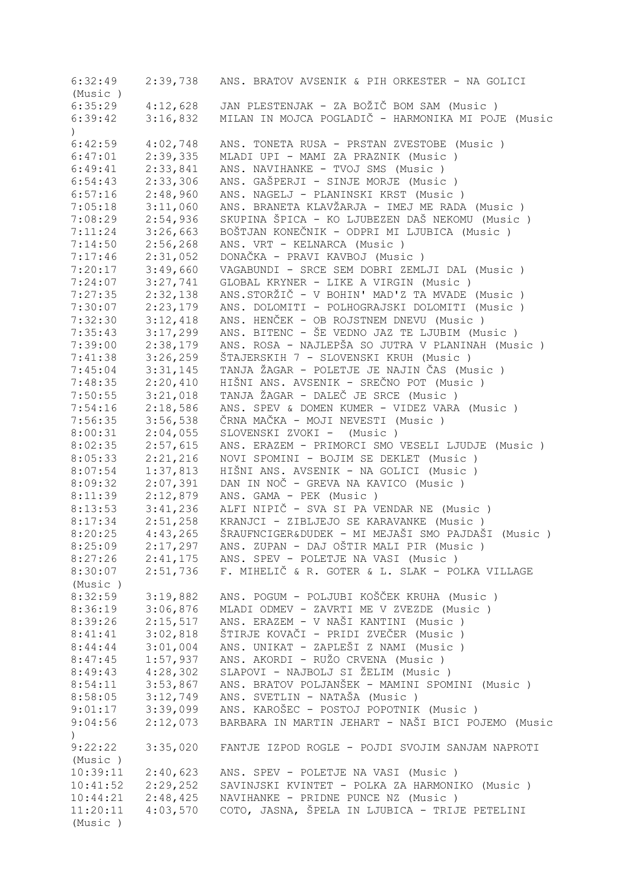6:32:49 2:39,738 ANS. BRATOV AVSENIK & PIH ORKESTER - NA GOLICI (Music )
6:35:29 4:12,628 JAN PLESTENJAK - ZA BOŽIČ BOM SAM (Music )
6:39:42 3:16,832 MILAN IN MOJCA POGLADIČ - HARMONIKA MI POJE (Music )
6:42:59 4:02,748 ANS. TONETA RUSA - PRSTAN ZVESTOBE (Music )
6:47:01 2:39,335 MLADI UPI - MAMI ZA PRAZNIK (Music )
6:49:41 2:33,841 ANS. NAVIHANKE - TVOJ SMS (Music )
6:54:43 2:33,306 ANS. GAŠPERJI - SINJE MORJE (Music )
6:57:16 2:48,960 ANS. NAGELJ - PLANINSKI KRST (Music )
7:05:18 3:11,060 ANS. BRANETA KLAVŽARJA - IMEJ ME RADA (Music )
7:08:29 2:54,936 SKUPINA ŠPICA - KO LJUBEZEN DAŠ NEKOMU (Music )
7:11:24 3:26,663 BOŠTJAN KONEČNIK - ODPRI MI LJUBICA (Music )
7:14:50 2:56,268 ANS. VRT - KELNARCA (Music )
7:17:46 2:31,052 DONAČKA - PRAVI KAVBOJ (Music )
7:20:17 3:49,660 VAGABUNDI - SRCE SEM DOBRI ZEMLJI DAL (Music )
7:24:07 3:27,741 GLOBAL KRYNER - LIKE A VIRGIN (Music )
7:27:35 2:32,138 ANS.STORŽIČ - V BOHIN' MAD'Z TA MVADE (Music )
7:30:07 2:23,179 ANS. DOLOMITI - POLHOGRAJSKI DOLOMITI (Music )
7:32:30 3:12,418 ANS. HENČEK - OB ROJSTNEM DNEVU (Music )
7:35:43 3:17,299 ANS. BITENC - ŠE VEDNO JAZ TE LJUBIM (Music )
7:39:00 2:38,179 ANS. ROSA - NAJLEPŠA SO JUTRA V PLANINAH (Music )
7:41:38 3:26,259 ŠTAJERSKIH 7 - SLOVENSKI KRUH (Music )
7:45:04 3:31,145 TANJA ŽAGAR - POLETJE JE NAJIN ČAS (Music )
7:48:35 2:20,410 HIŠNI ANS. AVSENIK - SREČNO POT (Music )
7:50:55 3:21,018 TANJA ŽAGAR - DALEČ JE SRCE (Music )
7:54:16 2:18,586 ANS. SPEV & DOMEN KUMER - VIDEZ VARA (Music )
7:56:35 3:56,538 ČRNA MAČKA - MOJI NEVESTI (Music )
8:00:31 2:04,055 SLOVENSKI ZVOKI - (Music )
8:02:35 2:57,615 ANS. ERAZEM - PRIMORCI SMO VESELI LJUDJE (Music )
8:05:33 2:21,216 NOVI SPOMINI - BOJIM SE DEKLET (Music )
8:07:54 1:37,813 HIŠNI ANS. AVSENIK - NA GOLICI (Music )
8:09:32 2:07,391 DAN IN NOČ - GREVA NA KAVICO (Music )
8:11:39 2:12,879 ANS. GAMA - PEK (Music )
8:13:53 3:41,236 ALFI NIPIČ - SVA SI PA VENDAR NE (Music )
8:17:34 2:51,258 KRANJCI - ZIBLJEJO SE KARAVANKE (Music )
8:20:25 4:43,265 ŠRAUFNCIGER&DUDEK - MI MEJAŠI SMO PAJDAŠI (Music )
8:25:09 2:17,297 ANS. ZUPAN - DAJ OŠTIR MALI PIR (Music )
8:27:26 2:41,175 ANS. SPEV - POLETJE NA VASI (Music )
8:30:07 2:51,736 F. MIHELIČ & R. GOTER & L. SLAK - POLKA VILLAGE (Music )
8:32:59 3:19,882 ANS. POGUM - POLJUBI KOŠČEK KRUHA (Music )
8:36:19 3:06,876 MLADI ODMEV - ZAVRTI ME V ZVEZDE (Music )
8:39:26 2:15,517 ANS. ERAZEM - V NAŠI KANTINI (Music )
8:41:41 3:02,818 ŠTIRJE KOVAČI - PRIDI ZVEČER (Music )
8:44:44 3:01,004 ANS. UNIKAT - ZAPLEŠI Z NAMI (Music )
8:47:45 1:57,937 ANS. AKORDI - RUŽO CRVENA (Music )
8:49:43 4:28,302 SLAPOVI - NAJBOLJ SI ŽELIM (Music )
8:54:11 3:53,867 ANS. BRATOV POLJANŠEK - MAMINI SPOMINI (Music )
8:58:05 3:12,749 ANS. SVETLIN - NATAŠA (Music )
9:01:17 3:39,099 ANS. KAROŠEC - POSTOJ POPOTNIK (Music )
9:04:56 2:12,073 BARBARA IN MARTIN JEHART - NAŠI BICI POJEMO (Music )
9:22:22 3:35,020 FANTJE IZPOD ROGLE - POJDI SVOJIM SANJAM NAPROTI (Music )
10:39:11 2:40,623 ANS. SPEV - POLETJE NA VASI (Music )
10:41:52 2:29,252 SAVINJSKI KVINTET - POLKA ZA HARMONIKO (Music )
10:44:21 2:48,425 NAVIHANKE - PRIDNE PUNCE NZ (Music )
11:20:11 4:03,570 COTO, JASNA, ŠPELA IN LJUBICA - TRIJE PETELINI (Music )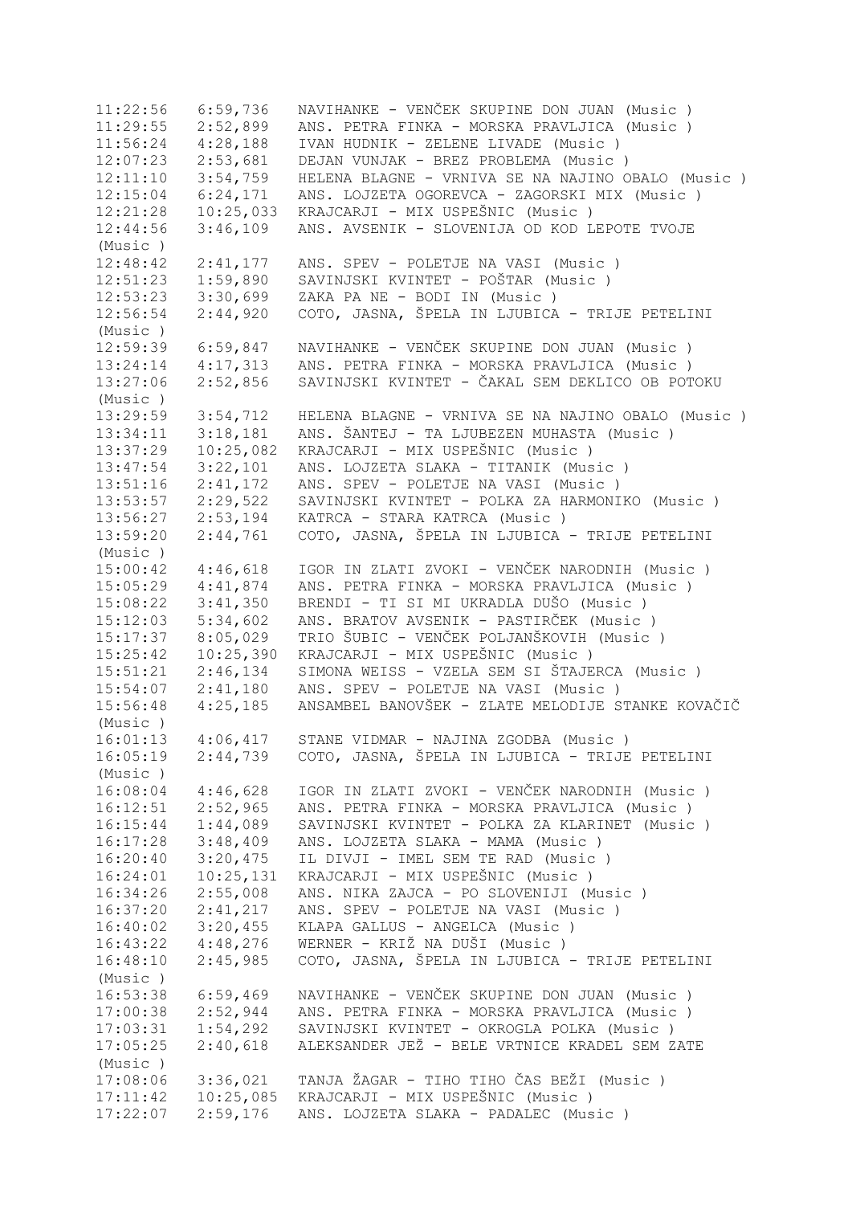11:22:56 6:59,736 NAVIHANKE - VENČEK SKUPINE DON JUAN (Music )
11:29:55 2:52,899 ANS. PETRA FINKA - MORSKA PRAVLJICA (Music )
11:56:24 4:28,188 IVAN HUDNIK - ZELENE LIVADE (Music )
12:07:23 2:53,681 DEJAN VUNJAK - BREZ PROBLEMA (Music )
12:11:10 3:54,759 HELENA BLAGNE - VRNIVA SE NA NAJINO OBALO (Music )
12:15:04 6:24,171 ANS. LOJZETA OGOREVCA - ZAGORSKI MIX (Music )
12:21:28 10:25,033 KRAJCARJI - MIX USPEŠNIC (Music )
12:44:56 3:46,109 ANS. AVSENIK - SLOVENIJA OD KOD LEPOTE TVOJE (Music )
12:48:42 2:41,177 ANS. SPEV - POLETJE NA VASI (Music )
12:51:23 1:59,890 SAVINJSKI KVINTET - POŠTAR (Music )
12:53:23 3:30,699 ZAKA PA NE - BODI IN (Music )
12:56:54 2:44,920 COTO, JASNA, ŠPELA IN LJUBICA - TRIJE PETELINI (Music )
12:59:39 6:59,847 NAVIHANKE - VENČEK SKUPINE DON JUAN (Music )
13:24:14 4:17,313 ANS. PETRA FINKA - MORSKA PRAVLJICA (Music )
13:27:06 2:52,856 SAVINJSKI KVINTET - ČAKAL SEM DEKLICO OB POTOKU (Music )
13:29:59 3:54,712 HELENA BLAGNE - VRNIVA SE NA NAJINO OBALO (Music )
13:34:11 3:18,181 ANS. ŠANTEJ - TA LJUBEZEN MUHASTA (Music )
13:37:29 10:25,082 KRAJCARJI - MIX USPEŠNIC (Music )
13:47:54 3:22,101 ANS. LOJZETA SLAKA - TITANIK (Music )
13:51:16 2:41,172 ANS. SPEV - POLETJE NA VASI (Music )
13:53:57 2:29,522 SAVINJSKI KVINTET - POLKA ZA HARMONIKO (Music )
13:56:27 2:53,194 KATRCA - STARA KATRCA (Music )
13:59:20 2:44,761 COTO, JASNA, ŠPELA IN LJUBICA - TRIJE PETELINI (Music )
15:00:42 4:46,618 IGOR IN ZLATI ZVOKI - VENČEK NARODNIH (Music )
15:05:29 4:41,874 ANS. PETRA FINKA - MORSKA PRAVLJICA (Music )
15:08:22 3:41,350 BRENDI - TI SI MI UKRADLA DUŠO (Music )
15:12:03 5:34,602 ANS. BRATOV AVSENIK - PASTIRČEK (Music )
15:17:37 8:05,029 TRIO ŠUBIC - VENČEK POLJANŠKOVIH (Music )
15:25:42 10:25,390 KRAJCARJI - MIX USPEŠNIC (Music )
15:51:21 2:46,134 SIMONA WEISS - VZELA SEM SI ŠTAJERCA (Music )
15:54:07 2:41,180 ANS. SPEV - POLETJE NA VASI (Music )
15:56:48 4:25,185 ANSAMBEL BANOVŠEK - ZLATE MELODIJE STANKE KOVAČIČ (Music )
16:01:13 4:06,417 STANE VIDMAR - NAJINA ZGODBA (Music )
16:05:19 2:44,739 COTO, JASNA, ŠPELA IN LJUBICA - TRIJE PETELINI (Music )
16:08:04 4:46,628 IGOR IN ZLATI ZVOKI - VENČEK NARODNIH (Music )
16:12:51 2:52,965 ANS. PETRA FINKA - MORSKA PRAVLJICA (Music )
16:15:44 1:44,089 SAVINJSKI KVINTET - POLKA ZA KLARINET (Music )
16:17:28 3:48,409 ANS. LOJZETA SLAKA - MAMA (Music )
16:20:40 3:20,475 IL DIVJI - IMEL SEM TE RAD (Music )
16:24:01 10:25,131 KRAJCARJI - MIX USPEŠNIC (Music )
16:34:26 2:55,008 ANS. NIKA ZAJCA - PO SLOVENIJI (Music )
16:37:20 2:41,217 ANS. SPEV - POLETJE NA VASI (Music )
16:40:02 3:20,455 KLAPA GALLUS - ANGELCA (Music )
16:43:22 4:48,276 WERNER - KRIŽ NA DUŠI (Music )
16:48:10 2:45,985 COTO, JASNA, ŠPELA IN LJUBICA - TRIJE PETELINI (Music )
16:53:38 6:59,469 NAVIHANKE - VENČEK SKUPINE DON JUAN (Music )
17:00:38 2:52,944 ANS. PETRA FINKA - MORSKA PRAVLJICA (Music )
17:03:31 1:54,292 SAVINJSKI KVINTET - OKROGLA POLKA (Music )
17:05:25 2:40,618 ALEKSANDER JEŽ - BELE VRTNICE KRADEL SEM ZATE (Music )
17:08:06 3:36,021 TANJA ŽAGAR - TIHO TIHO ČAS BEŽI (Music )
17:11:42 10:25,085 KRAJCARJI - MIX USPEŠNIC (Music )
17:22:07 2:59,176 ANS. LOJZETA SLAKA - PADALEC (Music )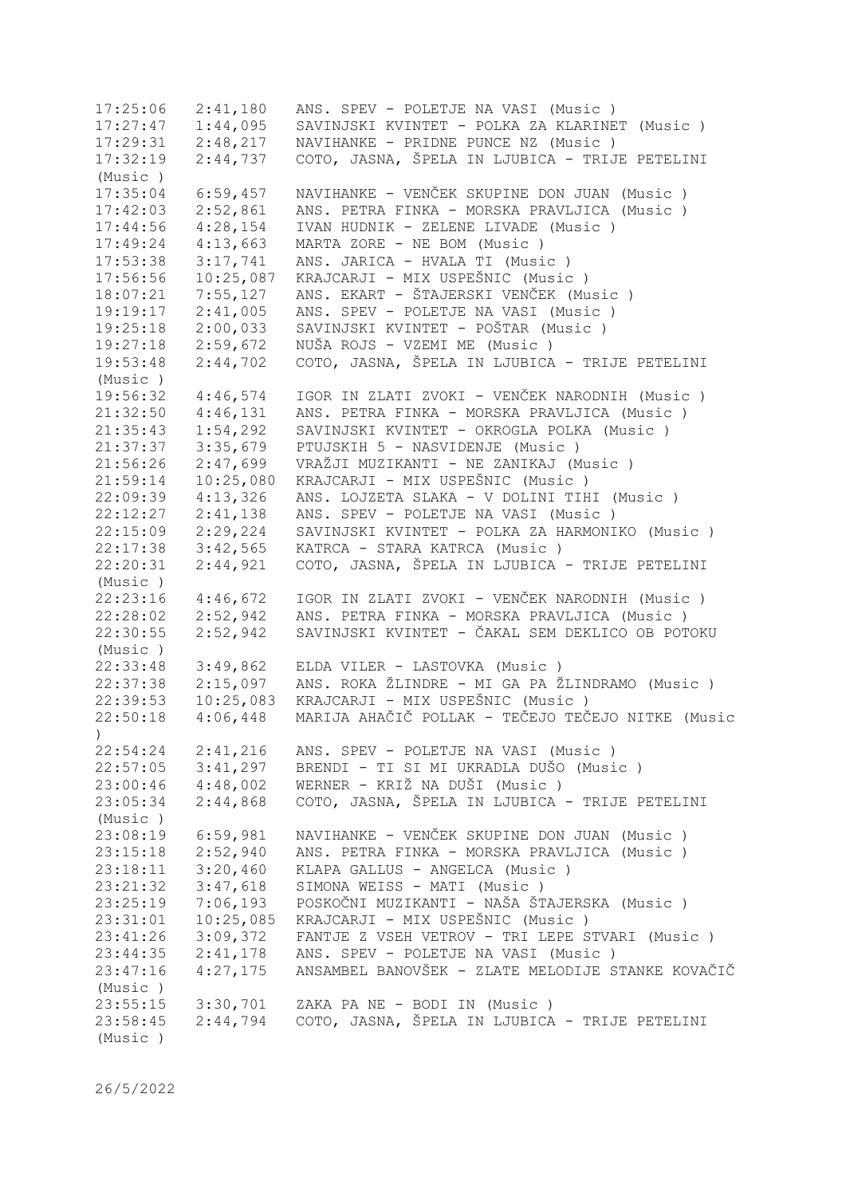| | | |
|---|---|---|
| 17:25:06 | 2:41,180 | ANS. SPEV - POLETJE NA VASI (Music ) |
| 17:27:47 | 1:44,095 | SAVINJSKI KVINTET - POLKA ZA KLARINET (Music ) |
| 17:29:31 | 2:48,217 | NAVIHANKE - PRIDNE PUNCE NZ (Music ) |
| 17:32:19 | 2:44,737 | COTO, JASNA, ŠPELA IN LJUBICA - TRIJE PETELINI (Music ) |
| 17:35:04 | 6:59,457 | NAVIHANKE - VENČEK SKUPINE DON JUAN (Music ) |
| 17:42:03 | 2:52,861 | ANS. PETRA FINKA - MORSKA PRAVLJICA (Music ) |
| 17:44:56 | 4:28,154 | IVAN HUDNIK - ZELENE LIVADE (Music ) |
| 17:49:24 | 4:13,663 | MARTA ZORE - NE BOM (Music ) |
| 17:53:38 | 3:17,741 | ANS. JARICA - HVALA TI (Music ) |
| 17:56:56 | 10:25,087 | KRAJCARJI - MIX USPEŠNIC (Music ) |
| 18:07:21 | 7:55,127 | ANS. EKART - ŠTAJERSKI VENČEK (Music ) |
| 19:19:17 | 2:41,005 | ANS. SPEV - POLETJE NA VASI (Music ) |
| 19:25:18 | 2:00,033 | SAVINJSKI KVINTET - POŠTAR (Music ) |
| 19:27:18 | 2:59,672 | NUŠA ROJS - VZEMI ME (Music ) |
| 19:53:48 | 2:44,702 | COTO, JASNA, ŠPELA IN LJUBICA - TRIJE PETELINI (Music ) |
| 19:56:32 | 4:46,574 | IGOR IN ZLATI ZVOKI - VENČEK NARODNIH (Music ) |
| 21:32:50 | 4:46,131 | ANS. PETRA FINKA - MORSKA PRAVLJICA (Music ) |
| 21:35:43 | 1:54,292 | SAVINJSKI KVINTET - OKROGLA POLKA (Music ) |
| 21:37:37 | 3:35,679 | PTUJSKIH 5 - NASVIDENJE (Music ) |
| 21:56:26 | 2:47,699 | VRAŽJI MUZIKANTI - NE ZANIKAJ (Music ) |
| 21:59:14 | 10:25,080 | KRAJCARJI - MIX USPEŠNIC (Music ) |
| 22:09:39 | 4:13,326 | ANS. LOJZETA SLAKA - V DOLINI TIHI (Music ) |
| 22:12:27 | 2:41,138 | ANS. SPEV - POLETJE NA VASI (Music ) |
| 22:15:09 | 2:29,224 | SAVINJSKI KVINTET - POLKA ZA HARMONIKO (Music ) |
| 22:17:38 | 3:42,565 | KATRCA - STARA KATRCA (Music ) |
| 22:20:31 | 2:44,921 | COTO, JASNA, ŠPELA IN LJUBICA - TRIJE PETELINI (Music ) |
| 22:23:16 | 4:46,672 | IGOR IN ZLATI ZVOKI - VENČEK NARODNIH (Music ) |
| 22:28:02 | 2:52,942 | ANS. PETRA FINKA - MORSKA PRAVLJICA (Music ) |
| 22:30:55 | 2:52,942 | SAVINJSKI KVINTET - ČAKAL SEM DEKLICO OB POTOKU (Music ) |
| 22:33:48 | 3:49,862 | ELDA VILER - LASTOVKA (Music ) |
| 22:37:38 | 2:15,097 | ANS. ROKA ŽLINDRE - MI GA PA ŽLINDRAMO (Music ) |
| 22:39:53 | 10:25,083 | KRAJCARJI - MIX USPEŠNIC (Music ) |
| 22:50:18 | 4:06,448 | MARIJA AHAČIČ POLLAK - TEČEJO TEČEJO NITKE (Music ) |
| 22:54:24 | 2:41,216 | ANS. SPEV - POLETJE NA VASI (Music ) |
| 22:57:05 | 3:41,297 | BRENDI - TI SI MI UKRADLA DUŠO (Music ) |
| 23:00:46 | 4:48,002 | WERNER - KRIŽ NA DUŠI (Music ) |
| 23:05:34 | 2:44,868 | COTO, JASNA, ŠPELA IN LJUBICA - TRIJE PETELINI (Music ) |
| 23:08:19 | 6:59,981 | NAVIHANKE - VENČEK SKUPINE DON JUAN (Music ) |
| 23:15:18 | 2:52,940 | ANS. PETRA FINKA - MORSKA PRAVLJICA (Music ) |
| 23:18:11 | 3:20,460 | KLAPA GALLUS - ANGELCA (Music ) |
| 23:21:32 | 3:47,618 | SIMONA WEISS - MATI (Music ) |
| 23:25:19 | 7:06,193 | POSKOČNI MUZIKANTI - NAŠA ŠTAJERSKA (Music ) |
| 23:31:01 | 10:25,085 | KRAJCARJI - MIX USPEŠNIC (Music ) |
| 23:41:26 | 3:09,372 | FANTJE Z VSEH VETROV - TRI LEPE STVARI (Music ) |
| 23:44:35 | 2:41,178 | ANS. SPEV - POLETJE NA VASI (Music ) |
| 23:47:16 | 4:27,175 | ANSAMBEL BANOVŠEK - ZLATE MELODIJE STANKE KOVAČIČ (Music ) |
| 23:55:15 | 3:30,701 | ZAKA PA NE - BODI IN (Music ) |
| 23:58:45 | 2:44,794 | COTO, JASNA, ŠPELA IN LJUBICA - TRIJE PETELINI (Music ) |

26/5/2022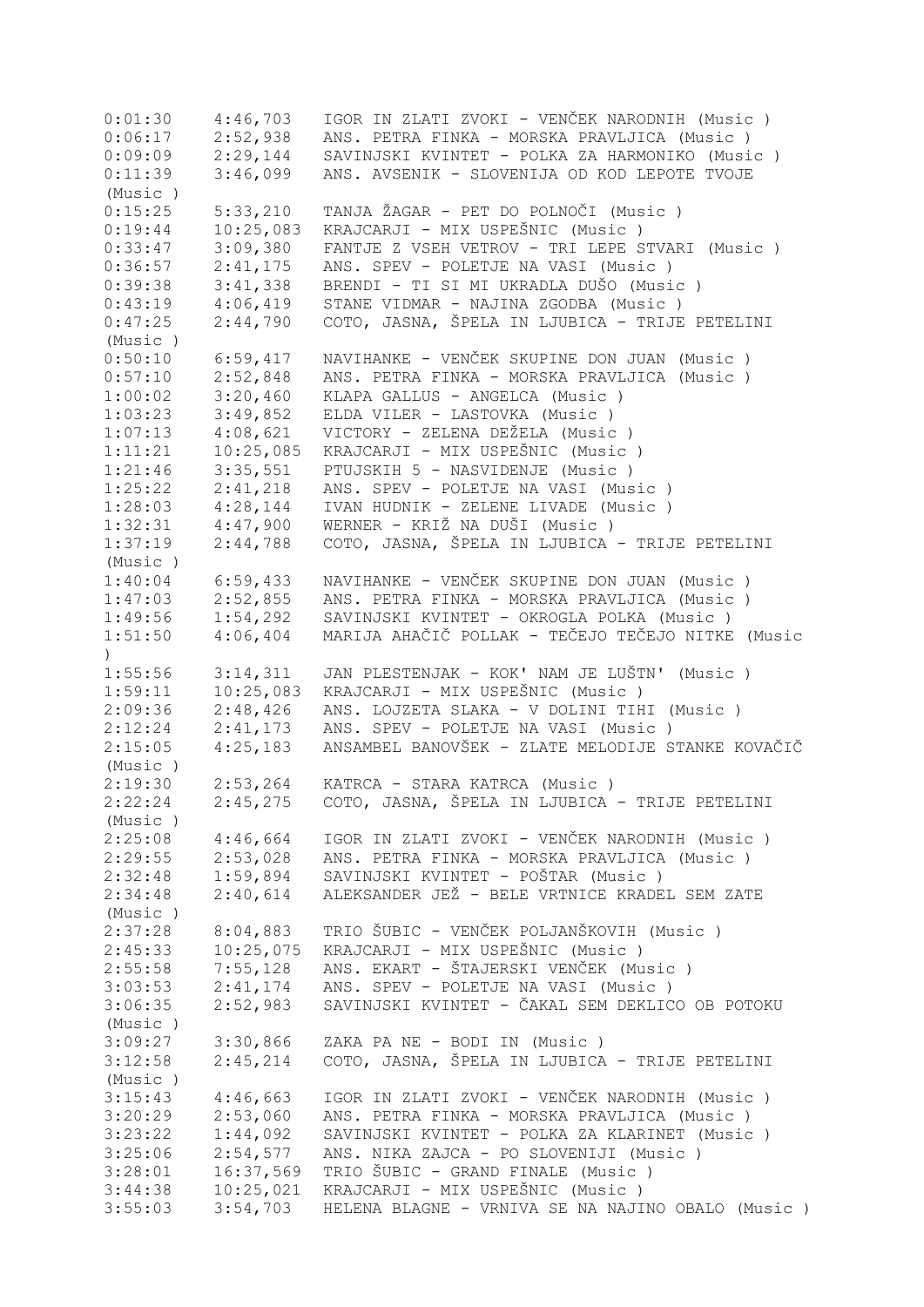| | | |
|---|---|---|
| 0:01:30 | 4:46,703 | IGOR IN ZLATI ZVOKI - VENČEK NARODNIH (Music ) |
| 0:06:17 | 2:52,938 | ANS. PETRA FINKA - MORSKA PRAVLJICA (Music ) |
| 0:09:09 | 2:29,144 | SAVINJSKI KVINTET - POLKA ZA HARMONIKO (Music ) |
| 0:11:39 | 3:46,099 | ANS. AVSENIK - SLOVENIJA OD KOD LEPOTE TVOJE (Music ) |
| 0:15:25 | 5:33,210 | TANJA ŽAGAR - PET DO POLNOČI (Music ) |
| 0:19:44 | 10:25,083 | KRAJCARJI - MIX USPEŠNIC (Music ) |
| 0:33:47 | 3:09,380 | FANTJE Z VSEH VETROV - TRI LEPE STVARI (Music ) |
| 0:36:57 | 2:41,175 | ANS. SPEV - POLETJE NA VASI (Music ) |
| 0:39:38 | 3:41,338 | BRENDI - TI SI MI UKRADLA DUŠO (Music ) |
| 0:43:19 | 4:06,419 | STANE VIDMAR - NAJINA ZGODBA (Music ) |
| 0:47:25 | 2:44,790 | COTO, JASNA, ŠPELA IN LJUBICA - TRIJE PETELINI (Music ) |
| 0:50:10 | 6:59,417 | NAVIHANKE - VENČEK SKUPINE DON JUAN (Music ) |
| 0:57:10 | 2:52,848 | ANS. PETRA FINKA - MORSKA PRAVLJICA (Music ) |
| 1:00:02 | 3:20,460 | KLAPA GALLUS - ANGELCA (Music ) |
| 1:03:23 | 3:49,852 | ELDA VILER - LASTOVKA (Music ) |
| 1:07:13 | 4:08,621 | VICTORY - ZELENA DEŽELA (Music ) |
| 1:11:21 | 10:25,085 | KRAJCARJI - MIX USPEŠNIC (Music ) |
| 1:21:46 | 3:35,551 | PTUJSKIH 5 - NASVIDENJE (Music ) |
| 1:25:22 | 2:41,218 | ANS. SPEV - POLETJE NA VASI (Music ) |
| 1:28:03 | 4:28,144 | IVAN HUDNIK - ZELENE LIVADE (Music ) |
| 1:32:31 | 4:47,900 | WERNER - KRIŽ NA DUŠI (Music ) |
| 1:37:19 | 2:44,788 | COTO, JASNA, ŠPELA IN LJUBICA - TRIJE PETELINI (Music ) |
| 1:40:04 | 6:59,433 | NAVIHANKE - VENČEK SKUPINE DON JUAN (Music ) |
| 1:47:03 | 2:52,855 | ANS. PETRA FINKA - MORSKA PRAVLJICA (Music ) |
| 1:49:56 | 1:54,292 | SAVINJSKI KVINTET - OKROGLA POLKA (Music ) |
| 1:51:50 | 4:06,404 | MARIJA AHAČIČ POLLAK - TEČEJO TEČEJO NITKE (Music ) |
| 1:55:56 | 3:14,311 | JAN PLESTENJAK - KOK' NAM JE LUŠTN' (Music ) |
| 1:59:11 | 10:25,083 | KRAJCARJI - MIX USPEŠNIC (Music ) |
| 2:09:36 | 2:48,426 | ANS. LOJZETA SLAKA - V DOLINI TIHI (Music ) |
| 2:12:24 | 2:41,173 | ANS. SPEV - POLETJE NA VASI (Music ) |
| 2:15:05 | 4:25,183 | ANSAMBEL BANOVŠEK - ZLATE MELODIJE STANKE KOVAČIČ (Music ) |
| 2:19:30 | 2:53,264 | KATRCA - STARA KATRCA (Music ) |
| 2:22:24 | 2:45,275 | COTO, JASNA, ŠPELA IN LJUBICA - TRIJE PETELINI (Music ) |
| 2:25:08 | 4:46,664 | IGOR IN ZLATI ZVOKI - VENČEK NARODNIH (Music ) |
| 2:29:55 | 2:53,028 | ANS. PETRA FINKA - MORSKA PRAVLJICA (Music ) |
| 2:32:48 | 1:59,894 | SAVINJSKI KVINTET - POŠTAR (Music ) |
| 2:34:48 | 2:40,614 | ALEKSANDER JEŽ - BELE VRTNICE KRADEL SEM ZATE (Music ) |
| 2:37:28 | 8:04,883 | TRIO ŠUBIC - VENČEK POLJANŠKOVIH (Music ) |
| 2:45:33 | 10:25,075 | KRAJCARJI - MIX USPEŠNIC (Music ) |
| 2:55:58 | 7:55,128 | ANS. EKART - ŠTAJERSKI VENČEK (Music ) |
| 3:03:53 | 2:41,174 | ANS. SPEV - POLETJE NA VASI (Music ) |
| 3:06:35 | 2:52,983 | SAVINJSKI KVINTET - ČAKAL SEM DEKLICO OB POTOKU (Music ) |
| 3:09:27 | 3:30,866 | ZAKA PA NE - BODI IN (Music ) |
| 3:12:58 | 2:45,214 | COTO, JASNA, ŠPELA IN LJUBICA - TRIJE PETELINI (Music ) |
| 3:15:43 | 4:46,663 | IGOR IN ZLATI ZVOKI - VENČEK NARODNIH (Music ) |
| 3:20:29 | 2:53,060 | ANS. PETRA FINKA - MORSKA PRAVLJICA (Music ) |
| 3:23:22 | 1:44,092 | SAVINJSKI KVINTET - POLKA ZA KLARINET (Music ) |
| 3:25:06 | 2:54,577 | ANS. NIKA ZAJCA - PO SLOVENIJI (Music ) |
| 3:28:01 | 16:37,569 | TRIO ŠUBIC - GRAND FINALE (Music ) |
| 3:44:38 | 10:25,021 | KRAJCARJI - MIX USPEŠNIC (Music ) |
| 3:55:03 | 3:54,703 | HELENA BLAGNE - VRNIVA SE NA NAJINO OBALO (Music ) |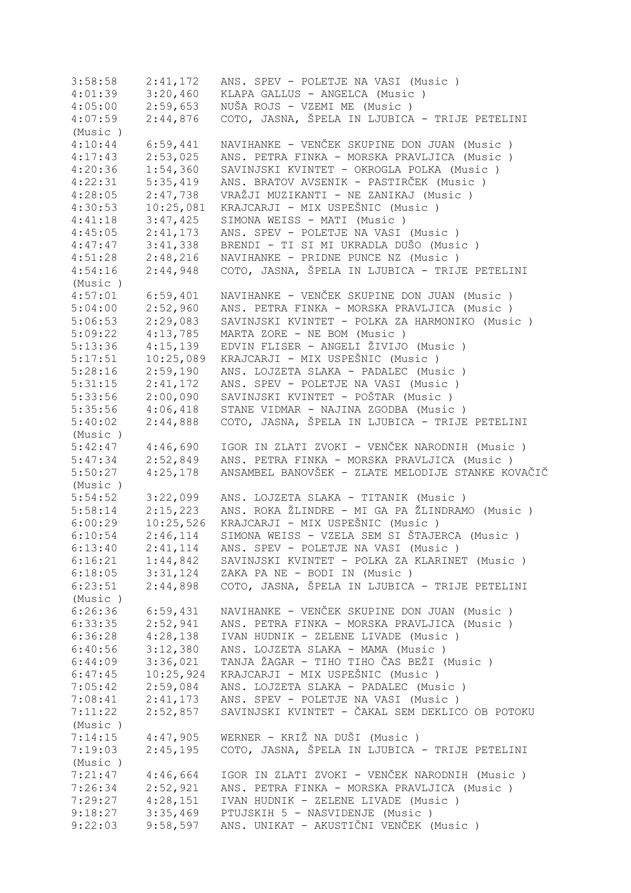```
3:58:58    2:41,172   ANS. SPEV - POLETJE NA VASI (Music )
4:01:39    3:20,460   KLAPA GALLUS - ANGELCA (Music )
4:05:00    2:59,653   NUŠA ROJS - VZEMI ME (Music )
4:07:59    2:44,876   COTO, JASNA, ŠPELA IN LJUBICA - TRIJE PETELINI
(Music )
4:10:44    6:59,441   NAVIHANKE - VENČEK SKUPINE DON JUAN (Music )
4:17:43    2:53,025   ANS. PETRA FINKA - MORSKA PRAVLJICA (Music )
4:20:36    1:54,360   SAVINJSKI KVINTET - OKROGLA POLKA (Music )
4:22:31    5:35,419   ANS. BRATOV AVSENIK - PASTIRČEK (Music )
4:28:05    2:47,738   VRAŽJI MUZIKANTI - NE ZANIKAJ (Music )
4:30:53    10:25,081  KRAJCARJI - MIX USPEŠNIC (Music )
4:41:18    3:47,425   SIMONA WEISS - MATI (Music )
4:45:05    2:41,173   ANS. SPEV - POLETJE NA VASI (Music )
4:47:47    3:41,338   BRENDI - TI SI MI UKRADLA DUŠO (Music )
4:51:28    2:48,216   NAVIHANKE - PRIDNE PUNCE NZ (Music )
4:54:16    2:44,948   COTO, JASNA, ŠPELA IN LJUBICA - TRIJE PETELINI
(Music )
4:57:01    6:59,401   NAVIHANKE - VENČEK SKUPINE DON JUAN (Music )
5:04:00    2:52,960   ANS. PETRA FINKA - MORSKA PRAVLJICA (Music )
5:06:53    2:29,083   SAVINJSKI KVINTET - POLKA ZA HARMONIKO (Music )
5:09:22    4:13,785   MARTA ZORE - NE BOM (Music )
5:13:36    4:15,139   EDVIN FLISER - ANGELI ŽIVIJO (Music )
5:17:51    10:25,089  KRAJCARJI - MIX USPEŠNIC (Music )
5:28:16    2:59,190   ANS. LOJZETA SLAKA - PADALEC (Music )
5:31:15    2:41,172   ANS. SPEV - POLETJE NA VASI (Music )
5:33:56    2:00,090   SAVINJSKI KVINTET - POŠTAR (Music )
5:35:56    4:06,418   STANE VIDMAR - NAJINA ZGODBA (Music )
5:40:02    2:44,888   COTO, JASNA, ŠPELA IN LJUBICA - TRIJE PETELINI
(Music )
5:42:47    4:46,690   IGOR IN ZLATI ZVOKI - VENČEK NARODNIH (Music )
5:47:34    2:52,849   ANS. PETRA FINKA - MORSKA PRAVLJICA (Music )
5:50:27    4:25,178   ANSAMBEL BANOVŠEK - ZLATE MELODIJE STANKE KOVAČIČ
(Music )
5:54:52    3:22,099   ANS. LOJZETA SLAKA - TITANIK (Music )
5:58:14    2:15,223   ANS. ROKA ŽLINDRE - MI GA PA ŽLINDRAMO (Music )
6:00:29    10:25,526  KRAJCARJI - MIX USPEŠNIC (Music )
6:10:54    2:46,114   SIMONA WEISS - VZELA SEM SI ŠTAJERCA (Music )
6:13:40    2:41,114   ANS. SPEV - POLETJE NA VASI (Music )
6:16:21    1:44,842   SAVINJSKI KVINTET - POLKA ZA KLARINET (Music )
6:18:05    3:31,124   ZAKA PA NE - BODI IN (Music )
6:23:51    2:44,898   COTO, JASNA, ŠPELA IN LJUBICA - TRIJE PETELINI
(Music )
6:26:36    6:59,431   NAVIHANKE - VENČEK SKUPINE DON JUAN (Music )
6:33:35    2:52,941   ANS. PETRA FINKA - MORSKA PRAVLJICA (Music )
6:36:28    4:28,138   IVAN HUDNIK - ZELENE LIVADE (Music )
6:40:56    3:12,380   ANS. LOJZETA SLAKA - MAMA (Music )
6:44:09    3:36,021   TANJA ŽAGAR - TIHO TIHO ČAS BEŽI (Music )
6:47:45    10:25,924  KRAJCARJI - MIX USPEŠNIC (Music )
7:05:42    2:59,084   ANS. LOJZETA SLAKA - PADALEC (Music )
7:08:41    2:41,173   ANS. SPEV - POLETJE NA VASI (Music )
7:11:22    2:52,857   SAVINJSKI KVINTET - ČAKAL SEM DEKLICO OB POTOKU
(Music )
7:14:15    4:47,905   WERNER - KRIŽ NA DUŠI (Music )
7:19:03    2:45,195   COTO, JASNA, ŠPELA IN LJUBICA - TRIJE PETELINI
(Music )
7:21:47    4:46,664   IGOR IN ZLATI ZVOKI - VENČEK NARODNIH (Music )
7:26:34    2:52,921   ANS. PETRA FINKA - MORSKA PRAVLJICA (Music )
7:29:27    4:28,151   IVAN HUDNIK - ZELENE LIVADE (Music )
9:18:27    3:35,469   PTUJSKIH 5 - NASVIDENJE (Music )
9:22:03    9:58,597   ANS. UNIKAT - AKUSTIČNI VENČEK (Music )
```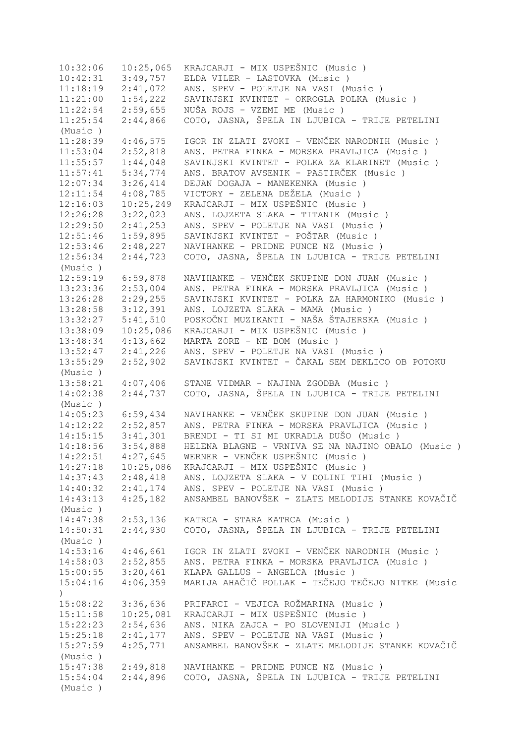10:32:06 10:25,065 KRAJCARJI - MIX USPEŠNIC (Music )
10:42:31 3:49,757 ELDA VILER - LASTOVKA (Music )
11:18:19 2:41,072 ANS. SPEV - POLETJE NA VASI (Music )
11:21:00 1:54,222 SAVINJSKI KVINTET - OKROGLA POLKA (Music )
11:22:54 2:59,655 NUŠA ROJS - VZEMI ME (Music )
11:25:54 2:44,866 COTO, JASNA, ŠPELA IN LJUBICA - TRIJE PETELINI (Music )
11:28:39 4:46,575 IGOR IN ZLATI ZVOKI - VENČEK NARODNIH (Music )
11:53:04 2:52,818 ANS. PETRA FINKA - MORSKA PRAVLJICA (Music )
11:55:57 1:44,048 SAVINJSKI KVINTET - POLKA ZA KLARINET (Music )
11:57:41 5:34,774 ANS. BRATOV AVSENIK - PASTIRČEK (Music )
12:07:34 3:26,414 DEJAN DOGAJA - MANEKENKA (Music )
12:11:54 4:08,785 VICTORY - ZELENA DEŽELA (Music )
12:16:03 10:25,249 KRAJCARJI - MIX USPEŠNIC (Music )
12:26:28 3:22,023 ANS. LOJZETA SLAKA - TITANIK (Music )
12:29:50 2:41,253 ANS. SPEV - POLETJE NA VASI (Music )
12:51:46 1:59,895 SAVINJSKI KVINTET - POŠTAR (Music )
12:53:46 2:48,227 NAVIHANKE - PRIDNE PUNCE NZ (Music )
12:56:34 2:44,723 COTO, JASNA, ŠPELA IN LJUBICA - TRIJE PETELINI (Music )
12:59:19 6:59,878 NAVIHANKE - VENČEK SKUPINE DON JUAN (Music )
13:23:36 2:53,004 ANS. PETRA FINKA - MORSKA PRAVLJICA (Music )
13:26:28 2:29,255 SAVINJSKI KVINTET - POLKA ZA HARMONIKO (Music )
13:28:58 3:12,391 ANS. LOJZETA SLAKA - MAMA (Music )
13:32:27 5:41,510 POSKOČNI MUZIKANTI - NAŠA ŠTAJERSKA (Music )
13:38:09 10:25,086 KRAJCARJI - MIX USPEŠNIC (Music )
13:48:34 4:13,662 MARTA ZORE - NE BOM (Music )
13:52:47 2:41,226 ANS. SPEV - POLETJE NA VASI (Music )
13:55:29 2:52,902 SAVINJSKI KVINTET - ČAKAL SEM DEKLICO OB POTOKU (Music )
13:58:21 4:07,406 STANE VIDMAR - NAJINA ZGODBA (Music )
14:02:38 2:44,737 COTO, JASNA, ŠPELA IN LJUBICA - TRIJE PETELINI (Music )
14:05:23 6:59,434 NAVIHANKE - VENČEK SKUPINE DON JUAN (Music )
14:12:22 2:52,857 ANS. PETRA FINKA - MORSKA PRAVLJICA (Music )
14:15:15 3:41,301 BRENDI - TI SI MI UKRADLA DUŠO (Music )
14:18:56 3:54,888 HELENA BLAGNE - VRNIVA SE NA NAJINO OBALO (Music )
14:22:51 4:27,645 WERNER - VENČEK USPEŠNIC (Music )
14:27:18 10:25,086 KRAJCARJI - MIX USPEŠNIC (Music )
14:37:43 2:48,418 ANS. LOJZETA SLAKA - V DOLINI TIHI (Music )
14:40:32 2:41,174 ANS. SPEV - POLETJE NA VASI (Music )
14:43:13 4:25,182 ANSAMBEL BANOVŠEK - ZLATE MELODIJE STANKE KOVAČIČ (Music )
14:47:38 2:53,136 KATRCA - STARA KATRCA (Music )
14:50:31 2:44,930 COTO, JASNA, ŠPELA IN LJUBICA - TRIJE PETELINI (Music )
14:53:16 4:46,661 IGOR IN ZLATI ZVOKI - VENČEK NARODNIH (Music )
14:58:03 2:52,855 ANS. PETRA FINKA - MORSKA PRAVLJICA (Music )
15:00:55 3:20,461 KLAPA GALLUS - ANGELCA (Music )
15:04:16 4:06,359 MARIJA AHAČIČ POLLAK - TEČEJO TEČEJO NITKE (Music )
15:08:22 3:36,636 PRIFARCI - VEJICA ROŽMARINA (Music )
15:11:58 10:25,081 KRAJCARJI - MIX USPEŠNIC (Music )
15:22:23 2:54,636 ANS. NIKA ZAJCA - PO SLOVENIJI (Music )
15:25:18 2:41,177 ANS. SPEV - POLETJE NA VASI (Music )
15:27:59 4:25,771 ANSAMBEL BANOVŠEK - ZLATE MELODIJE STANKE KOVAČIČ (Music )
15:47:38 2:49,818 NAVIHANKE - PRIDNE PUNCE NZ (Music )
15:54:04 2:44,896 COTO, JASNA, ŠPELA IN LJUBICA - TRIJE PETELINI (Music )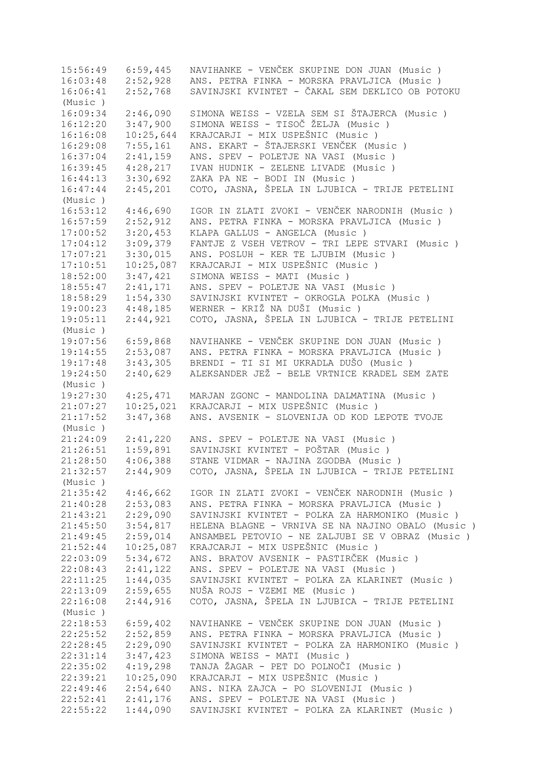```
15:56:49   6:59,445   NAVIHANKE - VENČEK SKUPINE DON JUAN (Music )
16:03:48   2:52,928   ANS. PETRA FINKA - MORSKA PRAVLJICA (Music )
16:06:41   2:52,768   SAVINJSKI KVINTET - ČAKAL SEM DEKLICO OB POTOKU
(Music )
16:09:34   2:46,090   SIMONA WEISS - VZELA SEM SI ŠTAJERCA (Music )
16:12:20   3:47,900   SIMONA WEISS - TISOČ ŽELJA (Music )
16:16:08   10:25,644  KRAJCARJI - MIX USPEŠNIC (Music )
16:29:08   7:55,161   ANS. EKART - ŠTAJERSKI VENČEK (Music )
16:37:04   2:41,159   ANS. SPEV - POLETJE NA VASI (Music )
16:39:45   4:28,217   IVAN HUDNIK - ZELENE LIVADE (Music )
16:44:13   3:30,692   ZAKA PA NE - BODI IN (Music )
16:47:44   2:45,201   COTO, JASNA, ŠPELA IN LJUBICA - TRIJE PETELINI
(Music )
16:53:12   4:46,690   IGOR IN ZLATI ZVOKI - VENČEK NARODNIH (Music )
16:57:59   2:52,912   ANS. PETRA FINKA - MORSKA PRAVLJICA (Music )
17:00:52   3:20,453   KLAPA GALLUS - ANGELCA (Music )
17:04:12   3:09,379   FANTJE Z VSEH VETROV - TRI LEPE STVARI (Music )
17:07:21   3:30,015   ANS. POSLUH - KER TE LJUBIM (Music )
17:10:51   10:25,087  KRAJCARJI - MIX USPEŠNIC (Music )
18:52:00   3:47,421   SIMONA WEISS - MATI (Music )
18:55:47   2:41,171   ANS. SPEV - POLETJE NA VASI (Music )
18:58:29   1:54,330   SAVINJSKI KVINTET - OKROGLA POLKA (Music )
19:00:23   4:48,185   WERNER - KRIŽ NA DUŠI (Music )
19:05:11   2:44,921   COTO, JASNA, ŠPELA IN LJUBICA - TRIJE PETELINI
(Music )
19:07:56   6:59,868   NAVIHANKE - VENČEK SKUPINE DON JUAN (Music )
19:14:55   2:53,087   ANS. PETRA FINKA - MORSKA PRAVLJICA (Music )
19:17:48   3:43,305   BRENDI - TI SI MI UKRADLA DUŠO (Music )
19:24:50   2:40,629   ALEKSANDER JEŽ - BELE VRTNICE KRADEL SEM ZATE
(Music )
19:27:30   4:25,471   MARJAN ZGONC - MANDOLINA DALMATINA (Music )
21:07:27   10:25,021  KRAJCARJI - MIX USPEŠNIC (Music )
21:17:52   3:47,368   ANS. AVSENIK - SLOVENIJA OD KOD LEPOTE TVOJE
(Music )
21:24:09   2:41,220   ANS. SPEV - POLETJE NA VASI (Music )
21:26:51   1:59,891   SAVINJSKI KVINTET - POŠTAR (Music )
21:28:50   4:06,388   STANE VIDMAR - NAJINA ZGODBA (Music )
21:32:57   2:44,909   COTO, JASNA, ŠPELA IN LJUBICA - TRIJE PETELINI
(Music )
21:35:42   4:46,662   IGOR IN ZLATI ZVOKI - VENČEK NARODNIH (Music )
21:40:28   2:53,083   ANS. PETRA FINKA - MORSKA PRAVLJICA (Music )
21:43:21   2:29,090   SAVINJSKI KVINTET - POLKA ZA HARMONIKO (Music )
21:45:50   3:54,817   HELENA BLAGNE - VRNIVA SE NA NAJINO OBALO (Music )
21:49:45   2:59,014   ANSAMBEL PETOVIO - NE ZALJUBI SE V OBRAZ (Music )
21:52:44   10:25,087  KRAJCARJI - MIX USPEŠNIC (Music )
22:03:09   5:34,672   ANS. BRATOV AVSENIK - PASTIRČEK (Music )
22:08:43   2:41,122   ANS. SPEV - POLETJE NA VASI (Music )
22:11:25   1:44,035   SAVINJSKI KVINTET - POLKA ZA KLARINET (Music )
22:13:09   2:59,655   NUŠA ROJS - VZEMI ME (Music )
22:16:08   2:44,916   COTO, JASNA, ŠPELA IN LJUBICA - TRIJE PETELINI
(Music )
22:18:53   6:59,402   NAVIHANKE - VENČEK SKUPINE DON JUAN (Music )
22:25:52   2:52,859   ANS. PETRA FINKA - MORSKA PRAVLJICA (Music )
22:28:45   2:29,090   SAVINJSKI KVINTET - POLKA ZA HARMONIKO (Music )
22:31:14   3:47,423   SIMONA WEISS - MATI (Music )
22:35:02   4:19,298   TANJA ŽAGAR - PET DO POLNOČI (Music )
22:39:21   10:25,090  KRAJCARJI - MIX USPEŠNIC (Music )
22:49:46   2:54,640   ANS. NIKA ZAJCA - PO SLOVENIJI (Music )
22:52:41   2:41,176   ANS. SPEV - POLETJE NA VASI (Music )
22:55:22   1:44,090   SAVINJSKI KVINTET - POLKA ZA KLARINET (Music )
```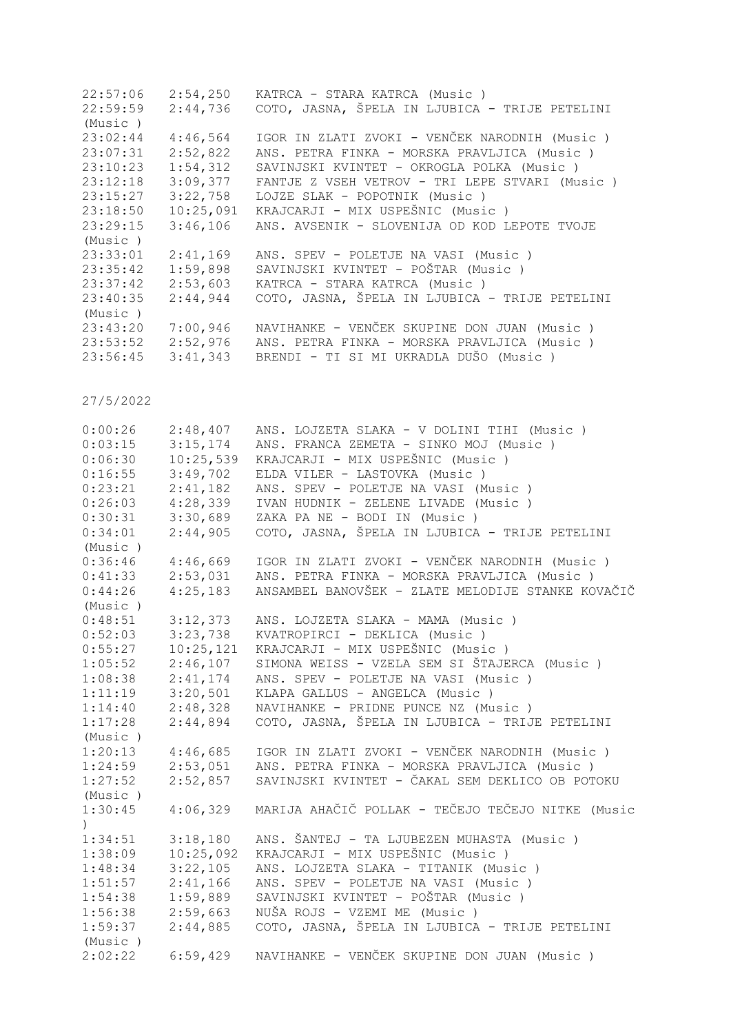| | | |
|---|---|---|
| 22:57:06 | 2:54,250 | KATRCA - STARA KATRCA (Music ) |
| 22:59:59 | 2:44,736 | COTO, JASNA, ŠPELA IN LJUBICA - TRIJE PETELINI (Music ) |
| 23:02:44 | 4:46,564 | IGOR IN ZLATI ZVOKI - VENČEK NARODNIH (Music ) |
| 23:07:31 | 2:52,822 | ANS. PETRA FINKA - MORSKA PRAVLJICA (Music ) |
| 23:10:23 | 1:54,312 | SAVINJSKI KVINTET - OKROGLA POLKA (Music ) |
| 23:12:18 | 3:09,377 | FANTJE Z VSEH VETROV - TRI LEPE STVARI (Music ) |
| 23:15:27 | 3:22,758 | LOJZE SLAK - POPOTNIK (Music ) |
| 23:18:50 | 10:25,091 | KRAJCARJI - MIX USPEŠNIC (Music ) |
| 23:29:15 | 3:46,106 | ANS. AVSENIK - SLOVENIJA OD KOD LEPOTE TVOJE (Music ) |
| 23:33:01 | 2:41,169 | ANS. SPEV - POLETJE NA VASI (Music ) |
| 23:35:42 | 1:59,898 | SAVINJSKI KVINTET - POŠTAR (Music ) |
| 23:37:42 | 2:53,603 | KATRCA - STARA KATRCA (Music ) |
| 23:40:35 | 2:44,944 | COTO, JASNA, ŠPELA IN LJUBICA - TRIJE PETELINI (Music ) |
| 23:43:20 | 7:00,946 | NAVIHANKE - VENČEK SKUPINE DON JUAN (Music ) |
| 23:53:52 | 2:52,976 | ANS. PETRA FINKA - MORSKA PRAVLJICA (Music ) |
| 23:56:45 | 3:41,343 | BRENDI - TI SI MI UKRADLA DUŠO (Music ) |

27/5/2022

| | | |
|---|---|---|
| 0:00:26 | 2:48,407 | ANS. LOJZETA SLAKA - V DOLINI TIHI (Music ) |
| 0:03:15 | 3:15,174 | ANS. FRANCA ZEMETA - SINKO MOJ (Music ) |
| 0:06:30 | 10:25,539 | KRAJCARJI - MIX USPEŠNIC (Music ) |
| 0:16:55 | 3:49,702 | ELDA VILER - LASTOVKA (Music ) |
| 0:23:21 | 2:41,182 | ANS. SPEV - POLETJE NA VASI (Music ) |
| 0:26:03 | 4:28,339 | IVAN HUDNIK - ZELENE LIVADE (Music ) |
| 0:30:31 | 3:30,689 | ZAKA PA NE - BODI IN (Music ) |
| 0:34:01 | 2:44,905 | COTO, JASNA, ŠPELA IN LJUBICA - TRIJE PETELINI (Music ) |
| 0:36:46 | 4:46,669 | IGOR IN ZLATI ZVOKI - VENČEK NARODNIH (Music ) |
| 0:41:33 | 2:53,031 | ANS. PETRA FINKA - MORSKA PRAVLJICA (Music ) |
| 0:44:26 | 4:25,183 | ANSAMBEL BANOVŠEK - ZLATE MELODIJE STANKE KOVAČIČ (Music ) |
| 0:48:51 | 3:12,373 | ANS. LOJZETA SLAKA - MAMA (Music ) |
| 0:52:03 | 3:23,738 | KVATROPIRCI - DEKLICA (Music ) |
| 0:55:27 | 10:25,121 | KRAJCARJI - MIX USPEŠNIC (Music ) |
| 1:05:52 | 2:46,107 | SIMONA WEISS - VZELA SEM SI ŠTAJERCA (Music ) |
| 1:08:38 | 2:41,174 | ANS. SPEV - POLETJE NA VASI (Music ) |
| 1:11:19 | 3:20,501 | KLAPA GALLUS - ANGELCA (Music ) |
| 1:14:40 | 2:48,328 | NAVIHANKE - PRIDNE PUNCE NZ (Music ) |
| 1:17:28 | 2:44,894 | COTO, JASNA, ŠPELA IN LJUBICA - TRIJE PETELINI (Music ) |
| 1:20:13 | 4:46,685 | IGOR IN ZLATI ZVOKI - VENČEK NARODNIH (Music ) |
| 1:24:59 | 2:53,051 | ANS. PETRA FINKA - MORSKA PRAVLJICA (Music ) |
| 1:27:52 | 2:52,857 | SAVINJSKI KVINTET - ČAKAL SEM DEKLICO OB POTOKU (Music ) |
| 1:30:45 | 4:06,329 | MARIJA AHAČIČ POLLAK - TEČEJO TEČEJO NITKE (Music ) |
| 1:34:51 | 3:18,180 | ANS. ŠANTEJ - TA LJUBEZEN MUHASTA (Music ) |
| 1:38:09 | 10:25,092 | KRAJCARJI - MIX USPEŠNIC (Music ) |
| 1:48:34 | 3:22,105 | ANS. LOJZETA SLAKA - TITANIK (Music ) |
| 1:51:57 | 2:41,166 | ANS. SPEV - POLETJE NA VASI (Music ) |
| 1:54:38 | 1:59,889 | SAVINJSKI KVINTET - POŠTAR (Music ) |
| 1:56:38 | 2:59,663 | NUŠA ROJS - VZEMI ME (Music ) |
| 1:59:37 | 2:44,885 | COTO, JASNA, ŠPELA IN LJUBICA - TRIJE PETELINI (Music ) |
| 2:02:22 | 6:59,429 | NAVIHANKE - VENČEK SKUPINE DON JUAN (Music ) |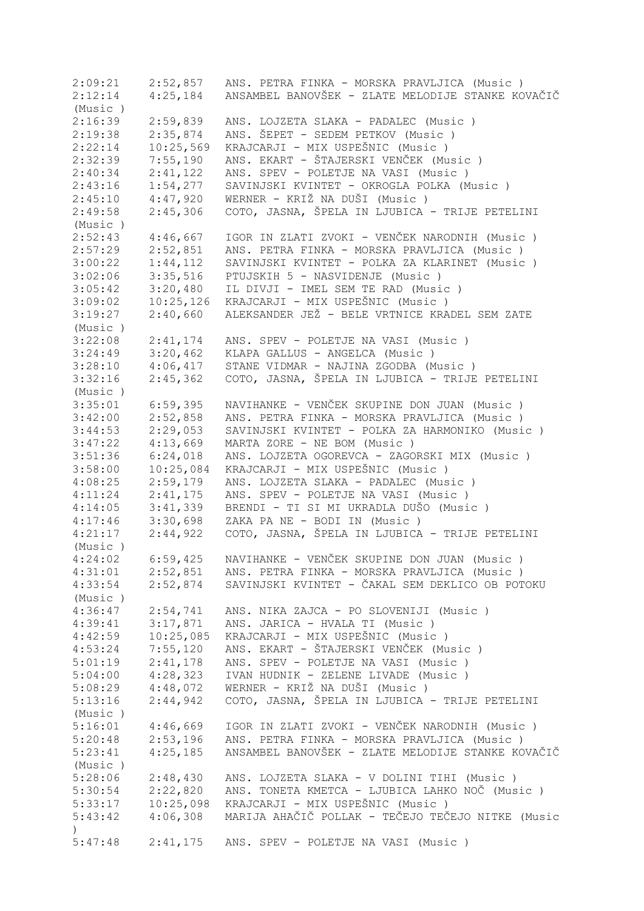2:09:21    2:52,857   ANS. PETRA FINKA - MORSKA PRAVLJICA (Music )
2:12:14    4:25,184   ANSAMBEL BANOVŠEK - ZLATE MELODIJE STANKE KOVAČIČ (Music )
2:16:39    2:59,839   ANS. LOJZETA SLAKA - PADALEC (Music )
2:19:38    2:35,874   ANS. ŠEPET - SEDEM PETKOV (Music )
2:22:14    10:25,569  KRAJCARJI - MIX USPEŠNIC (Music )
2:32:39    7:55,190   ANS. EKART - ŠTAJERSKI VENČEK (Music )
2:40:34    2:41,122   ANS. SPEV - POLETJE NA VASI (Music )
2:43:16    1:54,277   SAVINJSKI KVINTET - OKROGLA POLKA (Music )
2:45:10    4:47,920   WERNER - KRIŽ NA DUŠI (Music )
2:49:58    2:45,306   COTO, JASNA, ŠPELA IN LJUBICA - TRIJE PETELINI (Music )
2:52:43    4:46,667   IGOR IN ZLATI ZVOKI - VENČEK NARODNIH (Music )
2:57:29    2:52,851   ANS. PETRA FINKA - MORSKA PRAVLJICA (Music )
3:00:22    1:44,112   SAVINJSKI KVINTET - POLKA ZA KLARINET (Music )
3:02:06    3:35,516   PTUJSKIH 5 - NASVIDENJE (Music )
3:05:42    3:20,480   IL DIVJI - IMEL SEM TE RAD (Music )
3:09:02    10:25,126  KRAJCARJI - MIX USPEŠNIC (Music )
3:19:27    2:40,660   ALEKSANDER JEŽ - BELE VRTNICE KRADEL SEM ZATE (Music )
3:22:08    2:41,174   ANS. SPEV - POLETJE NA VASI (Music )
3:24:49    3:20,462   KLAPA GALLUS - ANGELCA (Music )
3:28:10    4:06,417   STANE VIDMAR - NAJINA ZGODBA (Music )
3:32:16    2:45,362   COTO, JASNA, ŠPELA IN LJUBICA - TRIJE PETELINI (Music )
3:35:01    6:59,395   NAVIHANKE - VENČEK SKUPINE DON JUAN (Music )
3:42:00    2:52,858   ANS. PETRA FINKA - MORSKA PRAVLJICA (Music )
3:44:53    2:29,053   SAVINJSKI KVINTET - POLKA ZA HARMONIKO (Music )
3:47:22    4:13,669   MARTA ZORE - NE BOM (Music )
3:51:36    6:24,018   ANS. LOJZETA OGOREVCA - ZAGORSKI MIX (Music )
3:58:00    10:25,084  KRAJCARJI - MIX USPEŠNIC (Music )
4:08:25    2:59,179   ANS. LOJZETA SLAKA - PADALEC (Music )
4:11:24    2:41,175   ANS. SPEV - POLETJE NA VASI (Music )
4:14:05    3:41,339   BRENDI - TI SI MI UKRADLA DUŠO (Music )
4:17:46    3:30,698   ZAKA PA NE - BODI IN (Music )
4:21:17    2:44,922   COTO, JASNA, ŠPELA IN LJUBICA - TRIJE PETELINI (Music )
4:24:02    6:59,425   NAVIHANKE - VENČEK SKUPINE DON JUAN (Music )
4:31:01    2:52,851   ANS. PETRA FINKA - MORSKA PRAVLJICA (Music )
4:33:54    2:52,874   SAVINJSKI KVINTET - ČAKAL SEM DEKLICO OB POTOKU (Music )
4:36:47    2:54,741   ANS. NIKA ZAJCA - PO SLOVENIJI (Music )
4:39:41    3:17,871   ANS. JARICA - HVALA TI (Music )
4:42:59    10:25,085  KRAJCARJI - MIX USPEŠNIC (Music )
4:53:24    7:55,120   ANS. EKART - ŠTAJERSKI VENČEK (Music )
5:01:19    2:41,178   ANS. SPEV - POLETJE NA VASI (Music )
5:04:00    4:28,323   IVAN HUDNIK - ZELENE LIVADE (Music )
5:08:29    4:48,072   WERNER - KRIŽ NA DUŠI (Music )
5:13:16    2:44,942   COTO, JASNA, ŠPELA IN LJUBICA - TRIJE PETELINI (Music )
5:16:01    4:46,669   IGOR IN ZLATI ZVOKI - VENČEK NARODNIH (Music )
5:20:48    2:53,196   ANS. PETRA FINKA - MORSKA PRAVLJICA (Music )
5:23:41    4:25,185   ANSAMBEL BANOVŠEK - ZLATE MELODIJE STANKE KOVAČIČ (Music )
5:28:06    2:48,430   ANS. LOJZETA SLAKA - V DOLINI TIHI (Music )
5:30:54    2:22,820   ANS. TONETA KMETCA - LJUBICA LAHKO NOČ (Music )
5:33:17    10:25,098  KRAJCARJI - MIX USPEŠNIC (Music )
5:43:42    4:06,308   MARIJA AHAČIČ POLLAK - TEČEJO TEČEJO NITKE (Music )
5:47:48    2:41,175   ANS. SPEV - POLETJE NA VASI (Music )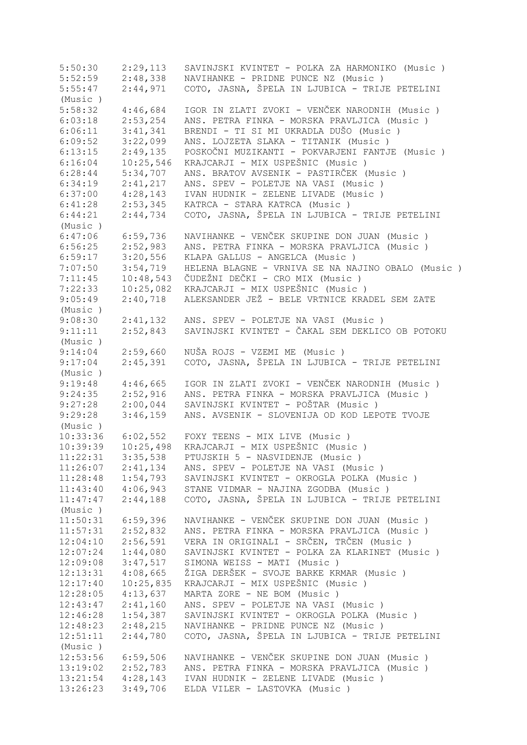| | | |
|---|---|---|
| 5:50:30 | 2:29,113 | SAVINJSKI KVINTET - POLKA ZA HARMONIKO (Music ) |
| 5:52:59 | 2:48,338 | NAVIHANKE - PRIDNE PUNCE NZ (Music ) |
| 5:55:47 | 2:44,971 | COTO, JASNA, ŠPELA IN LJUBICA - TRIJE PETELINI (Music ) |
| 5:58:32 | 4:46,684 | IGOR IN ZLATI ZVOKI - VENČEK NARODNIH (Music ) |
| 6:03:18 | 2:53,254 | ANS. PETRA FINKA - MORSKA PRAVLJICA (Music ) |
| 6:06:11 | 3:41,341 | BRENDI - TI SI MI UKRADLA DUŠO (Music ) |
| 6:09:52 | 3:22,099 | ANS. LOJZETA SLAKA - TITANIK (Music ) |
| 6:13:15 | 2:49,135 | POSKOČNI MUZIKANTI - POKVARJENI FANTJE (Music ) |
| 6:16:04 | 10:25,546 | KRAJCARJI - MIX USPEŠNIC (Music ) |
| 6:28:44 | 5:34,707 | ANS. BRATOV AVSENIK - PASTIRČEK (Music ) |
| 6:34:19 | 2:41,217 | ANS. SPEV - POLETJE NA VASI (Music ) |
| 6:37:00 | 4:28,143 | IVAN HUDNIK - ZELENE LIVADE (Music ) |
| 6:41:28 | 2:53,345 | KATRCA - STARA KATRCA (Music ) |
| 6:44:21 | 2:44,734 | COTO, JASNA, ŠPELA IN LJUBICA - TRIJE PETELINI (Music ) |
| 6:47:06 | 6:59,736 | NAVIHANKE - VENČEK SKUPINE DON JUAN (Music ) |
| 6:56:25 | 2:52,983 | ANS. PETRA FINKA - MORSKA PRAVLJICA (Music ) |
| 6:59:17 | 3:20,556 | KLAPA GALLUS - ANGELCA (Music ) |
| 7:07:50 | 3:54,719 | HELENA BLAGNE - VRNIVA SE NA NAJINO OBALO (Music ) |
| 7:11:45 | 10:48,543 | ČUDEŽNI DEČKI - CRO MIX (Music ) |
| 7:22:33 | 10:25,082 | KRAJCARJI - MIX USPEŠNIC (Music ) |
| 9:05:49 | 2:40,718 | ALEKSANDER JEŽ - BELE VRTNICE KRADEL SEM ZATE (Music ) |
| 9:08:30 | 2:41,132 | ANS. SPEV - POLETJE NA VASI (Music ) |
| 9:11:11 | 2:52,843 | SAVINJSKI KVINTET - ČAKAL SEM DEKLICO OB POTOKU (Music ) |
| 9:14:04 | 2:59,660 | NUŠA ROJS - VZEMI ME (Music ) |
| 9:17:04 | 2:45,391 | COTO, JASNA, ŠPELA IN LJUBICA - TRIJE PETELINI (Music ) |
| 9:19:48 | 4:46,665 | IGOR IN ZLATI ZVOKI - VENČEK NARODNIH (Music ) |
| 9:24:35 | 2:52,916 | ANS. PETRA FINKA - MORSKA PRAVLJICA (Music ) |
| 9:27:28 | 2:00,044 | SAVINJSKI KVINTET - POŠTAR (Music ) |
| 9:29:28 | 3:46,159 | ANS. AVSENIK - SLOVENIJA OD KOD LEPOTE TVOJE (Music ) |
| 10:33:36 | 6:02,552 | FOXY TEENS - MIX LIVE (Music ) |
| 10:39:39 | 10:25,498 | KRAJCARJI - MIX USPEŠNIC (Music ) |
| 11:22:31 | 3:35,538 | PTUJSKIH 5 - NASVIDENJE (Music ) |
| 11:26:07 | 2:41,134 | ANS. SPEV - POLETJE NA VASI (Music ) |
| 11:28:48 | 1:54,793 | SAVINJSKI KVINTET - OKROGLA POLKA (Music ) |
| 11:43:40 | 4:06,943 | STANE VIDMAR - NAJINA ZGODBA (Music ) |
| 11:47:47 | 2:44,188 | COTO, JASNA, ŠPELA IN LJUBICA - TRIJE PETELINI (Music ) |
| 11:50:31 | 6:59,396 | NAVIHANKE - VENČEK SKUPINE DON JUAN (Music ) |
| 11:57:31 | 2:52,832 | ANS. PETRA FINKA - MORSKA PRAVLJICA (Music ) |
| 12:04:10 | 2:56,591 | VERA IN ORIGINALI - SRČEN, TRČEN (Music ) |
| 12:07:24 | 1:44,080 | SAVINJSKI KVINTET - POLKA ZA KLARINET (Music ) |
| 12:09:08 | 3:47,517 | SIMONA WEISS - MATI (Music ) |
| 12:13:31 | 4:08,665 | ŽIGA DERŠEK - SVOJE BARKE KRMAR (Music ) |
| 12:17:40 | 10:25,835 | KRAJCARJI - MIX USPEŠNIC (Music ) |
| 12:28:05 | 4:13,637 | MARTA ZORE - NE BOM (Music ) |
| 12:43:47 | 2:41,160 | ANS. SPEV - POLETJE NA VASI (Music ) |
| 12:46:28 | 1:54,387 | SAVINJSKI KVINTET - OKROGLA POLKA (Music ) |
| 12:48:23 | 2:48,215 | NAVIHANKE - PRIDNE PUNCE NZ (Music ) |
| 12:51:11 | 2:44,780 | COTO, JASNA, ŠPELA IN LJUBICA - TRIJE PETELINI (Music ) |
| 12:53:56 | 6:59,506 | NAVIHANKE - VENČEK SKUPINE DON JUAN (Music ) |
| 13:19:02 | 2:52,783 | ANS. PETRA FINKA - MORSKA PRAVLJICA (Music ) |
| 13:21:54 | 4:28,143 | IVAN HUDNIK - ZELENE LIVADE (Music ) |
| 13:26:23 | 3:49,706 | ELDA VILER - LASTOVKA (Music ) |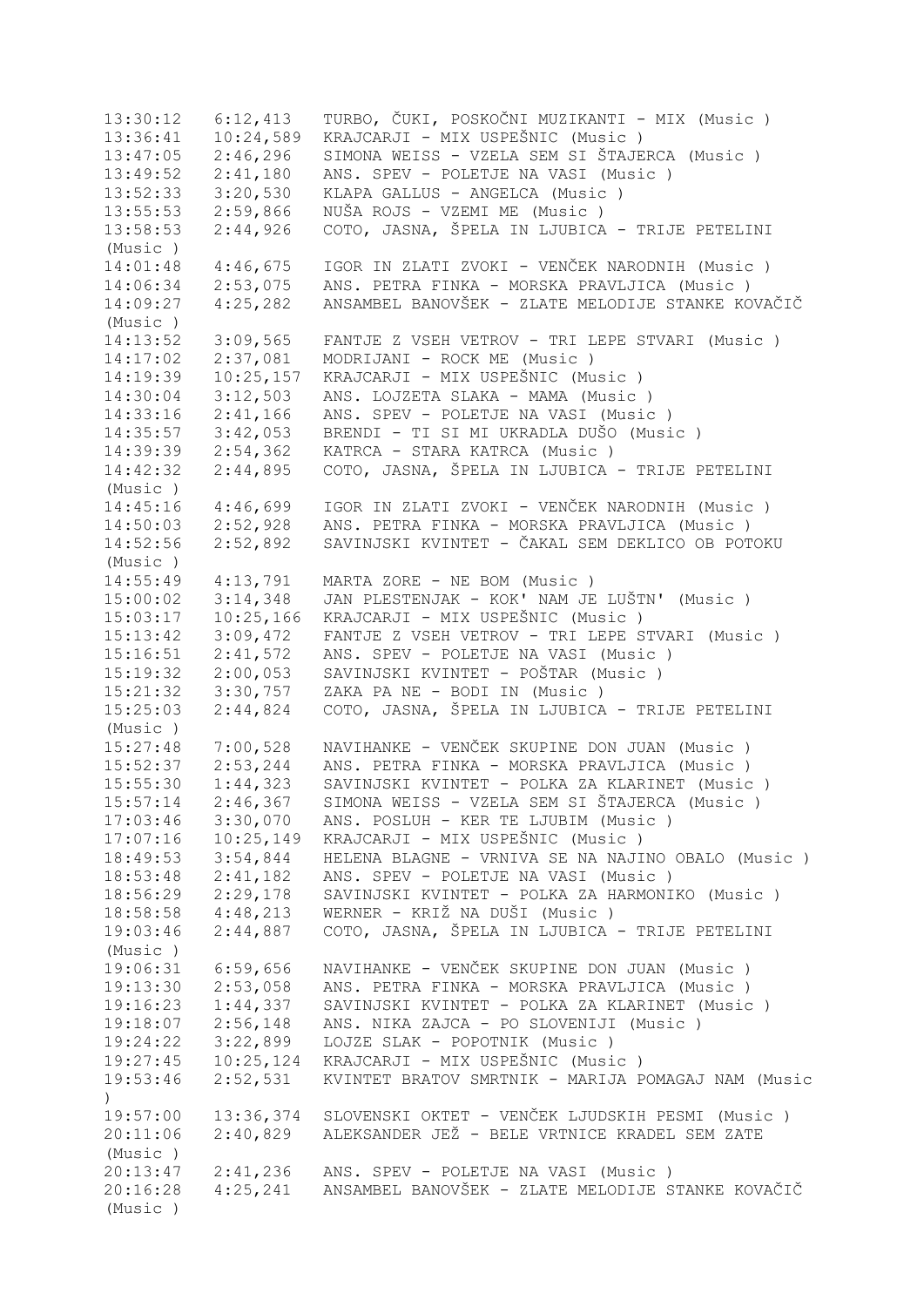13:30:12 6:12,413 TURBO, ČUKI, POSKOČNI MUZIKANTI - MIX (Music )
13:36:41 10:24,589 KRAJCARJI - MIX USPEŠNIC (Music )
13:47:05 2:46,296 SIMONA WEISS - VZELA SEM SI ŠTAJERCA (Music )
13:49:52 2:41,180 ANS. SPEV - POLETJE NA VASI (Music )
13:52:33 3:20,530 KLAPA GALLUS - ANGELCA (Music )
13:55:53 2:59,866 NUŠA ROJS - VZEMI ME (Music )
13:58:53 2:44,926 COTO, JASNA, ŠPELA IN LJUBICA - TRIJE PETELINI (Music )
14:01:48 4:46,675 IGOR IN ZLATI ZVOKI - VENČEK NARODNIH (Music )
14:06:34 2:53,075 ANS. PETRA FINKA - MORSKA PRAVLJICA (Music )
14:09:27 4:25,282 ANSAMBEL BANOVŠEK - ZLATE MELODIJE STANKE KOVAČIČ (Music )
14:13:52 3:09,565 FANTJE Z VSEH VETROV - TRI LEPE STVARI (Music )
14:17:02 2:37,081 MODRIJANI - ROCK ME (Music )
14:19:39 10:25,157 KRAJCARJI - MIX USPEŠNIC (Music )
14:30:04 3:12,503 ANS. LOJZETA SLAKA - MAMA (Music )
14:33:16 2:41,166 ANS. SPEV - POLETJE NA VASI (Music )
14:35:57 3:42,053 BRENDI - TI SI MI UKRADLA DUŠO (Music )
14:39:39 2:54,362 KATRCA - STARA KATRCA (Music )
14:42:32 2:44,895 COTO, JASNA, ŠPELA IN LJUBICA - TRIJE PETELINI (Music )
14:45:16 4:46,699 IGOR IN ZLATI ZVOKI - VENČEK NARODNIH (Music )
14:50:03 2:52,928 ANS. PETRA FINKA - MORSKA PRAVLJICA (Music )
14:52:56 2:52,892 SAVINJSKI KVINTET - ČAKAL SEM DEKLICO OB POTOKU (Music )
14:55:49 4:13,791 MARTA ZORE - NE BOM (Music )
15:00:02 3:14,348 JAN PLESTENJAK - KOK' NAM JE LUŠTN' (Music )
15:03:17 10:25,166 KRAJCARJI - MIX USPEŠNIC (Music )
15:13:42 3:09,472 FANTJE Z VSEH VETROV - TRI LEPE STVARI (Music )
15:16:51 2:41,572 ANS. SPEV - POLETJE NA VASI (Music )
15:19:32 2:00,053 SAVINJSKI KVINTET - POŠTAR (Music )
15:21:32 3:30,757 ZAKA PA NE - BODI IN (Music )
15:25:03 2:44,824 COTO, JASNA, ŠPELA IN LJUBICA - TRIJE PETELINI (Music )
15:27:48 7:00,528 NAVIHANKE - VENČEK SKUPINE DON JUAN (Music )
15:52:37 2:53,244 ANS. PETRA FINKA - MORSKA PRAVLJICA (Music )
15:55:30 1:44,323 SAVINJSKI KVINTET - POLKA ZA KLARINET (Music )
15:57:14 2:46,367 SIMONA WEISS - VZELA SEM SI ŠTAJERCA (Music )
17:03:46 3:30,070 ANS. POSLUH - KER TE LJUBIM (Music )
17:07:16 10:25,149 KRAJCARJI - MIX USPEŠNIC (Music )
18:49:53 3:54,844 HELENA BLAGNE - VRNIVA SE NA NAJINO OBALO (Music )
18:53:48 2:41,182 ANS. SPEV - POLETJE NA VASI (Music )
18:56:29 2:29,178 SAVINJSKI KVINTET - POLKA ZA HARMONIKO (Music )
18:58:58 4:48,213 WERNER - KRIŽ NA DUŠI (Music )
19:03:46 2:44,887 COTO, JASNA, ŠPELA IN LJUBICA - TRIJE PETELINI (Music )
19:06:31 6:59,656 NAVIHANKE - VENČEK SKUPINE DON JUAN (Music )
19:13:30 2:53,058 ANS. PETRA FINKA - MORSKA PRAVLJICA (Music )
19:16:23 1:44,337 SAVINJSKI KVINTET - POLKA ZA KLARINET (Music )
19:18:07 2:56,148 ANS. NIKA ZAJCA - PO SLOVENIJI (Music )
19:24:22 3:22,899 LOJZE SLAK - POPOTNIK (Music )
19:27:45 10:25,124 KRAJCARJI - MIX USPEŠNIC (Music )
19:53:46 2:52,531 KVINTET BRATOV SMRTNIK - MARIJA POMAGAJ NAM (Music )
19:57:00 13:36,374 SLOVENSKI OKTET - VENČEK LJUDSKIH PESMI (Music )
20:11:06 2:40,829 ALEKSANDER JEŽ - BELE VRTNICE KRADEL SEM ZATE (Music )
20:13:47 2:41,236 ANS. SPEV - POLETJE NA VASI (Music )
20:16:28 4:25,241 ANSAMBEL BANOVŠEK - ZLATE MELODIJE STANKE KOVAČIČ (Music )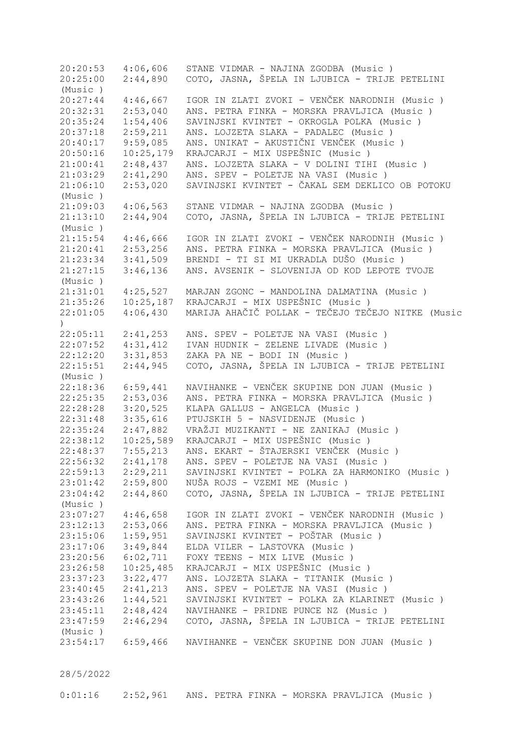| | | |
|---|---|---|
| 20:20:53 | 4:06,606 | STANE VIDMAR - NAJINA ZGODBA (Music ) |
| 20:25:00 | 2:44,890 | COTO, JASNA, ŠPELA IN LJUBICA - TRIJE PETELINI (Music ) |
| 20:27:44 | 4:46,667 | IGOR IN ZLATI ZVOKI - VENČEK NARODNIH (Music ) |
| 20:32:31 | 2:53,040 | ANS. PETRA FINKA - MORSKA PRAVLJICA (Music ) |
| 20:35:24 | 1:54,406 | SAVINJSKI KVINTET - OKROGLA POLKA (Music ) |
| 20:37:18 | 2:59,211 | ANS. LOJZETA SLAKA - PADALEC (Music ) |
| 20:40:17 | 9:59,085 | ANS. UNIKAT - AKUSTIČNI VENČEK (Music ) |
| 20:50:16 | 10:25,179 | KRAJCARJI - MIX USPEŠNIC (Music ) |
| 21:00:41 | 2:48,437 | ANS. LOJZETA SLAKA - V DOLINI TIHI (Music ) |
| 21:03:29 | 2:41,290 | ANS. SPEV - POLETJE NA VASI (Music ) |
| 21:06:10 | 2:53,020 | SAVINJSKI KVINTET - ČAKAL SEM DEKLICO OB POTOKU (Music ) |
| 21:09:03 | 4:06,563 | STANE VIDMAR - NAJINA ZGODBA (Music ) |
| 21:13:10 | 2:44,904 | COTO, JASNA, ŠPELA IN LJUBICA - TRIJE PETELINI (Music ) |
| 21:15:54 | 4:46,666 | IGOR IN ZLATI ZVOKI - VENČEK NARODNIH (Music ) |
| 21:20:41 | 2:53,256 | ANS. PETRA FINKA - MORSKA PRAVLJICA (Music ) |
| 21:23:34 | 3:41,509 | BRENDI - TI SI MI UKRADLA DUŠO (Music ) |
| 21:27:15 | 3:46,136 | ANS. AVSENIK - SLOVENIJA OD KOD LEPOTE TVOJE (Music ) |
| 21:31:01 | 4:25,527 | MARJAN ZGONC - MANDOLINA DALMATINA (Music ) |
| 21:35:26 | 10:25,187 | KRAJCARJI - MIX USPEŠNIC (Music ) |
| 22:01:05 | 4:06,430 | MARIJA AHAČIČ POLLAK - TEČEJO TEČEJO NITKE (Music ) |
| 22:05:11 | 2:41,253 | ANS. SPEV - POLETJE NA VASI (Music ) |
| 22:07:52 | 4:31,412 | IVAN HUDNIK - ZELENE LIVADE (Music ) |
| 22:12:20 | 3:31,853 | ZAKA PA NE - BODI IN (Music ) |
| 22:15:51 | 2:44,945 | COTO, JASNA, ŠPELA IN LJUBICA - TRIJE PETELINI (Music ) |
| 22:18:36 | 6:59,441 | NAVIHANKE - VENČEK SKUPINE DON JUAN (Music ) |
| 22:25:35 | 2:53,036 | ANS. PETRA FINKA - MORSKA PRAVLJICA (Music ) |
| 22:28:28 | 3:20,525 | KLAPA GALLUS - ANGELCA (Music ) |
| 22:31:48 | 3:35,616 | PTUJSKIH 5 - NASVIDENJE (Music ) |
| 22:35:24 | 2:47,882 | VRAŽJI MUZIKANTI - NE ZANIKAJ (Music ) |
| 22:38:12 | 10:25,589 | KRAJCARJI - MIX USPEŠNIC (Music ) |
| 22:48:37 | 7:55,213 | ANS. EKART - ŠTAJERSKI VENČEK (Music ) |
| 22:56:32 | 2:41,178 | ANS. SPEV - POLETJE NA VASI (Music ) |
| 22:59:13 | 2:29,211 | SAVINJSKI KVINTET - POLKA ZA HARMONIKO (Music ) |
| 23:01:42 | 2:59,800 | NUŠA ROJS - VZEMI ME (Music ) |
| 23:04:42 | 2:44,860 | COTO, JASNA, ŠPELA IN LJUBICA - TRIJE PETELINI (Music ) |
| 23:07:27 | 4:46,658 | IGOR IN ZLATI ZVOKI - VENČEK NARODNIH (Music ) |
| 23:12:13 | 2:53,066 | ANS. PETRA FINKA - MORSKA PRAVLJICA (Music ) |
| 23:15:06 | 1:59,951 | SAVINJSKI KVINTET - POŠTAR (Music ) |
| 23:17:06 | 3:49,844 | ELDA VILER - LASTOVKA (Music ) |
| 23:20:56 | 6:02,711 | FOXY TEENS - MIX LIVE (Music ) |
| 23:26:58 | 10:25,485 | KRAJCARJI - MIX USPEŠNIC (Music ) |
| 23:37:23 | 3:22,477 | ANS. LOJZETA SLAKA - TITANIK (Music ) |
| 23:40:45 | 2:41,213 | ANS. SPEV - POLETJE NA VASI (Music ) |
| 23:43:26 | 1:44,521 | SAVINJSKI KVINTET - POLKA ZA KLARINET (Music ) |
| 23:45:11 | 2:48,424 | NAVIHANKE - PRIDNE PUNCE NZ (Music ) |
| 23:47:59 | 2:46,294 | COTO, JASNA, ŠPELA IN LJUBICA - TRIJE PETELINI (Music ) |
| 23:54:17 | 6:59,466 | NAVIHANKE - VENČEK SKUPINE DON JUAN (Music ) |

28/5/2022

| | | |
|---|---|---|
| 0:01:16 | 2:52,961 | ANS. PETRA FINKA - MORSKA PRAVLJICA (Music ) |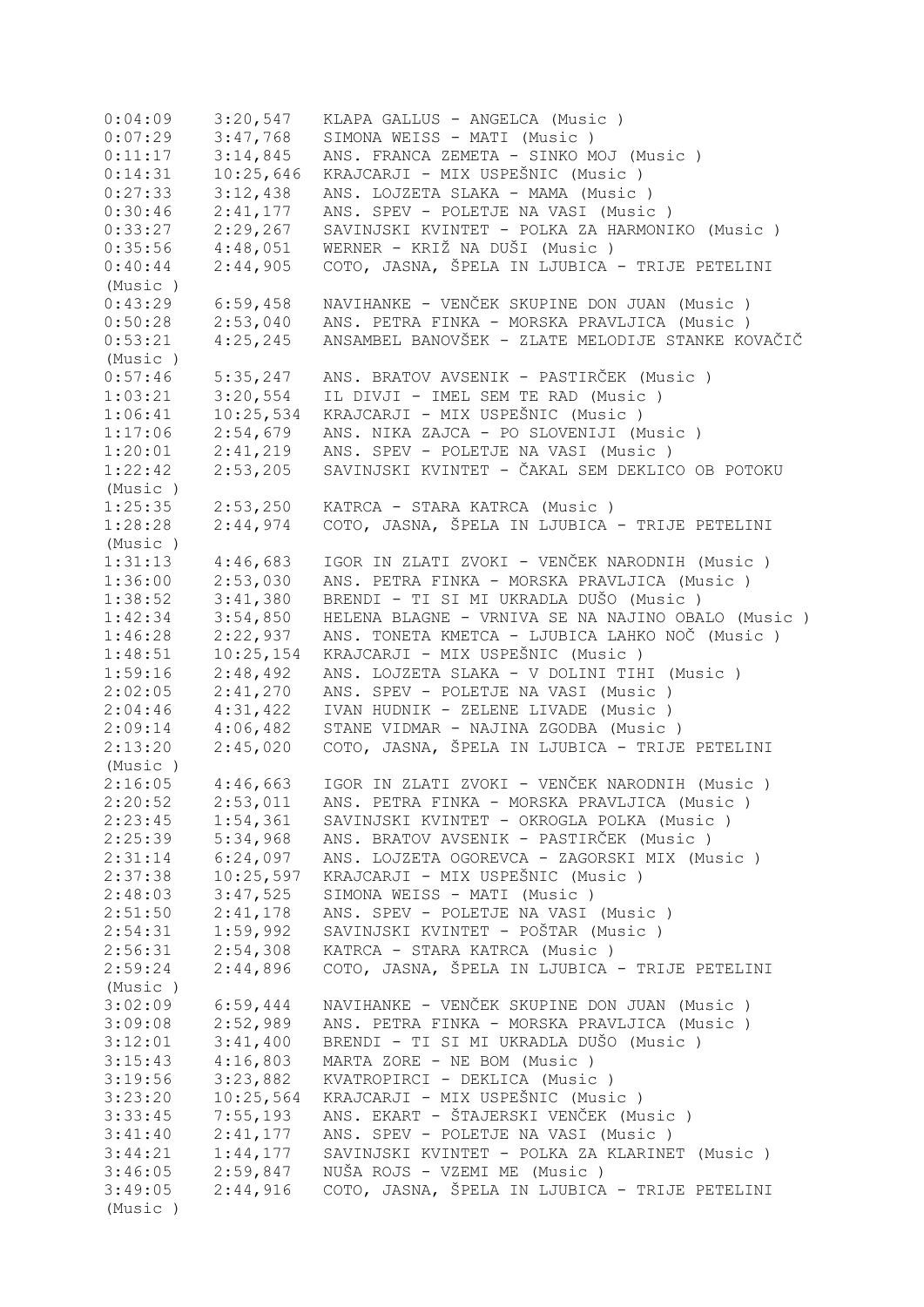```
0:04:09    3:20,547   KLAPA GALLUS - ANGELCA (Music )
0:07:29    3:47,768   SIMONA WEISS - MATI (Music )
0:11:17    3:14,845   ANS. FRANCA ZEMETA - SINKO MOJ (Music )
0:14:31    10:25,646  KRAJCARJI - MIX USPEŠNIC (Music )
0:27:33    3:12,438   ANS. LOJZETA SLAKA - MAMA (Music )
0:30:46    2:41,177   ANS. SPEV - POLETJE NA VASI (Music )
0:33:27    2:29,267   SAVINJSKI KVINTET - POLKA ZA HARMONIKO (Music )
0:35:56    4:48,051   WERNER - KRIŽ NA DUŠI (Music )
0:40:44    2:44,905   COTO, JASNA, ŠPELA IN LJUBICA - TRIJE PETELINI
(Music )
0:43:29    6:59,458   NAVIHANKE - VENČEK SKUPINE DON JUAN (Music )
0:50:28    2:53,040   ANS. PETRA FINKA - MORSKA PRAVLJICA (Music )
0:53:21    4:25,245   ANSAMBEL BANOVŠEK - ZLATE MELODIJE STANKE KOVAČIČ
(Music )
0:57:46    5:35,247   ANS. BRATOV AVSENIK - PASTIRČEK (Music )
1:03:21    3:20,554   IL DIVJI - IMEL SEM TE RAD (Music )
1:06:41    10:25,534  KRAJCARJI - MIX USPEŠNIC (Music )
1:17:06    2:54,679   ANS. NIKA ZAJCA - PO SLOVENIJI (Music )
1:20:01    2:41,219   ANS. SPEV - POLETJE NA VASI (Music )
1:22:42    2:53,205   SAVINJSKI KVINTET - ČAKAL SEM DEKLICO OB POTOKU
(Music )
1:25:35    2:53,250   KATRCA - STARA KATRCA (Music )
1:28:28    2:44,974   COTO, JASNA, ŠPELA IN LJUBICA - TRIJE PETELINI
(Music )
1:31:13    4:46,683   IGOR IN ZLATI ZVOKI - VENČEK NARODNIH (Music )
1:36:00    2:53,030   ANS. PETRA FINKA - MORSKA PRAVLJICA (Music )
1:38:52    3:41,380   BRENDI - TI SI MI UKRADLA DUŠO (Music )
1:42:34    3:54,850   HELENA BLAGNE - VRNIVA SE NA NAJINO OBALO (Music )
1:46:28    2:22,937   ANS. TONETA KMETCA - LJUBICA LAHKO NOČ (Music )
1:48:51    10:25,154  KRAJCARJI - MIX USPEŠNIC (Music )
1:59:16    2:48,492   ANS. LOJZETA SLAKA - V DOLINI TIHI (Music )
2:02:05    2:41,270   ANS. SPEV - POLETJE NA VASI (Music )
2:04:46    4:31,422   IVAN HUDNIK - ZELENE LIVADE (Music )
2:09:14    4:06,482   STANE VIDMAR - NAJINA ZGODBA (Music )
2:13:20    2:45,020   COTO, JASNA, ŠPELA IN LJUBICA - TRIJE PETELINI
(Music )
2:16:05    4:46,663   IGOR IN ZLATI ZVOKI - VENČEK NARODNIH (Music )
2:20:52    2:53,011   ANS. PETRA FINKA - MORSKA PRAVLJICA (Music )
2:23:45    1:54,361   SAVINJSKI KVINTET - OKROGLA POLKA (Music )
2:25:39    5:34,968   ANS. BRATOV AVSENIK - PASTIRČEK (Music )
2:31:14    6:24,097   ANS. LOJZETA OGOREVCA - ZAGORSKI MIX (Music )
2:37:38    10:25,597  KRAJCARJI - MIX USPEŠNIC (Music )
2:48:03    3:47,525   SIMONA WEISS - MATI (Music )
2:51:50    2:41,178   ANS. SPEV - POLETJE NA VASI (Music )
2:54:31    1:59,992   SAVINJSKI KVINTET - POŠTAR (Music )
2:56:31    2:54,308   KATRCA - STARA KATRCA (Music )
2:59:24    2:44,896   COTO, JASNA, ŠPELA IN LJUBICA - TRIJE PETELINI
(Music )
3:02:09    6:59,444   NAVIHANKE - VENČEK SKUPINE DON JUAN (Music )
3:09:08    2:52,989   ANS. PETRA FINKA - MORSKA PRAVLJICA (Music )
3:12:01    3:41,400   BRENDI - TI SI MI UKRADLA DUŠO (Music )
3:15:43    4:16,803   MARTA ZORE - NE BOM (Music )
3:19:56    3:23,882   KVATROPIRCI - DEKLICA (Music )
3:23:20    10:25,564  KRAJCARJI - MIX USPEŠNIC (Music )
3:33:45    7:55,193   ANS. EKART - ŠTAJERSKI VENČEK (Music )
3:41:40    2:41,177   ANS. SPEV - POLETJE NA VASI (Music )
3:44:21    1:44,177   SAVINJSKI KVINTET - POLKA ZA KLARINET (Music )
3:46:05    2:59,847   NUŠA ROJS - VZEMI ME (Music )
3:49:05    2:44,916   COTO, JASNA, ŠPELA IN LJUBICA - TRIJE PETELINI
(Music )
```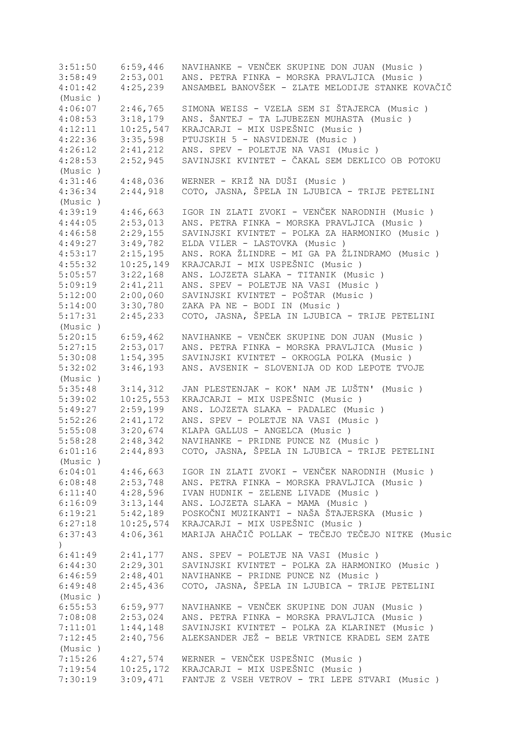3:51:50  6:59,446  NAVIHANKE - VENČEK SKUPINE DON JUAN (Music )
3:58:49  2:53,001  ANS. PETRA FINKA - MORSKA PRAVLJICA (Music )
4:01:42  4:25,239  ANSAMBEL BANOVŠEK - ZLATE MELODIJE STANKE KOVAČIČ (Music )
4:06:07  2:46,765  SIMONA WEISS - VZELA SEM SI ŠTAJERCA (Music )
4:08:53  3:18,179  ANS. ŠANTEJ - TA LJUBEZEN MUHASTA (Music )
4:12:11  10:25,547  KRAJCARJI - MIX USPEŠNIC (Music )
4:22:36  3:35,598  PTUJSKIH 5 - NASVIDENJE (Music )
4:26:12  2:41,212  ANS. SPEV - POLETJE NA VASI (Music )
4:28:53  2:52,945  SAVINJSKI KVINTET - ČAKAL SEM DEKLICO OB POTOKU (Music )
4:31:46  4:48,036  WERNER - KRIŽ NA DUŠI (Music )
4:36:34  2:44,918  COTO, JASNA, ŠPELA IN LJUBICA - TRIJE PETELINI (Music )
4:39:19  4:46,663  IGOR IN ZLATI ZVOKI - VENČEK NARODNIH (Music )
4:44:05  2:53,013  ANS. PETRA FINKA - MORSKA PRAVLJICA (Music )
4:46:58  2:29,155  SAVINJSKI KVINTET - POLKA ZA HARMONIKO (Music )
4:49:27  3:49,782  ELDA VILER - LASTOVKA (Music )
4:53:17  2:15,195  ANS. ROKA ŽLINDRE - MI GA PA ŽLINDRAMO (Music )
4:55:32  10:25,149  KRAJCARJI - MIX USPEŠNIC (Music )
5:05:57  3:22,168  ANS. LOJZETA SLAKA - TITANIK (Music )
5:09:19  2:41,211  ANS. SPEV - POLETJE NA VASI (Music )
5:12:00  2:00,060  SAVINJSKI KVINTET - POŠTAR (Music )
5:14:00  3:30,780  ZAKA PA NE - BODI IN (Music )
5:17:31  2:45,233  COTO, JASNA, ŠPELA IN LJUBICA - TRIJE PETELINI (Music )
5:20:15  6:59,462  NAVIHANKE - VENČEK SKUPINE DON JUAN (Music )
5:27:15  2:53,017  ANS. PETRA FINKA - MORSKA PRAVLJICA (Music )
5:30:08  1:54,395  SAVINJSKI KVINTET - OKROGLA POLKA (Music )
5:32:02  3:46,193  ANS. AVSENIK - SLOVENIJA OD KOD LEPOTE TVOJE (Music )
5:35:48  3:14,312  JAN PLESTENJAK - KOK' NAM JE LUŠTN' (Music )
5:39:02  10:25,553  KRAJCARJI - MIX USPEŠNIC (Music )
5:49:27  2:59,199  ANS. LOJZETA SLAKA - PADALEC (Music )
5:52:26  2:41,172  ANS. SPEV - POLETJE NA VASI (Music )
5:55:08  3:20,674  KLAPA GALLUS - ANGELCA (Music )
5:58:28  2:48,342  NAVIHANKE - PRIDNE PUNCE NZ (Music )
6:01:16  2:44,893  COTO, JASNA, ŠPELA IN LJUBICA - TRIJE PETELINI (Music )
6:04:01  4:46,663  IGOR IN ZLATI ZVOKI - VENČEK NARODNIH (Music )
6:08:48  2:53,748  ANS. PETRA FINKA - MORSKA PRAVLJICA (Music )
6:11:40  4:28,596  IVAN HUDNIK - ZELENE LIVADE (Music )
6:16:09  3:13,144  ANS. LOJZETA SLAKA - MAMA (Music )
6:19:21  5:42,189  POSKOČNI MUZIKANTI - NAŠA ŠTAJERSKA (Music )
6:27:18  10:25,574  KRAJCARJI - MIX USPEŠNIC (Music )
6:37:43  4:06,361  MARIJA AHAČIČ POLLAK - TEČEJO TEČEJO NITKE (Music )
6:41:49  2:41,177  ANS. SPEV - POLETJE NA VASI (Music )
6:44:30  2:29,301  SAVINJSKI KVINTET - POLKA ZA HARMONIKO (Music )
6:46:59  2:48,401  NAVIHANKE - PRIDNE PUNCE NZ (Music )
6:49:48  2:45,436  COTO, JASNA, ŠPELA IN LJUBICA - TRIJE PETELINI (Music )
6:55:53  6:59,977  NAVIHANKE - VENČEK SKUPINE DON JUAN (Music )
7:08:08  2:53,024  ANS. PETRA FINKA - MORSKA PRAVLJICA (Music )
7:11:01  1:44,148  SAVINJSKI KVINTET - POLKA ZA KLARINET (Music )
7:12:45  2:40,756  ALEKSANDER JEŽ - BELE VRTNICE KRADEL SEM ZATE (Music )
7:15:26  4:27,574  WERNER - VENČEK USPEŠNIC (Music )
7:19:54  10:25,172  KRAJCARJI - MIX USPEŠNIC (Music )
7:30:19  3:09,471  FANTJE Z VSEH VETROV - TRI LEPE STVARI (Music )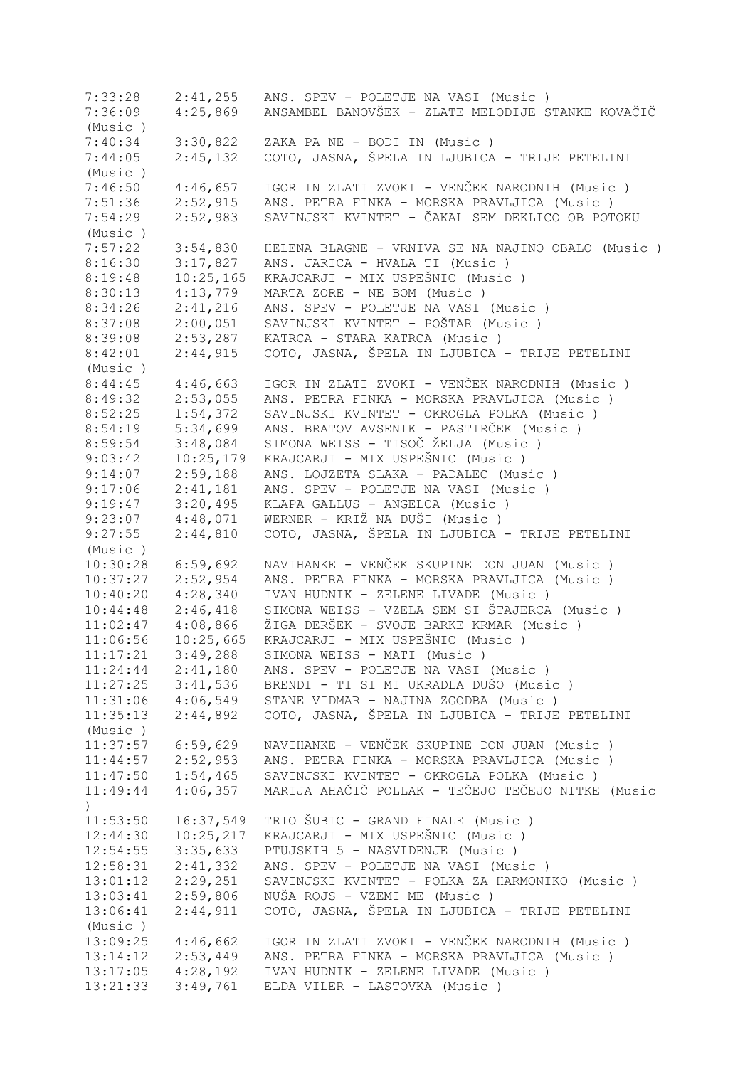```
7:33:28    2:41,255   ANS. SPEV - POLETJE NA VASI (Music )
7:36:09    4:25,869   ANSAMBEL BANOVŠEK - ZLATE MELODIJE STANKE KOVAČIČ
(Music )
7:40:34    3:30,822   ZAKA PA NE - BODI IN (Music )
7:44:05    2:45,132   COTO, JASNA, ŠPELA IN LJUBICA - TRIJE PETELINI
(Music )
7:46:50    4:46,657   IGOR IN ZLATI ZVOKI - VENČEK NARODNIH (Music )
7:51:36    2:52,915   ANS. PETRA FINKA - MORSKA PRAVLJICA (Music )
7:54:29    2:52,983   SAVINJSKI KVINTET - ČAKAL SEM DEKLICO OB POTOKU
(Music )
7:57:22    3:54,830   HELENA BLAGNE - VRNIVA SE NA NAJINO OBALO (Music )
8:16:30    3:17,827   ANS. JARICA - HVALA TI (Music )
8:19:48    10:25,165  KRAJCARJI - MIX USPEŠNIC (Music )
8:30:13    4:13,779   MARTA ZORE - NE BOM (Music )
8:34:26    2:41,216   ANS. SPEV - POLETJE NA VASI (Music )
8:37:08    2:00,051   SAVINJSKI KVINTET - POŠTAR (Music )
8:39:08    2:53,287   KATRCA - STARA KATRCA (Music )
8:42:01    2:44,915   COTO, JASNA, ŠPELA IN LJUBICA - TRIJE PETELINI
(Music )
8:44:45    4:46,663   IGOR IN ZLATI ZVOKI - VENČEK NARODNIH (Music )
8:49:32    2:53,055   ANS. PETRA FINKA - MORSKA PRAVLJICA (Music )
8:52:25    1:54,372   SAVINJSKI KVINTET - OKROGLA POLKA (Music )
8:54:19    5:34,699   ANS. BRATOV AVSENIK - PASTIRČEK (Music )
8:59:54    3:48,084   SIMONA WEISS - TISOČ ŽELJA (Music )
9:03:42    10:25,179  KRAJCARJI - MIX USPEŠNIC (Music )
9:14:07    2:59,188   ANS. LOJZETA SLAKA - PADALEC (Music )
9:17:06    2:41,181   ANS. SPEV - POLETJE NA VASI (Music )
9:19:47    3:20,495   KLAPA GALLUS - ANGELCA (Music )
9:23:07    4:48,071   WERNER - KRIŽ NA DUŠI (Music )
9:27:55    2:44,810   COTO, JASNA, ŠPELA IN LJUBICA - TRIJE PETELINI
(Music )
10:30:28   6:59,692   NAVIHANKE - VENČEK SKUPINE DON JUAN (Music )
10:37:27   2:52,954   ANS. PETRA FINKA - MORSKA PRAVLJICA (Music )
10:40:20   4:28,340   IVAN HUDNIK - ZELENE LIVADE (Music )
10:44:48   2:46,418   SIMONA WEISS - VZELA SEM SI ŠTAJERCA (Music )
11:02:47   4:08,866   ŽIGA DERŠEK - SVOJE BARKE KRMAR (Music )
11:06:56   10:25,665  KRAJCARJI - MIX USPEŠNIC (Music )
11:17:21   3:49,288   SIMONA WEISS - MATI (Music )
11:24:44   2:41,180   ANS. SPEV - POLETJE NA VASI (Music )
11:27:25   3:41,536   BRENDI - TI SI MI UKRADLA DUŠO (Music )
11:31:06   4:06,549   STANE VIDMAR - NAJINA ZGODBA (Music )
11:35:13   2:44,892   COTO, JASNA, ŠPELA IN LJUBICA - TRIJE PETELINI
(Music )
11:37:57   6:59,629   NAVIHANKE - VENČEK SKUPINE DON JUAN (Music )
11:44:57   2:52,953   ANS. PETRA FINKA - MORSKA PRAVLJICA (Music )
11:47:50   1:54,465   SAVINJSKI KVINTET - OKROGLA POLKA (Music )
11:49:44   4:06,357   MARIJA AHAČIČ POLLAK - TEČEJO TEČEJO NITKE (Music
)
11:53:50   16:37,549  TRIO ŠUBIC - GRAND FINALE (Music )
12:44:30   10:25,217  KRAJCARJI - MIX USPEŠNIC (Music )
12:54:55   3:35,633   PTUJSKIH 5 - NASVIDENJE (Music )
12:58:31   2:41,332   ANS. SPEV - POLETJE NA VASI (Music )
13:01:12   2:29,251   SAVINJSKI KVINTET - POLKA ZA HARMONIKO (Music )
13:03:41   2:59,806   NUŠA ROJS - VZEMI ME (Music )
13:06:41   2:44,911   COTO, JASNA, ŠPELA IN LJUBICA - TRIJE PETELINI
(Music )
13:09:25   4:46,662   IGOR IN ZLATI ZVOKI - VENČEK NARODNIH (Music )
13:14:12   2:53,449   ANS. PETRA FINKA - MORSKA PRAVLJICA (Music )
13:17:05   4:28,192   IVAN HUDNIK - ZELENE LIVADE (Music )
13:21:33   3:49,761   ELDA VILER - LASTOVKA (Music )
```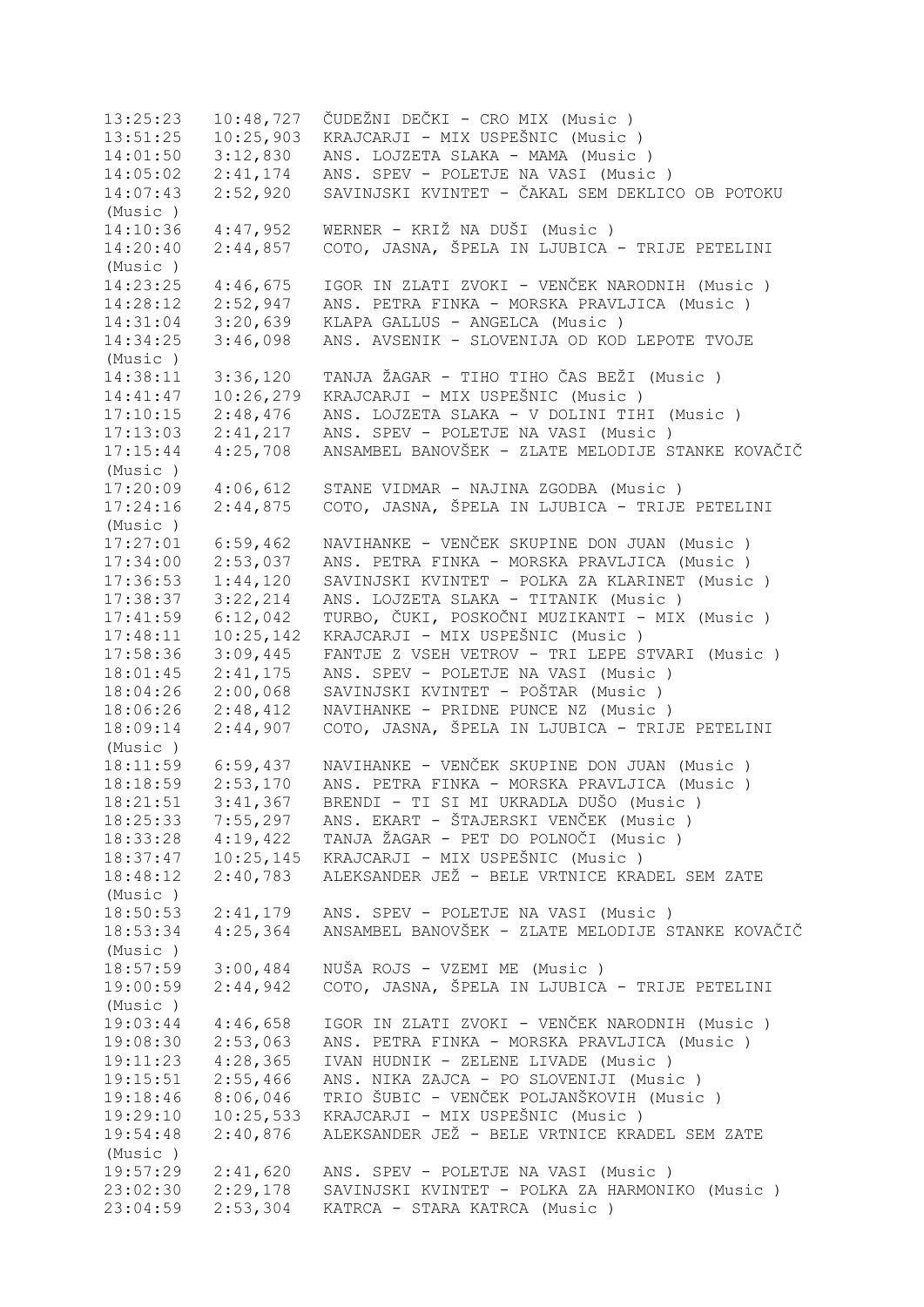13:25:23   10:48,727  ČUDEŽNI DEČKI - CRO MIX (Music )
13:51:25   10:25,903  KRAJCARJI - MIX USPEŠNIC (Music )
14:01:50   3:12,830   ANS. LOJZETA SLAKA - MAMA (Music )
14:05:02   2:41,174   ANS. SPEV - POLETJE NA VASI (Music )
14:07:43   2:52,920   SAVINJSKI KVINTET - ČAKAL SEM DEKLICO OB POTOKU (Music )
14:10:36   4:47,952   WERNER - KRIŽ NA DUŠI (Music )
14:20:40   2:44,857   COTO, JASNA, ŠPELA IN LJUBICA - TRIJE PETELINI (Music )
14:23:25   4:46,675   IGOR IN ZLATI ZVOKI - VENČEK NARODNIH (Music )
14:28:12   2:52,947   ANS. PETRA FINKA - MORSKA PRAVLJICA (Music )
14:31:04   3:20,639   KLAPA GALLUS - ANGELCA (Music )
14:34:25   3:46,098   ANS. AVSENIK - SLOVENIJA OD KOD LEPOTE TVOJE (Music )
14:38:11   3:36,120   TANJA ŽAGAR - TIHO TIHO ČAS BEŽI (Music )
14:41:47   10:26,279  KRAJCARJI - MIX USPEŠNIC (Music )
17:10:15   2:48,476   ANS. LOJZETA SLAKA - V DOLINI TIHI (Music )
17:13:03   2:41,217   ANS. SPEV - POLETJE NA VASI (Music )
17:15:44   4:25,708   ANSAMBEL BANOVŠEK - ZLATE MELODIJE STANKE KOVAČIČ (Music )
17:20:09   4:06,612   STANE VIDMAR - NAJINA ZGODBA (Music )
17:24:16   2:44,875   COTO, JASNA, ŠPELA IN LJUBICA - TRIJE PETELINI (Music )
17:27:01   6:59,462   NAVIHANKE - VENČEK SKUPINE DON JUAN (Music )
17:34:00   2:53,037   ANS. PETRA FINKA - MORSKA PRAVLJICA (Music )
17:36:53   1:44,120   SAVINJSKI KVINTET - POLKA ZA KLARINET (Music )
17:38:37   3:22,214   ANS. LOJZETA SLAKA - TITANIK (Music )
17:41:59   6:12,042   TURBO, ČUKI, POSKOČNI MUZIKANTI - MIX (Music )
17:48:11   10:25,142  KRAJCARJI - MIX USPEŠNIC (Music )
17:58:36   3:09,445   FANTJE Z VSEH VETROV - TRI LEPE STVARI (Music )
18:01:45   2:41,175   ANS. SPEV - POLETJE NA VASI (Music )
18:04:26   2:00,068   SAVINJSKI KVINTET - POŠTAR (Music )
18:06:26   2:48,412   NAVIHANKE - PRIDNE PUNCE NZ (Music )
18:09:14   2:44,907   COTO, JASNA, ŠPELA IN LJUBICA - TRIJE PETELINI (Music )
18:11:59   6:59,437   NAVIHANKE - VENČEK SKUPINE DON JUAN (Music )
18:18:59   2:53,170   ANS. PETRA FINKA - MORSKA PRAVLJICA (Music )
18:21:51   3:41,367   BRENDI - TI SI MI UKRADLA DUŠO (Music )
18:25:33   7:55,297   ANS. EKART - ŠTAJERSKI VENČEK (Music )
18:33:28   4:19,422   TANJA ŽAGAR - PET DO POLNOČI (Music )
18:37:47   10:25,145  KRAJCARJI - MIX USPEŠNIC (Music )
18:48:12   2:40,783   ALEKSANDER JEŽ - BELE VRTNICE KRADEL SEM ZATE (Music )
18:50:53   2:41,179   ANS. SPEV - POLETJE NA VASI (Music )
18:53:34   4:25,364   ANSAMBEL BANOVŠEK - ZLATE MELODIJE STANKE KOVAČIČ (Music )
18:57:59   3:00,484   NUŠA ROJS - VZEMI ME (Music )
19:00:59   2:44,942   COTO, JASNA, ŠPELA IN LJUBICA - TRIJE PETELINI (Music )
19:03:44   4:46,658   IGOR IN ZLATI ZVOKI - VENČEK NARODNIH (Music )
19:08:30   2:53,063   ANS. PETRA FINKA - MORSKA PRAVLJICA (Music )
19:11:23   4:28,365   IVAN HUDNIK - ZELENE LIVADE (Music )
19:15:51   2:55,466   ANS. NIKA ZAJCA - PO SLOVENIJI (Music )
19:18:46   8:06,046   TRIO ŠUBIC - VENČEK POLJANŠKOVIH (Music )
19:29:10   10:25,533  KRAJCARJI - MIX USPEŠNIC (Music )
19:54:48   2:40,876   ALEKSANDER JEŽ - BELE VRTNICE KRADEL SEM ZATE (Music )
19:57:29   2:41,620   ANS. SPEV - POLETJE NA VASI (Music )
23:02:30   2:29,178   SAVINJSKI KVINTET - POLKA ZA HARMONIKO (Music )
23:04:59   2:53,304   KATRCA - STARA KATRCA (Music )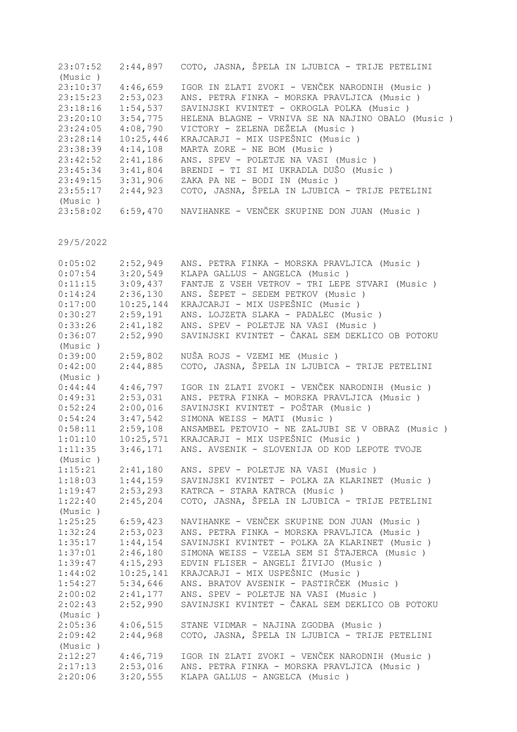23:07:52 2:44,897 COTO, JASNA, ŠPELA IN LJUBICA - TRIJE PETELINI (Music )
23:10:37 4:46,659 IGOR IN ZLATI ZVOKI - VENČEK NARODNIH (Music )
23:15:23 2:53,023 ANS. PETRA FINKA - MORSKA PRAVLJICA (Music )
23:18:16 1:54,537 SAVINJSKI KVINTET - OKROGLA POLKA (Music )
23:20:10 3:54,775 HELENA BLAGNE - VRNIVA SE NA NAJINO OBALO (Music )
23:24:05 4:08,790 VICTORY - ZELENA DEŽELA (Music )
23:28:14 10:25,446 KRAJCARJI - MIX USPEŠNIC (Music )
23:38:39 4:14,108 MARTA ZORE - NE BOM (Music )
23:42:52 2:41,186 ANS. SPEV - POLETJE NA VASI (Music )
23:45:34 3:41,804 BRENDI - TI SI MI UKRADLA DUŠO (Music )
23:49:15 3:31,906 ZAKA PA NE - BODI IN (Music )
23:55:17 2:44,923 COTO, JASNA, ŠPELA IN LJUBICA - TRIJE PETELINI (Music )
23:58:02 6:59,470 NAVIHANKE - VENČEK SKUPINE DON JUAN (Music )

29/5/2022

0:05:02 2:52,949 ANS. PETRA FINKA - MORSKA PRAVLJICA (Music )
0:07:54 3:20,549 KLAPA GALLUS - ANGELCA (Music )
0:11:15 3:09,437 FANTJE Z VSEH VETROV - TRI LEPE STVARI (Music )
0:14:24 2:36,130 ANS. ŠEPET - SEDEM PETKOV (Music )
0:17:00 10:25,144 KRAJCARJI - MIX USPEŠNIC (Music )
0:30:27 2:59,191 ANS. LOJZETA SLAKA - PADALEC (Music )
0:33:26 2:41,182 ANS. SPEV - POLETJE NA VASI (Music )
0:36:07 2:52,990 SAVINJSKI KVINTET - ČAKAL SEM DEKLICO OB POTOKU (Music )
0:39:00 2:59,802 NUŠA ROJS - VZEMI ME (Music )
0:42:00 2:44,885 COTO, JASNA, ŠPELA IN LJUBICA - TRIJE PETELINI (Music )
0:44:44 4:46,797 IGOR IN ZLATI ZVOKI - VENČEK NARODNIH (Music )
0:49:31 2:53,031 ANS. PETRA FINKA - MORSKA PRAVLJICA (Music )
0:52:24 2:00,016 SAVINJSKI KVINTET - POŠTAR (Music )
0:54:24 3:47,542 SIMONA WEISS - MATI (Music )
0:58:11 2:59,108 ANSAMBEL PETOVIO - NE ZALJUBI SE V OBRAZ (Music )
1:01:10 10:25,571 KRAJCARJI - MIX USPEŠNIC (Music )
1:11:35 3:46,171 ANS. AVSENIK - SLOVENIJA OD KOD LEPOTE TVOJE (Music )
1:15:21 2:41,180 ANS. SPEV - POLETJE NA VASI (Music )
1:18:03 1:44,159 SAVINJSKI KVINTET - POLKA ZA KLARINET (Music )
1:19:47 2:53,293 KATRCA - STARA KATRCA (Music )
1:22:40 2:45,204 COTO, JASNA, ŠPELA IN LJUBICA - TRIJE PETELINI (Music )
1:25:25 6:59,423 NAVIHANKE - VENČEK SKUPINE DON JUAN (Music )
1:32:24 2:53,023 ANS. PETRA FINKA - MORSKA PRAVLJICA (Music )
1:35:17 1:44,154 SAVINJSKI KVINTET - POLKA ZA KLARINET (Music )
1:37:01 2:46,180 SIMONA WEISS - VZELA SEM SI ŠTAJERCA (Music )
1:39:47 4:15,293 EDVIN FLISER - ANGELI ŽIVIJO (Music )
1:44:02 10:25,141 KRAJCARJI - MIX USPEŠNIC (Music )
1:54:27 5:34,646 ANS. BRATOV AVSENIK - PASTIRČEK (Music )
2:00:02 2:41,177 ANS. SPEV - POLETJE NA VASI (Music )
2:02:43 2:52,990 SAVINJSKI KVINTET - ČAKAL SEM DEKLICO OB POTOKU (Music )
2:05:36 4:06,515 STANE VIDMAR - NAJINA ZGODBA (Music )
2:09:42 2:44,968 COTO, JASNA, ŠPELA IN LJUBICA - TRIJE PETELINI (Music )
2:12:27 4:46,719 IGOR IN ZLATI ZVOKI - VENČEK NARODNIH (Music )
2:17:13 2:53,016 ANS. PETRA FINKA - MORSKA PRAVLJICA (Music )
2:20:06 3:20,555 KLAPA GALLUS - ANGELCA (Music )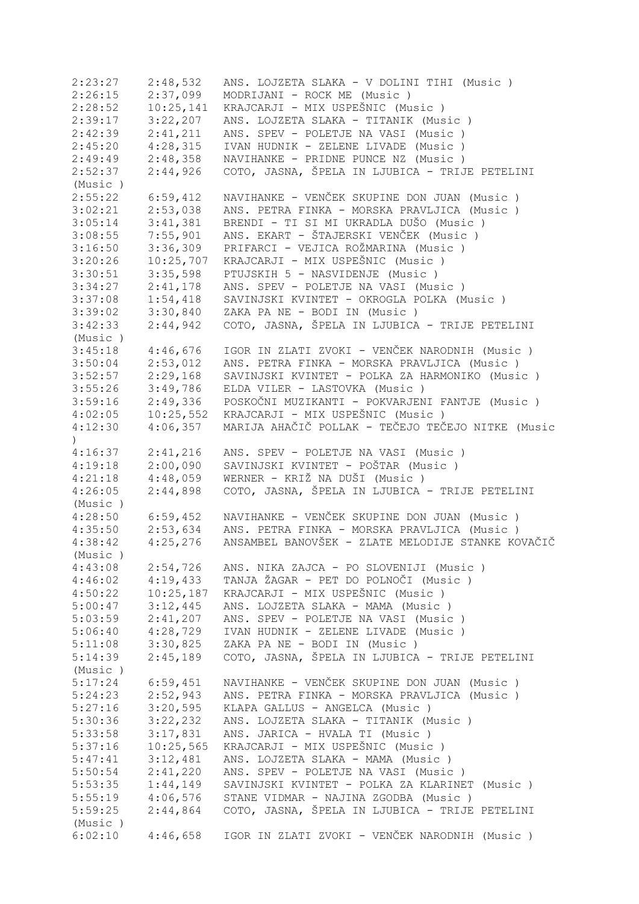2:23:27 2:48,532 ANS. LOJZETA SLAKA - V DOLINI TIHI (Music )
2:26:15 2:37,099 MODRIJANI - ROCK ME (Music )
2:28:52 10:25,141 KRAJCARJI - MIX USPEŠNIC (Music )
2:39:17 3:22,207 ANS. LOJZETA SLAKA - TITANIK (Music )
2:42:39 2:41,211 ANS. SPEV - POLETJE NA VASI (Music )
2:45:20 4:28,315 IVAN HUDNIK - ZELENE LIVADE (Music )
2:49:49 2:48,358 NAVIHANKE - PRIDNE PUNCE NZ (Music )
2:52:37 2:44,926 COTO, JASNA, ŠPELA IN LJUBICA - TRIJE PETELINI (Music )
2:55:22 6:59,412 NAVIHANKE - VENČEK SKUPINE DON JUAN (Music )
3:02:21 2:53,038 ANS. PETRA FINKA - MORSKA PRAVLJICA (Music )
3:05:14 3:41,381 BRENDI - TI SI MI UKRADLA DUŠO (Music )
3:08:55 7:55,901 ANS. EKART - ŠTAJERSKI VENČEK (Music )
3:16:50 3:36,309 PRIFARCI - VEJICA ROŽMARINA (Music )
3:20:26 10:25,707 KRAJCARJI - MIX USPEŠNIC (Music )
3:30:51 3:35,598 PTUJSKIH 5 - NASVIDENJE (Music )
3:34:27 2:41,178 ANS. SPEV - POLETJE NA VASI (Music )
3:37:08 1:54,418 SAVINJSKI KVINTET - OKROGLA POLKA (Music )
3:39:02 3:30,840 ZAKA PA NE - BODI IN (Music )
3:42:33 2:44,942 COTO, JASNA, ŠPELA IN LJUBICA - TRIJE PETELINI (Music )
3:45:18 4:46,676 IGOR IN ZLATI ZVOKI - VENČEK NARODNIH (Music )
3:50:04 2:53,012 ANS. PETRA FINKA - MORSKA PRAVLJICA (Music )
3:52:57 2:29,168 SAVINJSKI KVINTET - POLKA ZA HARMONIKO (Music )
3:55:26 3:49,786 ELDA VILER - LASTOVKA (Music )
3:59:16 2:49,336 POSKOČNI MUZIKANTI - POKVARJENI FANTJE (Music )
4:02:05 10:25,552 KRAJCARJI - MIX USPEŠNIC (Music )
4:12:30 4:06,357 MARIJA AHAČIČ POLLAK - TEČEJO TEČEJO NITKE (Music )
4:16:37 2:41,216 ANS. SPEV - POLETJE NA VASI (Music )
4:19:18 2:00,090 SAVINJSKI KVINTET - POŠTAR (Music )
4:21:18 4:48,059 WERNER - KRIŽ NA DUŠI (Music )
4:26:05 2:44,898 COTO, JASNA, ŠPELA IN LJUBICA - TRIJE PETELINI (Music )
4:28:50 6:59,452 NAVIHANKE - VENČEK SKUPINE DON JUAN (Music )
4:35:50 2:53,634 ANS. PETRA FINKA - MORSKA PRAVLJICA (Music )
4:38:42 4:25,276 ANSAMBEL BANOVŠEK - ZLATE MELODIJE STANKE KOVAČIČ (Music )
4:43:08 2:54,726 ANS. NIKA ZAJCA - PO SLOVENIJI (Music )
4:46:02 4:19,433 TANJA ŽAGAR - PET DO POLNOČI (Music )
4:50:22 10:25,187 KRAJCARJI - MIX USPEŠNIC (Music )
5:00:47 3:12,445 ANS. LOJZETA SLAKA - MAMA (Music )
5:03:59 2:41,207 ANS. SPEV - POLETJE NA VASI (Music )
5:06:40 4:28,729 IVAN HUDNIK - ZELENE LIVADE (Music )
5:11:08 3:30,825 ZAKA PA NE - BODI IN (Music )
5:14:39 2:45,189 COTO, JASNA, ŠPELA IN LJUBICA - TRIJE PETELINI (Music )
5:17:24 6:59,451 NAVIHANKE - VENČEK SKUPINE DON JUAN (Music )
5:24:23 2:52,943 ANS. PETRA FINKA - MORSKA PRAVLJICA (Music )
5:27:16 3:20,595 KLAPA GALLUS - ANGELCA (Music )
5:30:36 3:22,232 ANS. LOJZETA SLAKA - TITANIK (Music )
5:33:58 3:17,831 ANS. JARICA - HVALA TI (Music )
5:37:16 10:25,565 KRAJCARJI - MIX USPEŠNIC (Music )
5:47:41 3:12,481 ANS. LOJZETA SLAKA - MAMA (Music )
5:50:54 2:41,220 ANS. SPEV - POLETJE NA VASI (Music )
5:53:35 1:44,149 SAVINJSKI KVINTET - POLKA ZA KLARINET (Music )
5:55:19 4:06,576 STANE VIDMAR - NAJINA ZGODBA (Music )
5:59:25 2:44,864 COTO, JASNA, ŠPELA IN LJUBICA - TRIJE PETELINI (Music )
6:02:10 4:46,658 IGOR IN ZLATI ZVOKI - VENČEK NARODNIH (Music )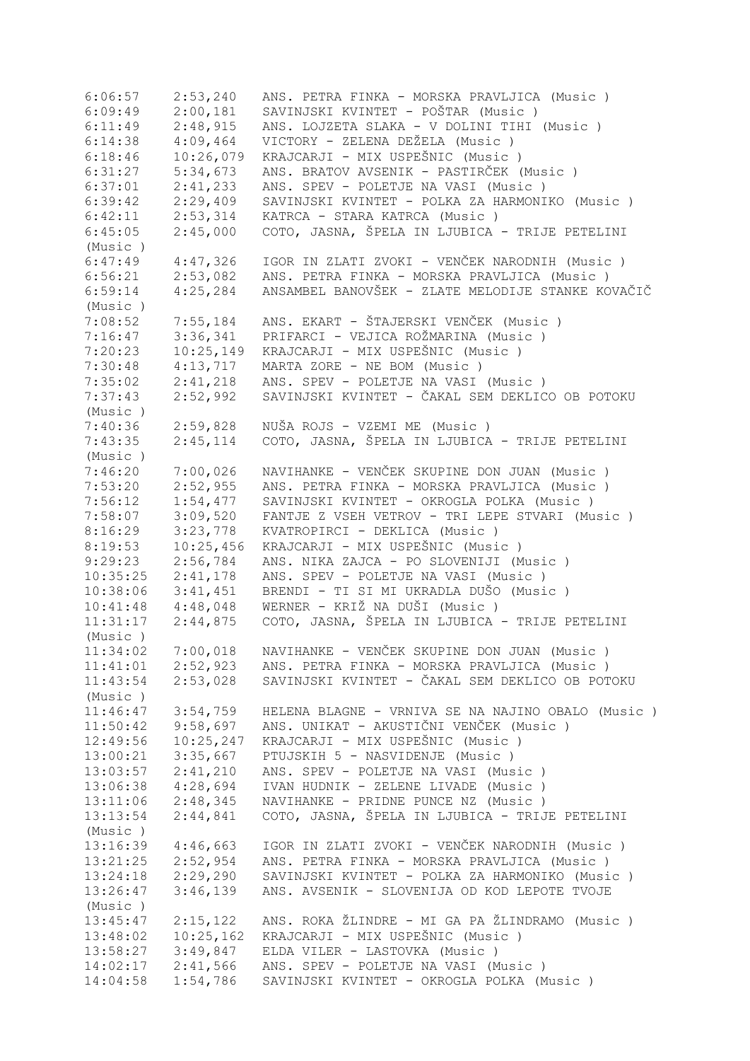| | | |
|---|---|---|
| 6:06:57 | 2:53,240 | ANS. PETRA FINKA - MORSKA PRAVLJICA (Music ) |
| 6:09:49 | 2:00,181 | SAVINJSKI KVINTET - POŠTAR (Music ) |
| 6:11:49 | 2:48,915 | ANS. LOJZETA SLAKA - V DOLINI TIHI (Music ) |
| 6:14:38 | 4:09,464 | VICTORY - ZELENA DEŽELA (Music ) |
| 6:18:46 | 10:26,079 | KRAJCARJI - MIX USPEŠNIC (Music ) |
| 6:31:27 | 5:34,673 | ANS. BRATOV AVSENIK - PASTIRČEK (Music ) |
| 6:37:01 | 2:41,233 | ANS. SPEV - POLETJE NA VASI (Music ) |
| 6:39:42 | 2:29,409 | SAVINJSKI KVINTET - POLKA ZA HARMONIKO (Music ) |
| 6:42:11 | 2:53,314 | KATRCA - STARA KATRCA (Music ) |
| 6:45:05 | 2:45,000 | COTO, JASNA, ŠPELA IN LJUBICA - TRIJE PETELINI (Music ) |
| 6:47:49 | 4:47,326 | IGOR IN ZLATI ZVOKI - VENČEK NARODNIH (Music ) |
| 6:56:21 | 2:53,082 | ANS. PETRA FINKA - MORSKA PRAVLJICA (Music ) |
| 6:59:14 | 4:25,284 | ANSAMBEL BANOVŠEK - ZLATE MELODIJE STANKE KOVAČIČ (Music ) |
| 7:08:52 | 7:55,184 | ANS. EKART - ŠTAJERSKI VENČEK (Music ) |
| 7:16:47 | 3:36,341 | PRIFARCI - VEJICA ROŽMARINA (Music ) |
| 7:20:23 | 10:25,149 | KRAJCARJI - MIX USPEŠNIC (Music ) |
| 7:30:48 | 4:13,717 | MARTA ZORE - NE BOM (Music ) |
| 7:35:02 | 2:41,218 | ANS. SPEV - POLETJE NA VASI (Music ) |
| 7:37:43 | 2:52,992 | SAVINJSKI KVINTET - ČAKAL SEM DEKLICO OB POTOKU (Music ) |
| 7:40:36 | 2:59,828 | NUŠA ROJS - VZEMI ME (Music ) |
| 7:43:35 | 2:45,114 | COTO, JASNA, ŠPELA IN LJUBICA - TRIJE PETELINI (Music ) |
| 7:46:20 | 7:00,026 | NAVIHANKE - VENČEK SKUPINE DON JUAN (Music ) |
| 7:53:20 | 2:52,955 | ANS. PETRA FINKA - MORSKA PRAVLJICA (Music ) |
| 7:56:12 | 1:54,477 | SAVINJSKI KVINTET - OKROGLA POLKA (Music ) |
| 7:58:07 | 3:09,520 | FANTJE Z VSEH VETROV - TRI LEPE STVARI (Music ) |
| 8:16:29 | 3:23,778 | KVATROPIRCI - DEKLICA (Music ) |
| 8:19:53 | 10:25,456 | KRAJCARJI - MIX USPEŠNIC (Music ) |
| 9:29:23 | 2:56,784 | ANS. NIKA ZAJCA - PO SLOVENIJI (Music ) |
| 10:35:25 | 2:41,178 | ANS. SPEV - POLETJE NA VASI (Music ) |
| 10:38:06 | 3:41,451 | BRENDI - TI SI MI UKRADLA DUŠO (Music ) |
| 10:41:48 | 4:48,048 | WERNER - KRIŽ NA DUŠI (Music ) |
| 11:31:17 | 2:44,875 | COTO, JASNA, ŠPELA IN LJUBICA - TRIJE PETELINI (Music ) |
| 11:34:02 | 7:00,018 | NAVIHANKE - VENČEK SKUPINE DON JUAN (Music ) |
| 11:41:01 | 2:52,923 | ANS. PETRA FINKA - MORSKA PRAVLJICA (Music ) |
| 11:43:54 | 2:53,028 | SAVINJSKI KVINTET - ČAKAL SEM DEKLICO OB POTOKU (Music ) |
| 11:46:47 | 3:54,759 | HELENA BLAGNE - VRNIVA SE NA NAJINO OBALO (Music ) |
| 11:50:42 | 9:58,697 | ANS. UNIKAT - AKUSTIČNI VENČEK (Music ) |
| 12:49:56 | 10:25,247 | KRAJCARJI - MIX USPEŠNIC (Music ) |
| 13:00:21 | 3:35,667 | PTUJSKIH 5 - NASVIDENJE (Music ) |
| 13:03:57 | 2:41,210 | ANS. SPEV - POLETJE NA VASI (Music ) |
| 13:06:38 | 4:28,694 | IVAN HUDNIK - ZELENE LIVADE (Music ) |
| 13:11:06 | 2:48,345 | NAVIHANKE - PRIDNE PUNCE NZ (Music ) |
| 13:13:54 | 2:44,841 | COTO, JASNA, ŠPELA IN LJUBICA - TRIJE PETELINI (Music ) |
| 13:16:39 | 4:46,663 | IGOR IN ZLATI ZVOKI - VENČEK NARODNIH (Music ) |
| 13:21:25 | 2:52,954 | ANS. PETRA FINKA - MORSKA PRAVLJICA (Music ) |
| 13:24:18 | 2:29,290 | SAVINJSKI KVINTET - POLKA ZA HARMONIKO (Music ) |
| 13:26:47 | 3:46,139 | ANS. AVSENIK - SLOVENIJA OD KOD LEPOTE TVOJE (Music ) |
| 13:45:47 | 2:15,122 | ANS. ROKA ŽLINDRE - MI GA PA ŽLINDRAMO (Music ) |
| 13:48:02 | 10:25,162 | KRAJCARJI - MIX USPEŠNIC (Music ) |
| 13:58:27 | 3:49,847 | ELDA VILER - LASTOVKA (Music ) |
| 14:02:17 | 2:41,566 | ANS. SPEV - POLETJE NA VASI (Music ) |
| 14:04:58 | 1:54,786 | SAVINJSKI KVINTET - OKROGLA POLKA (Music ) |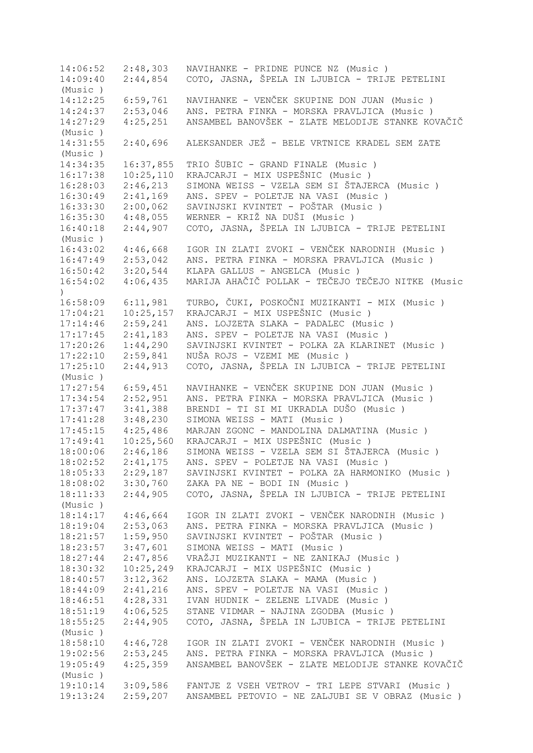14:06:52   2:48,303   NAVIHANKE - PRIDNE PUNCE NZ (Music )
14:09:40   2:44,854   COTO, JASNA, ŠPELA IN LJUBICA - TRIJE PETELINI (Music )
14:12:25   6:59,761   NAVIHANKE - VENČEK SKUPINE DON JUAN (Music )
14:24:37   2:53,046   ANS. PETRA FINKA - MORSKA PRAVLJICA (Music )
14:27:29   4:25,251   ANSAMBEL BANOVŠEK - ZLATE MELODIJE STANKE KOVAČIČ (Music )
14:31:55   2:40,696   ALEKSANDER JEŽ - BELE VRTNICE KRADEL SEM ZATE (Music )
14:34:35   16:37,855   TRIO ŠUBIC - GRAND FINALE (Music )
16:17:38   10:25,110   KRAJCARJI - MIX USPEŠNIC (Music )
16:28:03   2:46,213   SIMONA WEISS - VZELA SEM SI ŠTAJERCA (Music )
16:30:49   2:41,169   ANS. SPEV - POLETJE NA VASI (Music )
16:33:30   2:00,062   SAVINJSKI KVINTET - POŠTAR (Music )
16:35:30   4:48,055   WERNER - KRIŽ NA DUŠI (Music )
16:40:18   2:44,907   COTO, JASNA, ŠPELA IN LJUBICA - TRIJE PETELINI (Music )
16:43:02   4:46,668   IGOR IN ZLATI ZVOKI - VENČEK NARODNIH (Music )
16:47:49   2:53,042   ANS. PETRA FINKA - MORSKA PRAVLJICA (Music )
16:50:42   3:20,544   KLAPA GALLUS - ANGELCA (Music )
16:54:02   4:06,435   MARIJA AHAČIČ POLLAK - TEČEJO TEČEJO NITKE (Music )
16:58:09   6:11,981   TURBO, ČUKI, POSKOČNI MUZIKANTI - MIX (Music )
17:04:21   10:25,157   KRAJCARJI - MIX USPEŠNIC (Music )
17:14:46   2:59,241   ANS. LOJZETA SLAKA - PADALEC (Music )
17:17:45   2:41,183   ANS. SPEV - POLETJE NA VASI (Music )
17:20:26   1:44,290   SAVINJSKI KVINTET - POLKA ZA KLARINET (Music )
17:22:10   2:59,841   NUŠA ROJS - VZEMI ME (Music )
17:25:10   2:44,913   COTO, JASNA, ŠPELA IN LJUBICA - TRIJE PETELINI (Music )
17:27:54   6:59,451   NAVIHANKE - VENČEK SKUPINE DON JUAN (Music )
17:34:54   2:52,951   ANS. PETRA FINKA - MORSKA PRAVLJICA (Music )
17:37:47   3:41,388   BRENDI - TI SI MI UKRADLA DUŠO (Music )
17:41:28   3:48,230   SIMONA WEISS - MATI (Music )
17:45:15   4:25,486   MARJAN ZGONC - MANDOLINA DALMATINA (Music )
17:49:41   10:25,560   KRAJCARJI - MIX USPEŠNIC (Music )
18:00:06   2:46,186   SIMONA WEISS - VZELA SEM SI ŠTAJERCA (Music )
18:02:52   2:41,175   ANS. SPEV - POLETJE NA VASI (Music )
18:05:33   2:29,187   SAVINJSKI KVINTET - POLKA ZA HARMONIKO (Music )
18:08:02   3:30,760   ZAKA PA NE - BODI IN (Music )
18:11:33   2:44,905   COTO, JASNA, ŠPELA IN LJUBICA - TRIJE PETELINI (Music )
18:14:17   4:46,664   IGOR IN ZLATI ZVOKI - VENČEK NARODNIH (Music )
18:19:04   2:53,063   ANS. PETRA FINKA - MORSKA PRAVLJICA (Music )
18:21:57   1:59,950   SAVINJSKI KVINTET - POŠTAR (Music )
18:23:57   3:47,601   SIMONA WEISS - MATI (Music )
18:27:44   2:47,856   VRAŽJI MUZIKANTI - NE ZANIKAJ (Music )
18:30:32   10:25,249   KRAJCARJI - MIX USPEŠNIC (Music )
18:40:57   3:12,362   ANS. LOJZETA SLAKA - MAMA (Music )
18:44:09   2:41,216   ANS. SPEV - POLETJE NA VASI (Music )
18:46:51   4:28,331   IVAN HUDNIK - ZELENE LIVADE (Music )
18:51:19   4:06,525   STANE VIDMAR - NAJINA ZGODBA (Music )
18:55:25   2:44,905   COTO, JASNA, ŠPELA IN LJUBICA - TRIJE PETELINI (Music )
18:58:10   4:46,728   IGOR IN ZLATI ZVOKI - VENČEK NARODNIH (Music )
19:02:56   2:53,245   ANS. PETRA FINKA - MORSKA PRAVLJICA (Music )
19:05:49   4:25,359   ANSAMBEL BANOVŠEK - ZLATE MELODIJE STANKE KOVAČIČ (Music )
19:10:14   3:09,586   FANTJE Z VSEH VETROV - TRI LEPE STVARI (Music )
19:13:24   2:59,207   ANSAMBEL PETOVIO - NE ZALJUBI SE V OBRAZ (Music )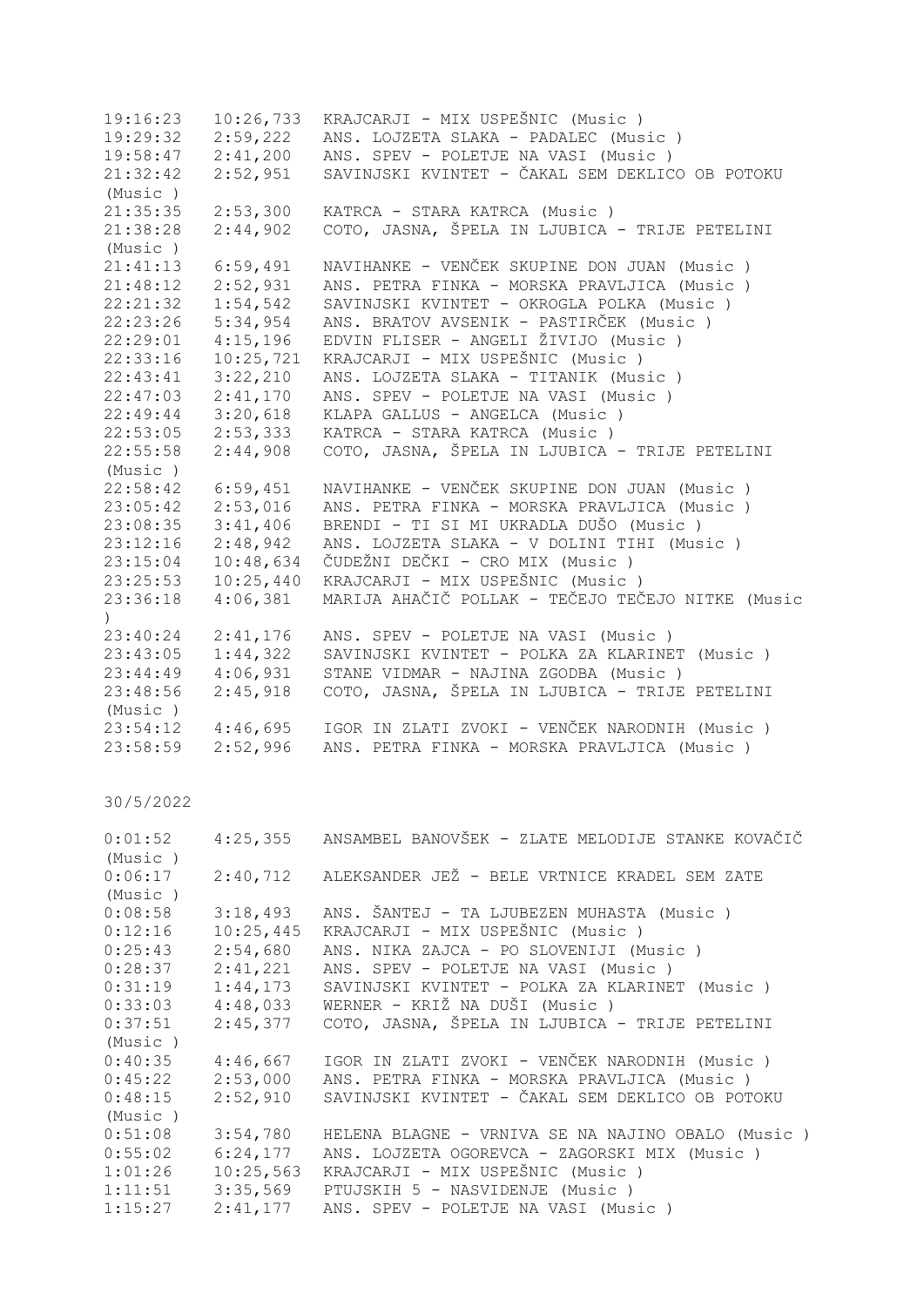| | | |
|---|---|---|
| 19:16:23 | 10:26,733 | KRAJCARJI - MIX USPEŠNIC (Music ) |
| 19:29:32 | 2:59,222 | ANS. LOJZETA SLAKA - PADALEC (Music ) |
| 19:58:47 | 2:41,200 | ANS. SPEV - POLETJE NA VASI (Music ) |
| 21:32:42 | 2:52,951 | SAVINJSKI KVINTET - ČAKAL SEM DEKLICO OB POTOKU (Music ) |
| 21:35:35 | 2:53,300 | KATRCA - STARA KATRCA (Music ) |
| 21:38:28 | 2:44,902 | COTO, JASNA, ŠPELA IN LJUBICA - TRIJE PETELINI (Music ) |
| 21:41:13 | 6:59,491 | NAVIHANKE - VENČEK SKUPINE DON JUAN (Music ) |
| 21:48:12 | 2:52,931 | ANS. PETRA FINKA - MORSKA PRAVLJICA (Music ) |
| 22:21:32 | 1:54,542 | SAVINJSKI KVINTET - OKROGLA POLKA (Music ) |
| 22:23:26 | 5:34,954 | ANS. BRATOV AVSENIK - PASTIRČEK (Music ) |
| 22:29:01 | 4:15,196 | EDVIN FLISER - ANGELI ŽIVIJO (Music ) |
| 22:33:16 | 10:25,721 | KRAJCARJI - MIX USPEŠNIC (Music ) |
| 22:43:41 | 3:22,210 | ANS. LOJZETA SLAKA - TITANIK (Music ) |
| 22:47:03 | 2:41,170 | ANS. SPEV - POLETJE NA VASI (Music ) |
| 22:49:44 | 3:20,618 | KLAPA GALLUS - ANGELCA (Music ) |
| 22:53:05 | 2:53,333 | KATRCA - STARA KATRCA (Music ) |
| 22:55:58 | 2:44,908 | COTO, JASNA, ŠPELA IN LJUBICA - TRIJE PETELINI (Music ) |
| 22:58:42 | 6:59,451 | NAVIHANKE - VENČEK SKUPINE DON JUAN (Music ) |
| 23:05:42 | 2:53,016 | ANS. PETRA FINKA - MORSKA PRAVLJICA (Music ) |
| 23:08:35 | 3:41,406 | BRENDI - TI SI MI UKRADLA DUŠO (Music ) |
| 23:12:16 | 2:48,942 | ANS. LOJZETA SLAKA - V DOLINI TIHI (Music ) |
| 23:15:04 | 10:48,634 | ČUDEŽNI DEČKI - CRO MIX (Music ) |
| 23:25:53 | 10:25,440 | KRAJCARJI - MIX USPEŠNIC (Music ) |
| 23:36:18 | 4:06,381 | MARIJA AHAČIČ POLLAK - TEČEJO TEČEJO NITKE (Music ) |
| 23:40:24 | 2:41,176 | ANS. SPEV - POLETJE NA VASI (Music ) |
| 23:43:05 | 1:44,322 | SAVINJSKI KVINTET - POLKA ZA KLARINET (Music ) |
| 23:44:49 | 4:06,931 | STANE VIDMAR - NAJINA ZGODBA (Music ) |
| 23:48:56 | 2:45,918 | COTO, JASNA, ŠPELA IN LJUBICA - TRIJE PETELINI (Music ) |
| 23:54:12 | 4:46,695 | IGOR IN ZLATI ZVOKI - VENČEK NARODNIH (Music ) |
| 23:58:59 | 2:52,996 | ANS. PETRA FINKA - MORSKA PRAVLJICA (Music ) |

30/5/2022

| | | |
|---|---|---|
| 0:01:52 | 4:25,355 | ANSAMBEL BANOVŠEK - ZLATE MELODIJE STANKE KOVAČIČ (Music ) |
| 0:06:17 | 2:40,712 | ALEKSANDER JEŽ - BELE VRTNICE KRADEL SEM ZATE (Music ) |
| 0:08:58 | 3:18,493 | ANS. ŠANTEJ - TA LJUBEZEN MUHASTA (Music ) |
| 0:12:16 | 10:25,445 | KRAJCARJI - MIX USPEŠNIC (Music ) |
| 0:25:43 | 2:54,680 | ANS. NIKA ZAJCA - PO SLOVENIJI (Music ) |
| 0:28:37 | 2:41,221 | ANS. SPEV - POLETJE NA VASI (Music ) |
| 0:31:19 | 1:44,173 | SAVINJSKI KVINTET - POLKA ZA KLARINET (Music ) |
| 0:33:03 | 4:48,033 | WERNER - KRIŽ NA DUŠI (Music ) |
| 0:37:51 | 2:45,377 | COTO, JASNA, ŠPELA IN LJUBICA - TRIJE PETELINI (Music ) |
| 0:40:35 | 4:46,667 | IGOR IN ZLATI ZVOKI - VENČEK NARODNIH (Music ) |
| 0:45:22 | 2:53,000 | ANS. PETRA FINKA - MORSKA PRAVLJICA (Music ) |
| 0:48:15 | 2:52,910 | SAVINJSKI KVINTET - ČAKAL SEM DEKLICO OB POTOKU (Music ) |
| 0:51:08 | 3:54,780 | HELENA BLAGNE - VRNIVA SE NA NAJINO OBALO (Music ) |
| 0:55:02 | 6:24,177 | ANS. LOJZETA OGOREVCA - ZAGORSKI MIX (Music ) |
| 1:01:26 | 10:25,563 | KRAJCARJI - MIX USPEŠNIC (Music ) |
| 1:11:51 | 3:35,569 | PTUJSKIH 5 - NASVIDENJE (Music ) |
| 1:15:27 | 2:41,177 | ANS. SPEV - POLETJE NA VASI (Music ) |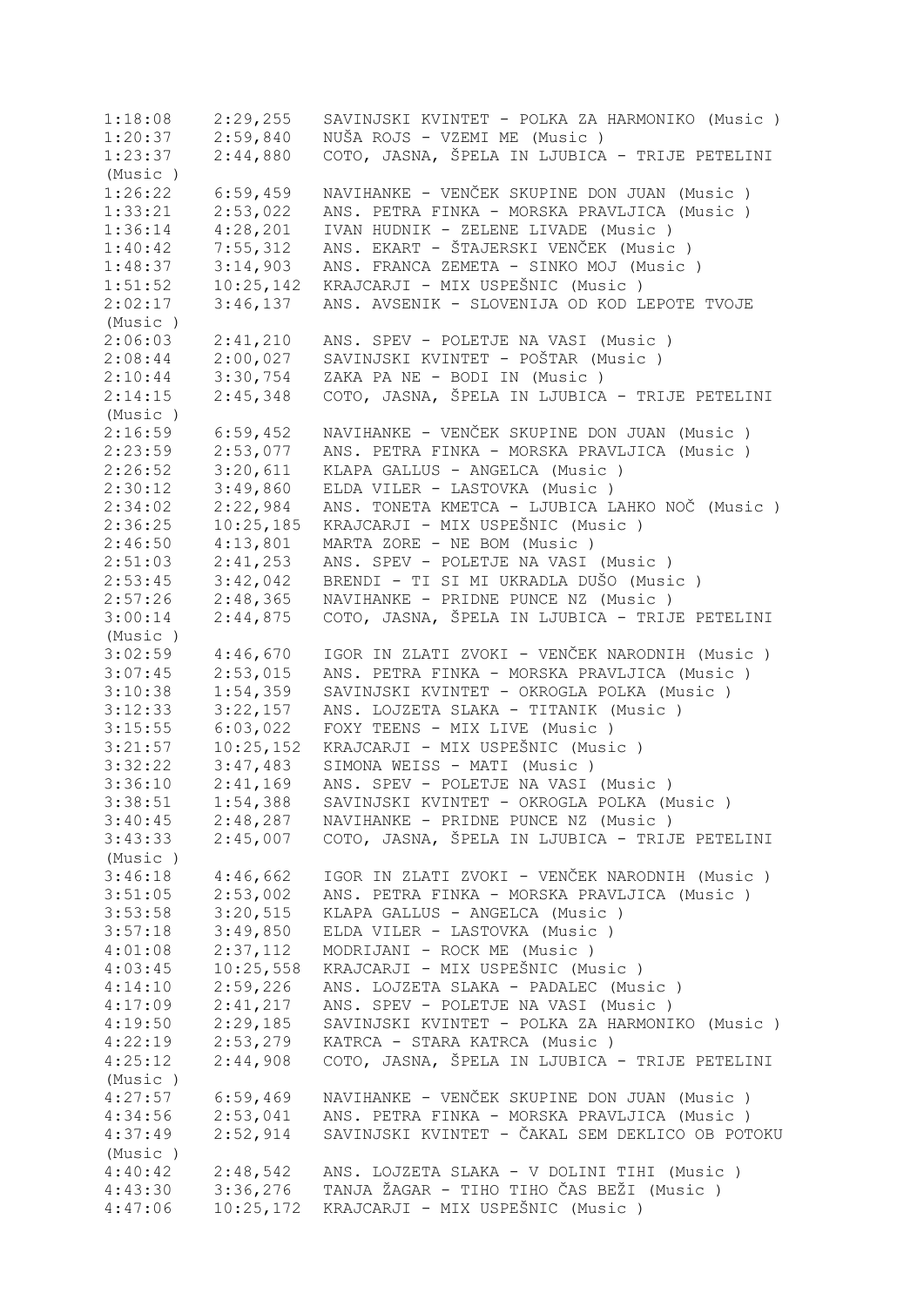```
1:18:08    2:29,255   SAVINJSKI KVINTET - POLKA ZA HARMONIKO (Music )
1:20:37    2:59,840   NUŠA ROJS - VZEMI ME (Music )
1:23:37    2:44,880   COTO, JASNA, ŠPELA IN LJUBICA - TRIJE PETELINI
(Music )
1:26:22    6:59,459   NAVIHANKE - VENČEK SKUPINE DON JUAN (Music )
1:33:21    2:53,022   ANS. PETRA FINKA - MORSKA PRAVLJICA (Music )
1:36:14    4:28,201   IVAN HUDNIK - ZELENE LIVADE (Music )
1:40:42    7:55,312   ANS. EKART - ŠTAJERSKI VENČEK (Music )
1:48:37    3:14,903   ANS. FRANCA ZEMETA - SINKO MOJ (Music )
1:51:52    10:25,142  KRAJCARJI - MIX USPEŠNIC (Music )
2:02:17    3:46,137   ANS. AVSENIK - SLOVENIJA OD KOD LEPOTE TVOJE
(Music )
2:06:03    2:41,210   ANS. SPEV - POLETJE NA VASI (Music )
2:08:44    2:00,027   SAVINJSKI KVINTET - POŠTAR (Music )
2:10:44    3:30,754   ZAKA PA NE - BODI IN (Music )
2:14:15    2:45,348   COTO, JASNA, ŠPELA IN LJUBICA - TRIJE PETELINI
(Music )
2:16:59    6:59,452   NAVIHANKE - VENČEK SKUPINE DON JUAN (Music )
2:23:59    2:53,077   ANS. PETRA FINKA - MORSKA PRAVLJICA (Music )
2:26:52    3:20,611   KLAPA GALLUS - ANGELCA (Music )
2:30:12    3:49,860   ELDA VILER - LASTOVKA (Music )
2:34:02    2:22,984   ANS. TONETA KMETCA - LJUBICA LAHKO NOČ (Music )
2:36:25    10:25,185  KRAJCARJI - MIX USPEŠNIC (Music )
2:46:50    4:13,801   MARTA ZORE - NE BOM (Music )
2:51:03    2:41,253   ANS. SPEV - POLETJE NA VASI (Music )
2:53:45    3:42,042   BRENDI - TI SI MI UKRADLA DUŠO (Music )
2:57:26    2:48,365   NAVIHANKE - PRIDNE PUNCE NZ (Music )
3:00:14    2:44,875   COTO, JASNA, ŠPELA IN LJUBICA - TRIJE PETELINI
(Music )
3:02:59    4:46,670   IGOR IN ZLATI ZVOKI - VENČEK NARODNIH (Music )
3:07:45    2:53,015   ANS. PETRA FINKA - MORSKA PRAVLJICA (Music )
3:10:38    1:54,359   SAVINJSKI KVINTET - OKROGLA POLKA (Music )
3:12:33    3:22,157   ANS. LOJZETA SLAKA - TITANIK (Music )
3:15:55    6:03,022   FOXY TEENS - MIX LIVE (Music )
3:21:57    10:25,152  KRAJCARJI - MIX USPEŠNIC (Music )
3:32:22    3:47,483   SIMONA WEISS - MATI (Music )
3:36:10    2:41,169   ANS. SPEV - POLETJE NA VASI (Music )
3:38:51    1:54,388   SAVINJSKI KVINTET - OKROGLA POLKA (Music )
3:40:45    2:48,287   NAVIHANKE - PRIDNE PUNCE NZ (Music )
3:43:33    2:45,007   COTO, JASNA, ŠPELA IN LJUBICA - TRIJE PETELINI
(Music )
3:46:18    4:46,662   IGOR IN ZLATI ZVOKI - VENČEK NARODNIH (Music )
3:51:05    2:53,002   ANS. PETRA FINKA - MORSKA PRAVLJICA (Music )
3:53:58    3:20,515   KLAPA GALLUS - ANGELCA (Music )
3:57:18    3:49,850   ELDA VILER - LASTOVKA (Music )
4:01:08    2:37,112   MODRIJANI - ROCK ME (Music )
4:03:45    10:25,558  KRAJCARJI - MIX USPEŠNIC (Music )
4:14:10    2:59,226   ANS. LOJZETA SLAKA - PADALEC (Music )
4:17:09    2:41,217   ANS. SPEV - POLETJE NA VASI (Music )
4:19:50    2:29,185   SAVINJSKI KVINTET - POLKA ZA HARMONIKO (Music )
4:22:19    2:53,279   KATRCA - STARA KATRCA (Music )
4:25:12    2:44,908   COTO, JASNA, ŠPELA IN LJUBICA - TRIJE PETELINI
(Music )
4:27:57    6:59,469   NAVIHANKE - VENČEK SKUPINE DON JUAN (Music )
4:34:56    2:53,041   ANS. PETRA FINKA - MORSKA PRAVLJICA (Music )
4:37:49    2:52,914   SAVINJSKI KVINTET - ČAKAL SEM DEKLICO OB POTOKU
(Music )
4:40:42    2:48,542   ANS. LOJZETA SLAKA - V DOLINI TIHI (Music )
4:43:30    3:36,276   TANJA ŽAGAR - TIHO TIHO ČAS BEŽI (Music )
4:47:06    10:25,172  KRAJCARJI - MIX USPEŠNIC (Music )
```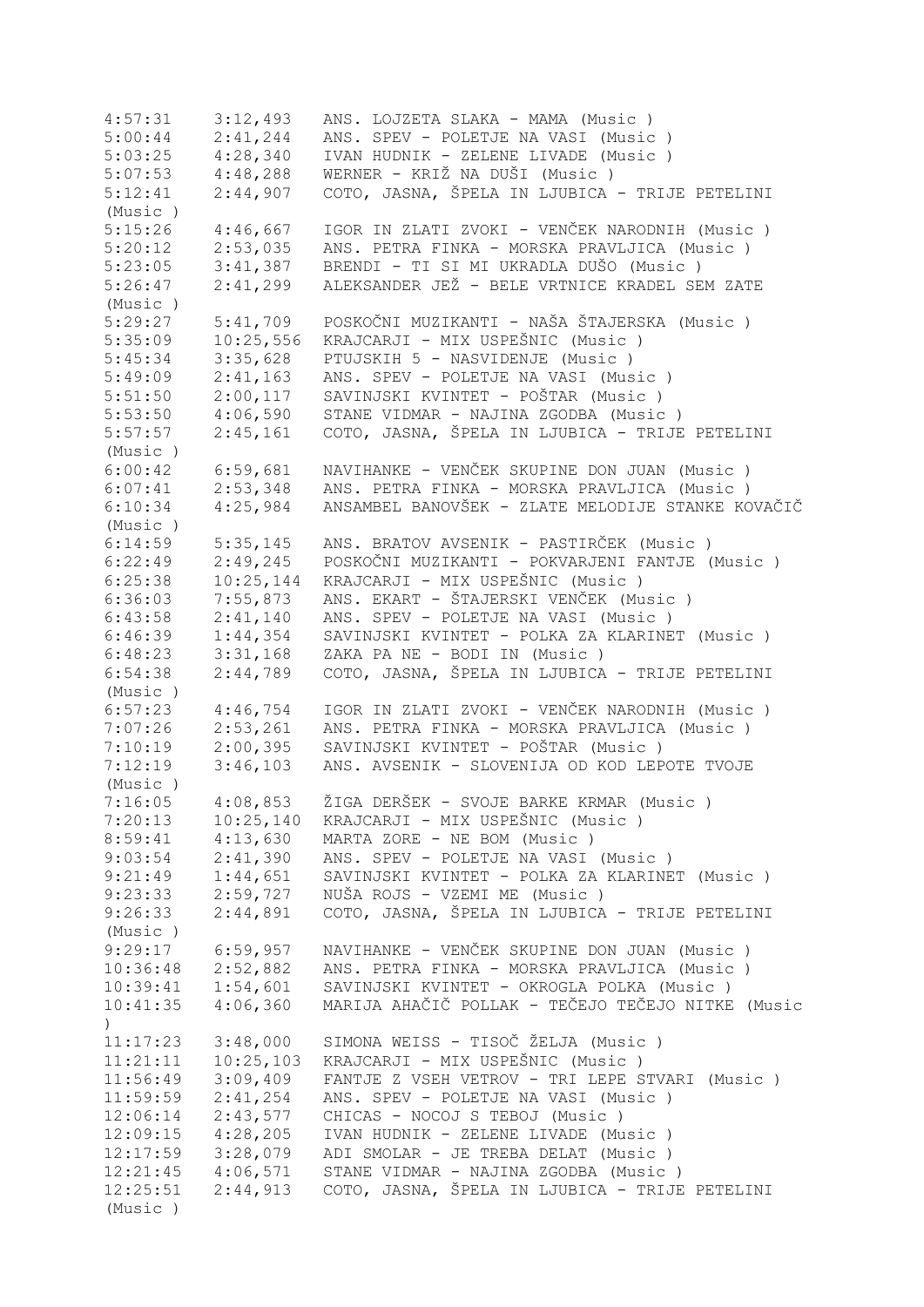```
4:57:31    3:12,493   ANS. LOJZETA SLAKA - MAMA (Music )
5:00:44    2:41,244   ANS. SPEV - POLETJE NA VASI (Music )
5:03:25    4:28,340   IVAN HUDNIK - ZELENE LIVADE (Music )
5:07:53    4:48,288   WERNER - KRIŽ NA DUŠI (Music )
5:12:41    2:44,907   COTO, JASNA, ŠPELA IN LJUBICA - TRIJE PETELINI
(Music )
5:15:26    4:46,667   IGOR IN ZLATI ZVOKI - VENČEK NARODNIH (Music )
5:20:12    2:53,035   ANS. PETRA FINKA - MORSKA PRAVLJICA (Music )
5:23:05    3:41,387   BRENDI - TI SI MI UKRADLA DUŠO (Music )
5:26:47    2:41,299   ALEKSANDER JEŽ - BELE VRTNICE KRADEL SEM ZATE
(Music )
5:29:27    5:41,709   POSKOČNI MUZIKANTI - NAŠA ŠTAJERSKA (Music )
5:35:09    10:25,556  KRAJCARJI - MIX USPEŠNIC (Music )
5:45:34    3:35,628   PTUJSKIH 5 - NASVIDENJE (Music )
5:49:09    2:41,163   ANS. SPEV - POLETJE NA VASI (Music )
5:51:50    2:00,117   SAVINJSKI KVINTET - POŠTAR (Music )
5:53:50    4:06,590   STANE VIDMAR - NAJINA ZGODBA (Music )
5:57:57    2:45,161   COTO, JASNA, ŠPELA IN LJUBICA - TRIJE PETELINI
(Music )
6:00:42    6:59,681   NAVIHANKE - VENČEK SKUPINE DON JUAN (Music )
6:07:41    2:53,348   ANS. PETRA FINKA - MORSKA PRAVLJICA (Music )
6:10:34    4:25,984   ANSAMBEL BANOVŠEK - ZLATE MELODIJE STANKE KOVAČIČ
(Music )
6:14:59    5:35,145   ANS. BRATOV AVSENIK - PASTIRČEK (Music )
6:22:49    2:49,245   POSKOČNI MUZIKANTI - POKVARJENI FANTJE (Music )
6:25:38    10:25,144  KRAJCARJI - MIX USPEŠNIC (Music )
6:36:03    7:55,873   ANS. EKART - ŠTAJERSKI VENČEK (Music )
6:43:58    2:41,140   ANS. SPEV - POLETJE NA VASI (Music )
6:46:39    1:44,354   SAVINJSKI KVINTET - POLKA ZA KLARINET (Music )
6:48:23    3:31,168   ZAKA PA NE - BODI IN (Music )
6:54:38    2:44,789   COTO, JASNA, ŠPELA IN LJUBICA - TRIJE PETELINI
(Music )
6:57:23    4:46,754   IGOR IN ZLATI ZVOKI - VENČEK NARODNIH (Music )
7:07:26    2:53,261   ANS. PETRA FINKA - MORSKA PRAVLJICA (Music )
7:10:19    2:00,395   SAVINJSKI KVINTET - POŠTAR (Music )
7:12:19    3:46,103   ANS. AVSENIK - SLOVENIJA OD KOD LEPOTE TVOJE
(Music )
7:16:05    4:08,853   ŽIGA DERŠEK - SVOJE BARKE KRMAR (Music )
7:20:13    10:25,140  KRAJCARJI - MIX USPEŠNIC (Music )
8:59:41    4:13,630   MARTA ZORE - NE BOM (Music )
9:03:54    2:41,390   ANS. SPEV - POLETJE NA VASI (Music )
9:21:49    1:44,651   SAVINJSKI KVINTET - POLKA ZA KLARINET (Music )
9:23:33    2:59,727   NUŠA ROJS - VZEMI ME (Music )
9:26:33    2:44,891   COTO, JASNA, ŠPELA IN LJUBICA - TRIJE PETELINI
(Music )
9:29:17    6:59,957   NAVIHANKE - VENČEK SKUPINE DON JUAN (Music )
10:36:48   2:52,882   ANS. PETRA FINKA - MORSKA PRAVLJICA (Music )
10:39:41   1:54,601   SAVINJSKI KVINTET - OKROGLA POLKA (Music )
10:41:35   4:06,360   MARIJA AHAČIČ POLLAK - TEČEJO TEČEJO NITKE (Music
)
11:17:23   3:48,000   SIMONA WEISS - TISOČ ŽELJA (Music )
11:21:11   10:25,103  KRAJCARJI - MIX USPEŠNIC (Music )
11:56:49   3:09,409   FANTJE Z VSEH VETROV - TRI LEPE STVARI (Music )
11:59:59   2:41,254   ANS. SPEV - POLETJE NA VASI (Music )
12:06:14   2:43,577   CHICAS - NOCOJ S TEBOJ (Music )
12:09:15   4:28,205   IVAN HUDNIK - ZELENE LIVADE (Music )
12:17:59   3:28,079   ADI SMOLAR - JE TREBA DELAT (Music )
12:21:45   4:06,571   STANE VIDMAR - NAJINA ZGODBA (Music )
12:25:51   2:44,913   COTO, JASNA, ŠPELA IN LJUBICA - TRIJE PETELINI
(Music )
```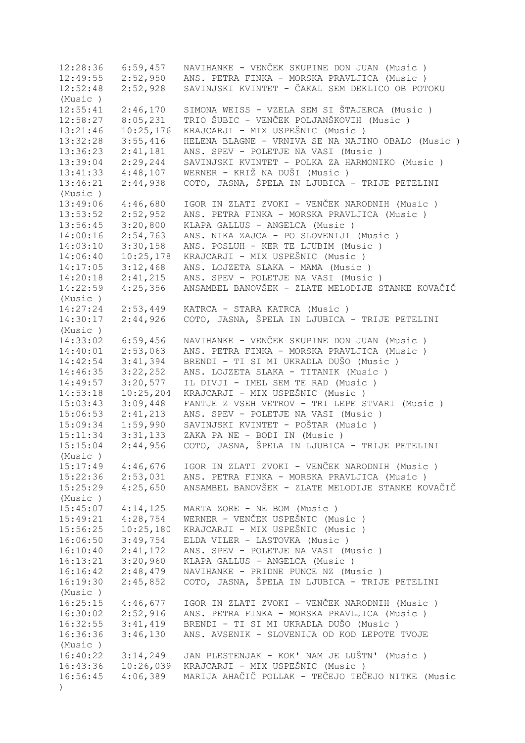```
12:28:36   6:59,457   NAVIHANKE - VENČEK SKUPINE DON JUAN (Music )
12:49:55   2:52,950   ANS. PETRA FINKA - MORSKA PRAVLJICA (Music )
12:52:48   2:52,928   SAVINJSKI KVINTET - ČAKAL SEM DEKLICO OB POTOKU
(Music )
12:55:41   2:46,170   SIMONA WEISS - VZELA SEM SI ŠTAJERCA (Music )
12:58:27   8:05,231   TRIO ŠUBIC - VENČEK POLJANŠKOVIH (Music )
13:21:46   10:25,176  KRAJCARJI - MIX USPEŠNIC (Music )
13:32:28   3:55,416   HELENA BLAGNE - VRNIVA SE NA NAJINO OBALO (Music )
13:36:23   2:41,181   ANS. SPEV - POLETJE NA VASI (Music )
13:39:04   2:29,244   SAVINJSKI KVINTET - POLKA ZA HARMONIKO (Music )
13:41:33   4:48,107   WERNER - KRIŽ NA DUŠI (Music )
13:46:21   2:44,938   COTO, JASNA, ŠPELA IN LJUBICA - TRIJE PETELINI
(Music )
13:49:06   4:46,680   IGOR IN ZLATI ZVOKI - VENČEK NARODNIH (Music )
13:53:52   2:52,952   ANS. PETRA FINKA - MORSKA PRAVLJICA (Music )
13:56:45   3:20,800   KLAPA GALLUS - ANGELCA (Music )
14:00:16   2:54,763   ANS. NIKA ZAJCA - PO SLOVENIJI (Music )
14:03:10   3:30,158   ANS. POSLUH - KER TE LJUBIM (Music )
14:06:40   10:25,178  KRAJCARJI - MIX USPEŠNIC (Music )
14:17:05   3:12,468   ANS. LOJZETA SLAKA - MAMA (Music )
14:20:18   2:41,215   ANS. SPEV - POLETJE NA VASI (Music )
14:22:59   4:25,356   ANSAMBEL BANOVŠEK - ZLATE MELODIJE STANKE KOVAČIČ
(Music )
14:27:24   2:53,449   KATRCA - STARA KATRCA (Music )
14:30:17   2:44,926   COTO, JASNA, ŠPELA IN LJUBICA - TRIJE PETELINI
(Music )
14:33:02   6:59,456   NAVIHANKE - VENČEK SKUPINE DON JUAN (Music )
14:40:01   2:53,063   ANS. PETRA FINKA - MORSKA PRAVLJICA (Music )
14:42:54   3:41,394   BRENDI - TI SI MI UKRADLA DUŠO (Music )
14:46:35   3:22,252   ANS. LOJZETA SLAKA - TITANIK (Music )
14:49:57   3:20,577   IL DIVJI - IMEL SEM TE RAD (Music )
14:53:18   10:25,204  KRAJCARJI - MIX USPEŠNIC (Music )
15:03:43   3:09,448   FANTJE Z VSEH VETROV - TRI LEPE STVARI (Music )
15:06:53   2:41,213   ANS. SPEV - POLETJE NA VASI (Music )
15:09:34   1:59,990   SAVINJSKI KVINTET - POŠTAR (Music )
15:11:34   3:31,133   ZAKA PA NE - BODI IN (Music )
15:15:04   2:44,956   COTO, JASNA, ŠPELA IN LJUBICA - TRIJE PETELINI
(Music )
15:17:49   4:46,676   IGOR IN ZLATI ZVOKI - VENČEK NARODNIH (Music )
15:22:36   2:53,031   ANS. PETRA FINKA - MORSKA PRAVLJICA (Music )
15:25:29   4:25,650   ANSAMBEL BANOVŠEK - ZLATE MELODIJE STANKE KOVAČIČ
(Music )
15:45:07   4:14,125   MARTA ZORE - NE BOM (Music )
15:49:21   4:28,754   WERNER - VENČEK USPEŠNIC (Music )
15:56:25   10:25,180  KRAJCARJI - MIX USPEŠNIC (Music )
16:06:50   3:49,754   ELDA VILER - LASTOVKA (Music )
16:10:40   2:41,172   ANS. SPEV - POLETJE NA VASI (Music )
16:13:21   3:20,960   KLAPA GALLUS - ANGELCA (Music )
16:16:42   2:48,479   NAVIHANKE - PRIDNE PUNCE NZ (Music )
16:19:30   2:45,852   COTO, JASNA, ŠPELA IN LJUBICA - TRIJE PETELINI
(Music )
16:25:15   4:46,677   IGOR IN ZLATI ZVOKI - VENČEK NARODNIH (Music )
16:30:02   2:52,916   ANS. PETRA FINKA - MORSKA PRAVLJICA (Music )
16:32:55   3:41,419   BRENDI - TI SI MI UKRADLA DUŠO (Music )
16:36:36   3:46,130   ANS. AVSENIK - SLOVENIJA OD KOD LEPOTE TVOJE
(Music )
16:40:22   3:14,249   JAN PLESTENJAK - KOK' NAM JE LUŠTN' (Music )
16:43:36   10:26,039  KRAJCARJI - MIX USPEŠNIC (Music )
16:56:45   4:06,389   MARIJA AHAČIČ POLLAK - TEČEJO TEČEJO NITKE (Music
)
```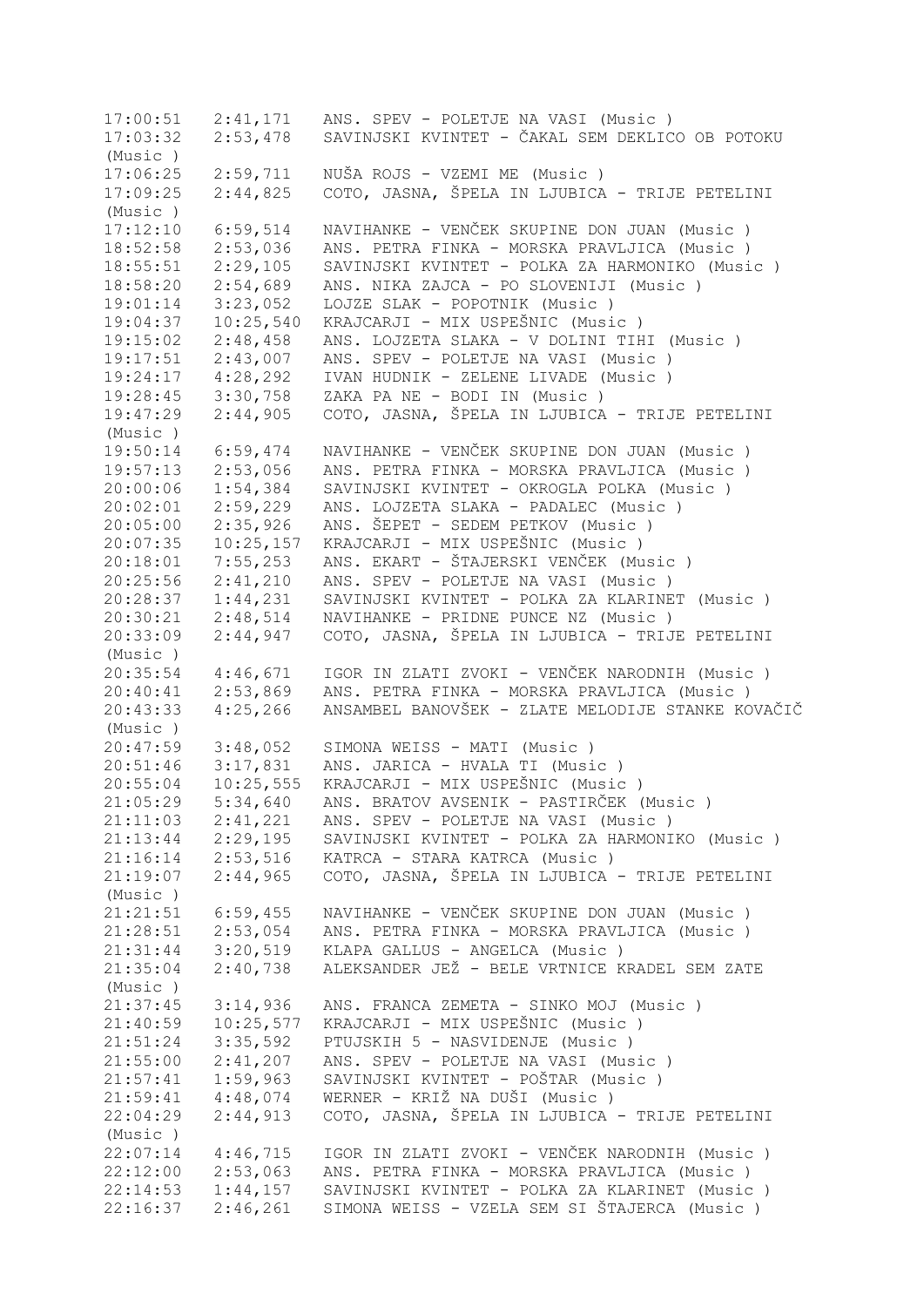```
17:00:51   2:41,171   ANS. SPEV - POLETJE NA VASI (Music )
17:03:32   2:53,478   SAVINJSKI KVINTET - ČAKAL SEM DEKLICO OB POTOKU
(Music )
17:06:25   2:59,711   NUŠA ROJS - VZEMI ME (Music )
17:09:25   2:44,825   COTO, JASNA, ŠPELA IN LJUBICA - TRIJE PETELINI
(Music )
17:12:10   6:59,514   NAVIHANKE - VENČEK SKUPINE DON JUAN (Music )
18:52:58   2:53,036   ANS. PETRA FINKA - MORSKA PRAVLJICA (Music )
18:55:51   2:29,105   SAVINJSKI KVINTET - POLKA ZA HARMONIKO (Music )
18:58:20   2:54,689   ANS. NIKA ZAJCA - PO SLOVENIJI (Music )
19:01:14   3:23,052   LOJZE SLAK - POPOTNIK (Music )
19:04:37   10:25,540  KRAJCARJI - MIX USPEŠNIC (Music )
19:15:02   2:48,458   ANS. LOJZETA SLAKA - V DOLINI TIHI (Music )
19:17:51   2:43,007   ANS. SPEV - POLETJE NA VASI (Music )
19:24:17   4:28,292   IVAN HUDNIK - ZELENE LIVADE (Music )
19:28:45   3:30,758   ZAKA PA NE - BODI IN (Music )
19:47:29   2:44,905   COTO, JASNA, ŠPELA IN LJUBICA - TRIJE PETELINI
(Music )
19:50:14   6:59,474   NAVIHANKE - VENČEK SKUPINE DON JUAN (Music )
19:57:13   2:53,056   ANS. PETRA FINKA - MORSKA PRAVLJICA (Music )
20:00:06   1:54,384   SAVINJSKI KVINTET - OKROGLA POLKA (Music )
20:02:01   2:59,229   ANS. LOJZETA SLAKA - PADALEC (Music )
20:05:00   2:35,926   ANS. ŠEPET - SEDEM PETKOV (Music )
20:07:35   10:25,157  KRAJCARJI - MIX USPEŠNIC (Music )
20:18:01   7:55,253   ANS. EKART - ŠTAJERSKI VENČEK (Music )
20:25:56   2:41,210   ANS. SPEV - POLETJE NA VASI (Music )
20:28:37   1:44,231   SAVINJSKI KVINTET - POLKA ZA KLARINET (Music )
20:30:21   2:48,514   NAVIHANKE - PRIDNE PUNCE NZ (Music )
20:33:09   2:44,947   COTO, JASNA, ŠPELA IN LJUBICA - TRIJE PETELINI
(Music )
20:35:54   4:46,671   IGOR IN ZLATI ZVOKI - VENČEK NARODNIH (Music )
20:40:41   2:53,869   ANS. PETRA FINKA - MORSKA PRAVLJICA (Music )
20:43:33   4:25,266   ANSAMBEL BANOVŠEK - ZLATE MELODIJE STANKE KOVAČIČ
(Music )
20:47:59   3:48,052   SIMONA WEISS - MATI (Music )
20:51:46   3:17,831   ANS. JARICA - HVALA TI (Music )
20:55:04   10:25,555  KRAJCARJI - MIX USPEŠNIC (Music )
21:05:29   5:34,640   ANS. BRATOV AVSENIK - PASTIRČEK (Music )
21:11:03   2:41,221   ANS. SPEV - POLETJE NA VASI (Music )
21:13:44   2:29,195   SAVINJSKI KVINTET - POLKA ZA HARMONIKO (Music )
21:16:14   2:53,516   KATRCA - STARA KATRCA (Music )
21:19:07   2:44,965   COTO, JASNA, ŠPELA IN LJUBICA - TRIJE PETELINI
(Music )
21:21:51   6:59,455   NAVIHANKE - VENČEK SKUPINE DON JUAN (Music )
21:28:51   2:53,054   ANS. PETRA FINKA - MORSKA PRAVLJICA (Music )
21:31:44   3:20,519   KLAPA GALLUS - ANGELCA (Music )
21:35:04   2:40,738   ALEKSANDER JEŽ - BELE VRTNICE KRADEL SEM ZATE
(Music )
21:37:45   3:14,936   ANS. FRANCA ZEMETA - SINKO MOJ (Music )
21:40:59   10:25,577  KRAJCARJI - MIX USPEŠNIC (Music )
21:51:24   3:35,592   PTUJSKIH 5 - NASVIDENJE (Music )
21:55:00   2:41,207   ANS. SPEV - POLETJE NA VASI (Music )
21:57:41   1:59,963   SAVINJSKI KVINTET - POŠTAR (Music )
21:59:41   4:48,074   WERNER - KRIŽ NA DUŠI (Music )
22:04:29   2:44,913   COTO, JASNA, ŠPELA IN LJUBICA - TRIJE PETELINI
(Music )
22:07:14   4:46,715   IGOR IN ZLATI ZVOKI - VENČEK NARODNIH (Music )
22:12:00   2:53,063   ANS. PETRA FINKA - MORSKA PRAVLJICA (Music )
22:14:53   1:44,157   SAVINJSKI KVINTET - POLKA ZA KLARINET (Music )
22:16:37   2:46,261   SIMONA WEISS - VZELA SEM SI ŠTAJERCA (Music )
```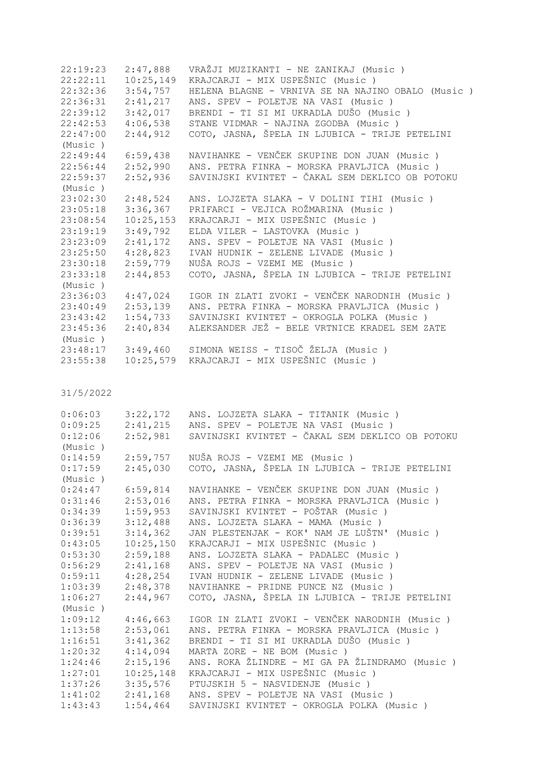| | | |
|---|---|---|
| 22:19:23 | 2:47,888 | VRAŽJI MUZIKANTI - NE ZANIKAJ (Music ) |
| 22:22:11 | 10:25,149 | KRAJCARJI - MIX USPEŠNIC (Music ) |
| 22:32:36 | 3:54,757 | HELENA BLAGNE - VRNIVA SE NA NAJINO OBALO (Music ) |
| 22:36:31 | 2:41,217 | ANS. SPEV - POLETJE NA VASI (Music ) |
| 22:39:12 | 3:42,017 | BRENDI - TI SI MI UKRADLA DUŠO (Music ) |
| 22:42:53 | 4:06,538 | STANE VIDMAR - NAJINA ZGODBA (Music ) |
| 22:47:00 | 2:44,912 | COTO, JASNA, ŠPELA IN LJUBICA - TRIJE PETELINI (Music ) |
| 22:49:44 | 6:59,438 | NAVIHANKE - VENČEK SKUPINE DON JUAN (Music ) |
| 22:56:44 | 2:52,990 | ANS. PETRA FINKA - MORSKA PRAVLJICA (Music ) |
| 22:59:37 | 2:52,936 | SAVINJSKI KVINTET - ČAKAL SEM DEKLICO OB POTOKU (Music ) |
| 23:02:30 | 2:48,524 | ANS. LOJZETA SLAKA - V DOLINI TIHI (Music ) |
| 23:05:18 | 3:36,367 | PRIFARCI - VEJICA ROŽMARINA (Music ) |
| 23:08:54 | 10:25,153 | KRAJCARJI - MIX USPEŠNIC (Music ) |
| 23:19:19 | 3:49,792 | ELDA VILER - LASTOVKA (Music ) |
| 23:23:09 | 2:41,172 | ANS. SPEV - POLETJE NA VASI (Music ) |
| 23:25:50 | 4:28,823 | IVAN HUDNIK - ZELENE LIVADE (Music ) |
| 23:30:18 | 2:59,779 | NUŠA ROJS - VZEMI ME (Music ) |
| 23:33:18 | 2:44,853 | COTO, JASNA, ŠPELA IN LJUBICA - TRIJE PETELINI (Music ) |
| 23:36:03 | 4:47,024 | IGOR IN ZLATI ZVOKI - VENČEK NARODNIH (Music ) |
| 23:40:49 | 2:53,139 | ANS. PETRA FINKA - MORSKA PRAVLJICA (Music ) |
| 23:43:42 | 1:54,733 | SAVINJSKI KVINTET - OKROGLA POLKA (Music ) |
| 23:45:36 | 2:40,834 | ALEKSANDER JEŽ - BELE VRTNICE KRADEL SEM ZATE (Music ) |
| 23:48:17 | 3:49,460 | SIMONA WEISS - TISOČ ŽELJA (Music ) |
| 23:55:38 | 10:25,579 | KRAJCARJI - MIX USPEŠNIC (Music ) |

31/5/2022

| | | |
|---|---|---|
| 0:06:03 | 3:22,172 | ANS. LOJZETA SLAKA - TITANIK (Music ) |
| 0:09:25 | 2:41,215 | ANS. SPEV - POLETJE NA VASI (Music ) |
| 0:12:06 | 2:52,981 | SAVINJSKI KVINTET - ČAKAL SEM DEKLICO OB POTOKU (Music ) |
| 0:14:59 | 2:59,757 | NUŠA ROJS - VZEMI ME (Music ) |
| 0:17:59 | 2:45,030 | COTO, JASNA, ŠPELA IN LJUBICA - TRIJE PETELINI (Music ) |
| 0:24:47 | 6:59,814 | NAVIHANKE - VENČEK SKUPINE DON JUAN (Music ) |
| 0:31:46 | 2:53,016 | ANS. PETRA FINKA - MORSKA PRAVLJICA (Music ) |
| 0:34:39 | 1:59,953 | SAVINJSKI KVINTET - POŠTAR (Music ) |
| 0:36:39 | 3:12,488 | ANS. LOJZETA SLAKA - MAMA (Music ) |
| 0:39:51 | 3:14,362 | JAN PLESTENJAK - KOK' NAM JE LUŠTN' (Music ) |
| 0:43:05 | 10:25,150 | KRAJCARJI - MIX USPEŠNIC (Music ) |
| 0:53:30 | 2:59,188 | ANS. LOJZETA SLAKA - PADALEC (Music ) |
| 0:56:29 | 2:41,168 | ANS. SPEV - POLETJE NA VASI (Music ) |
| 0:59:11 | 4:28,254 | IVAN HUDNIK - ZELENE LIVADE (Music ) |
| 1:03:39 | 2:48,378 | NAVIHANKE - PRIDNE PUNCE NZ (Music ) |
| 1:06:27 | 2:44,967 | COTO, JASNA, ŠPELA IN LJUBICA - TRIJE PETELINI (Music ) |
| 1:09:12 | 4:46,663 | IGOR IN ZLATI ZVOKI - VENČEK NARODNIH (Music ) |
| 1:13:58 | 2:53,061 | ANS. PETRA FINKA - MORSKA PRAVLJICA (Music ) |
| 1:16:51 | 3:41,362 | BRENDI - TI SI MI UKRADLA DUŠO (Music ) |
| 1:20:32 | 4:14,094 | MARTA ZORE - NE BOM (Music ) |
| 1:24:46 | 2:15,196 | ANS. ROKA ŽLINDRE - MI GA PA ŽLINDRAMO (Music ) |
| 1:27:01 | 10:25,148 | KRAJCARJI - MIX USPEŠNIC (Music ) |
| 1:37:26 | 3:35,576 | PTUJSKIH 5 - NASVIDENJE (Music ) |
| 1:41:02 | 2:41,168 | ANS. SPEV - POLETJE NA VASI (Music ) |
| 1:43:43 | 1:54,464 | SAVINJSKI KVINTET - OKROGLA POLKA (Music ) |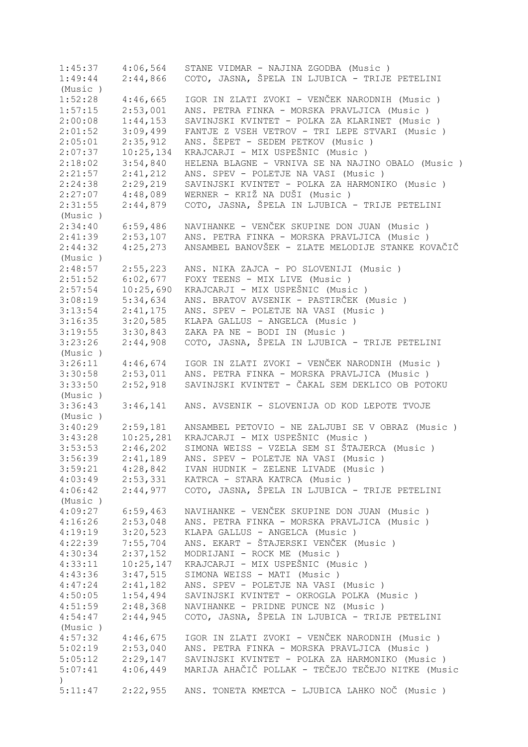1:45:37    4:06,564   STANE VIDMAR - NAJINA ZGODBA (Music )
1:49:44    2:44,866   COTO, JASNA, ŠPELA IN LJUBICA - TRIJE PETELINI (Music )
1:52:28    4:46,665   IGOR IN ZLATI ZVOKI - VENČEK NARODNIH (Music )
1:57:15    2:53,001   ANS. PETRA FINKA - MORSKA PRAVLJICA (Music )
2:00:08    1:44,153   SAVINJSKI KVINTET - POLKA ZA KLARINET (Music )
2:01:52    3:09,499   FANTJE Z VSEH VETROV - TRI LEPE STVARI (Music )
2:05:01    2:35,912   ANS. ŠEPET - SEDEM PETKOV (Music )
2:07:37    10:25,134  KRAJCARJI - MIX USPEŠNIC (Music )
2:18:02    3:54,840   HELENA BLAGNE - VRNIVA SE NA NAJINO OBALO (Music )
2:21:57    2:41,212   ANS. SPEV - POLETJE NA VASI (Music )
2:24:38    2:29,219   SAVINJSKI KVINTET - POLKA ZA HARMONIKO (Music )
2:27:07    4:48,089   WERNER - KRIŽ NA DUŠI (Music )
2:31:55    2:44,879   COTO, JASNA, ŠPELA IN LJUBICA - TRIJE PETELINI (Music )
2:34:40    6:59,486   NAVIHANKE - VENČEK SKUPINE DON JUAN (Music )
2:41:39    2:53,107   ANS. PETRA FINKA - MORSKA PRAVLJICA (Music )
2:44:32    4:25,273   ANSAMBEL BANOVŠEK - ZLATE MELODIJE STANKE KOVAČIČ (Music )
2:48:57    2:55,223   ANS. NIKA ZAJCA - PO SLOVENIJI (Music )
2:51:52    6:02,677   FOXY TEENS - MIX LIVE (Music )
2:57:54    10:25,690  KRAJCARJI - MIX USPEŠNIC (Music )
3:08:19    5:34,634   ANS. BRATOV AVSENIK - PASTIRČEK (Music )
3:13:54    2:41,175   ANS. SPEV - POLETJE NA VASI (Music )
3:16:35    3:20,585   KLAPA GALLUS - ANGELCA (Music )
3:19:55    3:30,843   ZAKA PA NE - BODI IN (Music )
3:23:26    2:44,908   COTO, JASNA, ŠPELA IN LJUBICA - TRIJE PETELINI (Music )
3:26:11    4:46,674   IGOR IN ZLATI ZVOKI - VENČEK NARODNIH (Music )
3:30:58    2:53,011   ANS. PETRA FINKA - MORSKA PRAVLJICA (Music )
3:33:50    2:52,918   SAVINJSKI KVINTET - ČAKAL SEM DEKLICO OB POTOKU (Music )
3:36:43    3:46,141   ANS. AVSENIK - SLOVENIJA OD KOD LEPOTE TVOJE (Music )
3:40:29    2:59,181   ANSAMBEL PETOVIO - NE ZALJUBI SE V OBRAZ (Music )
3:43:28    10:25,281  KRAJCARJI - MIX USPEŠNIC (Music )
3:53:53    2:46,202   SIMONA WEISS - VZELA SEM SI ŠTAJERCA (Music )
3:56:39    2:41,189   ANS. SPEV - POLETJE NA VASI (Music )
3:59:21    4:28,842   IVAN HUDNIK - ZELENE LIVADE (Music )
4:03:49    2:53,331   KATRCA - STARA KATRCA (Music )
4:06:42    2:44,977   COTO, JASNA, ŠPELA IN LJUBICA - TRIJE PETELINI (Music )
4:09:27    6:59,463   NAVIHANKE - VENČEK SKUPINE DON JUAN (Music )
4:16:26    2:53,048   ANS. PETRA FINKA - MORSKA PRAVLJICA (Music )
4:19:19    3:20,523   KLAPA GALLUS - ANGELCA (Music )
4:22:39    7:55,704   ANS. EKART - ŠTAJERSKI VENČEK (Music )
4:30:34    2:37,152   MODRIJANI - ROCK ME (Music )
4:33:11    10:25,147  KRAJCARJI - MIX USPEŠNIC (Music )
4:43:36    3:47,515   SIMONA WEISS - MATI (Music )
4:47:24    2:41,182   ANS. SPEV - POLETJE NA VASI (Music )
4:50:05    1:54,494   SAVINJSKI KVINTET - OKROGLA POLKA (Music )
4:51:59    2:48,368   NAVIHANKE - PRIDNE PUNCE NZ (Music )
4:54:47    2:44,945   COTO, JASNA, ŠPELA IN LJUBICA - TRIJE PETELINI (Music )
4:57:32    4:46,675   IGOR IN ZLATI ZVOKI - VENČEK NARODNIH (Music )
5:02:19    2:53,040   ANS. PETRA FINKA - MORSKA PRAVLJICA (Music )
5:05:12    2:29,147   SAVINJSKI KVINTET - POLKA ZA HARMONIKO (Music )
5:07:41    4:06,449   MARIJA AHAČIČ POLLAK - TEČEJO TEČEJO NITKE (Music )
5:11:47    2:22,955   ANS. TONETA KMETCA - LJUBICA LAHKO NOČ (Music )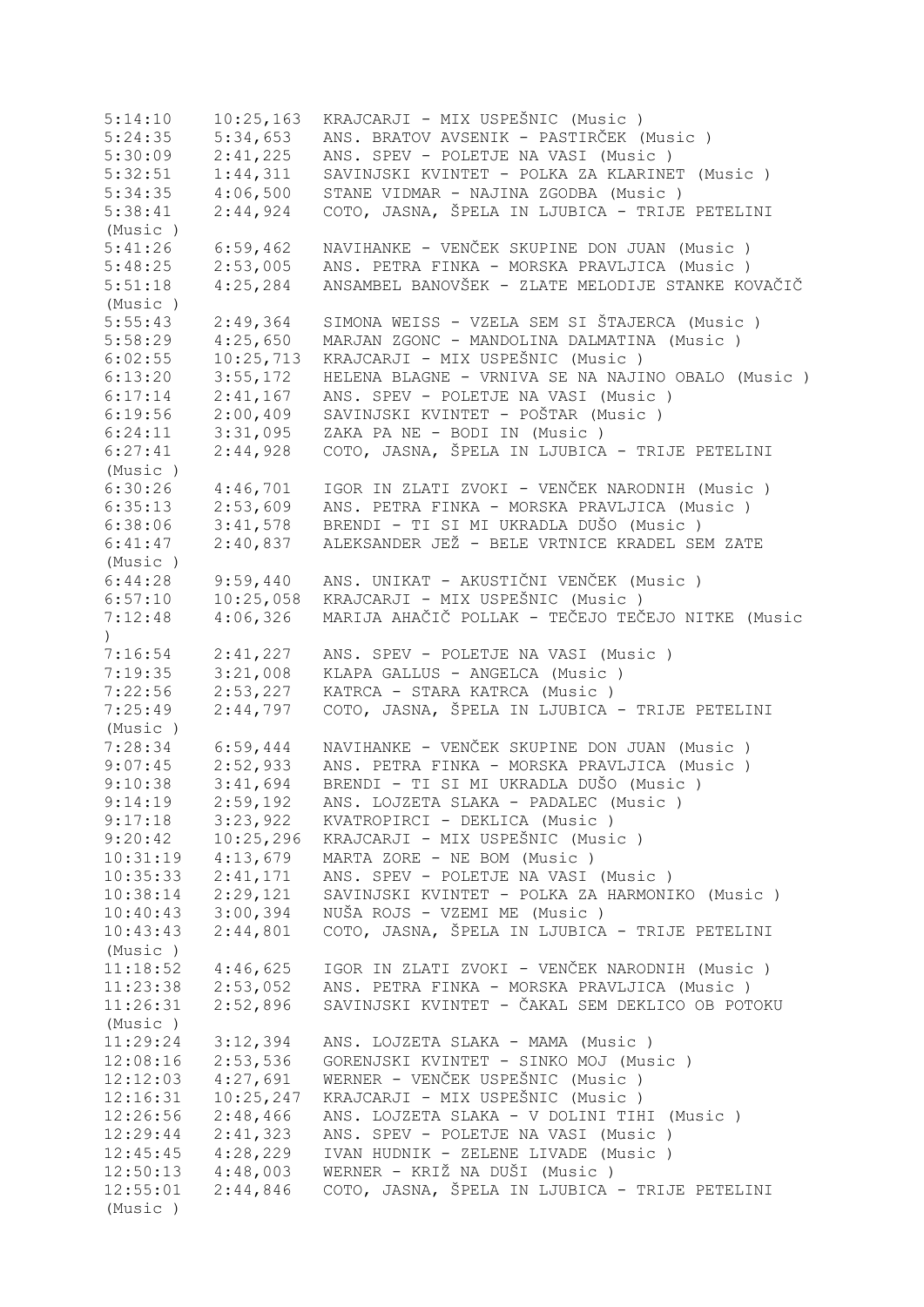| | | |
|---|---|---|
| 5:14:10 | 10:25,163 | KRAJCARJI - MIX USPEŠNIC (Music ) |
| 5:24:35 | 5:34,653 | ANS. BRATOV AVSENIK - PASTIRČEK (Music ) |
| 5:30:09 | 2:41,225 | ANS. SPEV - POLETJE NA VASI (Music ) |
| 5:32:51 | 1:44,311 | SAVINJSKI KVINTET - POLKA ZA KLARINET (Music ) |
| 5:34:35 | 4:06,500 | STANE VIDMAR - NAJINA ZGODBA (Music ) |
| 5:38:41 | 2:44,924 | COTO, JASNA, ŠPELA IN LJUBICA - TRIJE PETELINI (Music ) |
| 5:41:26 | 6:59,462 | NAVIHANKE - VENČEK SKUPINE DON JUAN (Music ) |
| 5:48:25 | 2:53,005 | ANS. PETRA FINKA - MORSKA PRAVLJICA (Music ) |
| 5:51:18 | 4:25,284 | ANSAMBEL BANOVŠEK - ZLATE MELODIJE STANKE KOVAČIČ (Music ) |
| 5:55:43 | 2:49,364 | SIMONA WEISS - VZELA SEM SI ŠTAJERCA (Music ) |
| 5:58:29 | 4:25,650 | MARJAN ZGONC - MANDOLINA DALMATINA (Music ) |
| 6:02:55 | 10:25,713 | KRAJCARJI - MIX USPEŠNIC (Music ) |
| 6:13:20 | 3:55,172 | HELENA BLAGNE - VRNIVA SE NA NAJINO OBALO (Music ) |
| 6:17:14 | 2:41,167 | ANS. SPEV - POLETJE NA VASI (Music ) |
| 6:19:56 | 2:00,409 | SAVINJSKI KVINTET - POŠTAR (Music ) |
| 6:24:11 | 3:31,095 | ZAKA PA NE - BODI IN (Music ) |
| 6:27:41 | 2:44,928 | COTO, JASNA, ŠPELA IN LJUBICA - TRIJE PETELINI (Music ) |
| 6:30:26 | 4:46,701 | IGOR IN ZLATI ZVOKI - VENČEK NARODNIH (Music ) |
| 6:35:13 | 2:53,609 | ANS. PETRA FINKA - MORSKA PRAVLJICA (Music ) |
| 6:38:06 | 3:41,578 | BRENDI - TI SI MI UKRADLA DUŠO (Music ) |
| 6:41:47 | 2:40,837 | ALEKSANDER JEŽ - BELE VRTNICE KRADEL SEM ZATE (Music ) |
| 6:44:28 | 9:59,440 | ANS. UNIKAT - AKUSTIČNI VENČEK (Music ) |
| 6:57:10 | 10:25,058 | KRAJCARJI - MIX USPEŠNIC (Music ) |
| 7:12:48 | 4:06,326 | MARIJA AHAČIČ POLLAK - TEČEJO TEČEJO NITKE (Music ) |
| 7:16:54 | 2:41,227 | ANS. SPEV - POLETJE NA VASI (Music ) |
| 7:19:35 | 3:21,008 | KLAPA GALLUS - ANGELCA (Music ) |
| 7:22:56 | 2:53,227 | KATRCA - STARA KATRCA (Music ) |
| 7:25:49 | 2:44,797 | COTO, JASNA, ŠPELA IN LJUBICA - TRIJE PETELINI (Music ) |
| 7:28:34 | 6:59,444 | NAVIHANKE - VENČEK SKUPINE DON JUAN (Music ) |
| 9:07:45 | 2:52,933 | ANS. PETRA FINKA - MORSKA PRAVLJICA (Music ) |
| 9:10:38 | 3:41,694 | BRENDI - TI SI MI UKRADLA DUŠO (Music ) |
| 9:14:19 | 2:59,192 | ANS. LOJZETA SLAKA - PADALEC (Music ) |
| 9:17:18 | 3:23,922 | KVATROPIRCI - DEKLICA (Music ) |
| 9:20:42 | 10:25,296 | KRAJCARJI - MIX USPEŠNIC (Music ) |
| 10:31:19 | 4:13,679 | MARTA ZORE - NE BOM (Music ) |
| 10:35:33 | 2:41,171 | ANS. SPEV - POLETJE NA VASI (Music ) |
| 10:38:14 | 2:29,121 | SAVINJSKI KVINTET - POLKA ZA HARMONIKO (Music ) |
| 10:40:43 | 3:00,394 | NUŠA ROJS - VZEMI ME (Music ) |
| 10:43:43 | 2:44,801 | COTO, JASNA, ŠPELA IN LJUBICA - TRIJE PETELINI (Music ) |
| 11:18:52 | 4:46,625 | IGOR IN ZLATI ZVOKI - VENČEK NARODNIH (Music ) |
| 11:23:38 | 2:53,052 | ANS. PETRA FINKA - MORSKA PRAVLJICA (Music ) |
| 11:26:31 | 2:52,896 | SAVINJSKI KVINTET - ČAKAL SEM DEKLICO OB POTOKU (Music ) |
| 11:29:24 | 3:12,394 | ANS. LOJZETA SLAKA - MAMA (Music ) |
| 12:08:16 | 2:53,536 | GORENJSKI KVINTET - SINKO MOJ (Music ) |
| 12:12:03 | 4:27,691 | WERNER - VENČEK USPEŠNIC (Music ) |
| 12:16:31 | 10:25,247 | KRAJCARJI - MIX USPEŠNIC (Music ) |
| 12:26:56 | 2:48,466 | ANS. LOJZETA SLAKA - V DOLINI TIHI (Music ) |
| 12:29:44 | 2:41,323 | ANS. SPEV - POLETJE NA VASI (Music ) |
| 12:45:45 | 4:28,229 | IVAN HUDNIK - ZELENE LIVADE (Music ) |
| 12:50:13 | 4:48,003 | WERNER - KRIŽ NA DUŠI (Music ) |
| 12:55:01 | 2:44,846 | COTO, JASNA, ŠPELA IN LJUBICA - TRIJE PETELINI (Music ) |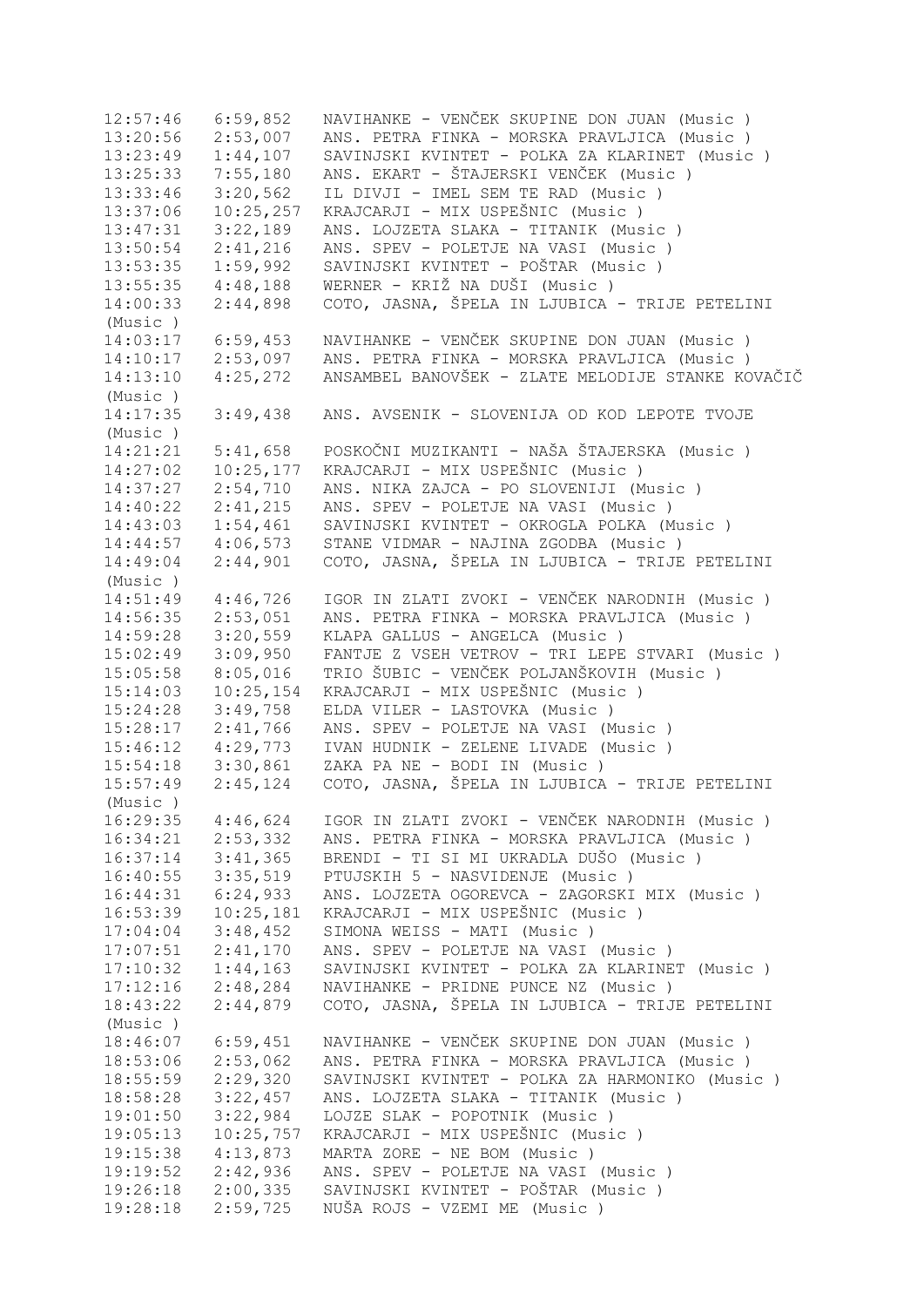```
12:57:46   6:59,852   NAVIHANKE - VENČEK SKUPINE DON JUAN (Music )
13:20:56   2:53,007   ANS. PETRA FINKA - MORSKA PRAVLJICA (Music )
13:23:49   1:44,107   SAVINJSKI KVINTET - POLKA ZA KLARINET (Music )
13:25:33   7:55,180   ANS. EKART - ŠTAJERSKI VENČEK (Music )
13:33:46   3:20,562   IL DIVJI - IMEL SEM TE RAD (Music )
13:37:06   10:25,257  KRAJCARJI - MIX USPEŠNIC (Music )
13:47:31   3:22,189   ANS. LOJZETA SLAKA - TITANIK (Music )
13:50:54   2:41,216   ANS. SPEV - POLETJE NA VASI (Music )
13:53:35   1:59,992   SAVINJSKI KVINTET - POŠTAR (Music )
13:55:35   4:48,188   WERNER - KRIŽ NA DUŠI (Music )
14:00:33   2:44,898   COTO, JASNA, ŠPELA IN LJUBICA - TRIJE PETELINI
(Music )
14:03:17   6:59,453   NAVIHANKE - VENČEK SKUPINE DON JUAN (Music )
14:10:17   2:53,097   ANS. PETRA FINKA - MORSKA PRAVLJICA (Music )
14:13:10   4:25,272   ANSAMBEL BANOVŠEK - ZLATE MELODIJE STANKE KOVAČIČ
(Music )
14:17:35   3:49,438   ANS. AVSENIK - SLOVENIJA OD KOD LEPOTE TVOJE
(Music )
14:21:21   5:41,658   POSKOČNI MUZIKANTI - NAŠA ŠTAJERSKA (Music )
14:27:02   10:25,177  KRAJCARJI - MIX USPEŠNIC (Music )
14:37:27   2:54,710   ANS. NIKA ZAJCA - PO SLOVENIJI (Music )
14:40:22   2:41,215   ANS. SPEV - POLETJE NA VASI (Music )
14:43:03   1:54,461   SAVINJSKI KVINTET - OKROGLA POLKA (Music )
14:44:57   4:06,573   STANE VIDMAR - NAJINA ZGODBA (Music )
14:49:04   2:44,901   COTO, JASNA, ŠPELA IN LJUBICA - TRIJE PETELINI
(Music )
14:51:49   4:46,726   IGOR IN ZLATI ZVOKI - VENČEK NARODNIH (Music )
14:56:35   2:53,051   ANS. PETRA FINKA - MORSKA PRAVLJICA (Music )
14:59:28   3:20,559   KLAPA GALLUS - ANGELCA (Music )
15:02:49   3:09,950   FANTJE Z VSEH VETROV - TRI LEPE STVARI (Music )
15:05:58   8:05,016   TRIO ŠUBIC - VENČEK POLJANŠKOVIH (Music )
15:14:03   10:25,154  KRAJCARJI - MIX USPEŠNIC (Music )
15:24:28   3:49,758   ELDA VILER - LASTOVKA (Music )
15:28:17   2:41,766   ANS. SPEV - POLETJE NA VASI (Music )
15:46:12   4:29,773   IVAN HUDNIK - ZELENE LIVADE (Music )
15:54:18   3:30,861   ZAKA PA NE - BODI IN (Music )
15:57:49   2:45,124   COTO, JASNA, ŠPELA IN LJUBICA - TRIJE PETELINI
(Music )
16:29:35   4:46,624   IGOR IN ZLATI ZVOKI - VENČEK NARODNIH (Music )
16:34:21   2:53,332   ANS. PETRA FINKA - MORSKA PRAVLJICA (Music )
16:37:14   3:41,365   BRENDI - TI SI MI UKRADLA DUŠO (Music )
16:40:55   3:35,519   PTUJSKIH 5 - NASVIDENJE (Music )
16:44:31   6:24,933   ANS. LOJZETA OGOREVCA - ZAGORSKI MIX (Music )
16:53:39   10:25,181  KRAJCARJI - MIX USPEŠNIC (Music )
17:04:04   3:48,452   SIMONA WEISS - MATI (Music )
17:07:51   2:41,170   ANS. SPEV - POLETJE NA VASI (Music )
17:10:32   1:44,163   SAVINJSKI KVINTET - POLKA ZA KLARINET (Music )
17:12:16   2:48,284   NAVIHANKE - PRIDNE PUNCE NZ (Music )
18:43:22   2:44,879   COTO, JASNA, ŠPELA IN LJUBICA - TRIJE PETELINI
(Music )
18:46:07   6:59,451   NAVIHANKE - VENČEK SKUPINE DON JUAN (Music )
18:53:06   2:53,062   ANS. PETRA FINKA - MORSKA PRAVLJICA (Music )
18:55:59   2:29,320   SAVINJSKI KVINTET - POLKA ZA HARMONIKO (Music )
18:58:28   3:22,457   ANS. LOJZETA SLAKA - TITANIK (Music )
19:01:50   3:22,984   LOJZE SLAK - POPOTNIK (Music )
19:05:13   10:25,757  KRAJCARJI - MIX USPEŠNIC (Music )
19:15:38   4:13,873   MARTA ZORE - NE BOM (Music )
19:19:52   2:42,936   ANS. SPEV - POLETJE NA VASI (Music )
19:26:18   2:00,335   SAVINJSKI KVINTET - POŠTAR (Music )
19:28:18   2:59,725   NUŠA ROJS - VZEMI ME (Music )
```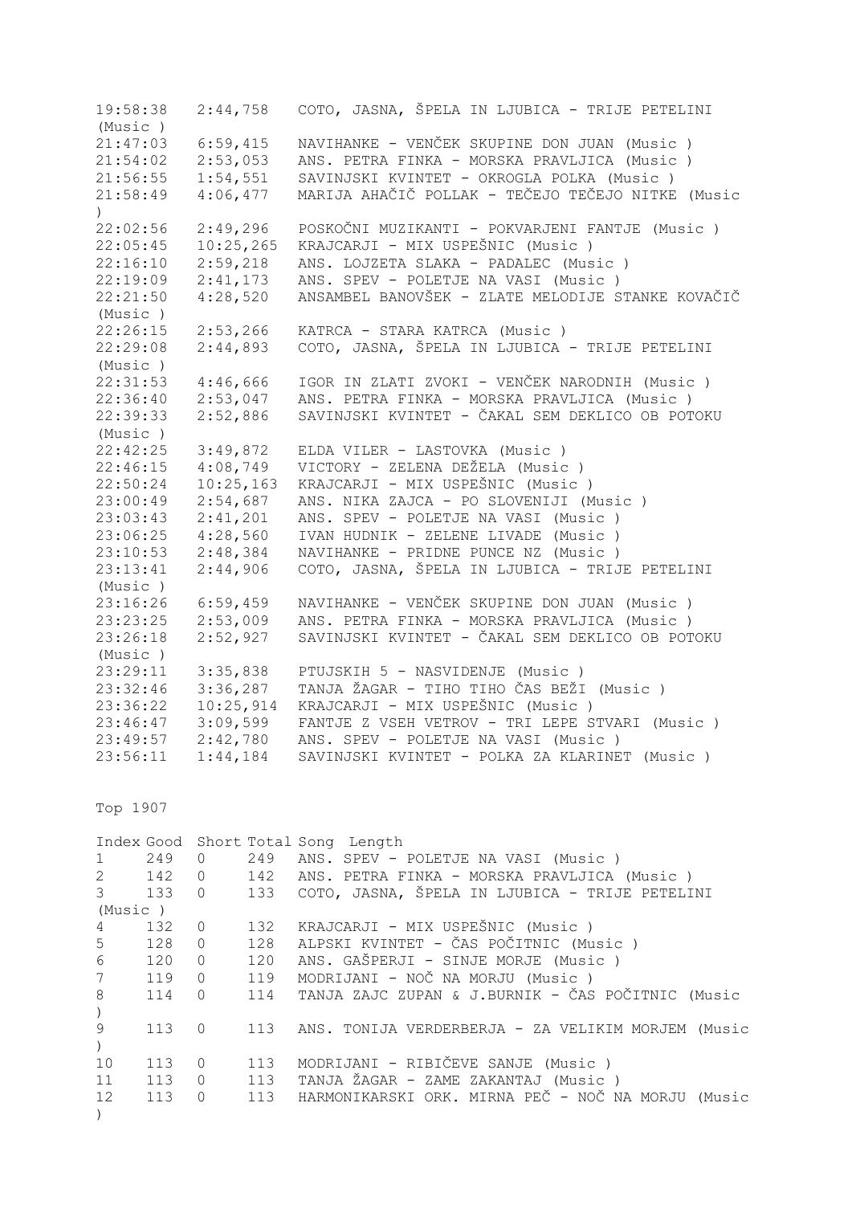| | | |
|---|---|---|
| 19:58:38 | 2:44,758 | COTO, JASNA, ŠPELA IN LJUBICA - TRIJE PETELINI (Music ) |
| 21:47:03 | 6:59,415 | NAVIHANKE - VENČEK SKUPINE DON JUAN (Music ) |
| 21:54:02 | 2:53,053 | ANS. PETRA FINKA - MORSKA PRAVLJICA (Music ) |
| 21:56:55 | 1:54,551 | SAVINJSKI KVINTET - OKROGLA POLKA (Music ) |
| 21:58:49 | 4:06,477 | MARIJA AHAČIČ POLLAK - TEČEJO TEČEJO NITKE (Music ) |
| 22:02:56 | 2:49,296 | POSKOČNI MUZIKANTI - POKVARJENI FANTJE (Music ) |
| 22:05:45 | 10:25,265 | KRAJCARJI - MIX USPEŠNIC (Music ) |
| 22:16:10 | 2:59,218 | ANS. LOJZETA SLAKA - PADALEC (Music ) |
| 22:19:09 | 2:41,173 | ANS. SPEV - POLETJE NA VASI (Music ) |
| 22:21:50 | 4:28,520 | ANSAMBEL BANOVŠEK - ZLATE MELODIJE STANKE KOVAČIČ (Music ) |
| 22:26:15 | 2:53,266 | KATRCA - STARA KATRCA (Music ) |
| 22:29:08 | 2:44,893 | COTO, JASNA, ŠPELA IN LJUBICA - TRIJE PETELINI (Music ) |
| 22:31:53 | 4:46,666 | IGOR IN ZLATI ZVOKI - VENČEK NARODNIH (Music ) |
| 22:36:40 | 2:53,047 | ANS. PETRA FINKA - MORSKA PRAVLJICA (Music ) |
| 22:39:33 | 2:52,886 | SAVINJSKI KVINTET - ČAKAL SEM DEKLICO OB POTOKU (Music ) |
| 22:42:25 | 3:49,872 | ELDA VILER - LASTOVKA (Music ) |
| 22:46:15 | 4:08,749 | VICTORY - ZELENA DEŽELA (Music ) |
| 22:50:24 | 10:25,163 | KRAJCARJI - MIX USPEŠNIC (Music ) |
| 23:00:49 | 2:54,687 | ANS. NIKA ZAJCA - PO SLOVENIJI (Music ) |
| 23:03:43 | 2:41,201 | ANS. SPEV - POLETJE NA VASI (Music ) |
| 23:06:25 | 4:28,560 | IVAN HUDNIK - ZELENE LIVADE (Music ) |
| 23:10:53 | 2:48,384 | NAVIHANKE - PRIDNE PUNCE NZ (Music ) |
| 23:13:41 | 2:44,906 | COTO, JASNA, ŠPELA IN LJUBICA - TRIJE PETELINI (Music ) |
| 23:16:26 | 6:59,459 | NAVIHANKE - VENČEK SKUPINE DON JUAN (Music ) |
| 23:23:25 | 2:53,009 | ANS. PETRA FINKA - MORSKA PRAVLJICA (Music ) |
| 23:26:18 | 2:52,927 | SAVINJSKI KVINTET - ČAKAL SEM DEKLICO OB POTOKU (Music ) |
| 23:29:11 | 3:35,838 | PTUJSKIH 5 - NASVIDENJE (Music ) |
| 23:32:46 | 3:36,287 | TANJA ŽAGAR - TIHO TIHO ČAS BEŽI (Music ) |
| 23:36:22 | 10:25,914 | KRAJCARJI - MIX USPEŠNIC (Music ) |
| 23:46:47 | 3:09,599 | FANTJE Z VSEH VETROV - TRI LEPE STVARI (Music ) |
| 23:49:57 | 2:42,780 | ANS. SPEV - POLETJE NA VASI (Music ) |
| 23:56:11 | 1:44,184 | SAVINJSKI KVINTET - POLKA ZA KLARINET (Music ) |

Top 1907

| Index | Good | Short | Total | Song Length |
|---|---|---|---|---|
| 1 | 249 | 0 | 249 | ANS. SPEV - POLETJE NA VASI (Music ) |
| 2 | 142 | 0 | 142 | ANS. PETRA FINKA - MORSKA PRAVLJICA (Music ) |
| 3 | 133 | 0 | 133 | COTO, JASNA, ŠPELA IN LJUBICA - TRIJE PETELINI (Music ) |
| 4 | 132 | 0 | 132 | KRAJCARJI - MIX USPEŠNIC (Music ) |
| 5 | 128 | 0 | 128 | ALPSKI KVINTET - ČAS POČITNIC (Music ) |
| 6 | 120 | 0 | 120 | ANS. GAŠPERJI - SINJE MORJE (Music ) |
| 7 | 119 | 0 | 119 | MODRIJANI - NOČ NA MORJU (Music ) |
| 8 | 114 | 0 | 114 | TANJA ZAJC ZUPAN & J.BURNIK - ČAS POČITNIC (Music ) |
| 9 | 113 | 0 | 113 | ANS. TONIJA VERDERBERJA - ZA VELIKIM MORJEM (Music ) |
| 10 | 113 | 0 | 113 | MODRIJANI - RIBIČEVE SANJE (Music ) |
| 11 | 113 | 0 | 113 | TANJA ŽAGAR - ZAME ZAKANTAJ (Music ) |
| 12 | 113 | 0 | 113 | HARMONIKARSKI ORK. MIRNA PEČ - NOČ NA MORJU (Music ) |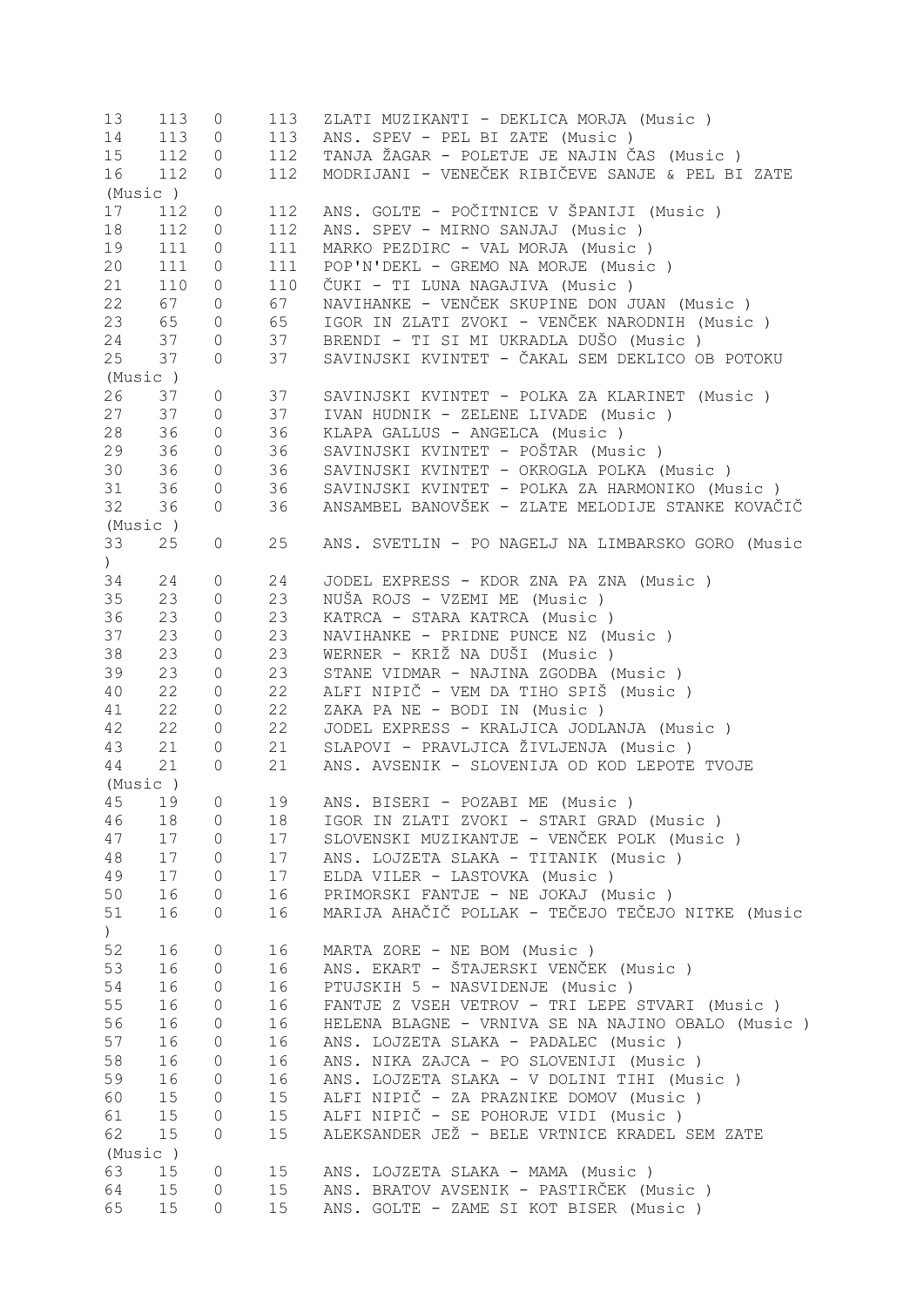| | | | | |
|---|---|---|---|---|
| 13 | 113 | 0 | 113 | ZLATI MUZIKANTI - DEKLICA MORJA (Music ) |
| 14 | 113 | 0 | 113 | ANS. SPEV - PEL BI ZATE (Music ) |
| 15 | 112 | 0 | 112 | TANJA ŽAGAR - POLETJE JE NAJIN ČAS (Music ) |
| 16 | 112 | 0 | 112 | MODRIJANI - VENEČEK RIBIČEVE SANJE & PEL BI ZATE (Music ) |
| 17 | 112 | 0 | 112 | ANS. GOLTE - POČITNICE V ŠPANIJI (Music ) |
| 18 | 112 | 0 | 112 | ANS. SPEV - MIRNO SANJAJ (Music ) |
| 19 | 111 | 0 | 111 | MARKO PEZDIRC - VAL MORJA (Music ) |
| 20 | 111 | 0 | 111 | POP'N'DEKL - GREMO NA MORJE (Music ) |
| 21 | 110 | 0 | 110 | ČUKI - TI LUNA NAGAJIVA (Music ) |
| 22 | 67 | 0 | 67 | NAVIHANKE - VENČEK SKUPINE DON JUAN (Music ) |
| 23 | 65 | 0 | 65 | IGOR IN ZLATI ZVOKI - VENČEK NARODNIH (Music ) |
| 24 | 37 | 0 | 37 | BRENDI - TI SI MI UKRADLA DUŠO (Music ) |
| 25 | 37 | 0 | 37 | SAVINJSKI KVINTET - ČAKAL SEM DEKLICO OB POTOKU (Music ) |
| 26 | 37 | 0 | 37 | SAVINJSKI KVINTET - POLKA ZA KLARINET (Music ) |
| 27 | 37 | 0 | 37 | IVAN HUDNIK - ZELENE LIVADE (Music ) |
| 28 | 36 | 0 | 36 | KLAPA GALLUS - ANGELCA (Music ) |
| 29 | 36 | 0 | 36 | SAVINJSKI KVINTET - POŠTAR (Music ) |
| 30 | 36 | 0 | 36 | SAVINJSKI KVINTET - OKROGLA POLKA (Music ) |
| 31 | 36 | 0 | 36 | SAVINJSKI KVINTET - POLKA ZA HARMONIKO (Music ) |
| 32 | 36 | 0 | 36 | ANSAMBEL BANOVŠEK - ZLATE MELODIJE STANKE KOVAČIČ (Music ) |
| 33 | 25 | 0 | 25 | ANS. SVETLIN - PO NAGELJ NA LIMBARSKO GORO (Music ) |
| 34 | 24 | 0 | 24 | JODEL EXPRESS - KDOR ZNA PA ZNA (Music ) |
| 35 | 23 | 0 | 23 | NUŠA ROJS - VZEMI ME (Music ) |
| 36 | 23 | 0 | 23 | KATRCA - STARA KATRCA (Music ) |
| 37 | 23 | 0 | 23 | NAVIHANKE - PRIDNE PUNCE NZ (Music ) |
| 38 | 23 | 0 | 23 | WERNER - KRIŽ NA DUŠI (Music ) |
| 39 | 23 | 0 | 23 | STANE VIDMAR - NAJINA ZGODBA (Music ) |
| 40 | 22 | 0 | 22 | ALFI NIPIČ - VEM DA TIHO SPIŠ (Music ) |
| 41 | 22 | 0 | 22 | ZAKA PA NE - BODI IN (Music ) |
| 42 | 22 | 0 | 22 | JODEL EXPRESS - KRALJICA JODLANJA (Music ) |
| 43 | 21 | 0 | 21 | SLAPOVI - PRAVLJICA ŽIVLJENJA (Music ) |
| 44 | 21 | 0 | 21 | ANS. AVSENIK - SLOVENIJA OD KOD LEPOTE TVOJE (Music ) |
| 45 | 19 | 0 | 19 | ANS. BISERI - POZABI ME (Music ) |
| 46 | 18 | 0 | 18 | IGOR IN ZLATI ZVOKI - STARI GRAD (Music ) |
| 47 | 17 | 0 | 17 | SLOVENSKI MUZIKANTJE - VENČEK POLK (Music ) |
| 48 | 17 | 0 | 17 | ANS. LOJZETA SLAKA - TITANIK (Music ) |
| 49 | 17 | 0 | 17 | ELDA VILER - LASTOVKA (Music ) |
| 50 | 16 | 0 | 16 | PRIMORSKI FANTJE - NE JOKAJ (Music ) |
| 51 | 16 | 0 | 16 | MARIJA AHAČIČ POLLAK - TEČEJO TEČEJO NITKE (Music ) |
| 52 | 16 | 0 | 16 | MARTA ZORE - NE BOM (Music ) |
| 53 | 16 | 0 | 16 | ANS. EKART - ŠTAJERSKI VENČEK (Music ) |
| 54 | 16 | 0 | 16 | PTUJSKIH 5 - NASVIDENJE (Music ) |
| 55 | 16 | 0 | 16 | FANTJE Z VSEH VETROV - TRI LEPE STVARI (Music ) |
| 56 | 16 | 0 | 16 | HELENA BLAGNE - VRNIVA SE NA NAJINO OBALO (Music ) |
| 57 | 16 | 0 | 16 | ANS. LOJZETA SLAKA - PADALEC (Music ) |
| 58 | 16 | 0 | 16 | ANS. NIKA ZAJCA - PO SLOVENIJI (Music ) |
| 59 | 16 | 0 | 16 | ANS. LOJZETA SLAKA - V DOLINI TIHI (Music ) |
| 60 | 15 | 0 | 15 | ALFI NIPIČ - ZA PRAZNIKE DOMOV (Music ) |
| 61 | 15 | 0 | 15 | ALFI NIPIČ - SE POHORJE VIDI (Music ) |
| 62 | 15 | 0 | 15 | ALEKSANDER JEŽ - BELE VRTNICE KRADEL SEM ZATE (Music ) |
| 63 | 15 | 0 | 15 | ANS. LOJZETA SLAKA - MAMA (Music ) |
| 64 | 15 | 0 | 15 | ANS. BRATOV AVSENIK - PASTIRČEK (Music ) |
| 65 | 15 | 0 | 15 | ANS. GOLTE - ZAME SI KOT BISER (Music ) |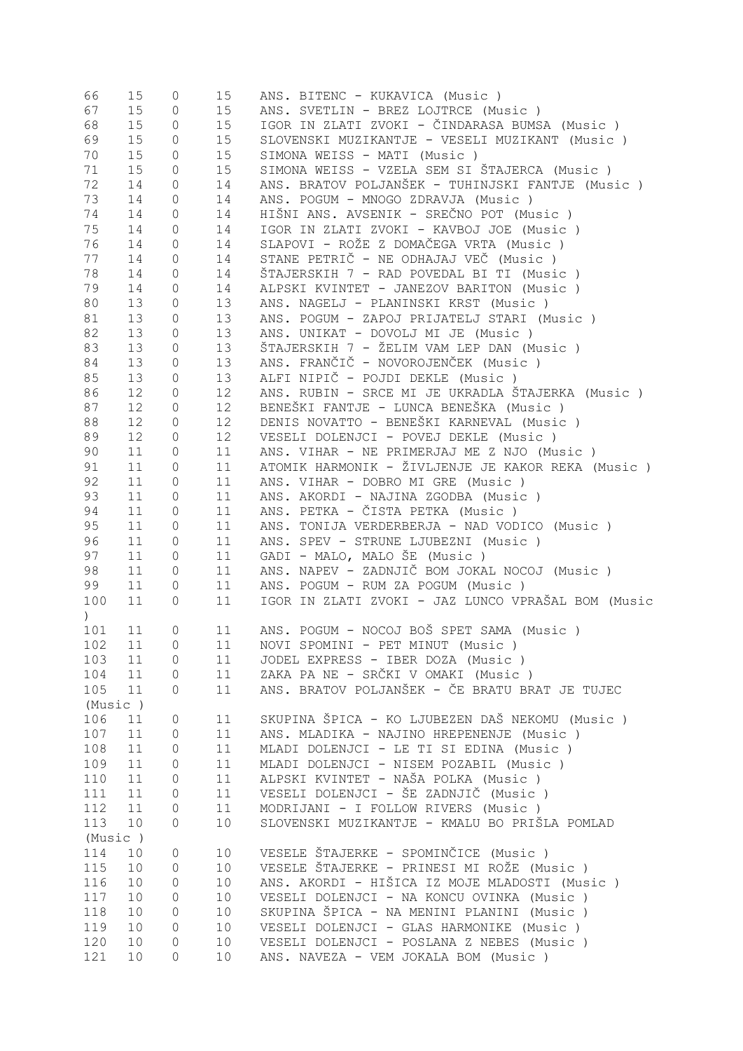| | | | | |
|---|---|---|---|---|
| 66 | 15 | 0 | 15 | ANS. BITENC - KUKAVICA (Music ) |
| 67 | 15 | 0 | 15 | ANS. SVETLIN - BREZ LOJTRCE (Music ) |
| 68 | 15 | 0 | 15 | IGOR IN ZLATI ZVOKI - ČINDARASA BUMSA (Music ) |
| 69 | 15 | 0 | 15 | SLOVENSKI MUZIKANTJE - VESELI MUZIKANT (Music ) |
| 70 | 15 | 0 | 15 | SIMONA WEISS - MATI (Music ) |
| 71 | 15 | 0 | 15 | SIMONA WEISS - VZELA SEM SI ŠTAJERCA (Music ) |
| 72 | 14 | 0 | 14 | ANS. BRATOV POLJANŠEK - TUHINJSKI FANTJE (Music ) |
| 73 | 14 | 0 | 14 | ANS. POGUM - MNOGO ZDRAVJA (Music ) |
| 74 | 14 | 0 | 14 | HIŠNI ANS. AVSENIK - SREČNO POT (Music ) |
| 75 | 14 | 0 | 14 | IGOR IN ZLATI ZVOKI - KAVBOJ JOE (Music ) |
| 76 | 14 | 0 | 14 | SLAPOVI - ROŽE Z DOMAČEGA VRTA (Music ) |
| 77 | 14 | 0 | 14 | STANE PETRIČ - NE ODHAJAJ VEČ (Music ) |
| 78 | 14 | 0 | 14 | ŠTAJERSKIH 7 - RAD POVEDAL BI TI (Music ) |
| 79 | 14 | 0 | 14 | ALPSKI KVINTET - JANEZOV BARITON (Music ) |
| 80 | 13 | 0 | 13 | ANS. NAGELJ - PLANINSKI KRST (Music ) |
| 81 | 13 | 0 | 13 | ANS. POGUM - ZAPOJ PRIJATELJ STARI (Music ) |
| 82 | 13 | 0 | 13 | ANS. UNIKAT - DOVOLJ MI JE (Music ) |
| 83 | 13 | 0 | 13 | ŠTAJERSKIH 7 - ŽELIM VAM LEP DAN (Music ) |
| 84 | 13 | 0 | 13 | ANS. FRANČIČ - NOVOROJENČEK (Music ) |
| 85 | 13 | 0 | 13 | ALFI NIPIČ - POJDI DEKLE (Music ) |
| 86 | 12 | 0 | 12 | ANS. RUBIN - SRCE MI JE UKRADLA ŠTAJERKA (Music ) |
| 87 | 12 | 0 | 12 | BENEŠKI FANTJE - LUNCA BENEŠKA (Music ) |
| 88 | 12 | 0 | 12 | DENIS NOVATTO - BENEŠKI KARNEVAL (Music ) |
| 89 | 12 | 0 | 12 | VESELI DOLENJCI - POVEJ DEKLE (Music ) |
| 90 | 11 | 0 | 11 | ANS. VIHAR - NE PRIMERJAJ ME Z NJO (Music ) |
| 91 | 11 | 0 | 11 | ATOMIK HARMONIK - ŽIVLJENJE JE KAKOR REKA (Music ) |
| 92 | 11 | 0 | 11 | ANS. VIHAR - DOBRO MI GRE (Music ) |
| 93 | 11 | 0 | 11 | ANS. AKORDI - NAJINA ZGODBA (Music ) |
| 94 | 11 | 0 | 11 | ANS. PETKA - ČISTA PETKA (Music ) |
| 95 | 11 | 0 | 11 | ANS. TONIJA VERDERBERJA - NAD VODICO (Music ) |
| 96 | 11 | 0 | 11 | ANS. SPEV - STRUNE LJUBEZNI (Music ) |
| 97 | 11 | 0 | 11 | GADI - MALO, MALO ŠE (Music ) |
| 98 | 11 | 0 | 11 | ANS. NAPEV - ZADNJIČ BOM JOKAL NOCOJ (Music ) |
| 99 | 11 | 0 | 11 | ANS. POGUM - RUM ZA POGUM (Music ) |
| 100 | 11 | 0 | 11 | IGOR IN ZLATI ZVOKI - JAZ LUNCO VPRAŠAL BOM (Music ) |
| 101 | 11 | 0 | 11 | ANS. POGUM - NOCOJ BOŠ SPET SAMA (Music ) |
| 102 | 11 | 0 | 11 | NOVI SPOMINI - PET MINUT (Music ) |
| 103 | 11 | 0 | 11 | JODEL EXPRESS - IBER DOZA (Music ) |
| 104 | 11 | 0 | 11 | ZAKA PA NE - SRČKI V OMAKI (Music ) |
| 105 | 11 | 0 | 11 | ANS. BRATOV POLJANŠEK - ČE BRATU BRAT JE TUJEC (Music ) |
| 106 | 11 | 0 | 11 | SKUPINA ŠPICA - KO LJUBEZEN DAŠ NEKOMU (Music ) |
| 107 | 11 | 0 | 11 | ANS. MLADIKA - NAJINO HREPENENJE (Music ) |
| 108 | 11 | 0 | 11 | MLADI DOLENJCI - LE TI SI EDINA (Music ) |
| 109 | 11 | 0 | 11 | MLADI DOLENJCI - NISEM POZABIL (Music ) |
| 110 | 11 | 0 | 11 | ALPSKI KVINTET - NAŠA POLKA (Music ) |
| 111 | 11 | 0 | 11 | VESELI DOLENJCI - ŠE ZADNJIČ (Music ) |
| 112 | 11 | 0 | 11 | MODRIJANI - I FOLLOW RIVERS (Music ) |
| 113 | 10 | 0 | 10 | SLOVENSKI MUZIKANTJE - KMALU BO PRIŠLA POMLAD (Music ) |
| 114 | 10 | 0 | 10 | VESELE ŠTAJERKE - SPOMINČICE (Music ) |
| 115 | 10 | 0 | 10 | VESELE ŠTAJERKE - PRINESI MI ROŽE (Music ) |
| 116 | 10 | 0 | 10 | ANS. AKORDI - HIŠICA IZ MOJE MLADOSTI (Music ) |
| 117 | 10 | 0 | 10 | VESELI DOLENJCI - NA KONCU OVINKA (Music ) |
| 118 | 10 | 0 | 10 | SKUPINA ŠPICA - NA MENINI PLANINI (Music ) |
| 119 | 10 | 0 | 10 | VESELI DOLENJCI - GLAS HARMONIKE (Music ) |
| 120 | 10 | 0 | 10 | VESELI DOLENJCI - POSLANA Z NEBES (Music ) |
| 121 | 10 | 0 | 10 | ANS. NAVEZA - VEM JOKALA BOM (Music ) |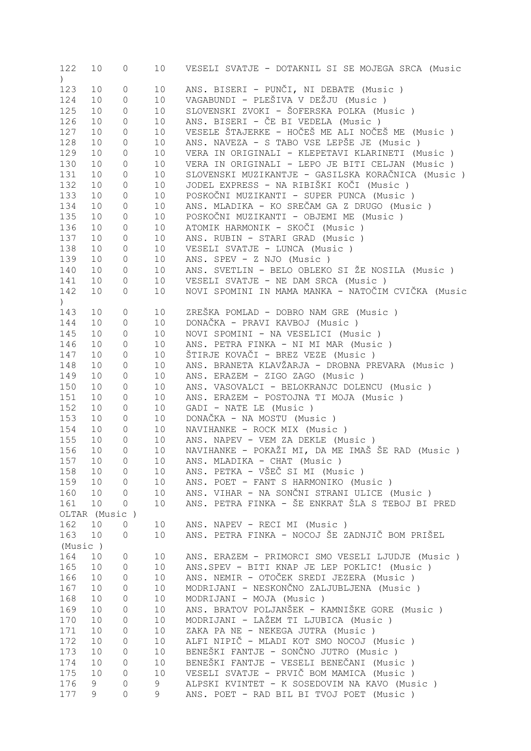| | | | | |
|---|---|---|---|---|
| 122 | 10 | 0 | 10 | VESELI SVATJE - DOTAKNIL SI SE MOJEGA SRCA (Music ) |
| 123 | 10 | 0 | 10 | ANS. BISERI - PUNČI, NI DEBATE (Music ) |
| 124 | 10 | 0 | 10 | VAGABUNDI - PLEŠIVA V DEŽJU (Music ) |
| 125 | 10 | 0 | 10 | SLOVENSKI ZVOKI - ŠOFERSKA POLKA (Music ) |
| 126 | 10 | 0 | 10 | ANS. BISERI - ČE BI VEDELA (Music ) |
| 127 | 10 | 0 | 10 | VESELE ŠTAJERKE - HOČEŠ ME ALI NOČEŠ ME (Music ) |
| 128 | 10 | 0 | 10 | ANS. NAVEZA - S TABO VSE LEPŠE JE (Music ) |
| 129 | 10 | 0 | 10 | VERA IN ORIGINALI - KLEPETAVI KLARINETI (Music ) |
| 130 | 10 | 0 | 10 | VERA IN ORIGINALI - LEPO JE BITI CELJAN (Music ) |
| 131 | 10 | 0 | 10 | SLOVENSKI MUZIKANTJE - GASILSKA KORAČNICA (Music ) |
| 132 | 10 | 0 | 10 | JODEL EXPRESS - NA RIBIŠKI KOČI (Music ) |
| 133 | 10 | 0 | 10 | POSKOČNI MUZIKANTI - SUPER PUNCA (Music ) |
| 134 | 10 | 0 | 10 | ANS. MLADIKA - KO SREČAM GA Z DRUGO (Music ) |
| 135 | 10 | 0 | 10 | POSKOČNI MUZIKANTI - OBJEMI ME (Music ) |
| 136 | 10 | 0 | 10 | ATOMIK HARMONIK - SKOČI (Music ) |
| 137 | 10 | 0 | 10 | ANS. RUBIN - STARI GRAD (Music ) |
| 138 | 10 | 0 | 10 | VESELI SVATJE - LUNCA (Music ) |
| 139 | 10 | 0 | 10 | ANS. SPEV - Z NJO (Music ) |
| 140 | 10 | 0 | 10 | ANS. SVETLIN - BELO OBLEKO SI ŽE NOSILA (Music ) |
| 141 | 10 | 0 | 10 | VESELI SVATJE - NE DAM SRCA (Music ) |
| 142 | 10 | 0 | 10 | NOVI SPOMINI IN MAMA MANKA - NATOČIM CVIČKA (Music ) |
| 143 | 10 | 0 | 10 | ZREŠKA POMLAD - DOBRO NAM GRE (Music ) |
| 144 | 10 | 0 | 10 | DONAČKA - PRAVI KAVBOJ (Music ) |
| 145 | 10 | 0 | 10 | NOVI SPOMINI - NA VESELICI (Music ) |
| 146 | 10 | 0 | 10 | ANS. PETRA FINKA - NI MI MAR (Music ) |
| 147 | 10 | 0 | 10 | ŠTIRJE KOVAČI - BREZ VEZE (Music ) |
| 148 | 10 | 0 | 10 | ANS. BRANETA KLAVŽARJA - DROBNA PREVARA (Music ) |
| 149 | 10 | 0 | 10 | ANS. ERAZEM - ZIGO ZAGO (Music ) |
| 150 | 10 | 0 | 10 | ANS. VASOVALCI - BELOKRANJC DOLENCU (Music ) |
| 151 | 10 | 0 | 10 | ANS. ERAZEM - POSTOJNA TI MOJA (Music ) |
| 152 | 10 | 0 | 10 | GADI - NATE LE (Music ) |
| 153 | 10 | 0 | 10 | DONAČKA - NA MOSTU (Music ) |
| 154 | 10 | 0 | 10 | NAVIHANKE - ROCK MIX (Music ) |
| 155 | 10 | 0 | 10 | ANS. NAPEV - VEM ZA DEKLE (Music ) |
| 156 | 10 | 0 | 10 | NAVIHANKE - POKAŽI MI, DA ME IMAŠ ŠE RAD (Music ) |
| 157 | 10 | 0 | 10 | ANS. MLADIKA - CHAT (Music ) |
| 158 | 10 | 0 | 10 | ANS. PETKA - VŠEČ SI MI (Music ) |
| 159 | 10 | 0 | 10 | ANS. POET - FANT S HARMONIKO (Music ) |
| 160 | 10 | 0 | 10 | ANS. VIHAR - NA SONČNI STRANI ULICE (Music ) |
| 161 | 10 | 0 | 10 | ANS. PETRA FINKA - ŠE ENKRAT ŠLA S TEBOJ BI PRED OLTAR (Music ) |
| 162 | 10 | 0 | 10 | ANS. NAPEV - RECI MI (Music ) |
| 163 | 10 | 0 | 10 | ANS. PETRA FINKA - NOCOJ ŠE ZADNJIČ BOM PRIŠEL (Music ) |
| 164 | 10 | 0 | 10 | ANS. ERAZEM - PRIMORCI SMO VESELI LJUDJE (Music ) |
| 165 | 10 | 0 | 10 | ANS.SPEV - BITI KNAP JE LEP POKLIC! (Music ) |
| 166 | 10 | 0 | 10 | ANS. NEMIR - OTOČEK SREDI JEZERA (Music ) |
| 167 | 10 | 0 | 10 | MODRIJANI - NESKONČNO ZALJUBLJENA (Music ) |
| 168 | 10 | 0 | 10 | MODRIJANI - MOJA (Music ) |
| 169 | 10 | 0 | 10 | ANS. BRATOV POLJANŠEK - KAMNIŠKE GORE (Music ) |
| 170 | 10 | 0 | 10 | MODRIJANI - LAŽEM TI LJUBICA (Music ) |
| 171 | 10 | 0 | 10 | ZAKA PA NE - NEKEGA JUTRA (Music ) |
| 172 | 10 | 0 | 10 | ALFI NIPIČ - MLADI KOT SMO NOCOJ (Music ) |
| 173 | 10 | 0 | 10 | BENEŠKI FANTJE - SONČNO JUTRO (Music ) |
| 174 | 10 | 0 | 10 | BENEŠKI FANTJE - VESELI BENEČANI (Music ) |
| 175 | 10 | 0 | 10 | VESELI SVATJE - PRVIČ BOM MAMICA (Music ) |
| 176 | 9 | 0 | 9 | ALPSKI KVINTET - K SOSEDOVIM NA KAVO (Music ) |
| 177 | 9 | 0 | 9 | ANS. POET - RAD BIL BI TVOJ POET (Music ) |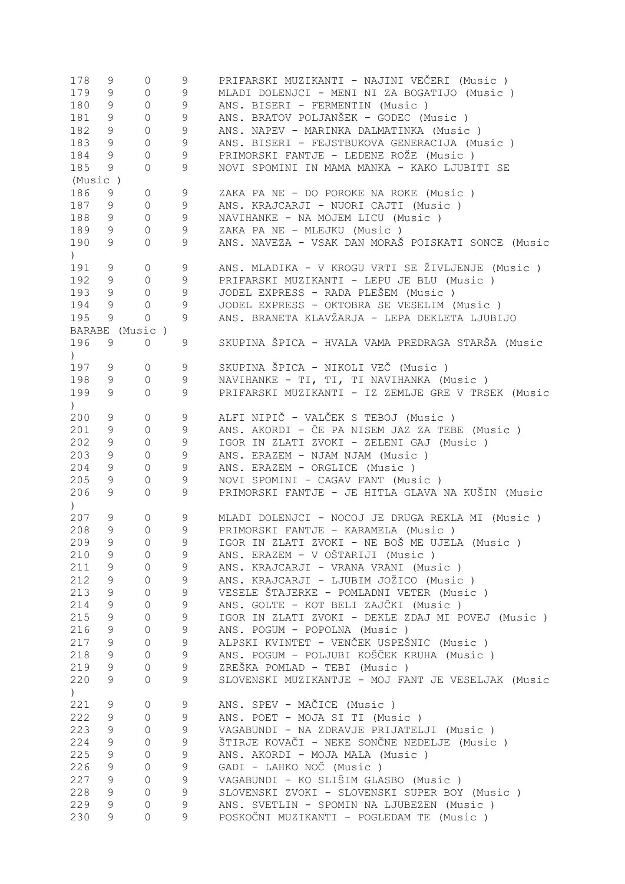| | | | | |
|---|---|---|---|---|
| 178 | 9 | 0 | 9 | PRIFARSKI MUZIKANTI - NAJINI VEČERI (Music ) |
| 179 | 9 | 0 | 9 | MLADI DOLENJCI - MENI NI ZA BOGATIJO (Music ) |
| 180 | 9 | 0 | 9 | ANS. BISERI - FERMENTIN (Music ) |
| 181 | 9 | 0 | 9 | ANS. BRATOV POLJANŠEK - GODEC (Music ) |
| 182 | 9 | 0 | 9 | ANS. NAPEV - MARINKA DALMATINKA (Music ) |
| 183 | 9 | 0 | 9 | ANS. BISERI - FEJSTBUKOVA GENERACIJA (Music ) |
| 184 | 9 | 0 | 9 | PRIMORSKI FANTJE - LEDENE ROŽE (Music ) |
| 185 | 9 | 0 | 9 | NOVI SPOMINI IN MAMA MANKA - KAKO LJUBITI SE (Music ) |
| 186 | 9 | 0 | 9 | ZAKA PA NE - DO POROKE NA ROKE (Music ) |
| 187 | 9 | 0 | 9 | ANS. KRAJCARJI - NUORI CAJTI (Music ) |
| 188 | 9 | 0 | 9 | NAVIHANKE - NA MOJEM LICU (Music ) |
| 189 | 9 | 0 | 9 | ZAKA PA NE - MLEJKU (Music ) |
| 190 | 9 | 0 | 9 | ANS. NAVEZA - VSAK DAN MORAŠ POISKATI SONCE (Music ) |
| 191 | 9 | 0 | 9 | ANS. MLADIKA - V KROGU VRTI SE ŽIVLJENJE (Music ) |
| 192 | 9 | 0 | 9 | PRIFARSKI MUZIKANTI - LEPU JE BLU (Music ) |
| 193 | 9 | 0 | 9 | JODEL EXPRESS - RADA PLEŠEM (Music ) |
| 194 | 9 | 0 | 9 | JODEL EXPRESS - OKTOBRA SE VESELIM (Music ) |
| 195 | 9 | 0 | 9 | ANS. BRANETA KLAVŽARJA - LEPA DEKLETA LJUBIJO BARABE (Music ) |
| 196 | 9 | 0 | 9 | SKUPINA ŠPICA - HVALA VAMA PREDRAGA STARŠA (Music ) |
| 197 | 9 | 0 | 9 | SKUPINA ŠPICA - NIKOLI VEČ (Music ) |
| 198 | 9 | 0 | 9 | NAVIHANKE - TI, TI, TI NAVIHANKA (Music ) |
| 199 | 9 | 0 | 9 | PRIFARSKI MUZIKANTI - IZ ZEMLJE GRE V TRSEK (Music ) |
| 200 | 9 | 0 | 9 | ALFI NIPIČ - VALČEK S TEBOJ (Music ) |
| 201 | 9 | 0 | 9 | ANS. AKORDI - ČE PA NISEM JAZ ZA TEBE (Music ) |
| 202 | 9 | 0 | 9 | IGOR IN ZLATI ZVOKI - ZELENI GAJ (Music ) |
| 203 | 9 | 0 | 9 | ANS. ERAZEM - NJAM NJAM (Music ) |
| 204 | 9 | 0 | 9 | ANS. ERAZEM - ORGLICE (Music ) |
| 205 | 9 | 0 | 9 | NOVI SPOMINI - CAGAV FANT (Music ) |
| 206 | 9 | 0 | 9 | PRIMORSKI FANTJE - JE HITLA GLAVA NA KUŠIN (Music ) |
| 207 | 9 | 0 | 9 | MLADI DOLENJCI - NOCOJ JE DRUGA REKLA MI (Music ) |
| 208 | 9 | 0 | 9 | PRIMORSKI FANTJE - KARAMELA (Music ) |
| 209 | 9 | 0 | 9 | IGOR IN ZLATI ZVOKI - NE BOŠ ME UJELA (Music ) |
| 210 | 9 | 0 | 9 | ANS. ERAZEM - V OŠTARIJI (Music ) |
| 211 | 9 | 0 | 9 | ANS. KRAJCARJI - VRANA VRANI (Music ) |
| 212 | 9 | 0 | 9 | ANS. KRAJCARJI - LJUBIM JOŽICO (Music ) |
| 213 | 9 | 0 | 9 | VESELE ŠTAJERKE - POMLADNI VETER (Music ) |
| 214 | 9 | 0 | 9 | ANS. GOLTE - KOT BELI ZAJČKI (Music ) |
| 215 | 9 | 0 | 9 | IGOR IN ZLATI ZVOKI - DEKLE ZDAJ MI POVEJ (Music ) |
| 216 | 9 | 0 | 9 | ANS. POGUM - POPOLNA (Music ) |
| 217 | 9 | 0 | 9 | ALPSKI KVINTET - VENČEK USPEŠNIC (Music ) |
| 218 | 9 | 0 | 9 | ANS. POGUM - POLJUBI KOŠČEK KRUHA (Music ) |
| 219 | 9 | 0 | 9 | ZREŠKA POMLAD - TEBI (Music ) |
| 220 | 9 | 0 | 9 | SLOVENSKI MUZIKANTJE - MOJ FANT JE VESELJAK (Music ) |
| 221 | 9 | 0 | 9 | ANS. SPEV - MAČICE (Music ) |
| 222 | 9 | 0 | 9 | ANS. POET - MOJA SI TI (Music ) |
| 223 | 9 | 0 | 9 | VAGABUNDI - NA ZDRAVJE PRIJATELJI (Music ) |
| 224 | 9 | 0 | 9 | ŠTIRJE KOVAČI - NEKE SONČNE NEDELJE (Music ) |
| 225 | 9 | 0 | 9 | ANS. AKORDI - MOJA MALA (Music ) |
| 226 | 9 | 0 | 9 | GADI - LAHKO NOČ (Music ) |
| 227 | 9 | 0 | 9 | VAGABUNDI - KO SLIŠIM GLASBO (Music ) |
| 228 | 9 | 0 | 9 | SLOVENSKI ZVOKI - SLOVENSKI SUPER BOY (Music ) |
| 229 | 9 | 0 | 9 | ANS. SVETLIN - SPOMIN NA LJUBEZEN (Music ) |
| 230 | 9 | 0 | 9 | POSKOČNI MUZIKANTI - POGLEDAM TE (Music ) |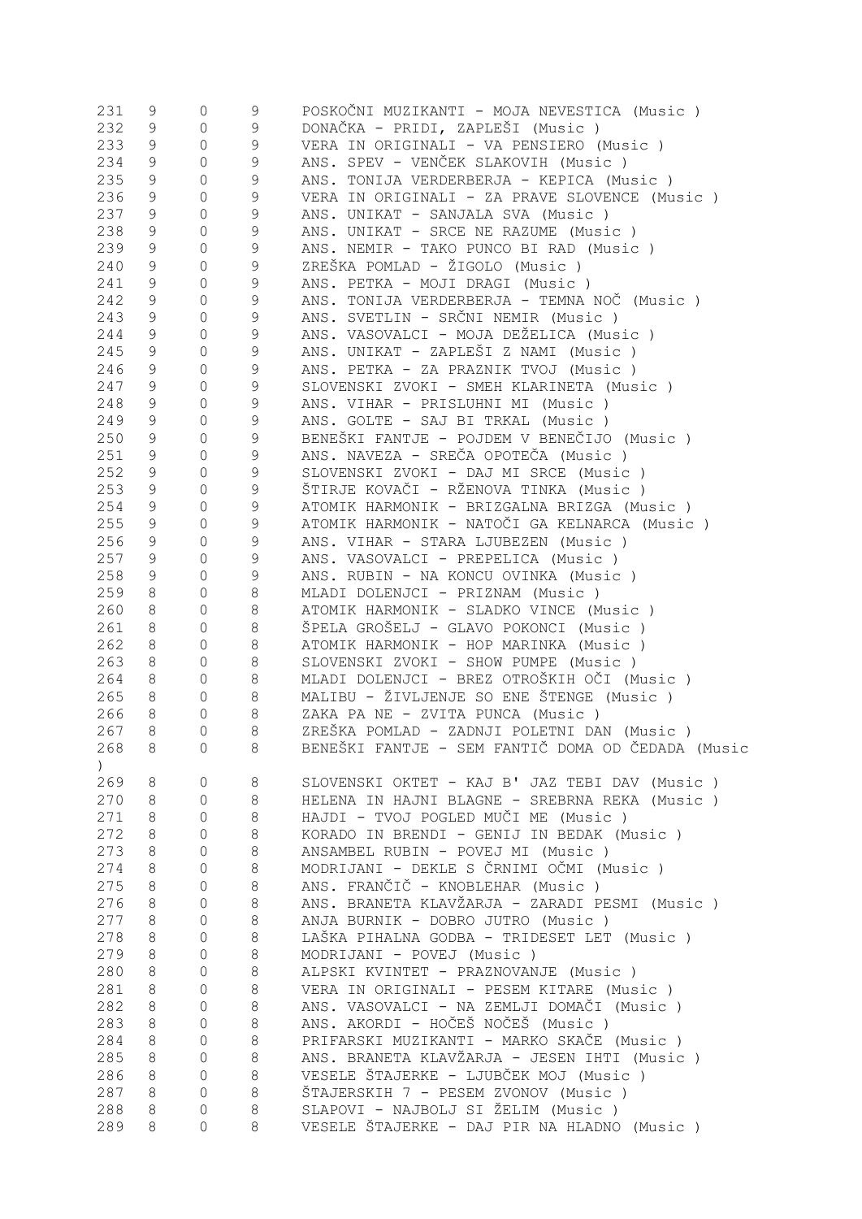| | | | | |
|---|---|---|---|---|
| 231 | 9 | 0 | 9 | POSKOČNI MUZIKANTI - MOJA NEVESTICA (Music ) |
| 232 | 9 | 0 | 9 | DONAČKA - PRIDI, ZAPLEŠI (Music ) |
| 233 | 9 | 0 | 9 | VERA IN ORIGINALI - VA PENSIERO (Music ) |
| 234 | 9 | 0 | 9 | ANS. SPEV - VENČEK SLAKOVIH (Music ) |
| 235 | 9 | 0 | 9 | ANS. TONIJA VERDERBERJA - KEPICA (Music ) |
| 236 | 9 | 0 | 9 | VERA IN ORIGINALI - ZA PRAVE SLOVENCE (Music ) |
| 237 | 9 | 0 | 9 | ANS. UNIKAT - SANJALA SVA (Music ) |
| 238 | 9 | 0 | 9 | ANS. UNIKAT - SRCE NE RAZUME (Music ) |
| 239 | 9 | 0 | 9 | ANS. NEMIR - TAKO PUNCO BI RAD (Music ) |
| 240 | 9 | 0 | 9 | ZREŠKA POMLAD - ŽIGOLO (Music ) |
| 241 | 9 | 0 | 9 | ANS. PETKA - MOJI DRAGI (Music ) |
| 242 | 9 | 0 | 9 | ANS. TONIJA VERDERBERJA - TEMNA NOČ (Music ) |
| 243 | 9 | 0 | 9 | ANS. SVETLIN - SRČNI NEMIR (Music ) |
| 244 | 9 | 0 | 9 | ANS. VASOVALCI - MOJA DEŽELICA (Music ) |
| 245 | 9 | 0 | 9 | ANS. UNIKAT - ZAPLEŠI Z NAMI (Music ) |
| 246 | 9 | 0 | 9 | ANS. PETKA - ZA PRAZNIK TVOJ (Music ) |
| 247 | 9 | 0 | 9 | SLOVENSKI ZVOKI - SMEH KLARINETA (Music ) |
| 248 | 9 | 0 | 9 | ANS. VIHAR - PRISLUHNI MI (Music ) |
| 249 | 9 | 0 | 9 | ANS. GOLTE - SAJ BI TRKAL (Music ) |
| 250 | 9 | 0 | 9 | BENEŠKI FANTJE - POJDEM V BENEČIJO (Music ) |
| 251 | 9 | 0 | 9 | ANS. NAVEZA - SREČA OPOTEČA (Music ) |
| 252 | 9 | 0 | 9 | SLOVENSKI ZVOKI - DAJ MI SRCE (Music ) |
| 253 | 9 | 0 | 9 | ŠTIRJE KOVAČI - RŽENOVA TINKA (Music ) |
| 254 | 9 | 0 | 9 | ATOMIK HARMONIK - BRIZGALNA BRIZGA (Music ) |
| 255 | 9 | 0 | 9 | ATOMIK HARMONIK - NATOČI GA KELNARCA (Music ) |
| 256 | 9 | 0 | 9 | ANS. VIHAR - STARA LJUBEZEN (Music ) |
| 257 | 9 | 0 | 9 | ANS. VASOVALCI - PREPELICA (Music ) |
| 258 | 9 | 0 | 9 | ANS. RUBIN - NA KONCU OVINKA (Music ) |
| 259 | 8 | 0 | 8 | MLADI DOLENJCI - PRIZNAM (Music ) |
| 260 | 8 | 0 | 8 | ATOMIK HARMONIK - SLADKO VINCE (Music ) |
| 261 | 8 | 0 | 8 | ŠPELA GROŠELJ - GLAVO POKONCI (Music ) |
| 262 | 8 | 0 | 8 | ATOMIK HARMONIK - HOP MARINKA (Music ) |
| 263 | 8 | 0 | 8 | SLOVENSKI ZVOKI - SHOW PUMPE (Music ) |
| 264 | 8 | 0 | 8 | MLADI DOLENJCI - BREZ OTROŠKIH OČI (Music ) |
| 265 | 8 | 0 | 8 | MALIBU - ŽIVLJENJE SO ENE ŠTENGE (Music ) |
| 266 | 8 | 0 | 8 | ZAKA PA NE - ZVITA PUNCA (Music ) |
| 267 | 8 | 0 | 8 | ZREŠKA POMLAD - ZADNJI POLETNI DAN (Music ) |
| 268 | 8 | 0 | 8 | BENEŠKI FANTJE - SEM FANTIČ DOMA OD ČEDADA (Music ) |
| 269 | 8 | 0 | 8 | SLOVENSKI OKTET - KAJ B' JAZ TEBI DAV (Music ) |
| 270 | 8 | 0 | 8 | HELENA IN HAJNI BLAGNE - SREBRNA REKA (Music ) |
| 271 | 8 | 0 | 8 | HAJDI - TVOJ POGLED MUČI ME (Music ) |
| 272 | 8 | 0 | 8 | KORADO IN BRENDI - GENIJ IN BEDAK (Music ) |
| 273 | 8 | 0 | 8 | ANSAMBEL RUBIN - POVEJ MI (Music ) |
| 274 | 8 | 0 | 8 | MODRIJANI - DEKLE S ČRNIMI OČMI (Music ) |
| 275 | 8 | 0 | 8 | ANS. FRANČIČ - KNOBLEHAR (Music ) |
| 276 | 8 | 0 | 8 | ANS. BRANETA KLAVŽARJA - ZARADI PESMI (Music ) |
| 277 | 8 | 0 | 8 | ANJA BURNIK - DOBRO JUTRO (Music ) |
| 278 | 8 | 0 | 8 | LAŠKA PIHALNA GODBA - TRIDESET LET (Music ) |
| 279 | 8 | 0 | 8 | MODRIJANI - POVEJ (Music ) |
| 280 | 8 | 0 | 8 | ALPSKI KVINTET - PRAZNOVANJE (Music ) |
| 281 | 8 | 0 | 8 | VERA IN ORIGINALI - PESEM KITARE (Music ) |
| 282 | 8 | 0 | 8 | ANS. VASOVALCI - NA ZEMLJI DOMAČI (Music ) |
| 283 | 8 | 0 | 8 | ANS. AKORDI - HOČEŠ NOČEŠ (Music ) |
| 284 | 8 | 0 | 8 | PRIFARSKI MUZIKANTI - MARKO SKAČE (Music ) |
| 285 | 8 | 0 | 8 | ANS. BRANETA KLAVŽARJA - JESEN IHTI (Music ) |
| 286 | 8 | 0 | 8 | VESELE ŠTAJERKE - LJUBČEK MOJ (Music ) |
| 287 | 8 | 0 | 8 | ŠTAJERSKIH 7 - PESEM ZVONOV (Music ) |
| 288 | 8 | 0 | 8 | SLAPOVI - NAJBOLJ SI ŽELIM (Music ) |
| 289 | 8 | 0 | 8 | VESELE ŠTAJERKE - DAJ PIR NA HLADNO (Music ) |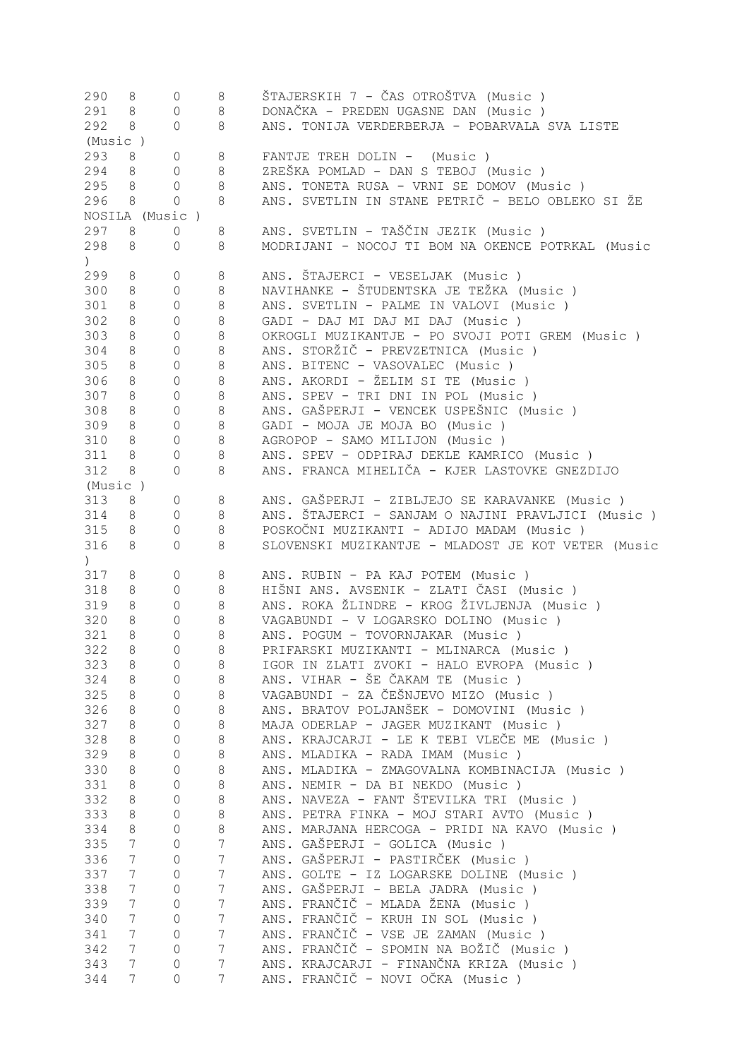| | | | | |
|---|---|---|---|---|
| 290 | 8 | 0 | 8 | ŠTAJERSKIH 7 - ČAS OTROŠTVA (Music ) |
| 291 | 8 | 0 | 8 | DONAČKA - PREDEN UGASNE DAN (Music ) |
| 292 | 8 | 0 | 8 | ANS. TONIJA VERDERBERJA - POBARVALA SVA LISTE (Music ) |
| 293 | 8 | 0 | 8 | FANTJE TREH DOLIN - (Music ) |
| 294 | 8 | 0 | 8 | ZREŠKA POMLAD - DAN S TEBOJ (Music ) |
| 295 | 8 | 0 | 8 | ANS. TONETA RUSA - VRNI SE DOMOV (Music ) |
| 296 | 8 | 0 | 8 | ANS. SVETLIN IN STANE PETRIČ - BELO OBLEKO SI ŽE NOSILA (Music ) |
| 297 | 8 | 0 | 8 | ANS. SVETLIN - TAŠČIN JEZIK (Music ) |
| 298 | 8 | 0 | 8 | MODRIJANI - NOCOJ TI BOM NA OKENCE POTRKAL (Music ) |
| 299 | 8 | 0 | 8 | ANS. ŠTAJERCI - VESELJAK (Music ) |
| 300 | 8 | 0 | 8 | NAVIHANKE - ŠTUDENTSKA JE TEŽKA (Music ) |
| 301 | 8 | 0 | 8 | ANS. SVETLIN - PALME IN VALOVI (Music ) |
| 302 | 8 | 0 | 8 | GADI - DAJ MI DAJ MI DAJ (Music ) |
| 303 | 8 | 0 | 8 | OKROGLI MUZIKANTJE - PO SVOJI POTI GREM (Music ) |
| 304 | 8 | 0 | 8 | ANS. STORŽIČ - PREVZETNICA (Music ) |
| 305 | 8 | 0 | 8 | ANS. BITENC - VASOVALEC (Music ) |
| 306 | 8 | 0 | 8 | ANS. AKORDI - ŽELIM SI TE (Music ) |
| 307 | 8 | 0 | 8 | ANS. SPEV - TRI DNI IN POL (Music ) |
| 308 | 8 | 0 | 8 | ANS. GAŠPERJI - VENCEK USPEŠNIC (Music ) |
| 309 | 8 | 0 | 8 | GADI - MOJA JE MOJA BO (Music ) |
| 310 | 8 | 0 | 8 | AGROPOP - SAMO MILIJON (Music ) |
| 311 | 8 | 0 | 8 | ANS. SPEV - ODPIRAJ DEKLE KAMRICO (Music ) |
| 312 | 8 | 0 | 8 | ANS. FRANCA MIHELIČA - KJER LASTOVKE GNEZDIJO (Music ) |
| 313 | 8 | 0 | 8 | ANS. GAŠPERJI - ZIBLJEJO SE KARAVANKE (Music ) |
| 314 | 8 | 0 | 8 | ANS. ŠTAJERCI - SANJAM O NAJINI PRAVLJICI (Music ) |
| 315 | 8 | 0 | 8 | POSKOČNI MUZIKANTI - ADIJO MADAM (Music ) |
| 316 | 8 | 0 | 8 | SLOVENSKI MUZIKANTJE - MLADOST JE KOT VETER (Music ) |
| 317 | 8 | 0 | 8 | ANS. RUBIN - PA KAJ POTEM (Music ) |
| 318 | 8 | 0 | 8 | HIŠNI ANS. AVSENIK - ZLATI ČASI (Music ) |
| 319 | 8 | 0 | 8 | ANS. ROKA ŽLINDRE - KROG ŽIVLJENJA (Music ) |
| 320 | 8 | 0 | 8 | VAGABUNDI - V LOGARSKO DOLINO (Music ) |
| 321 | 8 | 0 | 8 | ANS. POGUM - TOVORNJAKAR (Music ) |
| 322 | 8 | 0 | 8 | PRIFARSKI MUZIKANTI - MLINARCA (Music ) |
| 323 | 8 | 0 | 8 | IGOR IN ZLATI ZVOKI - HALO EVROPA (Music ) |
| 324 | 8 | 0 | 8 | ANS. VIHAR - ŠE ČAKAM TE (Music ) |
| 325 | 8 | 0 | 8 | VAGABUNDI - ZA ČEŠNJEVO MIZO (Music ) |
| 326 | 8 | 0 | 8 | ANS. BRATOV POLJANŠEK - DOMOVINI (Music ) |
| 327 | 8 | 0 | 8 | MAJA ODERLAP - JAGER MUZIKANT (Music ) |
| 328 | 8 | 0 | 8 | ANS. KRAJCARJI - LE K TEBI VLEČE ME (Music ) |
| 329 | 8 | 0 | 8 | ANS. MLADIKA - RADA IMAM (Music ) |
| 330 | 8 | 0 | 8 | ANS. MLADIKA - ZMAGOVALNA KOMBINACIJA (Music ) |
| 331 | 8 | 0 | 8 | ANS. NEMIR - DA BI NEKDO (Music ) |
| 332 | 8 | 0 | 8 | ANS. NAVEZA - FANT ŠTEVILKA TRI (Music ) |
| 333 | 8 | 0 | 8 | ANS. PETRA FINKA - MOJ STARI AVTO (Music ) |
| 334 | 8 | 0 | 8 | ANS. MARJANA HERCOGA - PRIDI NA KAVO (Music ) |
| 335 | 7 | 0 | 7 | ANS. GAŠPERJI - GOLICA (Music ) |
| 336 | 7 | 0 | 7 | ANS. GAŠPERJI - PASTIRČEK (Music ) |
| 337 | 7 | 0 | 7 | ANS. GOLTE - IZ LOGARSKE DOLINE (Music ) |
| 338 | 7 | 0 | 7 | ANS. GAŠPERJI - BELA JADRA (Music ) |
| 339 | 7 | 0 | 7 | ANS. FRANČIČ - MLADA ŽENA (Music ) |
| 340 | 7 | 0 | 7 | ANS. FRANČIČ - KRUH IN SOL (Music ) |
| 341 | 7 | 0 | 7 | ANS. FRANČIČ - VSE JE ZAMAN (Music ) |
| 342 | 7 | 0 | 7 | ANS. FRANČIČ - SPOMIN NA BOŽIČ (Music ) |
| 343 | 7 | 0 | 7 | ANS. KRAJCARJI - FINANČNA KRIZA (Music ) |
| 344 | 7 | 0 | 7 | ANS. FRANČIČ - NOVI OČKA (Music ) |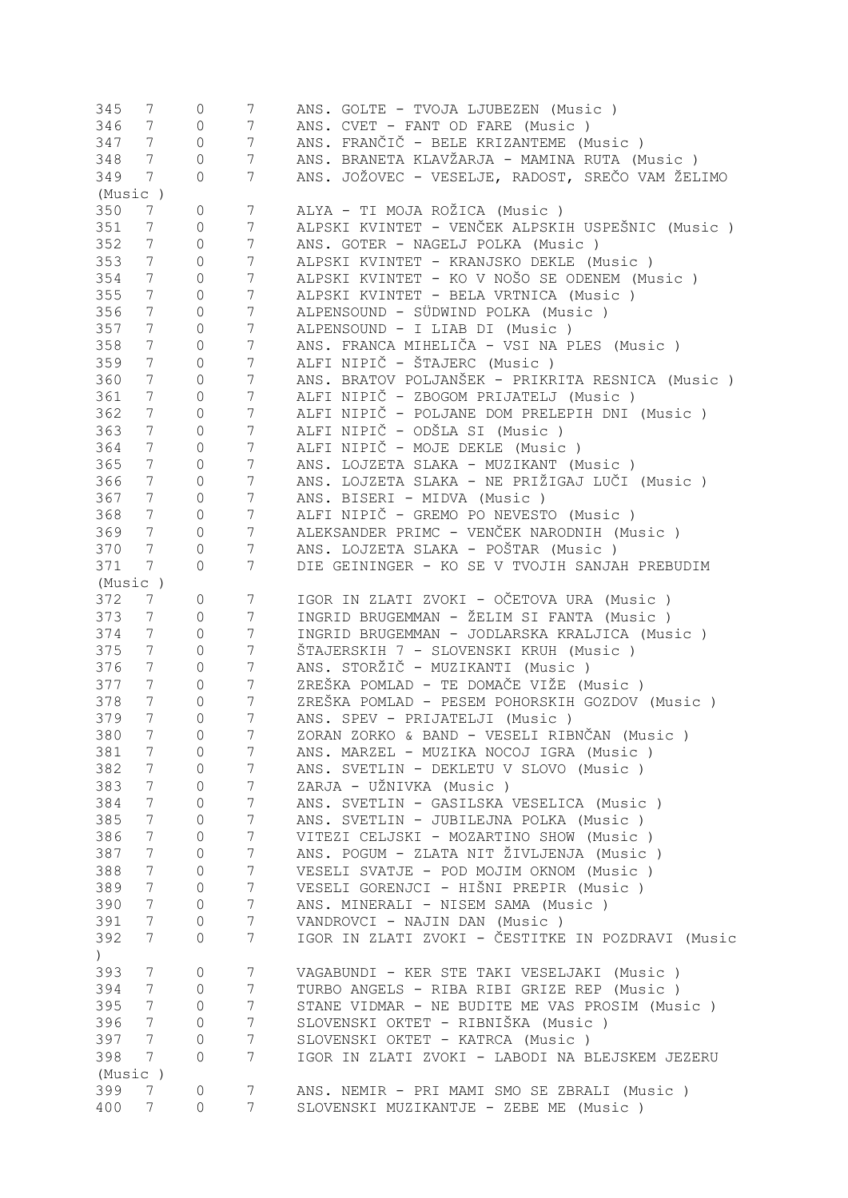```
345   7     0     7     ANS. GOLTE - TVOJA LJUBEZEN (Music )
346   7     0     7     ANS. CVET - FANT OD FARE (Music )
347   7     0     7     ANS. FRANČIČ - BELE KRIZANTEME (Music )
348   7     0     7     ANS. BRANETA KLAVŽARJA - MAMINA RUTA (Music )
349   7     0     7     ANS. JOŽOVEC - VESELJE, RADOST, SREČO VAM ŽELIMO
(Music )
350   7     0     7     ALYA - TI MOJA ROŽICA (Music )
351   7     0     7     ALPSKI KVINTET - VENČEK ALPSKIH USPEŠNIC (Music )
352   7     0     7     ANS. GOTER - NAGELJ POLKA (Music )
353   7     0     7     ALPSKI KVINTET - KRANJSKO DEKLE (Music )
354   7     0     7     ALPSKI KVINTET - KO V NOŠO SE ODENEM (Music )
355   7     0     7     ALPSKI KVINTET - BELA VRTNICA (Music )
356   7     0     7     ALPENSOUND - SÜDWIND POLKA (Music )
357   7     0     7     ALPENSOUND - I LIAB DI (Music )
358   7     0     7     ANS. FRANCA MIHELIČA - VSI NA PLES (Music )
359   7     0     7     ALFI NIPIČ - ŠTAJERC (Music )
360   7     0     7     ANS. BRATOV POLJANŠEK - PRIKRITA RESNICA (Music )
361   7     0     7     ALFI NIPIČ - ZBOGOM PRIJATELJ (Music )
362   7     0     7     ALFI NIPIČ - POLJANE DOM PRELEPIH DNI (Music )
363   7     0     7     ALFI NIPIČ - ODŠLA SI (Music )
364   7     0     7     ALFI NIPIČ - MOJE DEKLE (Music )
365   7     0     7     ANS. LOJZETA SLAKA - MUZIKANT (Music )
366   7     0     7     ANS. LOJZETA SLAKA - NE PRIŽIGAJ LUČI (Music )
367   7     0     7     ANS. BISERI - MIDVA (Music )
368   7     0     7     ALFI NIPIČ - GREMO PO NEVESTO (Music )
369   7     0     7     ALEKSANDER PRIMC - VENČEK NARODNIH (Music )
370   7     0     7     ANS. LOJZETA SLAKA - POŠTAR (Music )
371   7     0     7     DIE GEININGER - KO SE V TVOJIH SANJAH PREBUDIM
(Music )
372   7     0     7     IGOR IN ZLATI ZVOKI - OČETOVA URA (Music )
373   7     0     7     INGRID BRUGEMMAN - ŽELIM SI FANTA (Music )
374   7     0     7     INGRID BRUGEMMAN - JODLARSKA KRALJICA (Music )
375   7     0     7     ŠTAJERSKIH 7 - SLOVENSKI KRUH (Music )
376   7     0     7     ANS. STORŽIČ - MUZIKANTI (Music )
377   7     0     7     ZREŠKA POMLAD - TE DOMAČE VIŽE (Music )
378   7     0     7     ZREŠKA POMLAD - PESEM POHORSKIH GOZDOV (Music )
379   7     0     7     ANS. SPEV - PRIJATELJI (Music )
380   7     0     7     ZORAN ZORKO & BAND - VESELI RIBNČAN (Music )
381   7     0     7     ANS. MARZEL - MUZIKA NOCOJ IGRA (Music )
382   7     0     7     ANS. SVETLIN - DEKLETU V SLOVO (Music )
383   7     0     7     ZARJA - UŽNIVKA (Music )
384   7     0     7     ANS. SVETLIN - GASILSKA VESELICA (Music )
385   7     0     7     ANS. SVETLIN - JUBILEJNA POLKA (Music )
386   7     0     7     VITEZI CELJSKI - MOZARTINO SHOW (Music )
387   7     0     7     ANS. POGUM - ZLATA NIT ŽIVLJENJA (Music )
388   7     0     7     VESELI SVATJE - POD MOJIM OKNOM (Music )
389   7     0     7     VESELI GORENJCI - HIŠNI PREPIR (Music )
390   7     0     7     ANS. MINERALI - NISEM SAMA (Music )
391   7     0     7     VANDROVCI - NAJIN DAN (Music )
392   7     0     7     IGOR IN ZLATI ZVOKI - ČESTITKE IN POZDRAVI (Music
)
393   7     0     7     VAGABUNDI - KER STE TAKI VESELJAKI (Music )
394   7     0     7     TURBO ANGELS - RIBA RIBI GRIZE REP (Music )
395   7     0     7     STANE VIDMAR - NE BUDITE ME VAS PROSIM (Music )
396   7     0     7     SLOVENSKI OKTET - RIBNIŠKA (Music )
397   7     0     7     SLOVENSKI OKTET - KATRCA (Music )
398   7     0     7     IGOR IN ZLATI ZVOKI - LABODI NA BLEJSKEM JEZERU
(Music )
399   7     0     7     ANS. NEMIR - PRI MAMI SMO SE ZBRALI (Music )
400   7     0     7     SLOVENSKI MUZIKANTJE - ZEBE ME (Music )
```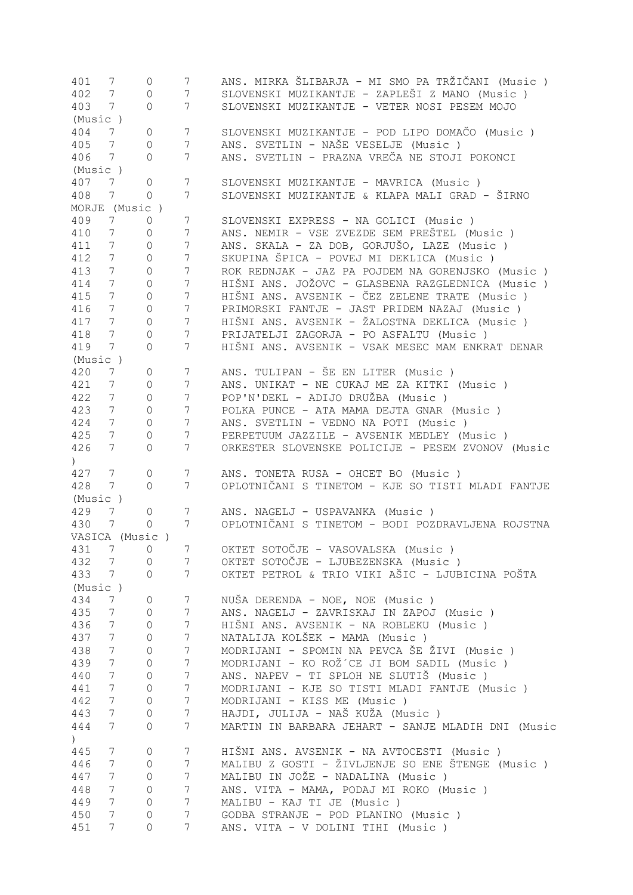| | | | | |
|---|---|---|---|---|
| 401 | 7 | 0 | 7 | ANS. MIRKA ŠLIBARJA - MI SMO PA TRŽIČANI (Music ) |
| 402 | 7 | 0 | 7 | SLOVENSKI MUZIKANTJE - ZAPLEŠI Z MANO (Music ) |
| 403 | 7 | 0 | 7 | SLOVENSKI MUZIKANTJE - VETER NOSI PESEM MOJO (Music ) |
| 404 | 7 | 0 | 7 | SLOVENSKI MUZIKANTJE - POD LIPO DOMAČO (Music ) |
| 405 | 7 | 0 | 7 | ANS. SVETLIN - NAŠE VESELJE (Music ) |
| 406 | 7 | 0 | 7 | ANS. SVETLIN - PRAZNA VREČA NE STOJI POKONCI (Music ) |
| 407 | 7 | 0 | 7 | SLOVENSKI MUZIKANTJE - MAVRICA (Music ) |
| 408 | 7 | 0 | 7 | SLOVENSKI MUZIKANTJE & KLAPA MALI GRAD - ŠIRNO MORJE (Music ) |
| 409 | 7 | 0 | 7 | SLOVENSKI EXPRESS - NA GOLICI (Music ) |
| 410 | 7 | 0 | 7 | ANS. NEMIR - VSE ZVEZDE SEM PREŠTEL (Music ) |
| 411 | 7 | 0 | 7 | ANS. SKALA - ZA DOB, GORJUŠO, LAZE (Music ) |
| 412 | 7 | 0 | 7 | SKUPINA ŠPICA - POVEJ MI DEKLICA (Music ) |
| 413 | 7 | 0 | 7 | ROK REDNJAK - JAZ PA POJDEM NA GORENJSKO (Music ) |
| 414 | 7 | 0 | 7 | HIŠNI ANS. JOŽOVC - GLASBENA RAZGLEDNICA (Music ) |
| 415 | 7 | 0 | 7 | HIŠNI ANS. AVSENIK - ČEZ ZELENE TRATE (Music ) |
| 416 | 7 | 0 | 7 | PRIMORSKI FANTJE - JAST PRIDEM NAZAJ (Music ) |
| 417 | 7 | 0 | 7 | HIŠNI ANS. AVSENIK - ŽALOSTNA DEKLICA (Music ) |
| 418 | 7 | 0 | 7 | PRIJATELJI ZAGORJA - PO ASFALTU (Music ) |
| 419 | 7 | 0 | 7 | HIŠNI ANS. AVSENIK - VSAK MESEC MAM ENKRAT DENAR (Music ) |
| 420 | 7 | 0 | 7 | ANS. TULIPAN - ŠE EN LITER (Music ) |
| 421 | 7 | 0 | 7 | ANS. UNIKAT - NE CUKAJ ME ZA KITKI (Music ) |
| 422 | 7 | 0 | 7 | POP'N'DEKL - ADIJO DRUŽBA (Music ) |
| 423 | 7 | 0 | 7 | POLKA PUNCE - ATA MAMA DEJTA GNAR (Music ) |
| 424 | 7 | 0 | 7 | ANS. SVETLIN - VEDNO NA POTI (Music ) |
| 425 | 7 | 0 | 7 | PERPETUUM JAZZILE - AVSENIK MEDLEY (Music ) |
| 426 | 7 | 0 | 7 | ORKESTER SLOVENSKE POLICIJE - PESEM ZVONOV (Music ) |
| 427 | 7 | 0 | 7 | ANS. TONETA RUSA - OHCET BO (Music ) |
| 428 | 7 | 0 | 7 | OPLOTNIČANI S TINETOM - KJE SO TISTI MLADI FANTJE (Music ) |
| 429 | 7 | 0 | 7 | ANS. NAGELJ - USPAVANKA (Music ) |
| 430 | 7 | 0 | 7 | OPLOTNIČANI S TINETOM - BODI POZDRAVLJENA ROJSTNA VASICA (Music ) |
| 431 | 7 | 0 | 7 | OKTET SOTOČJE - VASOVALSKA (Music ) |
| 432 | 7 | 0 | 7 | OKTET SOTOČJE - LJUBEZENSKA (Music ) |
| 433 | 7 | 0 | 7 | OKTET PETROL & TRIO VIKI AŠIC - LJUBICINA POŠTA (Music ) |
| 434 | 7 | 0 | 7 | NUŠA DERENDA - NOE, NOE (Music ) |
| 435 | 7 | 0 | 7 | ANS. NAGELJ - ZAVRISKAJ IN ZAPOJ (Music ) |
| 436 | 7 | 0 | 7 | HIŠNI ANS. AVSENIK - NA ROBLEKU (Music ) |
| 437 | 7 | 0 | 7 | NATALIJA KOLŠEK - MAMA (Music ) |
| 438 | 7 | 0 | 7 | MODRIJANI - SPOMIN NA PEVCA ŠE ŽIVI (Music ) |
| 439 | 7 | 0 | 7 | MODRIJANI - KO ROŽ´CE JI BOM SADIL (Music ) |
| 440 | 7 | 0 | 7 | ANS. NAPEV - TI SPLOH NE SLUTIŠ (Music ) |
| 441 | 7 | 0 | 7 | MODRIJANI - KJE SO TISTI MLADI FANTJE (Music ) |
| 442 | 7 | 0 | 7 | MODRIJANI - KISS ME (Music ) |
| 443 | 7 | 0 | 7 | HAJDI, JULIJA - NAŠ KUŽA (Music ) |
| 444 | 7 | 0 | 7 | MARTIN IN BARBARA JEHART - SANJE MLADIH DNI (Music ) |
| 445 | 7 | 0 | 7 | HIŠNI ANS. AVSENIK - NA AVTOCESTI (Music ) |
| 446 | 7 | 0 | 7 | MALIBU Z GOSTI - ŽIVLJENJE SO ENE ŠTENGE (Music ) |
| 447 | 7 | 0 | 7 | MALIBU IN JOŽE - NADALINA (Music ) |
| 448 | 7 | 0 | 7 | ANS. VITA - MAMA, PODAJ MI ROKO (Music ) |
| 449 | 7 | 0 | 7 | MALIBU - KAJ TI JE (Music ) |
| 450 | 7 | 0 | 7 | GODBA STRANJE - POD PLANINO (Music ) |
| 451 | 7 | 0 | 7 | ANS. VITA - V DOLINI TIHI (Music ) |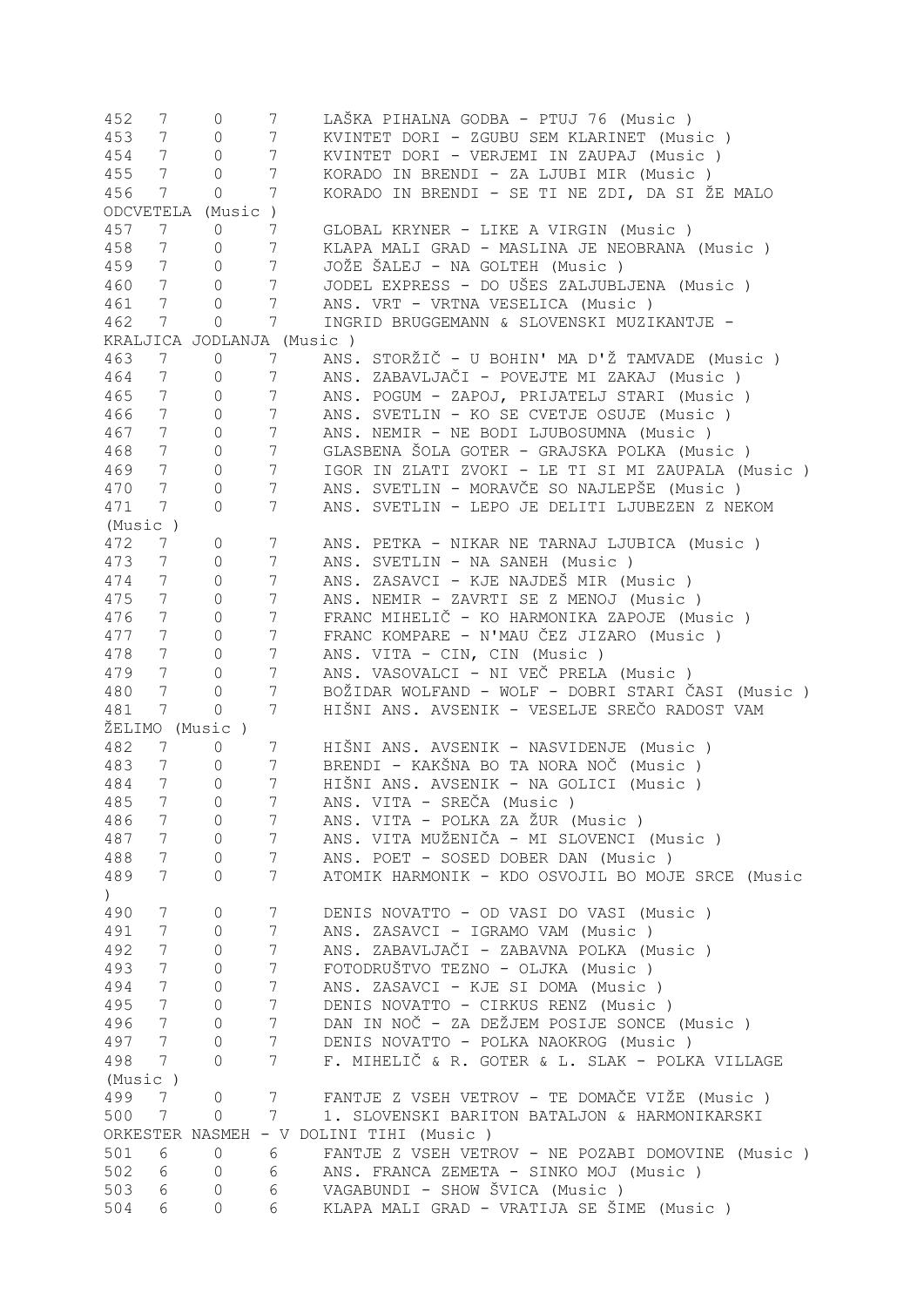| | | | | |
|---|---|---|---|---|
| 452 | 7 | 0 | 7 | LAŠKA PIHALNA GODBA - PTUJ 76 (Music ) |
| 453 | 7 | 0 | 7 | KVINTET DORI - ZGUBU SEM KLARINET (Music ) |
| 454 | 7 | 0 | 7 | KVINTET DORI - VERJEMI IN ZAUPAJ (Music ) |
| 455 | 7 | 0 | 7 | KORADO IN BRENDI - ZA LJUBI MIR (Music ) |
| 456 | 7 | 0 | 7 | KORADO IN BRENDI - SE TI NE ZDI, DA SI ŽE MALO ODCVETELA (Music ) |
| 457 | 7 | 0 | 7 | GLOBAL KRYNER - LIKE A VIRGIN (Music ) |
| 458 | 7 | 0 | 7 | KLAPA MALI GRAD - MASLINA JE NEOBRANA (Music ) |
| 459 | 7 | 0 | 7 | JOŽE ŠALEJ - NA GOLTEH (Music ) |
| 460 | 7 | 0 | 7 | JODEL EXPRESS - DO UŠES ZALJUBLJENA (Music ) |
| 461 | 7 | 0 | 7 | ANS. VRT - VRTNA VESELICA (Music ) |
| 462 | 7 | 0 | 7 | INGRID BRUGGEMANN & SLOVENSKI MUZIKANTJE - KRALJICA JODLANJA (Music ) |
| 463 | 7 | 0 | 7 | ANS. STORŽIČ - U BOHIN' MA D'Ž TAMVADE (Music ) |
| 464 | 7 | 0 | 7 | ANS. ZABAVLJAČI - POVEJTE MI ZAKAJ (Music ) |
| 465 | 7 | 0 | 7 | ANS. POGUM - ZAPOJ, PRIJATELJ STARI (Music ) |
| 466 | 7 | 0 | 7 | ANS. SVETLIN - KO SE CVETJE OSUJE (Music ) |
| 467 | 7 | 0 | 7 | ANS. NEMIR - NE BODI LJUBOSUMNA (Music ) |
| 468 | 7 | 0 | 7 | GLASBENA ŠOLA GOTER - GRAJSKA POLKA (Music ) |
| 469 | 7 | 0 | 7 | IGOR IN ZLATI ZVOKI - LE TI SI MI ZAUPALA (Music ) |
| 470 | 7 | 0 | 7 | ANS. SVETLIN - MORAVČE SO NAJLEPŠE (Music ) |
| 471 | 7 | 0 | 7 | ANS. SVETLIN - LEPO JE DELITI LJUBEZEN Z NEKOM (Music ) |
| 472 | 7 | 0 | 7 | ANS. PETKA - NIKAR NE TARNAJ LJUBICA (Music ) |
| 473 | 7 | 0 | 7 | ANS. SVETLIN - NA SANEH (Music ) |
| 474 | 7 | 0 | 7 | ANS. ZASAVCI - KJE NAJDEŠ MIR (Music ) |
| 475 | 7 | 0 | 7 | ANS. NEMIR - ZAVRTI SE Z MENOJ (Music ) |
| 476 | 7 | 0 | 7 | FRANC MIHELIČ - KO HARMONIKA ZAPOJE (Music ) |
| 477 | 7 | 0 | 7 | FRANC KOMPARE - N'MAU ČEZ JIZARO (Music ) |
| 478 | 7 | 0 | 7 | ANS. VITA - CIN, CIN (Music ) |
| 479 | 7 | 0 | 7 | ANS. VASOVALCI - NI VEČ PRELA (Music ) |
| 480 | 7 | 0 | 7 | BOŽIDAR WOLFAND - WOLF - DOBRI STARI ČASI (Music ) |
| 481 | 7 | 0 | 7 | HIŠNI ANS. AVSENIK - VESELJE SREČO RADOST VAM ŽELIMO (Music ) |
| 482 | 7 | 0 | 7 | HIŠNI ANS. AVSENIK - NASVIDENJE (Music ) |
| 483 | 7 | 0 | 7 | BRENDI - KAKŠNA BO TA NORA NOČ (Music ) |
| 484 | 7 | 0 | 7 | HIŠNI ANS. AVSENIK - NA GOLICI (Music ) |
| 485 | 7 | 0 | 7 | ANS. VITA - SREČA (Music ) |
| 486 | 7 | 0 | 7 | ANS. VITA - POLKA ZA ŽUR (Music ) |
| 487 | 7 | 0 | 7 | ANS. VITA MUŽENIČA - MI SLOVENCI (Music ) |
| 488 | 7 | 0 | 7 | ANS. POET - SOSED DOBER DAN (Music ) |
| 489 | 7 | 0 | 7 | ATOMIK HARMONIK - KDO OSVOJIL BO MOJE SRCE (Music ) |
| 490 | 7 | 0 | 7 | DENIS NOVATTO - OD VASI DO VASI (Music ) |
| 491 | 7 | 0 | 7 | ANS. ZASAVCI - IGRAMO VAM (Music ) |
| 492 | 7 | 0 | 7 | ANS. ZABAVLJAČI - ZABAVNA POLKA (Music ) |
| 493 | 7 | 0 | 7 | FOTODRUŠTVO TEZNO - OLJKA (Music ) |
| 494 | 7 | 0 | 7 | ANS. ZASAVCI - KJE SI DOMA (Music ) |
| 495 | 7 | 0 | 7 | DENIS NOVATTO - CIRKUS RENZ (Music ) |
| 496 | 7 | 0 | 7 | DAN IN NOČ - ZA DEŽJEM POSIJE SONCE (Music ) |
| 497 | 7 | 0 | 7 | DENIS NOVATTO - POLKA NAOKROG (Music ) |
| 498 | 7 | 0 | 7 | F. MIHELIČ & R. GOTER & L. SLAK - POLKA VILLAGE (Music ) |
| 499 | 7 | 0 | 7 | FANTJE Z VSEH VETROV - TE DOMAČE VIŽE (Music ) |
| 500 | 7 | 0 | 7 | 1. SLOVENSKI BARITON BATALJON & HARMONIKARSKI ORKESTER NASMEH - V DOLINI TIHI (Music ) |
| 501 | 6 | 0 | 6 | FANTJE Z VSEH VETROV - NE POZABI DOMOVINE (Music ) |
| 502 | 6 | 0 | 6 | ANS. FRANCA ZEMETA - SINKO MOJ (Music ) |
| 503 | 6 | 0 | 6 | VAGABUNDI - SHOW ŠVICA (Music ) |
| 504 | 6 | 0 | 6 | KLAPA MALI GRAD - VRATIJA SE ŠIME (Music ) |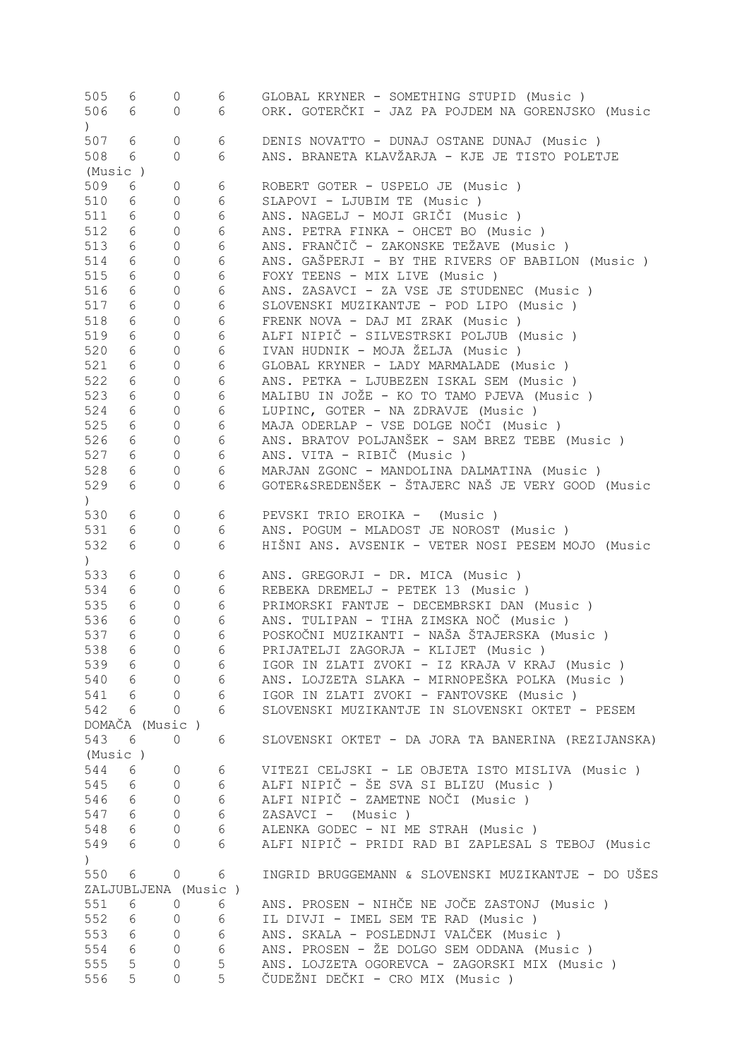| | | | | |
|---|---|---|---|---|
| 505 | 6 | 0 | 6 | GLOBAL KRYNER - SOMETHING STUPID (Music ) |
| 506 | 6 | 0 | 6 | ORK. GOTERČKI - JAZ PA POJDEM NA GORENJSKO (Music ) |
| 507 | 6 | 0 | 6 | DENIS NOVATTO - DUNAJ OSTANE DUNAJ (Music ) |
| 508 | 6 | 0 | 6 | ANS. BRANETA KLAVŽARJA - KJE JE TISTO POLETJE (Music ) |
| 509 | 6 | 0 | 6 | ROBERT GOTER - USPELO JE (Music ) |
| 510 | 6 | 0 | 6 | SLAPOVI - LJUBIM TE (Music ) |
| 511 | 6 | 0 | 6 | ANS. NAGELJ - MOJI GRIČI (Music ) |
| 512 | 6 | 0 | 6 | ANS. PETRA FINKA - OHCET BO (Music ) |
| 513 | 6 | 0 | 6 | ANS. FRANČIČ - ZAKONSKE TEŽAVE (Music ) |
| 514 | 6 | 0 | 6 | ANS. GAŠPERJI - BY THE RIVERS OF BABILON (Music ) |
| 515 | 6 | 0 | 6 | FOXY TEENS - MIX LIVE (Music ) |
| 516 | 6 | 0 | 6 | ANS. ZASAVCI - ZA VSE JE STUDENEC (Music ) |
| 517 | 6 | 0 | 6 | SLOVENSKI MUZIKANTJE - POD LIPO (Music ) |
| 518 | 6 | 0 | 6 | FRENK NOVA - DAJ MI ZRAK (Music ) |
| 519 | 6 | 0 | 6 | ALFI NIPIČ - SILVESTRSKI POLJUB (Music ) |
| 520 | 6 | 0 | 6 | IVAN HUDNIK - MOJA ŽELJA (Music ) |
| 521 | 6 | 0 | 6 | GLOBAL KRYNER - LADY MARMALADE (Music ) |
| 522 | 6 | 0 | 6 | ANS. PETKA - LJUBEZEN ISKAL SEM (Music ) |
| 523 | 6 | 0 | 6 | MALIBU IN JOŽE - KO TO TAMO PJEVA (Music ) |
| 524 | 6 | 0 | 6 | LUPINC, GOTER - NA ZDRAVJE (Music ) |
| 525 | 6 | 0 | 6 | MAJA ODERLAP - VSE DOLGE NOČI (Music ) |
| 526 | 6 | 0 | 6 | ANS. BRATOV POLJANŠEK - SAM BREZ TEBE (Music ) |
| 527 | 6 | 0 | 6 | ANS. VITA - RIBIČ (Music ) |
| 528 | 6 | 0 | 6 | MARJAN ZGONC - MANDOLINA DALMATINA (Music ) |
| 529 | 6 | 0 | 6 | GOTER&SREDENŠEK - ŠTAJERC NAŠ JE VERY GOOD (Music ) |
| 530 | 6 | 0 | 6 | PEVSKI TRIO EROIKA - (Music ) |
| 531 | 6 | 0 | 6 | ANS. POGUM - MLADOST JE NOROST (Music ) |
| 532 | 6 | 0 | 6 | HIŠNI ANS. AVSENIK - VETER NOSI PESEM MOJO (Music ) |
| 533 | 6 | 0 | 6 | ANS. GREGORJI - DR. MICA (Music ) |
| 534 | 6 | 0 | 6 | REBEKA DREMELJ - PETEK 13 (Music ) |
| 535 | 6 | 0 | 6 | PRIMORSKI FANTJE - DECEMBRSKI DAN (Music ) |
| 536 | 6 | 0 | 6 | ANS. TULIPAN - TIHA ZIMSKA NOČ (Music ) |
| 537 | 6 | 0 | 6 | POSKOČNI MUZIKANTI - NAŠA ŠTAJERSKA (Music ) |
| 538 | 6 | 0 | 6 | PRIJATELJI ZAGORJA - KLIJET (Music ) |
| 539 | 6 | 0 | 6 | IGOR IN ZLATI ZVOKI - IZ KRAJA V KRAJ (Music ) |
| 540 | 6 | 0 | 6 | ANS. LOJZETA SLAKA - MIRNOPEŠKA POLKA (Music ) |
| 541 | 6 | 0 | 6 | IGOR IN ZLATI ZVOKI - FANTOVSKE (Music ) |
| 542 | 6 | 0 | 6 | SLOVENSKI MUZIKANTJE IN SLOVENSKI OKTET - PESEM DOMAČA (Music ) |
| 543 | 6 | 0 | 6 | SLOVENSKI OKTET - DA JORA TA BANERINA (REZIJANSKA) (Music ) |
| 544 | 6 | 0 | 6 | VITEZI CELJSKI - LE OBJETA ISTO MISLIVA (Music ) |
| 545 | 6 | 0 | 6 | ALFI NIPIČ - ŠE SVA SI BLIZU (Music ) |
| 546 | 6 | 0 | 6 | ALFI NIPIČ - ZAMETNE NOČI (Music ) |
| 547 | 6 | 0 | 6 | ZASAVCI - (Music ) |
| 548 | 6 | 0 | 6 | ALENKA GODEC - NI ME STRAH (Music ) |
| 549 | 6 | 0 | 6 | ALFI NIPIČ - PRIDI RAD BI ZAPLESAL S TEBOJ (Music ) |
| 550 | 6 | 0 | 6 | INGRID BRUGGEMANN & SLOVENSKI MUZIKANTJE - DO UŠES ZALJUBLJENA (Music ) |
| 551 | 6 | 0 | 6 | ANS. PROSEN - NIHČE NE JOČE ZASTONJ (Music ) |
| 552 | 6 | 0 | 6 | IL DIVJI - IMEL SEM TE RAD (Music ) |
| 553 | 6 | 0 | 6 | ANS. SKALA - POSLEDNJI VALČEK (Music ) |
| 554 | 6 | 0 | 6 | ANS. PROSEN - ŽE DOLGO SEM ODDANA (Music ) |
| 555 | 5 | 0 | 5 | ANS. LOJZETA OGOREVCA - ZAGORSKI MIX (Music ) |
| 556 | 5 | 0 | 5 | ČUDEŽNI DEČKI - CRO MIX (Music ) |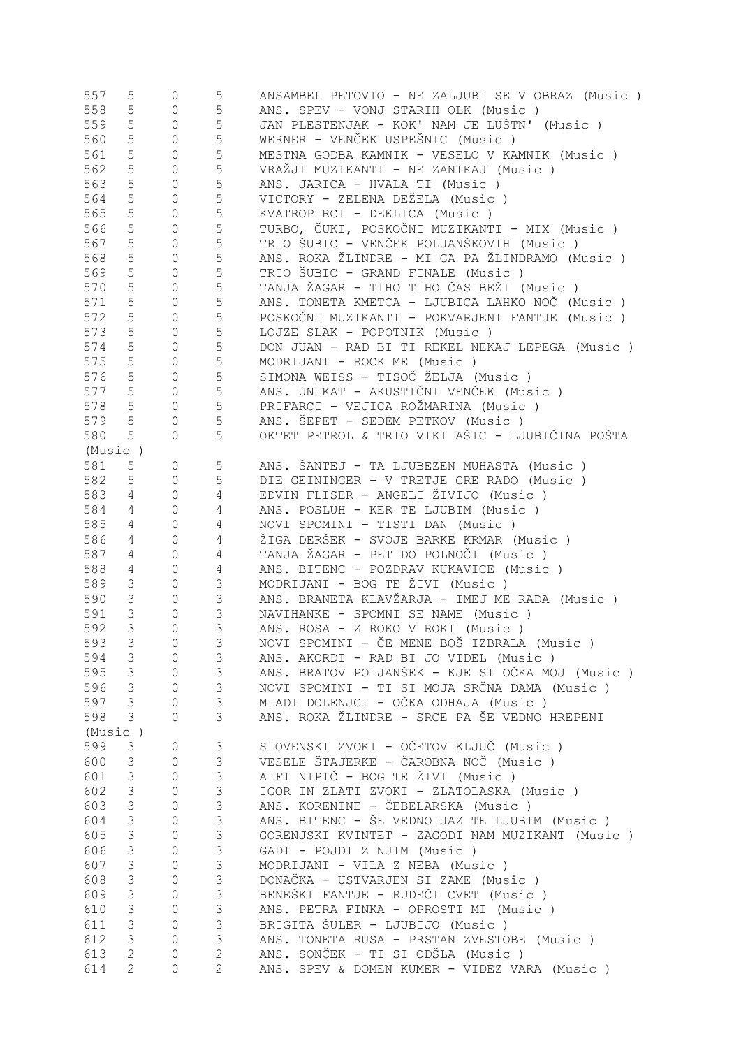| | | | | |
|---|---|---|---|---|
| 557 | 5 | 0 | 5 | ANSAMBEL PETOVIO - NE ZALJUBI SE V OBRAZ (Music ) |
| 558 | 5 | 0 | 5 | ANS. SPEV - VONJ STARIH OLK (Music ) |
| 559 | 5 | 0 | 5 | JAN PLESTENJAK - KOK' NAM JE LUŠTN' (Music ) |
| 560 | 5 | 0 | 5 | WERNER - VENČEK USPEŠNIC (Music ) |
| 561 | 5 | 0 | 5 | MESTNA GODBA KAMNIK - VESELO V KAMNIK (Music ) |
| 562 | 5 | 0 | 5 | VRAŽJI MUZIKANTI - NE ZANIKAJ (Music ) |
| 563 | 5 | 0 | 5 | ANS. JARICA - HVALA TI (Music ) |
| 564 | 5 | 0 | 5 | VICTORY - ZELENA DEŽELA (Music ) |
| 565 | 5 | 0 | 5 | KVATROPIRCI - DEKLICA (Music ) |
| 566 | 5 | 0 | 5 | TURBO, ČUKI, POSKOČNI MUZIKANTI - MIX (Music ) |
| 567 | 5 | 0 | 5 | TRIO ŠUBIC - VENČEK POLJANŠKOVIH (Music ) |
| 568 | 5 | 0 | 5 | ANS. ROKA ŽLINDRE - MI GA PA ŽLINDRAMO (Music ) |
| 569 | 5 | 0 | 5 | TRIO ŠUBIC - GRAND FINALE (Music ) |
| 570 | 5 | 0 | 5 | TANJA ŽAGAR - TIHO TIHO ČAS BEŽI (Music ) |
| 571 | 5 | 0 | 5 | ANS. TONETA KMETCA - LJUBICA LAHKO NOČ (Music ) |
| 572 | 5 | 0 | 5 | POSKOČNI MUZIKANTI - POKVARJENI FANTJE (Music ) |
| 573 | 5 | 0 | 5 | LOJZE SLAK - POPOTNIK (Music ) |
| 574 | 5 | 0 | 5 | DON JUAN - RAD BI TI REKEL NEKAJ LEPEGA (Music ) |
| 575 | 5 | 0 | 5 | MODRIJANI - ROCK ME (Music ) |
| 576 | 5 | 0 | 5 | SIMONA WEISS - TISOČ ŽELJA (Music ) |
| 577 | 5 | 0 | 5 | ANS. UNIKAT - AKUSTIČNI VENČEK (Music ) |
| 578 | 5 | 0 | 5 | PRIFARCI - VEJICA ROŽMARINA (Music ) |
| 579 | 5 | 0 | 5 | ANS. ŠEPET - SEDEM PETKOV (Music ) |
| 580 | 5 | 0 | 5 | OKTET PETROL & TRIO VIKI AŠIC - LJUBIČINA POŠTA (Music ) |
| 581 | 5 | 0 | 5 | ANS. ŠANTEJ - TA LJUBEZEN MUHASTA (Music ) |
| 582 | 5 | 0 | 5 | DIE GEININGER - V TRETJE GRE RADO (Music ) |
| 583 | 4 | 0 | 4 | EDVIN FLISER - ANGELI ŽIVIJO (Music ) |
| 584 | 4 | 0 | 4 | ANS. POSLUH - KER TE LJUBIM (Music ) |
| 585 | 4 | 0 | 4 | NOVI SPOMINI - TISTI DAN (Music ) |
| 586 | 4 | 0 | 4 | ŽIGA DERŠEK - SVOJE BARKE KRMAR (Music ) |
| 587 | 4 | 0 | 4 | TANJA ŽAGAR - PET DO POLNOČI (Music ) |
| 588 | 4 | 0 | 4 | ANS. BITENC - POZDRAV KUKAVICE (Music ) |
| 589 | 3 | 0 | 3 | MODRIJANI - BOG TE ŽIVI (Music ) |
| 590 | 3 | 0 | 3 | ANS. BRANETA KLAVŽARJA - IMEJ ME RADA (Music ) |
| 591 | 3 | 0 | 3 | NAVIHANKE - SPOMNI SE NAME (Music ) |
| 592 | 3 | 0 | 3 | ANS. ROSA - Z ROKO V ROKI (Music ) |
| 593 | 3 | 0 | 3 | NOVI SPOMINI - ČE MENE BOŠ IZBRALA (Music ) |
| 594 | 3 | 0 | 3 | ANS. AKORDI - RAD BI JO VIDEL (Music ) |
| 595 | 3 | 0 | 3 | ANS. BRATOV POLJANŠEK - KJE SI OČKA MOJ (Music ) |
| 596 | 3 | 0 | 3 | NOVI SPOMINI - TI SI MOJA SRČNA DAMA (Music ) |
| 597 | 3 | 0 | 3 | MLADI DOLENJCI - OČKA ODHAJA (Music ) |
| 598 | 3 | 0 | 3 | ANS. ROKA ŽLINDRE - SRCE PA ŠE VEDNO HREPENI (Music ) |
| 599 | 3 | 0 | 3 | SLOVENSKI ZVOKI - OČETOV KLJUČ (Music ) |
| 600 | 3 | 0 | 3 | VESELE ŠTAJERKE - ČAROBNA NOČ (Music ) |
| 601 | 3 | 0 | 3 | ALFI NIPIČ - BOG TE ŽIVI (Music ) |
| 602 | 3 | 0 | 3 | IGOR IN ZLATI ZVOKI - ZLATOLASKA (Music ) |
| 603 | 3 | 0 | 3 | ANS. KORENINE - ČEBELARSKA (Music ) |
| 604 | 3 | 0 | 3 | ANS. BITENC - ŠE VEDNO JAZ TE LJUBIM (Music ) |
| 605 | 3 | 0 | 3 | GORENJSKI KVINTET - ZAGODI NAM MUZIKANT (Music ) |
| 606 | 3 | 0 | 3 | GADI - POJDI Z NJIM (Music ) |
| 607 | 3 | 0 | 3 | MODRIJANI - VILA Z NEBA (Music ) |
| 608 | 3 | 0 | 3 | DONAČKA - USTVARJEN SI ZAME (Music ) |
| 609 | 3 | 0 | 3 | BENEŠKI FANTJE - RUDEČI CVET (Music ) |
| 610 | 3 | 0 | 3 | ANS. PETRA FINKA - OPROSTI MI (Music ) |
| 611 | 3 | 0 | 3 | BRIGITA ŠULER - LJUBIJO (Music ) |
| 612 | 3 | 0 | 3 | ANS. TONETA RUSA - PRSTAN ZVESTOBE (Music ) |
| 613 | 2 | 0 | 2 | ANS. SONČEK - TI SI ODŠLA (Music ) |
| 614 | 2 | 0 | 2 | ANS. SPEV & DOMEN KUMER - VIDEZ VARA (Music ) |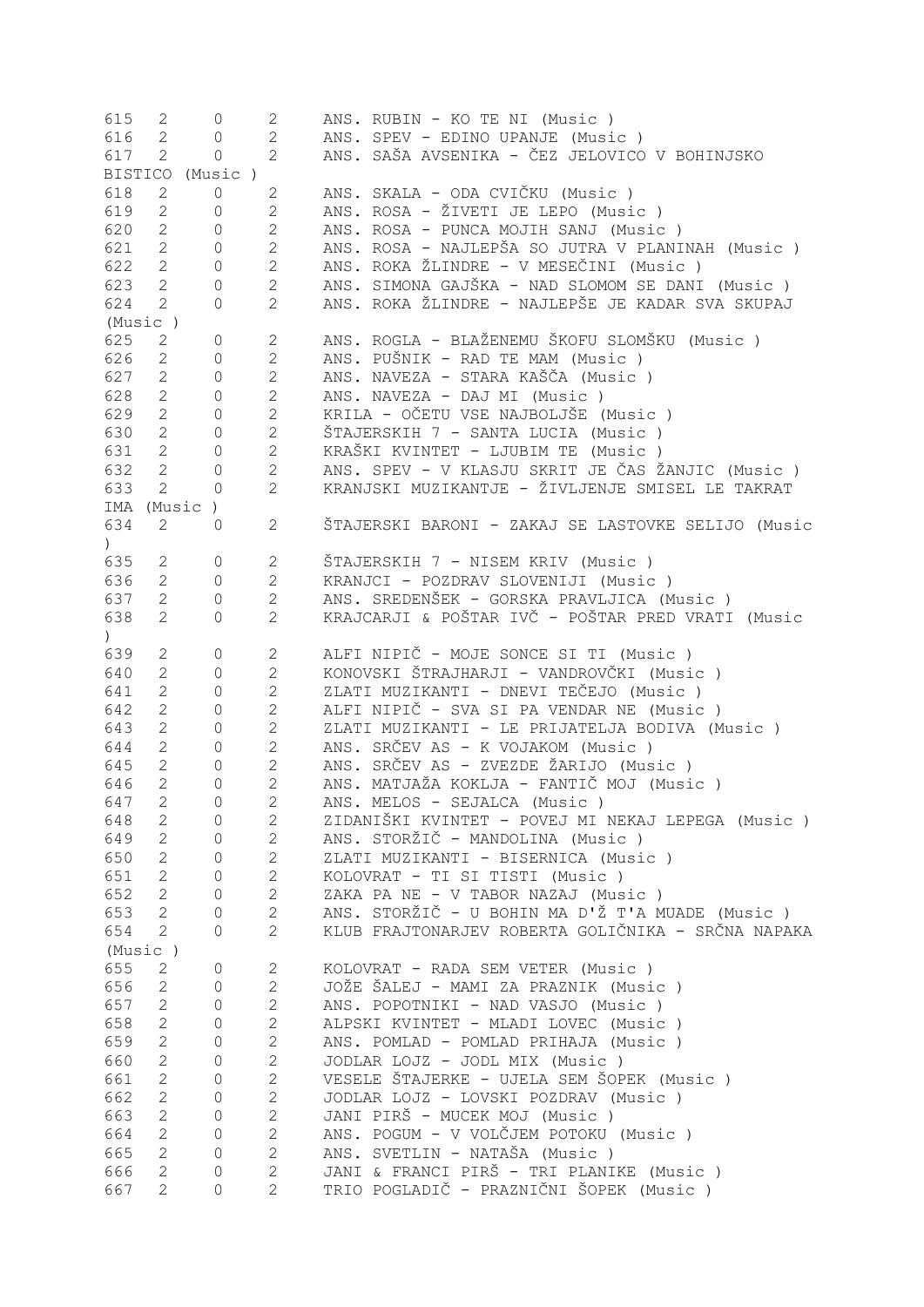| | | | | |
|---|---|---|---|---|
| 615 | 2 | 0 | 2 | ANS. RUBIN - KO TE NI (Music ) |
| 616 | 2 | 0 | 2 | ANS. SPEV - EDINO UPANJE (Music ) |
| 617 | 2 | 0 | 2 | ANS. SAŠA AVSENIKA - ČEZ JELOVICO V BOHINJSKO BISTICO (Music ) |
| 618 | 2 | 0 | 2 | ANS. SKALA - ODA CVIČKU (Music ) |
| 619 | 2 | 0 | 2 | ANS. ROSA - ŽIVETI JE LEPO (Music ) |
| 620 | 2 | 0 | 2 | ANS. ROSA - PUNCA MOJIH SANJ (Music ) |
| 621 | 2 | 0 | 2 | ANS. ROSA - NAJLEPŠA SO JUTRA V PLANINAH (Music ) |
| 622 | 2 | 0 | 2 | ANS. ROKA ŽLINDRE - V MESEČINI (Music ) |
| 623 | 2 | 0 | 2 | ANS. SIMONA GAJŠKA - NAD SLOMOM SE DANI (Music ) |
| 624 | 2 | 0 | 2 | ANS. ROKA ŽLINDRE - NAJLEPŠE JE KADAR SVA SKUPAJ (Music ) |
| 625 | 2 | 0 | 2 | ANS. ROGLA - BLAŽENEMU ŠKOFU SLOMŠKU (Music ) |
| 626 | 2 | 0 | 2 | ANS. PUŠNIK - RAD TE MAM (Music ) |
| 627 | 2 | 0 | 2 | ANS. NAVEZA - STARA KAŠČA (Music ) |
| 628 | 2 | 0 | 2 | ANS. NAVEZA - DAJ MI (Music ) |
| 629 | 2 | 0 | 2 | KRILA - OČETU VSE NAJBOLJŠE (Music ) |
| 630 | 2 | 0 | 2 | ŠTAJERSKIH 7 - SANTA LUCIA (Music ) |
| 631 | 2 | 0 | 2 | KRAŠKI KVINTET - LJUBIM TE (Music ) |
| 632 | 2 | 0 | 2 | ANS. SPEV - V KLASJU SKRIT JE ČAS ŽANJIC (Music ) |
| 633 | 2 | 0 | 2 | KRANJSKI MUZIKANTJE - ŽIVLJENJE SMISEL LE TAKRAT IMA (Music ) |
| 634 | 2 | 0 | 2 | ŠTAJERSKI BARONI - ZAKAJ SE LASTOVKE SELIJO (Music ) |
| 635 | 2 | 0 | 2 | ŠTAJERSKIH 7 - NISEM KRIV (Music ) |
| 636 | 2 | 0 | 2 | KRANJCI - POZDRAV SLOVENIJI (Music ) |
| 637 | 2 | 0 | 2 | ANS. SREDENŠEK - GORSKA PRAVLJICA (Music ) |
| 638 | 2 | 0 | 2 | KRAJCARJI & POŠTAR IVČ - POŠTAR PRED VRATI (Music ) |
| 639 | 2 | 0 | 2 | ALFI NIPIČ - MOJE SONCE SI TI (Music ) |
| 640 | 2 | 0 | 2 | KONOVSKI ŠTRAJHARJI - VANDROVČKI (Music ) |
| 641 | 2 | 0 | 2 | ZLATI MUZIKANTI - DNEVI TEČEJO (Music ) |
| 642 | 2 | 0 | 2 | ALFI NIPIČ - SVA SI PA VENDAR NE (Music ) |
| 643 | 2 | 0 | 2 | ZLATI MUZIKANTI - LE PRIJATELJA BODIVA (Music ) |
| 644 | 2 | 0 | 2 | ANS. SRČEV AS - K VOJAKOM (Music ) |
| 645 | 2 | 0 | 2 | ANS. SRČEV AS - ZVEZDE ŽARIJO (Music ) |
| 646 | 2 | 0 | 2 | ANS. MATJAŽA KOKLJA - FANTIČ MOJ (Music ) |
| 647 | 2 | 0 | 2 | ANS. MELOS - SEJALCA (Music ) |
| 648 | 2 | 0 | 2 | ZIDANIŠKI KVINTET - POVEJ MI NEKAJ LEPEGA (Music ) |
| 649 | 2 | 0 | 2 | ANS. STORŽIČ - MANDOLINA (Music ) |
| 650 | 2 | 0 | 2 | ZLATI MUZIKANTI - BISERNICA (Music ) |
| 651 | 2 | 0 | 2 | KOLOVRAT - TI SI TISTI (Music ) |
| 652 | 2 | 0 | 2 | ZAKA PA NE - V TABOR NAZAJ (Music ) |
| 653 | 2 | 0 | 2 | ANS. STORŽIČ - U BOHIN MA D'Ž T'A MUADE (Music ) |
| 654 | 2 | 0 | 2 | KLUB FRAJTONARJEV ROBERTA GOLIČNIKA - SRČNA NAPAKA (Music ) |
| 655 | 2 | 0 | 2 | KOLOVRAT - RADA SEM VETER (Music ) |
| 656 | 2 | 0 | 2 | JOŽE ŠALEJ - MAMI ZA PRAZNIK (Music ) |
| 657 | 2 | 0 | 2 | ANS. POPOTNIKI - NAD VASJO (Music ) |
| 658 | 2 | 0 | 2 | ALPSKI KVINTET - MLADI LOVEC (Music ) |
| 659 | 2 | 0 | 2 | ANS. POMLAD - POMLAD PRIHAJA (Music ) |
| 660 | 2 | 0 | 2 | JODLAR LOJZ - JODL MIX (Music ) |
| 661 | 2 | 0 | 2 | VESELE ŠTAJERKE - UJELA SEM ŠOPEK (Music ) |
| 662 | 2 | 0 | 2 | JODLAR LOJZ - LOVSKI POZDRAV (Music ) |
| 663 | 2 | 0 | 2 | JANI PIRŠ - MUCEK MOJ (Music ) |
| 664 | 2 | 0 | 2 | ANS. POGUM - V VOLČJEM POTOKU (Music ) |
| 665 | 2 | 0 | 2 | ANS. SVETLIN - NATAŠA (Music ) |
| 666 | 2 | 0 | 2 | JANI & FRANCI PIRŠ - TRI PLANIKE (Music ) |
| 667 | 2 | 0 | 2 | TRIO POGLADIČ - PRAZNIČNI ŠOPEK (Music ) |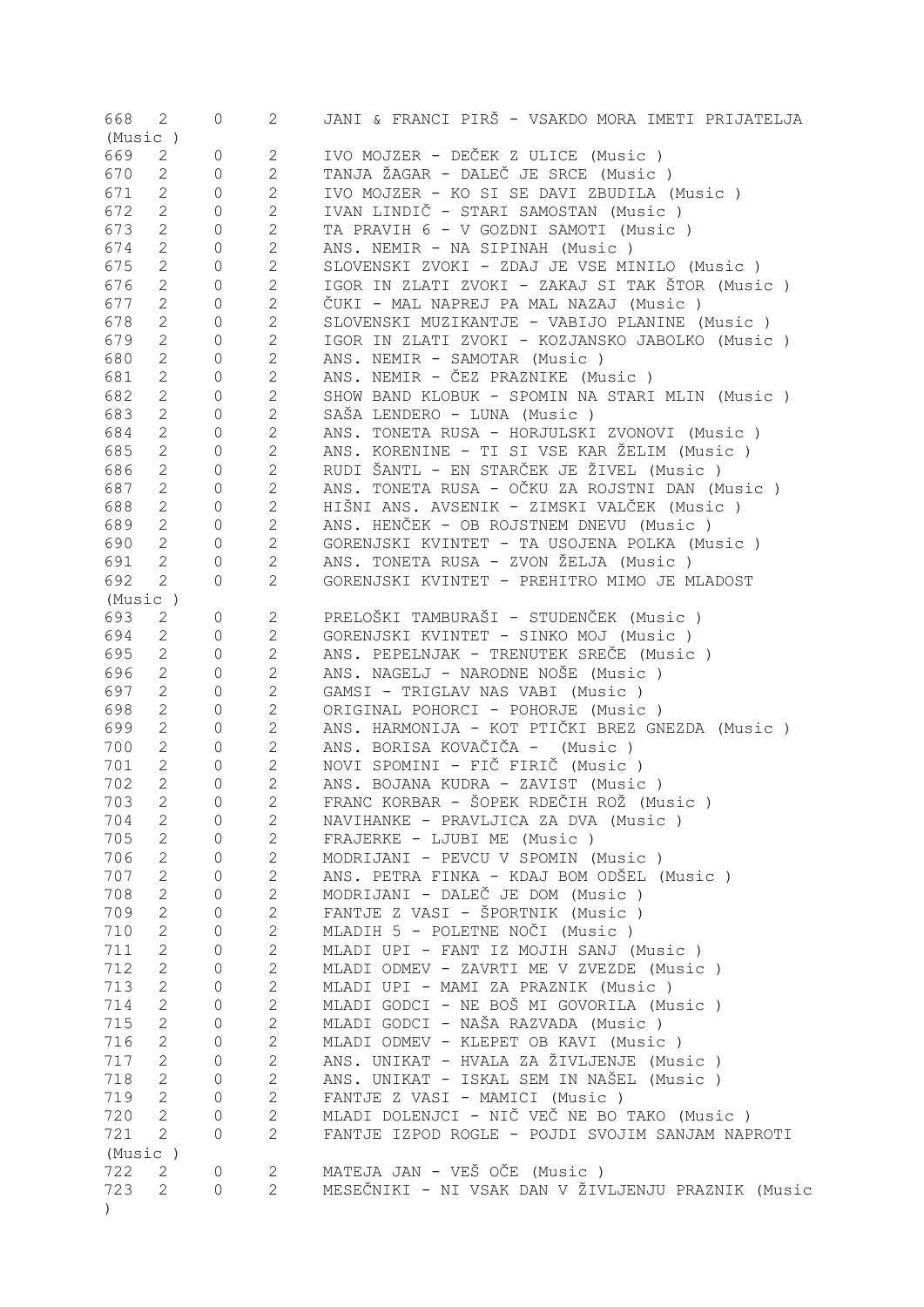```
668  2    0    2    JANI & FRANCI PIRŠ - VSAKDO MORA IMETI PRIJATELJA
(Music )
669  2    0    2    IVO MOJZER - DEČEK Z ULICE (Music )
670  2    0    2    TANJA ŽAGAR - DALEČ JE SRCE (Music )
671  2    0    2    IVO MOJZER - KO SI SE DAVI ZBUDILA (Music )
672  2    0    2    IVAN LINDIČ - STARI SAMOSTAN (Music )
673  2    0    2    TA PRAVIH 6 - V GOZDNI SAMOTI (Music )
674  2    0    2    ANS. NEMIR - NA SIPINAH (Music )
675  2    0    2    SLOVENSKI ZVOKI - ZDAJ JE VSE MINILO (Music )
676  2    0    2    IGOR IN ZLATI ZVOKI - ZAKAJ SI TAK ŠTOR (Music )
677  2    0    2    ČUKI - MAL NAPREJ PA MAL NAZAJ (Music )
678  2    0    2    SLOVENSKI MUZIKANTJE - VABIJO PLANINE (Music )
679  2    0    2    IGOR IN ZLATI ZVOKI - KOZJANSKO JABOLKO (Music )
680  2    0    2    ANS. NEMIR - SAMOTAR (Music )
681  2    0    2    ANS. NEMIR - ČEZ PRAZNIKE (Music )
682  2    0    2    SHOW BAND KLOBUK - SPOMIN NA STARI MLIN (Music )
683  2    0    2    SAŠA LENDERO - LUNA (Music )
684  2    0    2    ANS. TONETA RUSA - HORJULSKI ZVONOVI (Music )
685  2    0    2    ANS. KORENINE - TI SI VSE KAR ŽELIM (Music )
686  2    0    2    RUDI ŠANTL - EN STARČEK JE ŽIVEL (Music )
687  2    0    2    ANS. TONETA RUSA - OČKU ZA ROJSTNI DAN (Music )
688  2    0    2    HIŠNI ANS. AVSENIK - ZIMSKI VALČEK (Music )
689  2    0    2    ANS. HENČEK - OB ROJSTNEM DNEVU (Music )
690  2    0    2    GORENJSKI KVINTET - TA USOJENA POLKA (Music )
691  2    0    2    ANS. TONETA RUSA - ZVON ŽELJA (Music )
692  2    0    2    GORENJSKI KVINTET - PREHITRO MIMO JE MLADOST
(Music )
693  2    0    2    PRELOŠKI TAMBURAŠI - STUDENČEK (Music )
694  2    0    2    GORENJSKI KVINTET - SINKO MOJ (Music )
695  2    0    2    ANS. PEPELNJAK - TRENUTEK SREČE (Music )
696  2    0    2    ANS. NAGELJ - NARODNE NOŠE (Music )
697  2    0    2    GAMSI - TRIGLAV NAS VABI (Music )
698  2    0    2    ORIGINAL POHORCI - POHORJE (Music )
699  2    0    2    ANS. HARMONIJA - KOT PTIČKI BREZ GNEZDA (Music )
700  2    0    2    ANS. BORISA KOVAČIČA -  (Music )
701  2    0    2    NOVI SPOMINI - FIČ FIRIČ (Music )
702  2    0    2    ANS. BOJANA KUDRA - ZAVIST (Music )
703  2    0    2    FRANC KORBAR - ŠOPEK RDEČIH ROŽ (Music )
704  2    0    2    NAVIHANKE - PRAVLJICA ZA DVA (Music )
705  2    0    2    FRAJERKE - LJUBI ME (Music )
706  2    0    2    MODRIJANI - PEVCU V SPOMIN (Music )
707  2    0    2    ANS. PETRA FINKA - KDAJ BOM ODŠEL (Music )
708  2    0    2    MODRIJANI - DALEČ JE DOM (Music )
709  2    0    2    FANTJE Z VASI - ŠPORTNIK (Music )
710  2    0    2    MLADIH 5 - POLETNE NOČI (Music )
711  2    0    2    MLADI UPI - FANT IZ MOJIH SANJ (Music )
712  2    0    2    MLADI ODMEV - ZAVRTI ME V ZVEZDE (Music )
713  2    0    2    MLADI UPI - MAMI ZA PRAZNIK (Music )
714  2    0    2    MLADI GODCI - NE BOŠ MI GOVORILA (Music )
715  2    0    2    MLADI GODCI - NAŠA RAZVADA (Music )
716  2    0    2    MLADI ODMEV - KLEPET OB KAVI (Music )
717  2    0    2    ANS. UNIKAT - HVALA ZA ŽIVLJENJE (Music )
718  2    0    2    ANS. UNIKAT - ISKAL SEM IN NAŠEL (Music )
719  2    0    2    FANTJE Z VASI - MAMICI (Music )
720  2    0    2    MLADI DOLENJCI - NIČ VEČ NE BO TAKO (Music )
721  2    0    2    FANTJE IZPOD ROGLE - POJDI SVOJIM SANJAM NAPROTI
(Music )
722  2    0    2    MATEJA JAN - VEŠ OČE (Music )
723  2    0    2    MESEČNIKI - NI VSAK DAN V ŽIVLJENJU PRAZNIK (Music
)
```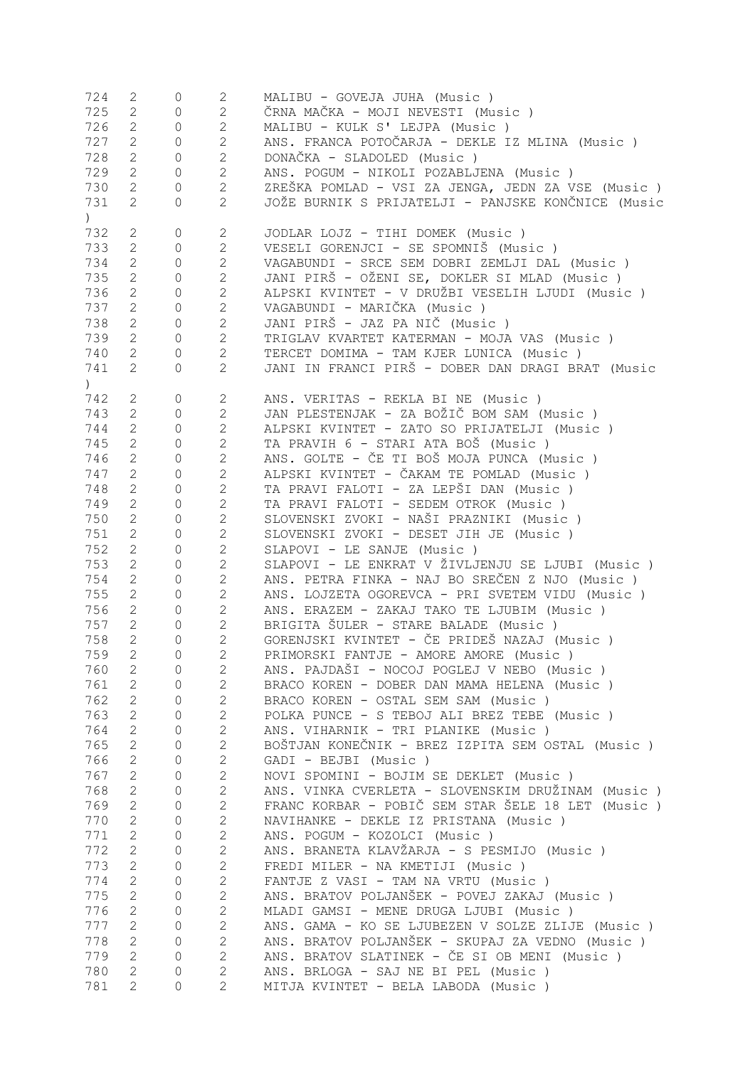| | | | | |
|---|---|---|---|---|
| 724 | 2 | 0 | 2 | MALIBU - GOVEJA JUHA (Music ) |
| 725 | 2 | 0 | 2 | ČRNA MAČKA - MOJI NEVESTI (Music ) |
| 726 | 2 | 0 | 2 | MALIBU - KULK S' LEJPA (Music ) |
| 727 | 2 | 0 | 2 | ANS. FRANCA POTOČARJA - DEKLE IZ MLINA (Music ) |
| 728 | 2 | 0 | 2 | DONAČKA - SLADOLED (Music ) |
| 729 | 2 | 0 | 2 | ANS. POGUM - NIKOLI POZABLJENA (Music ) |
| 730 | 2 | 0 | 2 | ZREŠKA POMLAD - VSI ZA JENGA, JEDN ZA VSE (Music ) |
| 731 | 2 | 0 | 2 | JOŽE BURNIK S PRIJATELJI - PANJSKE KONČNICE (Music ) |
| 732 | 2 | 0 | 2 | JODLAR LOJZ - TIHI DOMEK (Music ) |
| 733 | 2 | 0 | 2 | VESELI GORENJCI - SE SPOMNIŠ (Music ) |
| 734 | 2 | 0 | 2 | VAGABUNDI - SRCE SEM DOBRI ZEMLJI DAL (Music ) |
| 735 | 2 | 0 | 2 | JANI PIRŠ - OŽENI SE, DOKLER SI MLAD (Music ) |
| 736 | 2 | 0 | 2 | ALPSKI KVINTET - V DRUŽBI VESELIH LJUDI (Music ) |
| 737 | 2 | 0 | 2 | VAGABUNDI - MARIČKA (Music ) |
| 738 | 2 | 0 | 2 | JANI PIRŠ - JAZ PA NIČ (Music ) |
| 739 | 2 | 0 | 2 | TRIGLAV KVARTET KATERMAN - MOJA VAS (Music ) |
| 740 | 2 | 0 | 2 | TERCET DOMIMA - TAM KJER LUNICA (Music ) |
| 741 | 2 | 0 | 2 | JANI IN FRANCI PIRŠ - DOBER DAN DRAGI BRAT (Music ) |
| 742 | 2 | 0 | 2 | ANS. VERITAS - REKLA BI NE (Music ) |
| 743 | 2 | 0 | 2 | JAN PLESTENJAK - ZA BOŽIČ BOM SAM (Music ) |
| 744 | 2 | 0 | 2 | ALPSKI KVINTET - ZATO SO PRIJATELJI (Music ) |
| 745 | 2 | 0 | 2 | TA PRAVIH 6 - STARI ATA BOŠ (Music ) |
| 746 | 2 | 0 | 2 | ANS. GOLTE - ČE TI BOŠ MOJA PUNCA (Music ) |
| 747 | 2 | 0 | 2 | ALPSKI KVINTET - ČAKAM TE POMLAD (Music ) |
| 748 | 2 | 0 | 2 | TA PRAVI FALOTI - ZA LEPŠI DAN (Music ) |
| 749 | 2 | 0 | 2 | TA PRAVI FALOTI - SEDEM OTROK (Music ) |
| 750 | 2 | 0 | 2 | SLOVENSKI ZVOKI - NAŠI PRAZNIKI (Music ) |
| 751 | 2 | 0 | 2 | SLOVENSKI ZVOKI - DESET JIH JE (Music ) |
| 752 | 2 | 0 | 2 | SLAPOVI - LE SANJE (Music ) |
| 753 | 2 | 0 | 2 | SLAPOVI - LE ENKRAT V ŽIVLJENJU SE LJUBI (Music ) |
| 754 | 2 | 0 | 2 | ANS. PETRA FINKA - NAJ BO SREČEN Z NJO (Music ) |
| 755 | 2 | 0 | 2 | ANS. LOJZETA OGOREVCA - PRI SVETEM VIDU (Music ) |
| 756 | 2 | 0 | 2 | ANS. ERAZEM - ZAKAJ TAKO TE LJUBIM (Music ) |
| 757 | 2 | 0 | 2 | BRIGITA ŠULER - STARE BALADE (Music ) |
| 758 | 2 | 0 | 2 | GORENJSKI KVINTET - ČE PRIDEŠ NAZAJ (Music ) |
| 759 | 2 | 0 | 2 | PRIMORSKI FANTJE - AMORE AMORE (Music ) |
| 760 | 2 | 0 | 2 | ANS. PAJDAŠI - NOCOJ POGLEJ V NEBO (Music ) |
| 761 | 2 | 0 | 2 | BRACO KOREN - DOBER DAN MAMA HELENA (Music ) |
| 762 | 2 | 0 | 2 | BRACO KOREN - OSTAL SEM SAM (Music ) |
| 763 | 2 | 0 | 2 | POLKA PUNCE - S TEBOJ ALI BREZ TEBE (Music ) |
| 764 | 2 | 0 | 2 | ANS. VIHARNIK - TRI PLANIKE (Music ) |
| 765 | 2 | 0 | 2 | BOŠTJAN KONEČNIK - BREZ IZPITA SEM OSTAL (Music ) |
| 766 | 2 | 0 | 2 | GADI - BEJBI (Music ) |
| 767 | 2 | 0 | 2 | NOVI SPOMINI - BOJIM SE DEKLET (Music ) |
| 768 | 2 | 0 | 2 | ANS. VINKA CVERLETA - SLOVENSKIM DRUŽINAM (Music ) |
| 769 | 2 | 0 | 2 | FRANC KORBAR - POBIČ SEM STAR ŠELE 18 LET (Music ) |
| 770 | 2 | 0 | 2 | NAVIHANKE - DEKLE IZ PRISTANA (Music ) |
| 771 | 2 | 0 | 2 | ANS. POGUM - KOZOLCI (Music ) |
| 772 | 2 | 0 | 2 | ANS. BRANETA KLAVŽARJA - S PESMIJO (Music ) |
| 773 | 2 | 0 | 2 | FREDI MILER - NA KMETIJI (Music ) |
| 774 | 2 | 0 | 2 | FANTJE Z VASI - TAM NA VRTU (Music ) |
| 775 | 2 | 0 | 2 | ANS. BRATOV POLJANŠEK - POVEJ ZAKAJ (Music ) |
| 776 | 2 | 0 | 2 | MLADI GAMSI - MENE DRUGA LJUBI (Music ) |
| 777 | 2 | 0 | 2 | ANS. GAMA - KO SE LJUBEZEN V SOLZE ZLIJE (Music ) |
| 778 | 2 | 0 | 2 | ANS. BRATOV POLJANŠEK - SKUPAJ ZA VEDNO (Music ) |
| 779 | 2 | 0 | 2 | ANS. BRATOV SLATINEK - ČE SI OB MENI (Music ) |
| 780 | 2 | 0 | 2 | ANS. BRLOGA - SAJ NE BI PEL (Music ) |
| 781 | 2 | 0 | 2 | MITJA KVINTET - BELA LABODA (Music ) |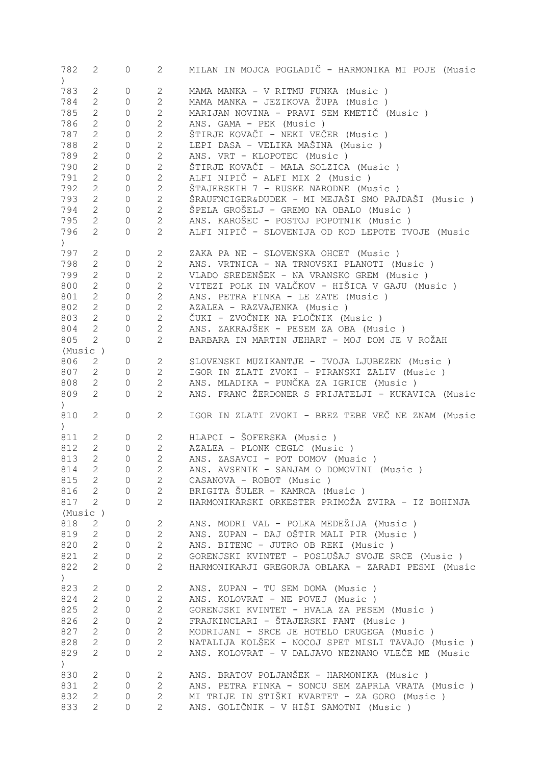| | | | | |
|---|---|---|---|---|
| 782 | 2 | 0 | 2 | MILAN IN MOJCA POGLADIČ - HARMONIKA MI POJE (Music ) |
| 783 | 2 | 0 | 2 | MAMA MANKA - V RITMU FUNKA (Music ) |
| 784 | 2 | 0 | 2 | MAMA MANKA - JEZIKOVA ŽUPA (Music ) |
| 785 | 2 | 0 | 2 | MARIJAN NOVINA - PRAVI SEM KMETIČ (Music ) |
| 786 | 2 | 0 | 2 | ANS. GAMA - PEK (Music ) |
| 787 | 2 | 0 | 2 | ŠTIRJE KOVAČI - NEKI VEČER (Music ) |
| 788 | 2 | 0 | 2 | LEPI DASA - VELIKA MAŠINA (Music ) |
| 789 | 2 | 0 | 2 | ANS. VRT - KLOPOTEC (Music ) |
| 790 | 2 | 0 | 2 | ŠTIRJE KOVAČI - MALA SOLZICA (Music ) |
| 791 | 2 | 0 | 2 | ALFI NIPIČ - ALFI MIX 2 (Music ) |
| 792 | 2 | 0 | 2 | ŠTAJERSKIH 7 - RUSKE NARODNE (Music ) |
| 793 | 2 | 0 | 2 | ŠRAUFNCIGER&DUDEK - MI MEJAŠI SMO PAJDAŠI (Music ) |
| 794 | 2 | 0 | 2 | ŠPELA GROŠELJ - GREMO NA OBALO (Music ) |
| 795 | 2 | 0 | 2 | ANS. KAROŠEC - POSTOJ POPOTNIK (Music ) |
| 796 | 2 | 0 | 2 | ALFI NIPIČ - SLOVENIJA OD KOD LEPOTE TVOJE (Music ) |
| 797 | 2 | 0 | 2 | ZAKA PA NE - SLOVENSKA OHCET (Music ) |
| 798 | 2 | 0 | 2 | ANS. VRTNICA - NA TRNOVSKI PLANOTI (Music ) |
| 799 | 2 | 0 | 2 | VLADO SREDENŠEK - NA VRANSKO GREM (Music ) |
| 800 | 2 | 0 | 2 | VITEZI POLK IN VALČKOV - HIŠICA V GAJU (Music ) |
| 801 | 2 | 0 | 2 | ANS. PETRA FINKA - LE ZATE (Music ) |
| 802 | 2 | 0 | 2 | AZALEA - RAZVAJENKA (Music ) |
| 803 | 2 | 0 | 2 | ČUKI - ZVOČNIK NA PLOČNIK (Music ) |
| 804 | 2 | 0 | 2 | ANS. ZAKRAJŠEK - PESEM ZA OBA (Music ) |
| 805 | 2 | 0 | 2 | BARBARA IN MARTIN JEHART - MOJ DOM JE V ROŽAH (Music ) |
| 806 | 2 | 0 | 2 | SLOVENSKI MUZIKANTJE - TVOJA LJUBEZEN (Music ) |
| 807 | 2 | 0 | 2 | IGOR IN ZLATI ZVOKI - PIRANSKI ZALIV (Music ) |
| 808 | 2 | 0 | 2 | ANS. MLADIKA - PUNČKA ZA IGRICE (Music ) |
| 809 | 2 | 0 | 2 | ANS. FRANC ŽERDONER S PRIJATELJI - KUKAVICA (Music ) |
| 810 | 2 | 0 | 2 | IGOR IN ZLATI ZVOKI - BREZ TEBE VEČ NE ZNAM (Music ) |
| 811 | 2 | 0 | 2 | HLAPCI - ŠOFERSKA (Music ) |
| 812 | 2 | 0 | 2 | AZALEA - PLONK CEGLC (Music ) |
| 813 | 2 | 0 | 2 | ANS. ZASAVCI - POT DOMOV (Music ) |
| 814 | 2 | 0 | 2 | ANS. AVSENIK - SANJAM O DOMOVINI (Music ) |
| 815 | 2 | 0 | 2 | CASANOVA - ROBOT (Music ) |
| 816 | 2 | 0 | 2 | BRIGITA ŠULER - KAMRCA (Music ) |
| 817 | 2 | 0 | 2 | HARMONIKARSKI ORKESTER PRIMOŽA ZVIRA - IZ BOHINJA (Music ) |
| 818 | 2 | 0 | 2 | ANS. MODRI VAL - POLKA MEDEŽIJA (Music ) |
| 819 | 2 | 0 | 2 | ANS. ZUPAN - DAJ OŠTIR MALI PIR (Music ) |
| 820 | 2 | 0 | 2 | ANS. BITENC - JUTRO OB REKI (Music ) |
| 821 | 2 | 0 | 2 | GORENJSKI KVINTET - POSLUŠAJ SVOJE SRCE (Music ) |
| 822 | 2 | 0 | 2 | HARMONIKARJI GREGORJA OBLAKA - ZARADI PESMI (Music ) |
| 823 | 2 | 0 | 2 | ANS. ZUPAN - TU SEM DOMA (Music ) |
| 824 | 2 | 0 | 2 | ANS. KOLOVRAT - NE POVEJ (Music ) |
| 825 | 2 | 0 | 2 | GORENJSKI KVINTET - HVALA ZA PESEM (Music ) |
| 826 | 2 | 0 | 2 | FRAJKINCLARI - ŠTAJERSKI FANT (Music ) |
| 827 | 2 | 0 | 2 | MODRIJANI - SRCE JE HOTELO DRUGEGA (Music ) |
| 828 | 2 | 0 | 2 | NATALIJA KOLŠEK - NOCOJ SPET MISLI TAVAJO (Music ) |
| 829 | 2 | 0 | 2 | ANS. KOLOVRAT - V DALJAVO NEZNANO VLEČE ME (Music ) |
| 830 | 2 | 0 | 2 | ANS. BRATOV POLJANŠEK - HARMONIKA (Music ) |
| 831 | 2 | 0 | 2 | ANS. PETRA FINKA - SONCU SEM ZAPRLA VRATA (Music ) |
| 832 | 2 | 0 | 2 | MI TRIJE IN STIŠKI KVARTET - ZA GORO (Music ) |
| 833 | 2 | 0 | 2 | ANS. GOLIČNIK - V HIŠI SAMOTNI (Music ) |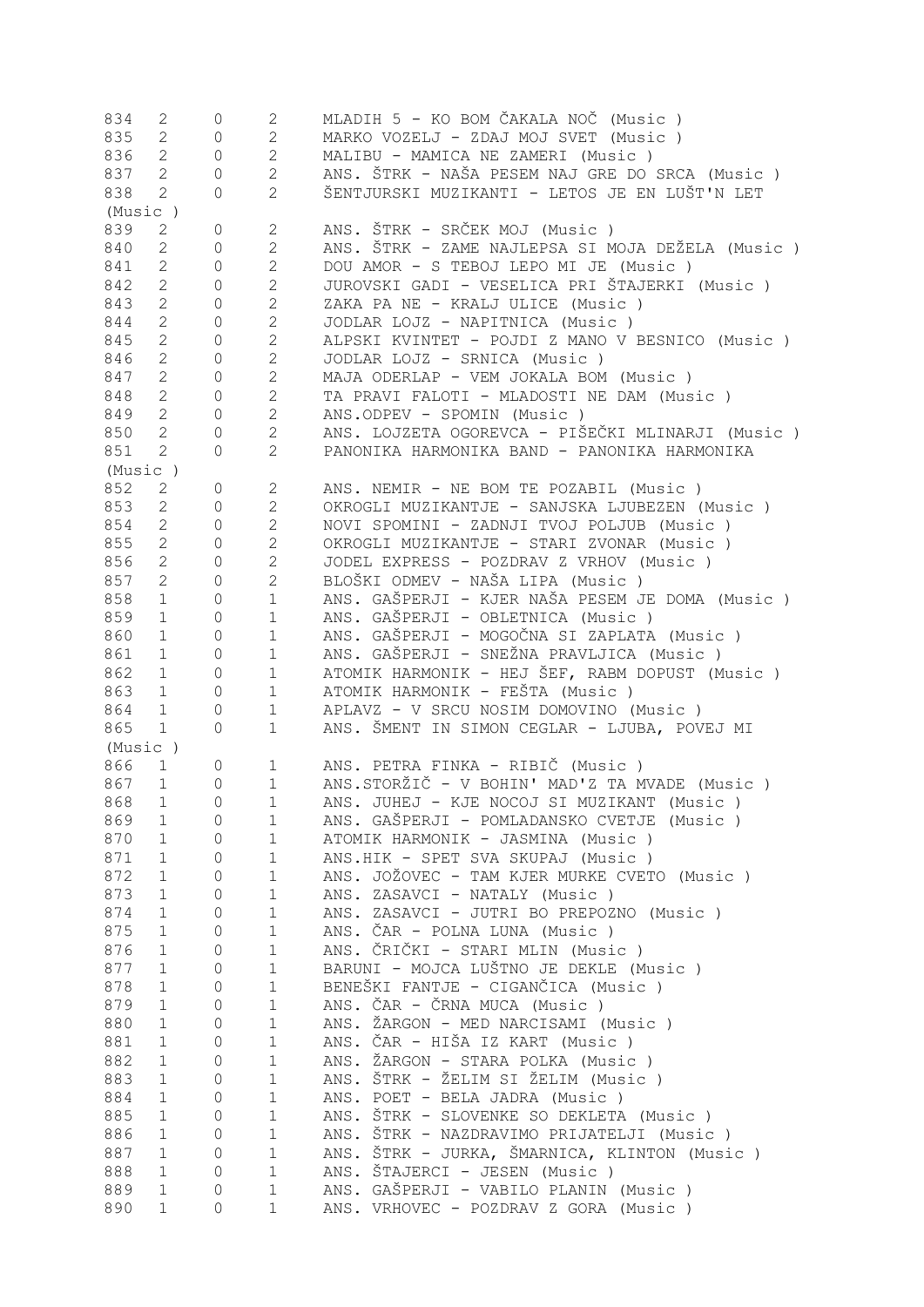| | | | | |
|---|---|---|---|---|
| 834 | 2 | 0 | 2 | MLADIH 5 - KO BOM ČAKALA NOČ (Music ) |
| 835 | 2 | 0 | 2 | MARKO VOZELJ - ZDAJ MOJ SVET (Music ) |
| 836 | 2 | 0 | 2 | MALIBU - MAMICA NE ZAMERI (Music ) |
| 837 | 2 | 0 | 2 | ANS. ŠTRK - NAŠA PESEM NAJ GRE DO SRCA (Music ) |
| 838 | 2 | 0 | 2 | ŠENTJURSKI MUZIKANTI - LETOS JE EN LUŠT'N LET (Music ) |
| 839 | 2 | 0 | 2 | ANS. ŠTRK - SRČEK MOJ (Music ) |
| 840 | 2 | 0 | 2 | ANS. ŠTRK - ZAME NAJLEPSA SI MOJA DEŽELA (Music ) |
| 841 | 2 | 0 | 2 | DOU AMOR - S TEBOJ LEPO MI JE (Music ) |
| 842 | 2 | 0 | 2 | JUROVSKI GADI - VESELICA PRI ŠTAJERKI (Music ) |
| 843 | 2 | 0 | 2 | ZAKA PA NE - KRALJ ULICE (Music ) |
| 844 | 2 | 0 | 2 | JODLAR LOJZ - NAPITNICA (Music ) |
| 845 | 2 | 0 | 2 | ALPSKI KVINTET - POJDI Z MANO V BESNICO (Music ) |
| 846 | 2 | 0 | 2 | JODLAR LOJZ - SRNICA (Music ) |
| 847 | 2 | 0 | 2 | MAJA ODERLAP - VEM JOKALA BOM (Music ) |
| 848 | 2 | 0 | 2 | TA PRAVI FALOTI - MLADOSTI NE DAM (Music ) |
| 849 | 2 | 0 | 2 | ANS.ODPEV - SPOMIN (Music ) |
| 850 | 2 | 0 | 2 | ANS. LOJZETA OGOREVCA - PIŠEČKI MLINARJI (Music ) |
| 851 | 2 | 0 | 2 | PANONIKA HARMONIKA BAND - PANONIKA HARMONIKA (Music ) |
| 852 | 2 | 0 | 2 | ANS. NEMIR - NE BOM TE POZABIL (Music ) |
| 853 | 2 | 0 | 2 | OKROGLI MUZIKANTJE - SANJSKA LJUBEZEN (Music ) |
| 854 | 2 | 0 | 2 | NOVI SPOMINI - ZADNJI TVOJ POLJUB (Music ) |
| 855 | 2 | 0 | 2 | OKROGLI MUZIKANTJE - STARI ZVONAR (Music ) |
| 856 | 2 | 0 | 2 | JODEL EXPRESS - POZDRAV Z VRHOV (Music ) |
| 857 | 2 | 0 | 2 | BLOŠKI ODMEV - NAŠA LIPA (Music ) |
| 858 | 1 | 0 | 1 | ANS. GAŠPERJI - KJER NAŠA PESEM JE DOMA (Music ) |
| 859 | 1 | 0 | 1 | ANS. GAŠPERJI - OBLETNICA (Music ) |
| 860 | 1 | 0 | 1 | ANS. GAŠPERJI - MOGOČNA SI ZAPLATA (Music ) |
| 861 | 1 | 0 | 1 | ANS. GAŠPERJI - SNEŽNA PRAVLJICA (Music ) |
| 862 | 1 | 0 | 1 | ATOMIK HARMONIK - HEJ ŠEF, RABM DOPUST (Music ) |
| 863 | 1 | 0 | 1 | ATOMIK HARMONIK - FEŠTA (Music ) |
| 864 | 1 | 0 | 1 | APLAVZ - V SRCU NOSIM DOMOVINO (Music ) |
| 865 | 1 | 0 | 1 | ANS. ŠMENT IN SIMON CEGLAR - LJUBA, POVEJ MI (Music ) |
| 866 | 1 | 0 | 1 | ANS. PETRA FINKA - RIBIČ (Music ) |
| 867 | 1 | 0 | 1 | ANS.STORŽIČ - V BOHIN' MAD'Z TA MVADE (Music ) |
| 868 | 1 | 0 | 1 | ANS. JUHEJ - KJE NOCOJ SI MUZIKANT (Music ) |
| 869 | 1 | 0 | 1 | ANS. GAŠPERJI - POMLADANSKO CVETJE (Music ) |
| 870 | 1 | 0 | 1 | ATOMIK HARMONIK - JASMINA (Music ) |
| 871 | 1 | 0 | 1 | ANS.HIK - SPET SVA SKUPAJ (Music ) |
| 872 | 1 | 0 | 1 | ANS. JOŽOVEC - TAM KJER MURKE CVETO (Music ) |
| 873 | 1 | 0 | 1 | ANS. ZASAVCI - NATALY (Music ) |
| 874 | 1 | 0 | 1 | ANS. ZASAVCI - JUTRI BO PREPOZNO (Music ) |
| 875 | 1 | 0 | 1 | ANS. ČAR - POLNA LUNA (Music ) |
| 876 | 1 | 0 | 1 | ANS. ČRIČKI - STARI MLIN (Music ) |
| 877 | 1 | 0 | 1 | BARUNI - MOJCA LUŠTNO JE DEKLE (Music ) |
| 878 | 1 | 0 | 1 | BENEŠKI FANTJE - CIGANČICA (Music ) |
| 879 | 1 | 0 | 1 | ANS. ČAR - ČRNA MUCA (Music ) |
| 880 | 1 | 0 | 1 | ANS. ŽARGON - MED NARCISAMI (Music ) |
| 881 | 1 | 0 | 1 | ANS. ČAR - HIŠA IZ KART (Music ) |
| 882 | 1 | 0 | 1 | ANS. ŽARGON - STARA POLKA (Music ) |
| 883 | 1 | 0 | 1 | ANS. ŠTRK - ŽELIM SI ŽELIM (Music ) |
| 884 | 1 | 0 | 1 | ANS. POET - BELA JADRA (Music ) |
| 885 | 1 | 0 | 1 | ANS. ŠTRK - SLOVENKE SO DEKLETA (Music ) |
| 886 | 1 | 0 | 1 | ANS. ŠTRK - NAZDRAVIMO PRIJATELJI (Music ) |
| 887 | 1 | 0 | 1 | ANS. ŠTRK - JURKA, ŠMARNICA, KLINTON (Music ) |
| 888 | 1 | 0 | 1 | ANS. ŠTAJERCI - JESEN (Music ) |
| 889 | 1 | 0 | 1 | ANS. GAŠPERJI - VABILO PLANIN (Music ) |
| 890 | 1 | 0 | 1 | ANS. VRHOVEC - POZDRAV Z GORA (Music ) |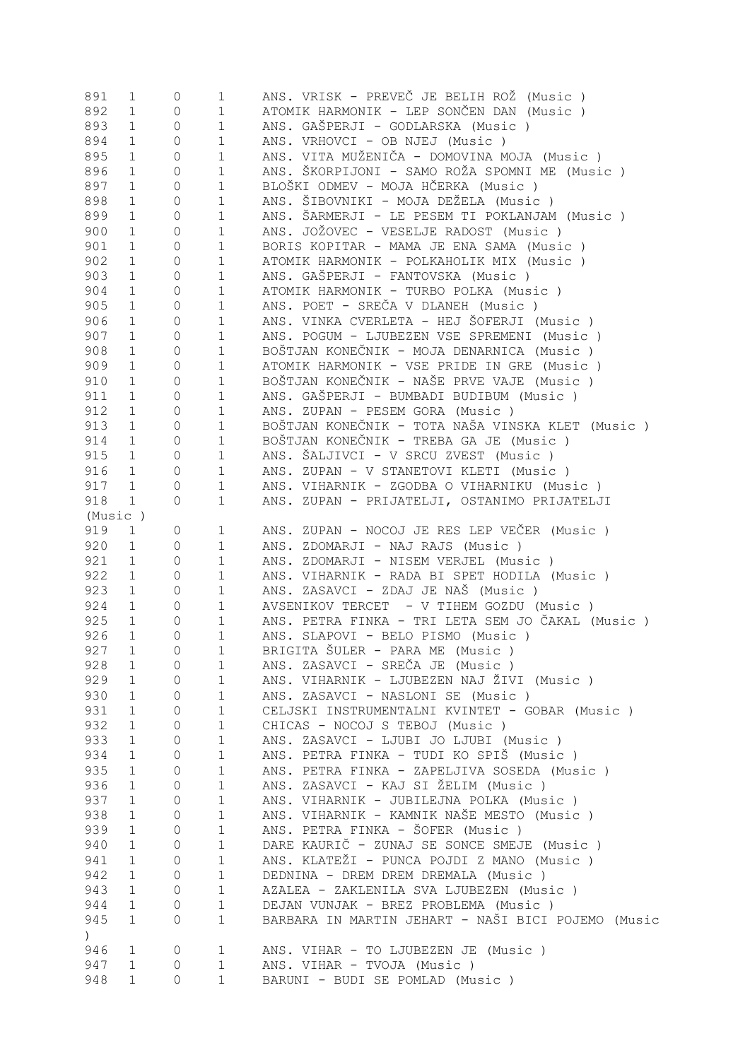| | | | | |
|---|---|---|---|---|
| 891 | 1 | 0 | 1 | ANS. VRISK - PREVEČ JE BELIH ROŽ (Music ) |
| 892 | 1 | 0 | 1 | ATOMIK HARMONIK - LEP SONČEN DAN (Music ) |
| 893 | 1 | 0 | 1 | ANS. GAŠPERJI - GODLARSKA (Music ) |
| 894 | 1 | 0 | 1 | ANS. VRHOVCI - OB NJEJ (Music ) |
| 895 | 1 | 0 | 1 | ANS. VITA MUŽENIČA - DOMOVINA MOJA (Music ) |
| 896 | 1 | 0 | 1 | ANS. ŠKORPIJONI - SAMO ROŽA SPOMNI ME (Music ) |
| 897 | 1 | 0 | 1 | BLOŠKI ODMEV - MOJA HČERKA (Music ) |
| 898 | 1 | 0 | 1 | ANS. ŠIBOVNIKI - MOJA DEŽELA (Music ) |
| 899 | 1 | 0 | 1 | ANS. ŠARMERJI - LE PESEM TI POKLANJAM (Music ) |
| 900 | 1 | 0 | 1 | ANS. JOŽOVEC - VESELJE RADOST (Music ) |
| 901 | 1 | 0 | 1 | BORIS KOPITAR - MAMA JE ENA SAMA (Music ) |
| 902 | 1 | 0 | 1 | ATOMIK HARMONIK - POLKAHOLIK MIX (Music ) |
| 903 | 1 | 0 | 1 | ANS. GAŠPERJI - FANTOVSKA (Music ) |
| 904 | 1 | 0 | 1 | ATOMIK HARMONIK - TURBO POLKA (Music ) |
| 905 | 1 | 0 | 1 | ANS. POET - SREČA V DLANEH (Music ) |
| 906 | 1 | 0 | 1 | ANS. VINKA CVERLETA - HEJ ŠOFERJI (Music ) |
| 907 | 1 | 0 | 1 | ANS. POGUM - LJUBEZEN VSE SPREMENI (Music ) |
| 908 | 1 | 0 | 1 | BOŠTJAN KONEČNIK - MOJA DENARNICA (Music ) |
| 909 | 1 | 0 | 1 | ATOMIK HARMONIK - VSE PRIDE IN GRE (Music ) |
| 910 | 1 | 0 | 1 | BOŠTJAN KONEČNIK - NAŠE PRVE VAJE (Music ) |
| 911 | 1 | 0 | 1 | ANS. GAŠPERJI - BUMBADI BUDIBUM (Music ) |
| 912 | 1 | 0 | 1 | ANS. ZUPAN - PESEM GORA (Music ) |
| 913 | 1 | 0 | 1 | BOŠTJAN KONEČNIK - TOTA NAŠA VINSKA KLET (Music ) |
| 914 | 1 | 0 | 1 | BOŠTJAN KONEČNIK - TREBA GA JE (Music ) |
| 915 | 1 | 0 | 1 | ANS. ŠALJIVCI - V SRCU ZVEST (Music ) |
| 916 | 1 | 0 | 1 | ANS. ZUPAN - V STANETOVI KLETI (Music ) |
| 917 | 1 | 0 | 1 | ANS. VIHARNIK - ZGODBA O VIHARNIKU (Music ) |
| 918 | 1 | 0 | 1 | ANS. ZUPAN - PRIJATELJI, OSTANIMO PRIJATELJI (Music ) |
| 919 | 1 | 0 | 1 | ANS. ZUPAN - NOCOJ JE RES LEP VEČER (Music ) |
| 920 | 1 | 0 | 1 | ANS. ZDOMARJI - NAJ RAJS (Music ) |
| 921 | 1 | 0 | 1 | ANS. ZDOMARJI - NISEM VERJEL (Music ) |
| 922 | 1 | 0 | 1 | ANS. VIHARNIK - RADA BI SPET HODILA (Music ) |
| 923 | 1 | 0 | 1 | ANS. ZASAVCI - ZDAJ JE NAŠ (Music ) |
| 924 | 1 | 0 | 1 | AVSENIKOV TERCET - V TIHEM GOZDU (Music ) |
| 925 | 1 | 0 | 1 | ANS. PETRA FINKA - TRI LETA SEM JO ČAKAL (Music ) |
| 926 | 1 | 0 | 1 | ANS. SLAPOVI - BELO PISMO (Music ) |
| 927 | 1 | 0 | 1 | BRIGITA ŠULER - PARA ME (Music ) |
| 928 | 1 | 0 | 1 | ANS. ZASAVCI - SREČA JE (Music ) |
| 929 | 1 | 0 | 1 | ANS. VIHARNIK - LJUBEZEN NAJ ŽIVI (Music ) |
| 930 | 1 | 0 | 1 | ANS. ZASAVCI - NASLONI SE (Music ) |
| 931 | 1 | 0 | 1 | CELJSKI INSTRUMENTALNI KVINTET - GOBAR (Music ) |
| 932 | 1 | 0 | 1 | CHICAS - NOCOJ S TEBOJ (Music ) |
| 933 | 1 | 0 | 1 | ANS. ZASAVCI - LJUBI JO LJUBI (Music ) |
| 934 | 1 | 0 | 1 | ANS. PETRA FINKA - TUDI KO SPIŠ (Music ) |
| 935 | 1 | 0 | 1 | ANS. PETRA FINKA - ZAPELJIVA SOSEDA (Music ) |
| 936 | 1 | 0 | 1 | ANS. ZASAVCI - KAJ SI ŽELIM (Music ) |
| 937 | 1 | 0 | 1 | ANS. VIHARNIK - JUBILEJNA POLKA (Music ) |
| 938 | 1 | 0 | 1 | ANS. VIHARNIK - KAMNIK NAŠE MESTO (Music ) |
| 939 | 1 | 0 | 1 | ANS. PETRA FINKA - ŠOFER (Music ) |
| 940 | 1 | 0 | 1 | DARE KAURIČ - ZUNAJ SE SONCE SMEJE (Music ) |
| 941 | 1 | 0 | 1 | ANS. KLATEŽI - PUNCA POJDI Z MANO (Music ) |
| 942 | 1 | 0 | 1 | DEDNINA - DREM DREM DREMALA (Music ) |
| 943 | 1 | 0 | 1 | AZALEA - ZAKLENILA SVA LJUBEZEN (Music ) |
| 944 | 1 | 0 | 1 | DEJAN VUNJAK - BREZ PROBLEMA (Music ) |
| 945 | 1 | 0 | 1 | BARBARA IN MARTIN JEHART - NAŠI BICI POJEMO (Music ) |
| 946 | 1 | 0 | 1 | ANS. VIHAR - TO LJUBEZEN JE (Music ) |
| 947 | 1 | 0 | 1 | ANS. VIHAR - TVOJA (Music ) |
| 948 | 1 | 0 | 1 | BARUNI - BUDI SE POMLAD (Music ) |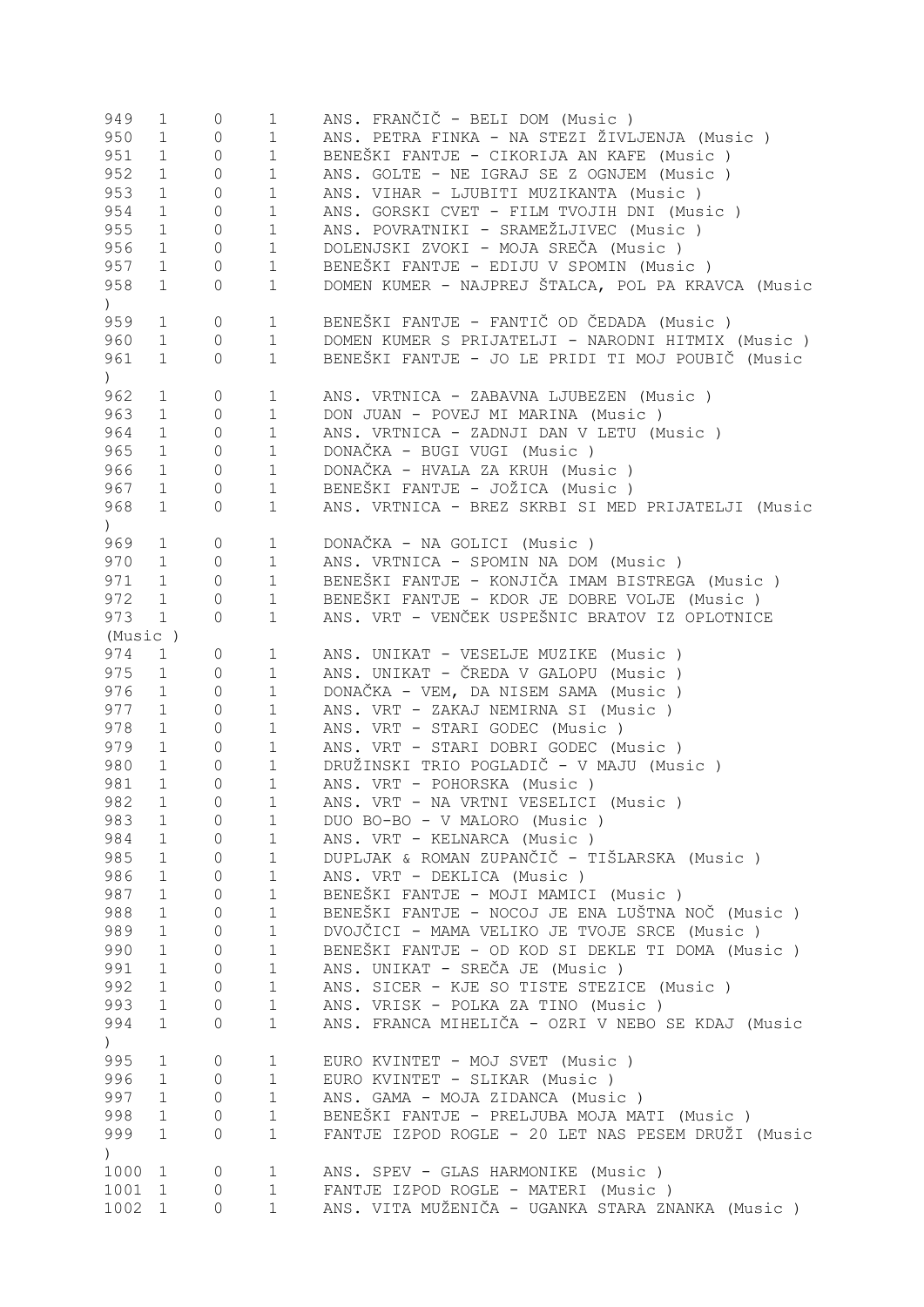| | | | | |
|---|---|---|---|---|
| 949 | 1 | 0 | 1 | ANS. FRANČIČ - BELI DOM (Music ) |
| 950 | 1 | 0 | 1 | ANS. PETRA FINKA - NA STEZI ŽIVLJENJA (Music ) |
| 951 | 1 | 0 | 1 | BENEŠKI FANTJE - CIKORIJA AN KAFE (Music ) |
| 952 | 1 | 0 | 1 | ANS. GOLTE - NE IGRAJ SE Z OGNJEM (Music ) |
| 953 | 1 | 0 | 1 | ANS. VIHAR - LJUBITI MUZIKANTA (Music ) |
| 954 | 1 | 0 | 1 | ANS. GORSKI CVET - FILM TVOJIH DNI (Music ) |
| 955 | 1 | 0 | 1 | ANS. POVRATNIKI - SRAMEŽLJIVEC (Music ) |
| 956 | 1 | 0 | 1 | DOLENJSKI ZVOKI - MOJA SREČA (Music ) |
| 957 | 1 | 0 | 1 | BENEŠKI FANTJE - EDIJU V SPOMIN (Music ) |
| 958 | 1 | 0 | 1 | DOMEN KUMER - NAJPREJ ŠTALCA, POL PA KRAVCA (Music ) |
| 959 | 1 | 0 | 1 | BENEŠKI FANTJE - FANTIČ OD ČEDADA (Music ) |
| 960 | 1 | 0 | 1 | DOMEN KUMER S PRIJATELJI - NARODNI HITMIX (Music ) |
| 961 | 1 | 0 | 1 | BENEŠKI FANTJE - JO LE PRIDI TI MOJ POUBIČ (Music ) |
| 962 | 1 | 0 | 1 | ANS. VRTNICA - ZABAVNA LJUBEZEN (Music ) |
| 963 | 1 | 0 | 1 | DON JUAN - POVEJ MI MARINA (Music ) |
| 964 | 1 | 0 | 1 | ANS. VRTNICA - ZADNJI DAN V LETU (Music ) |
| 965 | 1 | 0 | 1 | DONAČKA - BUGI VUGI (Music ) |
| 966 | 1 | 0 | 1 | DONAČKA - HVALA ZA KRUH (Music ) |
| 967 | 1 | 0 | 1 | BENEŠKI FANTJE - JOŽICA (Music ) |
| 968 | 1 | 0 | 1 | ANS. VRTNICA - BREZ SKRBI SI MED PRIJATELJI (Music ) |
| 969 | 1 | 0 | 1 | DONAČKA - NA GOLICI (Music ) |
| 970 | 1 | 0 | 1 | ANS. VRTNICA - SPOMIN NA DOM (Music ) |
| 971 | 1 | 0 | 1 | BENEŠKI FANTJE - KONJIČA IMAM BISTREGA (Music ) |
| 972 | 1 | 0 | 1 | BENEŠKI FANTJE - KDOR JE DOBRE VOLJE (Music ) |
| 973 | 1 | 0 | 1 | ANS. VRT - VENČEK USPEŠNIC BRATOV IZ OPLOTNICE (Music ) |
| 974 | 1 | 0 | 1 | ANS. UNIKAT - VESELJE MUZIKE (Music ) |
| 975 | 1 | 0 | 1 | ANS. UNIKAT - ČREDA V GALOPU (Music ) |
| 976 | 1 | 0 | 1 | DONAČKA - VEM, DA NISEM SAMA (Music ) |
| 977 | 1 | 0 | 1 | ANS. VRT - ZAKAJ NEMIRNA SI (Music ) |
| 978 | 1 | 0 | 1 | ANS. VRT - STARI GODEC (Music ) |
| 979 | 1 | 0 | 1 | ANS. VRT - STARI DOBRI GODEC (Music ) |
| 980 | 1 | 0 | 1 | DRUŽINSKI TRIO POGLADIČ - V MAJU (Music ) |
| 981 | 1 | 0 | 1 | ANS. VRT - POHORSKA (Music ) |
| 982 | 1 | 0 | 1 | ANS. VRT - NA VRTNI VESELICI (Music ) |
| 983 | 1 | 0 | 1 | DUO BO-BO - V MALORO (Music ) |
| 984 | 1 | 0 | 1 | ANS. VRT - KELNARCA (Music ) |
| 985 | 1 | 0 | 1 | DUPLJAK & ROMAN ZUPANČIČ - TIŠLARSKA (Music ) |
| 986 | 1 | 0 | 1 | ANS. VRT - DEKLICA (Music ) |
| 987 | 1 | 0 | 1 | BENEŠKI FANTJE - MOJI MAMICI (Music ) |
| 988 | 1 | 0 | 1 | BENEŠKI FANTJE - NOCOJ JE ENA LUŠTNA NOČ (Music ) |
| 989 | 1 | 0 | 1 | DVOJČICI - MAMA VELIKO JE TVOJE SRCE (Music ) |
| 990 | 1 | 0 | 1 | BENEŠKI FANTJE - OD KOD SI DEKLE TI DOMA (Music ) |
| 991 | 1 | 0 | 1 | ANS. UNIKAT - SREČA JE (Music ) |
| 992 | 1 | 0 | 1 | ANS. SICER - KJE SO TISTE STEZICE (Music ) |
| 993 | 1 | 0 | 1 | ANS. VRISK - POLKA ZA TINO (Music ) |
| 994 | 1 | 0 | 1 | ANS. FRANCA MIHELIČA - OZRI V NEBO SE KDAJ (Music ) |
| 995 | 1 | 0 | 1 | EURO KVINTET - MOJ SVET (Music ) |
| 996 | 1 | 0 | 1 | EURO KVINTET - SLIKAR (Music ) |
| 997 | 1 | 0 | 1 | ANS. GAMA - MOJA ZIDANCA (Music ) |
| 998 | 1 | 0 | 1 | BENEŠKI FANTJE - PRELJUBA MOJA MATI (Music ) |
| 999 | 1 | 0 | 1 | FANTJE IZPOD ROGLE - 20 LET NAS PESEM DRUŽI (Music ) |
| 1000 | 1 | 0 | 1 | ANS. SPEV - GLAS HARMONIKE (Music ) |
| 1001 | 1 | 0 | 1 | FANTJE IZPOD ROGLE - MATERI (Music ) |
| 1002 | 1 | 0 | 1 | ANS. VITA MUŽENIČA - UGANKA STARA ZNANKA (Music ) |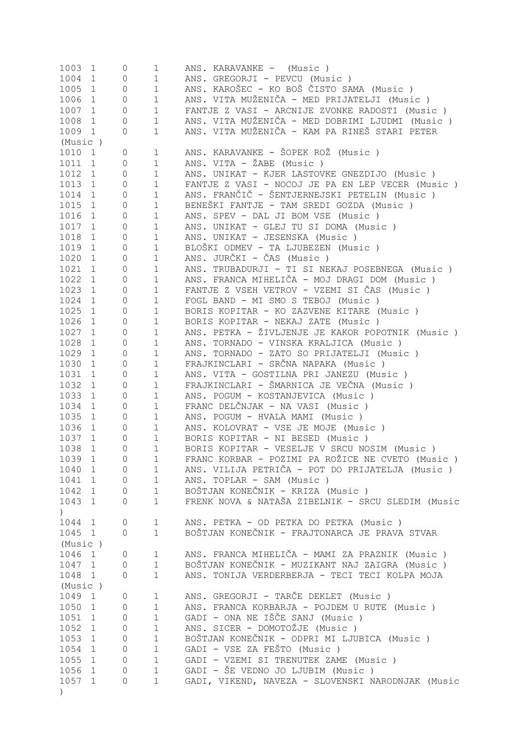```
1003  1     0     1     ANS. KARAVANKE -  (Music )
1004  1     0     1     ANS. GREGORJI - PEVCU (Music )
1005  1     0     1     ANS. KAROŠEC - KO BOŠ ČISTO SAMA (Music )
1006  1     0     1     ANS. VITA MUŽENIČA - MED PRIJATELJI (Music )
1007  1     0     1     FANTJE Z VASI - ARCNIJE ZVONKE RADOSTI (Music )
1008  1     0     1     ANS. VITA MUŽENIČA - MED DOBRIMI LJUDMI (Music )
1009  1     0     1     ANS. VITA MUŽENIČA - KAM PA RINEŠ STARI PETER
(Music )
1010  1     0     1     ANS. KARAVANKE - ŠOPEK ROŽ (Music )
1011  1     0     1     ANS. VITA - ŽABE (Music )
1012  1     0     1     ANS. UNIKAT - KJER LASTOVKE GNEZDIJO (Music )
1013  1     0     1     FANTJE Z VASI - NOCOJ JE PA EN LEP VECER (Music )
1014  1     0     1     ANS. FRANČIČ - ŠENTJERNEJSKI PETELIN (Music )
1015  1     0     1     BENEŠKI FANTJE - TAM SREDI GOZDA (Music )
1016  1     0     1     ANS. SPEV - DAL JI BOM VSE (Music )
1017  1     0     1     ANS. UNIKAT - GLEJ TU SI DOMA (Music )
1018  1     0     1     ANS. UNIKAT - JESENSKA (Music )
1019  1     0     1     BLOŠKI ODMEV - TA LJUBEZEN (Music )
1020  1     0     1     ANS. JURČKI - ČAS (Music )
1021  1     0     1     ANS. TRUBADURJI - TI SI NEKAJ POSEBNEGA (Music )
1022  1     0     1     ANS. FRANCA MIHELIČA - MOJ DRAGI DOM (Music )
1023  1     0     1     FANTJE Z VSEH VETROV - VZEMI SI ČAS (Music )
1024  1     0     1     FOGL BAND - MI SMO S TEBOJ (Music )
1025  1     0     1     BORIS KOPITAR - KO ZAZVENE KITARE (Music )
1026  1     0     1     BORIS KOPITAR - NEKAJ ZATE (Music )
1027  1     0     1     ANS. PETKA - ŽIVLJENJE JE KAKOR POPOTNIK (Music )
1028  1     0     1     ANS. TORNADO - VINSKA KRALJICA (Music )
1029  1     0     1     ANS. TORNADO - ZATO SO PRIJATELJI (Music )
1030  1     0     1     FRAJKINCLARI - SRČNA NAPAKA (Music )
1031  1     0     1     ANS. VITA - GOSTILNA PRI JANEZU (Music )
1032  1     0     1     FRAJKINCLARI - ŠMARNICA JE VEČNA (Music )
1033  1     0     1     ANS. POGUM - KOSTANJEVICA (Music )
1034  1     0     1     FRANC DELČNJAK - NA VASI (Music )
1035  1     0     1     ANS. POGUM - HVALA MAMI (Music )
1036  1     0     1     ANS. KOLOVRAT - VSE JE MOJE (Music )
1037  1     0     1     BORIS KOPITAR - NI BESED (Music )
1038  1     0     1     BORIS KOPITAR - VESELJE V SRCU NOSIM (Music )
1039  1     0     1     FRANC KORBAR - POZIMI PA ROŽICE NE CVETO (Music )
1040  1     0     1     ANS. VILIJA PETRIČA - POT DO PRIJATELJA (Music )
1041  1     0     1     ANS. TOPLAR - SAM (Music )
1042  1     0     1     BOŠTJAN KONEČNIK - KRIZA (Music )
1043  1     0     1     FRENK NOVA & NATAŠA ZIBELNIK - SRCU SLEDIM (Music
)
1044  1     0     1     ANS. PETKA - OD PETKA DO PETKA (Music )
1045  1     0     1     BOŠTJAN KONEČNIK - FRAJTONARCA JE PRAVA STVAR
(Music )
1046  1     0     1     ANS. FRANCA MIHELIČA - MAMI ZA PRAZNIK (Music )
1047  1     0     1     BOŠTJAN KONEČNIK - MUZIKANT NAJ ZAIGRA (Music )
1048  1     0     1     ANS. TONIJA VERDERBERJA - TECI TECI KOLPA MOJA
(Music )
1049  1     0     1     ANS. GREGORJI - TARČE DEKLET (Music )
1050  1     0     1     ANS. FRANCA KORBARJA - POJDEM U RUTE (Music )
1051  1     0     1     GADI - ONA NE IŠČE SANJ (Music )
1052  1     0     1     ANS. SICER - DOMOTOŽJE (Music )
1053  1     0     1     BOŠTJAN KONEČNIK - ODPRI MI LJUBICA (Music )
1054  1     0     1     GADI - VSE ZA FEŠTO (Music )
1055  1     0     1     GADI - VZEMI SI TRENUTEK ZAME (Music )
1056  1     0     1     GADI - ŠE VEDNO JO LJUBIM (Music )
1057  1     0     1     GADI, VIKEND, NAVEZA - SLOVENSKI NARODNJAK (Music
)
```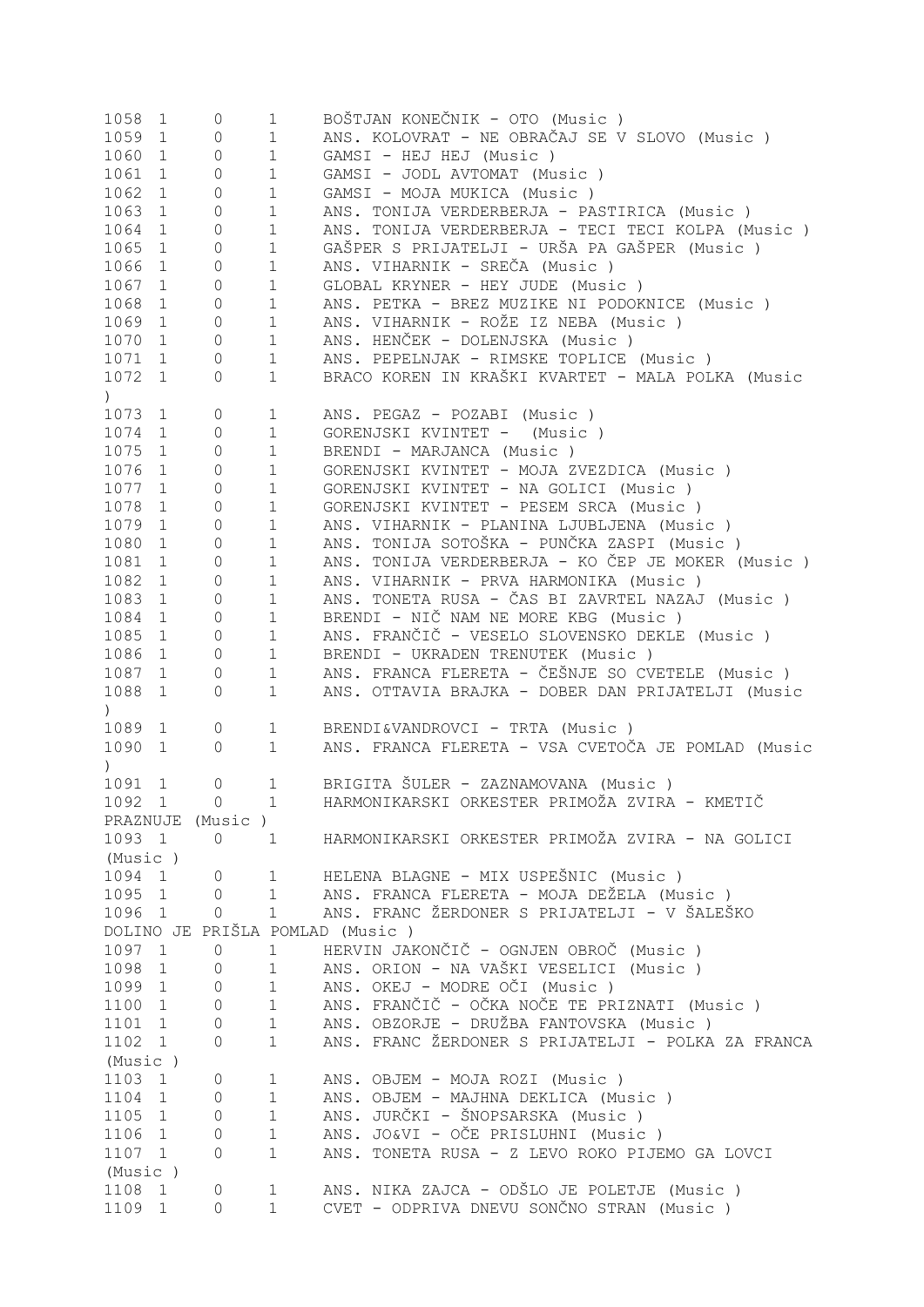```
1058 1     0     1     BOŠTJAN KONEČNIK - OTO (Music )
1059 1     0     1     ANS. KOLOVRAT - NE OBRAČAJ SE V SLOVO (Music )
1060 1     0     1     GAMSI - HEJ HEJ (Music )
1061 1     0     1     GAMSI - JODL AVTOMAT (Music )
1062 1     0     1     GAMSI - MOJA MUKICA (Music )
1063 1     0     1     ANS. TONIJA VERDERBERJA - PASTIRICA (Music )
1064 1     0     1     ANS. TONIJA VERDERBERJA - TECI TECI KOLPA (Music )
1065 1     0     1     GAŠPER S PRIJATELJI - URŠA PA GAŠPER (Music )
1066 1     0     1     ANS. VIHARNIK - SREČA (Music )
1067 1     0     1     GLOBAL KRYNER - HEY JUDE (Music )
1068 1     0     1     ANS. PETKA - BREZ MUZIKE NI PODOKNICE (Music )
1069 1     0     1     ANS. VIHARNIK - ROŽE IZ NEBA (Music )
1070 1     0     1     ANS. HENČEK - DOLENJSKA (Music )
1071 1     0     1     ANS. PEPELNJAK - RIMSKE TOPLICE (Music )
1072 1     0     1     BRACO KOREN IN KRAŠKI KVARTET - MALA POLKA (Music
)
1073 1     0     1     ANS. PEGAZ - POZABI (Music )
1074 1     0     1     GORENJSKI KVINTET -  (Music )
1075 1     0     1     BRENDI - MARJANCA (Music )
1076 1     0     1     GORENJSKI KVINTET - MOJA ZVEZDICA (Music )
1077 1     0     1     GORENJSKI KVINTET - NA GOLICI (Music )
1078 1     0     1     GORENJSKI KVINTET - PESEM SRCA (Music )
1079 1     0     1     ANS. VIHARNIK - PLANINA LJUBLJENA (Music )
1080 1     0     1     ANS. TONIJA SOTOŠKA - PUNČKA ZASPI (Music )
1081 1     0     1     ANS. TONIJA VERDERBERJA - KO ČEP JE MOKER (Music )
1082 1     0     1     ANS. VIHARNIK - PRVA HARMONIKA (Music )
1083 1     0     1     ANS. TONETA RUSA - ČAS BI ZAVRTEL NAZAJ (Music )
1084 1     0     1     BRENDI - NIČ NAM NE MORE KBG (Music )
1085 1     0     1     ANS. FRANČIČ - VESELO SLOVENSKO DEKLE (Music )
1086 1     0     1     BRENDI - UKRADEN TRENUTEK (Music )
1087 1     0     1     ANS. FRANCA FLERETA - ČEŠNJE SO CVETELE (Music )
1088 1     0     1     ANS. OTTAVIA BRAJKA - DOBER DAN PRIJATELJI (Music
)
1089 1     0     1     BRENDI&VANDROVCI - TRTA (Music )
1090 1     0     1     ANS. FRANCA FLERETA - VSA CVETOČA JE POMLAD (Music
)
1091 1     0     1     BRIGITA ŠULER - ZAZNAMOVANA (Music )
1092 1     0     1     HARMONIKARSKI ORKESTER PRIMOŽA ZVIRA - KMETIČ
PRAZNUJE (Music )
1093 1     0     1     HARMONIKARSKI ORKESTER PRIMOŽA ZVIRA - NA GOLICI
(Music )
1094 1     0     1     HELENA BLAGNE - MIX USPEŠNIC (Music )
1095 1     0     1     ANS. FRANCA FLERETA - MOJA DEŽELA (Music )
1096 1     0     1     ANS. FRANC ŽERDONER S PRIJATELJI - V ŠALEŠKO
DOLINO JE PRIŠLA POMLAD (Music )
1097 1     0     1     HERVIN JAKONČIČ - OGNJEN OBROČ (Music )
1098 1     0     1     ANS. ORION - NA VAŠKI VESELICI (Music )
1099 1     0     1     ANS. OKEJ - MODRE OČI (Music )
1100 1     0     1     ANS. FRANČIČ - OČKA NOČE TE PRIZNATI (Music )
1101 1     0     1     ANS. OBZORJE - DRUŽBA FANTOVSKA (Music )
1102 1     0     1     ANS. FRANC ŽERDONER S PRIJATELJI - POLKA ZA FRANCA
(Music )
1103 1     0     1     ANS. OBJEM - MOJA ROZI (Music )
1104 1     0     1     ANS. OBJEM - MAJHNA DEKLICA (Music )
1105 1     0     1     ANS. JURČKI - ŠNOPSARSKA (Music )
1106 1     0     1     ANS. JO&VI - OČE PRISLUHNI (Music )
1107 1     0     1     ANS. TONETA RUSA - Z LEVO ROKO PIJEMO GA LOVCI
(Music )
1108 1     0     1     ANS. NIKA ZAJCA - ODŠLO JE POLETJE (Music )
1109 1     0     1     CVET - ODPRIVA DNEVU SONČNO STRAN (Music )
```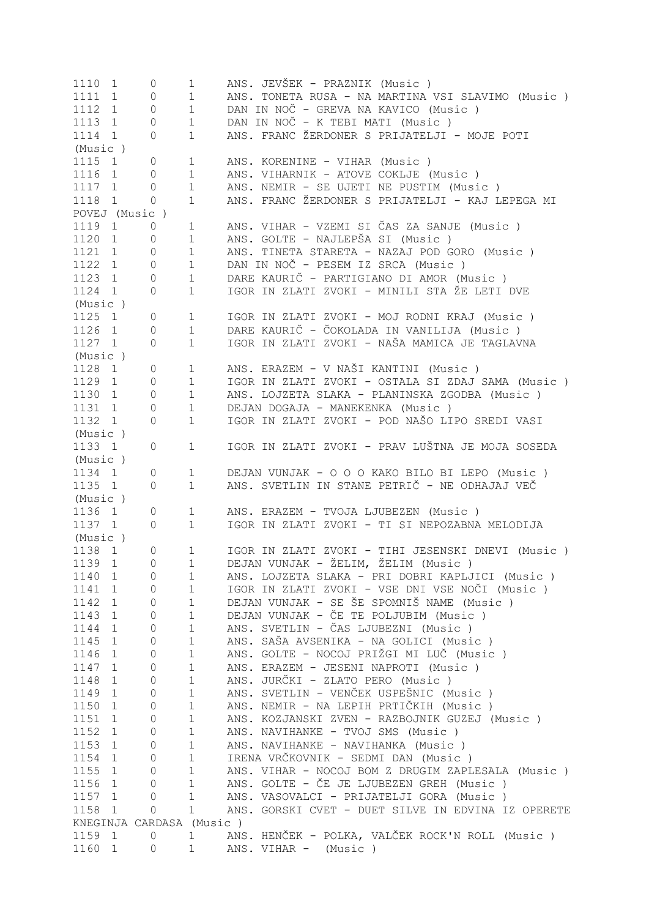```
1110  1     0     1     ANS. JEVŠEK - PRAZNIK (Music )
1111  1     0     1     ANS. TONETA RUSA - NA MARTINA VSI SLAVIMO (Music )
1112  1     0     1     DAN IN NOČ - GREVA NA KAVICO (Music )
1113  1     0     1     DAN IN NOČ - K TEBI MATI (Music )
1114  1     0     1     ANS. FRANC ŽERDONER S PRIJATELJI - MOJE POTI
(Music )
1115  1     0     1     ANS. KORENINE - VIHAR (Music )
1116  1     0     1     ANS. VIHARNIK - ATOVE COKLJE (Music )
1117  1     0     1     ANS. NEMIR - SE UJETI NE PUSTIM (Music )
1118  1     0     1     ANS. FRANC ŽERDONER S PRIJATELJI - KAJ LEPEGA MI
POVEJ (Music )
1119  1     0     1     ANS. VIHAR - VZEMI SI ČAS ZA SANJE (Music )
1120  1     0     1     ANS. GOLTE - NAJLEPŠA SI (Music )
1121  1     0     1     ANS. TINETA STARETA - NAZAJ POD GORO (Music )
1122  1     0     1     DAN IN NOČ - PESEM IZ SRCA (Music )
1123  1     0     1     DARE KAURIČ - PARTIGIANO DI AMOR (Music )
1124  1     0     1     IGOR IN ZLATI ZVOKI - MINILI STA ŽE LETI DVE
(Music )
1125  1     0     1     IGOR IN ZLATI ZVOKI - MOJ RODNI KRAJ (Music )
1126  1     0     1     DARE KAURIČ - ČOKOLADA IN VANILIJA (Music )
1127  1     0     1     IGOR IN ZLATI ZVOKI - NAŠA MAMICA JE TAGLAVNA
(Music )
1128  1     0     1     ANS. ERAZEM - V NAŠI KANTINI (Music )
1129  1     0     1     IGOR IN ZLATI ZVOKI - OSTALA SI ZDAJ SAMA (Music )
1130  1     0     1     ANS. LOJZETA SLAKA - PLANINSKA ZGODBA (Music )
1131  1     0     1     DEJAN DOGAJA - MANEKENKA (Music )
1132  1     0     1     IGOR IN ZLATI ZVOKI - POD NAŠO LIPO SREDI VASI
(Music )
1133  1     0     1     IGOR IN ZLATI ZVOKI - PRAV LUŠTNA JE MOJA SOSEDA
(Music )
1134  1     0     1     DEJAN VUNJAK - O O O KAKO BILO BI LEPO (Music )
1135  1     0     1     ANS. SVETLIN IN STANE PETRIČ - NE ODHAJAJ VEČ
(Music )
1136  1     0     1     ANS. ERAZEM - TVOJA LJUBEZEN (Music )
1137  1     0     1     IGOR IN ZLATI ZVOKI - TI SI NEPOZABNA MELODIJA
(Music )
1138  1     0     1     IGOR IN ZLATI ZVOKI - TIHI JESENSKI DNEVI (Music )
1139  1     0     1     DEJAN VUNJAK - ŽELIM, ŽELIM (Music )
1140  1     0     1     ANS. LOJZETA SLAKA - PRI DOBRI KAPLJICI (Music )
1141  1     0     1     IGOR IN ZLATI ZVOKI - VSE DNI VSE NOČI (Music )
1142  1     0     1     DEJAN VUNJAK - SE ŠE SPOMNIŠ NAME (Music )
1143  1     0     1     DEJAN VUNJAK - ČE TE POLJUBIM (Music )
1144  1     0     1     ANS. SVETLIN - ČAS LJUBEZNI (Music )
1145  1     0     1     ANS. SAŠA AVSENIKA - NA GOLICI (Music )
1146  1     0     1     ANS. GOLTE - NOCOJ PRIŽGI MI LUČ (Music )
1147  1     0     1     ANS. ERAZEM - JESENI NAPROTI (Music )
1148  1     0     1     ANS. JURČKI - ZLATO PERO (Music )
1149  1     0     1     ANS. SVETLIN - VENČEK USPEŠNIC (Music )
1150  1     0     1     ANS. NEMIR - NA LEPIH PRTIČKIH (Music )
1151  1     0     1     ANS. KOZJANSKI ZVEN - RAZBOJNIK GUZEJ (Music )
1152  1     0     1     ANS. NAVIHANKE - TVOJ SMS (Music )
1153  1     0     1     ANS. NAVIHANKE - NAVIHANKA (Music )
1154  1     0     1     IRENA VRČKOVNIK - SEDMI DAN (Music )
1155  1     0     1     ANS. VIHAR - NOCOJ BOM Z DRUGIM ZAPLESALA (Music )
1156  1     0     1     ANS. GOLTE - ČE JE LJUBEZEN GREH (Music )
1157  1     0     1     ANS. VASOVALCI - PRIJATELJI GORA (Music )
1158  1     0     1     ANS. GORSKI CVET - DUET SILVE IN EDVINA IZ OPERETE
KNEGINJA CARDASA (Music )
1159  1     0     1     ANS. HENČEK - POLKA, VALČEK ROCK'N ROLL (Music )
1160  1     0     1     ANS. VIHAR -  (Music )
```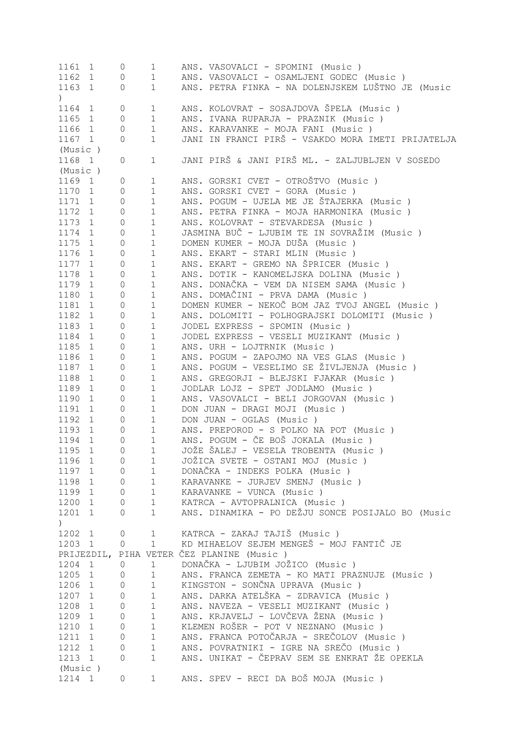```
1161 1     0     1     ANS. VASOVALCI - SPOMINI (Music )
1162 1     0     1     ANS. VASOVALCI - OSAMLJENI GODEC (Music )
1163 1     0     1     ANS. PETRA FINKA - NA DOLENJSKEM LUŠTNO JE (Music
)
1164 1     0     1     ANS. KOLOVRAT - SOSAJDOVA ŠPELA (Music )
1165 1     0     1     ANS. IVANA RUPARJA - PRAZNIK (Music )
1166 1     0     1     ANS. KARAVANKE - MOJA FANI (Music )
1167 1     0     1     JANI IN FRANCI PIRŠ - VSAKDO MORA IMETI PRIJATELJA
(Music )
1168 1     0     1     JANI PIRŠ & JANI PIRŠ ML. - ZALJUBLJEN V SOSEDO
(Music )
1169 1     0     1     ANS. GORSKI CVET - OTROŠTVO (Music )
1170 1     0     1     ANS. GORSKI CVET - GORA (Music )
1171 1     0     1     ANS. POGUM - UJELA ME JE ŠTAJERKA (Music )
1172 1     0     1     ANS. PETRA FINKA - MOJA HARMONIKA (Music )
1173 1     0     1     ANS. KOLOVRAT - STEVARDESA (Music )
1174 1     0     1     JASMINA BUČ - LJUBIM TE IN SOVRAŽIM (Music )
1175 1     0     1     DOMEN KUMER - MOJA DUŠA (Music )
1176 1     0     1     ANS. EKART - STARI MLIN (Music )
1177 1     0     1     ANS. EKART - GREMO NA ŠPRICER (Music )
1178 1     0     1     ANS. DOTIK - KANOMELJSKA DOLINA (Music )
1179 1     0     1     ANS. DONAČKA - VEM DA NISEM SAMA (Music )
1180 1     0     1     ANS. DOMAČINI - PRVA DAMA (Music )
1181 1     0     1     DOMEN KUMER - NEKOČ BOM JAZ TVOJ ANGEL (Music )
1182 1     0     1     ANS. DOLOMITI - POLHOGRAJSKI DOLOMITI (Music )
1183 1     0     1     JODEL EXPRESS - SPOMIN (Music )
1184 1     0     1     JODEL EXPRESS - VESELI MUZIKANT (Music )
1185 1     0     1     ANS. URH - LOJTRNIK (Music )
1186 1     0     1     ANS. POGUM - ZAPOJMO NA VES GLAS (Music )
1187 1     0     1     ANS. POGUM - VESELIMO SE ŽIVLJENJA (Music )
1188 1     0     1     ANS. GREGORJI - BLEJSKI FJAKAR (Music )
1189 1     0     1     JODLAR LOJZ - SPET JODLAMO (Music )
1190 1     0     1     ANS. VASOVALCI - BELI JORGOVAN (Music )
1191 1     0     1     DON JUAN - DRAGI MOJI (Music )
1192 1     0     1     DON JUAN - OGLAS (Music )
1193 1     0     1     ANS. PREPOROD - S POLKO NA POT (Music )
1194 1     0     1     ANS. POGUM - ČE BOŠ JOKALA (Music )
1195 1     0     1     JOŽE ŠALEJ - VESELA TROBENTA (Music )
1196 1     0     1     JOŽICA SVETE - OSTANI MOJ (Music )
1197 1     0     1     DONAČKA - INDEKS POLKA (Music )
1198 1     0     1     KARAVANKE - JURJEV SMENJ (Music )
1199 1     0     1     KARAVANKE - VUNCA (Music )
1200 1     0     1     KATRCA - AVTOPRALNICA (Music )
1201 1     0     1     ANS. DINAMIKA - PO DEŽJU SONCE POSIJALO BO (Music
)
1202 1     0     1     KATRCA - ZAKAJ TAJIŠ (Music )
1203 1     0     1     KD MIHAELOV SEJEM MENGEŠ - MOJ FANTIČ JE
PRIJEZDIL, PIHA VETER ČEZ PLANINE (Music )
1204 1     0     1     DONAČKA - LJUBIM JOŽICO (Music )
1205 1     0     1     ANS. FRANCA ZEMETA - KO MATI PRAZNUJE (Music )
1206 1     0     1     KINGSTON - SONČNA UPRAVA (Music )
1207 1     0     1     ANS. DARKA ATELŠKA - ZDRAVICA (Music )
1208 1     0     1     ANS. NAVEZA - VESELI MUZIKANT (Music )
1209 1     0     1     ANS. KRJAVELJ - LOVČEVA ŽENA (Music )
1210 1     0     1     KLEMEN ROŠER - POT V NEZNANO (Music )
1211 1     0     1     ANS. FRANCA POTOČARJA - SREČOLOV (Music )
1212 1     0     1     ANS. POVRATNIKI - IGRE NA SREČO (Music )
1213 1     0     1     ANS. UNIKAT - ČEPRAV SEM SE ENKRAT ŽE OPEKLA
(Music )
1214 1     0     1     ANS. SPEV - RECI DA BOŠ MOJA (Music )
```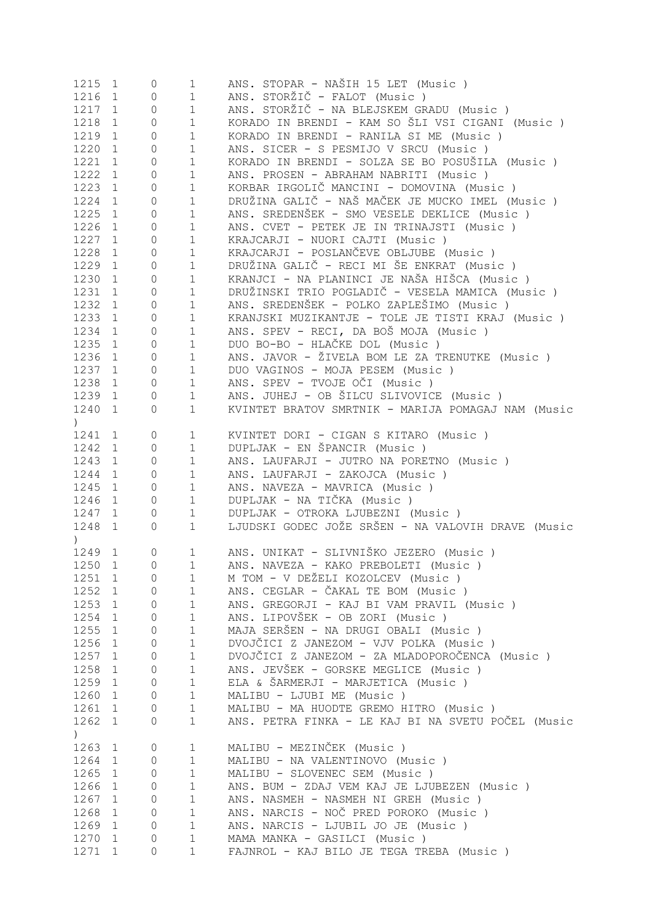```
1215 1     0     1     ANS. STOPAR - NAŠIH 15 LET (Music )
1216 1     0     1     ANS. STORŽIČ - FALOT (Music )
1217 1     0     1     ANS. STORŽIČ - NA BLEJSKEM GRADU (Music )
1218 1     0     1     KORADO IN BRENDI - KAM SO ŠLI VSI CIGANI (Music )
1219 1     0     1     KORADO IN BRENDI - RANILA SI ME (Music )
1220 1     0     1     ANS. SICER - S PESMIJO V SRCU (Music )
1221 1     0     1     KORADO IN BRENDI - SOLZA SE BO POSUŠILA (Music )
1222 1     0     1     ANS. PROSEN - ABRAHAM NABRITI (Music )
1223 1     0     1     KORBAR IRGOLIČ MANCINI - DOMOVINA (Music )
1224 1     0     1     DRUŽINA GALIČ - NAŠ MAČEK JE MUCKO IMEL (Music )
1225 1     0     1     ANS. SREDENŠEK - SMO VESELE DEKLICE (Music )
1226 1     0     1     ANS. CVET - PETEK JE IN TRINAJSTI (Music )
1227 1     0     1     KRAJCARJI - NUORI CAJTI (Music )
1228 1     0     1     KRAJCARJI - POSLANČEVE OBLJUBE (Music )
1229 1     0     1     DRUŽINA GALIČ - RECI MI ŠE ENKRAT (Music )
1230 1     0     1     KRANJCI - NA PLANINCI JE NAŠA HIŠCA (Music )
1231 1     0     1     DRUŽINSKI TRIO POGLADIČ - VESELA MAMICA (Music )
1232 1     0     1     ANS. SREDENŠEK - POLKO ZAPLEŠIMO (Music )
1233 1     0     1     KRANJSKI MUZIKANTJE - TOLE JE TISTI KRAJ (Music )
1234 1     0     1     ANS. SPEV - RECI, DA BOŠ MOJA (Music )
1235 1     0     1     DUO BO-BO - HLAČKE DOL (Music )
1236 1     0     1     ANS. JAVOR - ŽIVELA BOM LE ZA TRENUTKE (Music )
1237 1     0     1     DUO VAGINOS - MOJA PESEM (Music )
1238 1     0     1     ANS. SPEV - TVOJE OČI (Music )
1239 1     0     1     ANS. JUHEJ - OB ŠILCU SLIVOVICE (Music )
1240 1     0     1     KVINTET BRATOV SMRTNIK - MARIJA POMAGAJ NAM (Music
)
1241 1     0     1     KVINTET DORI - CIGAN S KITARO (Music )
1242 1     0     1     DUPLJAK - EN ŠPANCIR (Music )
1243 1     0     1     ANS. LAUFARJI - JUTRO NA PORETNO (Music )
1244 1     0     1     ANS. LAUFARJI - ZAKOJCA (Music )
1245 1     0     1     ANS. NAVEZA - MAVRICA (Music )
1246 1     0     1     DUPLJAK - NA TIČKA (Music )
1247 1     0     1     DUPLJAK - OTROKA LJUBEZNI (Music )
1248 1     0     1     LJUDSKI GODEC JOŽE SRŠEN - NA VALOVIH DRAVE (Music
)
1249 1     0     1     ANS. UNIKAT - SLIVNIŠKO JEZERO (Music )
1250 1     0     1     ANS. NAVEZA - KAKO PREBOLETI (Music )
1251 1     0     1     M TOM - V DEŽELI KOZOLCEV (Music )
1252 1     0     1     ANS. CEGLAR - ČAKAL TE BOM (Music )
1253 1     0     1     ANS. GREGORJI - KAJ BI VAM PRAVIL (Music )
1254 1     0     1     ANS. LIPOVŠEK - OB ZORI (Music )
1255 1     0     1     MAJA SERŠEN - NA DRUGI OBALI (Music )
1256 1     0     1     DVOJČICI Z JANEZOM - VJV POLKA (Music )
1257 1     0     1     DVOJČICI Z JANEZOM - ZA MLADOPOROČENCA (Music )
1258 1     0     1     ANS. JEVŠEK - GORSKE MEGLICE (Music )
1259 1     0     1     ELA & ŠARMERJI - MARJETICA (Music )
1260 1     0     1     MALIBU - LJUBI ME (Music )
1261 1     0     1     MALIBU - MA HUODTE GREMO HITRO (Music )
1262 1     0     1     ANS. PETRA FINKA - LE KAJ BI NA SVETU POČEL (Music
)
1263 1     0     1     MALIBU - MEZINČEK (Music )
1264 1     0     1     MALIBU - NA VALENTINOVO (Music )
1265 1     0     1     MALIBU - SLOVENEC SEM (Music )
1266 1     0     1     ANS. BUM - ZDAJ VEM KAJ JE LJUBEZEN (Music )
1267 1     0     1     ANS. NASMEH - NASMEH NI GREH (Music )
1268 1     0     1     ANS. NARCIS - NOČ PRED POROKO (Music )
1269 1     0     1     ANS. NARCIS - LJUBIL JO JE (Music )
1270 1     0     1     MAMA MANKA - GASILCI (Music )
1271 1     0     1     FAJNROL - KAJ BILO JE TEGA TREBA (Music )
```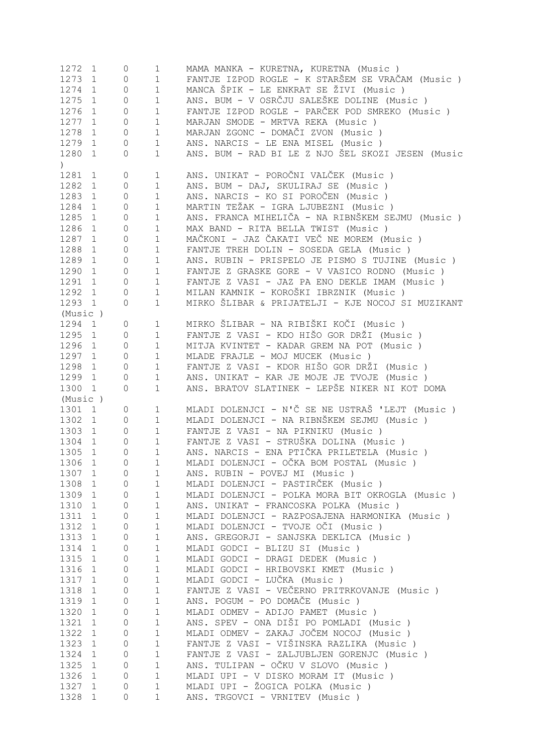```
1272  1     0     1     MAMA MANKA - KURETNA, KURETNA (Music )
1273  1     0     1     FANTJE IZPOD ROGLE - K STARŠEM SE VRAČAM (Music )
1274  1     0     1     MANCA ŠPIK - LE ENKRAT SE ŽIVI (Music )
1275  1     0     1     ANS. BUM - V OSRČJU SALEŠKE DOLINE (Music )
1276  1     0     1     FANTJE IZPOD ROGLE - PARČEK POD SMREKO (Music )
1277  1     0     1     MARJAN SMODE - MRTVA REKA (Music )
1278  1     0     1     MARJAN ZGONC - DOMAČI ZVON (Music )
1279  1     0     1     ANS. NARCIS - LE ENA MISEL (Music )
1280  1     0     1     ANS. BUM - RAD BI LE Z NJO ŠEL SKOZI JESEN (Music
)
1281  1     0     1     ANS. UNIKAT - POROČNI VALČEK (Music )
1282  1     0     1     ANS. BUM - DAJ, SKULIRAJ SE (Music )
1283  1     0     1     ANS. NARCIS - KO SI POROČEN (Music )
1284  1     0     1     MARTIN TEŽAK - IGRA LJUBEZNI (Music )
1285  1     0     1     ANS. FRANCA MIHELIČA - NA RIBNŠKEM SEJMU (Music )
1286  1     0     1     MAX BAND - RITA BELLA TWIST (Music )
1287  1     0     1     MAČKONI - JAZ ČAKATI VEČ NE MOREM (Music )
1288  1     0     1     FANTJE TREH DOLIN - SOSEDA GELA (Music )
1289  1     0     1     ANS. RUBIN - PRISPELO JE PISMO S TUJINE (Music )
1290  1     0     1     FANTJE Z GRASKE GORE - V VASICO RODNO (Music )
1291  1     0     1     FANTJE Z VASI - JAZ PA ENO DEKLE IMAM (Music )
1292  1     0     1     MILAN KAMNIK - KOROŠKI IBRZNIK (Music )
1293  1     0     1     MIRKO ŠLIBAR & PRIJATELJI - KJE NOCOJ SI MUZIKANT
(Music )
1294  1     0     1     MIRKO ŠLIBAR - NA RIBIŠKI KOČI (Music )
1295  1     0     1     FANTJE Z VASI - KDO HIŠO GOR DRŽI (Music )
1296  1     0     1     MITJA KVINTET - KADAR GREM NA POT (Music )
1297  1     0     1     MLADE FRAJLE - MOJ MUCEK (Music )
1298  1     0     1     FANTJE Z VASI - KDOR HIŠO GOR DRŽI (Music )
1299  1     0     1     ANS. UNIKAT - KAR JE MOJE JE TVOJE (Music )
1300  1     0     1     ANS. BRATOV SLATINEK - LEPŠE NIKER NI KOT DOMA
(Music )
1301  1     0     1     MLADI DOLENJCI - N'Č SE NE USTRAŠ 'LEJT (Music )
1302  1     0     1     MLADI DOLENJCI - NA RIBNŠKEM SEJMU (Music )
1303  1     0     1     FANTJE Z VASI - NA PIKNIKU (Music )
1304  1     0     1     FANTJE Z VASI - STRUŠKA DOLINA (Music )
1305  1     0     1     ANS. NARCIS - ENA PTIČKA PRILETELA (Music )
1306  1     0     1     MLADI DOLENJCI - OČKA BOM POSTAL (Music )
1307  1     0     1     ANS. RUBIN - POVEJ MI (Music )
1308  1     0     1     MLADI DOLENJCI - PASTIRČEK (Music )
1309  1     0     1     MLADI DOLENJCI - POLKA MORA BIT OKROGLA (Music )
1310  1     0     1     ANS. UNIKAT - FRANCOSKA POLKA (Music )
1311  1     0     1     MLADI DOLENJCI - RAZPOSAJENA HARMONIKA (Music )
1312  1     0     1     MLADI DOLENJCI - TVOJE OČI (Music )
1313  1     0     1     ANS. GREGORJI - SANJSKA DEKLICA (Music )
1314  1     0     1     MLADI GODCI - BLIZU SI (Music )
1315  1     0     1     MLADI GODCI - DRAGI DEDEK (Music )
1316  1     0     1     MLADI GODCI - HRIBOVSKI KMET (Music )
1317  1     0     1     MLADI GODCI - LUČKA (Music )
1318  1     0     1     FANTJE Z VASI - VEČERNO PRITRKOVANJE (Music )
1319  1     0     1     ANS. POGUM - PO DOMAČE (Music )
1320  1     0     1     MLADI ODMEV - ADIJO PAMET (Music )
1321  1     0     1     ANS. SPEV - ONA DIŠI PO POMLADI (Music )
1322  1     0     1     MLADI ODMEV - ZAKAJ JOČEM NOCOJ (Music )
1323  1     0     1     FANTJE Z VASI - VIŠINSKA RAZLIKA (Music )
1324  1     0     1     FANTJE Z VASI - ZALJUBLJEN GORENJC (Music )
1325  1     0     1     ANS. TULIPAN - OČKU V SLOVO (Music )
1326  1     0     1     MLADI UPI - V DISKO MORAM IT (Music )
1327  1     0     1     MLADI UPI - ŽOGICA POLKA (Music )
1328  1     0     1     ANS. TRGOVCI - VRNITEV (Music )
```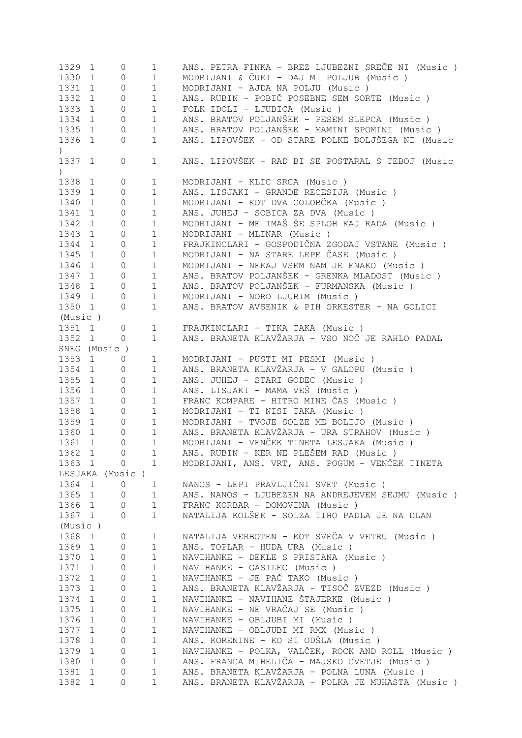```
1329  1     0     1     ANS. PETRA FINKA - BREZ LJUBEZNI SREČE NI (Music )
1330  1     0     1     MODRIJANI & ČUKI - DAJ MI POLJUB (Music )
1331  1     0     1     MODRIJANI - AJDA NA POLJU (Music )
1332  1     0     1     ANS. RUBIN - POBIČ POSEBNE SEM SORTE (Music )
1333  1     0     1     FOLK IDOLI - LJUBICA (Music )
1334  1     0     1     ANS. BRATOV POLJANŠEK - PESEM SLEPCA (Music )
1335  1     0     1     ANS. BRATOV POLJANŠEK - MAMINI SPOMINI (Music )
1336  1     0     1     ANS. LIPOVŠEK - OD STARE POLKE BOLJŠEGA NI (Music
)
1337  1     0     1     ANS. LIPOVŠEK - RAD BI SE POSTARAL S TEBOJ (Music
)
1338  1     0     1     MODRIJANI - KLIC SRCA (Music )
1339  1     0     1     ANS. LISJAKI - GRANDE RECESIJA (Music )
1340  1     0     1     MODRIJANI - KOT DVA GOLOBČKA (Music )
1341  1     0     1     ANS. JUHEJ - SOBICA ZA DVA (Music )
1342  1     0     1     MODRIJANI - ME IMAŠ ŠE SPLOH KAJ RADA (Music )
1343  1     0     1     MODRIJANI - MLINAR (Music )
1344  1     0     1     FRAJKINCLARI - GOSPODIČNA ZGODAJ VSTANE (Music )
1345  1     0     1     MODRIJANI - NA STARE LEPE ČASE (Music )
1346  1     0     1     MODRIJANI - NEKAJ VSEM NAM JE ENAKO (Music )
1347  1     0     1     ANS. BRATOV POLJANŠEK - GRENKA MLADOST (Music )
1348  1     0     1     ANS. BRATOV POLJANŠEK - FURMANSKA (Music )
1349  1     0     1     MODRIJANI - NORO LJUBIM (Music )
1350  1     0     1     ANS. BRATOV AVSENIK & PIH ORKESTER - NA GOLICI
(Music )
1351  1     0     1     FRAJKINCLARI - TIKA TAKA (Music )
1352  1     0     1     ANS. BRANETA KLAVŽARJA - VSO NOČ JE RAHLO PADAL
SNEG (Music )
1353  1     0     1     MODRIJANI - PUSTI MI PESMI (Music )
1354  1     0     1     ANS. BRANETA KLAVŽARJA - V GALOPU (Music )
1355  1     0     1     ANS. JUHEJ - STARI GODEC (Music )
1356  1     0     1     ANS. LISJAKI - MAMA VEŠ (Music )
1357  1     0     1     FRANC KOMPARE - HITRO MINE ČAS (Music )
1358  1     0     1     MODRIJANI - TI NISI TAKA (Music )
1359  1     0     1     MODRIJANI - TVOJE SOLZE ME BOLIJO (Music )
1360  1     0     1     ANS. BRANETA KLAVŽARJA - URA STRAHOV (Music )
1361  1     0     1     MODRIJANI - VENČEK TINETA LESJAKA (Music )
1362  1     0     1     ANS. RUBIN - KER NE PLEŠEM RAD (Music )
1363  1     0     1     MODRIJANI, ANS. VRT, ANS. POGUM - VENČEK TINETA
LESJAKA (Music )
1364  1     0     1     NANOS - LEPI PRAVLJIČNI SVET (Music )
1365  1     0     1     ANS. NANOS - LJUBEZEN NA ANDREJEVEM SEJMU (Music )
1366  1     0     1     FRANC KORBAR - DOMOVINA (Music )
1367  1     0     1     NATALIJA KOLŠEK - SOLZA TIHO PADLA JE NA DLAN
(Music )
1368  1     0     1     NATALIJA VERBOTEN - KOT SVEČA V VETRU (Music )
1369  1     0     1     ANS. TOPLAR - HUDA URA (Music )
1370  1     0     1     NAVIHANKE - DEKLE S PRISTANA (Music )
1371  1     0     1     NAVIHANKE - GASILEC (Music )
1372  1     0     1     NAVIHANKE - JE PAČ TAKO (Music )
1373  1     0     1     ANS. BRANETA KLAVŽARJA - TISOČ ZVEZD (Music )
1374  1     0     1     NAVIHANKE - NAVIHANE ŠTAJERKE (Music )
1375  1     0     1     NAVIHANKE - NE VRAČAJ SE (Music )
1376  1     0     1     NAVIHANKE - OBLJUBI MI (Music )
1377  1     0     1     NAVIHANKE - OBLJUBI MI RMX (Music )
1378  1     0     1     ANS. KORENINE - KO SI ODŠLA (Music )
1379  1     0     1     NAVIHANKE - POLKA, VALČEK, ROCK AND ROLL (Music )
1380  1     0     1     ANS. FRANCA MIHELIČA - MAJSKO CVETJE (Music )
1381  1     0     1     ANS. BRANETA KLAVŽARJA - POLNA LUNA (Music )
1382  1     0     1     ANS. BRANETA KLAVŽARJA - POLKA JE MUHASTA (Music )
```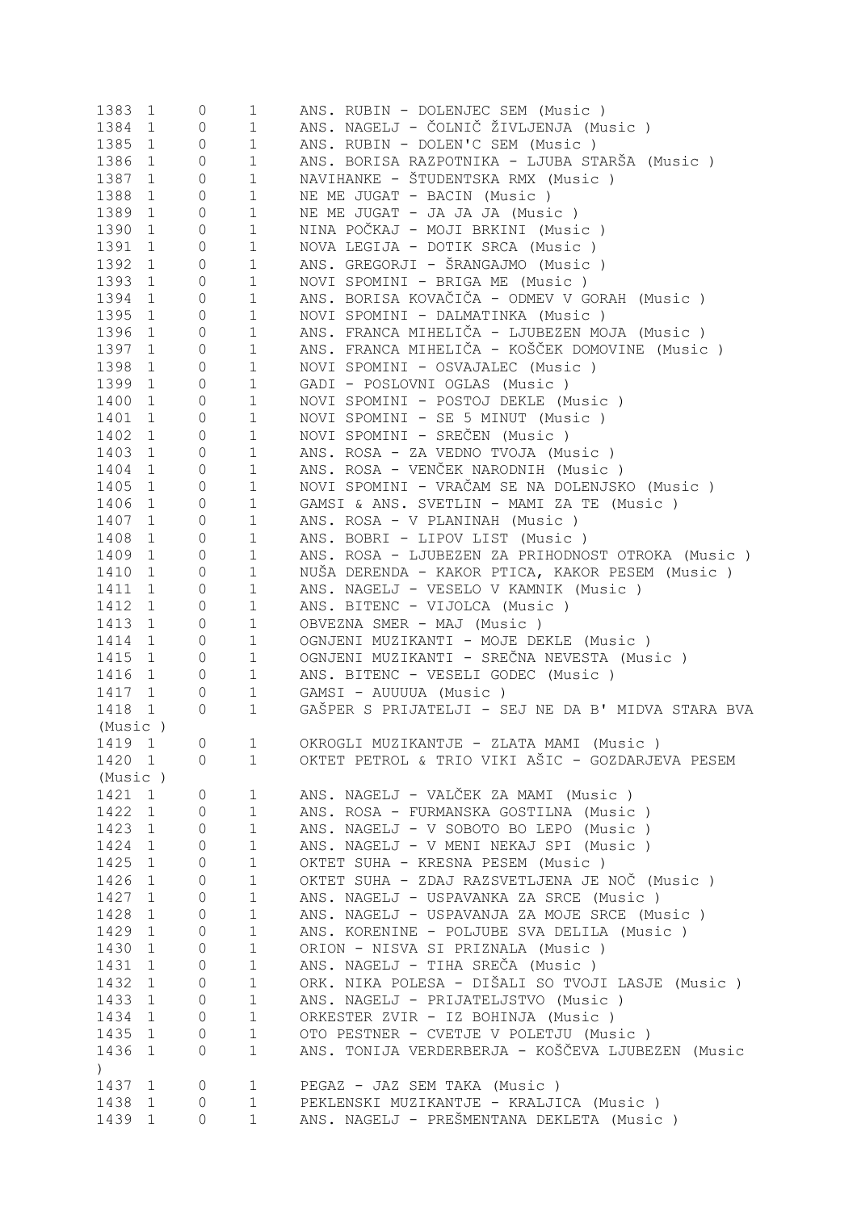```
1383 1     0    1    ANS. RUBIN - DOLENJEC SEM (Music )
1384 1     0    1    ANS. NAGELJ - ČOLNIČ ŽIVLJENJA (Music )
1385 1     0    1    ANS. RUBIN - DOLEN'C SEM (Music )
1386 1     0    1    ANS. BORISA RAZPOTNIKA - LJUBA STARŠA (Music )
1387 1     0    1    NAVIHANKE - ŠTUDENTSKA RMX (Music )
1388 1     0    1    NE ME JUGAT - BACIN (Music )
1389 1     0    1    NE ME JUGAT - JA JA JA (Music )
1390 1     0    1    NINA POČKAJ - MOJI BRKINI (Music )
1391 1     0    1    NOVA LEGIJA - DOTIK SRCA (Music )
1392 1     0    1    ANS. GREGORJI - ŠRANGAJMO (Music )
1393 1     0    1    NOVI SPOMINI - BRIGA ME (Music )
1394 1     0    1    ANS. BORISA KOVAČIČA - ODMEV V GORAH (Music )
1395 1     0    1    NOVI SPOMINI - DALMATINKA (Music )
1396 1     0    1    ANS. FRANCA MIHELIČA - LJUBEZEN MOJA (Music )
1397 1     0    1    ANS. FRANCA MIHELIČA - KOŠČEK DOMOVINE (Music )
1398 1     0    1    NOVI SPOMINI - OSVAJALEC (Music )
1399 1     0    1    GADI - POSLOVNI OGLAS (Music )
1400 1     0    1    NOVI SPOMINI - POSTOJ DEKLE (Music )
1401 1     0    1    NOVI SPOMINI - SE 5 MINUT (Music )
1402 1     0    1    NOVI SPOMINI - SREČEN (Music )
1403 1     0    1    ANS. ROSA - ZA VEDNO TVOJA (Music )
1404 1     0    1    ANS. ROSA - VENČEK NARODNIH (Music )
1405 1     0    1    NOVI SPOMINI - VRAČAM SE NA DOLENJSKO (Music )
1406 1     0    1    GAMSI & ANS. SVETLIN - MAMI ZA TE (Music )
1407 1     0    1    ANS. ROSA - V PLANINAH (Music )
1408 1     0    1    ANS. BOBRI - LIPOV LIST (Music )
1409 1     0    1    ANS. ROSA - LJUBEZEN ZA PRIHODNOST OTROKA (Music )
1410 1     0    1    NUŠA DERENDA - KAKOR PTICA, KAKOR PESEM (Music )
1411 1     0    1    ANS. NAGELJ - VESELO V KAMNIK (Music )
1412 1     0    1    ANS. BITENC - VIJOLCA (Music )
1413 1     0    1    OBVEZNA SMER - MAJ (Music )
1414 1     0    1    OGNJENI MUZIKANTI - MOJE DEKLE (Music )
1415 1     0    1    OGNJENI MUZIKANTI - SREČNA NEVESTA (Music )
1416 1     0    1    ANS. BITENC - VESELI GODEC (Music )
1417 1     0    1    GAMSI - AUUUUA (Music )
1418 1     0    1    GAŠPER S PRIJATELJI - SEJ NE DA B' MIDVA STARA BVA
(Music )
1419 1     0    1    OKROGLI MUZIKANTJE - ZLATA MAMI (Music )
1420 1     0    1    OKTET PETROL & TRIO VIKI AŠIC - GOZDARJEVA PESEM
(Music )
1421 1     0    1    ANS. NAGELJ - VALČEK ZA MAMI (Music )
1422 1     0    1    ANS. ROSA - FURMANSKA GOSTILNA (Music )
1423 1     0    1    ANS. NAGELJ - V SOBOTO BO LEPO (Music )
1424 1     0    1    ANS. NAGELJ - V MENI NEKAJ SPI (Music )
1425 1     0    1    OKTET SUHA - KRESNA PESEM (Music )
1426 1     0    1    OKTET SUHA - ZDAJ RAZSVETLJENA JE NOČ (Music )
1427 1     0    1    ANS. NAGELJ - USPAVANKA ZA SRCE (Music )
1428 1     0    1    ANS. NAGELJ - USPAVANJA ZA MOJE SRCE (Music )
1429 1     0    1    ANS. KORENINE - POLJUBE SVA DELILA (Music )
1430 1     0    1    ORION - NISVA SI PRIZNALA (Music )
1431 1     0    1    ANS. NAGELJ - TIHA SREČA (Music )
1432 1     0    1    ORK. NIKA POLESA - DIŠALI SO TVOJI LASJE (Music )
1433 1     0    1    ANS. NAGELJ - PRIJATELJSTVO (Music )
1434 1     0    1    ORKESTER ZVIR - IZ BOHINJA (Music )
1435 1     0    1    OTO PESTNER - CVETJE V POLETJU (Music )
1436 1     0    1    ANS. TONIJA VERDERBERJA - KOŠČEVA LJUBEZEN (Music
)
1437 1     0    1    PEGAZ - JAZ SEM TAKA (Music )
1438 1     0    1    PEKLENSKI MUZIKANTJE - KRALJICA (Music )
1439 1     0    1    ANS. NAGELJ - PREŠMENTANA DEKLETA (Music )
```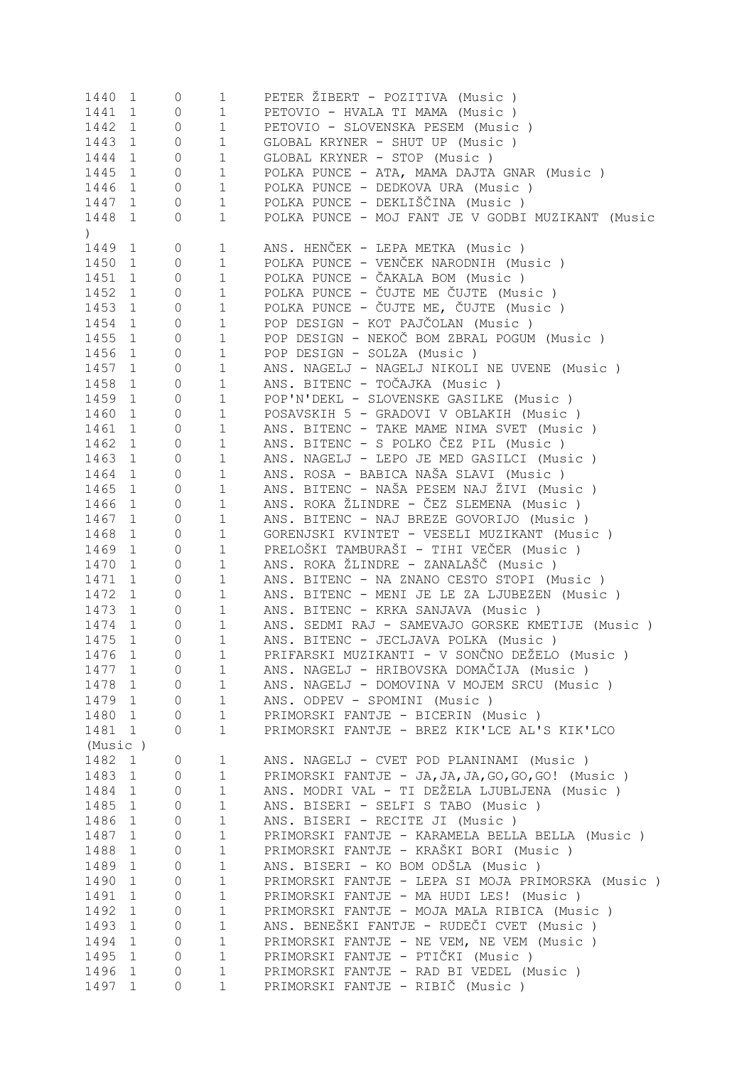```
1440  1     0     1     PETER ŽIBERT - POZITIVA (Music )
1441  1     0     1     PETOVIO - HVALA TI MAMA (Music )
1442  1     0     1     PETOVIO - SLOVENSKA PESEM (Music )
1443  1     0     1     GLOBAL KRYNER - SHUT UP (Music )
1444  1     0     1     GLOBAL KRYNER - STOP (Music )
1445  1     0     1     POLKA PUNCE - ATA, MAMA DAJTA GNAR (Music )
1446  1     0     1     POLKA PUNCE - DEDKOVA URA (Music )
1447  1     0     1     POLKA PUNCE - DEKLIŠČINA (Music )
1448  1     0     1     POLKA PUNCE - MOJ FANT JE V GODBI MUZIKANT (Music
)
1449  1     0     1     ANS. HENČEK - LEPA METKA (Music )
1450  1     0     1     POLKA PUNCE - VENČEK NARODNIH (Music )
1451  1     0     1     POLKA PUNCE - ČAKALA BOM (Music )
1452  1     0     1     POLKA PUNCE - ČUJTE ME ČUJTE (Music )
1453  1     0     1     POLKA PUNCE - ČUJTE ME, ČUJTE (Music )
1454  1     0     1     POP DESIGN - KOT PAJČOLAN (Music )
1455  1     0     1     POP DESIGN - NEKOČ BOM ZBRAL POGUM (Music )
1456  1     0     1     POP DESIGN - SOLZA (Music )
1457  1     0     1     ANS. NAGELJ - NAGELJ NIKOLI NE UVENE (Music )
1458  1     0     1     ANS. BITENC - TOČAJKA (Music )
1459  1     0     1     POP'N'DEKL - SLOVENSKE GASILKE (Music )
1460  1     0     1     POSAVSKIH 5 - GRADOVI V OBLAKIH (Music )
1461  1     0     1     ANS. BITENC - TAKE MAME NIMA SVET (Music )
1462  1     0     1     ANS. BITENC - S POLKO ČEZ PIL (Music )
1463  1     0     1     ANS. NAGELJ - LEPO JE MED GASILCI (Music )
1464  1     0     1     ANS. ROSA - BABICA NAŠA SLAVI (Music )
1465  1     0     1     ANS. BITENC - NAŠA PESEM NAJ ŽIVI (Music )
1466  1     0     1     ANS. ROKA ŽLINDRE - ČEZ SLEMENA (Music )
1467  1     0     1     ANS. BITENC - NAJ BREZE GOVORIJO (Music )
1468  1     0     1     GORENJSKI KVINTET - VESELI MUZIKANT (Music )
1469  1     0     1     PRELOŠKI TAMBURAŠI - TIHI VEČER (Music )
1470  1     0     1     ANS. ROKA ŽLINDRE - ZANALAŠČ (Music )
1471  1     0     1     ANS. BITENC - NA ZNANO CESTO STOPI (Music )
1472  1     0     1     ANS. BITENC - MENI JE LE ZA LJUBEZEN (Music )
1473  1     0     1     ANS. BITENC - KRKA SANJAVA (Music )
1474  1     0     1     ANS. SEDMI RAJ - SAMEVAJO GORSKE KMETIJE (Music )
1475  1     0     1     ANS. BITENC - JECLJAVA POLKA (Music )
1476  1     0     1     PRIFARSKI MUZIKANTI - V SONČNO DEŽELO (Music )
1477  1     0     1     ANS. NAGELJ - HRIBOVSKA DOMAČIJA (Music )
1478  1     0     1     ANS. NAGELJ - DOMOVINA V MOJEM SRCU (Music )
1479  1     0     1     ANS. ODPEV - SPOMINI (Music )
1480  1     0     1     PRIMORSKI FANTJE - BICERIN (Music )
1481  1     0     1     PRIMORSKI FANTJE - BREZ KIK'LCE AL'S KIK'LCO
(Music )
1482  1     0     1     ANS. NAGELJ - CVET POD PLANINAMI (Music )
1483  1     0     1     PRIMORSKI FANTJE - JA,JA,JA,GO,GO,GO! (Music )
1484  1     0     1     ANS. MODRI VAL - TI DEŽELA LJUBLJENA (Music )
1485  1     0     1     ANS. BISERI - SELFI S TABO (Music )
1486  1     0     1     ANS. BISERI - RECITE JI (Music )
1487  1     0     1     PRIMORSKI FANTJE - KARAMELA BELLA BELLA (Music )
1488  1     0     1     PRIMORSKI FANTJE - KRAŠKI BORI (Music )
1489  1     0     1     ANS. BISERI - KO BOM ODŠLA (Music )
1490  1     0     1     PRIMORSKI FANTJE - LEPA SI MOJA PRIMORSKA (Music )
1491  1     0     1     PRIMORSKI FANTJE - MA HUDI LES! (Music )
1492  1     0     1     PRIMORSKI FANTJE - MOJA MALA RIBICA (Music )
1493  1     0     1     ANS. BENEŠKI FANTJE - RUDEČI CVET (Music )
1494  1     0     1     PRIMORSKI FANTJE - NE VEM, NE VEM (Music )
1495  1     0     1     PRIMORSKI FANTJE - PTIČKI (Music )
1496  1     0     1     PRIMORSKI FANTJE - RAD BI VEDEL (Music )
1497  1     0     1     PRIMORSKI FANTJE - RIBIČ (Music )
```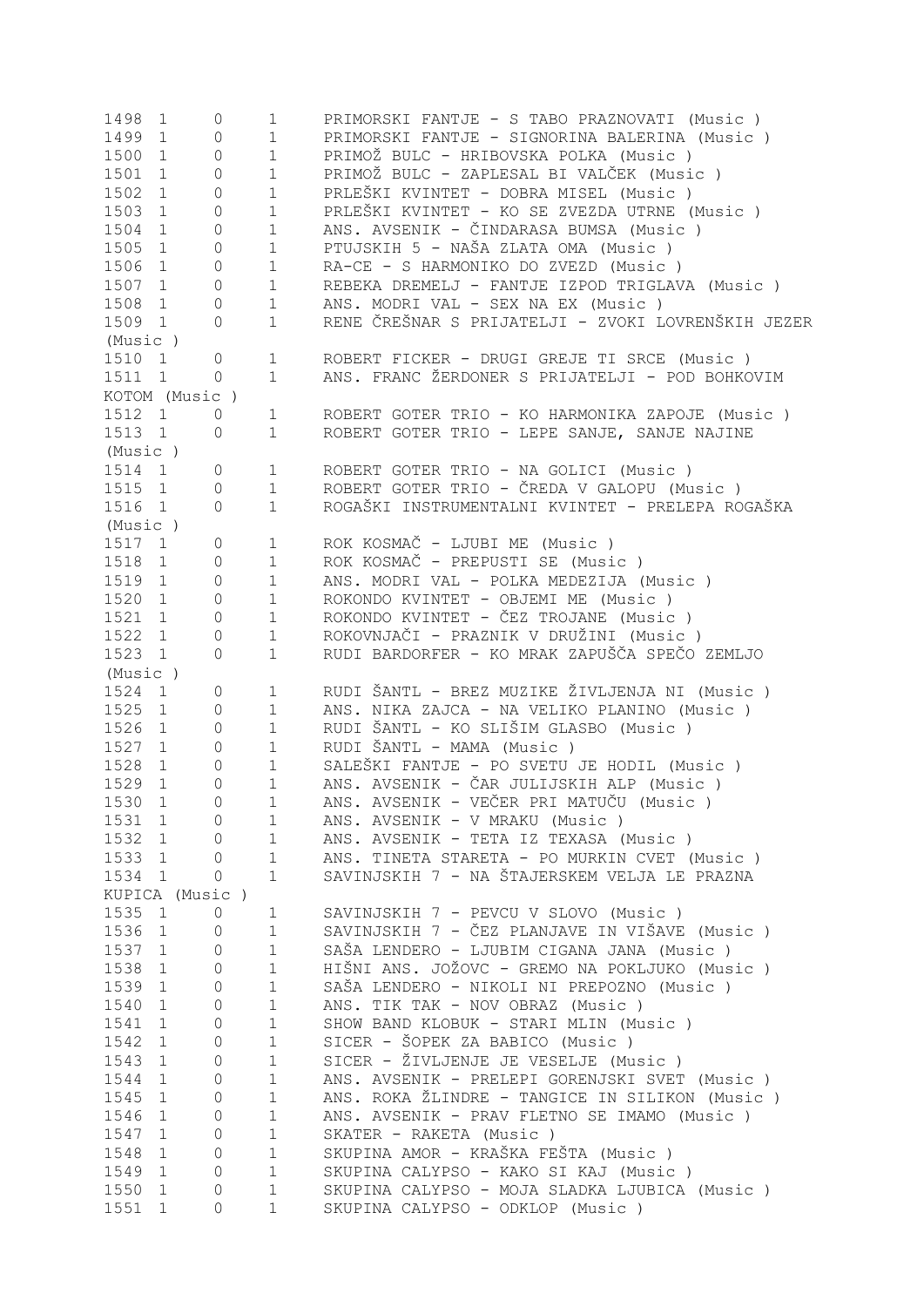```
1498 1     0     1     PRIMORSKI FANTJE - S TABO PRAZNOVATI (Music )
1499 1     0     1     PRIMORSKI FANTJE - SIGNORINA BALERINA (Music )
1500 1     0     1     PRIMOŽ BULC - HRIBOVSKA POLKA (Music )
1501 1     0     1     PRIMOŽ BULC - ZAPLESAL BI VALČEK (Music )
1502 1     0     1     PRLEŠKI KVINTET - DOBRA MISEL (Music )
1503 1     0     1     PRLEŠKI KVINTET - KO SE ZVEZDA UTRNE (Music )
1504 1     0     1     ANS. AVSENIK - ČINDARASA BUMSA (Music )
1505 1     0     1     PTUJSKIH 5 - NAŠA ZLATA OMA (Music )
1506 1     0     1     RA-CE - S HARMONIKO DO ZVEZD (Music )
1507 1     0     1     REBEKA DREMELJ - FANTJE IZPOD TRIGLAVA (Music )
1508 1     0     1     ANS. MODRI VAL - SEX NA EX (Music )
1509 1     0     1     RENE ČREŠNAR S PRIJATELJI - ZVOKI LOVRENŠKIH JEZER
(Music )
1510 1     0     1     ROBERT FICKER - DRUGI GREJE TI SRCE (Music )
1511 1     0     1     ANS. FRANC ŽERDONER S PRIJATELJI - POD BOHKOVIM
KOTOM (Music )
1512 1     0     1     ROBERT GOTER TRIO - KO HARMONIKA ZAPOJE (Music )
1513 1     0     1     ROBERT GOTER TRIO - LEPE SANJE, SANJE NAJINE
(Music )
1514 1     0     1     ROBERT GOTER TRIO - NA GOLICI (Music )
1515 1     0     1     ROBERT GOTER TRIO - ČREDA V GALOPU (Music )
1516 1     0     1     ROGAŠKI INSTRUMENTALNI KVINTET - PRELEPA ROGAŠKA
(Music )
1517 1     0     1     ROK KOSMAČ - LJUBI ME (Music )
1518 1     0     1     ROK KOSMAČ - PREPUSTI SE (Music )
1519 1     0     1     ANS. MODRI VAL - POLKA MEDEZIJA (Music )
1520 1     0     1     ROKONDO KVINTET - OBJEMI ME (Music )
1521 1     0     1     ROKONDO KVINTET - ČEZ TROJANE (Music )
1522 1     0     1     ROKOVNJAČI - PRAZNIK V DRUŽINI (Music )
1523 1     0     1     RUDI BARDORFER - KO MRAK ZAPUŠČA SPEČO ZEMLJO
(Music )
1524 1     0     1     RUDI ŠANTL - BREZ MUZIKE ŽIVLJENJA NI (Music )
1525 1     0     1     ANS. NIKA ZAJCA - NA VELIKO PLANINO (Music )
1526 1     0     1     RUDI ŠANTL - KO SLIŠIM GLASBO (Music )
1527 1     0     1     RUDI ŠANTL - MAMA (Music )
1528 1     0     1     SALEŠKI FANTJE - PO SVETU JE HODIL (Music )
1529 1     0     1     ANS. AVSENIK - ČAR JULIJSKIH ALP (Music )
1530 1     0     1     ANS. AVSENIK - VEČER PRI MATUČU (Music )
1531 1     0     1     ANS. AVSENIK - V MRAKU (Music )
1532 1     0     1     ANS. AVSENIK - TETA IZ TEXASA (Music )
1533 1     0     1     ANS. TINETA STARETA - PO MURKIN CVET (Music )
1534 1     0     1     SAVINJSKIH 7 - NA ŠTAJERSKEM VELJA LE PRAZNA
KUPICA (Music )
1535 1     0     1     SAVINJSKIH 7 - PEVCU V SLOVO (Music )
1536 1     0     1     SAVINJSKIH 7 - ČEZ PLANJAVE IN VIŠAVE (Music )
1537 1     0     1     SAŠA LENDERO - LJUBIM CIGANA JANA (Music )
1538 1     0     1     HIŠNI ANS. JOŽOVC - GREMO NA POKLJUKO (Music )
1539 1     0     1     SAŠA LENDERO - NIKOLI NI PREPOZNO (Music )
1540 1     0     1     ANS. TIK TAK - NOV OBRAZ (Music )
1541 1     0     1     SHOW BAND KLOBUK - STARI MLIN (Music )
1542 1     0     1     SICER - ŠOPEK ZA BABICO (Music )
1543 1     0     1     SICER - ŽIVLJENJE JE VESELJE (Music )
1544 1     0     1     ANS. AVSENIK - PRELEPI GORENJSKI SVET (Music )
1545 1     0     1     ANS. ROKA ŽLINDRE - TANGICE IN SILIKON (Music )
1546 1     0     1     ANS. AVSENIK - PRAV FLETNO SE IMAMO (Music )
1547 1     0     1     SKATER - RAKETA (Music )
1548 1     0     1     SKUPINA AMOR - KRAŠKA FEŠTA (Music )
1549 1     0     1     SKUPINA CALYPSO - KAKO SI KAJ (Music )
1550 1     0     1     SKUPINA CALYPSO - MOJA SLADKA LJUBICA (Music )
1551 1     0     1     SKUPINA CALYPSO - ODKLOP (Music )
```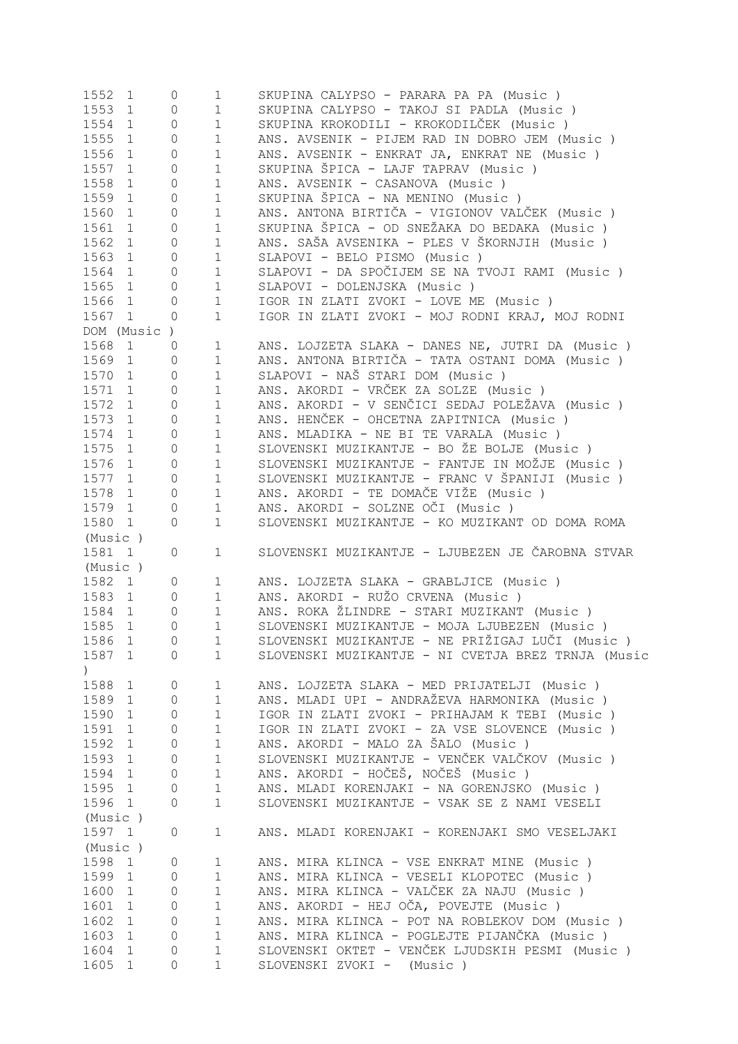```
1552 1     0     1     SKUPINA CALYPSO - PARARA PA PA (Music )
1553 1     0     1     SKUPINA CALYPSO - TAKOJ SI PADLA (Music )
1554 1     0     1     SKUPINA KROKODILI - KROKODILČEK (Music )
1555 1     0     1     ANS. AVSENIK - PIJEM RAD IN DOBRO JEM (Music )
1556 1     0     1     ANS. AVSENIK - ENKRAT JA, ENKRAT NE (Music )
1557 1     0     1     SKUPINA ŠPICA - LAJF TAPRAV (Music )
1558 1     0     1     ANS. AVSENIK - CASANOVA (Music )
1559 1     0     1     SKUPINA ŠPICA - NA MENINO (Music )
1560 1     0     1     ANS. ANTONA BIRTIČA - VIGIONOV VALČEK (Music )
1561 1     0     1     SKUPINA ŠPICA - OD SNEŽAKA DO BEDAKA (Music )
1562 1     0     1     ANS. SAŠA AVSENIKA - PLES V ŠKORNJIH (Music )
1563 1     0     1     SLAPOVI - BELO PISMO (Music )
1564 1     0     1     SLAPOVI - DA SPOČIJEM SE NA TVOJI RAMI (Music )
1565 1     0     1     SLAPOVI - DOLENJSKA (Music )
1566 1     0     1     IGOR IN ZLATI ZVOKI - LOVE ME (Music )
1567 1     0     1     IGOR IN ZLATI ZVOKI - MOJ RODNI KRAJ, MOJ RODNI
DOM (Music )
1568 1     0     1     ANS. LOJZETA SLAKA - DANES NE, JUTRI DA (Music )
1569 1     0     1     ANS. ANTONA BIRTIČA - TATA OSTANI DOMA (Music )
1570 1     0     1     SLAPOVI - NAŠ STARI DOM (Music )
1571 1     0     1     ANS. AKORDI - VRČEK ZA SOLZE (Music )
1572 1     0     1     ANS. AKORDI - V SENČICI SEDAJ POLEŽAVA (Music )
1573 1     0     1     ANS. HENČEK - OHCETNA ZAPITNICA (Music )
1574 1     0     1     ANS. MLADIKA - NE BI TE VARALA (Music )
1575 1     0     1     SLOVENSKI MUZIKANTJE - BO ŽE BOLJE (Music )
1576 1     0     1     SLOVENSKI MUZIKANTJE - FANTJE IN MOŽJE (Music )
1577 1     0     1     SLOVENSKI MUZIKANTJE - FRANC V ŠPANIJI (Music )
1578 1     0     1     ANS. AKORDI - TE DOMAČE VIŽE (Music )
1579 1     0     1     ANS. AKORDI - SOLZNE OČI (Music )
1580 1     0     1     SLOVENSKI MUZIKANTJE - KO MUZIKANT OD DOMA ROMA
(Music )
1581 1     0     1     SLOVENSKI MUZIKANTJE - LJUBEZEN JE ČAROBNA STVAR
(Music )
1582 1     0     1     ANS. LOJZETA SLAKA - GRABLJICE (Music )
1583 1     0     1     ANS. AKORDI - RUŽO CRVENA (Music )
1584 1     0     1     ANS. ROKA ŽLINDRE - STARI MUZIKANT (Music )
1585 1     0     1     SLOVENSKI MUZIKANTJE - MOJA LJUBEZEN (Music )
1586 1     0     1     SLOVENSKI MUZIKANTJE - NE PRIŽIGAJ LUČI (Music )
1587 1     0     1     SLOVENSKI MUZIKANTJE - NI CVETJA BREZ TRNJA (Music
)
1588 1     0     1     ANS. LOJZETA SLAKA - MED PRIJATELJI (Music )
1589 1     0     1     ANS. MLADI UPI - ANDRAŽEVA HARMONIKA (Music )
1590 1     0     1     IGOR IN ZLATI ZVOKI - PRIHAJAM K TEBI (Music )
1591 1     0     1     IGOR IN ZLATI ZVOKI - ZA VSE SLOVENCE (Music )
1592 1     0     1     ANS. AKORDI - MALO ZA ŠALO (Music )
1593 1     0     1     SLOVENSKI MUZIKANTJE - VENČEK VALČKOV (Music )
1594 1     0     1     ANS. AKORDI - HOČEŠ, NOČEŠ (Music )
1595 1     0     1     ANS. MLADI KORENJAKI - NA GORENJSKO (Music )
1596 1     0     1     SLOVENSKI MUZIKANTJE - VSAK SE Z NAMI VESELI
(Music )
1597 1     0     1     ANS. MLADI KORENJAKI - KORENJAKI SMO VESELJAKI
(Music )
1598 1     0     1     ANS. MIRA KLINCA - VSE ENKRAT MINE (Music )
1599 1     0     1     ANS. MIRA KLINCA - VESELI KLOPOTEC (Music )
1600 1     0     1     ANS. MIRA KLINCA - VALČEK ZA NAJU (Music )
1601 1     0     1     ANS. AKORDI - HEJ OČA, POVEJTE (Music )
1602 1     0     1     ANS. MIRA KLINCA - POT NA ROBLEKOV DOM (Music )
1603 1     0     1     ANS. MIRA KLINCA - POGLEJTE PIJANČKA (Music )
1604 1     0     1     SLOVENSKI OKTET - VENČEK LJUDSKIH PESMI (Music )
1605 1     0     1     SLOVENSKI ZVOKI -  (Music )
```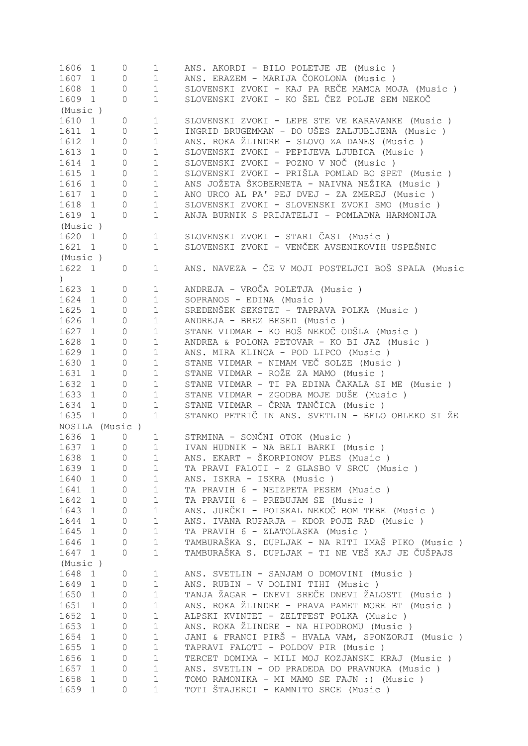| | | | | |
|---|---|---|---|---|
| 1606 | 1 | 0 | 1 | ANS. AKORDI - BILO POLETJE JE (Music ) |
| 1607 | 1 | 0 | 1 | ANS. ERAZEM - MARIJA ČOKOLONA (Music ) |
| 1608 | 1 | 0 | 1 | SLOVENSKI ZVOKI - KAJ PA REČE MAMCA MOJA (Music ) |
| 1609 | 1 | 0 | 1 | SLOVENSKI ZVOKI - KO ŠEL ČEZ POLJE SEM NEKOČ (Music ) |
| 1610 | 1 | 0 | 1 | SLOVENSKI ZVOKI - LEPE STE VE KARAVANKE (Music ) |
| 1611 | 1 | 0 | 1 | INGRID BRUGEMMAN - DO UŠES ZALJUBLJENA (Music ) |
| 1612 | 1 | 0 | 1 | ANS. ROKA ŽLINDRE - SLOVO ZA DANES (Music ) |
| 1613 | 1 | 0 | 1 | SLOVENSKI ZVOKI - PEPIJEVA LJUBICA (Music ) |
| 1614 | 1 | 0 | 1 | SLOVENSKI ZVOKI - POZNO V NOČ (Music ) |
| 1615 | 1 | 0 | 1 | SLOVENSKI ZVOKI - PRIŠLA POMLAD BO SPET (Music ) |
| 1616 | 1 | 0 | 1 | ANS JOŽETA ŠKOBERNETA - NAIVNA NEŽIKA (Music ) |
| 1617 | 1 | 0 | 1 | ANO URCO AL PA' PEJ DVEJ - ZA ZMEREJ (Music ) |
| 1618 | 1 | 0 | 1 | SLOVENSKI ZVOKI - SLOVENSKI ZVOKI SMO (Music ) |
| 1619 | 1 | 0 | 1 | ANJA BURNIK S PRIJATELJI - POMLADNA HARMONIJA (Music ) |
| 1620 | 1 | 0 | 1 | SLOVENSKI ZVOKI - STARI ČASI (Music ) |
| 1621 | 1 | 0 | 1 | SLOVENSKI ZVOKI - VENČEK AVSENIKOVIH USPEŠNIC (Music ) |
| 1622 | 1 | 0 | 1 | ANS. NAVEZA - ČE V MOJI POSTELJCI BOŠ SPALA (Music ) |
| 1623 | 1 | 0 | 1 | ANDREJA - VROČA POLETJA (Music ) |
| 1624 | 1 | 0 | 1 | SOPRANOS - EDINA (Music ) |
| 1625 | 1 | 0 | 1 | SREDENŠEK SEKSTET - TAPRAVA POLKA (Music ) |
| 1626 | 1 | 0 | 1 | ANDREJA - BREZ BESED (Music ) |
| 1627 | 1 | 0 | 1 | STANE VIDMAR - KO BOŠ NEKOČ ODŠLA (Music ) |
| 1628 | 1 | 0 | 1 | ANDREA & POLONA PETOVAR - KO BI JAZ (Music ) |
| 1629 | 1 | 0 | 1 | ANS. MIRA KLINCA - POD LIPCO (Music ) |
| 1630 | 1 | 0 | 1 | STANE VIDMAR - NIMAM VEČ SOLZE (Music ) |
| 1631 | 1 | 0 | 1 | STANE VIDMAR - ROŽE ZA MAMO (Music ) |
| 1632 | 1 | 0 | 1 | STANE VIDMAR - TI PA EDINA ČAKALA SI ME (Music ) |
| 1633 | 1 | 0 | 1 | STANE VIDMAR - ZGODBA MOJE DUŠE (Music ) |
| 1634 | 1 | 0 | 1 | STANE VIDMAR - ČRNA TANČICA (Music ) |
| 1635 | 1 | 0 | 1 | STANKO PETRIČ IN ANS. SVETLIN - BELO OBLEKO SI ŽE NOSILA (Music ) |
| 1636 | 1 | 0 | 1 | STRMINA - SONČNI OTOK (Music ) |
| 1637 | 1 | 0 | 1 | IVAN HUDNIK - NA BELI BARKI (Music ) |
| 1638 | 1 | 0 | 1 | ANS. EKART - ŠKORPIONOV PLES (Music ) |
| 1639 | 1 | 0 | 1 | TA PRAVI FALOTI - Z GLASBO V SRCU (Music ) |
| 1640 | 1 | 0 | 1 | ANS. ISKRA - ISKRA (Music ) |
| 1641 | 1 | 0 | 1 | TA PRAVIH 6 - NEIZPETA PESEM (Music ) |
| 1642 | 1 | 0 | 1 | TA PRAVIH 6 - PREBUJAM SE (Music ) |
| 1643 | 1 | 0 | 1 | ANS. JURČKI - POISKAL NEKOČ BOM TEBE (Music ) |
| 1644 | 1 | 0 | 1 | ANS. IVANA RUPARJA - KDOR POJE RAD (Music ) |
| 1645 | 1 | 0 | 1 | TA PRAVIH 6 - ZLATOLASKA (Music ) |
| 1646 | 1 | 0 | 1 | TAMBURAŠKA S. DUPLJAK - NA RITI IMAŠ PIKO (Music ) |
| 1647 | 1 | 0 | 1 | TAMBURAŠKA S. DUPLJAK - TI NE VEŠ KAJ JE ČUŠPAJS (Music ) |
| 1648 | 1 | 0 | 1 | ANS. SVETLIN - SANJAM O DOMOVINI (Music ) |
| 1649 | 1 | 0 | 1 | ANS. RUBIN - V DOLINI TIHI (Music ) |
| 1650 | 1 | 0 | 1 | TANJA ŽAGAR - DNEVI SREČE DNEVI ŽALOSTI (Music ) |
| 1651 | 1 | 0 | 1 | ANS. ROKA ŽLINDRE - PRAVA PAMET MORE BT (Music ) |
| 1652 | 1 | 0 | 1 | ALPSKI KVINTET - ZELTFEST POLKA (Music ) |
| 1653 | 1 | 0 | 1 | ANS. ROKA ŽLINDRE - NA HIPODROMU (Music ) |
| 1654 | 1 | 0 | 1 | JANI & FRANCI PIRŠ - HVALA VAM, SPONZORJI (Music ) |
| 1655 | 1 | 0 | 1 | TAPRAVI FALOTI - POLDOV PIR (Music ) |
| 1656 | 1 | 0 | 1 | TERCET DOMIMA - MILI MOJ KOZJANSKI KRAJ (Music ) |
| 1657 | 1 | 0 | 1 | ANS. SVETLIN - OD PRADEDA DO PRAVNUKA (Music ) |
| 1658 | 1 | 0 | 1 | TOMO RAMONIKA - MI MAMO SE FAJN :) (Music ) |
| 1659 | 1 | 0 | 1 | TOTI ŠTAJERCI - KAMNITO SRCE (Music ) |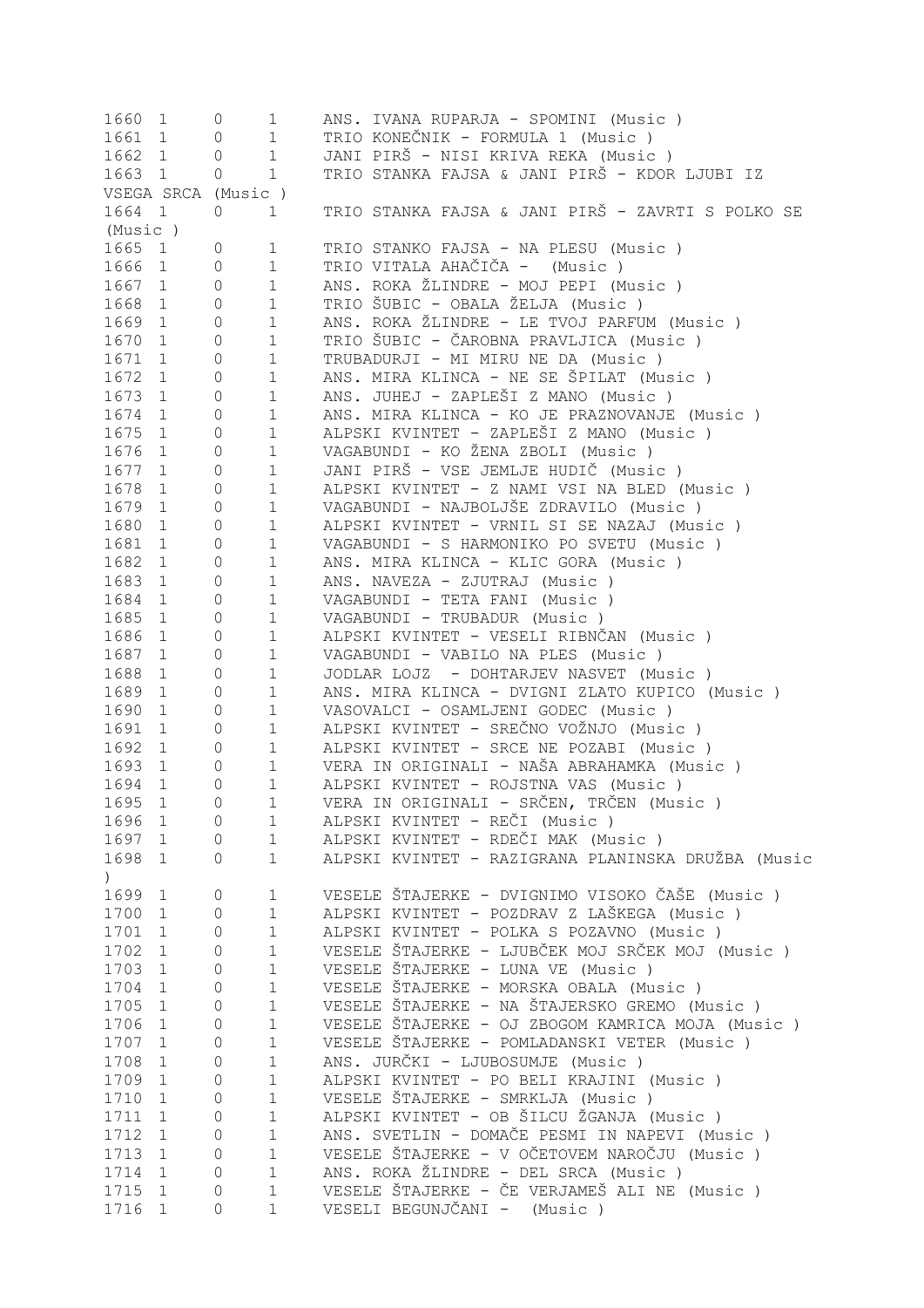```
1660  1     0     1     ANS. IVANA RUPARJA - SPOMINI (Music )
1661  1     0     1     TRIO KONEČNIK - FORMULA 1 (Music )
1662  1     0     1     JANI PIRŠ - NISI KRIVA REKA (Music )
1663  1     0     1     TRIO STANKA FAJSA & JANI PIRŠ - KDOR LJUBI IZ
VSEGA SRCA (Music )
1664  1     0     1     TRIO STANKA FAJSA & JANI PIRŠ - ZAVRTI S POLKO SE
(Music )
1665  1     0     1     TRIO STANKO FAJSA - NA PLESU (Music )
1666  1     0     1     TRIO VITALA AHAČIČA -  (Music )
1667  1     0     1     ANS. ROKA ŽLINDRE - MOJ PEPI (Music )
1668  1     0     1     TRIO ŠUBIC - OBALA ŽELJA (Music )
1669  1     0     1     ANS. ROKA ŽLINDRE - LE TVOJ PARFUM (Music )
1670  1     0     1     TRIO ŠUBIC - ČAROBNA PRAVLJICA (Music )
1671  1     0     1     TRUBADURJI - MI MIRU NE DA (Music )
1672  1     0     1     ANS. MIRA KLINCA - NE SE ŠPILAT (Music )
1673  1     0     1     ANS. JUHEJ - ZAPLEŠI Z MANO (Music )
1674  1     0     1     ANS. MIRA KLINCA - KO JE PRAZNOVANJE (Music )
1675  1     0     1     ALPSKI KVINTET - ZAPLEŠI Z MANO (Music )
1676  1     0     1     VAGABUNDI - KO ŽENA ZBOLI (Music )
1677  1     0     1     JANI PIRŠ - VSE JEMLJE HUDIČ (Music )
1678  1     0     1     ALPSKI KVINTET - Z NAMI VSI NA BLED (Music )
1679  1     0     1     VAGABUNDI - NAJBOLJŠE ZDRAVILO (Music )
1680  1     0     1     ALPSKI KVINTET - VRNIL SI SE NAZAJ (Music )
1681  1     0     1     VAGABUNDI - S HARMONIKO PO SVETU (Music )
1682  1     0     1     ANS. MIRA KLINCA - KLIC GORA (Music )
1683  1     0     1     ANS. NAVEZA - ZJUTRAJ (Music )
1684  1     0     1     VAGABUNDI - TETA FANI (Music )
1685  1     0     1     VAGABUNDI - TRUBADUR (Music )
1686  1     0     1     ALPSKI KVINTET - VESELI RIBNČAN (Music )
1687  1     0     1     VAGABUNDI - VABILO NA PLES (Music )
1688  1     0     1     JODLAR LOJZ  - DOHTARJEV NASVET (Music )
1689  1     0     1     ANS. MIRA KLINCA - DVIGNI ZLATO KUPICO (Music )
1690  1     0     1     VASOVALCI - OSAMLJENI GODEC (Music )
1691  1     0     1     ALPSKI KVINTET - SREČNO VOŽNJO (Music )
1692  1     0     1     ALPSKI KVINTET - SRCE NE POZABI (Music )
1693  1     0     1     VERA IN ORIGINALI - NAŠA ABRAHAMKA (Music )
1694  1     0     1     ALPSKI KVINTET - ROJSTNA VAS (Music )
1695  1     0     1     VERA IN ORIGINALI - SRČEN, TRČEN (Music )
1696  1     0     1     ALPSKI KVINTET - REČI (Music )
1697  1     0     1     ALPSKI KVINTET - RDEČI MAK (Music )
1698  1     0     1     ALPSKI KVINTET - RAZIGRANA PLANINSKA DRUŽBA (Music
)
1699  1     0     1     VESELE ŠTAJERKE - DVIGNIMO VISOKO ČAŠE (Music )
1700  1     0     1     ALPSKI KVINTET - POZDRAV Z LAŠKEGA (Music )
1701  1     0     1     ALPSKI KVINTET - POLKA S POZAVNO (Music )
1702  1     0     1     VESELE ŠTAJERKE - LJUBČEK MOJ SRČEK MOJ (Music )
1703  1     0     1     VESELE ŠTAJERKE - LUNA VE (Music )
1704  1     0     1     VESELE ŠTAJERKE - MORSKA OBALA (Music )
1705  1     0     1     VESELE ŠTAJERKE - NA ŠTAJERSKO GREMO (Music )
1706  1     0     1     VESELE ŠTAJERKE - OJ ZBOGOM KAMRICA MOJA (Music )
1707  1     0     1     VESELE ŠTAJERKE - POMLADANSKI VETER (Music )
1708  1     0     1     ANS. JURČKI - LJUBOSUMJE (Music )
1709  1     0     1     ALPSKI KVINTET - PO BELI KRAJINI (Music )
1710  1     0     1     VESELE ŠTAJERKE - SMRKLJA (Music )
1711  1     0     1     ALPSKI KVINTET - OB ŠILCU ŽGANJA (Music )
1712  1     0     1     ANS. SVETLIN - DOMAČE PESMI IN NAPEVI (Music )
1713  1     0     1     VESELE ŠTAJERKE - V OČETOVEM NAROČJU (Music )
1714  1     0     1     ANS. ROKA ŽLINDRE - DEL SRCA (Music )
1715  1     0     1     VESELE ŠTAJERKE - ČE VERJAMEŠ ALI NE (Music )
1716  1     0     1     VESELI BEGUNJČANI -  (Music )
```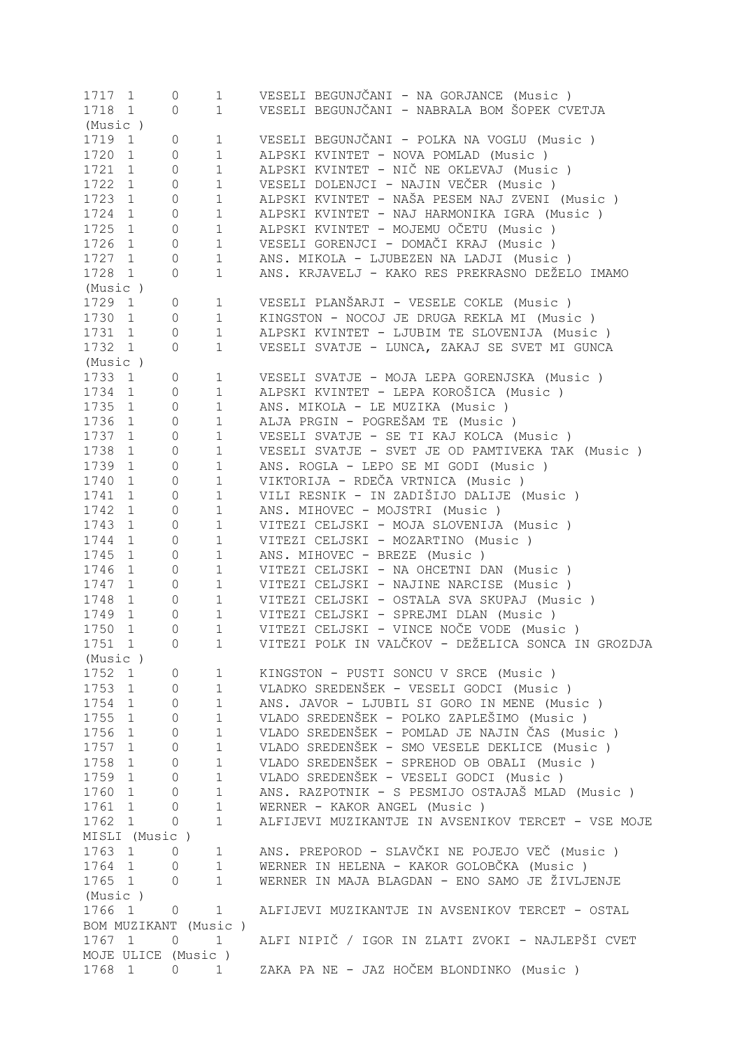| | | | | |
|---|---|---|---|---|
| 1717 | 1 | 0 | 1 | VESELI BEGUNJČANI - NA GORJANCE (Music ) |
| 1718 | 1 | 0 | 1 | VESELI BEGUNJČANI - NABRALA BOM ŠOPEK CVETJA (Music ) |
| 1719 | 1 | 0 | 1 | VESELI BEGUNJČANI - POLKA NA VOGLU (Music ) |
| 1720 | 1 | 0 | 1 | ALPSKI KVINTET - NOVA POMLAD (Music ) |
| 1721 | 1 | 0 | 1 | ALPSKI KVINTET - NIČ NE OKLEVAJ (Music ) |
| 1722 | 1 | 0 | 1 | VESELI DOLENJCI - NAJIN VEČER (Music ) |
| 1723 | 1 | 0 | 1 | ALPSKI KVINTET - NAŠA PESEM NAJ ZVENI (Music ) |
| 1724 | 1 | 0 | 1 | ALPSKI KVINTET - NAJ HARMONIKA IGRA (Music ) |
| 1725 | 1 | 0 | 1 | ALPSKI KVINTET - MOJEMU OČETU (Music ) |
| 1726 | 1 | 0 | 1 | VESELI GORENJCI - DOMAČI KRAJ (Music ) |
| 1727 | 1 | 0 | 1 | ANS. MIKOLA - LJUBEZEN NA LADJI (Music ) |
| 1728 | 1 | 0 | 1 | ANS. KRJAVELJ - KAKO RES PREKRASNO DEŽELO IMAMO (Music ) |
| 1729 | 1 | 0 | 1 | VESELI PLANŠARJI - VESELE COKLE (Music ) |
| 1730 | 1 | 0 | 1 | KINGSTON - NOCOJ JE DRUGA REKLA MI (Music ) |
| 1731 | 1 | 0 | 1 | ALPSKI KVINTET - LJUBIM TE SLOVENIJA (Music ) |
| 1732 | 1 | 0 | 1 | VESELI SVATJE - LUNCA, ZAKAJ SE SVET MI GUNCA (Music ) |
| 1733 | 1 | 0 | 1 | VESELI SVATJE - MOJA LEPA GORENJSKA (Music ) |
| 1734 | 1 | 0 | 1 | ALPSKI KVINTET - LEPA KOROŠICA (Music ) |
| 1735 | 1 | 0 | 1 | ANS. MIKOLA - LE MUZIKA (Music ) |
| 1736 | 1 | 0 | 1 | ALJA PRGIN - POGREŠAM TE (Music ) |
| 1737 | 1 | 0 | 1 | VESELI SVATJE - SE TI KAJ KOLCA (Music ) |
| 1738 | 1 | 0 | 1 | VESELI SVATJE - SVET JE OD PAMTIVEKA TAK (Music ) |
| 1739 | 1 | 0 | 1 | ANS. ROGLA - LEPO SE MI GODI (Music ) |
| 1740 | 1 | 0 | 1 | VIKTORIJA - RDEČA VRTNICA (Music ) |
| 1741 | 1 | 0 | 1 | VILI RESNIK - IN ZADIŠIJO DALIJE (Music ) |
| 1742 | 1 | 0 | 1 | ANS. MIHOVEC - MOJSTRI (Music ) |
| 1743 | 1 | 0 | 1 | VITEZI CELJSKI - MOJA SLOVENIJA (Music ) |
| 1744 | 1 | 0 | 1 | VITEZI CELJSKI - MOZARTINO (Music ) |
| 1745 | 1 | 0 | 1 | ANS. MIHOVEC - BREZE (Music ) |
| 1746 | 1 | 0 | 1 | VITEZI CELJSKI - NA OHCETNI DAN (Music ) |
| 1747 | 1 | 0 | 1 | VITEZI CELJSKI - NAJINE NARCISE (Music ) |
| 1748 | 1 | 0 | 1 | VITEZI CELJSKI - OSTALA SVA SKUPAJ (Music ) |
| 1749 | 1 | 0 | 1 | VITEZI CELJSKI - SPREJMI DLAN (Music ) |
| 1750 | 1 | 0 | 1 | VITEZI CELJSKI - VINCE NOČE VODE (Music ) |
| 1751 | 1 | 0 | 1 | VITEZI POLK IN VALČKOV - DEŽELICA SONCA IN GROZDJA (Music ) |
| 1752 | 1 | 0 | 1 | KINGSTON - PUSTI SONCU V SRCE (Music ) |
| 1753 | 1 | 0 | 1 | VLADKO SREDENŠEK - VESELI GODCI (Music ) |
| 1754 | 1 | 0 | 1 | ANS. JAVOR - LJUBIL SI GORO IN MENE (Music ) |
| 1755 | 1 | 0 | 1 | VLADO SREDENŠEK - POLKO ZAPLEŠIMO (Music ) |
| 1756 | 1 | 0 | 1 | VLADO SREDENŠEK - POMLAD JE NAJIN ČAS (Music ) |
| 1757 | 1 | 0 | 1 | VLADO SREDENŠEK - SMO VESELE DEKLICE (Music ) |
| 1758 | 1 | 0 | 1 | VLADO SREDENŠEK - SPREHOD OB OBALI (Music ) |
| 1759 | 1 | 0 | 1 | VLADO SREDENŠEK - VESELI GODCI (Music ) |
| 1760 | 1 | 0 | 1 | ANS. RAZPOTNIK - S PESMIJO OSTAJAŠ MLAD (Music ) |
| 1761 | 1 | 0 | 1 | WERNER - KAKOR ANGEL (Music ) |
| 1762 | 1 | 0 | 1 | ALFIJEVI MUZIKANTJE IN AVSENIKOV TERCET - VSE MOJE MISLI (Music ) |
| 1763 | 1 | 0 | 1 | ANS. PREPOROD - SLAVČKI NE POJEJO VEČ (Music ) |
| 1764 | 1 | 0 | 1 | WERNER IN HELENA - KAKOR GOLOBČKA (Music ) |
| 1765 | 1 | 0 | 1 | WERNER IN MAJA BLAGDAN - ENO SAMO JE ŽIVLJENJE (Music ) |
| 1766 | 1 | 0 | 1 | ALFIJEVI MUZIKANTJE IN AVSENIKOV TERCET - OSTAL BOM MUZIKANT (Music ) |
| 1767 | 1 | 0 | 1 | ALFI NIPIČ / IGOR IN ZLATI ZVOKI - NAJLEPŠI CVET MOJE ULICE (Music ) |
| 1768 | 1 | 0 | 1 | ZAKA PA NE - JAZ HOČEM BLONDINKO (Music ) |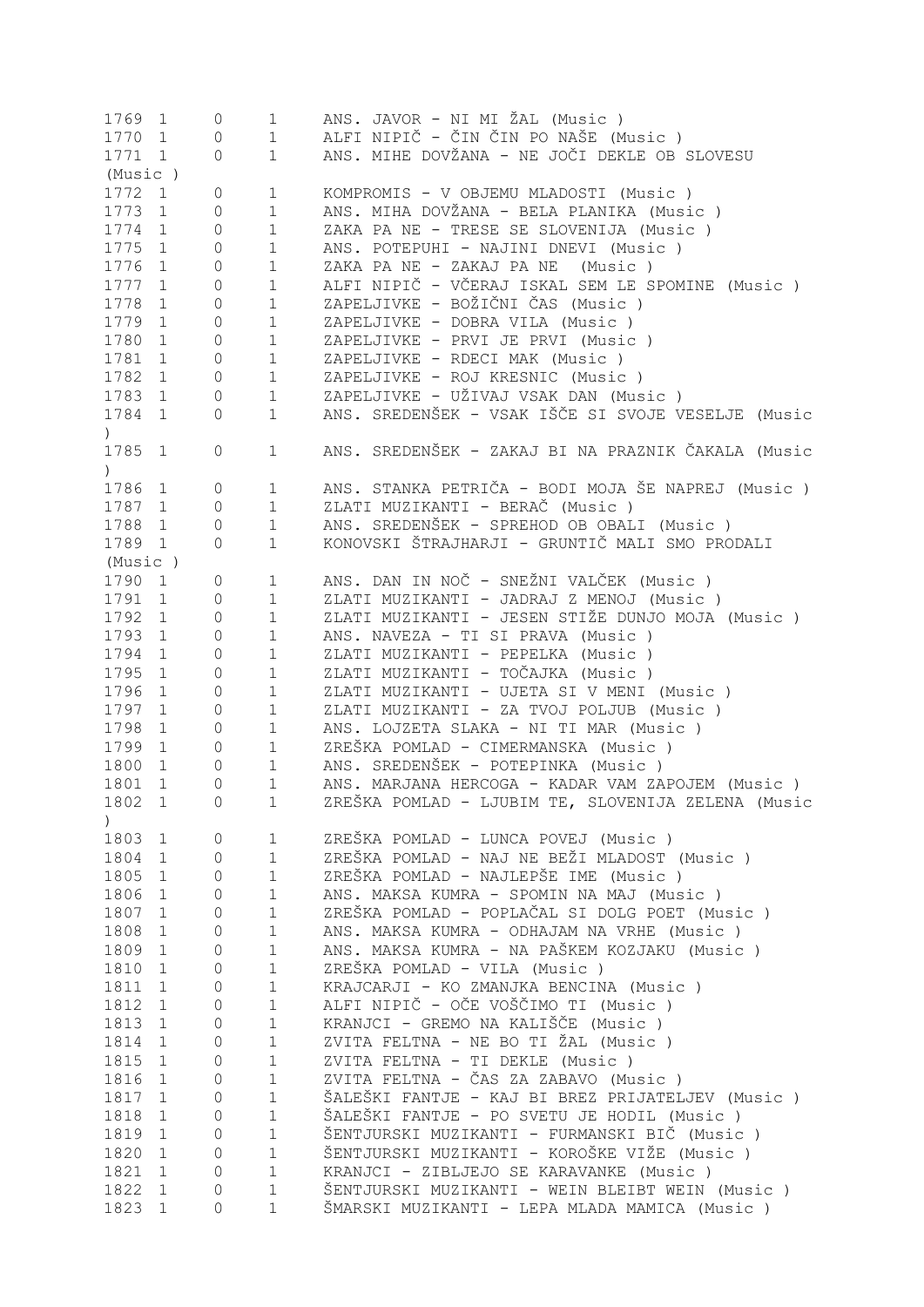```
1769 1    0    1    ANS. JAVOR - NI MI ŽAL (Music )
1770 1    0    1    ALFI NIPIČ - ČIN ČIN PO NAŠE (Music )
1771 1    0    1    ANS. MIHE DOVŽANA - NE JOČI DEKLE OB SLOVESU
(Music )
1772 1    0    1    KOMPROMIS - V OBJEMU MLADOSTI (Music )
1773 1    0    1    ANS. MIHA DOVŽANA - BELA PLANIKA (Music )
1774 1    0    1    ZAKA PA NE - TRESE SE SLOVENIJA (Music )
1775 1    0    1    ANS. POTEPUHI - NAJINI DNEVI (Music )
1776 1    0    1    ZAKA PA NE - ZAKAJ PA NE  (Music )
1777 1    0    1    ALFI NIPIČ - VČERAJ ISKAL SEM LE SPOMINE (Music )
1778 1    0    1    ZAPELJIVKE - BOŽIČNI ČAS (Music )
1779 1    0    1    ZAPELJIVKE - DOBRA VILA (Music )
1780 1    0    1    ZAPELJIVKE - PRVI JE PRVI (Music )
1781 1    0    1    ZAPELJIVKE - RDECI MAK (Music )
1782 1    0    1    ZAPELJIVKE - ROJ KRESNIC (Music )
1783 1    0    1    ZAPELJIVKE - UŽIVAJ VSAK DAN (Music )
1784 1    0    1    ANS. SREDENŠEK - VSAK IŠČE SI SVOJE VESELJE (Music
)
1785 1    0    1    ANS. SREDENŠEK - ZAKAJ BI NA PRAZNIK ČAKALA (Music
)
1786 1    0    1    ANS. STANKA PETRIČA - BODI MOJA ŠE NAPREJ (Music )
1787 1    0    1    ZLATI MUZIKANTI - BERAČ (Music )
1788 1    0    1    ANS. SREDENŠEK - SPREHOD OB OBALI (Music )
1789 1    0    1    KONOVSKI ŠTRAJHARJI - GRUNTIČ MALI SMO PRODALI
(Music )
1790 1    0    1    ANS. DAN IN NOČ - SNEŽNI VALČEK (Music )
1791 1    0    1    ZLATI MUZIKANTI - JADRAJ Z MENOJ (Music )
1792 1    0    1    ZLATI MUZIKANTI - JESEN STIŽE DUNJO MOJA (Music )
1793 1    0    1    ANS. NAVEZA - TI SI PRAVA (Music )
1794 1    0    1    ZLATI MUZIKANTI - PEPELKA (Music )
1795 1    0    1    ZLATI MUZIKANTI - TOČAJKA (Music )
1796 1    0    1    ZLATI MUZIKANTI - UJETA SI V MENI (Music )
1797 1    0    1    ZLATI MUZIKANTI - ZA TVOJ POLJUB (Music )
1798 1    0    1    ANS. LOJZETA SLAKA - NI TI MAR (Music )
1799 1    0    1    ZREŠKA POMLAD - CIMERMANSKA (Music )
1800 1    0    1    ANS. SREDENŠEK - POTEPINKA (Music )
1801 1    0    1    ANS. MARJANA HERCOGA - KADAR VAM ZAPOJEM (Music )
1802 1    0    1    ZREŠKA POMLAD - LJUBIM TE, SLOVENIJA ZELENA (Music
)
1803 1    0    1    ZREŠKA POMLAD - LUNCA POVEJ (Music )
1804 1    0    1    ZREŠKA POMLAD - NAJ NE BEŽI MLADOST (Music )
1805 1    0    1    ZREŠKA POMLAD - NAJLEPŠE IME (Music )
1806 1    0    1    ANS. MAKSA KUMRA - SPOMIN NA MAJ (Music )
1807 1    0    1    ZREŠKA POMLAD - POPLAČAL SI DOLG POET (Music )
1808 1    0    1    ANS. MAKSA KUMRA - ODHAJAM NA VRHE (Music )
1809 1    0    1    ANS. MAKSA KUMRA - NA PAŠKEM KOZJAKU (Music )
1810 1    0    1    ZREŠKA POMLAD - VILA (Music )
1811 1    0    1    KRAJCARJI - KO ZMANJKA BENCINA (Music )
1812 1    0    1    ALFI NIPIČ - OČE VOŠČIMO TI (Music )
1813 1    0    1    KRANJCI - GREMO NA KALIŠČE (Music )
1814 1    0    1    ZVITA FELTNA - NE BO TI ŽAL (Music )
1815 1    0    1    ZVITA FELTNA - TI DEKLE (Music )
1816 1    0    1    ZVITA FELTNA - ČAS ZA ZABAVO (Music )
1817 1    0    1    ŠALEŠKI FANTJE - KAJ BI BREZ PRIJATELJEV (Music )
1818 1    0    1    ŠALEŠKI FANTJE - PO SVETU JE HODIL (Music )
1819 1    0    1    ŠENTJURSKI MUZIKANTI - FURMANSKI BIČ (Music )
1820 1    0    1    ŠENTJURSKI MUZIKANTI - KOROŠKE VIŽE (Music )
1821 1    0    1    KRANJCI - ZIBLJEJO SE KARAVANKE (Music )
1822 1    0    1    ŠENTJURSKI MUZIKANTI - WEIN BLEIBT WEIN (Music )
1823 1    0    1    ŠMARSKI MUZIKANTI - LEPA MLADA MAMICA (Music )
```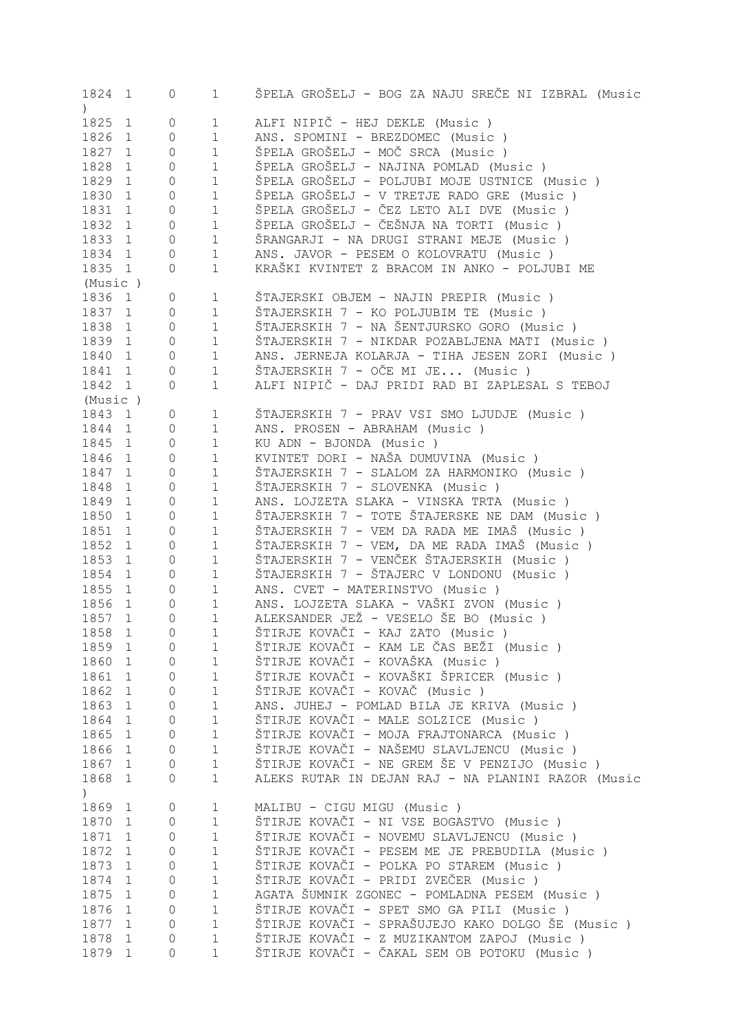1824 1 0 1 ŠPELA GROŠELJ - BOG ZA NAJU SREČE NI IZBRAL (Music )
1825 1 0 1 ALFI NIPIČ - HEJ DEKLE (Music )
1826 1 0 1 ANS. SPOMINI - BREZDOMEC (Music )
1827 1 0 1 ŠPELA GROŠELJ - MOČ SRCA (Music )
1828 1 0 1 ŠPELA GROŠELJ - NAJINA POMLAD (Music )
1829 1 0 1 ŠPELA GROŠELJ - POLJUBI MOJE USTNICE (Music )
1830 1 0 1 ŠPELA GROŠELJ - V TRETJE RADO GRE (Music )
1831 1 0 1 ŠPELA GROŠELJ - ČEZ LETO ALI DVE (Music )
1832 1 0 1 ŠPELA GROŠELJ - ČEŠNJA NA TORTI (Music )
1833 1 0 1 ŠRANGARJI - NA DRUGI STRANI MEJE (Music )
1834 1 0 1 ANS. JAVOR - PESEM O KOLOVRATU (Music )
1835 1 0 1 KRAŠKI KVINTET Z BRACOM IN ANKO - POLJUBI ME (Music )
1836 1 0 1 ŠTAJERSKI OBJEM - NAJIN PREPIR (Music )
1837 1 0 1 ŠTAJERSKIH 7 - KO POLJUBIM TE (Music )
1838 1 0 1 ŠTAJERSKIH 7 - NA ŠENTJURSKO GORO (Music )
1839 1 0 1 ŠTAJERSKIH 7 - NIKDAR POZABLJENA MATI (Music )
1840 1 0 1 ANS. JERNEJA KOLARJA - TIHA JESEN ZORI (Music )
1841 1 0 1 ŠTAJERSKIH 7 - OČE MI JE... (Music )
1842 1 0 1 ALFI NIPIČ - DAJ PRIDI RAD BI ZAPLESAL S TEBOJ (Music )
1843 1 0 1 ŠTAJERSKIH 7 - PRAV VSI SMO LJUDJE (Music )
1844 1 0 1 ANS. PROSEN - ABRAHAM (Music )
1845 1 0 1 KU ADN - BJONDA (Music )
1846 1 0 1 KVINTET DORI - NAŠA DUMUVINA (Music )
1847 1 0 1 ŠTAJERSKIH 7 - SLALOM ZA HARMONIKO (Music )
1848 1 0 1 ŠTAJERSKIH 7 - SLOVENKA (Music )
1849 1 0 1 ANS. LOJZETA SLAKA - VINSKA TRTA (Music )
1850 1 0 1 ŠTAJERSKIH 7 - TOTE ŠTAJERSKE NE DAM (Music )
1851 1 0 1 ŠTAJERSKIH 7 - VEM DA RADA ME IMAŠ (Music )
1852 1 0 1 ŠTAJERSKIH 7 - VEM, DA ME RADA IMAŠ (Music )
1853 1 0 1 ŠTAJERSKIH 7 - VENČEK ŠTAJERSKIH (Music )
1854 1 0 1 ŠTAJERSKIH 7 - ŠTAJERC V LONDONU (Music )
1855 1 0 1 ANS. CVET - MATERINSTVO (Music )
1856 1 0 1 ANS. LOJZETA SLAKA - VAŠKI ZVON (Music )
1857 1 0 1 ALEKSANDER JEŽ - VESELO ŠE BO (Music )
1858 1 0 1 ŠTIRJE KOVAČI - KAJ ZATO (Music )
1859 1 0 1 ŠTIRJE KOVAČI - KAM LE ČAS BEŽI (Music )
1860 1 0 1 ŠTIRJE KOVAČI - KOVAŠKA (Music )
1861 1 0 1 ŠTIRJE KOVAČI - KOVAŠKI ŠPRICER (Music )
1862 1 0 1 ŠTIRJE KOVAČI - KOVAČ (Music )
1863 1 0 1 ANS. JUHEJ - POMLAD BILA JE KRIVA (Music )
1864 1 0 1 ŠTIRJE KOVAČI - MALE SOLZICE (Music )
1865 1 0 1 ŠTIRJE KOVAČI - MOJA FRAJTONARCA (Music )
1866 1 0 1 ŠTIRJE KOVAČI - NAŠEMU SLAVLJENCU (Music )
1867 1 0 1 ŠTIRJE KOVAČI - NE GREM ŠE V PENZIJO (Music )
1868 1 0 1 ALEKS RUTAR IN DEJAN RAJ - NA PLANINI RAZOR (Music )
1869 1 0 1 MALIBU - CIGU MIGU (Music )
1870 1 0 1 ŠTIRJE KOVAČI - NI VSE BOGASTVO (Music )
1871 1 0 1 ŠTIRJE KOVAČI - NOVEMU SLAVLJENCU (Music )
1872 1 0 1 ŠTIRJE KOVAČI - PESEM ME JE PREBUDILA (Music )
1873 1 0 1 ŠTIRJE KOVAČI - POLKA PO STAREM (Music )
1874 1 0 1 ŠTIRJE KOVAČI - PRIDI ZVEČER (Music )
1875 1 0 1 AGATA ŠUMNIK ZGONEC - POMLADNA PESEM (Music )
1876 1 0 1 ŠTIRJE KOVAČI - SPET SMO GA PILI (Music )
1877 1 0 1 ŠTIRJE KOVAČI - SPRAŠUJEJO KAKO DOLGO ŠE (Music )
1878 1 0 1 ŠTIRJE KOVAČI - Z MUZIKANTOM ZAPOJ (Music )
1879 1 0 1 ŠTIRJE KOVAČI - ČAKAL SEM OB POTOKU (Music )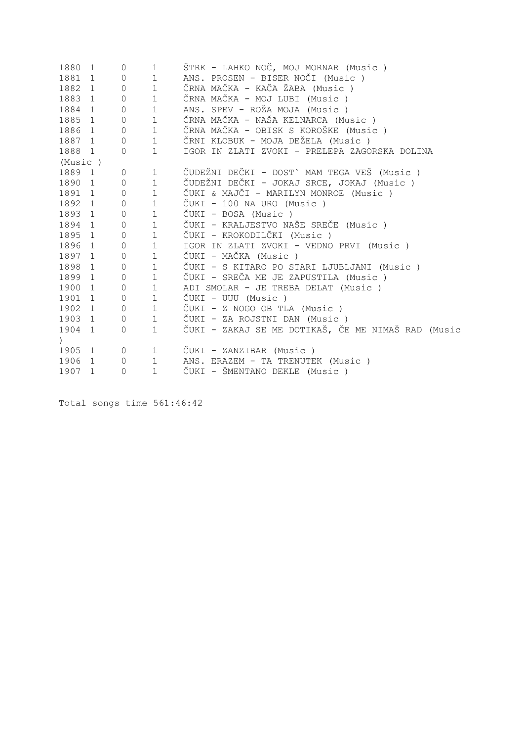| | | | |
|---|---|---|---|
| 1880 | 1 | 0 | 1 | ŠTRK - LAHKO NOČ, MOJ MORNAR (Music ) |
| 1881 | 1 | 0 | 1 | ANS. PROSEN - BISER NOČI (Music ) |
| 1882 | 1 | 0 | 1 | ČRNA MAČKA - KAČA ŽABA (Music ) |
| 1883 | 1 | 0 | 1 | ČRNA MAČKA - MOJ LUBI (Music ) |
| 1884 | 1 | 0 | 1 | ANS. SPEV - ROŽA MOJA (Music ) |
| 1885 | 1 | 0 | 1 | ČRNA MAČKA - NAŠA KELNARCA (Music ) |
| 1886 | 1 | 0 | 1 | ČRNA MAČKA - OBISK S KOROŠKE (Music ) |
| 1887 | 1 | 0 | 1 | ČRNI KLOBUK - MOJA DEŽELA (Music ) |
| 1888 | 1 | 0 | 1 | IGOR IN ZLATI ZVOKI - PRELEPA ZAGORSKA DOLINA (Music ) |
| 1889 | 1 | 0 | 1 | ČUDEŽNI DEČKI - DOST` MAM TEGA VEŠ (Music ) |
| 1890 | 1 | 0 | 1 | ČUDEŽNI DEČKI - JOKAJ SRCE, JOKAJ (Music ) |
| 1891 | 1 | 0 | 1 | ČUKI & MAJČI - MARILYN MONROE (Music ) |
| 1892 | 1 | 0 | 1 | ČUKI - 100 NA URO (Music ) |
| 1893 | 1 | 0 | 1 | ČUKI - BOSA (Music ) |
| 1894 | 1 | 0 | 1 | ČUKI - KRALJESTVO NAŠE SREČE (Music ) |
| 1895 | 1 | 0 | 1 | ČUKI - KROKODILČKI (Music ) |
| 1896 | 1 | 0 | 1 | IGOR IN ZLATI ZVOKI - VEDNO PRVI (Music ) |
| 1897 | 1 | 0 | 1 | ČUKI - MAČKA (Music ) |
| 1898 | 1 | 0 | 1 | ČUKI - S KITARO PO STARI LJUBLJANI (Music ) |
| 1899 | 1 | 0 | 1 | ČUKI - SREČA ME JE ZAPUSTILA (Music ) |
| 1900 | 1 | 0 | 1 | ADI SMOLAR - JE TREBA DELAT (Music ) |
| 1901 | 1 | 0 | 1 | ČUKI - UUU (Music ) |
| 1902 | 1 | 0 | 1 | ČUKI - Z NOGO OB TLA (Music ) |
| 1903 | 1 | 0 | 1 | ČUKI - ZA ROJSTNI DAN (Music ) |
| 1904 | 1 | 0 | 1 | ČUKI - ZAKAJ SE ME DOTIKAŠ, ČE ME NIMAŠ RAD (Music ) |
| 1905 | 1 | 0 | 1 | ČUKI - ZANZIBAR (Music ) |
| 1906 | 1 | 0 | 1 | ANS. ERAZEM - TA TRENUTEK (Music ) |
| 1907 | 1 | 0 | 1 | ČUKI - ŠMENTANO DEKLE (Music ) |

Total songs time 561:46:42